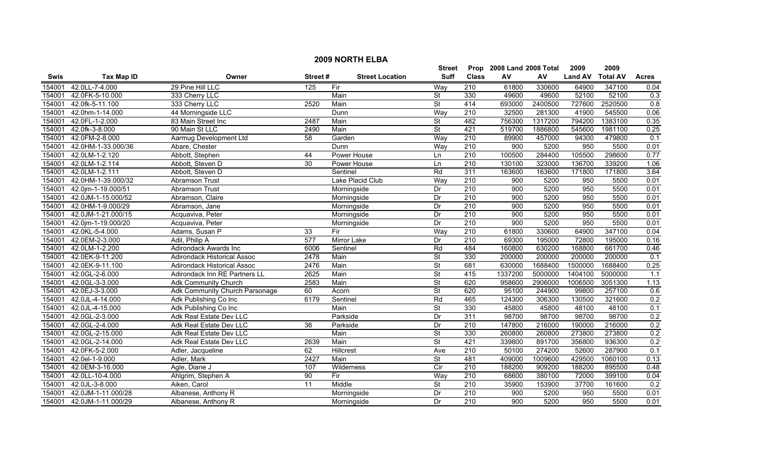# 2009 NORTH ELBA

| Swis | Tax Map ID | Owner | Street # | Street Location | Street Suff | Prop Class | 2008 Land AV | 2008 Total AV | 2009 Land AV | 2009 Total AV | Acres |
|---|---|---|---|---|---|---|---|---|---|---|---|
| 154001 | 42.0LL-7-4.000 | 29 Pine Hill LLC | 125 | Fir | Way | 210 | 61800 | 330600 | 64900 | 347100 | 0.04 |
| 154001 | 42.0FK-5-10.000 | 333 Cherry LLC | | Main | St | 330 | 49600 | 49600 | 52100 | 52100 | 0.3 |
| 154001 | 42.0fk-5-11.100 | 333 Cherry LLC | 2520 | Main | St | 414 | 693000 | 2400500 | 727600 | 2520500 | 0.8 |
| 154001 | 42.0hm-1-14.000 | 44 Morningside LLC | | Dunn | Way | 210 | 32500 | 281300 | 41900 | 545500 | 0.06 |
| 154001 | 42.0FL-1-2.000 | 83 Main Street Inc | 2487 | Main | St | 482 | 756300 | 1317200 | 794200 | 1383100 | 0.35 |
| 154001 | 42.0fk-3-8.000 | 90 Main St LLC | 2490 | Main | St | 421 | 519700 | 1886800 | 545600 | 1981100 | 0.25 |
| 154001 | 42.0FM-2-8.000 | Aarmug Development Ltd | 58 | Garden | Way | 210 | 89900 | 457000 | 94300 | 479800 | 0.1 |
| 154001 | 42.0HM-1-33.000/36 | Abare, Chester | | Dunn | Way | 210 | 900 | 5200 | 950 | 5500 | 0.01 |
| 154001 | 42.0LM-1-2.120 | Abbott, Stephen | 44 | Power House | Ln | 210 | 100500 | 284400 | 105500 | 298600 | 0.77 |
| 154001 | 42.0LM-1-2.114 | Abbott, Steven D | 30 | Power House | Ln | 210 | 130100 | 323000 | 136700 | 339200 | 1.06 |
| 154001 | 42.0LM-1-2.111 | Abbott, Steven D | | Sentinel | Rd | 311 | 163600 | 163600 | 171800 | 171800 | 3.64 |
| 154001 | 42.0HM-1-39.000/32 | Abramson Trust | | Lake Placid Club | Way | 210 | 900 | 5200 | 950 | 5500 | 0.01 |
| 154001 | 42.0jm-1-19.000/51 | Abramson Trust | | Morningside | Dr | 210 | 900 | 5200 | 950 | 5500 | 0.01 |
| 154001 | 42.0JM-1-15.000/52 | Abramson, Claire | | Morningside | Dr | 210 | 900 | 5200 | 950 | 5500 | 0.01 |
| 154001 | 42.0HM-1-9.000/29 | Abramson, Jane | | Morningside | Dr | 210 | 900 | 5200 | 950 | 5500 | 0.01 |
| 154001 | 42.0JM-1-21.000/15 | Acquaviva, Peter | | Morningside | Dr | 210 | 900 | 5200 | 950 | 5500 | 0.01 |
| 154001 | 42.0jm-1-19.000/20 | Acquaviva, Peter | | Morningside | Dr | 210 | 900 | 5200 | 950 | 5500 | 0.01 |
| 154001 | 42.0KL-5-4.000 | Adams, Susan P | 33 | Fir | Way | 210 | 61800 | 330600 | 64900 | 347100 | 0.04 |
| 154001 | 42.0EM-2-3.000 | Adil, Philip A | 577 | Mirror Lake | Dr | 210 | 69300 | 195000 | 72800 | 195000 | 0.16 |
| 154001 | 42.0LM-1-2.200 | Adirondack Awards Inc | 6006 | Sentinel | Rd | 484 | 160800 | 630200 | 168800 | 661700 | 0.46 |
| 154001 | 42.0EK-9-11.200 | Adirondack Historical Assoc | 2478 | Main | St | 330 | 200000 | 200000 | 200000 | 200000 | 0.1 |
| 154001 | 42.0EK-9-11.100 | Adirondack Historical Assoc | 2476 | Main | St | 681 | 630000 | 1688400 | 1500000 | 1688400 | 0.25 |
| 154001 | 42.0GL-2-6.000 | Adirondack Inn RE Partners LL | 2625 | Main | St | 415 | 1337200 | 5000000 | 1404100 | 5000000 | 1.1 |
| 154001 | 42.0GL-3-3.000 | Adk Community Church | 2583 | Main | St | 620 | 958600 | 2906000 | 1006500 | 3051300 | 1.13 |
| 154001 | 42.0EJ-3-3.000 | Adk Community Church Parsonage | 60 | Acorn | St | 620 | 95100 | 244900 | 99800 | 257100 | 0.6 |
| 154001 | 42.0JL-4-14.000 | Adk Publishing Co Inc | 6179 | Sentinel | Rd | 465 | 124300 | 306300 | 130500 | 321600 | 0.2 |
| 154001 | 42.0JL-4-15.000 | Adk Publishing Co Inc | | Main | St | 330 | 45800 | 45800 | 48100 | 48100 | 0.1 |
| 154001 | 42.0GL-2-3.000 | Adk Real Estate Dev LLC | | Parkside | Dr | 311 | 98700 | 98700 | 98700 | 98700 | 0.2 |
| 154001 | 42.0GL-2-4.000 | Adk Real Estate Dev LLC | 36 | Parkside | Dr | 210 | 147800 | 216000 | 190000 | 216000 | 0.2 |
| 154001 | 42.0GL-2-15.000 | Adk Real Estate Dev LLC | | Main | St | 330 | 260800 | 260800 | 273800 | 273800 | 0.2 |
| 154001 | 42.0GL-2-14.000 | Adk Real Estate Dev LLC | 2639 | Main | St | 421 | 339800 | 891700 | 356800 | 936300 | 0.2 |
| 154001 | 42.0FK-5-2.000 | Adler, Jacqueline | 62 | Hillcrest | Ave | 210 | 50100 | 274200 | 52600 | 287900 | 0.1 |
| 154001 | 42.0el-1-9.000 | Adler, Mark | 2427 | Main | St | 481 | 409000 | 1009600 | 429500 | 1060100 | 0.13 |
| 154001 | 42.0EM-3-16.000 | Agle, Diane J | 107 | Wilderness | Cir | 210 | 188200 | 909200 | 188200 | 895500 | 0.48 |
| 154001 | 42.0LL-10-4.000 | Ahlgrim, Stephen A | 90 | Fir | Way | 210 | 68600 | 380100 | 72000 | 399100 | 0.04 |
| 154001 | 42.0JL-3-8.000 | Aiken, Carol | 11 | Middle | St | 210 | 35900 | 153900 | 37700 | 161600 | 0.2 |
| 154001 | 42.0JM-1-11.000/28 | Albanese, Anthony R | | Morningside | Dr | 210 | 900 | 5200 | 950 | 5500 | 0.01 |
| 154001 | 42.0JM-1-11.000/29 | Albanese, Anthony R | | Morningside | Dr | 210 | 900 | 5200 | 950 | 5500 | 0.01 |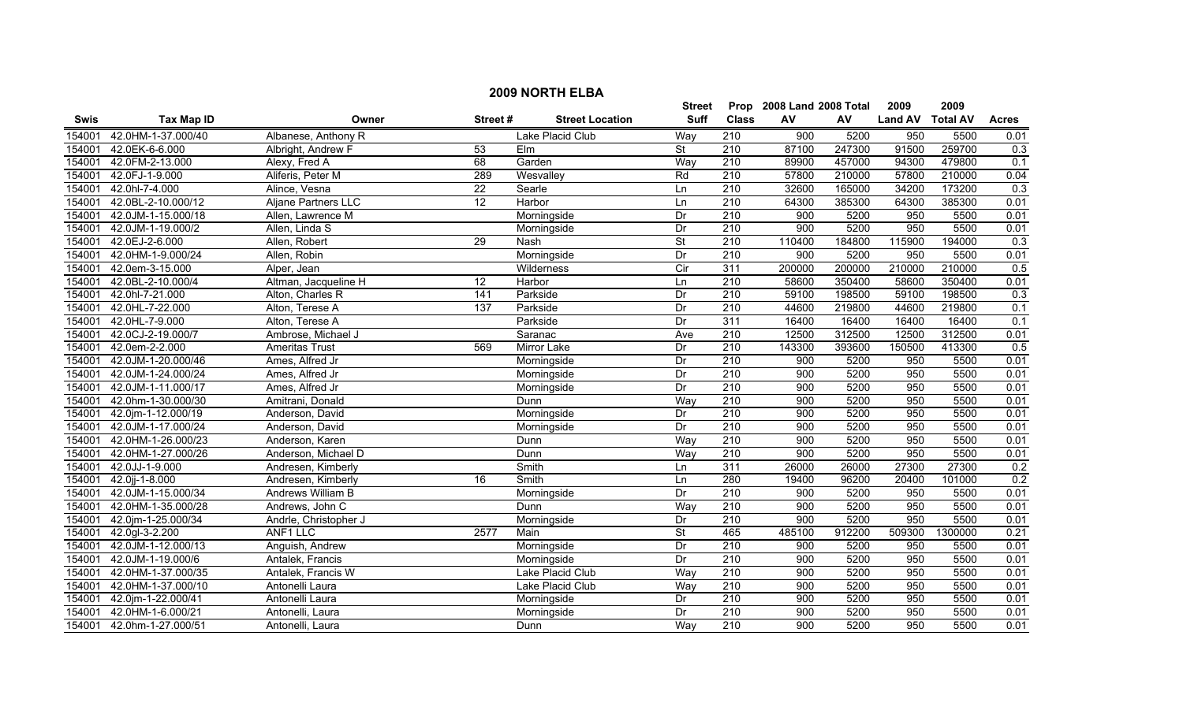# 2009 NORTH ELBA

| Swis | Tax Map ID | Owner | Street # | Street Location | Street Suff | Prop Class | 2008 Land AV | 2008 Total AV | 2009 Land AV | 2009 Total AV | Acres |
|---|---|---|---|---|---|---|---|---|---|---|---|
| 154001 | 42.0HM-1-37.000/40 | Albanese, Anthony R | | Lake Placid Club | Way | 210 | 900 | 5200 | 950 | 5500 | 0.01 |
| 154001 | 42.0EK-6-6.000 | Albright, Andrew F | 53 | Elm | St | 210 | 87100 | 247300 | 91500 | 259700 | 0.3 |
| 154001 | 42.0FM-2-13.000 | Alexy, Fred A | 68 | Garden | Way | 210 | 89900 | 457000 | 94300 | 479800 | 0.1 |
| 154001 | 42.0FJ-1-9.000 | Aliferis, Peter M | 289 | Wesvalley | Rd | 210 | 57800 | 210000 | 57800 | 210000 | 0.04 |
| 154001 | 42.0hl-7-4.000 | Alince, Vesna | 22 | Searle | Ln | 210 | 32600 | 165000 | 34200 | 173200 | 0.3 |
| 154001 | 42.0BL-2-10.000/12 | Aljane Partners LLC | 12 | Harbor | Ln | 210 | 64300 | 385300 | 64300 | 385300 | 0.01 |
| 154001 | 42.0JM-1-15.000/18 | Allen, Lawrence M | | Morningside | Dr | 210 | 900 | 5200 | 950 | 5500 | 0.01 |
| 154001 | 42.0JM-1-19.000/2 | Allen, Linda S | | Morningside | Dr | 210 | 900 | 5200 | 950 | 5500 | 0.01 |
| 154001 | 42.0EJ-2-6.000 | Allen, Robert | 29 | Nash | St | 210 | 110400 | 184800 | 115900 | 194000 | 0.3 |
| 154001 | 42.0HM-1-9.000/24 | Allen, Robin | | Morningside | Dr | 210 | 900 | 5200 | 950 | 5500 | 0.01 |
| 154001 | 42.0em-3-15.000 | Alper, Jean | | Wilderness | Cir | 311 | 200000 | 200000 | 210000 | 210000 | 0.5 |
| 154001 | 42.0BL-2-10.000/4 | Altman, Jacqueline H | 12 | Harbor | Ln | 210 | 58600 | 350400 | 58600 | 350400 | 0.01 |
| 154001 | 42.0hl-7-21.000 | Alton, Charles R | 141 | Parkside | Dr | 210 | 59100 | 198500 | 59100 | 198500 | 0.3 |
| 154001 | 42.0HL-7-22.000 | Alton, Terese A | 137 | Parkside | Dr | 210 | 44600 | 219800 | 44600 | 219800 | 0.1 |
| 154001 | 42.0HL-7-9.000 | Alton, Terese A | | Parkside | Dr | 311 | 16400 | 16400 | 16400 | 16400 | 0.1 |
| 154001 | 42.0CJ-2-19.000/7 | Ambrose, Michael J | | Saranac | Ave | 210 | 12500 | 312500 | 12500 | 312500 | 0.01 |
| 154001 | 42.0em-2-2.000 | Ameritas Trust | 569 | Mirror Lake | Dr | 210 | 143300 | 393600 | 150500 | 413300 | 0.5 |
| 154001 | 42.0JM-1-20.000/46 | Ames, Alfred Jr | | Morningside | Dr | 210 | 900 | 5200 | 950 | 5500 | 0.01 |
| 154001 | 42.0JM-1-24.000/24 | Ames, Alfred Jr | | Morningside | Dr | 210 | 900 | 5200 | 950 | 5500 | 0.01 |
| 154001 | 42.0JM-1-11.000/17 | Ames, Alfred Jr | | Morningside | Dr | 210 | 900 | 5200 | 950 | 5500 | 0.01 |
| 154001 | 42.0hm-1-30.000/30 | Amitrani, Donald | | Dunn | Way | 210 | 900 | 5200 | 950 | 5500 | 0.01 |
| 154001 | 42.0jm-1-12.000/19 | Anderson, David | | Morningside | Dr | 210 | 900 | 5200 | 950 | 5500 | 0.01 |
| 154001 | 42.0JM-1-17.000/24 | Anderson, David | | Morningside | Dr | 210 | 900 | 5200 | 950 | 5500 | 0.01 |
| 154001 | 42.0HM-1-26.000/23 | Anderson, Karen | | Dunn | Way | 210 | 900 | 5200 | 950 | 5500 | 0.01 |
| 154001 | 42.0HM-1-27.000/26 | Anderson, Michael D | | Dunn | Way | 210 | 900 | 5200 | 950 | 5500 | 0.01 |
| 154001 | 42.0JJ-1-9.000 | Andresen, Kimberly | | Smith | Ln | 311 | 26000 | 26000 | 27300 | 27300 | 0.2 |
| 154001 | 42.0jj-1-8.000 | Andresen, Kimberly | 16 | Smith | Ln | 280 | 19400 | 96200 | 20400 | 101000 | 0.2 |
| 154001 | 42.0JM-1-15.000/34 | Andrews William B | | Morningside | Dr | 210 | 900 | 5200 | 950 | 5500 | 0.01 |
| 154001 | 42.0HM-1-35.000/28 | Andrews, John C | | Dunn | Way | 210 | 900 | 5200 | 950 | 5500 | 0.01 |
| 154001 | 42.0jm-1-25.000/34 | Andrle, Christopher J | | Morningside | Dr | 210 | 900 | 5200 | 950 | 5500 | 0.01 |
| 154001 | 42.0gl-3-2.200 | ANF1 LLC | 2577 | Main | St | 465 | 485100 | 912200 | 509300 | 1300000 | 0.21 |
| 154001 | 42.0JM-1-12.000/13 | Anguish, Andrew | | Morningside | Dr | 210 | 900 | 5200 | 950 | 5500 | 0.01 |
| 154001 | 42.0JM-1-19.000/6 | Antalek, Francis | | Morningside | Dr | 210 | 900 | 5200 | 950 | 5500 | 0.01 |
| 154001 | 42.0HM-1-37.000/35 | Antalek, Francis W | | Lake Placid Club | Way | 210 | 900 | 5200 | 950 | 5500 | 0.01 |
| 154001 | 42.0HM-1-37.000/10 | Antonelli Laura | | Lake Placid Club | Way | 210 | 900 | 5200 | 950 | 5500 | 0.01 |
| 154001 | 42.0jm-1-22.000/41 | Antonelli Laura | | Morningside | Dr | 210 | 900 | 5200 | 950 | 5500 | 0.01 |
| 154001 | 42.0HM-1-6.000/21 | Antonelli, Laura | | Morningside | Dr | 210 | 900 | 5200 | 950 | 5500 | 0.01 |
| 154001 | 42.0hm-1-27.000/51 | Antonelli, Laura | | Dunn | Way | 210 | 900 | 5200 | 950 | 5500 | 0.01 |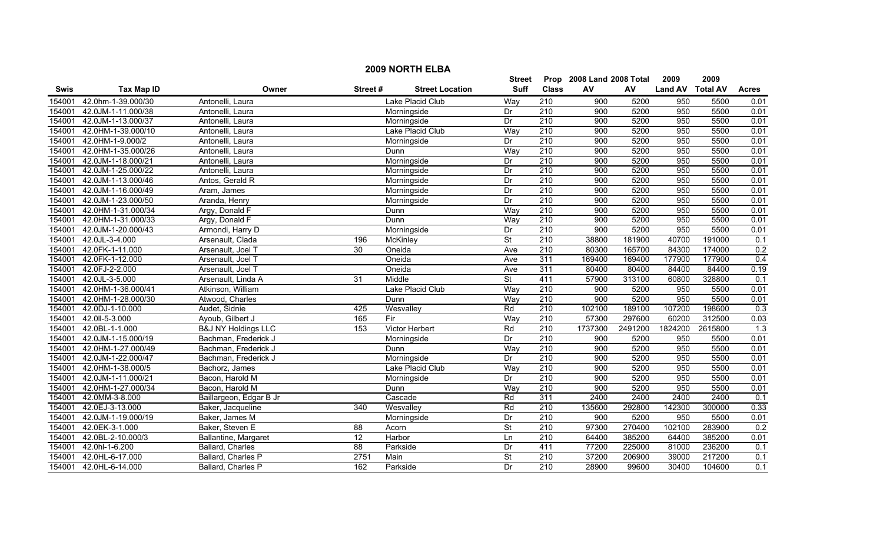# 2009 NORTH ELBA

| Swis | Tax Map ID | Owner | Street # | Street Location | Street Suff | Prop Class | 2008 Land AV | 2008 Total AV | 2009 Land AV | 2009 Total AV | Acres |
|---|---|---|---|---|---|---|---|---|---|---|---|
| 154001 | 42.0hm-1-39.000/30 | Antonelli, Laura | | Lake Placid Club | Way | 210 | 900 | 5200 | 950 | 5500 | 0.01 |
| 154001 | 42.0JM-1-11.000/38 | Antonelli, Laura | | Morningside | Dr | 210 | 900 | 5200 | 950 | 5500 | 0.01 |
| 154001 | 42.0JM-1-13.000/37 | Antonelli, Laura | | Morningside | Dr | 210 | 900 | 5200 | 950 | 5500 | 0.01 |
| 154001 | 42.0HM-1-39.000/10 | Antonelli, Laura | | Lake Placid Club | Way | 210 | 900 | 5200 | 950 | 5500 | 0.01 |
| 154001 | 42.0HM-1-9.000/2 | Antonelli, Laura | | Morningside | Dr | 210 | 900 | 5200 | 950 | 5500 | 0.01 |
| 154001 | 42.0HM-1-35.000/26 | Antonelli, Laura | | Dunn | Way | 210 | 900 | 5200 | 950 | 5500 | 0.01 |
| 154001 | 42.0JM-1-18.000/21 | Antonelli, Laura | | Morningside | Dr | 210 | 900 | 5200 | 950 | 5500 | 0.01 |
| 154001 | 42.0JM-1-25.000/22 | Antonelli, Laura | | Morningside | Dr | 210 | 900 | 5200 | 950 | 5500 | 0.01 |
| 154001 | 42.0JM-1-13.000/46 | Antos, Gerald R | | Morningside | Dr | 210 | 900 | 5200 | 950 | 5500 | 0.01 |
| 154001 | 42.0JM-1-16.000/49 | Aram, James | | Morningside | Dr | 210 | 900 | 5200 | 950 | 5500 | 0.01 |
| 154001 | 42.0JM-1-23.000/50 | Aranda, Henry | | Morningside | Dr | 210 | 900 | 5200 | 950 | 5500 | 0.01 |
| 154001 | 42.0HM-1-31.000/34 | Argy, Donald F | | Dunn | Way | 210 | 900 | 5200 | 950 | 5500 | 0.01 |
| 154001 | 42.0HM-1-31.000/33 | Argy, Donald F | | Dunn | Way | 210 | 900 | 5200 | 950 | 5500 | 0.01 |
| 154001 | 42.0JM-1-20.000/43 | Armondi, Harry D | | Morningside | Dr | 210 | 900 | 5200 | 950 | 5500 | 0.01 |
| 154001 | 42.0JL-3-4.000 | Arsenault, Clada | 196 | McKinley | St | 210 | 38800 | 181900 | 40700 | 191000 | 0.1 |
| 154001 | 42.0FK-1-11.000 | Arsenault, Joel T | 30 | Oneida | Ave | 210 | 80300 | 165700 | 84300 | 174000 | 0.2 |
| 154001 | 42.0FK-1-12.000 | Arsenault, Joel T | | Oneida | Ave | 311 | 169400 | 169400 | 177900 | 177900 | 0.4 |
| 154001 | 42.0FJ-2-2.000 | Arsenault, Joel T | | Oneida | Ave | 311 | 80400 | 80400 | 84400 | 84400 | 0.19 |
| 154001 | 42.0JL-3-5.000 | Arsenault, Linda A | 31 | Middle | St | 411 | 57900 | 313100 | 60800 | 328800 | 0.1 |
| 154001 | 42.0HM-1-36.000/41 | Atkinson, William | | Lake Placid Club | Way | 210 | 900 | 5200 | 950 | 5500 | 0.01 |
| 154001 | 42.0HM-1-28.000/30 | Atwood, Charles | | Dunn | Way | 210 | 900 | 5200 | 950 | 5500 | 0.01 |
| 154001 | 42.0DJ-1-10.000 | Audet, Sidnie | 425 | Wesvalley | Rd | 210 | 102100 | 189100 | 107200 | 198600 | 0.3 |
| 154001 | 42.0II-5-3.000 | Ayoub, Gilbert J | 165 | Fir | Way | 210 | 57300 | 297600 | 60200 | 312500 | 0.03 |
| 154001 | 42.0BL-1-1.000 | B&J NY Holdings LLC | 153 | Victor Herbert | Rd | 210 | 1737300 | 2491200 | 1824200 | 2615800 | 1.3 |
| 154001 | 42.0JM-1-15.000/19 | Bachman, Frederick J | | Morningside | Dr | 210 | 900 | 5200 | 950 | 5500 | 0.01 |
| 154001 | 42.0HM-1-27.000/49 | Bachman, Frederick J | | Dunn | Way | 210 | 900 | 5200 | 950 | 5500 | 0.01 |
| 154001 | 42.0JM-1-22.000/47 | Bachman, Frederick J | | Morningside | Dr | 210 | 900 | 5200 | 950 | 5500 | 0.01 |
| 154001 | 42.0HM-1-38.000/5 | Bachorz, James | | Lake Placid Club | Way | 210 | 900 | 5200 | 950 | 5500 | 0.01 |
| 154001 | 42.0JM-1-11.000/21 | Bacon, Harold M | | Morningside | Dr | 210 | 900 | 5200 | 950 | 5500 | 0.01 |
| 154001 | 42.0HM-1-27.000/34 | Bacon, Harold M | | Dunn | Way | 210 | 900 | 5200 | 950 | 5500 | 0.01 |
| 154001 | 42.0MM-3-8.000 | Baillargeon, Edgar B Jr | | Cascade | Rd | 311 | 2400 | 2400 | 2400 | 2400 | 0.1 |
| 154001 | 42.0EJ-3-13.000 | Baker, Jacqueline | 340 | Wesvalley | Rd | 210 | 135600 | 292800 | 142300 | 300000 | 0.33 |
| 154001 | 42.0JM-1-19.000/19 | Baker, James M | | Morningside | Dr | 210 | 900 | 5200 | 950 | 5500 | 0.01 |
| 154001 | 42.0EK-3-1.000 | Baker, Steven E | 88 | Acorn | St | 210 | 97300 | 270400 | 102100 | 283900 | 0.2 |
| 154001 | 42.0BL-2-10.000/3 | Ballantine, Margaret | 12 | Harbor | Ln | 210 | 64400 | 385200 | 64400 | 385200 | 0.01 |
| 154001 | 42.0hl-1-6.200 | Ballard, Charles | 88 | Parkside | Dr | 411 | 77200 | 225000 | 81000 | 236200 | 0.1 |
| 154001 | 42.0HL-6-17.000 | Ballard, Charles P | 2751 | Main | St | 210 | 37200 | 206900 | 39000 | 217200 | 0.1 |
| 154001 | 42.0HL-6-14.000 | Ballard, Charles P | 162 | Parkside | Dr | 210 | 28900 | 99600 | 30400 | 104600 | 0.1 |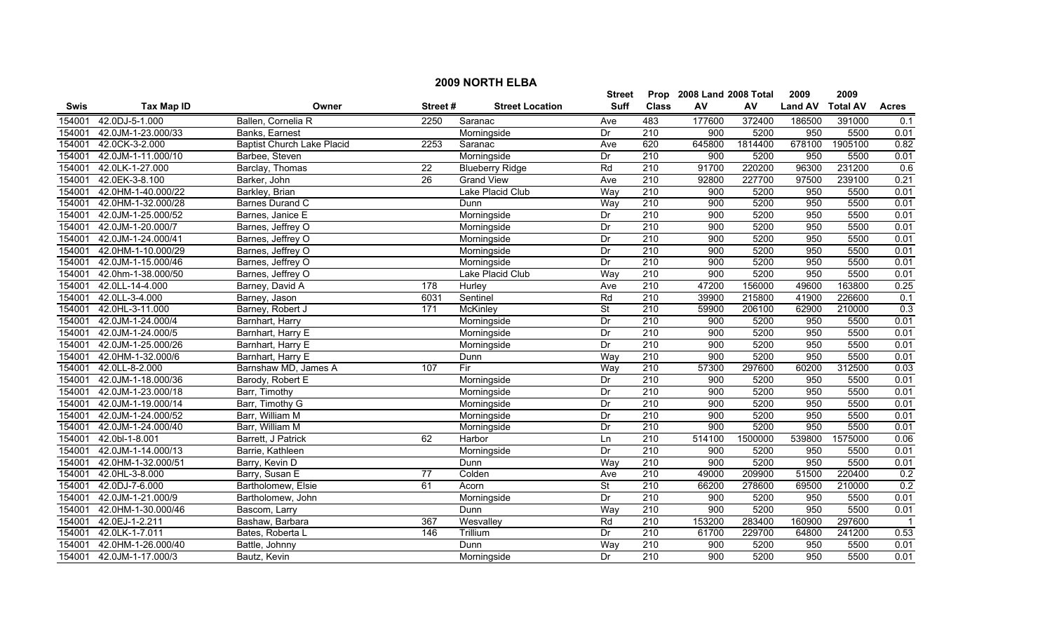## 2009 NORTH ELBA

| Swis | Tax Map ID | Owner | Street # | Street Location | Street Suff | Prop Class | 2008 Land AV | 2008 Total AV | 2009 Land AV | 2009 Total AV | Acres |
|---|---|---|---|---|---|---|---|---|---|---|---|
| 154001 | 42.0DJ-5-1.000 | Ballen, Cornelia R | 2250 | Saranac | Ave | 483 | 177600 | 372400 | 186500 | 391000 | 0.1 |
| 154001 | 42.0JM-1-23.000/33 | Banks, Earnest | | Morningside | Dr | 210 | 900 | 5200 | 950 | 5500 | 0.01 |
| 154001 | 42.0CK-3-2.000 | Baptist Church Lake Placid | 2253 | Saranac | Ave | 620 | 645800 | 1814400 | 678100 | 1905100 | 0.82 |
| 154001 | 42.0JM-1-11.000/10 | Barbee, Steven | | Morningside | Dr | 210 | 900 | 5200 | 950 | 5500 | 0.01 |
| 154001 | 42.0LK-1-27.000 | Barclay, Thomas | 22 | Blueberry Ridge | Rd | 210 | 91700 | 220200 | 96300 | 231200 | 0.6 |
| 154001 | 42.0EK-3-8.100 | Barker, John | 26 | Grand View | Ave | 210 | 92800 | 227700 | 97500 | 239100 | 0.21 |
| 154001 | 42.0HM-1-40.000/22 | Barkley, Brian | | Lake Placid Club | Way | 210 | 900 | 5200 | 950 | 5500 | 0.01 |
| 154001 | 42.0HM-1-32.000/28 | Barnes Durand C | | Dunn | Way | 210 | 900 | 5200 | 950 | 5500 | 0.01 |
| 154001 | 42.0JM-1-25.000/52 | Barnes, Janice E | | Morningside | Dr | 210 | 900 | 5200 | 950 | 5500 | 0.01 |
| 154001 | 42.0JM-1-20.000/7 | Barnes, Jeffrey O | | Morningside | Dr | 210 | 900 | 5200 | 950 | 5500 | 0.01 |
| 154001 | 42.0JM-1-24.000/41 | Barnes, Jeffrey O | | Morningside | Dr | 210 | 900 | 5200 | 950 | 5500 | 0.01 |
| 154001 | 42.0HM-1-10.000/29 | Barnes, Jeffrey O | | Morningside | Dr | 210 | 900 | 5200 | 950 | 5500 | 0.01 |
| 154001 | 42.0JM-1-15.000/46 | Barnes, Jeffrey O | | Morningside | Dr | 210 | 900 | 5200 | 950 | 5500 | 0.01 |
| 154001 | 42.0hm-1-38.000/50 | Barnes, Jeffrey O | | Lake Placid Club | Way | 210 | 900 | 5200 | 950 | 5500 | 0.01 |
| 154001 | 42.0LL-14-4.000 | Barney, David A | 178 | Hurley | Ave | 210 | 47200 | 156000 | 49600 | 163800 | 0.25 |
| 154001 | 42.0LL-3-4.000 | Barney, Jason | 6031 | Sentinel | Rd | 210 | 39900 | 215800 | 41900 | 226600 | 0.1 |
| 154001 | 42.0HL-3-11.000 | Barney, Robert J | 171 | McKinley | St | 210 | 59900 | 206100 | 62900 | 210000 | 0.3 |
| 154001 | 42.0JM-1-24.000/4 | Barnhart, Harry | | Morningside | Dr | 210 | 900 | 5200 | 950 | 5500 | 0.01 |
| 154001 | 42.0JM-1-24.000/5 | Barnhart, Harry E | | Morningside | Dr | 210 | 900 | 5200 | 950 | 5500 | 0.01 |
| 154001 | 42.0JM-1-25.000/26 | Barnhart, Harry E | | Morningside | Dr | 210 | 900 | 5200 | 950 | 5500 | 0.01 |
| 154001 | 42.0HM-1-32.000/6 | Barnhart, Harry E | | Dunn | Way | 210 | 900 | 5200 | 950 | 5500 | 0.01 |
| 154001 | 42.0LL-8-2.000 | Barnshaw MD, James A | 107 | Fir | Way | 210 | 57300 | 297600 | 60200 | 312500 | 0.03 |
| 154001 | 42.0JM-1-18.000/36 | Barody, Robert E | | Morningside | Dr | 210 | 900 | 5200 | 950 | 5500 | 0.01 |
| 154001 | 42.0JM-1-23.000/18 | Barr, Timothy | | Morningside | Dr | 210 | 900 | 5200 | 950 | 5500 | 0.01 |
| 154001 | 42.0JM-1-19.000/14 | Barr, Timothy G | | Morningside | Dr | 210 | 900 | 5200 | 950 | 5500 | 0.01 |
| 154001 | 42.0JM-1-24.000/52 | Barr, William M | | Morningside | Dr | 210 | 900 | 5200 | 950 | 5500 | 0.01 |
| 154001 | 42.0JM-1-24.000/40 | Barr, William M | | Morningside | Dr | 210 | 900 | 5200 | 950 | 5500 | 0.01 |
| 154001 | 42.0bl-1-8.001 | Barrett, J Patrick | 62 | Harbor | Ln | 210 | 514100 | 1500000 | 539800 | 1575000 | 0.06 |
| 154001 | 42.0JM-1-14.000/13 | Barrie, Kathleen | | Morningside | Dr | 210 | 900 | 5200 | 950 | 5500 | 0.01 |
| 154001 | 42.0HM-1-32.000/51 | Barry, Kevin D | | Dunn | Way | 210 | 900 | 5200 | 950 | 5500 | 0.01 |
| 154001 | 42.0HL-3-8.000 | Barry, Susan E | 77 | Colden | Ave | 210 | 49000 | 209900 | 51500 | 220400 | 0.2 |
| 154001 | 42.0DJ-7-6.000 | Bartholomew, Elsie | 61 | Acorn | St | 210 | 66200 | 278600 | 69500 | 210000 | 0.2 |
| 154001 | 42.0JM-1-21.000/9 | Bartholomew, John | | Morningside | Dr | 210 | 900 | 5200 | 950 | 5500 | 0.01 |
| 154001 | 42.0HM-1-30.000/46 | Bascom, Larry | | Dunn | Way | 210 | 900 | 5200 | 950 | 5500 | 0.01 |
| 154001 | 42.0EJ-1-2.211 | Bashaw, Barbara | 367 | Wesvalley | Rd | 210 | 153200 | 283400 | 160900 | 297600 | 1 |
| 154001 | 42.0LK-1-7.011 | Bates, Roberta L | 146 | Trillium | Dr | 210 | 61700 | 229700 | 64800 | 241200 | 0.53 |
| 154001 | 42.0HM-1-26.000/40 | Battle, Johnny | | Dunn | Way | 210 | 900 | 5200 | 950 | 5500 | 0.01 |
| 154001 | 42.0JM-1-17.000/3 | Bautz, Kevin | | Morningside | Dr | 210 | 900 | 5200 | 950 | 5500 | 0.01 |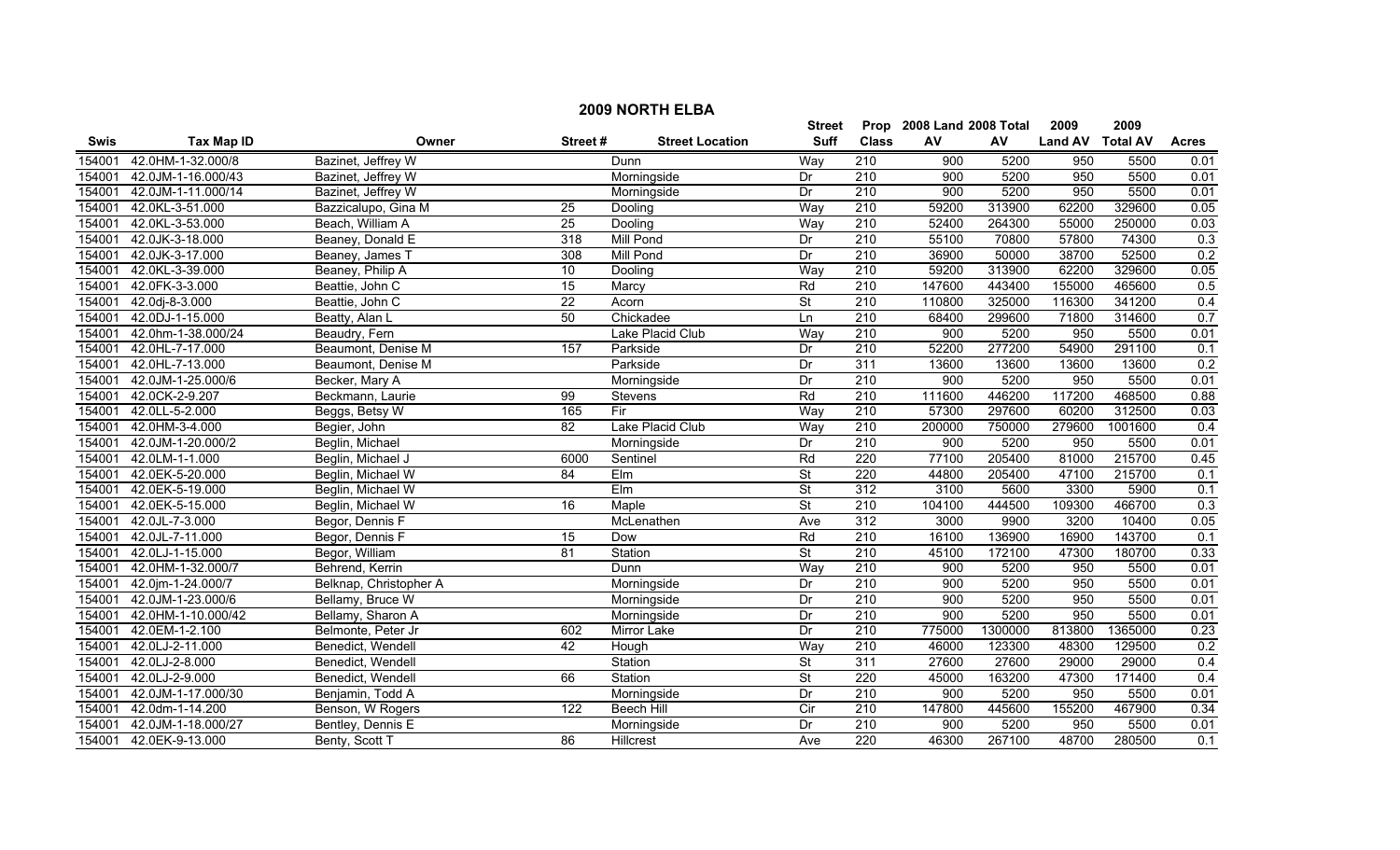# 2009 NORTH ELBA

| Swis | Tax Map ID | Owner | Street # | Street Location | Street Suff | Prop Class | 2008 Land AV | 2008 Total AV | 2009 Land AV | 2009 Total AV | Acres |
|---|---|---|---|---|---|---|---|---|---|---|---|
| 154001 | 42.0HM-1-32.000/8 | Bazinet, Jeffrey W | | Dunn | Way | 210 | 900 | 5200 | 950 | 5500 | 0.01 |
| 154001 | 42.0JM-1-16.000/43 | Bazinet, Jeffrey W | | Morningside | Dr | 210 | 900 | 5200 | 950 | 5500 | 0.01 |
| 154001 | 42.0JM-1-11.000/14 | Bazinet, Jeffrey W | | Morningside | Dr | 210 | 900 | 5200 | 950 | 5500 | 0.01 |
| 154001 | 42.0KL-3-51.000 | Bazzicalupo, Gina M | 25 | Dooling | Way | 210 | 59200 | 313900 | 62200 | 329600 | 0.05 |
| 154001 | 42.0KL-3-53.000 | Beach, William A | 25 | Dooling | Way | 210 | 52400 | 264300 | 55000 | 250000 | 0.03 |
| 154001 | 42.0JK-3-18.000 | Beaney, Donald E | 318 | Mill Pond | Dr | 210 | 55100 | 70800 | 57800 | 74300 | 0.3 |
| 154001 | 42.0JK-3-17.000 | Beaney, James T | 308 | Mill Pond | Dr | 210 | 36900 | 50000 | 38700 | 52500 | 0.2 |
| 154001 | 42.0KL-3-39.000 | Beaney, Philip A | 10 | Dooling | Way | 210 | 59200 | 313900 | 62200 | 329600 | 0.05 |
| 154001 | 42.0FK-3-3.000 | Beattie, John C | 15 | Marcy | Rd | 210 | 147600 | 443400 | 155000 | 465600 | 0.5 |
| 154001 | 42.0dj-8-3.000 | Beattie, John C | 22 | Acorn | St | 210 | 110800 | 325000 | 116300 | 341200 | 0.4 |
| 154001 | 42.0DJ-1-15.000 | Beatty, Alan L | 50 | Chickadee | Ln | 210 | 68400 | 299600 | 71800 | 314600 | 0.7 |
| 154001 | 42.0hm-1-38.000/24 | Beaudry, Fern | | Lake Placid Club | Way | 210 | 900 | 5200 | 950 | 5500 | 0.01 |
| 154001 | 42.0HL-7-17.000 | Beaumont, Denise M | 157 | Parkside | Dr | 210 | 52200 | 277200 | 54900 | 291100 | 0.1 |
| 154001 | 42.0HL-7-13.000 | Beaumont, Denise M | | Parkside | Dr | 311 | 13600 | 13600 | 13600 | 13600 | 0.2 |
| 154001 | 42.0JM-1-25.000/6 | Becker, Mary A | | Morningside | Dr | 210 | 900 | 5200 | 950 | 5500 | 0.01 |
| 154001 | 42.0CK-2-9.207 | Beckmann, Laurie | 99 | Stevens | Rd | 210 | 111600 | 446200 | 117200 | 468500 | 0.88 |
| 154001 | 42.0LL-5-2.000 | Beggs, Betsy W | 165 | Fir | Way | 210 | 57300 | 297600 | 60200 | 312500 | 0.03 |
| 154001 | 42.0HM-3-4.000 | Begier, John | 82 | Lake Placid Club | Way | 210 | 200000 | 750000 | 279600 | 1001600 | 0.4 |
| 154001 | 42.0JM-1-20.000/2 | Beglin, Michael | | Morningside | Dr | 210 | 900 | 5200 | 950 | 5500 | 0.01 |
| 154001 | 42.0LM-1-1.000 | Beglin, Michael J | 6000 | Sentinel | Rd | 220 | 77100 | 205400 | 81000 | 215700 | 0.45 |
| 154001 | 42.0EK-5-20.000 | Beglin, Michael W | 84 | Elm | St | 220 | 44800 | 205400 | 47100 | 215700 | 0.1 |
| 154001 | 42.0EK-5-19.000 | Beglin, Michael W | | Elm | St | 312 | 3100 | 5600 | 3300 | 5900 | 0.1 |
| 154001 | 42.0EK-5-15.000 | Beglin, Michael W | 16 | Maple | St | 210 | 104100 | 444500 | 109300 | 466700 | 0.3 |
| 154001 | 42.0JL-7-3.000 | Begor, Dennis F | | McLenathen | Ave | 312 | 3000 | 9900 | 3200 | 10400 | 0.05 |
| 154001 | 42.0JL-7-11.000 | Begor, Dennis F | 15 | Dow | Rd | 210 | 16100 | 136900 | 16900 | 143700 | 0.1 |
| 154001 | 42.0LJ-1-15.000 | Begor, William | 81 | Station | St | 210 | 45100 | 172100 | 47300 | 180700 | 0.33 |
| 154001 | 42.0HM-1-32.000/7 | Behrend, Kerrin | | Dunn | Way | 210 | 900 | 5200 | 950 | 5500 | 0.01 |
| 154001 | 42.0jm-1-24.000/7 | Belknap, Christopher A | | Morningside | Dr | 210 | 900 | 5200 | 950 | 5500 | 0.01 |
| 154001 | 42.0JM-1-23.000/6 | Bellamy, Bruce W | | Morningside | Dr | 210 | 900 | 5200 | 950 | 5500 | 0.01 |
| 154001 | 42.0HM-1-10.000/42 | Bellamy, Sharon A | | Morningside | Dr | 210 | 900 | 5200 | 950 | 5500 | 0.01 |
| 154001 | 42.0EM-1-2.100 | Belmonte, Peter Jr | 602 | Mirror Lake | Dr | 210 | 775000 | 1300000 | 813800 | 1365000 | 0.23 |
| 154001 | 42.0LJ-2-11.000 | Benedict, Wendell | 42 | Hough | Way | 210 | 46000 | 123300 | 48300 | 129500 | 0.2 |
| 154001 | 42.0LJ-2-8.000 | Benedict, Wendell | | Station | St | 311 | 27600 | 27600 | 29000 | 29000 | 0.4 |
| 154001 | 42.0LJ-2-9.000 | Benedict, Wendell | 66 | Station | St | 220 | 45000 | 163200 | 47300 | 171400 | 0.4 |
| 154001 | 42.0JM-1-17.000/30 | Benjamin, Todd A | | Morningside | Dr | 210 | 900 | 5200 | 950 | 5500 | 0.01 |
| 154001 | 42.0dm-1-14.200 | Benson, W Rogers | 122 | Beech Hill | Cir | 210 | 147800 | 445600 | 155200 | 467900 | 0.34 |
| 154001 | 42.0JM-1-18.000/27 | Bentley, Dennis E | | Morningside | Dr | 210 | 900 | 5200 | 950 | 5500 | 0.01 |
| 154001 | 42.0EK-9-13.000 | Benty, Scott T | 86 | Hillcrest | Ave | 220 | 46300 | 267100 | 48700 | 280500 | 0.1 |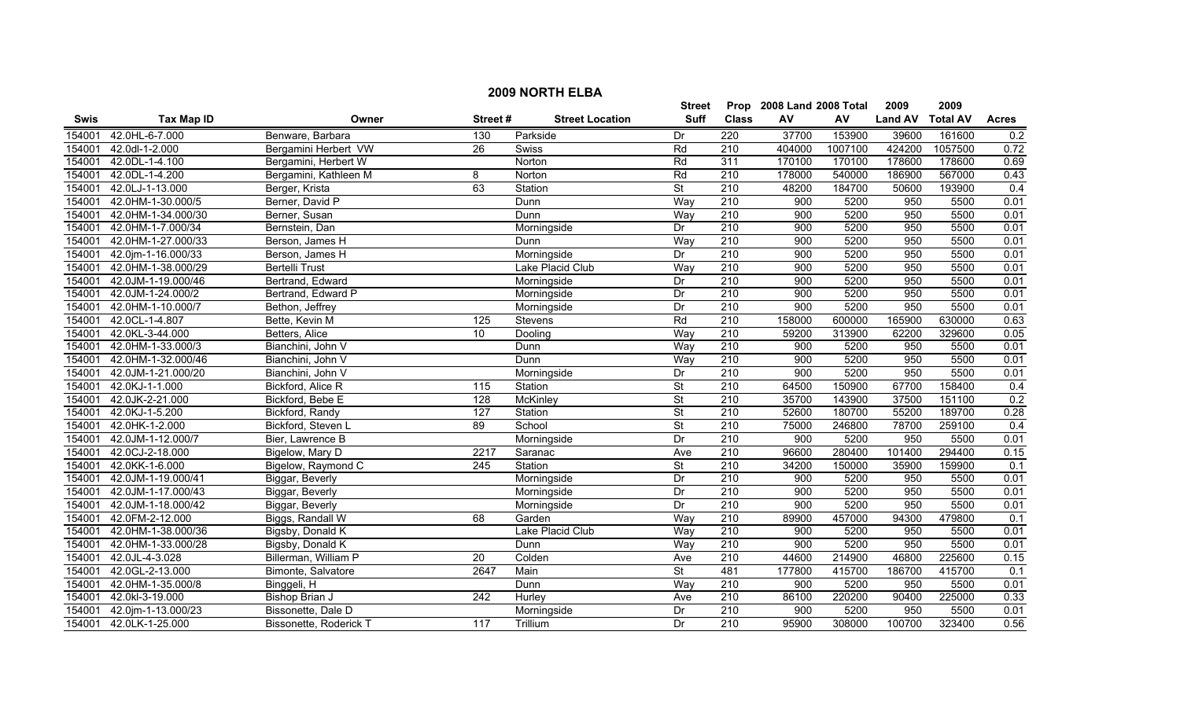# 2009 NORTH ELBA

| Swis | Tax Map ID | Owner | Street # | Street Location | Street Suff | Prop Class | 2008 Land AV | 2008 Total AV | 2009 Land AV | 2009 Total AV | Acres |
|---|---|---|---|---|---|---|---|---|---|---|---|
| 154001 | 42.0HL-6-7.000 | Benware, Barbara | 130 | Parkside | Dr | 220 | 37700 | 153900 | 39600 | 161600 | 0.2 |
| 154001 | 42.0dl-1-2.000 | Bergamini Herbert VW | 26 | Swiss | Rd | 210 | 404000 | 1007100 | 424200 | 1057500 | 0.72 |
| 154001 | 42.0DL-1-4.100 | Bergamini, Herbert W | | Norton | Rd | 311 | 170100 | 170100 | 178600 | 178600 | 0.69 |
| 154001 | 42.0DL-1-4.200 | Bergamini, Kathleen M | 8 | Norton | Rd | 210 | 178000 | 540000 | 186900 | 567000 | 0.43 |
| 154001 | 42.0LJ-1-13.000 | Berger, Krista | 63 | Station | St | 210 | 48200 | 184700 | 50600 | 193900 | 0.4 |
| 154001 | 42.0HM-1-30.000/5 | Berner, David P | | Dunn | Way | 210 | 900 | 5200 | 950 | 5500 | 0.01 |
| 154001 | 42.0HM-1-34.000/30 | Berner, Susan | | Dunn | Way | 210 | 900 | 5200 | 950 | 5500 | 0.01 |
| 154001 | 42.0HM-1-7.000/34 | Bernstein, Dan | | Morningside | Dr | 210 | 900 | 5200 | 950 | 5500 | 0.01 |
| 154001 | 42.0HM-1-27.000/33 | Berson, James H | | Dunn | Way | 210 | 900 | 5200 | 950 | 5500 | 0.01 |
| 154001 | 42.0jm-1-16.000/33 | Berson, James H | | Morningside | Dr | 210 | 900 | 5200 | 950 | 5500 | 0.01 |
| 154001 | 42.0HM-1-38.000/29 | Bertelli Trust | | Lake Placid Club | Way | 210 | 900 | 5200 | 950 | 5500 | 0.01 |
| 154001 | 42.0JM-1-19.000/46 | Bertrand, Edward | | Morningside | Dr | 210 | 900 | 5200 | 950 | 5500 | 0.01 |
| 154001 | 42.0JM-1-24.000/2 | Bertrand, Edward P | | Morningside | Dr | 210 | 900 | 5200 | 950 | 5500 | 0.01 |
| 154001 | 42.0HM-1-10.000/7 | Bethon, Jeffrey | | Morningside | Dr | 210 | 900 | 5200 | 950 | 5500 | 0.01 |
| 154001 | 42.0CL-1-4.807 | Bette, Kevin M | 125 | Stevens | Rd | 210 | 158000 | 600000 | 165900 | 630000 | 0.63 |
| 154001 | 42.0KL-3-44.000 | Betters, Alice | 10 | Dooling | Way | 210 | 59200 | 313900 | 62200 | 329600 | 0.05 |
| 154001 | 42.0HM-1-33.000/3 | Bianchini, John V | | Dunn | Way | 210 | 900 | 5200 | 950 | 5500 | 0.01 |
| 154001 | 42.0HM-1-32.000/46 | Bianchini, John V | | Dunn | Way | 210 | 900 | 5200 | 950 | 5500 | 0.01 |
| 154001 | 42.0JM-1-21.000/20 | Bianchini, John V | | Morningside | Dr | 210 | 900 | 5200 | 950 | 5500 | 0.01 |
| 154001 | 42.0KJ-1-1.000 | Bickford, Alice R | 115 | Station | St | 210 | 64500 | 150900 | 67700 | 158400 | 0.4 |
| 154001 | 42.0JK-2-21.000 | Bickford, Bebe E | 128 | McKinley | St | 210 | 35700 | 143900 | 37500 | 151100 | 0.2 |
| 154001 | 42.0KJ-1-5.200 | Bickford, Randy | 127 | Station | St | 210 | 52600 | 180700 | 55200 | 189700 | 0.28 |
| 154001 | 42.0HK-1-2.000 | Bickford, Steven L | 89 | School | St | 210 | 75000 | 246800 | 78700 | 259100 | 0.4 |
| 154001 | 42.0JM-1-12.000/7 | Bier, Lawrence B | | Morningside | Dr | 210 | 900 | 5200 | 950 | 5500 | 0.01 |
| 154001 | 42.0CJ-2-18.000 | Bigelow, Mary D | 2217 | Saranac | Ave | 210 | 96600 | 280400 | 101400 | 294400 | 0.15 |
| 154001 | 42.0KK-1-6.000 | Bigelow, Raymond C | 245 | Station | St | 210 | 34200 | 150000 | 35900 | 159900 | 0.1 |
| 154001 | 42.0JM-1-19.000/41 | Biggar, Beverly | | Morningside | Dr | 210 | 900 | 5200 | 950 | 5500 | 0.01 |
| 154001 | 42.0JM-1-17.000/43 | Biggar, Beverly | | Morningside | Dr | 210 | 900 | 5200 | 950 | 5500 | 0.01 |
| 154001 | 42.0JM-1-18.000/42 | Biggar, Beverly | | Morningside | Dr | 210 | 900 | 5200 | 950 | 5500 | 0.01 |
| 154001 | 42.0FM-2-12.000 | Biggs, Randall W | 68 | Garden | Way | 210 | 89900 | 457000 | 94300 | 479800 | 0.1 |
| 154001 | 42.0HM-1-38.000/36 | Bigsby, Donald K | | Lake Placid Club | Way | 210 | 900 | 5200 | 950 | 5500 | 0.01 |
| 154001 | 42.0HM-1-33.000/28 | Bigsby, Donald K | | Dunn | Way | 210 | 900 | 5200 | 950 | 5500 | 0.01 |
| 154001 | 42.0JL-4-3.028 | Billerman, William P | 20 | Colden | Ave | 210 | 44600 | 214900 | 46800 | 225600 | 0.15 |
| 154001 | 42.0GL-2-13.000 | Bimonte, Salvatore | 2647 | Main | St | 481 | 177800 | 415700 | 186700 | 415700 | 0.1 |
| 154001 | 42.0HM-1-35.000/8 | Binggeli, H | | Dunn | Way | 210 | 900 | 5200 | 950 | 5500 | 0.01 |
| 154001 | 42.0kl-3-19.000 | Bishop Brian J | 242 | Hurley | Ave | 210 | 86100 | 220200 | 90400 | 225000 | 0.33 |
| 154001 | 42.0jm-1-13.000/23 | Bissonette, Dale D | | Morningside | Dr | 210 | 900 | 5200 | 950 | 5500 | 0.01 |
| 154001 | 42.0LK-1-25.000 | Bissonette, Roderick T | 117 | Trillium | Dr | 210 | 95900 | 308000 | 100700 | 323400 | 0.56 |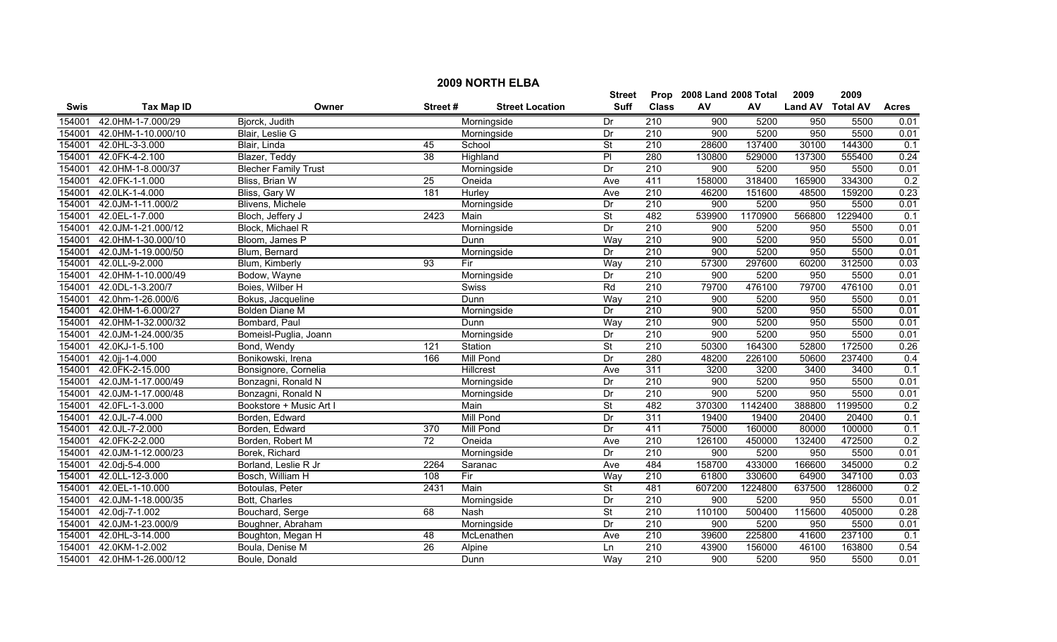# 2009 NORTH ELBA

| Swis | Tax Map ID | Owner | Street # | Street Location | Street Suff | Prop Class | 2008 Land AV | 2008 Total AV | 2009 Land AV | 2009 Total AV | Acres |
|---|---|---|---|---|---|---|---|---|---|---|---|
| 154001 | 42.0HM-1-7.000/29 | Bjorck, Judith | | Morningside | Dr | 210 | 900 | 5200 | 950 | 5500 | 0.01 |
| 154001 | 42.0HM-1-10.000/10 | Blair, Leslie G | | Morningside | Dr | 210 | 900 | 5200 | 950 | 5500 | 0.01 |
| 154001 | 42.0HL-3-3.000 | Blair, Linda | 45 | School | St | 210 | 28600 | 137400 | 30100 | 144300 | 0.1 |
| 154001 | 42.0FK-4-2.100 | Blazer, Teddy | 38 | Highland | Pl | 280 | 130800 | 529000 | 137300 | 555400 | 0.24 |
| 154001 | 42.0HM-1-8.000/37 | Blecher Family Trust | | Morningside | Dr | 210 | 900 | 5200 | 950 | 5500 | 0.01 |
| 154001 | 42.0FK-1-1.000 | Bliss, Brian W | 25 | Oneida | Ave | 411 | 158000 | 318400 | 165900 | 334300 | 0.2 |
| 154001 | 42.0LK-1-4.000 | Bliss, Gary W | 181 | Hurley | Ave | 210 | 46200 | 151600 | 48500 | 159200 | 0.23 |
| 154001 | 42.0JM-1-11.000/2 | Blivens, Michele | | Morningside | Dr | 210 | 900 | 5200 | 950 | 5500 | 0.01 |
| 154001 | 42.0EL-1-7.000 | Bloch, Jeffery J | 2423 | Main | St | 482 | 539900 | 1170900 | 566800 | 1229400 | 0.1 |
| 154001 | 42.0JM-1-21.000/12 | Block, Michael R | | Morningside | Dr | 210 | 900 | 5200 | 950 | 5500 | 0.01 |
| 154001 | 42.0HM-1-30.000/10 | Bloom, James P | | Dunn | Way | 210 | 900 | 5200 | 950 | 5500 | 0.01 |
| 154001 | 42.0JM-1-19.000/50 | Blum, Bernard | | Morningside | Dr | 210 | 900 | 5200 | 950 | 5500 | 0.01 |
| 154001 | 42.0LL-9-2.000 | Blum, Kimberly | 93 | Fir | Way | 210 | 57300 | 297600 | 60200 | 312500 | 0.03 |
| 154001 | 42.0HM-1-10.000/49 | Bodow, Wayne | | Morningside | Dr | 210 | 900 | 5200 | 950 | 5500 | 0.01 |
| 154001 | 42.0DL-1-3.200/7 | Boies, Wilber H | | Swiss | Rd | 210 | 79700 | 476100 | 79700 | 476100 | 0.01 |
| 154001 | 42.0hm-1-26.000/6 | Bokus, Jacqueline | | Dunn | Way | 210 | 900 | 5200 | 950 | 5500 | 0.01 |
| 154001 | 42.0HM-1-6.000/27 | Bolden Diane M | | Morningside | Dr | 210 | 900 | 5200 | 950 | 5500 | 0.01 |
| 154001 | 42.0HM-1-32.000/32 | Bombard, Paul | | Dunn | Way | 210 | 900 | 5200 | 950 | 5500 | 0.01 |
| 154001 | 42.0JM-1-24.000/35 | Bomeisl-Puglia, Joann | | Morningside | Dr | 210 | 900 | 5200 | 950 | 5500 | 0.01 |
| 154001 | 42.0KJ-1-5.100 | Bond, Wendy | 121 | Station | St | 210 | 50300 | 164300 | 52800 | 172500 | 0.26 |
| 154001 | 42.0jj-1-4.000 | Bonikowski, Irena | 166 | Mill Pond | Dr | 280 | 48200 | 226100 | 50600 | 237400 | 0.4 |
| 154001 | 42.0FK-2-15.000 | Bonsignore, Cornelia | | Hillcrest | Ave | 311 | 3200 | 3200 | 3400 | 3400 | 0.1 |
| 154001 | 42.0JM-1-17.000/49 | Bonzagni, Ronald N | | Morningside | Dr | 210 | 900 | 5200 | 950 | 5500 | 0.01 |
| 154001 | 42.0JM-1-17.000/48 | Bonzagni, Ronald N | | Morningside | Dr | 210 | 900 | 5200 | 950 | 5500 | 0.01 |
| 154001 | 42.0FL-1-3.000 | Bookstore + Music Art I | | Main | St | 482 | 370300 | 1142400 | 388800 | 1199500 | 0.2 |
| 154001 | 42.0JL-7-4.000 | Borden, Edward | | Mill Pond | Dr | 311 | 19400 | 19400 | 20400 | 20400 | 0.1 |
| 154001 | 42.0JL-7-2.000 | Borden, Edward | 370 | Mill Pond | Dr | 411 | 75000 | 160000 | 80000 | 100000 | 0.1 |
| 154001 | 42.0FK-2-2.000 | Borden, Robert M | 72 | Oneida | Ave | 210 | 126100 | 450000 | 132400 | 472500 | 0.2 |
| 154001 | 42.0JM-1-12.000/23 | Borek, Richard | | Morningside | Dr | 210 | 900 | 5200 | 950 | 5500 | 0.01 |
| 154001 | 42.0dj-5-4.000 | Borland, Leslie R Jr | 2264 | Saranac | Ave | 484 | 158700 | 433000 | 166600 | 345000 | 0.2 |
| 154001 | 42.0LL-12-3.000 | Bosch, William H | 108 | Fir | Way | 210 | 61800 | 330600 | 64900 | 347100 | 0.03 |
| 154001 | 42.0EL-1-10.000 | Botoulas, Peter | 2431 | Main | St | 481 | 607200 | 1224800 | 637500 | 1286000 | 0.2 |
| 154001 | 42.0JM-1-18.000/35 | Bott, Charles | | Morningside | Dr | 210 | 900 | 5200 | 950 | 5500 | 0.01 |
| 154001 | 42.0dj-7-1.002 | Bouchard, Serge | 68 | Nash | St | 210 | 110100 | 500400 | 115600 | 405000 | 0.28 |
| 154001 | 42.0JM-1-23.000/9 | Boughner, Abraham | | Morningside | Dr | 210 | 900 | 5200 | 950 | 5500 | 0.01 |
| 154001 | 42.0HL-3-14.000 | Boughton, Megan H | 48 | McLenathen | Ave | 210 | 39600 | 225800 | 41600 | 237100 | 0.1 |
| 154001 | 42.0KM-1-2.002 | Boula, Denise M | 26 | Alpine | Ln | 210 | 43900 | 156000 | 46100 | 163800 | 0.54 |
| 154001 | 42.0HM-1-26.000/12 | Boule, Donald | | Dunn | Way | 210 | 900 | 5200 | 950 | 5500 | 0.01 |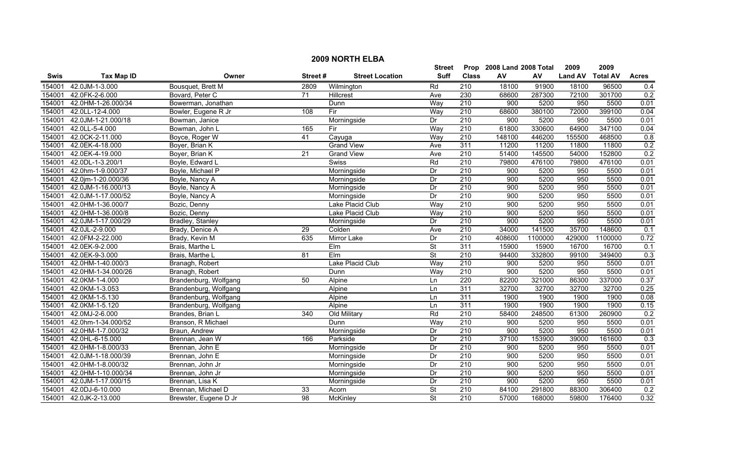# 2009 NORTH ELBA

| Swis | Tax Map ID | Owner | Street # | Street Location | Street Suff | Prop Class | 2008 Land AV | 2008 Total AV | 2009 Land AV | 2009 Total AV | Acres |
|---|---|---|---|---|---|---|---|---|---|---|---|
| 154001 | 42.0JM-1-3.000 | Bousquet, Brett M | 2809 | Wilmington | Rd | 210 | 18100 | 91900 | 18100 | 96500 | 0.4 |
| 154001 | 42.0FK-2-6.000 | Bovard, Peter C | 71 | Hillcrest | Ave | 230 | 68600 | 287300 | 72100 | 301700 | 0.2 |
| 154001 | 42.0HM-1-26.000/34 | Bowerman, Jonathan | | Dunn | Way | 210 | 900 | 5200 | 950 | 5500 | 0.01 |
| 154001 | 42.0LL-12-4.000 | Bowler, Eugene R Jr | 108 | Fir | Way | 210 | 68600 | 380100 | 72000 | 399100 | 0.04 |
| 154001 | 42.0JM-1-21.000/18 | Bowman, Janice | | Morningside | Dr | 210 | 900 | 5200 | 950 | 5500 | 0.01 |
| 154001 | 42.0LL-5-4.000 | Bowman, John L | 165 | Fir | Way | 210 | 61800 | 330600 | 64900 | 347100 | 0.04 |
| 154001 | 42.0CK-2-11.000 | Boyce, Roger W | 41 | Cayuga | Way | 210 | 148100 | 446200 | 155500 | 468500 | 0.8 |
| 154001 | 42.0EK-4-18.000 | Boyer, Brian K | | Grand View | Ave | 311 | 11200 | 11200 | 11800 | 11800 | 0.2 |
| 154001 | 42.0EK-4-19.000 | Boyer, Brian K | 21 | Grand View | Ave | 210 | 51400 | 145500 | 54000 | 152800 | 0.2 |
| 154001 | 42.0DL-1-3.200/1 | Boyle, Edward L | | Swiss | Rd | 210 | 79800 | 476100 | 79800 | 476100 | 0.01 |
| 154001 | 42.0hm-1-9.000/37 | Boyle, Michael P | | Morningside | Dr | 210 | 900 | 5200 | 950 | 5500 | 0.01 |
| 154001 | 42.0jm-1-20.000/36 | Boyle, Nancy A | | Morningside | Dr | 210 | 900 | 5200 | 950 | 5500 | 0.01 |
| 154001 | 42.0JM-1-16.000/13 | Boyle, Nancy A | | Morningside | Dr | 210 | 900 | 5200 | 950 | 5500 | 0.01 |
| 154001 | 42.0JM-1-17.000/52 | Boyle, Nancy A | | Morningside | Dr | 210 | 900 | 5200 | 950 | 5500 | 0.01 |
| 154001 | 42.0HM-1-36.000/7 | Bozic, Denny | | Lake Placid Club | Way | 210 | 900 | 5200 | 950 | 5500 | 0.01 |
| 154001 | 42.0HM-1-36.000/8 | Bozic, Denny | | Lake Placid Club | Way | 210 | 900 | 5200 | 950 | 5500 | 0.01 |
| 154001 | 42.0JM-1-17.000/29 | Bradley, Stanley | | Morningside | Dr | 210 | 900 | 5200 | 950 | 5500 | 0.01 |
| 154001 | 42.0JL-2-9.000 | Brady, Denice A | 29 | Colden | Ave | 210 | 34000 | 141500 | 35700 | 148600 | 0.1 |
| 154001 | 42.0FM-2-22.000 | Brady, Kevin M | 635 | Mirror Lake | Dr | 210 | 408600 | 1100000 | 429000 | 1100000 | 0.72 |
| 154001 | 42.0EK-9-2.000 | Brais, Marthe L | | Elm | St | 311 | 15900 | 15900 | 16700 | 16700 | 0.1 |
| 154001 | 42.0EK-9-3.000 | Brais, Marthe L | 81 | Elm | St | 210 | 94400 | 332800 | 99100 | 349400 | 0.3 |
| 154001 | 42.0HM-1-40.000/3 | Branagh, Robert | | Lake Placid Club | Way | 210 | 900 | 5200 | 950 | 5500 | 0.01 |
| 154001 | 42.0HM-1-34.000/26 | Branagh, Robert | | Dunn | Way | 210 | 900 | 5200 | 950 | 5500 | 0.01 |
| 154001 | 42.0KM-1-4.000 | Brandenburg, Wolfgang | 50 | Alpine | Ln | 220 | 82200 | 321000 | 86300 | 337000 | 0.37 |
| 154001 | 42.0KM-1-3.053 | Brandenburg, Wolfgang | | Alpine | Ln | 311 | 32700 | 32700 | 32700 | 32700 | 0.25 |
| 154001 | 42.0KM-1-5.130 | Brandenburg, Wolfgang | | Alpine | Ln | 311 | 1900 | 1900 | 1900 | 1900 | 0.08 |
| 154001 | 42.0KM-1-5.120 | Brandenburg, Wolfgang | | Alpine | Ln | 311 | 1900 | 1900 | 1900 | 1900 | 0.15 |
| 154001 | 42.0MJ-2-6.000 | Brandes, Brian L | 340 | Old Military | Rd | 210 | 58400 | 248500 | 61300 | 260900 | 0.2 |
| 154001 | 42.0hm-1-34.000/52 | Branson, R Michael | | Dunn | Way | 210 | 900 | 5200 | 950 | 5500 | 0.01 |
| 154001 | 42.0HM-1-7.000/32 | Braun, Andrew | | Morningside | Dr | 210 | 900 | 5200 | 950 | 5500 | 0.01 |
| 154001 | 42.0HL-6-15.000 | Brennan, Jean W | 166 | Parkside | Dr | 210 | 37100 | 153900 | 39000 | 161600 | 0.3 |
| 154001 | 42.0HM-1-8.000/33 | Brennan, John E | | Morningside | Dr | 210 | 900 | 5200 | 950 | 5500 | 0.01 |
| 154001 | 42.0JM-1-18.000/39 | Brennan, John E | | Morningside | Dr | 210 | 900 | 5200 | 950 | 5500 | 0.01 |
| 154001 | 42.0HM-1-8.000/32 | Brennan, John Jr | | Morningside | Dr | 210 | 900 | 5200 | 950 | 5500 | 0.01 |
| 154001 | 42.0HM-1-10.000/34 | Brennan, John Jr | | Morningside | Dr | 210 | 900 | 5200 | 950 | 5500 | 0.01 |
| 154001 | 42.0JM-1-17.000/15 | Brennan, Lisa K | | Morningside | Dr | 210 | 900 | 5200 | 950 | 5500 | 0.01 |
| 154001 | 42.0DJ-6-10.000 | Brennan, Michael D | 33 | Acorn | St | 210 | 84100 | 291800 | 88300 | 306400 | 0.2 |
| 154001 | 42.0JK-2-13.000 | Brewster, Eugene D Jr | 98 | McKinley | St | 210 | 57000 | 168000 | 59800 | 176400 | 0.32 |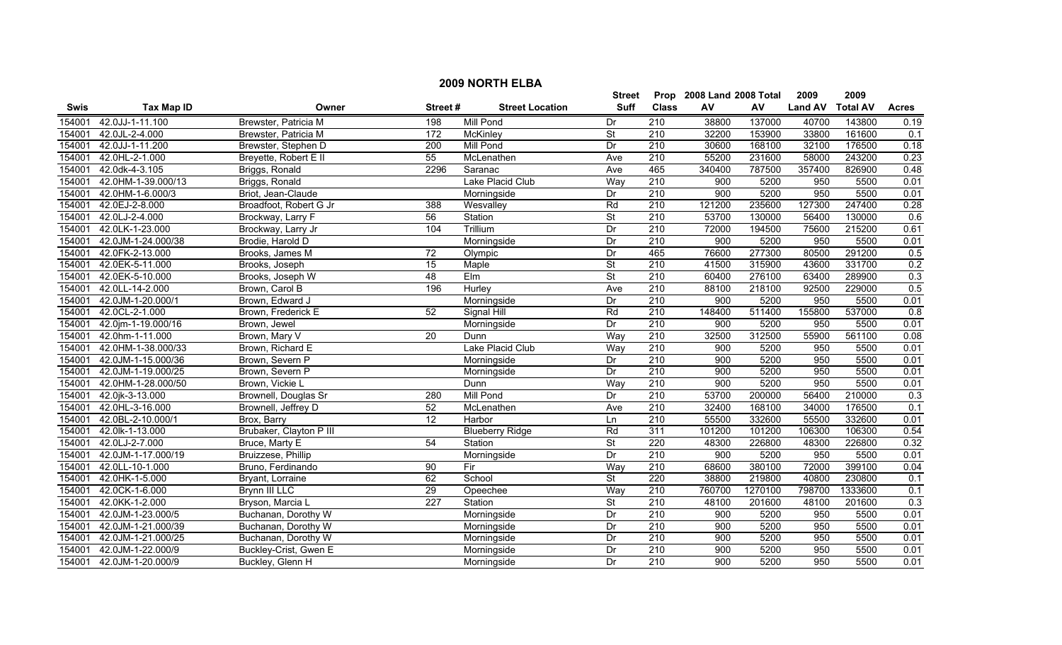# 2009 NORTH ELBA

| Swis | Tax Map ID | Owner | Street # | Street Location | Street Suff | Prop Class | 2008 Land AV | 2008 Total AV | 2009 Land AV | 2009 Total AV | Acres |
|---|---|---|---|---|---|---|---|---|---|---|---|
| 154001 | 42.0JJ-1-11.100 | Brewster, Patricia M | 198 | Mill Pond | Dr | 210 | 38800 | 137000 | 40700 | 143800 | 0.19 |
| 154001 | 42.0JL-2-4.000 | Brewster, Patricia M | 172 | McKinley | St | 210 | 32200 | 153900 | 33800 | 161600 | 0.1 |
| 154001 | 42.0JJ-1-11.200 | Brewster, Stephen D | 200 | Mill Pond | Dr | 210 | 30600 | 168100 | 32100 | 176500 | 0.18 |
| 154001 | 42.0HL-2-1.000 | Breyette, Robert E II | 55 | McLenathen | Ave | 210 | 55200 | 231600 | 58000 | 243200 | 0.23 |
| 154001 | 42.0dk-4-3.105 | Briggs, Ronald | 2296 | Saranac | Ave | 465 | 340400 | 787500 | 357400 | 826900 | 0.48 |
| 154001 | 42.0HM-1-39.000/13 | Briggs, Ronald | | Lake Placid Club | Way | 210 | 900 | 5200 | 950 | 5500 | 0.01 |
| 154001 | 42.0HM-1-6.000/3 | Briot, Jean-Claude | | Morningside | Dr | 210 | 900 | 5200 | 950 | 5500 | 0.01 |
| 154001 | 42.0EJ-2-8.000 | Broadfoot, Robert G Jr | 388 | Wesvalley | Rd | 210 | 121200 | 235600 | 127300 | 247400 | 0.28 |
| 154001 | 42.0LJ-2-4.000 | Brockway, Larry F | 56 | Station | St | 210 | 53700 | 130000 | 56400 | 130000 | 0.6 |
| 154001 | 42.0LK-1-23.000 | Brockway, Larry Jr | 104 | Trillium | Dr | 210 | 72000 | 194500 | 75600 | 215200 | 0.61 |
| 154001 | 42.0JM-1-24.000/38 | Brodie, Harold D | | Morningside | Dr | 210 | 900 | 5200 | 950 | 5500 | 0.01 |
| 154001 | 42.0FK-2-13.000 | Brooks, James M | 72 | Olympic | Dr | 465 | 76600 | 277300 | 80500 | 291200 | 0.5 |
| 154001 | 42.0EK-5-11.000 | Brooks, Joseph | 15 | Maple | St | 210 | 41500 | 315900 | 43600 | 331700 | 0.2 |
| 154001 | 42.0EK-5-10.000 | Brooks, Joseph W | 48 | Elm | St | 210 | 60400 | 276100 | 63400 | 289900 | 0.3 |
| 154001 | 42.0LL-14-2.000 | Brown, Carol B | 196 | Hurley | Ave | 210 | 88100 | 218100 | 92500 | 229000 | 0.5 |
| 154001 | 42.0JM-1-20.000/1 | Brown, Edward J | | Morningside | Dr | 210 | 900 | 5200 | 950 | 5500 | 0.01 |
| 154001 | 42.0CL-2-1.000 | Brown, Frederick E | 52 | Signal Hill | Rd | 210 | 148400 | 511400 | 155800 | 537000 | 0.8 |
| 154001 | 42.0jm-1-19.000/16 | Brown, Jewel | | Morningside | Dr | 210 | 900 | 5200 | 950 | 5500 | 0.01 |
| 154001 | 42.0hm-1-11.000 | Brown, Mary V | 20 | Dunn | Way | 210 | 32500 | 312500 | 55900 | 561100 | 0.08 |
| 154001 | 42.0HM-1-38.000/33 | Brown, Richard E | | Lake Placid Club | Way | 210 | 900 | 5200 | 950 | 5500 | 0.01 |
| 154001 | 42.0JM-1-15.000/36 | Brown, Severn P | | Morningside | Dr | 210 | 900 | 5200 | 950 | 5500 | 0.01 |
| 154001 | 42.0JM-1-19.000/25 | Brown, Severn P | | Morningside | Dr | 210 | 900 | 5200 | 950 | 5500 | 0.01 |
| 154001 | 42.0HM-1-28.000/50 | Brown, Vickie L | | Dunn | Way | 210 | 900 | 5200 | 950 | 5500 | 0.01 |
| 154001 | 42.0jk-3-13.000 | Brownell, Douglas Sr | 280 | Mill Pond | Dr | 210 | 53700 | 200000 | 56400 | 210000 | 0.3 |
| 154001 | 42.0HL-3-16.000 | Brownell, Jeffrey D | 52 | McLenathen | Ave | 210 | 32400 | 168100 | 34000 | 176500 | 0.1 |
| 154001 | 42.0BL-2-10.000/1 | Brox, Barry | 12 | Harbor | Ln | 210 | 55500 | 332600 | 55500 | 332600 | 0.01 |
| 154001 | 42.0lk-1-13.000 | Brubaker, Clayton P III | | Blueberry Ridge | Rd | 311 | 101200 | 101200 | 106300 | 106300 | 0.54 |
| 154001 | 42.0LJ-2-7.000 | Bruce, Marty E | 54 | Station | St | 220 | 48300 | 226800 | 48300 | 226800 | 0.32 |
| 154001 | 42.0JM-1-17.000/19 | Bruizzese, Phillip | | Morningside | Dr | 210 | 900 | 5200 | 950 | 5500 | 0.01 |
| 154001 | 42.0LL-10-1.000 | Bruno, Ferdinando | 90 | Fir | Way | 210 | 68600 | 380100 | 72000 | 399100 | 0.04 |
| 154001 | 42.0HK-1-5.000 | Bryant, Lorraine | 62 | School | St | 220 | 38800 | 219800 | 40800 | 230800 | 0.1 |
| 154001 | 42.0CK-1-6.000 | Brynn III LLC | 29 | Opeechee | Way | 210 | 760700 | 1270100 | 798700 | 1333600 | 0.1 |
| 154001 | 42.0KK-1-2.000 | Bryson, Marcia L | 227 | Station | St | 210 | 48100 | 201600 | 48100 | 201600 | 0.3 |
| 154001 | 42.0JM-1-23.000/5 | Buchanan, Dorothy W | | Morningside | Dr | 210 | 900 | 5200 | 950 | 5500 | 0.01 |
| 154001 | 42.0JM-1-21.000/39 | Buchanan, Dorothy W | | Morningside | Dr | 210 | 900 | 5200 | 950 | 5500 | 0.01 |
| 154001 | 42.0JM-1-21.000/25 | Buchanan, Dorothy W | | Morningside | Dr | 210 | 900 | 5200 | 950 | 5500 | 0.01 |
| 154001 | 42.0JM-1-22.000/9 | Buckley-Crist, Gwen E | | Morningside | Dr | 210 | 900 | 5200 | 950 | 5500 | 0.01 |
| 154001 | 42.0JM-1-20.000/9 | Buckley, Glenn H | | Morningside | Dr | 210 | 900 | 5200 | 950 | 5500 | 0.01 |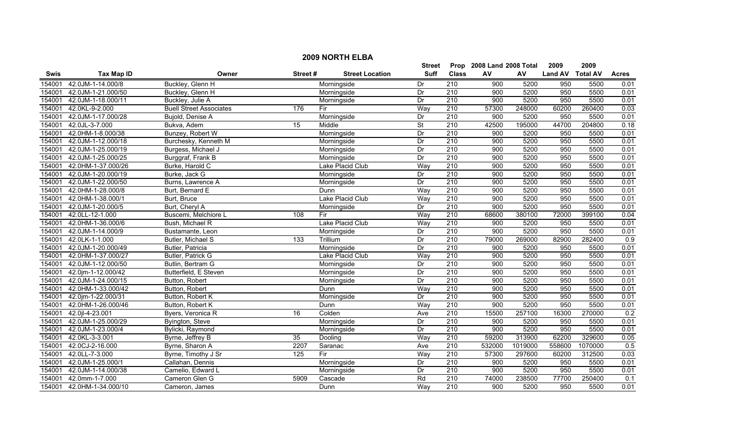# 2009 NORTH ELBA

| Swis | Tax Map ID | Owner | Street # | Street Location | Street Suff | Prop Class | 2008 Land AV | 2008 Total AV | 2009 Land AV | 2009 Total AV | Acres |
|---|---|---|---|---|---|---|---|---|---|---|---|
| 154001 | 42.0JM-1-14.000/8 | Buckley, Glenn H | | Morningside | Dr | 210 | 900 | 5200 | 950 | 5500 | 0.01 |
| 154001 | 42.0JM-1-21.000/50 | Buckley, Glenn H | | Morningside | Dr | 210 | 900 | 5200 | 950 | 5500 | 0.01 |
| 154001 | 42.0JM-1-18.000/11 | Buckley, Julie A | | Morningside | Dr | 210 | 900 | 5200 | 950 | 5500 | 0.01 |
| 154001 | 42.0KL-9-2.000 | Buell Street Associates | 176 | Fir | Way | 210 | 57300 | 248000 | 60200 | 260400 | 0.03 |
| 154001 | 42.0JM-1-17.000/28 | Bujold, Denise A | | Morningside | Dr | 210 | 900 | 5200 | 950 | 5500 | 0.01 |
| 154001 | 42.0JL-3-7.000 | Bukva, Adem | 15 | Middle | St | 210 | 42500 | 195000 | 44700 | 204800 | 0.18 |
| 154001 | 42.0HM-1-8.000/38 | Bunzey, Robert W | | Morningside | Dr | 210 | 900 | 5200 | 950 | 5500 | 0.01 |
| 154001 | 42.0JM-1-12.000/18 | Burchesky, Kenneth M | | Morningside | Dr | 210 | 900 | 5200 | 950 | 5500 | 0.01 |
| 154001 | 42.0JM-1-25.000/19 | Burgess, Michael J | | Morningside | Dr | 210 | 900 | 5200 | 950 | 5500 | 0.01 |
| 154001 | 42.0JM-1-25.000/25 | Burggraf, Frank B | | Morningside | Dr | 210 | 900 | 5200 | 950 | 5500 | 0.01 |
| 154001 | 42.0HM-1-37.000/26 | Burke, Harold C | | Lake Placid Club | Way | 210 | 900 | 5200 | 950 | 5500 | 0.01 |
| 154001 | 42.0JM-1-20.000/19 | Burke, Jack G | | Morningside | Dr | 210 | 900 | 5200 | 950 | 5500 | 0.01 |
| 154001 | 42.0JM-1-22.000/50 | Burns, Lawrence A | | Morningside | Dr | 210 | 900 | 5200 | 950 | 5500 | 0.01 |
| 154001 | 42.0HM-1-28.000/8 | Burt, Bernard E | | Dunn | Way | 210 | 900 | 5200 | 950 | 5500 | 0.01 |
| 154001 | 42.0HM-1-38.000/1 | Burt, Bruce | | Lake Placid Club | Way | 210 | 900 | 5200 | 950 | 5500 | 0.01 |
| 154001 | 42.0JM-1-20.000/5 | Burt, Cheryl A | | Morningside | Dr | 210 | 900 | 5200 | 950 | 5500 | 0.01 |
| 154001 | 42.0LL-12-1.000 | Buscemi, Melchiore L | 108 | Fir | Way | 210 | 68600 | 380100 | 72000 | 399100 | 0.04 |
| 154001 | 42.0HM-1-36.000/6 | Bush, Michael R | | Lake Placid Club | Way | 210 | 900 | 5200 | 950 | 5500 | 0.01 |
| 154001 | 42.0JM-1-14.000/9 | Bustamante, Leon | | Morningside | Dr | 210 | 900 | 5200 | 950 | 5500 | 0.01 |
| 154001 | 42.0LK-1-1.000 | Butler, Michael S | 133 | Trillium | Dr | 210 | 79000 | 269000 | 82900 | 282400 | 0.9 |
| 154001 | 42.0JM-1-20.000/49 | Butler, Patricia | | Morningside | Dr | 210 | 900 | 5200 | 950 | 5500 | 0.01 |
| 154001 | 42.0HM-1-37.000/27 | Butler, Patrick G | | Lake Placid Club | Way | 210 | 900 | 5200 | 950 | 5500 | 0.01 |
| 154001 | 42.0JM-1-12.000/50 | Butlin, Bertram G | | Morningside | Dr | 210 | 900 | 5200 | 950 | 5500 | 0.01 |
| 154001 | 42.0jm-1-12.000/42 | Butterfield, E Steven | | Morningside | Dr | 210 | 900 | 5200 | 950 | 5500 | 0.01 |
| 154001 | 42.0JM-1-24.000/15 | Button, Robert | | Morningside | Dr | 210 | 900 | 5200 | 950 | 5500 | 0.01 |
| 154001 | 42.0HM-1-33.000/42 | Button, Robert | | Dunn | Way | 210 | 900 | 5200 | 950 | 5500 | 0.01 |
| 154001 | 42.0jm-1-22.000/31 | Button, Robert K | | Morningside | Dr | 210 | 900 | 5200 | 950 | 5500 | 0.01 |
| 154001 | 42.0HM-1-26.000/46 | Button, Robert K | | Dunn | Way | 210 | 900 | 5200 | 950 | 5500 | 0.01 |
| 154001 | 42.0jl-4-23.001 | Byers, Veronica R | 16 | Colden | Ave | 210 | 15500 | 257100 | 16300 | 270000 | 0.2 |
| 154001 | 42.0JM-1-25.000/29 | Byington, Steve | | Morningside | Dr | 210 | 900 | 5200 | 950 | 5500 | 0.01 |
| 154001 | 42.0JM-1-23.000/4 | Bylicki, Raymond | | Morningside | Dr | 210 | 900 | 5200 | 950 | 5500 | 0.01 |
| 154001 | 42.0KL-3-3.001 | Byrne, Jeffrey B | 35 | Dooling | Way | 210 | 59200 | 313900 | 62200 | 329600 | 0.05 |
| 154001 | 42.0CJ-2-16.000 | Byrne, Sharon A | 2207 | Saranac | Ave | 210 | 532000 | 1019000 | 558600 | 1070000 | 0.5 |
| 154001 | 42.0LL-7-3.000 | Byrne, Timothy J Sr | 125 | Fir | Way | 210 | 57300 | 297600 | 60200 | 312500 | 0.03 |
| 154001 | 42.0JM-1-25.000/1 | Callahan, Dennis | | Morningside | Dr | 210 | 900 | 5200 | 950 | 5500 | 0.01 |
| 154001 | 42.0JM-1-14.000/38 | Camelio, Edward L | | Morningside | Dr | 210 | 900 | 5200 | 950 | 5500 | 0.01 |
| 154001 | 42.0mm-1-7.000 | Cameron Glen G | 5909 | Cascade | Rd | 210 | 74000 | 238500 | 77700 | 250400 | 0.1 |
| 154001 | 42.0HM-1-34.000/10 | Cameron, James | | Dunn | Way | 210 | 900 | 5200 | 950 | 5500 | 0.01 |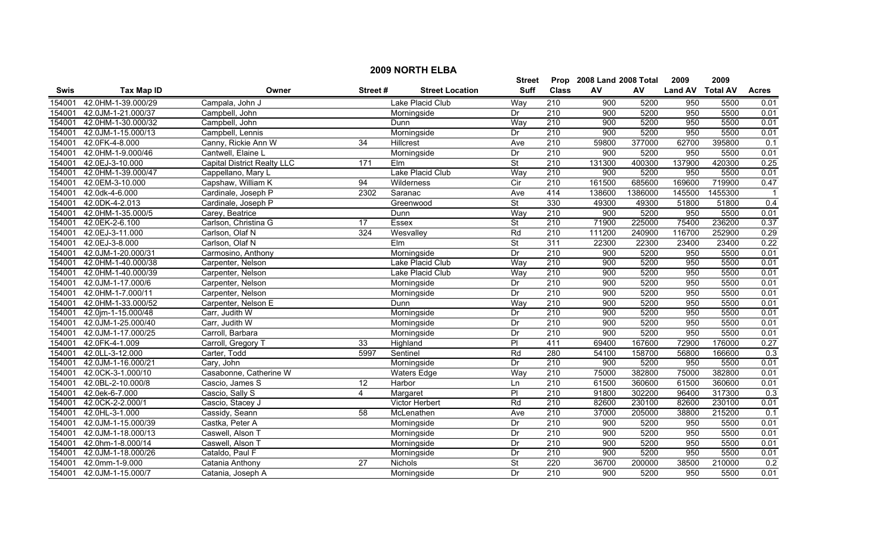# 2009 NORTH ELBA

| Swis | Tax Map ID | Owner | Street # | Street Location | Street Suff | Prop Class | 2008 Land AV | 2008 Total AV | 2009 Land AV | 2009 Total AV | Acres |
|---|---|---|---|---|---|---|---|---|---|---|---|
| 154001 | 42.0HM-1-39.000/29 | Campala, John J | | Lake Placid Club | Way | 210 | 900 | 5200 | 950 | 5500 | 0.01 |
| 154001 | 42.0JM-1-21.000/37 | Campbell, John | | Morningside | Dr | 210 | 900 | 5200 | 950 | 5500 | 0.01 |
| 154001 | 42.0HM-1-30.000/32 | Campbell, John | | Dunn | Way | 210 | 900 | 5200 | 950 | 5500 | 0.01 |
| 154001 | 42.0JM-1-15.000/13 | Campbell, Lennis | | Morningside | Dr | 210 | 900 | 5200 | 950 | 5500 | 0.01 |
| 154001 | 42.0FK-4-8.000 | Canny, Rickie Ann W | 34 | Hillcrest | Ave | 210 | 59800 | 377000 | 62700 | 395800 | 0.1 |
| 154001 | 42.0HM-1-9.000/46 | Cantwell, Elaine L | | Morningside | Dr | 210 | 900 | 5200 | 950 | 5500 | 0.01 |
| 154001 | 42.0EJ-3-10.000 | Capital District Realty LLC | 171 | Elm | St | 210 | 131300 | 400300 | 137900 | 420300 | 0.25 |
| 154001 | 42.0HM-1-39.000/47 | Cappellano, Mary L | | Lake Placid Club | Way | 210 | 900 | 5200 | 950 | 5500 | 0.01 |
| 154001 | 42.0EM-3-10.000 | Capshaw, William K | 94 | Wilderness | Cir | 210 | 161500 | 685600 | 169600 | 719900 | 0.47 |
| 154001 | 42.0dk-4-6.000 | Cardinale, Joseph P | 2302 | Saranac | Ave | 414 | 138600 | 1386000 | 145500 | 1455300 | 1 |
| 154001 | 42.0DK-4-2.013 | Cardinale, Joseph P | | Greenwood | St | 330 | 49300 | 49300 | 51800 | 51800 | 0.4 |
| 154001 | 42.0HM-1-35.000/5 | Carey, Beatrice | | Dunn | Way | 210 | 900 | 5200 | 950 | 5500 | 0.01 |
| 154001 | 42.0EK-2-6.100 | Carlson, Christina G | 17 | Essex | St | 210 | 71900 | 225000 | 75400 | 236200 | 0.37 |
| 154001 | 42.0EJ-3-11.000 | Carlson, Olaf N | 324 | Wesvalley | Rd | 210 | 111200 | 240900 | 116700 | 252900 | 0.29 |
| 154001 | 42.0EJ-3-8.000 | Carlson, Olaf N | | Elm | St | 311 | 22300 | 22300 | 23400 | 23400 | 0.22 |
| 154001 | 42.0JM-1-20.000/31 | Carmosino, Anthony | | Morningside | Dr | 210 | 900 | 5200 | 950 | 5500 | 0.01 |
| 154001 | 42.0HM-1-40.000/38 | Carpenter, Nelson | | Lake Placid Club | Way | 210 | 900 | 5200 | 950 | 5500 | 0.01 |
| 154001 | 42.0HM-1-40.000/39 | Carpenter, Nelson | | Lake Placid Club | Way | 210 | 900 | 5200 | 950 | 5500 | 0.01 |
| 154001 | 42.0JM-1-17.000/6 | Carpenter, Nelson | | Morningside | Dr | 210 | 900 | 5200 | 950 | 5500 | 0.01 |
| 154001 | 42.0HM-1-7.000/11 | Carpenter, Nelson | | Morningside | Dr | 210 | 900 | 5200 | 950 | 5500 | 0.01 |
| 154001 | 42.0HM-1-33.000/52 | Carpenter, Nelson E | | Dunn | Way | 210 | 900 | 5200 | 950 | 5500 | 0.01 |
| 154001 | 42.0jm-1-15.000/48 | Carr, Judith W | | Morningside | Dr | 210 | 900 | 5200 | 950 | 5500 | 0.01 |
| 154001 | 42.0JM-1-25.000/40 | Carr, Judith W | | Morningside | Dr | 210 | 900 | 5200 | 950 | 5500 | 0.01 |
| 154001 | 42.0JM-1-17.000/25 | Carroll, Barbara | | Morningside | Dr | 210 | 900 | 5200 | 950 | 5500 | 0.01 |
| 154001 | 42.0FK-4-1.009 | Carroll, Gregory T | 33 | Highland | Pl | 411 | 69400 | 167600 | 72900 | 176000 | 0.27 |
| 154001 | 42.0LL-3-12.000 | Carter, Todd | 5997 | Sentinel | Rd | 280 | 54100 | 158700 | 56800 | 166600 | 0.3 |
| 154001 | 42.0JM-1-16.000/21 | Cary, John | | Morningside | Dr | 210 | 900 | 5200 | 950 | 5500 | 0.01 |
| 154001 | 42.0CK-3-1.000/10 | Casabonne, Catherine W | | Waters Edge | Way | 210 | 75000 | 382800 | 75000 | 382800 | 0.01 |
| 154001 | 42.0BL-2-10.000/8 | Cascio, James S | 12 | Harbor | Ln | 210 | 61500 | 360600 | 61500 | 360600 | 0.01 |
| 154001 | 42.0ek-6-7.000 | Cascio, Sally S | 4 | Margaret | Pl | 210 | 91800 | 302200 | 96400 | 317300 | 0.3 |
| 154001 | 42.0CK-2-2.000/1 | Cascio, Stacey J | | Victor Herbert | Rd | 210 | 82600 | 230100 | 82600 | 230100 | 0.01 |
| 154001 | 42.0HL-3-1.000 | Cassidy, Seann | 58 | McLenathen | Ave | 210 | 37000 | 205000 | 38800 | 215200 | 0.1 |
| 154001 | 42.0JM-1-15.000/39 | Castka, Peter A | | Morningside | Dr | 210 | 900 | 5200 | 950 | 5500 | 0.01 |
| 154001 | 42.0JM-1-18.000/13 | Caswell, Alson T | | Morningside | Dr | 210 | 900 | 5200 | 950 | 5500 | 0.01 |
| 154001 | 42.0hm-1-8.000/14 | Caswell, Alson T | | Morningside | Dr | 210 | 900 | 5200 | 950 | 5500 | 0.01 |
| 154001 | 42.0JM-1-18.000/26 | Cataldo, Paul F | | Morningside | Dr | 210 | 900 | 5200 | 950 | 5500 | 0.01 |
| 154001 | 42.0mm-1-9.000 | Catania Anthony | 27 | Nichols | St | 220 | 36700 | 200000 | 38500 | 210000 | 0.2 |
| 154001 | 42.0JM-1-15.000/7 | Catania, Joseph A | | Morningside | Dr | 210 | 900 | 5200 | 950 | 5500 | 0.01 |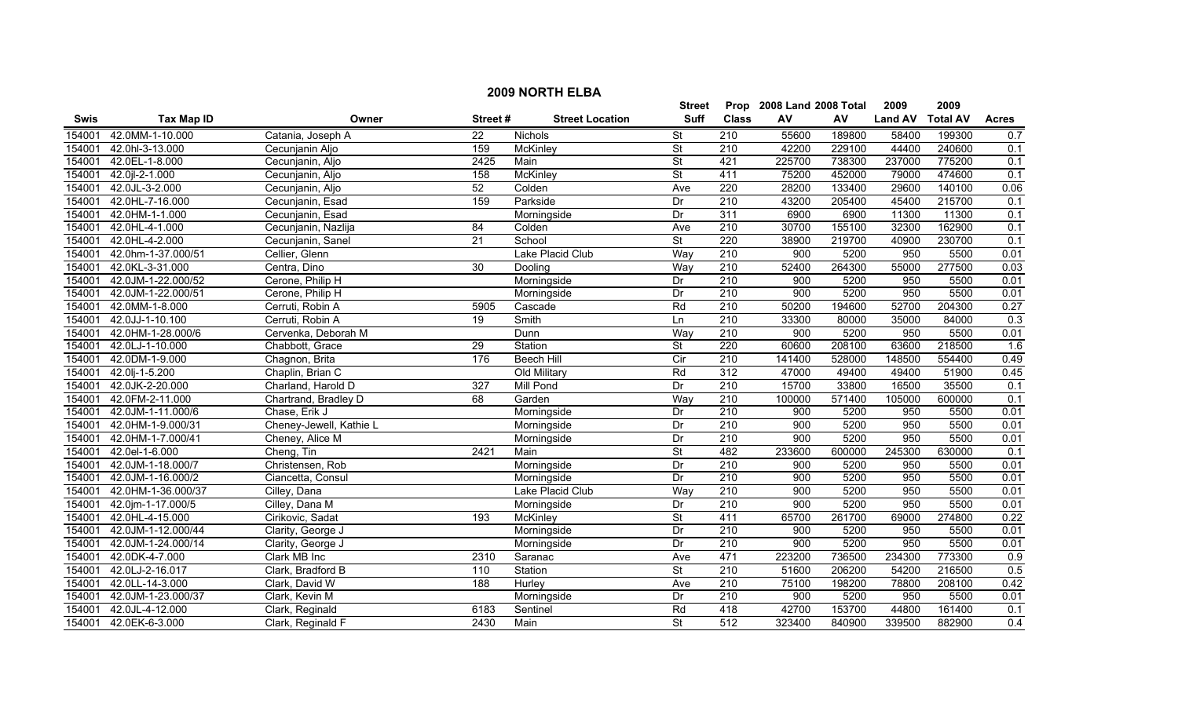# 2009 NORTH ELBA

| Swis | Tax Map ID | Owner | Street # | Street Location | Street Suff | Prop Class | 2008 Land AV | 2008 Total AV | 2009 Land AV | 2009 Total AV | Acres |
|---|---|---|---|---|---|---|---|---|---|---|---|
| 154001 | 42.0MM-1-10.000 | Catania, Joseph A | 22 | Nichols | St | 210 | 55600 | 189800 | 58400 | 199300 | 0.7 |
| 154001 | 42.0hl-3-13.000 | Cecunjanin Aljo | 159 | McKinley | St | 210 | 42200 | 229100 | 44400 | 240600 | 0.1 |
| 154001 | 42.0EL-1-8.000 | Cecunjanin, Aljo | 2425 | Main | St | 421 | 225700 | 738300 | 237000 | 775200 | 0.1 |
| 154001 | 42.0jl-2-1.000 | Cecunjanin, Aljo | 158 | McKinley | St | 411 | 75200 | 452000 | 79000 | 474600 | 0.1 |
| 154001 | 42.0JL-3-2.000 | Cecunjanin, Aljo | 52 | Colden | Ave | 220 | 28200 | 133400 | 29600 | 140100 | 0.06 |
| 154001 | 42.0HL-7-16.000 | Cecunjanin, Esad | 159 | Parkside | Dr | 210 | 43200 | 205400 | 45400 | 215700 | 0.1 |
| 154001 | 42.0HM-1-1.000 | Cecunjanin, Esad | | Morningside | Dr | 311 | 6900 | 6900 | 11300 | 11300 | 0.1 |
| 154001 | 42.0HL-4-1.000 | Cecunjanin, Nazlija | 84 | Colden | Ave | 210 | 30700 | 155100 | 32300 | 162900 | 0.1 |
| 154001 | 42.0HL-4-2.000 | Cecunjanin, Sanel | 21 | School | St | 220 | 38900 | 219700 | 40900 | 230700 | 0.1 |
| 154001 | 42.0hm-1-37.000/51 | Cellier, Glenn | | Lake Placid Club | Way | 210 | 900 | 5200 | 950 | 5500 | 0.01 |
| 154001 | 42.0KL-3-31.000 | Centra, Dino | 30 | Dooling | Way | 210 | 52400 | 264300 | 55000 | 277500 | 0.03 |
| 154001 | 42.0JM-1-22.000/52 | Cerone, Philip H | | Morningside | Dr | 210 | 900 | 5200 | 950 | 5500 | 0.01 |
| 154001 | 42.0JM-1-22.000/51 | Cerone, Philip H | | Morningside | Dr | 210 | 900 | 5200 | 950 | 5500 | 0.01 |
| 154001 | 42.0MM-1-8.000 | Cerruti, Robin A | 5905 | Cascade | Rd | 210 | 50200 | 194600 | 52700 | 204300 | 0.27 |
| 154001 | 42.0JJ-1-10.100 | Cerruti, Robin A | 19 | Smith | Ln | 210 | 33300 | 80000 | 35000 | 84000 | 0.3 |
| 154001 | 42.0HM-1-28.000/6 | Cervenka, Deborah M | | Dunn | Way | 210 | 900 | 5200 | 950 | 5500 | 0.01 |
| 154001 | 42.0LJ-1-10.000 | Chabbott, Grace | 29 | Station | St | 220 | 60600 | 208100 | 63600 | 218500 | 1.6 |
| 154001 | 42.0DM-1-9.000 | Chagnon, Brita | 176 | Beech Hill | Cir | 210 | 141400 | 528000 | 148500 | 554400 | 0.49 |
| 154001 | 42.0lj-1-5.200 | Chaplin, Brian C | | Old Military | Rd | 312 | 47000 | 49400 | 49400 | 51900 | 0.45 |
| 154001 | 42.0JK-2-20.000 | Charland, Harold D | 327 | Mill Pond | Dr | 210 | 15700 | 33800 | 16500 | 35500 | 0.1 |
| 154001 | 42.0FM-2-11.000 | Chartrand, Bradley D | 68 | Garden | Way | 210 | 100000 | 571400 | 105000 | 600000 | 0.1 |
| 154001 | 42.0JM-1-11.000/6 | Chase, Erik J | | Morningside | Dr | 210 | 900 | 5200 | 950 | 5500 | 0.01 |
| 154001 | 42.0HM-1-9.000/31 | Cheney-Jewell, Kathie L | | Morningside | Dr | 210 | 900 | 5200 | 950 | 5500 | 0.01 |
| 154001 | 42.0HM-1-7.000/41 | Cheney, Alice M | | Morningside | Dr | 210 | 900 | 5200 | 950 | 5500 | 0.01 |
| 154001 | 42.0el-1-6.000 | Cheng, Tin | 2421 | Main | St | 482 | 233600 | 600000 | 245300 | 630000 | 0.1 |
| 154001 | 42.0JM-1-18.000/7 | Christensen, Rob | | Morningside | Dr | 210 | 900 | 5200 | 950 | 5500 | 0.01 |
| 154001 | 42.0JM-1-16.000/2 | Ciancetta, Consul | | Morningside | Dr | 210 | 900 | 5200 | 950 | 5500 | 0.01 |
| 154001 | 42.0HM-1-36.000/37 | Cilley, Dana | | Lake Placid Club | Way | 210 | 900 | 5200 | 950 | 5500 | 0.01 |
| 154001 | 42.0jm-1-17.000/5 | Cilley, Dana M | | Morningside | Dr | 210 | 900 | 5200 | 950 | 5500 | 0.01 |
| 154001 | 42.0HL-4-15.000 | Cirikovic, Sadat | 193 | McKinley | St | 411 | 65700 | 261700 | 69000 | 274800 | 0.22 |
| 154001 | 42.0JM-1-12.000/44 | Clarity, George J | | Morningside | Dr | 210 | 900 | 5200 | 950 | 5500 | 0.01 |
| 154001 | 42.0JM-1-24.000/14 | Clarity, George J | | Morningside | Dr | 210 | 900 | 5200 | 950 | 5500 | 0.01 |
| 154001 | 42.0DK-4-7.000 | Clark MB Inc | 2310 | Saranac | Ave | 471 | 223200 | 736500 | 234300 | 773300 | 0.9 |
| 154001 | 42.0LJ-2-16.017 | Clark, Bradford B | 110 | Station | St | 210 | 51600 | 206200 | 54200 | 216500 | 0.5 |
| 154001 | 42.0LL-14-3.000 | Clark, David W | 188 | Hurley | Ave | 210 | 75100 | 198200 | 78800 | 208100 | 0.42 |
| 154001 | 42.0JM-1-23.000/37 | Clark, Kevin M | | Morningside | Dr | 210 | 900 | 5200 | 950 | 5500 | 0.01 |
| 154001 | 42.0JL-4-12.000 | Clark, Reginald | 6183 | Sentinel | Rd | 418 | 42700 | 153700 | 44800 | 161400 | 0.1 |
| 154001 | 42.0EK-6-3.000 | Clark, Reginald F | 2430 | Main | St | 512 | 323400 | 840900 | 339500 | 882900 | 0.4 |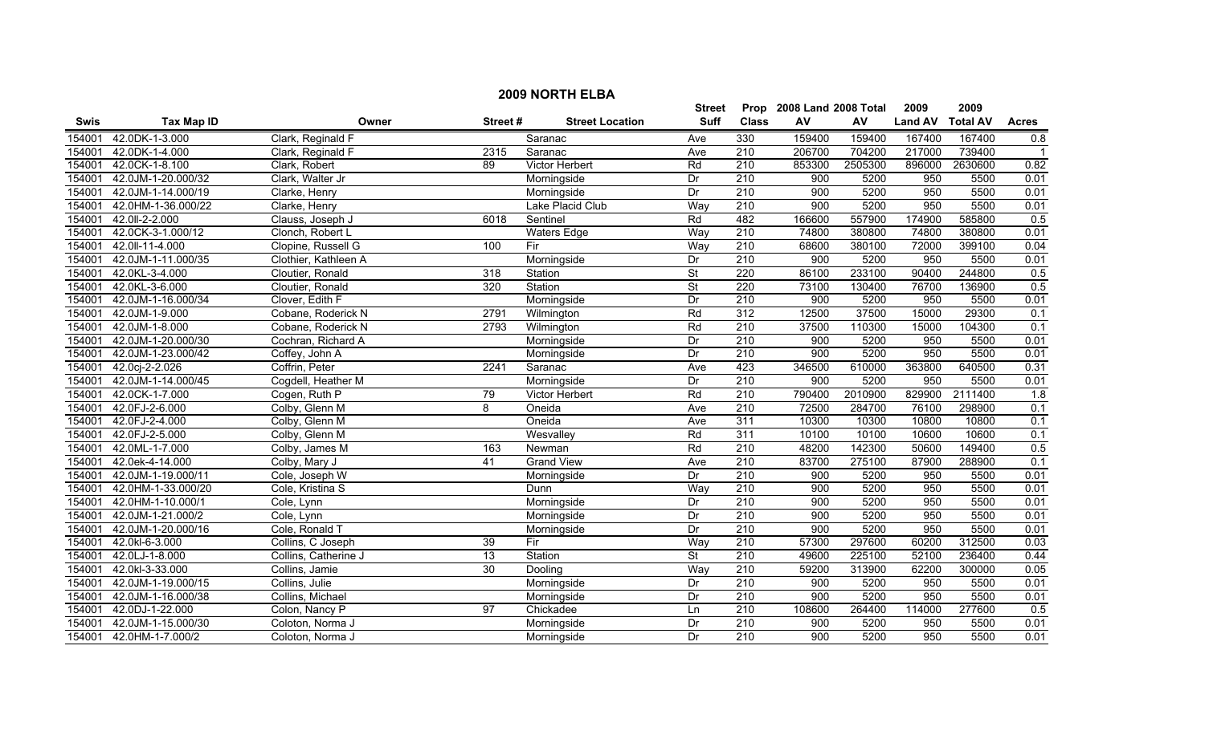# 2009 NORTH ELBA

| Swis | Tax Map ID | Owner | Street # | Street Location | Street Suff | Prop Class | 2008 Land AV | 2008 Total AV | 2009 Land AV | 2009 Total AV | Acres |
|---|---|---|---|---|---|---|---|---|---|---|---|
| 154001 | 42.0DK-1-3.000 | Clark, Reginald F | | Saranac | Ave | 330 | 159400 | 159400 | 167400 | 167400 | 0.8 |
| 154001 | 42.0DK-1-4.000 | Clark, Reginald F | 2315 | Saranac | Ave | 210 | 206700 | 704200 | 217000 | 739400 | 1 |
| 154001 | 42.0CK-1-8.100 | Clark, Robert | 89 | Victor Herbert | Rd | 210 | 853300 | 2505300 | 896000 | 2630600 | 0.82 |
| 154001 | 42.0JM-1-20.000/32 | Clark, Walter Jr | | Morningside | Dr | 210 | 900 | 5200 | 950 | 5500 | 0.01 |
| 154001 | 42.0JM-1-14.000/19 | Clarke, Henry | | Morningside | Dr | 210 | 900 | 5200 | 950 | 5500 | 0.01 |
| 154001 | 42.0HM-1-36.000/22 | Clarke, Henry | | Lake Placid Club | Way | 210 | 900 | 5200 | 950 | 5500 | 0.01 |
| 154001 | 42.0ll-2-2.000 | Clauss, Joseph J | 6018 | Sentinel | Rd | 482 | 166600 | 557900 | 174900 | 585800 | 0.5 |
| 154001 | 42.0CK-3-1.000/12 | Clonch, Robert L | | Waters Edge | Way | 210 | 74800 | 380800 | 74800 | 380800 | 0.01 |
| 154001 | 42.0ll-11-4.000 | Clopine, Russell G | 100 | Fir | Way | 210 | 68600 | 380100 | 72000 | 399100 | 0.04 |
| 154001 | 42.0JM-1-11.000/35 | Clothier, Kathleen A | | Morningside | Dr | 210 | 900 | 5200 | 950 | 5500 | 0.01 |
| 154001 | 42.0KL-3-4.000 | Cloutier, Ronald | 318 | Station | St | 220 | 86100 | 233100 | 90400 | 244800 | 0.5 |
| 154001 | 42.0KL-3-6.000 | Cloutier, Ronald | 320 | Station | St | 220 | 73100 | 130400 | 76700 | 136900 | 0.5 |
| 154001 | 42.0JM-1-16.000/34 | Clover, Edith F | | Morningside | Dr | 210 | 900 | 5200 | 950 | 5500 | 0.01 |
| 154001 | 42.0JM-1-9.000 | Cobane, Roderick N | 2791 | Wilmington | Rd | 312 | 12500 | 37500 | 15000 | 29300 | 0.1 |
| 154001 | 42.0JM-1-8.000 | Cobane, Roderick N | 2793 | Wilmington | Rd | 210 | 37500 | 110300 | 15000 | 104300 | 0.1 |
| 154001 | 42.0JM-1-20.000/30 | Cochran, Richard A | | Morningside | Dr | 210 | 900 | 5200 | 950 | 5500 | 0.01 |
| 154001 | 42.0JM-1-23.000/42 | Coffey, John A | | Morningside | Dr | 210 | 900 | 5200 | 950 | 5500 | 0.01 |
| 154001 | 42.0cj-2-2.026 | Coffrin, Peter | 2241 | Saranac | Ave | 423 | 346500 | 610000 | 363800 | 640500 | 0.31 |
| 154001 | 42.0JM-1-14.000/45 | Cogdell, Heather M | | Morningside | Dr | 210 | 900 | 5200 | 950 | 5500 | 0.01 |
| 154001 | 42.0CK-1-7.000 | Cogen, Ruth P | 79 | Victor Herbert | Rd | 210 | 790400 | 2010900 | 829900 | 2111400 | 1.8 |
| 154001 | 42.0FJ-2-6.000 | Colby, Glenn M | 8 | Oneida | Ave | 210 | 72500 | 284700 | 76100 | 298900 | 0.1 |
| 154001 | 42.0FJ-2-4.000 | Colby, Glenn M | | Oneida | Ave | 311 | 10300 | 10300 | 10800 | 10800 | 0.1 |
| 154001 | 42.0FJ-2-5.000 | Colby, Glenn M | | Wesvalley | Rd | 311 | 10100 | 10100 | 10600 | 10600 | 0.1 |
| 154001 | 42.0ML-1-7.000 | Colby, James M | 163 | Newman | Rd | 210 | 48200 | 142300 | 50600 | 149400 | 0.5 |
| 154001 | 42.0ek-4-14.000 | Colby, Mary J | 41 | Grand View | Ave | 210 | 83700 | 275100 | 87900 | 288900 | 0.1 |
| 154001 | 42.0JM-1-19.000/11 | Cole, Joseph W | | Morningside | Dr | 210 | 900 | 5200 | 950 | 5500 | 0.01 |
| 154001 | 42.0HM-1-33.000/20 | Cole, Kristina S | | Dunn | Way | 210 | 900 | 5200 | 950 | 5500 | 0.01 |
| 154001 | 42.0HM-1-10.000/1 | Cole, Lynn | | Morningside | Dr | 210 | 900 | 5200 | 950 | 5500 | 0.01 |
| 154001 | 42.0JM-1-21.000/2 | Cole, Lynn | | Morningside | Dr | 210 | 900 | 5200 | 950 | 5500 | 0.01 |
| 154001 | 42.0JM-1-20.000/16 | Cole, Ronald T | | Morningside | Dr | 210 | 900 | 5200 | 950 | 5500 | 0.01 |
| 154001 | 42.0kl-6-3.000 | Collins, C Joseph | 39 | Fir | Way | 210 | 57300 | 297600 | 60200 | 312500 | 0.03 |
| 154001 | 42.0LJ-1-8.000 | Collins, Catherine J | 13 | Station | St | 210 | 49600 | 225100 | 52100 | 236400 | 0.44 |
| 154001 | 42.0kl-3-33.000 | Collins, Jamie | 30 | Dooling | Way | 210 | 59200 | 313900 | 62200 | 300000 | 0.05 |
| 154001 | 42.0JM-1-19.000/15 | Collins, Julie | | Morningside | Dr | 210 | 900 | 5200 | 950 | 5500 | 0.01 |
| 154001 | 42.0JM-1-16.000/38 | Collins, Michael | | Morningside | Dr | 210 | 900 | 5200 | 950 | 5500 | 0.01 |
| 154001 | 42.0DJ-1-22.000 | Colon, Nancy P | 97 | Chickadee | Ln | 210 | 108600 | 264400 | 114000 | 277600 | 0.5 |
| 154001 | 42.0JM-1-15.000/30 | Coloton, Norma J | | Morningside | Dr | 210 | 900 | 5200 | 950 | 5500 | 0.01 |
| 154001 | 42.0HM-1-7.000/2 | Coloton, Norma J | | Morningside | Dr | 210 | 900 | 5200 | 950 | 5500 | 0.01 |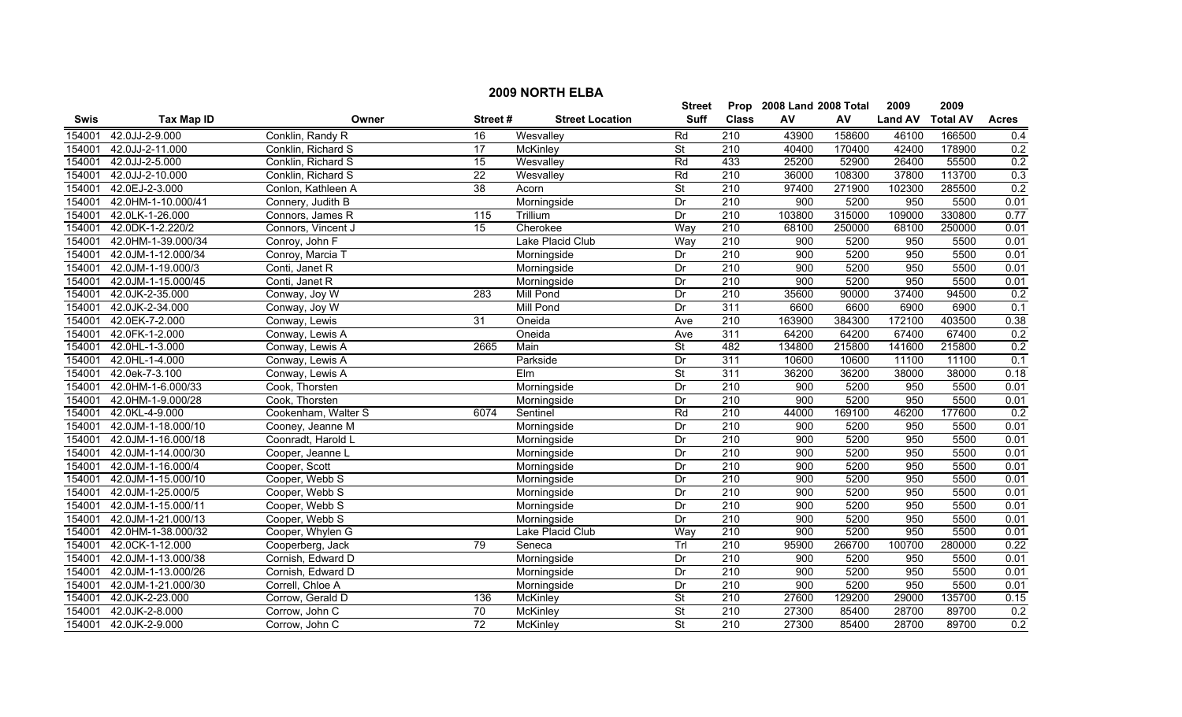# 2009 NORTH ELBA

| Swis | Tax Map ID | Owner | Street # | Street Location | Street Suff | Prop Class | 2008 Land AV | 2008 Total AV | 2009 Land AV | 2009 Total AV | Acres |
|---|---|---|---|---|---|---|---|---|---|---|---|
| 154001 | 42.0JJ-2-9.000 | Conklin, Randy R | 16 | Wesvalley | Rd | 210 | 43900 | 158600 | 46100 | 166500 | 0.4 |
| 154001 | 42.0JJ-2-11.000 | Conklin, Richard S | 17 | McKinley | St | 210 | 40400 | 170400 | 42400 | 178900 | 0.2 |
| 154001 | 42.0JJ-2-5.000 | Conklin, Richard S | 15 | Wesvalley | Rd | 433 | 25200 | 52900 | 26400 | 55500 | 0.2 |
| 154001 | 42.0JJ-2-10.000 | Conklin, Richard S | 22 | Wesvalley | Rd | 210 | 36000 | 108300 | 37800 | 113700 | 0.3 |
| 154001 | 42.0EJ-2-3.000 | Conlon, Kathleen A | 38 | Acorn | St | 210 | 97400 | 271900 | 102300 | 285500 | 0.2 |
| 154001 | 42.0HM-1-10.000/41 | Connery, Judith B | | Morningside | Dr | 210 | 900 | 5200 | 950 | 5500 | 0.01 |
| 154001 | 42.0LK-1-26.000 | Connors, James R | 115 | Trillium | Dr | 210 | 103800 | 315000 | 109000 | 330800 | 0.77 |
| 154001 | 42.0DK-1-2.220/2 | Connors, Vincent J | 15 | Cherokee | Way | 210 | 68100 | 250000 | 68100 | 250000 | 0.01 |
| 154001 | 42.0HM-1-39.000/34 | Conroy, John F | | Lake Placid Club | Way | 210 | 900 | 5200 | 950 | 5500 | 0.01 |
| 154001 | 42.0JM-1-12.000/34 | Conroy, Marcia T | | Morningside | Dr | 210 | 900 | 5200 | 950 | 5500 | 0.01 |
| 154001 | 42.0JM-1-19.000/3 | Conti, Janet R | | Morningside | Dr | 210 | 900 | 5200 | 950 | 5500 | 0.01 |
| 154001 | 42.0JM-1-15.000/45 | Conti, Janet R | | Morningside | Dr | 210 | 900 | 5200 | 950 | 5500 | 0.01 |
| 154001 | 42.0JK-2-35.000 | Conway, Joy W | 283 | Mill Pond | Dr | 210 | 35600 | 90000 | 37400 | 94500 | 0.2 |
| 154001 | 42.0JK-2-34.000 | Conway, Joy W | | Mill Pond | Dr | 311 | 6600 | 6600 | 6900 | 6900 | 0.1 |
| 154001 | 42.0EK-7-2.000 | Conway, Lewis | 31 | Oneida | Ave | 210 | 163900 | 384300 | 172100 | 403500 | 0.38 |
| 154001 | 42.0FK-1-2.000 | Conway, Lewis A | | Oneida | Ave | 311 | 64200 | 64200 | 67400 | 67400 | 0.2 |
| 154001 | 42.0HL-1-3.000 | Conway, Lewis A | 2665 | Main | St | 482 | 134800 | 215800 | 141600 | 215800 | 0.2 |
| 154001 | 42.0HL-1-4.000 | Conway, Lewis A | | Parkside | Dr | 311 | 10600 | 10600 | 11100 | 11100 | 0.1 |
| 154001 | 42.0ek-7-3.100 | Conway, Lewis A | | Elm | St | 311 | 36200 | 36200 | 38000 | 38000 | 0.18 |
| 154001 | 42.0HM-1-6.000/33 | Cook, Thorsten | | Morningside | Dr | 210 | 900 | 5200 | 950 | 5500 | 0.01 |
| 154001 | 42.0HM-1-9.000/28 | Cook, Thorsten | | Morningside | Dr | 210 | 900 | 5200 | 950 | 5500 | 0.01 |
| 154001 | 42.0KL-4-9.000 | Cookenham, Walter S | 6074 | Sentinel | Rd | 210 | 44000 | 169100 | 46200 | 177600 | 0.2 |
| 154001 | 42.0JM-1-18.000/10 | Cooney, Jeanne M | | Morningside | Dr | 210 | 900 | 5200 | 950 | 5500 | 0.01 |
| 154001 | 42.0JM-1-16.000/18 | Coonradt, Harold L | | Morningside | Dr | 210 | 900 | 5200 | 950 | 5500 | 0.01 |
| 154001 | 42.0JM-1-14.000/30 | Cooper, Jeanne L | | Morningside | Dr | 210 | 900 | 5200 | 950 | 5500 | 0.01 |
| 154001 | 42.0JM-1-16.000/4 | Cooper, Scott | | Morningside | Dr | 210 | 900 | 5200 | 950 | 5500 | 0.01 |
| 154001 | 42.0JM-1-15.000/10 | Cooper, Webb S | | Morningside | Dr | 210 | 900 | 5200 | 950 | 5500 | 0.01 |
| 154001 | 42.0JM-1-25.000/5 | Cooper, Webb S | | Morningside | Dr | 210 | 900 | 5200 | 950 | 5500 | 0.01 |
| 154001 | 42.0JM-1-15.000/11 | Cooper, Webb S | | Morningside | Dr | 210 | 900 | 5200 | 950 | 5500 | 0.01 |
| 154001 | 42.0JM-1-21.000/13 | Cooper, Webb S | | Morningside | Dr | 210 | 900 | 5200 | 950 | 5500 | 0.01 |
| 154001 | 42.0HM-1-38.000/32 | Cooper, Whylen G | | Lake Placid Club | Way | 210 | 900 | 5200 | 950 | 5500 | 0.01 |
| 154001 | 42.0CK-1-12.000 | Cooperberg, Jack | 79 | Seneca | Trl | 210 | 95900 | 266700 | 100700 | 280000 | 0.22 |
| 154001 | 42.0JM-1-13.000/38 | Cornish, Edward D | | Morningside | Dr | 210 | 900 | 5200 | 950 | 5500 | 0.01 |
| 154001 | 42.0JM-1-13.000/26 | Cornish, Edward D | | Morningside | Dr | 210 | 900 | 5200 | 950 | 5500 | 0.01 |
| 154001 | 42.0JM-1-21.000/30 | Correll, Chloe A | | Morningside | Dr | 210 | 900 | 5200 | 950 | 5500 | 0.01 |
| 154001 | 42.0JK-2-23.000 | Corrow, Gerald D | 136 | McKinley | St | 210 | 27600 | 129200 | 29000 | 135700 | 0.15 |
| 154001 | 42.0JK-2-8.000 | Corrow, John C | 70 | McKinley | St | 210 | 27300 | 85400 | 28700 | 89700 | 0.2 |
| 154001 | 42.0JK-2-9.000 | Corrow, John C | 72 | McKinley | St | 210 | 27300 | 85400 | 28700 | 89700 | 0.2 |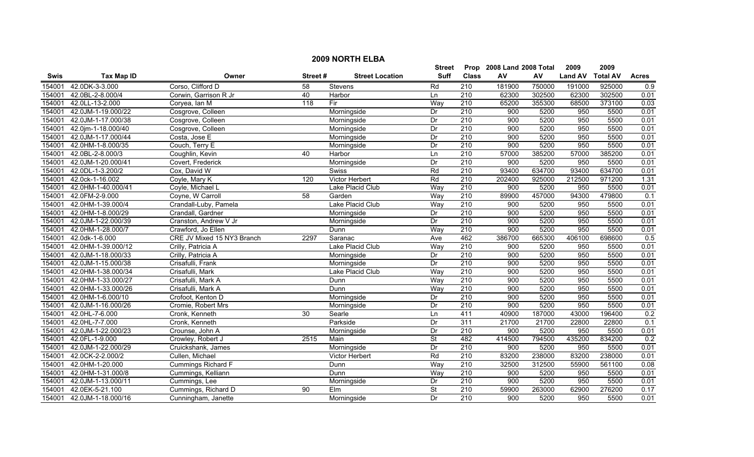## 2009 NORTH ELBA

| Swis | Tax Map ID | Owner | Street # | Street Location | Street Suff | Prop Class | 2008 Land AV | 2008 Total AV | 2009 Land AV | 2009 Total AV | Acres |
|---|---|---|---|---|---|---|---|---|---|---|---|
| 154001 | 42.0DK-3-3.000 | Corso, Clifford D | 58 | Stevens | Rd | 210 | 181900 | 750000 | 191000 | 925000 | 0.9 |
| 154001 | 42.0BL-2-8.000/4 | Corwin, Garrison R Jr | 40 | Harbor | Ln | 210 | 62300 | 302500 | 62300 | 302500 | 0.01 |
| 154001 | 42.0LL-13-2.000 | Coryea, Ian M | 118 | Fir | Way | 210 | 65200 | 355300 | 68500 | 373100 | 0.03 |
| 154001 | 42.0JM-1-19.000/22 | Cosgrove, Colleen | | Morningside | Dr | 210 | 900 | 5200 | 950 | 5500 | 0.01 |
| 154001 | 42.0JM-1-17.000/38 | Cosgrove, Colleen | | Morningside | Dr | 210 | 900 | 5200 | 950 | 5500 | 0.01 |
| 154001 | 42.0jm-1-18.000/40 | Cosgrove, Colleen | | Morningside | Dr | 210 | 900 | 5200 | 950 | 5500 | 0.01 |
| 154001 | 42.0JM-1-17.000/44 | Costa, Jose E | | Morningside | Dr | 210 | 900 | 5200 | 950 | 5500 | 0.01 |
| 154001 | 42.0HM-1-8.000/35 | Couch, Terry E | | Morningside | Dr | 210 | 900 | 5200 | 950 | 5500 | 0.01 |
| 154001 | 42.0BL-2-8.000/3 | Coughlin, Kevin | 40 | Harbor | Ln | 210 | 57000 | 385200 | 57000 | 385200 | 0.01 |
| 154001 | 42.0JM-1-20.000/41 | Covert, Frederick | | Morningside | Dr | 210 | 900 | 5200 | 950 | 5500 | 0.01 |
| 154001 | 42.0DL-1-3.200/2 | Cox, David W | | Swiss | Rd | 210 | 93400 | 634700 | 93400 | 634700 | 0.01 |
| 154001 | 42.0ck-1-16.002 | Coyle, Mary K | 120 | Victor Herbert | Rd | 210 | 202400 | 925000 | 212500 | 971200 | 1.31 |
| 154001 | 42.0HM-1-40.000/41 | Coyle, Michael L | | Lake Placid Club | Way | 210 | 900 | 5200 | 950 | 5500 | 0.01 |
| 154001 | 42.0FM-2-9.000 | Coyne, W Carroll | 58 | Garden | Way | 210 | 89900 | 457000 | 94300 | 479800 | 0.1 |
| 154001 | 42.0HM-1-39.000/4 | Crandall-Luby, Pamela | | Lake Placid Club | Way | 210 | 900 | 5200 | 950 | 5500 | 0.01 |
| 154001 | 42.0HM-1-8.000/29 | Crandall, Gardner | | Morningside | Dr | 210 | 900 | 5200 | 950 | 5500 | 0.01 |
| 154001 | 42.0JM-1-22.000/39 | Cranston, Andrew V Jr | | Morningside | Dr | 210 | 900 | 5200 | 950 | 5500 | 0.01 |
| 154001 | 42.0HM-1-28.000/7 | Crawford, Jo Ellen | | Dunn | Way | 210 | 900 | 5200 | 950 | 5500 | 0.01 |
| 154001 | 42.0dk-1-6.000 | CRE JV Mixed 15 NY3 Branch | 2297 | Saranac | Ave | 462 | 386700 | 665300 | 406100 | 698600 | 0.5 |
| 154001 | 42.0HM-1-39.000/12 | Crilly, Patricia A | | Lake Placid Club | Way | 210 | 900 | 5200 | 950 | 5500 | 0.01 |
| 154001 | 42.0JM-1-18.000/33 | Crilly, Patricia A | | Morningside | Dr | 210 | 900 | 5200 | 950 | 5500 | 0.01 |
| 154001 | 42.0JM-1-15.000/38 | Crisafulli, Frank | | Morningside | Dr | 210 | 900 | 5200 | 950 | 5500 | 0.01 |
| 154001 | 42.0HM-1-38.000/34 | Crisafulli, Mark | | Lake Placid Club | Way | 210 | 900 | 5200 | 950 | 5500 | 0.01 |
| 154001 | 42.0HM-1-33.000/27 | Crisafulli, Mark A | | Dunn | Way | 210 | 900 | 5200 | 950 | 5500 | 0.01 |
| 154001 | 42.0HM-1-33.000/26 | Crisafulli, Mark A | | Dunn | Way | 210 | 900 | 5200 | 950 | 5500 | 0.01 |
| 154001 | 42.0HM-1-6.000/10 | Crofoot, Kenton D | | Morningside | Dr | 210 | 900 | 5200 | 950 | 5500 | 0.01 |
| 154001 | 42.0JM-1-16.000/26 | Cromie, Robert Mrs | | Morningside | Dr | 210 | 900 | 5200 | 950 | 5500 | 0.01 |
| 154001 | 42.0HL-7-6.000 | Cronk, Kenneth | 30 | Searle | Ln | 411 | 40900 | 187000 | 43000 | 196400 | 0.2 |
| 154001 | 42.0HL-7-7.000 | Cronk, Kenneth | | Parkside | Dr | 311 | 21700 | 21700 | 22800 | 22800 | 0.1 |
| 154001 | 42.0JM-1-22.000/23 | Crounse, John A | | Morningside | Dr | 210 | 900 | 5200 | 950 | 5500 | 0.01 |
| 154001 | 42.0FL-1-9.000 | Crowley, Robert J | 2515 | Main | St | 482 | 414500 | 794500 | 435200 | 834200 | 0.2 |
| 154001 | 42.0JM-1-22.000/29 | Cruickshank, James | | Morningside | Dr | 210 | 900 | 5200 | 950 | 5500 | 0.01 |
| 154001 | 42.0CK-2-2.000/2 | Cullen, Michael | | Victor Herbert | Rd | 210 | 83200 | 238000 | 83200 | 238000 | 0.01 |
| 154001 | 42.0HM-1-20.000 | Cummings Richard F | | Dunn | Way | 210 | 32500 | 312500 | 55900 | 561100 | 0.08 |
| 154001 | 42.0HM-1-31.000/8 | Cummings, Kelliann | | Dunn | Way | 210 | 900 | 5200 | 950 | 5500 | 0.01 |
| 154001 | 42.0JM-1-13.000/11 | Cummings, Lee | | Morningside | Dr | 210 | 900 | 5200 | 950 | 5500 | 0.01 |
| 154001 | 42.0EK-5-21.100 | Cummings, Richard D | 90 | Elm | St | 210 | 59900 | 263000 | 62900 | 276200 | 0.17 |
| 154001 | 42.0JM-1-18.000/16 | Cunningham, Janette | | Morningside | Dr | 210 | 900 | 5200 | 950 | 5500 | 0.01 |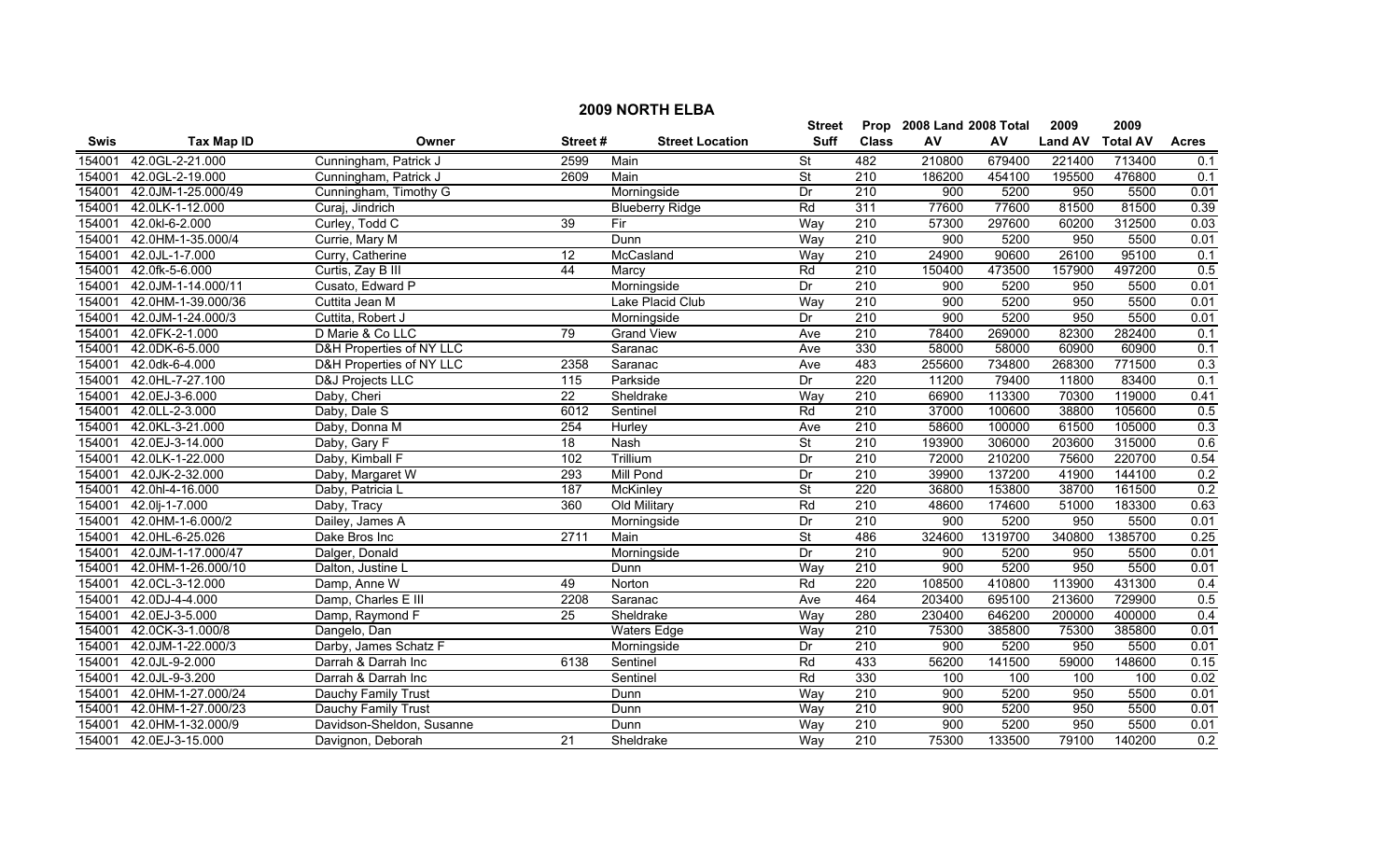# 2009 NORTH ELBA

| Swis | Tax Map ID | Owner | Street # | Street Location | Street Suff | Prop Class | 2008 Land AV | 2008 Total AV | 2009 Land AV | 2009 Total AV | Acres |
|---|---|---|---|---|---|---|---|---|---|---|---|
| 154001 | 42.0GL-2-21.000 | Cunningham, Patrick J | 2599 | Main | St | 482 | 210800 | 679400 | 221400 | 713400 | 0.1 |
| 154001 | 42.0GL-2-19.000 | Cunningham, Patrick J | 2609 | Main | St | 210 | 186200 | 454100 | 195500 | 476800 | 0.1 |
| 154001 | 42.0JM-1-25.000/49 | Cunningham, Timothy G | | Morningside | Dr | 210 | 900 | 5200 | 950 | 5500 | 0.01 |
| 154001 | 42.0LK-1-12.000 | Curaj, Jindrich | | Blueberry Ridge | Rd | 311 | 77600 | 77600 | 81500 | 81500 | 0.39 |
| 154001 | 42.0kl-6-2.000 | Curley, Todd C | 39 | Fir | Way | 210 | 57300 | 297600 | 60200 | 312500 | 0.03 |
| 154001 | 42.0HM-1-35.000/4 | Currie, Mary M | | Dunn | Way | 210 | 900 | 5200 | 950 | 5500 | 0.01 |
| 154001 | 42.0JL-1-7.000 | Curry, Catherine | 12 | McCasland | Way | 210 | 24900 | 90600 | 26100 | 95100 | 0.1 |
| 154001 | 42.0fk-5-6.000 | Curtis, Zay B III | 44 | Marcy | Rd | 210 | 150400 | 473500 | 157900 | 497200 | 0.5 |
| 154001 | 42.0JM-1-14.000/11 | Cusato, Edward P | | Morningside | Dr | 210 | 900 | 5200 | 950 | 5500 | 0.01 |
| 154001 | 42.0HM-1-39.000/36 | Cuttita Jean M | | Lake Placid Club | Way | 210 | 900 | 5200 | 950 | 5500 | 0.01 |
| 154001 | 42.0JM-1-24.000/3 | Cuttita, Robert J | | Morningside | Dr | 210 | 900 | 5200 | 950 | 5500 | 0.01 |
| 154001 | 42.0FK-2-1.000 | D Marie & Co LLC | 79 | Grand View | Ave | 210 | 78400 | 269000 | 82300 | 282400 | 0.1 |
| 154001 | 42.0DK-6-5.000 | D&H Properties of NY LLC | | Saranac | Ave | 330 | 58000 | 58000 | 60900 | 60900 | 0.1 |
| 154001 | 42.0dk-6-4.000 | D&H Properties of NY LLC | 2358 | Saranac | Ave | 483 | 255600 | 734800 | 268300 | 771500 | 0.3 |
| 154001 | 42.0HL-7-27.100 | D&J Projects LLC | 115 | Parkside | Dr | 220 | 11200 | 79400 | 11800 | 83400 | 0.1 |
| 154001 | 42.0EJ-3-6.000 | Daby, Cheri | 22 | Sheldrake | Way | 210 | 66900 | 113300 | 70300 | 119000 | 0.41 |
| 154001 | 42.0LL-2-3.000 | Daby, Dale S | 6012 | Sentinel | Rd | 210 | 37000 | 100600 | 38800 | 105600 | 0.5 |
| 154001 | 42.0KL-3-21.000 | Daby, Donna M | 254 | Hurley | Ave | 210 | 58600 | 100000 | 61500 | 105000 | 0.3 |
| 154001 | 42.0EJ-3-14.000 | Daby, Gary F | 18 | Nash | St | 210 | 193900 | 306000 | 203600 | 315000 | 0.6 |
| 154001 | 42.0LK-1-22.000 | Daby, Kimball F | 102 | Trillium | Dr | 210 | 72000 | 210200 | 75600 | 220700 | 0.54 |
| 154001 | 42.0JK-2-32.000 | Daby, Margaret W | 293 | Mill Pond | Dr | 210 | 39900 | 137200 | 41900 | 144100 | 0.2 |
| 154001 | 42.0hl-4-16.000 | Daby, Patricia L | 187 | McKinley | St | 220 | 36800 | 153800 | 38700 | 161500 | 0.2 |
| 154001 | 42.0lj-1-7.000 | Daby, Tracy | 360 | Old Military | Rd | 210 | 48600 | 174600 | 51000 | 183300 | 0.63 |
| 154001 | 42.0HM-1-6.000/2 | Dailey, James A | | Morningside | Dr | 210 | 900 | 5200 | 950 | 5500 | 0.01 |
| 154001 | 42.0HL-6-25.026 | Dake Bros Inc | 2711 | Main | St | 486 | 324600 | 1319700 | 340800 | 1385700 | 0.25 |
| 154001 | 42.0JM-1-17.000/47 | Dalger, Donald | | Morningside | Dr | 210 | 900 | 5200 | 950 | 5500 | 0.01 |
| 154001 | 42.0HM-1-26.000/10 | Dalton, Justine L | | Dunn | Way | 210 | 900 | 5200 | 950 | 5500 | 0.01 |
| 154001 | 42.0CL-3-12.000 | Damp, Anne W | 49 | Norton | Rd | 220 | 108500 | 410800 | 113900 | 431300 | 0.4 |
| 154001 | 42.0DJ-4-4.000 | Damp, Charles E III | 2208 | Saranac | Ave | 464 | 203400 | 695100 | 213600 | 729900 | 0.5 |
| 154001 | 42.0EJ-3-5.000 | Damp, Raymond F | 25 | Sheldrake | Way | 280 | 230400 | 646200 | 200000 | 400000 | 0.4 |
| 154001 | 42.0CK-3-1.000/8 | Dangelo, Dan | | Waters Edge | Way | 210 | 75300 | 385800 | 75300 | 385800 | 0.01 |
| 154001 | 42.0JM-1-22.000/3 | Darby, James Schatz F | | Morningside | Dr | 210 | 900 | 5200 | 950 | 5500 | 0.01 |
| 154001 | 42.0JL-9-2.000 | Darrah & Darrah Inc | 6138 | Sentinel | Rd | 433 | 56200 | 141500 | 59000 | 148600 | 0.15 |
| 154001 | 42.0JL-9-3.200 | Darrah & Darrah Inc | | Sentinel | Rd | 330 | 100 | 100 | 100 | 100 | 0.02 |
| 154001 | 42.0HM-1-27.000/24 | Dauchy Family Trust | | Dunn | Way | 210 | 900 | 5200 | 950 | 5500 | 0.01 |
| 154001 | 42.0HM-1-27.000/23 | Dauchy Family Trust | | Dunn | Way | 210 | 900 | 5200 | 950 | 5500 | 0.01 |
| 154001 | 42.0HM-1-32.000/9 | Davidson-Sheldon, Susanne | | Dunn | Way | 210 | 900 | 5200 | 950 | 5500 | 0.01 |
| 154001 | 42.0EJ-3-15.000 | Davignon, Deborah | 21 | Sheldrake | Way | 210 | 75300 | 133500 | 79100 | 140200 | 0.2 |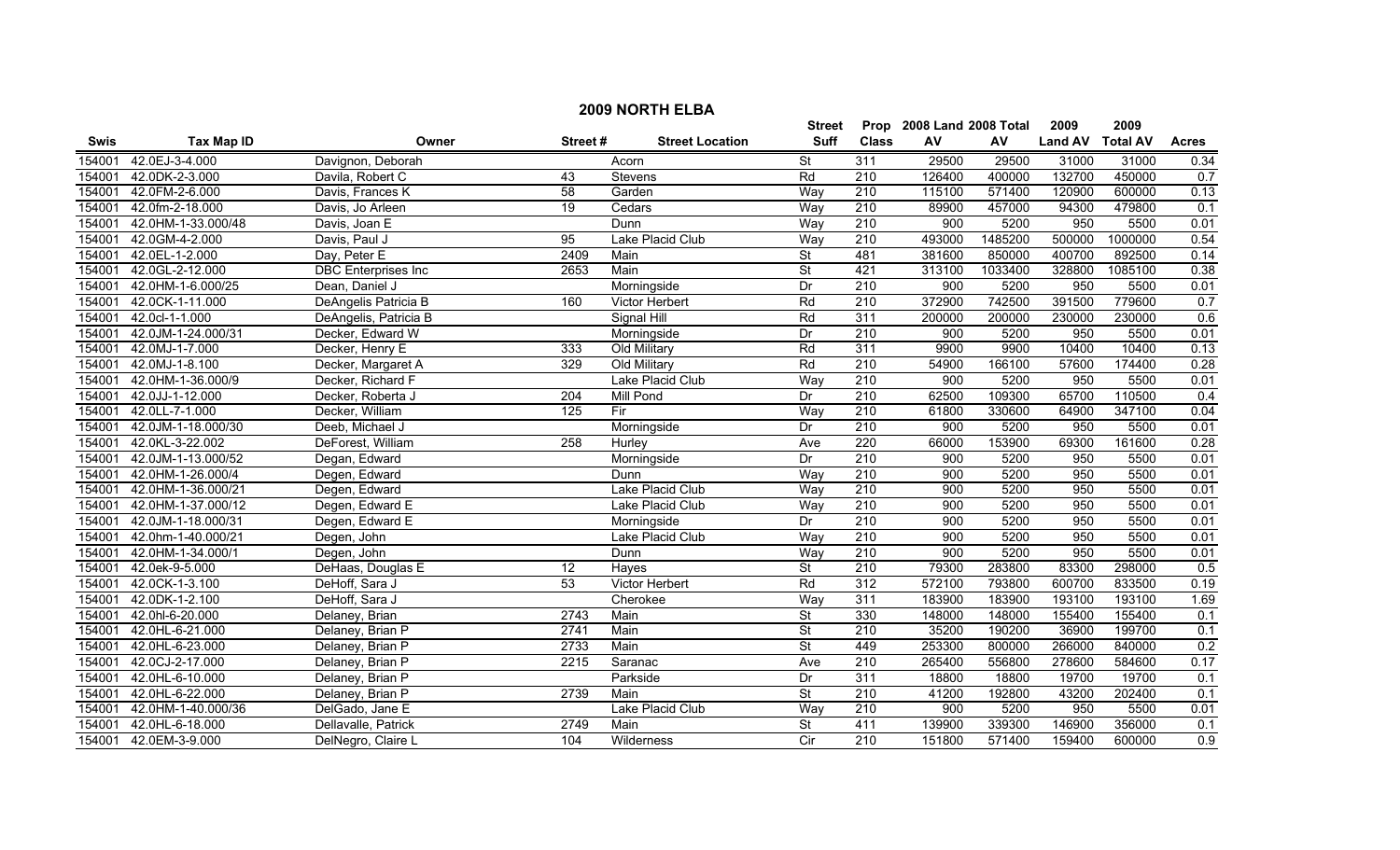# 2009 NORTH ELBA

| Swis | Tax Map ID | Owner | Street # | Street Location | Street Suff | Prop Class | 2008 Land AV | 2008 Total AV | 2009 Land AV | 2009 Total AV | Acres |
|---|---|---|---|---|---|---|---|---|---|---|---|
| 154001 | 42.0EJ-3-4.000 | Davignon, Deborah | | Acorn | St | 311 | 29500 | 29500 | 31000 | 31000 | 0.34 |
| 154001 | 42.0DK-2-3.000 | Davila, Robert C | 43 | Stevens | Rd | 210 | 126400 | 400000 | 132700 | 450000 | 0.7 |
| 154001 | 42.0FM-2-6.000 | Davis, Frances K | 58 | Garden | Way | 210 | 115100 | 571400 | 120900 | 600000 | 0.13 |
| 154001 | 42.0fm-2-18.000 | Davis, Jo Arleen | 19 | Cedars | Way | 210 | 89900 | 457000 | 94300 | 479800 | 0.1 |
| 154001 | 42.0HM-1-33.000/48 | Davis, Joan E | | Dunn | Way | 210 | 900 | 5200 | 950 | 5500 | 0.01 |
| 154001 | 42.0GM-4-2.000 | Davis, Paul J | 95 | Lake Placid Club | Way | 210 | 493000 | 1485200 | 500000 | 1000000 | 0.54 |
| 154001 | 42.0EL-1-2.000 | Day, Peter E | 2409 | Main | St | 481 | 381600 | 850000 | 400700 | 892500 | 0.14 |
| 154001 | 42.0GL-2-12.000 | DBC Enterprises Inc | 2653 | Main | St | 421 | 313100 | 1033400 | 328800 | 1085100 | 0.38 |
| 154001 | 42.0HM-1-6.000/25 | Dean, Daniel J | | Morningside | Dr | 210 | 900 | 5200 | 950 | 5500 | 0.01 |
| 154001 | 42.0CK-1-11.000 | DeAngelis Patricia B | 160 | Victor Herbert | Rd | 210 | 372900 | 742500 | 391500 | 779600 | 0.7 |
| 154001 | 42.0cl-1-1.000 | DeAngelis, Patricia B | | Signal Hill | Rd | 311 | 200000 | 200000 | 230000 | 230000 | 0.6 |
| 154001 | 42.0JM-1-24.000/31 | Decker, Edward W | | Morningside | Dr | 210 | 900 | 5200 | 950 | 5500 | 0.01 |
| 154001 | 42.0MJ-1-7.000 | Decker, Henry E | 333 | Old Military | Rd | 311 | 9900 | 9900 | 10400 | 10400 | 0.13 |
| 154001 | 42.0MJ-1-8.100 | Decker, Margaret A | 329 | Old Military | Rd | 210 | 54900 | 166100 | 57600 | 174400 | 0.28 |
| 154001 | 42.0HM-1-36.000/9 | Decker, Richard F | | Lake Placid Club | Way | 210 | 900 | 5200 | 950 | 5500 | 0.01 |
| 154001 | 42.0JJ-1-12.000 | Decker, Roberta J | 204 | Mill Pond | Dr | 210 | 62500 | 109300 | 65700 | 110500 | 0.4 |
| 154001 | 42.0LL-7-1.000 | Decker, William | 125 | Fir | Way | 210 | 61800 | 330600 | 64900 | 347100 | 0.04 |
| 154001 | 42.0JM-1-18.000/30 | Deeb, Michael J | | Morningside | Dr | 210 | 900 | 5200 | 950 | 5500 | 0.01 |
| 154001 | 42.0KL-3-22.002 | DeForest, William | 258 | Hurley | Ave | 220 | 66000 | 153900 | 69300 | 161600 | 0.28 |
| 154001 | 42.0JM-1-13.000/52 | Degan, Edward | | Morningside | Dr | 210 | 900 | 5200 | 950 | 5500 | 0.01 |
| 154001 | 42.0HM-1-26.000/4 | Degen, Edward | | Dunn | Way | 210 | 900 | 5200 | 950 | 5500 | 0.01 |
| 154001 | 42.0HM-1-36.000/21 | Degen, Edward | | Lake Placid Club | Way | 210 | 900 | 5200 | 950 | 5500 | 0.01 |
| 154001 | 42.0HM-1-37.000/12 | Degen, Edward E | | Lake Placid Club | Way | 210 | 900 | 5200 | 950 | 5500 | 0.01 |
| 154001 | 42.0JM-1-18.000/31 | Degen, Edward E | | Morningside | Dr | 210 | 900 | 5200 | 950 | 5500 | 0.01 |
| 154001 | 42.0hm-1-40.000/21 | Degen, John | | Lake Placid Club | Way | 210 | 900 | 5200 | 950 | 5500 | 0.01 |
| 154001 | 42.0HM-1-34.000/1 | Degen, John | | Dunn | Way | 210 | 900 | 5200 | 950 | 5500 | 0.01 |
| 154001 | 42.0ek-9-5.000 | DeHaas, Douglas E | 12 | Hayes | St | 210 | 79300 | 283800 | 83300 | 298000 | 0.5 |
| 154001 | 42.0CK-1-3.100 | DeHoff, Sara J | 53 | Victor Herbert | Rd | 312 | 572100 | 793800 | 600700 | 833500 | 0.19 |
| 154001 | 42.0DK-1-2.100 | DeHoff, Sara J | | Cherokee | Way | 311 | 183900 | 183900 | 193100 | 193100 | 1.69 |
| 154001 | 42.0hl-6-20.000 | Delaney, Brian | 2743 | Main | St | 330 | 148000 | 148000 | 155400 | 155400 | 0.1 |
| 154001 | 42.0HL-6-21.000 | Delaney, Brian P | 2741 | Main | St | 210 | 35200 | 190200 | 36900 | 199700 | 0.1 |
| 154001 | 42.0HL-6-23.000 | Delaney, Brian P | 2733 | Main | St | 449 | 253300 | 800000 | 266000 | 840000 | 0.2 |
| 154001 | 42.0CJ-2-17.000 | Delaney, Brian P | 2215 | Saranac | Ave | 210 | 265400 | 556800 | 278600 | 584600 | 0.17 |
| 154001 | 42.0HL-6-10.000 | Delaney, Brian P | | Parkside | Dr | 311 | 18800 | 18800 | 19700 | 19700 | 0.1 |
| 154001 | 42.0HL-6-22.000 | Delaney, Brian P | 2739 | Main | St | 210 | 41200 | 192800 | 43200 | 202400 | 0.1 |
| 154001 | 42.0HM-1-40.000/36 | DelGado, Jane E | | Lake Placid Club | Way | 210 | 900 | 5200 | 950 | 5500 | 0.01 |
| 154001 | 42.0HL-6-18.000 | Dellavalle, Patrick | 2749 | Main | St | 411 | 139900 | 339300 | 146900 | 356000 | 0.1 |
| 154001 | 42.0EM-3-9.000 | DelNegro, Claire L | 104 | Wilderness | Cir | 210 | 151800 | 571400 | 159400 | 600000 | 0.9 |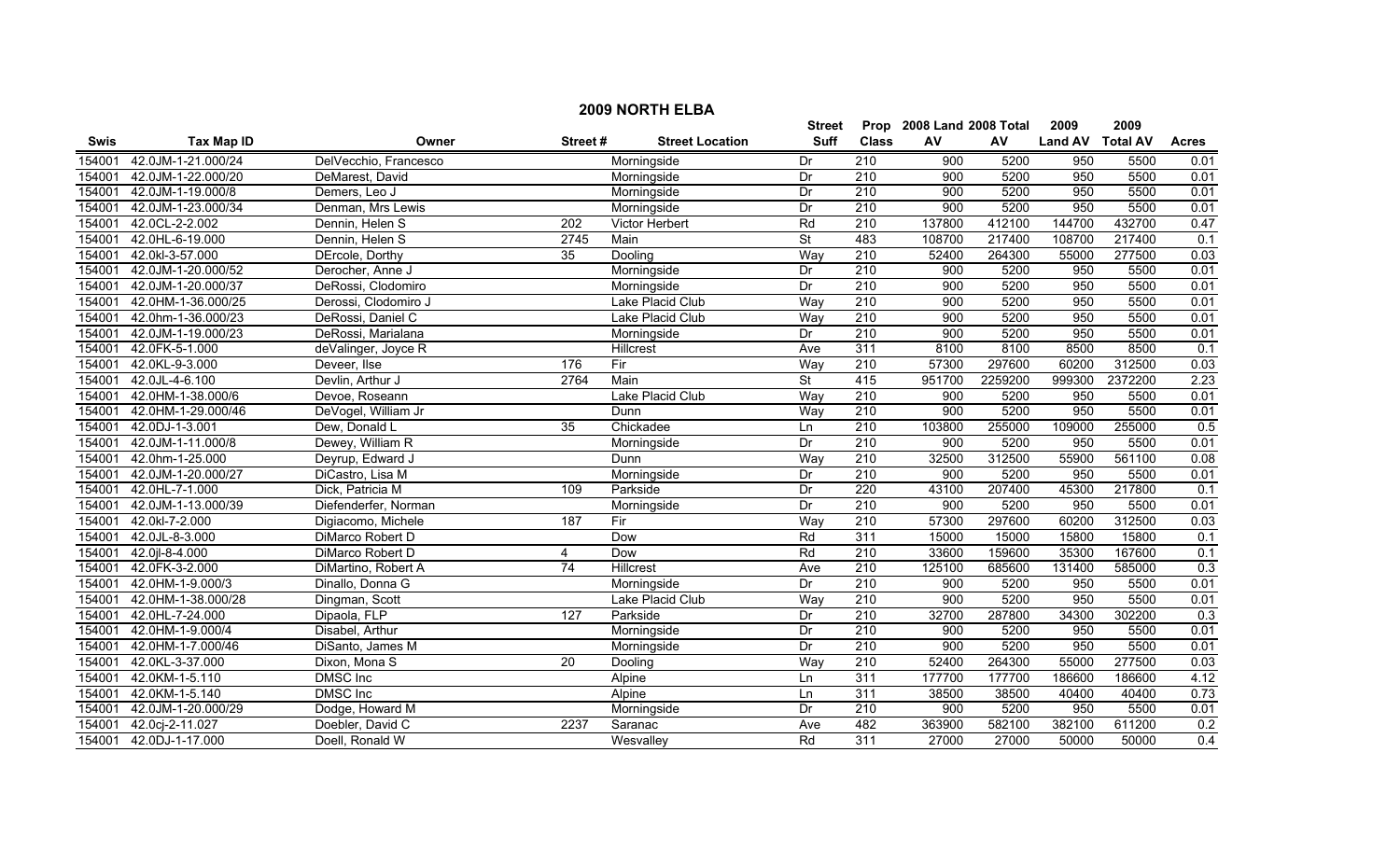# 2009 NORTH ELBA

| Swis | Tax Map ID | Owner | Street # | Street Location | Street Suff | Prop Class | 2008 Land AV | 2008 Total AV | 2009 Land AV | 2009 Total AV | Acres |
|---|---|---|---|---|---|---|---|---|---|---|---|
| 154001 | 42.0JM-1-21.000/24 | DelVecchio, Francesco | | Morningside | Dr | 210 | 900 | 5200 | 950 | 5500 | 0.01 |
| 154001 | 42.0JM-1-22.000/20 | DeMarest, David | | Morningside | Dr | 210 | 900 | 5200 | 950 | 5500 | 0.01 |
| 154001 | 42.0JM-1-19.000/8 | Demers, Leo J | | Morningside | Dr | 210 | 900 | 5200 | 950 | 5500 | 0.01 |
| 154001 | 42.0JM-1-23.000/34 | Denman, Mrs Lewis | | Morningside | Dr | 210 | 900 | 5200 | 950 | 5500 | 0.01 |
| 154001 | 42.0CL-2-2.002 | Dennin, Helen S | 202 | Victor Herbert | Rd | 210 | 137800 | 412100 | 144700 | 432700 | 0.47 |
| 154001 | 42.0HL-6-19.000 | Dennin, Helen S | 2745 | Main | St | 483 | 108700 | 217400 | 108700 | 217400 | 0.1 |
| 154001 | 42.0kl-3-57.000 | DErcole, Dorthy | 35 | Dooling | Way | 210 | 52400 | 264300 | 55000 | 277500 | 0.03 |
| 154001 | 42.0JM-1-20.000/52 | Derocher, Anne J | | Morningside | Dr | 210 | 900 | 5200 | 950 | 5500 | 0.01 |
| 154001 | 42.0JM-1-20.000/37 | DeRossi, Clodomiro | | Morningside | Dr | 210 | 900 | 5200 | 950 | 5500 | 0.01 |
| 154001 | 42.0HM-1-36.000/25 | Derossi, Clodomiro J | | Lake Placid Club | Way | 210 | 900 | 5200 | 950 | 5500 | 0.01 |
| 154001 | 42.0hm-1-36.000/23 | DeRossi, Daniel C | | Lake Placid Club | Way | 210 | 900 | 5200 | 950 | 5500 | 0.01 |
| 154001 | 42.0JM-1-19.000/23 | DeRossi, Marialana | | Morningside | Dr | 210 | 900 | 5200 | 950 | 5500 | 0.01 |
| 154001 | 42.0FK-5-1.000 | deValinger, Joyce R | | Hillcrest | Ave | 311 | 8100 | 8100 | 8500 | 8500 | 0.1 |
| 154001 | 42.0KL-9-3.000 | Deveer, Ilse | 176 | Fir | Way | 210 | 57300 | 297600 | 60200 | 312500 | 0.03 |
| 154001 | 42.0JL-4-6.100 | Devlin, Arthur J | 2764 | Main | St | 415 | 951700 | 2259200 | 999300 | 2372200 | 2.23 |
| 154001 | 42.0HM-1-38.000/6 | Devoe, Roseann | | Lake Placid Club | Way | 210 | 900 | 5200 | 950 | 5500 | 0.01 |
| 154001 | 42.0HM-1-29.000/46 | DeVogel, William Jr | | Dunn | Way | 210 | 900 | 5200 | 950 | 5500 | 0.01 |
| 154001 | 42.0DJ-1-3.001 | Dew, Donald L | 35 | Chickadee | Ln | 210 | 103800 | 255000 | 109000 | 255000 | 0.5 |
| 154001 | 42.0JM-1-11.000/8 | Dewey, William R | | Morningside | Dr | 210 | 900 | 5200 | 950 | 5500 | 0.01 |
| 154001 | 42.0hm-1-25.000 | Deyrup, Edward J | | Dunn | Way | 210 | 32500 | 312500 | 55900 | 561100 | 0.08 |
| 154001 | 42.0JM-1-20.000/27 | DiCastro, Lisa M | | Morningside | Dr | 210 | 900 | 5200 | 950 | 5500 | 0.01 |
| 154001 | 42.0HL-7-1.000 | Dick, Patricia M | 109 | Parkside | Dr | 220 | 43100 | 207400 | 45300 | 217800 | 0.1 |
| 154001 | 42.0JM-1-13.000/39 | Diefenderfer, Norman | | Morningside | Dr | 210 | 900 | 5200 | 950 | 5500 | 0.01 |
| 154001 | 42.0kl-7-2.000 | Digiacomo, Michele | 187 | Fir | Way | 210 | 57300 | 297600 | 60200 | 312500 | 0.03 |
| 154001 | 42.0JL-8-3.000 | DiMarco Robert D | | Dow | Rd | 311 | 15000 | 15000 | 15800 | 15800 | 0.1 |
| 154001 | 42.0jl-8-4.000 | DiMarco Robert D | 4 | Dow | Rd | 210 | 33600 | 159600 | 35300 | 167600 | 0.1 |
| 154001 | 42.0FK-3-2.000 | DiMartino, Robert A | 74 | Hillcrest | Ave | 210 | 125100 | 685600 | 131400 | 585000 | 0.3 |
| 154001 | 42.0HM-1-9.000/3 | Dinallo, Donna G | | Morningside | Dr | 210 | 900 | 5200 | 950 | 5500 | 0.01 |
| 154001 | 42.0HM-1-38.000/28 | Dingman, Scott | | Lake Placid Club | Way | 210 | 900 | 5200 | 950 | 5500 | 0.01 |
| 154001 | 42.0HL-7-24.000 | Dipaola, FLP | 127 | Parkside | Dr | 210 | 32700 | 287800 | 34300 | 302200 | 0.3 |
| 154001 | 42.0HM-1-9.000/4 | Disabel, Arthur | | Morningside | Dr | 210 | 900 | 5200 | 950 | 5500 | 0.01 |
| 154001 | 42.0HM-1-7.000/46 | DiSanto, James M | | Morningside | Dr | 210 | 900 | 5200 | 950 | 5500 | 0.01 |
| 154001 | 42.0KL-3-37.000 | Dixon, Mona S | 20 | Dooling | Way | 210 | 52400 | 264300 | 55000 | 277500 | 0.03 |
| 154001 | 42.0KM-1-5.110 | DMSC Inc | | Alpine | Ln | 311 | 177700 | 177700 | 186600 | 186600 | 4.12 |
| 154001 | 42.0KM-1-5.140 | DMSC Inc | | Alpine | Ln | 311 | 38500 | 38500 | 40400 | 40400 | 0.73 |
| 154001 | 42.0JM-1-20.000/29 | Dodge, Howard M | | Morningside | Dr | 210 | 900 | 5200 | 950 | 5500 | 0.01 |
| 154001 | 42.0cj-2-11.027 | Doebler, David C | 2237 | Saranac | Ave | 482 | 363900 | 582100 | 382100 | 611200 | 0.2 |
| 154001 | 42.0DJ-1-17.000 | Doell, Ronald W | | Wesvalley | Rd | 311 | 27000 | 27000 | 50000 | 50000 | 0.4 |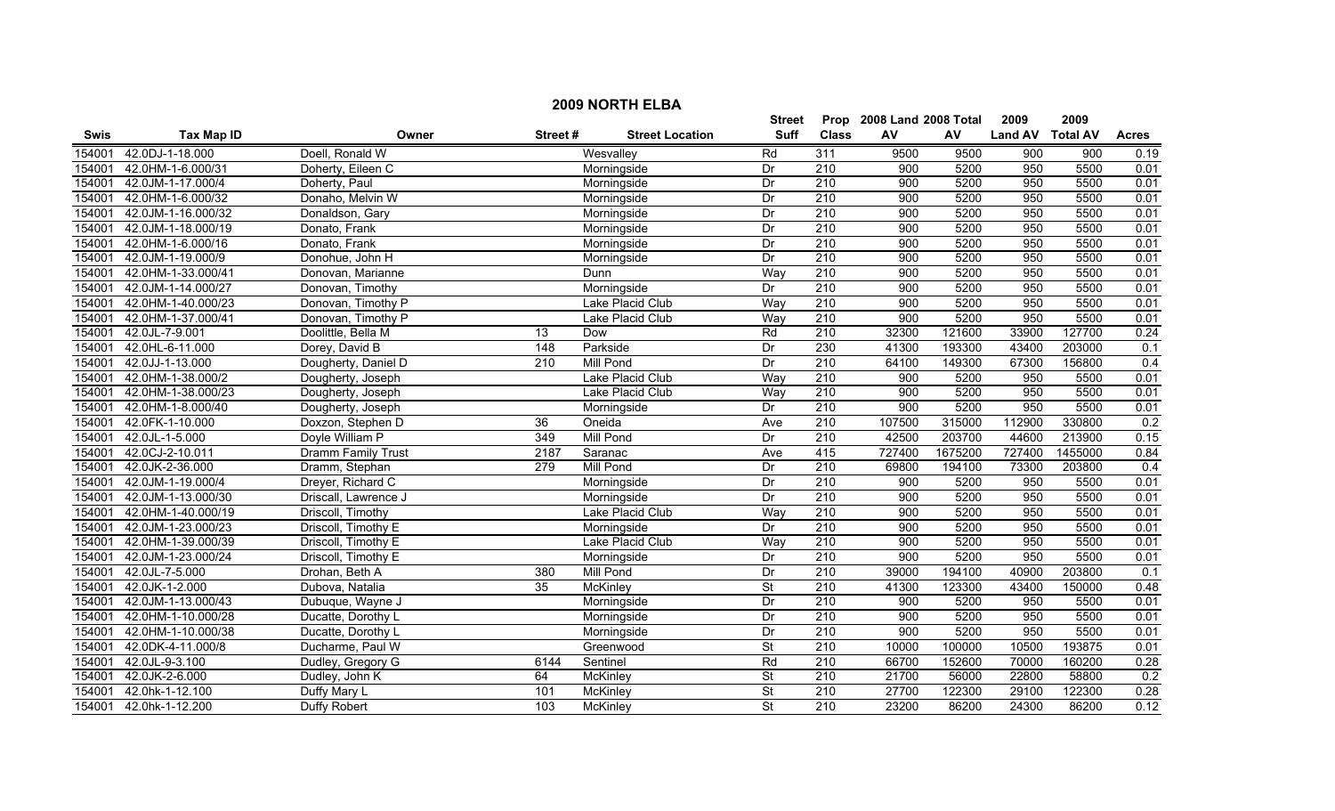# 2009 NORTH ELBA

| Swis | Tax Map ID | Owner | Street # | Street Location | Street Suff | Prop Class | 2008 Land AV | 2008 Total AV | 2009 Land AV | 2009 Total AV | Acres |
|---|---|---|---|---|---|---|---|---|---|---|---|
| 154001 | 42.0DJ-1-18.000 | Doell, Ronald W | | Wesvalley | Rd | 311 | 9500 | 9500 | 900 | 900 | 0.19 |
| 154001 | 42.0HM-1-6.000/31 | Doherty, Eileen C | | Morningside | Dr | 210 | 900 | 5200 | 950 | 5500 | 0.01 |
| 154001 | 42.0JM-1-17.000/4 | Doherty, Paul | | Morningside | Dr | 210 | 900 | 5200 | 950 | 5500 | 0.01 |
| 154001 | 42.0HM-1-6.000/32 | Donaho, Melvin W | | Morningside | Dr | 210 | 900 | 5200 | 950 | 5500 | 0.01 |
| 154001 | 42.0JM-1-16.000/32 | Donaldson, Gary | | Morningside | Dr | 210 | 900 | 5200 | 950 | 5500 | 0.01 |
| 154001 | 42.0JM-1-18.000/19 | Donato, Frank | | Morningside | Dr | 210 | 900 | 5200 | 950 | 5500 | 0.01 |
| 154001 | 42.0HM-1-6.000/16 | Donato, Frank | | Morningside | Dr | 210 | 900 | 5200 | 950 | 5500 | 0.01 |
| 154001 | 42.0JM-1-19.000/9 | Donohue, John H | | Morningside | Dr | 210 | 900 | 5200 | 950 | 5500 | 0.01 |
| 154001 | 42.0HM-1-33.000/41 | Donovan, Marianne | | Dunn | Way | 210 | 900 | 5200 | 950 | 5500 | 0.01 |
| 154001 | 42.0JM-1-14.000/27 | Donovan, Timothy | | Morningside | Dr | 210 | 900 | 5200 | 950 | 5500 | 0.01 |
| 154001 | 42.0HM-1-40.000/23 | Donovan, Timothy P | | Lake Placid Club | Way | 210 | 900 | 5200 | 950 | 5500 | 0.01 |
| 154001 | 42.0HM-1-37.000/41 | Donovan, Timothy P | | Lake Placid Club | Way | 210 | 900 | 5200 | 950 | 5500 | 0.01 |
| 154001 | 42.0JL-7-9.001 | Doolittle, Bella M | 13 | Dow | Rd | 210 | 32300 | 121600 | 33900 | 127700 | 0.24 |
| 154001 | 42.0HL-6-11.000 | Dorey, David B | 148 | Parkside | Dr | 230 | 41300 | 193300 | 43400 | 203000 | 0.1 |
| 154001 | 42.0JJ-1-13.000 | Dougherty, Daniel D | 210 | Mill Pond | Dr | 210 | 64100 | 149300 | 67300 | 156800 | 0.4 |
| 154001 | 42.0HM-1-38.000/2 | Dougherty, Joseph | | Lake Placid Club | Way | 210 | 900 | 5200 | 950 | 5500 | 0.01 |
| 154001 | 42.0HM-1-38.000/23 | Dougherty, Joseph | | Lake Placid Club | Way | 210 | 900 | 5200 | 950 | 5500 | 0.01 |
| 154001 | 42.0HM-1-8.000/40 | Dougherty, Joseph | | Morningside | Dr | 210 | 900 | 5200 | 950 | 5500 | 0.01 |
| 154001 | 42.0FK-1-10.000 | Doxzon, Stephen D | 36 | Oneida | Ave | 210 | 107500 | 315000 | 112900 | 330800 | 0.2 |
| 154001 | 42.0JL-1-5.000 | Doyle William P | 349 | Mill Pond | Dr | 210 | 42500 | 203700 | 44600 | 213900 | 0.15 |
| 154001 | 42.0CJ-2-10.011 | Dramm Family Trust | 2187 | Saranac | Ave | 415 | 727400 | 1675200 | 727400 | 1455000 | 0.84 |
| 154001 | 42.0JK-2-36.000 | Dramm, Stephan | 279 | Mill Pond | Dr | 210 | 69800 | 194100 | 73300 | 203800 | 0.4 |
| 154001 | 42.0JM-1-19.000/4 | Dreyer, Richard C | | Morningside | Dr | 210 | 900 | 5200 | 950 | 5500 | 0.01 |
| 154001 | 42.0JM-1-13.000/30 | Driscall, Lawrence J | | Morningside | Dr | 210 | 900 | 5200 | 950 | 5500 | 0.01 |
| 154001 | 42.0HM-1-40.000/19 | Driscoll, Timothy | | Lake Placid Club | Way | 210 | 900 | 5200 | 950 | 5500 | 0.01 |
| 154001 | 42.0JM-1-23.000/23 | Driscoll, Timothy E | | Morningside | Dr | 210 | 900 | 5200 | 950 | 5500 | 0.01 |
| 154001 | 42.0HM-1-39.000/39 | Driscoll, Timothy E | | Lake Placid Club | Way | 210 | 900 | 5200 | 950 | 5500 | 0.01 |
| 154001 | 42.0JM-1-23.000/24 | Driscoll, Timothy E | | Morningside | Dr | 210 | 900 | 5200 | 950 | 5500 | 0.01 |
| 154001 | 42.0JL-7-5.000 | Drohan, Beth A | 380 | Mill Pond | Dr | 210 | 39000 | 194100 | 40900 | 203800 | 0.1 |
| 154001 | 42.0JK-1-2.000 | Dubova, Natalia | 35 | McKinley | St | 210 | 41300 | 123300 | 43400 | 150000 | 0.48 |
| 154001 | 42.0JM-1-13.000/43 | Dubuque, Wayne J | | Morningside | Dr | 210 | 900 | 5200 | 950 | 5500 | 0.01 |
| 154001 | 42.0HM-1-10.000/28 | Ducatte, Dorothy L | | Morningside | Dr | 210 | 900 | 5200 | 950 | 5500 | 0.01 |
| 154001 | 42.0HM-1-10.000/38 | Ducatte, Dorothy L | | Morningside | Dr | 210 | 900 | 5200 | 950 | 5500 | 0.01 |
| 154001 | 42.0DK-4-11.000/8 | Ducharme, Paul W | | Greenwood | St | 210 | 10000 | 100000 | 10500 | 193875 | 0.01 |
| 154001 | 42.0JL-9-3.100 | Dudley, Gregory G | 6144 | Sentinel | Rd | 210 | 66700 | 152600 | 70000 | 160200 | 0.28 |
| 154001 | 42.0JK-2-6.000 | Dudley, John K | 64 | McKinley | St | 210 | 21700 | 56000 | 22800 | 58800 | 0.2 |
| 154001 | 42.0hk-1-12.100 | Duffy Mary L | 101 | McKinley | St | 210 | 27700 | 122300 | 29100 | 122300 | 0.28 |
| 154001 | 42.0hk-1-12.200 | Duffy Robert | 103 | McKinley | St | 210 | 23200 | 86200 | 24300 | 86200 | 0.12 |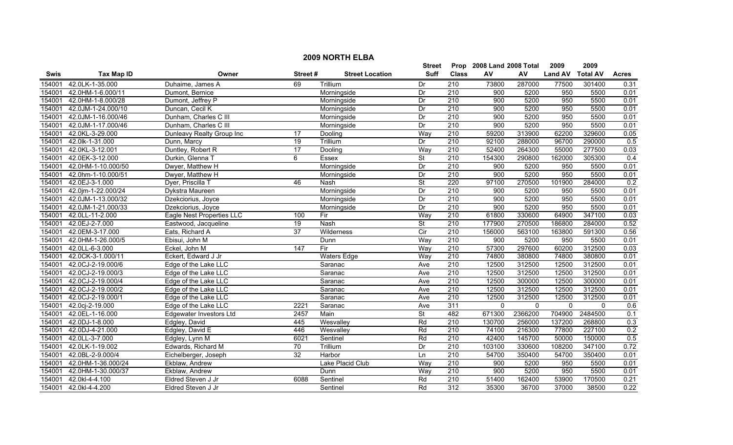# 2009 NORTH ELBA

| Swis | Tax Map ID | Owner | Street # | Street Location | Street Suff | Prop Class | 2008 Land AV | 2008 Total AV | 2009 Land AV | 2009 Total AV | Acres |
|---|---|---|---|---|---|---|---|---|---|---|---|
| 154001 | 42.0LK-1-35.000 | Duhaime, James A | 69 | Trillium | Dr | 210 | 73800 | 287000 | 77500 | 301400 | 0.31 |
| 154001 | 42.0HM-1-6.000/11 | Dumont, Bernice | | Morningside | Dr | 210 | 900 | 5200 | 950 | 5500 | 0.01 |
| 154001 | 42.0HM-1-8.000/28 | Dumont, Jeffrey P | | Morningside | Dr | 210 | 900 | 5200 | 950 | 5500 | 0.01 |
| 154001 | 42.0JM-1-24.000/10 | Duncan, Cecil K | | Morningside | Dr | 210 | 900 | 5200 | 950 | 5500 | 0.01 |
| 154001 | 42.0JM-1-16.000/46 | Dunham, Charles C III | | Morningside | Dr | 210 | 900 | 5200 | 950 | 5500 | 0.01 |
| 154001 | 42.0JM-1-17.000/46 | Dunham, Charles C III | | Morningside | Dr | 210 | 900 | 5200 | 950 | 5500 | 0.01 |
| 154001 | 42.0KL-3-29.000 | Dunleavy Realty Group Inc | 17 | Dooling | Way | 210 | 59200 | 313900 | 62200 | 329600 | 0.05 |
| 154001 | 42.0lk-1-31.000 | Dunn, Marcy | 19 | Trillium | Dr | 210 | 92100 | 288000 | 96700 | 290000 | 0.5 |
| 154001 | 42.0KL-3-12.001 | Duntley, Robert R | 17 | Dooling | Way | 210 | 52400 | 264300 | 55000 | 277500 | 0.03 |
| 154001 | 42.0EK-3-12.000 | Durkin, Glenna T | 6 | Essex | St | 210 | 154300 | 290800 | 162000 | 305300 | 0.4 |
| 154001 | 42.0HM-1-10.000/50 | Dwyer, Matthew H | | Morningside | Dr | 210 | 900 | 5200 | 950 | 5500 | 0.01 |
| 154001 | 42.0hm-1-10.000/51 | Dwyer, Matthew H | | Morningside | Dr | 210 | 900 | 5200 | 950 | 5500 | 0.01 |
| 154001 | 42.0EJ-3-1.000 | Dyer, Priscilla T | 46 | Nash | St | 220 | 97100 | 270500 | 101900 | 284000 | 0.2 |
| 154001 | 42.0jm-1-22.000/24 | Dykstra Maureen | | Morningside | Dr | 210 | 900 | 5200 | 950 | 5500 | 0.01 |
| 154001 | 42.0JM-1-13.000/32 | Dzekciorius, Joyce | | Morningside | Dr | 210 | 900 | 5200 | 950 | 5500 | 0.01 |
| 154001 | 42.0JM-1-21.000/33 | Dzekciorius, Joyce | | Morningside | Dr | 210 | 900 | 5200 | 950 | 5500 | 0.01 |
| 154001 | 42.0LL-11-2.000 | Eagle Nest Properties LLC | 100 | Fir | Way | 210 | 61800 | 330600 | 64900 | 347100 | 0.03 |
| 154001 | 42.0EJ-2-7.000 | Eastwood, Jacqueline | 19 | Nash | St | 210 | 177900 | 270500 | 186800 | 284000 | 0.52 |
| 154001 | 42.0EM-3-17.000 | Eats, Richard A | 37 | Wilderness | Cir | 210 | 156000 | 563100 | 163800 | 591300 | 0.56 |
| 154001 | 42.0HM-1-26.000/5 | Ebisui, John M | | Dunn | Way | 210 | 900 | 5200 | 950 | 5500 | 0.01 |
| 154001 | 42.0LL-6-3.000 | Eckel, John M | 147 | Fir | Way | 210 | 57300 | 297600 | 60200 | 312500 | 0.03 |
| 154001 | 42.0CK-3-1.000/11 | Eckert, Edward J Jr | | Waters Edge | Way | 210 | 74800 | 380800 | 74800 | 380800 | 0.01 |
| 154001 | 42.0CJ-2-19.000/6 | Edge of the Lake LLC | | Saranac | Ave | 210 | 12500 | 312500 | 12500 | 312500 | 0.01 |
| 154001 | 42.0CJ-2-19.000/3 | Edge of the Lake LLC | | Saranac | Ave | 210 | 12500 | 312500 | 12500 | 312500 | 0.01 |
| 154001 | 42.0CJ-2-19.000/4 | Edge of the Lake LLC | | Saranac | Ave | 210 | 12500 | 300000 | 12500 | 300000 | 0.01 |
| 154001 | 42.0CJ-2-19.000/2 | Edge of the Lake LLC | | Saranac | Ave | 210 | 12500 | 312500 | 12500 | 312500 | 0.01 |
| 154001 | 42.0CJ-2-19.000/1 | Edge of the Lake LLC | | Saranac | Ave | 210 | 12500 | 312500 | 12500 | 312500 | 0.01 |
| 154001 | 42.0cj-2-19.000 | Edge of the Lake LLC | 2221 | Saranac | Ave | 311 | 0 | 0 | 0 | 0 | 0.6 |
| 154001 | 42.0EL-1-16.000 | Edgewater Investors Ltd | 2457 | Main | St | 482 | 671300 | 2366200 | 704900 | 2484500 | 0.1 |
| 154001 | 42.0DJ-1-8.000 | Edgley, David | 445 | Wesvalley | Rd | 210 | 130700 | 256000 | 137200 | 268800 | 0.3 |
| 154001 | 42.0DJ-4-21.000 | Edgley, David E | 446 | Wesvalley | Rd | 210 | 74100 | 216300 | 77800 | 227100 | 0.2 |
| 154001 | 42.0LL-3-7.000 | Edgley, Lynn M | 6021 | Sentinel | Rd | 210 | 42400 | 145700 | 50000 | 150000 | 0.5 |
| 154001 | 42.0LK-1-19.002 | Edwards, Richard M | 70 | Trillium | Dr | 210 | 103100 | 330600 | 108200 | 347100 | 0.72 |
| 154001 | 42.0BL-2-9.000/4 | Eichelberger, Joseph | 32 | Harbor | Ln | 210 | 54700 | 350400 | 54700 | 350400 | 0.01 |
| 154001 | 42.0HM-1-36.000/24 | Ekblaw, Andrew | | Lake Placid Club | Way | 210 | 900 | 5200 | 950 | 5500 | 0.01 |
| 154001 | 42.0HM-1-30.000/37 | Ekblaw, Andrew | | Dunn | Way | 210 | 900 | 5200 | 950 | 5500 | 0.01 |
| 154001 | 42.0kl-4-4.100 | Eldred Steven J Jr | 6088 | Sentinel | Rd | 210 | 51400 | 162400 | 53900 | 170500 | 0.21 |
| 154001 | 42.0kl-4-4.200 | Eldred Steven J Jr | | Sentinel | Rd | 312 | 35300 | 36700 | 37000 | 38500 | 0.22 |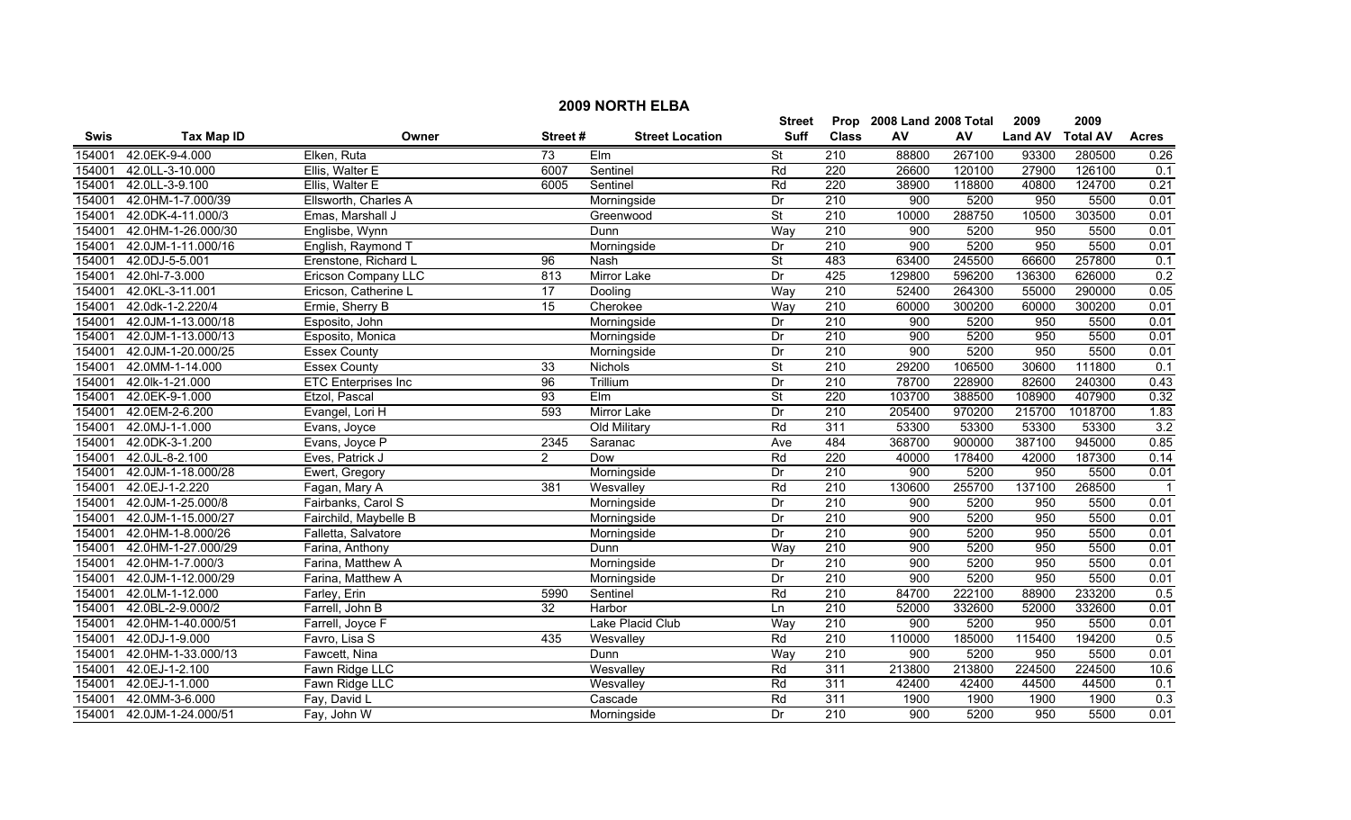# 2009 NORTH ELBA

| Swis | Tax Map ID | Owner | Street # | Street Location | Street Suff | Prop Class | 2008 Land AV | 2008 Total AV | 2009 Land AV | 2009 Total AV | Acres |
|---|---|---|---|---|---|---|---|---|---|---|---|
| 154001 | 42.0EK-9-4.000 | Elken, Ruta | 73 | Elm | St | 210 | 88800 | 267100 | 93300 | 280500 | 0.26 |
| 154001 | 42.0LL-3-10.000 | Ellis, Walter E | 6007 | Sentinel | Rd | 220 | 26600 | 120100 | 27900 | 126100 | 0.1 |
| 154001 | 42.0LL-3-9.100 | Ellis, Walter E | 6005 | Sentinel | Rd | 220 | 38900 | 118800 | 40800 | 124700 | 0.21 |
| 154001 | 42.0HM-1-7.000/39 | Ellsworth, Charles A | | Morningside | Dr | 210 | 900 | 5200 | 950 | 5500 | 0.01 |
| 154001 | 42.0DK-4-11.000/3 | Emas, Marshall J | | Greenwood | St | 210 | 10000 | 288750 | 10500 | 303500 | 0.01 |
| 154001 | 42.0HM-1-26.000/30 | Englisbe, Wynn | | Dunn | Way | 210 | 900 | 5200 | 950 | 5500 | 0.01 |
| 154001 | 42.0JM-1-11.000/16 | English, Raymond T | | Morningside | Dr | 210 | 900 | 5200 | 950 | 5500 | 0.01 |
| 154001 | 42.0DJ-5-5.001 | Erenstone, Richard L | 96 | Nash | St | 483 | 63400 | 245500 | 66600 | 257800 | 0.1 |
| 154001 | 42.0hl-7-3.000 | Ericson Company LLC | 813 | Mirror Lake | Dr | 425 | 129800 | 596200 | 136300 | 626000 | 0.2 |
| 154001 | 42.0KL-3-11.001 | Ericson, Catherine L | 17 | Dooling | Way | 210 | 52400 | 264300 | 55000 | 290000 | 0.05 |
| 154001 | 42.0dk-1-2.220/4 | Ermie, Sherry B | 15 | Cherokee | Way | 210 | 60000 | 300200 | 60000 | 300200 | 0.01 |
| 154001 | 42.0JM-1-13.000/18 | Esposito, John | | Morningside | Dr | 210 | 900 | 5200 | 950 | 5500 | 0.01 |
| 154001 | 42.0JM-1-13.000/13 | Esposito, Monica | | Morningside | Dr | 210 | 900 | 5200 | 950 | 5500 | 0.01 |
| 154001 | 42.0JM-1-20.000/25 | Essex County | | Morningside | Dr | 210 | 900 | 5200 | 950 | 5500 | 0.01 |
| 154001 | 42.0MM-1-14.000 | Essex County | 33 | Nichols | St | 210 | 29200 | 106500 | 30600 | 111800 | 0.1 |
| 154001 | 42.0lk-1-21.000 | ETC Enterprises Inc | 96 | Trillium | Dr | 210 | 78700 | 228900 | 82600 | 240300 | 0.43 |
| 154001 | 42.0EK-9-1.000 | Etzol, Pascal | 93 | Elm | St | 220 | 103700 | 388500 | 108900 | 407900 | 0.32 |
| 154001 | 42.0EM-2-6.200 | Evangel, Lori H | 593 | Mirror Lake | Dr | 210 | 205400 | 970200 | 215700 | 1018700 | 1.83 |
| 154001 | 42.0MJ-1-1.000 | Evans, Joyce | | Old Military | Rd | 311 | 53300 | 53300 | 53300 | 53300 | 3.2 |
| 154001 | 42.0DK-3-1.200 | Evans, Joyce P | 2345 | Saranac | Ave | 484 | 368700 | 900000 | 387100 | 945000 | 0.85 |
| 154001 | 42.0JL-8-2.100 | Eves, Patrick J | 2 | Dow | Rd | 220 | 40000 | 178400 | 42000 | 187300 | 0.14 |
| 154001 | 42.0JM-1-18.000/28 | Ewert, Gregory | | Morningside | Dr | 210 | 900 | 5200 | 950 | 5500 | 0.01 |
| 154001 | 42.0EJ-1-2.220 | Fagan, Mary A | 381 | Wesvalley | Rd | 210 | 130600 | 255700 | 137100 | 268500 | 1 |
| 154001 | 42.0JM-1-25.000/8 | Fairbanks, Carol S | | Morningside | Dr | 210 | 900 | 5200 | 950 | 5500 | 0.01 |
| 154001 | 42.0JM-1-15.000/27 | Fairchild, Maybelle B | | Morningside | Dr | 210 | 900 | 5200 | 950 | 5500 | 0.01 |
| 154001 | 42.0HM-1-8.000/26 | Falletta, Salvatore | | Morningside | Dr | 210 | 900 | 5200 | 950 | 5500 | 0.01 |
| 154001 | 42.0HM-1-27.000/29 | Farina, Anthony | | Dunn | Way | 210 | 900 | 5200 | 950 | 5500 | 0.01 |
| 154001 | 42.0HM-1-7.000/3 | Farina, Matthew A | | Morningside | Dr | 210 | 900 | 5200 | 950 | 5500 | 0.01 |
| 154001 | 42.0JM-1-12.000/29 | Farina, Matthew A | | Morningside | Dr | 210 | 900 | 5200 | 950 | 5500 | 0.01 |
| 154001 | 42.0LM-1-12.000 | Farley, Erin | 5990 | Sentinel | Rd | 210 | 84700 | 222100 | 88900 | 233200 | 0.5 |
| 154001 | 42.0BL-2-9.000/2 | Farrell, John B | 32 | Harbor | Ln | 210 | 52000 | 332600 | 52000 | 332600 | 0.01 |
| 154001 | 42.0HM-1-40.000/51 | Farrell, Joyce F | | Lake Placid Club | Way | 210 | 900 | 5200 | 950 | 5500 | 0.01 |
| 154001 | 42.0DJ-1-9.000 | Favro, Lisa S | 435 | Wesvalley | Rd | 210 | 110000 | 185000 | 115400 | 194200 | 0.5 |
| 154001 | 42.0HM-1-33.000/13 | Fawcett, Nina | | Dunn | Way | 210 | 900 | 5200 | 950 | 5500 | 0.01 |
| 154001 | 42.0EJ-1-2.100 | Fawn Ridge LLC | | Wesvalley | Rd | 311 | 213800 | 213800 | 224500 | 224500 | 10.6 |
| 154001 | 42.0EJ-1-1.000 | Fawn Ridge LLC | | Wesvalley | Rd | 311 | 42400 | 42400 | 44500 | 44500 | 0.1 |
| 154001 | 42.0MM-3-6.000 | Fay, David L | | Cascade | Rd | 311 | 1900 | 1900 | 1900 | 1900 | 0.3 |
| 154001 | 42.0JM-1-24.000/51 | Fay, John W | | Morningside | Dr | 210 | 900 | 5200 | 950 | 5500 | 0.01 |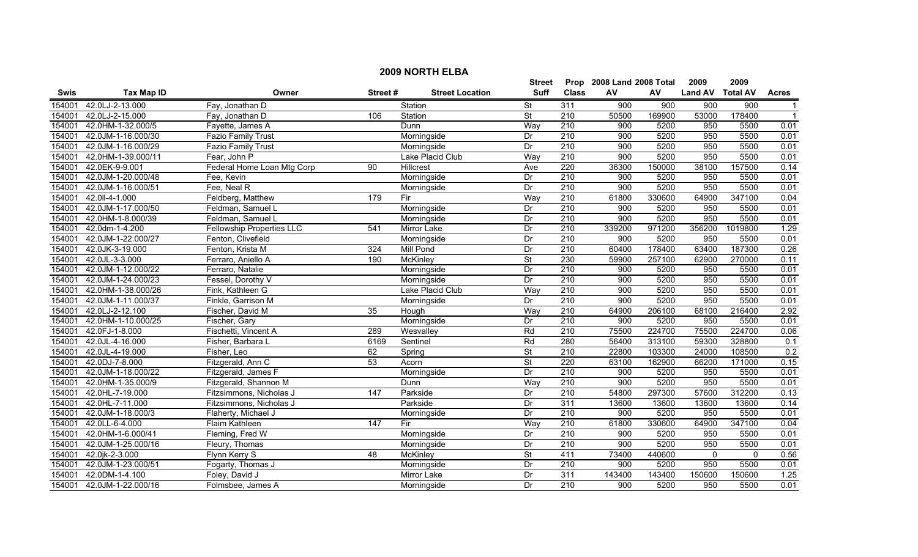## 2009 NORTH ELBA

| Swis | Tax Map ID | Owner | Street # | Street Location | Street Suff | Prop Class | 2008 Land AV | 2008 Total AV | 2009 Land AV | 2009 Total AV | Acres |
|---|---|---|---|---|---|---|---|---|---|---|---|
| 154001 | 42.0LJ-2-13.000 | Fay, Jonathan D | | Station | St | 311 | 900 | 900 | 900 | 900 | 1 |
| 154001 | 42.0LJ-2-15.000 | Fay, Jonathan D | 106 | Station | St | 210 | 50500 | 169900 | 53000 | 178400 | 1 |
| 154001 | 42.0HM-1-32.000/5 | Fayette, James A | | Dunn | Way | 210 | 900 | 5200 | 950 | 5500 | 0.01 |
| 154001 | 42.0JM-1-16.000/30 | Fazio Family Trust | | Morningside | Dr | 210 | 900 | 5200 | 950 | 5500 | 0.01 |
| 154001 | 42.0JM-1-16.000/29 | Fazio Family Trust | | Morningside | Dr | 210 | 900 | 5200 | 950 | 5500 | 0.01 |
| 154001 | 42.0HM-1-39.000/11 | Fear, John P | | Lake Placid Club | Way | 210 | 900 | 5200 | 950 | 5500 | 0.01 |
| 154001 | 42.0EK-9-9.001 | Federal Home Loan Mtg Corp | 90 | Hillcrest | Ave | 220 | 36300 | 150000 | 38100 | 157500 | 0.14 |
| 154001 | 42.0JM-1-20.000/48 | Fee, Kevin | | Morningside | Dr | 210 | 900 | 5200 | 950 | 5500 | 0.01 |
| 154001 | 42.0JM-1-16.000/51 | Fee, Neal R | | Morningside | Dr | 210 | 900 | 5200 | 950 | 5500 | 0.01 |
| 154001 | 42.0II-4-1.000 | Feldberg, Matthew | 179 | Fir | Way | 210 | 61800 | 330600 | 64900 | 347100 | 0.04 |
| 154001 | 42.0JM-1-17.000/50 | Feldman, Samuel L | | Morningside | Dr | 210 | 900 | 5200 | 950 | 5500 | 0.01 |
| 154001 | 42.0HM-1-8.000/39 | Feldman, Samuel L | | Morningside | Dr | 210 | 900 | 5200 | 950 | 5500 | 0.01 |
| 154001 | 42.0dm-1-4.200 | Fellowship Properties LLC | 541 | Mirror Lake | Dr | 210 | 339200 | 971200 | 356200 | 1019800 | 1.29 |
| 154001 | 42.0JM-1-22.000/27 | Fenton, Clivefield | | Morningside | Dr | 210 | 900 | 5200 | 950 | 5500 | 0.01 |
| 154001 | 42.0JK-3-19.000 | Fenton, Krista M | 324 | Mill Pond | Dr | 210 | 60400 | 178400 | 63400 | 187300 | 0.26 |
| 154001 | 42.0JL-3-3.000 | Ferraro, Aniello A | 190 | McKinley | St | 230 | 59900 | 257100 | 62900 | 270000 | 0.11 |
| 154001 | 42.0JM-1-12.000/22 | Ferraro, Natalie | | Morningside | Dr | 210 | 900 | 5200 | 950 | 5500 | 0.01 |
| 154001 | 42.0JM-1-24.000/23 | Fessel, Dorothy V | | Morningside | Dr | 210 | 900 | 5200 | 950 | 5500 | 0.01 |
| 154001 | 42.0HM-1-38.000/26 | Fink, Kathleen G | | Lake Placid Club | Way | 210 | 900 | 5200 | 950 | 5500 | 0.01 |
| 154001 | 42.0JM-1-11.000/37 | Finkle, Garrison M | | Morningside | Dr | 210 | 900 | 5200 | 950 | 5500 | 0.01 |
| 154001 | 42.0LJ-2-12.100 | Fischer, David M | 35 | Hough | Way | 210 | 64900 | 206100 | 68100 | 216400 | 2.92 |
| 154001 | 42.0HM-1-10.000/25 | Fischer, Gary | | Morningside | Dr | 210 | 900 | 5200 | 950 | 5500 | 0.01 |
| 154001 | 42.0FJ-1-8.000 | Fischetti, Vincent A | 289 | Wesvalley | Rd | 210 | 75500 | 224700 | 75500 | 224700 | 0.06 |
| 154001 | 42.0JL-4-16.000 | Fisher, Barbara L | 6169 | Sentinel | Rd | 280 | 56400 | 313100 | 59300 | 328800 | 0.1 |
| 154001 | 42.0JL-4-19.000 | Fisher, Leo | 62 | Spring | St | 210 | 22800 | 103300 | 24000 | 108500 | 0.2 |
| 154001 | 42.0DJ-7-8.000 | Fitzgerald, Ann C | 53 | Acorn | St | 220 | 63100 | 162900 | 66200 | 171000 | 0.15 |
| 154001 | 42.0JM-1-18.000/22 | Fitzgerald, James F | | Morningside | Dr | 210 | 900 | 5200 | 950 | 5500 | 0.01 |
| 154001 | 42.0HM-1-35.000/9 | Fitzgerald, Shannon M | | Dunn | Way | 210 | 900 | 5200 | 950 | 5500 | 0.01 |
| 154001 | 42.0HL-7-19.000 | Fitzsimmons, Nicholas J | 147 | Parkside | Dr | 210 | 54800 | 297300 | 57600 | 312200 | 0.13 |
| 154001 | 42.0HL-7-11.000 | Fitzsimmons, Nicholas J | | Parkside | Dr | 311 | 13600 | 13600 | 13600 | 13600 | 0.14 |
| 154001 | 42.0JM-1-18.000/3 | Flaherty, Michael J | | Morningside | Dr | 210 | 900 | 5200 | 950 | 5500 | 0.01 |
| 154001 | 42.0LL-6-4.000 | Flaim Kathleen | 147 | Fir | Way | 210 | 61800 | 330600 | 64900 | 347100 | 0.04 |
| 154001 | 42.0HM-1-6.000/41 | Fleming, Fred W | | Morningside | Dr | 210 | 900 | 5200 | 950 | 5500 | 0.01 |
| 154001 | 42.0JM-1-25.000/16 | Fleury, Thomas | | Morningside | Dr | 210 | 900 | 5200 | 950 | 5500 | 0.01 |
| 154001 | 42.0jk-2-3.000 | Flynn Kerry S | 48 | McKinley | St | 411 | 73400 | 440600 | 0 | 0 | 0.56 |
| 154001 | 42.0JM-1-23.000/51 | Fogarty, Thomas J | | Morningside | Dr | 210 | 900 | 5200 | 950 | 5500 | 0.01 |
| 154001 | 42.0DM-1-4.100 | Foley, David J | | Mirror Lake | Dr | 311 | 143400 | 143400 | 150600 | 150600 | 1.25 |
| 154001 | 42.0JM-1-22.000/16 | Folmsbee, James A | | Morningside | Dr | 210 | 900 | 5200 | 950 | 5500 | 0.01 |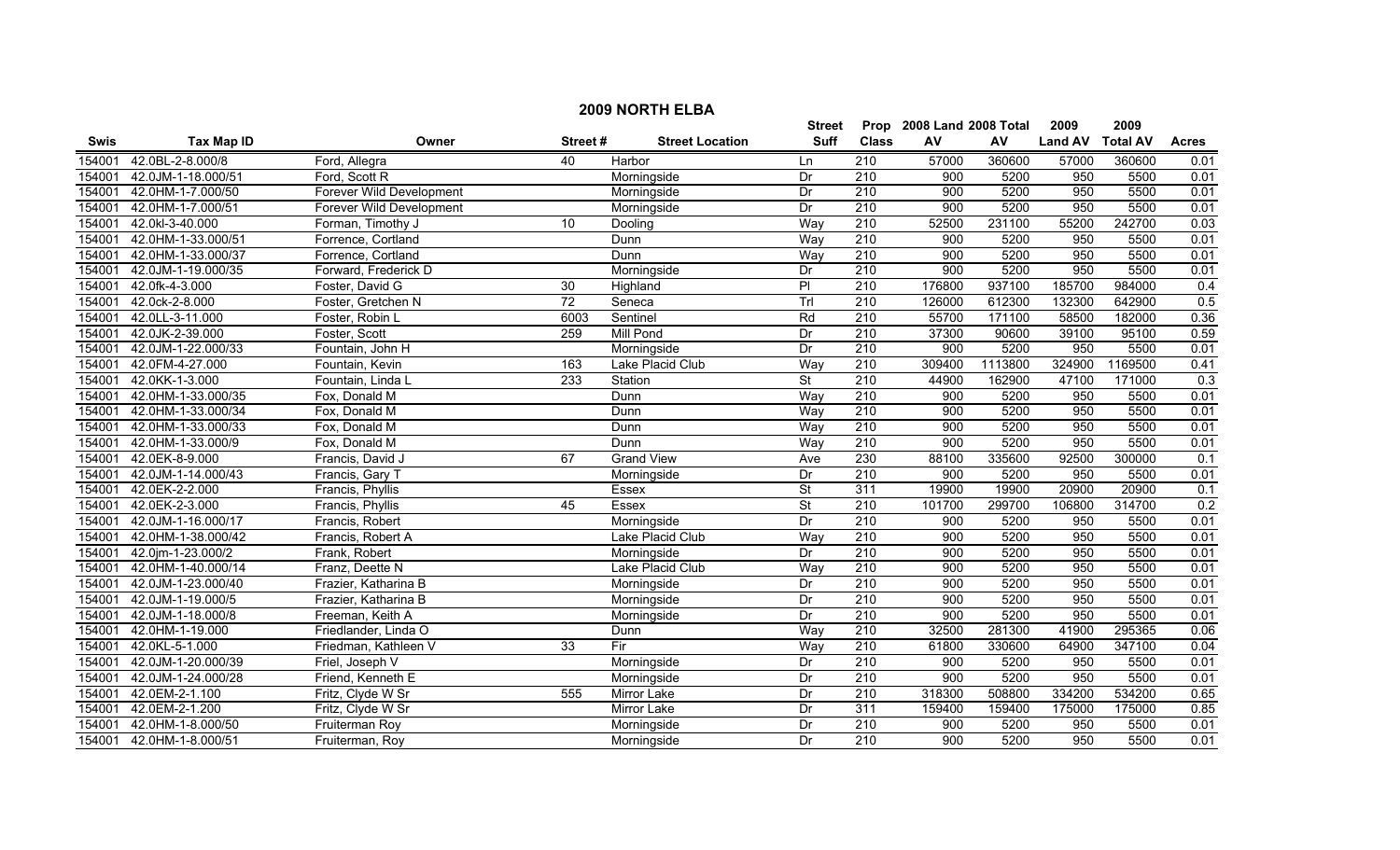# 2009 NORTH ELBA

| Swis | Tax Map ID | Owner | Street # | Street Location | Street Suff | Prop Class | 2008 Land AV | 2008 Total AV | 2009 Land AV | 2009 Total AV | Acres |
|---|---|---|---|---|---|---|---|---|---|---|---|
| 154001 | 42.0BL-2-8.000/8 | Ford, Allegra | 40 | Harbor | Ln | 210 | 57000 | 360600 | 57000 | 360600 | 0.01 |
| 154001 | 42.0JM-1-18.000/51 | Ford, Scott R | | Morningside | Dr | 210 | 900 | 5200 | 950 | 5500 | 0.01 |
| 154001 | 42.0HM-1-7.000/50 | Forever Wild Development | | Morningside | Dr | 210 | 900 | 5200 | 950 | 5500 | 0.01 |
| 154001 | 42.0HM-1-7.000/51 | Forever Wild Development | | Morningside | Dr | 210 | 900 | 5200 | 950 | 5500 | 0.01 |
| 154001 | 42.0kl-3-40.000 | Forman, Timothy J | 10 | Dooling | Way | 210 | 52500 | 231100 | 55200 | 242700 | 0.03 |
| 154001 | 42.0HM-1-33.000/51 | Forrence, Cortland | | Dunn | Way | 210 | 900 | 5200 | 950 | 5500 | 0.01 |
| 154001 | 42.0HM-1-33.000/37 | Forrence, Cortland | | Dunn | Way | 210 | 900 | 5200 | 950 | 5500 | 0.01 |
| 154001 | 42.0JM-1-19.000/35 | Forward, Frederick D | | Morningside | Dr | 210 | 900 | 5200 | 950 | 5500 | 0.01 |
| 154001 | 42.0fk-4-3.000 | Foster, David G | 30 | Highland | Pl | 210 | 176800 | 937100 | 185700 | 984000 | 0.4 |
| 154001 | 42.0ck-2-8.000 | Foster, Gretchen N | 72 | Seneca | Trl | 210 | 126000 | 612300 | 132300 | 642900 | 0.5 |
| 154001 | 42.0LL-3-11.000 | Foster, Robin L | 6003 | Sentinel | Rd | 210 | 55700 | 171100 | 58500 | 182000 | 0.36 |
| 154001 | 42.0JK-2-39.000 | Foster, Scott | 259 | Mill Pond | Dr | 210 | 37300 | 90600 | 39100 | 95100 | 0.59 |
| 154001 | 42.0JM-1-22.000/33 | Fountain, John H | | Morningside | Dr | 210 | 900 | 5200 | 950 | 5500 | 0.01 |
| 154001 | 42.0FM-4-27.000 | Fountain, Kevin | 163 | Lake Placid Club | Way | 210 | 309400 | 1113800 | 324900 | 1169500 | 0.41 |
| 154001 | 42.0KK-1-3.000 | Fountain, Linda L | 233 | Station | St | 210 | 44900 | 162900 | 47100 | 171000 | 0.3 |
| 154001 | 42.0HM-1-33.000/35 | Fox, Donald M | | Dunn | Way | 210 | 900 | 5200 | 950 | 5500 | 0.01 |
| 154001 | 42.0HM-1-33.000/34 | Fox, Donald M | | Dunn | Way | 210 | 900 | 5200 | 950 | 5500 | 0.01 |
| 154001 | 42.0HM-1-33.000/33 | Fox, Donald M | | Dunn | Way | 210 | 900 | 5200 | 950 | 5500 | 0.01 |
| 154001 | 42.0HM-1-33.000/9 | Fox, Donald M | | Dunn | Way | 210 | 900 | 5200 | 950 | 5500 | 0.01 |
| 154001 | 42.0EK-8-9.000 | Francis, David J | 67 | Grand View | Ave | 230 | 88100 | 335600 | 92500 | 300000 | 0.1 |
| 154001 | 42.0JM-1-14.000/43 | Francis, Gary T | | Morningside | Dr | 210 | 900 | 5200 | 950 | 5500 | 0.01 |
| 154001 | 42.0EK-2-2.000 | Francis, Phyllis | | Essex | St | 311 | 19900 | 19900 | 20900 | 20900 | 0.1 |
| 154001 | 42.0EK-2-3.000 | Francis, Phyllis | 45 | Essex | St | 210 | 101700 | 299700 | 106800 | 314700 | 0.2 |
| 154001 | 42.0JM-1-16.000/17 | Francis, Robert | | Morningside | Dr | 210 | 900 | 5200 | 950 | 5500 | 0.01 |
| 154001 | 42.0HM-1-38.000/42 | Francis, Robert A | | Lake Placid Club | Way | 210 | 900 | 5200 | 950 | 5500 | 0.01 |
| 154001 | 42.0jm-1-23.000/2 | Frank, Robert | | Morningside | Dr | 210 | 900 | 5200 | 950 | 5500 | 0.01 |
| 154001 | 42.0HM-1-40.000/14 | Franz, Deette N | | Lake Placid Club | Way | 210 | 900 | 5200 | 950 | 5500 | 0.01 |
| 154001 | 42.0JM-1-23.000/40 | Frazier, Katharina B | | Morningside | Dr | 210 | 900 | 5200 | 950 | 5500 | 0.01 |
| 154001 | 42.0JM-1-19.000/5 | Frazier, Katharina B | | Morningside | Dr | 210 | 900 | 5200 | 950 | 5500 | 0.01 |
| 154001 | 42.0JM-1-18.000/8 | Freeman, Keith A | | Morningside | Dr | 210 | 900 | 5200 | 950 | 5500 | 0.01 |
| 154001 | 42.0HM-1-19.000 | Friedlander, Linda O | | Dunn | Way | 210 | 32500 | 281300 | 41900 | 295365 | 0.06 |
| 154001 | 42.0KL-5-1.000 | Friedman, Kathleen V | 33 | Fir | Way | 210 | 61800 | 330600 | 64900 | 347100 | 0.04 |
| 154001 | 42.0JM-1-20.000/39 | Friel, Joseph V | | Morningside | Dr | 210 | 900 | 5200 | 950 | 5500 | 0.01 |
| 154001 | 42.0JM-1-24.000/28 | Friend, Kenneth E | | Morningside | Dr | 210 | 900 | 5200 | 950 | 5500 | 0.01 |
| 154001 | 42.0EM-2-1.100 | Fritz, Clyde W Sr | 555 | Mirror Lake | Dr | 210 | 318300 | 508800 | 334200 | 534200 | 0.65 |
| 154001 | 42.0EM-2-1.200 | Fritz, Clyde W Sr | | Mirror Lake | Dr | 311 | 159400 | 159400 | 175000 | 175000 | 0.85 |
| 154001 | 42.0HM-1-8.000/50 | Fruiterman Roy | | Morningside | Dr | 210 | 900 | 5200 | 950 | 5500 | 0.01 |
| 154001 | 42.0HM-1-8.000/51 | Fruiterman, Roy | | Morningside | Dr | 210 | 900 | 5200 | 950 | 5500 | 0.01 |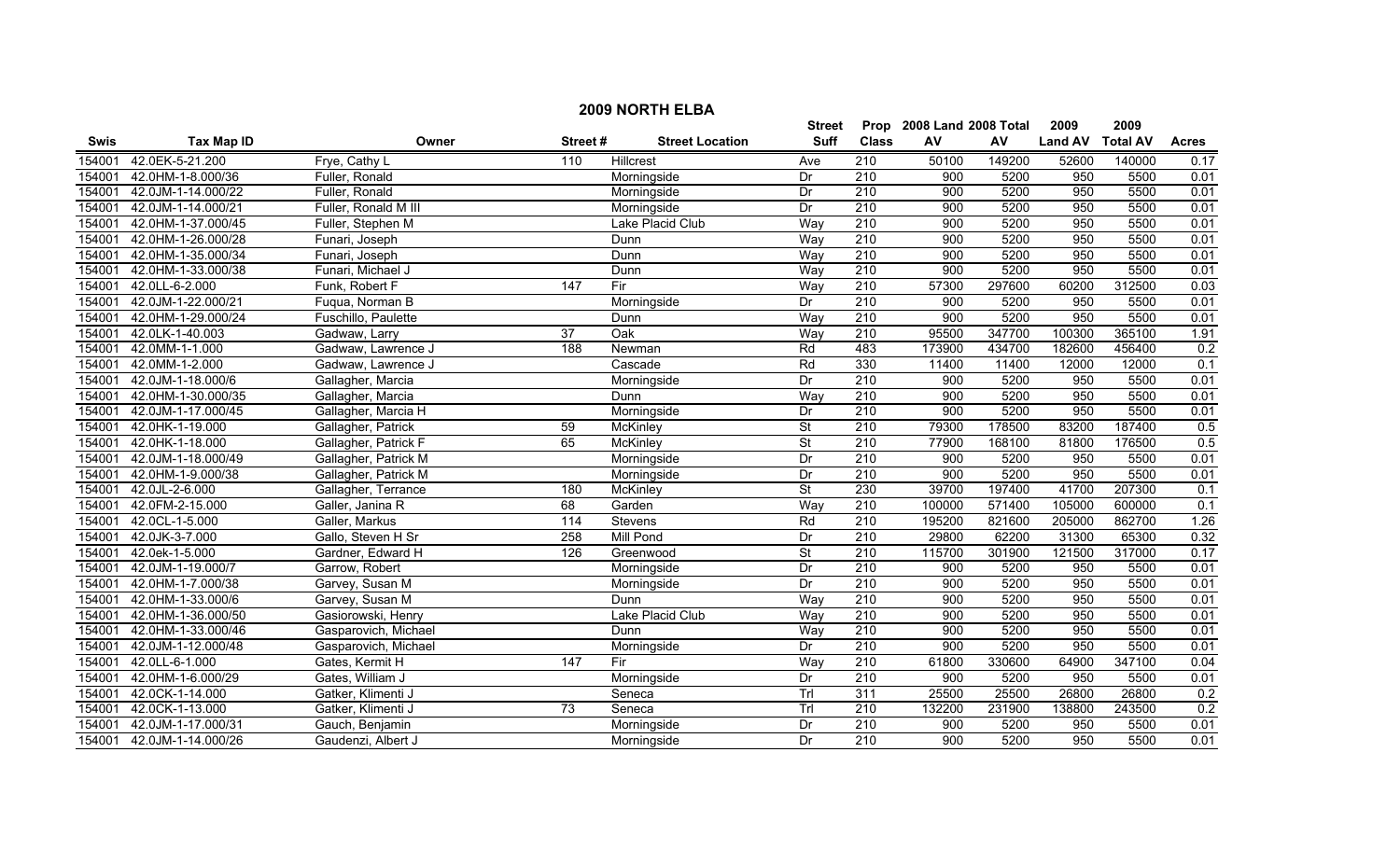# 2009 NORTH ELBA

| Swis | Tax Map ID | Owner | Street # | Street Location | Street Suff | Prop Class | 2008 Land AV | 2008 Total AV | 2009 Land AV | 2009 Total AV | Acres |
|---|---|---|---|---|---|---|---|---|---|---|---|
| 154001 | 42.0EK-5-21.200 | Frye, Cathy L | 110 | Hillcrest | Ave | 210 | 50100 | 149200 | 52600 | 140000 | 0.17 |
| 154001 | 42.0HM-1-8.000/36 | Fuller, Ronald | | Morningside | Dr | 210 | 900 | 5200 | 950 | 5500 | 0.01 |
| 154001 | 42.0JM-1-14.000/22 | Fuller, Ronald | | Morningside | Dr | 210 | 900 | 5200 | 950 | 5500 | 0.01 |
| 154001 | 42.0JM-1-14.000/21 | Fuller, Ronald M III | | Morningside | Dr | 210 | 900 | 5200 | 950 | 5500 | 0.01 |
| 154001 | 42.0HM-1-37.000/45 | Fuller, Stephen M | | Lake Placid Club | Way | 210 | 900 | 5200 | 950 | 5500 | 0.01 |
| 154001 | 42.0HM-1-26.000/28 | Funari, Joseph | | Dunn | Way | 210 | 900 | 5200 | 950 | 5500 | 0.01 |
| 154001 | 42.0HM-1-35.000/34 | Funari, Joseph | | Dunn | Way | 210 | 900 | 5200 | 950 | 5500 | 0.01 |
| 154001 | 42.0HM-1-33.000/38 | Funari, Michael J | | Dunn | Way | 210 | 900 | 5200 | 950 | 5500 | 0.01 |
| 154001 | 42.0LL-6-2.000 | Funk, Robert F | 147 | Fir | Way | 210 | 57300 | 297600 | 60200 | 312500 | 0.03 |
| 154001 | 42.0JM-1-22.000/21 | Fuqua, Norman B | | Morningside | Dr | 210 | 900 | 5200 | 950 | 5500 | 0.01 |
| 154001 | 42.0HM-1-29.000/24 | Fuschillo, Paulette | | Dunn | Way | 210 | 900 | 5200 | 950 | 5500 | 0.01 |
| 154001 | 42.0LK-1-40.003 | Gadwaw, Larry | 37 | Oak | Way | 210 | 95500 | 347700 | 100300 | 365100 | 1.91 |
| 154001 | 42.0MM-1-1.000 | Gadwaw, Lawrence J | 188 | Newman | Rd | 483 | 173900 | 434700 | 182600 | 456400 | 0.2 |
| 154001 | 42.0MM-1-2.000 | Gadwaw, Lawrence J | | Cascade | Rd | 330 | 11400 | 11400 | 12000 | 12000 | 0.1 |
| 154001 | 42.0JM-1-18.000/6 | Gallagher, Marcia | | Morningside | Dr | 210 | 900 | 5200 | 950 | 5500 | 0.01 |
| 154001 | 42.0HM-1-30.000/35 | Gallagher, Marcia | | Dunn | Way | 210 | 900 | 5200 | 950 | 5500 | 0.01 |
| 154001 | 42.0JM-1-17.000/45 | Gallagher, Marcia H | | Morningside | Dr | 210 | 900 | 5200 | 950 | 5500 | 0.01 |
| 154001 | 42.0HK-1-19.000 | Gallagher, Patrick | 59 | McKinley | St | 210 | 79300 | 178500 | 83200 | 187400 | 0.5 |
| 154001 | 42.0HK-1-18.000 | Gallagher, Patrick F | 65 | McKinley | St | 210 | 77900 | 168100 | 81800 | 176500 | 0.5 |
| 154001 | 42.0JM-1-18.000/49 | Gallagher, Patrick M | | Morningside | Dr | 210 | 900 | 5200 | 950 | 5500 | 0.01 |
| 154001 | 42.0HM-1-9.000/38 | Gallagher, Patrick M | | Morningside | Dr | 210 | 900 | 5200 | 950 | 5500 | 0.01 |
| 154001 | 42.0JL-2-6.000 | Gallagher, Terrance | 180 | McKinley | St | 230 | 39700 | 197400 | 41700 | 207300 | 0.1 |
| 154001 | 42.0FM-2-15.000 | Galler, Janina R | 68 | Garden | Way | 210 | 100000 | 571400 | 105000 | 600000 | 0.1 |
| 154001 | 42.0CL-1-5.000 | Galler, Markus | 114 | Stevens | Rd | 210 | 195200 | 821600 | 205000 | 862700 | 1.26 |
| 154001 | 42.0JK-3-7.000 | Gallo, Steven H Sr | 258 | Mill Pond | Dr | 210 | 29800 | 62200 | 31300 | 65300 | 0.32 |
| 154001 | 42.0ek-1-5.000 | Gardner, Edward H | 126 | Greenwood | St | 210 | 115700 | 301900 | 121500 | 317000 | 0.17 |
| 154001 | 42.0JM-1-19.000/7 | Garrow, Robert | | Morningside | Dr | 210 | 900 | 5200 | 950 | 5500 | 0.01 |
| 154001 | 42.0HM-1-7.000/38 | Garvey, Susan M | | Morningside | Dr | 210 | 900 | 5200 | 950 | 5500 | 0.01 |
| 154001 | 42.0HM-1-33.000/6 | Garvey, Susan M | | Dunn | Way | 210 | 900 | 5200 | 950 | 5500 | 0.01 |
| 154001 | 42.0HM-1-36.000/50 | Gasiorowski, Henry | | Lake Placid Club | Way | 210 | 900 | 5200 | 950 | 5500 | 0.01 |
| 154001 | 42.0HM-1-33.000/46 | Gasparovich, Michael | | Dunn | Way | 210 | 900 | 5200 | 950 | 5500 | 0.01 |
| 154001 | 42.0JM-1-12.000/48 | Gasparovich, Michael | | Morningside | Dr | 210 | 900 | 5200 | 950 | 5500 | 0.01 |
| 154001 | 42.0LL-6-1.000 | Gates, Kermit H | 147 | Fir | Way | 210 | 61800 | 330600 | 64900 | 347100 | 0.04 |
| 154001 | 42.0HM-1-6.000/29 | Gates, William J | | Morningside | Dr | 210 | 900 | 5200 | 950 | 5500 | 0.01 |
| 154001 | 42.0CK-1-14.000 | Gatker, Klimenti J | | Seneca | Trl | 311 | 25500 | 25500 | 26800 | 26800 | 0.2 |
| 154001 | 42.0CK-1-13.000 | Gatker, Klimenti J | 73 | Seneca | Trl | 210 | 132200 | 231900 | 138800 | 243500 | 0.2 |
| 154001 | 42.0JM-1-17.000/31 | Gauch, Benjamin | | Morningside | Dr | 210 | 900 | 5200 | 950 | 5500 | 0.01 |
| 154001 | 42.0JM-1-14.000/26 | Gaudenzi, Albert J | | Morningside | Dr | 210 | 900 | 5200 | 950 | 5500 | 0.01 |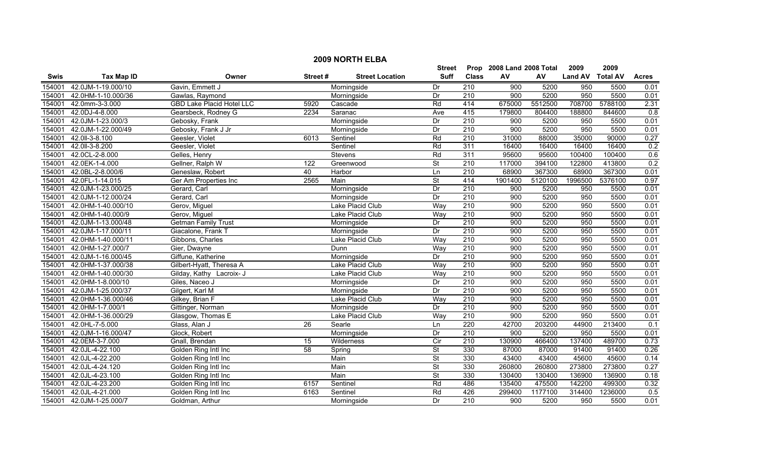# 2009 NORTH ELBA

| Swis | Tax Map ID | Owner | Street # | Street Location | Street Suff | Prop Class | 2008 Land AV | 2008 Total AV | 2009 Land AV | 2009 Total AV | Acres |
|---|---|---|---|---|---|---|---|---|---|---|---|
| 154001 | 42.0JM-1-19.000/10 | Gavin, Emmett J | | Morningside | Dr | 210 | 900 | 5200 | 950 | 5500 | 0.01 |
| 154001 | 42.0HM-1-10.000/36 | Gawlas, Raymond | | Morningside | Dr | 210 | 900 | 5200 | 950 | 5500 | 0.01 |
| 154001 | 42.0mm-3-3.000 | GBD Lake Placid Hotel LLC | 5920 | Cascade | Rd | 414 | 675000 | 5512500 | 708700 | 5788100 | 2.31 |
| 154001 | 42.0DJ-4-8.000 | Gearsbeck, Rodney G | 2234 | Saranac | Ave | 415 | 179800 | 804400 | 188800 | 844600 | 0.8 |
| 154001 | 42.0JM-1-23.000/3 | Gebosky, Frank | | Morningside | Dr | 210 | 900 | 5200 | 950 | 5500 | 0.01 |
| 154001 | 42.0JM-1-22.000/49 | Gebosky, Frank J Jr | | Morningside | Dr | 210 | 900 | 5200 | 950 | 5500 | 0.01 |
| 154001 | 42.0ll-3-8.100 | Geesler, Violet | 6013 | Sentinel | Rd | 210 | 31000 | 88000 | 35000 | 90000 | 0.27 |
| 154001 | 42.0ll-3-8.200 | Geesler, Violet | | Sentinel | Rd | 311 | 16400 | 16400 | 16400 | 16400 | 0.2 |
| 154001 | 42.0CL-2-8.000 | Gelles, Henry | | Stevens | Rd | 311 | 95600 | 95600 | 100400 | 100400 | 0.6 |
| 154001 | 42.0EK-1-4.000 | Gellner, Ralph W | 122 | Greenwood | St | 210 | 117000 | 394100 | 122800 | 413800 | 0.2 |
| 154001 | 42.0BL-2-8.000/6 | Geneslaw, Robert | 40 | Harbor | Ln | 210 | 68900 | 367300 | 68900 | 367300 | 0.01 |
| 154001 | 42.0FL-1-14.015 | Ger Am Properties Inc | 2565 | Main | St | 414 | 1901400 | 5120100 | 1996500 | 5376100 | 0.97 |
| 154001 | 42.0JM-1-23.000/25 | Gerard, Carl | | Morningside | Dr | 210 | 900 | 5200 | 950 | 5500 | 0.01 |
| 154001 | 42.0JM-1-12.000/24 | Gerard, Carl | | Morningside | Dr | 210 | 900 | 5200 | 950 | 5500 | 0.01 |
| 154001 | 42.0HM-1-40.000/10 | Gerov, Miguel | | Lake Placid Club | Way | 210 | 900 | 5200 | 950 | 5500 | 0.01 |
| 154001 | 42.0HM-1-40.000/9 | Gerov, Miguel | | Lake Placid Club | Way | 210 | 900 | 5200 | 950 | 5500 | 0.01 |
| 154001 | 42.0JM-1-13.000/48 | Getman Family Trust | | Morningside | Dr | 210 | 900 | 5200 | 950 | 5500 | 0.01 |
| 154001 | 42.0JM-1-17.000/11 | Giacalone, Frank T | | Morningside | Dr | 210 | 900 | 5200 | 950 | 5500 | 0.01 |
| 154001 | 42.0HM-1-40.000/11 | Gibbons, Charles | | Lake Placid Club | Way | 210 | 900 | 5200 | 950 | 5500 | 0.01 |
| 154001 | 42.0HM-1-27.000/7 | Gier, Dwayne | | Dunn | Way | 210 | 900 | 5200 | 950 | 5500 | 0.01 |
| 154001 | 42.0JM-1-16.000/45 | Giffune, Katherine | | Morningside | Dr | 210 | 900 | 5200 | 950 | 5500 | 0.01 |
| 154001 | 42.0HM-1-37.000/38 | Gilbert-Hyatt, Theresa A | | Lake Placid Club | Way | 210 | 900 | 5200 | 950 | 5500 | 0.01 |
| 154001 | 42.0HM-1-40.000/30 | Gilday, Kathy Lacroix- J | | Lake Placid Club | Way | 210 | 900 | 5200 | 950 | 5500 | 0.01 |
| 154001 | 42.0HM-1-8.000/10 | Giles, Naceo J | | Morningside | Dr | 210 | 900 | 5200 | 950 | 5500 | 0.01 |
| 154001 | 42.0JM-1-25.000/37 | Gilgert, Karl M | | Morningside | Dr | 210 | 900 | 5200 | 950 | 5500 | 0.01 |
| 154001 | 42.0HM-1-36.000/46 | Gilkey, Brian F | | Lake Placid Club | Way | 210 | 900 | 5200 | 950 | 5500 | 0.01 |
| 154001 | 42.0HM-1-7.000/1 | Gittinger, Norman | | Morningside | Dr | 210 | 900 | 5200 | 950 | 5500 | 0.01 |
| 154001 | 42.0HM-1-36.000/29 | Glasgow, Thomas E | | Lake Placid Club | Way | 210 | 900 | 5200 | 950 | 5500 | 0.01 |
| 154001 | 42.0HL-7-5.000 | Glass, Alan J | 26 | Searle | Ln | 220 | 42700 | 203200 | 44900 | 213400 | 0.1 |
| 154001 | 42.0JM-1-16.000/47 | Glock, Robert | | Morningside | Dr | 210 | 900 | 5200 | 950 | 5500 | 0.01 |
| 154001 | 42.0EM-3-7.000 | Gnall, Brendan | 15 | Wilderness | Cir | 210 | 130900 | 466400 | 137400 | 489700 | 0.73 |
| 154001 | 42.0JL-4-22.100 | Golden Ring Intl Inc | 58 | Spring | St | 330 | 87000 | 87000 | 91400 | 91400 | 0.26 |
| 154001 | 42.0JL-4-22.200 | Golden Ring Intl Inc | | Main | St | 330 | 43400 | 43400 | 45600 | 45600 | 0.14 |
| 154001 | 42.0JL-4-24.120 | Golden Ring Intl Inc | | Main | St | 330 | 260800 | 260800 | 273800 | 273800 | 0.27 |
| 154001 | 42.0JL-4-23.100 | Golden Ring Intl Inc | | Main | St | 330 | 130400 | 130400 | 136900 | 136900 | 0.18 |
| 154001 | 42.0JL-4-23.200 | Golden Ring Intl Inc | 6157 | Sentinel | Rd | 486 | 135400 | 475500 | 142200 | 499300 | 0.32 |
| 154001 | 42.0JL-4-21.000 | Golden Ring Intl Inc | 6163 | Sentinel | Rd | 426 | 299400 | 1177100 | 314400 | 1236000 | 0.5 |
| 154001 | 42.0JM-1-25.000/7 | Goldman, Arthur | | Morningside | Dr | 210 | 900 | 5200 | 950 | 5500 | 0.01 |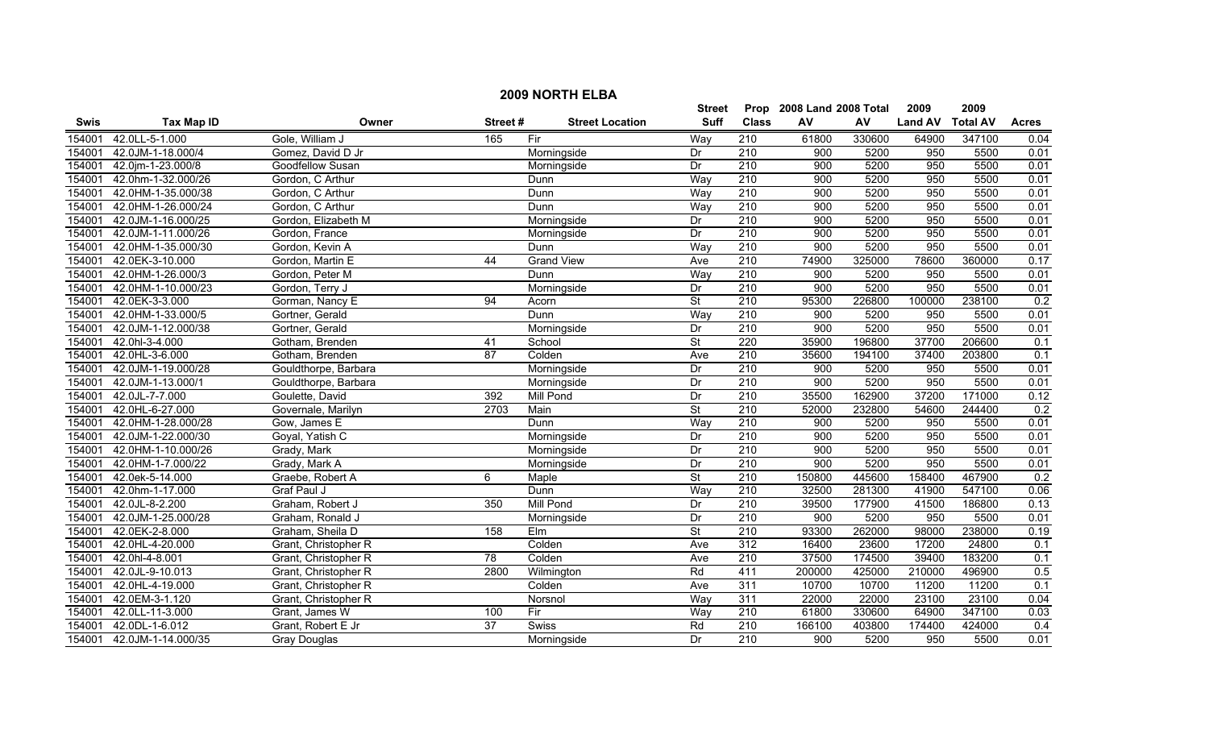# 2009 NORTH ELBA

| Swis | Tax Map ID | Owner | Street # | Street Location | Street Suff | Prop Class | 2008 Land AV | 2008 Total AV | 2009 Land AV | 2009 Total AV | Acres |
|---|---|---|---|---|---|---|---|---|---|---|---|
| 154001 | 42.0LL-5-1.000 | Gole, William J | 165 | Fir | Way | 210 | 61800 | 330600 | 64900 | 347100 | 0.04 |
| 154001 | 42.0JM-1-18.000/4 | Gomez, David D Jr | | Morningside | Dr | 210 | 900 | 5200 | 950 | 5500 | 0.01 |
| 154001 | 42.0jm-1-23.000/8 | Goodfellow Susan | | Morningside | Dr | 210 | 900 | 5200 | 950 | 5500 | 0.01 |
| 154001 | 42.0hm-1-32.000/26 | Gordon, C Arthur | | Dunn | Way | 210 | 900 | 5200 | 950 | 5500 | 0.01 |
| 154001 | 42.0HM-1-35.000/38 | Gordon, C Arthur | | Dunn | Way | 210 | 900 | 5200 | 950 | 5500 | 0.01 |
| 154001 | 42.0HM-1-26.000/24 | Gordon, C Arthur | | Dunn | Way | 210 | 900 | 5200 | 950 | 5500 | 0.01 |
| 154001 | 42.0JM-1-16.000/25 | Gordon, Elizabeth M | | Morningside | Dr | 210 | 900 | 5200 | 950 | 5500 | 0.01 |
| 154001 | 42.0JM-1-11.000/26 | Gordon, France | | Morningside | Dr | 210 | 900 | 5200 | 950 | 5500 | 0.01 |
| 154001 | 42.0HM-1-35.000/30 | Gordon, Kevin A | | Dunn | Way | 210 | 900 | 5200 | 950 | 5500 | 0.01 |
| 154001 | 42.0EK-3-10.000 | Gordon, Martin E | 44 | Grand View | Ave | 210 | 74900 | 325000 | 78600 | 360000 | 0.17 |
| 154001 | 42.0HM-1-26.000/3 | Gordon, Peter M | | Dunn | Way | 210 | 900 | 5200 | 950 | 5500 | 0.01 |
| 154001 | 42.0HM-1-10.000/23 | Gordon, Terry J | | Morningside | Dr | 210 | 900 | 5200 | 950 | 5500 | 0.01 |
| 154001 | 42.0EK-3-3.000 | Gorman, Nancy E | 94 | Acorn | St | 210 | 95300 | 226800 | 100000 | 238100 | 0.2 |
| 154001 | 42.0HM-1-33.000/5 | Gortner, Gerald | | Dunn | Way | 210 | 900 | 5200 | 950 | 5500 | 0.01 |
| 154001 | 42.0JM-1-12.000/38 | Gortner, Gerald | | Morningside | Dr | 210 | 900 | 5200 | 950 | 5500 | 0.01 |
| 154001 | 42.0hl-3-4.000 | Gotham, Brenden | 41 | School | St | 220 | 35900 | 196800 | 37700 | 206600 | 0.1 |
| 154001 | 42.0HL-3-6.000 | Gotham, Brenden | 87 | Colden | Ave | 210 | 35600 | 194100 | 37400 | 203800 | 0.1 |
| 154001 | 42.0JM-1-19.000/28 | Gouldthorpe, Barbara | | Morningside | Dr | 210 | 900 | 5200 | 950 | 5500 | 0.01 |
| 154001 | 42.0JM-1-13.000/1 | Gouldthorpe, Barbara | | Morningside | Dr | 210 | 900 | 5200 | 950 | 5500 | 0.01 |
| 154001 | 42.0JL-7-7.000 | Goulette, David | 392 | Mill Pond | Dr | 210 | 35500 | 162900 | 37200 | 171000 | 0.12 |
| 154001 | 42.0HL-6-27.000 | Governale, Marilyn | 2703 | Main | St | 210 | 52000 | 232800 | 54600 | 244400 | 0.2 |
| 154001 | 42.0HM-1-28.000/28 | Gow, James E | | Dunn | Way | 210 | 900 | 5200 | 950 | 5500 | 0.01 |
| 154001 | 42.0JM-1-22.000/30 | Goyal, Yatish C | | Morningside | Dr | 210 | 900 | 5200 | 950 | 5500 | 0.01 |
| 154001 | 42.0HM-1-10.000/26 | Grady, Mark | | Morningside | Dr | 210 | 900 | 5200 | 950 | 5500 | 0.01 |
| 154001 | 42.0HM-1-7.000/22 | Grady, Mark A | | Morningside | Dr | 210 | 900 | 5200 | 950 | 5500 | 0.01 |
| 154001 | 42.0ek-5-14.000 | Graebe, Robert A | 6 | Maple | St | 210 | 150800 | 445600 | 158400 | 467900 | 0.2 |
| 154001 | 42.0hm-1-17.000 | Graf Paul J | | Dunn | Way | 210 | 32500 | 281300 | 41900 | 547100 | 0.06 |
| 154001 | 42.0JL-8-2.200 | Graham, Robert J | 350 | Mill Pond | Dr | 210 | 39500 | 177900 | 41500 | 186800 | 0.13 |
| 154001 | 42.0JM-1-25.000/28 | Graham, Ronald J | | Morningside | Dr | 210 | 900 | 5200 | 950 | 5500 | 0.01 |
| 154001 | 42.0EK-2-8.000 | Graham, Sheila D | 158 | Elm | St | 210 | 93300 | 262000 | 98000 | 238000 | 0.19 |
| 154001 | 42.0HL-4-20.000 | Grant, Christopher R | | Colden | Ave | 312 | 16400 | 23600 | 17200 | 24800 | 0.1 |
| 154001 | 42.0hl-4-8.001 | Grant, Christopher R | 78 | Colden | Ave | 210 | 37500 | 174500 | 39400 | 183200 | 0.1 |
| 154001 | 42.0JL-9-10.013 | Grant, Christopher R | 2800 | Wilmington | Rd | 411 | 200000 | 425000 | 210000 | 496900 | 0.5 |
| 154001 | 42.0HL-4-19.000 | Grant, Christopher R | | Colden | Ave | 311 | 10700 | 10700 | 11200 | 11200 | 0.1 |
| 154001 | 42.0EM-3-1.120 | Grant, Christopher R | | Norsnol | Way | 311 | 22000 | 22000 | 23100 | 23100 | 0.04 |
| 154001 | 42.0LL-11-3.000 | Grant, James W | 100 | Fir | Way | 210 | 61800 | 330600 | 64900 | 347100 | 0.03 |
| 154001 | 42.0DL-1-6.012 | Grant, Robert E Jr | 37 | Swiss | Rd | 210 | 166100 | 403800 | 174400 | 424000 | 0.4 |
| 154001 | 42.0JM-1-14.000/35 | Gray Douglas | | Morningside | Dr | 210 | 900 | 5200 | 950 | 5500 | 0.01 |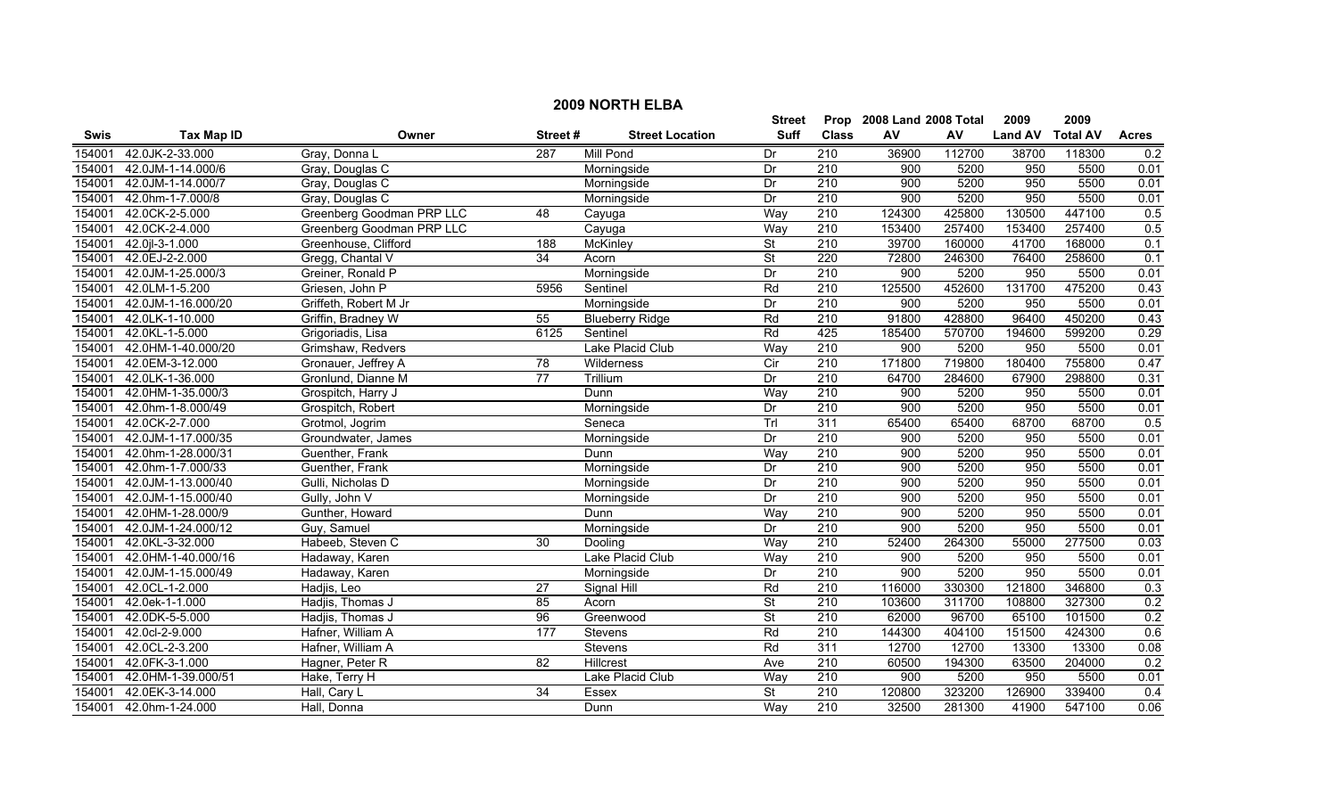# 2009 NORTH ELBA

| Swis | Tax Map ID | Owner | Street # | Street Location | Street Suff | Prop Class | 2008 Land AV | 2008 Total AV | 2009 Land AV | 2009 Total AV | Acres |
|---|---|---|---|---|---|---|---|---|---|---|---|
| 154001 | 42.0JK-2-33.000 | Gray, Donna L | 287 | Mill Pond | Dr | 210 | 36900 | 112700 | 38700 | 118300 | 0.2 |
| 154001 | 42.0JM-1-14.000/6 | Gray, Douglas C | | Morningside | Dr | 210 | 900 | 5200 | 950 | 5500 | 0.01 |
| 154001 | 42.0JM-1-14.000/7 | Gray, Douglas C | | Morningside | Dr | 210 | 900 | 5200 | 950 | 5500 | 0.01 |
| 154001 | 42.0hm-1-7.000/8 | Gray, Douglas C | | Morningside | Dr | 210 | 900 | 5200 | 950 | 5500 | 0.01 |
| 154001 | 42.0CK-2-5.000 | Greenberg Goodman PRP LLC | 48 | Cayuga | Way | 210 | 124300 | 425800 | 130500 | 447100 | 0.5 |
| 154001 | 42.0CK-2-4.000 | Greenberg Goodman PRP LLC | | Cayuga | Way | 210 | 153400 | 257400 | 153400 | 257400 | 0.5 |
| 154001 | 42.0jl-3-1.000 | Greenhouse, Clifford | 188 | McKinley | St | 210 | 39700 | 160000 | 41700 | 168000 | 0.1 |
| 154001 | 42.0EJ-2-2.000 | Gregg, Chantal V | 34 | Acorn | St | 220 | 72800 | 246300 | 76400 | 258600 | 0.1 |
| 154001 | 42.0JM-1-25.000/3 | Greiner, Ronald P | | Morningside | Dr | 210 | 900 | 5200 | 950 | 5500 | 0.01 |
| 154001 | 42.0LM-1-5.200 | Griesen, John P | 5956 | Sentinel | Rd | 210 | 125500 | 452600 | 131700 | 475200 | 0.43 |
| 154001 | 42.0JM-1-16.000/20 | Griffeth, Robert M Jr | | Morningside | Dr | 210 | 900 | 5200 | 950 | 5500 | 0.01 |
| 154001 | 42.0LK-1-10.000 | Griffin, Bradney W | 55 | Blueberry Ridge | Rd | 210 | 91800 | 428800 | 96400 | 450200 | 0.43 |
| 154001 | 42.0KL-1-5.000 | Grigoriadis, Lisa | 6125 | Sentinel | Rd | 425 | 185400 | 570700 | 194600 | 599200 | 0.29 |
| 154001 | 42.0HM-1-40.000/20 | Grimshaw, Redvers | | Lake Placid Club | Way | 210 | 900 | 5200 | 950 | 5500 | 0.01 |
| 154001 | 42.0EM-3-12.000 | Gronauer, Jeffrey A | 78 | Wilderness | Cir | 210 | 171800 | 719800 | 180400 | 755800 | 0.47 |
| 154001 | 42.0LK-1-36.000 | Gronlund, Dianne M | 77 | Trillium | Dr | 210 | 64700 | 284600 | 67900 | 298800 | 0.31 |
| 154001 | 42.0HM-1-35.000/3 | Grospitch, Harry J | | Dunn | Way | 210 | 900 | 5200 | 950 | 5500 | 0.01 |
| 154001 | 42.0hm-1-8.000/49 | Grospitch, Robert | | Morningside | Dr | 210 | 900 | 5200 | 950 | 5500 | 0.01 |
| 154001 | 42.0CK-2-7.000 | Grotmol, Jogrim | | Seneca | Trl | 311 | 65400 | 65400 | 68700 | 68700 | 0.5 |
| 154001 | 42.0JM-1-17.000/35 | Groundwater, James | | Morningside | Dr | 210 | 900 | 5200 | 950 | 5500 | 0.01 |
| 154001 | 42.0hm-1-28.000/31 | Guenther, Frank | | Dunn | Way | 210 | 900 | 5200 | 950 | 5500 | 0.01 |
| 154001 | 42.0hm-1-7.000/33 | Guenther, Frank | | Morningside | Dr | 210 | 900 | 5200 | 950 | 5500 | 0.01 |
| 154001 | 42.0JM-1-13.000/40 | Gulli, Nicholas D | | Morningside | Dr | 210 | 900 | 5200 | 950 | 5500 | 0.01 |
| 154001 | 42.0JM-1-15.000/40 | Gully, John V | | Morningside | Dr | 210 | 900 | 5200 | 950 | 5500 | 0.01 |
| 154001 | 42.0HM-1-28.000/9 | Gunther, Howard | | Dunn | Way | 210 | 900 | 5200 | 950 | 5500 | 0.01 |
| 154001 | 42.0JM-1-24.000/12 | Guy, Samuel | | Morningside | Dr | 210 | 900 | 5200 | 950 | 5500 | 0.01 |
| 154001 | 42.0KL-3-32.000 | Habeeb, Steven C | 30 | Dooling | Way | 210 | 52400 | 264300 | 55000 | 277500 | 0.03 |
| 154001 | 42.0HM-1-40.000/16 | Hadaway, Karen | | Lake Placid Club | Way | 210 | 900 | 5200 | 950 | 5500 | 0.01 |
| 154001 | 42.0JM-1-15.000/49 | Hadaway, Karen | | Morningside | Dr | 210 | 900 | 5200 | 950 | 5500 | 0.01 |
| 154001 | 42.0CL-1-2.000 | Hadjis, Leo | 27 | Signal Hill | Rd | 210 | 116000 | 330300 | 121800 | 346800 | 0.3 |
| 154001 | 42.0ek-1-1.000 | Hadjis, Thomas J | 85 | Acorn | St | 210 | 103600 | 311700 | 108800 | 327300 | 0.2 |
| 154001 | 42.0DK-5-5.000 | Hadjis, Thomas J | 96 | Greenwood | St | 210 | 62000 | 96700 | 65100 | 101500 | 0.2 |
| 154001 | 42.0cl-2-9.000 | Hafner, William A | 177 | Stevens | Rd | 210 | 144300 | 404100 | 151500 | 424300 | 0.6 |
| 154001 | 42.0CL-2-3.200 | Hafner, William A | | Stevens | Rd | 311 | 12700 | 12700 | 13300 | 13300 | 0.08 |
| 154001 | 42.0FK-3-1.000 | Hagner, Peter R | 82 | Hillcrest | Ave | 210 | 60500 | 194300 | 63500 | 204000 | 0.2 |
| 154001 | 42.0HM-1-39.000/51 | Hake, Terry H | | Lake Placid Club | Way | 210 | 900 | 5200 | 950 | 5500 | 0.01 |
| 154001 | 42.0EK-3-14.000 | Hall, Cary L | 34 | Essex | St | 210 | 120800 | 323200 | 126900 | 339400 | 0.4 |
| 154001 | 42.0hm-1-24.000 | Hall, Donna | | Dunn | Way | 210 | 32500 | 281300 | 41900 | 547100 | 0.06 |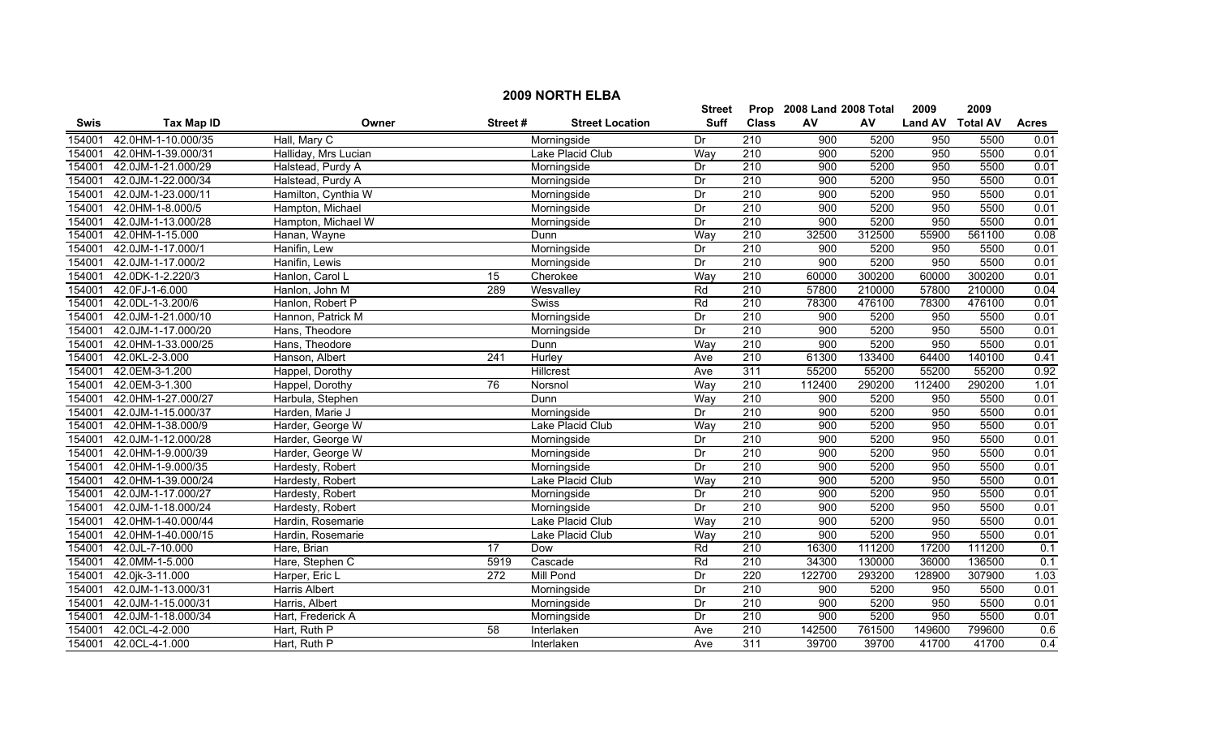# 2009 NORTH ELBA

| Swis | Tax Map ID | Owner | Street # | Street Location | Street Suff | Prop Class | 2008 Land AV | 2008 Total AV | 2009 Land AV | 2009 Total AV | Acres |
|---|---|---|---|---|---|---|---|---|---|---|---|
| 154001 | 42.0HM-1-10.000/35 | Hall, Mary C | | Morningside | Dr | 210 | 900 | 5200 | 950 | 5500 | 0.01 |
| 154001 | 42.0HM-1-39.000/31 | Halliday, Mrs Lucian | | Lake Placid Club | Way | 210 | 900 | 5200 | 950 | 5500 | 0.01 |
| 154001 | 42.0JM-1-21.000/29 | Halstead, Purdy A | | Morningside | Dr | 210 | 900 | 5200 | 950 | 5500 | 0.01 |
| 154001 | 42.0JM-1-22.000/34 | Halstead, Purdy A | | Morningside | Dr | 210 | 900 | 5200 | 950 | 5500 | 0.01 |
| 154001 | 42.0JM-1-23.000/11 | Hamilton, Cynthia W | | Morningside | Dr | 210 | 900 | 5200 | 950 | 5500 | 0.01 |
| 154001 | 42.0HM-1-8.000/5 | Hampton, Michael | | Morningside | Dr | 210 | 900 | 5200 | 950 | 5500 | 0.01 |
| 154001 | 42.0JM-1-13.000/28 | Hampton, Michael W | | Morningside | Dr | 210 | 900 | 5200 | 950 | 5500 | 0.01 |
| 154001 | 42.0HM-1-15.000 | Hanan, Wayne | | Dunn | Way | 210 | 32500 | 312500 | 55900 | 561100 | 0.08 |
| 154001 | 42.0JM-1-17.000/1 | Hanifin, Lew | | Morningside | Dr | 210 | 900 | 5200 | 950 | 5500 | 0.01 |
| 154001 | 42.0JM-1-17.000/2 | Hanifin, Lewis | | Morningside | Dr | 210 | 900 | 5200 | 950 | 5500 | 0.01 |
| 154001 | 42.0DK-1-2.220/3 | Hanlon, Carol L | 15 | Cherokee | Way | 210 | 60000 | 300200 | 60000 | 300200 | 0.01 |
| 154001 | 42.0FJ-1-6.000 | Hanlon, John M | 289 | Wesvalley | Rd | 210 | 57800 | 210000 | 57800 | 210000 | 0.04 |
| 154001 | 42.0DL-1-3.200/6 | Hanlon, Robert P | | Swiss | Rd | 210 | 78300 | 476100 | 78300 | 476100 | 0.01 |
| 154001 | 42.0JM-1-21.000/10 | Hannon, Patrick M | | Morningside | Dr | 210 | 900 | 5200 | 950 | 5500 | 0.01 |
| 154001 | 42.0JM-1-17.000/20 | Hans, Theodore | | Morningside | Dr | 210 | 900 | 5200 | 950 | 5500 | 0.01 |
| 154001 | 42.0HM-1-33.000/25 | Hans, Theodore | | Dunn | Way | 210 | 900 | 5200 | 950 | 5500 | 0.01 |
| 154001 | 42.0KL-2-3.000 | Hanson, Albert | 241 | Hurley | Ave | 210 | 61300 | 133400 | 64400 | 140100 | 0.41 |
| 154001 | 42.0EM-3-1.200 | Happel, Dorothy | | Hillcrest | Ave | 311 | 55200 | 55200 | 55200 | 55200 | 0.92 |
| 154001 | 42.0EM-3-1.300 | Happel, Dorothy | 76 | Norsnol | Way | 210 | 112400 | 290200 | 112400 | 290200 | 1.01 |
| 154001 | 42.0HM-1-27.000/27 | Harbula, Stephen | | Dunn | Way | 210 | 900 | 5200 | 950 | 5500 | 0.01 |
| 154001 | 42.0JM-1-15.000/37 | Harden, Marie J | | Morningside | Dr | 210 | 900 | 5200 | 950 | 5500 | 0.01 |
| 154001 | 42.0HM-1-38.000/9 | Harder, George W | | Lake Placid Club | Way | 210 | 900 | 5200 | 950 | 5500 | 0.01 |
| 154001 | 42.0JM-1-12.000/28 | Harder, George W | | Morningside | Dr | 210 | 900 | 5200 | 950 | 5500 | 0.01 |
| 154001 | 42.0HM-1-9.000/39 | Harder, George W | | Morningside | Dr | 210 | 900 | 5200 | 950 | 5500 | 0.01 |
| 154001 | 42.0HM-1-9.000/35 | Hardesty, Robert | | Morningside | Dr | 210 | 900 | 5200 | 950 | 5500 | 0.01 |
| 154001 | 42.0HM-1-39.000/24 | Hardesty, Robert | | Lake Placid Club | Way | 210 | 900 | 5200 | 950 | 5500 | 0.01 |
| 154001 | 42.0JM-1-17.000/27 | Hardesty, Robert | | Morningside | Dr | 210 | 900 | 5200 | 950 | 5500 | 0.01 |
| 154001 | 42.0JM-1-18.000/24 | Hardesty, Robert | | Morningside | Dr | 210 | 900 | 5200 | 950 | 5500 | 0.01 |
| 154001 | 42.0HM-1-40.000/44 | Hardin, Rosemarie | | Lake Placid Club | Way | 210 | 900 | 5200 | 950 | 5500 | 0.01 |
| 154001 | 42.0HM-1-40.000/15 | Hardin, Rosemarie | | Lake Placid Club | Way | 210 | 900 | 5200 | 950 | 5500 | 0.01 |
| 154001 | 42.0JL-7-10.000 | Hare, Brian | 17 | Dow | Rd | 210 | 16300 | 111200 | 17200 | 111200 | 0.1 |
| 154001 | 42.0MM-1-5.000 | Hare, Stephen C | 5919 | Cascade | Rd | 210 | 34300 | 130000 | 36000 | 136500 | 0.1 |
| 154001 | 42.0jk-3-11.000 | Harper, Eric L | 272 | Mill Pond | Dr | 220 | 122700 | 293200 | 128900 | 307900 | 1.03 |
| 154001 | 42.0JM-1-13.000/31 | Harris Albert | | Morningside | Dr | 210 | 900 | 5200 | 950 | 5500 | 0.01 |
| 154001 | 42.0JM-1-15.000/31 | Harris, Albert | | Morningside | Dr | 210 | 900 | 5200 | 950 | 5500 | 0.01 |
| 154001 | 42.0JM-1-18.000/34 | Hart, Frederick A | | Morningside | Dr | 210 | 900 | 5200 | 950 | 5500 | 0.01 |
| 154001 | 42.0CL-4-2.000 | Hart, Ruth P | 58 | Interlaken | Ave | 210 | 142500 | 761500 | 149600 | 799600 | 0.6 |
| 154001 | 42.0CL-4-1.000 | Hart, Ruth P | | Interlaken | Ave | 311 | 39700 | 39700 | 41700 | 41700 | 0.4 |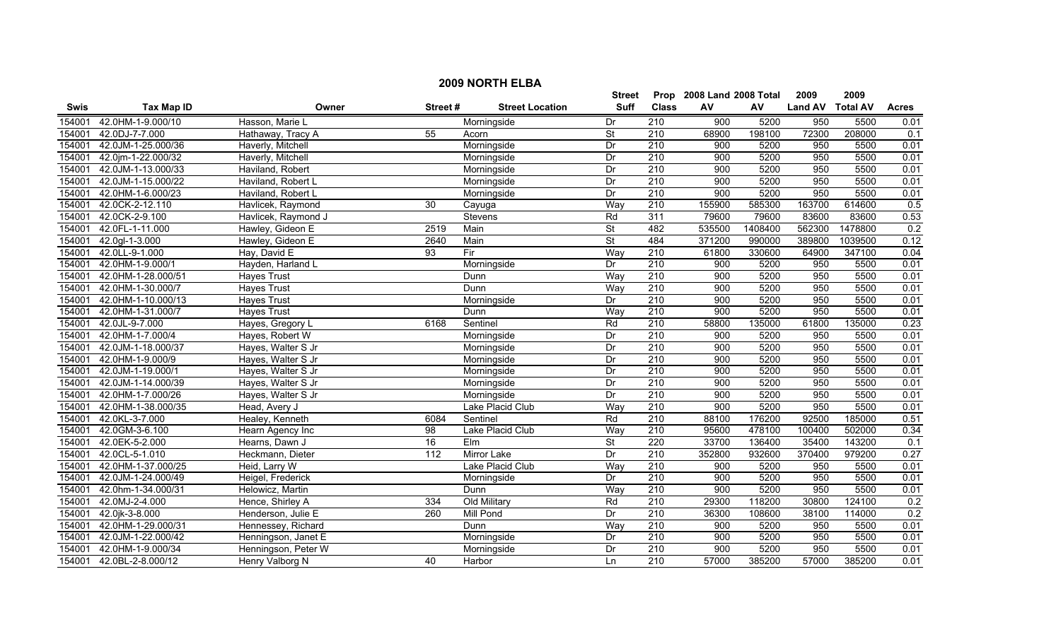# 2009 NORTH ELBA

| Swis | Tax Map ID | Owner | Street # | Street Location | Street Suff | Prop Class | 2008 Land AV | 2008 Total AV | 2009 Land AV | 2009 Total AV | Acres |
|---|---|---|---|---|---|---|---|---|---|---|---|
| 154001 | 42.0HM-1-9.000/10 | Hasson, Marie L | | Morningside | Dr | 210 | 900 | 5200 | 950 | 5500 | 0.01 |
| 154001 | 42.0DJ-7-7.000 | Hathaway, Tracy A | 55 | Acorn | St | 210 | 68900 | 198100 | 72300 | 208000 | 0.1 |
| 154001 | 42.0JM-1-25.000/36 | Haverly, Mitchell | | Morningside | Dr | 210 | 900 | 5200 | 950 | 5500 | 0.01 |
| 154001 | 42.0jm-1-22.000/32 | Haverly, Mitchell | | Morningside | Dr | 210 | 900 | 5200 | 950 | 5500 | 0.01 |
| 154001 | 42.0JM-1-13.000/33 | Haviland, Robert | | Morningside | Dr | 210 | 900 | 5200 | 950 | 5500 | 0.01 |
| 154001 | 42.0JM-1-15.000/22 | Haviland, Robert L | | Morningside | Dr | 210 | 900 | 5200 | 950 | 5500 | 0.01 |
| 154001 | 42.0HM-1-6.000/23 | Haviland, Robert L | | Morningside | Dr | 210 | 900 | 5200 | 950 | 5500 | 0.01 |
| 154001 | 42.0CK-2-12.110 | Havlicek, Raymond | 30 | Cayuga | Way | 210 | 155900 | 585300 | 163700 | 614600 | 0.5 |
| 154001 | 42.0CK-2-9.100 | Havlicek, Raymond J | | Stevens | Rd | 311 | 79600 | 79600 | 83600 | 83600 | 0.53 |
| 154001 | 42.0FL-1-11.000 | Hawley, Gideon E | 2519 | Main | St | 482 | 535500 | 1408400 | 562300 | 1478800 | 0.2 |
| 154001 | 42.0gl-1-3.000 | Hawley, Gideon E | 2640 | Main | St | 484 | 371200 | 990000 | 389800 | 1039500 | 0.12 |
| 154001 | 42.0LL-9-1.000 | Hay, David E | 93 | Fir | Way | 210 | 61800 | 330600 | 64900 | 347100 | 0.04 |
| 154001 | 42.0HM-1-9.000/1 | Hayden, Harland L | | Morningside | Dr | 210 | 900 | 5200 | 950 | 5500 | 0.01 |
| 154001 | 42.0HM-1-28.000/51 | Hayes Trust | | Dunn | Way | 210 | 900 | 5200 | 950 | 5500 | 0.01 |
| 154001 | 42.0HM-1-30.000/7 | Hayes Trust | | Dunn | Way | 210 | 900 | 5200 | 950 | 5500 | 0.01 |
| 154001 | 42.0HM-1-10.000/13 | Hayes Trust | | Morningside | Dr | 210 | 900 | 5200 | 950 | 5500 | 0.01 |
| 154001 | 42.0HM-1-31.000/7 | Hayes Trust | | Dunn | Way | 210 | 900 | 5200 | 950 | 5500 | 0.01 |
| 154001 | 42.0JL-9-7.000 | Hayes, Gregory L | 6168 | Sentinel | Rd | 210 | 58800 | 135000 | 61800 | 135000 | 0.23 |
| 154001 | 42.0HM-1-7.000/4 | Hayes, Robert W | | Morningside | Dr | 210 | 900 | 5200 | 950 | 5500 | 0.01 |
| 154001 | 42.0JM-1-18.000/37 | Hayes, Walter S Jr | | Morningside | Dr | 210 | 900 | 5200 | 950 | 5500 | 0.01 |
| 154001 | 42.0HM-1-9.000/9 | Hayes, Walter S Jr | | Morningside | Dr | 210 | 900 | 5200 | 950 | 5500 | 0.01 |
| 154001 | 42.0JM-1-19.000/1 | Hayes, Walter S Jr | | Morningside | Dr | 210 | 900 | 5200 | 950 | 5500 | 0.01 |
| 154001 | 42.0JM-1-14.000/39 | Hayes, Walter S Jr | | Morningside | Dr | 210 | 900 | 5200 | 950 | 5500 | 0.01 |
| 154001 | 42.0HM-1-7.000/26 | Hayes, Walter S Jr | | Morningside | Dr | 210 | 900 | 5200 | 950 | 5500 | 0.01 |
| 154001 | 42.0HM-1-38.000/35 | Head, Avery J | | Lake Placid Club | Way | 210 | 900 | 5200 | 950 | 5500 | 0.01 |
| 154001 | 42.0KL-3-7.000 | Healey, Kenneth | 6084 | Sentinel | Rd | 210 | 88100 | 176200 | 92500 | 185000 | 0.51 |
| 154001 | 42.0GM-3-6.100 | Hearn Agency Inc | 98 | Lake Placid Club | Way | 210 | 95600 | 478100 | 100400 | 502000 | 0.34 |
| 154001 | 42.0EK-5-2.000 | Hearns, Dawn J | 16 | Elm | St | 220 | 33700 | 136400 | 35400 | 143200 | 0.1 |
| 154001 | 42.0CL-5-1.010 | Heckmann, Dieter | 112 | Mirror Lake | Dr | 210 | 352800 | 932600 | 370400 | 979200 | 0.27 |
| 154001 | 42.0HM-1-37.000/25 | Heid, Larry W | | Lake Placid Club | Way | 210 | 900 | 5200 | 950 | 5500 | 0.01 |
| 154001 | 42.0JM-1-24.000/49 | Heigel, Frederick | | Morningside | Dr | 210 | 900 | 5200 | 950 | 5500 | 0.01 |
| 154001 | 42.0hm-1-34.000/31 | Helowicz, Martin | | Dunn | Way | 210 | 900 | 5200 | 950 | 5500 | 0.01 |
| 154001 | 42.0MJ-2-4.000 | Hence, Shirley A | 334 | Old Military | Rd | 210 | 29300 | 118200 | 30800 | 124100 | 0.2 |
| 154001 | 42.0jk-3-8.000 | Henderson, Julie E | 260 | Mill Pond | Dr | 210 | 36300 | 108600 | 38100 | 114000 | 0.2 |
| 154001 | 42.0HM-1-29.000/31 | Hennessey, Richard | | Dunn | Way | 210 | 900 | 5200 | 950 | 5500 | 0.01 |
| 154001 | 42.0JM-1-22.000/42 | Henningson, Janet E | | Morningside | Dr | 210 | 900 | 5200 | 950 | 5500 | 0.01 |
| 154001 | 42.0HM-1-9.000/34 | Henningson, Peter W | | Morningside | Dr | 210 | 900 | 5200 | 950 | 5500 | 0.01 |
| 154001 | 42.0BL-2-8.000/12 | Henry Valborg N | 40 | Harbor | Ln | 210 | 57000 | 385200 | 57000 | 385200 | 0.01 |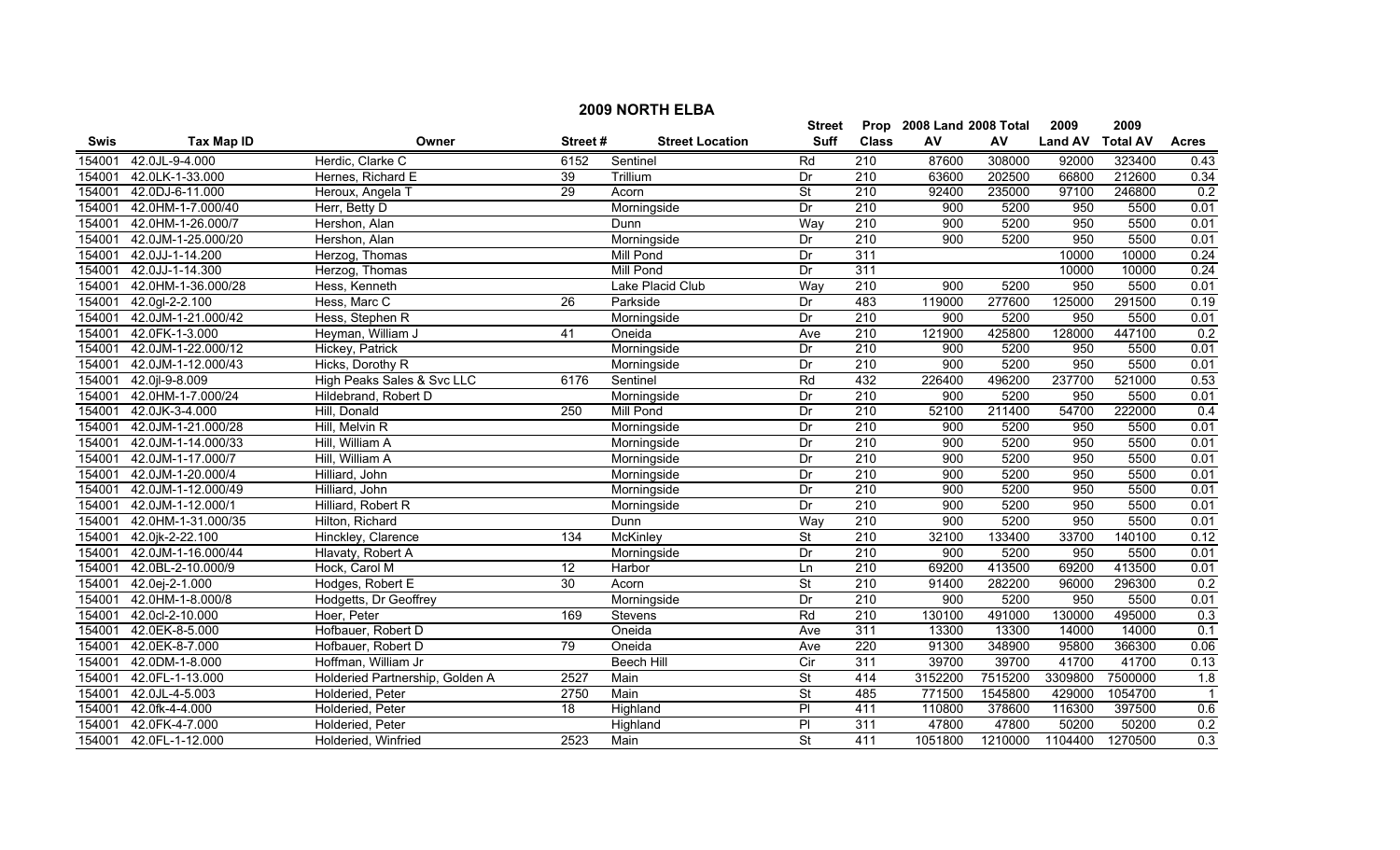# 2009 NORTH ELBA

| Swis | Tax Map ID | Owner | Street # | Street Location | Street Suff | Prop Class | 2008 Land AV | 2008 Total AV | 2009 Land AV | 2009 Total AV | Acres |
|---|---|---|---|---|---|---|---|---|---|---|---|
| 154001 | 42.0JL-9-4.000 | Herdic, Clarke C | 6152 | Sentinel | Rd | 210 | 87600 | 308000 | 92000 | 323400 | 0.43 |
| 154001 | 42.0LK-1-33.000 | Hernes, Richard E | 39 | Trillium | Dr | 210 | 63600 | 202500 | 66800 | 212600 | 0.34 |
| 154001 | 42.0DJ-6-11.000 | Heroux, Angela T | 29 | Acorn | St | 210 | 92400 | 235000 | 97100 | 246800 | 0.2 |
| 154001 | 42.0HM-1-7.000/40 | Herr, Betty D | | Morningside | Dr | 210 | 900 | 5200 | 950 | 5500 | 0.01 |
| 154001 | 42.0HM-1-26.000/7 | Hershon, Alan | | Dunn | Way | 210 | 900 | 5200 | 950 | 5500 | 0.01 |
| 154001 | 42.0JM-1-25.000/20 | Hershon, Alan | | Morningside | Dr | 210 | 900 | 5200 | 950 | 5500 | 0.01 |
| 154001 | 42.0JJ-1-14.200 | Herzog, Thomas | | Mill Pond | Dr | 311 | | | 10000 | 10000 | 0.24 |
| 154001 | 42.0JJ-1-14.300 | Herzog, Thomas | | Mill Pond | Dr | 311 | | | 10000 | 10000 | 0.24 |
| 154001 | 42.0HM-1-36.000/28 | Hess, Kenneth | | Lake Placid Club | Way | 210 | 900 | 5200 | 950 | 5500 | 0.01 |
| 154001 | 42.0gl-2-2.100 | Hess, Marc C | 26 | Parkside | Dr | 483 | 119000 | 277600 | 125000 | 291500 | 0.19 |
| 154001 | 42.0JM-1-21.000/42 | Hess, Stephen R | | Morningside | Dr | 210 | 900 | 5200 | 950 | 5500 | 0.01 |
| 154001 | 42.0FK-1-3.000 | Heyman, William J | 41 | Oneida | Ave | 210 | 121900 | 425800 | 128000 | 447100 | 0.2 |
| 154001 | 42.0JM-1-22.000/12 | Hickey, Patrick | | Morningside | Dr | 210 | 900 | 5200 | 950 | 5500 | 0.01 |
| 154001 | 42.0JM-1-12.000/43 | Hicks, Dorothy R | | Morningside | Dr | 210 | 900 | 5200 | 950 | 5500 | 0.01 |
| 154001 | 42.0jl-9-8.009 | High Peaks Sales & Svc LLC | 6176 | Sentinel | Rd | 432 | 226400 | 496200 | 237700 | 521000 | 0.53 |
| 154001 | 42.0HM-1-7.000/24 | Hildebrand, Robert D | | Morningside | Dr | 210 | 900 | 5200 | 950 | 5500 | 0.01 |
| 154001 | 42.0JK-3-4.000 | Hill, Donald | 250 | Mill Pond | Dr | 210 | 52100 | 211400 | 54700 | 222000 | 0.4 |
| 154001 | 42.0JM-1-21.000/28 | Hill, Melvin R | | Morningside | Dr | 210 | 900 | 5200 | 950 | 5500 | 0.01 |
| 154001 | 42.0JM-1-14.000/33 | Hill, William A | | Morningside | Dr | 210 | 900 | 5200 | 950 | 5500 | 0.01 |
| 154001 | 42.0JM-1-17.000/7 | Hill, William A | | Morningside | Dr | 210 | 900 | 5200 | 950 | 5500 | 0.01 |
| 154001 | 42.0JM-1-20.000/4 | Hilliard, John | | Morningside | Dr | 210 | 900 | 5200 | 950 | 5500 | 0.01 |
| 154001 | 42.0JM-1-12.000/49 | Hilliard, John | | Morningside | Dr | 210 | 900 | 5200 | 950 | 5500 | 0.01 |
| 154001 | 42.0JM-1-12.000/1 | Hilliard, Robert R | | Morningside | Dr | 210 | 900 | 5200 | 950 | 5500 | 0.01 |
| 154001 | 42.0HM-1-31.000/35 | Hilton, Richard | | Dunn | Way | 210 | 900 | 5200 | 950 | 5500 | 0.01 |
| 154001 | 42.0jk-2-22.100 | Hinckley, Clarence | 134 | McKinley | St | 210 | 32100 | 133400 | 33700 | 140100 | 0.12 |
| 154001 | 42.0JM-1-16.000/44 | Hlavaty, Robert A | | Morningside | Dr | 210 | 900 | 5200 | 950 | 5500 | 0.01 |
| 154001 | 42.0BL-2-10.000/9 | Hock, Carol M | 12 | Harbor | Ln | 210 | 69200 | 413500 | 69200 | 413500 | 0.01 |
| 154001 | 42.0ej-2-1.000 | Hodges, Robert E | 30 | Acorn | St | 210 | 91400 | 282200 | 96000 | 296300 | 0.2 |
| 154001 | 42.0HM-1-8.000/8 | Hodgetts, Dr Geoffrey | | Morningside | Dr | 210 | 900 | 5200 | 950 | 5500 | 0.01 |
| 154001 | 42.0cl-2-10.000 | Hoer, Peter | 169 | Stevens | Rd | 210 | 130100 | 491000 | 130000 | 495000 | 0.3 |
| 154001 | 42.0EK-8-5.000 | Hofbauer, Robert D | | Oneida | Ave | 311 | 13300 | 13300 | 14000 | 14000 | 0.1 |
| 154001 | 42.0EK-8-7.000 | Hofbauer, Robert D | 79 | Oneida | Ave | 220 | 91300 | 348900 | 95800 | 366300 | 0.06 |
| 154001 | 42.0DM-1-8.000 | Hoffman, William Jr | | Beech Hill | Cir | 311 | 39700 | 39700 | 41700 | 41700 | 0.13 |
| 154001 | 42.0FL-1-13.000 | Holderied Partnership, Golden A | 2527 | Main | St | 414 | 3152200 | 7515200 | 3309800 | 7500000 | 1.8 |
| 154001 | 42.0JL-4-5.003 | Holderied, Peter | 2750 | Main | St | 485 | 771500 | 1545800 | 429000 | 1054700 | 1 |
| 154001 | 42.0fk-4-4.000 | Holderied, Peter | 18 | Highland | Pl | 411 | 110800 | 378600 | 116300 | 397500 | 0.6 |
| 154001 | 42.0FK-4-7.000 | Holderied, Peter | | Highland | Pl | 311 | 47800 | 47800 | 50200 | 50200 | 0.2 |
| 154001 | 42.0FL-1-12.000 | Holderied, Winfried | 2523 | Main | St | 411 | 1051800 | 1210000 | 1104400 | 1270500 | 0.3 |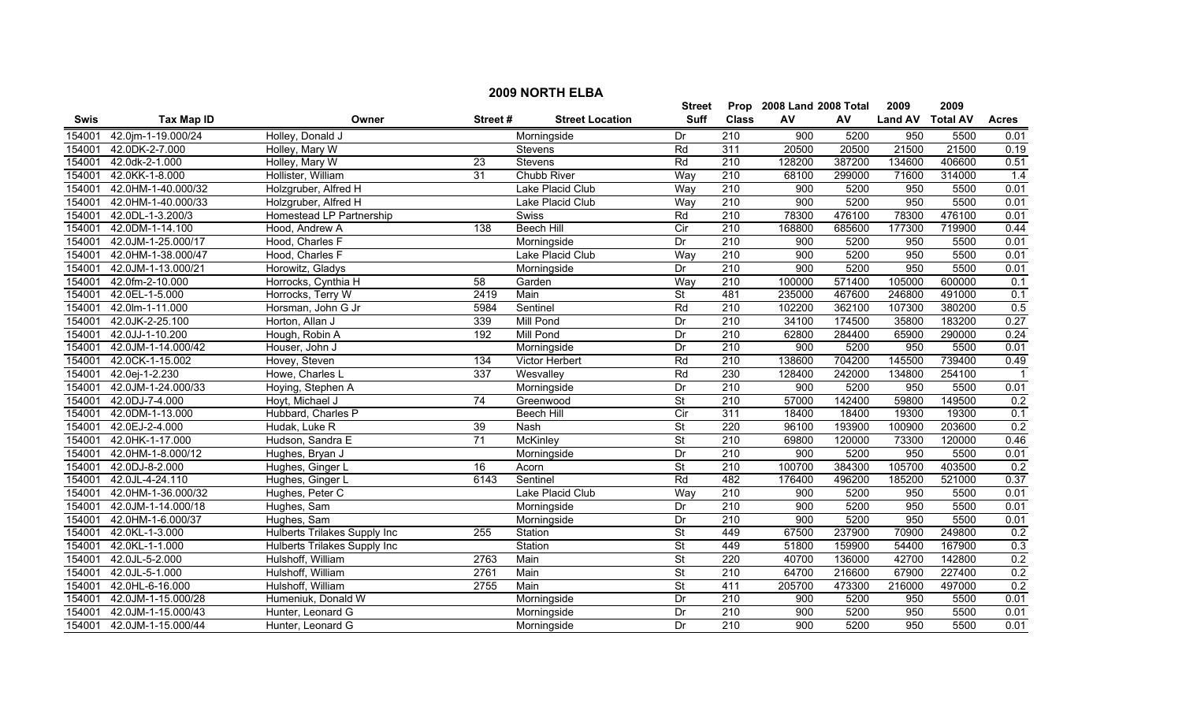## 2009 NORTH ELBA

| Swis | Tax Map ID | Owner | Street # | Street Location | Street Suff | Prop Class | 2008 Land AV | 2008 Total AV | 2009 Land AV | 2009 Total AV | Acres |
|---|---|---|---|---|---|---|---|---|---|---|---|
| 154001 | 42.0jm-1-19.000/24 | Holley, Donald J | | Morningside | Dr | 210 | 900 | 5200 | 950 | 5500 | 0.01 |
| 154001 | 42.0DK-2-7.000 | Holley, Mary W | | Stevens | Rd | 311 | 20500 | 20500 | 21500 | 21500 | 0.19 |
| 154001 | 42.0dk-2-1.000 | Holley, Mary W | 23 | Stevens | Rd | 210 | 128200 | 387200 | 134600 | 406600 | 0.51 |
| 154001 | 42.0KK-1-8.000 | Hollister, William | 31 | Chubb River | Way | 210 | 68100 | 299000 | 71600 | 314000 | 1.4 |
| 154001 | 42.0HM-1-40.000/32 | Holzgruber, Alfred H | | Lake Placid Club | Way | 210 | 900 | 5200 | 950 | 5500 | 0.01 |
| 154001 | 42.0HM-1-40.000/33 | Holzgruber, Alfred H | | Lake Placid Club | Way | 210 | 900 | 5200 | 950 | 5500 | 0.01 |
| 154001 | 42.0DL-1-3.200/3 | Homestead LP Partnership | | Swiss | Rd | 210 | 78300 | 476100 | 78300 | 476100 | 0.01 |
| 154001 | 42.0DM-1-14.100 | Hood, Andrew A | 138 | Beech Hill | Cir | 210 | 168800 | 685600 | 177300 | 719900 | 0.44 |
| 154001 | 42.0JM-1-25.000/17 | Hood, Charles F | | Morningside | Dr | 210 | 900 | 5200 | 950 | 5500 | 0.01 |
| 154001 | 42.0HM-1-38.000/47 | Hood, Charles F | | Lake Placid Club | Way | 210 | 900 | 5200 | 950 | 5500 | 0.01 |
| 154001 | 42.0JM-1-13.000/21 | Horowitz, Gladys | | Morningside | Dr | 210 | 900 | 5200 | 950 | 5500 | 0.01 |
| 154001 | 42.0fm-2-10.000 | Horrocks, Cynthia H | 58 | Garden | Way | 210 | 100000 | 571400 | 105000 | 600000 | 0.1 |
| 154001 | 42.0EL-1-5.000 | Horrocks, Terry W | 2419 | Main | St | 481 | 235000 | 467600 | 246800 | 491000 | 0.1 |
| 154001 | 42.0lm-1-11.000 | Horsman, John G Jr | 5984 | Sentinel | Rd | 210 | 102200 | 362100 | 107300 | 380200 | 0.5 |
| 154001 | 42.0JK-2-25.100 | Horton, Allan J | 339 | Mill Pond | Dr | 210 | 34100 | 174500 | 35800 | 183200 | 0.27 |
| 154001 | 42.0JJ-1-10.200 | Hough, Robin A | 192 | Mill Pond | Dr | 210 | 62800 | 284400 | 65900 | 290000 | 0.24 |
| 154001 | 42.0JM-1-14.000/42 | Houser, John J | | Morningside | Dr | 210 | 900 | 5200 | 950 | 5500 | 0.01 |
| 154001 | 42.0CK-1-15.002 | Hovey, Steven | 134 | Victor Herbert | Rd | 210 | 138600 | 704200 | 145500 | 739400 | 0.49 |
| 154001 | 42.0ej-1-2.230 | Howe, Charles L | 337 | Wesvalley | Rd | 230 | 128400 | 242000 | 134800 | 254100 | 1 |
| 154001 | 42.0JM-1-24.000/33 | Hoying, Stephen A | | Morningside | Dr | 210 | 900 | 5200 | 950 | 5500 | 0.01 |
| 154001 | 42.0DJ-7-4.000 | Hoyt, Michael J | 74 | Greenwood | St | 210 | 57000 | 142400 | 59800 | 149500 | 0.2 |
| 154001 | 42.0DM-1-13.000 | Hubbard, Charles P | | Beech Hill | Cir | 311 | 18400 | 18400 | 19300 | 19300 | 0.1 |
| 154001 | 42.0EJ-2-4.000 | Hudak, Luke R | 39 | Nash | St | 220 | 96100 | 193900 | 100900 | 203600 | 0.2 |
| 154001 | 42.0HK-1-17.000 | Hudson, Sandra E | 71 | McKinley | St | 210 | 69800 | 120000 | 73300 | 120000 | 0.46 |
| 154001 | 42.0HM-1-8.000/12 | Hughes, Bryan J | | Morningside | Dr | 210 | 900 | 5200 | 950 | 5500 | 0.01 |
| 154001 | 42.0DJ-8-2.000 | Hughes, Ginger L | 16 | Acorn | St | 210 | 100700 | 384300 | 105700 | 403500 | 0.2 |
| 154001 | 42.0JL-4-24.110 | Hughes, Ginger L | 6143 | Sentinel | Rd | 482 | 176400 | 496200 | 185200 | 521000 | 0.37 |
| 154001 | 42.0HM-1-36.000/32 | Hughes, Peter C | | Lake Placid Club | Way | 210 | 900 | 5200 | 950 | 5500 | 0.01 |
| 154001 | 42.0JM-1-14.000/18 | Hughes, Sam | | Morningside | Dr | 210 | 900 | 5200 | 950 | 5500 | 0.01 |
| 154001 | 42.0HM-1-6.000/37 | Hughes, Sam | | Morningside | Dr | 210 | 900 | 5200 | 950 | 5500 | 0.01 |
| 154001 | 42.0KL-1-3.000 | Hulberts Trilakes Supply Inc | 255 | Station | St | 449 | 67500 | 237900 | 70900 | 249800 | 0.2 |
| 154001 | 42.0KL-1-1.000 | Hulberts Trilakes Supply Inc | | Station | St | 449 | 51800 | 159900 | 54400 | 167900 | 0.3 |
| 154001 | 42.0JL-5-2.000 | Hulshoff, William | 2763 | Main | St | 220 | 40700 | 136000 | 42700 | 142800 | 0.2 |
| 154001 | 42.0JL-5-1.000 | Hulshoff, William | 2761 | Main | St | 210 | 64700 | 216600 | 67900 | 227400 | 0.2 |
| 154001 | 42.0HL-6-16.000 | Hulshoff, William | 2755 | Main | St | 411 | 205700 | 473300 | 216000 | 497000 | 0.2 |
| 154001 | 42.0JM-1-15.000/28 | Humeniuk, Donald W | | Morningside | Dr | 210 | 900 | 5200 | 950 | 5500 | 0.01 |
| 154001 | 42.0JM-1-15.000/43 | Hunter, Leonard G | | Morningside | Dr | 210 | 900 | 5200 | 950 | 5500 | 0.01 |
| 154001 | 42.0JM-1-15.000/44 | Hunter, Leonard G | | Morningside | Dr | 210 | 900 | 5200 | 950 | 5500 | 0.01 |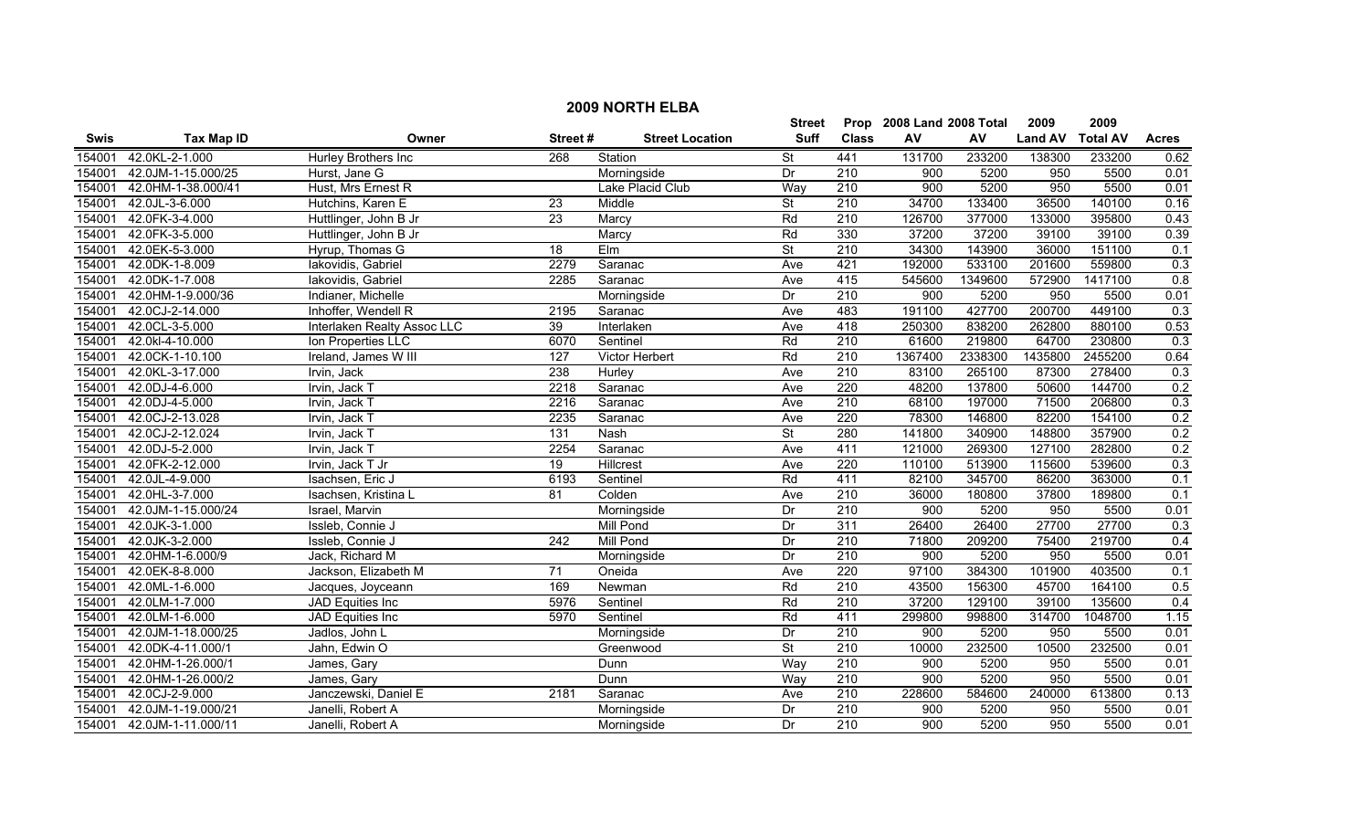# 2009 NORTH ELBA

| Swis | Tax Map ID | Owner | Street # | Street Location | Street Suff | Prop Class | 2008 Land AV | 2008 Total AV | 2009 Land AV | 2009 Total AV | Acres |
|---|---|---|---|---|---|---|---|---|---|---|---|
| 154001 | 42.0KL-2-1.000 | Hurley Brothers Inc | 268 | Station | St | 441 | 131700 | 233200 | 138300 | 233200 | 0.62 |
| 154001 | 42.0JM-1-15.000/25 | Hurst, Jane G | | Morningside | Dr | 210 | 900 | 5200 | 950 | 5500 | 0.01 |
| 154001 | 42.0HM-1-38.000/41 | Hust, Mrs Ernest R | | Lake Placid Club | Way | 210 | 900 | 5200 | 950 | 5500 | 0.01 |
| 154001 | 42.0JL-3-6.000 | Hutchins, Karen E | 23 | Middle | St | 210 | 34700 | 133400 | 36500 | 140100 | 0.16 |
| 154001 | 42.0FK-3-4.000 | Huttlinger, John B Jr | 23 | Marcy | Rd | 210 | 126700 | 377000 | 133000 | 395800 | 0.43 |
| 154001 | 42.0FK-3-5.000 | Huttlinger, John B Jr | | Marcy | Rd | 330 | 37200 | 37200 | 39100 | 39100 | 0.39 |
| 154001 | 42.0EK-5-3.000 | Hyrup, Thomas G | 18 | Elm | St | 210 | 34300 | 143900 | 36000 | 151100 | 0.1 |
| 154001 | 42.0DK-1-8.009 | Iakovidis, Gabriel | 2279 | Saranac | Ave | 421 | 192000 | 533100 | 201600 | 559800 | 0.3 |
| 154001 | 42.0DK-1-7.008 | Iakovidis, Gabriel | 2285 | Saranac | Ave | 415 | 545600 | 1349600 | 572900 | 1417100 | 0.8 |
| 154001 | 42.0HM-1-9.000/36 | Indianer, Michelle | | Morningside | Dr | 210 | 900 | 5200 | 950 | 5500 | 0.01 |
| 154001 | 42.0CJ-2-14.000 | Inhoffer, Wendell R | 2195 | Saranac | Ave | 483 | 191100 | 427700 | 200700 | 449100 | 0.3 |
| 154001 | 42.0CL-3-5.000 | Interlaken Realty Assoc LLC | 39 | Interlaken | Ave | 418 | 250300 | 838200 | 262800 | 880100 | 0.53 |
| 154001 | 42.0kl-4-10.000 | Ion Properties LLC | 6070 | Sentinel | Rd | 210 | 61600 | 219800 | 64700 | 230800 | 0.3 |
| 154001 | 42.0CK-1-10.100 | Ireland, James W III | 127 | Victor Herbert | Rd | 210 | 1367400 | 2338300 | 1435800 | 2455200 | 0.64 |
| 154001 | 42.0KL-3-17.000 | Irvin, Jack | 238 | Hurley | Ave | 210 | 83100 | 265100 | 87300 | 278400 | 0.3 |
| 154001 | 42.0DJ-4-6.000 | Irvin, Jack T | 2218 | Saranac | Ave | 220 | 48200 | 137800 | 50600 | 144700 | 0.2 |
| 154001 | 42.0DJ-4-5.000 | Irvin, Jack T | 2216 | Saranac | Ave | 210 | 68100 | 197000 | 71500 | 206800 | 0.3 |
| 154001 | 42.0CJ-2-13.028 | Irvin, Jack T | 2235 | Saranac | Ave | 220 | 78300 | 146800 | 82200 | 154100 | 0.2 |
| 154001 | 42.0CJ-2-12.024 | Irvin, Jack T | 131 | Nash | St | 280 | 141800 | 340900 | 148800 | 357900 | 0.2 |
| 154001 | 42.0DJ-5-2.000 | Irvin, Jack T | 2254 | Saranac | Ave | 411 | 121000 | 269300 | 127100 | 282800 | 0.2 |
| 154001 | 42.0FK-2-12.000 | Irvin, Jack T Jr | 19 | Hillcrest | Ave | 220 | 110100 | 513900 | 115600 | 539600 | 0.3 |
| 154001 | 42.0JL-4-9.000 | Isachsen, Eric J | 6193 | Sentinel | Rd | 411 | 82100 | 345700 | 86200 | 363000 | 0.1 |
| 154001 | 42.0HL-3-7.000 | Isachsen, Kristina L | 81 | Colden | Ave | 210 | 36000 | 180800 | 37800 | 189800 | 0.1 |
| 154001 | 42.0JM-1-15.000/24 | Israel, Marvin | | Morningside | Dr | 210 | 900 | 5200 | 950 | 5500 | 0.01 |
| 154001 | 42.0JK-3-1.000 | Issleb, Connie J | | Mill Pond | Dr | 311 | 26400 | 26400 | 27700 | 27700 | 0.3 |
| 154001 | 42.0JK-3-2.000 | Issleb, Connie J | 242 | Mill Pond | Dr | 210 | 71800 | 209200 | 75400 | 219700 | 0.4 |
| 154001 | 42.0HM-1-6.000/9 | Jack, Richard M | | Morningside | Dr | 210 | 900 | 5200 | 950 | 5500 | 0.01 |
| 154001 | 42.0EK-8-8.000 | Jackson, Elizabeth M | 71 | Oneida | Ave | 220 | 97100 | 384300 | 101900 | 403500 | 0.1 |
| 154001 | 42.0ML-1-6.000 | Jacques, Joyceann | 169 | Newman | Rd | 210 | 43500 | 156300 | 45700 | 164100 | 0.5 |
| 154001 | 42.0LM-1-7.000 | JAD Equities Inc | 5976 | Sentinel | Rd | 210 | 37200 | 129100 | 39100 | 135600 | 0.4 |
| 154001 | 42.0LM-1-6.000 | JAD Equities Inc | 5970 | Sentinel | Rd | 411 | 299800 | 998800 | 314700 | 1048700 | 1.15 |
| 154001 | 42.0JM-1-18.000/25 | Jadlos, John L | | Morningside | Dr | 210 | 900 | 5200 | 950 | 5500 | 0.01 |
| 154001 | 42.0DK-4-11.000/1 | Jahn, Edwin O | | Greenwood | St | 210 | 10000 | 232500 | 10500 | 232500 | 0.01 |
| 154001 | 42.0HM-1-26.000/1 | James, Gary | | Dunn | Way | 210 | 900 | 5200 | 950 | 5500 | 0.01 |
| 154001 | 42.0HM-1-26.000/2 | James, Gary | | Dunn | Way | 210 | 900 | 5200 | 950 | 5500 | 0.01 |
| 154001 | 42.0CJ-2-9.000 | Janczewski, Daniel E | 2181 | Saranac | Ave | 210 | 228600 | 584600 | 240000 | 613800 | 0.13 |
| 154001 | 42.0JM-1-19.000/21 | Janelli, Robert A | | Morningside | Dr | 210 | 900 | 5200 | 950 | 5500 | 0.01 |
| 154001 | 42.0JM-1-11.000/11 | Janelli, Robert A | | Morningside | Dr | 210 | 900 | 5200 | 950 | 5500 | 0.01 |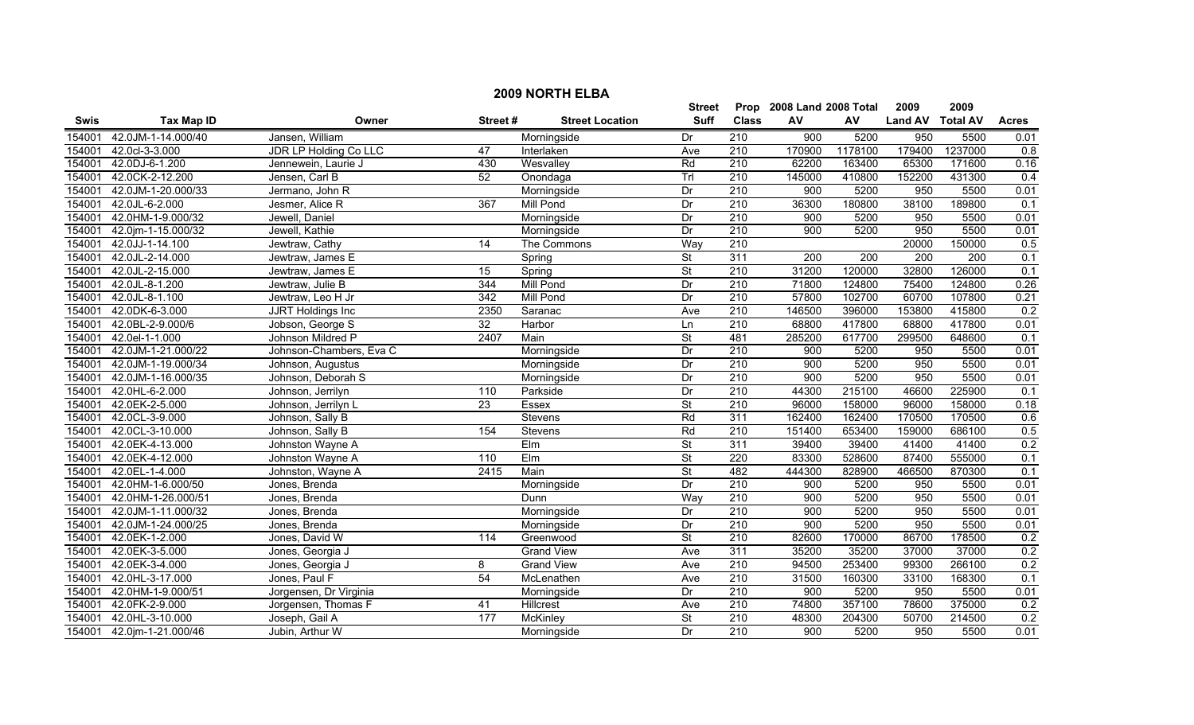## 2009 NORTH ELBA

| Swis | Tax Map ID | Owner | Street # | Street Location | Street Suff | Prop Class | 2008 Land AV | 2008 Total AV | 2009 Land AV | 2009 Total AV | Acres |
|---|---|---|---|---|---|---|---|---|---|---|---|
| 154001 | 42.0JM-1-14.000/40 | Jansen, William | | Morningside | Dr | 210 | 900 | 5200 | 950 | 5500 | 0.01 |
| 154001 | 42.0cl-3-3.000 | JDR LP Holding Co LLC | 47 | Interlaken | Ave | 210 | 170900 | 1178100 | 179400 | 1237000 | 0.8 |
| 154001 | 42.0DJ-6-1.200 | Jennewein, Laurie J | 430 | Wesvalley | Rd | 210 | 62200 | 163400 | 65300 | 171600 | 0.16 |
| 154001 | 42.0CK-2-12.200 | Jensen, Carl B | 52 | Onondaga | Trl | 210 | 145000 | 410800 | 152200 | 431300 | 0.4 |
| 154001 | 42.0JM-1-20.000/33 | Jermano, John R | | Morningside | Dr | 210 | 900 | 5200 | 950 | 5500 | 0.01 |
| 154001 | 42.0JL-6-2.000 | Jesmer, Alice R | 367 | Mill Pond | Dr | 210 | 36300 | 180800 | 38100 | 189800 | 0.1 |
| 154001 | 42.0HM-1-9.000/32 | Jewell, Daniel | | Morningside | Dr | 210 | 900 | 5200 | 950 | 5500 | 0.01 |
| 154001 | 42.0jm-1-15.000/32 | Jewell, Kathie | | Morningside | Dr | 210 | 900 | 5200 | 950 | 5500 | 0.01 |
| 154001 | 42.0JJ-1-14.100 | Jewtraw, Cathy | 14 | The Commons | Way | 210 | | | 20000 | 150000 | 0.5 |
| 154001 | 42.0JL-2-14.000 | Jewtraw, James E | | Spring | St | 311 | 200 | 200 | 200 | 200 | 0.1 |
| 154001 | 42.0JL-2-15.000 | Jewtraw, James E | 15 | Spring | St | 210 | 31200 | 120000 | 32800 | 126000 | 0.1 |
| 154001 | 42.0JL-8-1.200 | Jewtraw, Julie B | 344 | Mill Pond | Dr | 210 | 71800 | 124800 | 75400 | 124800 | 0.26 |
| 154001 | 42.0JL-8-1.100 | Jewtraw, Leo H Jr | 342 | Mill Pond | Dr | 210 | 57800 | 102700 | 60700 | 107800 | 0.21 |
| 154001 | 42.0DK-6-3.000 | JJRT Holdings Inc | 2350 | Saranac | Ave | 210 | 146500 | 396000 | 153800 | 415800 | 0.2 |
| 154001 | 42.0BL-2-9.000/6 | Jobson, George S | 32 | Harbor | Ln | 210 | 68800 | 417800 | 68800 | 417800 | 0.01 |
| 154001 | 42.0el-1-1.000 | Johnson Mildred P | 2407 | Main | St | 481 | 285200 | 617700 | 299500 | 648600 | 0.1 |
| 154001 | 42.0JM-1-21.000/22 | Johnson-Chambers, Eva C | | Morningside | Dr | 210 | 900 | 5200 | 950 | 5500 | 0.01 |
| 154001 | 42.0JM-1-19.000/34 | Johnson, Augustus | | Morningside | Dr | 210 | 900 | 5200 | 950 | 5500 | 0.01 |
| 154001 | 42.0JM-1-16.000/35 | Johnson, Deborah S | | Morningside | Dr | 210 | 900 | 5200 | 950 | 5500 | 0.01 |
| 154001 | 42.0HL-6-2.000 | Johnson, Jerrilyn | 110 | Parkside | Dr | 210 | 44300 | 215100 | 46600 | 225900 | 0.1 |
| 154001 | 42.0EK-2-5.000 | Johnson, Jerrilyn L | 23 | Essex | St | 210 | 96000 | 158000 | 96000 | 158000 | 0.18 |
| 154001 | 42.0CL-3-9.000 | Johnson, Sally B | | Stevens | Rd | 311 | 162400 | 162400 | 170500 | 170500 | 0.6 |
| 154001 | 42.0CL-3-10.000 | Johnson, Sally B | 154 | Stevens | Rd | 210 | 151400 | 653400 | 159000 | 686100 | 0.5 |
| 154001 | 42.0EK-4-13.000 | Johnston Wayne A | | Elm | St | 311 | 39400 | 39400 | 41400 | 41400 | 0.2 |
| 154001 | 42.0EK-4-12.000 | Johnston Wayne A | 110 | Elm | St | 220 | 83300 | 528600 | 87400 | 555000 | 0.1 |
| 154001 | 42.0EL-1-4.000 | Johnston, Wayne A | 2415 | Main | St | 482 | 444300 | 828900 | 466500 | 870300 | 0.1 |
| 154001 | 42.0HM-1-6.000/50 | Jones, Brenda | | Morningside | Dr | 210 | 900 | 5200 | 950 | 5500 | 0.01 |
| 154001 | 42.0HM-1-26.000/51 | Jones, Brenda | | Dunn | Way | 210 | 900 | 5200 | 950 | 5500 | 0.01 |
| 154001 | 42.0JM-1-11.000/32 | Jones, Brenda | | Morningside | Dr | 210 | 900 | 5200 | 950 | 5500 | 0.01 |
| 154001 | 42.0JM-1-24.000/25 | Jones, Brenda | | Morningside | Dr | 210 | 900 | 5200 | 950 | 5500 | 0.01 |
| 154001 | 42.0EK-1-2.000 | Jones, David W | 114 | Greenwood | St | 210 | 82600 | 170000 | 86700 | 178500 | 0.2 |
| 154001 | 42.0EK-3-5.000 | Jones, Georgia J | | Grand View | Ave | 311 | 35200 | 35200 | 37000 | 37000 | 0.2 |
| 154001 | 42.0EK-3-4.000 | Jones, Georgia J | 8 | Grand View | Ave | 210 | 94500 | 253400 | 99300 | 266100 | 0.2 |
| 154001 | 42.0HL-3-17.000 | Jones, Paul F | 54 | McLenathen | Ave | 210 | 31500 | 160300 | 33100 | 168300 | 0.1 |
| 154001 | 42.0HM-1-9.000/51 | Jorgensen, Dr Virginia | | Morningside | Dr | 210 | 900 | 5200 | 950 | 5500 | 0.01 |
| 154001 | 42.0FK-2-9.000 | Jorgensen, Thomas F | 41 | Hillcrest | Ave | 210 | 74800 | 357100 | 78600 | 375000 | 0.2 |
| 154001 | 42.0HL-3-10.000 | Joseph, Gail A | 177 | McKinley | St | 210 | 48300 | 204300 | 50700 | 214500 | 0.2 |
| 154001 | 42.0jm-1-21.000/46 | Jubin, Arthur W | | Morningside | Dr | 210 | 900 | 5200 | 950 | 5500 | 0.01 |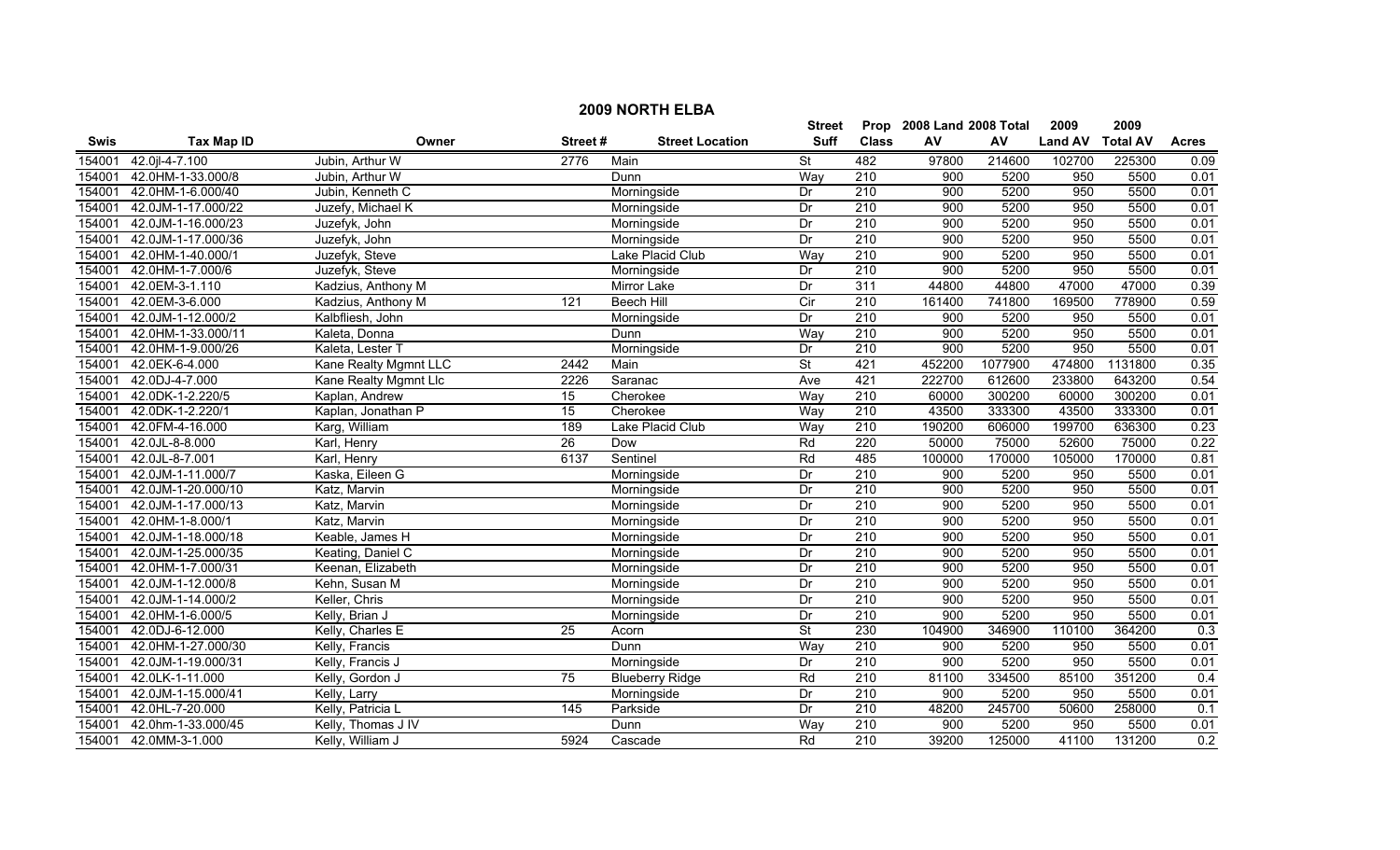# 2009 NORTH ELBA

| Swis | Tax Map ID | Owner | Street # | Street Location | Street Suff | Prop Class | 2008 Land AV | 2008 Total AV | 2009 Land AV | 2009 Total AV | Acres |
|---|---|---|---|---|---|---|---|---|---|---|---|
| 154001 | 42.0jl-4-7.100 | Jubin, Arthur W | 2776 | Main | St | 482 | 97800 | 214600 | 102700 | 225300 | 0.09 |
| 154001 | 42.0HM-1-33.000/8 | Jubin, Arthur W | | Dunn | Way | 210 | 900 | 5200 | 950 | 5500 | 0.01 |
| 154001 | 42.0HM-1-6.000/40 | Jubin, Kenneth C | | Morningside | Dr | 210 | 900 | 5200 | 950 | 5500 | 0.01 |
| 154001 | 42.0JM-1-17.000/22 | Juzefy, Michael K | | Morningside | Dr | 210 | 900 | 5200 | 950 | 5500 | 0.01 |
| 154001 | 42.0JM-1-16.000/23 | Juzefyk, John | | Morningside | Dr | 210 | 900 | 5200 | 950 | 5500 | 0.01 |
| 154001 | 42.0JM-1-17.000/36 | Juzefyk, John | | Morningside | Dr | 210 | 900 | 5200 | 950 | 5500 | 0.01 |
| 154001 | 42.0HM-1-40.000/1 | Juzefyk, Steve | | Lake Placid Club | Way | 210 | 900 | 5200 | 950 | 5500 | 0.01 |
| 154001 | 42.0HM-1-7.000/6 | Juzefyk, Steve | | Morningside | Dr | 210 | 900 | 5200 | 950 | 5500 | 0.01 |
| 154001 | 42.0EM-3-1.110 | Kadzius, Anthony M | | Mirror Lake | Dr | 311 | 44800 | 44800 | 47000 | 47000 | 0.39 |
| 154001 | 42.0EM-3-6.000 | Kadzius, Anthony M | 121 | Beech Hill | Cir | 210 | 161400 | 741800 | 169500 | 778900 | 0.59 |
| 154001 | 42.0JM-1-12.000/2 | Kalbfliesh, John | | Morningside | Dr | 210 | 900 | 5200 | 950 | 5500 | 0.01 |
| 154001 | 42.0HM-1-33.000/11 | Kaleta, Donna | | Dunn | Way | 210 | 900 | 5200 | 950 | 5500 | 0.01 |
| 154001 | 42.0HM-1-9.000/26 | Kaleta, Lester T | | Morningside | Dr | 210 | 900 | 5200 | 950 | 5500 | 0.01 |
| 154001 | 42.0EK-6-4.000 | Kane Realty Mgmnt LLC | 2442 | Main | St | 421 | 452200 | 1077900 | 474800 | 1131800 | 0.35 |
| 154001 | 42.0DJ-4-7.000 | Kane Realty Mgmnt Llc | 2226 | Saranac | Ave | 421 | 222700 | 612600 | 233800 | 643200 | 0.54 |
| 154001 | 42.0DK-1-2.220/5 | Kaplan, Andrew | 15 | Cherokee | Way | 210 | 60000 | 300200 | 60000 | 300200 | 0.01 |
| 154001 | 42.0DK-1-2.220/1 | Kaplan, Jonathan P | 15 | Cherokee | Way | 210 | 43500 | 333300 | 43500 | 333300 | 0.01 |
| 154001 | 42.0FM-4-16.000 | Karg, William | 189 | Lake Placid Club | Way | 210 | 190200 | 606000 | 199700 | 636300 | 0.23 |
| 154001 | 42.0JL-8-8.000 | Karl, Henry | 26 | Dow | Rd | 220 | 50000 | 75000 | 52600 | 75000 | 0.22 |
| 154001 | 42.0JL-8-7.001 | Karl, Henry | 6137 | Sentinel | Rd | 485 | 100000 | 170000 | 105000 | 170000 | 0.81 |
| 154001 | 42.0JM-1-11.000/7 | Kaska, Eileen G | | Morningside | Dr | 210 | 900 | 5200 | 950 | 5500 | 0.01 |
| 154001 | 42.0JM-1-20.000/10 | Katz, Marvin | | Morningside | Dr | 210 | 900 | 5200 | 950 | 5500 | 0.01 |
| 154001 | 42.0JM-1-17.000/13 | Katz, Marvin | | Morningside | Dr | 210 | 900 | 5200 | 950 | 5500 | 0.01 |
| 154001 | 42.0HM-1-8.000/1 | Katz, Marvin | | Morningside | Dr | 210 | 900 | 5200 | 950 | 5500 | 0.01 |
| 154001 | 42.0JM-1-18.000/18 | Keable, James H | | Morningside | Dr | 210 | 900 | 5200 | 950 | 5500 | 0.01 |
| 154001 | 42.0JM-1-25.000/35 | Keating, Daniel C | | Morningside | Dr | 210 | 900 | 5200 | 950 | 5500 | 0.01 |
| 154001 | 42.0HM-1-7.000/31 | Keenan, Elizabeth | | Morningside | Dr | 210 | 900 | 5200 | 950 | 5500 | 0.01 |
| 154001 | 42.0JM-1-12.000/8 | Kehn, Susan M | | Morningside | Dr | 210 | 900 | 5200 | 950 | 5500 | 0.01 |
| 154001 | 42.0JM-1-14.000/2 | Keller, Chris | | Morningside | Dr | 210 | 900 | 5200 | 950 | 5500 | 0.01 |
| 154001 | 42.0HM-1-6.000/5 | Kelly, Brian J | | Morningside | Dr | 210 | 900 | 5200 | 950 | 5500 | 0.01 |
| 154001 | 42.0DJ-6-12.000 | Kelly, Charles E | 25 | Acorn | St | 230 | 104900 | 346900 | 110100 | 364200 | 0.3 |
| 154001 | 42.0HM-1-27.000/30 | Kelly, Francis | | Dunn | Way | 210 | 900 | 5200 | 950 | 5500 | 0.01 |
| 154001 | 42.0JM-1-19.000/31 | Kelly, Francis J | | Morningside | Dr | 210 | 900 | 5200 | 950 | 5500 | 0.01 |
| 154001 | 42.0LK-1-11.000 | Kelly, Gordon J | 75 | Blueberry Ridge | Rd | 210 | 81100 | 334500 | 85100 | 351200 | 0.4 |
| 154001 | 42.0JM-1-15.000/41 | Kelly, Larry | | Morningside | Dr | 210 | 900 | 5200 | 950 | 5500 | 0.01 |
| 154001 | 42.0HL-7-20.000 | Kelly, Patricia L | 145 | Parkside | Dr | 210 | 48200 | 245700 | 50600 | 258000 | 0.1 |
| 154001 | 42.0hm-1-33.000/45 | Kelly, Thomas J IV | | Dunn | Way | 210 | 900 | 5200 | 950 | 5500 | 0.01 |
| 154001 | 42.0MM-3-1.000 | Kelly, William J | 5924 | Cascade | Rd | 210 | 39200 | 125000 | 41100 | 131200 | 0.2 |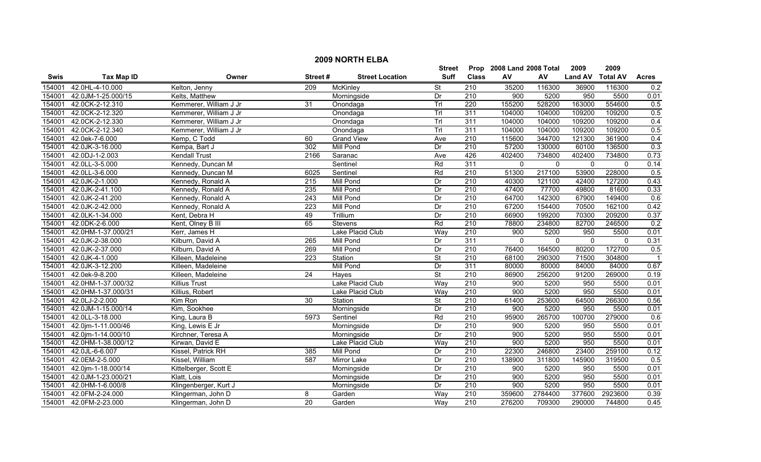# 2009 NORTH ELBA

| Swis | Tax Map ID | Owner | Street # | Street Location | Street Suff | Prop Class | 2008 Land AV | 2008 Total AV | 2009 Land AV | 2009 Total AV | Acres |
|---|---|---|---|---|---|---|---|---|---|---|---|
| 154001 | 42.0HL-4-10.000 | Kelton, Jenny | 209 | McKinley | St | 210 | 35200 | 116300 | 36900 | 116300 | 0.2 |
| 154001 | 42.0JM-1-25.000/15 | Kelts, Matthew | | Morningside | Dr | 210 | 900 | 5200 | 950 | 5500 | 0.01 |
| 154001 | 42.0CK-2-12.310 | Kemmerer, William J Jr | 31 | Onondaga | Trl | 220 | 155200 | 528200 | 163000 | 554600 | 0.5 |
| 154001 | 42.0CK-2-12.320 | Kemmerer, William J Jr | | Onondaga | Trl | 311 | 104000 | 104000 | 109200 | 109200 | 0.5 |
| 154001 | 42.0CK-2-12.330 | Kemmerer, William J Jr | | Onondaga | Trl | 311 | 104000 | 104000 | 109200 | 109200 | 0.4 |
| 154001 | 42.0CK-2-12.340 | Kemmerer, William J Jr | | Onondaga | Trl | 311 | 104000 | 104000 | 109200 | 109200 | 0.5 |
| 154001 | 42.0ek-7-6.000 | Kemp, C Todd | 60 | Grand View | Ave | 210 | 115600 | 344700 | 121300 | 361900 | 0.4 |
| 154001 | 42.0JK-3-16.000 | Kempa, Bart J | 302 | Mill Pond | Dr | 210 | 57200 | 130000 | 60100 | 136500 | 0.3 |
| 154001 | 42.0DJ-1-2.003 | Kendall Trust | 2166 | Saranac | Ave | 426 | 402400 | 734800 | 402400 | 734800 | 0.73 |
| 154001 | 42.0LL-3-5.000 | Kennedy, Duncan M | | Sentinel | Rd | 311 | 0 | 0 | 0 | 0 | 0.14 |
| 154001 | 42.0LL-3-6.000 | Kennedy, Duncan M | 6025 | Sentinel | Rd | 210 | 51300 | 217100 | 53900 | 228000 | 0.5 |
| 154001 | 42.0JK-2-1.000 | Kennedy, Ronald A | 215 | Mill Pond | Dr | 210 | 40300 | 121100 | 42400 | 127200 | 0.43 |
| 154001 | 42.0JK-2-41.100 | Kennedy, Ronald A | 235 | Mill Pond | Dr | 210 | 47400 | 77700 | 49800 | 81600 | 0.33 |
| 154001 | 42.0JK-2-41.200 | Kennedy, Ronald A | 243 | Mill Pond | Dr | 210 | 64700 | 142300 | 67900 | 149400 | 0.6 |
| 154001 | 42.0JK-2-42.000 | Kennedy, Ronald A | 223 | Mill Pond | Dr | 210 | 67200 | 154400 | 70500 | 162100 | 0.42 |
| 154001 | 42.0LK-1-34.000 | Kent, Debra H | 49 | Trillium | Dr | 210 | 66900 | 199200 | 70300 | 209200 | 0.37 |
| 154001 | 42.0DK-2-6.000 | Kent, Olney B III | 65 | Stevens | Rd | 210 | 78800 | 234800 | 82700 | 246500 | 0.2 |
| 154001 | 42.0HM-1-37.000/21 | Kerr, James H | | Lake Placid Club | Way | 210 | 900 | 5200 | 950 | 5500 | 0.01 |
| 154001 | 42.0JK-2-38.000 | Kilburn, David A | 265 | Mill Pond | Dr | 311 | 0 | 0 | 0 | 0 | 0.31 |
| 154001 | 42.0JK-2-37.000 | Kilburn, David A | 269 | Mill Pond | Dr | 210 | 76400 | 164500 | 80200 | 172700 | 0.5 |
| 154001 | 42.0JK-4-1.000 | Killeen, Madeleine | 223 | Station | St | 210 | 68100 | 290300 | 71500 | 304800 | 1 |
| 154001 | 42.0JK-3-12.200 | Killeen, Madeleine | | Mill Pond | Dr | 311 | 80000 | 80000 | 84000 | 84000 | 0.67 |
| 154001 | 42.0ek-9-8.200 | Killeen, Madeleine | 24 | Hayes | St | 210 | 86900 | 256200 | 91200 | 269000 | 0.19 |
| 154001 | 42.0HM-1-37.000/32 | Killius Trust | | Lake Placid Club | Way | 210 | 900 | 5200 | 950 | 5500 | 0.01 |
| 154001 | 42.0HM-1-37.000/31 | Killius, Robert | | Lake Placid Club | Way | 210 | 900 | 5200 | 950 | 5500 | 0.01 |
| 154001 | 42.0LJ-2-2.000 | Kim Ron | 30 | Station | St | 210 | 61400 | 253600 | 64500 | 266300 | 0.56 |
| 154001 | 42.0JM-1-15.000/14 | Kim, Sookhee | | Morningside | Dr | 210 | 900 | 5200 | 950 | 5500 | 0.01 |
| 154001 | 42.0LL-3-18.000 | King, Laura B | 5973 | Sentinel | Rd | 210 | 95900 | 265700 | 100700 | 279000 | 0.6 |
| 154001 | 42.0jm-1-11.000/46 | King, Lewis E Jr | | Morningside | Dr | 210 | 900 | 5200 | 950 | 5500 | 0.01 |
| 154001 | 42.0jm-1-14.000/10 | Kirchner, Teresa A | | Morningside | Dr | 210 | 900 | 5200 | 950 | 5500 | 0.01 |
| 154001 | 42.0HM-1-38.000/12 | Kirwan, David E | | Lake Placid Club | Way | 210 | 900 | 5200 | 950 | 5500 | 0.01 |
| 154001 | 42.0JL-6-6.007 | Kissel, Patrick RH | 385 | Mill Pond | Dr | 210 | 22300 | 246800 | 23400 | 259100 | 0.12 |
| 154001 | 42.0EM-2-5.000 | Kissel, William | 587 | Mirror Lake | Dr | 210 | 138900 | 311800 | 145900 | 319500 | 0.5 |
| 154001 | 42.0jm-1-18.000/14 | Kittelberger, Scott E | | Morningside | Dr | 210 | 900 | 5200 | 950 | 5500 | 0.01 |
| 154001 | 42.0JM-1-23.000/21 | Klatt, Lois | | Morningside | Dr | 210 | 900 | 5200 | 950 | 5500 | 0.01 |
| 154001 | 42.0HM-1-6.000/8 | Klingenberger, Kurt J | | Morningside | Dr | 210 | 900 | 5200 | 950 | 5500 | 0.01 |
| 154001 | 42.0FM-2-24.000 | Klingerman, John D | 8 | Garden | Way | 210 | 359600 | 2784400 | 377600 | 2923600 | 0.39 |
| 154001 | 42.0FM-2-23.000 | Klingerman, John D | 20 | Garden | Way | 210 | 276200 | 709300 | 290000 | 744800 | 0.45 |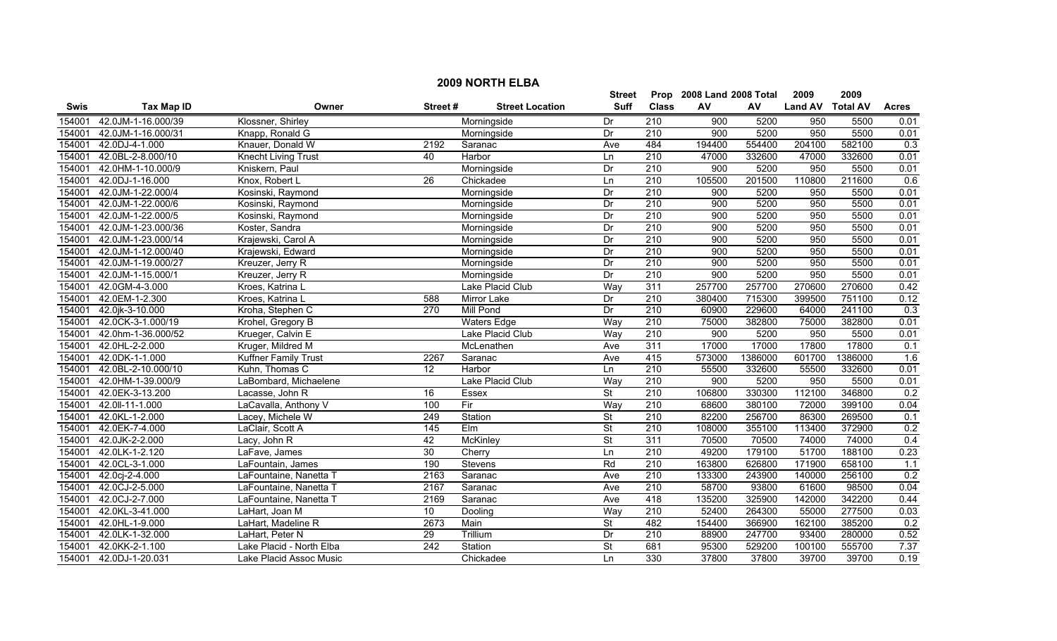# 2009 NORTH ELBA

| Swis | Tax Map ID | Owner | Street # | Street Location | Street Suff | Prop Class | 2008 Land AV | 2008 Total AV | 2009 Land AV | 2009 Total AV | Acres |
|---|---|---|---|---|---|---|---|---|---|---|---|
| 154001 | 42.0JM-1-16.000/39 | Klossner, Shirley | | Morningside | Dr | 210 | 900 | 5200 | 950 | 5500 | 0.01 |
| 154001 | 42.0JM-1-16.000/31 | Knapp, Ronald G | | Morningside | Dr | 210 | 900 | 5200 | 950 | 5500 | 0.01 |
| 154001 | 42.0DJ-4-1.000 | Knauer, Donald W | 2192 | Saranac | Ave | 484 | 194400 | 554400 | 204100 | 582100 | 0.3 |
| 154001 | 42.0BL-2-8.000/10 | Knecht Living Trust | 40 | Harbor | Ln | 210 | 47000 | 332600 | 47000 | 332600 | 0.01 |
| 154001 | 42.0HM-1-10.000/9 | Kniskern, Paul | | Morningside | Dr | 210 | 900 | 5200 | 950 | 5500 | 0.01 |
| 154001 | 42.0DJ-1-16.000 | Knox, Robert L | 26 | Chickadee | Ln | 210 | 105500 | 201500 | 110800 | 211600 | 0.6 |
| 154001 | 42.0JM-1-22.000/4 | Kosinski, Raymond | | Morningside | Dr | 210 | 900 | 5200 | 950 | 5500 | 0.01 |
| 154001 | 42.0JM-1-22.000/6 | Kosinski, Raymond | | Morningside | Dr | 210 | 900 | 5200 | 950 | 5500 | 0.01 |
| 154001 | 42.0JM-1-22.000/5 | Kosinski, Raymond | | Morningside | Dr | 210 | 900 | 5200 | 950 | 5500 | 0.01 |
| 154001 | 42.0JM-1-23.000/36 | Koster, Sandra | | Morningside | Dr | 210 | 900 | 5200 | 950 | 5500 | 0.01 |
| 154001 | 42.0JM-1-23.000/14 | Krajewski, Carol A | | Morningside | Dr | 210 | 900 | 5200 | 950 | 5500 | 0.01 |
| 154001 | 42.0JM-1-12.000/40 | Krajewski, Edward | | Morningside | Dr | 210 | 900 | 5200 | 950 | 5500 | 0.01 |
| 154001 | 42.0JM-1-19.000/27 | Kreuzer, Jerry R | | Morningside | Dr | 210 | 900 | 5200 | 950 | 5500 | 0.01 |
| 154001 | 42.0JM-1-15.000/1 | Kreuzer, Jerry R | | Morningside | Dr | 210 | 900 | 5200 | 950 | 5500 | 0.01 |
| 154001 | 42.0GM-4-3.000 | Kroes, Katrina L | | Lake Placid Club | Way | 311 | 257700 | 257700 | 270600 | 270600 | 0.42 |
| 154001 | 42.0EM-1-2.300 | Kroes, Katrina L | 588 | Mirror Lake | Dr | 210 | 380400 | 715300 | 399500 | 751100 | 0.12 |
| 154001 | 42.0jk-3-10.000 | Kroha, Stephen C | 270 | Mill Pond | Dr | 210 | 60900 | 229600 | 64000 | 241100 | 0.3 |
| 154001 | 42.0CK-3-1.000/19 | Krohel, Gregory B | | Waters Edge | Way | 210 | 75000 | 382800 | 75000 | 382800 | 0.01 |
| 154001 | 42.0hm-1-36.000/52 | Krueger, Calvin E | | Lake Placid Club | Way | 210 | 900 | 5200 | 950 | 5500 | 0.01 |
| 154001 | 42.0HL-2-2.000 | Kruger, Mildred M | | McLenathen | Ave | 311 | 17000 | 17000 | 17800 | 17800 | 0.1 |
| 154001 | 42.0DK-1-1.000 | Kuffner Family Trust | 2267 | Saranac | Ave | 415 | 573000 | 1386000 | 601700 | 1386000 | 1.6 |
| 154001 | 42.0BL-2-10.000/10 | Kuhn, Thomas C | 12 | Harbor | Ln | 210 | 55500 | 332600 | 55500 | 332600 | 0.01 |
| 154001 | 42.0HM-1-39.000/9 | LaBombard, Michaelene | | Lake Placid Club | Way | 210 | 900 | 5200 | 950 | 5500 | 0.01 |
| 154001 | 42.0EK-3-13.200 | Lacasse, John R | 16 | Essex | St | 210 | 106800 | 330300 | 112100 | 346800 | 0.2 |
| 154001 | 42.0II-11-1.000 | LaCavalla, Anthony V | 100 | Fir | Way | 210 | 68600 | 380100 | 72000 | 399100 | 0.04 |
| 154001 | 42.0KL-1-2.000 | Lacey, Michele W | 249 | Station | St | 210 | 82200 | 256700 | 86300 | 269500 | 0.1 |
| 154001 | 42.0EK-7-4.000 | LaClair, Scott A | 145 | Elm | St | 210 | 108000 | 355100 | 113400 | 372900 | 0.2 |
| 154001 | 42.0JK-2-2.000 | Lacy, John R | 42 | McKinley | St | 311 | 70500 | 70500 | 74000 | 74000 | 0.4 |
| 154001 | 42.0LK-1-2.120 | LaFave, James | 30 | Cherry | Ln | 210 | 49200 | 179100 | 51700 | 188100 | 0.23 |
| 154001 | 42.0CL-3-1.000 | LaFountain, James | 190 | Stevens | Rd | 210 | 163800 | 626800 | 171900 | 658100 | 1.1 |
| 154001 | 42.0cj-2-4.000 | LaFountaine, Nanetta T | 2163 | Saranac | Ave | 210 | 133300 | 243900 | 140000 | 256100 | 0.2 |
| 154001 | 42.0CJ-2-5.000 | LaFountaine, Nanetta T | 2167 | Saranac | Ave | 210 | 58700 | 93800 | 61600 | 98500 | 0.04 |
| 154001 | 42.0CJ-2-7.000 | LaFountaine, Nanetta T | 2169 | Saranac | Ave | 418 | 135200 | 325900 | 142000 | 342200 | 0.44 |
| 154001 | 42.0KL-3-41.000 | LaHart, Joan M | 10 | Dooling | Way | 210 | 52400 | 264300 | 55000 | 277500 | 0.03 |
| 154001 | 42.0HL-1-9.000 | LaHart, Madeline R | 2673 | Main | St | 482 | 154400 | 366900 | 162100 | 385200 | 0.2 |
| 154001 | 42.0LK-1-32.000 | LaHart, Peter N | 29 | Trillium | Dr | 210 | 88900 | 247700 | 93400 | 280000 | 0.52 |
| 154001 | 42.0KK-2-1.100 | Lake Placid - North Elba | 242 | Station | St | 681 | 95300 | 529200 | 100100 | 555700 | 7.37 |
| 154001 | 42.0DJ-1-20.031 | Lake Placid Assoc Music | | Chickadee | Ln | 330 | 37800 | 37800 | 39700 | 39700 | 0.19 |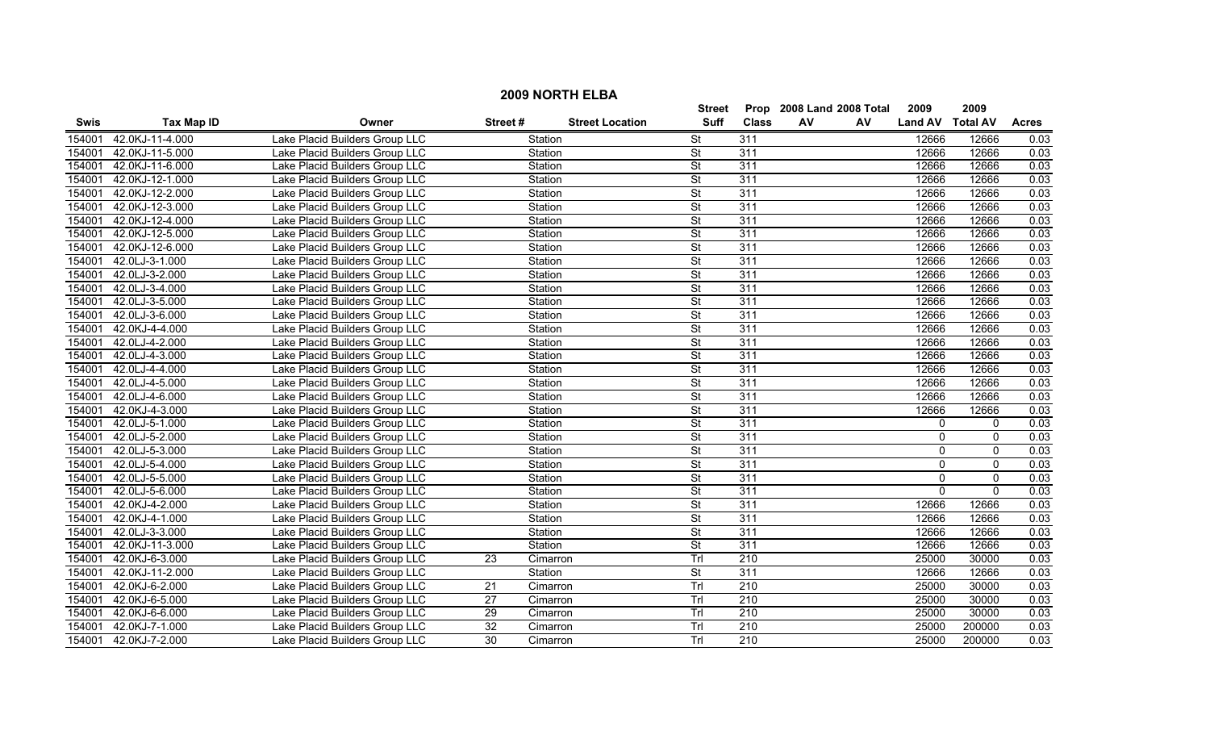# 2009 NORTH ELBA

| Swis | Tax Map ID | Owner | Street # | Street Location | Street Suff | Prop Class | 2008 Land AV | 2008 Total AV | 2009 Land AV | 2009 Total AV | Acres |
|---|---|---|---|---|---|---|---|---|---|---|---|
| 154001 | 42.0KJ-11-4.000 | Lake Placid Builders Group LLC | | Station | St | 311 | | | 12666 | 12666 | 0.03 |
| 154001 | 42.0KJ-11-5.000 | Lake Placid Builders Group LLC | | Station | St | 311 | | | 12666 | 12666 | 0.03 |
| 154001 | 42.0KJ-11-6.000 | Lake Placid Builders Group LLC | | Station | St | 311 | | | 12666 | 12666 | 0.03 |
| 154001 | 42.0KJ-12-1.000 | Lake Placid Builders Group LLC | | Station | St | 311 | | | 12666 | 12666 | 0.03 |
| 154001 | 42.0KJ-12-2.000 | Lake Placid Builders Group LLC | | Station | St | 311 | | | 12666 | 12666 | 0.03 |
| 154001 | 42.0KJ-12-3.000 | Lake Placid Builders Group LLC | | Station | St | 311 | | | 12666 | 12666 | 0.03 |
| 154001 | 42.0KJ-12-4.000 | Lake Placid Builders Group LLC | | Station | St | 311 | | | 12666 | 12666 | 0.03 |
| 154001 | 42.0KJ-12-5.000 | Lake Placid Builders Group LLC | | Station | St | 311 | | | 12666 | 12666 | 0.03 |
| 154001 | 42.0KJ-12-6.000 | Lake Placid Builders Group LLC | | Station | St | 311 | | | 12666 | 12666 | 0.03 |
| 154001 | 42.0LJ-3-1.000 | Lake Placid Builders Group LLC | | Station | St | 311 | | | 12666 | 12666 | 0.03 |
| 154001 | 42.0LJ-3-2.000 | Lake Placid Builders Group LLC | | Station | St | 311 | | | 12666 | 12666 | 0.03 |
| 154001 | 42.0LJ-3-4.000 | Lake Placid Builders Group LLC | | Station | St | 311 | | | 12666 | 12666 | 0.03 |
| 154001 | 42.0LJ-3-5.000 | Lake Placid Builders Group LLC | | Station | St | 311 | | | 12666 | 12666 | 0.03 |
| 154001 | 42.0LJ-3-6.000 | Lake Placid Builders Group LLC | | Station | St | 311 | | | 12666 | 12666 | 0.03 |
| 154001 | 42.0KJ-4-4.000 | Lake Placid Builders Group LLC | | Station | St | 311 | | | 12666 | 12666 | 0.03 |
| 154001 | 42.0LJ-4-2.000 | Lake Placid Builders Group LLC | | Station | St | 311 | | | 12666 | 12666 | 0.03 |
| 154001 | 42.0LJ-4-3.000 | Lake Placid Builders Group LLC | | Station | St | 311 | | | 12666 | 12666 | 0.03 |
| 154001 | 42.0LJ-4-4.000 | Lake Placid Builders Group LLC | | Station | St | 311 | | | 12666 | 12666 | 0.03 |
| 154001 | 42.0LJ-4-5.000 | Lake Placid Builders Group LLC | | Station | St | 311 | | | 12666 | 12666 | 0.03 |
| 154001 | 42.0LJ-4-6.000 | Lake Placid Builders Group LLC | | Station | St | 311 | | | 12666 | 12666 | 0.03 |
| 154001 | 42.0KJ-4-3.000 | Lake Placid Builders Group LLC | | Station | St | 311 | | | 12666 | 12666 | 0.03 |
| 154001 | 42.0LJ-5-1.000 | Lake Placid Builders Group LLC | | Station | St | 311 | | | 0 | 0 | 0.03 |
| 154001 | 42.0LJ-5-2.000 | Lake Placid Builders Group LLC | | Station | St | 311 | | | 0 | 0 | 0.03 |
| 154001 | 42.0LJ-5-3.000 | Lake Placid Builders Group LLC | | Station | St | 311 | | | 0 | 0 | 0.03 |
| 154001 | 42.0LJ-5-4.000 | Lake Placid Builders Group LLC | | Station | St | 311 | | | 0 | 0 | 0.03 |
| 154001 | 42.0LJ-5-5.000 | Lake Placid Builders Group LLC | | Station | St | 311 | | | 0 | 0 | 0.03 |
| 154001 | 42.0LJ-5-6.000 | Lake Placid Builders Group LLC | | Station | St | 311 | | | 0 | 0 | 0.03 |
| 154001 | 42.0KJ-4-2.000 | Lake Placid Builders Group LLC | | Station | St | 311 | | | 12666 | 12666 | 0.03 |
| 154001 | 42.0KJ-4-1.000 | Lake Placid Builders Group LLC | | Station | St | 311 | | | 12666 | 12666 | 0.03 |
| 154001 | 42.0LJ-3-3.000 | Lake Placid Builders Group LLC | | Station | St | 311 | | | 12666 | 12666 | 0.03 |
| 154001 | 42.0KJ-11-3.000 | Lake Placid Builders Group LLC | | Station | St | 311 | | | 12666 | 12666 | 0.03 |
| 154001 | 42.0KJ-6-3.000 | Lake Placid Builders Group LLC | 23 | Cimarron | Trl | 210 | | | 25000 | 30000 | 0.03 |
| 154001 | 42.0KJ-11-2.000 | Lake Placid Builders Group LLC | | Station | St | 311 | | | 12666 | 12666 | 0.03 |
| 154001 | 42.0KJ-6-2.000 | Lake Placid Builders Group LLC | 21 | Cimarron | Trl | 210 | | | 25000 | 30000 | 0.03 |
| 154001 | 42.0KJ-6-5.000 | Lake Placid Builders Group LLC | 27 | Cimarron | Trl | 210 | | | 25000 | 30000 | 0.03 |
| 154001 | 42.0KJ-6-6.000 | Lake Placid Builders Group LLC | 29 | Cimarron | Trl | 210 | | | 25000 | 30000 | 0.03 |
| 154001 | 42.0KJ-7-1.000 | Lake Placid Builders Group LLC | 32 | Cimarron | Trl | 210 | | | 25000 | 200000 | 0.03 |
| 154001 | 42.0KJ-7-2.000 | Lake Placid Builders Group LLC | 30 | Cimarron | Trl | 210 | | | 25000 | 200000 | 0.03 |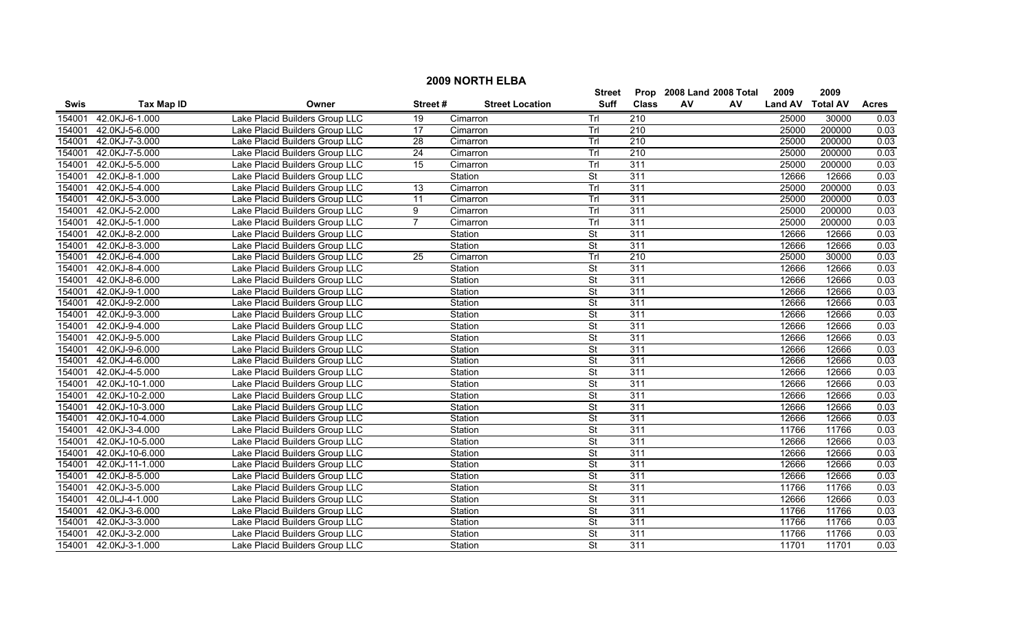## 2009 NORTH ELBA

| Swis | Tax Map ID | Owner | Street # | Street Location | Street Suff | Prop Class | 2008 Land AV | 2008 Total AV | 2009 Land AV | 2009 Total AV | Acres |
|---|---|---|---|---|---|---|---|---|---|---|---|
| 154001 | 42.0KJ-6-1.000 | Lake Placid Builders Group LLC | 19 | Cimarron | Trl | 210 | | | 25000 | 30000 | 0.03 |
| 154001 | 42.0KJ-5-6.000 | Lake Placid Builders Group LLC | 17 | Cimarron | Trl | 210 | | | 25000 | 200000 | 0.03 |
| 154001 | 42.0KJ-7-3.000 | Lake Placid Builders Group LLC | 28 | Cimarron | Trl | 210 | | | 25000 | 200000 | 0.03 |
| 154001 | 42.0KJ-7-5.000 | Lake Placid Builders Group LLC | 24 | Cimarron | Trl | 210 | | | 25000 | 200000 | 0.03 |
| 154001 | 42.0KJ-5-5.000 | Lake Placid Builders Group LLC | 15 | Cimarron | Trl | 311 | | | 25000 | 200000 | 0.03 |
| 154001 | 42.0KJ-8-1.000 | Lake Placid Builders Group LLC | | Station | St | 311 | | | 12666 | 12666 | 0.03 |
| 154001 | 42.0KJ-5-4.000 | Lake Placid Builders Group LLC | 13 | Cimarron | Trl | 311 | | | 25000 | 200000 | 0.03 |
| 154001 | 42.0KJ-5-3.000 | Lake Placid Builders Group LLC | 11 | Cimarron | Trl | 311 | | | 25000 | 200000 | 0.03 |
| 154001 | 42.0KJ-5-2.000 | Lake Placid Builders Group LLC | 9 | Cimarron | Trl | 311 | | | 25000 | 200000 | 0.03 |
| 154001 | 42.0KJ-5-1.000 | Lake Placid Builders Group LLC | 7 | Cimarron | Trl | 311 | | | 25000 | 200000 | 0.03 |
| 154001 | 42.0KJ-8-2.000 | Lake Placid Builders Group LLC | | Station | St | 311 | | | 12666 | 12666 | 0.03 |
| 154001 | 42.0KJ-8-3.000 | Lake Placid Builders Group LLC | | Station | St | 311 | | | 12666 | 12666 | 0.03 |
| 154001 | 42.0KJ-6-4.000 | Lake Placid Builders Group LLC | 25 | Cimarron | Trl | 210 | | | 25000 | 30000 | 0.03 |
| 154001 | 42.0KJ-8-4.000 | Lake Placid Builders Group LLC | | Station | St | 311 | | | 12666 | 12666 | 0.03 |
| 154001 | 42.0KJ-8-6.000 | Lake Placid Builders Group LLC | | Station | St | 311 | | | 12666 | 12666 | 0.03 |
| 154001 | 42.0KJ-9-1.000 | Lake Placid Builders Group LLC | | Station | St | 311 | | | 12666 | 12666 | 0.03 |
| 154001 | 42.0KJ-9-2.000 | Lake Placid Builders Group LLC | | Station | St | 311 | | | 12666 | 12666 | 0.03 |
| 154001 | 42.0KJ-9-3.000 | Lake Placid Builders Group LLC | | Station | St | 311 | | | 12666 | 12666 | 0.03 |
| 154001 | 42.0KJ-9-4.000 | Lake Placid Builders Group LLC | | Station | St | 311 | | | 12666 | 12666 | 0.03 |
| 154001 | 42.0KJ-9-5.000 | Lake Placid Builders Group LLC | | Station | St | 311 | | | 12666 | 12666 | 0.03 |
| 154001 | 42.0KJ-9-6.000 | Lake Placid Builders Group LLC | | Station | St | 311 | | | 12666 | 12666 | 0.03 |
| 154001 | 42.0KJ-4-6.000 | Lake Placid Builders Group LLC | | Station | St | 311 | | | 12666 | 12666 | 0.03 |
| 154001 | 42.0KJ-4-5.000 | Lake Placid Builders Group LLC | | Station | St | 311 | | | 12666 | 12666 | 0.03 |
| 154001 | 42.0KJ-10-1.000 | Lake Placid Builders Group LLC | | Station | St | 311 | | | 12666 | 12666 | 0.03 |
| 154001 | 42.0KJ-10-2.000 | Lake Placid Builders Group LLC | | Station | St | 311 | | | 12666 | 12666 | 0.03 |
| 154001 | 42.0KJ-10-3.000 | Lake Placid Builders Group LLC | | Station | St | 311 | | | 12666 | 12666 | 0.03 |
| 154001 | 42.0KJ-10-4.000 | Lake Placid Builders Group LLC | | Station | St | 311 | | | 12666 | 12666 | 0.03 |
| 154001 | 42.0KJ-3-4.000 | Lake Placid Builders Group LLC | | Station | St | 311 | | | 11766 | 11766 | 0.03 |
| 154001 | 42.0KJ-10-5.000 | Lake Placid Builders Group LLC | | Station | St | 311 | | | 12666 | 12666 | 0.03 |
| 154001 | 42.0KJ-10-6.000 | Lake Placid Builders Group LLC | | Station | St | 311 | | | 12666 | 12666 | 0.03 |
| 154001 | 42.0KJ-11-1.000 | Lake Placid Builders Group LLC | | Station | St | 311 | | | 12666 | 12666 | 0.03 |
| 154001 | 42.0KJ-8-5.000 | Lake Placid Builders Group LLC | | Station | St | 311 | | | 12666 | 12666 | 0.03 |
| 154001 | 42.0KJ-3-5.000 | Lake Placid Builders Group LLC | | Station | St | 311 | | | 11766 | 11766 | 0.03 |
| 154001 | 42.0LJ-4-1.000 | Lake Placid Builders Group LLC | | Station | St | 311 | | | 12666 | 12666 | 0.03 |
| 154001 | 42.0KJ-3-6.000 | Lake Placid Builders Group LLC | | Station | St | 311 | | | 11766 | 11766 | 0.03 |
| 154001 | 42.0KJ-3-3.000 | Lake Placid Builders Group LLC | | Station | St | 311 | | | 11766 | 11766 | 0.03 |
| 154001 | 42.0KJ-3-2.000 | Lake Placid Builders Group LLC | | Station | St | 311 | | | 11766 | 11766 | 0.03 |
| 154001 | 42.0KJ-3-1.000 | Lake Placid Builders Group LLC | | Station | St | 311 | | | 11701 | 11701 | 0.03 |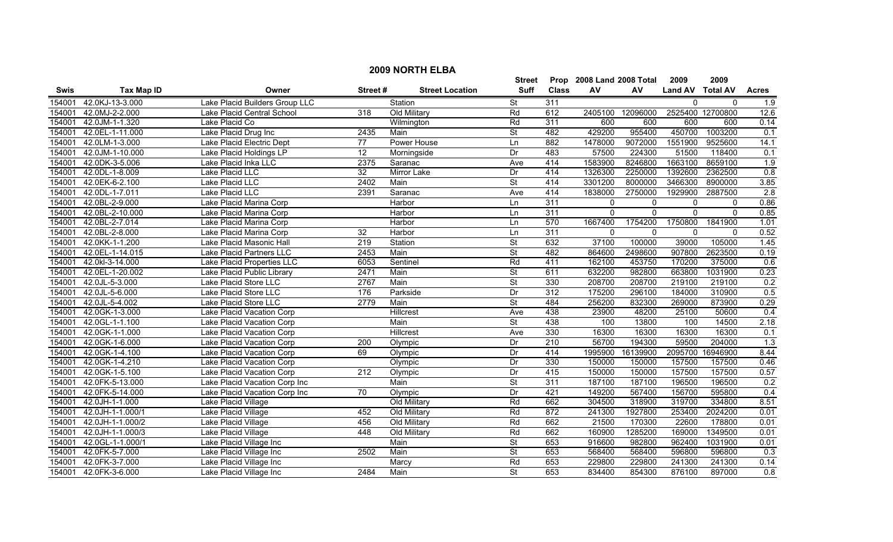# 2009 NORTH ELBA

| Swis | Tax Map ID | Owner | Street # | Street Location | Street Suff | Prop Class | 2008 Land AV | 2008 Total AV | 2009 Land AV | 2009 Total AV | Acres |
|---|---|---|---|---|---|---|---|---|---|---|---|
| 154001 | 42.0KJ-13-3.000 | Lake Placid Builders Group LLC | | Station | St | 311 | | | 0 | 0 | 1.9 |
| 154001 | 42.0MJ-2-2.000 | Lake Placid Central School | 318 | Old Military | Rd | 612 | 2405100 | 12096000 | 2525400 | 12700800 | 12.6 |
| 154001 | 42.0JM-1-1.320 | Lake Placid Co | | Wilmington | Rd | 311 | 600 | 600 | 600 | 600 | 0.14 |
| 154001 | 42.0EL-1-11.000 | Lake Placid Drug Inc | 2435 | Main | St | 482 | 429200 | 955400 | 450700 | 1003200 | 0.1 |
| 154001 | 42.0LM-1-3.000 | Lake Placid Electric Dept | 77 | Power House | Ln | 882 | 1478000 | 9072000 | 1551900 | 9525600 | 14.1 |
| 154001 | 42.0JM-1-10.000 | Lake Placid Holdings LP | 12 | Morningside | Dr | 483 | 57500 | 224300 | 51500 | 118400 | 0.1 |
| 154001 | 42.0DK-3-5.006 | Lake Placid Inka LLC | 2375 | Saranac | Ave | 414 | 1583900 | 8246800 | 1663100 | 8659100 | 1.9 |
| 154001 | 42.0DL-1-8.009 | Lake Placid LLC | 32 | Mirror Lake | Dr | 414 | 1326300 | 2250000 | 1392600 | 2362500 | 0.8 |
| 154001 | 42.0EK-6-2.100 | Lake Placid LLC | 2402 | Main | St | 414 | 3301200 | 8000000 | 3466300 | 8900000 | 3.85 |
| 154001 | 42.0DL-1-7.011 | Lake Placid LLC | 2391 | Saranac | Ave | 414 | 1838000 | 2750000 | 1929900 | 2887500 | 2.8 |
| 154001 | 42.0BL-2-9.000 | Lake Placid Marina Corp | | Harbor | Ln | 311 | 0 | 0 | 0 | 0 | 0.86 |
| 154001 | 42.0BL-2-10.000 | Lake Placid Marina Corp | | Harbor | Ln | 311 | 0 | 0 | 0 | 0 | 0.85 |
| 154001 | 42.0BL-2-7.014 | Lake Placid Marina Corp | | Harbor | Ln | 570 | 1667400 | 1754200 | 1750800 | 1841900 | 1.01 |
| 154001 | 42.0BL-2-8.000 | Lake Placid Marina Corp | 32 | Harbor | Ln | 311 | 0 | 0 | 0 | 0 | 0.52 |
| 154001 | 42.0KK-1-1.200 | Lake Placid Masonic Hall | 219 | Station | St | 632 | 37100 | 100000 | 39000 | 105000 | 1.45 |
| 154001 | 42.0EL-1-14.015 | Lake Placid Partners LLC | 2453 | Main | St | 482 | 864600 | 2498600 | 907800 | 2623500 | 0.19 |
| 154001 | 42.0kl-3-14.000 | Lake Placid Properties LLC | 6053 | Sentinel | Rd | 411 | 162100 | 453750 | 170200 | 375000 | 0.6 |
| 154001 | 42.0EL-1-20.002 | Lake Placid Public Library | 2471 | Main | St | 611 | 632200 | 982800 | 663800 | 1031900 | 0.23 |
| 154001 | 42.0JL-5-3.000 | Lake Placid Store LLC | 2767 | Main | St | 330 | 208700 | 208700 | 219100 | 219100 | 0.2 |
| 154001 | 42.0JL-5-6.000 | Lake Placid Store LLC | 176 | Parkside | Dr | 312 | 175200 | 296100 | 184000 | 310900 | 0.5 |
| 154001 | 42.0JL-5-4.002 | Lake Placid Store LLC | 2779 | Main | St | 484 | 256200 | 832300 | 269000 | 873900 | 0.29 |
| 154001 | 42.0GK-1-3.000 | Lake Placid Vacation Corp | | Hillcrest | Ave | 438 | 23900 | 48200 | 25100 | 50600 | 0.4 |
| 154001 | 42.0GL-1-1.100 | Lake Placid Vacation Corp | | Main | St | 438 | 100 | 13800 | 100 | 14500 | 2.18 |
| 154001 | 42.0GK-1-1.000 | Lake Placid Vacation Corp | | Hillcrest | Ave | 330 | 16300 | 16300 | 16300 | 16300 | 0.1 |
| 154001 | 42.0GK-1-6.000 | Lake Placid Vacation Corp | 200 | Olympic | Dr | 210 | 56700 | 194300 | 59500 | 204000 | 1.3 |
| 154001 | 42.0GK-1-4.100 | Lake Placid Vacation Corp | 69 | Olympic | Dr | 414 | 1995900 | 16139900 | 2095700 | 16946900 | 8.44 |
| 154001 | 42.0GK-1-4.210 | Lake Placid Vacation Corp | | Olympic | Dr | 330 | 150000 | 150000 | 157500 | 157500 | 0.46 |
| 154001 | 42.0GK-1-5.100 | Lake Placid Vacation Corp | 212 | Olympic | Dr | 415 | 150000 | 150000 | 157500 | 157500 | 0.57 |
| 154001 | 42.0FK-5-13.000 | Lake Placid Vacation Corp Inc | | Main | St | 311 | 187100 | 187100 | 196500 | 196500 | 0.2 |
| 154001 | 42.0FK-5-14.000 | Lake Placid Vacation Corp Inc | 70 | Olympic | Dr | 421 | 149200 | 567400 | 156700 | 595800 | 0.4 |
| 154001 | 42.0JH-1-1.000 | Lake Placid Village | | Old Military | Rd | 662 | 304500 | 318900 | 319700 | 334800 | 8.51 |
| 154001 | 42.0JH-1-1.000/1 | Lake Placid Village | 452 | Old Military | Rd | 872 | 241300 | 1927800 | 253400 | 2024200 | 0.01 |
| 154001 | 42.0JH-1-1.000/2 | Lake Placid Village | 456 | Old Military | Rd | 662 | 21500 | 170300 | 22600 | 178800 | 0.01 |
| 154001 | 42.0JH-1-1.000/3 | Lake Placid Village | 448 | Old Military | Rd | 662 | 160900 | 1285200 | 169000 | 1349500 | 0.01 |
| 154001 | 42.0GL-1-1.000/1 | Lake Placid Village Inc | | Main | St | 653 | 916600 | 982800 | 962400 | 1031900 | 0.01 |
| 154001 | 42.0FK-5-7.000 | Lake Placid Village Inc | 2502 | Main | St | 653 | 568400 | 568400 | 596800 | 596800 | 0.3 |
| 154001 | 42.0FK-3-7.000 | Lake Placid Village Inc | | Marcy | Rd | 653 | 229800 | 229800 | 241300 | 241300 | 0.14 |
| 154001 | 42.0FK-3-6.000 | Lake Placid Village Inc | 2484 | Main | St | 653 | 834400 | 854300 | 876100 | 897000 | 0.8 |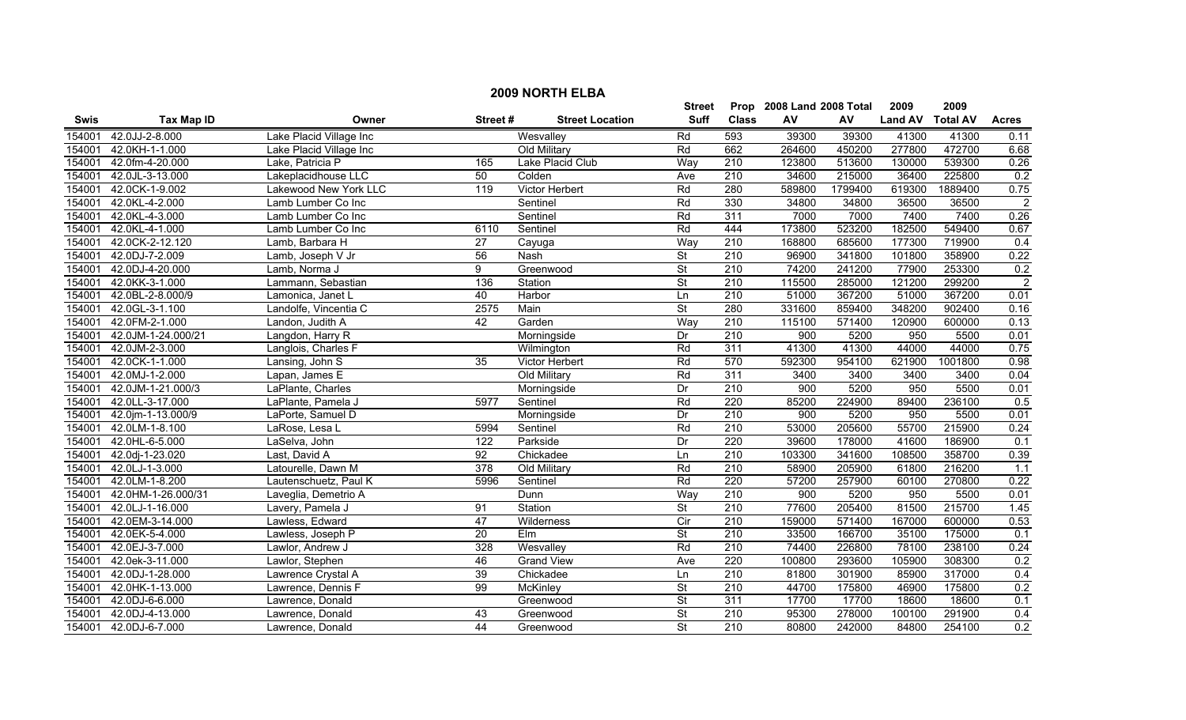## 2009 NORTH ELBA

| Swis | Tax Map ID | Owner | Street # | Street Location | Street Suff | Prop Class | 2008 Land AV | 2008 Total AV | 2009 Land AV | 2009 Total AV | Acres |
|---|---|---|---|---|---|---|---|---|---|---|---|
| 154001 | 42.0JJ-2-8.000 | Lake Placid Village Inc | | Wesvalley | Rd | 593 | 39300 | 39300 | 41300 | 41300 | 0.11 |
| 154001 | 42.0KH-1-1.000 | Lake Placid Village Inc | | Old Military | Rd | 662 | 264600 | 450200 | 277800 | 472700 | 6.68 |
| 154001 | 42.0fm-4-20.000 | Lake, Patricia P | 165 | Lake Placid Club | Way | 210 | 123800 | 513600 | 130000 | 539300 | 0.26 |
| 154001 | 42.0JL-3-13.000 | Lakeplacidhouse LLC | 50 | Colden | Ave | 210 | 34600 | 215000 | 36400 | 225800 | 0.2 |
| 154001 | 42.0CK-1-9.002 | Lakewood New York LLC | 119 | Victor Herbert | Rd | 280 | 589800 | 1799400 | 619300 | 1889400 | 0.75 |
| 154001 | 42.0KL-4-2.000 | Lamb Lumber Co Inc | | Sentinel | Rd | 330 | 34800 | 34800 | 36500 | 36500 | 2 |
| 154001 | 42.0KL-4-3.000 | Lamb Lumber Co Inc | | Sentinel | Rd | 311 | 7000 | 7000 | 7400 | 7400 | 0.26 |
| 154001 | 42.0KL-4-1.000 | Lamb Lumber Co Inc | 6110 | Sentinel | Rd | 444 | 173800 | 523200 | 182500 | 549400 | 0.67 |
| 154001 | 42.0CK-2-12.120 | Lamb, Barbara H | 27 | Cayuga | Way | 210 | 168800 | 685600 | 177300 | 719900 | 0.4 |
| 154001 | 42.0DJ-7-2.009 | Lamb, Joseph V Jr | 56 | Nash | St | 210 | 96900 | 341800 | 101800 | 358900 | 0.22 |
| 154001 | 42.0DJ-4-20.000 | Lamb, Norma J | 9 | Greenwood | St | 210 | 74200 | 241200 | 77900 | 253300 | 0.2 |
| 154001 | 42.0KK-3-1.000 | Lammann, Sebastian | 136 | Station | St | 210 | 115500 | 285000 | 121200 | 299200 | 2 |
| 154001 | 42.0BL-2-8.000/9 | Lamonica, Janet L | 40 | Harbor | Ln | 210 | 51000 | 367200 | 51000 | 367200 | 0.01 |
| 154001 | 42.0GL-3-1.100 | Landolfe, Vincentia C | 2575 | Main | St | 280 | 331600 | 859400 | 348200 | 902400 | 0.16 |
| 154001 | 42.0FM-2-1.000 | Landon, Judith A | 42 | Garden | Way | 210 | 115100 | 571400 | 120900 | 600000 | 0.13 |
| 154001 | 42.0JM-1-24.000/21 | Langdon, Harry R | | Morningside | Dr | 210 | 900 | 5200 | 950 | 5500 | 0.01 |
| 154001 | 42.0JM-2-3.000 | Langlois, Charles F | | Wilmington | Rd | 311 | 41300 | 41300 | 44000 | 44000 | 0.75 |
| 154001 | 42.0CK-1-1.000 | Lansing, John S | 35 | Victor Herbert | Rd | 570 | 592300 | 954100 | 621900 | 1001800 | 0.98 |
| 154001 | 42.0MJ-1-2.000 | Lapan, James E | | Old Military | Rd | 311 | 3400 | 3400 | 3400 | 3400 | 0.04 |
| 154001 | 42.0JM-1-21.000/3 | LaPlante, Charles | | Morningside | Dr | 210 | 900 | 5200 | 950 | 5500 | 0.01 |
| 154001 | 42.0LL-3-17.000 | LaPlante, Pamela J | 5977 | Sentinel | Rd | 220 | 85200 | 224900 | 89400 | 236100 | 0.5 |
| 154001 | 42.0jm-1-13.000/9 | LaPorte, Samuel D | | Morningside | Dr | 210 | 900 | 5200 | 950 | 5500 | 0.01 |
| 154001 | 42.0LM-1-8.100 | LaRose, Lesa L | 5994 | Sentinel | Rd | 210 | 53000 | 205600 | 55700 | 215900 | 0.24 |
| 154001 | 42.0HL-6-5.000 | LaSelva, John | 122 | Parkside | Dr | 220 | 39600 | 178000 | 41600 | 186900 | 0.1 |
| 154001 | 42.0dj-1-23.020 | Last, David A | 92 | Chickadee | Ln | 210 | 103300 | 341600 | 108500 | 358700 | 0.39 |
| 154001 | 42.0LJ-1-3.000 | Latourelle, Dawn M | 378 | Old Military | Rd | 210 | 58900 | 205900 | 61800 | 216200 | 1.1 |
| 154001 | 42.0LM-1-8.200 | Lautenschuetz, Paul K | 5996 | Sentinel | Rd | 220 | 57200 | 257900 | 60100 | 270800 | 0.22 |
| 154001 | 42.0HM-1-26.000/31 | Laveglia, Demetrio A | | Dunn | Way | 210 | 900 | 5200 | 950 | 5500 | 0.01 |
| 154001 | 42.0LJ-1-16.000 | Lavery, Pamela J | 91 | Station | St | 210 | 77600 | 205400 | 81500 | 215700 | 1.45 |
| 154001 | 42.0EM-3-14.000 | Lawless, Edward | 47 | Wilderness | Cir | 210 | 159000 | 571400 | 167000 | 600000 | 0.53 |
| 154001 | 42.0EK-5-4.000 | Lawless, Joseph P | 20 | Elm | St | 210 | 33500 | 166700 | 35100 | 175000 | 0.1 |
| 154001 | 42.0EJ-3-7.000 | Lawlor, Andrew J | 328 | Wesvalley | Rd | 210 | 74400 | 226800 | 78100 | 238100 | 0.24 |
| 154001 | 42.0ek-3-11.000 | Lawlor, Stephen | 46 | Grand View | Ave | 220 | 100800 | 293600 | 105900 | 308300 | 0.2 |
| 154001 | 42.0DJ-1-28.000 | Lawrence Crystal A | 39 | Chickadee | Ln | 210 | 81800 | 301900 | 85900 | 317000 | 0.4 |
| 154001 | 42.0HK-1-13.000 | Lawrence, Dennis F | 99 | McKinley | St | 210 | 44700 | 175800 | 46900 | 175800 | 0.2 |
| 154001 | 42.0DJ-6-6.000 | Lawrence, Donald | | Greenwood | St | 311 | 17700 | 17700 | 18600 | 18600 | 0.1 |
| 154001 | 42.0DJ-4-13.000 | Lawrence, Donald | 43 | Greenwood | St | 210 | 95300 | 278000 | 100100 | 291900 | 0.4 |
| 154001 | 42.0DJ-6-7.000 | Lawrence, Donald | 44 | Greenwood | St | 210 | 80800 | 242000 | 84800 | 254100 | 0.2 |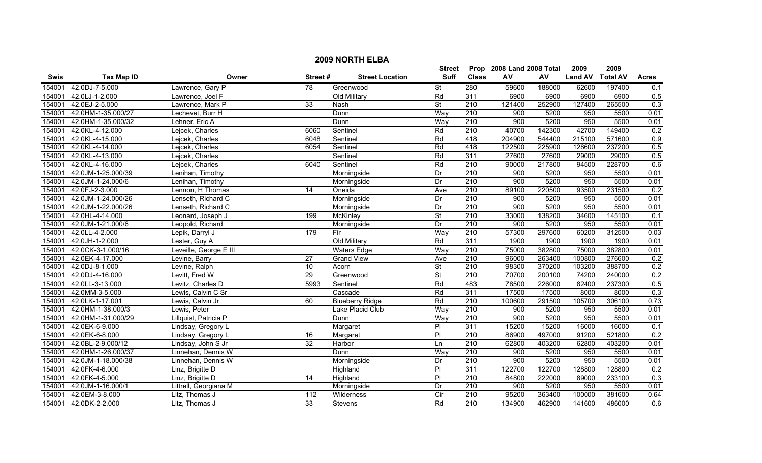## 2009 NORTH ELBA

| Swis | Tax Map ID | Owner | Street # | Street Location | Street Suff | Prop Class | 2008 Land AV | 2008 Total AV | 2009 Land AV | 2009 Total AV | Acres |
|---|---|---|---|---|---|---|---|---|---|---|---|
| 154001 | 42.0DJ-7-5.000 | Lawrence, Gary P | 78 | Greenwood | St | 280 | 59600 | 188000 | 62600 | 197400 | 0.1 |
| 154001 | 42.0LJ-1-2.000 | Lawrence, Joel F | | Old Military | Rd | 311 | 6900 | 6900 | 6900 | 6900 | 0.5 |
| 154001 | 42.0EJ-2-5.000 | Lawrence, Mark P | 33 | Nash | St | 210 | 121400 | 252900 | 127400 | 265500 | 0.3 |
| 154001 | 42.0HM-1-35.000/27 | Lechevet, Burr H | | Dunn | Way | 210 | 900 | 5200 | 950 | 5500 | 0.01 |
| 154001 | 42.0HM-1-35.000/32 | Lehner, Eric A | | Dunn | Way | 210 | 900 | 5200 | 950 | 5500 | 0.01 |
| 154001 | 42.0KL-4-12.000 | Lejcek, Charles | 6060 | Sentinel | Rd | 210 | 40700 | 142300 | 42700 | 149400 | 0.2 |
| 154001 | 42.0KL-4-15.000 | Lejcek, Charles | 6048 | Sentinel | Rd | 418 | 204900 | 544400 | 215100 | 571600 | 0.9 |
| 154001 | 42.0KL-4-14.000 | Lejcek, Charles | 6054 | Sentinel | Rd | 418 | 122500 | 225900 | 128600 | 237200 | 0.5 |
| 154001 | 42.0KL-4-13.000 | Lejcek, Charles | | Sentinel | Rd | 311 | 27600 | 27600 | 29000 | 29000 | 0.5 |
| 154001 | 42.0KL-4-16.000 | Lejcek, Charles | 6040 | Sentinel | Rd | 210 | 90000 | 217800 | 94500 | 228700 | 0.6 |
| 154001 | 42.0JM-1-25.000/39 | Lenihan, Timothy | | Morningside | Dr | 210 | 900 | 5200 | 950 | 5500 | 0.01 |
| 154001 | 42.0JM-1-24.000/6 | Lenihan, Timothy | | Morningside | Dr | 210 | 900 | 5200 | 950 | 5500 | 0.01 |
| 154001 | 42.0FJ-2-3.000 | Lennon, H Thomas | 14 | Oneida | Ave | 210 | 89100 | 220500 | 93500 | 231500 | 0.2 |
| 154001 | 42.0JM-1-24.000/26 | Lenseth, Richard C | | Morningside | Dr | 210 | 900 | 5200 | 950 | 5500 | 0.01 |
| 154001 | 42.0JM-1-22.000/26 | Lenseth, Richard C | | Morningside | Dr | 210 | 900 | 5200 | 950 | 5500 | 0.01 |
| 154001 | 42.0HL-4-14.000 | Leonard, Joseph J | 199 | McKinley | St | 210 | 33000 | 138200 | 34600 | 145100 | 0.1 |
| 154001 | 42.0JM-1-21.000/6 | Leopold, Richard | | Morningside | Dr | 210 | 900 | 5200 | 950 | 5500 | 0.01 |
| 154001 | 42.0LL-4-2.000 | Lepik, Darryl J | 179 | Fir | Way | 210 | 57300 | 297600 | 60200 | 312500 | 0.03 |
| 154001 | 42.0JH-1-2.000 | Lester, Guy A | | Old Military | Rd | 311 | 1900 | 1900 | 1900 | 1900 | 0.01 |
| 154001 | 42.0CK-3-1.000/16 | Leveille, George E III | | Waters Edge | Way | 210 | 75000 | 382800 | 75000 | 382800 | 0.01 |
| 154001 | 42.0EK-4-17.000 | Levine, Barry | 27 | Grand View | Ave | 210 | 96000 | 263400 | 100800 | 276600 | 0.2 |
| 154001 | 42.0DJ-8-1.000 | Levine, Ralph | 10 | Acorn | St | 210 | 98300 | 370200 | 103200 | 388700 | 0.2 |
| 154001 | 42.0DJ-4-16.000 | Levitt, Fred W | 29 | Greenwood | St | 210 | 70700 | 200100 | 74200 | 240000 | 0.2 |
| 154001 | 42.0LL-3-13.000 | Levitz, Charles D | 5993 | Sentinel | Rd | 483 | 78500 | 226000 | 82400 | 237300 | 0.5 |
| 154001 | 42.0MM-3-5.000 | Lewis, Calvin C Sr | | Cascade | Rd | 311 | 17500 | 17500 | 8000 | 8000 | 0.3 |
| 154001 | 42.0LK-1-17.001 | Lewis, Calvin Jr | 60 | Blueberry Ridge | Rd | 210 | 100600 | 291500 | 105700 | 306100 | 0.73 |
| 154001 | 42.0HM-1-38.000/3 | Lewis, Peter | | Lake Placid Club | Way | 210 | 900 | 5200 | 950 | 5500 | 0.01 |
| 154001 | 42.0HM-1-31.000/29 | Lillquist, Patricia P | | Dunn | Way | 210 | 900 | 5200 | 950 | 5500 | 0.01 |
| 154001 | 42.0EK-6-9.000 | Lindsay, Gregory L | | Margaret | Pl | 311 | 15200 | 15200 | 16000 | 16000 | 0.1 |
| 154001 | 42.0EK-6-8.000 | Lindsay, Gregory L | 16 | Margaret | Pl | 210 | 86900 | 497000 | 91200 | 521800 | 0.2 |
| 154001 | 42.0BL-2-9.000/12 | Lindsay, John S Jr | 32 | Harbor | Ln | 210 | 62800 | 403200 | 62800 | 403200 | 0.01 |
| 154001 | 42.0HM-1-26.000/37 | Linnehan, Dennis W | | Dunn | Way | 210 | 900 | 5200 | 950 | 5500 | 0.01 |
| 154001 | 42.0JM-1-18.000/38 | Linnehan, Dennis W | | Morningside | Dr | 210 | 900 | 5200 | 950 | 5500 | 0.01 |
| 154001 | 42.0FK-4-6.000 | Linz, Brigitte D | | Highland | Pl | 311 | 122700 | 122700 | 128800 | 128800 | 0.2 |
| 154001 | 42.0FK-4-5.000 | Linz, Brigitte D | 14 | Highland | Pl | 210 | 84800 | 222000 | 89000 | 233100 | 0.3 |
| 154001 | 42.0JM-1-16.000/1 | Littrell, Georgiana M | | Morningside | Dr | 210 | 900 | 5200 | 950 | 5500 | 0.01 |
| 154001 | 42.0EM-3-8.000 | Litz, Thomas J | 112 | Wilderness | Cir | 210 | 95200 | 363400 | 100000 | 381600 | 0.64 |
| 154001 | 42.0DK-2-2.000 | Litz, Thomas J | 33 | Stevens | Rd | 210 | 134900 | 462900 | 141600 | 486000 | 0.6 |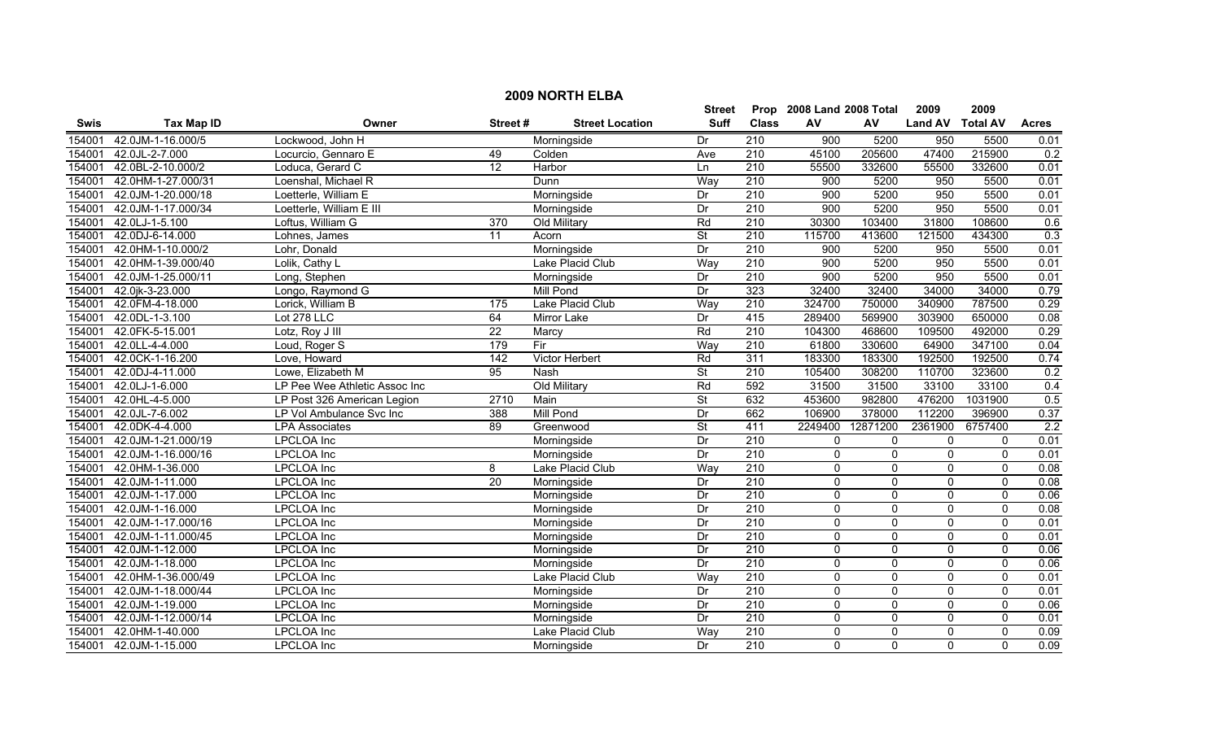# 2009 NORTH ELBA

| Swis | Tax Map ID | Owner | Street # | Street Location | Street Suff | Prop Class | 2008 Land AV | 2008 Total AV | 2009 Land AV | 2009 Total AV | Acres |
|---|---|---|---|---|---|---|---|---|---|---|---|
| 154001 | 42.0JM-1-16.000/5 | Lockwood, John H | | Morningside | Dr | 210 | 900 | 5200 | 950 | 5500 | 0.01 |
| 154001 | 42.0JL-2-7.000 | Locurcio, Gennaro E | 49 | Colden | Ave | 210 | 45100 | 205600 | 47400 | 215900 | 0.2 |
| 154001 | 42.0BL-2-10.000/2 | Loduca, Gerard C | 12 | Harbor | Ln | 210 | 55500 | 332600 | 55500 | 332600 | 0.01 |
| 154001 | 42.0HM-1-27.000/31 | Loenshal, Michael R | | Dunn | Way | 210 | 900 | 5200 | 950 | 5500 | 0.01 |
| 154001 | 42.0JM-1-20.000/18 | Loetterle, William E | | Morningside | Dr | 210 | 900 | 5200 | 950 | 5500 | 0.01 |
| 154001 | 42.0JM-1-17.000/34 | Loetterle, William E III | | Morningside | Dr | 210 | 900 | 5200 | 950 | 5500 | 0.01 |
| 154001 | 42.0LJ-1-5.100 | Loftus, William G | 370 | Old Military | Rd | 210 | 30300 | 103400 | 31800 | 108600 | 0.6 |
| 154001 | 42.0DJ-6-14.000 | Lohnes, James | 11 | Acorn | St | 210 | 115700 | 413600 | 121500 | 434300 | 0.3 |
| 154001 | 42.0HM-1-10.000/2 | Lohr, Donald | | Morningside | Dr | 210 | 900 | 5200 | 950 | 5500 | 0.01 |
| 154001 | 42.0HM-1-39.000/40 | Lolik, Cathy L | | Lake Placid Club | Way | 210 | 900 | 5200 | 950 | 5500 | 0.01 |
| 154001 | 42.0JM-1-25.000/11 | Long, Stephen | | Morningside | Dr | 210 | 900 | 5200 | 950 | 5500 | 0.01 |
| 154001 | 42.0jk-3-23.000 | Longo, Raymond G | | Mill Pond | Dr | 323 | 32400 | 32400 | 34000 | 34000 | 0.79 |
| 154001 | 42.0FM-4-18.000 | Lorick, William B | 175 | Lake Placid Club | Way | 210 | 324700 | 750000 | 340900 | 787500 | 0.29 |
| 154001 | 42.0DL-1-3.100 | Lot 278 LLC | 64 | Mirror Lake | Dr | 415 | 289400 | 569900 | 303900 | 650000 | 0.08 |
| 154001 | 42.0FK-5-15.001 | Lotz, Roy J III | 22 | Marcy | Rd | 210 | 104300 | 468600 | 109500 | 492000 | 0.29 |
| 154001 | 42.0LL-4-4.000 | Loud, Roger S | 179 | Fir | Way | 210 | 61800 | 330600 | 64900 | 347100 | 0.04 |
| 154001 | 42.0CK-1-16.200 | Love, Howard | 142 | Victor Herbert | Rd | 311 | 183300 | 183300 | 192500 | 192500 | 0.74 |
| 154001 | 42.0DJ-4-11.000 | Lowe, Elizabeth M | 95 | Nash | St | 210 | 105400 | 308200 | 110700 | 323600 | 0.2 |
| 154001 | 42.0LJ-1-6.000 | LP Pee Wee Athletic Assoc Inc | | Old Military | Rd | 592 | 31500 | 31500 | 33100 | 33100 | 0.4 |
| 154001 | 42.0HL-4-5.000 | LP Post 326 American Legion | 2710 | Main | St | 632 | 453600 | 982800 | 476200 | 1031900 | 0.5 |
| 154001 | 42.0JL-7-6.002 | LP Vol Ambulance Svc Inc | 388 | Mill Pond | Dr | 662 | 106900 | 378000 | 112200 | 396900 | 0.37 |
| 154001 | 42.0DK-4-4.000 | LPA Associates | 89 | Greenwood | St | 411 | 2249400 | 12871200 | 2361900 | 6757400 | 2.2 |
| 154001 | 42.0JM-1-21.000/19 | LPCLOA Inc | | Morningside | Dr | 210 | 0 | 0 | 0 | 0 | 0.01 |
| 154001 | 42.0JM-1-16.000/16 | LPCLOA Inc | | Morningside | Dr | 210 | 0 | 0 | 0 | 0 | 0.01 |
| 154001 | 42.0HM-1-36.000 | LPCLOA Inc | 8 | Lake Placid Club | Way | 210 | 0 | 0 | 0 | 0 | 0.08 |
| 154001 | 42.0JM-1-11.000 | LPCLOA Inc | 20 | Morningside | Dr | 210 | 0 | 0 | 0 | 0 | 0.08 |
| 154001 | 42.0JM-1-17.000 | LPCLOA Inc | | Morningside | Dr | 210 | 0 | 0 | 0 | 0 | 0.06 |
| 154001 | 42.0JM-1-16.000 | LPCLOA Inc | | Morningside | Dr | 210 | 0 | 0 | 0 | 0 | 0.08 |
| 154001 | 42.0JM-1-17.000/16 | LPCLOA Inc | | Morningside | Dr | 210 | 0 | 0 | 0 | 0 | 0.01 |
| 154001 | 42.0JM-1-11.000/45 | LPCLOA Inc | | Morningside | Dr | 210 | 0 | 0 | 0 | 0 | 0.01 |
| 154001 | 42.0JM-1-12.000 | LPCLOA Inc | | Morningside | Dr | 210 | 0 | 0 | 0 | 0 | 0.06 |
| 154001 | 42.0JM-1-18.000 | LPCLOA Inc | | Morningside | Dr | 210 | 0 | 0 | 0 | 0 | 0.06 |
| 154001 | 42.0HM-1-36.000/49 | LPCLOA Inc | | Lake Placid Club | Way | 210 | 0 | 0 | 0 | 0 | 0.01 |
| 154001 | 42.0JM-1-18.000/44 | LPCLOA Inc | | Morningside | Dr | 210 | 0 | 0 | 0 | 0 | 0.01 |
| 154001 | 42.0JM-1-19.000 | LPCLOA Inc | | Morningside | Dr | 210 | 0 | 0 | 0 | 0 | 0.06 |
| 154001 | 42.0JM-1-12.000/14 | LPCLOA Inc | | Morningside | Dr | 210 | 0 | 0 | 0 | 0 | 0.01 |
| 154001 | 42.0HM-1-40.000 | LPCLOA Inc | | Lake Placid Club | Way | 210 | 0 | 0 | 0 | 0 | 0.09 |
| 154001 | 42.0JM-1-15.000 | LPCLOA Inc | | Morningside | Dr | 210 | 0 | 0 | 0 | 0 | 0.09 |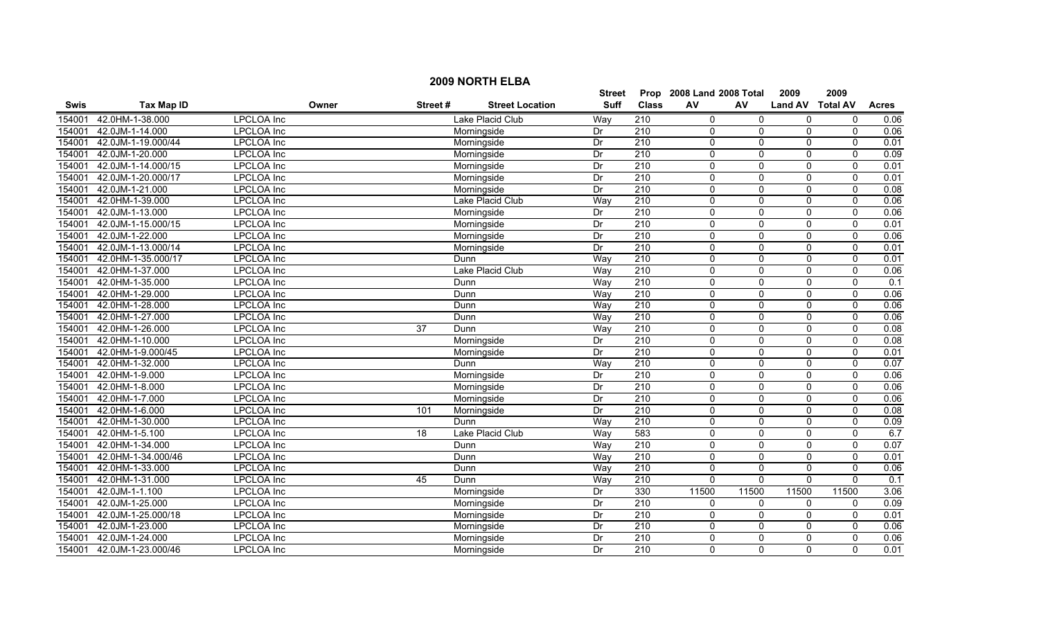## 2009 NORTH ELBA

| Swis | Tax Map ID | Owner | Street # | Street Location | Street Suff | Prop Class | 2008 Land AV | 2008 Total AV | 2009 Land AV | 2009 Total AV | Acres |
|---|---|---|---|---|---|---|---|---|---|---|---|
| 154001 | 42.0HM-1-38.000 | LPCLOA Inc | | Lake Placid Club | Way | 210 | 0 | 0 | 0 | 0 | 0.06 |
| 154001 | 42.0JM-1-14.000 | LPCLOA Inc | | Morningside | Dr | 210 | 0 | 0 | 0 | 0 | 0.06 |
| 154001 | 42.0JM-1-19.000/44 | LPCLOA Inc | | Morningside | Dr | 210 | 0 | 0 | 0 | 0 | 0.01 |
| 154001 | 42.0JM-1-20.000 | LPCLOA Inc | | Morningside | Dr | 210 | 0 | 0 | 0 | 0 | 0.09 |
| 154001 | 42.0JM-1-14.000/15 | LPCLOA Inc | | Morningside | Dr | 210 | 0 | 0 | 0 | 0 | 0.01 |
| 154001 | 42.0JM-1-20.000/17 | LPCLOA Inc | | Morningside | Dr | 210 | 0 | 0 | 0 | 0 | 0.01 |
| 154001 | 42.0JM-1-21.000 | LPCLOA Inc | | Morningside | Dr | 210 | 0 | 0 | 0 | 0 | 0.08 |
| 154001 | 42.0HM-1-39.000 | LPCLOA Inc | | Lake Placid Club | Way | 210 | 0 | 0 | 0 | 0 | 0.06 |
| 154001 | 42.0JM-1-13.000 | LPCLOA Inc | | Morningside | Dr | 210 | 0 | 0 | 0 | 0 | 0.06 |
| 154001 | 42.0JM-1-15.000/15 | LPCLOA Inc | | Morningside | Dr | 210 | 0 | 0 | 0 | 0 | 0.01 |
| 154001 | 42.0JM-1-22.000 | LPCLOA Inc | | Morningside | Dr | 210 | 0 | 0 | 0 | 0 | 0.06 |
| 154001 | 42.0JM-1-13.000/14 | LPCLOA Inc | | Morningside | Dr | 210 | 0 | 0 | 0 | 0 | 0.01 |
| 154001 | 42.0HM-1-35.000/17 | LPCLOA Inc | | Dunn | Way | 210 | 0 | 0 | 0 | 0 | 0.01 |
| 154001 | 42.0HM-1-37.000 | LPCLOA Inc | | Lake Placid Club | Way | 210 | 0 | 0 | 0 | 0 | 0.06 |
| 154001 | 42.0HM-1-35.000 | LPCLOA Inc | | Dunn | Way | 210 | 0 | 0 | 0 | 0 | 0.1 |
| 154001 | 42.0HM-1-29.000 | LPCLOA Inc | | Dunn | Way | 210 | 0 | 0 | 0 | 0 | 0.06 |
| 154001 | 42.0HM-1-28.000 | LPCLOA Inc | | Dunn | Way | 210 | 0 | 0 | 0 | 0 | 0.06 |
| 154001 | 42.0HM-1-27.000 | LPCLOA Inc | | Dunn | Way | 210 | 0 | 0 | 0 | 0 | 0.06 |
| 154001 | 42.0HM-1-26.000 | LPCLOA Inc | 37 | Dunn | Way | 210 | 0 | 0 | 0 | 0 | 0.08 |
| 154001 | 42.0HM-1-10.000 | LPCLOA Inc | | Morningside | Dr | 210 | 0 | 0 | 0 | 0 | 0.08 |
| 154001 | 42.0HM-1-9.000/45 | LPCLOA Inc | | Morningside | Dr | 210 | 0 | 0 | 0 | 0 | 0.01 |
| 154001 | 42.0HM-1-32.000 | LPCLOA Inc | | Dunn | Way | 210 | 0 | 0 | 0 | 0 | 0.07 |
| 154001 | 42.0HM-1-9.000 | LPCLOA Inc | | Morningside | Dr | 210 | 0 | 0 | 0 | 0 | 0.06 |
| 154001 | 42.0HM-1-8.000 | LPCLOA Inc | | Morningside | Dr | 210 | 0 | 0 | 0 | 0 | 0.06 |
| 154001 | 42.0HM-1-7.000 | LPCLOA Inc | | Morningside | Dr | 210 | 0 | 0 | 0 | 0 | 0.06 |
| 154001 | 42.0HM-1-6.000 | LPCLOA Inc | 101 | Morningside | Dr | 210 | 0 | 0 | 0 | 0 | 0.08 |
| 154001 | 42.0HM-1-30.000 | LPCLOA Inc | | Dunn | Way | 210 | 0 | 0 | 0 | 0 | 0.09 |
| 154001 | 42.0HM-1-5.100 | LPCLOA Inc | 18 | Lake Placid Club | Way | 583 | 0 | 0 | 0 | 0 | 6.7 |
| 154001 | 42.0HM-1-34.000 | LPCLOA Inc | | Dunn | Way | 210 | 0 | 0 | 0 | 0 | 0.07 |
| 154001 | 42.0HM-1-34.000/46 | LPCLOA Inc | | Dunn | Way | 210 | 0 | 0 | 0 | 0 | 0.01 |
| 154001 | 42.0HM-1-33.000 | LPCLOA Inc | | Dunn | Way | 210 | 0 | 0 | 0 | 0 | 0.06 |
| 154001 | 42.0HM-1-31.000 | LPCLOA Inc | 45 | Dunn | Way | 210 | 0 | 0 | 0 | 0 | 0.1 |
| 154001 | 42.0JM-1-1.100 | LPCLOA Inc | | Morningside | Dr | 330 | 11500 | 11500 | 11500 | 11500 | 3.06 |
| 154001 | 42.0JM-1-25.000 | LPCLOA Inc | | Morningside | Dr | 210 | 0 | 0 | 0 | 0 | 0.09 |
| 154001 | 42.0JM-1-25.000/18 | LPCLOA Inc | | Morningside | Dr | 210 | 0 | 0 | 0 | 0 | 0.01 |
| 154001 | 42.0JM-1-23.000 | LPCLOA Inc | | Morningside | Dr | 210 | 0 | 0 | 0 | 0 | 0.06 |
| 154001 | 42.0JM-1-24.000 | LPCLOA Inc | | Morningside | Dr | 210 | 0 | 0 | 0 | 0 | 0.06 |
| 154001 | 42.0JM-1-23.000/46 | LPCLOA Inc | | Morningside | Dr | 210 | 0 | 0 | 0 | 0 | 0.01 |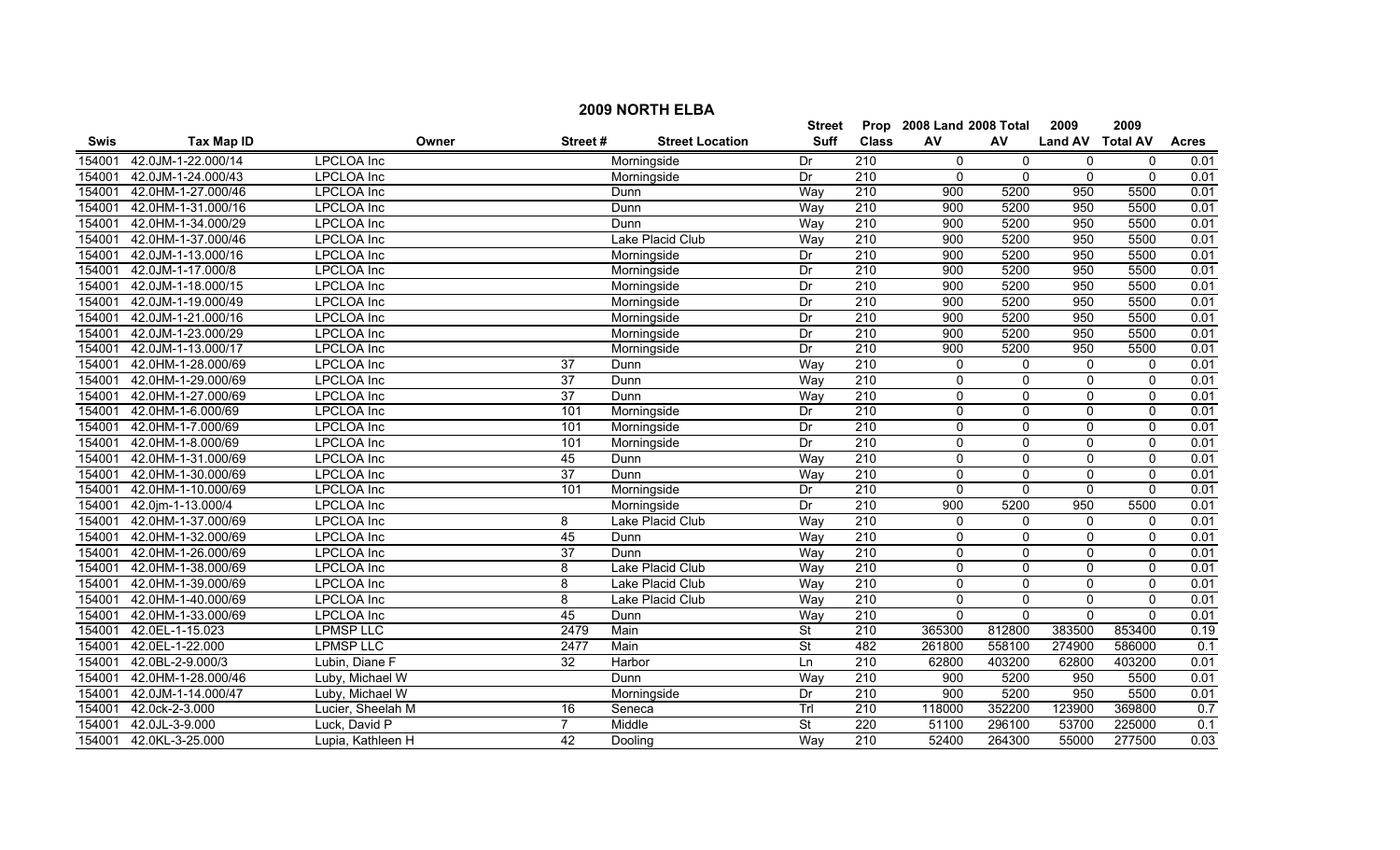# 2009 NORTH ELBA

| Swis | Tax Map ID | Owner | Street # | Street Location | Street Suff | Prop Class | 2008 Land AV | 2008 Total AV | 2009 Land AV | 2009 Total AV | Acres |
|---|---|---|---|---|---|---|---|---|---|---|---|
| 154001 | 42.0JM-1-22.000/14 | LPCLOA Inc | | Morningside | Dr | 210 | 0 | 0 | 0 | 0 | 0.01 |
| 154001 | 42.0JM-1-24.000/43 | LPCLOA Inc | | Morningside | Dr | 210 | 0 | 0 | 0 | 0 | 0.01 |
| 154001 | 42.0HM-1-27.000/46 | LPCLOA Inc | | Dunn | Way | 210 | 900 | 5200 | 950 | 5500 | 0.01 |
| 154001 | 42.0HM-1-31.000/16 | LPCLOA Inc | | Dunn | Way | 210 | 900 | 5200 | 950 | 5500 | 0.01 |
| 154001 | 42.0HM-1-34.000/29 | LPCLOA Inc | | Dunn | Way | 210 | 900 | 5200 | 950 | 5500 | 0.01 |
| 154001 | 42.0HM-1-37.000/46 | LPCLOA Inc | | Lake Placid Club | Way | 210 | 900 | 5200 | 950 | 5500 | 0.01 |
| 154001 | 42.0JM-1-13.000/16 | LPCLOA Inc | | Morningside | Dr | 210 | 900 | 5200 | 950 | 5500 | 0.01 |
| 154001 | 42.0JM-1-17.000/8 | LPCLOA Inc | | Morningside | Dr | 210 | 900 | 5200 | 950 | 5500 | 0.01 |
| 154001 | 42.0JM-1-18.000/15 | LPCLOA Inc | | Morningside | Dr | 210 | 900 | 5200 | 950 | 5500 | 0.01 |
| 154001 | 42.0JM-1-19.000/49 | LPCLOA Inc | | Morningside | Dr | 210 | 900 | 5200 | 950 | 5500 | 0.01 |
| 154001 | 42.0JM-1-21.000/16 | LPCLOA Inc | | Morningside | Dr | 210 | 900 | 5200 | 950 | 5500 | 0.01 |
| 154001 | 42.0JM-1-23.000/29 | LPCLOA Inc | | Morningside | Dr | 210 | 900 | 5200 | 950 | 5500 | 0.01 |
| 154001 | 42.0JM-1-13.000/17 | LPCLOA Inc | | Morningside | Dr | 210 | 900 | 5200 | 950 | 5500 | 0.01 |
| 154001 | 42.0HM-1-28.000/69 | LPCLOA Inc | 37 | Dunn | Way | 210 | 0 | 0 | 0 | 0 | 0.01 |
| 154001 | 42.0HM-1-29.000/69 | LPCLOA Inc | 37 | Dunn | Way | 210 | 0 | 0 | 0 | 0 | 0.01 |
| 154001 | 42.0HM-1-27.000/69 | LPCLOA Inc | 37 | Dunn | Way | 210 | 0 | 0 | 0 | 0 | 0.01 |
| 154001 | 42.0HM-1-6.000/69 | LPCLOA Inc | 101 | Morningside | Dr | 210 | 0 | 0 | 0 | 0 | 0.01 |
| 154001 | 42.0HM-1-7.000/69 | LPCLOA Inc | 101 | Morningside | Dr | 210 | 0 | 0 | 0 | 0 | 0.01 |
| 154001 | 42.0HM-1-8.000/69 | LPCLOA Inc | 101 | Morningside | Dr | 210 | 0 | 0 | 0 | 0 | 0.01 |
| 154001 | 42.0HM-1-31.000/69 | LPCLOA Inc | 45 | Dunn | Way | 210 | 0 | 0 | 0 | 0 | 0.01 |
| 154001 | 42.0HM-1-30.000/69 | LPCLOA Inc | 37 | Dunn | Way | 210 | 0 | 0 | 0 | 0 | 0.01 |
| 154001 | 42.0HM-1-10.000/69 | LPCLOA Inc | 101 | Morningside | Dr | 210 | 0 | 0 | 0 | 0 | 0.01 |
| 154001 | 42.0jm-1-13.000/4 | LPCLOA Inc | | Morningside | Dr | 210 | 900 | 5200 | 950 | 5500 | 0.01 |
| 154001 | 42.0HM-1-37.000/69 | LPCLOA Inc | 8 | Lake Placid Club | Way | 210 | 0 | 0 | 0 | 0 | 0.01 |
| 154001 | 42.0HM-1-32.000/69 | LPCLOA Inc | 45 | Dunn | Way | 210 | 0 | 0 | 0 | 0 | 0.01 |
| 154001 | 42.0HM-1-26.000/69 | LPCLOA Inc | 37 | Dunn | Way | 210 | 0 | 0 | 0 | 0 | 0.01 |
| 154001 | 42.0HM-1-38.000/69 | LPCLOA Inc | 8 | Lake Placid Club | Way | 210 | 0 | 0 | 0 | 0 | 0.01 |
| 154001 | 42.0HM-1-39.000/69 | LPCLOA Inc | 8 | Lake Placid Club | Way | 210 | 0 | 0 | 0 | 0 | 0.01 |
| 154001 | 42.0HM-1-40.000/69 | LPCLOA Inc | 8 | Lake Placid Club | Way | 210 | 0 | 0 | 0 | 0 | 0.01 |
| 154001 | 42.0HM-1-33.000/69 | LPCLOA Inc | 45 | Dunn | Way | 210 | 0 | 0 | 0 | 0 | 0.01 |
| 154001 | 42.0EL-1-15.023 | LPMSP LLC | 2479 | Main | St | 210 | 365300 | 812800 | 383500 | 853400 | 0.19 |
| 154001 | 42.0EL-1-22.000 | LPMSP LLC | 2477 | Main | St | 482 | 261800 | 558100 | 274900 | 586000 | 0.1 |
| 154001 | 42.0BL-2-9.000/3 | Lubin, Diane F | 32 | Harbor | Ln | 210 | 62800 | 403200 | 62800 | 403200 | 0.01 |
| 154001 | 42.0HM-1-28.000/46 | Luby, Michael W | | Dunn | Way | 210 | 900 | 5200 | 950 | 5500 | 0.01 |
| 154001 | 42.0JM-1-14.000/47 | Luby, Michael W | | Morningside | Dr | 210 | 900 | 5200 | 950 | 5500 | 0.01 |
| 154001 | 42.0ck-2-3.000 | Lucier, Sheelah M | 16 | Seneca | Trl | 210 | 118000 | 352200 | 123900 | 369800 | 0.7 |
| 154001 | 42.0JL-3-9.000 | Luck, David P | 7 | Middle | St | 220 | 51100 | 296100 | 53700 | 225000 | 0.1 |
| 154001 | 42.0KL-3-25.000 | Lupia, Kathleen H | 42 | Dooling | Way | 210 | 52400 | 264300 | 55000 | 277500 | 0.03 |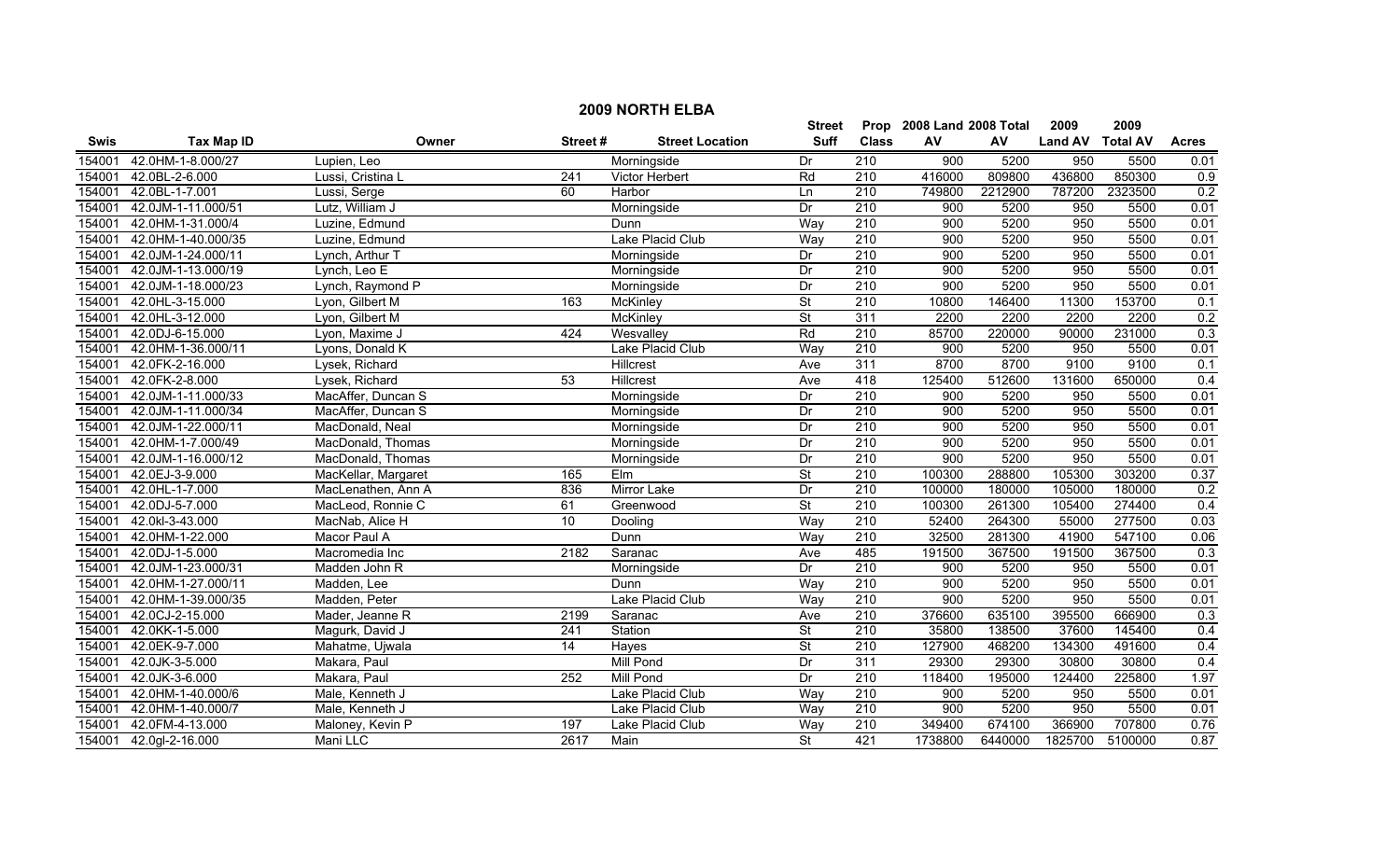## 2009 NORTH ELBA

| Swis | Tax Map ID | Owner | Street # | Street Location | Street Suff | Prop Class | 2008 Land AV | 2008 Total AV | 2009 Land AV | 2009 Total AV | Acres |
|---|---|---|---|---|---|---|---|---|---|---|---|
| 154001 | 42.0HM-1-8.000/27 | Lupien, Leo | | Morningside | Dr | 210 | 900 | 5200 | 950 | 5500 | 0.01 |
| 154001 | 42.0BL-2-6.000 | Lussi, Cristina L | 241 | Victor Herbert | Rd | 210 | 416000 | 809800 | 436800 | 850300 | 0.9 |
| 154001 | 42.0BL-1-7.001 | Lussi, Serge | 60 | Harbor | Ln | 210 | 749800 | 2212900 | 787200 | 2323500 | 0.2 |
| 154001 | 42.0JM-1-11.000/51 | Lutz, William J | | Morningside | Dr | 210 | 900 | 5200 | 950 | 5500 | 0.01 |
| 154001 | 42.0HM-1-31.000/4 | Luzine, Edmund | | Dunn | Way | 210 | 900 | 5200 | 950 | 5500 | 0.01 |
| 154001 | 42.0HM-1-40.000/35 | Luzine, Edmund | | Lake Placid Club | Way | 210 | 900 | 5200 | 950 | 5500 | 0.01 |
| 154001 | 42.0JM-1-24.000/11 | Lynch, Arthur T | | Morningside | Dr | 210 | 900 | 5200 | 950 | 5500 | 0.01 |
| 154001 | 42.0JM-1-13.000/19 | Lynch, Leo E | | Morningside | Dr | 210 | 900 | 5200 | 950 | 5500 | 0.01 |
| 154001 | 42.0JM-1-18.000/23 | Lynch, Raymond P | | Morningside | Dr | 210 | 900 | 5200 | 950 | 5500 | 0.01 |
| 154001 | 42.0HL-3-15.000 | Lyon, Gilbert M | 163 | McKinley | St | 210 | 10800 | 146400 | 11300 | 153700 | 0.1 |
| 154001 | 42.0HL-3-12.000 | Lyon, Gilbert M | | McKinley | St | 311 | 2200 | 2200 | 2200 | 2200 | 0.2 |
| 154001 | 42.0DJ-6-15.000 | Lyon, Maxime J | 424 | Wesvalley | Rd | 210 | 85700 | 220000 | 90000 | 231000 | 0.3 |
| 154001 | 42.0HM-1-36.000/11 | Lyons, Donald K | | Lake Placid Club | Way | 210 | 900 | 5200 | 950 | 5500 | 0.01 |
| 154001 | 42.0FK-2-16.000 | Lysek, Richard | | Hillcrest | Ave | 311 | 8700 | 8700 | 9100 | 9100 | 0.1 |
| 154001 | 42.0FK-2-8.000 | Lysek, Richard | 53 | Hillcrest | Ave | 418 | 125400 | 512600 | 131600 | 650000 | 0.4 |
| 154001 | 42.0JM-1-11.000/33 | MacAffer, Duncan S | | Morningside | Dr | 210 | 900 | 5200 | 950 | 5500 | 0.01 |
| 154001 | 42.0JM-1-11.000/34 | MacAffer, Duncan S | | Morningside | Dr | 210 | 900 | 5200 | 950 | 5500 | 0.01 |
| 154001 | 42.0JM-1-22.000/11 | MacDonald, Neal | | Morningside | Dr | 210 | 900 | 5200 | 950 | 5500 | 0.01 |
| 154001 | 42.0HM-1-7.000/49 | MacDonald, Thomas | | Morningside | Dr | 210 | 900 | 5200 | 950 | 5500 | 0.01 |
| 154001 | 42.0JM-1-16.000/12 | MacDonald, Thomas | | Morningside | Dr | 210 | 900 | 5200 | 950 | 5500 | 0.01 |
| 154001 | 42.0EJ-3-9.000 | MacKellar, Margaret | 165 | Elm | St | 210 | 100300 | 288800 | 105300 | 303200 | 0.37 |
| 154001 | 42.0HL-1-7.000 | MacLenathen, Ann A | 836 | Mirror Lake | Dr | 210 | 100000 | 180000 | 105000 | 180000 | 0.2 |
| 154001 | 42.0DJ-5-7.000 | MacLeod, Ronnie C | 61 | Greenwood | St | 210 | 100300 | 261300 | 105400 | 274400 | 0.4 |
| 154001 | 42.0kl-3-43.000 | MacNab, Alice H | 10 | Dooling | Way | 210 | 52400 | 264300 | 55000 | 277500 | 0.03 |
| 154001 | 42.0HM-1-22.000 | Macor Paul A | | Dunn | Way | 210 | 32500 | 281300 | 41900 | 547100 | 0.06 |
| 154001 | 42.0DJ-1-5.000 | Macromedia Inc | 2182 | Saranac | Ave | 485 | 191500 | 367500 | 191500 | 367500 | 0.3 |
| 154001 | 42.0JM-1-23.000/31 | Madden John R | | Morningside | Dr | 210 | 900 | 5200 | 950 | 5500 | 0.01 |
| 154001 | 42.0HM-1-27.000/11 | Madden, Lee | | Dunn | Way | 210 | 900 | 5200 | 950 | 5500 | 0.01 |
| 154001 | 42.0HM-1-39.000/35 | Madden, Peter | | Lake Placid Club | Way | 210 | 900 | 5200 | 950 | 5500 | 0.01 |
| 154001 | 42.0CJ-2-15.000 | Mader, Jeanne R | 2199 | Saranac | Ave | 210 | 376600 | 635100 | 395500 | 666900 | 0.3 |
| 154001 | 42.0KK-1-5.000 | Magurk, David J | 241 | Station | St | 210 | 35800 | 138500 | 37600 | 145400 | 0.4 |
| 154001 | 42.0EK-9-7.000 | Mahatme, Ujwala | 14 | Hayes | St | 210 | 127900 | 468200 | 134300 | 491600 | 0.4 |
| 154001 | 42.0JK-3-5.000 | Makara, Paul | | Mill Pond | Dr | 311 | 29300 | 29300 | 30800 | 30800 | 0.4 |
| 154001 | 42.0JK-3-6.000 | Makara, Paul | 252 | Mill Pond | Dr | 210 | 118400 | 195000 | 124400 | 225800 | 1.97 |
| 154001 | 42.0HM-1-40.000/6 | Male, Kenneth J | | Lake Placid Club | Way | 210 | 900 | 5200 | 950 | 5500 | 0.01 |
| 154001 | 42.0HM-1-40.000/7 | Male, Kenneth J | | Lake Placid Club | Way | 210 | 900 | 5200 | 950 | 5500 | 0.01 |
| 154001 | 42.0FM-4-13.000 | Maloney, Kevin P | 197 | Lake Placid Club | Way | 210 | 349400 | 674100 | 366900 | 707800 | 0.76 |
| 154001 | 42.0gl-2-16.000 | Mani LLC | 2617 | Main | St | 421 | 1738800 | 6440000 | 1825700 | 5100000 | 0.87 |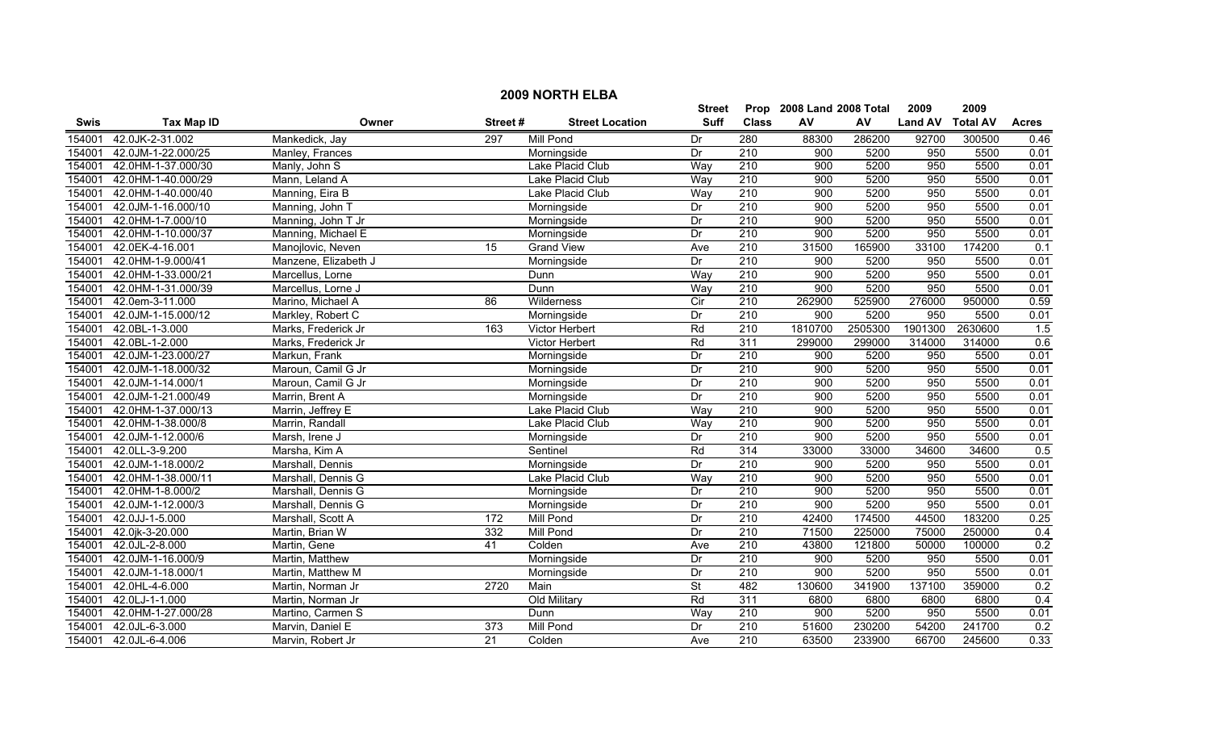# 2009 NORTH ELBA

| Swis | Tax Map ID | Owner | Street # | Street Location | Street Suff | Prop Class | 2008 Land AV | 2008 Total AV | 2009 Land AV | 2009 Total AV | Acres |
|---|---|---|---|---|---|---|---|---|---|---|---|
| 154001 | 42.0JK-2-31.002 | Mankedick, Jay | 297 | Mill Pond | Dr | 280 | 88300 | 286200 | 92700 | 300500 | 0.46 |
| 154001 | 42.0JM-1-22.000/25 | Manley, Frances | | Morningside | Dr | 210 | 900 | 5200 | 950 | 5500 | 0.01 |
| 154001 | 42.0HM-1-37.000/30 | Manly, John S | | Lake Placid Club | Way | 210 | 900 | 5200 | 950 | 5500 | 0.01 |
| 154001 | 42.0HM-1-40.000/29 | Mann, Leland A | | Lake Placid Club | Way | 210 | 900 | 5200 | 950 | 5500 | 0.01 |
| 154001 | 42.0HM-1-40.000/40 | Manning, Eira B | | Lake Placid Club | Way | 210 | 900 | 5200 | 950 | 5500 | 0.01 |
| 154001 | 42.0JM-1-16.000/10 | Manning, John T | | Morningside | Dr | 210 | 900 | 5200 | 950 | 5500 | 0.01 |
| 154001 | 42.0HM-1-7.000/10 | Manning, John T Jr | | Morningside | Dr | 210 | 900 | 5200 | 950 | 5500 | 0.01 |
| 154001 | 42.0HM-1-10.000/37 | Manning, Michael E | | Morningside | Dr | 210 | 900 | 5200 | 950 | 5500 | 0.01 |
| 154001 | 42.0EK-4-16.001 | Manojlovic, Neven | 15 | Grand View | Ave | 210 | 31500 | 165900 | 33100 | 174200 | 0.1 |
| 154001 | 42.0HM-1-9.000/41 | Manzene, Elizabeth J | | Morningside | Dr | 210 | 900 | 5200 | 950 | 5500 | 0.01 |
| 154001 | 42.0HM-1-33.000/21 | Marcellus, Lorne | | Dunn | Way | 210 | 900 | 5200 | 950 | 5500 | 0.01 |
| 154001 | 42.0HM-1-31.000/39 | Marcellus, Lorne J | | Dunn | Way | 210 | 900 | 5200 | 950 | 5500 | 0.01 |
| 154001 | 42.0em-3-11.000 | Marino, Michael A | 86 | Wilderness | Cir | 210 | 262900 | 525900 | 276000 | 950000 | 0.59 |
| 154001 | 42.0JM-1-15.000/12 | Markley, Robert C | | Morningside | Dr | 210 | 900 | 5200 | 950 | 5500 | 0.01 |
| 154001 | 42.0BL-1-3.000 | Marks, Frederick Jr | 163 | Victor Herbert | Rd | 210 | 1810700 | 2505300 | 1901300 | 2630600 | 1.5 |
| 154001 | 42.0BL-1-2.000 | Marks, Frederick Jr | | Victor Herbert | Rd | 311 | 299000 | 299000 | 314000 | 314000 | 0.6 |
| 154001 | 42.0JM-1-23.000/27 | Markun, Frank | | Morningside | Dr | 210 | 900 | 5200 | 950 | 5500 | 0.01 |
| 154001 | 42.0JM-1-18.000/32 | Maroun, Camil G Jr | | Morningside | Dr | 210 | 900 | 5200 | 950 | 5500 | 0.01 |
| 154001 | 42.0JM-1-14.000/1 | Maroun, Camil G Jr | | Morningside | Dr | 210 | 900 | 5200 | 950 | 5500 | 0.01 |
| 154001 | 42.0JM-1-21.000/49 | Marrin, Brent A | | Morningside | Dr | 210 | 900 | 5200 | 950 | 5500 | 0.01 |
| 154001 | 42.0HM-1-37.000/13 | Marrin, Jeffrey E | | Lake Placid Club | Way | 210 | 900 | 5200 | 950 | 5500 | 0.01 |
| 154001 | 42.0HM-1-38.000/8 | Marrin, Randall | | Lake Placid Club | Way | 210 | 900 | 5200 | 950 | 5500 | 0.01 |
| 154001 | 42.0JM-1-12.000/6 | Marsh, Irene J | | Morningside | Dr | 210 | 900 | 5200 | 950 | 5500 | 0.01 |
| 154001 | 42.0LL-3-9.200 | Marsha, Kim A | | Sentinel | Rd | 314 | 33000 | 33000 | 34600 | 34600 | 0.5 |
| 154001 | 42.0JM-1-18.000/2 | Marshall, Dennis | | Morningside | Dr | 210 | 900 | 5200 | 950 | 5500 | 0.01 |
| 154001 | 42.0HM-1-38.000/11 | Marshall, Dennis G | | Lake Placid Club | Way | 210 | 900 | 5200 | 950 | 5500 | 0.01 |
| 154001 | 42.0HM-1-8.000/2 | Marshall, Dennis G | | Morningside | Dr | 210 | 900 | 5200 | 950 | 5500 | 0.01 |
| 154001 | 42.0JM-1-12.000/3 | Marshall, Dennis G | | Morningside | Dr | 210 | 900 | 5200 | 950 | 5500 | 0.01 |
| 154001 | 42.0JJ-1-5.000 | Marshall, Scott A | 172 | Mill Pond | Dr | 210 | 42400 | 174500 | 44500 | 183200 | 0.25 |
| 154001 | 42.0jk-3-20.000 | Martin, Brian W | 332 | Mill Pond | Dr | 210 | 71500 | 225000 | 75000 | 250000 | 0.4 |
| 154001 | 42.0JL-2-8.000 | Martin, Gene | 41 | Colden | Ave | 210 | 43800 | 121800 | 50000 | 100000 | 0.2 |
| 154001 | 42.0JM-1-16.000/9 | Martin, Matthew | | Morningside | Dr | 210 | 900 | 5200 | 950 | 5500 | 0.01 |
| 154001 | 42.0JM-1-18.000/1 | Martin, Matthew M | | Morningside | Dr | 210 | 900 | 5200 | 950 | 5500 | 0.01 |
| 154001 | 42.0HL-4-6.000 | Martin, Norman Jr | 2720 | Main | St | 482 | 130600 | 341900 | 137100 | 359000 | 0.2 |
| 154001 | 42.0LJ-1-1.000 | Martin, Norman Jr | | Old Military | Rd | 311 | 6800 | 6800 | 6800 | 6800 | 0.4 |
| 154001 | 42.0HM-1-27.000/28 | Martino, Carmen S | | Dunn | Way | 210 | 900 | 5200 | 950 | 5500 | 0.01 |
| 154001 | 42.0JL-6-3.000 | Marvin, Daniel E | 373 | Mill Pond | Dr | 210 | 51600 | 230200 | 54200 | 241700 | 0.2 |
| 154001 | 42.0JL-6-4.006 | Marvin, Robert Jr | 21 | Colden | Ave | 210 | 63500 | 233900 | 66700 | 245600 | 0.33 |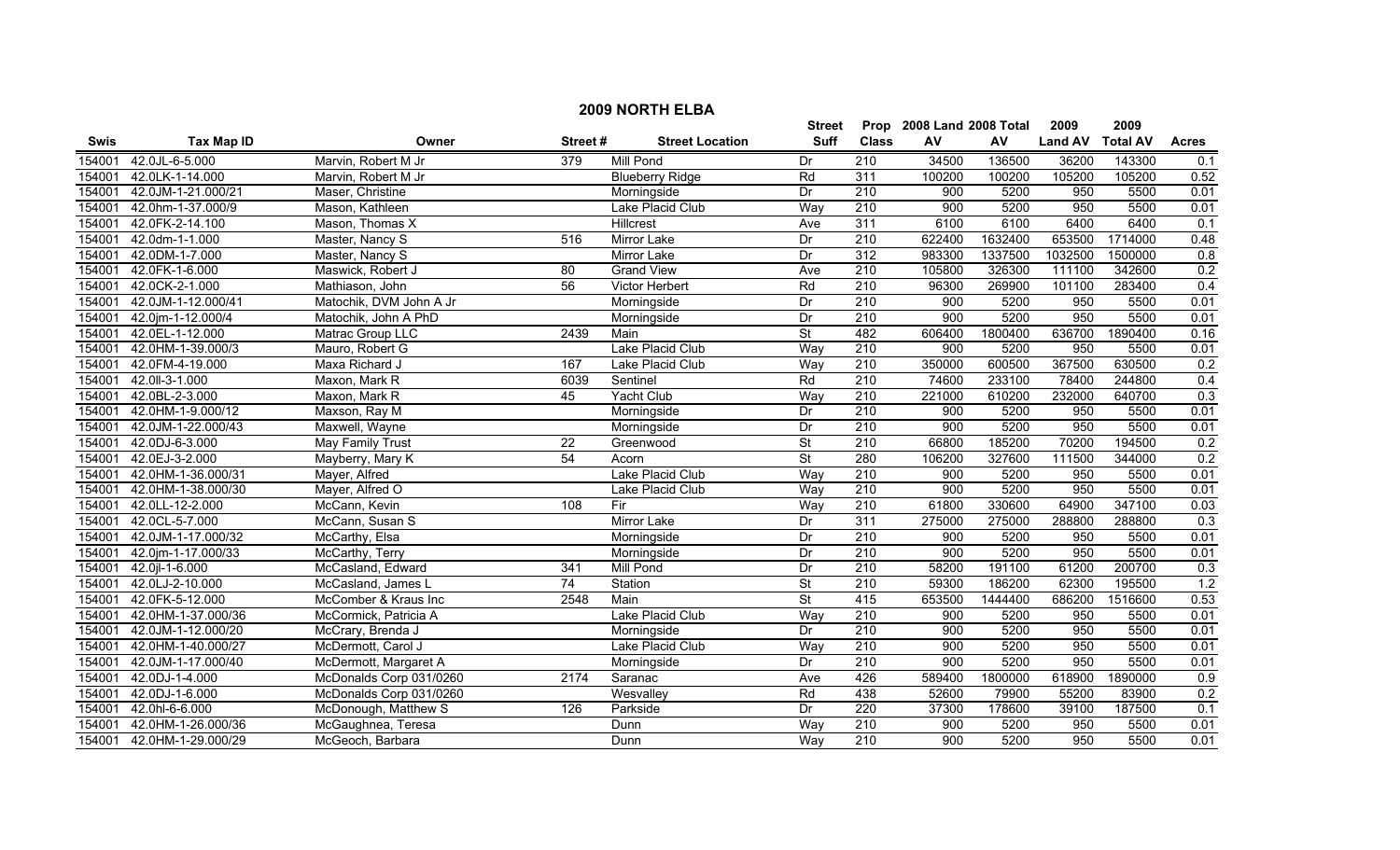# 2009 NORTH ELBA

| Swis | Tax Map ID | Owner | Street # | Street Location | Street Suff | Prop Class | 2008 Land AV | 2008 Total AV | 2009 Land AV | 2009 Total AV | Acres |
|---|---|---|---|---|---|---|---|---|---|---|---|
| 154001 | 42.0JL-6-5.000 | Marvin, Robert M Jr | 379 | Mill Pond | Dr | 210 | 34500 | 136500 | 36200 | 143300 | 0.1 |
| 154001 | 42.0LK-1-14.000 | Marvin, Robert M Jr | | Blueberry Ridge | Rd | 311 | 100200 | 100200 | 105200 | 105200 | 0.52 |
| 154001 | 42.0JM-1-21.000/21 | Maser, Christine | | Morningside | Dr | 210 | 900 | 5200 | 950 | 5500 | 0.01 |
| 154001 | 42.0hm-1-37.000/9 | Mason, Kathleen | | Lake Placid Club | Way | 210 | 900 | 5200 | 950 | 5500 | 0.01 |
| 154001 | 42.0FK-2-14.100 | Mason, Thomas X | | Hillcrest | Ave | 311 | 6100 | 6100 | 6400 | 6400 | 0.1 |
| 154001 | 42.0dm-1-1.000 | Master, Nancy S | 516 | Mirror Lake | Dr | 210 | 622400 | 1632400 | 653500 | 1714000 | 0.48 |
| 154001 | 42.0DM-1-7.000 | Master, Nancy S | | Mirror Lake | Dr | 312 | 983300 | 1337500 | 1032500 | 1500000 | 0.8 |
| 154001 | 42.0FK-1-6.000 | Maswick, Robert J | 80 | Grand View | Ave | 210 | 105800 | 326300 | 111100 | 342600 | 0.2 |
| 154001 | 42.0CK-2-1.000 | Mathiason, John | 56 | Victor Herbert | Rd | 210 | 96300 | 269900 | 101100 | 283400 | 0.4 |
| 154001 | 42.0JM-1-12.000/41 | Matochik, DVM John A Jr | | Morningside | Dr | 210 | 900 | 5200 | 950 | 5500 | 0.01 |
| 154001 | 42.0jm-1-12.000/4 | Matochik, John A PhD | | Morningside | Dr | 210 | 900 | 5200 | 950 | 5500 | 0.01 |
| 154001 | 42.0EL-1-12.000 | Matrac Group LLC | 2439 | Main | St | 482 | 606400 | 1800400 | 636700 | 1890400 | 0.16 |
| 154001 | 42.0HM-1-39.000/3 | Mauro, Robert G | | Lake Placid Club | Way | 210 | 900 | 5200 | 950 | 5500 | 0.01 |
| 154001 | 42.0FM-4-19.000 | Maxa Richard J | 167 | Lake Placid Club | Way | 210 | 350000 | 600500 | 367500 | 630500 | 0.2 |
| 154001 | 42.0ll-3-1.000 | Maxon, Mark R | 6039 | Sentinel | Rd | 210 | 74600 | 233100 | 78400 | 244800 | 0.4 |
| 154001 | 42.0BL-2-3.000 | Maxon, Mark R | 45 | Yacht Club | Way | 210 | 221000 | 610200 | 232000 | 640700 | 0.3 |
| 154001 | 42.0HM-1-9.000/12 | Maxson, Ray M | | Morningside | Dr | 210 | 900 | 5200 | 950 | 5500 | 0.01 |
| 154001 | 42.0JM-1-22.000/43 | Maxwell, Wayne | | Morningside | Dr | 210 | 900 | 5200 | 950 | 5500 | 0.01 |
| 154001 | 42.0DJ-6-3.000 | May Family Trust | 22 | Greenwood | St | 210 | 66800 | 185200 | 70200 | 194500 | 0.2 |
| 154001 | 42.0EJ-3-2.000 | Mayberry, Mary K | 54 | Acorn | St | 280 | 106200 | 327600 | 111500 | 344000 | 0.2 |
| 154001 | 42.0HM-1-36.000/31 | Mayer, Alfred | | Lake Placid Club | Way | 210 | 900 | 5200 | 950 | 5500 | 0.01 |
| 154001 | 42.0HM-1-38.000/30 | Mayer, Alfred O | | Lake Placid Club | Way | 210 | 900 | 5200 | 950 | 5500 | 0.01 |
| 154001 | 42.0LL-12-2.000 | McCann, Kevin | 108 | Fir | Way | 210 | 61800 | 330600 | 64900 | 347100 | 0.03 |
| 154001 | 42.0CL-5-7.000 | McCann, Susan S | | Mirror Lake | Dr | 311 | 275000 | 275000 | 288800 | 288800 | 0.3 |
| 154001 | 42.0JM-1-17.000/32 | McCarthy, Elsa | | Morningside | Dr | 210 | 900 | 5200 | 950 | 5500 | 0.01 |
| 154001 | 42.0jm-1-17.000/33 | McCarthy, Terry | | Morningside | Dr | 210 | 900 | 5200 | 950 | 5500 | 0.01 |
| 154001 | 42.0jl-1-6.000 | McCasland, Edward | 341 | Mill Pond | Dr | 210 | 58200 | 191100 | 61200 | 200700 | 0.3 |
| 154001 | 42.0LJ-2-10.000 | McCasland, James L | 74 | Station | St | 210 | 59300 | 186200 | 62300 | 195500 | 1.2 |
| 154001 | 42.0FK-5-12.000 | McComber & Kraus Inc | 2548 | Main | St | 415 | 653500 | 1444400 | 686200 | 1516600 | 0.53 |
| 154001 | 42.0HM-1-37.000/36 | McCormick, Patricia A | | Lake Placid Club | Way | 210 | 900 | 5200 | 950 | 5500 | 0.01 |
| 154001 | 42.0JM-1-12.000/20 | McCrary, Brenda J | | Morningside | Dr | 210 | 900 | 5200 | 950 | 5500 | 0.01 |
| 154001 | 42.0HM-1-40.000/27 | McDermott, Carol J | | Lake Placid Club | Way | 210 | 900 | 5200 | 950 | 5500 | 0.01 |
| 154001 | 42.0JM-1-17.000/40 | McDermott, Margaret A | | Morningside | Dr | 210 | 900 | 5200 | 950 | 5500 | 0.01 |
| 154001 | 42.0DJ-1-4.000 | McDonalds Corp 031/0260 | 2174 | Saranac | Ave | 426 | 589400 | 1800000 | 618900 | 1890000 | 0.9 |
| 154001 | 42.0DJ-1-6.000 | McDonalds Corp 031/0260 | | Wesvalley | Rd | 438 | 52600 | 79900 | 55200 | 83900 | 0.2 |
| 154001 | 42.0hl-6-6.000 | McDonough, Matthew S | 126 | Parkside | Dr | 220 | 37300 | 178600 | 39100 | 187500 | 0.1 |
| 154001 | 42.0HM-1-26.000/36 | McGaughnea, Teresa | | Dunn | Way | 210 | 900 | 5200 | 950 | 5500 | 0.01 |
| 154001 | 42.0HM-1-29.000/29 | McGeoch, Barbara | | Dunn | Way | 210 | 900 | 5200 | 950 | 5500 | 0.01 |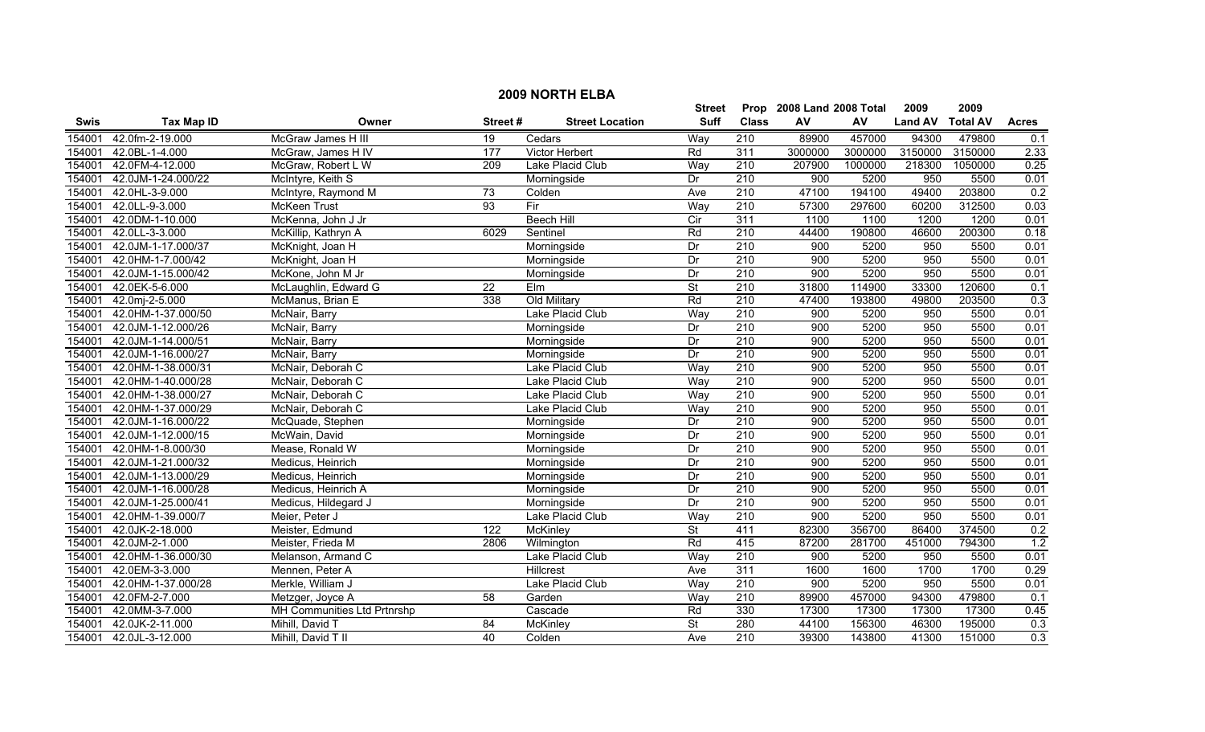## 2009 NORTH ELBA

| Swis | Tax Map ID | Owner | Street # | Street Location | Street Suff | Prop Class | 2008 Land AV | 2008 Total AV | 2009 Land AV | 2009 Total AV | Acres |
|---|---|---|---|---|---|---|---|---|---|---|---|
| 154001 | 42.0fm-2-19.000 | McGraw James H III | 19 | Cedars | Way | 210 | 89900 | 457000 | 94300 | 479800 | 0.1 |
| 154001 | 42.0BL-1-4.000 | McGraw, James H IV | 177 | Victor Herbert | Rd | 311 | 3000000 | 3000000 | 3150000 | 3150000 | 2.33 |
| 154001 | 42.0FM-4-12.000 | McGraw, Robert L W | 209 | Lake Placid Club | Way | 210 | 207900 | 1000000 | 218300 | 1050000 | 0.25 |
| 154001 | 42.0JM-1-24.000/22 | McIntyre, Keith S | | Morningside | Dr | 210 | 900 | 5200 | 950 | 5500 | 0.01 |
| 154001 | 42.0HL-3-9.000 | McIntyre, Raymond M | 73 | Colden | Ave | 210 | 47100 | 194100 | 49400 | 203800 | 0.2 |
| 154001 | 42.0LL-9-3.000 | McKeen Trust | 93 | Fir | Way | 210 | 57300 | 297600 | 60200 | 312500 | 0.03 |
| 154001 | 42.0DM-1-10.000 | McKenna, John J Jr | | Beech Hill | Cir | 311 | 1100 | 1100 | 1200 | 1200 | 0.01 |
| 154001 | 42.0LL-3-3.000 | McKillip, Kathryn A | 6029 | Sentinel | Rd | 210 | 44400 | 190800 | 46600 | 200300 | 0.18 |
| 154001 | 42.0JM-1-17.000/37 | McKnight, Joan H | | Morningside | Dr | 210 | 900 | 5200 | 950 | 5500 | 0.01 |
| 154001 | 42.0HM-1-7.000/42 | McKnight, Joan H | | Morningside | Dr | 210 | 900 | 5200 | 950 | 5500 | 0.01 |
| 154001 | 42.0JM-1-15.000/42 | McKone, John M Jr | | Morningside | Dr | 210 | 900 | 5200 | 950 | 5500 | 0.01 |
| 154001 | 42.0EK-5-6.000 | McLaughlin, Edward G | 22 | Elm | St | 210 | 31800 | 114900 | 33300 | 120600 | 0.1 |
| 154001 | 42.0mj-2-5.000 | McManus, Brian E | 338 | Old Military | Rd | 210 | 47400 | 193800 | 49800 | 203500 | 0.3 |
| 154001 | 42.0HM-1-37.000/50 | McNair, Barry | | Lake Placid Club | Way | 210 | 900 | 5200 | 950 | 5500 | 0.01 |
| 154001 | 42.0JM-1-12.000/26 | McNair, Barry | | Morningside | Dr | 210 | 900 | 5200 | 950 | 5500 | 0.01 |
| 154001 | 42.0JM-1-14.000/51 | McNair, Barry | | Morningside | Dr | 210 | 900 | 5200 | 950 | 5500 | 0.01 |
| 154001 | 42.0JM-1-16.000/27 | McNair, Barry | | Morningside | Dr | 210 | 900 | 5200 | 950 | 5500 | 0.01 |
| 154001 | 42.0HM-1-38.000/31 | McNair, Deborah C | | Lake Placid Club | Way | 210 | 900 | 5200 | 950 | 5500 | 0.01 |
| 154001 | 42.0HM-1-40.000/28 | McNair, Deborah C | | Lake Placid Club | Way | 210 | 900 | 5200 | 950 | 5500 | 0.01 |
| 154001 | 42.0HM-1-38.000/27 | McNair, Deborah C | | Lake Placid Club | Way | 210 | 900 | 5200 | 950 | 5500 | 0.01 |
| 154001 | 42.0HM-1-37.000/29 | McNair, Deborah C | | Lake Placid Club | Way | 210 | 900 | 5200 | 950 | 5500 | 0.01 |
| 154001 | 42.0JM-1-16.000/22 | McQuade, Stephen | | Morningside | Dr | 210 | 900 | 5200 | 950 | 5500 | 0.01 |
| 154001 | 42.0JM-1-12.000/15 | McWain, David | | Morningside | Dr | 210 | 900 | 5200 | 950 | 5500 | 0.01 |
| 154001 | 42.0HM-1-8.000/30 | Mease, Ronald W | | Morningside | Dr | 210 | 900 | 5200 | 950 | 5500 | 0.01 |
| 154001 | 42.0JM-1-21.000/32 | Medicus, Heinrich | | Morningside | Dr | 210 | 900 | 5200 | 950 | 5500 | 0.01 |
| 154001 | 42.0JM-1-13.000/29 | Medicus, Heinrich | | Morningside | Dr | 210 | 900 | 5200 | 950 | 5500 | 0.01 |
| 154001 | 42.0JM-1-16.000/28 | Medicus, Heinrich A | | Morningside | Dr | 210 | 900 | 5200 | 950 | 5500 | 0.01 |
| 154001 | 42.0JM-1-25.000/41 | Medicus, Hildegard J | | Morningside | Dr | 210 | 900 | 5200 | 950 | 5500 | 0.01 |
| 154001 | 42.0HM-1-39.000/7 | Meier, Peter J | | Lake Placid Club | Way | 210 | 900 | 5200 | 950 | 5500 | 0.01 |
| 154001 | 42.0JK-2-18.000 | Meister, Edmund | 122 | McKinley | St | 411 | 82300 | 356700 | 86400 | 374500 | 0.2 |
| 154001 | 42.0JM-2-1.000 | Meister, Frieda M | 2806 | Wilmington | Rd | 415 | 87200 | 281700 | 451000 | 794300 | 1.2 |
| 154001 | 42.0HM-1-36.000/30 | Melanson, Armand C | | Lake Placid Club | Way | 210 | 900 | 5200 | 950 | 5500 | 0.01 |
| 154001 | 42.0EM-3-3.000 | Mennen, Peter A | | Hillcrest | Ave | 311 | 1600 | 1600 | 1700 | 1700 | 0.29 |
| 154001 | 42.0HM-1-37.000/28 | Merkle, William J | | Lake Placid Club | Way | 210 | 900 | 5200 | 950 | 5500 | 0.01 |
| 154001 | 42.0FM-2-7.000 | Metzger, Joyce A | 58 | Garden | Way | 210 | 89900 | 457000 | 94300 | 479800 | 0.1 |
| 154001 | 42.0MM-3-7.000 | MH Communities Ltd Prtnrshp | | Cascade | Rd | 330 | 17300 | 17300 | 17300 | 17300 | 0.45 |
| 154001 | 42.0JK-2-11.000 | Mihill, David T | 84 | McKinley | St | 280 | 44100 | 156300 | 46300 | 195000 | 0.3 |
| 154001 | 42.0JL-3-12.000 | Mihill, David T II | 40 | Colden | Ave | 210 | 39300 | 143800 | 41300 | 151000 | 0.3 |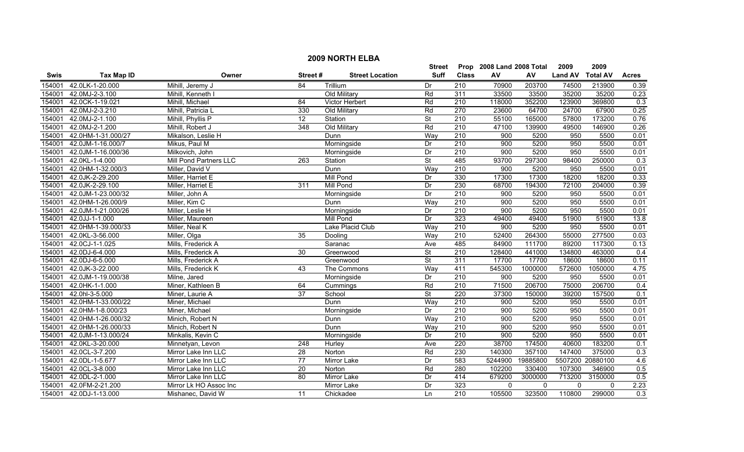# 2009 NORTH ELBA

| Swis | Tax Map ID | Owner | Street # | Street Location | Street Suff | Prop Class | 2008 Land AV | 2008 Total AV | 2009 Land AV | 2009 Total AV | Acres |
|---|---|---|---|---|---|---|---|---|---|---|---|
| 154001 | 42.0LK-1-20.000 | Mihill, Jeremy J | 84 | Trillium | Dr | 210 | 70900 | 203700 | 74500 | 213900 | 0.39 |
| 154001 | 42.0MJ-2-3.100 | Mihill, Kenneth I | | Old Military | Rd | 311 | 33500 | 33500 | 35200 | 35200 | 0.23 |
| 154001 | 42.0CK-1-19.021 | Mihill, Michael | 84 | Victor Herbert | Rd | 210 | 118000 | 352200 | 123900 | 369800 | 0.3 |
| 154001 | 42.0MJ-2-3.210 | Mihill, Patricia L | 330 | Old Military | Rd | 270 | 23600 | 64700 | 24700 | 67900 | 0.25 |
| 154001 | 42.0MJ-2-1.100 | Mihill, Phyllis P | 12 | Station | St | 210 | 55100 | 165000 | 57800 | 173200 | 0.76 |
| 154001 | 42.0MJ-2-1.200 | Mihill, Robert J | 348 | Old Military | Rd | 210 | 47100 | 139900 | 49500 | 146900 | 0.26 |
| 154001 | 42.0HM-1-31.000/27 | Mikalson, Leslie H | | Dunn | Way | 210 | 900 | 5200 | 950 | 5500 | 0.01 |
| 154001 | 42.0JM-1-16.000/7 | Mikus, Paul M | | Morningside | Dr | 210 | 900 | 5200 | 950 | 5500 | 0.01 |
| 154001 | 42.0JM-1-16.000/36 | Milkovich, John | | Morningside | Dr | 210 | 900 | 5200 | 950 | 5500 | 0.01 |
| 154001 | 42.0KL-1-4.000 | Mill Pond Partners LLC | 263 | Station | St | 485 | 93700 | 297300 | 98400 | 250000 | 0.3 |
| 154001 | 42.0HM-1-32.000/3 | Miller, David V | | Dunn | Way | 210 | 900 | 5200 | 950 | 5500 | 0.01 |
| 154001 | 42.0JK-2-29.200 | Miller, Harriet E | | Mill Pond | Dr | 330 | 17300 | 17300 | 18200 | 18200 | 0.33 |
| 154001 | 42.0JK-2-29.100 | Miller, Harriet E | 311 | Mill Pond | Dr | 230 | 68700 | 194300 | 72100 | 204000 | 0.39 |
| 154001 | 42.0JM-1-23.000/32 | Miller, John A | | Morningside | Dr | 210 | 900 | 5200 | 950 | 5500 | 0.01 |
| 154001 | 42.0HM-1-26.000/9 | Miller, Kim C | | Dunn | Way | 210 | 900 | 5200 | 950 | 5500 | 0.01 |
| 154001 | 42.0JM-1-21.000/26 | Miller, Leslie H | | Morningside | Dr | 210 | 900 | 5200 | 950 | 5500 | 0.01 |
| 154001 | 42.0JJ-1-1.000 | Miller, Maureen | | Mill Pond | Dr | 323 | 49400 | 49400 | 51900 | 51900 | 13.8 |
| 154001 | 42.0HM-1-39.000/33 | Miller, Neal K | | Lake Placid Club | Way | 210 | 900 | 5200 | 950 | 5500 | 0.01 |
| 154001 | 42.0KL-3-56.000 | Miller, Olga | 35 | Dooling | Way | 210 | 52400 | 264300 | 55000 | 277500 | 0.03 |
| 154001 | 42.0CJ-1-1.025 | Mills, Frederick A | | Saranac | Ave | 485 | 84900 | 111700 | 89200 | 117300 | 0.13 |
| 154001 | 42.0DJ-6-4.000 | Mills, Frederick A | 30 | Greenwood | St | 210 | 128400 | 441000 | 134800 | 463000 | 0.4 |
| 154001 | 42.0DJ-6-5.000 | Mills, Frederick A | | Greenwood | St | 311 | 17700 | 17700 | 18600 | 18600 | 0.11 |
| 154001 | 42.0JK-3-22.000 | Mills, Frederick K | 43 | The Commons | Way | 411 | 545300 | 1000000 | 572600 | 1050000 | 4.75 |
| 154001 | 42.0JM-1-19.000/38 | Milne, Jared | | Morningside | Dr | 210 | 900 | 5200 | 950 | 5500 | 0.01 |
| 154001 | 42.0HK-1-1.000 | Miner, Kathleen B | 64 | Cummings | Rd | 210 | 71500 | 206700 | 75000 | 206700 | 0.4 |
| 154001 | 42.0hl-3-5.000 | Miner, Laurie A | 37 | School | St | 220 | 37300 | 150000 | 39200 | 157500 | 0.1 |
| 154001 | 42.0HM-1-33.000/22 | Miner, Michael | | Dunn | Way | 210 | 900 | 5200 | 950 | 5500 | 0.01 |
| 154001 | 42.0HM-1-8.000/23 | Miner, Michael | | Morningside | Dr | 210 | 900 | 5200 | 950 | 5500 | 0.01 |
| 154001 | 42.0HM-1-26.000/32 | Minich, Robert N | | Dunn | Way | 210 | 900 | 5200 | 950 | 5500 | 0.01 |
| 154001 | 42.0HM-1-26.000/33 | Minich, Robert N | | Dunn | Way | 210 | 900 | 5200 | 950 | 5500 | 0.01 |
| 154001 | 42.0JM-1-13.000/24 | Minkalis, Kevin C | | Morningside | Dr | 210 | 900 | 5200 | 950 | 5500 | 0.01 |
| 154001 | 42.0KL-3-20.000 | Minnetyan, Levon | 248 | Hurley | Ave | 220 | 38700 | 174500 | 40600 | 183200 | 0.1 |
| 154001 | 42.0CL-3-7.200 | Mirror Lake Inn LLC | 28 | Norton | Rd | 230 | 140300 | 357100 | 147400 | 375000 | 0.3 |
| 154001 | 42.0DL-1-5.677 | Mirror Lake Inn LLC | 77 | Mirror Lake | Dr | 583 | 5244900 | 19885800 | 5507200 | 20880100 | 4.6 |
| 154001 | 42.0CL-3-8.000 | Mirror Lake Inn LLC | 20 | Norton | Rd | 280 | 102200 | 330400 | 107300 | 346900 | 0.5 |
| 154001 | 42.0DL-2-1.000 | Mirror Lake Inn LLC | 80 | Mirror Lake | Dr | 414 | 679200 | 3000000 | 713200 | 3150000 | 0.5 |
| 154001 | 42.0FM-2-21.200 | Mirror Lk HO Assoc Inc | | Mirror Lake | Dr | 323 | 0 | 0 | 0 | 0 | 2.23 |
| 154001 | 42.0DJ-1-13.000 | Mishanec, David W | 11 | Chickadee | Ln | 210 | 105500 | 323500 | 110800 | 299000 | 0.3 |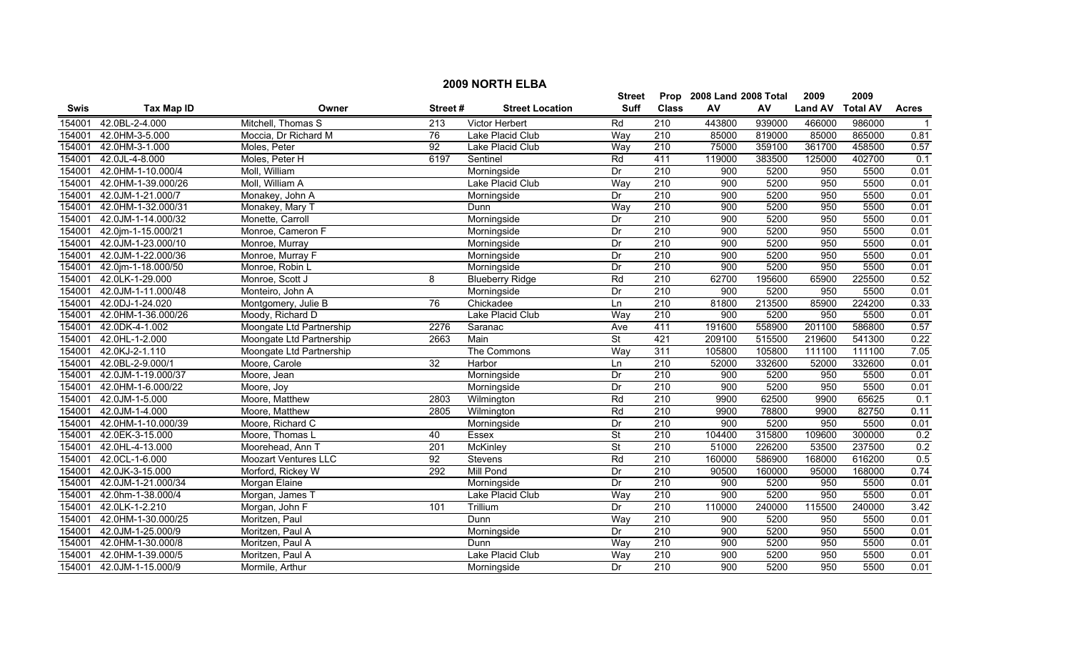# 2009 NORTH ELBA

| Swis | Tax Map ID | Owner | Street # | Street Location | Street Suff | Prop Class | 2008 Land AV | 2008 Total AV | 2009 Land AV | 2009 Total AV | Acres |
|---|---|---|---|---|---|---|---|---|---|---|---|
| 154001 | 42.0BL-2-4.000 | Mitchell, Thomas S | 213 | Victor Herbert | Rd | 210 | 443800 | 939000 | 466000 | 986000 | 1 |
| 154001 | 42.0HM-3-5.000 | Moccia, Dr Richard M | 76 | Lake Placid Club | Way | 210 | 85000 | 819000 | 85000 | 865000 | 0.81 |
| 154001 | 42.0HM-3-1.000 | Moles, Peter | 92 | Lake Placid Club | Way | 210 | 75000 | 359100 | 361700 | 458500 | 0.57 |
| 154001 | 42.0JL-4-8.000 | Moles, Peter H | 6197 | Sentinel | Rd | 411 | 119000 | 383500 | 125000 | 402700 | 0.1 |
| 154001 | 42.0HM-1-10.000/4 | Moll, William | | Morningside | Dr | 210 | 900 | 5200 | 950 | 5500 | 0.01 |
| 154001 | 42.0HM-1-39.000/26 | Moll, William A | | Lake Placid Club | Way | 210 | 900 | 5200 | 950 | 5500 | 0.01 |
| 154001 | 42.0JM-1-21.000/7 | Monakey, John A | | Morningside | Dr | 210 | 900 | 5200 | 950 | 5500 | 0.01 |
| 154001 | 42.0HM-1-32.000/31 | Monakey, Mary T | | Dunn | Way | 210 | 900 | 5200 | 950 | 5500 | 0.01 |
| 154001 | 42.0JM-1-14.000/32 | Monette, Carroll | | Morningside | Dr | 210 | 900 | 5200 | 950 | 5500 | 0.01 |
| 154001 | 42.0jm-1-15.000/21 | Monroe, Cameron F | | Morningside | Dr | 210 | 900 | 5200 | 950 | 5500 | 0.01 |
| 154001 | 42.0JM-1-23.000/10 | Monroe, Murray | | Morningside | Dr | 210 | 900 | 5200 | 950 | 5500 | 0.01 |
| 154001 | 42.0JM-1-22.000/36 | Monroe, Murray F | | Morningside | Dr | 210 | 900 | 5200 | 950 | 5500 | 0.01 |
| 154001 | 42.0jm-1-18.000/50 | Monroe, Robin L | | Morningside | Dr | 210 | 900 | 5200 | 950 | 5500 | 0.01 |
| 154001 | 42.0LK-1-29.000 | Monroe, Scott J | 8 | Blueberry Ridge | Rd | 210 | 62700 | 195600 | 65900 | 225500 | 0.52 |
| 154001 | 42.0JM-1-11.000/48 | Monteiro, John A | | Morningside | Dr | 210 | 900 | 5200 | 950 | 5500 | 0.01 |
| 154001 | 42.0DJ-1-24.020 | Montgomery, Julie B | 76 | Chickadee | Ln | 210 | 81800 | 213500 | 85900 | 224200 | 0.33 |
| 154001 | 42.0HM-1-36.000/26 | Moody, Richard D | | Lake Placid Club | Way | 210 | 900 | 5200 | 950 | 5500 | 0.01 |
| 154001 | 42.0DK-4-1.002 | Moongate Ltd Partnership | 2276 | Saranac | Ave | 411 | 191600 | 558900 | 201100 | 586800 | 0.57 |
| 154001 | 42.0HL-1-2.000 | Moongate Ltd Partnership | 2663 | Main | St | 421 | 209100 | 515500 | 219600 | 541300 | 0.22 |
| 154001 | 42.0KJ-2-1.110 | Moongate Ltd Partnership | | The Commons | Way | 311 | 105800 | 105800 | 111100 | 111100 | 7.05 |
| 154001 | 42.0BL-2-9.000/1 | Moore, Carole | 32 | Harbor | Ln | 210 | 52000 | 332600 | 52000 | 332600 | 0.01 |
| 154001 | 42.0JM-1-19.000/37 | Moore, Jean | | Morningside | Dr | 210 | 900 | 5200 | 950 | 5500 | 0.01 |
| 154001 | 42.0HM-1-6.000/22 | Moore, Joy | | Morningside | Dr | 210 | 900 | 5200 | 950 | 5500 | 0.01 |
| 154001 | 42.0JM-1-5.000 | Moore, Matthew | 2803 | Wilmington | Rd | 210 | 9900 | 62500 | 9900 | 65625 | 0.1 |
| 154001 | 42.0JM-1-4.000 | Moore, Matthew | 2805 | Wilmington | Rd | 210 | 9900 | 78800 | 9900 | 82750 | 0.11 |
| 154001 | 42.0HM-1-10.000/39 | Moore, Richard C | | Morningside | Dr | 210 | 900 | 5200 | 950 | 5500 | 0.01 |
| 154001 | 42.0EK-3-15.000 | Moore, Thomas L | 40 | Essex | St | 210 | 104400 | 315800 | 109600 | 300000 | 0.2 |
| 154001 | 42.0HL-4-13.000 | Moorehead, Ann T | 201 | McKinley | St | 210 | 51000 | 226200 | 53500 | 237500 | 0.2 |
| 154001 | 42.0CL-1-6.000 | Moozart Ventures LLC | 92 | Stevens | Rd | 210 | 160000 | 586900 | 168000 | 616200 | 0.5 |
| 154001 | 42.0JK-3-15.000 | Morford, Rickey W | 292 | Mill Pond | Dr | 210 | 90500 | 160000 | 95000 | 168000 | 0.74 |
| 154001 | 42.0JM-1-21.000/34 | Morgan Elaine | | Morningside | Dr | 210 | 900 | 5200 | 950 | 5500 | 0.01 |
| 154001 | 42.0hm-1-38.000/4 | Morgan, James T | | Lake Placid Club | Way | 210 | 900 | 5200 | 950 | 5500 | 0.01 |
| 154001 | 42.0LK-1-2.210 | Morgan, John F | 101 | Trillium | Dr | 210 | 110000 | 240000 | 115500 | 240000 | 3.42 |
| 154001 | 42.0HM-1-30.000/25 | Moritzen, Paul | | Dunn | Way | 210 | 900 | 5200 | 950 | 5500 | 0.01 |
| 154001 | 42.0JM-1-25.000/9 | Moritzen, Paul A | | Morningside | Dr | 210 | 900 | 5200 | 950 | 5500 | 0.01 |
| 154001 | 42.0HM-1-30.000/8 | Moritzen, Paul A | | Dunn | Way | 210 | 900 | 5200 | 950 | 5500 | 0.01 |
| 154001 | 42.0HM-1-39.000/5 | Moritzen, Paul A | | Lake Placid Club | Way | 210 | 900 | 5200 | 950 | 5500 | 0.01 |
| 154001 | 42.0JM-1-15.000/9 | Mormile, Arthur | | Morningside | Dr | 210 | 900 | 5200 | 950 | 5500 | 0.01 |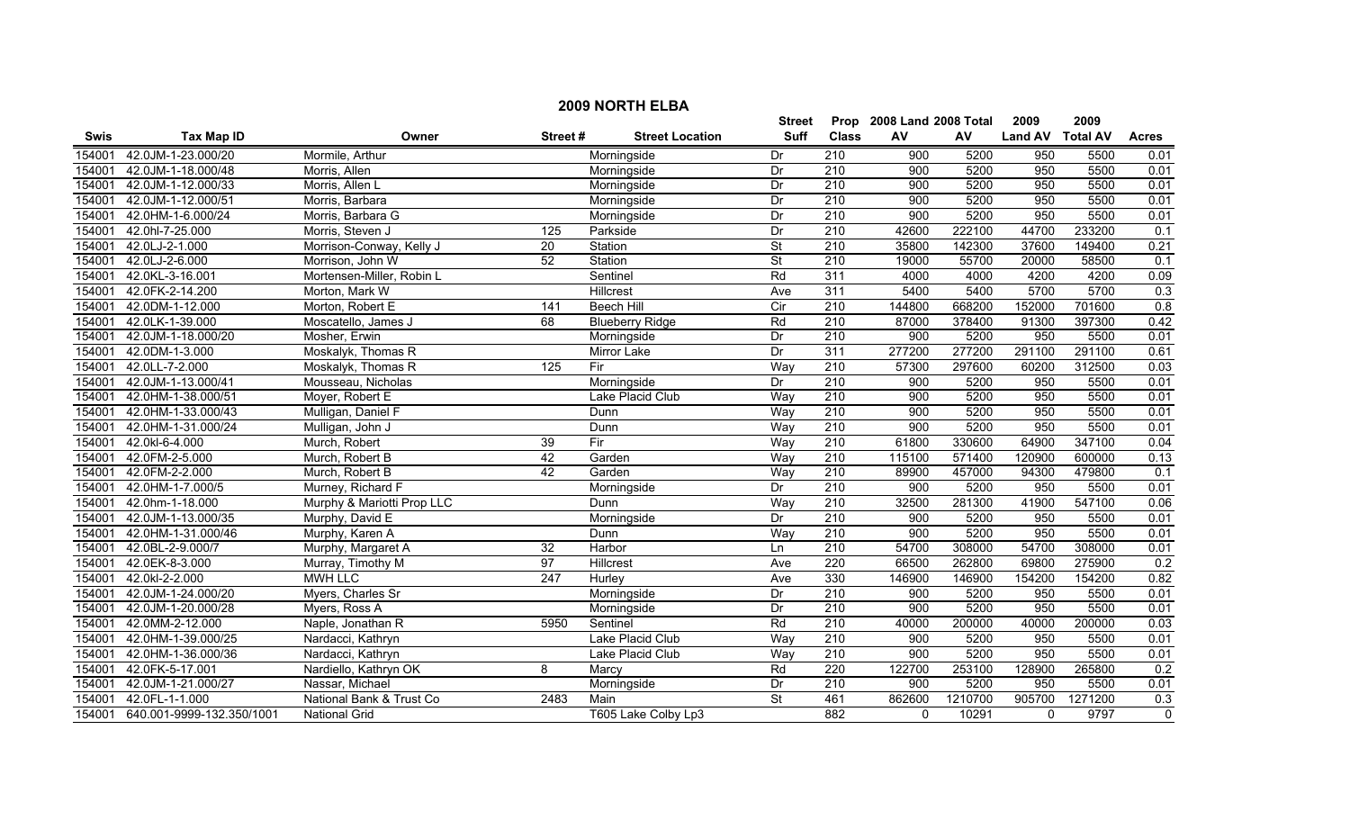# 2009 NORTH ELBA

| Swis | Tax Map ID | Owner | Street # | Street Location | Street Suff | Prop Class | 2008 Land AV | 2008 Total AV | 2009 Land AV | 2009 Total AV | Acres |
|---|---|---|---|---|---|---|---|---|---|---|---|
| 154001 | 42.0JM-1-23.000/20 | Mormile, Arthur | | Morningside | Dr | 210 | 900 | 5200 | 950 | 5500 | 0.01 |
| 154001 | 42.0JM-1-18.000/48 | Morris, Allen | | Morningside | Dr | 210 | 900 | 5200 | 950 | 5500 | 0.01 |
| 154001 | 42.0JM-1-12.000/33 | Morris, Allen L | | Morningside | Dr | 210 | 900 | 5200 | 950 | 5500 | 0.01 |
| 154001 | 42.0JM-1-12.000/51 | Morris, Barbara | | Morningside | Dr | 210 | 900 | 5200 | 950 | 5500 | 0.01 |
| 154001 | 42.0HM-1-6.000/24 | Morris, Barbara G | | Morningside | Dr | 210 | 900 | 5200 | 950 | 5500 | 0.01 |
| 154001 | 42.0hl-7-25.000 | Morris, Steven J | 125 | Parkside | Dr | 210 | 42600 | 222100 | 44700 | 233200 | 0.1 |
| 154001 | 42.0LJ-2-1.000 | Morrison-Conway, Kelly J | 20 | Station | St | 210 | 35800 | 142300 | 37600 | 149400 | 0.21 |
| 154001 | 42.0LJ-2-6.000 | Morrison, John W | 52 | Station | St | 210 | 19000 | 55700 | 20000 | 58500 | 0.1 |
| 154001 | 42.0KL-3-16.001 | Mortensen-Miller, Robin L | | Sentinel | Rd | 311 | 4000 | 4000 | 4200 | 4200 | 0.09 |
| 154001 | 42.0FK-2-14.200 | Morton, Mark W | | Hillcrest | Ave | 311 | 5400 | 5400 | 5700 | 5700 | 0.3 |
| 154001 | 42.0DM-1-12.000 | Morton, Robert E | 141 | Beech Hill | Cir | 210 | 144800 | 668200 | 152000 | 701600 | 0.8 |
| 154001 | 42.0LK-1-39.000 | Moscatello, James J | 68 | Blueberry Ridge | Rd | 210 | 87000 | 378400 | 91300 | 397300 | 0.42 |
| 154001 | 42.0JM-1-18.000/20 | Mosher, Erwin | | Morningside | Dr | 210 | 900 | 5200 | 950 | 5500 | 0.01 |
| 154001 | 42.0DM-1-3.000 | Moskalyk, Thomas R | | Mirror Lake | Dr | 311 | 277200 | 277200 | 291100 | 291100 | 0.61 |
| 154001 | 42.0LL-7-2.000 | Moskalyk, Thomas R | 125 | Fir | Way | 210 | 57300 | 297600 | 60200 | 312500 | 0.03 |
| 154001 | 42.0JM-1-13.000/41 | Mousseau, Nicholas | | Morningside | Dr | 210 | 900 | 5200 | 950 | 5500 | 0.01 |
| 154001 | 42.0HM-1-38.000/51 | Moyer, Robert E | | Lake Placid Club | Way | 210 | 900 | 5200 | 950 | 5500 | 0.01 |
| 154001 | 42.0HM-1-33.000/43 | Mulligan, Daniel F | | Dunn | Way | 210 | 900 | 5200 | 950 | 5500 | 0.01 |
| 154001 | 42.0HM-1-31.000/24 | Mulligan, John J | | Dunn | Way | 210 | 900 | 5200 | 950 | 5500 | 0.01 |
| 154001 | 42.0kl-6-4.000 | Murch, Robert | 39 | Fir | Way | 210 | 61800 | 330600 | 64900 | 347100 | 0.04 |
| 154001 | 42.0FM-2-5.000 | Murch, Robert B | 42 | Garden | Way | 210 | 115100 | 571400 | 120900 | 600000 | 0.13 |
| 154001 | 42.0FM-2-2.000 | Murch, Robert B | 42 | Garden | Way | 210 | 89900 | 457000 | 94300 | 479800 | 0.1 |
| 154001 | 42.0HM-1-7.000/5 | Murney, Richard F | | Morningside | Dr | 210 | 900 | 5200 | 950 | 5500 | 0.01 |
| 154001 | 42.0hm-1-18.000 | Murphy & Mariotti Prop LLC | | Dunn | Way | 210 | 32500 | 281300 | 41900 | 547100 | 0.06 |
| 154001 | 42.0JM-1-13.000/35 | Murphy, David E | | Morningside | Dr | 210 | 900 | 5200 | 950 | 5500 | 0.01 |
| 154001 | 42.0HM-1-31.000/46 | Murphy, Karen A | | Dunn | Way | 210 | 900 | 5200 | 950 | 5500 | 0.01 |
| 154001 | 42.0BL-2-9.000/7 | Murphy, Margaret A | 32 | Harbor | Ln | 210 | 54700 | 308000 | 54700 | 308000 | 0.01 |
| 154001 | 42.0EK-8-3.000 | Murray, Timothy M | 97 | Hillcrest | Ave | 220 | 66500 | 262800 | 69800 | 275900 | 0.2 |
| 154001 | 42.0kl-2-2.000 | MWH LLC | 247 | Hurley | Ave | 330 | 146900 | 146900 | 154200 | 154200 | 0.82 |
| 154001 | 42.0JM-1-24.000/20 | Myers, Charles Sr | | Morningside | Dr | 210 | 900 | 5200 | 950 | 5500 | 0.01 |
| 154001 | 42.0JM-1-20.000/28 | Myers, Ross A | | Morningside | Dr | 210 | 900 | 5200 | 950 | 5500 | 0.01 |
| 154001 | 42.0MM-2-12.000 | Naple, Jonathan R | 5950 | Sentinel | Rd | 210 | 40000 | 200000 | 40000 | 200000 | 0.03 |
| 154001 | 42.0HM-1-39.000/25 | Nardacci, Kathryn | | Lake Placid Club | Way | 210 | 900 | 5200 | 950 | 5500 | 0.01 |
| 154001 | 42.0HM-1-36.000/36 | Nardacci, Kathryn | | Lake Placid Club | Way | 210 | 900 | 5200 | 950 | 5500 | 0.01 |
| 154001 | 42.0FK-5-17.001 | Nardiello, Kathryn OK | 8 | Marcy | Rd | 220 | 122700 | 253100 | 128900 | 265800 | 0.2 |
| 154001 | 42.0JM-1-21.000/27 | Nassar, Michael | | Morningside | Dr | 210 | 900 | 5200 | 950 | 5500 | 0.01 |
| 154001 | 42.0FL-1-1.000 | National Bank & Trust Co | 2483 | Main | St | 461 | 862600 | 1210700 | 905700 | 1271200 | 0.3 |
| 154001 | 640.001-9999-132.350/1001 | National Grid | | T605 Lake Colby Lp3 | | 882 | 0 | 10291 | 0 | 9797 | 0 |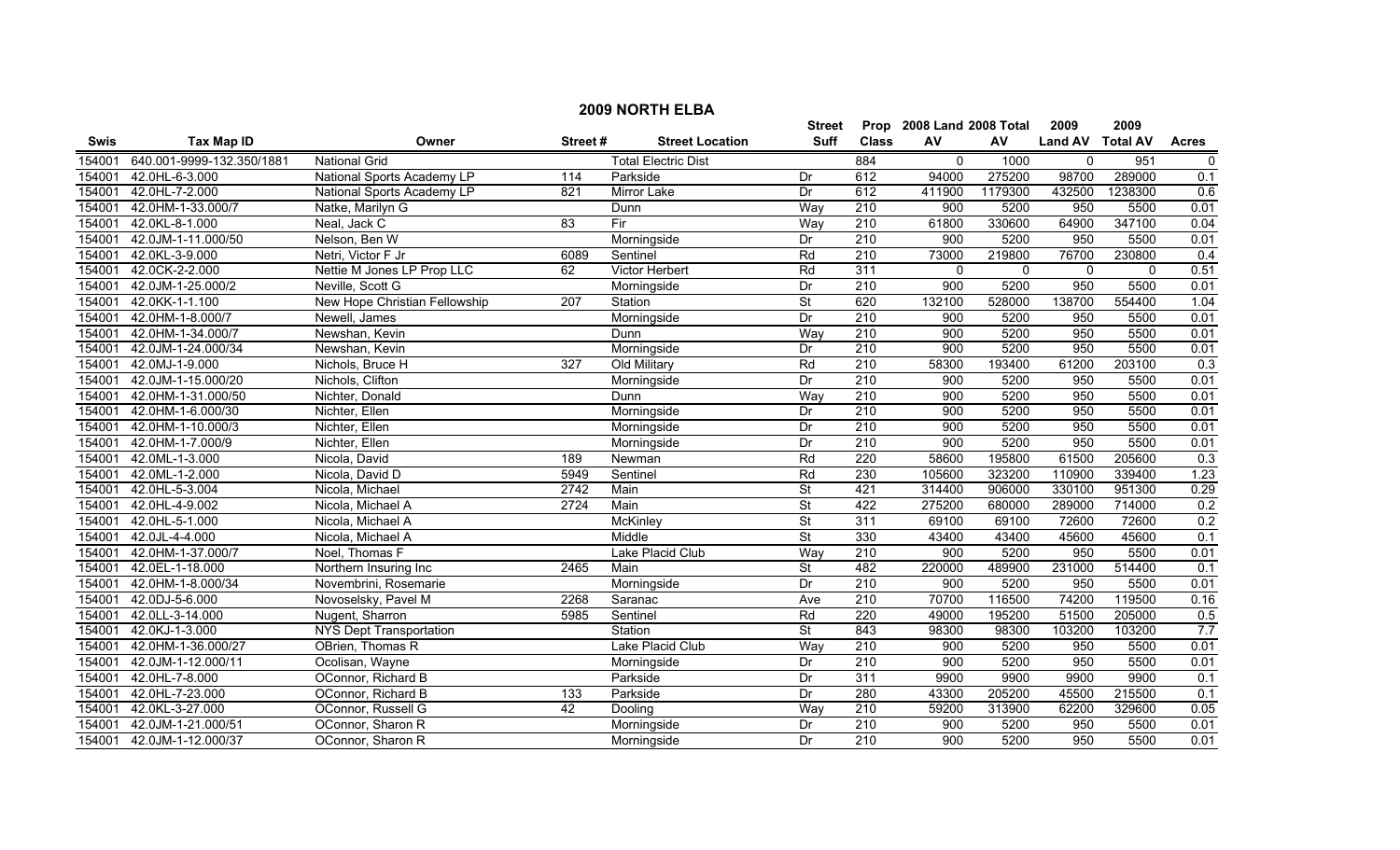# 2009 NORTH ELBA

| Swis | Tax Map ID | Owner | Street # | Street Location | Street Suff | Prop Class | 2008 Land AV | 2008 Total AV | 2009 Land AV | 2009 Total AV | Acres |
|---|---|---|---|---|---|---|---|---|---|---|---|
| 154001 | 640.001-9999-132.350/1881 | National Grid | | Total Electric Dist | | 884 | 0 | 1000 | 0 | 951 | 0 |
| 154001 | 42.0HL-6-3.000 | National Sports Academy LP | 114 | Parkside | Dr | 612 | 94000 | 275200 | 98700 | 289000 | 0.1 |
| 154001 | 42.0HL-7-2.000 | National Sports Academy LP | 821 | Mirror Lake | Dr | 612 | 411900 | 1179300 | 432500 | 1238300 | 0.6 |
| 154001 | 42.0HM-1-33.000/7 | Natke, Marilyn G | | Dunn | Way | 210 | 900 | 5200 | 950 | 5500 | 0.01 |
| 154001 | 42.0KL-8-1.000 | Neal, Jack C | 83 | Fir | Way | 210 | 61800 | 330600 | 64900 | 347100 | 0.04 |
| 154001 | 42.0JM-1-11.000/50 | Nelson, Ben W | | Morningside | Dr | 210 | 900 | 5200 | 950 | 5500 | 0.01 |
| 154001 | 42.0KL-3-9.000 | Netri, Victor F Jr | 6089 | Sentinel | Rd | 210 | 73000 | 219800 | 76700 | 230800 | 0.4 |
| 154001 | 42.0CK-2-2.000 | Nettie M Jones LP Prop LLC | 62 | Victor Herbert | Rd | 311 | 0 | 0 | 0 | 0 | 0.51 |
| 154001 | 42.0JM-1-25.000/2 | Neville, Scott G | | Morningside | Dr | 210 | 900 | 5200 | 950 | 5500 | 0.01 |
| 154001 | 42.0KK-1-1.100 | New Hope Christian Fellowship | 207 | Station | St | 620 | 132100 | 528000 | 138700 | 554400 | 1.04 |
| 154001 | 42.0HM-1-8.000/7 | Newell, James | | Morningside | Dr | 210 | 900 | 5200 | 950 | 5500 | 0.01 |
| 154001 | 42.0HM-1-34.000/7 | Newshan, Kevin | | Dunn | Way | 210 | 900 | 5200 | 950 | 5500 | 0.01 |
| 154001 | 42.0JM-1-24.000/34 | Newshan, Kevin | | Morningside | Dr | 210 | 900 | 5200 | 950 | 5500 | 0.01 |
| 154001 | 42.0MJ-1-9.000 | Nichols, Bruce H | 327 | Old Military | Rd | 210 | 58300 | 193400 | 61200 | 203100 | 0.3 |
| 154001 | 42.0JM-1-15.000/20 | Nichols, Clifton | | Morningside | Dr | 210 | 900 | 5200 | 950 | 5500 | 0.01 |
| 154001 | 42.0HM-1-31.000/50 | Nichter, Donald | | Dunn | Way | 210 | 900 | 5200 | 950 | 5500 | 0.01 |
| 154001 | 42.0HM-1-6.000/30 | Nichter, Ellen | | Morningside | Dr | 210 | 900 | 5200 | 950 | 5500 | 0.01 |
| 154001 | 42.0HM-1-10.000/3 | Nichter, Ellen | | Morningside | Dr | 210 | 900 | 5200 | 950 | 5500 | 0.01 |
| 154001 | 42.0HM-1-7.000/9 | Nichter, Ellen | | Morningside | Dr | 210 | 900 | 5200 | 950 | 5500 | 0.01 |
| 154001 | 42.0ML-1-3.000 | Nicola, David | 189 | Newman | Rd | 220 | 58600 | 195800 | 61500 | 205600 | 0.3 |
| 154001 | 42.0ML-1-2.000 | Nicola, David D | 5949 | Sentinel | Rd | 230 | 105600 | 323200 | 110900 | 339400 | 1.23 |
| 154001 | 42.0HL-5-3.004 | Nicola, Michael | 2742 | Main | St | 421 | 314400 | 906000 | 330100 | 951300 | 0.29 |
| 154001 | 42.0HL-4-9.002 | Nicola, Michael A | 2724 | Main | St | 422 | 275200 | 680000 | 289000 | 714000 | 0.2 |
| 154001 | 42.0HL-5-1.000 | Nicola, Michael A | | McKinley | St | 311 | 69100 | 69100 | 72600 | 72600 | 0.2 |
| 154001 | 42.0JL-4-4.000 | Nicola, Michael A | | Middle | St | 330 | 43400 | 43400 | 45600 | 45600 | 0.1 |
| 154001 | 42.0HM-1-37.000/7 | Noel, Thomas F | | Lake Placid Club | Way | 210 | 900 | 5200 | 950 | 5500 | 0.01 |
| 154001 | 42.0EL-1-18.000 | Northern Insuring Inc | 2465 | Main | St | 482 | 220000 | 489900 | 231000 | 514400 | 0.1 |
| 154001 | 42.0HM-1-8.000/34 | Novembrini, Rosemarie | | Morningside | Dr | 210 | 900 | 5200 | 950 | 5500 | 0.01 |
| 154001 | 42.0DJ-5-6.000 | Novoselsky, Pavel M | 2268 | Saranac | Ave | 210 | 70700 | 116500 | 74200 | 119500 | 0.16 |
| 154001 | 42.0LL-3-14.000 | Nugent, Sharron | 5985 | Sentinel | Rd | 220 | 49000 | 195200 | 51500 | 205000 | 0.5 |
| 154001 | 42.0KJ-1-3.000 | NYS Dept Transportation | | Station | St | 843 | 98300 | 98300 | 103200 | 103200 | 7.7 |
| 154001 | 42.0HM-1-36.000/27 | OBrien, Thomas R | | Lake Placid Club | Way | 210 | 900 | 5200 | 950 | 5500 | 0.01 |
| 154001 | 42.0JM-1-12.000/11 | Ocolisan, Wayne | | Morningside | Dr | 210 | 900 | 5200 | 950 | 5500 | 0.01 |
| 154001 | 42.0HL-7-8.000 | OConnor, Richard B | | Parkside | Dr | 311 | 9900 | 9900 | 9900 | 9900 | 0.1 |
| 154001 | 42.0HL-7-23.000 | OConnor, Richard B | 133 | Parkside | Dr | 280 | 43300 | 205200 | 45500 | 215500 | 0.1 |
| 154001 | 42.0KL-3-27.000 | OConnor, Russell G | 42 | Dooling | Way | 210 | 59200 | 313900 | 62200 | 329600 | 0.05 |
| 154001 | 42.0JM-1-21.000/51 | OConnor, Sharon R | | Morningside | Dr | 210 | 900 | 5200 | 950 | 5500 | 0.01 |
| 154001 | 42.0JM-1-12.000/37 | OConnor, Sharon R | | Morningside | Dr | 210 | 900 | 5200 | 950 | 5500 | 0.01 |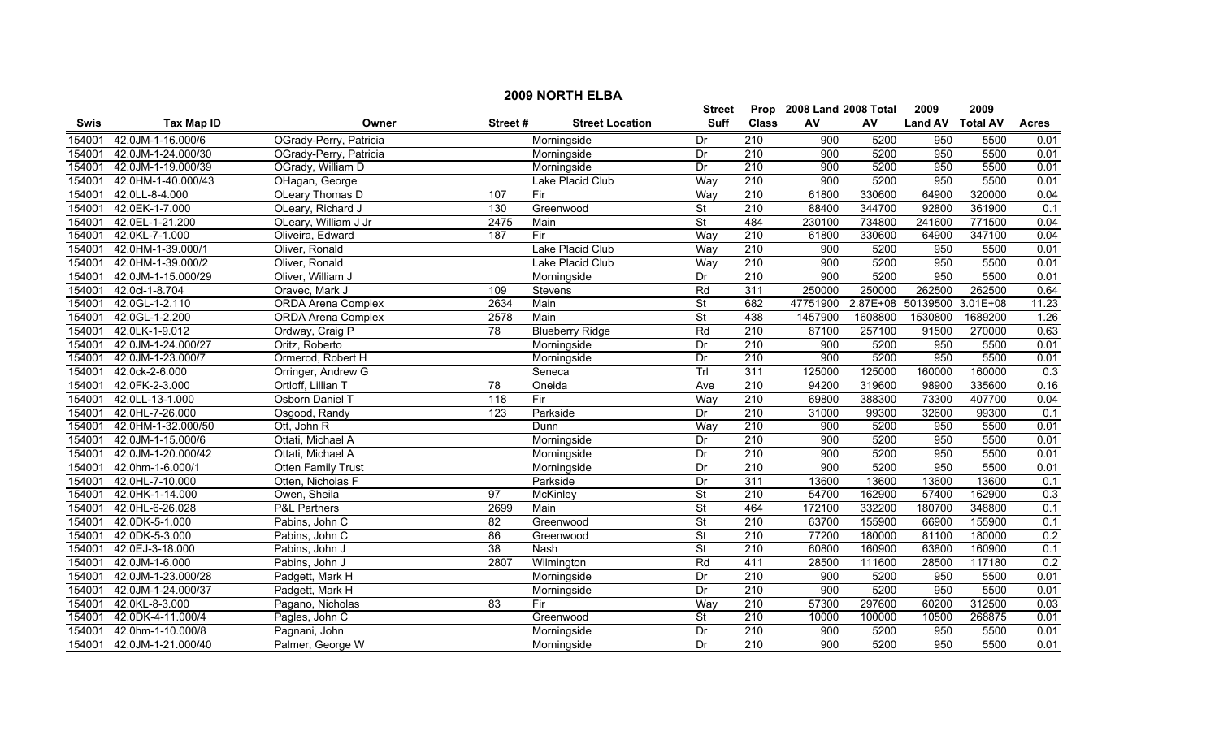# 2009 NORTH ELBA

| Swis | Tax Map ID | Owner | Street # | Street Location | Street Suff | Prop Class | 2008 Land AV | 2008 Total AV | 2009 Land AV | 2009 Total AV | Acres |
|---|---|---|---|---|---|---|---|---|---|---|---|
| 154001 | 42.0JM-1-16.000/6 | OGrady-Perry, Patricia | | Morningside | Dr | 210 | 900 | 5200 | 950 | 5500 | 0.01 |
| 154001 | 42.0JM-1-24.000/30 | OGrady-Perry, Patricia | | Morningside | Dr | 210 | 900 | 5200 | 950 | 5500 | 0.01 |
| 154001 | 42.0JM-1-19.000/39 | OGrady, William D | | Morningside | Dr | 210 | 900 | 5200 | 950 | 5500 | 0.01 |
| 154001 | 42.0HM-1-40.000/43 | OHagan, George | | Lake Placid Club | Way | 210 | 900 | 5200 | 950 | 5500 | 0.01 |
| 154001 | 42.0LL-8-4.000 | OLeary Thomas D | 107 | Fir | Way | 210 | 61800 | 330600 | 64900 | 320000 | 0.04 |
| 154001 | 42.0EK-1-7.000 | OLeary, Richard J | 130 | Greenwood | St | 210 | 88400 | 344700 | 92800 | 361900 | 0.1 |
| 154001 | 42.0EL-1-21.200 | OLeary, William J Jr | 2475 | Main | St | 484 | 230100 | 734800 | 241600 | 771500 | 0.04 |
| 154001 | 42.0KL-7-1.000 | Oliveira, Edward | 187 | Fir | Way | 210 | 61800 | 330600 | 64900 | 347100 | 0.04 |
| 154001 | 42.0HM-1-39.000/1 | Oliver, Ronald | | Lake Placid Club | Way | 210 | 900 | 5200 | 950 | 5500 | 0.01 |
| 154001 | 42.0HM-1-39.000/2 | Oliver, Ronald | | Lake Placid Club | Way | 210 | 900 | 5200 | 950 | 5500 | 0.01 |
| 154001 | 42.0JM-1-15.000/29 | Oliver, William J | | Morningside | Dr | 210 | 900 | 5200 | 950 | 5500 | 0.01 |
| 154001 | 42.0cl-1-8.704 | Oravec, Mark J | 109 | Stevens | Rd | 311 | 250000 | 250000 | 262500 | 262500 | 0.64 |
| 154001 | 42.0GL-1-2.110 | ORDA Arena Complex | 2634 | Main | St | 682 | 47751900 | 2.87E+08 | 50139500 | 3.01E+08 | 11.23 |
| 154001 | 42.0GL-1-2.200 | ORDA Arena Complex | 2578 | Main | St | 438 | 1457900 | 1608800 | 1530800 | 1689200 | 1.26 |
| 154001 | 42.0LK-1-9.012 | Ordway, Craig P | 78 | Blueberry Ridge | Rd | 210 | 87100 | 257100 | 91500 | 270000 | 0.63 |
| 154001 | 42.0JM-1-24.000/27 | Oritz, Roberto | | Morningside | Dr | 210 | 900 | 5200 | 950 | 5500 | 0.01 |
| 154001 | 42.0JM-1-23.000/7 | Ormerod, Robert H | | Morningside | Dr | 210 | 900 | 5200 | 950 | 5500 | 0.01 |
| 154001 | 42.0ck-2-6.000 | Orringer, Andrew G | | Seneca | Trl | 311 | 125000 | 125000 | 160000 | 160000 | 0.3 |
| 154001 | 42.0FK-2-3.000 | Ortloff, Lillian T | 78 | Oneida | Ave | 210 | 94200 | 319600 | 98900 | 335600 | 0.16 |
| 154001 | 42.0LL-13-1.000 | Osborn Daniel T | 118 | Fir | Way | 210 | 69800 | 388300 | 73300 | 407700 | 0.04 |
| 154001 | 42.0HL-7-26.000 | Osgood, Randy | 123 | Parkside | Dr | 210 | 31000 | 99300 | 32600 | 99300 | 0.1 |
| 154001 | 42.0HM-1-32.000/50 | Ott, John R | | Dunn | Way | 210 | 900 | 5200 | 950 | 5500 | 0.01 |
| 154001 | 42.0JM-1-15.000/6 | Ottati, Michael A | | Morningside | Dr | 210 | 900 | 5200 | 950 | 5500 | 0.01 |
| 154001 | 42.0JM-1-20.000/42 | Ottati, Michael A | | Morningside | Dr | 210 | 900 | 5200 | 950 | 5500 | 0.01 |
| 154001 | 42.0hm-1-6.000/1 | Otten Family Trust | | Morningside | Dr | 210 | 900 | 5200 | 950 | 5500 | 0.01 |
| 154001 | 42.0HL-7-10.000 | Otten, Nicholas F | | Parkside | Dr | 311 | 13600 | 13600 | 13600 | 13600 | 0.1 |
| 154001 | 42.0HK-1-14.000 | Owen, Sheila | 97 | McKinley | St | 210 | 54700 | 162900 | 57400 | 162900 | 0.3 |
| 154001 | 42.0HL-6-26.028 | P&L Partners | 2699 | Main | St | 464 | 172100 | 332200 | 180700 | 348800 | 0.1 |
| 154001 | 42.0DK-5-1.000 | Pabins, John C | 82 | Greenwood | St | 210 | 63700 | 155900 | 66900 | 155900 | 0.1 |
| 154001 | 42.0DK-5-3.000 | Pabins, John C | 86 | Greenwood | St | 210 | 77200 | 180000 | 81100 | 180000 | 0.2 |
| 154001 | 42.0EJ-3-18.000 | Pabins, John J | 38 | Nash | St | 210 | 60800 | 160900 | 63800 | 160900 | 0.1 |
| 154001 | 42.0JM-1-6.000 | Pabins, John J | 2807 | Wilmington | Rd | 411 | 28500 | 111600 | 28500 | 117180 | 0.2 |
| 154001 | 42.0JM-1-23.000/28 | Padgett, Mark H | | Morningside | Dr | 210 | 900 | 5200 | 950 | 5500 | 0.01 |
| 154001 | 42.0JM-1-24.000/37 | Padgett, Mark H | | Morningside | Dr | 210 | 900 | 5200 | 950 | 5500 | 0.01 |
| 154001 | 42.0KL-8-3.000 | Pagano, Nicholas | 83 | Fir | Way | 210 | 57300 | 297600 | 60200 | 312500 | 0.03 |
| 154001 | 42.0DK-4-11.000/4 | Pagles, John C | | Greenwood | St | 210 | 10000 | 100000 | 10500 | 268875 | 0.01 |
| 154001 | 42.0hm-1-10.000/8 | Pagnani, John | | Morningside | Dr | 210 | 900 | 5200 | 950 | 5500 | 0.01 |
| 154001 | 42.0JM-1-21.000/40 | Palmer, George W | | Morningside | Dr | 210 | 900 | 5200 | 950 | 5500 | 0.01 |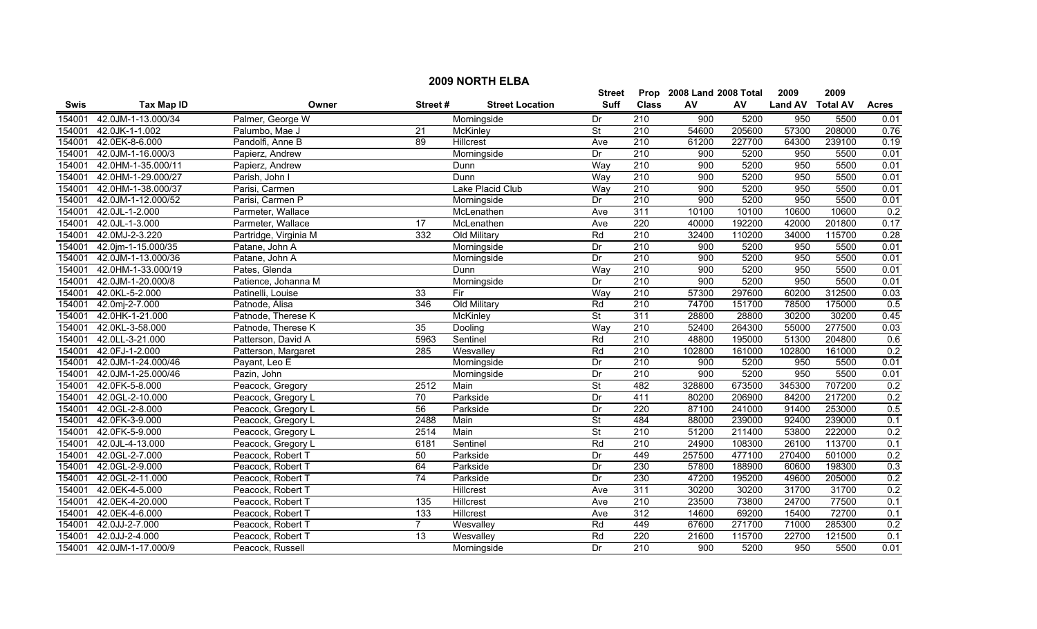# 2009 NORTH ELBA

| Swis | Tax Map ID | Owner | Street # | Street Location | Street Suff | Prop Class | 2008 Land AV | 2008 Total AV | 2009 Land AV | 2009 Total AV | Acres |
|---|---|---|---|---|---|---|---|---|---|---|---|
| 154001 | 42.0JM-1-13.000/34 | Palmer, George W | | Morningside | Dr | 210 | 900 | 5200 | 950 | 5500 | 0.01 |
| 154001 | 42.0JK-1-1.002 | Palumbo, Mae J | 21 | McKinley | St | 210 | 54600 | 205600 | 57300 | 208000 | 0.76 |
| 154001 | 42.0EK-8-6.000 | Pandolfi, Anne B | 89 | Hillcrest | Ave | 210 | 61200 | 227700 | 64300 | 239100 | 0.19 |
| 154001 | 42.0JM-1-16.000/3 | Papierz, Andrew | | Morningside | Dr | 210 | 900 | 5200 | 950 | 5500 | 0.01 |
| 154001 | 42.0HM-1-35.000/11 | Papierz, Andrew | | Dunn | Way | 210 | 900 | 5200 | 950 | 5500 | 0.01 |
| 154001 | 42.0HM-1-29.000/27 | Parish, John I | | Dunn | Way | 210 | 900 | 5200 | 950 | 5500 | 0.01 |
| 154001 | 42.0HM-1-38.000/37 | Parisi, Carmen | | Lake Placid Club | Way | 210 | 900 | 5200 | 950 | 5500 | 0.01 |
| 154001 | 42.0JM-1-12.000/52 | Parisi, Carmen P | | Morningside | Dr | 210 | 900 | 5200 | 950 | 5500 | 0.01 |
| 154001 | 42.0JL-1-2.000 | Parmeter, Wallace | | McLenathen | Ave | 311 | 10100 | 10100 | 10600 | 10600 | 0.2 |
| 154001 | 42.0JL-1-3.000 | Parmeter, Wallace | 17 | McLenathen | Ave | 220 | 40000 | 192200 | 42000 | 201800 | 0.17 |
| 154001 | 42.0MJ-2-3.220 | Partridge, Virginia M | 332 | Old Military | Rd | 210 | 32400 | 110200 | 34000 | 115700 | 0.28 |
| 154001 | 42.0jm-1-15.000/35 | Patane, John A | | Morningside | Dr | 210 | 900 | 5200 | 950 | 5500 | 0.01 |
| 154001 | 42.0JM-1-13.000/36 | Patane, John A | | Morningside | Dr | 210 | 900 | 5200 | 950 | 5500 | 0.01 |
| 154001 | 42.0HM-1-33.000/19 | Pates, Glenda | | Dunn | Way | 210 | 900 | 5200 | 950 | 5500 | 0.01 |
| 154001 | 42.0JM-1-20.000/8 | Patience, Johanna M | | Morningside | Dr | 210 | 900 | 5200 | 950 | 5500 | 0.01 |
| 154001 | 42.0KL-5-2.000 | Patinelli, Louise | 33 | Fir | Way | 210 | 57300 | 297600 | 60200 | 312500 | 0.03 |
| 154001 | 42.0mj-2-7.000 | Patnode, Alisa | 346 | Old Military | Rd | 210 | 74700 | 151700 | 78500 | 175000 | 0.5 |
| 154001 | 42.0HK-1-21.000 | Patnode, Therese K | | McKinley | St | 311 | 28800 | 28800 | 30200 | 30200 | 0.45 |
| 154001 | 42.0KL-3-58.000 | Patnode, Therese K | 35 | Dooling | Way | 210 | 52400 | 264300 | 55000 | 277500 | 0.03 |
| 154001 | 42.0LL-3-21.000 | Patterson, David A | 5963 | Sentinel | Rd | 210 | 48800 | 195000 | 51300 | 204800 | 0.6 |
| 154001 | 42.0FJ-1-2.000 | Patterson, Margaret | 285 | Wesvalley | Rd | 210 | 102800 | 161000 | 102800 | 161000 | 0.2 |
| 154001 | 42.0JM-1-24.000/46 | Payant, Leo E | | Morningside | Dr | 210 | 900 | 5200 | 950 | 5500 | 0.01 |
| 154001 | 42.0JM-1-25.000/46 | Pazin, John | | Morningside | Dr | 210 | 900 | 5200 | 950 | 5500 | 0.01 |
| 154001 | 42.0FK-5-8.000 | Peacock, Gregory | 2512 | Main | St | 482 | 328800 | 673500 | 345300 | 707200 | 0.2 |
| 154001 | 42.0GL-2-10.000 | Peacock, Gregory L | 70 | Parkside | Dr | 411 | 80200 | 206900 | 84200 | 217200 | 0.2 |
| 154001 | 42.0GL-2-8.000 | Peacock, Gregory L | 56 | Parkside | Dr | 220 | 87100 | 241000 | 91400 | 253000 | 0.5 |
| 154001 | 42.0FK-3-9.000 | Peacock, Gregory L | 2488 | Main | St | 484 | 88000 | 239000 | 92400 | 239000 | 0.1 |
| 154001 | 42.0FK-5-9.000 | Peacock, Gregory L | 2514 | Main | St | 210 | 51200 | 211400 | 53800 | 222000 | 0.2 |
| 154001 | 42.0JL-4-13.000 | Peacock, Gregory L | 6181 | Sentinel | Rd | 210 | 24900 | 108300 | 26100 | 113700 | 0.1 |
| 154001 | 42.0GL-2-7.000 | Peacock, Robert T | 50 | Parkside | Dr | 449 | 257500 | 477100 | 270400 | 501000 | 0.2 |
| 154001 | 42.0GL-2-9.000 | Peacock, Robert T | 64 | Parkside | Dr | 230 | 57800 | 188900 | 60600 | 198300 | 0.3 |
| 154001 | 42.0GL-2-11.000 | Peacock, Robert T | 74 | Parkside | Dr | 230 | 47200 | 195200 | 49600 | 205000 | 0.2 |
| 154001 | 42.0EK-4-5.000 | Peacock, Robert T | | Hillcrest | Ave | 311 | 30200 | 30200 | 31700 | 31700 | 0.2 |
| 154001 | 42.0EK-4-20.000 | Peacock, Robert T | 135 | Hillcrest | Ave | 210 | 23500 | 73800 | 24700 | 77500 | 0.1 |
| 154001 | 42.0EK-4-6.000 | Peacock, Robert T | 133 | Hillcrest | Ave | 312 | 14600 | 69200 | 15400 | 72700 | 0.1 |
| 154001 | 42.0JJ-2-7.000 | Peacock, Robert T | 7 | Wesvalley | Rd | 449 | 67600 | 271700 | 71000 | 285300 | 0.2 |
| 154001 | 42.0JJ-2-4.000 | Peacock, Robert T | 13 | Wesvalley | Rd | 220 | 21600 | 115700 | 22700 | 121500 | 0.1 |
| 154001 | 42.0JM-1-17.000/9 | Peacock, Russell | | Morningside | Dr | 210 | 900 | 5200 | 950 | 5500 | 0.01 |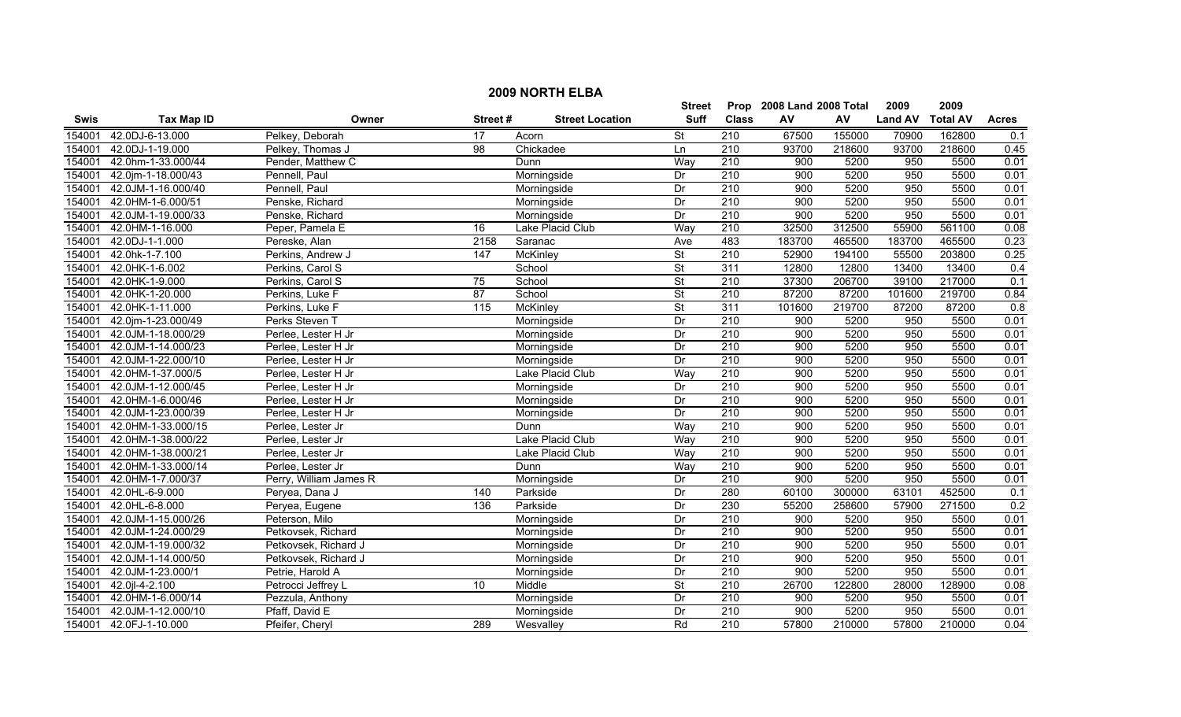# 2009 NORTH ELBA

| Swis | Tax Map ID | Owner | Street # | Street Location | Street Suff | Prop Class | 2008 Land AV | 2008 Total AV | 2009 Land AV | 2009 Total AV | Acres |
|---|---|---|---|---|---|---|---|---|---|---|---|
| 154001 | 42.0DJ-6-13.000 | Pelkey, Deborah | 17 | Acorn | St | 210 | 67500 | 155000 | 70900 | 162800 | 0.1 |
| 154001 | 42.0DJ-1-19.000 | Pelkey, Thomas J | 98 | Chickadee | Ln | 210 | 93700 | 218600 | 93700 | 218600 | 0.45 |
| 154001 | 42.0hm-1-33.000/44 | Pender, Matthew C | | Dunn | Way | 210 | 900 | 5200 | 950 | 5500 | 0.01 |
| 154001 | 42.0jm-1-18.000/43 | Pennell, Paul | | Morningside | Dr | 210 | 900 | 5200 | 950 | 5500 | 0.01 |
| 154001 | 42.0JM-1-16.000/40 | Pennell, Paul | | Morningside | Dr | 210 | 900 | 5200 | 950 | 5500 | 0.01 |
| 154001 | 42.0HM-1-6.000/51 | Penske, Richard | | Morningside | Dr | 210 | 900 | 5200 | 950 | 5500 | 0.01 |
| 154001 | 42.0JM-1-19.000/33 | Penske, Richard | | Morningside | Dr | 210 | 900 | 5200 | 950 | 5500 | 0.01 |
| 154001 | 42.0HM-1-16.000 | Peper, Pamela E | 16 | Lake Placid Club | Way | 210 | 32500 | 312500 | 55900 | 561100 | 0.08 |
| 154001 | 42.0DJ-1-1.000 | Pereske, Alan | 2158 | Saranac | Ave | 483 | 183700 | 465500 | 183700 | 465500 | 0.23 |
| 154001 | 42.0hk-1-7.100 | Perkins, Andrew J | 147 | McKinley | St | 210 | 52900 | 194100 | 55500 | 203800 | 0.25 |
| 154001 | 42.0HK-1-6.002 | Perkins, Carol S | | School | St | 311 | 12800 | 12800 | 13400 | 13400 | 0.4 |
| 154001 | 42.0HK-1-9.000 | Perkins, Carol S | 75 | School | St | 210 | 37300 | 206700 | 39100 | 217000 | 0.1 |
| 154001 | 42.0HK-1-20.000 | Perkins, Luke F | 87 | School | St | 210 | 87200 | 87200 | 101600 | 219700 | 0.84 |
| 154001 | 42.0HK-1-11.000 | Perkins, Luke F | 115 | McKinley | St | 311 | 101600 | 219700 | 87200 | 87200 | 0.8 |
| 154001 | 42.0jm-1-23.000/49 | Perks Steven T | | Morningside | Dr | 210 | 900 | 5200 | 950 | 5500 | 0.01 |
| 154001 | 42.0JM-1-18.000/29 | Perlee, Lester H Jr | | Morningside | Dr | 210 | 900 | 5200 | 950 | 5500 | 0.01 |
| 154001 | 42.0JM-1-14.000/23 | Perlee, Lester H Jr | | Morningside | Dr | 210 | 900 | 5200 | 950 | 5500 | 0.01 |
| 154001 | 42.0JM-1-22.000/10 | Perlee, Lester H Jr | | Morningside | Dr | 210 | 900 | 5200 | 950 | 5500 | 0.01 |
| 154001 | 42.0HM-1-37.000/5 | Perlee, Lester H Jr | | Lake Placid Club | Way | 210 | 900 | 5200 | 950 | 5500 | 0.01 |
| 154001 | 42.0JM-1-12.000/45 | Perlee, Lester H Jr | | Morningside | Dr | 210 | 900 | 5200 | 950 | 5500 | 0.01 |
| 154001 | 42.0HM-1-6.000/46 | Perlee, Lester H Jr | | Morningside | Dr | 210 | 900 | 5200 | 950 | 5500 | 0.01 |
| 154001 | 42.0JM-1-23.000/39 | Perlee, Lester H Jr | | Morningside | Dr | 210 | 900 | 5200 | 950 | 5500 | 0.01 |
| 154001 | 42.0HM-1-33.000/15 | Perlee, Lester Jr | | Dunn | Way | 210 | 900 | 5200 | 950 | 5500 | 0.01 |
| 154001 | 42.0HM-1-38.000/22 | Perlee, Lester Jr | | Lake Placid Club | Way | 210 | 900 | 5200 | 950 | 5500 | 0.01 |
| 154001 | 42.0HM-1-38.000/21 | Perlee, Lester Jr | | Lake Placid Club | Way | 210 | 900 | 5200 | 950 | 5500 | 0.01 |
| 154001 | 42.0HM-1-33.000/14 | Perlee, Lester Jr | | Dunn | Way | 210 | 900 | 5200 | 950 | 5500 | 0.01 |
| 154001 | 42.0HM-1-7.000/37 | Perry, William James R | | Morningside | Dr | 210 | 900 | 5200 | 950 | 5500 | 0.01 |
| 154001 | 42.0HL-6-9.000 | Peryea, Dana J | 140 | Parkside | Dr | 280 | 60100 | 300000 | 63101 | 452500 | 0.1 |
| 154001 | 42.0HL-6-8.000 | Peryea, Eugene | 136 | Parkside | Dr | 230 | 55200 | 258600 | 57900 | 271500 | 0.2 |
| 154001 | 42.0JM-1-15.000/26 | Peterson, Milo | | Morningside | Dr | 210 | 900 | 5200 | 950 | 5500 | 0.01 |
| 154001 | 42.0JM-1-24.000/29 | Petkovsek, Richard | | Morningside | Dr | 210 | 900 | 5200 | 950 | 5500 | 0.01 |
| 154001 | 42.0JM-1-19.000/32 | Petkovsek, Richard J | | Morningside | Dr | 210 | 900 | 5200 | 950 | 5500 | 0.01 |
| 154001 | 42.0JM-1-14.000/50 | Petkovsek, Richard J | | Morningside | Dr | 210 | 900 | 5200 | 950 | 5500 | 0.01 |
| 154001 | 42.0JM-1-23.000/1 | Petrie, Harold A | | Morningside | Dr | 210 | 900 | 5200 | 950 | 5500 | 0.01 |
| 154001 | 42.0jl-4-2.100 | Petrocci Jeffrey L | 10 | Middle | St | 210 | 26700 | 122800 | 28000 | 128900 | 0.08 |
| 154001 | 42.0HM-1-6.000/14 | Pezzula, Anthony | | Morningside | Dr | 210 | 900 | 5200 | 950 | 5500 | 0.01 |
| 154001 | 42.0JM-1-12.000/10 | Pfaff, David E | | Morningside | Dr | 210 | 900 | 5200 | 950 | 5500 | 0.01 |
| 154001 | 42.0FJ-1-10.000 | Pfeifer, Cheryl | 289 | Wesvalley | Rd | 210 | 57800 | 210000 | 57800 | 210000 | 0.04 |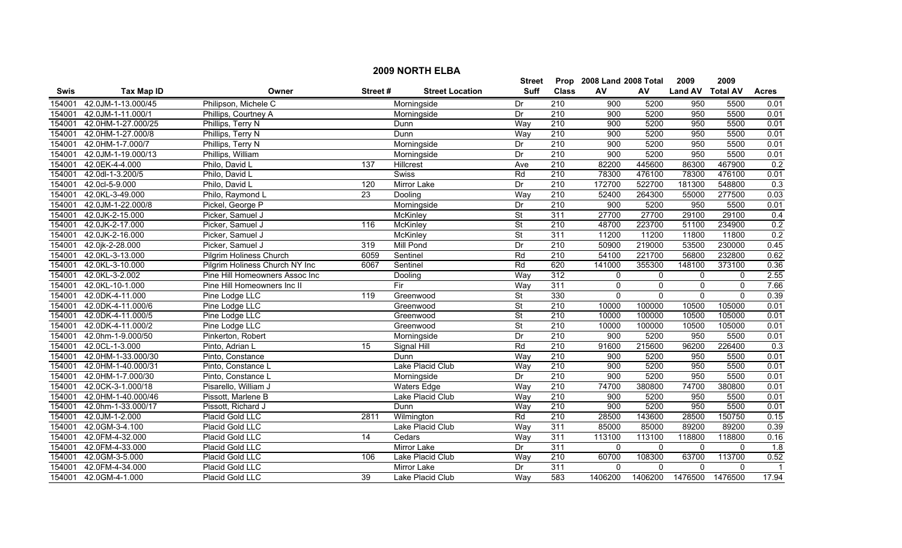# 2009 NORTH ELBA

| Swis | Tax Map ID | Owner | Street # | Street Location | Street Suff | Prop Class | 2008 Land AV | 2008 Total AV | 2009 Land AV | 2009 Total AV | Acres |
|---|---|---|---|---|---|---|---|---|---|---|---|
| 154001 | 42.0JM-1-13.000/45 | Philipson, Michele C | | Morningside | Dr | 210 | 900 | 5200 | 950 | 5500 | 0.01 |
| 154001 | 42.0JM-1-11.000/1 | Phillips, Courtney A | | Morningside | Dr | 210 | 900 | 5200 | 950 | 5500 | 0.01 |
| 154001 | 42.0HM-1-27.000/25 | Phillips, Terry N | | Dunn | Way | 210 | 900 | 5200 | 950 | 5500 | 0.01 |
| 154001 | 42.0HM-1-27.000/8 | Phillips, Terry N | | Dunn | Way | 210 | 900 | 5200 | 950 | 5500 | 0.01 |
| 154001 | 42.0HM-1-7.000/7 | Phillips, Terry N | | Morningside | Dr | 210 | 900 | 5200 | 950 | 5500 | 0.01 |
| 154001 | 42.0JM-1-19.000/13 | Phillips, William | | Morningside | Dr | 210 | 900 | 5200 | 950 | 5500 | 0.01 |
| 154001 | 42.0EK-4-4.000 | Philo, David L | 137 | Hillcrest | Ave | 210 | 82200 | 445600 | 86300 | 467900 | 0.2 |
| 154001 | 42.0dl-1-3.200/5 | Philo, David L | | Swiss | Rd | 210 | 78300 | 476100 | 78300 | 476100 | 0.01 |
| 154001 | 42.0cl-5-9.000 | Philo, David L | 120 | Mirror Lake | Dr | 210 | 172700 | 522700 | 181300 | 548800 | 0.3 |
| 154001 | 42.0KL-3-49.000 | Philo, Raymond L | 23 | Dooling | Way | 210 | 52400 | 264300 | 55000 | 277500 | 0.03 |
| 154001 | 42.0JM-1-22.000/8 | Pickel, George P | | Morningside | Dr | 210 | 900 | 5200 | 950 | 5500 | 0.01 |
| 154001 | 42.0JK-2-15.000 | Picker, Samuel J | | McKinley | St | 311 | 27700 | 27700 | 29100 | 29100 | 0.4 |
| 154001 | 42.0JK-2-17.000 | Picker, Samuel J | 116 | McKinley | St | 210 | 48700 | 223700 | 51100 | 234900 | 0.2 |
| 154001 | 42.0JK-2-16.000 | Picker, Samuel J | | McKinley | St | 311 | 11200 | 11200 | 11800 | 11800 | 0.2 |
| 154001 | 42.0jk-2-28.000 | Picker, Samuel J | 319 | Mill Pond | Dr | 210 | 50900 | 219000 | 53500 | 230000 | 0.45 |
| 154001 | 42.0KL-3-13.000 | Pilgrim Holiness Church | 6059 | Sentinel | Rd | 210 | 54100 | 221700 | 56800 | 232800 | 0.62 |
| 154001 | 42.0KL-3-10.000 | Pilgrim Holiness Church NY Inc | 6067 | Sentinel | Rd | 620 | 141000 | 355300 | 148100 | 373100 | 0.36 |
| 154001 | 42.0KL-3-2.002 | Pine Hill Homeowners Assoc Inc | | Dooling | Way | 312 | 0 | 0 | 0 | 0 | 2.55 |
| 154001 | 42.0KL-10-1.000 | Pine Hill Homeowners Inc II | | Fir | Way | 311 | 0 | 0 | 0 | 0 | 7.66 |
| 154001 | 42.0DK-4-11.000 | Pine Lodge LLC | 119 | Greenwood | St | 330 | 0 | 0 | 0 | 0 | 0.39 |
| 154001 | 42.0DK-4-11.000/6 | Pine Lodge LLC | | Greenwood | St | 210 | 10000 | 100000 | 10500 | 105000 | 0.01 |
| 154001 | 42.0DK-4-11.000/5 | Pine Lodge LLC | | Greenwood | St | 210 | 10000 | 100000 | 10500 | 105000 | 0.01 |
| 154001 | 42.0DK-4-11.000/2 | Pine Lodge LLC | | Greenwood | St | 210 | 10000 | 100000 | 10500 | 105000 | 0.01 |
| 154001 | 42.0hm-1-9.000/50 | Pinkerton, Robert | | Morningside | Dr | 210 | 900 | 5200 | 950 | 5500 | 0.01 |
| 154001 | 42.0CL-1-3.000 | Pinto, Adrian L | 15 | Signal Hill | Rd | 210 | 91600 | 215600 | 96200 | 226400 | 0.3 |
| 154001 | 42.0HM-1-33.000/30 | Pinto, Constance | | Dunn | Way | 210 | 900 | 5200 | 950 | 5500 | 0.01 |
| 154001 | 42.0HM-1-40.000/31 | Pinto, Constance L | | Lake Placid Club | Way | 210 | 900 | 5200 | 950 | 5500 | 0.01 |
| 154001 | 42.0HM-1-7.000/30 | Pinto, Constance L | | Morningside | Dr | 210 | 900 | 5200 | 950 | 5500 | 0.01 |
| 154001 | 42.0CK-3-1.000/18 | Pisarello, William J | | Waters Edge | Way | 210 | 74700 | 380800 | 74700 | 380800 | 0.01 |
| 154001 | 42.0HM-1-40.000/46 | Pissott, Marlene B | | Lake Placid Club | Way | 210 | 900 | 5200 | 950 | 5500 | 0.01 |
| 154001 | 42.0hm-1-33.000/17 | Pissott, Richard J | | Dunn | Way | 210 | 900 | 5200 | 950 | 5500 | 0.01 |
| 154001 | 42.0JM-1-2.000 | Placid Gold LLC | 2811 | Wilmington | Rd | 210 | 28500 | 143600 | 28500 | 150750 | 0.15 |
| 154001 | 42.0GM-3-4.100 | Placid Gold LLC | | Lake Placid Club | Way | 311 | 85000 | 85000 | 89200 | 89200 | 0.39 |
| 154001 | 42.0FM-4-32.000 | Placid Gold LLC | 14 | Cedars | Way | 311 | 113100 | 113100 | 118800 | 118800 | 0.16 |
| 154001 | 42.0FM-4-33.000 | Placid Gold LLC | | Mirror Lake | Dr | 311 | 0 | 0 | 0 | 0 | 1.8 |
| 154001 | 42.0GM-3-5.000 | Placid Gold LLC | 106 | Lake Placid Club | Way | 210 | 60700 | 108300 | 63700 | 113700 | 0.52 |
| 154001 | 42.0FM-4-34.000 | Placid Gold LLC | | Mirror Lake | Dr | 311 | 0 | 0 | 0 | 0 | 1 |
| 154001 | 42.0GM-4-1.000 | Placid Gold LLC | 39 | Lake Placid Club | Way | 583 | 1406200 | 1406200 | 1476500 | 1476500 | 17.94 |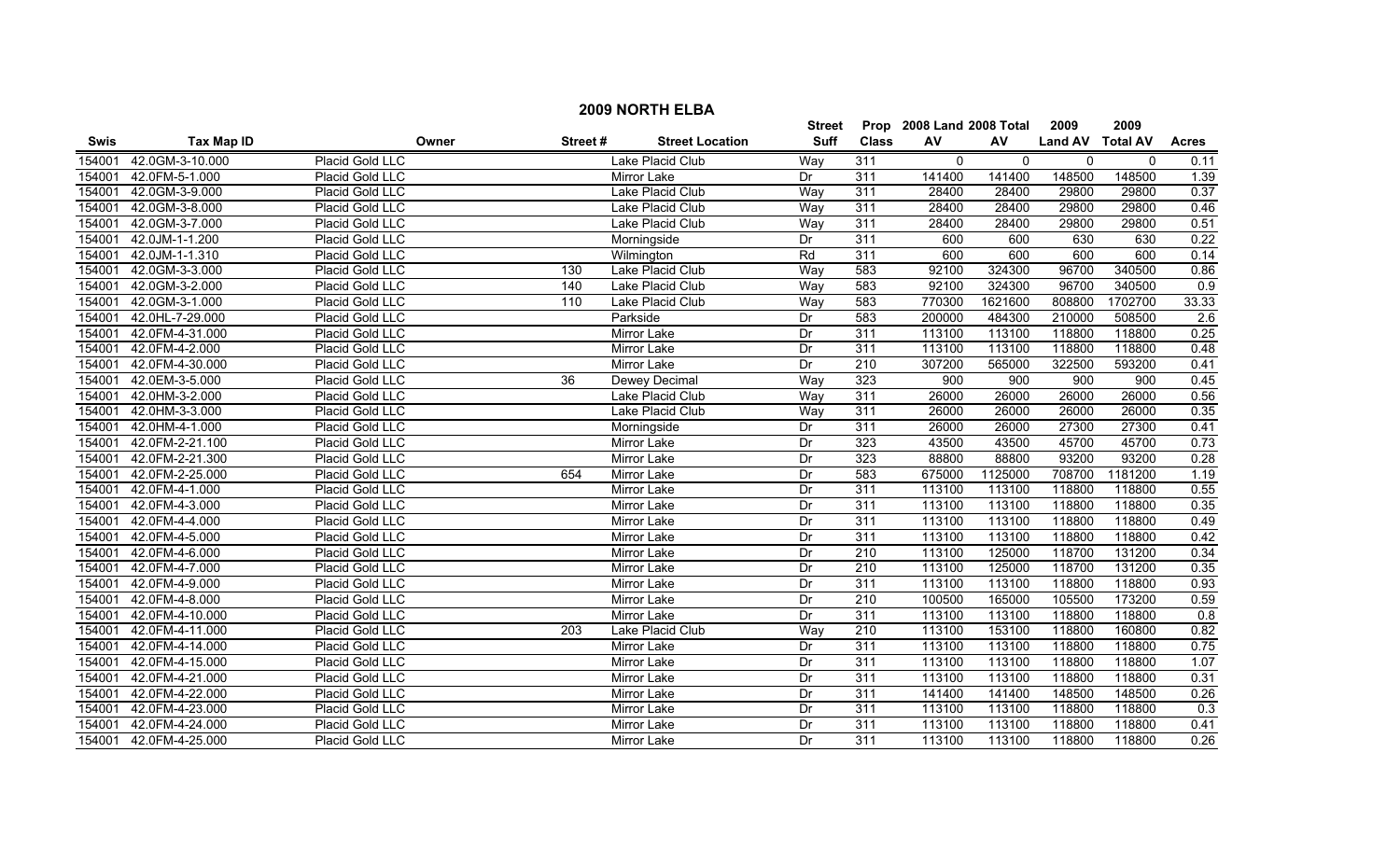## 2009 NORTH ELBA

| Swis | Tax Map ID | Owner | Street # | Street Location | Street Suff | Prop Class | 2008 Land AV | 2008 Total AV | 2009 Land AV | 2009 Total AV | Acres |
|---|---|---|---|---|---|---|---|---|---|---|---|
| 154001 | 42.0GM-3-10.000 | Placid Gold LLC | | Lake Placid Club | Way | 311 | 0 | 0 | 0 | 0 | 0.11 |
| 154001 | 42.0FM-5-1.000 | Placid Gold LLC | | Mirror Lake | Dr | 311 | 141400 | 141400 | 148500 | 148500 | 1.39 |
| 154001 | 42.0GM-3-9.000 | Placid Gold LLC | | Lake Placid Club | Way | 311 | 28400 | 28400 | 29800 | 29800 | 0.37 |
| 154001 | 42.0GM-3-8.000 | Placid Gold LLC | | Lake Placid Club | Way | 311 | 28400 | 28400 | 29800 | 29800 | 0.46 |
| 154001 | 42.0GM-3-7.000 | Placid Gold LLC | | Lake Placid Club | Way | 311 | 28400 | 28400 | 29800 | 29800 | 0.51 |
| 154001 | 42.0JM-1-1.200 | Placid Gold LLC | | Morningside | Dr | 311 | 600 | 600 | 630 | 630 | 0.22 |
| 154001 | 42.0JM-1-1.310 | Placid Gold LLC | | Wilmington | Rd | 311 | 600 | 600 | 600 | 600 | 0.14 |
| 154001 | 42.0GM-3-3.000 | Placid Gold LLC | 130 | Lake Placid Club | Way | 583 | 92100 | 324300 | 96700 | 340500 | 0.86 |
| 154001 | 42.0GM-3-2.000 | Placid Gold LLC | 140 | Lake Placid Club | Way | 583 | 92100 | 324300 | 96700 | 340500 | 0.9 |
| 154001 | 42.0GM-3-1.000 | Placid Gold LLC | 110 | Lake Placid Club | Way | 583 | 770300 | 1621600 | 808800 | 1702700 | 33.33 |
| 154001 | 42.0HL-7-29.000 | Placid Gold LLC | | Parkside | Dr | 583 | 200000 | 484300 | 210000 | 508500 | 2.6 |
| 154001 | 42.0FM-4-31.000 | Placid Gold LLC | | Mirror Lake | Dr | 311 | 113100 | 113100 | 118800 | 118800 | 0.25 |
| 154001 | 42.0FM-4-2.000 | Placid Gold LLC | | Mirror Lake | Dr | 311 | 113100 | 113100 | 118800 | 118800 | 0.48 |
| 154001 | 42.0FM-4-30.000 | Placid Gold LLC | | Mirror Lake | Dr | 210 | 307200 | 565000 | 322500 | 593200 | 0.41 |
| 154001 | 42.0EM-3-5.000 | Placid Gold LLC | 36 | Dewey Decimal | Way | 323 | 900 | 900 | 900 | 900 | 0.45 |
| 154001 | 42.0HM-3-2.000 | Placid Gold LLC | | Lake Placid Club | Way | 311 | 26000 | 26000 | 26000 | 26000 | 0.56 |
| 154001 | 42.0HM-3-3.000 | Placid Gold LLC | | Lake Placid Club | Way | 311 | 26000 | 26000 | 26000 | 26000 | 0.35 |
| 154001 | 42.0HM-4-1.000 | Placid Gold LLC | | Morningside | Dr | 311 | 26000 | 26000 | 27300 | 27300 | 0.41 |
| 154001 | 42.0FM-2-21.100 | Placid Gold LLC | | Mirror Lake | Dr | 323 | 43500 | 43500 | 45700 | 45700 | 0.73 |
| 154001 | 42.0FM-2-21.300 | Placid Gold LLC | | Mirror Lake | Dr | 323 | 88800 | 88800 | 93200 | 93200 | 0.28 |
| 154001 | 42.0FM-2-25.000 | Placid Gold LLC | 654 | Mirror Lake | Dr | 583 | 675000 | 1125000 | 708700 | 1181200 | 1.19 |
| 154001 | 42.0FM-4-1.000 | Placid Gold LLC | | Mirror Lake | Dr | 311 | 113100 | 113100 | 118800 | 118800 | 0.55 |
| 154001 | 42.0FM-4-3.000 | Placid Gold LLC | | Mirror Lake | Dr | 311 | 113100 | 113100 | 118800 | 118800 | 0.35 |
| 154001 | 42.0FM-4-4.000 | Placid Gold LLC | | Mirror Lake | Dr | 311 | 113100 | 113100 | 118800 | 118800 | 0.49 |
| 154001 | 42.0FM-4-5.000 | Placid Gold LLC | | Mirror Lake | Dr | 311 | 113100 | 113100 | 118800 | 118800 | 0.42 |
| 154001 | 42.0FM-4-6.000 | Placid Gold LLC | | Mirror Lake | Dr | 210 | 113100 | 125000 | 118700 | 131200 | 0.34 |
| 154001 | 42.0FM-4-7.000 | Placid Gold LLC | | Mirror Lake | Dr | 210 | 113100 | 125000 | 118700 | 131200 | 0.35 |
| 154001 | 42.0FM-4-9.000 | Placid Gold LLC | | Mirror Lake | Dr | 311 | 113100 | 113100 | 118800 | 118800 | 0.93 |
| 154001 | 42.0FM-4-8.000 | Placid Gold LLC | | Mirror Lake | Dr | 210 | 100500 | 165000 | 105500 | 173200 | 0.59 |
| 154001 | 42.0FM-4-10.000 | Placid Gold LLC | | Mirror Lake | Dr | 311 | 113100 | 113100 | 118800 | 118800 | 0.8 |
| 154001 | 42.0FM-4-11.000 | Placid Gold LLC | 203 | Lake Placid Club | Way | 210 | 113100 | 153100 | 118800 | 160800 | 0.82 |
| 154001 | 42.0FM-4-14.000 | Placid Gold LLC | | Mirror Lake | Dr | 311 | 113100 | 113100 | 118800 | 118800 | 0.75 |
| 154001 | 42.0FM-4-15.000 | Placid Gold LLC | | Mirror Lake | Dr | 311 | 113100 | 113100 | 118800 | 118800 | 1.07 |
| 154001 | 42.0FM-4-21.000 | Placid Gold LLC | | Mirror Lake | Dr | 311 | 113100 | 113100 | 118800 | 118800 | 0.31 |
| 154001 | 42.0FM-4-22.000 | Placid Gold LLC | | Mirror Lake | Dr | 311 | 141400 | 141400 | 148500 | 148500 | 0.26 |
| 154001 | 42.0FM-4-23.000 | Placid Gold LLC | | Mirror Lake | Dr | 311 | 113100 | 113100 | 118800 | 118800 | 0.3 |
| 154001 | 42.0FM-4-24.000 | Placid Gold LLC | | Mirror Lake | Dr | 311 | 113100 | 113100 | 118800 | 118800 | 0.41 |
| 154001 | 42.0FM-4-25.000 | Placid Gold LLC | | Mirror Lake | Dr | 311 | 113100 | 113100 | 118800 | 118800 | 0.26 |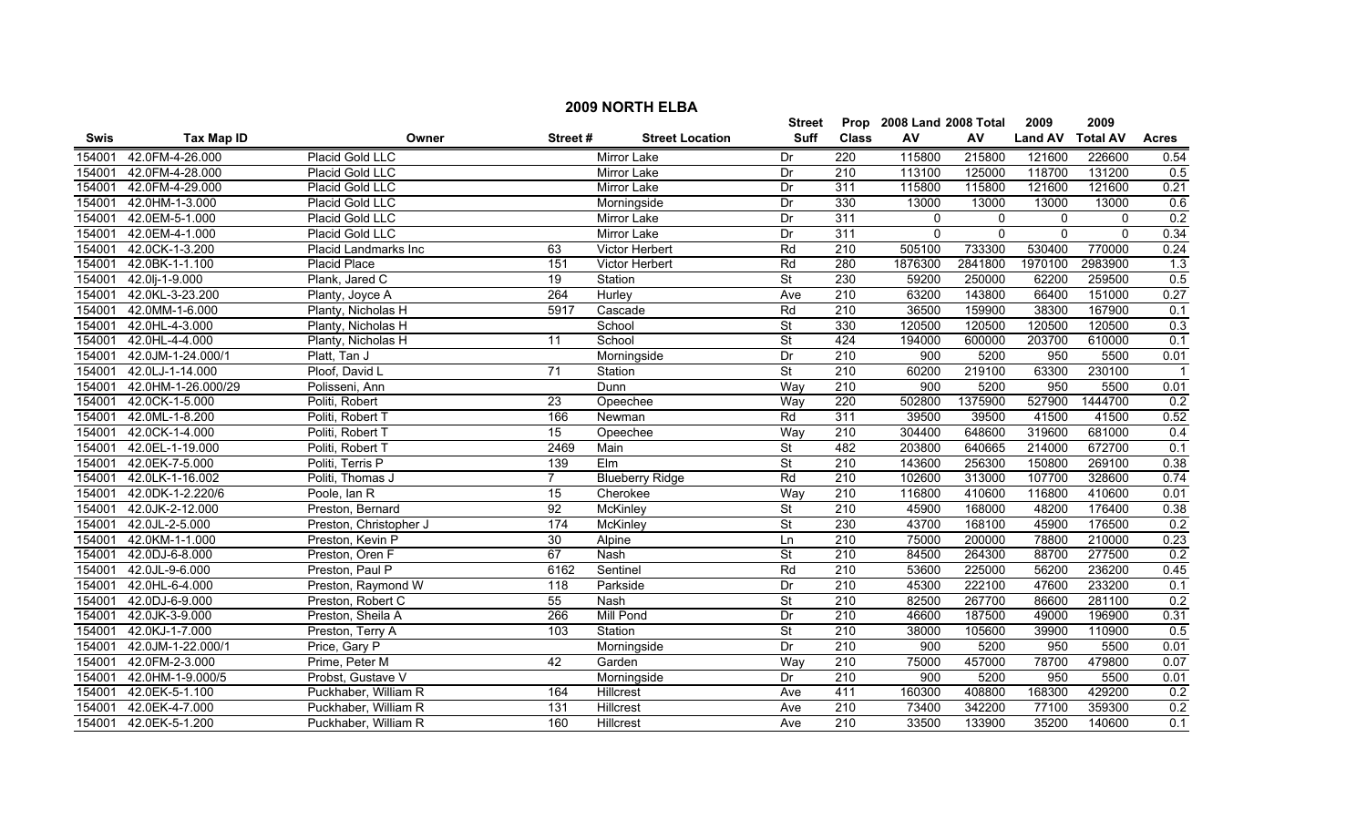## 2009 NORTH ELBA

| Swis | Tax Map ID | Owner | Street # | Street Location | Street Suff | Prop Class | 2008 Land AV | 2008 Total AV | 2009 Land AV | 2009 Total AV | Acres |
|---|---|---|---|---|---|---|---|---|---|---|---|
| 154001 | 42.0FM-4-26.000 | Placid Gold LLC | | Mirror Lake | Dr | 220 | 115800 | 215800 | 121600 | 226600 | 0.54 |
| 154001 | 42.0FM-4-28.000 | Placid Gold LLC | | Mirror Lake | Dr | 210 | 113100 | 125000 | 118700 | 131200 | 0.5 |
| 154001 | 42.0FM-4-29.000 | Placid Gold LLC | | Mirror Lake | Dr | 311 | 115800 | 115800 | 121600 | 121600 | 0.21 |
| 154001 | 42.0HM-1-3.000 | Placid Gold LLC | | Morningside | Dr | 330 | 13000 | 13000 | 13000 | 13000 | 0.6 |
| 154001 | 42.0EM-5-1.000 | Placid Gold LLC | | Mirror Lake | Dr | 311 | 0 | 0 | 0 | 0 | 0.2 |
| 154001 | 42.0EM-4-1.000 | Placid Gold LLC | | Mirror Lake | Dr | 311 | 0 | 0 | 0 | 0 | 0.34 |
| 154001 | 42.0CK-1-3.200 | Placid Landmarks Inc | 63 | Victor Herbert | Rd | 210 | 505100 | 733300 | 530400 | 770000 | 0.24 |
| 154001 | 42.0BK-1-1.100 | Placid Place | 151 | Victor Herbert | Rd | 280 | 1876300 | 2841800 | 1970100 | 2983900 | 1.3 |
| 154001 | 42.0lj-1-9.000 | Plank, Jared C | 19 | Station | St | 230 | 59200 | 250000 | 62200 | 259500 | 0.5 |
| 154001 | 42.0KL-3-23.200 | Planty, Joyce A | 264 | Hurley | Ave | 210 | 63200 | 143800 | 66400 | 151000 | 0.27 |
| 154001 | 42.0MM-1-6.000 | Planty, Nicholas H | 5917 | Cascade | Rd | 210 | 36500 | 159900 | 38300 | 167900 | 0.1 |
| 154001 | 42.0HL-4-3.000 | Planty, Nicholas H | | School | St | 330 | 120500 | 120500 | 120500 | 120500 | 0.3 |
| 154001 | 42.0HL-4-4.000 | Planty, Nicholas H | 11 | School | St | 424 | 194000 | 600000 | 203700 | 610000 | 0.1 |
| 154001 | 42.0JM-1-24.000/1 | Platt, Tan J | | Morningside | Dr | 210 | 900 | 5200 | 950 | 5500 | 0.01 |
| 154001 | 42.0LJ-1-14.000 | Ploof, David L | 71 | Station | St | 210 | 60200 | 219100 | 63300 | 230100 | 1 |
| 154001 | 42.0HM-1-26.000/29 | Polisseni, Ann | | Dunn | Way | 210 | 900 | 5200 | 950 | 5500 | 0.01 |
| 154001 | 42.0CK-1-5.000 | Politi, Robert | 23 | Opeechee | Way | 220 | 502800 | 1375900 | 527900 | 1444700 | 0.2 |
| 154001 | 42.0ML-1-8.200 | Politi, Robert T | 166 | Newman | Rd | 311 | 39500 | 39500 | 41500 | 41500 | 0.52 |
| 154001 | 42.0CK-1-4.000 | Politi, Robert T | 15 | Opeechee | Way | 210 | 304400 | 648600 | 319600 | 681000 | 0.4 |
| 154001 | 42.0EL-1-19.000 | Politi, Robert T | 2469 | Main | St | 482 | 203800 | 640665 | 214000 | 672700 | 0.1 |
| 154001 | 42.0EK-7-5.000 | Politi, Terris P | 139 | Elm | St | 210 | 143600 | 256300 | 150800 | 269100 | 0.38 |
| 154001 | 42.0LK-1-16.002 | Politi, Thomas J | 7 | Blueberry Ridge | Rd | 210 | 102600 | 313000 | 107700 | 328600 | 0.74 |
| 154001 | 42.0DK-1-2.220/6 | Poole, Ian R | 15 | Cherokee | Way | 210 | 116800 | 410600 | 116800 | 410600 | 0.01 |
| 154001 | 42.0JK-2-12.000 | Preston, Bernard | 92 | McKinley | St | 210 | 45900 | 168000 | 48200 | 176400 | 0.38 |
| 154001 | 42.0JL-2-5.000 | Preston, Christopher J | 174 | McKinley | St | 230 | 43700 | 168100 | 45900 | 176500 | 0.2 |
| 154001 | 42.0KM-1-1.000 | Preston, Kevin P | 30 | Alpine | Ln | 210 | 75000 | 200000 | 78800 | 210000 | 0.23 |
| 154001 | 42.0DJ-6-8.000 | Preston, Oren F | 67 | Nash | St | 210 | 84500 | 264300 | 88700 | 277500 | 0.2 |
| 154001 | 42.0JL-9-6.000 | Preston, Paul P | 6162 | Sentinel | Rd | 210 | 53600 | 225000 | 56200 | 236200 | 0.45 |
| 154001 | 42.0HL-6-4.000 | Preston, Raymond W | 118 | Parkside | Dr | 210 | 45300 | 222100 | 47600 | 233200 | 0.1 |
| 154001 | 42.0DJ-6-9.000 | Preston, Robert C | 55 | Nash | St | 210 | 82500 | 267700 | 86600 | 281100 | 0.2 |
| 154001 | 42.0JK-3-9.000 | Preston, Sheila A | 266 | Mill Pond | Dr | 210 | 46600 | 187500 | 49000 | 196900 | 0.31 |
| 154001 | 42.0KJ-1-7.000 | Preston, Terry A | 103 | Station | St | 210 | 38000 | 105600 | 39900 | 110900 | 0.5 |
| 154001 | 42.0JM-1-22.000/1 | Price, Gary P | | Morningside | Dr | 210 | 900 | 5200 | 950 | 5500 | 0.01 |
| 154001 | 42.0FM-2-3.000 | Prime, Peter M | 42 | Garden | Way | 210 | 75000 | 457000 | 78700 | 479800 | 0.07 |
| 154001 | 42.0HM-1-9.000/5 | Probst, Gustave V | | Morningside | Dr | 210 | 900 | 5200 | 950 | 5500 | 0.01 |
| 154001 | 42.0EK-5-1.100 | Puckhaber, William R | 164 | Hillcrest | Ave | 411 | 160300 | 408800 | 168300 | 429200 | 0.2 |
| 154001 | 42.0EK-4-7.000 | Puckhaber, William R | 131 | Hillcrest | Ave | 210 | 73400 | 342200 | 77100 | 359300 | 0.2 |
| 154001 | 42.0EK-5-1.200 | Puckhaber, William R | 160 | Hillcrest | Ave | 210 | 33500 | 133900 | 35200 | 140600 | 0.1 |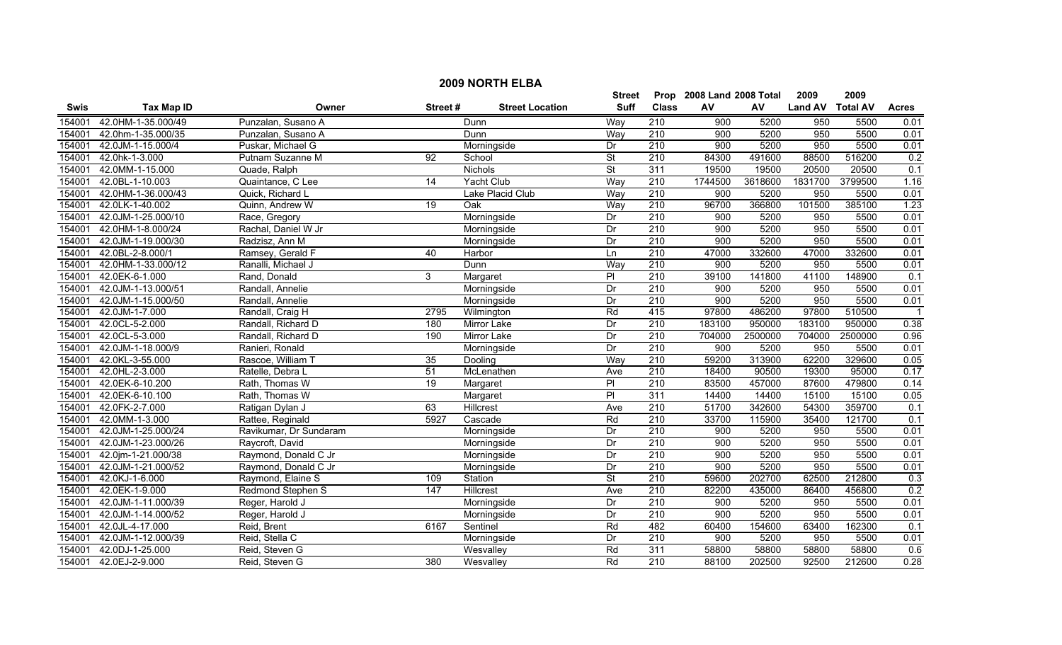## 2009 NORTH ELBA

| Swis | Tax Map ID | Owner | Street # | Street Location | Street Suff | Prop Class | 2008 Land AV | 2008 Total AV | 2009 Land AV | 2009 Total AV | Acres |
|---|---|---|---|---|---|---|---|---|---|---|---|
| 154001 | 42.0HM-1-35.000/49 | Punzalan, Susano A | | Dunn | Way | 210 | 900 | 5200 | 950 | 5500 | 0.01 |
| 154001 | 42.0hm-1-35.000/35 | Punzalan, Susano A | | Dunn | Way | 210 | 900 | 5200 | 950 | 5500 | 0.01 |
| 154001 | 42.0JM-1-15.000/4 | Puskar, Michael G | | Morningside | Dr | 210 | 900 | 5200 | 950 | 5500 | 0.01 |
| 154001 | 42.0hk-1-3.000 | Putnam Suzanne M | 92 | School | St | 210 | 84300 | 491600 | 88500 | 516200 | 0.2 |
| 154001 | 42.0MM-1-15.000 | Quade, Ralph | | Nichols | St | 311 | 19500 | 19500 | 20500 | 20500 | 0.1 |
| 154001 | 42.0BL-1-10.003 | Quaintance, C Lee | 14 | Yacht Club | Way | 210 | 1744500 | 3618600 | 1831700 | 3799500 | 1.16 |
| 154001 | 42.0HM-1-36.000/43 | Quick, Richard L | | Lake Placid Club | Way | 210 | 900 | 5200 | 950 | 5500 | 0.01 |
| 154001 | 42.0LK-1-40.002 | Quinn, Andrew W | 19 | Oak | Way | 210 | 96700 | 366800 | 101500 | 385100 | 1.23 |
| 154001 | 42.0JM-1-25.000/10 | Race, Gregory | | Morningside | Dr | 210 | 900 | 5200 | 950 | 5500 | 0.01 |
| 154001 | 42.0HM-1-8.000/24 | Rachal, Daniel W Jr | | Morningside | Dr | 210 | 900 | 5200 | 950 | 5500 | 0.01 |
| 154001 | 42.0JM-1-19.000/30 | Radzisz, Ann M | | Morningside | Dr | 210 | 900 | 5200 | 950 | 5500 | 0.01 |
| 154001 | 42.0BL-2-8.000/1 | Ramsey, Gerald F | 40 | Harbor | Ln | 210 | 47000 | 332600 | 47000 | 332600 | 0.01 |
| 154001 | 42.0HM-1-33.000/12 | Ranalli, Michael J | | Dunn | Way | 210 | 900 | 5200 | 950 | 5500 | 0.01 |
| 154001 | 42.0EK-6-1.000 | Rand, Donald | 3 | Margaret | Pl | 210 | 39100 | 141800 | 41100 | 148900 | 0.1 |
| 154001 | 42.0JM-1-13.000/51 | Randall, Annelie | | Morningside | Dr | 210 | 900 | 5200 | 950 | 5500 | 0.01 |
| 154001 | 42.0JM-1-15.000/50 | Randall, Annelie | | Morningside | Dr | 210 | 900 | 5200 | 950 | 5500 | 0.01 |
| 154001 | 42.0JM-1-7.000 | Randall, Craig H | 2795 | Wilmington | Rd | 415 | 97800 | 486200 | 97800 | 510500 | 1 |
| 154001 | 42.0CL-5-2.000 | Randall, Richard D | 180 | Mirror Lake | Dr | 210 | 183100 | 950000 | 183100 | 950000 | 0.38 |
| 154001 | 42.0CL-5-3.000 | Randall, Richard D | 190 | Mirror Lake | Dr | 210 | 704000 | 2500000 | 704000 | 2500000 | 0.96 |
| 154001 | 42.0JM-1-18.000/9 | Ranieri, Ronald | | Morningside | Dr | 210 | 900 | 5200 | 950 | 5500 | 0.01 |
| 154001 | 42.0KL-3-55.000 | Rascoe, William T | 35 | Dooling | Way | 210 | 59200 | 313900 | 62200 | 329600 | 0.05 |
| 154001 | 42.0HL-2-3.000 | Ratelle, Debra L | 51 | McLenathen | Ave | 210 | 18400 | 90500 | 19300 | 95000 | 0.17 |
| 154001 | 42.0EK-6-10.200 | Rath, Thomas W | 19 | Margaret | Pl | 210 | 83500 | 457000 | 87600 | 479800 | 0.14 |
| 154001 | 42.0EK-6-10.100 | Rath, Thomas W | | Margaret | Pl | 311 | 14400 | 14400 | 15100 | 15100 | 0.05 |
| 154001 | 42.0FK-2-7.000 | Ratigan Dylan J | 63 | Hillcrest | Ave | 210 | 51700 | 342600 | 54300 | 359700 | 0.1 |
| 154001 | 42.0MM-1-3.000 | Rattee, Reginald | 5927 | Cascade | Rd | 210 | 33700 | 115900 | 35400 | 121700 | 0.1 |
| 154001 | 42.0JM-1-25.000/24 | Ravikumar, Dr Sundaram | | Morningside | Dr | 210 | 900 | 5200 | 950 | 5500 | 0.01 |
| 154001 | 42.0JM-1-23.000/26 | Raycroft, David | | Morningside | Dr | 210 | 900 | 5200 | 950 | 5500 | 0.01 |
| 154001 | 42.0jm-1-21.000/38 | Raymond, Donald C Jr | | Morningside | Dr | 210 | 900 | 5200 | 950 | 5500 | 0.01 |
| 154001 | 42.0JM-1-21.000/52 | Raymond, Donald C Jr | | Morningside | Dr | 210 | 900 | 5200 | 950 | 5500 | 0.01 |
| 154001 | 42.0KJ-1-6.000 | Raymond, Elaine S | 109 | Station | St | 210 | 59600 | 202700 | 62500 | 212800 | 0.3 |
| 154001 | 42.0EK-1-9.000 | Redmond Stephen S | 147 | Hillcrest | Ave | 210 | 82200 | 435000 | 86400 | 456800 | 0.2 |
| 154001 | 42.0JM-1-11.000/39 | Reger, Harold J | | Morningside | Dr | 210 | 900 | 5200 | 950 | 5500 | 0.01 |
| 154001 | 42.0JM-1-14.000/52 | Reger, Harold J | | Morningside | Dr | 210 | 900 | 5200 | 950 | 5500 | 0.01 |
| 154001 | 42.0JL-4-17.000 | Reid, Brent | 6167 | Sentinel | Rd | 482 | 60400 | 154600 | 63400 | 162300 | 0.1 |
| 154001 | 42.0JM-1-12.000/39 | Reid, Stella C | | Morningside | Dr | 210 | 900 | 5200 | 950 | 5500 | 0.01 |
| 154001 | 42.0DJ-1-25.000 | Reid, Steven G | | Wesvalley | Rd | 311 | 58800 | 58800 | 58800 | 58800 | 0.6 |
| 154001 | 42.0EJ-2-9.000 | Reid, Steven G | 380 | Wesvalley | Rd | 210 | 88100 | 202500 | 92500 | 212600 | 0.28 |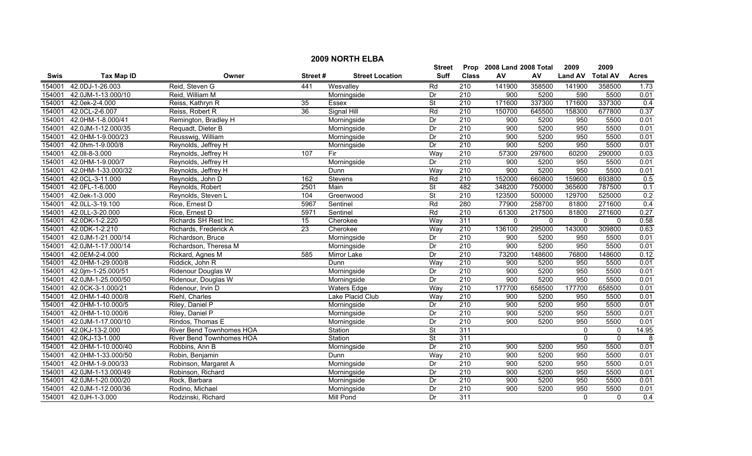# 2009 NORTH ELBA

| Swis | Tax Map ID | Owner | Street # | Street Location | Street Suff | Prop Class | 2008 Land AV | 2008 Total AV | 2009 Land AV | 2009 Total AV | Acres |
|---|---|---|---|---|---|---|---|---|---|---|---|
| 154001 | 42.0DJ-1-26.003 | Reid, Steven G | 441 | Wesvalley | Rd | 210 | 141900 | 358500 | 141900 | 358500 | 1.73 |
| 154001 | 42.0JM-1-13.000/10 | Reid, William M | | Morningside | Dr | 210 | 900 | 5200 | 590 | 5500 | 0.01 |
| 154001 | 42.0ek-2-4.000 | Reiss, Kathryn R | 35 | Essex | St | 210 | 171600 | 337300 | 171600 | 337300 | 0.4 |
| 154001 | 42.0CL-2-6.007 | Reiss, Robert R | 36 | Signal Hill | Rd | 210 | 150700 | 645500 | 158300 | 677800 | 0.37 |
| 154001 | 42.0HM-1-8.000/41 | Remington, Bradley H | | Morningside | Dr | 210 | 900 | 5200 | 950 | 5500 | 0.01 |
| 154001 | 42.0JM-1-12.000/35 | Requadt, Dieter B | | Morningside | Dr | 210 | 900 | 5200 | 950 | 5500 | 0.01 |
| 154001 | 42.0HM-1-9.000/23 | Reusswig, William | | Morningside | Dr | 210 | 900 | 5200 | 950 | 5500 | 0.01 |
| 154001 | 42.0hm-1-9.000/8 | Reynolds, Jeffrey H | | Morningside | Dr | 210 | 900 | 5200 | 950 | 5500 | 0.01 |
| 154001 | 42.0ll-8-3.000 | Reynolds, Jeffrey H | 107 | Fir | Way | 210 | 57300 | 297600 | 60200 | 290000 | 0.03 |
| 154001 | 42.0HM-1-9.000/7 | Reynolds, Jeffrey H | | Morningside | Dr | 210 | 900 | 5200 | 950 | 5500 | 0.01 |
| 154001 | 42.0HM-1-33.000/32 | Reynolds, Jeffrey H | | Dunn | Way | 210 | 900 | 5200 | 950 | 5500 | 0.01 |
| 154001 | 42.0CL-3-11.000 | Reynolds, John D | 162 | Stevens | Rd | 210 | 152000 | 660800 | 159600 | 693800 | 0.5 |
| 154001 | 42.0FL-1-6.000 | Reynolds, Robert | 2501 | Main | St | 482 | 348200 | 750000 | 365600 | 787500 | 0.1 |
| 154001 | 42.0ek-1-3.000 | Reynolds, Steven L | 104 | Greenwood | St | 210 | 123500 | 500000 | 129700 | 525000 | 0.2 |
| 154001 | 42.0LL-3-19.100 | Rice, Ernest D | 5967 | Sentinel | Rd | 280 | 77900 | 258700 | 81800 | 271600 | 0.4 |
| 154001 | 42.0LL-3-20.000 | Rice, Ernest D | 5971 | Sentinel | Rd | 210 | 61300 | 217500 | 81800 | 271600 | 0.27 |
| 154001 | 42.0DK-1-2.220 | Richards SH Rest Inc | 15 | Cherokee | Way | 311 | 0 | 0 | 0 | 0 | 0.58 |
| 154001 | 42.0DK-1-2.210 | Richards, Frederick A | 23 | Cherokee | Way | 210 | 136100 | 295000 | 143000 | 309800 | 0.63 |
| 154001 | 42.0JM-1-21.000/14 | Richardson, Bruce | | Morningside | Dr | 210 | 900 | 5200 | 950 | 5500 | 0.01 |
| 154001 | 42.0JM-1-17.000/14 | Richardson, Theresa M | | Morningside | Dr | 210 | 900 | 5200 | 950 | 5500 | 0.01 |
| 154001 | 42.0EM-2-4.000 | Rickard, Agnes M | 585 | Mirror Lake | Dr | 210 | 73200 | 148600 | 76800 | 148600 | 0.12 |
| 154001 | 42.0HM-1-29.000/8 | Riddick, John R | | Dunn | Way | 210 | 900 | 5200 | 950 | 5500 | 0.01 |
| 154001 | 42.0jm-1-25.000/51 | Ridenour Douglas W | | Morningside | Dr | 210 | 900 | 5200 | 950 | 5500 | 0.01 |
| 154001 | 42.0JM-1-25.000/50 | Ridenour, Douglas W | | Morningside | Dr | 210 | 900 | 5200 | 950 | 5500 | 0.01 |
| 154001 | 42.0CK-3-1.000/21 | Ridenour, Irvin D | | Waters Edge | Way | 210 | 177700 | 658500 | 177700 | 658500 | 0.01 |
| 154001 | 42.0HM-1-40.000/8 | Riehl, Charles | | Lake Placid Club | Way | 210 | 900 | 5200 | 950 | 5500 | 0.01 |
| 154001 | 42.0HM-1-10.000/5 | Riley, Daniel P | | Morningside | Dr | 210 | 900 | 5200 | 950 | 5500 | 0.01 |
| 154001 | 42.0HM-1-10.000/6 | Riley, Daniel P | | Morningside | Dr | 210 | 900 | 5200 | 950 | 5500 | 0.01 |
| 154001 | 42.0JM-1-17.000/10 | Rindos, Thomas E | | Morningside | Dr | 210 | 900 | 5200 | 950 | 5500 | 0.01 |
| 154001 | 42.0KJ-13-2.000 | River Bend Townhomes HOA | | Station | St | 311 | | | 0 | 0 | 14.95 |
| 154001 | 42.0KJ-13-1.000 | River Bend Townhomes HOA | | Station | St | 311 | | | 0 | 0 | 8 |
| 154001 | 42.0HM-1-10.000/40 | Robbins, Ann B | | Morningside | Dr | 210 | 900 | 5200 | 950 | 5500 | 0.01 |
| 154001 | 42.0HM-1-33.000/50 | Robin, Benjamin | | Dunn | Way | 210 | 900 | 5200 | 950 | 5500 | 0.01 |
| 154001 | 42.0HM-1-9.000/33 | Robinson, Margaret A | | Morningside | Dr | 210 | 900 | 5200 | 950 | 5500 | 0.01 |
| 154001 | 42.0JM-1-13.000/49 | Robinson, Richard | | Morningside | Dr | 210 | 900 | 5200 | 950 | 5500 | 0.01 |
| 154001 | 42.0JM-1-20.000/20 | Rock, Barbara | | Morningside | Dr | 210 | 900 | 5200 | 950 | 5500 | 0.01 |
| 154001 | 42.0JM-1-12.000/36 | Rodino, Michael | | Morningside | Dr | 210 | 900 | 5200 | 950 | 5500 | 0.01 |
| 154001 | 42.0JH-1-3.000 | Rodzinski, Richard | | Mill Pond | Dr | 311 | | | 0 | 0 | 0.4 |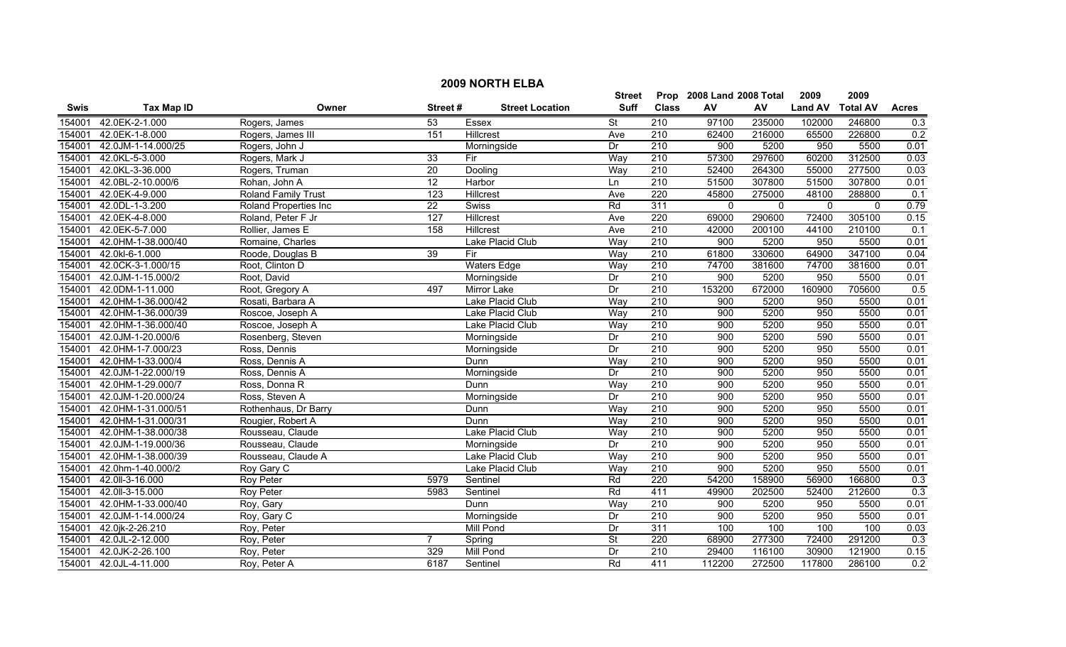# 2009 NORTH ELBA

| Swis | Tax Map ID | Owner | Street # | Street Location | Street Suff | Prop Class | 2008 Land AV | 2008 Total AV | 2009 Land AV | 2009 Total AV | Acres |
|---|---|---|---|---|---|---|---|---|---|---|---|
| 154001 | 42.0EK-2-1.000 | Rogers, James | 53 | Essex | St | 210 | 97100 | 235000 | 102000 | 246800 | 0.3 |
| 154001 | 42.0EK-1-8.000 | Rogers, James III | 151 | Hillcrest | Ave | 210 | 62400 | 216000 | 65500 | 226800 | 0.2 |
| 154001 | 42.0JM-1-14.000/25 | Rogers, John J | | Morningside | Dr | 210 | 900 | 5200 | 950 | 5500 | 0.01 |
| 154001 | 42.0KL-5-3.000 | Rogers, Mark J | 33 | Fir | Way | 210 | 57300 | 297600 | 60200 | 312500 | 0.03 |
| 154001 | 42.0KL-3-36.000 | Rogers, Truman | 20 | Dooling | Way | 210 | 52400 | 264300 | 55000 | 277500 | 0.03 |
| 154001 | 42.0BL-2-10.000/6 | Rohan, John A | 12 | Harbor | Ln | 210 | 51500 | 307800 | 51500 | 307800 | 0.01 |
| 154001 | 42.0EK-4-9.000 | Roland Family Trust | 123 | Hillcrest | Ave | 220 | 45800 | 275000 | 48100 | 288800 | 0.1 |
| 154001 | 42.0DL-1-3.200 | Roland Properties Inc | 22 | Swiss | Rd | 311 | 0 | 0 | 0 | 0 | 0.79 |
| 154001 | 42.0EK-4-8.000 | Roland, Peter F Jr | 127 | Hillcrest | Ave | 220 | 69000 | 290600 | 72400 | 305100 | 0.15 |
| 154001 | 42.0EK-5-7.000 | Rollier, James E | 158 | Hillcrest | Ave | 210 | 42000 | 200100 | 44100 | 210100 | 0.1 |
| 154001 | 42.0HM-1-38.000/40 | Romaine, Charles | | Lake Placid Club | Way | 210 | 900 | 5200 | 950 | 5500 | 0.01 |
| 154001 | 42.0kl-6-1.000 | Roode, Douglas B | 39 | Fir | Way | 210 | 61800 | 330600 | 64900 | 347100 | 0.04 |
| 154001 | 42.0CK-3-1.000/15 | Root, Clinton D | | Waters Edge | Way | 210 | 74700 | 381600 | 74700 | 381600 | 0.01 |
| 154001 | 42.0JM-1-15.000/2 | Root, David | | Morningside | Dr | 210 | 900 | 5200 | 950 | 5500 | 0.01 |
| 154001 | 42.0DM-1-11.000 | Root, Gregory A | 497 | Mirror Lake | Dr | 210 | 153200 | 672000 | 160900 | 705600 | 0.5 |
| 154001 | 42.0HM-1-36.000/42 | Rosati, Barbara A | | Lake Placid Club | Way | 210 | 900 | 5200 | 950 | 5500 | 0.01 |
| 154001 | 42.0HM-1-36.000/39 | Roscoe, Joseph A | | Lake Placid Club | Way | 210 | 900 | 5200 | 950 | 5500 | 0.01 |
| 154001 | 42.0HM-1-36.000/40 | Roscoe, Joseph A | | Lake Placid Club | Way | 210 | 900 | 5200 | 950 | 5500 | 0.01 |
| 154001 | 42.0JM-1-20.000/6 | Rosenberg, Steven | | Morningside | Dr | 210 | 900 | 5200 | 590 | 5500 | 0.01 |
| 154001 | 42.0HM-1-7.000/23 | Ross, Dennis | | Morningside | Dr | 210 | 900 | 5200 | 950 | 5500 | 0.01 |
| 154001 | 42.0HM-1-33.000/4 | Ross, Dennis A | | Dunn | Way | 210 | 900 | 5200 | 950 | 5500 | 0.01 |
| 154001 | 42.0JM-1-22.000/19 | Ross, Dennis A | | Morningside | Dr | 210 | 900 | 5200 | 950 | 5500 | 0.01 |
| 154001 | 42.0HM-1-29.000/7 | Ross, Donna R | | Dunn | Way | 210 | 900 | 5200 | 950 | 5500 | 0.01 |
| 154001 | 42.0JM-1-20.000/24 | Ross, Steven A | | Morningside | Dr | 210 | 900 | 5200 | 950 | 5500 | 0.01 |
| 154001 | 42.0HM-1-31.000/51 | Rothenhaus, Dr Barry | | Dunn | Way | 210 | 900 | 5200 | 950 | 5500 | 0.01 |
| 154001 | 42.0HM-1-31.000/31 | Rougier, Robert A | | Dunn | Way | 210 | 900 | 5200 | 950 | 5500 | 0.01 |
| 154001 | 42.0HM-1-38.000/38 | Rousseau, Claude | | Lake Placid Club | Way | 210 | 900 | 5200 | 950 | 5500 | 0.01 |
| 154001 | 42.0JM-1-19.000/36 | Rousseau, Claude | | Morningside | Dr | 210 | 900 | 5200 | 950 | 5500 | 0.01 |
| 154001 | 42.0HM-1-38.000/39 | Rousseau, Claude A | | Lake Placid Club | Way | 210 | 900 | 5200 | 950 | 5500 | 0.01 |
| 154001 | 42.0hm-1-40.000/2 | Roy Gary C | | Lake Placid Club | Way | 210 | 900 | 5200 | 950 | 5500 | 0.01 |
| 154001 | 42.0ll-3-16.000 | Roy Peter | 5979 | Sentinel | Rd | 220 | 54200 | 158900 | 56900 | 166800 | 0.3 |
| 154001 | 42.0ll-3-15.000 | Roy Peter | 5983 | Sentinel | Rd | 411 | 49900 | 202500 | 52400 | 212600 | 0.3 |
| 154001 | 42.0HM-1-33.000/40 | Roy, Gary | | Dunn | Way | 210 | 900 | 5200 | 950 | 5500 | 0.01 |
| 154001 | 42.0JM-1-14.000/24 | Roy, Gary C | | Morningside | Dr | 210 | 900 | 5200 | 950 | 5500 | 0.01 |
| 154001 | 42.0jk-2-26.210 | Roy, Peter | | Mill Pond | Dr | 311 | 100 | 100 | 100 | 100 | 0.03 |
| 154001 | 42.0JL-2-12.000 | Roy, Peter | 7 | Spring | St | 220 | 68900 | 277300 | 72400 | 291200 | 0.3 |
| 154001 | 42.0JK-2-26.100 | Roy, Peter | 329 | Mill Pond | Dr | 210 | 29400 | 116100 | 30900 | 121900 | 0.15 |
| 154001 | 42.0JL-4-11.000 | Roy, Peter A | 6187 | Sentinel | Rd | 411 | 112200 | 272500 | 117800 | 286100 | 0.2 |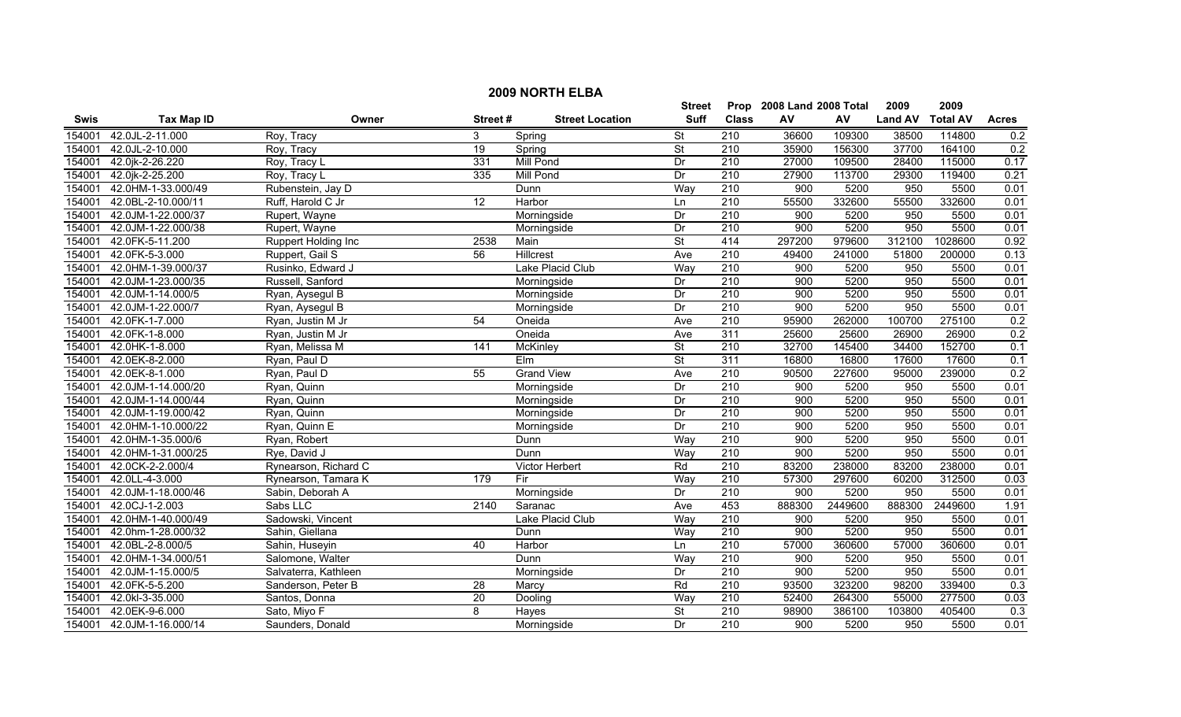## 2009 NORTH ELBA

| Swis | Tax Map ID | Owner | Street # | Street Location | Street Suff | Prop Class | 2008 Land AV | 2008 Total AV | 2009 Land AV | 2009 Total AV | Acres |
|---|---|---|---|---|---|---|---|---|---|---|---|
| 154001 | 42.0JL-2-11.000 | Roy, Tracy | 3 | Spring | St | 210 | 36600 | 109300 | 38500 | 114800 | 0.2 |
| 154001 | 42.0JL-2-10.000 | Roy, Tracy | 19 | Spring | St | 210 | 35900 | 156300 | 37700 | 164100 | 0.2 |
| 154001 | 42.0jk-2-26.220 | Roy, Tracy L | 331 | Mill Pond | Dr | 210 | 27000 | 109500 | 28400 | 115000 | 0.17 |
| 154001 | 42.0jk-2-25.200 | Roy, Tracy L | 335 | Mill Pond | Dr | 210 | 27900 | 113700 | 29300 | 119400 | 0.21 |
| 154001 | 42.0HM-1-33.000/49 | Rubenstein, Jay D | | Dunn | Way | 210 | 900 | 5200 | 950 | 5500 | 0.01 |
| 154001 | 42.0BL-2-10.000/11 | Ruff, Harold C Jr | 12 | Harbor | Ln | 210 | 55500 | 332600 | 55500 | 332600 | 0.01 |
| 154001 | 42.0JM-1-22.000/37 | Rupert, Wayne | | Morningside | Dr | 210 | 900 | 5200 | 950 | 5500 | 0.01 |
| 154001 | 42.0JM-1-22.000/38 | Rupert, Wayne | | Morningside | Dr | 210 | 900 | 5200 | 950 | 5500 | 0.01 |
| 154001 | 42.0FK-5-11.200 | Ruppert Holding Inc | 2538 | Main | St | 414 | 297200 | 979600 | 312100 | 1028600 | 0.92 |
| 154001 | 42.0FK-5-3.000 | Ruppert, Gail S | 56 | Hillcrest | Ave | 210 | 49400 | 241000 | 51800 | 200000 | 0.13 |
| 154001 | 42.0HM-1-39.000/37 | Rusinko, Edward J | | Lake Placid Club | Way | 210 | 900 | 5200 | 950 | 5500 | 0.01 |
| 154001 | 42.0JM-1-23.000/35 | Russell, Sanford | | Morningside | Dr | 210 | 900 | 5200 | 950 | 5500 | 0.01 |
| 154001 | 42.0JM-1-14.000/5 | Ryan, Aysegul B | | Morningside | Dr | 210 | 900 | 5200 | 950 | 5500 | 0.01 |
| 154001 | 42.0JM-1-22.000/7 | Ryan, Aysegul B | | Morningside | Dr | 210 | 900 | 5200 | 950 | 5500 | 0.01 |
| 154001 | 42.0FK-1-7.000 | Ryan, Justin M Jr | 54 | Oneida | Ave | 210 | 95900 | 262000 | 100700 | 275100 | 0.2 |
| 154001 | 42.0FK-1-8.000 | Ryan, Justin M Jr | | Oneida | Ave | 311 | 25600 | 25600 | 26900 | 26900 | 0.2 |
| 154001 | 42.0HK-1-8.000 | Ryan, Melissa M | 141 | McKinley | St | 210 | 32700 | 145400 | 34400 | 152700 | 0.1 |
| 154001 | 42.0EK-8-2.000 | Ryan, Paul D | | Elm | St | 311 | 16800 | 16800 | 17600 | 17600 | 0.1 |
| 154001 | 42.0EK-8-1.000 | Ryan, Paul D | 55 | Grand View | Ave | 210 | 90500 | 227600 | 95000 | 239000 | 0.2 |
| 154001 | 42.0JM-1-14.000/20 | Ryan, Quinn | | Morningside | Dr | 210 | 900 | 5200 | 950 | 5500 | 0.01 |
| 154001 | 42.0JM-1-14.000/44 | Ryan, Quinn | | Morningside | Dr | 210 | 900 | 5200 | 950 | 5500 | 0.01 |
| 154001 | 42.0JM-1-19.000/42 | Ryan, Quinn | | Morningside | Dr | 210 | 900 | 5200 | 950 | 5500 | 0.01 |
| 154001 | 42.0HM-1-10.000/22 | Ryan, Quinn E | | Morningside | Dr | 210 | 900 | 5200 | 950 | 5500 | 0.01 |
| 154001 | 42.0HM-1-35.000/6 | Ryan, Robert | | Dunn | Way | 210 | 900 | 5200 | 950 | 5500 | 0.01 |
| 154001 | 42.0HM-1-31.000/25 | Rye, David J | | Dunn | Way | 210 | 900 | 5200 | 950 | 5500 | 0.01 |
| 154001 | 42.0CK-2-2.000/4 | Rynearson, Richard C | | Victor Herbert | Rd | 210 | 83200 | 238000 | 83200 | 238000 | 0.01 |
| 154001 | 42.0LL-4-3.000 | Rynearson, Tamara K | 179 | Fir | Way | 210 | 57300 | 297600 | 60200 | 312500 | 0.03 |
| 154001 | 42.0JM-1-18.000/46 | Sabin, Deborah A | | Morningside | Dr | 210 | 900 | 5200 | 950 | 5500 | 0.01 |
| 154001 | 42.0CJ-1-2.003 | Sabs LLC | 2140 | Saranac | Ave | 453 | 888300 | 2449600 | 888300 | 2449600 | 1.91 |
| 154001 | 42.0HM-1-40.000/49 | Sadowski, Vincent | | Lake Placid Club | Way | 210 | 900 | 5200 | 950 | 5500 | 0.01 |
| 154001 | 42.0hm-1-28.000/32 | Sahin, Giellana | | Dunn | Way | 210 | 900 | 5200 | 950 | 5500 | 0.01 |
| 154001 | 42.0BL-2-8.000/5 | Sahin, Huseyin | 40 | Harbor | Ln | 210 | 57000 | 360600 | 57000 | 360600 | 0.01 |
| 154001 | 42.0HM-1-34.000/51 | Salomone, Walter | | Dunn | Way | 210 | 900 | 5200 | 950 | 5500 | 0.01 |
| 154001 | 42.0JM-1-15.000/5 | Salvaterra, Kathleen | | Morningside | Dr | 210 | 900 | 5200 | 950 | 5500 | 0.01 |
| 154001 | 42.0FK-5-5.200 | Sanderson, Peter B | 28 | Marcy | Rd | 210 | 93500 | 323200 | 98200 | 339400 | 0.3 |
| 154001 | 42.0kl-3-35.000 | Santos, Donna | 20 | Dooling | Way | 210 | 52400 | 264300 | 55000 | 277500 | 0.03 |
| 154001 | 42.0EK-9-6.000 | Sato, Miyo F | 8 | Hayes | St | 210 | 98900 | 386100 | 103800 | 405400 | 0.3 |
| 154001 | 42.0JM-1-16.000/14 | Saunders, Donald | | Morningside | Dr | 210 | 900 | 5200 | 950 | 5500 | 0.01 |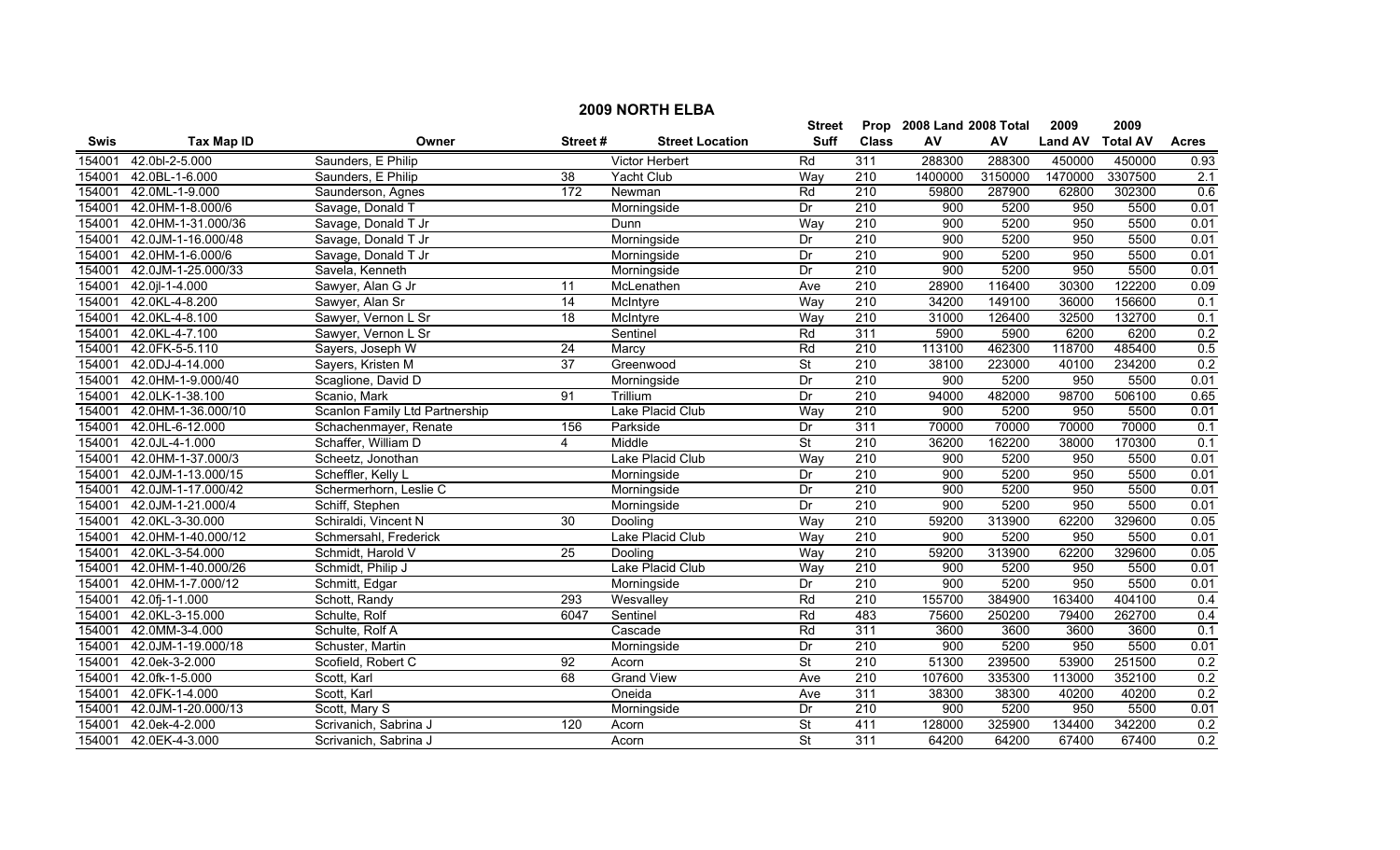# 2009 NORTH ELBA

| Swis | Tax Map ID | Owner | Street # | Street Location | Street Suff | Prop Class | 2008 Land AV | 2008 Total AV | 2009 Land AV | 2009 Total AV | Acres |
|---|---|---|---|---|---|---|---|---|---|---|---|
| 154001 | 42.0bl-2-5.000 | Saunders, E Philip | | Victor Herbert | Rd | 311 | 288300 | 288300 | 450000 | 450000 | 0.93 |
| 154001 | 42.0BL-1-6.000 | Saunders, E Philip | 38 | Yacht Club | Way | 210 | 1400000 | 3150000 | 1470000 | 3307500 | 2.1 |
| 154001 | 42.0ML-1-9.000 | Saunderson, Agnes | 172 | Newman | Rd | 210 | 59800 | 287900 | 62800 | 302300 | 0.6 |
| 154001 | 42.0HM-1-8.000/6 | Savage, Donald T | | Morningside | Dr | 210 | 900 | 5200 | 950 | 5500 | 0.01 |
| 154001 | 42.0HM-1-31.000/36 | Savage, Donald T Jr | | Dunn | Way | 210 | 900 | 5200 | 950 | 5500 | 0.01 |
| 154001 | 42.0JM-1-16.000/48 | Savage, Donald T Jr | | Morningside | Dr | 210 | 900 | 5200 | 950 | 5500 | 0.01 |
| 154001 | 42.0HM-1-6.000/6 | Savage, Donald T Jr | | Morningside | Dr | 210 | 900 | 5200 | 950 | 5500 | 0.01 |
| 154001 | 42.0JM-1-25.000/33 | Savela, Kenneth | | Morningside | Dr | 210 | 900 | 5200 | 950 | 5500 | 0.01 |
| 154001 | 42.0jl-1-4.000 | Sawyer, Alan G Jr | 11 | McLenathen | Ave | 210 | 28900 | 116400 | 30300 | 122200 | 0.09 |
| 154001 | 42.0KL-4-8.200 | Sawyer, Alan Sr | 14 | McIntyre | Way | 210 | 34200 | 149100 | 36000 | 156600 | 0.1 |
| 154001 | 42.0KL-4-8.100 | Sawyer, Vernon L Sr | 18 | McIntyre | Way | 210 | 31000 | 126400 | 32500 | 132700 | 0.1 |
| 154001 | 42.0KL-4-7.100 | Sawyer, Vernon L Sr | | Sentinel | Rd | 311 | 5900 | 5900 | 6200 | 6200 | 0.2 |
| 154001 | 42.0FK-5-5.110 | Sayers, Joseph W | 24 | Marcy | Rd | 210 | 113100 | 462300 | 118700 | 485400 | 0.5 |
| 154001 | 42.0DJ-4-14.000 | Sayers, Kristen M | 37 | Greenwood | St | 210 | 38100 | 223000 | 40100 | 234200 | 0.2 |
| 154001 | 42.0HM-1-9.000/40 | Scaglione, David D | | Morningside | Dr | 210 | 900 | 5200 | 950 | 5500 | 0.01 |
| 154001 | 42.0LK-1-38.100 | Scanio, Mark | 91 | Trillium | Dr | 210 | 94000 | 482000 | 98700 | 506100 | 0.65 |
| 154001 | 42.0HM-1-36.000/10 | Scanlon Family Ltd Partnership | | Lake Placid Club | Way | 210 | 900 | 5200 | 950 | 5500 | 0.01 |
| 154001 | 42.0HL-6-12.000 | Schachenmayer, Renate | 156 | Parkside | Dr | 311 | 70000 | 70000 | 70000 | 70000 | 0.1 |
| 154001 | 42.0JL-4-1.000 | Schaffer, William D | 4 | Middle | St | 210 | 36200 | 162200 | 38000 | 170300 | 0.1 |
| 154001 | 42.0HM-1-37.000/3 | Scheetz, Jonothan | | Lake Placid Club | Way | 210 | 900 | 5200 | 950 | 5500 | 0.01 |
| 154001 | 42.0JM-1-13.000/15 | Scheffler, Kelly L | | Morningside | Dr | 210 | 900 | 5200 | 950 | 5500 | 0.01 |
| 154001 | 42.0JM-1-17.000/42 | Schermerhorn, Leslie C | | Morningside | Dr | 210 | 900 | 5200 | 950 | 5500 | 0.01 |
| 154001 | 42.0JM-1-21.000/4 | Schiff, Stephen | | Morningside | Dr | 210 | 900 | 5200 | 950 | 5500 | 0.01 |
| 154001 | 42.0KL-3-30.000 | Schiraldi, Vincent N | 30 | Dooling | Way | 210 | 59200 | 313900 | 62200 | 329600 | 0.05 |
| 154001 | 42.0HM-1-40.000/12 | Schmersahl, Frederick | | Lake Placid Club | Way | 210 | 900 | 5200 | 950 | 5500 | 0.01 |
| 154001 | 42.0KL-3-54.000 | Schmidt, Harold V | 25 | Dooling | Way | 210 | 59200 | 313900 | 62200 | 329600 | 0.05 |
| 154001 | 42.0HM-1-40.000/26 | Schmidt, Philip J | | Lake Placid Club | Way | 210 | 900 | 5200 | 950 | 5500 | 0.01 |
| 154001 | 42.0HM-1-7.000/12 | Schmitt, Edgar | | Morningside | Dr | 210 | 900 | 5200 | 950 | 5500 | 0.01 |
| 154001 | 42.0fj-1-1.000 | Schott, Randy | 293 | Wesvalley | Rd | 210 | 155700 | 384900 | 163400 | 404100 | 0.4 |
| 154001 | 42.0KL-3-15.000 | Schulte, Rolf | 6047 | Sentinel | Rd | 483 | 75600 | 250200 | 79400 | 262700 | 0.4 |
| 154001 | 42.0MM-3-4.000 | Schulte, Rolf A | | Cascade | Rd | 311 | 3600 | 3600 | 3600 | 3600 | 0.1 |
| 154001 | 42.0JM-1-19.000/18 | Schuster, Martin | | Morningside | Dr | 210 | 900 | 5200 | 950 | 5500 | 0.01 |
| 154001 | 42.0ek-3-2.000 | Scofield, Robert C | 92 | Acorn | St | 210 | 51300 | 239500 | 53900 | 251500 | 0.2 |
| 154001 | 42.0fk-1-5.000 | Scott, Karl | 68 | Grand View | Ave | 210 | 107600 | 335300 | 113000 | 352100 | 0.2 |
| 154001 | 42.0FK-1-4.000 | Scott, Karl | | Oneida | Ave | 311 | 38300 | 38300 | 40200 | 40200 | 0.2 |
| 154001 | 42.0JM-1-20.000/13 | Scott, Mary S | | Morningside | Dr | 210 | 900 | 5200 | 950 | 5500 | 0.01 |
| 154001 | 42.0ek-4-2.000 | Scrivanich, Sabrina J | 120 | Acorn | St | 411 | 128000 | 325900 | 134400 | 342200 | 0.2 |
| 154001 | 42.0EK-4-3.000 | Scrivanich, Sabrina J | | Acorn | St | 311 | 64200 | 64200 | 67400 | 67400 | 0.2 |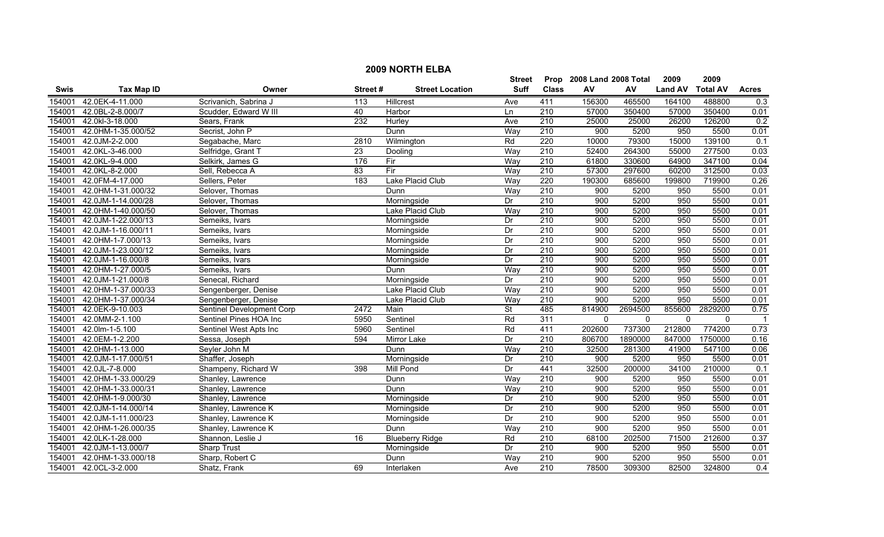# 2009 NORTH ELBA

| Swis | Tax Map ID | Owner | Street # | Street Location | Street Suff | Prop Class | 2008 Land AV | 2008 Total AV | 2009 Land AV | 2009 Total AV | Acres |
|---|---|---|---|---|---|---|---|---|---|---|---|
| 154001 | 42.0EK-4-11.000 | Scrivanich, Sabrina J | 113 | Hillcrest | Ave | 411 | 156300 | 465500 | 164100 | 488800 | 0.3 |
| 154001 | 42.0BL-2-8.000/7 | Scudder, Edward W III | 40 | Harbor | Ln | 210 | 57000 | 350400 | 57000 | 350400 | 0.01 |
| 154001 | 42.0kl-3-18.000 | Sears, Frank | 232 | Hurley | Ave | 210 | 25000 | 25000 | 26200 | 126200 | 0.2 |
| 154001 | 42.0HM-1-35.000/52 | Secrist, John P | | Dunn | Way | 210 | 900 | 5200 | 950 | 5500 | 0.01 |
| 154001 | 42.0JM-2-2.000 | Segabache, Marc | 2810 | Wilmington | Rd | 220 | 10000 | 79300 | 15000 | 139100 | 0.1 |
| 154001 | 42.0KL-3-46.000 | Selfridge, Grant T | 23 | Dooling | Way | 210 | 52400 | 264300 | 55000 | 277500 | 0.03 |
| 154001 | 42.0KL-9-4.000 | Selkirk, James G | 176 | Fir | Way | 210 | 61800 | 330600 | 64900 | 347100 | 0.04 |
| 154001 | 42.0KL-8-2.000 | Sell, Rebecca A | 83 | Fir | Way | 210 | 57300 | 297600 | 60200 | 312500 | 0.03 |
| 154001 | 42.0FM-4-17.000 | Sellers, Peter | 183 | Lake Placid Club | Way | 220 | 190300 | 685600 | 199800 | 719900 | 0.26 |
| 154001 | 42.0HM-1-31.000/32 | Selover, Thomas | | Dunn | Way | 210 | 900 | 5200 | 950 | 5500 | 0.01 |
| 154001 | 42.0JM-1-14.000/28 | Selover, Thomas | | Morningside | Dr | 210 | 900 | 5200 | 950 | 5500 | 0.01 |
| 154001 | 42.0HM-1-40.000/50 | Selover, Thomas | | Lake Placid Club | Way | 210 | 900 | 5200 | 950 | 5500 | 0.01 |
| 154001 | 42.0JM-1-22.000/13 | Semeiks, Ivars | | Morningside | Dr | 210 | 900 | 5200 | 950 | 5500 | 0.01 |
| 154001 | 42.0JM-1-16.000/11 | Semeiks, Ivars | | Morningside | Dr | 210 | 900 | 5200 | 950 | 5500 | 0.01 |
| 154001 | 42.0HM-1-7.000/13 | Semeiks, Ivars | | Morningside | Dr | 210 | 900 | 5200 | 950 | 5500 | 0.01 |
| 154001 | 42.0JM-1-23.000/12 | Semeiks, Ivars | | Morningside | Dr | 210 | 900 | 5200 | 950 | 5500 | 0.01 |
| 154001 | 42.0JM-1-16.000/8 | Semeiks, Ivars | | Morningside | Dr | 210 | 900 | 5200 | 950 | 5500 | 0.01 |
| 154001 | 42.0HM-1-27.000/5 | Semeiks, Ivars | | Dunn | Way | 210 | 900 | 5200 | 950 | 5500 | 0.01 |
| 154001 | 42.0JM-1-21.000/8 | Senecal, Richard | | Morningside | Dr | 210 | 900 | 5200 | 950 | 5500 | 0.01 |
| 154001 | 42.0HM-1-37.000/33 | Sengenberger, Denise | | Lake Placid Club | Way | 210 | 900 | 5200 | 950 | 5500 | 0.01 |
| 154001 | 42.0HM-1-37.000/34 | Sengenberger, Denise | | Lake Placid Club | Way | 210 | 900 | 5200 | 950 | 5500 | 0.01 |
| 154001 | 42.0EK-9-10.003 | Sentinel Development Corp | 2472 | Main | St | 485 | 814900 | 2694500 | 855600 | 2829200 | 0.75 |
| 154001 | 42.0MM-2-1.100 | Sentinel Pines HOA Inc | 5950 | Sentinel | Rd | 311 | 0 | 0 | 0 | 0 | 1 |
| 154001 | 42.0lm-1-5.100 | Sentinel West Apts Inc | 5960 | Sentinel | Rd | 411 | 202600 | 737300 | 212800 | 774200 | 0.73 |
| 154001 | 42.0EM-1-2.200 | Sessa, Joseph | 594 | Mirror Lake | Dr | 210 | 806700 | 1890000 | 847000 | 1750000 | 0.16 |
| 154001 | 42.0HM-1-13.000 | Seyler John M | | Dunn | Way | 210 | 32500 | 281300 | 41900 | 547100 | 0.06 |
| 154001 | 42.0JM-1-17.000/51 | Shaffer, Joseph | | Morningside | Dr | 210 | 900 | 5200 | 950 | 5500 | 0.01 |
| 154001 | 42.0JL-7-8.000 | Shampeny, Richard W | 398 | Mill Pond | Dr | 441 | 32500 | 200000 | 34100 | 210000 | 0.1 |
| 154001 | 42.0HM-1-33.000/29 | Shanley, Lawrence | | Dunn | Way | 210 | 900 | 5200 | 950 | 5500 | 0.01 |
| 154001 | 42.0HM-1-33.000/31 | Shanley, Lawrence | | Dunn | Way | 210 | 900 | 5200 | 950 | 5500 | 0.01 |
| 154001 | 42.0HM-1-9.000/30 | Shanley, Lawrence | | Morningside | Dr | 210 | 900 | 5200 | 950 | 5500 | 0.01 |
| 154001 | 42.0JM-1-14.000/14 | Shanley, Lawrence K | | Morningside | Dr | 210 | 900 | 5200 | 950 | 5500 | 0.01 |
| 154001 | 42.0JM-1-11.000/23 | Shanley, Lawrence K | | Morningside | Dr | 210 | 900 | 5200 | 950 | 5500 | 0.01 |
| 154001 | 42.0HM-1-26.000/35 | Shanley, Lawrence K | | Dunn | Way | 210 | 900 | 5200 | 950 | 5500 | 0.01 |
| 154001 | 42.0LK-1-28.000 | Shannon, Leslie J | 16 | Blueberry Ridge | Rd | 210 | 68100 | 202500 | 71500 | 212600 | 0.37 |
| 154001 | 42.0JM-1-13.000/7 | Sharp Trust | | Morningside | Dr | 210 | 900 | 5200 | 950 | 5500 | 0.01 |
| 154001 | 42.0HM-1-33.000/18 | Sharp, Robert C | | Dunn | Way | 210 | 900 | 5200 | 950 | 5500 | 0.01 |
| 154001 | 42.0CL-3-2.000 | Shatz, Frank | 69 | Interlaken | Ave | 210 | 78500 | 309300 | 82500 | 324800 | 0.4 |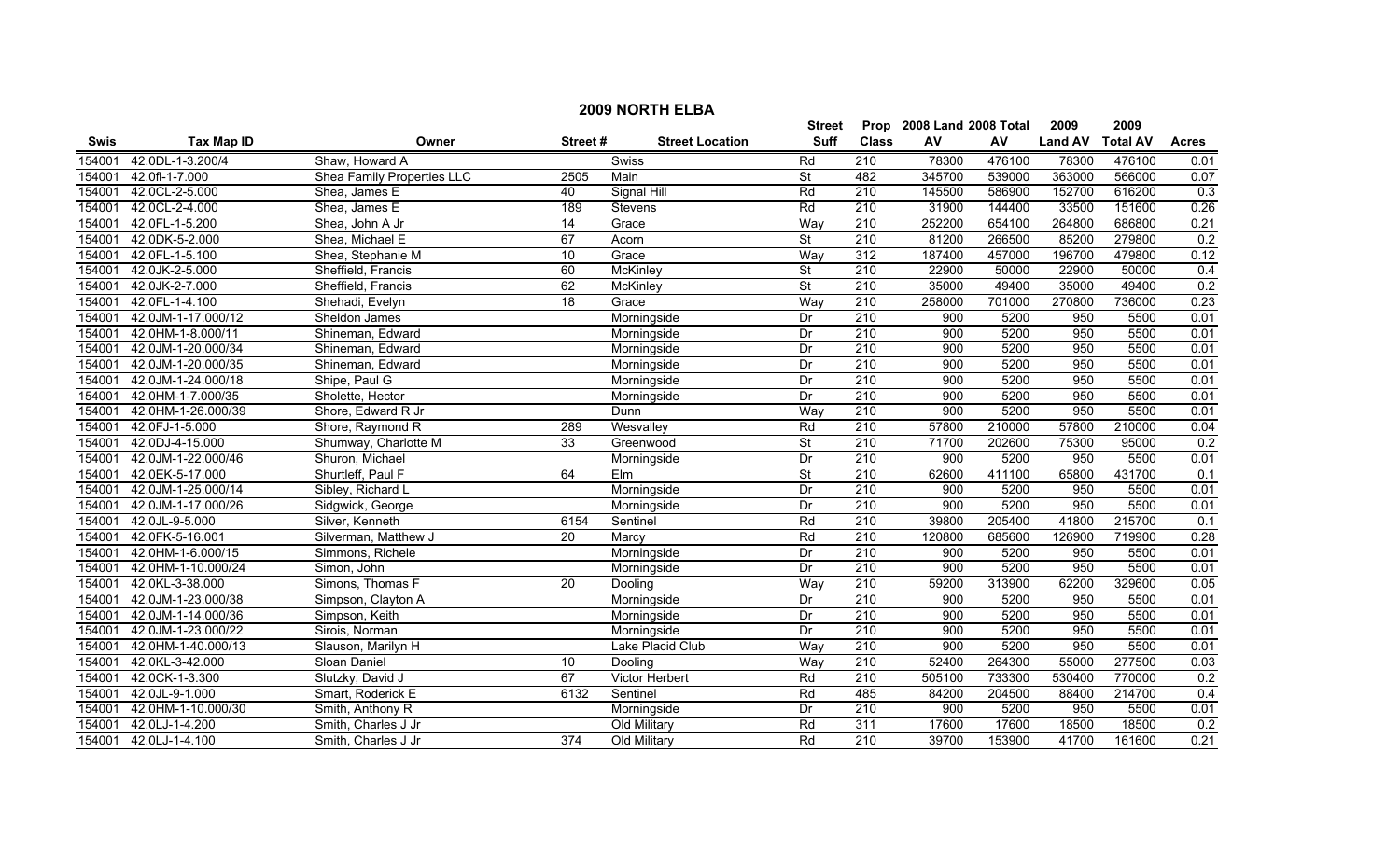# 2009 NORTH ELBA

| Swis | Tax Map ID | Owner | Street # | Street Location | Street Suff | Prop Class | 2008 Land AV | 2008 Total AV | 2009 Land AV | 2009 Total AV | Acres |
|---|---|---|---|---|---|---|---|---|---|---|---|
| 154001 | 42.0DL-1-3.200/4 | Shaw, Howard A | | Swiss | Rd | 210 | 78300 | 476100 | 78300 | 476100 | 0.01 |
| 154001 | 42.0fl-1-7.000 | Shea Family Properties LLC | 2505 | Main | St | 482 | 345700 | 539000 | 363000 | 566000 | 0.07 |
| 154001 | 42.0CL-2-5.000 | Shea, James E | 40 | Signal Hill | Rd | 210 | 145500 | 586900 | 152700 | 616200 | 0.3 |
| 154001 | 42.0CL-2-4.000 | Shea, James E | 189 | Stevens | Rd | 210 | 31900 | 144400 | 33500 | 151600 | 0.26 |
| 154001 | 42.0FL-1-5.200 | Shea, John A Jr | 14 | Grace | Way | 210 | 252200 | 654100 | 264800 | 686800 | 0.21 |
| 154001 | 42.0DK-5-2.000 | Shea, Michael E | 67 | Acorn | St | 210 | 81200 | 266500 | 85200 | 279800 | 0.2 |
| 154001 | 42.0FL-1-5.100 | Shea, Stephanie M | 10 | Grace | Way | 312 | 187400 | 457000 | 196700 | 479800 | 0.12 |
| 154001 | 42.0JK-2-5.000 | Sheffield, Francis | 60 | McKinley | St | 210 | 22900 | 50000 | 22900 | 50000 | 0.4 |
| 154001 | 42.0JK-2-7.000 | Sheffield, Francis | 62 | McKinley | St | 210 | 35000 | 49400 | 35000 | 49400 | 0.2 |
| 154001 | 42.0FL-1-4.100 | Shehadi, Evelyn | 18 | Grace | Way | 210 | 258000 | 701000 | 270800 | 736000 | 0.23 |
| 154001 | 42.0JM-1-17.000/12 | Sheldon James | | Morningside | Dr | 210 | 900 | 5200 | 950 | 5500 | 0.01 |
| 154001 | 42.0HM-1-8.000/11 | Shineman, Edward | | Morningside | Dr | 210 | 900 | 5200 | 950 | 5500 | 0.01 |
| 154001 | 42.0JM-1-20.000/34 | Shineman, Edward | | Morningside | Dr | 210 | 900 | 5200 | 950 | 5500 | 0.01 |
| 154001 | 42.0JM-1-20.000/35 | Shineman, Edward | | Morningside | Dr | 210 | 900 | 5200 | 950 | 5500 | 0.01 |
| 154001 | 42.0JM-1-24.000/18 | Shipe, Paul G | | Morningside | Dr | 210 | 900 | 5200 | 950 | 5500 | 0.01 |
| 154001 | 42.0HM-1-7.000/35 | Sholette, Hector | | Morningside | Dr | 210 | 900 | 5200 | 950 | 5500 | 0.01 |
| 154001 | 42.0HM-1-26.000/39 | Shore, Edward R Jr | | Dunn | Way | 210 | 900 | 5200 | 950 | 5500 | 0.01 |
| 154001 | 42.0FJ-1-5.000 | Shore, Raymond R | 289 | Wesvalley | Rd | 210 | 57800 | 210000 | 57800 | 210000 | 0.04 |
| 154001 | 42.0DJ-4-15.000 | Shumway, Charlotte M | 33 | Greenwood | St | 210 | 71700 | 202600 | 75300 | 95000 | 0.2 |
| 154001 | 42.0JM-1-22.000/46 | Shuron, Michael | | Morningside | Dr | 210 | 900 | 5200 | 950 | 5500 | 0.01 |
| 154001 | 42.0EK-5-17.000 | Shurtleff, Paul F | 64 | Elm | St | 210 | 62600 | 411100 | 65800 | 431700 | 0.1 |
| 154001 | 42.0JM-1-25.000/14 | Sibley, Richard L | | Morningside | Dr | 210 | 900 | 5200 | 950 | 5500 | 0.01 |
| 154001 | 42.0JM-1-17.000/26 | Sidgwick, George | | Morningside | Dr | 210 | 900 | 5200 | 950 | 5500 | 0.01 |
| 154001 | 42.0JL-9-5.000 | Silver, Kenneth | 6154 | Sentinel | Rd | 210 | 39800 | 205400 | 41800 | 215700 | 0.1 |
| 154001 | 42.0FK-5-16.001 | Silverman, Matthew J | 20 | Marcy | Rd | 210 | 120800 | 685600 | 126900 | 719900 | 0.28 |
| 154001 | 42.0HM-1-6.000/15 | Simmons, Richele | | Morningside | Dr | 210 | 900 | 5200 | 950 | 5500 | 0.01 |
| 154001 | 42.0HM-1-10.000/24 | Simon, John | | Morningside | Dr | 210 | 900 | 5200 | 950 | 5500 | 0.01 |
| 154001 | 42.0KL-3-38.000 | Simons, Thomas F | 20 | Dooling | Way | 210 | 59200 | 313900 | 62200 | 329600 | 0.05 |
| 154001 | 42.0JM-1-23.000/38 | Simpson, Clayton A | | Morningside | Dr | 210 | 900 | 5200 | 950 | 5500 | 0.01 |
| 154001 | 42.0JM-1-14.000/36 | Simpson, Keith | | Morningside | Dr | 210 | 900 | 5200 | 950 | 5500 | 0.01 |
| 154001 | 42.0JM-1-23.000/22 | Sirois, Norman | | Morningside | Dr | 210 | 900 | 5200 | 950 | 5500 | 0.01 |
| 154001 | 42.0HM-1-40.000/13 | Slauson, Marilyn H | | Lake Placid Club | Way | 210 | 900 | 5200 | 950 | 5500 | 0.01 |
| 154001 | 42.0KL-3-42.000 | Sloan Daniel | 10 | Dooling | Way | 210 | 52400 | 264300 | 55000 | 277500 | 0.03 |
| 154001 | 42.0CK-1-3.300 | Slutzky, David J | 67 | Victor Herbert | Rd | 210 | 505100 | 733300 | 530400 | 770000 | 0.2 |
| 154001 | 42.0JL-9-1.000 | Smart, Roderick E | 6132 | Sentinel | Rd | 485 | 84200 | 204500 | 88400 | 214700 | 0.4 |
| 154001 | 42.0HM-1-10.000/30 | Smith, Anthony R | | Morningside | Dr | 210 | 900 | 5200 | 950 | 5500 | 0.01 |
| 154001 | 42.0LJ-1-4.200 | Smith, Charles J Jr | | Old Military | Rd | 311 | 17600 | 17600 | 18500 | 18500 | 0.2 |
| 154001 | 42.0LJ-1-4.100 | Smith, Charles J Jr | 374 | Old Military | Rd | 210 | 39700 | 153900 | 41700 | 161600 | 0.21 |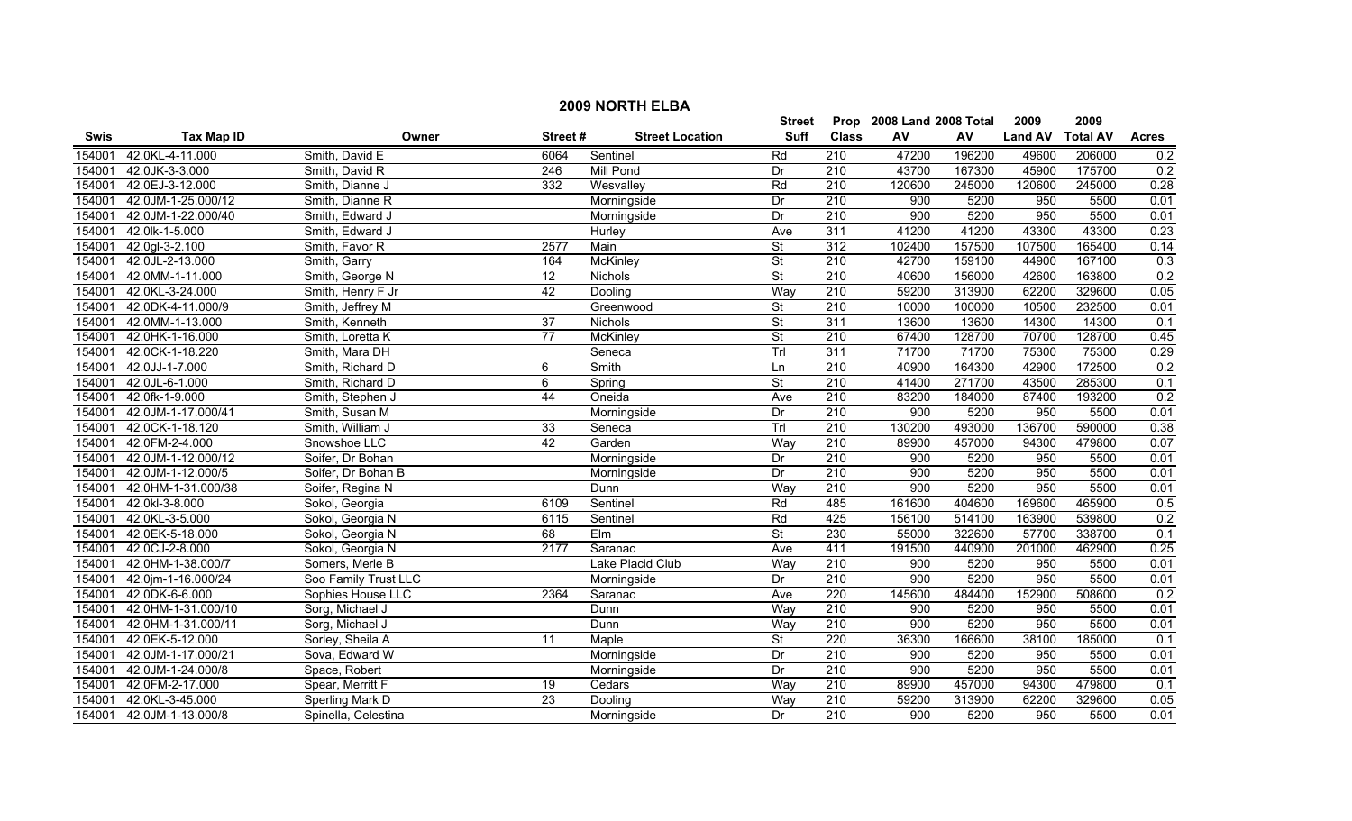# 2009 NORTH ELBA

| Swis | Tax Map ID | Owner | Street # | Street Location | Street Suff | Prop Class | 2008 Land AV | 2008 Total AV | 2009 Land AV | 2009 Total AV | Acres |
|---|---|---|---|---|---|---|---|---|---|---|---|
| 154001 | 42.0KL-4-11.000 | Smith, David E | 6064 | Sentinel | Rd | 210 | 47200 | 196200 | 49600 | 206000 | 0.2 |
| 154001 | 42.0JK-3-3.000 | Smith, David R | 246 | Mill Pond | Dr | 210 | 43700 | 167300 | 45900 | 175700 | 0.2 |
| 154001 | 42.0EJ-3-12.000 | Smith, Dianne J | 332 | Wesvalley | Rd | 210 | 120600 | 245000 | 120600 | 245000 | 0.28 |
| 154001 | 42.0JM-1-25.000/12 | Smith, Dianne R | | Morningside | Dr | 210 | 900 | 5200 | 950 | 5500 | 0.01 |
| 154001 | 42.0JM-1-22.000/40 | Smith, Edward J | | Morningside | Dr | 210 | 900 | 5200 | 950 | 5500 | 0.01 |
| 154001 | 42.0lk-1-5.000 | Smith, Edward J | | Hurley | Ave | 311 | 41200 | 41200 | 43300 | 43300 | 0.23 |
| 154001 | 42.0gl-3-2.100 | Smith, Favor R | 2577 | Main | St | 312 | 102400 | 157500 | 107500 | 165400 | 0.14 |
| 154001 | 42.0JL-2-13.000 | Smith, Garry | 164 | McKinley | St | 210 | 42700 | 159100 | 44900 | 167100 | 0.3 |
| 154001 | 42.0MM-1-11.000 | Smith, George N | 12 | Nichols | St | 210 | 40600 | 156000 | 42600 | 163800 | 0.2 |
| 154001 | 42.0KL-3-24.000 | Smith, Henry F Jr | 42 | Dooling | Way | 210 | 59200 | 313900 | 62200 | 329600 | 0.05 |
| 154001 | 42.0DK-4-11.000/9 | Smith, Jeffrey M | | Greenwood | St | 210 | 10000 | 100000 | 10500 | 232500 | 0.01 |
| 154001 | 42.0MM-1-13.000 | Smith, Kenneth | 37 | Nichols | St | 311 | 13600 | 13600 | 14300 | 14300 | 0.1 |
| 154001 | 42.0HK-1-16.000 | Smith, Loretta K | 77 | McKinley | St | 210 | 67400 | 128700 | 70700 | 128700 | 0.45 |
| 154001 | 42.0CK-1-18.220 | Smith, Mara DH | | Seneca | Trl | 311 | 71700 | 71700 | 75300 | 75300 | 0.29 |
| 154001 | 42.0JJ-1-7.000 | Smith, Richard D | 6 | Smith | Ln | 210 | 40900 | 164300 | 42900 | 172500 | 0.2 |
| 154001 | 42.0JL-6-1.000 | Smith, Richard D | 6 | Spring | St | 210 | 41400 | 271700 | 43500 | 285300 | 0.1 |
| 154001 | 42.0fk-1-9.000 | Smith, Stephen J | 44 | Oneida | Ave | 210 | 83200 | 184000 | 87400 | 193200 | 0.2 |
| 154001 | 42.0JM-1-17.000/41 | Smith, Susan M | | Morningside | Dr | 210 | 900 | 5200 | 950 | 5500 | 0.01 |
| 154001 | 42.0CK-1-18.120 | Smith, William J | 33 | Seneca | Trl | 210 | 130200 | 493000 | 136700 | 590000 | 0.38 |
| 154001 | 42.0FM-2-4.000 | Snowshoe LLC | 42 | Garden | Way | 210 | 89900 | 457000 | 94300 | 479800 | 0.07 |
| 154001 | 42.0JM-1-12.000/12 | Soifer, Dr Bohan | | Morningside | Dr | 210 | 900 | 5200 | 950 | 5500 | 0.01 |
| 154001 | 42.0JM-1-12.000/5 | Soifer, Dr Bohan B | | Morningside | Dr | 210 | 900 | 5200 | 950 | 5500 | 0.01 |
| 154001 | 42.0HM-1-31.000/38 | Soifer, Regina N | | Dunn | Way | 210 | 900 | 5200 | 950 | 5500 | 0.01 |
| 154001 | 42.0kl-3-8.000 | Sokol, Georgia | 6109 | Sentinel | Rd | 485 | 161600 | 404600 | 169600 | 465900 | 0.5 |
| 154001 | 42.0KL-3-5.000 | Sokol, Georgia N | 6115 | Sentinel | Rd | 425 | 156100 | 514100 | 163900 | 539800 | 0.2 |
| 154001 | 42.0EK-5-18.000 | Sokol, Georgia N | 68 | Elm | St | 230 | 55000 | 322600 | 57700 | 338700 | 0.1 |
| 154001 | 42.0CJ-2-8.000 | Sokol, Georgia N | 2177 | Saranac | Ave | 411 | 191500 | 440900 | 201000 | 462900 | 0.25 |
| 154001 | 42.0HM-1-38.000/7 | Somers, Merle B | | Lake Placid Club | Way | 210 | 900 | 5200 | 950 | 5500 | 0.01 |
| 154001 | 42.0jm-1-16.000/24 | Soo Family Trust LLC | | Morningside | Dr | 210 | 900 | 5200 | 950 | 5500 | 0.01 |
| 154001 | 42.0DK-6-6.000 | Sophies House LLC | 2364 | Saranac | Ave | 220 | 145600 | 484400 | 152900 | 508600 | 0.2 |
| 154001 | 42.0HM-1-31.000/10 | Sorg, Michael J | | Dunn | Way | 210 | 900 | 5200 | 950 | 5500 | 0.01 |
| 154001 | 42.0HM-1-31.000/11 | Sorg, Michael J | | Dunn | Way | 210 | 900 | 5200 | 950 | 5500 | 0.01 |
| 154001 | 42.0EK-5-12.000 | Sorley, Sheila A | 11 | Maple | St | 220 | 36300 | 166600 | 38100 | 185000 | 0.1 |
| 154001 | 42.0JM-1-17.000/21 | Sova, Edward W | | Morningside | Dr | 210 | 900 | 5200 | 950 | 5500 | 0.01 |
| 154001 | 42.0JM-1-24.000/8 | Space, Robert | | Morningside | Dr | 210 | 900 | 5200 | 950 | 5500 | 0.01 |
| 154001 | 42.0FM-2-17.000 | Spear, Merritt F | 19 | Cedars | Way | 210 | 89900 | 457000 | 94300 | 479800 | 0.1 |
| 154001 | 42.0KL-3-45.000 | Sperling Mark D | 23 | Dooling | Way | 210 | 59200 | 313900 | 62200 | 329600 | 0.05 |
| 154001 | 42.0JM-1-13.000/8 | Spinella, Celestina | | Morningside | Dr | 210 | 900 | 5200 | 950 | 5500 | 0.01 |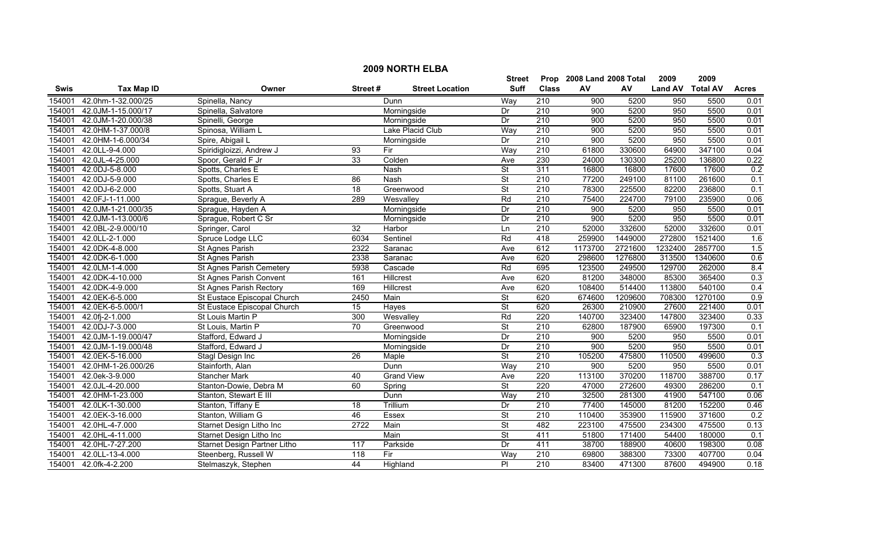# 2009 NORTH ELBA

| Swis | Tax Map ID | Owner | Street # | Street Location | Street Suff | Prop Class | 2008 Land AV | 2008 Total AV | 2009 Land AV | 2009 Total AV | Acres |
|---|---|---|---|---|---|---|---|---|---|---|---|
| 154001 | 42.0hm-1-32.000/25 | Spinella, Nancy | | Dunn | Way | 210 | 900 | 5200 | 950 | 5500 | 0.01 |
| 154001 | 42.0JM-1-15.000/17 | Spinella, Salvatore | | Morningside | Dr | 210 | 900 | 5200 | 950 | 5500 | 0.01 |
| 154001 | 42.0JM-1-20.000/38 | Spinelli, George | | Morningside | Dr | 210 | 900 | 5200 | 950 | 5500 | 0.01 |
| 154001 | 42.0HM-1-37.000/8 | Spinosa, William L | | Lake Placid Club | Way | 210 | 900 | 5200 | 950 | 5500 | 0.01 |
| 154001 | 42.0HM-1-6.000/34 | Spire, Abigail L | | Morningside | Dr | 210 | 900 | 5200 | 950 | 5500 | 0.01 |
| 154001 | 42.0LL-9-4.000 | Spiridigloizzi, Andrew J | 93 | Fir | Way | 210 | 61800 | 330600 | 64900 | 347100 | 0.04 |
| 154001 | 42.0JL-4-25.000 | Spoor, Gerald F Jr | 33 | Colden | Ave | 230 | 24000 | 130300 | 25200 | 136800 | 0.22 |
| 154001 | 42.0DJ-5-8.000 | Spotts, Charles E | | Nash | St | 311 | 16800 | 16800 | 17600 | 17600 | 0.2 |
| 154001 | 42.0DJ-5-9.000 | Spotts, Charles E | 86 | Nash | St | 210 | 77200 | 249100 | 81100 | 261600 | 0.1 |
| 154001 | 42.0DJ-6-2.000 | Spotts, Stuart A | 18 | Greenwood | St | 210 | 78300 | 225500 | 82200 | 236800 | 0.1 |
| 154001 | 42.0FJ-1-11.000 | Sprague, Beverly A | 289 | Wesvalley | Rd | 210 | 75400 | 224700 | 79100 | 235900 | 0.06 |
| 154001 | 42.0JM-1-21.000/35 | Sprague, Hayden A | | Morningside | Dr | 210 | 900 | 5200 | 950 | 5500 | 0.01 |
| 154001 | 42.0JM-1-13.000/6 | Sprague, Robert C Sr | | Morningside | Dr | 210 | 900 | 5200 | 950 | 5500 | 0.01 |
| 154001 | 42.0BL-2-9.000/10 | Springer, Carol | 32 | Harbor | Ln | 210 | 52000 | 332600 | 52000 | 332600 | 0.01 |
| 154001 | 42.0LL-2-1.000 | Spruce Lodge LLC | 6034 | Sentinel | Rd | 418 | 259900 | 1449000 | 272800 | 1521400 | 1.6 |
| 154001 | 42.0DK-4-8.000 | St Agnes Parish | 2322 | Saranac | Ave | 612 | 1173700 | 2721600 | 1232400 | 2857700 | 1.5 |
| 154001 | 42.0DK-6-1.000 | St Agnes Parish | 2338 | Saranac | Ave | 620 | 298600 | 1276800 | 313500 | 1340600 | 0.6 |
| 154001 | 42.0LM-1-4.000 | St Agnes Parish Cemetery | 5938 | Cascade | Rd | 695 | 123500 | 249500 | 129700 | 262000 | 8.4 |
| 154001 | 42.0DK-4-10.000 | St Agnes Parish Convent | 161 | Hillcrest | Ave | 620 | 81200 | 348000 | 85300 | 365400 | 0.3 |
| 154001 | 42.0DK-4-9.000 | St Agnes Parish Rectory | 169 | Hillcrest | Ave | 620 | 108400 | 514400 | 113800 | 540100 | 0.4 |
| 154001 | 42.0EK-6-5.000 | St Eustace Episcopal Church | 2450 | Main | St | 620 | 674600 | 1209600 | 708300 | 1270100 | 0.9 |
| 154001 | 42.0EK-6-5.000/1 | St Eustace Episcopal Church | 15 | Hayes | St | 620 | 26300 | 210900 | 27600 | 221400 | 0.01 |
| 154001 | 42.0fj-2-1.000 | St Louis Martin P | 300 | Wesvalley | Rd | 220 | 140700 | 323400 | 147800 | 323400 | 0.33 |
| 154001 | 42.0DJ-7-3.000 | St Louis, Martin P | 70 | Greenwood | St | 210 | 62800 | 187900 | 65900 | 197300 | 0.1 |
| 154001 | 42.0JM-1-19.000/47 | Stafford, Edward J | | Morningside | Dr | 210 | 900 | 5200 | 950 | 5500 | 0.01 |
| 154001 | 42.0JM-1-19.000/48 | Stafford, Edward J | | Morningside | Dr | 210 | 900 | 5200 | 950 | 5500 | 0.01 |
| 154001 | 42.0EK-5-16.000 | Stagl Design Inc | 26 | Maple | St | 210 | 105200 | 475800 | 110500 | 499600 | 0.3 |
| 154001 | 42.0HM-1-26.000/26 | Stainforth, Alan | | Dunn | Way | 210 | 900 | 5200 | 950 | 5500 | 0.01 |
| 154001 | 42.0ek-3-9.000 | Stancher Mark | 40 | Grand View | Ave | 220 | 113100 | 370200 | 118700 | 388700 | 0.17 |
| 154001 | 42.0JL-4-20.000 | Stanton-Dowie, Debra M | 60 | Spring | St | 220 | 47000 | 272600 | 49300 | 286200 | 0.1 |
| 154001 | 42.0HM-1-23.000 | Stanton, Stewart E III | | Dunn | Way | 210 | 32500 | 281300 | 41900 | 547100 | 0.06 |
| 154001 | 42.0LK-1-30.000 | Stanton, Tiffany E | 18 | Trillium | Dr | 210 | 77400 | 145000 | 81200 | 152200 | 0.46 |
| 154001 | 42.0EK-3-16.000 | Stanton, William G | 46 | Essex | St | 210 | 110400 | 353900 | 115900 | 371600 | 0.2 |
| 154001 | 42.0HL-4-7.000 | Starnet Design Litho Inc | 2722 | Main | St | 482 | 223100 | 475500 | 234300 | 475500 | 0.13 |
| 154001 | 42.0HL-4-11.000 | Starnet Design Litho Inc | | Main | St | 411 | 51800 | 171400 | 54400 | 180000 | 0.1 |
| 154001 | 42.0HL-7-27.200 | Starnet Design Partner Litho | 117 | Parkside | Dr | 411 | 38700 | 188900 | 40600 | 198300 | 0.08 |
| 154001 | 42.0LL-13-4.000 | Steenberg, Russell W | 118 | Fir | Way | 210 | 69800 | 388300 | 73300 | 407700 | 0.04 |
| 154001 | 42.0fk-4-2.200 | Stelmaszyk, Stephen | 44 | Highland | Pl | 210 | 83400 | 471300 | 87600 | 494900 | 0.18 |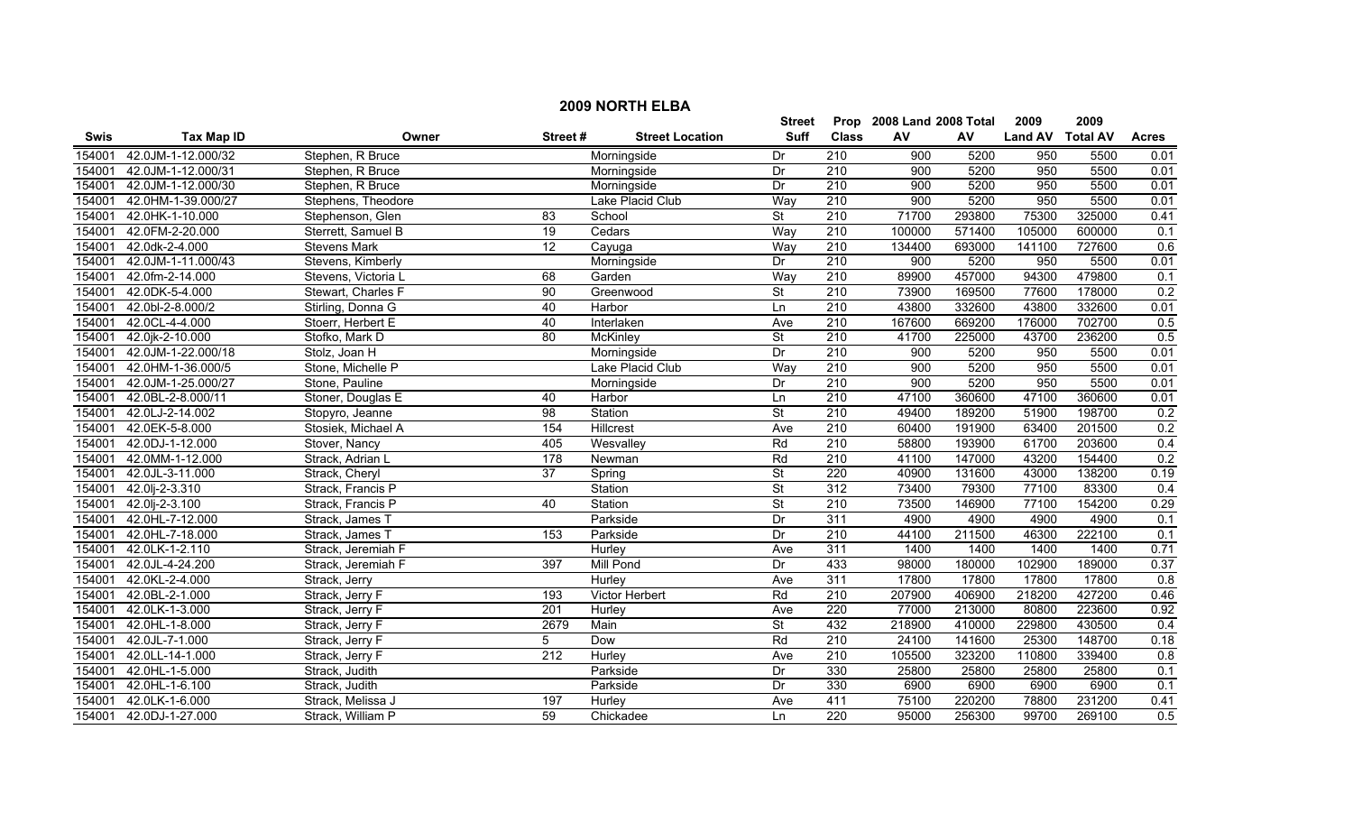# 2009 NORTH ELBA

| Swis | Tax Map ID | Owner | Street # | Street Location | Street Suff | Prop Class | 2008 Land AV | 2008 Total AV | 2009 Land AV | 2009 Total AV | Acres |
|---|---|---|---|---|---|---|---|---|---|---|---|
| 154001 | 42.0JM-1-12.000/32 | Stephen, R Bruce | | Morningside | Dr | 210 | 900 | 5200 | 950 | 5500 | 0.01 |
| 154001 | 42.0JM-1-12.000/31 | Stephen, R Bruce | | Morningside | Dr | 210 | 900 | 5200 | 950 | 5500 | 0.01 |
| 154001 | 42.0JM-1-12.000/30 | Stephen, R Bruce | | Morningside | Dr | 210 | 900 | 5200 | 950 | 5500 | 0.01 |
| 154001 | 42.0HM-1-39.000/27 | Stephens, Theodore | | Lake Placid Club | Way | 210 | 900 | 5200 | 950 | 5500 | 0.01 |
| 154001 | 42.0HK-1-10.000 | Stephenson, Glen | 83 | School | St | 210 | 71700 | 293800 | 75300 | 325000 | 0.41 |
| 154001 | 42.0FM-2-20.000 | Sterrett, Samuel B | 19 | Cedars | Way | 210 | 100000 | 571400 | 105000 | 600000 | 0.1 |
| 154001 | 42.0dk-2-4.000 | Stevens Mark | 12 | Cayuga | Way | 210 | 134400 | 693000 | 141100 | 727600 | 0.6 |
| 154001 | 42.0JM-1-11.000/43 | Stevens, Kimberly | | Morningside | Dr | 210 | 900 | 5200 | 950 | 5500 | 0.01 |
| 154001 | 42.0fm-2-14.000 | Stevens, Victoria L | 68 | Garden | Way | 210 | 89900 | 457000 | 94300 | 479800 | 0.1 |
| 154001 | 42.0DK-5-4.000 | Stewart, Charles F | 90 | Greenwood | St | 210 | 73900 | 169500 | 77600 | 178000 | 0.2 |
| 154001 | 42.0bl-2-8.000/2 | Stirling, Donna G | 40 | Harbor | Ln | 210 | 43800 | 332600 | 43800 | 332600 | 0.01 |
| 154001 | 42.0CL-4-4.000 | Stoerr, Herbert E | 40 | Interlaken | Ave | 210 | 167600 | 669200 | 176000 | 702700 | 0.5 |
| 154001 | 42.0jk-2-10.000 | Stofko, Mark D | 80 | McKinley | St | 210 | 41700 | 225000 | 43700 | 236200 | 0.5 |
| 154001 | 42.0JM-1-22.000/18 | Stolz, Joan H | | Morningside | Dr | 210 | 900 | 5200 | 950 | 5500 | 0.01 |
| 154001 | 42.0HM-1-36.000/5 | Stone, Michelle P | | Lake Placid Club | Way | 210 | 900 | 5200 | 950 | 5500 | 0.01 |
| 154001 | 42.0JM-1-25.000/27 | Stone, Pauline | | Morningside | Dr | 210 | 900 | 5200 | 950 | 5500 | 0.01 |
| 154001 | 42.0BL-2-8.000/11 | Stoner, Douglas E | 40 | Harbor | Ln | 210 | 47100 | 360600 | 47100 | 360600 | 0.01 |
| 154001 | 42.0LJ-2-14.002 | Stopyro, Jeanne | 98 | Station | St | 210 | 49400 | 189200 | 51900 | 198700 | 0.2 |
| 154001 | 42.0EK-5-8.000 | Stosiek, Michael A | 154 | Hillcrest | Ave | 210 | 60400 | 191900 | 63400 | 201500 | 0.2 |
| 154001 | 42.0DJ-1-12.000 | Stover, Nancy | 405 | Wesvalley | Rd | 210 | 58800 | 193900 | 61700 | 203600 | 0.4 |
| 154001 | 42.0MM-1-12.000 | Strack, Adrian L | 178 | Newman | Rd | 210 | 41100 | 147000 | 43200 | 154400 | 0.2 |
| 154001 | 42.0JL-3-11.000 | Strack, Cheryl | 37 | Spring | St | 220 | 40900 | 131600 | 43000 | 138200 | 0.19 |
| 154001 | 42.0lj-2-3.310 | Strack, Francis P | | Station | St | 312 | 73400 | 79300 | 77100 | 83300 | 0.4 |
| 154001 | 42.0lj-2-3.100 | Strack, Francis P | 40 | Station | St | 210 | 73500 | 146900 | 77100 | 154200 | 0.29 |
| 154001 | 42.0HL-7-12.000 | Strack, James T | | Parkside | Dr | 311 | 4900 | 4900 | 4900 | 4900 | 0.1 |
| 154001 | 42.0HL-7-18.000 | Strack, James T | 153 | Parkside | Dr | 210 | 44100 | 211500 | 46300 | 222100 | 0.1 |
| 154001 | 42.0LK-1-2.110 | Strack, Jeremiah F | | Hurley | Ave | 311 | 1400 | 1400 | 1400 | 1400 | 0.71 |
| 154001 | 42.0JL-4-24.200 | Strack, Jeremiah F | 397 | Mill Pond | Dr | 433 | 98000 | 180000 | 102900 | 189000 | 0.37 |
| 154001 | 42.0KL-2-4.000 | Strack, Jerry | | Hurley | Ave | 311 | 17800 | 17800 | 17800 | 17800 | 0.8 |
| 154001 | 42.0BL-2-1.000 | Strack, Jerry F | 193 | Victor Herbert | Rd | 210 | 207900 | 406900 | 218200 | 427200 | 0.46 |
| 154001 | 42.0LK-1-3.000 | Strack, Jerry F | 201 | Hurley | Ave | 220 | 77000 | 213000 | 80800 | 223600 | 0.92 |
| 154001 | 42.0HL-1-8.000 | Strack, Jerry F | 2679 | Main | St | 432 | 218900 | 410000 | 229800 | 430500 | 0.4 |
| 154001 | 42.0JL-7-1.000 | Strack, Jerry F | 5 | Dow | Rd | 210 | 24100 | 141600 | 25300 | 148700 | 0.18 |
| 154001 | 42.0LL-14-1.000 | Strack, Jerry F | 212 | Hurley | Ave | 210 | 105500 | 323200 | 110800 | 339400 | 0.8 |
| 154001 | 42.0HL-1-5.000 | Strack, Judith | | Parkside | Dr | 330 | 25800 | 25800 | 25800 | 25800 | 0.1 |
| 154001 | 42.0HL-1-6.100 | Strack, Judith | | Parkside | Dr | 330 | 6900 | 6900 | 6900 | 6900 | 0.1 |
| 154001 | 42.0LK-1-6.000 | Strack, Melissa J | 197 | Hurley | Ave | 411 | 75100 | 220200 | 78800 | 231200 | 0.41 |
| 154001 | 42.0DJ-1-27.000 | Strack, William P | 59 | Chickadee | Ln | 220 | 95000 | 256300 | 99700 | 269100 | 0.5 |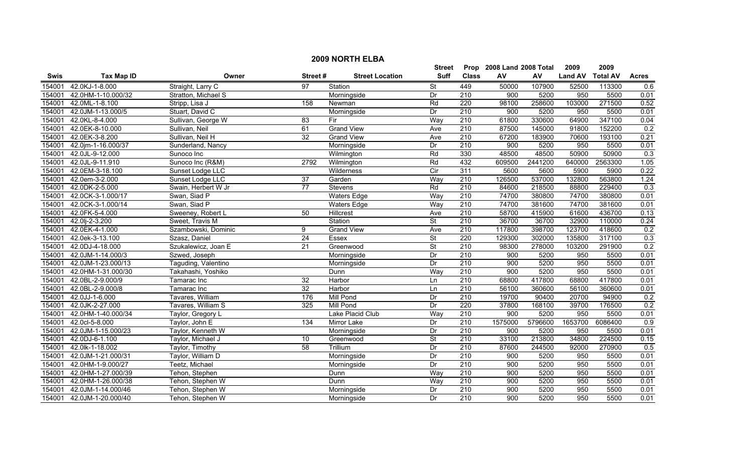## 2009 NORTH ELBA

| Swis | Tax Map ID | Owner | Street # | Street Location | Street Suff | Prop Class | 2008 Land AV | 2008 Total AV | 2009 Land AV | 2009 Total AV | Acres |
|---|---|---|---|---|---|---|---|---|---|---|---|
| 154001 | 42.0KJ-1-8.000 | Straight, Larry C | 97 | Station | St | 449 | 50000 | 107900 | 52500 | 113300 | 0.6 |
| 154001 | 42.0HM-1-10.000/32 | Stratton, Michael S | | Morningside | Dr | 210 | 900 | 5200 | 950 | 5500 | 0.01 |
| 154001 | 42.0ML-1-8.100 | Stripp, Lisa J | 158 | Newman | Rd | 220 | 98100 | 258600 | 103000 | 271500 | 0.52 |
| 154001 | 42.0JM-1-13.000/5 | Stuart, David C | | Morningside | Dr | 210 | 900 | 5200 | 950 | 5500 | 0.01 |
| 154001 | 42.0KL-8-4.000 | Sullivan, George W | 83 | Fir | Way | 210 | 61800 | 330600 | 64900 | 347100 | 0.04 |
| 154001 | 42.0EK-8-10.000 | Sullivan, Neil | 61 | Grand View | Ave | 210 | 87500 | 145000 | 91800 | 152200 | 0.2 |
| 154001 | 42.0EK-3-8.200 | Sullivan, Neil H | 32 | Grand View | Ave | 210 | 67200 | 183900 | 70600 | 193100 | 0.21 |
| 154001 | 42.0jm-1-16.000/37 | Sunderland, Nancy | | Morningside | Dr | 210 | 900 | 5200 | 950 | 5500 | 0.01 |
| 154001 | 42.0JL-9-12.000 | Sunoco Inc | | Wilmington | Rd | 330 | 48500 | 48500 | 50900 | 50900 | 0.3 |
| 154001 | 42.0JL-9-11.910 | Sunoco Inc (R&M) | 2792 | Wilmington | Rd | 432 | 609500 | 2441200 | 640000 | 2563300 | 1.05 |
| 154001 | 42.0EM-3-18.100 | Sunset Lodge LLC | | Wilderness | Cir | 311 | 5600 | 5600 | 5900 | 5900 | 0.22 |
| 154001 | 42.0em-3-2.000 | Sunset Lodge LLC | 37 | Garden | Way | 210 | 126500 | 537000 | 132800 | 563800 | 1.24 |
| 154001 | 42.0DK-2-5.000 | Swain, Herbert W Jr | 77 | Stevens | Rd | 210 | 84600 | 218500 | 88800 | 229400 | 0.3 |
| 154001 | 42.0CK-3-1.000/17 | Swan, Siad P | | Waters Edge | Way | 210 | 74700 | 380800 | 74700 | 380800 | 0.01 |
| 154001 | 42.0CK-3-1.000/14 | Swan, Siad P | | Waters Edge | Way | 210 | 74700 | 381600 | 74700 | 381600 | 0.01 |
| 154001 | 42.0FK-5-4.000 | Sweeney, Robert L | 50 | Hillcrest | Ave | 210 | 58700 | 415900 | 61600 | 436700 | 0.13 |
| 154001 | 42.0lj-2-3.200 | Sweet, Travis M | | Station | St | 210 | 36700 | 36700 | 32900 | 110000 | 0.24 |
| 154001 | 42.0EK-4-1.000 | Szambowski, Dominic | 9 | Grand View | Ave | 210 | 117800 | 398700 | 123700 | 418600 | 0.2 |
| 154001 | 42.0ek-3-13.100 | Szasz, Daniel | 24 | Essex | St | 220 | 129300 | 302000 | 135800 | 317100 | 0.3 |
| 154001 | 42.0DJ-4-18.000 | Szukalewicz, Joan E | 21 | Greenwood | St | 210 | 98300 | 278000 | 103200 | 291900 | 0.2 |
| 154001 | 42.0JM-1-14.000/3 | Szwed, Joseph | | Morningside | Dr | 210 | 900 | 5200 | 950 | 5500 | 0.01 |
| 154001 | 42.0JM-1-23.000/13 | Taguding, Valentino | | Morningside | Dr | 210 | 900 | 5200 | 950 | 5500 | 0.01 |
| 154001 | 42.0HM-1-31.000/30 | Takahashi, Yoshiko | | Dunn | Way | 210 | 900 | 5200 | 950 | 5500 | 0.01 |
| 154001 | 42.0BL-2-9.000/9 | Tamarac Inc | 32 | Harbor | Ln | 210 | 68800 | 417800 | 68800 | 417800 | 0.01 |
| 154001 | 42.0BL-2-9.000/8 | Tamarac Inc | 32 | Harbor | Ln | 210 | 56100 | 360600 | 56100 | 360600 | 0.01 |
| 154001 | 42.0JJ-1-6.000 | Tavares, William | 176 | Mill Pond | Dr | 210 | 19700 | 90400 | 20700 | 94900 | 0.2 |
| 154001 | 42.0JK-2-27.000 | Tavares, William S | 325 | Mill Pond | Dr | 220 | 37800 | 168100 | 39700 | 176500 | 0.2 |
| 154001 | 42.0HM-1-40.000/34 | Taylor, Gregory L | | Lake Placid Club | Way | 210 | 900 | 5200 | 950 | 5500 | 0.01 |
| 154001 | 42.0cl-5-8.000 | Taylor, John E | 134 | Mirror Lake | Dr | 210 | 1575000 | 5796600 | 1653700 | 6086400 | 0.9 |
| 154001 | 42.0JM-1-15.000/23 | Taylor, Kenneth W | | Morningside | Dr | 210 | 900 | 5200 | 950 | 5500 | 0.01 |
| 154001 | 42.0DJ-6-1.100 | Taylor, Michael J | 10 | Greenwood | St | 210 | 33100 | 213800 | 34800 | 224500 | 0.15 |
| 154001 | 42.0lk-1-18.002 | Taylor, Timothy | 58 | Trillium | Dr | 210 | 87600 | 244500 | 92000 | 270900 | 0.5 |
| 154001 | 42.0JM-1-21.000/31 | Taylor, William D | | Morningside | Dr | 210 | 900 | 5200 | 950 | 5500 | 0.01 |
| 154001 | 42.0HM-1-9.000/27 | Teetz, Michael | | Morningside | Dr | 210 | 900 | 5200 | 950 | 5500 | 0.01 |
| 154001 | 42.0HM-1-27.000/39 | Tehon, Stephen | | Dunn | Way | 210 | 900 | 5200 | 950 | 5500 | 0.01 |
| 154001 | 42.0HM-1-26.000/38 | Tehon, Stephen W | | Dunn | Way | 210 | 900 | 5200 | 950 | 5500 | 0.01 |
| 154001 | 42.0JM-1-14.000/46 | Tehon, Stephen W | | Morningside | Dr | 210 | 900 | 5200 | 950 | 5500 | 0.01 |
| 154001 | 42.0JM-1-20.000/40 | Tehon, Stephen W | | Morningside | Dr | 210 | 900 | 5200 | 950 | 5500 | 0.01 |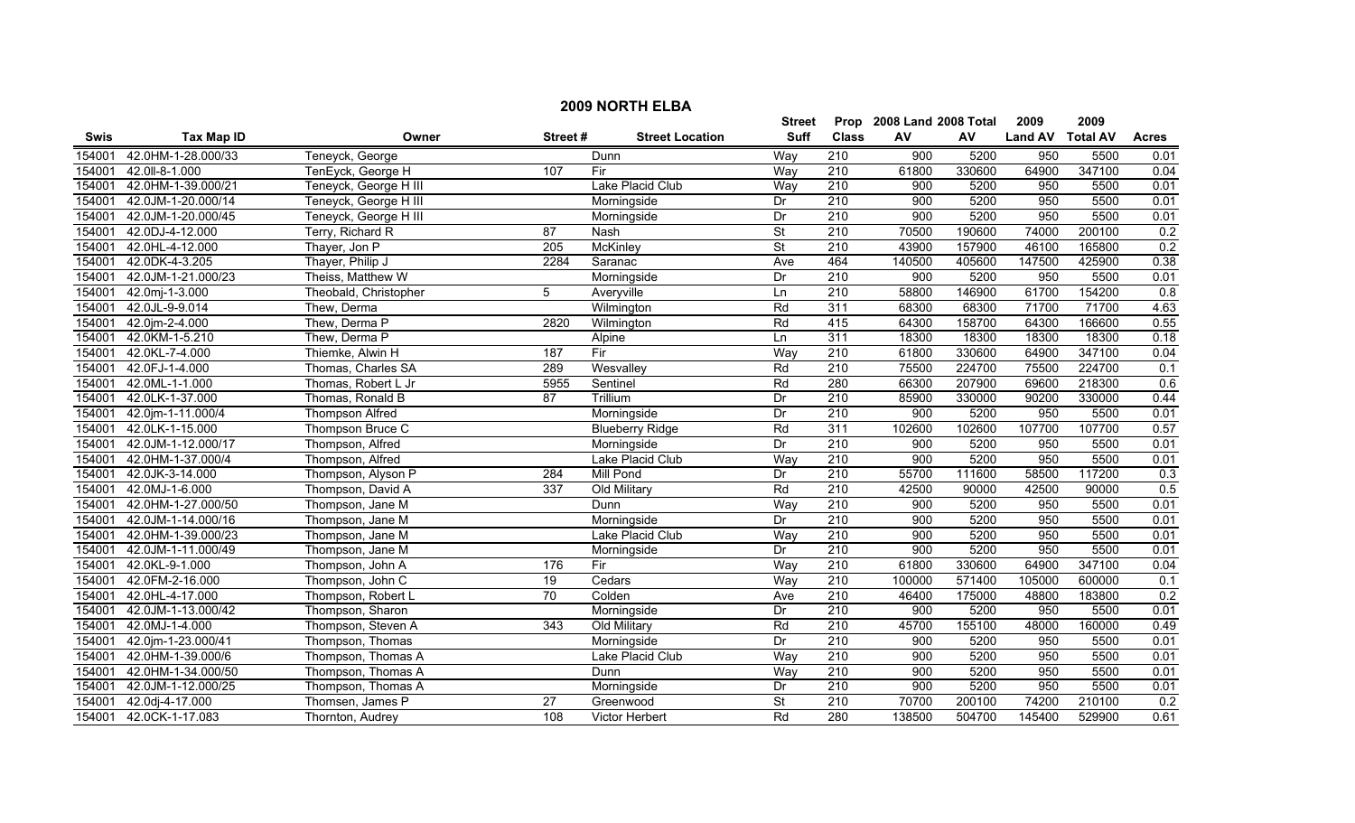# 2009 NORTH ELBA

| Swis | Tax Map ID | Owner | Street # | Street Location | Street Suff | Prop Class | 2008 Land AV | 2008 Total AV | 2009 Land AV | 2009 Total AV | Acres |
|---|---|---|---|---|---|---|---|---|---|---|---|
| 154001 | 42.0HM-1-28.000/33 | Teneyck, George | | Dunn | Way | 210 | 900 | 5200 | 950 | 5500 | 0.01 |
| 154001 | 42.0II-8-1.000 | TenEyck, George H | 107 | Fir | Way | 210 | 61800 | 330600 | 64900 | 347100 | 0.04 |
| 154001 | 42.0HM-1-39.000/21 | Teneyck, George H III | | Lake Placid Club | Way | 210 | 900 | 5200 | 950 | 5500 | 0.01 |
| 154001 | 42.0JM-1-20.000/14 | Teneyck, George H III | | Morningside | Dr | 210 | 900 | 5200 | 950 | 5500 | 0.01 |
| 154001 | 42.0JM-1-20.000/45 | Teneyck, George H III | | Morningside | Dr | 210 | 900 | 5200 | 950 | 5500 | 0.01 |
| 154001 | 42.0DJ-4-12.000 | Terry, Richard R | 87 | Nash | St | 210 | 70500 | 190600 | 74000 | 200100 | 0.2 |
| 154001 | 42.0HL-4-12.000 | Thayer, Jon P | 205 | McKinley | St | 210 | 43900 | 157900 | 46100 | 165800 | 0.2 |
| 154001 | 42.0DK-4-3.205 | Thayer, Philip J | 2284 | Saranac | Ave | 464 | 140500 | 405600 | 147500 | 425900 | 0.38 |
| 154001 | 42.0JM-1-21.000/23 | Theiss, Matthew W | | Morningside | Dr | 210 | 900 | 5200 | 950 | 5500 | 0.01 |
| 154001 | 42.0mj-1-3.000 | Theobald, Christopher | 5 | Averyville | Ln | 210 | 58800 | 146900 | 61700 | 154200 | 0.8 |
| 154001 | 42.0JL-9-9.014 | Thew, Derma | | Wilmington | Rd | 311 | 68300 | 68300 | 71700 | 71700 | 4.63 |
| 154001 | 42.0jm-2-4.000 | Thew, Derma P | 2820 | Wilmington | Rd | 415 | 64300 | 158700 | 64300 | 166600 | 0.55 |
| 154001 | 42.0KM-1-5.210 | Thew, Derma P | | Alpine | Ln | 311 | 18300 | 18300 | 18300 | 18300 | 0.18 |
| 154001 | 42.0KL-7-4.000 | Thiemke, Alwin H | 187 | Fir | Way | 210 | 61800 | 330600 | 64900 | 347100 | 0.04 |
| 154001 | 42.0FJ-1-4.000 | Thomas, Charles SA | 289 | Wesvalley | Rd | 210 | 75500 | 224700 | 75500 | 224700 | 0.1 |
| 154001 | 42.0ML-1-1.000 | Thomas, Robert L Jr | 5955 | Sentinel | Rd | 280 | 66300 | 207900 | 69600 | 218300 | 0.6 |
| 154001 | 42.0LK-1-37.000 | Thomas, Ronald B | 87 | Trillium | Dr | 210 | 85900 | 330000 | 90200 | 330000 | 0.44 |
| 154001 | 42.0jm-1-11.000/4 | Thompson Alfred | | Morningside | Dr | 210 | 900 | 5200 | 950 | 5500 | 0.01 |
| 154001 | 42.0LK-1-15.000 | Thompson Bruce C | | Blueberry Ridge | Rd | 311 | 102600 | 102600 | 107700 | 107700 | 0.57 |
| 154001 | 42.0JM-1-12.000/17 | Thompson, Alfred | | Morningside | Dr | 210 | 900 | 5200 | 950 | 5500 | 0.01 |
| 154001 | 42.0HM-1-37.000/4 | Thompson, Alfred | | Lake Placid Club | Way | 210 | 900 | 5200 | 950 | 5500 | 0.01 |
| 154001 | 42.0JK-3-14.000 | Thompson, Alyson P | 284 | Mill Pond | Dr | 210 | 55700 | 111600 | 58500 | 117200 | 0.3 |
| 154001 | 42.0MJ-1-6.000 | Thompson, David A | 337 | Old Military | Rd | 210 | 42500 | 90000 | 42500 | 90000 | 0.5 |
| 154001 | 42.0HM-1-27.000/50 | Thompson, Jane M | | Dunn | Way | 210 | 900 | 5200 | 950 | 5500 | 0.01 |
| 154001 | 42.0JM-1-14.000/16 | Thompson, Jane M | | Morningside | Dr | 210 | 900 | 5200 | 950 | 5500 | 0.01 |
| 154001 | 42.0HM-1-39.000/23 | Thompson, Jane M | | Lake Placid Club | Way | 210 | 900 | 5200 | 950 | 5500 | 0.01 |
| 154001 | 42.0JM-1-11.000/49 | Thompson, Jane M | | Morningside | Dr | 210 | 900 | 5200 | 950 | 5500 | 0.01 |
| 154001 | 42.0KL-9-1.000 | Thompson, John A | 176 | Fir | Way | 210 | 61800 | 330600 | 64900 | 347100 | 0.04 |
| 154001 | 42.0FM-2-16.000 | Thompson, John C | 19 | Cedars | Way | 210 | 100000 | 571400 | 105000 | 600000 | 0.1 |
| 154001 | 42.0HL-4-17.000 | Thompson, Robert L | 70 | Colden | Ave | 210 | 46400 | 175000 | 48800 | 183800 | 0.2 |
| 154001 | 42.0JM-1-13.000/42 | Thompson, Sharon | | Morningside | Dr | 210 | 900 | 5200 | 950 | 5500 | 0.01 |
| 154001 | 42.0MJ-1-4.000 | Thompson, Steven A | 343 | Old Military | Rd | 210 | 45700 | 155100 | 48000 | 160000 | 0.49 |
| 154001 | 42.0jm-1-23.000/41 | Thompson, Thomas | | Morningside | Dr | 210 | 900 | 5200 | 950 | 5500 | 0.01 |
| 154001 | 42.0HM-1-39.000/6 | Thompson, Thomas A | | Lake Placid Club | Way | 210 | 900 | 5200 | 950 | 5500 | 0.01 |
| 154001 | 42.0HM-1-34.000/50 | Thompson, Thomas A | | Dunn | Way | 210 | 900 | 5200 | 950 | 5500 | 0.01 |
| 154001 | 42.0JM-1-12.000/25 | Thompson, Thomas A | | Morningside | Dr | 210 | 900 | 5200 | 950 | 5500 | 0.01 |
| 154001 | 42.0dj-4-17.000 | Thomsen, James P | 27 | Greenwood | St | 210 | 70700 | 200100 | 74200 | 210100 | 0.2 |
| 154001 | 42.0CK-1-17.083 | Thornton, Audrey | 108 | Victor Herbert | Rd | 280 | 138500 | 504700 | 145400 | 529900 | 0.61 |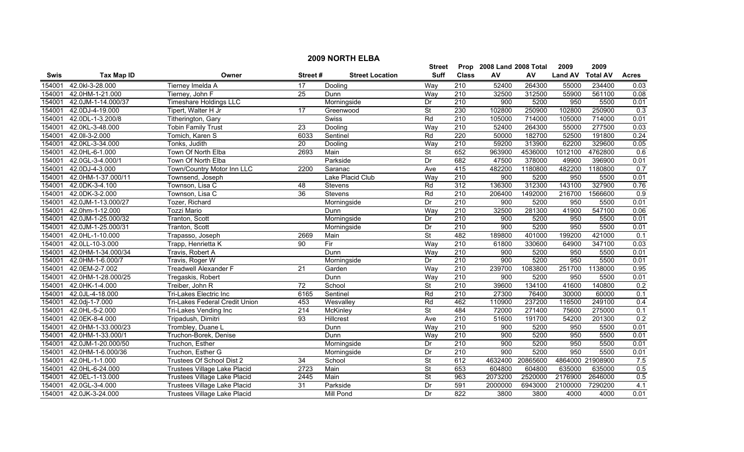# 2009 NORTH ELBA

| Swis | Tax Map ID | Owner | Street # | Street Location | Street Suff | Prop Class | 2008 Land AV | 2008 Total AV | 2009 Land AV | 2009 Total AV | Acres |
|---|---|---|---|---|---|---|---|---|---|---|---|
| 154001 | 42.0kl-3-28.000 | Tierney Imelda A | 17 | Dooling | Way | 210 | 52400 | 264300 | 55000 | 234400 | 0.03 |
| 154001 | 42.0HM-1-21.000 | Tierney, John F | 25 | Dunn | Way | 210 | 32500 | 312500 | 55900 | 561100 | 0.08 |
| 154001 | 42.0JM-1-14.000/37 | Timeshare Holdings LLC | | Morningside | Dr | 210 | 900 | 5200 | 950 | 5500 | 0.01 |
| 154001 | 42.0DJ-4-19.000 | Tipert, Walter H Jr | 17 | Greenwood | St | 230 | 102800 | 250900 | 102800 | 250900 | 0.3 |
| 154001 | 42.0DL-1-3.200/8 | Titherington, Gary | | Swiss | Rd | 210 | 105000 | 714000 | 105000 | 714000 | 0.01 |
| 154001 | 42.0KL-3-48.000 | Tobin Family Trust | 23 | Dooling | Way | 210 | 52400 | 264300 | 55000 | 277500 | 0.03 |
| 154001 | 42.0ll-3-2.000 | Tomich, Karen S | 6033 | Sentinel | Rd | 220 | 50000 | 182700 | 52500 | 191800 | 0.24 |
| 154001 | 42.0KL-3-34.000 | Tonks, Judith | 20 | Dooling | Way | 210 | 59200 | 313900 | 62200 | 329600 | 0.05 |
| 154001 | 42.0HL-6-1.000 | Town Of North Elba | 2693 | Main | St | 652 | 963900 | 4536000 | 1012100 | 4762800 | 0.6 |
| 154001 | 42.0GL-3-4.000/1 | Town Of North Elba | | Parkside | Dr | 682 | 47500 | 378000 | 49900 | 396900 | 0.01 |
| 154001 | 42.0DJ-4-3.000 | Town/Country Motor Inn LLC | 2200 | Saranac | Ave | 415 | 482200 | 1180800 | 482200 | 1180800 | 0.7 |
| 154001 | 42.0HM-1-37.000/11 | Townsend, Joseph | | Lake Placid Club | Way | 210 | 900 | 5200 | 950 | 5500 | 0.01 |
| 154001 | 42.0DK-3-4.100 | Townson, Lisa C | 48 | Stevens | Rd | 312 | 136300 | 312300 | 143100 | 327900 | 0.76 |
| 154001 | 42.0DK-3-2.000 | Townson, Lisa C | 36 | Stevens | Rd | 210 | 206400 | 1492000 | 216700 | 1566600 | 0.9 |
| 154001 | 42.0JM-1-13.000/27 | Tozer, Richard | | Morningside | Dr | 210 | 900 | 5200 | 950 | 5500 | 0.01 |
| 154001 | 42.0hm-1-12.000 | Tozzi Mario | | Dunn | Way | 210 | 32500 | 281300 | 41900 | 547100 | 0.06 |
| 154001 | 42.0JM-1-25.000/32 | Tranton, Scott | | Morningside | Dr | 210 | 900 | 5200 | 950 | 5500 | 0.01 |
| 154001 | 42.0JM-1-25.000/31 | Tranton, Scott | | Morningside | Dr | 210 | 900 | 5200 | 950 | 5500 | 0.01 |
| 154001 | 42.0HL-1-10.000 | Trapasso, Joseph | 2669 | Main | St | 482 | 189800 | 401000 | 199200 | 421000 | 0.1 |
| 154001 | 42.0LL-10-3.000 | Trapp, Henrietta K | 90 | Fir | Way | 210 | 61800 | 330600 | 64900 | 347100 | 0.03 |
| 154001 | 42.0HM-1-34.000/34 | Travis, Robert A | | Dunn | Way | 210 | 900 | 5200 | 950 | 5500 | 0.01 |
| 154001 | 42.0HM-1-6.000/7 | Travis, Roger W | | Morningside | Dr | 210 | 900 | 5200 | 950 | 5500 | 0.01 |
| 154001 | 42.0EM-2-7.002 | Treadwell Alexander F | 21 | Garden | Way | 210 | 239700 | 1083800 | 251700 | 1138000 | 0.95 |
| 154001 | 42.0HM-1-28.000/25 | Tregaskis, Robert | | Dunn | Way | 210 | 900 | 5200 | 950 | 5500 | 0.01 |
| 154001 | 42.0HK-1-4.000 | Treiber, John R | 72 | School | St | 210 | 39600 | 134100 | 41600 | 140800 | 0.2 |
| 154001 | 42.0JL-4-18.000 | Tri-Lakes Electric Inc | 6165 | Sentinel | Rd | 210 | 27300 | 76400 | 30000 | 60000 | 0.1 |
| 154001 | 42.0dj-1-7.000 | Tri-Lakes Federal Credit Union | 453 | Wesvalley | Rd | 462 | 110900 | 237200 | 116500 | 249100 | 0.4 |
| 154001 | 42.0HL-5-2.000 | Tri-Lakes Vending Inc | 214 | McKinley | St | 484 | 72000 | 271400 | 75600 | 275000 | 0.1 |
| 154001 | 42.0EK-8-4.000 | Tripadush, Dimitri | 93 | Hillcrest | Ave | 210 | 51600 | 191700 | 54200 | 201300 | 0.2 |
| 154001 | 42.0HM-1-33.000/23 | Trombley, Duane L | | Dunn | Way | 210 | 900 | 5200 | 950 | 5500 | 0.01 |
| 154001 | 42.0HM-1-33.000/1 | Truchon-Borek, Denise | | Dunn | Way | 210 | 900 | 5200 | 950 | 5500 | 0.01 |
| 154001 | 42.0JM-1-20.000/50 | Truchon, Esther | | Morningside | Dr | 210 | 900 | 5200 | 950 | 5500 | 0.01 |
| 154001 | 42.0HM-1-6.000/36 | Truchon, Esther G | | Morningside | Dr | 210 | 900 | 5200 | 950 | 5500 | 0.01 |
| 154001 | 42.0HL-1-1.000 | Trustees Of School Dist 2 | 34 | School | St | 612 | 4632400 | 20865600 | 4864000 | 21908900 | 7.5 |
| 154001 | 42.0HL-6-24.000 | Trustees Village Lake Placid | 2723 | Main | St | 653 | 604800 | 604800 | 635000 | 635000 | 0.5 |
| 154001 | 42.0EL-1-13.000 | Trustees Village Lake Placid | 2445 | Main | St | 963 | 2073200 | 2520000 | 2176900 | 2646000 | 0.5 |
| 154001 | 42.0GL-3-4.000 | Trustees Village Lake Placid | 31 | Parkside | Dr | 591 | 2000000 | 6943000 | 2100000 | 7290200 | 4.1 |
| 154001 | 42.0JK-3-24.000 | Trustees Village Lake Placid | | Mill Pond | Dr | 822 | 3800 | 3800 | 4000 | 4000 | 0.01 |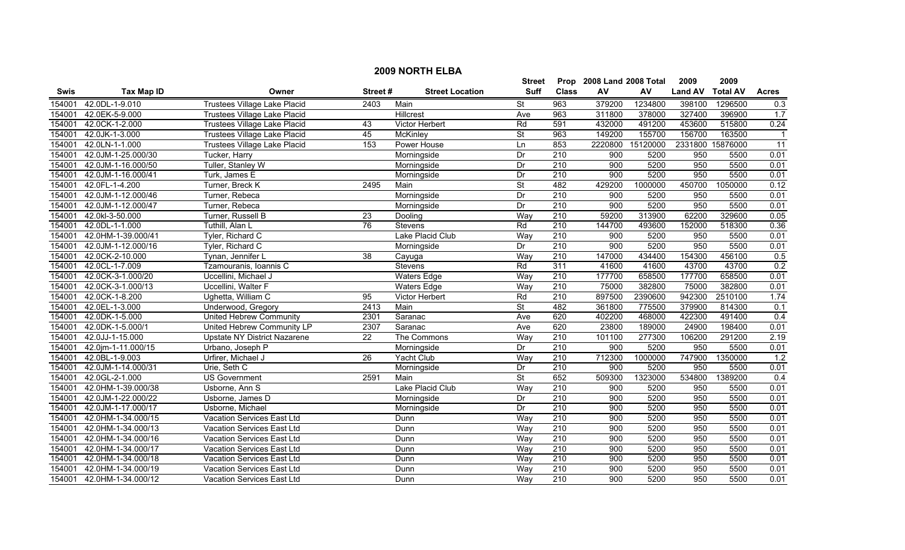## 2009 NORTH ELBA

| Swis | Tax Map ID | Owner | Street # | Street Location | Street Suff | Prop Class | 2008 Land AV | 2008 Total AV | 2009 Land AV | 2009 Total AV | Acres |
|---|---|---|---|---|---|---|---|---|---|---|---|
| 154001 | 42.0DL-1-9.010 | Trustees Village Lake Placid | 2403 | Main | St | 963 | 379200 | 1234800 | 398100 | 1296500 | 0.3 |
| 154001 | 42.0EK-5-9.000 | Trustees Village Lake Placid | | Hillcrest | Ave | 963 | 311800 | 378000 | 327400 | 396900 | 1.7 |
| 154001 | 42.0CK-1-2.000 | Trustees Village Lake Placid | 43 | Victor Herbert | Rd | 591 | 432000 | 491200 | 453600 | 515800 | 0.24 |
| 154001 | 42.0JK-1-3.000 | Trustees Village Lake Placid | 45 | McKinley | St | 963 | 149200 | 155700 | 156700 | 163500 | 1 |
| 154001 | 42.0LN-1-1.000 | Trustees Village Lake Placid | 153 | Power House | Ln | 853 | 2220800 | 15120000 | 2331800 | 15876000 | 11 |
| 154001 | 42.0JM-1-25.000/30 | Tucker, Harry | | Morningside | Dr | 210 | 900 | 5200 | 950 | 5500 | 0.01 |
| 154001 | 42.0JM-1-16.000/50 | Tuller, Stanley W | | Morningside | Dr | 210 | 900 | 5200 | 950 | 5500 | 0.01 |
| 154001 | 42.0JM-1-16.000/41 | Turk, James E | | Morningside | Dr | 210 | 900 | 5200 | 950 | 5500 | 0.01 |
| 154001 | 42.0FL-1-4.200 | Turner, Breck K | 2495 | Main | St | 482 | 429200 | 1000000 | 450700 | 1050000 | 0.12 |
| 154001 | 42.0JM-1-12.000/46 | Turner, Rebeca | | Morningside | Dr | 210 | 900 | 5200 | 950 | 5500 | 0.01 |
| 154001 | 42.0JM-1-12.000/47 | Turner, Rebeca | | Morningside | Dr | 210 | 900 | 5200 | 950 | 5500 | 0.01 |
| 154001 | 42.0kl-3-50.000 | Turner, Russell B | 23 | Dooling | Way | 210 | 59200 | 313900 | 62200 | 329600 | 0.05 |
| 154001 | 42.0DL-1-1.000 | Tuthill, Alan L | 76 | Stevens | Rd | 210 | 144700 | 493600 | 152000 | 518300 | 0.36 |
| 154001 | 42.0HM-1-39.000/41 | Tyler, Richard C | | Lake Placid Club | Way | 210 | 900 | 5200 | 950 | 5500 | 0.01 |
| 154001 | 42.0JM-1-12.000/16 | Tyler, Richard C | | Morningside | Dr | 210 | 900 | 5200 | 950 | 5500 | 0.01 |
| 154001 | 42.0CK-2-10.000 | Tynan, Jennifer L | 38 | Cayuga | Way | 210 | 147000 | 434400 | 154300 | 456100 | 0.5 |
| 154001 | 42.0CL-1-7.009 | Tzamouranis, Ioannis C | | Stevens | Rd | 311 | 41600 | 41600 | 43700 | 43700 | 0.2 |
| 154001 | 42.0CK-3-1.000/20 | Uccellini, Michael J | | Waters Edge | Way | 210 | 177700 | 658500 | 177700 | 658500 | 0.01 |
| 154001 | 42.0CK-3-1.000/13 | Uccellini, Walter F | | Waters Edge | Way | 210 | 75000 | 382800 | 75000 | 382800 | 0.01 |
| 154001 | 42.0CK-1-8.200 | Ughetta, William C | 95 | Victor Herbert | Rd | 210 | 897500 | 2390600 | 942300 | 2510100 | 1.74 |
| 154001 | 42.0EL-1-3.000 | Underwood, Gregory | 2413 | Main | St | 482 | 361800 | 775500 | 379900 | 814300 | 0.1 |
| 154001 | 42.0DK-1-5.000 | United Hebrew Community | 2301 | Saranac | Ave | 620 | 402200 | 468000 | 422300 | 491400 | 0.4 |
| 154001 | 42.0DK-1-5.000/1 | United Hebrew Community LP | 2307 | Saranac | Ave | 620 | 23800 | 189000 | 24900 | 198400 | 0.01 |
| 154001 | 42.0JJ-1-15.000 | Upstate NY District Nazarene | 22 | The Commons | Way | 210 | 101100 | 277300 | 106200 | 291200 | 2.19 |
| 154001 | 42.0jm-1-11.000/15 | Urbano, Joseph P | | Morningside | Dr | 210 | 900 | 5200 | 950 | 5500 | 0.01 |
| 154001 | 42.0BL-1-9.003 | Urfirer, Michael J | 26 | Yacht Club | Way | 210 | 712300 | 1000000 | 747900 | 1350000 | 1.2 |
| 154001 | 42.0JM-1-14.000/31 | Urie, Seth C | | Morningside | Dr | 210 | 900 | 5200 | 950 | 5500 | 0.01 |
| 154001 | 42.0GL-2-1.000 | US Government | 2591 | Main | St | 652 | 509300 | 1323000 | 534800 | 1389200 | 0.4 |
| 154001 | 42.0HM-1-39.000/38 | Usborne, Ann S | | Lake Placid Club | Way | 210 | 900 | 5200 | 950 | 5500 | 0.01 |
| 154001 | 42.0JM-1-22.000/22 | Usborne, James D | | Morningside | Dr | 210 | 900 | 5200 | 950 | 5500 | 0.01 |
| 154001 | 42.0JM-1-17.000/17 | Usborne, Michael | | Morningside | Dr | 210 | 900 | 5200 | 950 | 5500 | 0.01 |
| 154001 | 42.0HM-1-34.000/15 | Vacation Services East Ltd | | Dunn | Way | 210 | 900 | 5200 | 950 | 5500 | 0.01 |
| 154001 | 42.0HM-1-34.000/13 | Vacation Services East Ltd | | Dunn | Way | 210 | 900 | 5200 | 950 | 5500 | 0.01 |
| 154001 | 42.0HM-1-34.000/16 | Vacation Services East Ltd | | Dunn | Way | 210 | 900 | 5200 | 950 | 5500 | 0.01 |
| 154001 | 42.0HM-1-34.000/17 | Vacation Services East Ltd | | Dunn | Way | 210 | 900 | 5200 | 950 | 5500 | 0.01 |
| 154001 | 42.0HM-1-34.000/18 | Vacation Services East Ltd | | Dunn | Way | 210 | 900 | 5200 | 950 | 5500 | 0.01 |
| 154001 | 42.0HM-1-34.000/19 | Vacation Services East Ltd | | Dunn | Way | 210 | 900 | 5200 | 950 | 5500 | 0.01 |
| 154001 | 42.0HM-1-34.000/12 | Vacation Services East Ltd | | Dunn | Way | 210 | 900 | 5200 | 950 | 5500 | 0.01 |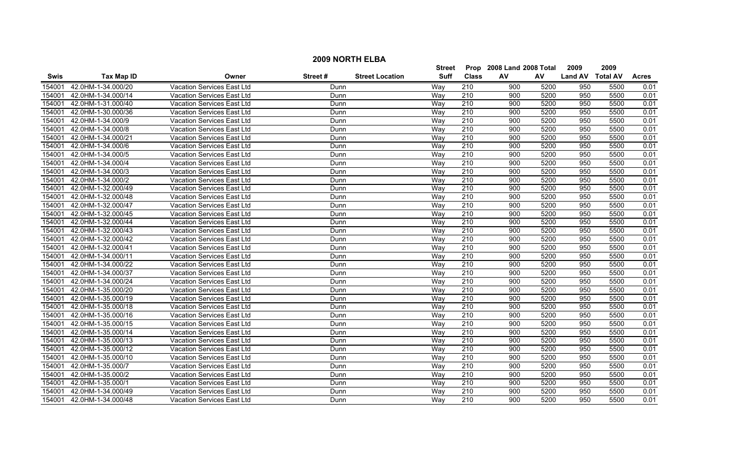## 2009 NORTH ELBA

| Swis | Tax Map ID | Owner | Street # | Street Location | Street Suff | Prop Class | 2008 Land AV | 2008 Total AV | 2009 Land AV | 2009 Total AV | Acres |
|---|---|---|---|---|---|---|---|---|---|---|---|
| 154001 | 42.0HM-1-34.000/20 | Vacation Services East Ltd | | Dunn | Way | 210 | 900 | 5200 | 950 | 5500 | 0.01 |
| 154001 | 42.0HM-1-34.000/14 | Vacation Services East Ltd | | Dunn | Way | 210 | 900 | 5200 | 950 | 5500 | 0.01 |
| 154001 | 42.0HM-1-31.000/40 | Vacation Services East Ltd | | Dunn | Way | 210 | 900 | 5200 | 950 | 5500 | 0.01 |
| 154001 | 42.0HM-1-30.000/36 | Vacation Services East Ltd | | Dunn | Way | 210 | 900 | 5200 | 950 | 5500 | 0.01 |
| 154001 | 42.0HM-1-34.000/9 | Vacation Services East Ltd | | Dunn | Way | 210 | 900 | 5200 | 950 | 5500 | 0.01 |
| 154001 | 42.0HM-1-34.000/8 | Vacation Services East Ltd | | Dunn | Way | 210 | 900 | 5200 | 950 | 5500 | 0.01 |
| 154001 | 42.0HM-1-34.000/21 | Vacation Services East Ltd | | Dunn | Way | 210 | 900 | 5200 | 950 | 5500 | 0.01 |
| 154001 | 42.0HM-1-34.000/6 | Vacation Services East Ltd | | Dunn | Way | 210 | 900 | 5200 | 950 | 5500 | 0.01 |
| 154001 | 42.0HM-1-34.000/5 | Vacation Services East Ltd | | Dunn | Way | 210 | 900 | 5200 | 950 | 5500 | 0.01 |
| 154001 | 42.0HM-1-34.000/4 | Vacation Services East Ltd | | Dunn | Way | 210 | 900 | 5200 | 950 | 5500 | 0.01 |
| 154001 | 42.0HM-1-34.000/3 | Vacation Services East Ltd | | Dunn | Way | 210 | 900 | 5200 | 950 | 5500 | 0.01 |
| 154001 | 42.0HM-1-34.000/2 | Vacation Services East Ltd | | Dunn | Way | 210 | 900 | 5200 | 950 | 5500 | 0.01 |
| 154001 | 42.0HM-1-32.000/49 | Vacation Services East Ltd | | Dunn | Way | 210 | 900 | 5200 | 950 | 5500 | 0.01 |
| 154001 | 42.0HM-1-32.000/48 | Vacation Services East Ltd | | Dunn | Way | 210 | 900 | 5200 | 950 | 5500 | 0.01 |
| 154001 | 42.0HM-1-32.000/47 | Vacation Services East Ltd | | Dunn | Way | 210 | 900 | 5200 | 950 | 5500 | 0.01 |
| 154001 | 42.0HM-1-32.000/45 | Vacation Services East Ltd | | Dunn | Way | 210 | 900 | 5200 | 950 | 5500 | 0.01 |
| 154001 | 42.0HM-1-32.000/44 | Vacation Services East Ltd | | Dunn | Way | 210 | 900 | 5200 | 950 | 5500 | 0.01 |
| 154001 | 42.0HM-1-32.000/43 | Vacation Services East Ltd | | Dunn | Way | 210 | 900 | 5200 | 950 | 5500 | 0.01 |
| 154001 | 42.0HM-1-32.000/42 | Vacation Services East Ltd | | Dunn | Way | 210 | 900 | 5200 | 950 | 5500 | 0.01 |
| 154001 | 42.0HM-1-32.000/41 | Vacation Services East Ltd | | Dunn | Way | 210 | 900 | 5200 | 950 | 5500 | 0.01 |
| 154001 | 42.0HM-1-34.000/11 | Vacation Services East Ltd | | Dunn | Way | 210 | 900 | 5200 | 950 | 5500 | 0.01 |
| 154001 | 42.0HM-1-34.000/22 | Vacation Services East Ltd | | Dunn | Way | 210 | 900 | 5200 | 950 | 5500 | 0.01 |
| 154001 | 42.0HM-1-34.000/37 | Vacation Services East Ltd | | Dunn | Way | 210 | 900 | 5200 | 950 | 5500 | 0.01 |
| 154001 | 42.0HM-1-34.000/24 | Vacation Services East Ltd | | Dunn | Way | 210 | 900 | 5200 | 950 | 5500 | 0.01 |
| 154001 | 42.0HM-1-35.000/20 | Vacation Services East Ltd | | Dunn | Way | 210 | 900 | 5200 | 950 | 5500 | 0.01 |
| 154001 | 42.0HM-1-35.000/19 | Vacation Services East Ltd | | Dunn | Way | 210 | 900 | 5200 | 950 | 5500 | 0.01 |
| 154001 | 42.0HM-1-35.000/18 | Vacation Services East Ltd | | Dunn | Way | 210 | 900 | 5200 | 950 | 5500 | 0.01 |
| 154001 | 42.0HM-1-35.000/16 | Vacation Services East Ltd | | Dunn | Way | 210 | 900 | 5200 | 950 | 5500 | 0.01 |
| 154001 | 42.0HM-1-35.000/15 | Vacation Services East Ltd | | Dunn | Way | 210 | 900 | 5200 | 950 | 5500 | 0.01 |
| 154001 | 42.0HM-1-35.000/14 | Vacation Services East Ltd | | Dunn | Way | 210 | 900 | 5200 | 950 | 5500 | 0.01 |
| 154001 | 42.0HM-1-35.000/13 | Vacation Services East Ltd | | Dunn | Way | 210 | 900 | 5200 | 950 | 5500 | 0.01 |
| 154001 | 42.0HM-1-35.000/12 | Vacation Services East Ltd | | Dunn | Way | 210 | 900 | 5200 | 950 | 5500 | 0.01 |
| 154001 | 42.0HM-1-35.000/10 | Vacation Services East Ltd | | Dunn | Way | 210 | 900 | 5200 | 950 | 5500 | 0.01 |
| 154001 | 42.0HM-1-35.000/7 | Vacation Services East Ltd | | Dunn | Way | 210 | 900 | 5200 | 950 | 5500 | 0.01 |
| 154001 | 42.0HM-1-35.000/2 | Vacation Services East Ltd | | Dunn | Way | 210 | 900 | 5200 | 950 | 5500 | 0.01 |
| 154001 | 42.0HM-1-35.000/1 | Vacation Services East Ltd | | Dunn | Way | 210 | 900 | 5200 | 950 | 5500 | 0.01 |
| 154001 | 42.0HM-1-34.000/49 | Vacation Services East Ltd | | Dunn | Way | 210 | 900 | 5200 | 950 | 5500 | 0.01 |
| 154001 | 42.0HM-1-34.000/48 | Vacation Services East Ltd | | Dunn | Way | 210 | 900 | 5200 | 950 | 5500 | 0.01 |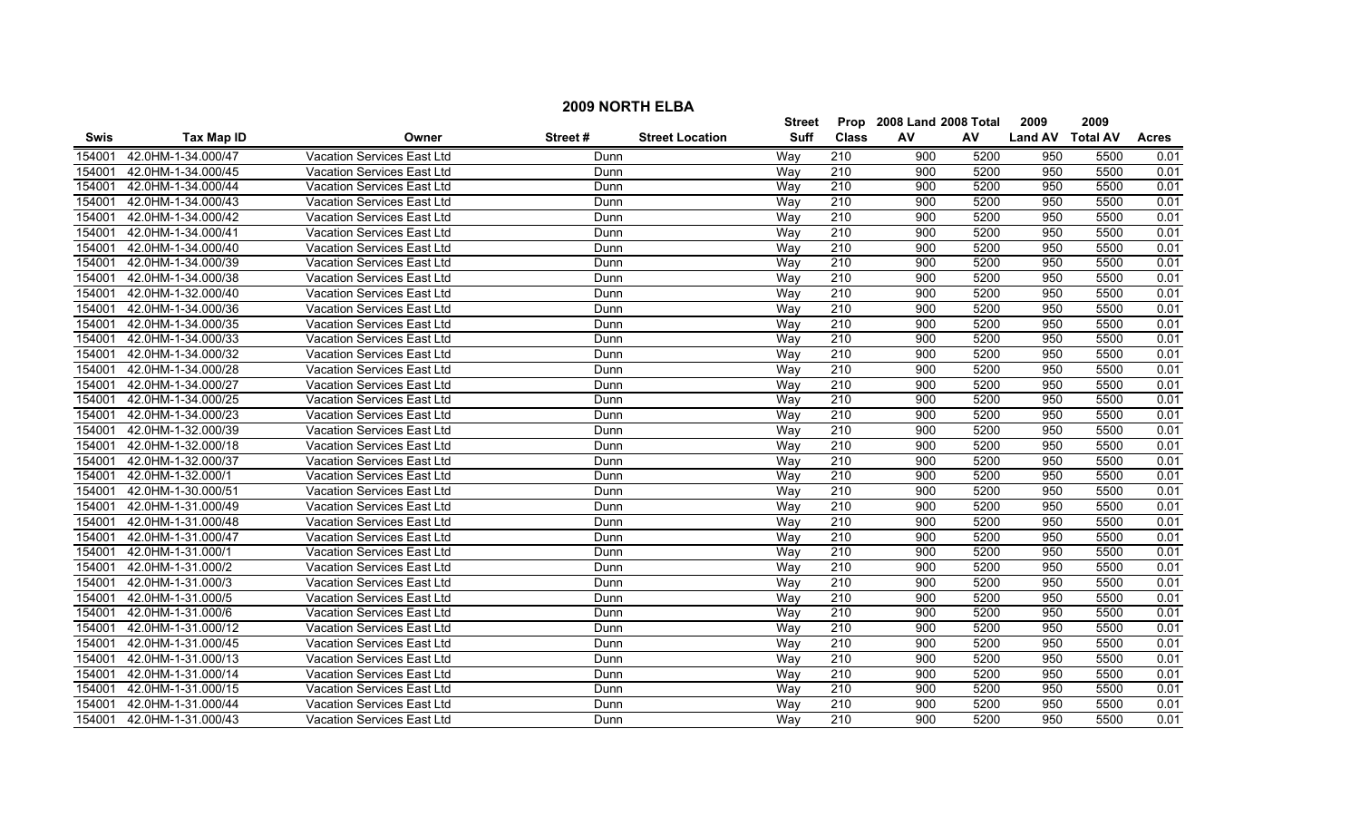## 2009 NORTH ELBA

| Swis | Tax Map ID | Owner | Street # | Street Location | Street Suff | Prop Class | 2008 Land AV | 2008 Total AV | 2009 Land AV | 2009 Total AV | Acres |
|---|---|---|---|---|---|---|---|---|---|---|---|
| 154001 | 42.0HM-1-34.000/47 | Vacation Services East Ltd | | Dunn | Way | 210 | 900 | 5200 | 950 | 5500 | 0.01 |
| 154001 | 42.0HM-1-34.000/45 | Vacation Services East Ltd | | Dunn | Way | 210 | 900 | 5200 | 950 | 5500 | 0.01 |
| 154001 | 42.0HM-1-34.000/44 | Vacation Services East Ltd | | Dunn | Way | 210 | 900 | 5200 | 950 | 5500 | 0.01 |
| 154001 | 42.0HM-1-34.000/43 | Vacation Services East Ltd | | Dunn | Way | 210 | 900 | 5200 | 950 | 5500 | 0.01 |
| 154001 | 42.0HM-1-34.000/42 | Vacation Services East Ltd | | Dunn | Way | 210 | 900 | 5200 | 950 | 5500 | 0.01 |
| 154001 | 42.0HM-1-34.000/41 | Vacation Services East Ltd | | Dunn | Way | 210 | 900 | 5200 | 950 | 5500 | 0.01 |
| 154001 | 42.0HM-1-34.000/40 | Vacation Services East Ltd | | Dunn | Way | 210 | 900 | 5200 | 950 | 5500 | 0.01 |
| 154001 | 42.0HM-1-34.000/39 | Vacation Services East Ltd | | Dunn | Way | 210 | 900 | 5200 | 950 | 5500 | 0.01 |
| 154001 | 42.0HM-1-34.000/38 | Vacation Services East Ltd | | Dunn | Way | 210 | 900 | 5200 | 950 | 5500 | 0.01 |
| 154001 | 42.0HM-1-32.000/40 | Vacation Services East Ltd | | Dunn | Way | 210 | 900 | 5200 | 950 | 5500 | 0.01 |
| 154001 | 42.0HM-1-34.000/36 | Vacation Services East Ltd | | Dunn | Way | 210 | 900 | 5200 | 950 | 5500 | 0.01 |
| 154001 | 42.0HM-1-34.000/35 | Vacation Services East Ltd | | Dunn | Way | 210 | 900 | 5200 | 950 | 5500 | 0.01 |
| 154001 | 42.0HM-1-34.000/33 | Vacation Services East Ltd | | Dunn | Way | 210 | 900 | 5200 | 950 | 5500 | 0.01 |
| 154001 | 42.0HM-1-34.000/32 | Vacation Services East Ltd | | Dunn | Way | 210 | 900 | 5200 | 950 | 5500 | 0.01 |
| 154001 | 42.0HM-1-34.000/28 | Vacation Services East Ltd | | Dunn | Way | 210 | 900 | 5200 | 950 | 5500 | 0.01 |
| 154001 | 42.0HM-1-34.000/27 | Vacation Services East Ltd | | Dunn | Way | 210 | 900 | 5200 | 950 | 5500 | 0.01 |
| 154001 | 42.0HM-1-34.000/25 | Vacation Services East Ltd | | Dunn | Way | 210 | 900 | 5200 | 950 | 5500 | 0.01 |
| 154001 | 42.0HM-1-34.000/23 | Vacation Services East Ltd | | Dunn | Way | 210 | 900 | 5200 | 950 | 5500 | 0.01 |
| 154001 | 42.0HM-1-32.000/39 | Vacation Services East Ltd | | Dunn | Way | 210 | 900 | 5200 | 950 | 5500 | 0.01 |
| 154001 | 42.0HM-1-32.000/18 | Vacation Services East Ltd | | Dunn | Way | 210 | 900 | 5200 | 950 | 5500 | 0.01 |
| 154001 | 42.0HM-1-32.000/37 | Vacation Services East Ltd | | Dunn | Way | 210 | 900 | 5200 | 950 | 5500 | 0.01 |
| 154001 | 42.0HM-1-32.000/1 | Vacation Services East Ltd | | Dunn | Way | 210 | 900 | 5200 | 950 | 5500 | 0.01 |
| 154001 | 42.0HM-1-30.000/51 | Vacation Services East Ltd | | Dunn | Way | 210 | 900 | 5200 | 950 | 5500 | 0.01 |
| 154001 | 42.0HM-1-31.000/49 | Vacation Services East Ltd | | Dunn | Way | 210 | 900 | 5200 | 950 | 5500 | 0.01 |
| 154001 | 42.0HM-1-31.000/48 | Vacation Services East Ltd | | Dunn | Way | 210 | 900 | 5200 | 950 | 5500 | 0.01 |
| 154001 | 42.0HM-1-31.000/47 | Vacation Services East Ltd | | Dunn | Way | 210 | 900 | 5200 | 950 | 5500 | 0.01 |
| 154001 | 42.0HM-1-31.000/1 | Vacation Services East Ltd | | Dunn | Way | 210 | 900 | 5200 | 950 | 5500 | 0.01 |
| 154001 | 42.0HM-1-31.000/2 | Vacation Services East Ltd | | Dunn | Way | 210 | 900 | 5200 | 950 | 5500 | 0.01 |
| 154001 | 42.0HM-1-31.000/3 | Vacation Services East Ltd | | Dunn | Way | 210 | 900 | 5200 | 950 | 5500 | 0.01 |
| 154001 | 42.0HM-1-31.000/5 | Vacation Services East Ltd | | Dunn | Way | 210 | 900 | 5200 | 950 | 5500 | 0.01 |
| 154001 | 42.0HM-1-31.000/6 | Vacation Services East Ltd | | Dunn | Way | 210 | 900 | 5200 | 950 | 5500 | 0.01 |
| 154001 | 42.0HM-1-31.000/12 | Vacation Services East Ltd | | Dunn | Way | 210 | 900 | 5200 | 950 | 5500 | 0.01 |
| 154001 | 42.0HM-1-31.000/45 | Vacation Services East Ltd | | Dunn | Way | 210 | 900 | 5200 | 950 | 5500 | 0.01 |
| 154001 | 42.0HM-1-31.000/13 | Vacation Services East Ltd | | Dunn | Way | 210 | 900 | 5200 | 950 | 5500 | 0.01 |
| 154001 | 42.0HM-1-31.000/14 | Vacation Services East Ltd | | Dunn | Way | 210 | 900 | 5200 | 950 | 5500 | 0.01 |
| 154001 | 42.0HM-1-31.000/15 | Vacation Services East Ltd | | Dunn | Way | 210 | 900 | 5200 | 950 | 5500 | 0.01 |
| 154001 | 42.0HM-1-31.000/44 | Vacation Services East Ltd | | Dunn | Way | 210 | 900 | 5200 | 950 | 5500 | 0.01 |
| 154001 | 42.0HM-1-31.000/43 | Vacation Services East Ltd | | Dunn | Way | 210 | 900 | 5200 | 950 | 5500 | 0.01 |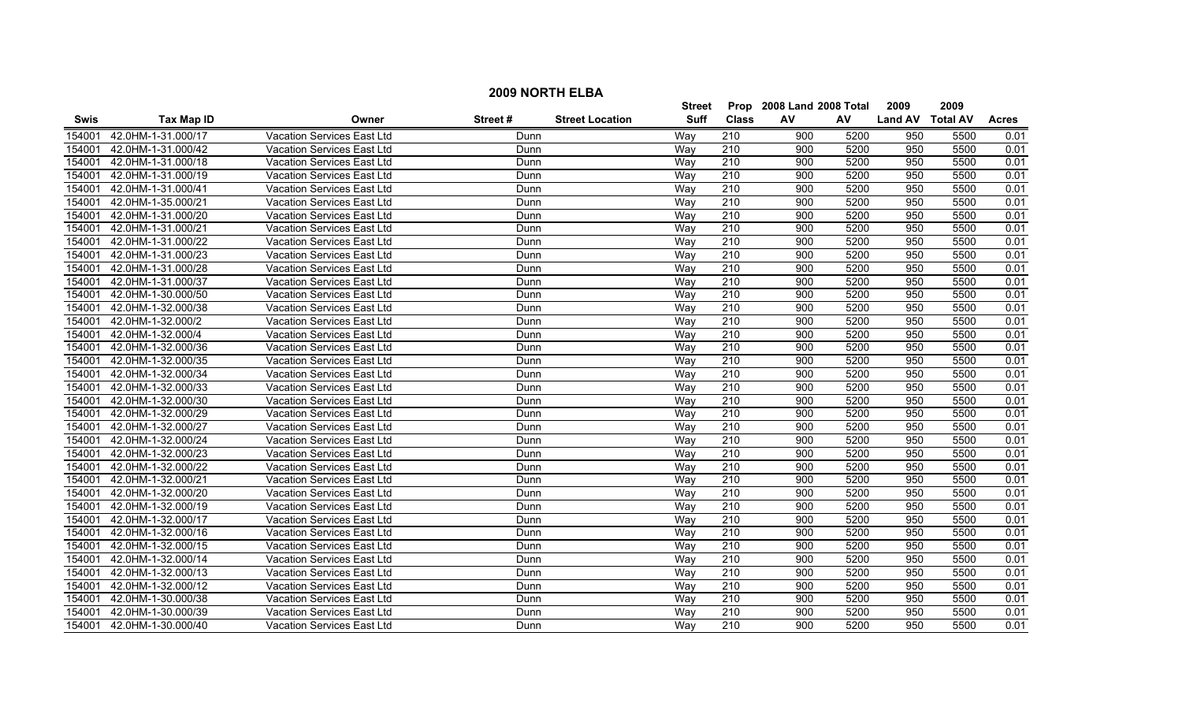# 2009 NORTH ELBA

| Swis | Tax Map ID | Owner | Street # | Street Location | Street Suff | Prop Class | 2008 Land AV | 2008 Total AV | 2009 Land AV | 2009 Total AV | Acres |
|---|---|---|---|---|---|---|---|---|---|---|---|
| 154001 | 42.0HM-1-31.000/17 | Vacation Services East Ltd | | Dunn | Way | 210 | 900 | 5200 | 950 | 5500 | 0.01 |
| 154001 | 42.0HM-1-31.000/42 | Vacation Services East Ltd | | Dunn | Way | 210 | 900 | 5200 | 950 | 5500 | 0.01 |
| 154001 | 42.0HM-1-31.000/18 | Vacation Services East Ltd | | Dunn | Way | 210 | 900 | 5200 | 950 | 5500 | 0.01 |
| 154001 | 42.0HM-1-31.000/19 | Vacation Services East Ltd | | Dunn | Way | 210 | 900 | 5200 | 950 | 5500 | 0.01 |
| 154001 | 42.0HM-1-31.000/41 | Vacation Services East Ltd | | Dunn | Way | 210 | 900 | 5200 | 950 | 5500 | 0.01 |
| 154001 | 42.0HM-1-35.000/21 | Vacation Services East Ltd | | Dunn | Way | 210 | 900 | 5200 | 950 | 5500 | 0.01 |
| 154001 | 42.0HM-1-31.000/20 | Vacation Services East Ltd | | Dunn | Way | 210 | 900 | 5200 | 950 | 5500 | 0.01 |
| 154001 | 42.0HM-1-31.000/21 | Vacation Services East Ltd | | Dunn | Way | 210 | 900 | 5200 | 950 | 5500 | 0.01 |
| 154001 | 42.0HM-1-31.000/22 | Vacation Services East Ltd | | Dunn | Way | 210 | 900 | 5200 | 950 | 5500 | 0.01 |
| 154001 | 42.0HM-1-31.000/23 | Vacation Services East Ltd | | Dunn | Way | 210 | 900 | 5200 | 950 | 5500 | 0.01 |
| 154001 | 42.0HM-1-31.000/28 | Vacation Services East Ltd | | Dunn | Way | 210 | 900 | 5200 | 950 | 5500 | 0.01 |
| 154001 | 42.0HM-1-31.000/37 | Vacation Services East Ltd | | Dunn | Way | 210 | 900 | 5200 | 950 | 5500 | 0.01 |
| 154001 | 42.0HM-1-30.000/50 | Vacation Services East Ltd | | Dunn | Way | 210 | 900 | 5200 | 950 | 5500 | 0.01 |
| 154001 | 42.0HM-1-32.000/38 | Vacation Services East Ltd | | Dunn | Way | 210 | 900 | 5200 | 950 | 5500 | 0.01 |
| 154001 | 42.0HM-1-32.000/2 | Vacation Services East Ltd | | Dunn | Way | 210 | 900 | 5200 | 950 | 5500 | 0.01 |
| 154001 | 42.0HM-1-32.000/4 | Vacation Services East Ltd | | Dunn | Way | 210 | 900 | 5200 | 950 | 5500 | 0.01 |
| 154001 | 42.0HM-1-32.000/36 | Vacation Services East Ltd | | Dunn | Way | 210 | 900 | 5200 | 950 | 5500 | 0.01 |
| 154001 | 42.0HM-1-32.000/35 | Vacation Services East Ltd | | Dunn | Way | 210 | 900 | 5200 | 950 | 5500 | 0.01 |
| 154001 | 42.0HM-1-32.000/34 | Vacation Services East Ltd | | Dunn | Way | 210 | 900 | 5200 | 950 | 5500 | 0.01 |
| 154001 | 42.0HM-1-32.000/33 | Vacation Services East Ltd | | Dunn | Way | 210 | 900 | 5200 | 950 | 5500 | 0.01 |
| 154001 | 42.0HM-1-32.000/30 | Vacation Services East Ltd | | Dunn | Way | 210 | 900 | 5200 | 950 | 5500 | 0.01 |
| 154001 | 42.0HM-1-32.000/29 | Vacation Services East Ltd | | Dunn | Way | 210 | 900 | 5200 | 950 | 5500 | 0.01 |
| 154001 | 42.0HM-1-32.000/27 | Vacation Services East Ltd | | Dunn | Way | 210 | 900 | 5200 | 950 | 5500 | 0.01 |
| 154001 | 42.0HM-1-32.000/24 | Vacation Services East Ltd | | Dunn | Way | 210 | 900 | 5200 | 950 | 5500 | 0.01 |
| 154001 | 42.0HM-1-32.000/23 | Vacation Services East Ltd | | Dunn | Way | 210 | 900 | 5200 | 950 | 5500 | 0.01 |
| 154001 | 42.0HM-1-32.000/22 | Vacation Services East Ltd | | Dunn | Way | 210 | 900 | 5200 | 950 | 5500 | 0.01 |
| 154001 | 42.0HM-1-32.000/21 | Vacation Services East Ltd | | Dunn | Way | 210 | 900 | 5200 | 950 | 5500 | 0.01 |
| 154001 | 42.0HM-1-32.000/20 | Vacation Services East Ltd | | Dunn | Way | 210 | 900 | 5200 | 950 | 5500 | 0.01 |
| 154001 | 42.0HM-1-32.000/19 | Vacation Services East Ltd | | Dunn | Way | 210 | 900 | 5200 | 950 | 5500 | 0.01 |
| 154001 | 42.0HM-1-32.000/17 | Vacation Services East Ltd | | Dunn | Way | 210 | 900 | 5200 | 950 | 5500 | 0.01 |
| 154001 | 42.0HM-1-32.000/16 | Vacation Services East Ltd | | Dunn | Way | 210 | 900 | 5200 | 950 | 5500 | 0.01 |
| 154001 | 42.0HM-1-32.000/15 | Vacation Services East Ltd | | Dunn | Way | 210 | 900 | 5200 | 950 | 5500 | 0.01 |
| 154001 | 42.0HM-1-32.000/14 | Vacation Services East Ltd | | Dunn | Way | 210 | 900 | 5200 | 950 | 5500 | 0.01 |
| 154001 | 42.0HM-1-32.000/13 | Vacation Services East Ltd | | Dunn | Way | 210 | 900 | 5200 | 950 | 5500 | 0.01 |
| 154001 | 42.0HM-1-32.000/12 | Vacation Services East Ltd | | Dunn | Way | 210 | 900 | 5200 | 950 | 5500 | 0.01 |
| 154001 | 42.0HM-1-30.000/38 | Vacation Services East Ltd | | Dunn | Way | 210 | 900 | 5200 | 950 | 5500 | 0.01 |
| 154001 | 42.0HM-1-30.000/39 | Vacation Services East Ltd | | Dunn | Way | 210 | 900 | 5200 | 950 | 5500 | 0.01 |
| 154001 | 42.0HM-1-30.000/40 | Vacation Services East Ltd | | Dunn | Way | 210 | 900 | 5200 | 950 | 5500 | 0.01 |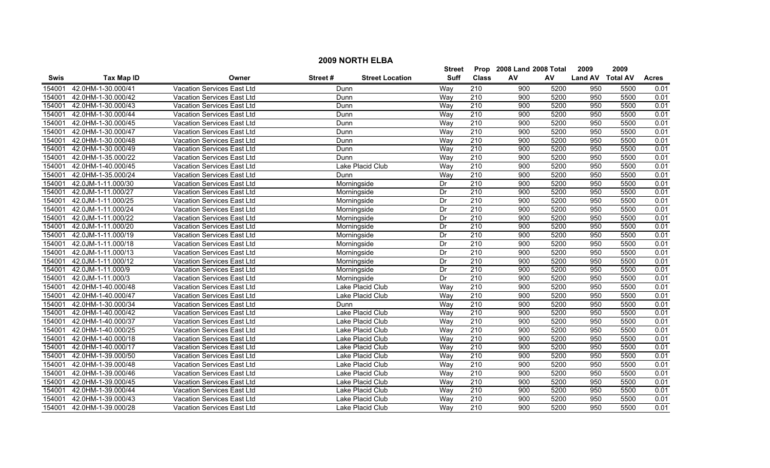## 2009 NORTH ELBA

| Swis | Tax Map ID | Owner | Street # | Street Location | Street Suff | Prop Class | 2008 Land AV | 2008 Total AV | 2009 Land AV | 2009 Total AV | Acres |
|---|---|---|---|---|---|---|---|---|---|---|---|
| 154001 | 42.0HM-1-30.000/41 | Vacation Services East Ltd | | Dunn | Way | 210 | 900 | 5200 | 950 | 5500 | 0.01 |
| 154001 | 42.0HM-1-30.000/42 | Vacation Services East Ltd | | Dunn | Way | 210 | 900 | 5200 | 950 | 5500 | 0.01 |
| 154001 | 42.0HM-1-30.000/43 | Vacation Services East Ltd | | Dunn | Way | 210 | 900 | 5200 | 950 | 5500 | 0.01 |
| 154001 | 42.0HM-1-30.000/44 | Vacation Services East Ltd | | Dunn | Way | 210 | 900 | 5200 | 950 | 5500 | 0.01 |
| 154001 | 42.0HM-1-30.000/45 | Vacation Services East Ltd | | Dunn | Way | 210 | 900 | 5200 | 950 | 5500 | 0.01 |
| 154001 | 42.0HM-1-30.000/47 | Vacation Services East Ltd | | Dunn | Way | 210 | 900 | 5200 | 950 | 5500 | 0.01 |
| 154001 | 42.0HM-1-30.000/48 | Vacation Services East Ltd | | Dunn | Way | 210 | 900 | 5200 | 950 | 5500 | 0.01 |
| 154001 | 42.0HM-1-30.000/49 | Vacation Services East Ltd | | Dunn | Way | 210 | 900 | 5200 | 950 | 5500 | 0.01 |
| 154001 | 42.0HM-1-35.000/22 | Vacation Services East Ltd | | Dunn | Way | 210 | 900 | 5200 | 950 | 5500 | 0.01 |
| 154001 | 42.0HM-1-40.000/45 | Vacation Services East Ltd | | Lake Placid Club | Way | 210 | 900 | 5200 | 950 | 5500 | 0.01 |
| 154001 | 42.0HM-1-35.000/24 | Vacation Services East Ltd | | Dunn | Way | 210 | 900 | 5200 | 950 | 5500 | 0.01 |
| 154001 | 42.0JM-1-11.000/30 | Vacation Services East Ltd | | Morningside | Dr | 210 | 900 | 5200 | 950 | 5500 | 0.01 |
| 154001 | 42.0JM-1-11.000/27 | Vacation Services East Ltd | | Morningside | Dr | 210 | 900 | 5200 | 950 | 5500 | 0.01 |
| 154001 | 42.0JM-1-11.000/25 | Vacation Services East Ltd | | Morningside | Dr | 210 | 900 | 5200 | 950 | 5500 | 0.01 |
| 154001 | 42.0JM-1-11.000/24 | Vacation Services East Ltd | | Morningside | Dr | 210 | 900 | 5200 | 950 | 5500 | 0.01 |
| 154001 | 42.0JM-1-11.000/22 | Vacation Services East Ltd | | Morningside | Dr | 210 | 900 | 5200 | 950 | 5500 | 0.01 |
| 154001 | 42.0JM-1-11.000/20 | Vacation Services East Ltd | | Morningside | Dr | 210 | 900 | 5200 | 950 | 5500 | 0.01 |
| 154001 | 42.0JM-1-11.000/19 | Vacation Services East Ltd | | Morningside | Dr | 210 | 900 | 5200 | 950 | 5500 | 0.01 |
| 154001 | 42.0JM-1-11.000/18 | Vacation Services East Ltd | | Morningside | Dr | 210 | 900 | 5200 | 950 | 5500 | 0.01 |
| 154001 | 42.0JM-1-11.000/13 | Vacation Services East Ltd | | Morningside | Dr | 210 | 900 | 5200 | 950 | 5500 | 0.01 |
| 154001 | 42.0JM-1-11.000/12 | Vacation Services East Ltd | | Morningside | Dr | 210 | 900 | 5200 | 950 | 5500 | 0.01 |
| 154001 | 42.0JM-1-11.000/9 | Vacation Services East Ltd | | Morningside | Dr | 210 | 900 | 5200 | 950 | 5500 | 0.01 |
| 154001 | 42.0JM-1-11.000/3 | Vacation Services East Ltd | | Morningside | Dr | 210 | 900 | 5200 | 950 | 5500 | 0.01 |
| 154001 | 42.0HM-1-40.000/48 | Vacation Services East Ltd | | Lake Placid Club | Way | 210 | 900 | 5200 | 950 | 5500 | 0.01 |
| 154001 | 42.0HM-1-40.000/47 | Vacation Services East Ltd | | Lake Placid Club | Way | 210 | 900 | 5200 | 950 | 5500 | 0.01 |
| 154001 | 42.0HM-1-30.000/34 | Vacation Services East Ltd | | Dunn | Way | 210 | 900 | 5200 | 950 | 5500 | 0.01 |
| 154001 | 42.0HM-1-40.000/42 | Vacation Services East Ltd | | Lake Placid Club | Way | 210 | 900 | 5200 | 950 | 5500 | 0.01 |
| 154001 | 42.0HM-1-40.000/37 | Vacation Services East Ltd | | Lake Placid Club | Way | 210 | 900 | 5200 | 950 | 5500 | 0.01 |
| 154001 | 42.0HM-1-40.000/25 | Vacation Services East Ltd | | Lake Placid Club | Way | 210 | 900 | 5200 | 950 | 5500 | 0.01 |
| 154001 | 42.0HM-1-40.000/18 | Vacation Services East Ltd | | Lake Placid Club | Way | 210 | 900 | 5200 | 950 | 5500 | 0.01 |
| 154001 | 42.0HM-1-40.000/17 | Vacation Services East Ltd | | Lake Placid Club | Way | 210 | 900 | 5200 | 950 | 5500 | 0.01 |
| 154001 | 42.0HM-1-39.000/50 | Vacation Services East Ltd | | Lake Placid Club | Way | 210 | 900 | 5200 | 950 | 5500 | 0.01 |
| 154001 | 42.0HM-1-39.000/48 | Vacation Services East Ltd | | Lake Placid Club | Way | 210 | 900 | 5200 | 950 | 5500 | 0.01 |
| 154001 | 42.0HM-1-39.000/46 | Vacation Services East Ltd | | Lake Placid Club | Way | 210 | 900 | 5200 | 950 | 5500 | 0.01 |
| 154001 | 42.0HM-1-39.000/45 | Vacation Services East Ltd | | Lake Placid Club | Way | 210 | 900 | 5200 | 950 | 5500 | 0.01 |
| 154001 | 42.0HM-1-39.000/44 | Vacation Services East Ltd | | Lake Placid Club | Way | 210 | 900 | 5200 | 950 | 5500 | 0.01 |
| 154001 | 42.0HM-1-39.000/43 | Vacation Services East Ltd | | Lake Placid Club | Way | 210 | 900 | 5200 | 950 | 5500 | 0.01 |
| 154001 | 42.0HM-1-39.000/28 | Vacation Services East Ltd | | Lake Placid Club | Way | 210 | 900 | 5200 | 950 | 5500 | 0.01 |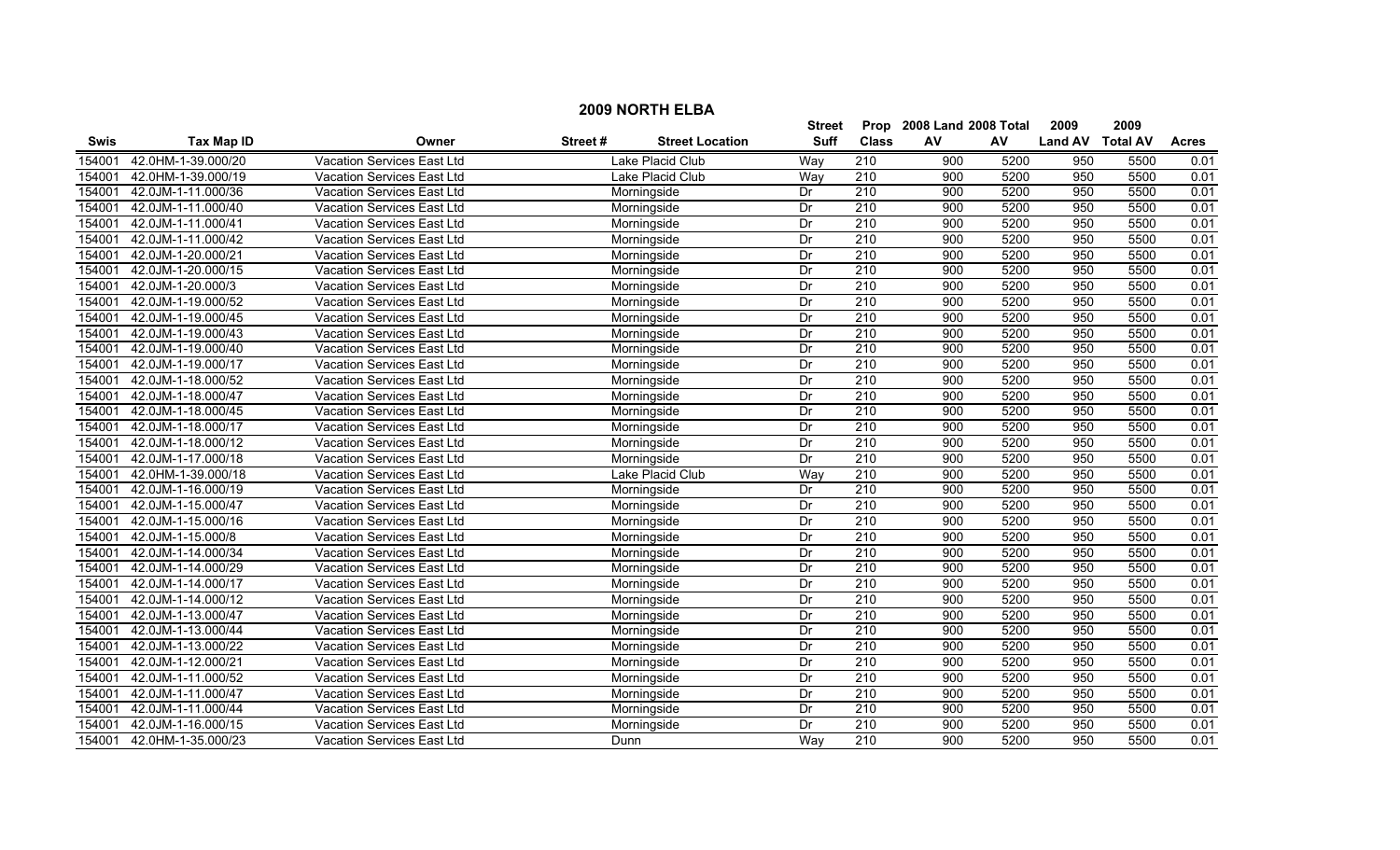# 2009 NORTH ELBA

| Swis | Tax Map ID | Owner | Street # | Street Location | Street Suff | Prop Class | 2008 Land AV | 2008 Total AV | 2009 Land AV | 2009 Total AV | Acres |
|---|---|---|---|---|---|---|---|---|---|---|---|
| 154001 | 42.0HM-1-39.000/20 | Vacation Services East Ltd | | Lake Placid Club | Way | 210 | 900 | 5200 | 950 | 5500 | 0.01 |
| 154001 | 42.0HM-1-39.000/19 | Vacation Services East Ltd | | Lake Placid Club | Way | 210 | 900 | 5200 | 950 | 5500 | 0.01 |
| 154001 | 42.0JM-1-11.000/36 | Vacation Services East Ltd | | Morningside | Dr | 210 | 900 | 5200 | 950 | 5500 | 0.01 |
| 154001 | 42.0JM-1-11.000/40 | Vacation Services East Ltd | | Morningside | Dr | 210 | 900 | 5200 | 950 | 5500 | 0.01 |
| 154001 | 42.0JM-1-11.000/41 | Vacation Services East Ltd | | Morningside | Dr | 210 | 900 | 5200 | 950 | 5500 | 0.01 |
| 154001 | 42.0JM-1-11.000/42 | Vacation Services East Ltd | | Morningside | Dr | 210 | 900 | 5200 | 950 | 5500 | 0.01 |
| 154001 | 42.0JM-1-20.000/21 | Vacation Services East Ltd | | Morningside | Dr | 210 | 900 | 5200 | 950 | 5500 | 0.01 |
| 154001 | 42.0JM-1-20.000/15 | Vacation Services East Ltd | | Morningside | Dr | 210 | 900 | 5200 | 950 | 5500 | 0.01 |
| 154001 | 42.0JM-1-20.000/3 | Vacation Services East Ltd | | Morningside | Dr | 210 | 900 | 5200 | 950 | 5500 | 0.01 |
| 154001 | 42.0JM-1-19.000/52 | Vacation Services East Ltd | | Morningside | Dr | 210 | 900 | 5200 | 950 | 5500 | 0.01 |
| 154001 | 42.0JM-1-19.000/45 | Vacation Services East Ltd | | Morningside | Dr | 210 | 900 | 5200 | 950 | 5500 | 0.01 |
| 154001 | 42.0JM-1-19.000/43 | Vacation Services East Ltd | | Morningside | Dr | 210 | 900 | 5200 | 950 | 5500 | 0.01 |
| 154001 | 42.0JM-1-19.000/40 | Vacation Services East Ltd | | Morningside | Dr | 210 | 900 | 5200 | 950 | 5500 | 0.01 |
| 154001 | 42.0JM-1-19.000/17 | Vacation Services East Ltd | | Morningside | Dr | 210 | 900 | 5200 | 950 | 5500 | 0.01 |
| 154001 | 42.0JM-1-18.000/52 | Vacation Services East Ltd | | Morningside | Dr | 210 | 900 | 5200 | 950 | 5500 | 0.01 |
| 154001 | 42.0JM-1-18.000/47 | Vacation Services East Ltd | | Morningside | Dr | 210 | 900 | 5200 | 950 | 5500 | 0.01 |
| 154001 | 42.0JM-1-18.000/45 | Vacation Services East Ltd | | Morningside | Dr | 210 | 900 | 5200 | 950 | 5500 | 0.01 |
| 154001 | 42.0JM-1-18.000/17 | Vacation Services East Ltd | | Morningside | Dr | 210 | 900 | 5200 | 950 | 5500 | 0.01 |
| 154001 | 42.0JM-1-18.000/12 | Vacation Services East Ltd | | Morningside | Dr | 210 | 900 | 5200 | 950 | 5500 | 0.01 |
| 154001 | 42.0JM-1-17.000/18 | Vacation Services East Ltd | | Morningside | Dr | 210 | 900 | 5200 | 950 | 5500 | 0.01 |
| 154001 | 42.0HM-1-39.000/18 | Vacation Services East Ltd | | Lake Placid Club | Way | 210 | 900 | 5200 | 950 | 5500 | 0.01 |
| 154001 | 42.0JM-1-16.000/19 | Vacation Services East Ltd | | Morningside | Dr | 210 | 900 | 5200 | 950 | 5500 | 0.01 |
| 154001 | 42.0JM-1-15.000/47 | Vacation Services East Ltd | | Morningside | Dr | 210 | 900 | 5200 | 950 | 5500 | 0.01 |
| 154001 | 42.0JM-1-15.000/16 | Vacation Services East Ltd | | Morningside | Dr | 210 | 900 | 5200 | 950 | 5500 | 0.01 |
| 154001 | 42.0JM-1-15.000/8 | Vacation Services East Ltd | | Morningside | Dr | 210 | 900 | 5200 | 950 | 5500 | 0.01 |
| 154001 | 42.0JM-1-14.000/34 | Vacation Services East Ltd | | Morningside | Dr | 210 | 900 | 5200 | 950 | 5500 | 0.01 |
| 154001 | 42.0JM-1-14.000/29 | Vacation Services East Ltd | | Morningside | Dr | 210 | 900 | 5200 | 950 | 5500 | 0.01 |
| 154001 | 42.0JM-1-14.000/17 | Vacation Services East Ltd | | Morningside | Dr | 210 | 900 | 5200 | 950 | 5500 | 0.01 |
| 154001 | 42.0JM-1-14.000/12 | Vacation Services East Ltd | | Morningside | Dr | 210 | 900 | 5200 | 950 | 5500 | 0.01 |
| 154001 | 42.0JM-1-13.000/47 | Vacation Services East Ltd | | Morningside | Dr | 210 | 900 | 5200 | 950 | 5500 | 0.01 |
| 154001 | 42.0JM-1-13.000/44 | Vacation Services East Ltd | | Morningside | Dr | 210 | 900 | 5200 | 950 | 5500 | 0.01 |
| 154001 | 42.0JM-1-13.000/22 | Vacation Services East Ltd | | Morningside | Dr | 210 | 900 | 5200 | 950 | 5500 | 0.01 |
| 154001 | 42.0JM-1-12.000/21 | Vacation Services East Ltd | | Morningside | Dr | 210 | 900 | 5200 | 950 | 5500 | 0.01 |
| 154001 | 42.0JM-1-11.000/52 | Vacation Services East Ltd | | Morningside | Dr | 210 | 900 | 5200 | 950 | 5500 | 0.01 |
| 154001 | 42.0JM-1-11.000/47 | Vacation Services East Ltd | | Morningside | Dr | 210 | 900 | 5200 | 950 | 5500 | 0.01 |
| 154001 | 42.0JM-1-11.000/44 | Vacation Services East Ltd | | Morningside | Dr | 210 | 900 | 5200 | 950 | 5500 | 0.01 |
| 154001 | 42.0JM-1-16.000/15 | Vacation Services East Ltd | | Morningside | Dr | 210 | 900 | 5200 | 950 | 5500 | 0.01 |
| 154001 | 42.0HM-1-35.000/23 | Vacation Services East Ltd | | Dunn | Way | 210 | 900 | 5200 | 950 | 5500 | 0.01 |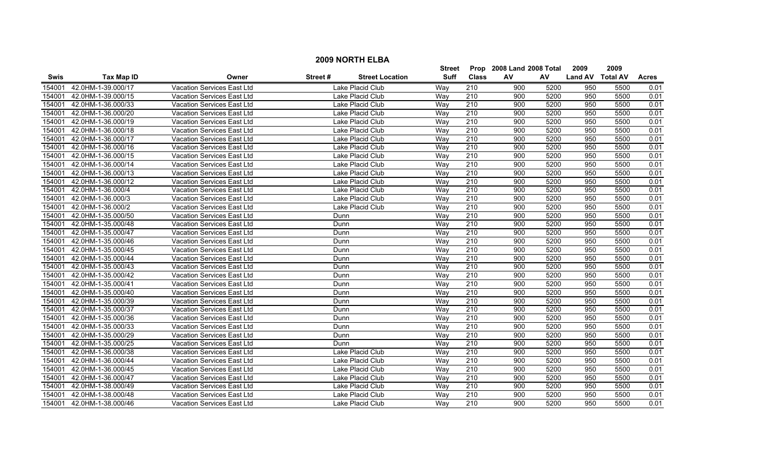## 2009 NORTH ELBA

| Swis | Tax Map ID | Owner | Street # | Street Location | Street Suff | Prop Class | 2008 Land AV | 2008 Total AV | 2009 Land AV | 2009 Total AV | Acres |
|---|---|---|---|---|---|---|---|---|---|---|---|
| 154001 | 42.0HM-1-39.000/17 | Vacation Services East Ltd | | Lake Placid Club | Way | 210 | 900 | 5200 | 950 | 5500 | 0.01 |
| 154001 | 42.0HM-1-39.000/15 | Vacation Services East Ltd | | Lake Placid Club | Way | 210 | 900 | 5200 | 950 | 5500 | 0.01 |
| 154001 | 42.0HM-1-36.000/33 | Vacation Services East Ltd | | Lake Placid Club | Way | 210 | 900 | 5200 | 950 | 5500 | 0.01 |
| 154001 | 42.0HM-1-36.000/20 | Vacation Services East Ltd | | Lake Placid Club | Way | 210 | 900 | 5200 | 950 | 5500 | 0.01 |
| 154001 | 42.0HM-1-36.000/19 | Vacation Services East Ltd | | Lake Placid Club | Way | 210 | 900 | 5200 | 950 | 5500 | 0.01 |
| 154001 | 42.0HM-1-36.000/18 | Vacation Services East Ltd | | Lake Placid Club | Way | 210 | 900 | 5200 | 950 | 5500 | 0.01 |
| 154001 | 42.0HM-1-36.000/17 | Vacation Services East Ltd | | Lake Placid Club | Way | 210 | 900 | 5200 | 950 | 5500 | 0.01 |
| 154001 | 42.0HM-1-36.000/16 | Vacation Services East Ltd | | Lake Placid Club | Way | 210 | 900 | 5200 | 950 | 5500 | 0.01 |
| 154001 | 42.0HM-1-36.000/15 | Vacation Services East Ltd | | Lake Placid Club | Way | 210 | 900 | 5200 | 950 | 5500 | 0.01 |
| 154001 | 42.0HM-1-36.000/14 | Vacation Services East Ltd | | Lake Placid Club | Way | 210 | 900 | 5200 | 950 | 5500 | 0.01 |
| 154001 | 42.0HM-1-36.000/13 | Vacation Services East Ltd | | Lake Placid Club | Way | 210 | 900 | 5200 | 950 | 5500 | 0.01 |
| 154001 | 42.0HM-1-36.000/12 | Vacation Services East Ltd | | Lake Placid Club | Way | 210 | 900 | 5200 | 950 | 5500 | 0.01 |
| 154001 | 42.0HM-1-36.000/4 | Vacation Services East Ltd | | Lake Placid Club | Way | 210 | 900 | 5200 | 950 | 5500 | 0.01 |
| 154001 | 42.0HM-1-36.000/3 | Vacation Services East Ltd | | Lake Placid Club | Way | 210 | 900 | 5200 | 950 | 5500 | 0.01 |
| 154001 | 42.0HM-1-36.000/2 | Vacation Services East Ltd | | Lake Placid Club | Way | 210 | 900 | 5200 | 950 | 5500 | 0.01 |
| 154001 | 42.0HM-1-35.000/50 | Vacation Services East Ltd | | Dunn | Way | 210 | 900 | 5200 | 950 | 5500 | 0.01 |
| 154001 | 42.0HM-1-35.000/48 | Vacation Services East Ltd | | Dunn | Way | 210 | 900 | 5200 | 950 | 5500 | 0.01 |
| 154001 | 42.0HM-1-35.000/47 | Vacation Services East Ltd | | Dunn | Way | 210 | 900 | 5200 | 950 | 5500 | 0.01 |
| 154001 | 42.0HM-1-35.000/46 | Vacation Services East Ltd | | Dunn | Way | 210 | 900 | 5200 | 950 | 5500 | 0.01 |
| 154001 | 42.0HM-1-35.000/45 | Vacation Services East Ltd | | Dunn | Way | 210 | 900 | 5200 | 950 | 5500 | 0.01 |
| 154001 | 42.0HM-1-35.000/44 | Vacation Services East Ltd | | Dunn | Way | 210 | 900 | 5200 | 950 | 5500 | 0.01 |
| 154001 | 42.0HM-1-35.000/43 | Vacation Services East Ltd | | Dunn | Way | 210 | 900 | 5200 | 950 | 5500 | 0.01 |
| 154001 | 42.0HM-1-35.000/42 | Vacation Services East Ltd | | Dunn | Way | 210 | 900 | 5200 | 950 | 5500 | 0.01 |
| 154001 | 42.0HM-1-35.000/41 | Vacation Services East Ltd | | Dunn | Way | 210 | 900 | 5200 | 950 | 5500 | 0.01 |
| 154001 | 42.0HM-1-35.000/40 | Vacation Services East Ltd | | Dunn | Way | 210 | 900 | 5200 | 950 | 5500 | 0.01 |
| 154001 | 42.0HM-1-35.000/39 | Vacation Services East Ltd | | Dunn | Way | 210 | 900 | 5200 | 950 | 5500 | 0.01 |
| 154001 | 42.0HM-1-35.000/37 | Vacation Services East Ltd | | Dunn | Way | 210 | 900 | 5200 | 950 | 5500 | 0.01 |
| 154001 | 42.0HM-1-35.000/36 | Vacation Services East Ltd | | Dunn | Way | 210 | 900 | 5200 | 950 | 5500 | 0.01 |
| 154001 | 42.0HM-1-35.000/33 | Vacation Services East Ltd | | Dunn | Way | 210 | 900 | 5200 | 950 | 5500 | 0.01 |
| 154001 | 42.0HM-1-35.000/29 | Vacation Services East Ltd | | Dunn | Way | 210 | 900 | 5200 | 950 | 5500 | 0.01 |
| 154001 | 42.0HM-1-35.000/25 | Vacation Services East Ltd | | Dunn | Way | 210 | 900 | 5200 | 950 | 5500 | 0.01 |
| 154001 | 42.0HM-1-36.000/38 | Vacation Services East Ltd | | Lake Placid Club | Way | 210 | 900 | 5200 | 950 | 5500 | 0.01 |
| 154001 | 42.0HM-1-36.000/44 | Vacation Services East Ltd | | Lake Placid Club | Way | 210 | 900 | 5200 | 950 | 5500 | 0.01 |
| 154001 | 42.0HM-1-36.000/45 | Vacation Services East Ltd | | Lake Placid Club | Way | 210 | 900 | 5200 | 950 | 5500 | 0.01 |
| 154001 | 42.0HM-1-36.000/47 | Vacation Services East Ltd | | Lake Placid Club | Way | 210 | 900 | 5200 | 950 | 5500 | 0.01 |
| 154001 | 42.0HM-1-38.000/49 | Vacation Services East Ltd | | Lake Placid Club | Way | 210 | 900 | 5200 | 950 | 5500 | 0.01 |
| 154001 | 42.0HM-1-38.000/48 | Vacation Services East Ltd | | Lake Placid Club | Way | 210 | 900 | 5200 | 950 | 5500 | 0.01 |
| 154001 | 42.0HM-1-38.000/46 | Vacation Services East Ltd | | Lake Placid Club | Way | 210 | 900 | 5200 | 950 | 5500 | 0.01 |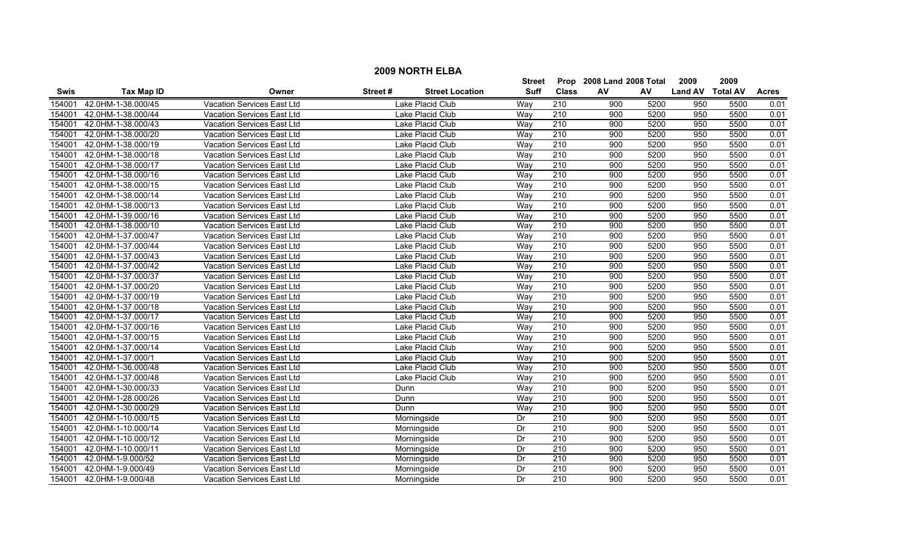# 2009 NORTH ELBA

| Swis | Tax Map ID | Owner | Street # | Street Location | Street Suff | Prop Class | 2008 Land AV | 2008 Total AV | 2009 Land AV | 2009 Total AV | Acres |
|---|---|---|---|---|---|---|---|---|---|---|---|
| 154001 | 42.0HM-1-38.000/45 | Vacation Services East Ltd | | Lake Placid Club | Way | 210 | 900 | 5200 | 950 | 5500 | 0.01 |
| 154001 | 42.0HM-1-38.000/44 | Vacation Services East Ltd | | Lake Placid Club | Way | 210 | 900 | 5200 | 950 | 5500 | 0.01 |
| 154001 | 42.0HM-1-38.000/43 | Vacation Services East Ltd | | Lake Placid Club | Way | 210 | 900 | 5200 | 950 | 5500 | 0.01 |
| 154001 | 42.0HM-1-38.000/20 | Vacation Services East Ltd | | Lake Placid Club | Way | 210 | 900 | 5200 | 950 | 5500 | 0.01 |
| 154001 | 42.0HM-1-38.000/19 | Vacation Services East Ltd | | Lake Placid Club | Way | 210 | 900 | 5200 | 950 | 5500 | 0.01 |
| 154001 | 42.0HM-1-38.000/18 | Vacation Services East Ltd | | Lake Placid Club | Way | 210 | 900 | 5200 | 950 | 5500 | 0.01 |
| 154001 | 42.0HM-1-38.000/17 | Vacation Services East Ltd | | Lake Placid Club | Way | 210 | 900 | 5200 | 950 | 5500 | 0.01 |
| 154001 | 42.0HM-1-38.000/16 | Vacation Services East Ltd | | Lake Placid Club | Way | 210 | 900 | 5200 | 950 | 5500 | 0.01 |
| 154001 | 42.0HM-1-38.000/15 | Vacation Services East Ltd | | Lake Placid Club | Way | 210 | 900 | 5200 | 950 | 5500 | 0.01 |
| 154001 | 42.0HM-1-38.000/14 | Vacation Services East Ltd | | Lake Placid Club | Way | 210 | 900 | 5200 | 950 | 5500 | 0.01 |
| 154001 | 42.0HM-1-38.000/13 | Vacation Services East Ltd | | Lake Placid Club | Way | 210 | 900 | 5200 | 950 | 5500 | 0.01 |
| 154001 | 42.0HM-1-39.000/16 | Vacation Services East Ltd | | Lake Placid Club | Way | 210 | 900 | 5200 | 950 | 5500 | 0.01 |
| 154001 | 42.0HM-1-38.000/10 | Vacation Services East Ltd | | Lake Placid Club | Way | 210 | 900 | 5200 | 950 | 5500 | 0.01 |
| 154001 | 42.0HM-1-37.000/47 | Vacation Services East Ltd | | Lake Placid Club | Way | 210 | 900 | 5200 | 950 | 5500 | 0.01 |
| 154001 | 42.0HM-1-37.000/44 | Vacation Services East Ltd | | Lake Placid Club | Way | 210 | 900 | 5200 | 950 | 5500 | 0.01 |
| 154001 | 42.0HM-1-37.000/43 | Vacation Services East Ltd | | Lake Placid Club | Way | 210 | 900 | 5200 | 950 | 5500 | 0.01 |
| 154001 | 42.0HM-1-37.000/42 | Vacation Services East Ltd | | Lake Placid Club | Way | 210 | 900 | 5200 | 950 | 5500 | 0.01 |
| 154001 | 42.0HM-1-37.000/37 | Vacation Services East Ltd | | Lake Placid Club | Way | 210 | 900 | 5200 | 950 | 5500 | 0.01 |
| 154001 | 42.0HM-1-37.000/20 | Vacation Services East Ltd | | Lake Placid Club | Way | 210 | 900 | 5200 | 950 | 5500 | 0.01 |
| 154001 | 42.0HM-1-37.000/19 | Vacation Services East Ltd | | Lake Placid Club | Way | 210 | 900 | 5200 | 950 | 5500 | 0.01 |
| 154001 | 42.0HM-1-37.000/18 | Vacation Services East Ltd | | Lake Placid Club | Way | 210 | 900 | 5200 | 950 | 5500 | 0.01 |
| 154001 | 42.0HM-1-37.000/17 | Vacation Services East Ltd | | Lake Placid Club | Way | 210 | 900 | 5200 | 950 | 5500 | 0.01 |
| 154001 | 42.0HM-1-37.000/16 | Vacation Services East Ltd | | Lake Placid Club | Way | 210 | 900 | 5200 | 950 | 5500 | 0.01 |
| 154001 | 42.0HM-1-37.000/15 | Vacation Services East Ltd | | Lake Placid Club | Way | 210 | 900 | 5200 | 950 | 5500 | 0.01 |
| 154001 | 42.0HM-1-37.000/14 | Vacation Services East Ltd | | Lake Placid Club | Way | 210 | 900 | 5200 | 950 | 5500 | 0.01 |
| 154001 | 42.0HM-1-37.000/1 | Vacation Services East Ltd | | Lake Placid Club | Way | 210 | 900 | 5200 | 950 | 5500 | 0.01 |
| 154001 | 42.0HM-1-36.000/48 | Vacation Services East Ltd | | Lake Placid Club | Way | 210 | 900 | 5200 | 950 | 5500 | 0.01 |
| 154001 | 42.0HM-1-37.000/48 | Vacation Services East Ltd | | Lake Placid Club | Way | 210 | 900 | 5200 | 950 | 5500 | 0.01 |
| 154001 | 42.0HM-1-30.000/33 | Vacation Services East Ltd | | Dunn | Way | 210 | 900 | 5200 | 950 | 5500 | 0.01 |
| 154001 | 42.0HM-1-28.000/26 | Vacation Services East Ltd | | Dunn | Way | 210 | 900 | 5200 | 950 | 5500 | 0.01 |
| 154001 | 42.0HM-1-30.000/29 | Vacation Services East Ltd | | Dunn | Way | 210 | 900 | 5200 | 950 | 5500 | 0.01 |
| 154001 | 42.0HM-1-10.000/15 | Vacation Services East Ltd | | Morningside | Dr | 210 | 900 | 5200 | 950 | 5500 | 0.01 |
| 154001 | 42.0HM-1-10.000/14 | Vacation Services East Ltd | | Morningside | Dr | 210 | 900 | 5200 | 950 | 5500 | 0.01 |
| 154001 | 42.0HM-1-10.000/12 | Vacation Services East Ltd | | Morningside | Dr | 210 | 900 | 5200 | 950 | 5500 | 0.01 |
| 154001 | 42.0HM-1-10.000/11 | Vacation Services East Ltd | | Morningside | Dr | 210 | 900 | 5200 | 950 | 5500 | 0.01 |
| 154001 | 42.0HM-1-9.000/52 | Vacation Services East Ltd | | Morningside | Dr | 210 | 900 | 5200 | 950 | 5500 | 0.01 |
| 154001 | 42.0HM-1-9.000/49 | Vacation Services East Ltd | | Morningside | Dr | 210 | 900 | 5200 | 950 | 5500 | 0.01 |
| 154001 | 42.0HM-1-9.000/48 | Vacation Services East Ltd | | Morningside | Dr | 210 | 900 | 5200 | 950 | 5500 | 0.01 |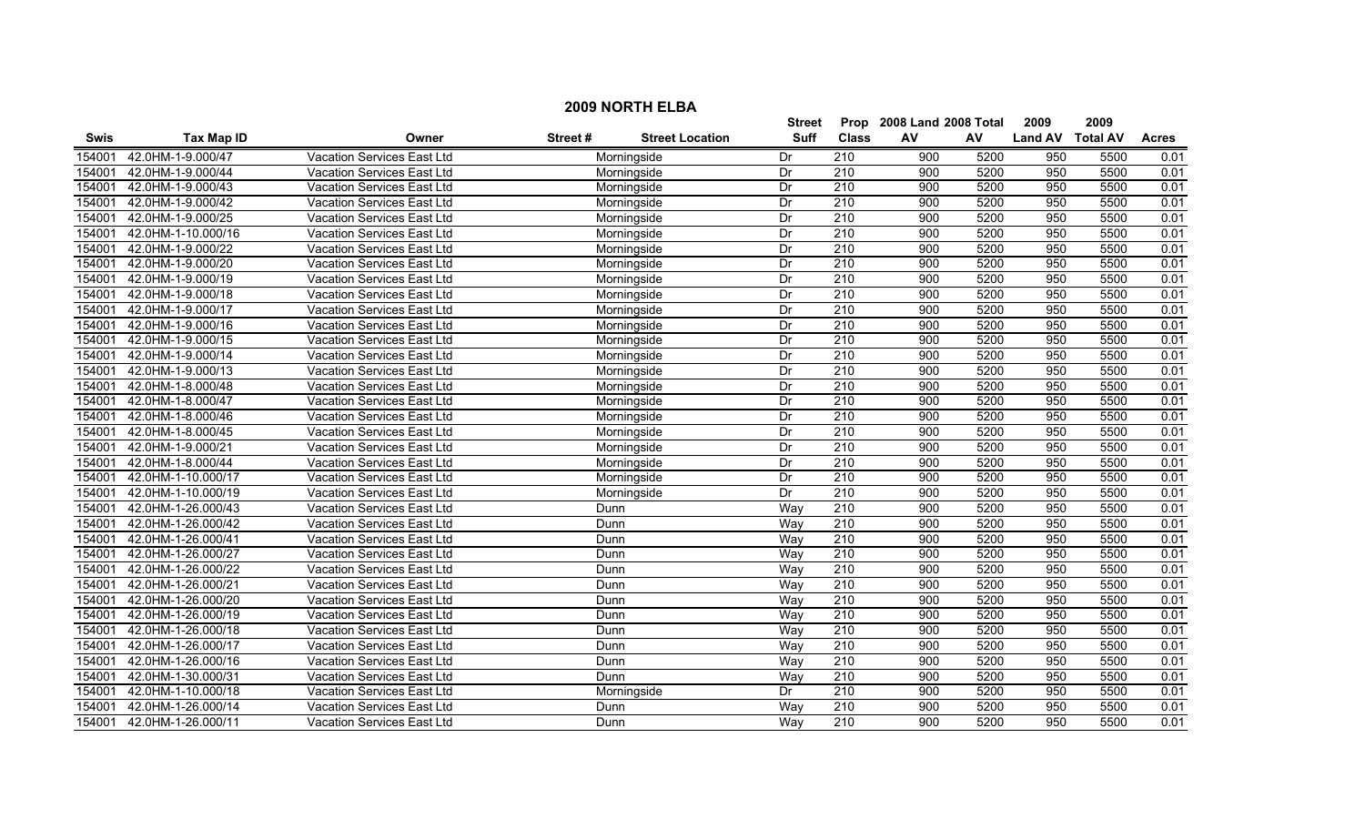## 2009 NORTH ELBA

| Swis | Tax Map ID | Owner | Street # | Street Location | Street Suff | Prop Class | 2008 Land AV | 2008 Total AV | 2009 Land AV | 2009 Total AV | Acres |
|---|---|---|---|---|---|---|---|---|---|---|---|
| 154001 | 42.0HM-1-9.000/47 | Vacation Services East Ltd | | Morningside | Dr | 210 | 900 | 5200 | 950 | 5500 | 0.01 |
| 154001 | 42.0HM-1-9.000/44 | Vacation Services East Ltd | | Morningside | Dr | 210 | 900 | 5200 | 950 | 5500 | 0.01 |
| 154001 | 42.0HM-1-9.000/43 | Vacation Services East Ltd | | Morningside | Dr | 210 | 900 | 5200 | 950 | 5500 | 0.01 |
| 154001 | 42.0HM-1-9.000/42 | Vacation Services East Ltd | | Morningside | Dr | 210 | 900 | 5200 | 950 | 5500 | 0.01 |
| 154001 | 42.0HM-1-9.000/25 | Vacation Services East Ltd | | Morningside | Dr | 210 | 900 | 5200 | 950 | 5500 | 0.01 |
| 154001 | 42.0HM-1-10.000/16 | Vacation Services East Ltd | | Morningside | Dr | 210 | 900 | 5200 | 950 | 5500 | 0.01 |
| 154001 | 42.0HM-1-9.000/22 | Vacation Services East Ltd | | Morningside | Dr | 210 | 900 | 5200 | 950 | 5500 | 0.01 |
| 154001 | 42.0HM-1-9.000/20 | Vacation Services East Ltd | | Morningside | Dr | 210 | 900 | 5200 | 950 | 5500 | 0.01 |
| 154001 | 42.0HM-1-9.000/19 | Vacation Services East Ltd | | Morningside | Dr | 210 | 900 | 5200 | 950 | 5500 | 0.01 |
| 154001 | 42.0HM-1-9.000/18 | Vacation Services East Ltd | | Morningside | Dr | 210 | 900 | 5200 | 950 | 5500 | 0.01 |
| 154001 | 42.0HM-1-9.000/17 | Vacation Services East Ltd | | Morningside | Dr | 210 | 900 | 5200 | 950 | 5500 | 0.01 |
| 154001 | 42.0HM-1-9.000/16 | Vacation Services East Ltd | | Morningside | Dr | 210 | 900 | 5200 | 950 | 5500 | 0.01 |
| 154001 | 42.0HM-1-9.000/15 | Vacation Services East Ltd | | Morningside | Dr | 210 | 900 | 5200 | 950 | 5500 | 0.01 |
| 154001 | 42.0HM-1-9.000/14 | Vacation Services East Ltd | | Morningside | Dr | 210 | 900 | 5200 | 950 | 5500 | 0.01 |
| 154001 | 42.0HM-1-9.000/13 | Vacation Services East Ltd | | Morningside | Dr | 210 | 900 | 5200 | 950 | 5500 | 0.01 |
| 154001 | 42.0HM-1-8.000/48 | Vacation Services East Ltd | | Morningside | Dr | 210 | 900 | 5200 | 950 | 5500 | 0.01 |
| 154001 | 42.0HM-1-8.000/47 | Vacation Services East Ltd | | Morningside | Dr | 210 | 900 | 5200 | 950 | 5500 | 0.01 |
| 154001 | 42.0HM-1-8.000/46 | Vacation Services East Ltd | | Morningside | Dr | 210 | 900 | 5200 | 950 | 5500 | 0.01 |
| 154001 | 42.0HM-1-8.000/45 | Vacation Services East Ltd | | Morningside | Dr | 210 | 900 | 5200 | 950 | 5500 | 0.01 |
| 154001 | 42.0HM-1-9.000/21 | Vacation Services East Ltd | | Morningside | Dr | 210 | 900 | 5200 | 950 | 5500 | 0.01 |
| 154001 | 42.0HM-1-8.000/44 | Vacation Services East Ltd | | Morningside | Dr | 210 | 900 | 5200 | 950 | 5500 | 0.01 |
| 154001 | 42.0HM-1-10.000/17 | Vacation Services East Ltd | | Morningside | Dr | 210 | 900 | 5200 | 950 | 5500 | 0.01 |
| 154001 | 42.0HM-1-10.000/19 | Vacation Services East Ltd | | Morningside | Dr | 210 | 900 | 5200 | 950 | 5500 | 0.01 |
| 154001 | 42.0HM-1-26.000/43 | Vacation Services East Ltd | | Dunn | Way | 210 | 900 | 5200 | 950 | 5500 | 0.01 |
| 154001 | 42.0HM-1-26.000/42 | Vacation Services East Ltd | | Dunn | Way | 210 | 900 | 5200 | 950 | 5500 | 0.01 |
| 154001 | 42.0HM-1-26.000/41 | Vacation Services East Ltd | | Dunn | Way | 210 | 900 | 5200 | 950 | 5500 | 0.01 |
| 154001 | 42.0HM-1-26.000/27 | Vacation Services East Ltd | | Dunn | Way | 210 | 900 | 5200 | 950 | 5500 | 0.01 |
| 154001 | 42.0HM-1-26.000/22 | Vacation Services East Ltd | | Dunn | Way | 210 | 900 | 5200 | 950 | 5500 | 0.01 |
| 154001 | 42.0HM-1-26.000/21 | Vacation Services East Ltd | | Dunn | Way | 210 | 900 | 5200 | 950 | 5500 | 0.01 |
| 154001 | 42.0HM-1-26.000/20 | Vacation Services East Ltd | | Dunn | Way | 210 | 900 | 5200 | 950 | 5500 | 0.01 |
| 154001 | 42.0HM-1-26.000/19 | Vacation Services East Ltd | | Dunn | Way | 210 | 900 | 5200 | 950 | 5500 | 0.01 |
| 154001 | 42.0HM-1-26.000/18 | Vacation Services East Ltd | | Dunn | Way | 210 | 900 | 5200 | 950 | 5500 | 0.01 |
| 154001 | 42.0HM-1-26.000/17 | Vacation Services East Ltd | | Dunn | Way | 210 | 900 | 5200 | 950 | 5500 | 0.01 |
| 154001 | 42.0HM-1-26.000/16 | Vacation Services East Ltd | | Dunn | Way | 210 | 900 | 5200 | 950 | 5500 | 0.01 |
| 154001 | 42.0HM-1-30.000/31 | Vacation Services East Ltd | | Dunn | Way | 210 | 900 | 5200 | 950 | 5500 | 0.01 |
| 154001 | 42.0HM-1-10.000/18 | Vacation Services East Ltd | | Morningside | Dr | 210 | 900 | 5200 | 950 | 5500 | 0.01 |
| 154001 | 42.0HM-1-26.000/14 | Vacation Services East Ltd | | Dunn | Way | 210 | 900 | 5200 | 950 | 5500 | 0.01 |
| 154001 | 42.0HM-1-26.000/11 | Vacation Services East Ltd | | Dunn | Way | 210 | 900 | 5200 | 950 | 5500 | 0.01 |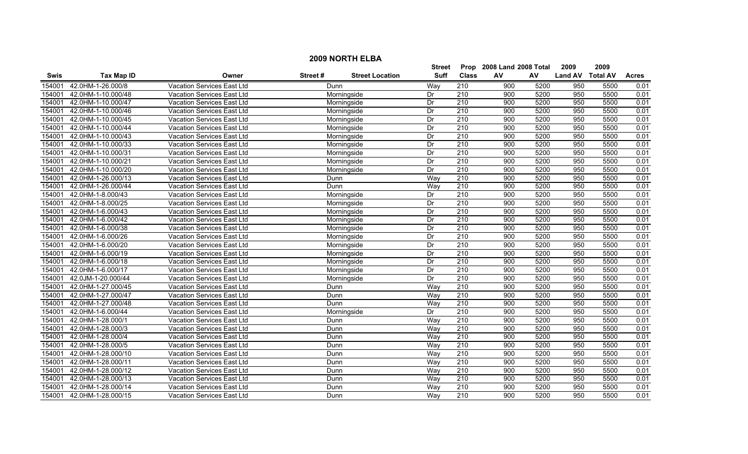## 2009 NORTH ELBA

| Swis | Tax Map ID | Owner | Street # | Street Location | Street Suff | Prop Class | 2008 Land AV | 2008 Total AV | 2009 Land AV | 2009 Total AV | Acres |
|---|---|---|---|---|---|---|---|---|---|---|---|
| 154001 | 42.0HM-1-26.000/8 | Vacation Services East Ltd | | Dunn | Way | 210 | 900 | 5200 | 950 | 5500 | 0.01 |
| 154001 | 42.0HM-1-10.000/48 | Vacation Services East Ltd | | Morningside | Dr | 210 | 900 | 5200 | 950 | 5500 | 0.01 |
| 154001 | 42.0HM-1-10.000/47 | Vacation Services East Ltd | | Morningside | Dr | 210 | 900 | 5200 | 950 | 5500 | 0.01 |
| 154001 | 42.0HM-1-10.000/46 | Vacation Services East Ltd | | Morningside | Dr | 210 | 900 | 5200 | 950 | 5500 | 0.01 |
| 154001 | 42.0HM-1-10.000/45 | Vacation Services East Ltd | | Morningside | Dr | 210 | 900 | 5200 | 950 | 5500 | 0.01 |
| 154001 | 42.0HM-1-10.000/44 | Vacation Services East Ltd | | Morningside | Dr | 210 | 900 | 5200 | 950 | 5500 | 0.01 |
| 154001 | 42.0HM-1-10.000/43 | Vacation Services East Ltd | | Morningside | Dr | 210 | 900 | 5200 | 950 | 5500 | 0.01 |
| 154001 | 42.0HM-1-10.000/33 | Vacation Services East Ltd | | Morningside | Dr | 210 | 900 | 5200 | 950 | 5500 | 0.01 |
| 154001 | 42.0HM-1-10.000/31 | Vacation Services East Ltd | | Morningside | Dr | 210 | 900 | 5200 | 950 | 5500 | 0.01 |
| 154001 | 42.0HM-1-10.000/21 | Vacation Services East Ltd | | Morningside | Dr | 210 | 900 | 5200 | 950 | 5500 | 0.01 |
| 154001 | 42.0HM-1-10.000/20 | Vacation Services East Ltd | | Morningside | Dr | 210 | 900 | 5200 | 950 | 5500 | 0.01 |
| 154001 | 42.0HM-1-26.000/13 | Vacation Services East Ltd | | Dunn | Way | 210 | 900 | 5200 | 950 | 5500 | 0.01 |
| 154001 | 42.0HM-1-26.000/44 | Vacation Services East Ltd | | Dunn | Way | 210 | 900 | 5200 | 950 | 5500 | 0.01 |
| 154001 | 42.0HM-1-8.000/43 | Vacation Services East Ltd | | Morningside | Dr | 210 | 900 | 5200 | 950 | 5500 | 0.01 |
| 154001 | 42.0HM-1-8.000/25 | Vacation Services East Ltd | | Morningside | Dr | 210 | 900 | 5200 | 950 | 5500 | 0.01 |
| 154001 | 42.0HM-1-6.000/43 | Vacation Services East Ltd | | Morningside | Dr | 210 | 900 | 5200 | 950 | 5500 | 0.01 |
| 154001 | 42.0HM-1-6.000/42 | Vacation Services East Ltd | | Morningside | Dr | 210 | 900 | 5200 | 950 | 5500 | 0.01 |
| 154001 | 42.0HM-1-6.000/38 | Vacation Services East Ltd | | Morningside | Dr | 210 | 900 | 5200 | 950 | 5500 | 0.01 |
| 154001 | 42.0HM-1-6.000/26 | Vacation Services East Ltd | | Morningside | Dr | 210 | 900 | 5200 | 950 | 5500 | 0.01 |
| 154001 | 42.0HM-1-6.000/20 | Vacation Services East Ltd | | Morningside | Dr | 210 | 900 | 5200 | 950 | 5500 | 0.01 |
| 154001 | 42.0HM-1-6.000/19 | Vacation Services East Ltd | | Morningside | Dr | 210 | 900 | 5200 | 950 | 5500 | 0.01 |
| 154001 | 42.0HM-1-6.000/18 | Vacation Services East Ltd | | Morningside | Dr | 210 | 900 | 5200 | 950 | 5500 | 0.01 |
| 154001 | 42.0HM-1-6.000/17 | Vacation Services East Ltd | | Morningside | Dr | 210 | 900 | 5200 | 950 | 5500 | 0.01 |
| 154001 | 42.0JM-1-20.000/44 | Vacation Services East Ltd | | Morningside | Dr | 210 | 900 | 5200 | 950 | 5500 | 0.01 |
| 154001 | 42.0HM-1-27.000/45 | Vacation Services East Ltd | | Dunn | Way | 210 | 900 | 5200 | 950 | 5500 | 0.01 |
| 154001 | 42.0HM-1-27.000/47 | Vacation Services East Ltd | | Dunn | Way | 210 | 900 | 5200 | 950 | 5500 | 0.01 |
| 154001 | 42.0HM-1-27.000/48 | Vacation Services East Ltd | | Dunn | Way | 210 | 900 | 5200 | 950 | 5500 | 0.01 |
| 154001 | 42.0HM-1-6.000/44 | Vacation Services East Ltd | | Morningside | Dr | 210 | 900 | 5200 | 950 | 5500 | 0.01 |
| 154001 | 42.0HM-1-28.000/1 | Vacation Services East Ltd | | Dunn | Way | 210 | 900 | 5200 | 950 | 5500 | 0.01 |
| 154001 | 42.0HM-1-28.000/3 | Vacation Services East Ltd | | Dunn | Way | 210 | 900 | 5200 | 950 | 5500 | 0.01 |
| 154001 | 42.0HM-1-28.000/4 | Vacation Services East Ltd | | Dunn | Way | 210 | 900 | 5200 | 950 | 5500 | 0.01 |
| 154001 | 42.0HM-1-28.000/5 | Vacation Services East Ltd | | Dunn | Way | 210 | 900 | 5200 | 950 | 5500 | 0.01 |
| 154001 | 42.0HM-1-28.000/10 | Vacation Services East Ltd | | Dunn | Way | 210 | 900 | 5200 | 950 | 5500 | 0.01 |
| 154001 | 42.0HM-1-28.000/11 | Vacation Services East Ltd | | Dunn | Way | 210 | 900 | 5200 | 950 | 5500 | 0.01 |
| 154001 | 42.0HM-1-28.000/12 | Vacation Services East Ltd | | Dunn | Way | 210 | 900 | 5200 | 950 | 5500 | 0.01 |
| 154001 | 42.0HM-1-28.000/13 | Vacation Services East Ltd | | Dunn | Way | 210 | 900 | 5200 | 950 | 5500 | 0.01 |
| 154001 | 42.0HM-1-28.000/14 | Vacation Services East Ltd | | Dunn | Way | 210 | 900 | 5200 | 950 | 5500 | 0.01 |
| 154001 | 42.0HM-1-28.000/15 | Vacation Services East Ltd | | Dunn | Way | 210 | 900 | 5200 | 950 | 5500 | 0.01 |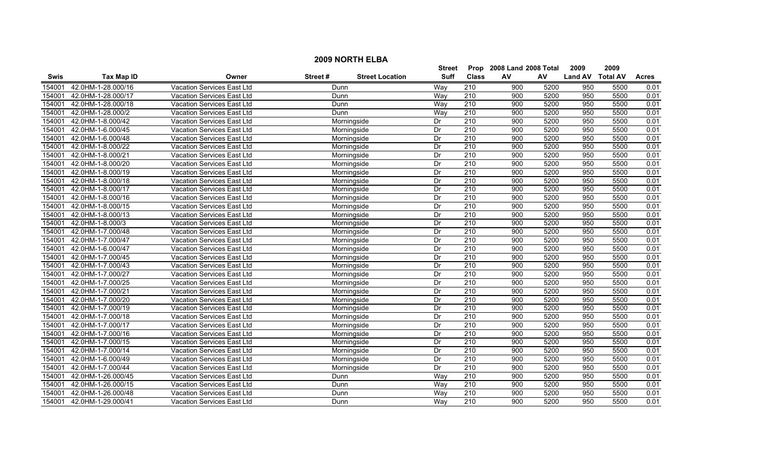# 2009 NORTH ELBA

| Swis | Tax Map ID | Owner | Street # | Street Location | Street Suff | Prop Class | 2008 Land AV | 2008 Total AV | 2009 Land AV | 2009 Total AV | Acres |
|---|---|---|---|---|---|---|---|---|---|---|---|
| 154001 | 42.0HM-1-28.000/16 | Vacation Services East Ltd | | Dunn | Way | 210 | 900 | 5200 | 950 | 5500 | 0.01 |
| 154001 | 42.0HM-1-28.000/17 | Vacation Services East Ltd | | Dunn | Way | 210 | 900 | 5200 | 950 | 5500 | 0.01 |
| 154001 | 42.0HM-1-28.000/18 | Vacation Services East Ltd | | Dunn | Way | 210 | 900 | 5200 | 950 | 5500 | 0.01 |
| 154001 | 42.0HM-1-28.000/2 | Vacation Services East Ltd | | Dunn | Way | 210 | 900 | 5200 | 950 | 5500 | 0.01 |
| 154001 | 42.0HM-1-8.000/42 | Vacation Services East Ltd | | Morningside | Dr | 210 | 900 | 5200 | 950 | 5500 | 0.01 |
| 154001 | 42.0HM-1-6.000/45 | Vacation Services East Ltd | | Morningside | Dr | 210 | 900 | 5200 | 950 | 5500 | 0.01 |
| 154001 | 42.0HM-1-6.000/48 | Vacation Services East Ltd | | Morningside | Dr | 210 | 900 | 5200 | 950 | 5500 | 0.01 |
| 154001 | 42.0HM-1-8.000/22 | Vacation Services East Ltd | | Morningside | Dr | 210 | 900 | 5200 | 950 | 5500 | 0.01 |
| 154001 | 42.0HM-1-8.000/21 | Vacation Services East Ltd | | Morningside | Dr | 210 | 900 | 5200 | 950 | 5500 | 0.01 |
| 154001 | 42.0HM-1-8.000/20 | Vacation Services East Ltd | | Morningside | Dr | 210 | 900 | 5200 | 950 | 5500 | 0.01 |
| 154001 | 42.0HM-1-8.000/19 | Vacation Services East Ltd | | Morningside | Dr | 210 | 900 | 5200 | 950 | 5500 | 0.01 |
| 154001 | 42.0HM-1-8.000/18 | Vacation Services East Ltd | | Morningside | Dr | 210 | 900 | 5200 | 950 | 5500 | 0.01 |
| 154001 | 42.0HM-1-8.000/17 | Vacation Services East Ltd | | Morningside | Dr | 210 | 900 | 5200 | 950 | 5500 | 0.01 |
| 154001 | 42.0HM-1-8.000/16 | Vacation Services East Ltd | | Morningside | Dr | 210 | 900 | 5200 | 950 | 5500 | 0.01 |
| 154001 | 42.0HM-1-8.000/15 | Vacation Services East Ltd | | Morningside | Dr | 210 | 900 | 5200 | 950 | 5500 | 0.01 |
| 154001 | 42.0HM-1-8.000/13 | Vacation Services East Ltd | | Morningside | Dr | 210 | 900 | 5200 | 950 | 5500 | 0.01 |
| 154001 | 42.0HM-1-8.000/3 | Vacation Services East Ltd | | Morningside | Dr | 210 | 900 | 5200 | 950 | 5500 | 0.01 |
| 154001 | 42.0HM-1-7.000/48 | Vacation Services East Ltd | | Morningside | Dr | 210 | 900 | 5200 | 950 | 5500 | 0.01 |
| 154001 | 42.0HM-1-7.000/47 | Vacation Services East Ltd | | Morningside | Dr | 210 | 900 | 5200 | 950 | 5500 | 0.01 |
| 154001 | 42.0HM-1-6.000/47 | Vacation Services East Ltd | | Morningside | Dr | 210 | 900 | 5200 | 950 | 5500 | 0.01 |
| 154001 | 42.0HM-1-7.000/45 | Vacation Services East Ltd | | Morningside | Dr | 210 | 900 | 5200 | 950 | 5500 | 0.01 |
| 154001 | 42.0HM-1-7.000/43 | Vacation Services East Ltd | | Morningside | Dr | 210 | 900 | 5200 | 950 | 5500 | 0.01 |
| 154001 | 42.0HM-1-7.000/27 | Vacation Services East Ltd | | Morningside | Dr | 210 | 900 | 5200 | 950 | 5500 | 0.01 |
| 154001 | 42.0HM-1-7.000/25 | Vacation Services East Ltd | | Morningside | Dr | 210 | 900 | 5200 | 950 | 5500 | 0.01 |
| 154001 | 42.0HM-1-7.000/21 | Vacation Services East Ltd | | Morningside | Dr | 210 | 900 | 5200 | 950 | 5500 | 0.01 |
| 154001 | 42.0HM-1-7.000/20 | Vacation Services East Ltd | | Morningside | Dr | 210 | 900 | 5200 | 950 | 5500 | 0.01 |
| 154001 | 42.0HM-1-7.000/19 | Vacation Services East Ltd | | Morningside | Dr | 210 | 900 | 5200 | 950 | 5500 | 0.01 |
| 154001 | 42.0HM-1-7.000/18 | Vacation Services East Ltd | | Morningside | Dr | 210 | 900 | 5200 | 950 | 5500 | 0.01 |
| 154001 | 42.0HM-1-7.000/17 | Vacation Services East Ltd | | Morningside | Dr | 210 | 900 | 5200 | 950 | 5500 | 0.01 |
| 154001 | 42.0HM-1-7.000/16 | Vacation Services East Ltd | | Morningside | Dr | 210 | 900 | 5200 | 950 | 5500 | 0.01 |
| 154001 | 42.0HM-1-7.000/15 | Vacation Services East Ltd | | Morningside | Dr | 210 | 900 | 5200 | 950 | 5500 | 0.01 |
| 154001 | 42.0HM-1-7.000/14 | Vacation Services East Ltd | | Morningside | Dr | 210 | 900 | 5200 | 950 | 5500 | 0.01 |
| 154001 | 42.0HM-1-6.000/49 | Vacation Services East Ltd | | Morningside | Dr | 210 | 900 | 5200 | 950 | 5500 | 0.01 |
| 154001 | 42.0HM-1-7.000/44 | Vacation Services East Ltd | | Morningside | Dr | 210 | 900 | 5200 | 950 | 5500 | 0.01 |
| 154001 | 42.0HM-1-26.000/45 | Vacation Services East Ltd | | Dunn | Way | 210 | 900 | 5200 | 950 | 5500 | 0.01 |
| 154001 | 42.0HM-1-26.000/15 | Vacation Services East Ltd | | Dunn | Way | 210 | 900 | 5200 | 950 | 5500 | 0.01 |
| 154001 | 42.0HM-1-26.000/48 | Vacation Services East Ltd | | Dunn | Way | 210 | 900 | 5200 | 950 | 5500 | 0.01 |
| 154001 | 42.0HM-1-29.000/41 | Vacation Services East Ltd | | Dunn | Way | 210 | 900 | 5200 | 950 | 5500 | 0.01 |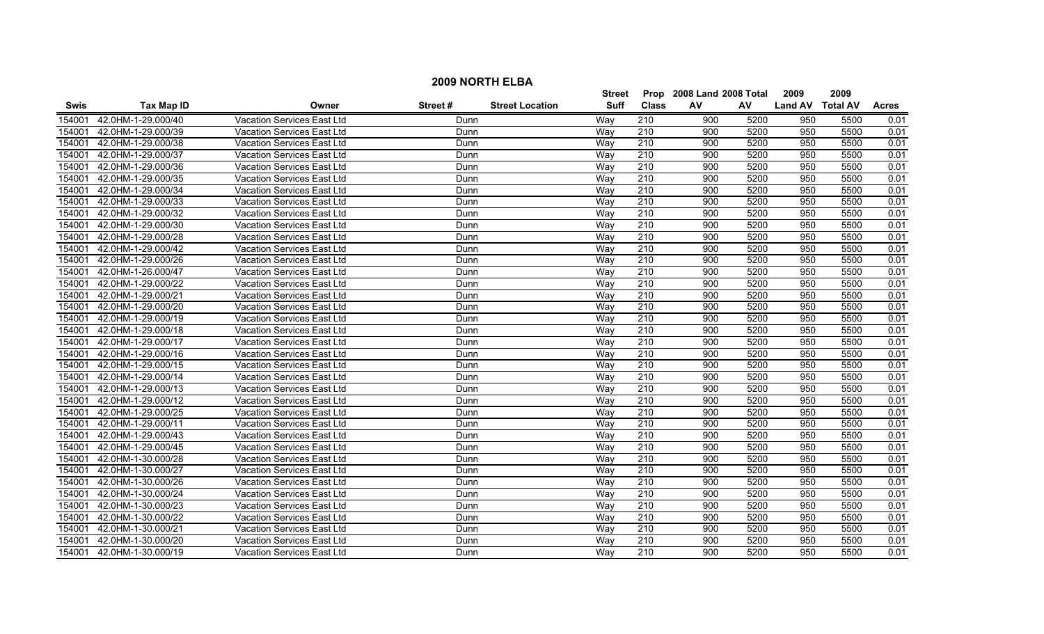## 2009 NORTH ELBA

| Swis | Tax Map ID | Owner | Street # | Street Location | Street Suff | Prop Class | 2008 Land AV | 2008 Total AV | 2009 Land AV | 2009 Total AV | Acres |
|---|---|---|---|---|---|---|---|---|---|---|---|
| 154001 | 42.0HM-1-29.000/40 | Vacation Services East Ltd | | Dunn | Way | 210 | 900 | 5200 | 950 | 5500 | 0.01 |
| 154001 | 42.0HM-1-29.000/39 | Vacation Services East Ltd | | Dunn | Way | 210 | 900 | 5200 | 950 | 5500 | 0.01 |
| 154001 | 42.0HM-1-29.000/38 | Vacation Services East Ltd | | Dunn | Way | 210 | 900 | 5200 | 950 | 5500 | 0.01 |
| 154001 | 42.0HM-1-29.000/37 | Vacation Services East Ltd | | Dunn | Way | 210 | 900 | 5200 | 950 | 5500 | 0.01 |
| 154001 | 42.0HM-1-29.000/36 | Vacation Services East Ltd | | Dunn | Way | 210 | 900 | 5200 | 950 | 5500 | 0.01 |
| 154001 | 42.0HM-1-29.000/35 | Vacation Services East Ltd | | Dunn | Way | 210 | 900 | 5200 | 950 | 5500 | 0.01 |
| 154001 | 42.0HM-1-29.000/34 | Vacation Services East Ltd | | Dunn | Way | 210 | 900 | 5200 | 950 | 5500 | 0.01 |
| 154001 | 42.0HM-1-29.000/33 | Vacation Services East Ltd | | Dunn | Way | 210 | 900 | 5200 | 950 | 5500 | 0.01 |
| 154001 | 42.0HM-1-29.000/32 | Vacation Services East Ltd | | Dunn | Way | 210 | 900 | 5200 | 950 | 5500 | 0.01 |
| 154001 | 42.0HM-1-29.000/30 | Vacation Services East Ltd | | Dunn | Way | 210 | 900 | 5200 | 950 | 5500 | 0.01 |
| 154001 | 42.0HM-1-29.000/28 | Vacation Services East Ltd | | Dunn | Way | 210 | 900 | 5200 | 950 | 5500 | 0.01 |
| 154001 | 42.0HM-1-29.000/42 | Vacation Services East Ltd | | Dunn | Way | 210 | 900 | 5200 | 950 | 5500 | 0.01 |
| 154001 | 42.0HM-1-29.000/26 | Vacation Services East Ltd | | Dunn | Way | 210 | 900 | 5200 | 950 | 5500 | 0.01 |
| 154001 | 42.0HM-1-26.000/47 | Vacation Services East Ltd | | Dunn | Way | 210 | 900 | 5200 | 950 | 5500 | 0.01 |
| 154001 | 42.0HM-1-29.000/22 | Vacation Services East Ltd | | Dunn | Way | 210 | 900 | 5200 | 950 | 5500 | 0.01 |
| 154001 | 42.0HM-1-29.000/21 | Vacation Services East Ltd | | Dunn | Way | 210 | 900 | 5200 | 950 | 5500 | 0.01 |
| 154001 | 42.0HM-1-29.000/20 | Vacation Services East Ltd | | Dunn | Way | 210 | 900 | 5200 | 950 | 5500 | 0.01 |
| 154001 | 42.0HM-1-29.000/19 | Vacation Services East Ltd | | Dunn | Way | 210 | 900 | 5200 | 950 | 5500 | 0.01 |
| 154001 | 42.0HM-1-29.000/18 | Vacation Services East Ltd | | Dunn | Way | 210 | 900 | 5200 | 950 | 5500 | 0.01 |
| 154001 | 42.0HM-1-29.000/17 | Vacation Services East Ltd | | Dunn | Way | 210 | 900 | 5200 | 950 | 5500 | 0.01 |
| 154001 | 42.0HM-1-29.000/16 | Vacation Services East Ltd | | Dunn | Way | 210 | 900 | 5200 | 950 | 5500 | 0.01 |
| 154001 | 42.0HM-1-29.000/15 | Vacation Services East Ltd | | Dunn | Way | 210 | 900 | 5200 | 950 | 5500 | 0.01 |
| 154001 | 42.0HM-1-29.000/14 | Vacation Services East Ltd | | Dunn | Way | 210 | 900 | 5200 | 950 | 5500 | 0.01 |
| 154001 | 42.0HM-1-29.000/13 | Vacation Services East Ltd | | Dunn | Way | 210 | 900 | 5200 | 950 | 5500 | 0.01 |
| 154001 | 42.0HM-1-29.000/12 | Vacation Services East Ltd | | Dunn | Way | 210 | 900 | 5200 | 950 | 5500 | 0.01 |
| 154001 | 42.0HM-1-29.000/25 | Vacation Services East Ltd | | Dunn | Way | 210 | 900 | 5200 | 950 | 5500 | 0.01 |
| 154001 | 42.0HM-1-29.000/11 | Vacation Services East Ltd | | Dunn | Way | 210 | 900 | 5200 | 950 | 5500 | 0.01 |
| 154001 | 42.0HM-1-29.000/43 | Vacation Services East Ltd | | Dunn | Way | 210 | 900 | 5200 | 950 | 5500 | 0.01 |
| 154001 | 42.0HM-1-29.000/45 | Vacation Services East Ltd | | Dunn | Way | 210 | 900 | 5200 | 950 | 5500 | 0.01 |
| 154001 | 42.0HM-1-30.000/28 | Vacation Services East Ltd | | Dunn | Way | 210 | 900 | 5200 | 950 | 5500 | 0.01 |
| 154001 | 42.0HM-1-30.000/27 | Vacation Services East Ltd | | Dunn | Way | 210 | 900 | 5200 | 950 | 5500 | 0.01 |
| 154001 | 42.0HM-1-30.000/26 | Vacation Services East Ltd | | Dunn | Way | 210 | 900 | 5200 | 950 | 5500 | 0.01 |
| 154001 | 42.0HM-1-30.000/24 | Vacation Services East Ltd | | Dunn | Way | 210 | 900 | 5200 | 950 | 5500 | 0.01 |
| 154001 | 42.0HM-1-30.000/23 | Vacation Services East Ltd | | Dunn | Way | 210 | 900 | 5200 | 950 | 5500 | 0.01 |
| 154001 | 42.0HM-1-30.000/22 | Vacation Services East Ltd | | Dunn | Way | 210 | 900 | 5200 | 950 | 5500 | 0.01 |
| 154001 | 42.0HM-1-30.000/21 | Vacation Services East Ltd | | Dunn | Way | 210 | 900 | 5200 | 950 | 5500 | 0.01 |
| 154001 | 42.0HM-1-30.000/20 | Vacation Services East Ltd | | Dunn | Way | 210 | 900 | 5200 | 950 | 5500 | 0.01 |
| 154001 | 42.0HM-1-30.000/19 | Vacation Services East Ltd | | Dunn | Way | 210 | 900 | 5200 | 950 | 5500 | 0.01 |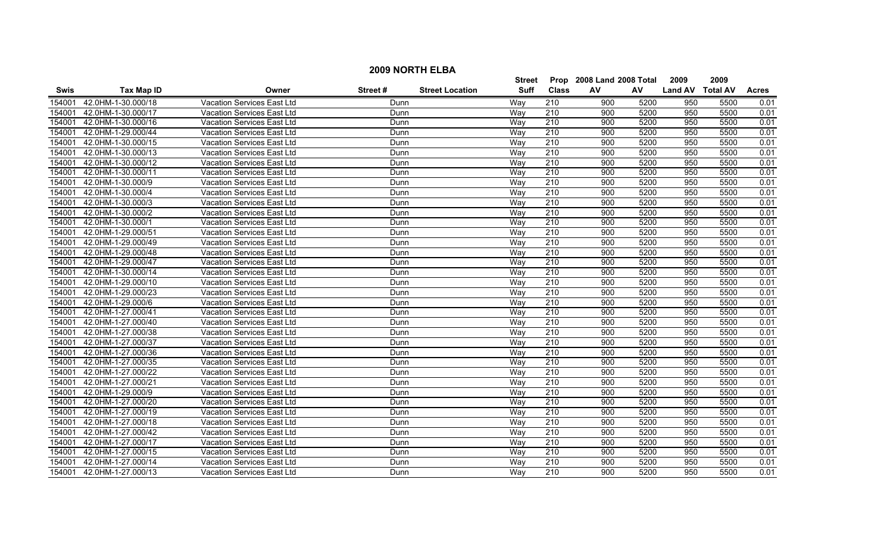## 2009 NORTH ELBA

| Swis | Tax Map ID | Owner | Street # | Street Location | Street Suff | Prop Class | 2008 Land AV | 2008 Total AV | 2009 Land AV | 2009 Total AV | Acres |
|---|---|---|---|---|---|---|---|---|---|---|---|
| 154001 | 42.0HM-1-30.000/18 | Vacation Services East Ltd | | Dunn | Way | 210 | 900 | 5200 | 950 | 5500 | 0.01 |
| 154001 | 42.0HM-1-30.000/17 | Vacation Services East Ltd | | Dunn | Way | 210 | 900 | 5200 | 950 | 5500 | 0.01 |
| 154001 | 42.0HM-1-30.000/16 | Vacation Services East Ltd | | Dunn | Way | 210 | 900 | 5200 | 950 | 5500 | 0.01 |
| 154001 | 42.0HM-1-29.000/44 | Vacation Services East Ltd | | Dunn | Way | 210 | 900 | 5200 | 950 | 5500 | 0.01 |
| 154001 | 42.0HM-1-30.000/15 | Vacation Services East Ltd | | Dunn | Way | 210 | 900 | 5200 | 950 | 5500 | 0.01 |
| 154001 | 42.0HM-1-30.000/13 | Vacation Services East Ltd | | Dunn | Way | 210 | 900 | 5200 | 950 | 5500 | 0.01 |
| 154001 | 42.0HM-1-30.000/12 | Vacation Services East Ltd | | Dunn | Way | 210 | 900 | 5200 | 950 | 5500 | 0.01 |
| 154001 | 42.0HM-1-30.000/11 | Vacation Services East Ltd | | Dunn | Way | 210 | 900 | 5200 | 950 | 5500 | 0.01 |
| 154001 | 42.0HM-1-30.000/9 | Vacation Services East Ltd | | Dunn | Way | 210 | 900 | 5200 | 950 | 5500 | 0.01 |
| 154001 | 42.0HM-1-30.000/4 | Vacation Services East Ltd | | Dunn | Way | 210 | 900 | 5200 | 950 | 5500 | 0.01 |
| 154001 | 42.0HM-1-30.000/3 | Vacation Services East Ltd | | Dunn | Way | 210 | 900 | 5200 | 950 | 5500 | 0.01 |
| 154001 | 42.0HM-1-30.000/2 | Vacation Services East Ltd | | Dunn | Way | 210 | 900 | 5200 | 950 | 5500 | 0.01 |
| 154001 | 42.0HM-1-30.000/1 | Vacation Services East Ltd | | Dunn | Way | 210 | 900 | 5200 | 950 | 5500 | 0.01 |
| 154001 | 42.0HM-1-29.000/51 | Vacation Services East Ltd | | Dunn | Way | 210 | 900 | 5200 | 950 | 5500 | 0.01 |
| 154001 | 42.0HM-1-29.000/49 | Vacation Services East Ltd | | Dunn | Way | 210 | 900 | 5200 | 950 | 5500 | 0.01 |
| 154001 | 42.0HM-1-29.000/48 | Vacation Services East Ltd | | Dunn | Way | 210 | 900 | 5200 | 950 | 5500 | 0.01 |
| 154001 | 42.0HM-1-29.000/47 | Vacation Services East Ltd | | Dunn | Way | 210 | 900 | 5200 | 950 | 5500 | 0.01 |
| 154001 | 42.0HM-1-30.000/14 | Vacation Services East Ltd | | Dunn | Way | 210 | 900 | 5200 | 950 | 5500 | 0.01 |
| 154001 | 42.0HM-1-29.000/10 | Vacation Services East Ltd | | Dunn | Way | 210 | 900 | 5200 | 950 | 5500 | 0.01 |
| 154001 | 42.0HM-1-29.000/23 | Vacation Services East Ltd | | Dunn | Way | 210 | 900 | 5200 | 950 | 5500 | 0.01 |
| 154001 | 42.0HM-1-29.000/6 | Vacation Services East Ltd | | Dunn | Way | 210 | 900 | 5200 | 950 | 5500 | 0.01 |
| 154001 | 42.0HM-1-27.000/41 | Vacation Services East Ltd | | Dunn | Way | 210 | 900 | 5200 | 950 | 5500 | 0.01 |
| 154001 | 42.0HM-1-27.000/40 | Vacation Services East Ltd | | Dunn | Way | 210 | 900 | 5200 | 950 | 5500 | 0.01 |
| 154001 | 42.0HM-1-27.000/38 | Vacation Services East Ltd | | Dunn | Way | 210 | 900 | 5200 | 950 | 5500 | 0.01 |
| 154001 | 42.0HM-1-27.000/37 | Vacation Services East Ltd | | Dunn | Way | 210 | 900 | 5200 | 950 | 5500 | 0.01 |
| 154001 | 42.0HM-1-27.000/36 | Vacation Services East Ltd | | Dunn | Way | 210 | 900 | 5200 | 950 | 5500 | 0.01 |
| 154001 | 42.0HM-1-27.000/35 | Vacation Services East Ltd | | Dunn | Way | 210 | 900 | 5200 | 950 | 5500 | 0.01 |
| 154001 | 42.0HM-1-27.000/22 | Vacation Services East Ltd | | Dunn | Way | 210 | 900 | 5200 | 950 | 5500 | 0.01 |
| 154001 | 42.0HM-1-27.000/21 | Vacation Services East Ltd | | Dunn | Way | 210 | 900 | 5200 | 950 | 5500 | 0.01 |
| 154001 | 42.0HM-1-29.000/9 | Vacation Services East Ltd | | Dunn | Way | 210 | 900 | 5200 | 950 | 5500 | 0.01 |
| 154001 | 42.0HM-1-27.000/20 | Vacation Services East Ltd | | Dunn | Way | 210 | 900 | 5200 | 950 | 5500 | 0.01 |
| 154001 | 42.0HM-1-27.000/19 | Vacation Services East Ltd | | Dunn | Way | 210 | 900 | 5200 | 950 | 5500 | 0.01 |
| 154001 | 42.0HM-1-27.000/18 | Vacation Services East Ltd | | Dunn | Way | 210 | 900 | 5200 | 950 | 5500 | 0.01 |
| 154001 | 42.0HM-1-27.000/42 | Vacation Services East Ltd | | Dunn | Way | 210 | 900 | 5200 | 950 | 5500 | 0.01 |
| 154001 | 42.0HM-1-27.000/17 | Vacation Services East Ltd | | Dunn | Way | 210 | 900 | 5200 | 950 | 5500 | 0.01 |
| 154001 | 42.0HM-1-27.000/15 | Vacation Services East Ltd | | Dunn | Way | 210 | 900 | 5200 | 950 | 5500 | 0.01 |
| 154001 | 42.0HM-1-27.000/14 | Vacation Services East Ltd | | Dunn | Way | 210 | 900 | 5200 | 950 | 5500 | 0.01 |
| 154001 | 42.0HM-1-27.000/13 | Vacation Services East Ltd | | Dunn | Way | 210 | 900 | 5200 | 950 | 5500 | 0.01 |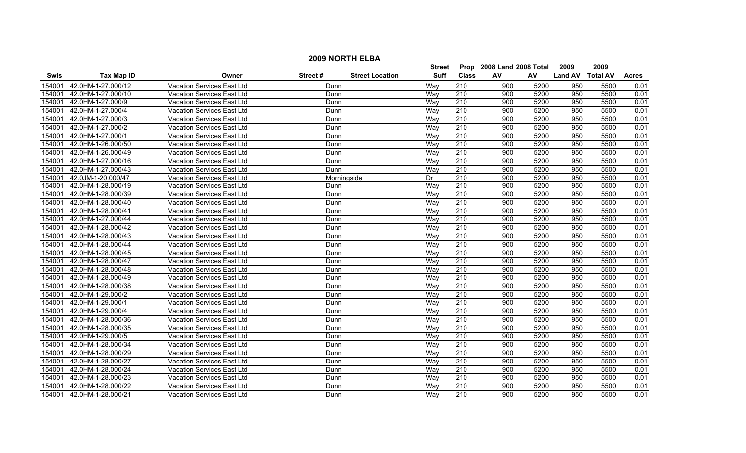## 2009 NORTH ELBA

| Swis | Tax Map ID | Owner | Street # | Street Location | Street Suff | Prop Class | 2008 Land AV | 2008 Total AV | 2009 Land AV | 2009 Total AV | Acres |
|---|---|---|---|---|---|---|---|---|---|---|---|
| 154001 | 42.0HM-1-27.000/12 | Vacation Services East Ltd | | Dunn | Way | 210 | 900 | 5200 | 950 | 5500 | 0.01 |
| 154001 | 42.0HM-1-27.000/10 | Vacation Services East Ltd | | Dunn | Way | 210 | 900 | 5200 | 950 | 5500 | 0.01 |
| 154001 | 42.0HM-1-27.000/9 | Vacation Services East Ltd | | Dunn | Way | 210 | 900 | 5200 | 950 | 5500 | 0.01 |
| 154001 | 42.0HM-1-27.000/4 | Vacation Services East Ltd | | Dunn | Way | 210 | 900 | 5200 | 950 | 5500 | 0.01 |
| 154001 | 42.0HM-1-27.000/3 | Vacation Services East Ltd | | Dunn | Way | 210 | 900 | 5200 | 950 | 5500 | 0.01 |
| 154001 | 42.0HM-1-27.000/2 | Vacation Services East Ltd | | Dunn | Way | 210 | 900 | 5200 | 950 | 5500 | 0.01 |
| 154001 | 42.0HM-1-27.000/1 | Vacation Services East Ltd | | Dunn | Way | 210 | 900 | 5200 | 950 | 5500 | 0.01 |
| 154001 | 42.0HM-1-26.000/50 | Vacation Services East Ltd | | Dunn | Way | 210 | 900 | 5200 | 950 | 5500 | 0.01 |
| 154001 | 42.0HM-1-26.000/49 | Vacation Services East Ltd | | Dunn | Way | 210 | 900 | 5200 | 950 | 5500 | 0.01 |
| 154001 | 42.0HM-1-27.000/16 | Vacation Services East Ltd | | Dunn | Way | 210 | 900 | 5200 | 950 | 5500 | 0.01 |
| 154001 | 42.0HM-1-27.000/43 | Vacation Services East Ltd | | Dunn | Way | 210 | 900 | 5200 | 950 | 5500 | 0.01 |
| 154001 | 42.0JM-1-20.000/47 | Vacation Services East Ltd | | Morningside | Dr | 210 | 900 | 5200 | 950 | 5500 | 0.01 |
| 154001 | 42.0HM-1-28.000/19 | Vacation Services East Ltd | | Dunn | Way | 210 | 900 | 5200 | 950 | 5500 | 0.01 |
| 154001 | 42.0HM-1-28.000/39 | Vacation Services East Ltd | | Dunn | Way | 210 | 900 | 5200 | 950 | 5500 | 0.01 |
| 154001 | 42.0HM-1-28.000/40 | Vacation Services East Ltd | | Dunn | Way | 210 | 900 | 5200 | 950 | 5500 | 0.01 |
| 154001 | 42.0HM-1-28.000/41 | Vacation Services East Ltd | | Dunn | Way | 210 | 900 | 5200 | 950 | 5500 | 0.01 |
| 154001 | 42.0HM-1-27.000/44 | Vacation Services East Ltd | | Dunn | Way | 210 | 900 | 5200 | 950 | 5500 | 0.01 |
| 154001 | 42.0HM-1-28.000/42 | Vacation Services East Ltd | | Dunn | Way | 210 | 900 | 5200 | 950 | 5500 | 0.01 |
| 154001 | 42.0HM-1-28.000/43 | Vacation Services East Ltd | | Dunn | Way | 210 | 900 | 5200 | 950 | 5500 | 0.01 |
| 154001 | 42.0HM-1-28.000/44 | Vacation Services East Ltd | | Dunn | Way | 210 | 900 | 5200 | 950 | 5500 | 0.01 |
| 154001 | 42.0HM-1-28.000/45 | Vacation Services East Ltd | | Dunn | Way | 210 | 900 | 5200 | 950 | 5500 | 0.01 |
| 154001 | 42.0HM-1-28.000/47 | Vacation Services East Ltd | | Dunn | Way | 210 | 900 | 5200 | 950 | 5500 | 0.01 |
| 154001 | 42.0HM-1-28.000/48 | Vacation Services East Ltd | | Dunn | Way | 210 | 900 | 5200 | 950 | 5500 | 0.01 |
| 154001 | 42.0HM-1-28.000/49 | Vacation Services East Ltd | | Dunn | Way | 210 | 900 | 5200 | 950 | 5500 | 0.01 |
| 154001 | 42.0HM-1-28.000/38 | Vacation Services East Ltd | | Dunn | Way | 210 | 900 | 5200 | 950 | 5500 | 0.01 |
| 154001 | 42.0HM-1-29.000/2 | Vacation Services East Ltd | | Dunn | Way | 210 | 900 | 5200 | 950 | 5500 | 0.01 |
| 154001 | 42.0HM-1-29.000/1 | Vacation Services East Ltd | | Dunn | Way | 210 | 900 | 5200 | 950 | 5500 | 0.01 |
| 154001 | 42.0HM-1-29.000/4 | Vacation Services East Ltd | | Dunn | Way | 210 | 900 | 5200 | 950 | 5500 | 0.01 |
| 154001 | 42.0HM-1-28.000/36 | Vacation Services East Ltd | | Dunn | Way | 210 | 900 | 5200 | 950 | 5500 | 0.01 |
| 154001 | 42.0HM-1-28.000/35 | Vacation Services East Ltd | | Dunn | Way | 210 | 900 | 5200 | 950 | 5500 | 0.01 |
| 154001 | 42.0HM-1-29.000/5 | Vacation Services East Ltd | | Dunn | Way | 210 | 900 | 5200 | 950 | 5500 | 0.01 |
| 154001 | 42.0HM-1-28.000/34 | Vacation Services East Ltd | | Dunn | Way | 210 | 900 | 5200 | 950 | 5500 | 0.01 |
| 154001 | 42.0HM-1-28.000/29 | Vacation Services East Ltd | | Dunn | Way | 210 | 900 | 5200 | 950 | 5500 | 0.01 |
| 154001 | 42.0HM-1-28.000/27 | Vacation Services East Ltd | | Dunn | Way | 210 | 900 | 5200 | 950 | 5500 | 0.01 |
| 154001 | 42.0HM-1-28.000/24 | Vacation Services East Ltd | | Dunn | Way | 210 | 900 | 5200 | 950 | 5500 | 0.01 |
| 154001 | 42.0HM-1-28.000/23 | Vacation Services East Ltd | | Dunn | Way | 210 | 900 | 5200 | 950 | 5500 | 0.01 |
| 154001 | 42.0HM-1-28.000/22 | Vacation Services East Ltd | | Dunn | Way | 210 | 900 | 5200 | 950 | 5500 | 0.01 |
| 154001 | 42.0HM-1-28.000/21 | Vacation Services East Ltd | | Dunn | Way | 210 | 900 | 5200 | 950 | 5500 | 0.01 |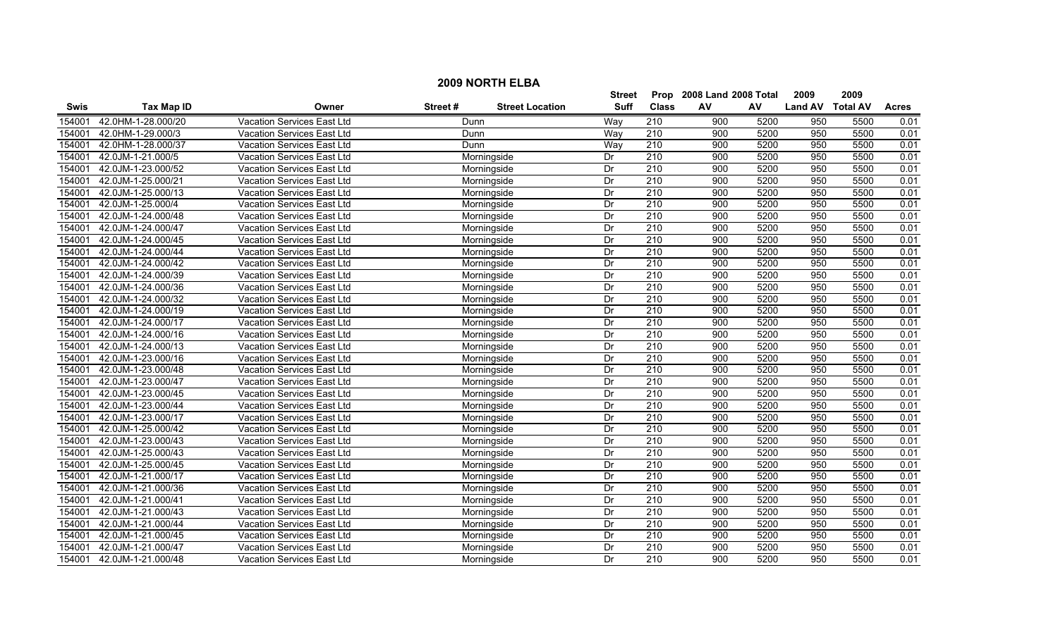## 2009 NORTH ELBA

| Swis | Tax Map ID | Owner | Street # | Street Location | Street Suff | Prop Class | 2008 Land AV | 2008 Total AV | 2009 Land AV | 2009 Total AV | Acres |
|---|---|---|---|---|---|---|---|---|---|---|---|
| 154001 | 42.0HM-1-28.000/20 | Vacation Services East Ltd | | Dunn | Way | 210 | 900 | 5200 | 950 | 5500 | 0.01 |
| 154001 | 42.0HM-1-29.000/3 | Vacation Services East Ltd | | Dunn | Way | 210 | 900 | 5200 | 950 | 5500 | 0.01 |
| 154001 | 42.0HM-1-28.000/37 | Vacation Services East Ltd | | Dunn | Way | 210 | 900 | 5200 | 950 | 5500 | 0.01 |
| 154001 | 42.0JM-1-21.000/5 | Vacation Services East Ltd | | Morningside | Dr | 210 | 900 | 5200 | 950 | 5500 | 0.01 |
| 154001 | 42.0JM-1-23.000/52 | Vacation Services East Ltd | | Morningside | Dr | 210 | 900 | 5200 | 950 | 5500 | 0.01 |
| 154001 | 42.0JM-1-25.000/21 | Vacation Services East Ltd | | Morningside | Dr | 210 | 900 | 5200 | 950 | 5500 | 0.01 |
| 154001 | 42.0JM-1-25.000/13 | Vacation Services East Ltd | | Morningside | Dr | 210 | 900 | 5200 | 950 | 5500 | 0.01 |
| 154001 | 42.0JM-1-25.000/4 | Vacation Services East Ltd | | Morningside | Dr | 210 | 900 | 5200 | 950 | 5500 | 0.01 |
| 154001 | 42.0JM-1-24.000/48 | Vacation Services East Ltd | | Morningside | Dr | 210 | 900 | 5200 | 950 | 5500 | 0.01 |
| 154001 | 42.0JM-1-24.000/47 | Vacation Services East Ltd | | Morningside | Dr | 210 | 900 | 5200 | 950 | 5500 | 0.01 |
| 154001 | 42.0JM-1-24.000/45 | Vacation Services East Ltd | | Morningside | Dr | 210 | 900 | 5200 | 950 | 5500 | 0.01 |
| 154001 | 42.0JM-1-24.000/44 | Vacation Services East Ltd | | Morningside | Dr | 210 | 900 | 5200 | 950 | 5500 | 0.01 |
| 154001 | 42.0JM-1-24.000/42 | Vacation Services East Ltd | | Morningside | Dr | 210 | 900 | 5200 | 950 | 5500 | 0.01 |
| 154001 | 42.0JM-1-24.000/39 | Vacation Services East Ltd | | Morningside | Dr | 210 | 900 | 5200 | 950 | 5500 | 0.01 |
| 154001 | 42.0JM-1-24.000/36 | Vacation Services East Ltd | | Morningside | Dr | 210 | 900 | 5200 | 950 | 5500 | 0.01 |
| 154001 | 42.0JM-1-24.000/32 | Vacation Services East Ltd | | Morningside | Dr | 210 | 900 | 5200 | 950 | 5500 | 0.01 |
| 154001 | 42.0JM-1-24.000/19 | Vacation Services East Ltd | | Morningside | Dr | 210 | 900 | 5200 | 950 | 5500 | 0.01 |
| 154001 | 42.0JM-1-24.000/17 | Vacation Services East Ltd | | Morningside | Dr | 210 | 900 | 5200 | 950 | 5500 | 0.01 |
| 154001 | 42.0JM-1-24.000/16 | Vacation Services East Ltd | | Morningside | Dr | 210 | 900 | 5200 | 950 | 5500 | 0.01 |
| 154001 | 42.0JM-1-24.000/13 | Vacation Services East Ltd | | Morningside | Dr | 210 | 900 | 5200 | 950 | 5500 | 0.01 |
| 154001 | 42.0JM-1-23.000/16 | Vacation Services East Ltd | | Morningside | Dr | 210 | 900 | 5200 | 950 | 5500 | 0.01 |
| 154001 | 42.0JM-1-23.000/48 | Vacation Services East Ltd | | Morningside | Dr | 210 | 900 | 5200 | 950 | 5500 | 0.01 |
| 154001 | 42.0JM-1-23.000/47 | Vacation Services East Ltd | | Morningside | Dr | 210 | 900 | 5200 | 950 | 5500 | 0.01 |
| 154001 | 42.0JM-1-23.000/45 | Vacation Services East Ltd | | Morningside | Dr | 210 | 900 | 5200 | 950 | 5500 | 0.01 |
| 154001 | 42.0JM-1-23.000/44 | Vacation Services East Ltd | | Morningside | Dr | 210 | 900 | 5200 | 950 | 5500 | 0.01 |
| 154001 | 42.0JM-1-23.000/17 | Vacation Services East Ltd | | Morningside | Dr | 210 | 900 | 5200 | 950 | 5500 | 0.01 |
| 154001 | 42.0JM-1-25.000/42 | Vacation Services East Ltd | | Morningside | Dr | 210 | 900 | 5200 | 950 | 5500 | 0.01 |
| 154001 | 42.0JM-1-23.000/43 | Vacation Services East Ltd | | Morningside | Dr | 210 | 900 | 5200 | 950 | 5500 | 0.01 |
| 154001 | 42.0JM-1-25.000/43 | Vacation Services East Ltd | | Morningside | Dr | 210 | 900 | 5200 | 950 | 5500 | 0.01 |
| 154001 | 42.0JM-1-25.000/45 | Vacation Services East Ltd | | Morningside | Dr | 210 | 900 | 5200 | 950 | 5500 | 0.01 |
| 154001 | 42.0JM-1-21.000/17 | Vacation Services East Ltd | | Morningside | Dr | 210 | 900 | 5200 | 950 | 5500 | 0.01 |
| 154001 | 42.0JM-1-21.000/36 | Vacation Services East Ltd | | Morningside | Dr | 210 | 900 | 5200 | 950 | 5500 | 0.01 |
| 154001 | 42.0JM-1-21.000/41 | Vacation Services East Ltd | | Morningside | Dr | 210 | 900 | 5200 | 950 | 5500 | 0.01 |
| 154001 | 42.0JM-1-21.000/43 | Vacation Services East Ltd | | Morningside | Dr | 210 | 900 | 5200 | 950 | 5500 | 0.01 |
| 154001 | 42.0JM-1-21.000/44 | Vacation Services East Ltd | | Morningside | Dr | 210 | 900 | 5200 | 950 | 5500 | 0.01 |
| 154001 | 42.0JM-1-21.000/45 | Vacation Services East Ltd | | Morningside | Dr | 210 | 900 | 5200 | 950 | 5500 | 0.01 |
| 154001 | 42.0JM-1-21.000/47 | Vacation Services East Ltd | | Morningside | Dr | 210 | 900 | 5200 | 950 | 5500 | 0.01 |
| 154001 | 42.0JM-1-21.000/48 | Vacation Services East Ltd | | Morningside | Dr | 210 | 900 | 5200 | 950 | 5500 | 0.01 |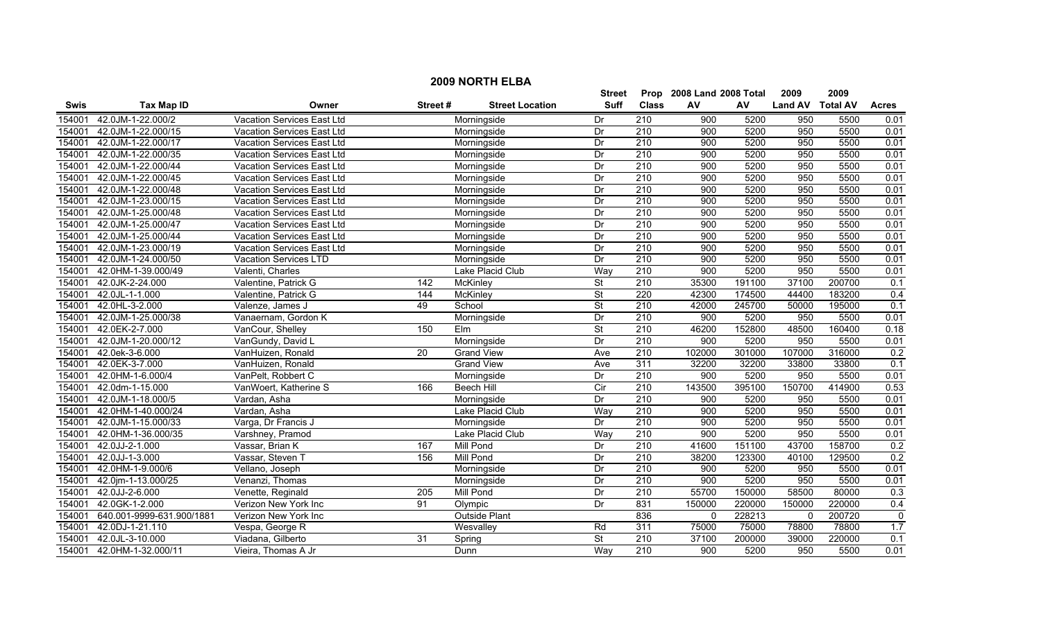# 2009 NORTH ELBA

| Swis | Tax Map ID | Owner | Street # | Street Location | Street Suff | Prop Class | 2008 Land AV | 2008 Total AV | 2009 Land AV | 2009 Total AV | Acres |
|---|---|---|---|---|---|---|---|---|---|---|---|
| 154001 | 42.0JM-1-22.000/2 | Vacation Services East Ltd | | Morningside | Dr | 210 | 900 | 5200 | 950 | 5500 | 0.01 |
| 154001 | 42.0JM-1-22.000/15 | Vacation Services East Ltd | | Morningside | Dr | 210 | 900 | 5200 | 950 | 5500 | 0.01 |
| 154001 | 42.0JM-1-22.000/17 | Vacation Services East Ltd | | Morningside | Dr | 210 | 900 | 5200 | 950 | 5500 | 0.01 |
| 154001 | 42.0JM-1-22.000/35 | Vacation Services East Ltd | | Morningside | Dr | 210 | 900 | 5200 | 950 | 5500 | 0.01 |
| 154001 | 42.0JM-1-22.000/44 | Vacation Services East Ltd | | Morningside | Dr | 210 | 900 | 5200 | 950 | 5500 | 0.01 |
| 154001 | 42.0JM-1-22.000/45 | Vacation Services East Ltd | | Morningside | Dr | 210 | 900 | 5200 | 950 | 5500 | 0.01 |
| 154001 | 42.0JM-1-22.000/48 | Vacation Services East Ltd | | Morningside | Dr | 210 | 900 | 5200 | 950 | 5500 | 0.01 |
| 154001 | 42.0JM-1-23.000/15 | Vacation Services East Ltd | | Morningside | Dr | 210 | 900 | 5200 | 950 | 5500 | 0.01 |
| 154001 | 42.0JM-1-25.000/48 | Vacation Services East Ltd | | Morningside | Dr | 210 | 900 | 5200 | 950 | 5500 | 0.01 |
| 154001 | 42.0JM-1-25.000/47 | Vacation Services East Ltd | | Morningside | Dr | 210 | 900 | 5200 | 950 | 5500 | 0.01 |
| 154001 | 42.0JM-1-25.000/44 | Vacation Services East Ltd | | Morningside | Dr | 210 | 900 | 5200 | 950 | 5500 | 0.01 |
| 154001 | 42.0JM-1-23.000/19 | Vacation Services East Ltd | | Morningside | Dr | 210 | 900 | 5200 | 950 | 5500 | 0.01 |
| 154001 | 42.0JM-1-24.000/50 | Vacation Services LTD | | Morningside | Dr | 210 | 900 | 5200 | 950 | 5500 | 0.01 |
| 154001 | 42.0HM-1-39.000/49 | Valenti, Charles | | Lake Placid Club | Way | 210 | 900 | 5200 | 950 | 5500 | 0.01 |
| 154001 | 42.0JK-2-24.000 | Valentine, Patrick G | 142 | McKinley | St | 210 | 35300 | 191100 | 37100 | 200700 | 0.1 |
| 154001 | 42.0JL-1-1.000 | Valentine, Patrick G | 144 | McKinley | St | 220 | 42300 | 174500 | 44400 | 183200 | 0.4 |
| 154001 | 42.0HL-3-2.000 | Valenze, James J | 49 | School | St | 210 | 42000 | 245700 | 50000 | 195000 | 0.1 |
| 154001 | 42.0JM-1-25.000/38 | Vanaernam, Gordon K | | Morningside | Dr | 210 | 900 | 5200 | 950 | 5500 | 0.01 |
| 154001 | 42.0EK-2-7.000 | VanCour, Shelley | 150 | Elm | St | 210 | 46200 | 152800 | 48500 | 160400 | 0.18 |
| 154001 | 42.0JM-1-20.000/12 | VanGundy, David L | | Morningside | Dr | 210 | 900 | 5200 | 950 | 5500 | 0.01 |
| 154001 | 42.0ek-3-6.000 | VanHuizen, Ronald | 20 | Grand View | Ave | 210 | 102000 | 301000 | 107000 | 316000 | 0.2 |
| 154001 | 42.0EK-3-7.000 | VanHuizen, Ronald | | Grand View | Ave | 311 | 32200 | 32200 | 33800 | 33800 | 0.1 |
| 154001 | 42.0HM-1-6.000/4 | VanPelt, Robbert C | | Morningside | Dr | 210 | 900 | 5200 | 950 | 5500 | 0.01 |
| 154001 | 42.0dm-1-15.000 | VanWoert, Katherine S | 166 | Beech Hill | Cir | 210 | 143500 | 395100 | 150700 | 414900 | 0.53 |
| 154001 | 42.0JM-1-18.000/5 | Vardan, Asha | | Morningside | Dr | 210 | 900 | 5200 | 950 | 5500 | 0.01 |
| 154001 | 42.0HM-1-40.000/24 | Vardan, Asha | | Lake Placid Club | Way | 210 | 900 | 5200 | 950 | 5500 | 0.01 |
| 154001 | 42.0JM-1-15.000/33 | Varga, Dr Francis J | | Morningside | Dr | 210 | 900 | 5200 | 950 | 5500 | 0.01 |
| 154001 | 42.0HM-1-36.000/35 | Varshney, Pramod | | Lake Placid Club | Way | 210 | 900 | 5200 | 950 | 5500 | 0.01 |
| 154001 | 42.0JJ-2-1.000 | Vassar, Brian K | 167 | Mill Pond | Dr | 210 | 41600 | 151100 | 43700 | 158700 | 0.2 |
| 154001 | 42.0JJ-1-3.000 | Vassar, Steven T | 156 | Mill Pond | Dr | 210 | 38200 | 123300 | 40100 | 129500 | 0.2 |
| 154001 | 42.0HM-1-9.000/6 | Vellano, Joseph | | Morningside | Dr | 210 | 900 | 5200 | 950 | 5500 | 0.01 |
| 154001 | 42.0jm-1-13.000/25 | Venanzi, Thomas | | Morningside | Dr | 210 | 900 | 5200 | 950 | 5500 | 0.01 |
| 154001 | 42.0JJ-2-6.000 | Venette, Reginald | 205 | Mill Pond | Dr | 210 | 55700 | 150000 | 58500 | 80000 | 0.3 |
| 154001 | 42.0GK-1-2.000 | Verizon New York Inc | 91 | Olympic | Dr | 831 | 150000 | 220000 | 150000 | 220000 | 0.4 |
| 154001 | 640.001-9999-631.900/1881 | Verizon New York Inc | | Outside Plant | | 836 | 0 | 228213 | 0 | 200720 | 0 |
| 154001 | 42.0DJ-1-21.110 | Vespa, George R | | Wesvalley | Rd | 311 | 75000 | 75000 | 78800 | 78800 | 1.7 |
| 154001 | 42.0JL-3-10.000 | Viadana, Gilberto | 31 | Spring | St | 210 | 37100 | 200000 | 39000 | 220000 | 0.1 |
| 154001 | 42.0HM-1-32.000/11 | Vieira, Thomas A Jr | | Dunn | Way | 210 | 900 | 5200 | 950 | 5500 | 0.01 |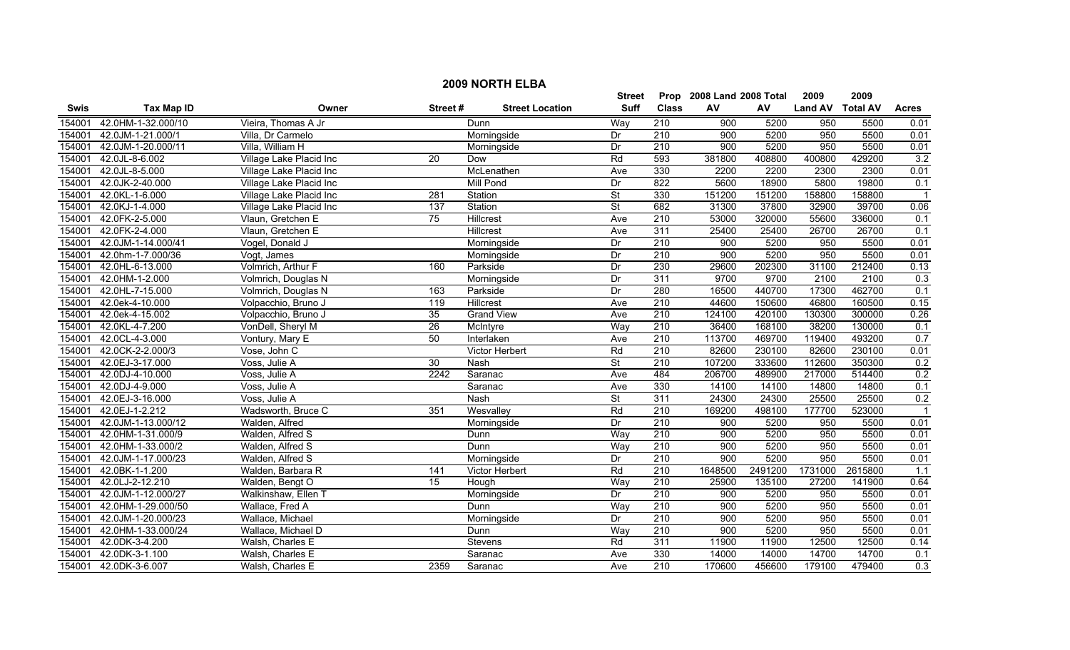## 2009 NORTH ELBA

| Swis | Tax Map ID | Owner | Street # | Street Location | Street Suff | Prop Class | 2008 Land AV | 2008 Total AV | 2009 Land AV | 2009 Total AV | Acres |
|---|---|---|---|---|---|---|---|---|---|---|---|
| 154001 | 42.0HM-1-32.000/10 | Vieira, Thomas A Jr | | Dunn | Way | 210 | 900 | 5200 | 950 | 5500 | 0.01 |
| 154001 | 42.0JM-1-21.000/1 | Villa, Dr Carmelo | | Morningside | Dr | 210 | 900 | 5200 | 950 | 5500 | 0.01 |
| 154001 | 42.0JM-1-20.000/11 | Villa, William H | | Morningside | Dr | 210 | 900 | 5200 | 950 | 5500 | 0.01 |
| 154001 | 42.0JL-8-6.002 | Village Lake Placid Inc | 20 | Dow | Rd | 593 | 381800 | 408800 | 400800 | 429200 | 3.2 |
| 154001 | 42.0JL-8-5.000 | Village Lake Placid Inc | | McLenathen | Ave | 330 | 2200 | 2200 | 2300 | 2300 | 0.01 |
| 154001 | 42.0JK-2-40.000 | Village Lake Placid Inc | | Mill Pond | Dr | 822 | 5600 | 18900 | 5800 | 19800 | 0.1 |
| 154001 | 42.0KL-1-6.000 | Village Lake Placid Inc | 281 | Station | St | 330 | 151200 | 151200 | 158800 | 158800 | 1 |
| 154001 | 42.0KJ-1-4.000 | Village Lake Placid Inc | 137 | Station | St | 682 | 31300 | 37800 | 32900 | 39700 | 0.06 |
| 154001 | 42.0FK-2-5.000 | Vlaun, Gretchen E | 75 | Hillcrest | Ave | 210 | 53000 | 320000 | 55600 | 336000 | 0.1 |
| 154001 | 42.0FK-2-4.000 | Vlaun, Gretchen E | | Hillcrest | Ave | 311 | 25400 | 25400 | 26700 | 26700 | 0.1 |
| 154001 | 42.0JM-1-14.000/41 | Vogel, Donald J | | Morningside | Dr | 210 | 900 | 5200 | 950 | 5500 | 0.01 |
| 154001 | 42.0hm-1-7.000/36 | Vogt, James | | Morningside | Dr | 210 | 900 | 5200 | 950 | 5500 | 0.01 |
| 154001 | 42.0HL-6-13.000 | Volmrich, Arthur F | 160 | Parkside | Dr | 230 | 29600 | 202300 | 31100 | 212400 | 0.13 |
| 154001 | 42.0HM-1-2.000 | Volmrich, Douglas N | | Morningside | Dr | 311 | 9700 | 9700 | 2100 | 2100 | 0.3 |
| 154001 | 42.0HL-7-15.000 | Volmrich, Douglas N | 163 | Parkside | Dr | 280 | 16500 | 440700 | 17300 | 462700 | 0.1 |
| 154001 | 42.0ek-4-10.000 | Volpacchio, Bruno J | 119 | Hillcrest | Ave | 210 | 44600 | 150600 | 46800 | 160500 | 0.15 |
| 154001 | 42.0ek-4-15.002 | Volpacchio, Bruno J | 35 | Grand View | Ave | 210 | 124100 | 420100 | 130300 | 300000 | 0.26 |
| 154001 | 42.0KL-4-7.200 | VonDell, Sheryl M | 26 | McIntyre | Way | 210 | 36400 | 168100 | 38200 | 130000 | 0.1 |
| 154001 | 42.0CL-4-3.000 | Vontury, Mary E | 50 | Interlaken | Ave | 210 | 113700 | 469700 | 119400 | 493200 | 0.7 |
| 154001 | 42.0CK-2-2.000/3 | Vose, John C | | Victor Herbert | Rd | 210 | 82600 | 230100 | 82600 | 230100 | 0.01 |
| 154001 | 42.0EJ-3-17.000 | Voss, Julie A | 30 | Nash | St | 210 | 107200 | 333600 | 112600 | 350300 | 0.2 |
| 154001 | 42.0DJ-4-10.000 | Voss, Julie A | 2242 | Saranac | Ave | 484 | 206700 | 489900 | 217000 | 514400 | 0.2 |
| 154001 | 42.0DJ-4-9.000 | Voss, Julie A | | Saranac | Ave | 330 | 14100 | 14100 | 14800 | 14800 | 0.1 |
| 154001 | 42.0EJ-3-16.000 | Voss, Julie A | | Nash | St | 311 | 24300 | 24300 | 25500 | 25500 | 0.2 |
| 154001 | 42.0EJ-1-2.212 | Wadsworth, Bruce C | 351 | Wesvalley | Rd | 210 | 169200 | 498100 | 177700 | 523000 | 1 |
| 154001 | 42.0JM-1-13.000/12 | Walden, Alfred | | Morningside | Dr | 210 | 900 | 5200 | 950 | 5500 | 0.01 |
| 154001 | 42.0HM-1-31.000/9 | Walden, Alfred S | | Dunn | Way | 210 | 900 | 5200 | 950 | 5500 | 0.01 |
| 154001 | 42.0HM-1-33.000/2 | Walden, Alfred S | | Dunn | Way | 210 | 900 | 5200 | 950 | 5500 | 0.01 |
| 154001 | 42.0JM-1-17.000/23 | Walden, Alfred S | | Morningside | Dr | 210 | 900 | 5200 | 950 | 5500 | 0.01 |
| 154001 | 42.0BK-1-1.200 | Walden, Barbara R | 141 | Victor Herbert | Rd | 210 | 1648500 | 2491200 | 1731000 | 2615800 | 1.1 |
| 154001 | 42.0LJ-2-12.210 | Walden, Bengt O | 15 | Hough | Way | 210 | 25900 | 135100 | 27200 | 141900 | 0.64 |
| 154001 | 42.0JM-1-12.000/27 | Walkinshaw, Ellen T | | Morningside | Dr | 210 | 900 | 5200 | 950 | 5500 | 0.01 |
| 154001 | 42.0HM-1-29.000/50 | Wallace, Fred A | | Dunn | Way | 210 | 900 | 5200 | 950 | 5500 | 0.01 |
| 154001 | 42.0JM-1-20.000/23 | Wallace, Michael | | Morningside | Dr | 210 | 900 | 5200 | 950 | 5500 | 0.01 |
| 154001 | 42.0HM-1-33.000/24 | Wallace, Michael D | | Dunn | Way | 210 | 900 | 5200 | 950 | 5500 | 0.01 |
| 154001 | 42.0DK-3-4.200 | Walsh, Charles E | | Stevens | Rd | 311 | 11900 | 11900 | 12500 | 12500 | 0.14 |
| 154001 | 42.0DK-3-1.100 | Walsh, Charles E | | Saranac | Ave | 330 | 14000 | 14000 | 14700 | 14700 | 0.1 |
| 154001 | 42.0DK-3-6.007 | Walsh, Charles E | 2359 | Saranac | Ave | 210 | 170600 | 456600 | 179100 | 479400 | 0.3 |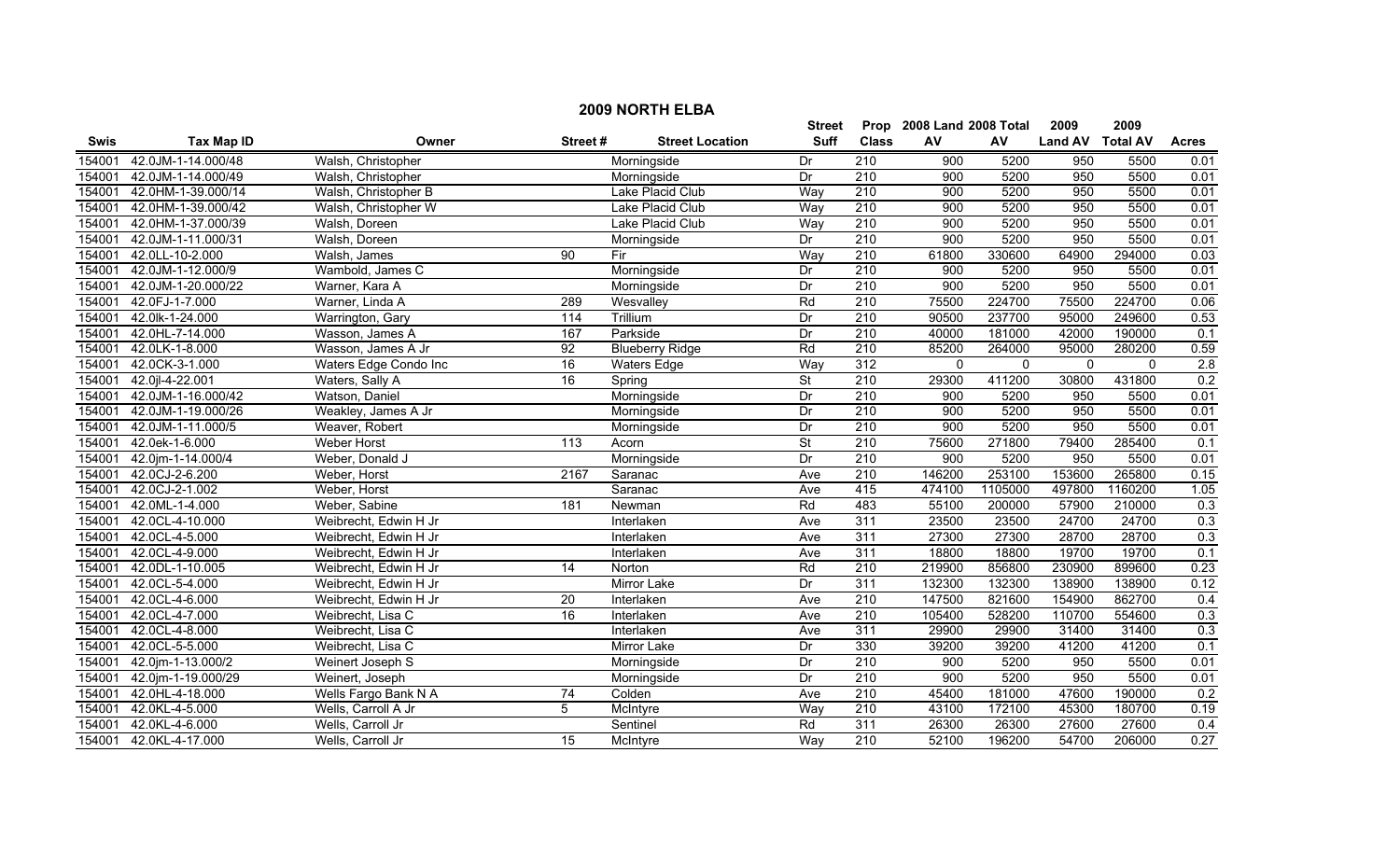# 2009 NORTH ELBA

| Swis | Tax Map ID | Owner | Street # | Street Location | Street Suff | Prop Class | 2008 Land AV | 2008 Total AV | 2009 Land AV | 2009 Total AV | Acres |
|---|---|---|---|---|---|---|---|---|---|---|---|
| 154001 | 42.0JM-1-14.000/48 | Walsh, Christopher | | Morningside | Dr | 210 | 900 | 5200 | 950 | 5500 | 0.01 |
| 154001 | 42.0JM-1-14.000/49 | Walsh, Christopher | | Morningside | Dr | 210 | 900 | 5200 | 950 | 5500 | 0.01 |
| 154001 | 42.0HM-1-39.000/14 | Walsh, Christopher B | | Lake Placid Club | Way | 210 | 900 | 5200 | 950 | 5500 | 0.01 |
| 154001 | 42.0HM-1-39.000/42 | Walsh, Christopher W | | Lake Placid Club | Way | 210 | 900 | 5200 | 950 | 5500 | 0.01 |
| 154001 | 42.0HM-1-37.000/39 | Walsh, Doreen | | Lake Placid Club | Way | 210 | 900 | 5200 | 950 | 5500 | 0.01 |
| 154001 | 42.0JM-1-11.000/31 | Walsh, Doreen | | Morningside | Dr | 210 | 900 | 5200 | 950 | 5500 | 0.01 |
| 154001 | 42.0LL-10-2.000 | Walsh, James | 90 | Fir | Way | 210 | 61800 | 330600 | 64900 | 294000 | 0.03 |
| 154001 | 42.0JM-1-12.000/9 | Wambold, James C | | Morningside | Dr | 210 | 900 | 5200 | 950 | 5500 | 0.01 |
| 154001 | 42.0JM-1-20.000/22 | Warner, Kara A | | Morningside | Dr | 210 | 900 | 5200 | 950 | 5500 | 0.01 |
| 154001 | 42.0FJ-1-7.000 | Warner, Linda A | 289 | Wesvalley | Rd | 210 | 75500 | 224700 | 75500 | 224700 | 0.06 |
| 154001 | 42.0lk-1-24.000 | Warrington, Gary | 114 | Trillium | Dr | 210 | 90500 | 237700 | 95000 | 249600 | 0.53 |
| 154001 | 42.0HL-7-14.000 | Wasson, James A | 167 | Parkside | Dr | 210 | 40000 | 181000 | 42000 | 190000 | 0.1 |
| 154001 | 42.0LK-1-8.000 | Wasson, James A Jr | 92 | Blueberry Ridge | Rd | 210 | 85200 | 264000 | 95000 | 280200 | 0.59 |
| 154001 | 42.0CK-3-1.000 | Waters Edge Condo Inc | 16 | Waters Edge | Way | 312 | 0 | 0 | 0 | 0 | 2.8 |
| 154001 | 42.0jl-4-22.001 | Waters, Sally A | 16 | Spring | St | 210 | 29300 | 411200 | 30800 | 431800 | 0.2 |
| 154001 | 42.0JM-1-16.000/42 | Watson, Daniel | | Morningside | Dr | 210 | 900 | 5200 | 950 | 5500 | 0.01 |
| 154001 | 42.0JM-1-19.000/26 | Weakley, James A Jr | | Morningside | Dr | 210 | 900 | 5200 | 950 | 5500 | 0.01 |
| 154001 | 42.0JM-1-11.000/5 | Weaver, Robert | | Morningside | Dr | 210 | 900 | 5200 | 950 | 5500 | 0.01 |
| 154001 | 42.0ek-1-6.000 | Weber Horst | 113 | Acorn | St | 210 | 75600 | 271800 | 79400 | 285400 | 0.1 |
| 154001 | 42.0jm-1-14.000/4 | Weber, Donald J | | Morningside | Dr | 210 | 900 | 5200 | 950 | 5500 | 0.01 |
| 154001 | 42.0CJ-2-6.200 | Weber, Horst | 2167 | Saranac | Ave | 210 | 146200 | 253100 | 153600 | 265800 | 0.15 |
| 154001 | 42.0CJ-2-1.002 | Weber, Horst | | Saranac | Ave | 415 | 474100 | 1105000 | 497800 | 1160200 | 1.05 |
| 154001 | 42.0ML-1-4.000 | Weber, Sabine | 181 | Newman | Rd | 483 | 55100 | 200000 | 57900 | 210000 | 0.3 |
| 154001 | 42.0CL-4-10.000 | Weibrecht, Edwin H Jr | | Interlaken | Ave | 311 | 23500 | 23500 | 24700 | 24700 | 0.3 |
| 154001 | 42.0CL-4-5.000 | Weibrecht, Edwin H Jr | | Interlaken | Ave | 311 | 27300 | 27300 | 28700 | 28700 | 0.3 |
| 154001 | 42.0CL-4-9.000 | Weibrecht, Edwin H Jr | | Interlaken | Ave | 311 | 18800 | 18800 | 19700 | 19700 | 0.1 |
| 154001 | 42.0DL-1-10.005 | Weibrecht, Edwin H Jr | 14 | Norton | Rd | 210 | 219900 | 856800 | 230900 | 899600 | 0.23 |
| 154001 | 42.0CL-5-4.000 | Weibrecht, Edwin H Jr | | Mirror Lake | Dr | 311 | 132300 | 132300 | 138900 | 138900 | 0.12 |
| 154001 | 42.0CL-4-6.000 | Weibrecht, Edwin H Jr | 20 | Interlaken | Ave | 210 | 147500 | 821600 | 154900 | 862700 | 0.4 |
| 154001 | 42.0CL-4-7.000 | Weibrecht, Lisa C | 16 | Interlaken | Ave | 210 | 105400 | 528200 | 110700 | 554600 | 0.3 |
| 154001 | 42.0CL-4-8.000 | Weibrecht, Lisa C | | Interlaken | Ave | 311 | 29900 | 29900 | 31400 | 31400 | 0.3 |
| 154001 | 42.0CL-5-5.000 | Weibrecht, Lisa C | | Mirror Lake | Dr | 330 | 39200 | 39200 | 41200 | 41200 | 0.1 |
| 154001 | 42.0jm-1-13.000/2 | Weinert Joseph S | | Morningside | Dr | 210 | 900 | 5200 | 950 | 5500 | 0.01 |
| 154001 | 42.0jm-1-19.000/29 | Weinert, Joseph | | Morningside | Dr | 210 | 900 | 5200 | 950 | 5500 | 0.01 |
| 154001 | 42.0HL-4-18.000 | Wells Fargo Bank N A | 74 | Colden | Ave | 210 | 45400 | 181000 | 47600 | 190000 | 0.2 |
| 154001 | 42.0KL-4-5.000 | Wells, Carroll A Jr | 5 | McIntyre | Way | 210 | 43100 | 172100 | 45300 | 180700 | 0.19 |
| 154001 | 42.0KL-4-6.000 | Wells, Carroll Jr | | Sentinel | Rd | 311 | 26300 | 26300 | 27600 | 27600 | 0.4 |
| 154001 | 42.0KL-4-17.000 | Wells, Carroll Jr | 15 | McIntyre | Way | 210 | 52100 | 196200 | 54700 | 206000 | 0.27 |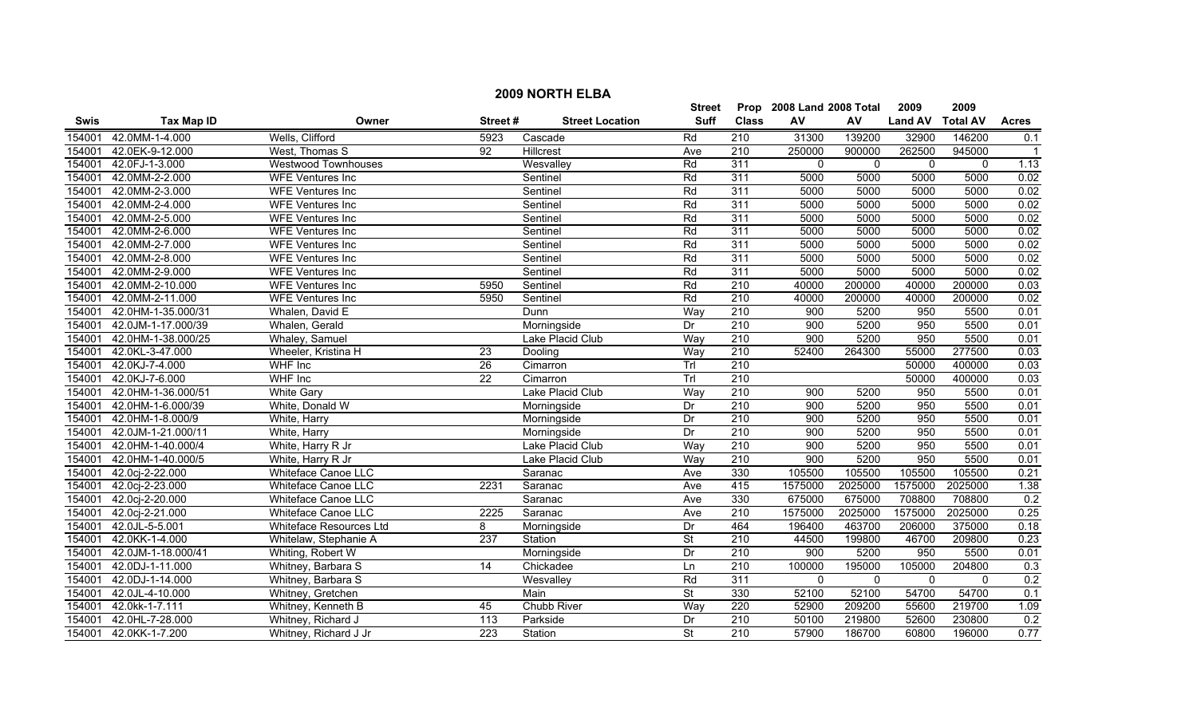# 2009 NORTH ELBA

| Swis | Tax Map ID | Owner | Street # | Street Location | Street Suff | Prop Class | 2008 Land AV | 2008 Total AV | 2009 Land AV | 2009 Total AV | Acres |
|---|---|---|---|---|---|---|---|---|---|---|---|
| 154001 | 42.0MM-1-4.000 | Wells, Clifford | 5923 | Cascade | Rd | 210 | 31300 | 139200 | 32900 | 146200 | 0.1 |
| 154001 | 42.0EK-9-12.000 | West, Thomas S | 92 | Hillcrest | Ave | 210 | 250000 | 900000 | 262500 | 945000 | 1 |
| 154001 | 42.0FJ-1-3.000 | Westwood Townhouses | | Wesvalley | Rd | 311 | 0 | 0 | 0 | 0 | 1.13 |
| 154001 | 42.0MM-2-2.000 | WFE Ventures Inc | | Sentinel | Rd | 311 | 5000 | 5000 | 5000 | 5000 | 0.02 |
| 154001 | 42.0MM-2-3.000 | WFE Ventures Inc | | Sentinel | Rd | 311 | 5000 | 5000 | 5000 | 5000 | 0.02 |
| 154001 | 42.0MM-2-4.000 | WFE Ventures Inc | | Sentinel | Rd | 311 | 5000 | 5000 | 5000 | 5000 | 0.02 |
| 154001 | 42.0MM-2-5.000 | WFE Ventures Inc | | Sentinel | Rd | 311 | 5000 | 5000 | 5000 | 5000 | 0.02 |
| 154001 | 42.0MM-2-6.000 | WFE Ventures Inc | | Sentinel | Rd | 311 | 5000 | 5000 | 5000 | 5000 | 0.02 |
| 154001 | 42.0MM-2-7.000 | WFE Ventures Inc | | Sentinel | Rd | 311 | 5000 | 5000 | 5000 | 5000 | 0.02 |
| 154001 | 42.0MM-2-8.000 | WFE Ventures Inc | | Sentinel | Rd | 311 | 5000 | 5000 | 5000 | 5000 | 0.02 |
| 154001 | 42.0MM-2-9.000 | WFE Ventures Inc | | Sentinel | Rd | 311 | 5000 | 5000 | 5000 | 5000 | 0.02 |
| 154001 | 42.0MM-2-10.000 | WFE Ventures Inc | 5950 | Sentinel | Rd | 210 | 40000 | 200000 | 40000 | 200000 | 0.03 |
| 154001 | 42.0MM-2-11.000 | WFE Ventures Inc | 5950 | Sentinel | Rd | 210 | 40000 | 200000 | 40000 | 200000 | 0.02 |
| 154001 | 42.0HM-1-35.000/31 | Whalen, David E | | Dunn | Way | 210 | 900 | 5200 | 950 | 5500 | 0.01 |
| 154001 | 42.0JM-1-17.000/39 | Whalen, Gerald | | Morningside | Dr | 210 | 900 | 5200 | 950 | 5500 | 0.01 |
| 154001 | 42.0HM-1-38.000/25 | Whaley, Samuel | | Lake Placid Club | Way | 210 | 900 | 5200 | 950 | 5500 | 0.01 |
| 154001 | 42.0KL-3-47.000 | Wheeler, Kristina H | 23 | Dooling | Way | 210 | 52400 | 264300 | 55000 | 277500 | 0.03 |
| 154001 | 42.0KJ-7-4.000 | WHF Inc | 26 | Cimarron | Trl | 210 | | | 50000 | 400000 | 0.03 |
| 154001 | 42.0KJ-7-6.000 | WHF Inc | 22 | Cimarron | Trl | 210 | | | 50000 | 400000 | 0.03 |
| 154001 | 42.0HM-1-36.000/51 | White Gary | | Lake Placid Club | Way | 210 | 900 | 5200 | 950 | 5500 | 0.01 |
| 154001 | 42.0HM-1-6.000/39 | White, Donald W | | Morningside | Dr | 210 | 900 | 5200 | 950 | 5500 | 0.01 |
| 154001 | 42.0HM-1-8.000/9 | White, Harry | | Morningside | Dr | 210 | 900 | 5200 | 950 | 5500 | 0.01 |
| 154001 | 42.0JM-1-21.000/11 | White, Harry | | Morningside | Dr | 210 | 900 | 5200 | 950 | 5500 | 0.01 |
| 154001 | 42.0HM-1-40.000/4 | White, Harry R Jr | | Lake Placid Club | Way | 210 | 900 | 5200 | 950 | 5500 | 0.01 |
| 154001 | 42.0HM-1-40.000/5 | White, Harry R Jr | | Lake Placid Club | Way | 210 | 900 | 5200 | 950 | 5500 | 0.01 |
| 154001 | 42.0cj-2-22.000 | Whiteface Canoe LLC | | Saranac | Ave | 330 | 105500 | 105500 | 105500 | 105500 | 0.21 |
| 154001 | 42.0cj-2-23.000 | Whiteface Canoe LLC | 2231 | Saranac | Ave | 415 | 1575000 | 2025000 | 1575000 | 2025000 | 1.38 |
| 154001 | 42.0cj-2-20.000 | Whiteface Canoe LLC | | Saranac | Ave | 330 | 675000 | 675000 | 708800 | 708800 | 0.2 |
| 154001 | 42.0cj-2-21.000 | Whiteface Canoe LLC | 2225 | Saranac | Ave | 210 | 1575000 | 2025000 | 1575000 | 2025000 | 0.25 |
| 154001 | 42.0JL-5-5.001 | Whiteface Resources Ltd | 8 | Morningside | Dr | 464 | 196400 | 463700 | 206000 | 375000 | 0.18 |
| 154001 | 42.0KK-1-4.000 | Whitelaw, Stephanie A | 237 | Station | St | 210 | 44500 | 199800 | 46700 | 209800 | 0.23 |
| 154001 | 42.0JM-1-18.000/41 | Whiting, Robert W | | Morningside | Dr | 210 | 900 | 5200 | 950 | 5500 | 0.01 |
| 154001 | 42.0DJ-1-11.000 | Whitney, Barbara S | 14 | Chickadee | Ln | 210 | 100000 | 195000 | 105000 | 204800 | 0.3 |
| 154001 | 42.0DJ-1-14.000 | Whitney, Barbara S | | Wesvalley | Rd | 311 | 0 | 0 | 0 | 0 | 0.2 |
| 154001 | 42.0JL-4-10.000 | Whitney, Gretchen | | Main | St | 330 | 52100 | 52100 | 54700 | 54700 | 0.1 |
| 154001 | 42.0kk-1-7.111 | Whitney, Kenneth B | 45 | Chubb River | Way | 220 | 52900 | 209200 | 55600 | 219700 | 1.09 |
| 154001 | 42.0HL-7-28.000 | Whitney, Richard J | 113 | Parkside | Dr | 210 | 50100 | 219800 | 52600 | 230800 | 0.2 |
| 154001 | 42.0KK-1-7.200 | Whitney, Richard J Jr | 223 | Station | St | 210 | 57900 | 186700 | 60800 | 196000 | 0.77 |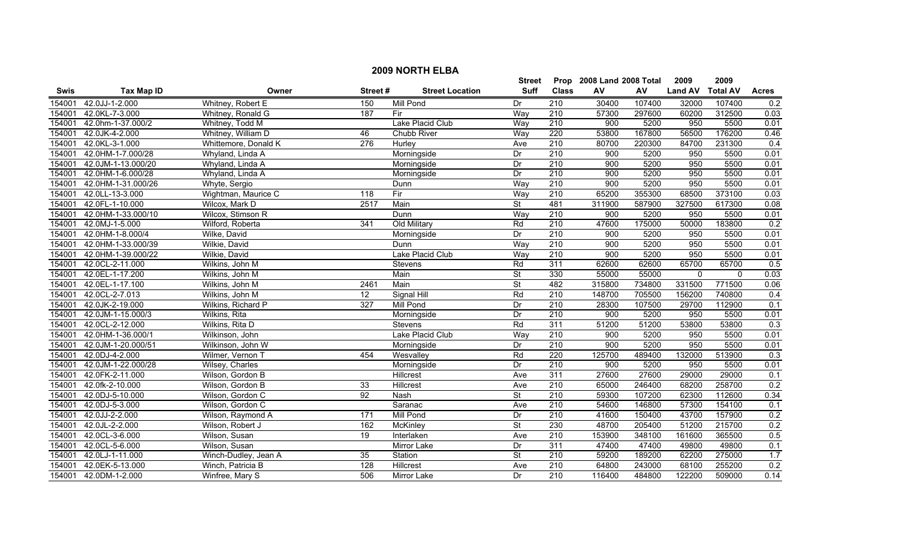# 2009 NORTH ELBA

| Swis | Tax Map ID | Owner | Street # | Street Location | Street Suff | Prop Class | 2008 Land AV | 2008 Total AV | 2009 Land AV | 2009 Total AV | Acres |
|---|---|---|---|---|---|---|---|---|---|---|---|
| 154001 | 42.0JJ-1-2.000 | Whitney, Robert E | 150 | Mill Pond | Dr | 210 | 30400 | 107400 | 32000 | 107400 | 0.2 |
| 154001 | 42.0KL-7-3.000 | Whitney, Ronald G | 187 | Fir | Way | 210 | 57300 | 297600 | 60200 | 312500 | 0.03 |
| 154001 | 42.0hm-1-37.000/2 | Whitney, Todd M | | Lake Placid Club | Way | 210 | 900 | 5200 | 950 | 5500 | 0.01 |
| 154001 | 42.0JK-4-2.000 | Whitney, William D | 46 | Chubb River | Way | 220 | 53800 | 167800 | 56500 | 176200 | 0.46 |
| 154001 | 42.0KL-3-1.000 | Whittemore, Donald K | 276 | Hurley | Ave | 210 | 80700 | 220300 | 84700 | 231300 | 0.4 |
| 154001 | 42.0HM-1-7.000/28 | Whyland, Linda A | | Morningside | Dr | 210 | 900 | 5200 | 950 | 5500 | 0.01 |
| 154001 | 42.0JM-1-13.000/20 | Whyland, Linda A | | Morningside | Dr | 210 | 900 | 5200 | 950 | 5500 | 0.01 |
| 154001 | 42.0HM-1-6.000/28 | Whyland, Linda A | | Morningside | Dr | 210 | 900 | 5200 | 950 | 5500 | 0.01 |
| 154001 | 42.0HM-1-31.000/26 | Whyte, Sergio | | Dunn | Way | 210 | 900 | 5200 | 950 | 5500 | 0.01 |
| 154001 | 42.0LL-13-3.000 | Wightman, Maurice C | 118 | Fir | Way | 210 | 65200 | 355300 | 68500 | 373100 | 0.03 |
| 154001 | 42.0FL-1-10.000 | Wilcox, Mark D | 2517 | Main | St | 481 | 311900 | 587900 | 327500 | 617300 | 0.08 |
| 154001 | 42.0HM-1-33.000/10 | Wilcox, Stimson R | | Dunn | Way | 210 | 900 | 5200 | 950 | 5500 | 0.01 |
| 154001 | 42.0MJ-1-5.000 | Wilford, Roberta | 341 | Old Military | Rd | 210 | 47600 | 175000 | 50000 | 183800 | 0.2 |
| 154001 | 42.0HM-1-8.000/4 | Wilke, David | | Morningside | Dr | 210 | 900 | 5200 | 950 | 5500 | 0.01 |
| 154001 | 42.0HM-1-33.000/39 | Wilkie, David | | Dunn | Way | 210 | 900 | 5200 | 950 | 5500 | 0.01 |
| 154001 | 42.0HM-1-39.000/22 | Wilkie, David | | Lake Placid Club | Way | 210 | 900 | 5200 | 950 | 5500 | 0.01 |
| 154001 | 42.0CL-2-11.000 | Wilkins, John M | | Stevens | Rd | 311 | 62600 | 62600 | 65700 | 65700 | 0.5 |
| 154001 | 42.0EL-1-17.200 | Wilkins, John M | | Main | St | 330 | 55000 | 55000 | 0 | 0 | 0.03 |
| 154001 | 42.0EL-1-17.100 | Wilkins, John M | 2461 | Main | St | 482 | 315800 | 734800 | 331500 | 771500 | 0.06 |
| 154001 | 42.0CL-2-7.013 | Wilkins, John M | 12 | Signal Hill | Rd | 210 | 148700 | 705500 | 156200 | 740800 | 0.4 |
| 154001 | 42.0JK-2-19.000 | Wilkins, Richard P | 327 | Mill Pond | Dr | 210 | 28300 | 107500 | 29700 | 112900 | 0.1 |
| 154001 | 42.0JM-1-15.000/3 | Wilkins, Rita | | Morningside | Dr | 210 | 900 | 5200 | 950 | 5500 | 0.01 |
| 154001 | 42.0CL-2-12.000 | Wilkins, Rita D | | Stevens | Rd | 311 | 51200 | 51200 | 53800 | 53800 | 0.3 |
| 154001 | 42.0HM-1-36.000/1 | Wilkinson, John | | Lake Placid Club | Way | 210 | 900 | 5200 | 950 | 5500 | 0.01 |
| 154001 | 42.0JM-1-20.000/51 | Wilkinson, John W | | Morningside | Dr | 210 | 900 | 5200 | 950 | 5500 | 0.01 |
| 154001 | 42.0DJ-4-2.000 | Wilmer, Vernon T | 454 | Wesvalley | Rd | 220 | 125700 | 489400 | 132000 | 513900 | 0.3 |
| 154001 | 42.0JM-1-22.000/28 | Wilsey, Charles | | Morningside | Dr | 210 | 900 | 5200 | 950 | 5500 | 0.01 |
| 154001 | 42.0FK-2-11.000 | Wilson, Gordon B | | Hillcrest | Ave | 311 | 27600 | 27600 | 29000 | 29000 | 0.1 |
| 154001 | 42.0fk-2-10.000 | Wilson, Gordon B | 33 | Hillcrest | Ave | 210 | 65000 | 246400 | 68200 | 258700 | 0.2 |
| 154001 | 42.0DJ-5-10.000 | Wilson, Gordon C | 92 | Nash | St | 210 | 59300 | 107200 | 62300 | 112600 | 0.34 |
| 154001 | 42.0DJ-5-3.000 | Wilson, Gordon C | | Saranac | Ave | 210 | 54600 | 146800 | 57300 | 154100 | 0.1 |
| 154001 | 42.0JJ-2-2.000 | Wilson, Raymond A | 171 | Mill Pond | Dr | 210 | 41600 | 150400 | 43700 | 157900 | 0.2 |
| 154001 | 42.0JL-2-2.000 | Wilson, Robert J | 162 | McKinley | St | 230 | 48700 | 205400 | 51200 | 215700 | 0.2 |
| 154001 | 42.0CL-3-6.000 | Wilson, Susan | 19 | Interlaken | Ave | 210 | 153900 | 348100 | 161600 | 365500 | 0.5 |
| 154001 | 42.0CL-5-6.000 | Wilson, Susan | | Mirror Lake | Dr | 311 | 47400 | 47400 | 49800 | 49800 | 0.1 |
| 154001 | 42.0LJ-1-11.000 | Winch-Dudley, Jean A | 35 | Station | St | 210 | 59200 | 189200 | 62200 | 275000 | 1.7 |
| 154001 | 42.0EK-5-13.000 | Winch, Patricia B | 128 | Hillcrest | Ave | 210 | 64800 | 243000 | 68100 | 255200 | 0.2 |
| 154001 | 42.0DM-1-2.000 | Winfree, Mary S | 506 | Mirror Lake | Dr | 210 | 116400 | 484800 | 122200 | 509000 | 0.14 |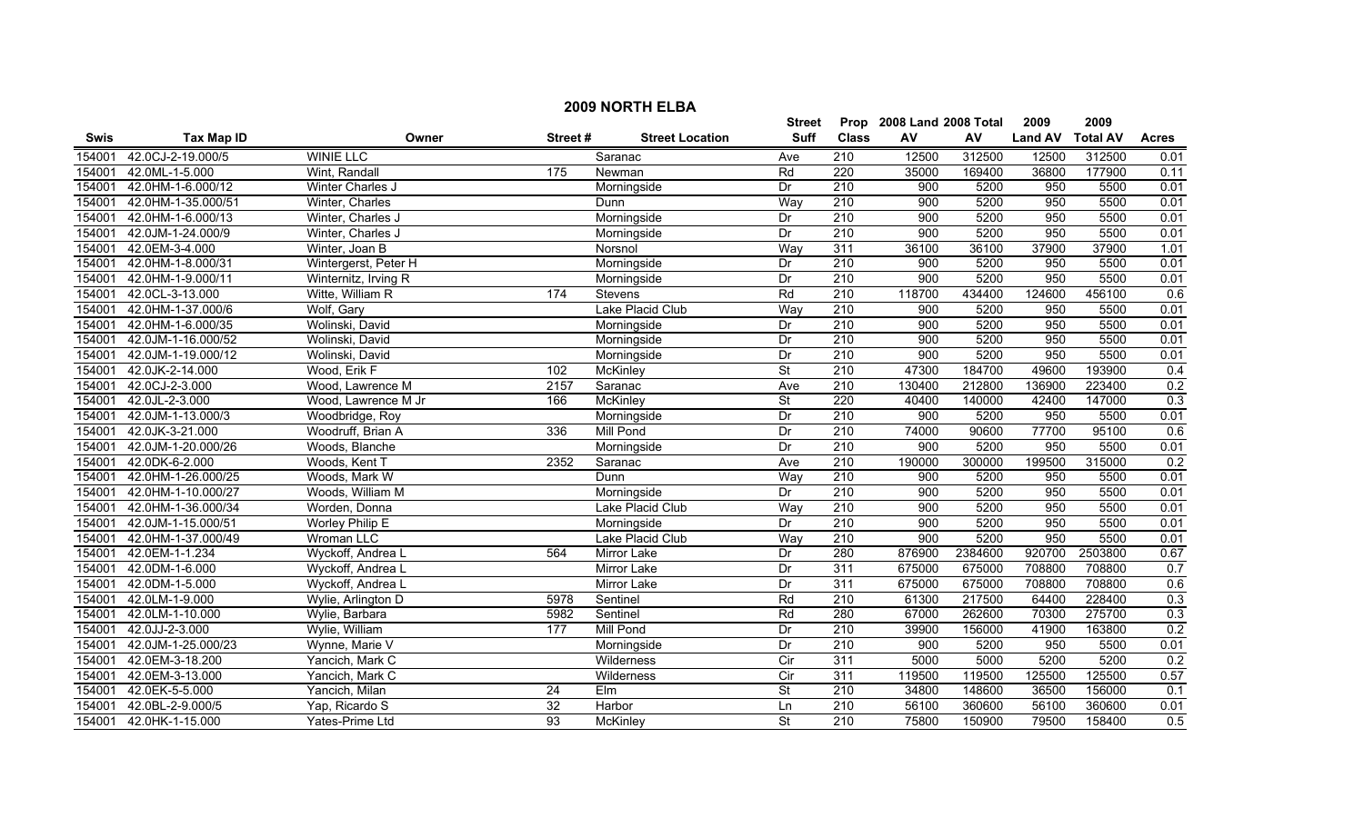# 2009 NORTH ELBA

| Swis | Tax Map ID | Owner | Street # | Street Location | Street Suff | Prop Class | 2008 Land AV | 2008 Total AV | 2009 Land AV | 2009 Total AV | Acres |
|---|---|---|---|---|---|---|---|---|---|---|---|
| 154001 | 42.0CJ-2-19.000/5 | WINIE LLC | | Saranac | Ave | 210 | 12500 | 312500 | 12500 | 312500 | 0.01 |
| 154001 | 42.0ML-1-5.000 | Wint, Randall | 175 | Newman | Rd | 220 | 35000 | 169400 | 36800 | 177900 | 0.11 |
| 154001 | 42.0HM-1-6.000/12 | Winter Charles J | | Morningside | Dr | 210 | 900 | 5200 | 950 | 5500 | 0.01 |
| 154001 | 42.0HM-1-35.000/51 | Winter, Charles | | Dunn | Way | 210 | 900 | 5200 | 950 | 5500 | 0.01 |
| 154001 | 42.0HM-1-6.000/13 | Winter, Charles J | | Morningside | Dr | 210 | 900 | 5200 | 950 | 5500 | 0.01 |
| 154001 | 42.0JM-1-24.000/9 | Winter, Charles J | | Morningside | Dr | 210 | 900 | 5200 | 950 | 5500 | 0.01 |
| 154001 | 42.0EM-3-4.000 | Winter, Joan B | | Norsnol | Way | 311 | 36100 | 36100 | 37900 | 37900 | 1.01 |
| 154001 | 42.0HM-1-8.000/31 | Wintergerst, Peter H | | Morningside | Dr | 210 | 900 | 5200 | 950 | 5500 | 0.01 |
| 154001 | 42.0HM-1-9.000/11 | Winternitz, Irving R | | Morningside | Dr | 210 | 900 | 5200 | 950 | 5500 | 0.01 |
| 154001 | 42.0CL-3-13.000 | Witte, William R | 174 | Stevens | Rd | 210 | 118700 | 434400 | 124600 | 456100 | 0.6 |
| 154001 | 42.0HM-1-37.000/6 | Wolf, Gary | | Lake Placid Club | Way | 210 | 900 | 5200 | 950 | 5500 | 0.01 |
| 154001 | 42.0HM-1-6.000/35 | Wolinski, David | | Morningside | Dr | 210 | 900 | 5200 | 950 | 5500 | 0.01 |
| 154001 | 42.0JM-1-16.000/52 | Wolinski, David | | Morningside | Dr | 210 | 900 | 5200 | 950 | 5500 | 0.01 |
| 154001 | 42.0JM-1-19.000/12 | Wolinski, David | | Morningside | Dr | 210 | 900 | 5200 | 950 | 5500 | 0.01 |
| 154001 | 42.0JK-2-14.000 | Wood, Erik F | 102 | McKinley | St | 210 | 47300 | 184700 | 49600 | 193900 | 0.4 |
| 154001 | 42.0CJ-2-3.000 | Wood, Lawrence M | 2157 | Saranac | Ave | 210 | 130400 | 212800 | 136900 | 223400 | 0.2 |
| 154001 | 42.0JL-2-3.000 | Wood, Lawrence M Jr | 166 | McKinley | St | 220 | 40400 | 140000 | 42400 | 147000 | 0.3 |
| 154001 | 42.0JM-1-13.000/3 | Woodbridge, Roy | | Morningside | Dr | 210 | 900 | 5200 | 950 | 5500 | 0.01 |
| 154001 | 42.0JK-3-21.000 | Woodruff, Brian A | 336 | Mill Pond | Dr | 210 | 74000 | 90600 | 77700 | 95100 | 0.6 |
| 154001 | 42.0JM-1-20.000/26 | Woods, Blanche | | Morningside | Dr | 210 | 900 | 5200 | 950 | 5500 | 0.01 |
| 154001 | 42.0DK-6-2.000 | Woods, Kent T | 2352 | Saranac | Ave | 210 | 190000 | 300000 | 199500 | 315000 | 0.2 |
| 154001 | 42.0HM-1-26.000/25 | Woods, Mark W | | Dunn | Way | 210 | 900 | 5200 | 950 | 5500 | 0.01 |
| 154001 | 42.0HM-1-10.000/27 | Woods, William M | | Morningside | Dr | 210 | 900 | 5200 | 950 | 5500 | 0.01 |
| 154001 | 42.0HM-1-36.000/34 | Worden, Donna | | Lake Placid Club | Way | 210 | 900 | 5200 | 950 | 5500 | 0.01 |
| 154001 | 42.0JM-1-15.000/51 | Worley Philip E | | Morningside | Dr | 210 | 900 | 5200 | 950 | 5500 | 0.01 |
| 154001 | 42.0HM-1-37.000/49 | Wroman LLC | | Lake Placid Club | Way | 210 | 900 | 5200 | 950 | 5500 | 0.01 |
| 154001 | 42.0EM-1-1.234 | Wyckoff, Andrea L | 564 | Mirror Lake | Dr | 280 | 876900 | 2384600 | 920700 | 2503800 | 0.67 |
| 154001 | 42.0DM-1-6.000 | Wyckoff, Andrea L | | Mirror Lake | Dr | 311 | 675000 | 675000 | 708800 | 708800 | 0.7 |
| 154001 | 42.0DM-1-5.000 | Wyckoff, Andrea L | | Mirror Lake | Dr | 311 | 675000 | 675000 | 708800 | 708800 | 0.6 |
| 154001 | 42.0LM-1-9.000 | Wylie, Arlington D | 5978 | Sentinel | Rd | 210 | 61300 | 217500 | 64400 | 228400 | 0.3 |
| 154001 | 42.0LM-1-10.000 | Wylie, Barbara | 5982 | Sentinel | Rd | 280 | 67000 | 262600 | 70300 | 275700 | 0.3 |
| 154001 | 42.0JJ-2-3.000 | Wylie, William | 177 | Mill Pond | Dr | 210 | 39900 | 156000 | 41900 | 163800 | 0.2 |
| 154001 | 42.0JM-1-25.000/23 | Wynne, Marie V | | Morningside | Dr | 210 | 900 | 5200 | 950 | 5500 | 0.01 |
| 154001 | 42.0EM-3-18.200 | Yancich, Mark C | | Wilderness | Cir | 311 | 5000 | 5000 | 5200 | 5200 | 0.2 |
| 154001 | 42.0EM-3-13.000 | Yancich, Mark C | | Wilderness | Cir | 311 | 119500 | 119500 | 125500 | 125500 | 0.57 |
| 154001 | 42.0EK-5-5.000 | Yancich, Milan | 24 | Elm | St | 210 | 34800 | 148600 | 36500 | 156000 | 0.1 |
| 154001 | 42.0BL-2-9.000/5 | Yap, Ricardo S | 32 | Harbor | Ln | 210 | 56100 | 360600 | 56100 | 360600 | 0.01 |
| 154001 | 42.0HK-1-15.000 | Yates-Prime Ltd | 93 | McKinley | St | 210 | 75800 | 150900 | 79500 | 158400 | 0.5 |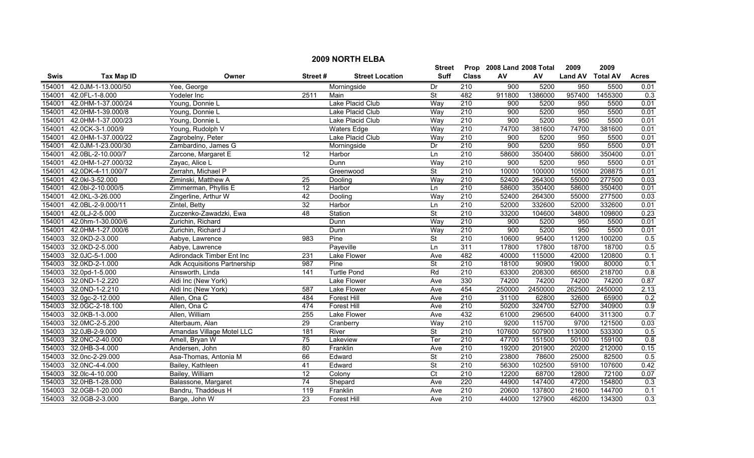# 2009 NORTH ELBA

| Swis | Tax Map ID | Owner | Street # | Street Location | Street Suff | Prop Class | 2008 Land AV | 2008 Total AV | 2009 Land AV | 2009 Total AV | Acres |
|---|---|---|---|---|---|---|---|---|---|---|---|
| 154001 | 42.0JM-1-13.000/50 | Yee, George | | Morningside | Dr | 210 | 900 | 5200 | 950 | 5500 | 0.01 |
| 154001 | 42.0FL-1-8.000 | Yodeler Inc | 2511 | Main | St | 482 | 911800 | 1386000 | 957400 | 1455300 | 0.3 |
| 154001 | 42.0HM-1-37.000/24 | Young, Donnie L | | Lake Placid Club | Way | 210 | 900 | 5200 | 950 | 5500 | 0.01 |
| 154001 | 42.0HM-1-39.000/8 | Young, Donnie L | | Lake Placid Club | Way | 210 | 900 | 5200 | 950 | 5500 | 0.01 |
| 154001 | 42.0HM-1-37.000/23 | Young, Donnie L | | Lake Placid Club | Way | 210 | 900 | 5200 | 950 | 5500 | 0.01 |
| 154001 | 42.0CK-3-1.000/9 | Young, Rudolph V | | Waters Edge | Way | 210 | 74700 | 381600 | 74700 | 381600 | 0.01 |
| 154001 | 42.0HM-1-37.000/22 | Zagrobelny, Peter | | Lake Placid Club | Way | 210 | 900 | 5200 | 950 | 5500 | 0.01 |
| 154001 | 42.0JM-1-23.000/30 | Zambardino, James G | | Morningside | Dr | 210 | 900 | 5200 | 950 | 5500 | 0.01 |
| 154001 | 42.0BL-2-10.000/7 | Zarcone, Margaret E | 12 | Harbor | Ln | 210 | 58600 | 350400 | 58600 | 350400 | 0.01 |
| 154001 | 42.0HM-1-27.000/32 | Zayac, Alice L | | Dunn | Way | 210 | 900 | 5200 | 950 | 5500 | 0.01 |
| 154001 | 42.0DK-4-11.000/7 | Zerrahn, Michael P | | Greenwood | St | 210 | 10000 | 100000 | 10500 | 208875 | 0.01 |
| 154001 | 42.0kl-3-52.000 | Ziminski, Matthew A | 25 | Dooling | Way | 210 | 52400 | 264300 | 55000 | 277500 | 0.03 |
| 154001 | 42.0bl-2-10.000/5 | Zimmerman, Phyllis E | 12 | Harbor | Ln | 210 | 58600 | 350400 | 58600 | 350400 | 0.01 |
| 154001 | 42.0KL-3-26.000 | Zingerline, Arthur W | 42 | Dooling | Way | 210 | 52400 | 264300 | 55000 | 277500 | 0.03 |
| 154001 | 42.0BL-2-9.000/11 | Zintel, Betty | 32 | Harbor | Ln | 210 | 52000 | 332600 | 52000 | 332600 | 0.01 |
| 154001 | 42.0LJ-2-5.000 | Zuczenko-Zawadzki, Ewa | 48 | Station | St | 210 | 33200 | 104600 | 34800 | 109800 | 0.23 |
| 154001 | 42.0hm-1-30.000/6 | Zurichin, Richard | | Dunn | Way | 210 | 900 | 5200 | 950 | 5500 | 0.01 |
| 154001 | 42.0HM-1-27.000/6 | Zurichin, Richard J | | Dunn | Way | 210 | 900 | 5200 | 950 | 5500 | 0.01 |
| 154003 | 32.0KD-2-3.000 | Aabye, Lawrence | 983 | Pine | St | 210 | 10600 | 95400 | 11200 | 100200 | 0.5 |
| 154003 | 32.0KD-2-5.000 | Aabye, Lawrence | | Payeville | Ln | 311 | 17800 | 17800 | 18700 | 18700 | 0.5 |
| 154003 | 32.0JC-5-1.000 | Adirondack Timber Ent Inc | 231 | Lake Flower | Ave | 482 | 40000 | 115000 | 42000 | 120800 | 0.1 |
| 154003 | 32.0KD-2-1.000 | Adk Acquisitions Partnership | 987 | Pine | St | 210 | 18100 | 90900 | 19000 | 80000 | 0.1 |
| 154003 | 32.0pd-1-5.000 | Ainsworth, Linda | 141 | Turtle Pond | Rd | 210 | 63300 | 208300 | 66500 | 218700 | 0.8 |
| 154003 | 32.0ND-1-2.220 | Aldi Inc (New York) | | Lake Flower | Ave | 330 | 74200 | 74200 | 74200 | 74200 | 0.87 |
| 154003 | 32.0ND-1-2.210 | Aldi Inc (New York) | 587 | Lake Flower | Ave | 454 | 250000 | 2450000 | 262500 | 2450000 | 2.13 |
| 154003 | 32.0gc-2-12.000 | Allen, Ona C | 484 | Forest Hill | Ave | 210 | 31100 | 62800 | 32600 | 65900 | 0.2 |
| 154003 | 32.0GC-2-18.100 | Allen, Ona C | 474 | Forest Hill | Ave | 210 | 50200 | 324700 | 52700 | 340900 | 0.9 |
| 154003 | 32.0KB-1-3.000 | Allen, William | 255 | Lake Flower | Ave | 432 | 61000 | 296500 | 64000 | 311300 | 0.7 |
| 154003 | 32.0MC-2-5.200 | Alterbaum, Alan | 29 | Cranberry | Way | 210 | 9200 | 115700 | 9700 | 121500 | 0.03 |
| 154003 | 32.0JB-2-9.000 | Amandas Village Motel LLC | 181 | River | St | 210 | 107600 | 507900 | 113000 | 533300 | 0.5 |
| 154003 | 32.0NC-2-40.000 | Amell, Bryan W | 75 | Lakeview | Ter | 210 | 47700 | 151500 | 50100 | 159100 | 0.8 |
| 154003 | 32.0HB-3-4.000 | Andersen, John | 80 | Franklin | Ave | 210 | 19200 | 201900 | 20200 | 212000 | 0.15 |
| 154003 | 32.0nc-2-29.000 | Asa-Thomas, Antonia M | 66 | Edward | St | 210 | 23800 | 78600 | 25000 | 82500 | 0.5 |
| 154003 | 32.0NC-4-4.000 | Bailey, Kathleen | 41 | Edward | St | 210 | 56300 | 102500 | 59100 | 107600 | 0.42 |
| 154003 | 32.0lc-4-10.000 | Bailey, William | 12 | Colony | Ct | 210 | 12200 | 68700 | 12800 | 72100 | 0.07 |
| 154003 | 32.0HB-1-28.000 | Balassone, Margaret | 74 | Shepard | Ave | 220 | 44900 | 147400 | 47200 | 154800 | 0.3 |
| 154003 | 32.0GB-1-20.000 | Bandru, Thaddeus H | 119 | Franklin | Ave | 210 | 20600 | 137800 | 21600 | 144700 | 0.1 |
| 154003 | 32.0GB-2-3.000 | Barge, John W | 23 | Forest Hill | Ave | 210 | 44000 | 127900 | 46200 | 134300 | 0.3 |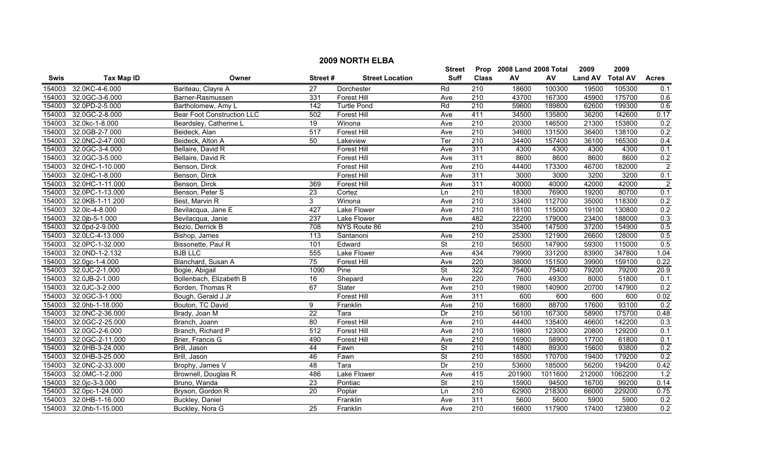## 2009 NORTH ELBA

| Swis | Tax Map ID | Owner | Street # | Street Location | Street Suff | Prop Class | 2008 Land AV | 2008 Total AV | 2009 Land AV | 2009 Total AV | Acres |
|---|---|---|---|---|---|---|---|---|---|---|---|
| 154003 | 32.0KC-4-6.000 | Bariteau, Clayre A | 27 | Dorchester | Rd | 210 | 18600 | 100300 | 19500 | 105300 | 0.1 |
| 154003 | 32.0GC-3-6.000 | Barner-Rasmussen | 331 | Forest Hill | Ave | 210 | 43700 | 167300 | 45900 | 175700 | 0.6 |
| 154003 | 32.0PD-2-5.000 | Bartholomew, Amy L | 142 | Turtle Pond | Rd | 210 | 59600 | 189800 | 62600 | 199300 | 0.6 |
| 154003 | 32.0GC-2-8.000 | Bear Foot Construction LLC | 502 | Forest Hill | Ave | 411 | 34500 | 135800 | 36200 | 142600 | 0.17 |
| 154003 | 32.0kc-1-8.000 | Beardsley, Catherine L | 19 | Winona | Ave | 210 | 20300 | 146500 | 21300 | 153800 | 0.2 |
| 154003 | 32.0GB-2-7.000 | Beideck, Alan | 517 | Forest Hill | Ave | 210 | 34600 | 131500 | 36400 | 138100 | 0.2 |
| 154003 | 32.0NC-2-47.000 | Beideck, Alton A | 50 | Lakeview | Ter | 210 | 34400 | 157400 | 36100 | 165300 | 0.4 |
| 154003 | 32.0GC-3-4.000 | Bellaire, David R | | Forest Hill | Ave | 311 | 4300 | 4300 | 4300 | 4300 | 0.1 |
| 154003 | 32.0GC-3-5.000 | Bellaire, David R | | Forest Hill | Ave | 311 | 8600 | 8600 | 8600 | 8600 | 0.2 |
| 154003 | 32.0HC-1-10.000 | Benson, Dirck | | Forest Hill | Ave | 210 | 44400 | 173300 | 46700 | 182000 | 2 |
| 154003 | 32.0HC-1-8.000 | Benson, Dirck | | Forest Hill | Ave | 311 | 3000 | 3000 | 3200 | 3200 | 0.1 |
| 154003 | 32.0HC-1-11.000 | Benson, Dirck | 369 | Forest Hill | Ave | 311 | 40000 | 40000 | 42000 | 42000 | 2 |
| 154003 | 32.0PC-1-13.000 | Benson, Peter S | 23 | Cortez | Ln | 210 | 18300 | 76900 | 19200 | 80700 | 0.1 |
| 154003 | 32.0KB-1-11.200 | Best, Marvin R | 3 | Winona | Ave | 210 | 33400 | 112700 | 35000 | 118300 | 0.2 |
| 154003 | 32.0lc-4-8.000 | Bevilacqua, Jane E | 427 | Lake Flower | Ave | 210 | 18100 | 115000 | 19100 | 130800 | 0.2 |
| 154003 | 32.0jb-5-1.000 | Bevilacqua, Janie | 237 | Lake Flower | Ave | 482 | 22200 | 179000 | 23400 | 188000 | 0.3 |
| 154003 | 32.0pd-2-9.000 | Bezio, Derrick B | 708 | NYS Route 86 | | 210 | 35400 | 147500 | 37200 | 154900 | 0.5 |
| 154003 | 32.0LC-4-13.000 | Bishop, James | 113 | Santanoni | Ave | 210 | 25300 | 121900 | 26600 | 128000 | 0.5 |
| 154003 | 32.0PC-1-32.000 | Bissonette, Paul R | 101 | Edward | St | 210 | 56500 | 147900 | 59300 | 115000 | 0.5 |
| 154003 | 32.0ND-1-2.132 | BJB LLC | 555 | Lake Flower | Ave | 434 | 79900 | 331200 | 83900 | 347800 | 1.04 |
| 154003 | 32.0gc-1-4.000 | Blanchard, Susan A | 75 | Forest Hill | Ave | 220 | 38000 | 151500 | 39900 | 159100 | 0.22 |
| 154003 | 32.0JC-2-1.000 | Bogie, Abigail | 1090 | Pine | St | 322 | 75400 | 75400 | 79200 | 79200 | 20.9 |
| 154003 | 32.0JB-2-1.000 | Bollenbach, Elizabeth B | 16 | Shepard | Ave | 220 | 7600 | 49300 | 8000 | 51800 | 0.1 |
| 154003 | 32.0JC-3-2.000 | Borden, Thomas R | 67 | Slater | Ave | 210 | 19800 | 140900 | 20700 | 147900 | 0.2 |
| 154003 | 32.0GC-3-1.000 | Bough, Gerald J Jr | | Forest Hill | Ave | 311 | 600 | 600 | 600 | 600 | 0.02 |
| 154003 | 32.0hb-1-18.000 | Bouton, TC David | 9 | Franklin | Ave | 210 | 16800 | 88700 | 17600 | 93100 | 0.2 |
| 154003 | 32.0NC-2-36.000 | Brady, Joan M | 22 | Tara | Dr | 210 | 56100 | 167300 | 58900 | 175700 | 0.48 |
| 154003 | 32.0GC-2-25.000 | Branch, Joann | 80 | Forest Hill | Ave | 210 | 44400 | 135400 | 46600 | 142200 | 0.3 |
| 154003 | 32.0GC-2-6.000 | Branch, Richard P | 512 | Forest Hill | Ave | 210 | 19800 | 123000 | 20800 | 129200 | 0.1 |
| 154003 | 32.0GC-2-11.000 | Brier, Francis G | 490 | Forest Hill | Ave | 210 | 16900 | 58900 | 17700 | 61800 | 0.1 |
| 154003 | 32.0HB-3-24.000 | Brill, Jason | 44 | Fawn | St | 210 | 14800 | 89300 | 15600 | 93800 | 0.2 |
| 154003 | 32.0HB-3-25.000 | Brill, Jason | 46 | Fawn | St | 210 | 18500 | 170700 | 19400 | 179200 | 0.2 |
| 154003 | 32.0NC-2-33.000 | Brophy, James V | 48 | Tara | Dr | 210 | 53600 | 185000 | 56200 | 194200 | 0.42 |
| 154003 | 32.0MC-1-2.000 | Brownell, Douglas R | 486 | Lake Flower | Ave | 415 | 201900 | 1011600 | 212000 | 1062200 | 1.2 |
| 154003 | 32.0jc-3-3.000 | Bruno, Wanda | 23 | Pontiac | St | 210 | 15900 | 94500 | 16700 | 99200 | 0.14 |
| 154003 | 32.0pc-1-24.000 | Bryson, Gordon R | 20 | Poplar | Ln | 210 | 62900 | 218300 | 66000 | 229200 | 0.75 |
| 154003 | 32.0HB-1-16.000 | Buckley, Daniel | | Franklin | Ave | 311 | 5600 | 5600 | 5900 | 5900 | 0.2 |
| 154003 | 32.0hb-1-15.000 | Buckley, Nora G | 25 | Franklin | Ave | 210 | 16600 | 117900 | 17400 | 123800 | 0.2 |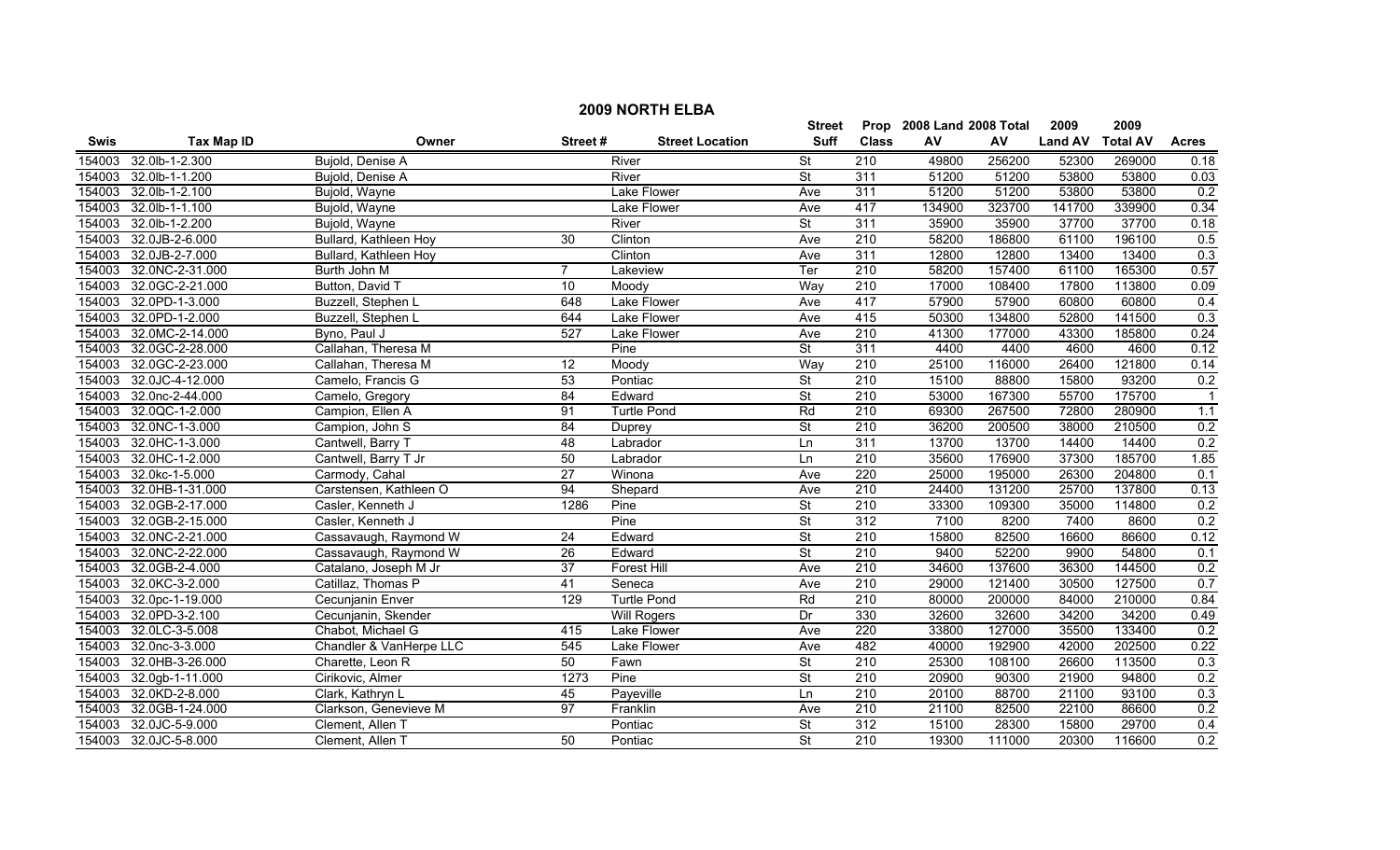# 2009 NORTH ELBA

| Swis | Tax Map ID | Owner | Street # | Street Location | Street Suff | Prop Class | 2008 Land AV | 2008 Total AV | 2009 Land AV | 2009 Total AV | Acres |
|---|---|---|---|---|---|---|---|---|---|---|---|
| 154003 | 32.0lb-1-2.300 | Bujold, Denise A | | River | St | 210 | 49800 | 256200 | 52300 | 269000 | 0.18 |
| 154003 | 32.0lb-1-1.200 | Bujold, Denise A | | River | St | 311 | 51200 | 51200 | 53800 | 53800 | 0.03 |
| 154003 | 32.0lb-1-2.100 | Bujold, Wayne | | Lake Flower | Ave | 311 | 51200 | 51200 | 53800 | 53800 | 0.2 |
| 154003 | 32.0lb-1-1.100 | Bujold, Wayne | | Lake Flower | Ave | 417 | 134900 | 323700 | 141700 | 339900 | 0.34 |
| 154003 | 32.0lb-1-2.200 | Bujold, Wayne | | River | St | 311 | 35900 | 35900 | 37700 | 37700 | 0.18 |
| 154003 | 32.0JB-2-6.000 | Bullard, Kathleen Hoy | 30 | Clinton | Ave | 210 | 58200 | 186800 | 61100 | 196100 | 0.5 |
| 154003 | 32.0JB-2-7.000 | Bullard, Kathleen Hoy | | Clinton | Ave | 311 | 12800 | 12800 | 13400 | 13400 | 0.3 |
| 154003 | 32.0NC-2-31.000 | Burth John M | 7 | Lakeview | Ter | 210 | 58200 | 157400 | 61100 | 165300 | 0.57 |
| 154003 | 32.0GC-2-21.000 | Button, David T | 10 | Moody | Way | 210 | 17000 | 108400 | 17800 | 113800 | 0.09 |
| 154003 | 32.0PD-1-3.000 | Buzzell, Stephen L | 648 | Lake Flower | Ave | 417 | 57900 | 57900 | 60800 | 60800 | 0.4 |
| 154003 | 32.0PD-1-2.000 | Buzzell, Stephen L | 644 | Lake Flower | Ave | 415 | 50300 | 134800 | 52800 | 141500 | 0.3 |
| 154003 | 32.0MC-2-14.000 | Byno, Paul J | 527 | Lake Flower | Ave | 210 | 41300 | 177000 | 43300 | 185800 | 0.24 |
| 154003 | 32.0GC-2-28.000 | Callahan, Theresa M | | Pine | St | 311 | 4400 | 4400 | 4600 | 4600 | 0.12 |
| 154003 | 32.0GC-2-23.000 | Callahan, Theresa M | 12 | Moody | Way | 210 | 25100 | 116000 | 26400 | 121800 | 0.14 |
| 154003 | 32.0JC-4-12.000 | Camelo, Francis G | 53 | Pontiac | St | 210 | 15100 | 88800 | 15800 | 93200 | 0.2 |
| 154003 | 32.0nc-2-44.000 | Camelo, Gregory | 84 | Edward | St | 210 | 53000 | 167300 | 55700 | 175700 | 1 |
| 154003 | 32.0QC-1-2.000 | Campion, Ellen A | 91 | Turtle Pond | Rd | 210 | 69300 | 267500 | 72800 | 280900 | 1.1 |
| 154003 | 32.0NC-1-3.000 | Campion, John S | 84 | Duprey | St | 210 | 36200 | 200500 | 38000 | 210500 | 0.2 |
| 154003 | 32.0HC-1-3.000 | Cantwell, Barry T | 48 | Labrador | Ln | 311 | 13700 | 13700 | 14400 | 14400 | 0.2 |
| 154003 | 32.0HC-1-2.000 | Cantwell, Barry T Jr | 50 | Labrador | Ln | 210 | 35600 | 176900 | 37300 | 185700 | 1.85 |
| 154003 | 32.0kc-1-5.000 | Carmody, Cahal | 27 | Winona | Ave | 220 | 25000 | 195000 | 26300 | 204800 | 0.1 |
| 154003 | 32.0HB-1-31.000 | Carstensen, Kathleen O | 94 | Shepard | Ave | 210 | 24400 | 131200 | 25700 | 137800 | 0.13 |
| 154003 | 32.0GB-2-17.000 | Casler, Kenneth J | 1286 | Pine | St | 210 | 33300 | 109300 | 35000 | 114800 | 0.2 |
| 154003 | 32.0GB-2-15.000 | Casler, Kenneth J | | Pine | St | 312 | 7100 | 8200 | 7400 | 8600 | 0.2 |
| 154003 | 32.0NC-2-21.000 | Cassavaugh, Raymond W | 24 | Edward | St | 210 | 15800 | 82500 | 16600 | 86600 | 0.12 |
| 154003 | 32.0NC-2-22.000 | Cassavaugh, Raymond W | 26 | Edward | St | 210 | 9400 | 52200 | 9900 | 54800 | 0.1 |
| 154003 | 32.0GB-2-4.000 | Catalano, Joseph M Jr | 37 | Forest Hill | Ave | 210 | 34600 | 137600 | 36300 | 144500 | 0.2 |
| 154003 | 32.0KC-3-2.000 | Catillaz, Thomas P | 41 | Seneca | Ave | 210 | 29000 | 121400 | 30500 | 127500 | 0.7 |
| 154003 | 32.0pc-1-19.000 | Cecunjanin Enver | 129 | Turtle Pond | Rd | 210 | 80000 | 200000 | 84000 | 210000 | 0.84 |
| 154003 | 32.0PD-3-2.100 | Cecunjanin, Skender | | Will Rogers | Dr | 330 | 32600 | 32600 | 34200 | 34200 | 0.49 |
| 154003 | 32.0LC-3-5.008 | Chabot, Michael G | 415 | Lake Flower | Ave | 220 | 33800 | 127000 | 35500 | 133400 | 0.2 |
| 154003 | 32.0nc-3-3.000 | Chandler & VanHerpe LLC | 545 | Lake Flower | Ave | 482 | 40000 | 192900 | 42000 | 202500 | 0.22 |
| 154003 | 32.0HB-3-26.000 | Charette, Leon R | 50 | Fawn | St | 210 | 25300 | 108100 | 26600 | 113500 | 0.3 |
| 154003 | 32.0gb-1-11.000 | Cirikovic, Almer | 1273 | Pine | St | 210 | 20900 | 90300 | 21900 | 94800 | 0.2 |
| 154003 | 32.0KD-2-8.000 | Clark, Kathryn L | 45 | Payeville | Ln | 210 | 20100 | 88700 | 21100 | 93100 | 0.3 |
| 154003 | 32.0GB-1-24.000 | Clarkson, Genevieve M | 97 | Franklin | Ave | 210 | 21100 | 82500 | 22100 | 86600 | 0.2 |
| 154003 | 32.0JC-5-9.000 | Clement, Allen T | | Pontiac | St | 312 | 15100 | 28300 | 15800 | 29700 | 0.4 |
| 154003 | 32.0JC-5-8.000 | Clement, Allen T | 50 | Pontiac | St | 210 | 19300 | 111000 | 20300 | 116600 | 0.2 |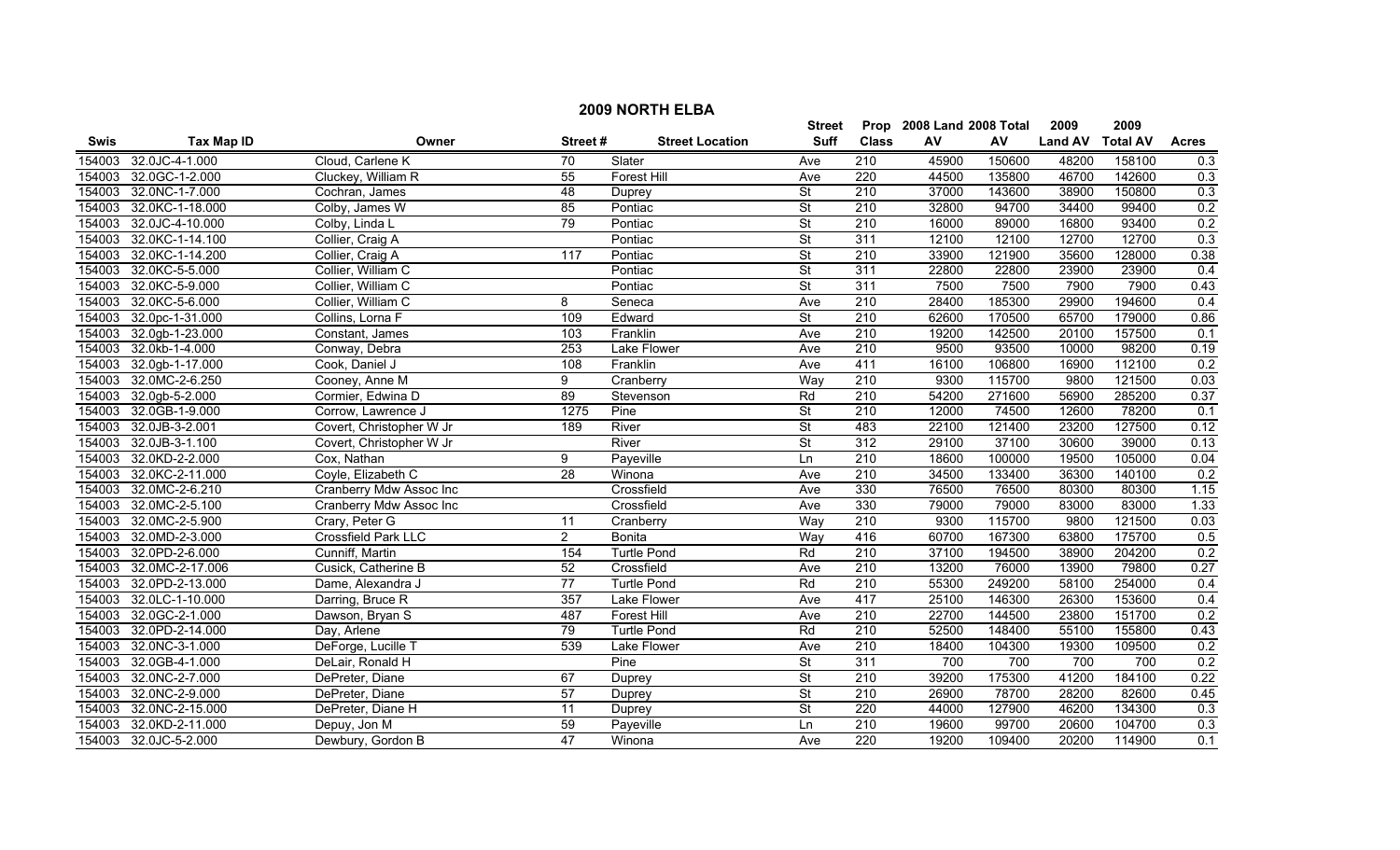## 2009 NORTH ELBA

| Swis | Tax Map ID | Owner | Street # | Street Location | Street Suff | Prop Class | 2008 Land AV | 2008 Total AV | 2009 Land AV | 2009 Total AV | Acres |
|---|---|---|---|---|---|---|---|---|---|---|---|
| 154003 | 32.0JC-4-1.000 | Cloud, Carlene K | 70 | Slater | Ave | 210 | 45900 | 150600 | 48200 | 158100 | 0.3 |
| 154003 | 32.0GC-1-2.000 | Cluckey, William R | 55 | Forest Hill | Ave | 220 | 44500 | 135800 | 46700 | 142600 | 0.3 |
| 154003 | 32.0NC-1-7.000 | Cochran, James | 48 | Duprey | St | 210 | 37000 | 143600 | 38900 | 150800 | 0.3 |
| 154003 | 32.0KC-1-18.000 | Colby, James W | 85 | Pontiac | St | 210 | 32800 | 94700 | 34400 | 99400 | 0.2 |
| 154003 | 32.0JC-4-10.000 | Colby, Linda L | 79 | Pontiac | St | 210 | 16000 | 89000 | 16800 | 93400 | 0.2 |
| 154003 | 32.0KC-1-14.100 | Collier, Craig A | | Pontiac | St | 311 | 12100 | 12100 | 12700 | 12700 | 0.3 |
| 154003 | 32.0KC-1-14.200 | Collier, Craig A | 117 | Pontiac | St | 210 | 33900 | 121900 | 35600 | 128000 | 0.38 |
| 154003 | 32.0KC-5-5.000 | Collier, William C | | Pontiac | St | 311 | 22800 | 22800 | 23900 | 23900 | 0.4 |
| 154003 | 32.0KC-5-9.000 | Collier, William C | | Pontiac | St | 311 | 7500 | 7500 | 7900 | 7900 | 0.43 |
| 154003 | 32.0KC-5-6.000 | Collier, William C | 8 | Seneca | Ave | 210 | 28400 | 185300 | 29900 | 194600 | 0.4 |
| 154003 | 32.0pc-1-31.000 | Collins, Lorna F | 109 | Edward | St | 210 | 62600 | 170500 | 65700 | 179000 | 0.86 |
| 154003 | 32.0gb-1-23.000 | Constant, James | 103 | Franklin | Ave | 210 | 19200 | 142500 | 20100 | 157500 | 0.1 |
| 154003 | 32.0kb-1-4.000 | Conway, Debra | 253 | Lake Flower | Ave | 210 | 9500 | 93500 | 10000 | 98200 | 0.19 |
| 154003 | 32.0gb-1-17.000 | Cook, Daniel J | 108 | Franklin | Ave | 411 | 16100 | 106800 | 16900 | 112100 | 0.2 |
| 154003 | 32.0MC-2-6.250 | Cooney, Anne M | 9 | Cranberry | Way | 210 | 9300 | 115700 | 9800 | 121500 | 0.03 |
| 154003 | 32.0gb-5-2.000 | Cormier, Edwina D | 89 | Stevenson | Rd | 210 | 54200 | 271600 | 56900 | 285200 | 0.37 |
| 154003 | 32.0GB-1-9.000 | Corrow, Lawrence J | 1275 | Pine | St | 210 | 12000 | 74500 | 12600 | 78200 | 0.1 |
| 154003 | 32.0JB-3-2.001 | Covert, Christopher W Jr | 189 | River | St | 483 | 22100 | 121400 | 23200 | 127500 | 0.12 |
| 154003 | 32.0JB-3-1.100 | Covert, Christopher W Jr | | River | St | 312 | 29100 | 37100 | 30600 | 39000 | 0.13 |
| 154003 | 32.0KD-2-2.000 | Cox, Nathan | 9 | Payeville | Ln | 210 | 18600 | 100000 | 19500 | 105000 | 0.04 |
| 154003 | 32.0KC-2-11.000 | Coyle, Elizabeth C | 28 | Winona | Ave | 210 | 34500 | 133400 | 36300 | 140100 | 0.2 |
| 154003 | 32.0MC-2-6.210 | Cranberry Mdw Assoc Inc | | Crossfield | Ave | 330 | 76500 | 76500 | 80300 | 80300 | 1.15 |
| 154003 | 32.0MC-2-5.100 | Cranberry Mdw Assoc Inc | | Crossfield | Ave | 330 | 79000 | 79000 | 83000 | 83000 | 1.33 |
| 154003 | 32.0MC-2-5.900 | Crary, Peter G | 11 | Cranberry | Way | 210 | 9300 | 115700 | 9800 | 121500 | 0.03 |
| 154003 | 32.0MD-2-3.000 | Crossfield Park LLC | 2 | Bonita | Way | 416 | 60700 | 167300 | 63800 | 175700 | 0.5 |
| 154003 | 32.0PD-2-6.000 | Cunniff, Martin | 154 | Turtle Pond | Rd | 210 | 37100 | 194500 | 38900 | 204200 | 0.2 |
| 154003 | 32.0MC-2-17.006 | Cusick, Catherine B | 52 | Crossfield | Ave | 210 | 13200 | 76000 | 13900 | 79800 | 0.27 |
| 154003 | 32.0PD-2-13.000 | Dame, Alexandra J | 77 | Turtle Pond | Rd | 210 | 55300 | 249200 | 58100 | 254000 | 0.4 |
| 154003 | 32.0LC-1-10.000 | Darring, Bruce R | 357 | Lake Flower | Ave | 417 | 25100 | 146300 | 26300 | 153600 | 0.4 |
| 154003 | 32.0GC-2-1.000 | Dawson, Bryan S | 487 | Forest Hill | Ave | 210 | 22700 | 144500 | 23800 | 151700 | 0.2 |
| 154003 | 32.0PD-2-14.000 | Day, Arlene | 79 | Turtle Pond | Rd | 210 | 52500 | 148400 | 55100 | 155800 | 0.43 |
| 154003 | 32.0NC-3-1.000 | DeForge, Lucille T | 539 | Lake Flower | Ave | 210 | 18400 | 104300 | 19300 | 109500 | 0.2 |
| 154003 | 32.0GB-4-1.000 | DeLair, Ronald H | | Pine | St | 311 | 700 | 700 | 700 | 700 | 0.2 |
| 154003 | 32.0NC-2-7.000 | DePreter, Diane | 67 | Duprey | St | 210 | 39200 | 175300 | 41200 | 184100 | 0.22 |
| 154003 | 32.0NC-2-9.000 | DePreter, Diane | 57 | Duprey | St | 210 | 26900 | 78700 | 28200 | 82600 | 0.45 |
| 154003 | 32.0NC-2-15.000 | DePreter, Diane H | 11 | Duprey | St | 220 | 44000 | 127900 | 46200 | 134300 | 0.3 |
| 154003 | 32.0KD-2-11.000 | Depuy, Jon M | 59 | Payeville | Ln | 210 | 19600 | 99700 | 20600 | 104700 | 0.3 |
| 154003 | 32.0JC-5-2.000 | Dewbury, Gordon B | 47 | Winona | Ave | 220 | 19200 | 109400 | 20200 | 114900 | 0.1 |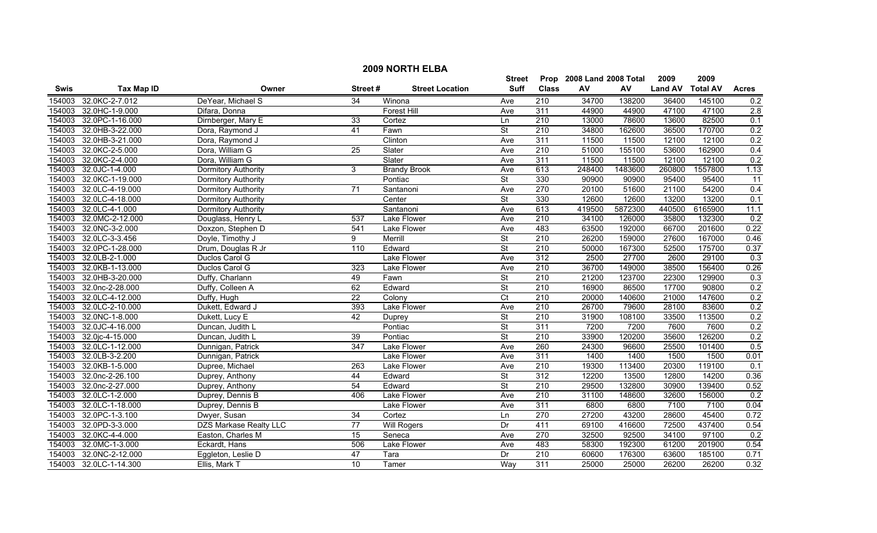## 2009 NORTH ELBA

| Swis | Tax Map ID | Owner | Street # | Street Location | Street Suff | Prop Class | 2008 Land AV | 2008 Total AV | 2009 Land AV | 2009 Total AV | Acres |
|---|---|---|---|---|---|---|---|---|---|---|---|
| 154003 | 32.0KC-2-7.012 | DeYear, Michael S | 34 | Winona | Ave | 210 | 34700 | 138200 | 36400 | 145100 | 0.2 |
| 154003 | 32.0HC-1-9.000 | Difara, Donna | | Forest Hill | Ave | 311 | 44900 | 44900 | 47100 | 47100 | 2.8 |
| 154003 | 32.0PC-1-16.000 | Dirnberger, Mary E | 33 | Cortez | Ln | 210 | 13000 | 78600 | 13600 | 82500 | 0.1 |
| 154003 | 32.0HB-3-22.000 | Dora, Raymond J | 41 | Fawn | St | 210 | 34800 | 162600 | 36500 | 170700 | 0.2 |
| 154003 | 32.0HB-3-21.000 | Dora, Raymond J | | Clinton | Ave | 311 | 11500 | 11500 | 12100 | 12100 | 0.2 |
| 154003 | 32.0KC-2-5.000 | Dora, William G | 25 | Slater | Ave | 210 | 51000 | 155100 | 53600 | 162900 | 0.4 |
| 154003 | 32.0KC-2-4.000 | Dora, William G | | Slater | Ave | 311 | 11500 | 11500 | 12100 | 12100 | 0.2 |
| 154003 | 32.0JC-1-4.000 | Dormitory Authority | 3 | Brandy Brook | Ave | 613 | 248400 | 1483600 | 260800 | 1557800 | 1.13 |
| 154003 | 32.0KC-1-19.000 | Dormitory Authority | | Pontiac | St | 330 | 90900 | 90900 | 95400 | 95400 | 11 |
| 154003 | 32.0LC-4-19.000 | Dormitory Authority | 71 | Santanoni | Ave | 270 | 20100 | 51600 | 21100 | 54200 | 0.4 |
| 154003 | 32.0LC-4-18.000 | Dormitory Authority | | Center | St | 330 | 12600 | 12600 | 13200 | 13200 | 0.1 |
| 154003 | 32.0LC-4-1.000 | Dormitory Authority | | Santanoni | Ave | 613 | 419500 | 5872300 | 440500 | 6165900 | 11.1 |
| 154003 | 32.0MC-2-12.000 | Douglass, Henry L | 537 | Lake Flower | Ave | 210 | 34100 | 126000 | 35800 | 132300 | 0.2 |
| 154003 | 32.0NC-3-2.000 | Doxzon, Stephen D | 541 | Lake Flower | Ave | 483 | 63500 | 192000 | 66700 | 201600 | 0.22 |
| 154003 | 32.0LC-3-3.456 | Doyle, Timothy J | 9 | Merrill | St | 210 | 26200 | 159000 | 27600 | 167000 | 0.46 |
| 154003 | 32.0PC-1-28.000 | Drum, Douglas R Jr | 110 | Edward | St | 210 | 50000 | 167300 | 52500 | 175700 | 0.37 |
| 154003 | 32.0LB-2-1.000 | Duclos Carol G | | Lake Flower | Ave | 312 | 2500 | 27700 | 2600 | 29100 | 0.3 |
| 154003 | 32.0KB-1-13.000 | Duclos Carol G | 323 | Lake Flower | Ave | 210 | 36700 | 149000 | 38500 | 156400 | 0.26 |
| 154003 | 32.0HB-3-20.000 | Duffy, Charlann | 49 | Fawn | St | 210 | 21200 | 123700 | 22300 | 129900 | 0.3 |
| 154003 | 32.0nc-2-28.000 | Duffy, Colleen A | 62 | Edward | St | 210 | 16900 | 86500 | 17700 | 90800 | 0.2 |
| 154003 | 32.0LC-4-12.000 | Duffy, Hugh | 22 | Colony | Ct | 210 | 20000 | 140600 | 21000 | 147600 | 0.2 |
| 154003 | 32.0LC-2-10.000 | Dukett, Edward J | 393 | Lake Flower | Ave | 210 | 26700 | 79600 | 28100 | 83600 | 0.2 |
| 154003 | 32.0NC-1-8.000 | Dukett, Lucy E | 42 | Duprey | St | 210 | 31900 | 108100 | 33500 | 113500 | 0.2 |
| 154003 | 32.0JC-4-16.000 | Duncan, Judith L | | Pontiac | St | 311 | 7200 | 7200 | 7600 | 7600 | 0.2 |
| 154003 | 32.0jc-4-15.000 | Duncan, Judith L | 39 | Pontiac | St | 210 | 33900 | 120200 | 35600 | 126200 | 0.2 |
| 154003 | 32.0LC-1-12.000 | Dunnigan, Patrick | 347 | Lake Flower | Ave | 260 | 24300 | 96600 | 25500 | 101400 | 0.5 |
| 154003 | 32.0LB-3-2.200 | Dunnigan, Patrick | | Lake Flower | Ave | 311 | 1400 | 1400 | 1500 | 1500 | 0.01 |
| 154003 | 32.0KB-1-5.000 | Dupree, Michael | 263 | Lake Flower | Ave | 210 | 19300 | 113400 | 20300 | 119100 | 0.1 |
| 154003 | 32.0nc-2-26.100 | Duprey, Anthony | 44 | Edward | St | 312 | 12200 | 13500 | 12800 | 14200 | 0.36 |
| 154003 | 32.0nc-2-27.000 | Duprey, Anthony | 54 | Edward | St | 210 | 29500 | 132800 | 30900 | 139400 | 0.52 |
| 154003 | 32.0LC-1-2.000 | Duprey, Dennis B | 406 | Lake Flower | Ave | 210 | 31100 | 148600 | 32600 | 156000 | 0.2 |
| 154003 | 32.0LC-1-18.000 | Duprey, Dennis B | | Lake Flower | Ave | 311 | 6800 | 6800 | 7100 | 7100 | 0.04 |
| 154003 | 32.0PC-1-3.100 | Dwyer, Susan | 34 | Cortez | Ln | 270 | 27200 | 43200 | 28600 | 45400 | 0.72 |
| 154003 | 32.0PD-3-3.000 | DZS Markase Realty LLC | 77 | Will Rogers | Dr | 411 | 69100 | 416600 | 72500 | 437400 | 0.54 |
| 154003 | 32.0KC-4-4.000 | Easton, Charles M | 15 | Seneca | Ave | 270 | 32500 | 92500 | 34100 | 97100 | 0.2 |
| 154003 | 32.0MC-1-3.000 | Eckardt, Hans | 506 | Lake Flower | Ave | 483 | 58300 | 192300 | 61200 | 201900 | 0.54 |
| 154003 | 32.0NC-2-12.000 | Eggleton, Leslie D | 47 | Tara | Dr | 210 | 60600 | 176300 | 63600 | 185100 | 0.71 |
| 154003 | 32.0LC-1-14.300 | Ellis, Mark T | 10 | Tamer | Way | 311 | 25000 | 25000 | 26200 | 26200 | 0.32 |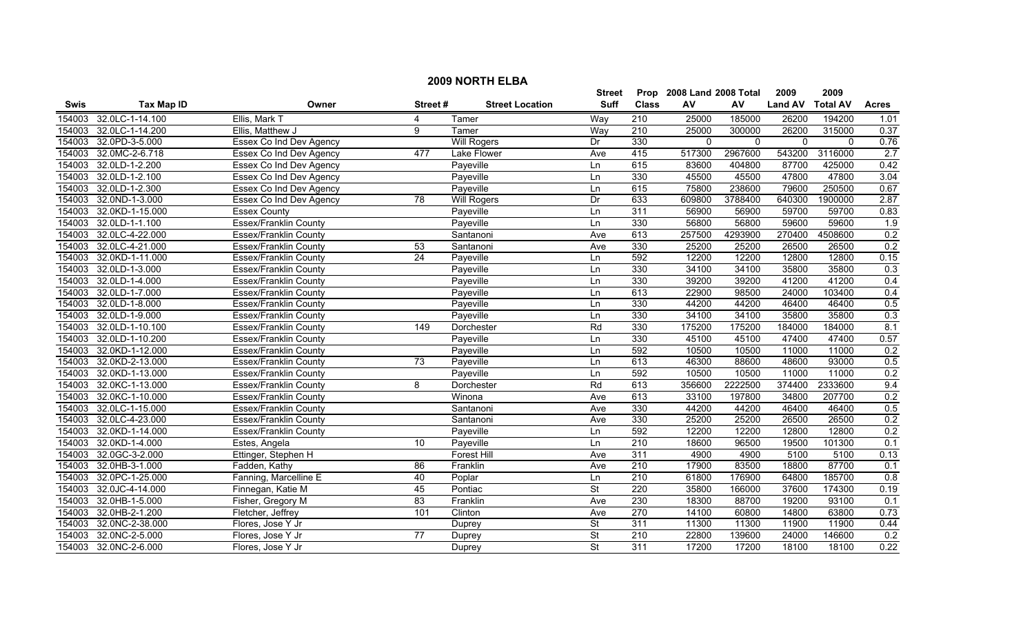## 2009 NORTH ELBA

| Swis | Tax Map ID | Owner | Street # | Street Location | Street Suff | Prop Class | 2008 Land AV | 2008 Total AV | 2009 Land AV | 2009 Total AV | Acres |
|---|---|---|---|---|---|---|---|---|---|---|---|
| 154003 | 32.0LC-1-14.100 | Ellis, Mark T | 4 | Tamer | Way | 210 | 25000 | 185000 | 26200 | 194200 | 1.01 |
| 154003 | 32.0LC-1-14.200 | Ellis, Matthew J | 9 | Tamer | Way | 210 | 25000 | 300000 | 26200 | 315000 | 0.37 |
| 154003 | 32.0PD-3-5.000 | Essex Co Ind Dev Agency | | Will Rogers | Dr | 330 | 0 | 0 | 0 | 0 | 0.76 |
| 154003 | 32.0MC-2-6.718 | Essex Co Ind Dev Agency | 477 | Lake Flower | Ave | 415 | 517300 | 2967600 | 543200 | 3116000 | 2.7 |
| 154003 | 32.0LD-1-2.200 | Essex Co Ind Dev Agency | | Payeville | Ln | 615 | 83600 | 404800 | 87700 | 425000 | 0.42 |
| 154003 | 32.0LD-1-2.100 | Essex Co Ind Dev Agency | | Payeville | Ln | 330 | 45500 | 45500 | 47800 | 47800 | 3.04 |
| 154003 | 32.0LD-1-2.300 | Essex Co Ind Dev Agency | | Payeville | Ln | 615 | 75800 | 238600 | 79600 | 250500 | 0.67 |
| 154003 | 32.0ND-1-3.000 | Essex Co Ind Dev Agency | 78 | Will Rogers | Dr | 633 | 609800 | 3788400 | 640300 | 1900000 | 2.87 |
| 154003 | 32.0KD-1-15.000 | Essex County | | Payeville | Ln | 311 | 56900 | 56900 | 59700 | 59700 | 0.83 |
| 154003 | 32.0LD-1-1.100 | Essex/Franklin County | | Payeville | Ln | 330 | 56800 | 56800 | 59600 | 59600 | 1.9 |
| 154003 | 32.0LC-4-22.000 | Essex/Franklin County | | Santanoni | Ave | 613 | 257500 | 4293900 | 270400 | 4508600 | 0.2 |
| 154003 | 32.0LC-4-21.000 | Essex/Franklin County | 53 | Santanoni | Ave | 330 | 25200 | 25200 | 26500 | 26500 | 0.2 |
| 154003 | 32.0KD-1-11.000 | Essex/Franklin County | 24 | Payeville | Ln | 592 | 12200 | 12200 | 12800 | 12800 | 0.15 |
| 154003 | 32.0LD-1-3.000 | Essex/Franklin County | | Payeville | Ln | 330 | 34100 | 34100 | 35800 | 35800 | 0.3 |
| 154003 | 32.0LD-1-4.000 | Essex/Franklin County | | Payeville | Ln | 330 | 39200 | 39200 | 41200 | 41200 | 0.4 |
| 154003 | 32.0LD-1-7.000 | Essex/Franklin County | | Payeville | Ln | 613 | 22900 | 98500 | 24000 | 103400 | 0.4 |
| 154003 | 32.0LD-1-8.000 | Essex/Franklin County | | Payeville | Ln | 330 | 44200 | 44200 | 46400 | 46400 | 0.5 |
| 154003 | 32.0LD-1-9.000 | Essex/Franklin County | | Payeville | Ln | 330 | 34100 | 34100 | 35800 | 35800 | 0.3 |
| 154003 | 32.0LD-1-10.100 | Essex/Franklin County | 149 | Dorchester | Rd | 330 | 175200 | 175200 | 184000 | 184000 | 8.1 |
| 154003 | 32.0LD-1-10.200 | Essex/Franklin County | | Payeville | Ln | 330 | 45100 | 45100 | 47400 | 47400 | 0.57 |
| 154003 | 32.0KD-1-12.000 | Essex/Franklin County | | Payeville | Ln | 592 | 10500 | 10500 | 11000 | 11000 | 0.2 |
| 154003 | 32.0KD-2-13.000 | Essex/Franklin County | 73 | Payeville | Ln | 613 | 46300 | 88600 | 48600 | 93000 | 0.5 |
| 154003 | 32.0KD-1-13.000 | Essex/Franklin County | | Payeville | Ln | 592 | 10500 | 10500 | 11000 | 11000 | 0.2 |
| 154003 | 32.0KC-1-13.000 | Essex/Franklin County | 8 | Dorchester | Rd | 613 | 356600 | 2222500 | 374400 | 2333600 | 9.4 |
| 154003 | 32.0KC-1-10.000 | Essex/Franklin County | | Winona | Ave | 613 | 33100 | 197800 | 34800 | 207700 | 0.2 |
| 154003 | 32.0LC-1-15.000 | Essex/Franklin County | | Santanoni | Ave | 330 | 44200 | 44200 | 46400 | 46400 | 0.5 |
| 154003 | 32.0LC-4-23.000 | Essex/Franklin County | | Santanoni | Ave | 330 | 25200 | 25200 | 26500 | 26500 | 0.2 |
| 154003 | 32.0KD-1-14.000 | Essex/Franklin County | | Payeville | Ln | 592 | 12200 | 12200 | 12800 | 12800 | 0.2 |
| 154003 | 32.0KD-1-4.000 | Estes, Angela | 10 | Payeville | Ln | 210 | 18600 | 96500 | 19500 | 101300 | 0.1 |
| 154003 | 32.0GC-3-2.000 | Ettinger, Stephen H | | Forest Hill | Ave | 311 | 4900 | 4900 | 5100 | 5100 | 0.13 |
| 154003 | 32.0HB-3-1.000 | Fadden, Kathy | 86 | Franklin | Ave | 210 | 17900 | 83500 | 18800 | 87700 | 0.1 |
| 154003 | 32.0PC-1-25.000 | Fanning, Marcelline E | 40 | Poplar | Ln | 210 | 61800 | 176900 | 64800 | 185700 | 0.8 |
| 154003 | 32.0JC-4-14.000 | Finnegan, Katie M | 45 | Pontiac | St | 220 | 35800 | 166000 | 37600 | 174300 | 0.19 |
| 154003 | 32.0HB-1-5.000 | Fisher, Gregory M | 83 | Franklin | Ave | 230 | 18300 | 88700 | 19200 | 93100 | 0.1 |
| 154003 | 32.0HB-2-1.200 | Fletcher, Jeffrey | 101 | Clinton | Ave | 270 | 14100 | 60800 | 14800 | 63800 | 0.73 |
| 154003 | 32.0NC-2-38.000 | Flores, Jose Y Jr | | Duprey | St | 311 | 11300 | 11300 | 11900 | 11900 | 0.44 |
| 154003 | 32.0NC-2-5.000 | Flores, Jose Y Jr | 77 | Duprey | St | 210 | 22800 | 139600 | 24000 | 146600 | 0.2 |
| 154003 | 32.0NC-2-6.000 | Flores, Jose Y Jr | | Duprey | St | 311 | 17200 | 17200 | 18100 | 18100 | 0.22 |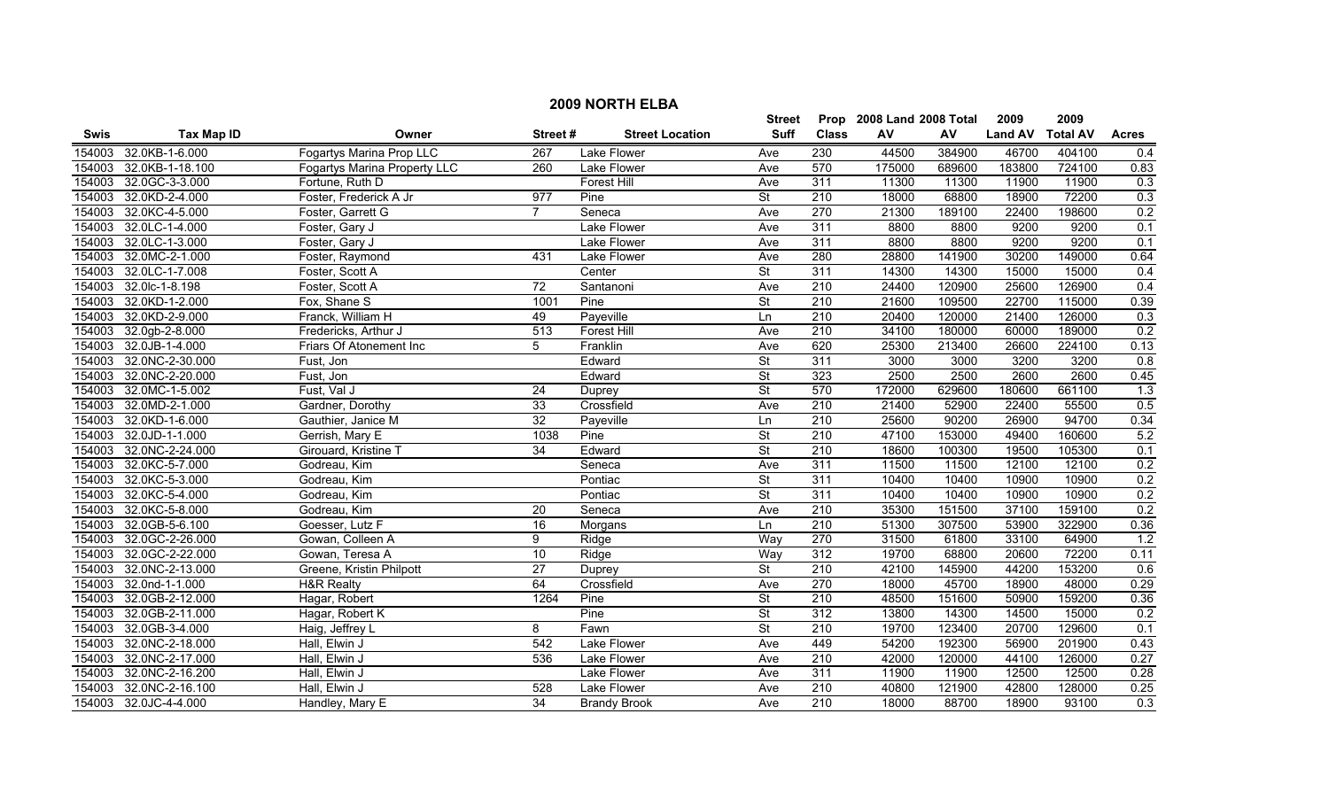# 2009 NORTH ELBA

| Swis | Tax Map ID | Owner | Street # | Street Location | Street Suff | Prop Class | 2008 Land AV | 2008 Total AV | 2009 Land AV | 2009 Total AV | Acres |
|---|---|---|---|---|---|---|---|---|---|---|---|
| 154003 | 32.0KB-1-6.000 | Fogartys Marina Prop LLC | 267 | Lake Flower | Ave | 230 | 44500 | 384900 | 46700 | 404100 | 0.4 |
| 154003 | 32.0KB-1-18.100 | Fogartys Marina Property LLC | 260 | Lake Flower | Ave | 570 | 175000 | 689600 | 183800 | 724100 | 0.83 |
| 154003 | 32.0GC-3-3.000 | Fortune, Ruth D | | Forest Hill | Ave | 311 | 11300 | 11300 | 11900 | 11900 | 0.3 |
| 154003 | 32.0KD-2-4.000 | Foster, Frederick A Jr | 977 | Pine | St | 210 | 18000 | 68800 | 18900 | 72200 | 0.3 |
| 154003 | 32.0KC-4-5.000 | Foster, Garrett G | 7 | Seneca | Ave | 270 | 21300 | 189100 | 22400 | 198600 | 0.2 |
| 154003 | 32.0LC-1-4.000 | Foster, Gary J | | Lake Flower | Ave | 311 | 8800 | 8800 | 9200 | 9200 | 0.1 |
| 154003 | 32.0LC-1-3.000 | Foster, Gary J | | Lake Flower | Ave | 311 | 8800 | 8800 | 9200 | 9200 | 0.1 |
| 154003 | 32.0MC-2-1.000 | Foster, Raymond | 431 | Lake Flower | Ave | 280 | 28800 | 141900 | 30200 | 149000 | 0.64 |
| 154003 | 32.0LC-1-7.008 | Foster, Scott A | | Center | St | 311 | 14300 | 14300 | 15000 | 15000 | 0.4 |
| 154003 | 32.0lc-1-8.198 | Foster, Scott A | 72 | Santanoni | Ave | 210 | 24400 | 120900 | 25600 | 126900 | 0.4 |
| 154003 | 32.0KD-1-2.000 | Fox, Shane S | 1001 | Pine | St | 210 | 21600 | 109500 | 22700 | 115000 | 0.39 |
| 154003 | 32.0KD-2-9.000 | Franck, William H | 49 | Payeville | Ln | 210 | 20400 | 120000 | 21400 | 126000 | 0.3 |
| 154003 | 32.0gb-2-8.000 | Fredericks, Arthur J | 513 | Forest Hill | Ave | 210 | 34100 | 180000 | 60000 | 189000 | 0.2 |
| 154003 | 32.0JB-1-4.000 | Friars Of Atonement Inc | 5 | Franklin | Ave | 620 | 25300 | 213400 | 26600 | 224100 | 0.13 |
| 154003 | 32.0NC-2-30.000 | Fust, Jon | | Edward | St | 311 | 3000 | 3000 | 3200 | 3200 | 0.8 |
| 154003 | 32.0NC-2-20.000 | Fust, Jon | | Edward | St | 323 | 2500 | 2500 | 2600 | 2600 | 0.45 |
| 154003 | 32.0MC-1-5.002 | Fust, Val J | 24 | Duprey | St | 570 | 172000 | 629600 | 180600 | 661100 | 1.3 |
| 154003 | 32.0MD-2-1.000 | Gardner, Dorothy | 33 | Crossfield | Ave | 210 | 21400 | 52900 | 22400 | 55500 | 0.5 |
| 154003 | 32.0KD-1-6.000 | Gauthier, Janice M | 32 | Payeville | Ln | 210 | 25600 | 90200 | 26900 | 94700 | 0.34 |
| 154003 | 32.0JD-1-1.000 | Gerrish, Mary E | 1038 | Pine | St | 210 | 47100 | 153000 | 49400 | 160600 | 5.2 |
| 154003 | 32.0NC-2-24.000 | Girouard, Kristine T | 34 | Edward | St | 210 | 18600 | 100300 | 19500 | 105300 | 0.1 |
| 154003 | 32.0KC-5-7.000 | Godreau, Kim | | Seneca | Ave | 311 | 11500 | 11500 | 12100 | 12100 | 0.2 |
| 154003 | 32.0KC-5-3.000 | Godreau, Kim | | Pontiac | St | 311 | 10400 | 10400 | 10900 | 10900 | 0.2 |
| 154003 | 32.0KC-5-4.000 | Godreau, Kim | | Pontiac | St | 311 | 10400 | 10400 | 10900 | 10900 | 0.2 |
| 154003 | 32.0KC-5-8.000 | Godreau, Kim | 20 | Seneca | Ave | 210 | 35300 | 151500 | 37100 | 159100 | 0.2 |
| 154003 | 32.0GB-5-6.100 | Goesser, Lutz F | 16 | Morgans | Ln | 210 | 51300 | 307500 | 53900 | 322900 | 0.36 |
| 154003 | 32.0GC-2-26.000 | Gowan, Colleen A | 9 | Ridge | Way | 270 | 31500 | 61800 | 33100 | 64900 | 1.2 |
| 154003 | 32.0GC-2-22.000 | Gowan, Teresa A | 10 | Ridge | Way | 312 | 19700 | 68800 | 20600 | 72200 | 0.11 |
| 154003 | 32.0NC-2-13.000 | Greene, Kristin Philpott | 27 | Duprey | St | 210 | 42100 | 145900 | 44200 | 153200 | 0.6 |
| 154003 | 32.0nd-1-1.000 | H&R Realty | 64 | Crossfield | Ave | 270 | 18000 | 45700 | 18900 | 48000 | 0.29 |
| 154003 | 32.0GB-2-12.000 | Hagar, Robert | 1264 | Pine | St | 210 | 48500 | 151600 | 50900 | 159200 | 0.36 |
| 154003 | 32.0GB-2-11.000 | Hagar, Robert K | | Pine | St | 312 | 13800 | 14300 | 14500 | 15000 | 0.2 |
| 154003 | 32.0GB-3-4.000 | Haig, Jeffrey L | 8 | Fawn | St | 210 | 19700 | 123400 | 20700 | 129600 | 0.1 |
| 154003 | 32.0NC-2-18.000 | Hall, Elwin J | 542 | Lake Flower | Ave | 449 | 54200 | 192300 | 56900 | 201900 | 0.43 |
| 154003 | 32.0NC-2-17.000 | Hall, Elwin J | 536 | Lake Flower | Ave | 210 | 42000 | 120000 | 44100 | 126000 | 0.27 |
| 154003 | 32.0NC-2-16.200 | Hall, Elwin J | | Lake Flower | Ave | 311 | 11900 | 11900 | 12500 | 12500 | 0.28 |
| 154003 | 32.0NC-2-16.100 | Hall, Elwin J | 528 | Lake Flower | Ave | 210 | 40800 | 121900 | 42800 | 128000 | 0.25 |
| 154003 | 32.0JC-4-4.000 | Handley, Mary E | 34 | Brandy Brook | Ave | 210 | 18000 | 88700 | 18900 | 93100 | 0.3 |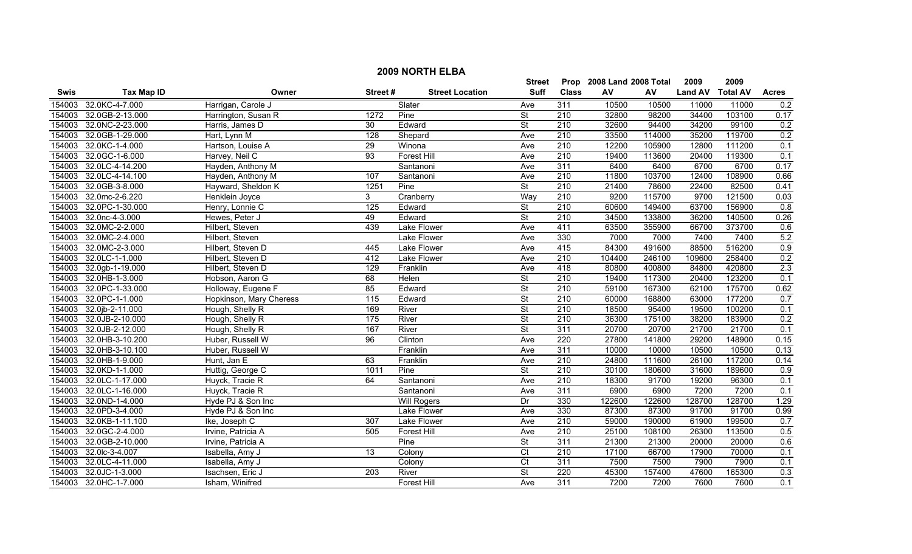## 2009 NORTH ELBA

| Swis | Tax Map ID | Owner | Street # | Street Location | Street Suff | Prop Class | 2008 Land AV | 2008 Total AV | 2009 Land AV | 2009 Total AV | Acres |
|---|---|---|---|---|---|---|---|---|---|---|---|
| 154003 | 32.0KC-4-7.000 | Harrigan, Carole J | | Slater | Ave | 311 | 10500 | 10500 | 11000 | 11000 | 0.2 |
| 154003 | 32.0GB-2-13.000 | Harrington, Susan R | 1272 | Pine | St | 210 | 32800 | 98200 | 34400 | 103100 | 0.17 |
| 154003 | 32.0NC-2-23.000 | Harris, James D | 30 | Edward | St | 210 | 32600 | 94400 | 34200 | 99100 | 0.2 |
| 154003 | 32.0GB-1-29.000 | Hart, Lynn M | 128 | Shepard | Ave | 210 | 33500 | 114000 | 35200 | 119700 | 0.2 |
| 154003 | 32.0KC-1-4.000 | Hartson, Louise A | 29 | Winona | Ave | 210 | 12200 | 105900 | 12800 | 111200 | 0.1 |
| 154003 | 32.0GC-1-6.000 | Harvey, Neil C | 93 | Forest Hill | Ave | 210 | 19400 | 113600 | 20400 | 119300 | 0.1 |
| 154003 | 32.0LC-4-14.200 | Hayden, Anthony M | | Santanoni | Ave | 311 | 6400 | 6400 | 6700 | 6700 | 0.17 |
| 154003 | 32.0LC-4-14.100 | Hayden, Anthony M | 107 | Santanoni | Ave | 210 | 11800 | 103700 | 12400 | 108900 | 0.66 |
| 154003 | 32.0GB-3-8.000 | Hayward, Sheldon K | 1251 | Pine | St | 210 | 21400 | 78600 | 22400 | 82500 | 0.41 |
| 154003 | 32.0mc-2-6.220 | Henklein Joyce | 3 | Cranberry | Way | 210 | 9200 | 115700 | 9700 | 121500 | 0.03 |
| 154003 | 32.0PC-1-30.000 | Henry, Lonnie C | 125 | Edward | St | 210 | 60600 | 149400 | 63700 | 156900 | 0.8 |
| 154003 | 32.0nc-4-3.000 | Hewes, Peter J | 49 | Edward | St | 210 | 34500 | 133800 | 36200 | 140500 | 0.26 |
| 154003 | 32.0MC-2-2.000 | Hilbert, Steven | 439 | Lake Flower | Ave | 411 | 63500 | 355900 | 66700 | 373700 | 0.6 |
| 154003 | 32.0MC-2-4.000 | Hilbert, Steven | | Lake Flower | Ave | 330 | 7000 | 7000 | 7400 | 7400 | 5.2 |
| 154003 | 32.0MC-2-3.000 | Hilbert, Steven D | 445 | Lake Flower | Ave | 415 | 84300 | 491600 | 88500 | 516200 | 0.9 |
| 154003 | 32.0LC-1-1.000 | Hilbert, Steven D | 412 | Lake Flower | Ave | 210 | 104400 | 246100 | 109600 | 258400 | 0.2 |
| 154003 | 32.0gb-1-19.000 | Hilbert, Steven D | 129 | Franklin | Ave | 418 | 80800 | 400800 | 84800 | 420800 | 2.3 |
| 154003 | 32.0HB-1-3.000 | Hobson, Aaron G | 68 | Helen | St | 210 | 19400 | 117300 | 20400 | 123200 | 0.1 |
| 154003 | 32.0PC-1-33.000 | Holloway, Eugene F | 85 | Edward | St | 210 | 59100 | 167300 | 62100 | 175700 | 0.62 |
| 154003 | 32.0PC-1-1.000 | Hopkinson, Mary Cheress | 115 | Edward | St | 210 | 60000 | 168800 | 63000 | 177200 | 0.7 |
| 154003 | 32.0jb-2-11.000 | Hough, Shelly R | 169 | River | St | 210 | 18500 | 95400 | 19500 | 100200 | 0.1 |
| 154003 | 32.0JB-2-10.000 | Hough, Shelly R | 175 | River | St | 210 | 36300 | 175100 | 38200 | 183900 | 0.2 |
| 154003 | 32.0JB-2-12.000 | Hough, Shelly R | 167 | River | St | 311 | 20700 | 20700 | 21700 | 21700 | 0.1 |
| 154003 | 32.0HB-3-10.200 | Huber, Russell W | 96 | Clinton | Ave | 220 | 27800 | 141800 | 29200 | 148900 | 0.15 |
| 154003 | 32.0HB-3-10.100 | Huber, Russell W | | Franklin | Ave | 311 | 10000 | 10000 | 10500 | 10500 | 0.13 |
| 154003 | 32.0HB-1-9.000 | Hunt, Jan E | 63 | Franklin | Ave | 210 | 24800 | 111600 | 26100 | 117200 | 0.14 |
| 154003 | 32.0KD-1-1.000 | Huttig, George C | 1011 | Pine | St | 210 | 30100 | 180600 | 31600 | 189600 | 0.9 |
| 154003 | 32.0LC-1-17.000 | Huyck, Tracie R | 64 | Santanoni | Ave | 210 | 18300 | 91700 | 19200 | 96300 | 0.1 |
| 154003 | 32.0LC-1-16.000 | Huyck, Tracie R | | Santanoni | Ave | 311 | 6900 | 6900 | 7200 | 7200 | 0.1 |
| 154003 | 32.0ND-1-4.000 | Hyde PJ & Son Inc | | Will Rogers | Dr | 330 | 122600 | 122600 | 128700 | 128700 | 1.29 |
| 154003 | 32.0PD-3-4.000 | Hyde PJ & Son Inc | | Lake Flower | Ave | 330 | 87300 | 87300 | 91700 | 91700 | 0.99 |
| 154003 | 32.0KB-1-11.100 | Ike, Joseph C | 307 | Lake Flower | Ave | 210 | 59000 | 190000 | 61900 | 199500 | 0.7 |
| 154003 | 32.0GC-2-4.000 | Irvine, Patricia A | 505 | Forest Hill | Ave | 210 | 25100 | 108100 | 26300 | 113500 | 0.5 |
| 154003 | 32.0GB-2-10.000 | Irvine, Patricia A | | Pine | St | 311 | 21300 | 21300 | 20000 | 20000 | 0.6 |
| 154003 | 32.0lc-3-4.007 | Isabella, Amy J | 13 | Colony | Ct | 210 | 17100 | 66700 | 17900 | 70000 | 0.1 |
| 154003 | 32.0LC-4-11.000 | Isabella, Amy J | | Colony | Ct | 311 | 7500 | 7500 | 7900 | 7900 | 0.1 |
| 154003 | 32.0JC-1-3.000 | Isachsen, Eric J | 203 | River | St | 220 | 45300 | 157400 | 47600 | 165300 | 0.3 |
| 154003 | 32.0HC-1-7.000 | Isham, Winifred | | Forest Hill | Ave | 311 | 7200 | 7200 | 7600 | 7600 | 0.1 |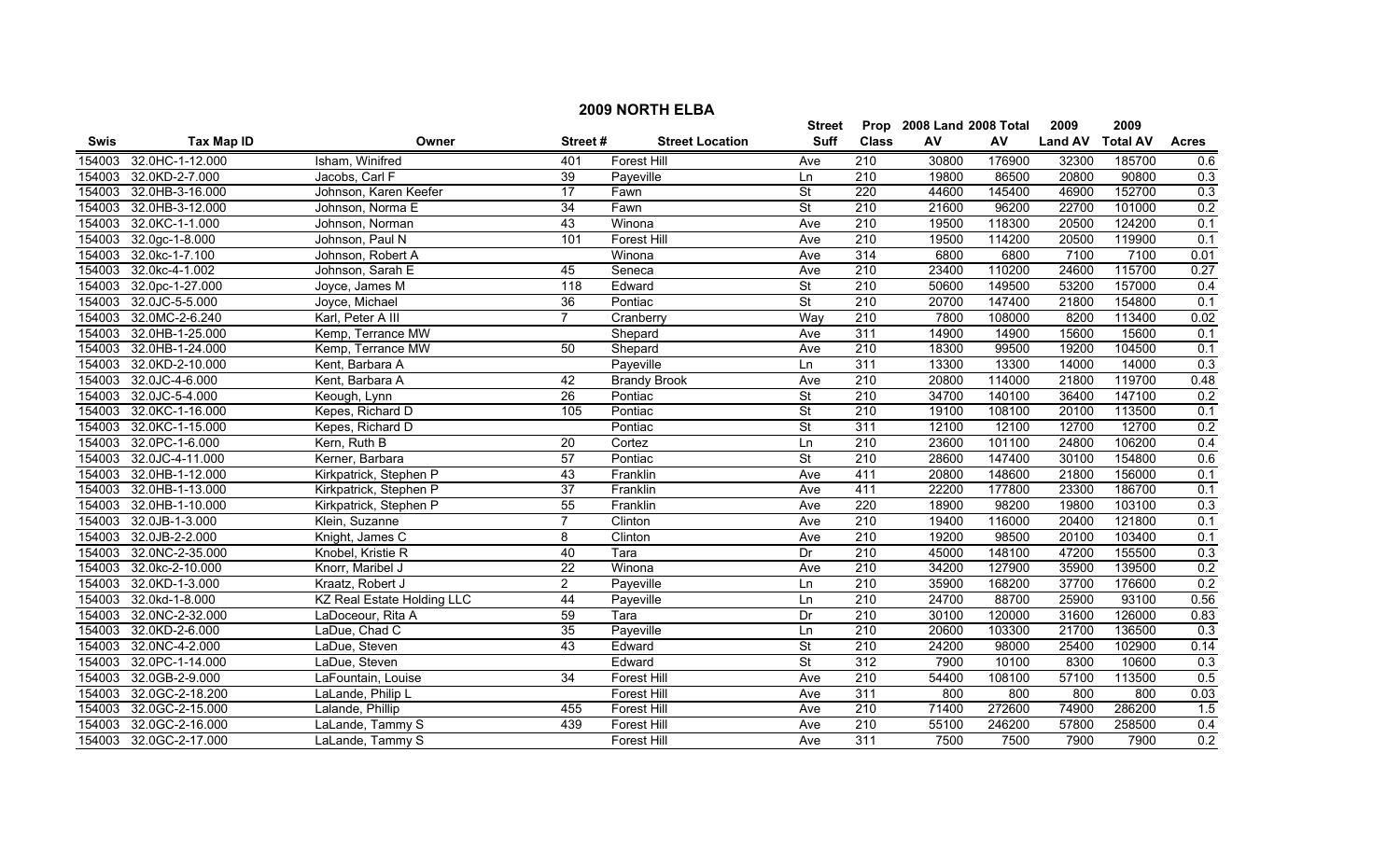# 2009 NORTH ELBA

| Swis | Tax Map ID | Owner | Street # | Street Location | Street Suff | Prop Class | 2008 Land AV | 2008 Total AV | 2009 Land AV | 2009 Total AV | Acres |
|---|---|---|---|---|---|---|---|---|---|---|---|
| 154003 | 32.0HC-1-12.000 | Isham, Winifred | 401 | Forest Hill | Ave | 210 | 30800 | 176900 | 32300 | 185700 | 0.6 |
| 154003 | 32.0KD-2-7.000 | Jacobs, Carl F | 39 | Payeville | Ln | 210 | 19800 | 86500 | 20800 | 90800 | 0.3 |
| 154003 | 32.0HB-3-16.000 | Johnson, Karen Keefer | 17 | Fawn | St | 220 | 44600 | 145400 | 46900 | 152700 | 0.3 |
| 154003 | 32.0HB-3-12.000 | Johnson, Norma E | 34 | Fawn | St | 210 | 21600 | 96200 | 22700 | 101000 | 0.2 |
| 154003 | 32.0KC-1-1.000 | Johnson, Norman | 43 | Winona | Ave | 210 | 19500 | 118300 | 20500 | 124200 | 0.1 |
| 154003 | 32.0gc-1-8.000 | Johnson, Paul N | 101 | Forest Hill | Ave | 210 | 19500 | 114200 | 20500 | 119900 | 0.1 |
| 154003 | 32.0kc-1-7.100 | Johnson, Robert A | | Winona | Ave | 314 | 6800 | 6800 | 7100 | 7100 | 0.01 |
| 154003 | 32.0kc-4-1.002 | Johnson, Sarah E | 45 | Seneca | Ave | 210 | 23400 | 110200 | 24600 | 115700 | 0.27 |
| 154003 | 32.0pc-1-27.000 | Joyce, James M | 118 | Edward | St | 210 | 50600 | 149500 | 53200 | 157000 | 0.4 |
| 154003 | 32.0JC-5-5.000 | Joyce, Michael | 36 | Pontiac | St | 210 | 20700 | 147400 | 21800 | 154800 | 0.1 |
| 154003 | 32.0MC-2-6.240 | Karl, Peter A III | 7 | Cranberry | Way | 210 | 7800 | 108000 | 8200 | 113400 | 0.02 |
| 154003 | 32.0HB-1-25.000 | Kemp, Terrance MW | | Shepard | Ave | 311 | 14900 | 14900 | 15600 | 15600 | 0.1 |
| 154003 | 32.0HB-1-24.000 | Kemp, Terrance MW | 50 | Shepard | Ave | 210 | 18300 | 99500 | 19200 | 104500 | 0.1 |
| 154003 | 32.0KD-2-10.000 | Kent, Barbara A | | Payeville | Ln | 311 | 13300 | 13300 | 14000 | 14000 | 0.3 |
| 154003 | 32.0JC-4-6.000 | Kent, Barbara A | 42 | Brandy Brook | Ave | 210 | 20800 | 114000 | 21800 | 119700 | 0.48 |
| 154003 | 32.0JC-5-4.000 | Keough, Lynn | 26 | Pontiac | St | 210 | 34700 | 140100 | 36400 | 147100 | 0.2 |
| 154003 | 32.0KC-1-16.000 | Kepes, Richard D | 105 | Pontiac | St | 210 | 19100 | 108100 | 20100 | 113500 | 0.1 |
| 154003 | 32.0KC-1-15.000 | Kepes, Richard D | | Pontiac | St | 311 | 12100 | 12100 | 12700 | 12700 | 0.2 |
| 154003 | 32.0PC-1-6.000 | Kern, Ruth B | 20 | Cortez | Ln | 210 | 23600 | 101100 | 24800 | 106200 | 0.4 |
| 154003 | 32.0JC-4-11.000 | Kerner, Barbara | 57 | Pontiac | St | 210 | 28600 | 147400 | 30100 | 154800 | 0.6 |
| 154003 | 32.0HB-1-12.000 | Kirkpatrick, Stephen P | 43 | Franklin | Ave | 411 | 20800 | 148600 | 21800 | 156000 | 0.1 |
| 154003 | 32.0HB-1-13.000 | Kirkpatrick, Stephen P | 37 | Franklin | Ave | 411 | 22200 | 177800 | 23300 | 186700 | 0.1 |
| 154003 | 32.0HB-1-10.000 | Kirkpatrick, Stephen P | 55 | Franklin | Ave | 220 | 18900 | 98200 | 19800 | 103100 | 0.3 |
| 154003 | 32.0JB-1-3.000 | Klein, Suzanne | 7 | Clinton | Ave | 210 | 19400 | 116000 | 20400 | 121800 | 0.1 |
| 154003 | 32.0JB-2-2.000 | Knight, James C | 8 | Clinton | Ave | 210 | 19200 | 98500 | 20100 | 103400 | 0.1 |
| 154003 | 32.0NC-2-35.000 | Knobel, Kristie R | 40 | Tara | Dr | 210 | 45000 | 148100 | 47200 | 155500 | 0.3 |
| 154003 | 32.0kc-2-10.000 | Knorr, Maribel J | 22 | Winona | Ave | 210 | 34200 | 127900 | 35900 | 139500 | 0.2 |
| 154003 | 32.0KD-1-3.000 | Kraatz, Robert J | 2 | Payeville | Ln | 210 | 35900 | 168200 | 37700 | 176600 | 0.2 |
| 154003 | 32.0kd-1-8.000 | KZ Real Estate Holding LLC | 44 | Payeville | Ln | 210 | 24700 | 88700 | 25900 | 93100 | 0.56 |
| 154003 | 32.0NC-2-32.000 | LaDoceour, Rita A | 59 | Tara | Dr | 210 | 30100 | 120000 | 31600 | 126000 | 0.83 |
| 154003 | 32.0KD-2-6.000 | LaDue, Chad C | 35 | Payeville | Ln | 210 | 20600 | 103300 | 21700 | 136500 | 0.3 |
| 154003 | 32.0NC-4-2.000 | LaDue, Steven | 43 | Edward | St | 210 | 24200 | 98000 | 25400 | 102900 | 0.14 |
| 154003 | 32.0PC-1-14.000 | LaDue, Steven | | Edward | St | 312 | 7900 | 10100 | 8300 | 10600 | 0.3 |
| 154003 | 32.0GB-2-9.000 | LaFountain, Louise | 34 | Forest Hill | Ave | 210 | 54400 | 108100 | 57100 | 113500 | 0.5 |
| 154003 | 32.0GC-2-18.200 | LaLande, Philip L | | Forest Hill | Ave | 311 | 800 | 800 | 800 | 800 | 0.03 |
| 154003 | 32.0GC-2-15.000 | Lalande, Phillip | 455 | Forest Hill | Ave | 210 | 71400 | 272600 | 74900 | 286200 | 1.5 |
| 154003 | 32.0GC-2-16.000 | LaLande, Tammy S | 439 | Forest Hill | Ave | 210 | 55100 | 246200 | 57800 | 258500 | 0.4 |
| 154003 | 32.0GC-2-17.000 | LaLande, Tammy S | | Forest Hill | Ave | 311 | 7500 | 7500 | 7900 | 7900 | 0.2 |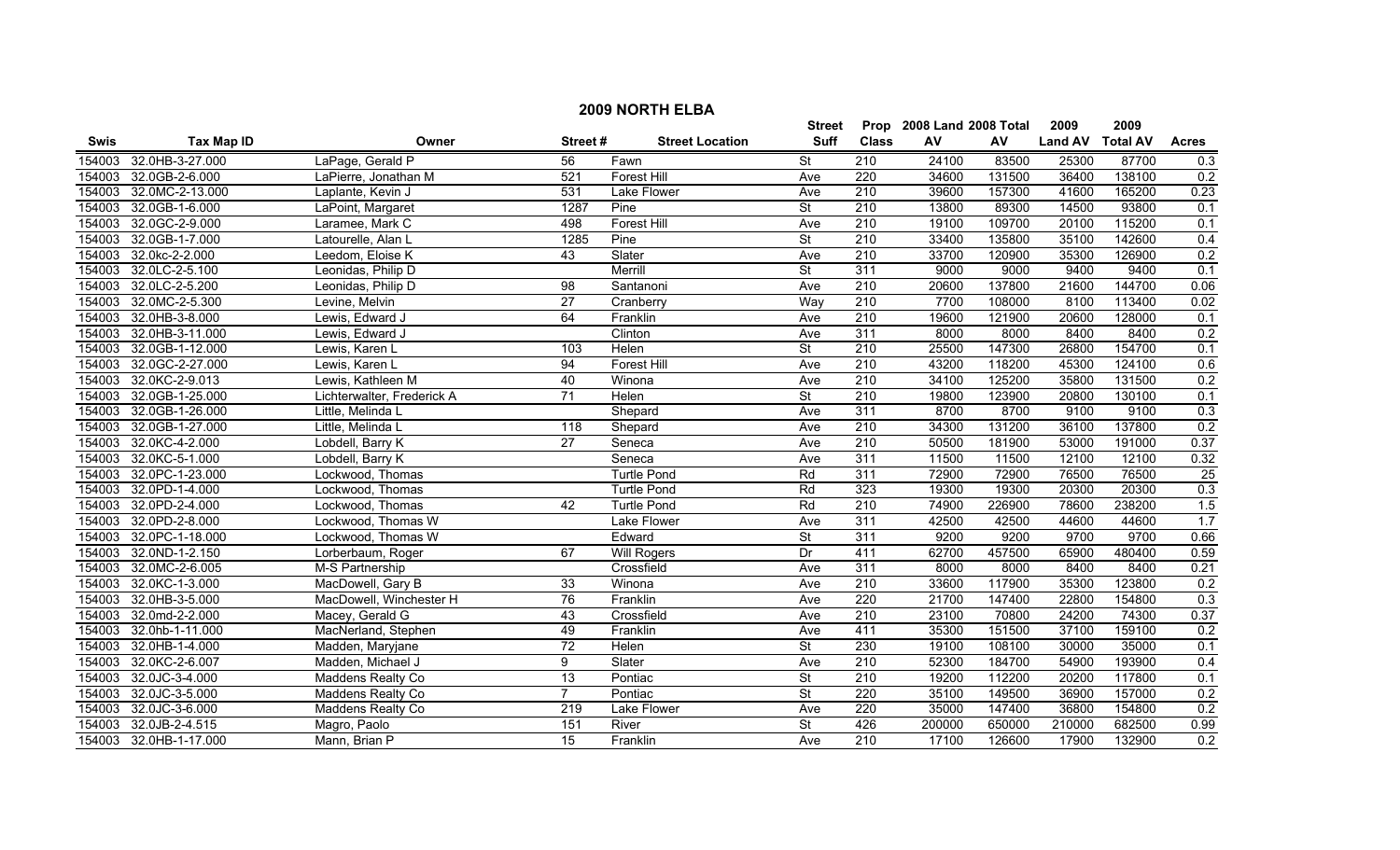## 2009 NORTH ELBA

| Swis | Tax Map ID | Owner | Street # | Street Location | Street Suff | Prop Class | 2008 Land AV | 2008 Total AV | 2009 Land AV | 2009 Total AV | Acres |
|---|---|---|---|---|---|---|---|---|---|---|---|
| 154003 | 32.0HB-3-27.000 | LaPage, Gerald P | 56 | Fawn | St | 210 | 24100 | 83500 | 25300 | 87700 | 0.3 |
| 154003 | 32.0GB-2-6.000 | LaPierre, Jonathan M | 521 | Forest Hill | Ave | 220 | 34600 | 131500 | 36400 | 138100 | 0.2 |
| 154003 | 32.0MC-2-13.000 | Laplante, Kevin J | 531 | Lake Flower | Ave | 210 | 39600 | 157300 | 41600 | 165200 | 0.23 |
| 154003 | 32.0GB-1-6.000 | LaPoint, Margaret | 1287 | Pine | St | 210 | 13800 | 89300 | 14500 | 93800 | 0.1 |
| 154003 | 32.0GC-2-9.000 | Laramee, Mark C | 498 | Forest Hill | Ave | 210 | 19100 | 109700 | 20100 | 115200 | 0.1 |
| 154003 | 32.0GB-1-7.000 | Latourelle, Alan L | 1285 | Pine | St | 210 | 33400 | 135800 | 35100 | 142600 | 0.4 |
| 154003 | 32.0kc-2-2.000 | Leedom, Eloise K | 43 | Slater | Ave | 210 | 33700 | 120900 | 35300 | 126900 | 0.2 |
| 154003 | 32.0LC-2-5.100 | Leonidas, Philip D | | Merrill | St | 311 | 9000 | 9000 | 9400 | 9400 | 0.1 |
| 154003 | 32.0LC-2-5.200 | Leonidas, Philip D | 98 | Santanoni | Ave | 210 | 20600 | 137800 | 21600 | 144700 | 0.06 |
| 154003 | 32.0MC-2-5.300 | Levine, Melvin | 27 | Cranberry | Way | 210 | 7700 | 108000 | 8100 | 113400 | 0.02 |
| 154003 | 32.0HB-3-8.000 | Lewis, Edward J | 64 | Franklin | Ave | 210 | 19600 | 121900 | 20600 | 128000 | 0.1 |
| 154003 | 32.0HB-3-11.000 | Lewis, Edward J | | Clinton | Ave | 311 | 8000 | 8000 | 8400 | 8400 | 0.2 |
| 154003 | 32.0GB-1-12.000 | Lewis, Karen L | 103 | Helen | St | 210 | 25500 | 147300 | 26800 | 154700 | 0.1 |
| 154003 | 32.0GC-2-27.000 | Lewis, Karen L | 94 | Forest Hill | Ave | 210 | 43200 | 118200 | 45300 | 124100 | 0.6 |
| 154003 | 32.0KC-2-9.013 | Lewis, Kathleen M | 40 | Winona | Ave | 210 | 34100 | 125200 | 35800 | 131500 | 0.2 |
| 154003 | 32.0GB-1-25.000 | Lichterwalter, Frederick A | 71 | Helen | St | 210 | 19800 | 123900 | 20800 | 130100 | 0.1 |
| 154003 | 32.0GB-1-26.000 | Little, Melinda L | | Shepard | Ave | 311 | 8700 | 8700 | 9100 | 9100 | 0.3 |
| 154003 | 32.0GB-1-27.000 | Little, Melinda L | 118 | Shepard | Ave | 210 | 34300 | 131200 | 36100 | 137800 | 0.2 |
| 154003 | 32.0KC-4-2.000 | Lobdell, Barry K | 27 | Seneca | Ave | 210 | 50500 | 181900 | 53000 | 191000 | 0.37 |
| 154003 | 32.0KC-5-1.000 | Lobdell, Barry K | | Seneca | Ave | 311 | 11500 | 11500 | 12100 | 12100 | 0.32 |
| 154003 | 32.0PC-1-23.000 | Lockwood, Thomas | | Turtle Pond | Rd | 311 | 72900 | 72900 | 76500 | 76500 | 25 |
| 154003 | 32.0PD-1-4.000 | Lockwood, Thomas | | Turtle Pond | Rd | 323 | 19300 | 19300 | 20300 | 20300 | 0.3 |
| 154003 | 32.0PD-2-4.000 | Lockwood, Thomas | 42 | Turtle Pond | Rd | 210 | 74900 | 226900 | 78600 | 238200 | 1.5 |
| 154003 | 32.0PD-2-8.000 | Lockwood, Thomas W | | Lake Flower | Ave | 311 | 42500 | 42500 | 44600 | 44600 | 1.7 |
| 154003 | 32.0PC-1-18.000 | Lockwood, Thomas W | | Edward | St | 311 | 9200 | 9200 | 9700 | 9700 | 0.66 |
| 154003 | 32.0ND-1-2.150 | Lorberbaum, Roger | 67 | Will Rogers | Dr | 411 | 62700 | 457500 | 65900 | 480400 | 0.59 |
| 154003 | 32.0MC-2-6.005 | M-S Partnership | | Crossfield | Ave | 311 | 8000 | 8000 | 8400 | 8400 | 0.21 |
| 154003 | 32.0KC-1-3.000 | MacDowell, Gary B | 33 | Winona | Ave | 210 | 33600 | 117900 | 35300 | 123800 | 0.2 |
| 154003 | 32.0HB-3-5.000 | MacDowell, Winchester H | 76 | Franklin | Ave | 220 | 21700 | 147400 | 22800 | 154800 | 0.3 |
| 154003 | 32.0md-2-2.000 | Macey, Gerald G | 43 | Crossfield | Ave | 210 | 23100 | 70800 | 24200 | 74300 | 0.37 |
| 154003 | 32.0hb-1-11.000 | MacNerland, Stephen | 49 | Franklin | Ave | 411 | 35300 | 151500 | 37100 | 159100 | 0.2 |
| 154003 | 32.0HB-1-4.000 | Madden, Maryjane | 72 | Helen | St | 230 | 19100 | 108100 | 30000 | 35000 | 0.1 |
| 154003 | 32.0KC-2-6.007 | Madden, Michael J | 9 | Slater | Ave | 210 | 52300 | 184700 | 54900 | 193900 | 0.4 |
| 154003 | 32.0JC-3-4.000 | Maddens Realty Co | 13 | Pontiac | St | 210 | 19200 | 112200 | 20200 | 117800 | 0.1 |
| 154003 | 32.0JC-3-5.000 | Maddens Realty Co | 7 | Pontiac | St | 220 | 35100 | 149500 | 36900 | 157000 | 0.2 |
| 154003 | 32.0JC-3-6.000 | Maddens Realty Co | 219 | Lake Flower | Ave | 220 | 35000 | 147400 | 36800 | 154800 | 0.2 |
| 154003 | 32.0JB-2-4.515 | Magro, Paolo | 151 | River | St | 426 | 200000 | 650000 | 210000 | 682500 | 0.99 |
| 154003 | 32.0HB-1-17.000 | Mann, Brian P | 15 | Franklin | Ave | 210 | 17100 | 126600 | 17900 | 132900 | 0.2 |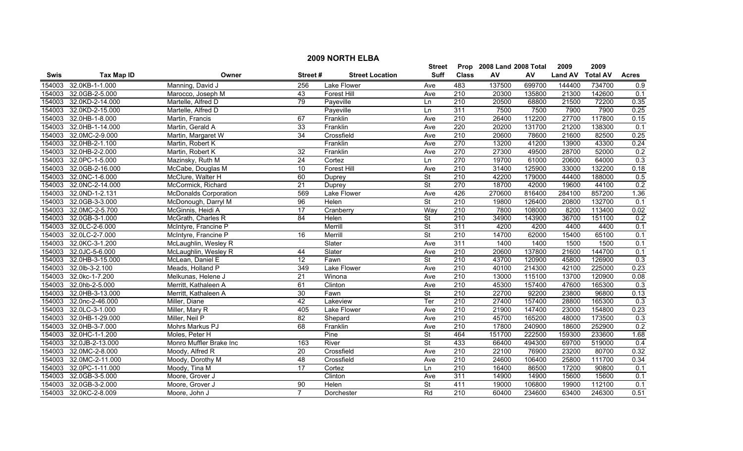## 2009 NORTH ELBA

| Swis | Tax Map ID | Owner | Street # | Street Location | Street Suff | Prop Class | 2008 Land AV | 2008 Total AV | 2009 Land AV | 2009 Total AV | Acres |
|---|---|---|---|---|---|---|---|---|---|---|---|
| 154003 | 32.0KB-1-1.000 | Manning, David J | 256 | Lake Flower | Ave | 483 | 137500 | 699700 | 144400 | 734700 | 0.9 |
| 154003 | 32.0GB-2-5.000 | Marocco, Joseph M | 43 | Forest Hill | Ave | 210 | 20300 | 135800 | 21300 | 142600 | 0.1 |
| 154003 | 32.0KD-2-14.000 | Martelle, Alfred D | 79 | Payeville | Ln | 210 | 20500 | 68800 | 21500 | 72200 | 0.35 |
| 154003 | 32.0KD-2-15.000 | Martelle, Alfred D | | Payeville | Ln | 311 | 7500 | 7500 | 7900 | 7900 | 0.25 |
| 154003 | 32.0HB-1-8.000 | Martin, Francis | 67 | Franklin | Ave | 210 | 26400 | 112200 | 27700 | 117800 | 0.15 |
| 154003 | 32.0HB-1-14.000 | Martin, Gerald A | 33 | Franklin | Ave | 220 | 20200 | 131700 | 21200 | 138300 | 0.1 |
| 154003 | 32.0MC-2-9.000 | Martin, Margaret W | 34 | Crossfield | Ave | 210 | 20600 | 78600 | 21600 | 82500 | 0.25 |
| 154003 | 32.0HB-2-1.100 | Martin, Robert K | | Franklin | Ave | 270 | 13200 | 41200 | 13900 | 43300 | 0.24 |
| 154003 | 32.0HB-2-2.000 | Martin, Robert K | 32 | Franklin | Ave | 270 | 27300 | 49500 | 28700 | 52000 | 0.2 |
| 154003 | 32.0PC-1-5.000 | Mazinsky, Ruth M | 24 | Cortez | Ln | 270 | 19700 | 61000 | 20600 | 64000 | 0.3 |
| 154003 | 32.0GB-2-16.000 | McCabe, Douglas M | 10 | Forest Hill | Ave | 210 | 31400 | 125900 | 33000 | 132200 | 0.18 |
| 154003 | 32.0NC-1-6.000 | McClure, Walter H | 60 | Duprey | St | 210 | 42200 | 179000 | 44400 | 188000 | 0.5 |
| 154003 | 32.0NC-2-14.000 | McCormick, Richard | 21 | Duprey | St | 270 | 18700 | 42000 | 19600 | 44100 | 0.2 |
| 154003 | 32.0ND-1-2.131 | McDonalds Corporation | 569 | Lake Flower | Ave | 426 | 270600 | 816400 | 284100 | 857200 | 1.36 |
| 154003 | 32.0GB-3-3.000 | McDonough, Darryl M | 96 | Helen | St | 210 | 19800 | 126400 | 20800 | 132700 | 0.1 |
| 154003 | 32.0MC-2-5.700 | McGinnis, Heidi A | 17 | Cranberry | Way | 210 | 7800 | 108000 | 8200 | 113400 | 0.02 |
| 154003 | 32.0GB-3-1.000 | McGrath, Charles R | 84 | Helen | St | 210 | 34900 | 143900 | 36700 | 151100 | 0.2 |
| 154003 | 32.0LC-2-6.000 | McIntyre, Francine P | | Merrill | St | 311 | 4200 | 4200 | 4400 | 4400 | 0.1 |
| 154003 | 32.0LC-2-7.000 | McIntyre, Francine P | 16 | Merrill | St | 210 | 14700 | 62000 | 15400 | 65100 | 0.1 |
| 154003 | 32.0KC-3-1.200 | McLaughlin, Wesley R | | Slater | Ave | 311 | 1400 | 1400 | 1500 | 1500 | 0.1 |
| 154003 | 32.0JC-5-6.000 | McLaughlin, Wesley R | 44 | Slater | Ave | 210 | 20600 | 137800 | 21600 | 144700 | 0.1 |
| 154003 | 32.0HB-3-15.000 | McLean, Daniel E | 12 | Fawn | St | 210 | 43700 | 120900 | 45800 | 126900 | 0.3 |
| 154003 | 32.0lb-3-2.100 | Meads, Holland P | 349 | Lake Flower | Ave | 210 | 40100 | 214300 | 42100 | 225000 | 0.23 |
| 154003 | 32.0kc-1-7.200 | Melkunas, Helene J | 21 | Winona | Ave | 210 | 13000 | 115100 | 13700 | 120900 | 0.08 |
| 154003 | 32.0hb-2-5.000 | Merritt, Kathaleen A | 61 | Clinton | Ave | 210 | 45300 | 157400 | 47600 | 165300 | 0.3 |
| 154003 | 32.0HB-3-13.000 | Merritt, Kathaleen A | 30 | Fawn | St | 210 | 22700 | 92200 | 23800 | 96800 | 0.13 |
| 154003 | 32.0nc-2-46.000 | Miller, Diane | 42 | Lakeview | Ter | 210 | 27400 | 157400 | 28800 | 165300 | 0.3 |
| 154003 | 32.0LC-3-1.000 | Miller, Mary R | 405 | Lake Flower | Ave | 210 | 21900 | 147400 | 23000 | 154800 | 0.23 |
| 154003 | 32.0HB-1-29.000 | Miller, Neil P | 82 | Shepard | Ave | 210 | 45700 | 165200 | 48000 | 173500 | 0.3 |
| 154003 | 32.0HB-3-7.000 | Mohrs Markus PJ | 68 | Franklin | Ave | 210 | 17800 | 240900 | 18600 | 252900 | 0.2 |
| 154003 | 32.0HC-1-1.200 | Moles, Peter H | | Pine | St | 464 | 151700 | 222500 | 159300 | 233600 | 1.68 |
| 154003 | 32.0JB-2-13.000 | Monro Muffler Brake Inc | 163 | River | St | 433 | 66400 | 494300 | 69700 | 519000 | 0.4 |
| 154003 | 32.0MC-2-8.000 | Moody, Alfred R | 20 | Crossfield | Ave | 210 | 22100 | 76900 | 23200 | 80700 | 0.32 |
| 154003 | 32.0MC-2-11.000 | Moody, Dorothy M | 48 | Crossfield | Ave | 210 | 24600 | 106400 | 25800 | 111700 | 0.34 |
| 154003 | 32.0PC-1-11.000 | Moody, Tina M | 17 | Cortez | Ln | 210 | 16400 | 86500 | 17200 | 90800 | 0.1 |
| 154003 | 32.0GB-3-5.000 | Moore, Grover J | | Clinton | Ave | 311 | 14900 | 14900 | 15600 | 15600 | 0.1 |
| 154003 | 32.0GB-3-2.000 | Moore, Grover J | 90 | Helen | St | 411 | 19000 | 106800 | 19900 | 112100 | 0.1 |
| 154003 | 32.0KC-2-8.009 | Moore, John J | 7 | Dorchester | Rd | 210 | 60400 | 234600 | 63400 | 246300 | 0.51 |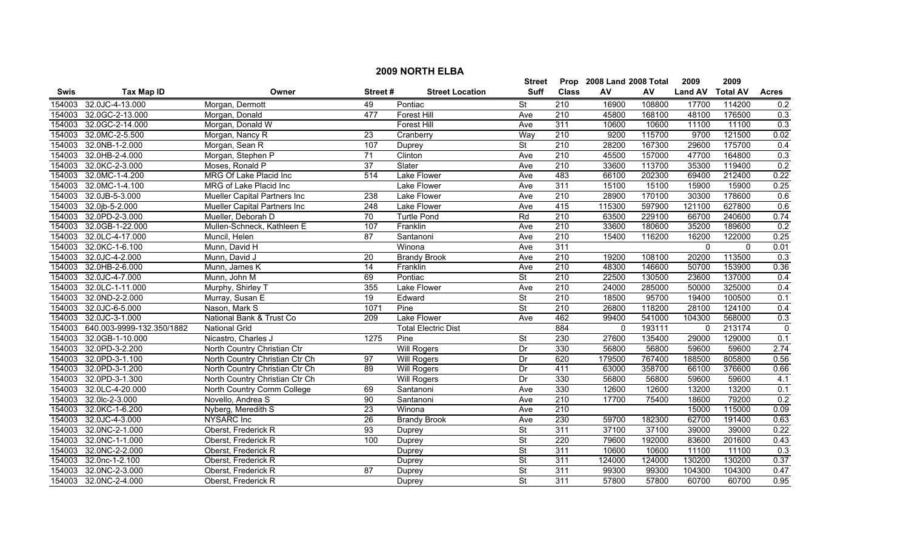## 2009 NORTH ELBA

| Swis | Tax Map ID | Owner | Street # | Street Location | Street Suff | Prop Class | 2008 Land AV | 2008 Total AV | 2009 Land AV | 2009 Total AV | Acres |
|---|---|---|---|---|---|---|---|---|---|---|---|
| 154003 | 32.0JC-4-13.000 | Morgan, Dermott | 49 | Pontiac | St | 210 | 16900 | 108800 | 17700 | 114200 | 0.2 |
| 154003 | 32.0GC-2-13.000 | Morgan, Donald | 477 | Forest Hill | Ave | 210 | 45800 | 168100 | 48100 | 176500 | 0.3 |
| 154003 | 32.0GC-2-14.000 | Morgan, Donald W | | Forest Hill | Ave | 311 | 10600 | 10600 | 11100 | 11100 | 0.3 |
| 154003 | 32.0MC-2-5.500 | Morgan, Nancy R | 23 | Cranberry | Way | 210 | 9200 | 115700 | 9700 | 121500 | 0.02 |
| 154003 | 32.0NB-1-2.000 | Morgan, Sean R | 107 | Duprey | St | 210 | 28200 | 167300 | 29600 | 175700 | 0.4 |
| 154003 | 32.0HB-2-4.000 | Morgan, Stephen P | 71 | Clinton | Ave | 210 | 45500 | 157000 | 47700 | 164800 | 0.3 |
| 154003 | 32.0KC-2-3.000 | Moses, Ronald P | 37 | Slater | Ave | 210 | 33600 | 113700 | 35300 | 119400 | 0.2 |
| 154003 | 32.0MC-1-4.200 | MRG Of Lake Placid Inc | 514 | Lake Flower | Ave | 483 | 66100 | 202300 | 69400 | 212400 | 0.22 |
| 154003 | 32.0MC-1-4.100 | MRG of Lake Placid Inc | | Lake Flower | Ave | 311 | 15100 | 15100 | 15900 | 15900 | 0.25 |
| 154003 | 32.0JB-5-3.000 | Mueller Capital Partners Inc | 238 | Lake Flower | Ave | 210 | 28900 | 170100 | 30300 | 178600 | 0.6 |
| 154003 | 32.0jb-5-2.000 | Mueller Capital Partners Inc | 248 | Lake Flower | Ave | 415 | 115300 | 597900 | 121100 | 627800 | 0.6 |
| 154003 | 32.0PD-2-3.000 | Mueller, Deborah D | 70 | Turtle Pond | Rd | 210 | 63500 | 229100 | 66700 | 240600 | 0.74 |
| 154003 | 32.0GB-1-22.000 | Mullen-Schneck, Kathleen E | 107 | Franklin | Ave | 210 | 33600 | 180600 | 35200 | 189600 | 0.2 |
| 154003 | 32.0LC-4-17.000 | Muncil, Helen | 87 | Santanoni | Ave | 210 | 15400 | 116200 | 16200 | 122000 | 0.25 |
| 154003 | 32.0KC-1-6.100 | Munn, David H | | Winona | Ave | 311 | | | 0 | 0 | 0.01 |
| 154003 | 32.0JC-4-2.000 | Munn, David J | 20 | Brandy Brook | Ave | 210 | 19200 | 108100 | 20200 | 113500 | 0.3 |
| 154003 | 32.0HB-2-6.000 | Munn, James K | 14 | Franklin | Ave | 210 | 48300 | 146600 | 50700 | 153900 | 0.36 |
| 154003 | 32.0JC-4-7.000 | Munn, John M | 69 | Pontiac | St | 210 | 22500 | 130500 | 23600 | 137000 | 0.4 |
| 154003 | 32.0LC-1-11.000 | Murphy, Shirley T | 355 | Lake Flower | Ave | 210 | 24000 | 285000 | 50000 | 325000 | 0.4 |
| 154003 | 32.0ND-2-2.000 | Murray, Susan E | 19 | Edward | St | 210 | 18500 | 95700 | 19400 | 100500 | 0.1 |
| 154003 | 32.0JC-6-5.000 | Nason, Mark S | 1071 | Pine | St | 210 | 26800 | 118200 | 28100 | 124100 | 0.4 |
| 154003 | 32.0JC-3-1.000 | National Bank & Trust Co | 209 | Lake Flower | Ave | 462 | 99400 | 541000 | 104300 | 568000 | 0.3 |
| 154003 | 640.003-9999-132.350/1882 | National Grid | | Total Electric Dist | | 884 | 0 | 193111 | 0 | 213174 | 0 |
| 154003 | 32.0GB-1-10.000 | Nicastro, Charles J | 1275 | Pine | St | 230 | 27600 | 135400 | 29000 | 129000 | 0.1 |
| 154003 | 32.0PD-3-2.200 | North Country Christian Ctr | | Will Rogers | Dr | 330 | 56800 | 56800 | 59600 | 59600 | 2.74 |
| 154003 | 32.0PD-3-1.100 | North Country Christian Ctr Ch | 97 | Will Rogers | Dr | 620 | 179500 | 767400 | 188500 | 805800 | 0.56 |
| 154003 | 32.0PD-3-1.200 | North Country Christian Ctr Ch | 89 | Will Rogers | Dr | 411 | 63000 | 358700 | 66100 | 376600 | 0.66 |
| 154003 | 32.0PD-3-1.300 | North Country Christian Ctr Ch | | Will Rogers | Dr | 330 | 56800 | 56800 | 59600 | 59600 | 4.1 |
| 154003 | 32.0LC-4-20.000 | North Country Comm College | 69 | Santanoni | Ave | 330 | 12600 | 12600 | 13200 | 13200 | 0.1 |
| 154003 | 32.0lc-2-3.000 | Novello, Andrea S | 90 | Santanoni | Ave | 210 | 17700 | 75400 | 18600 | 79200 | 0.2 |
| 154003 | 32.0KC-1-6.200 | Nyberg, Meredith S | 23 | Winona | Ave | 210 | | | 15000 | 115000 | 0.09 |
| 154003 | 32.0JC-4-3.000 | NYSARC Inc | 26 | Brandy Brook | Ave | 230 | 59700 | 182300 | 62700 | 191400 | 0.63 |
| 154003 | 32.0NC-2-1.000 | Oberst, Frederick R | 93 | Duprey | St | 311 | 37100 | 37100 | 39000 | 39000 | 0.22 |
| 154003 | 32.0NC-1-1.000 | Oberst, Frederick R | 100 | Duprey | St | 220 | 79600 | 192000 | 83600 | 201600 | 0.43 |
| 154003 | 32.0NC-2-2.000 | Oberst, Frederick R | | Duprey | St | 311 | 10600 | 10600 | 11100 | 11100 | 0.3 |
| 154003 | 32.0nc-1-2.100 | Oberst, Frederick R | | Duprey | St | 311 | 124000 | 124000 | 130200 | 130200 | 0.37 |
| 154003 | 32.0NC-2-3.000 | Oberst, Frederick R | 87 | Duprey | St | 311 | 99300 | 99300 | 104300 | 104300 | 0.47 |
| 154003 | 32.0NC-2-4.000 | Oberst, Frederick R | | Duprey | St | 311 | 57800 | 57800 | 60700 | 60700 | 0.95 |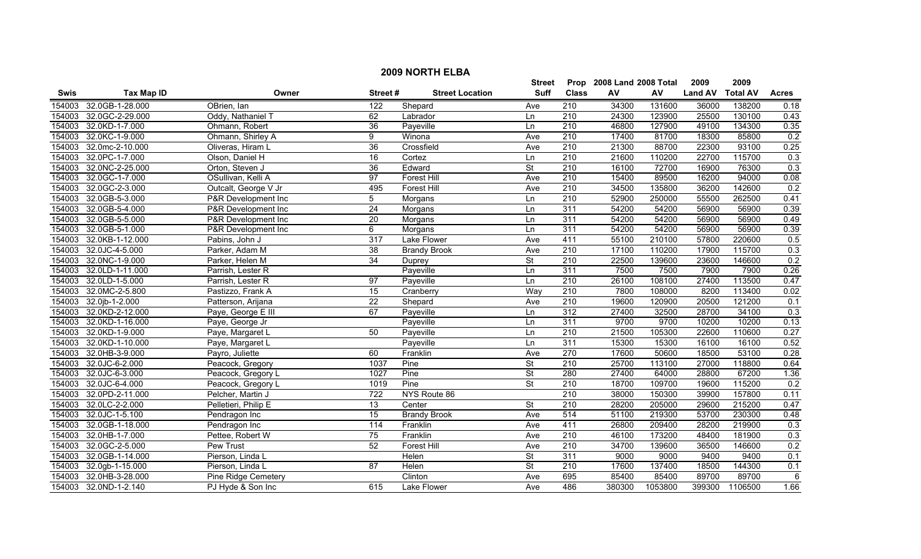# 2009 NORTH ELBA

| Swis | Tax Map ID | Owner | Street # | Street Location | Street Suff | Prop Class | 2008 Land AV | 2008 Total AV | 2009 Land AV | 2009 Total AV | Acres |
|---|---|---|---|---|---|---|---|---|---|---|---|
| 154003 | 32.0GB-1-28.000 | OBrien, Ian | 122 | Shepard | Ave | 210 | 34300 | 131600 | 36000 | 138200 | 0.18 |
| 154003 | 32.0GC-2-29.000 | Oddy, Nathaniel T | 62 | Labrador | Ln | 210 | 24300 | 123900 | 25500 | 130100 | 0.43 |
| 154003 | 32.0KD-1-7.000 | Ohmann, Robert | 36 | Payeville | Ln | 210 | 46800 | 127900 | 49100 | 134300 | 0.35 |
| 154003 | 32.0KC-1-9.000 | Ohmann, Shirley A | 9 | Winona | Ave | 210 | 17400 | 81700 | 18300 | 85800 | 0.2 |
| 154003 | 32.0mc-2-10.000 | Oliveras, Hiram L | 36 | Crossfield | Ave | 210 | 21300 | 88700 | 22300 | 93100 | 0.25 |
| 154003 | 32.0PC-1-7.000 | Olson, Daniel H | 16 | Cortez | Ln | 210 | 21600 | 110200 | 22700 | 115700 | 0.3 |
| 154003 | 32.0NC-2-25.000 | Orton, Steven J | 36 | Edward | St | 210 | 16100 | 72700 | 16900 | 76300 | 0.3 |
| 154003 | 32.0GC-1-7.000 | OSullivan, Kelli A | 97 | Forest Hill | Ave | 210 | 15400 | 89500 | 16200 | 94000 | 0.08 |
| 154003 | 32.0GC-2-3.000 | Outcalt, George V Jr | 495 | Forest Hill | Ave | 210 | 34500 | 135800 | 36200 | 142600 | 0.2 |
| 154003 | 32.0GB-5-3.000 | P&R Development Inc | 5 | Morgans | Ln | 210 | 52900 | 250000 | 55500 | 262500 | 0.41 |
| 154003 | 32.0GB-5-4.000 | P&R Development Inc | 24 | Morgans | Ln | 311 | 54200 | 54200 | 56900 | 56900 | 0.39 |
| 154003 | 32.0GB-5-5.000 | P&R Development Inc | 20 | Morgans | Ln | 311 | 54200 | 54200 | 56900 | 56900 | 0.49 |
| 154003 | 32.0GB-5-1.000 | P&R Development Inc | 6 | Morgans | Ln | 311 | 54200 | 54200 | 56900 | 56900 | 0.39 |
| 154003 | 32.0KB-1-12.000 | Pabins, John J | 317 | Lake Flower | Ave | 411 | 55100 | 210100 | 57800 | 220600 | 0.5 |
| 154003 | 32.0JC-4-5.000 | Parker, Adam M | 38 | Brandy Brook | Ave | 210 | 17100 | 110200 | 17900 | 115700 | 0.3 |
| 154003 | 32.0NC-1-9.000 | Parker, Helen M | 34 | Duprey | St | 210 | 22500 | 139600 | 23600 | 146600 | 0.2 |
| 154003 | 32.0LD-1-11.000 | Parrish, Lester R | | Payeville | Ln | 311 | 7500 | 7500 | 7900 | 7900 | 0.26 |
| 154003 | 32.0LD-1-5.000 | Parrish, Lester R | 97 | Payeville | Ln | 210 | 26100 | 108100 | 27400 | 113500 | 0.47 |
| 154003 | 32.0MC-2-5.800 | Pastizzo, Frank A | 15 | Cranberry | Way | 210 | 7800 | 108000 | 8200 | 113400 | 0.02 |
| 154003 | 32.0jb-1-2.000 | Patterson, Arijana | 22 | Shepard | Ave | 210 | 19600 | 120900 | 20500 | 121200 | 0.1 |
| 154003 | 32.0KD-2-12.000 | Paye, George E III | 67 | Payeville | Ln | 312 | 27400 | 32500 | 28700 | 34100 | 0.3 |
| 154003 | 32.0KD-1-16.000 | Paye, George Jr | | Payeville | Ln | 311 | 9700 | 9700 | 10200 | 10200 | 0.13 |
| 154003 | 32.0KD-1-9.000 | Paye, Margaret L | 50 | Payeville | Ln | 210 | 21500 | 105300 | 22600 | 110600 | 0.27 |
| 154003 | 32.0KD-1-10.000 | Paye, Margaret L | | Payeville | Ln | 311 | 15300 | 15300 | 16100 | 16100 | 0.52 |
| 154003 | 32.0HB-3-9.000 | Payro, Juliette | 60 | Franklin | Ave | 270 | 17600 | 50600 | 18500 | 53100 | 0.28 |
| 154003 | 32.0JC-6-2.000 | Peacock, Gregory | 1037 | Pine | St | 210 | 25700 | 113100 | 27000 | 118800 | 0.64 |
| 154003 | 32.0JC-6-3.000 | Peacock, Gregory L | 1027 | Pine | St | 280 | 27400 | 64000 | 28800 | 67200 | 1.36 |
| 154003 | 32.0JC-6-4.000 | Peacock, Gregory L | 1019 | Pine | St | 210 | 18700 | 109700 | 19600 | 115200 | 0.2 |
| 154003 | 32.0PD-2-11.000 | Pelcher, Martin J | 722 | NYS Route 86 | | 210 | 38000 | 150300 | 39900 | 157800 | 0.11 |
| 154003 | 32.0LC-2-2.000 | Pelletieri, Philip E | 13 | Center | St | 210 | 28200 | 205000 | 29600 | 215200 | 0.47 |
| 154003 | 32.0JC-1-5.100 | Pendragon Inc | 15 | Brandy Brook | Ave | 514 | 51100 | 219300 | 53700 | 230300 | 0.48 |
| 154003 | 32.0GB-1-18.000 | Pendragon Inc | 114 | Franklin | Ave | 411 | 26800 | 209400 | 28200 | 219900 | 0.3 |
| 154003 | 32.0HB-1-7.000 | Pettee, Robert W | 75 | Franklin | Ave | 210 | 46100 | 173200 | 48400 | 181900 | 0.3 |
| 154003 | 32.0GC-2-5.000 | Pew Trust | 52 | Forest Hill | Ave | 210 | 34700 | 139600 | 36500 | 146600 | 0.2 |
| 154003 | 32.0GB-1-14.000 | Pierson, Linda L | | Helen | St | 311 | 9000 | 9000 | 9400 | 9400 | 0.1 |
| 154003 | 32.0gb-1-15.000 | Pierson, Linda L | 87 | Helen | St | 210 | 17600 | 137400 | 18500 | 144300 | 0.1 |
| 154003 | 32.0HB-3-28.000 | Pine Ridge Cemetery | | Clinton | Ave | 695 | 85400 | 85400 | 89700 | 89700 | 6 |
| 154003 | 32.0ND-1-2.140 | PJ Hyde & Son Inc | 615 | Lake Flower | Ave | 486 | 380300 | 1053800 | 399300 | 1106500 | 1.66 |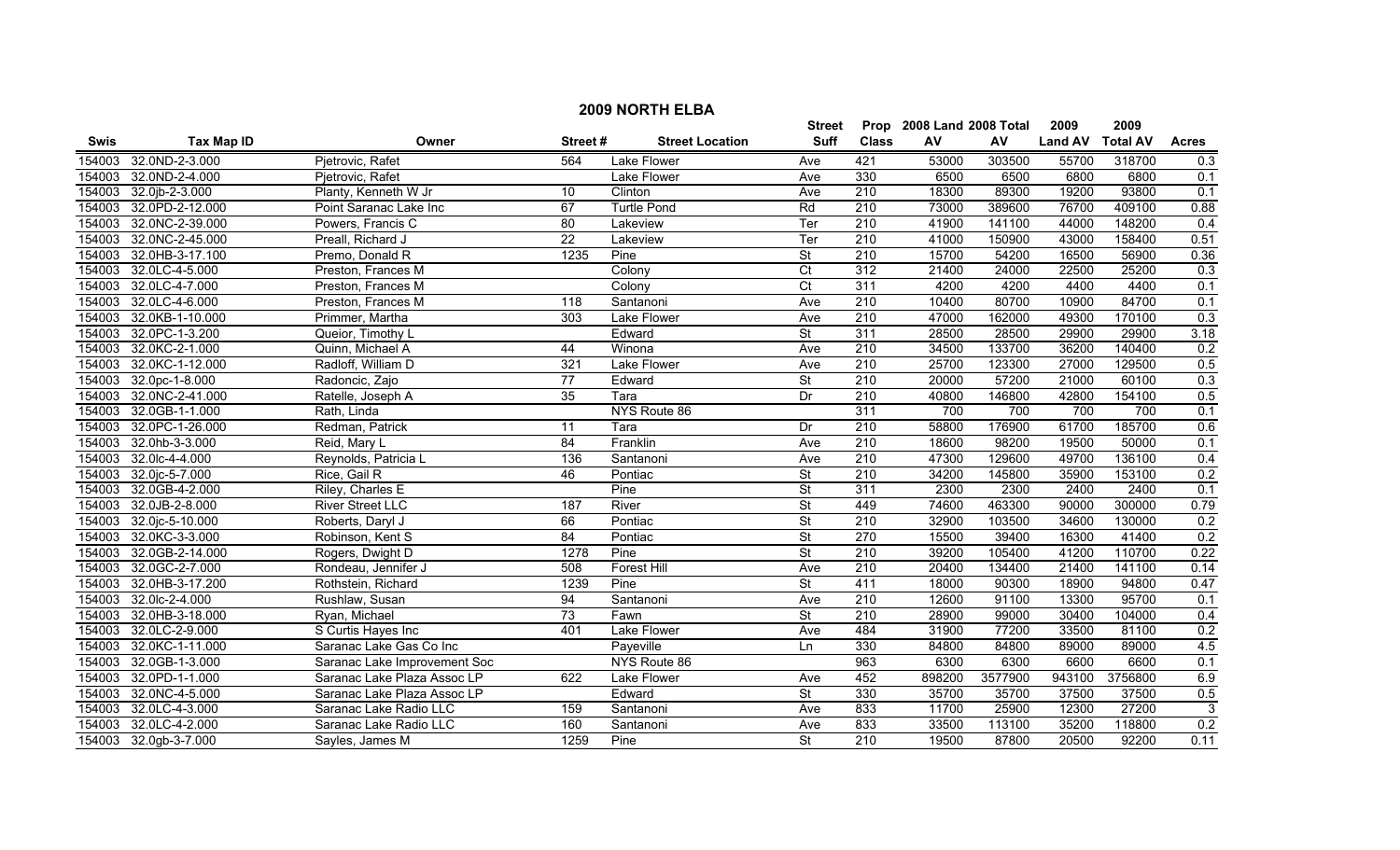## 2009 NORTH ELBA

| Swis | Tax Map ID | Owner | Street # | Street Location | Street Suff | Prop Class | 2008 Land AV | 2008 Total AV | 2009 Land AV | 2009 Total AV | Acres |
|---|---|---|---|---|---|---|---|---|---|---|---|
| 154003 | 32.0ND-2-3.000 | Pjetrovic, Rafet | 564 | Lake Flower | Ave | 421 | 53000 | 303500 | 55700 | 318700 | 0.3 |
| 154003 | 32.0ND-2-4.000 | Pjetrovic, Rafet | | Lake Flower | Ave | 330 | 6500 | 6500 | 6800 | 6800 | 0.1 |
| 154003 | 32.0jb-2-3.000 | Planty, Kenneth W Jr | 10 | Clinton | Ave | 210 | 18300 | 89300 | 19200 | 93800 | 0.1 |
| 154003 | 32.0PD-2-12.000 | Point Saranac Lake Inc | 67 | Turtle Pond | Rd | 210 | 73000 | 389600 | 76700 | 409100 | 0.88 |
| 154003 | 32.0NC-2-39.000 | Powers, Francis C | 80 | Lakeview | Ter | 210 | 41900 | 141100 | 44000 | 148200 | 0.4 |
| 154003 | 32.0NC-2-45.000 | Preall, Richard J | 22 | Lakeview | Ter | 210 | 41000 | 150900 | 43000 | 158400 | 0.51 |
| 154003 | 32.0HB-3-17.100 | Premo, Donald R | 1235 | Pine | St | 210 | 15700 | 54200 | 16500 | 56900 | 0.36 |
| 154003 | 32.0LC-4-5.000 | Preston, Frances M | | Colony | Ct | 312 | 21400 | 24000 | 22500 | 25200 | 0.3 |
| 154003 | 32.0LC-4-7.000 | Preston, Frances M | | Colony | Ct | 311 | 4200 | 4200 | 4400 | 4400 | 0.1 |
| 154003 | 32.0LC-4-6.000 | Preston, Frances M | 118 | Santanoni | Ave | 210 | 10400 | 80700 | 10900 | 84700 | 0.1 |
| 154003 | 32.0KB-1-10.000 | Primmer, Martha | 303 | Lake Flower | Ave | 210 | 47000 | 162000 | 49300 | 170100 | 0.3 |
| 154003 | 32.0PC-1-3.200 | Queior, Timothy L | | Edward | St | 311 | 28500 | 28500 | 29900 | 29900 | 3.18 |
| 154003 | 32.0KC-2-1.000 | Quinn, Michael A | 44 | Winona | Ave | 210 | 34500 | 133700 | 36200 | 140400 | 0.2 |
| 154003 | 32.0KC-1-12.000 | Radloff, William D | 321 | Lake Flower | Ave | 210 | 25700 | 123300 | 27000 | 129500 | 0.5 |
| 154003 | 32.0pc-1-8.000 | Radoncic, Zajo | 77 | Edward | St | 210 | 20000 | 57200 | 21000 | 60100 | 0.3 |
| 154003 | 32.0NC-2-41.000 | Ratelle, Joseph A | 35 | Tara | Dr | 210 | 40800 | 146800 | 42800 | 154100 | 0.5 |
| 154003 | 32.0GB-1-1.000 | Rath, Linda | | NYS Route 86 | | 311 | 700 | 700 | 700 | 700 | 0.1 |
| 154003 | 32.0PC-1-26.000 | Redman, Patrick | 11 | Tara | Dr | 210 | 58800 | 176900 | 61700 | 185700 | 0.6 |
| 154003 | 32.0hb-3-3.000 | Reid, Mary L | 84 | Franklin | Ave | 210 | 18600 | 98200 | 19500 | 50000 | 0.1 |
| 154003 | 32.0lc-4-4.000 | Reynolds, Patricia L | 136 | Santanoni | Ave | 210 | 47300 | 129600 | 49700 | 136100 | 0.4 |
| 154003 | 32.0jc-5-7.000 | Rice, Gail R | 46 | Pontiac | St | 210 | 34200 | 145800 | 35900 | 153100 | 0.2 |
| 154003 | 32.0GB-4-2.000 | Riley, Charles E | | Pine | St | 311 | 2300 | 2300 | 2400 | 2400 | 0.1 |
| 154003 | 32.0JB-2-8.000 | River Street LLC | 187 | River | St | 449 | 74600 | 463300 | 90000 | 300000 | 0.79 |
| 154003 | 32.0jc-5-10.000 | Roberts, Daryl J | 66 | Pontiac | St | 210 | 32900 | 103500 | 34600 | 130000 | 0.2 |
| 154003 | 32.0KC-3-3.000 | Robinson, Kent S | 84 | Pontiac | St | 270 | 15500 | 39400 | 16300 | 41400 | 0.2 |
| 154003 | 32.0GB-2-14.000 | Rogers, Dwight D | 1278 | Pine | St | 210 | 39200 | 105400 | 41200 | 110700 | 0.22 |
| 154003 | 32.0GC-2-7.000 | Rondeau, Jennifer J | 508 | Forest Hill | Ave | 210 | 20400 | 134400 | 21400 | 141100 | 0.14 |
| 154003 | 32.0HB-3-17.200 | Rothstein, Richard | 1239 | Pine | St | 411 | 18000 | 90300 | 18900 | 94800 | 0.47 |
| 154003 | 32.0lc-2-4.000 | Rushlaw, Susan | 94 | Santanoni | Ave | 210 | 12600 | 91100 | 13300 | 95700 | 0.1 |
| 154003 | 32.0HB-3-18.000 | Ryan, Michael | 73 | Fawn | St | 210 | 28900 | 99000 | 30400 | 104000 | 0.4 |
| 154003 | 32.0LC-2-9.000 | S Curtis Hayes Inc | 401 | Lake Flower | Ave | 484 | 31900 | 77200 | 33500 | 81100 | 0.2 |
| 154003 | 32.0KC-1-11.000 | Saranac Lake Gas Co Inc | | Payeville | Ln | 330 | 84800 | 84800 | 89000 | 89000 | 4.5 |
| 154003 | 32.0GB-1-3.000 | Saranac Lake Improvement Soc | | NYS Route 86 | | 963 | 6300 | 6300 | 6600 | 6600 | 0.1 |
| 154003 | 32.0PD-1-1.000 | Saranac Lake Plaza Assoc LP | 622 | Lake Flower | Ave | 452 | 898200 | 3577900 | 943100 | 3756800 | 6.9 |
| 154003 | 32.0NC-4-5.000 | Saranac Lake Plaza Assoc LP | | Edward | St | 330 | 35700 | 35700 | 37500 | 37500 | 0.5 |
| 154003 | 32.0LC-4-3.000 | Saranac Lake Radio LLC | 159 | Santanoni | Ave | 833 | 11700 | 25900 | 12300 | 27200 | 3 |
| 154003 | 32.0LC-4-2.000 | Saranac Lake Radio LLC | 160 | Santanoni | Ave | 833 | 33500 | 113100 | 35200 | 118800 | 0.2 |
| 154003 | 32.0gb-3-7.000 | Sayles, James M | 1259 | Pine | St | 210 | 19500 | 87800 | 20500 | 92200 | 0.11 |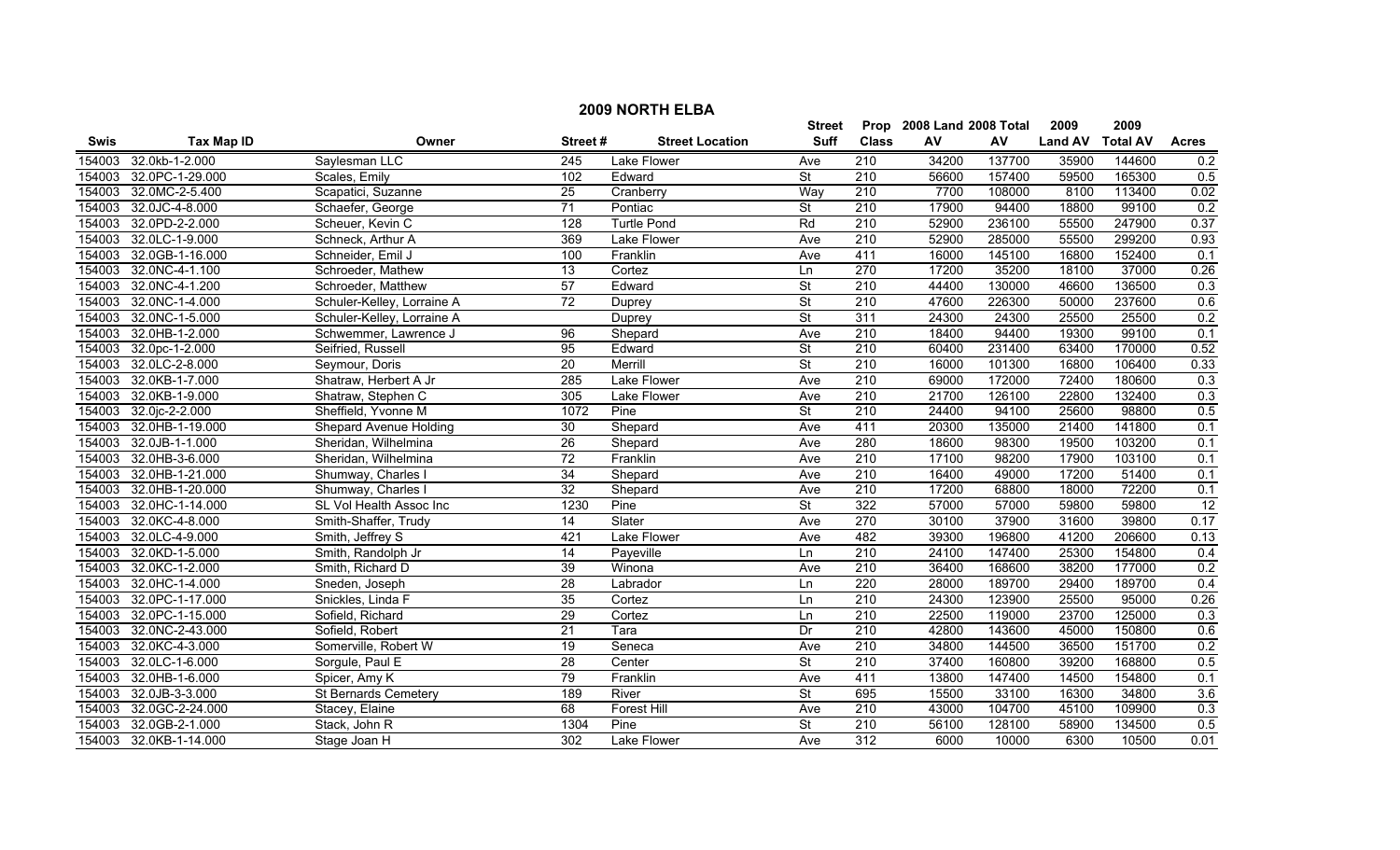# 2009 NORTH ELBA

| Swis | Tax Map ID | Owner | Street # | Street Location | Street Suff | Prop Class | 2008 Land AV | 2008 Total AV | 2009 Land AV | 2009 Total AV | Acres |
|---|---|---|---|---|---|---|---|---|---|---|---|
| 154003 | 32.0kb-1-2.000 | Saylesman LLC | 245 | Lake Flower | Ave | 210 | 34200 | 137700 | 35900 | 144600 | 0.2 |
| 154003 | 32.0PC-1-29.000 | Scales, Emily | 102 | Edward | St | 210 | 56600 | 157400 | 59500 | 165300 | 0.5 |
| 154003 | 32.0MC-2-5.400 | Scapatici, Suzanne | 25 | Cranberry | Way | 210 | 7700 | 108000 | 8100 | 113400 | 0.02 |
| 154003 | 32.0JC-4-8.000 | Schaefer, George | 71 | Pontiac | St | 210 | 17900 | 94400 | 18800 | 99100 | 0.2 |
| 154003 | 32.0PD-2-2.000 | Scheuer, Kevin C | 128 | Turtle Pond | Rd | 210 | 52900 | 236100 | 55500 | 247900 | 0.37 |
| 154003 | 32.0LC-1-9.000 | Schneck, Arthur A | 369 | Lake Flower | Ave | 210 | 52900 | 285000 | 55500 | 299200 | 0.93 |
| 154003 | 32.0GB-1-16.000 | Schneider, Emil J | 100 | Franklin | Ave | 411 | 16000 | 145100 | 16800 | 152400 | 0.1 |
| 154003 | 32.0NC-4-1.100 | Schroeder, Mathew | 13 | Cortez | Ln | 270 | 17200 | 35200 | 18100 | 37000 | 0.26 |
| 154003 | 32.0NC-4-1.200 | Schroeder, Matthew | 57 | Edward | St | 210 | 44400 | 130000 | 46600 | 136500 | 0.3 |
| 154003 | 32.0NC-1-4.000 | Schuler-Kelley, Lorraine A | 72 | Duprey | St | 210 | 47600 | 226300 | 50000 | 237600 | 0.6 |
| 154003 | 32.0NC-1-5.000 | Schuler-Kelley, Lorraine A | | Duprey | St | 311 | 24300 | 24300 | 25500 | 25500 | 0.2 |
| 154003 | 32.0HB-1-2.000 | Schwemmer, Lawrence J | 96 | Shepard | Ave | 210 | 18400 | 94400 | 19300 | 99100 | 0.1 |
| 154003 | 32.0pc-1-2.000 | Seifried, Russell | 95 | Edward | St | 210 | 60400 | 231400 | 63400 | 170000 | 0.52 |
| 154003 | 32.0LC-2-8.000 | Seymour, Doris | 20 | Merrill | St | 210 | 16000 | 101300 | 16800 | 106400 | 0.33 |
| 154003 | 32.0KB-1-7.000 | Shatraw, Herbert A Jr | 285 | Lake Flower | Ave | 210 | 69000 | 172000 | 72400 | 180600 | 0.3 |
| 154003 | 32.0KB-1-9.000 | Shatraw, Stephen C | 305 | Lake Flower | Ave | 210 | 21700 | 126100 | 22800 | 132400 | 0.3 |
| 154003 | 32.0jc-2-2.000 | Sheffield, Yvonne M | 1072 | Pine | St | 210 | 24400 | 94100 | 25600 | 98800 | 0.5 |
| 154003 | 32.0HB-1-19.000 | Shepard Avenue Holding | 30 | Shepard | Ave | 411 | 20300 | 135000 | 21400 | 141800 | 0.1 |
| 154003 | 32.0JB-1-1.000 | Sheridan, Wilhelmina | 26 | Shepard | Ave | 280 | 18600 | 98300 | 19500 | 103200 | 0.1 |
| 154003 | 32.0HB-3-6.000 | Sheridan, Wilhelmina | 72 | Franklin | Ave | 210 | 17100 | 98200 | 17900 | 103100 | 0.1 |
| 154003 | 32.0HB-1-21.000 | Shumway, Charles I | 34 | Shepard | Ave | 210 | 16400 | 49000 | 17200 | 51400 | 0.1 |
| 154003 | 32.0HB-1-20.000 | Shumway, Charles I | 32 | Shepard | Ave | 210 | 17200 | 68800 | 18000 | 72200 | 0.1 |
| 154003 | 32.0HC-1-14.000 | SL Vol Health Assoc Inc | 1230 | Pine | St | 322 | 57000 | 57000 | 59800 | 59800 | 12 |
| 154003 | 32.0KC-4-8.000 | Smith-Shaffer, Trudy | 14 | Slater | Ave | 270 | 30100 | 37900 | 31600 | 39800 | 0.17 |
| 154003 | 32.0LC-4-9.000 | Smith, Jeffrey S | 421 | Lake Flower | Ave | 482 | 39300 | 196800 | 41200 | 206600 | 0.13 |
| 154003 | 32.0KD-1-5.000 | Smith, Randolph Jr | 14 | Payeville | Ln | 210 | 24100 | 147400 | 25300 | 154800 | 0.4 |
| 154003 | 32.0KC-1-2.000 | Smith, Richard D | 39 | Winona | Ave | 210 | 36400 | 168600 | 38200 | 177000 | 0.2 |
| 154003 | 32.0HC-1-4.000 | Sneden, Joseph | 28 | Labrador | Ln | 220 | 28000 | 189700 | 29400 | 189700 | 0.4 |
| 154003 | 32.0PC-1-17.000 | Snickles, Linda F | 35 | Cortez | Ln | 210 | 24300 | 123900 | 25500 | 95000 | 0.26 |
| 154003 | 32.0PC-1-15.000 | Sofield, Richard | 29 | Cortez | Ln | 210 | 22500 | 119000 | 23700 | 125000 | 0.3 |
| 154003 | 32.0NC-2-43.000 | Sofield, Robert | 21 | Tara | Dr | 210 | 42800 | 143600 | 45000 | 150800 | 0.6 |
| 154003 | 32.0KC-4-3.000 | Somerville, Robert W | 19 | Seneca | Ave | 210 | 34800 | 144500 | 36500 | 151700 | 0.2 |
| 154003 | 32.0LC-1-6.000 | Sorgule, Paul E | 28 | Center | St | 210 | 37400 | 160800 | 39200 | 168800 | 0.5 |
| 154003 | 32.0HB-1-6.000 | Spicer, Amy K | 79 | Franklin | Ave | 411 | 13800 | 147400 | 14500 | 154800 | 0.1 |
| 154003 | 32.0JB-3-3.000 | St Bernards Cemetery | 189 | River | St | 695 | 15500 | 33100 | 16300 | 34800 | 3.6 |
| 154003 | 32.0GC-2-24.000 | Stacey, Elaine | 68 | Forest Hill | Ave | 210 | 43000 | 104700 | 45100 | 109900 | 0.3 |
| 154003 | 32.0GB-2-1.000 | Stack, John R | 1304 | Pine | St | 210 | 56100 | 128100 | 58900 | 134500 | 0.5 |
| 154003 | 32.0KB-1-14.000 | Stage Joan H | 302 | Lake Flower | Ave | 312 | 6000 | 10000 | 6300 | 10500 | 0.01 |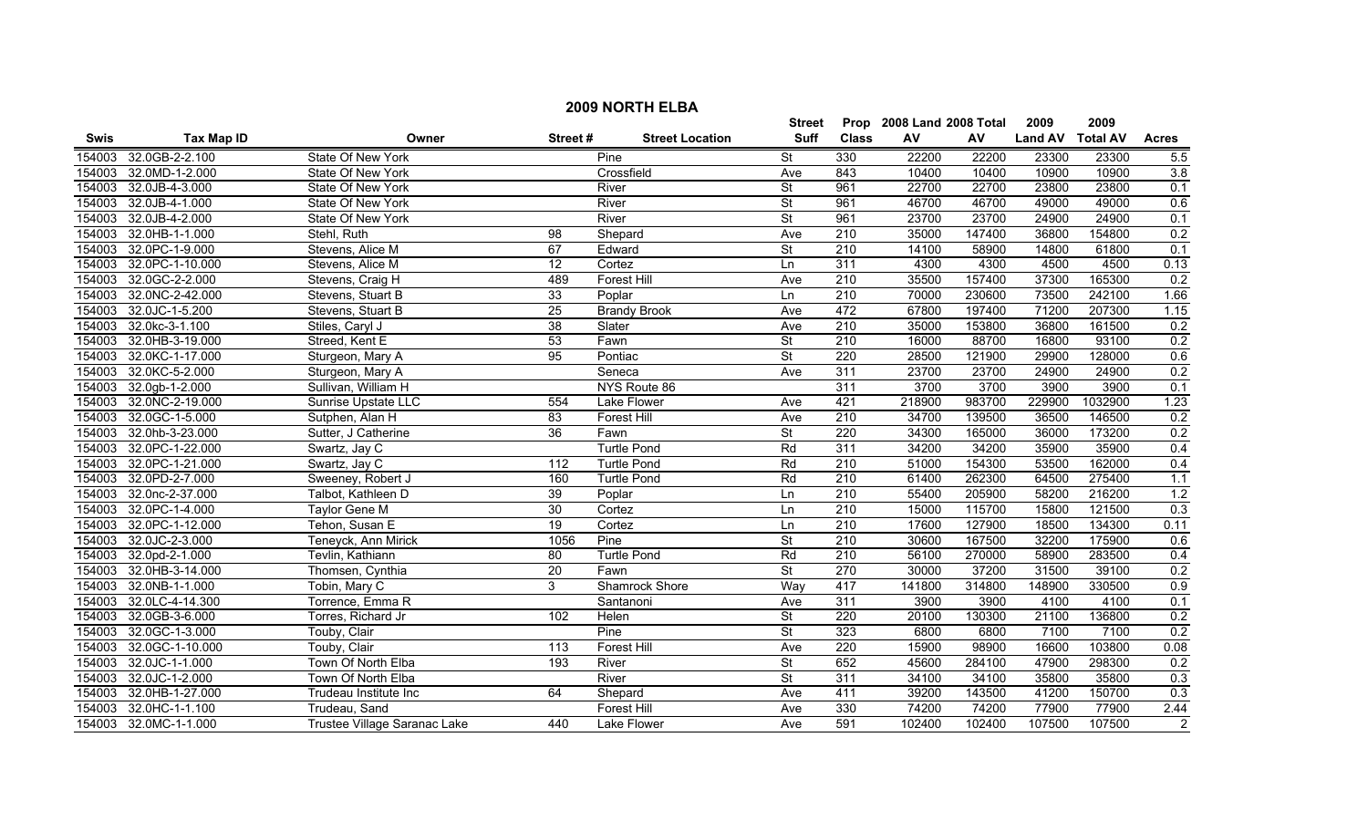# 2009 NORTH ELBA

| Swis | Tax Map ID | Owner | Street # | Street Location | Street Suff | Prop Class | 2008 Land AV | 2008 Total AV | 2009 Land AV | 2009 Total AV | Acres |
|---|---|---|---|---|---|---|---|---|---|---|---|
| 154003 | 32.0GB-2-2.100 | State Of New York | | Pine | St | 330 | 22200 | 22200 | 23300 | 23300 | 5.5 |
| 154003 | 32.0MD-1-2.000 | State Of New York | | Crossfield | Ave | 843 | 10400 | 10400 | 10900 | 10900 | 3.8 |
| 154003 | 32.0JB-4-3.000 | State Of New York | | River | St | 961 | 22700 | 22700 | 23800 | 23800 | 0.1 |
| 154003 | 32.0JB-4-1.000 | State Of New York | | River | St | 961 | 46700 | 46700 | 49000 | 49000 | 0.6 |
| 154003 | 32.0JB-4-2.000 | State Of New York | | River | St | 961 | 23700 | 23700 | 24900 | 24900 | 0.1 |
| 154003 | 32.0HB-1-1.000 | Stehl, Ruth | 98 | Shepard | Ave | 210 | 35000 | 147400 | 36800 | 154800 | 0.2 |
| 154003 | 32.0PC-1-9.000 | Stevens, Alice M | 67 | Edward | St | 210 | 14100 | 58900 | 14800 | 61800 | 0.1 |
| 154003 | 32.0PC-1-10.000 | Stevens, Alice M | 12 | Cortez | Ln | 311 | 4300 | 4300 | 4500 | 4500 | 0.13 |
| 154003 | 32.0GC-2-2.000 | Stevens, Craig H | 489 | Forest Hill | Ave | 210 | 35500 | 157400 | 37300 | 165300 | 0.2 |
| 154003 | 32.0NC-2-42.000 | Stevens, Stuart B | 33 | Poplar | Ln | 210 | 70000 | 230600 | 73500 | 242100 | 1.66 |
| 154003 | 32.0JC-1-5.200 | Stevens, Stuart B | 25 | Brandy Brook | Ave | 472 | 67800 | 197400 | 71200 | 207300 | 1.15 |
| 154003 | 32.0kc-3-1.100 | Stiles, Caryl J | 38 | Slater | Ave | 210 | 35000 | 153800 | 36800 | 161500 | 0.2 |
| 154003 | 32.0HB-3-19.000 | Streed, Kent E | 53 | Fawn | St | 210 | 16000 | 88700 | 16800 | 93100 | 0.2 |
| 154003 | 32.0KC-1-17.000 | Sturgeon, Mary A | 95 | Pontiac | St | 220 | 28500 | 121900 | 29900 | 128000 | 0.6 |
| 154003 | 32.0KC-5-2.000 | Sturgeon, Mary A | | Seneca | Ave | 311 | 23700 | 23700 | 24900 | 24900 | 0.2 |
| 154003 | 32.0gb-1-2.000 | Sullivan, William H | | NYS Route 86 | | 311 | 3700 | 3700 | 3900 | 3900 | 0.1 |
| 154003 | 32.0NC-2-19.000 | Sunrise Upstate LLC | 554 | Lake Flower | Ave | 421 | 218900 | 983700 | 229900 | 1032900 | 1.23 |
| 154003 | 32.0GC-1-5.000 | Sutphen, Alan H | 83 | Forest Hill | Ave | 210 | 34700 | 139500 | 36500 | 146500 | 0.2 |
| 154003 | 32.0hb-3-23.000 | Sutter, J Catherine | 36 | Fawn | St | 220 | 34300 | 165000 | 36000 | 173200 | 0.2 |
| 154003 | 32.0PC-1-22.000 | Swartz, Jay C | | Turtle Pond | Rd | 311 | 34200 | 34200 | 35900 | 35900 | 0.4 |
| 154003 | 32.0PC-1-21.000 | Swartz, Jay C | 112 | Turtle Pond | Rd | 210 | 51000 | 154300 | 53500 | 162000 | 0.4 |
| 154003 | 32.0PD-2-7.000 | Sweeney, Robert J | 160 | Turtle Pond | Rd | 210 | 61400 | 262300 | 64500 | 275400 | 1.1 |
| 154003 | 32.0nc-2-37.000 | Talbot, Kathleen D | 39 | Poplar | Ln | 210 | 55400 | 205900 | 58200 | 216200 | 1.2 |
| 154003 | 32.0PC-1-4.000 | Taylor Gene M | 30 | Cortez | Ln | 210 | 15000 | 115700 | 15800 | 121500 | 0.3 |
| 154003 | 32.0PC-1-12.000 | Tehon, Susan E | 19 | Cortez | Ln | 210 | 17600 | 127900 | 18500 | 134300 | 0.11 |
| 154003 | 32.0JC-2-3.000 | Teneyck, Ann Mirick | 1056 | Pine | St | 210 | 30600 | 167500 | 32200 | 175900 | 0.6 |
| 154003 | 32.0pd-2-1.000 | Tevlin, Kathiann | 80 | Turtle Pond | Rd | 210 | 56100 | 270000 | 58900 | 283500 | 0.4 |
| 154003 | 32.0HB-3-14.000 | Thomsen, Cynthia | 20 | Fawn | St | 270 | 30000 | 37200 | 31500 | 39100 | 0.2 |
| 154003 | 32.0NB-1-1.000 | Tobin, Mary C | 3 | Shamrock Shore | Way | 417 | 141800 | 314800 | 148900 | 330500 | 0.9 |
| 154003 | 32.0LC-4-14.300 | Torrence, Emma R | | Santanoni | Ave | 311 | 3900 | 3900 | 4100 | 4100 | 0.1 |
| 154003 | 32.0GB-3-6.000 | Torres, Richard Jr | 102 | Helen | St | 220 | 20100 | 130300 | 21100 | 136800 | 0.2 |
| 154003 | 32.0GC-1-3.000 | Touby, Clair | | Pine | St | 323 | 6800 | 6800 | 7100 | 7100 | 0.2 |
| 154003 | 32.0GC-1-10.000 | Touby, Clair | 113 | Forest Hill | Ave | 220 | 15900 | 98900 | 16600 | 103800 | 0.08 |
| 154003 | 32.0JC-1-1.000 | Town Of North Elba | 193 | River | St | 652 | 45600 | 284100 | 47900 | 298300 | 0.2 |
| 154003 | 32.0JC-1-2.000 | Town Of North Elba | | River | St | 311 | 34100 | 34100 | 35800 | 35800 | 0.3 |
| 154003 | 32.0HB-1-27.000 | Trudeau Institute Inc | 64 | Shepard | Ave | 411 | 39200 | 143500 | 41200 | 150700 | 0.3 |
| 154003 | 32.0HC-1-1.100 | Trudeau, Sand | | Forest Hill | Ave | 330 | 74200 | 74200 | 77900 | 77900 | 2.44 |
| 154003 | 32.0MC-1-1.000 | Trustee Village Saranac Lake | 440 | Lake Flower | Ave | 591 | 102400 | 102400 | 107500 | 107500 | 2 |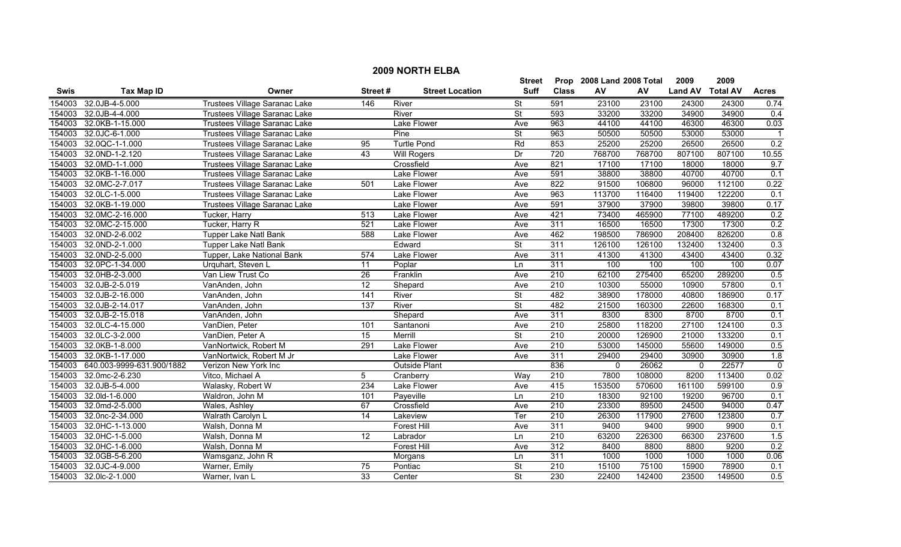# 2009 NORTH ELBA

| Swis | Tax Map ID | Owner | Street # | Street Location | Street Suff | Prop Class | 2008 Land AV | 2008 Total AV | 2009 Land AV | 2009 Total AV | Acres |
|---|---|---|---|---|---|---|---|---|---|---|---|
| 154003 | 32.0JB-4-5.000 | Trustees Village Saranac Lake | 146 | River | St | 591 | 23100 | 23100 | 24300 | 24300 | 0.74 |
| 154003 | 32.0JB-4-4.000 | Trustees Village Saranac Lake | | River | St | 593 | 33200 | 33200 | 34900 | 34900 | 0.4 |
| 154003 | 32.0KB-1-15.000 | Trustees Village Saranac Lake | | Lake Flower | Ave | 963 | 44100 | 44100 | 46300 | 46300 | 0.03 |
| 154003 | 32.0JC-6-1.000 | Trustees Village Saranac Lake | | Pine | St | 963 | 50500 | 50500 | 53000 | 53000 | 1 |
| 154003 | 32.0QC-1-1.000 | Trustees Village Saranac Lake | 95 | Turtle Pond | Rd | 853 | 25200 | 25200 | 26500 | 26500 | 0.2 |
| 154003 | 32.0ND-1-2.120 | Trustees Village Saranac Lake | 43 | Will Rogers | Dr | 720 | 768700 | 768700 | 807100 | 807100 | 10.55 |
| 154003 | 32.0MD-1-1.000 | Trustees Village Saranac Lake | | Crossfield | Ave | 821 | 17100 | 17100 | 18000 | 18000 | 9.7 |
| 154003 | 32.0KB-1-16.000 | Trustees Village Saranac Lake | | Lake Flower | Ave | 591 | 38800 | 38800 | 40700 | 40700 | 0.1 |
| 154003 | 32.0MC-2-7.017 | Trustees Village Saranac Lake | 501 | Lake Flower | Ave | 822 | 91500 | 106800 | 96000 | 112100 | 0.22 |
| 154003 | 32.0LC-1-5.000 | Trustees Village Saranac Lake | | Lake Flower | Ave | 963 | 113700 | 116400 | 119400 | 122200 | 0.1 |
| 154003 | 32.0KB-1-19.000 | Trustees Village Saranac Lake | | Lake Flower | Ave | 591 | 37900 | 37900 | 39800 | 39800 | 0.17 |
| 154003 | 32.0MC-2-16.000 | Tucker, Harry | 513 | Lake Flower | Ave | 421 | 73400 | 465900 | 77100 | 489200 | 0.2 |
| 154003 | 32.0MC-2-15.000 | Tucker, Harry R | 521 | Lake Flower | Ave | 311 | 16500 | 16500 | 17300 | 17300 | 0.2 |
| 154003 | 32.0ND-2-6.002 | Tupper Lake Natl Bank | 588 | Lake Flower | Ave | 462 | 198500 | 786900 | 208400 | 826200 | 0.8 |
| 154003 | 32.0ND-2-1.000 | Tupper Lake Natl Bank | | Edward | St | 311 | 126100 | 126100 | 132400 | 132400 | 0.3 |
| 154003 | 32.0ND-2-5.000 | Tupper, Lake National Bank | 574 | Lake Flower | Ave | 311 | 41300 | 41300 | 43400 | 43400 | 0.32 |
| 154003 | 32.0PC-1-34.000 | Urquhart, Steven L | 11 | Poplar | Ln | 311 | 100 | 100 | 100 | 100 | 0.07 |
| 154003 | 32.0HB-2-3.000 | Van Liew Trust Co | 26 | Franklin | Ave | 210 | 62100 | 275400 | 65200 | 289200 | 0.5 |
| 154003 | 32.0JB-2-5.019 | VanAnden, John | 12 | Shepard | Ave | 210 | 10300 | 55000 | 10900 | 57800 | 0.1 |
| 154003 | 32.0JB-2-16.000 | VanAnden, John | 141 | River | St | 482 | 38900 | 178000 | 40800 | 186900 | 0.17 |
| 154003 | 32.0JB-2-14.017 | VanAnden, John | 137 | River | St | 482 | 21500 | 160300 | 22600 | 168300 | 0.1 |
| 154003 | 32.0JB-2-15.018 | VanAnden, John | | Shepard | Ave | 311 | 8300 | 8300 | 8700 | 8700 | 0.1 |
| 154003 | 32.0LC-4-15.000 | VanDien, Peter | 101 | Santanoni | Ave | 210 | 25800 | 118200 | 27100 | 124100 | 0.3 |
| 154003 | 32.0LC-3-2.000 | VanDien, Peter A | 15 | Merrill | St | 210 | 20000 | 126900 | 21000 | 133200 | 0.1 |
| 154003 | 32.0KB-1-8.000 | VanNortwick, Robert M | 291 | Lake Flower | Ave | 210 | 53000 | 145000 | 55600 | 149000 | 0.5 |
| 154003 | 32.0KB-1-17.000 | VanNortwick, Robert M Jr | | Lake Flower | Ave | 311 | 29400 | 29400 | 30900 | 30900 | 1.8 |
| 154003 | 640.003-9999-631.900/1882 | Verizon New York Inc | | Outside Plant | | 836 | 0 | 26062 | 0 | 22577 | 0 |
| 154003 | 32.0mc-2-6.230 | Vitco, Michael A | 5 | Cranberry | Way | 210 | 7800 | 108000 | 8200 | 113400 | 0.02 |
| 154003 | 32.0JB-5-4.000 | Walasky, Robert W | 234 | Lake Flower | Ave | 415 | 153500 | 570600 | 161100 | 599100 | 0.9 |
| 154003 | 32.0ld-1-6.000 | Waldron, John M | 101 | Payeville | Ln | 210 | 18300 | 92100 | 19200 | 96700 | 0.1 |
| 154003 | 32.0md-2-5.000 | Wales, Ashley | 67 | Crossfield | Ave | 210 | 23300 | 89500 | 24500 | 94000 | 0.47 |
| 154003 | 32.0nc-2-34.000 | Walrath Carolyn L | 14 | Lakeview | Ter | 210 | 26300 | 117900 | 27600 | 123800 | 0.7 |
| 154003 | 32.0HC-1-13.000 | Walsh, Donna M | | Forest Hill | Ave | 311 | 9400 | 9400 | 9900 | 9900 | 0.1 |
| 154003 | 32.0HC-1-5.000 | Walsh, Donna M | 12 | Labrador | Ln | 210 | 63200 | 226300 | 66300 | 237600 | 1.5 |
| 154003 | 32.0HC-1-6.000 | Walsh, Donna M | | Forest Hill | Ave | 312 | 8400 | 8800 | 8800 | 9200 | 0.2 |
| 154003 | 32.0GB-5-6.200 | Wamsganz, John R | | Morgans | Ln | 311 | 1000 | 1000 | 1000 | 1000 | 0.06 |
| 154003 | 32.0JC-4-9.000 | Warner, Emily | 75 | Pontiac | St | 210 | 15100 | 75100 | 15900 | 78900 | 0.1 |
| 154003 | 32.0lc-2-1.000 | Warner, Ivan L | 33 | Center | St | 230 | 22400 | 142400 | 23500 | 149500 | 0.5 |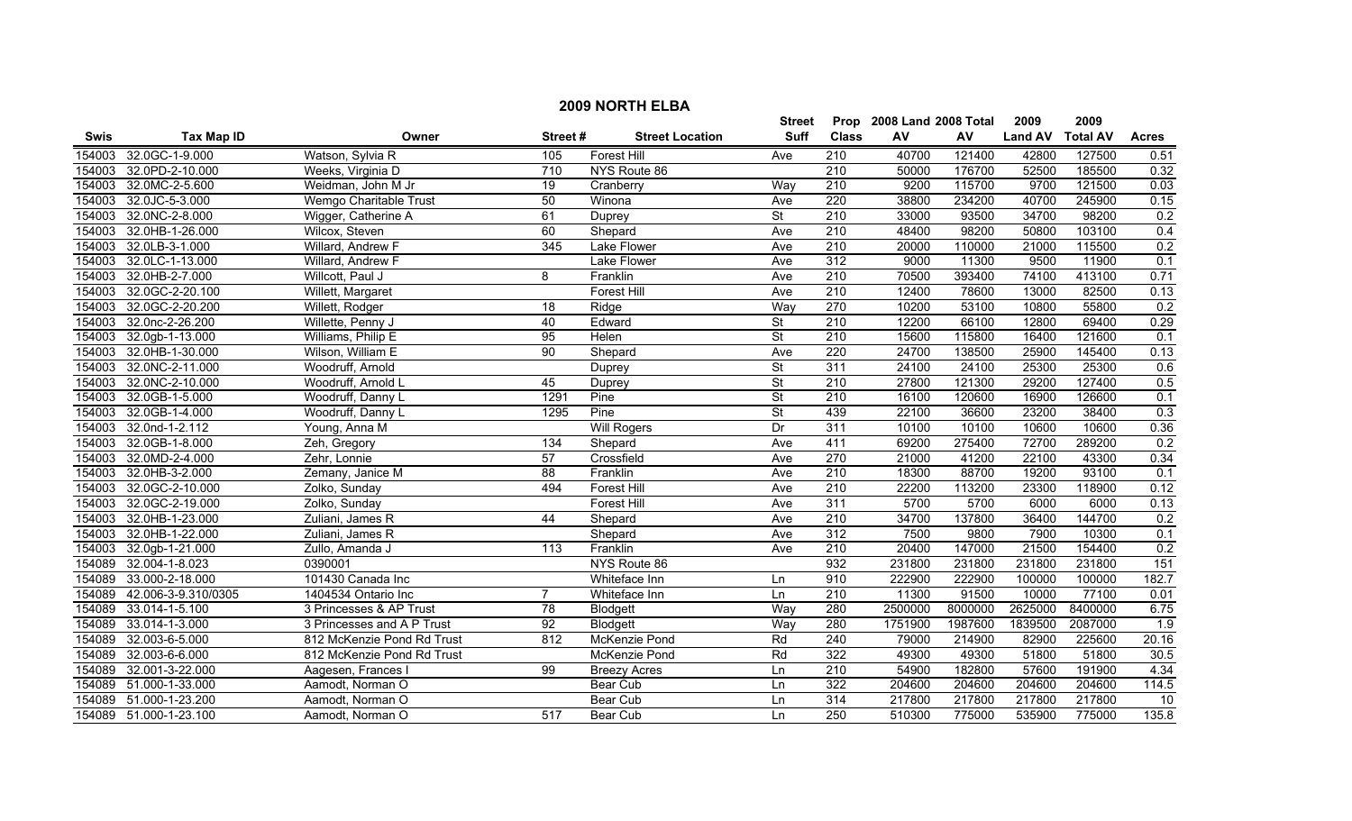# 2009 NORTH ELBA

| Swis | Tax Map ID | Owner | Street # | Street Location | Street Suff | Prop Class | 2008 Land AV | 2008 Total AV | 2009 Land AV | 2009 Total AV | Acres |
|---|---|---|---|---|---|---|---|---|---|---|---|
| 154003 | 32.0GC-1-9.000 | Watson, Sylvia R | 105 | Forest Hill | Ave | 210 | 40700 | 121400 | 42800 | 127500 | 0.51 |
| 154003 | 32.0PD-2-10.000 | Weeks, Virginia D | 710 | NYS Route 86 | | 210 | 50000 | 176700 | 52500 | 185500 | 0.32 |
| 154003 | 32.0MC-2-5.600 | Weidman, John M Jr | 19 | Cranberry | Way | 210 | 9200 | 115700 | 9700 | 121500 | 0.03 |
| 154003 | 32.0JC-5-3.000 | Wemgo Charitable Trust | 50 | Winona | Ave | 220 | 38800 | 234200 | 40700 | 245900 | 0.15 |
| 154003 | 32.0NC-2-8.000 | Wigger, Catherine A | 61 | Duprey | St | 210 | 33000 | 93500 | 34700 | 98200 | 0.2 |
| 154003 | 32.0HB-1-26.000 | Wilcox, Steven | 60 | Shepard | Ave | 210 | 48400 | 98200 | 50800 | 103100 | 0.4 |
| 154003 | 32.0LB-3-1.000 | Willard, Andrew F | 345 | Lake Flower | Ave | 210 | 20000 | 110000 | 21000 | 115500 | 0.2 |
| 154003 | 32.0LC-1-13.000 | Willard, Andrew F | | Lake Flower | Ave | 312 | 9000 | 11300 | 9500 | 11900 | 0.1 |
| 154003 | 32.0HB-2-7.000 | Willcott, Paul J | 8 | Franklin | Ave | 210 | 70500 | 393400 | 74100 | 413100 | 0.71 |
| 154003 | 32.0GC-2-20.100 | Willett, Margaret | | Forest Hill | Ave | 210 | 12400 | 78600 | 13000 | 82500 | 0.13 |
| 154003 | 32.0GC-2-20.200 | Willett, Rodger | 18 | Ridge | Way | 270 | 10200 | 53100 | 10800 | 55800 | 0.2 |
| 154003 | 32.0nc-2-26.200 | Willette, Penny J | 40 | Edward | St | 210 | 12200 | 66100 | 12800 | 69400 | 0.29 |
| 154003 | 32.0gb-1-13.000 | Williams, Philip E | 95 | Helen | St | 210 | 15600 | 115800 | 16400 | 121600 | 0.1 |
| 154003 | 32.0HB-1-30.000 | Wilson, William E | 90 | Shepard | Ave | 220 | 24700 | 138500 | 25900 | 145400 | 0.13 |
| 154003 | 32.0NC-2-11.000 | Woodruff, Arnold | | Duprey | St | 311 | 24100 | 24100 | 25300 | 25300 | 0.6 |
| 154003 | 32.0NC-2-10.000 | Woodruff, Arnold L | 45 | Duprey | St | 210 | 27800 | 121300 | 29200 | 127400 | 0.5 |
| 154003 | 32.0GB-1-5.000 | Woodruff, Danny L | 1291 | Pine | St | 210 | 16100 | 120600 | 16900 | 126600 | 0.1 |
| 154003 | 32.0GB-1-4.000 | Woodruff, Danny L | 1295 | Pine | St | 439 | 22100 | 36600 | 23200 | 38400 | 0.3 |
| 154003 | 32.0nd-1-2.112 | Young, Anna M | | Will Rogers | Dr | 311 | 10100 | 10100 | 10600 | 10600 | 0.36 |
| 154003 | 32.0GB-1-8.000 | Zeh, Gregory | 134 | Shepard | Ave | 411 | 69200 | 275400 | 72700 | 289200 | 0.2 |
| 154003 | 32.0MD-2-4.000 | Zehr, Lonnie | 57 | Crossfield | Ave | 270 | 21000 | 41200 | 22100 | 43300 | 0.34 |
| 154003 | 32.0HB-3-2.000 | Zemany, Janice M | 88 | Franklin | Ave | 210 | 18300 | 88700 | 19200 | 93100 | 0.1 |
| 154003 | 32.0GC-2-10.000 | Zolko, Sunday | 494 | Forest Hill | Ave | 210 | 22200 | 113200 | 23300 | 118900 | 0.12 |
| 154003 | 32.0GC-2-19.000 | Zolko, Sunday | | Forest Hill | Ave | 311 | 5700 | 5700 | 6000 | 6000 | 0.13 |
| 154003 | 32.0HB-1-23.000 | Zuliani, James R | 44 | Shepard | Ave | 210 | 34700 | 137800 | 36400 | 144700 | 0.2 |
| 154003 | 32.0HB-1-22.000 | Zuliani, James R | | Shepard | Ave | 312 | 7500 | 9800 | 7900 | 10300 | 0.1 |
| 154003 | 32.0gb-1-21.000 | Zullo, Amanda J | 113 | Franklin | Ave | 210 | 20400 | 147000 | 21500 | 154400 | 0.2 |
| 154089 | 32.004-1-8.023 | 0390001 | | NYS Route 86 | | 932 | 231800 | 231800 | 231800 | 231800 | 151 |
| 154089 | 33.000-2-18.000 | 101430 Canada Inc | | Whiteface Inn | Ln | 910 | 222900 | 222900 | 100000 | 100000 | 182.7 |
| 154089 | 42.006-3-9.310/0305 | 1404534 Ontario Inc | 7 | Whiteface Inn | Ln | 210 | 11300 | 91500 | 10000 | 77100 | 0.01 |
| 154089 | 33.014-1-5.100 | 3 Princesses & AP Trust | 78 | Blodgett | Way | 280 | 2500000 | 8000000 | 2625000 | 8400000 | 6.75 |
| 154089 | 33.014-1-3.000 | 3 Princesses and A P Trust | 92 | Blodgett | Way | 280 | 1751900 | 1987600 | 1839500 | 2087000 | 1.9 |
| 154089 | 32.003-6-5.000 | 812 McKenzie Pond Rd Trust | 812 | McKenzie Pond | Rd | 240 | 79000 | 214900 | 82900 | 225600 | 20.16 |
| 154089 | 32.003-6-6.000 | 812 McKenzie Pond Rd Trust | | McKenzie Pond | Rd | 322 | 49300 | 49300 | 51800 | 51800 | 30.5 |
| 154089 | 32.001-3-22.000 | Aagesen, Frances I | 99 | Breezy Acres | Ln | 210 | 54900 | 182800 | 57600 | 191900 | 4.34 |
| 154089 | 51.000-1-33.000 | Aamodt, Norman O | | Bear Cub | Ln | 322 | 204600 | 204600 | 204600 | 204600 | 114.5 |
| 154089 | 51.000-1-23.200 | Aamodt, Norman O | | Bear Cub | Ln | 314 | 217800 | 217800 | 217800 | 217800 | 10 |
| 154089 | 51.000-1-23.100 | Aamodt, Norman O | 517 | Bear Cub | Ln | 250 | 510300 | 775000 | 535900 | 775000 | 135.8 |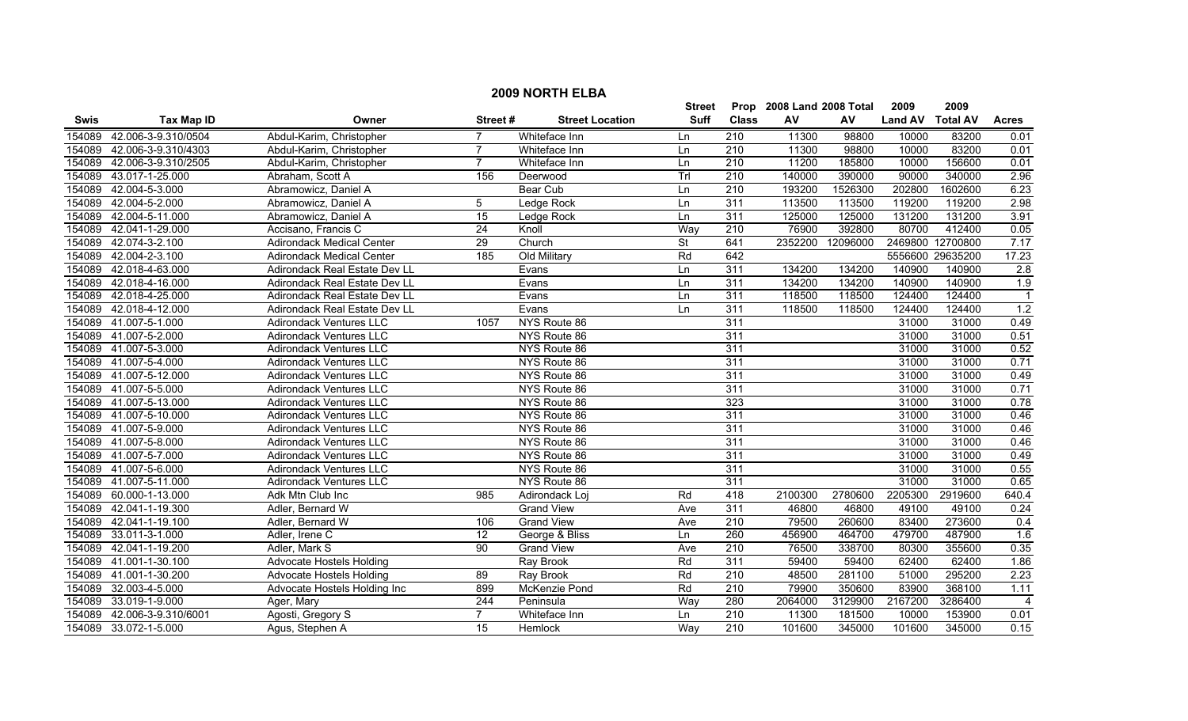# 2009 NORTH ELBA

| Swis | Tax Map ID | Owner | Street # | Street Location | Street Suff | Prop Class | 2008 Land AV | 2008 Total AV | 2009 Land AV | 2009 Total AV | Acres |
|---|---|---|---|---|---|---|---|---|---|---|---|
| 154089 | 42.006-3-9.310/0504 | Abdul-Karim, Christopher | 7 | Whiteface Inn | Ln | 210 | 11300 | 98800 | 10000 | 83200 | 0.01 |
| 154089 | 42.006-3-9.310/4303 | Abdul-Karim, Christopher | 7 | Whiteface Inn | Ln | 210 | 11300 | 98800 | 10000 | 83200 | 0.01 |
| 154089 | 42.006-3-9.310/2505 | Abdul-Karim, Christopher | 7 | Whiteface Inn | Ln | 210 | 11200 | 185800 | 10000 | 156600 | 0.01 |
| 154089 | 43.017-1-25.000 | Abraham, Scott A | 156 | Deerwood | Trl | 210 | 140000 | 390000 | 90000 | 340000 | 2.96 |
| 154089 | 42.004-5-3.000 | Abramowicz, Daniel A | | Bear Cub | Ln | 210 | 193200 | 1526300 | 202800 | 1602600 | 6.23 |
| 154089 | 42.004-5-2.000 | Abramowicz, Daniel A | 5 | Ledge Rock | Ln | 311 | 113500 | 113500 | 119200 | 119200 | 2.98 |
| 154089 | 42.004-5-11.000 | Abramowicz, Daniel A | 15 | Ledge Rock | Ln | 311 | 125000 | 125000 | 131200 | 131200 | 3.91 |
| 154089 | 42.041-1-29.000 | Accisano, Francis C | 24 | Knoll | Way | 210 | 76900 | 392800 | 80700 | 412400 | 0.05 |
| 154089 | 42.074-3-2.100 | Adirondack Medical Center | 29 | Church | St | 641 | 2352200 | 12096000 | 2469800 | 12700800 | 7.17 |
| 154089 | 42.004-2-3.100 | Adirondack Medical Center | 185 | Old Military | Rd | 642 | | | 5556600 | 29635200 | 17.23 |
| 154089 | 42.018-4-63.000 | Adirondack Real Estate Dev LL | | Evans | Ln | 311 | 134200 | 134200 | 140900 | 140900 | 2.8 |
| 154089 | 42.018-4-16.000 | Adirondack Real Estate Dev LL | | Evans | Ln | 311 | 134200 | 134200 | 140900 | 140900 | 1.9 |
| 154089 | 42.018-4-25.000 | Adirondack Real Estate Dev LL | | Evans | Ln | 311 | 118500 | 118500 | 124400 | 124400 | 1 |
| 154089 | 42.018-4-12.000 | Adirondack Real Estate Dev LL | | Evans | Ln | 311 | 118500 | 118500 | 124400 | 124400 | 1.2 |
| 154089 | 41.007-5-1.000 | Adirondack Ventures LLC | 1057 | NYS Route 86 | | 311 | | | 31000 | 31000 | 0.49 |
| 154089 | 41.007-5-2.000 | Adirondack Ventures LLC | | NYS Route 86 | | 311 | | | 31000 | 31000 | 0.51 |
| 154089 | 41.007-5-3.000 | Adirondack Ventures LLC | | NYS Route 86 | | 311 | | | 31000 | 31000 | 0.52 |
| 154089 | 41.007-5-4.000 | Adirondack Ventures LLC | | NYS Route 86 | | 311 | | | 31000 | 31000 | 0.71 |
| 154089 | 41.007-5-12.000 | Adirondack Ventures LLC | | NYS Route 86 | | 311 | | | 31000 | 31000 | 0.49 |
| 154089 | 41.007-5-5.000 | Adirondack Ventures LLC | | NYS Route 86 | | 311 | | | 31000 | 31000 | 0.71 |
| 154089 | 41.007-5-13.000 | Adirondack Ventures LLC | | NYS Route 86 | | 323 | | | 31000 | 31000 | 0.78 |
| 154089 | 41.007-5-10.000 | Adirondack Ventures LLC | | NYS Route 86 | | 311 | | | 31000 | 31000 | 0.46 |
| 154089 | 41.007-5-9.000 | Adirondack Ventures LLC | | NYS Route 86 | | 311 | | | 31000 | 31000 | 0.46 |
| 154089 | 41.007-5-8.000 | Adirondack Ventures LLC | | NYS Route 86 | | 311 | | | 31000 | 31000 | 0.46 |
| 154089 | 41.007-5-7.000 | Adirondack Ventures LLC | | NYS Route 86 | | 311 | | | 31000 | 31000 | 0.49 |
| 154089 | 41.007-5-6.000 | Adirondack Ventures LLC | | NYS Route 86 | | 311 | | | 31000 | 31000 | 0.55 |
| 154089 | 41.007-5-11.000 | Adirondack Ventures LLC | | NYS Route 86 | | 311 | | | 31000 | 31000 | 0.65 |
| 154089 | 60.000-1-13.000 | Adk Mtn Club Inc | 985 | Adirondack Loj | Rd | 418 | 2100300 | 2780600 | 2205300 | 2919600 | 640.4 |
| 154089 | 42.041-1-19.300 | Adler, Bernard W | | Grand View | Ave | 311 | 46800 | 46800 | 49100 | 49100 | 0.24 |
| 154089 | 42.041-1-19.100 | Adler, Bernard W | 106 | Grand View | Ave | 210 | 79500 | 260600 | 83400 | 273600 | 0.4 |
| 154089 | 33.011-3-1.000 | Adler, Irene C | 12 | George & Bliss | Ln | 260 | 456900 | 464700 | 479700 | 487900 | 1.6 |
| 154089 | 42.041-1-19.200 | Adler, Mark S | 90 | Grand View | Ave | 210 | 76500 | 338700 | 80300 | 355600 | 0.35 |
| 154089 | 41.001-1-30.100 | Advocate Hostels Holding | | Ray Brook | Rd | 311 | 59400 | 59400 | 62400 | 62400 | 1.86 |
| 154089 | 41.001-1-30.200 | Advocate Hostels Holding | 89 | Ray Brook | Rd | 210 | 48500 | 281100 | 51000 | 295200 | 2.23 |
| 154089 | 32.003-4-5.000 | Advocate Hostels Holding Inc | 899 | McKenzie Pond | Rd | 210 | 79900 | 350600 | 83900 | 368100 | 1.11 |
| 154089 | 33.019-1-9.000 | Ager, Mary | 244 | Peninsula | Way | 280 | 2064000 | 3129900 | 2167200 | 3286400 | 4 |
| 154089 | 42.006-3-9.310/6001 | Agosti, Gregory S | 7 | Whiteface Inn | Ln | 210 | 11300 | 181500 | 10000 | 153900 | 0.01 |
| 154089 | 33.072-1-5.000 | Agus, Stephen A | 15 | Hemlock | Way | 210 | 101600 | 345000 | 101600 | 345000 | 0.15 |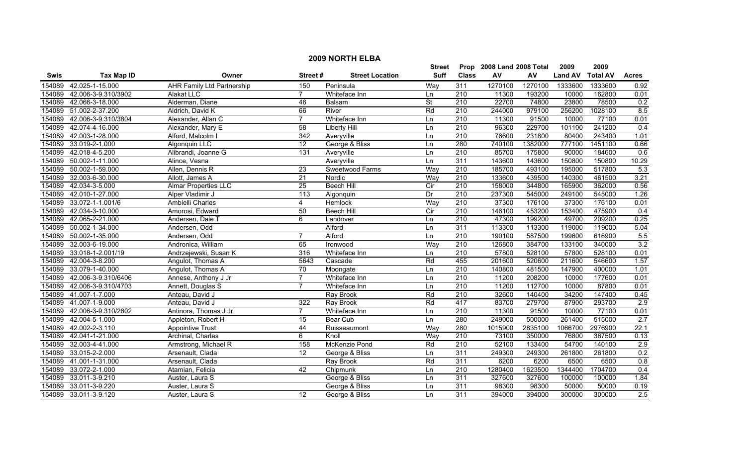## 2009 NORTH ELBA

| Swis | Tax Map ID | Owner | Street # | Street Location | Street Suff | Prop Class | 2008 Land AV | 2008 Total AV | 2009 Land AV | 2009 Total AV | Acres |
|---|---|---|---|---|---|---|---|---|---|---|---|
| 154089 | 42.025-1-15.000 | AHR Family Ltd Partnership | 150 | Peninsula | Way | 311 | 1270100 | 1270100 | 1333600 | 1333600 | 0.92 |
| 154089 | 42.006-3-9.310/3902 | Alakat LLC | 7 | Whiteface Inn | Ln | 210 | 11300 | 193200 | 10000 | 162800 | 0.01 |
| 154089 | 42.066-3-18.000 | Alderman, Diane | 46 | Balsam | St | 210 | 22700 | 74800 | 23800 | 78500 | 0.2 |
| 154089 | 51.002-2-37.200 | Aldrich, David K | 66 | River | Rd | 210 | 244000 | 979100 | 256200 | 1028100 | 8.5 |
| 154089 | 42.006-3-9.310/3804 | Alexander, Allan C | 7 | Whiteface Inn | Ln | 210 | 11300 | 91500 | 10000 | 77100 | 0.01 |
| 154089 | 42.074-4-16.000 | Alexander, Mary E | 58 | Liberty Hill | Ln | 210 | 96300 | 229700 | 101100 | 241200 | 0.4 |
| 154089 | 42.003-1-28.000 | Alford, Malcolm I | 342 | Averyville | Ln | 210 | 76600 | 231800 | 80400 | 243400 | 1.01 |
| 154089 | 33.019-2-1.000 | Algonquin LLC | 12 | George & Bliss | Ln | 280 | 740100 | 1382000 | 777100 | 1451100 | 0.66 |
| 154089 | 42.018-4-5.200 | Alibrandi, Joanne G | 131 | Averyville | Ln | 210 | 85700 | 175800 | 90000 | 184600 | 0.6 |
| 154089 | 50.002-1-11.000 | Alince, Vesna | | Averyville | Ln | 311 | 143600 | 143600 | 150800 | 150800 | 10.29 |
| 154089 | 50.002-1-59.000 | Allen, Dennis R | 23 | Sweetwood Farms | Way | 210 | 185700 | 493100 | 195000 | 517800 | 5.3 |
| 154089 | 32.003-6-30.000 | Allott, James A | 21 | Nordic | Way | 210 | 133600 | 439500 | 140300 | 461500 | 3.21 |
| 154089 | 42.034-3-5.000 | Almar Properties LLC | 25 | Beech Hill | Cir | 210 | 158000 | 344800 | 165900 | 362000 | 0.56 |
| 154089 | 42.010-1-27.000 | Alper Vladimir J | 113 | Algonquin | Dr | 210 | 237300 | 545000 | 249100 | 545000 | 1.26 |
| 154089 | 33.072-1-1.001/6 | Ambielli Charles | 4 | Hemlock | Way | 210 | 37300 | 176100 | 37300 | 176100 | 0.01 |
| 154089 | 42.034-3-10.000 | Amorosi, Edward | 50 | Beech Hill | Cir | 210 | 146100 | 453200 | 153400 | 475900 | 0.4 |
| 154089 | 42.065-2-21.000 | Andersen, Dale T | 6 | Landover | Ln | 210 | 47300 | 199200 | 49700 | 209200 | 0.25 |
| 154089 | 50.002-1-34.000 | Andersen, Odd | | Alford | Ln | 311 | 113300 | 113300 | 119000 | 119000 | 5.04 |
| 154089 | 50.002-1-35.000 | Andersen, Odd | 7 | Alford | Ln | 210 | 190100 | 587500 | 199600 | 616900 | 5.5 |
| 154089 | 32.003-6-19.000 | Andronica, William | 65 | Ironwood | Way | 210 | 126800 | 384700 | 133100 | 340000 | 3.2 |
| 154089 | 33.018-1-2.001/19 | Andrzejewski, Susan K | 316 | Whiteface Inn | Ln | 210 | 57800 | 528100 | 57800 | 528100 | 0.01 |
| 154089 | 42.004-3-8.200 | Angulot, Thomas A | 5643 | Cascade | Rd | 455 | 201600 | 520600 | 211600 | 546600 | 1.57 |
| 154089 | 33.079-1-40.000 | Angulot, Thomas A | 70 | Moongate | Ln | 210 | 140800 | 481500 | 147900 | 400000 | 1.01 |
| 154089 | 42.006-3-9.310/6406 | Annese, Anthony J Jr | 7 | Whiteface Inn | Ln | 210 | 11200 | 208200 | 10000 | 177600 | 0.01 |
| 154089 | 42.006-3-9.310/4703 | Annett, Douglas S | 7 | Whiteface Inn | Ln | 210 | 11200 | 112700 | 10000 | 87800 | 0.01 |
| 154089 | 41.007-1-7.000 | Anteau, David J | | Ray Brook | Rd | 210 | 32600 | 140400 | 34200 | 147400 | 0.45 |
| 154089 | 41.007-1-9.000 | Anteau, David J | 322 | Ray Brook | Rd | 417 | 83700 | 279700 | 87900 | 293700 | 2.9 |
| 154089 | 42.006-3-9.310/2802 | Antinora, Thomas J Jr | 7 | Whiteface Inn | Ln | 210 | 11300 | 91500 | 10000 | 77100 | 0.01 |
| 154089 | 42.004-5-1.000 | Appleton, Robert H | 15 | Bear Cub | Ln | 280 | 249000 | 500000 | 261400 | 515000 | 2.7 |
| 154089 | 42.002-2-3.110 | Appointive Trust | 44 | Ruisseaumont | Way | 280 | 1015900 | 2835100 | 1066700 | 2976900 | 22.1 |
| 154089 | 42.041-1-21.000 | Archinal, Charles | 6 | Knoll | Way | 210 | 73100 | 350000 | 76800 | 367500 | 0.13 |
| 154089 | 32.003-4-41.000 | Armstrong, Michael R | 158 | McKenzie Pond | Rd | 210 | 52100 | 133400 | 54700 | 140100 | 2.9 |
| 154089 | 33.015-2-2.000 | Arsenault, Clada | 12 | George & Bliss | Ln | 311 | 249300 | 249300 | 261800 | 261800 | 0.2 |
| 154089 | 41.001-1-31.000 | Arsenault, Clada | | Ray Brook | Rd | 311 | 6200 | 6200 | 6500 | 6500 | 0.8 |
| 154089 | 33.072-2-1.000 | Atamian, Felicia | 42 | Chipmunk | Ln | 210 | 1280400 | 1623500 | 1344400 | 1704700 | 0.4 |
| 154089 | 33.011-3-9.210 | Auster, Laura S | | George & Bliss | Ln | 311 | 327600 | 327600 | 100000 | 100000 | 1.84 |
| 154089 | 33.011-3-9.220 | Auster, Laura S | | George & Bliss | Ln | 311 | 98300 | 98300 | 50000 | 50000 | 0.19 |
| 154089 | 33.011-3-9.120 | Auster, Laura S | 12 | George & Bliss | Ln | 311 | 394000 | 394000 | 300000 | 300000 | 2.5 |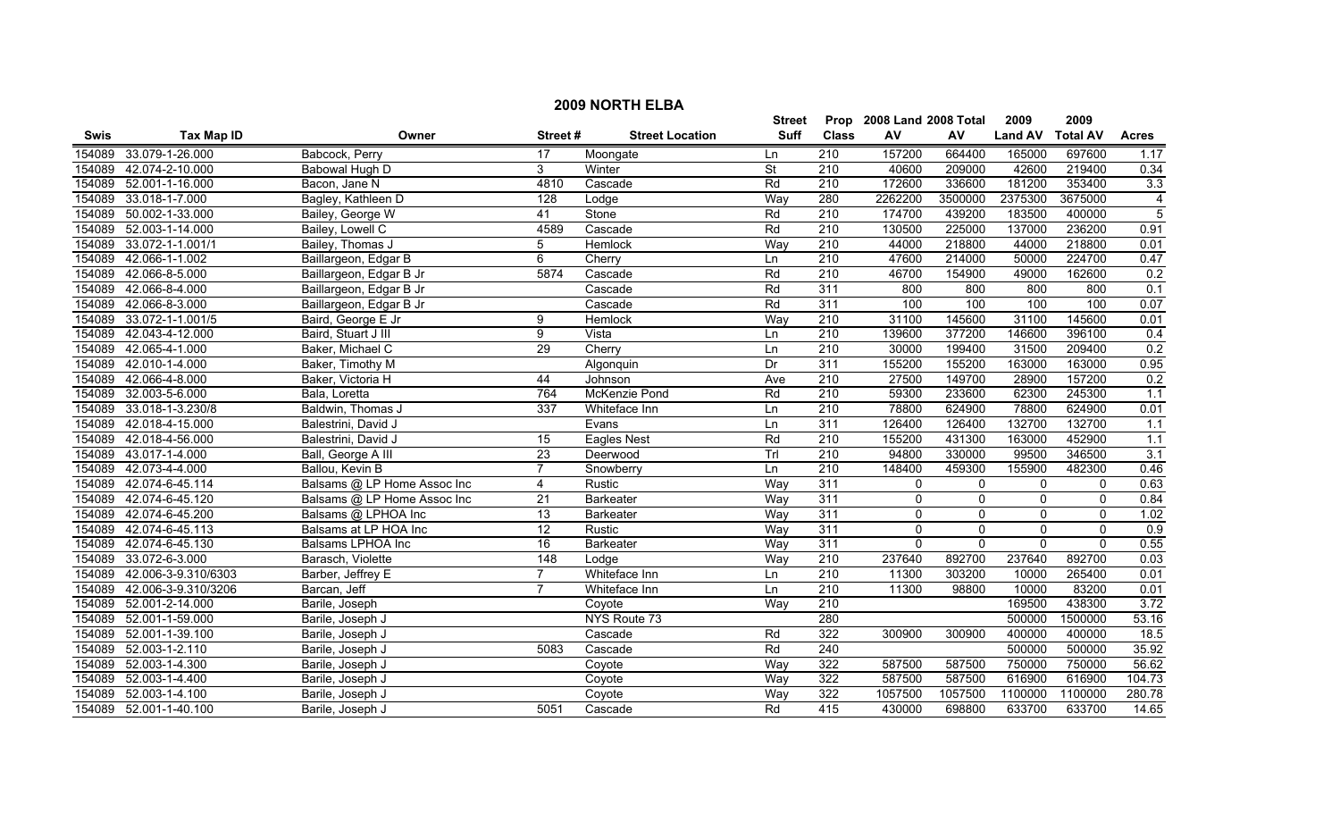# 2009 NORTH ELBA

| Swis | Tax Map ID | Owner | Street # | Street Location | Street Suff | Prop Class | 2008 Land AV | 2008 Total AV | 2009 Land AV | 2009 Total AV | Acres |
|---|---|---|---|---|---|---|---|---|---|---|---|
| 154089 | 33.079-1-26.000 | Babcock, Perry | 17 | Moongate | Ln | 210 | 157200 | 664400 | 165000 | 697600 | 1.17 |
| 154089 | 42.074-2-10.000 | Babowal Hugh D | 3 | Winter | St | 210 | 40600 | 209000 | 42600 | 219400 | 0.34 |
| 154089 | 52.001-1-16.000 | Bacon, Jane N | 4810 | Cascade | Rd | 210 | 172600 | 336600 | 181200 | 353400 | 3.3 |
| 154089 | 33.018-1-7.000 | Bagley, Kathleen D | 128 | Lodge | Way | 280 | 2262200 | 3500000 | 2375300 | 3675000 | 4 |
| 154089 | 50.002-1-33.000 | Bailey, George W | 41 | Stone | Rd | 210 | 174700 | 439200 | 183500 | 400000 | 5 |
| 154089 | 52.003-1-14.000 | Bailey, Lowell C | 4589 | Cascade | Rd | 210 | 130500 | 225000 | 137000 | 236200 | 0.91 |
| 154089 | 33.072-1-1.001/1 | Bailey, Thomas J | 5 | Hemlock | Way | 210 | 44000 | 218800 | 44000 | 218800 | 0.01 |
| 154089 | 42.066-1-1.002 | Baillargeon, Edgar B | 6 | Cherry | Ln | 210 | 47600 | 214000 | 50000 | 224700 | 0.47 |
| 154089 | 42.066-8-5.000 | Baillargeon, Edgar B Jr | 5874 | Cascade | Rd | 210 | 46700 | 154900 | 49000 | 162600 | 0.2 |
| 154089 | 42.066-8-4.000 | Baillargeon, Edgar B Jr | | Cascade | Rd | 311 | 800 | 800 | 800 | 800 | 0.1 |
| 154089 | 42.066-8-3.000 | Baillargeon, Edgar B Jr | | Cascade | Rd | 311 | 100 | 100 | 100 | 100 | 0.07 |
| 154089 | 33.072-1-1.001/5 | Baird, George E Jr | 9 | Hemlock | Way | 210 | 31100 | 145600 | 31100 | 145600 | 0.01 |
| 154089 | 42.043-4-12.000 | Baird, Stuart J III | 9 | Vista | Ln | 210 | 139600 | 377200 | 146600 | 396100 | 0.4 |
| 154089 | 42.065-4-1.000 | Baker, Michael C | 29 | Cherry | Ln | 210 | 30000 | 199400 | 31500 | 209400 | 0.2 |
| 154089 | 42.010-1-4.000 | Baker, Timothy M | | Algonquin | Dr | 311 | 155200 | 155200 | 163000 | 163000 | 0.95 |
| 154089 | 42.066-4-8.000 | Baker, Victoria H | 44 | Johnson | Ave | 210 | 27500 | 149700 | 28900 | 157200 | 0.2 |
| 154089 | 32.003-5-6.000 | Bala, Loretta | 764 | McKenzie Pond | Rd | 210 | 59300 | 233600 | 62300 | 245300 | 1.1 |
| 154089 | 33.018-1-3.230/8 | Baldwin, Thomas J | 337 | Whiteface Inn | Ln | 210 | 78800 | 624900 | 78800 | 624900 | 0.01 |
| 154089 | 42.018-4-15.000 | Balestrini, David J | | Evans | Ln | 311 | 126400 | 126400 | 132700 | 132700 | 1.1 |
| 154089 | 42.018-4-56.000 | Balestrini, David J | 15 | Eagles Nest | Rd | 210 | 155200 | 431300 | 163000 | 452900 | 1.1 |
| 154089 | 43.017-1-4.000 | Ball, George A III | 23 | Deerwood | Trl | 210 | 94800 | 330000 | 99500 | 346500 | 3.1 |
| 154089 | 42.073-4-4.000 | Ballou, Kevin B | 7 | Snowberry | Ln | 210 | 148400 | 459300 | 155900 | 482300 | 0.46 |
| 154089 | 42.074-6-45.114 | Balsams @ LP Home Assoc Inc | 4 | Rustic | Way | 311 | 0 | 0 | 0 | 0 | 0.63 |
| 154089 | 42.074-6-45.120 | Balsams @ LP Home Assoc Inc | 21 | Barkeater | Way | 311 | 0 | 0 | 0 | 0 | 0.84 |
| 154089 | 42.074-6-45.200 | Balsams @ LPHOA Inc | 13 | Barkeater | Way | 311 | 0 | 0 | 0 | 0 | 1.02 |
| 154089 | 42.074-6-45.113 | Balsams at LP HOA Inc | 12 | Rustic | Way | 311 | 0 | 0 | 0 | 0 | 0.9 |
| 154089 | 42.074-6-45.130 | Balsams LPHOA Inc | 16 | Barkeater | Way | 311 | 0 | 0 | 0 | 0 | 0.55 |
| 154089 | 33.072-6-3.000 | Barasch, Violette | 148 | Lodge | Way | 210 | 237640 | 892700 | 237640 | 892700 | 0.03 |
| 154089 | 42.006-3-9.310/6303 | Barber, Jeffrey E | 7 | Whiteface Inn | Ln | 210 | 11300 | 303200 | 10000 | 265400 | 0.01 |
| 154089 | 42.006-3-9.310/3206 | Barcan, Jeff | 7 | Whiteface Inn | Ln | 210 | 11300 | 98800 | 10000 | 83200 | 0.01 |
| 154089 | 52.001-2-14.000 | Barile, Joseph | | Coyote | Way | 210 | | | 169500 | 438300 | 3.72 |
| 154089 | 52.001-1-59.000 | Barile, Joseph J | | NYS Route 73 | | 280 | | | 500000 | 1500000 | 53.16 |
| 154089 | 52.001-1-39.100 | Barile, Joseph J | | Cascade | Rd | 322 | 300900 | 300900 | 400000 | 400000 | 18.5 |
| 154089 | 52.003-1-2.110 | Barile, Joseph J | 5083 | Cascade | Rd | 240 | | | 500000 | 500000 | 35.92 |
| 154089 | 52.003-1-4.300 | Barile, Joseph J | | Coyote | Way | 322 | 587500 | 587500 | 750000 | 750000 | 56.62 |
| 154089 | 52.003-1-4.400 | Barile, Joseph J | | Coyote | Way | 322 | 587500 | 587500 | 616900 | 616900 | 104.73 |
| 154089 | 52.003-1-4.100 | Barile, Joseph J | | Coyote | Way | 322 | 1057500 | 1057500 | 1100000 | 1100000 | 280.78 |
| 154089 | 52.001-1-40.100 | Barile, Joseph J | 5051 | Cascade | Rd | 415 | 430000 | 698800 | 633700 | 633700 | 14.65 |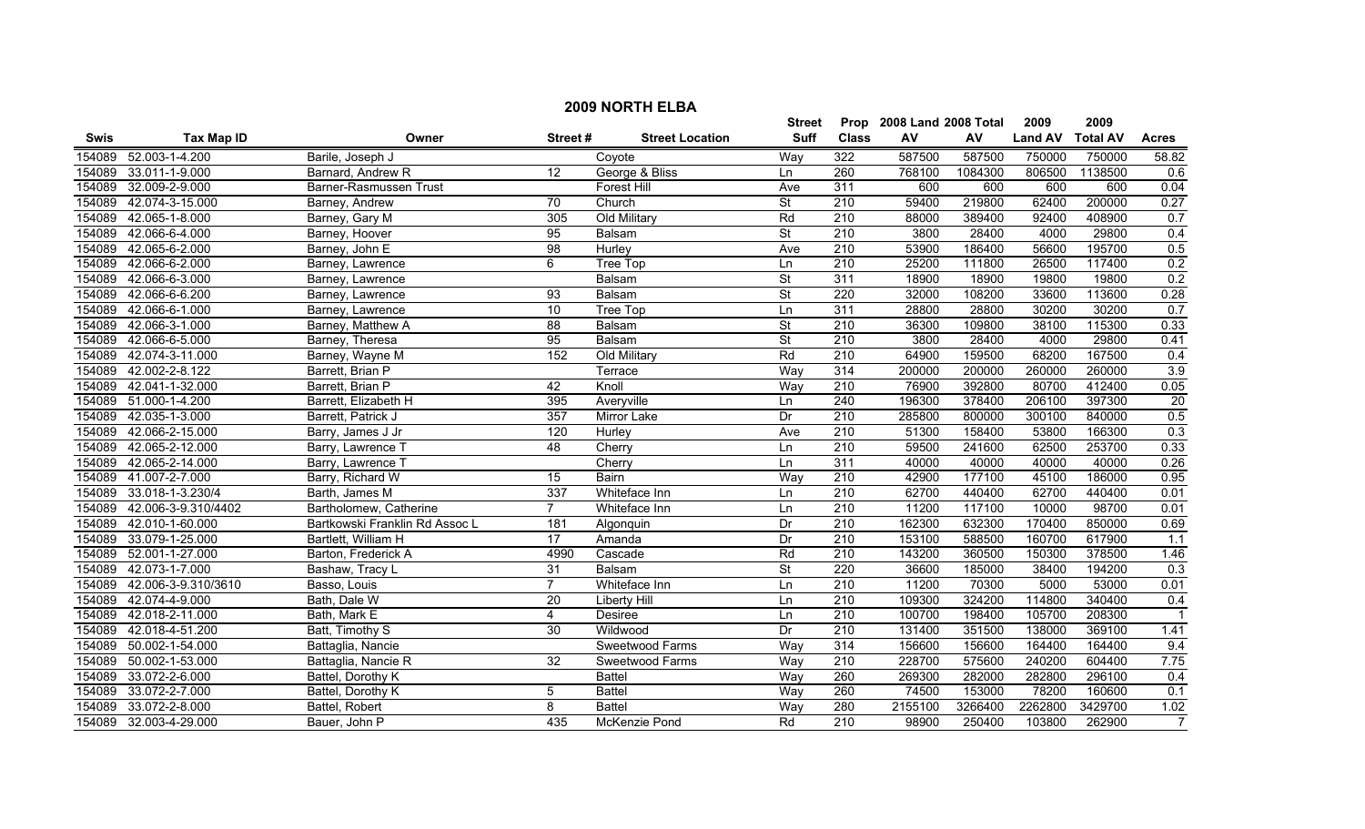# 2009 NORTH ELBA

| Swis | Tax Map ID | Owner | Street # | Street Location | Street Suff | Prop Class | 2008 Land AV | 2008 Total AV | 2009 Land AV | 2009 Total AV | Acres |
|---|---|---|---|---|---|---|---|---|---|---|---|
| 154089 | 52.003-1-4.200 | Barile, Joseph J | | Coyote | Way | 322 | 587500 | 587500 | 750000 | 750000 | 58.82 |
| 154089 | 33.011-1-9.000 | Barnard, Andrew R | 12 | George & Bliss | Ln | 260 | 768100 | 1084300 | 806500 | 1138500 | 0.6 |
| 154089 | 32.009-2-9.000 | Barner-Rasmussen Trust | | Forest Hill | Ave | 311 | 600 | 600 | 600 | 600 | 0.04 |
| 154089 | 42.074-3-15.000 | Barney, Andrew | 70 | Church | St | 210 | 59400 | 219800 | 62400 | 200000 | 0.27 |
| 154089 | 42.065-1-8.000 | Barney, Gary M | 305 | Old Military | Rd | 210 | 88000 | 389400 | 92400 | 408900 | 0.7 |
| 154089 | 42.066-6-4.000 | Barney, Hoover | 95 | Balsam | St | 210 | 3800 | 28400 | 4000 | 29800 | 0.4 |
| 154089 | 42.065-6-2.000 | Barney, John E | 98 | Hurley | Ave | 210 | 53900 | 186400 | 56600 | 195700 | 0.5 |
| 154089 | 42.066-6-2.000 | Barney, Lawrence | 6 | Tree Top | Ln | 210 | 25200 | 111800 | 26500 | 117400 | 0.2 |
| 154089 | 42.066-6-3.000 | Barney, Lawrence | | Balsam | St | 311 | 18900 | 18900 | 19800 | 19800 | 0.2 |
| 154089 | 42.066-6-6.200 | Barney, Lawrence | 93 | Balsam | St | 220 | 32000 | 108200 | 33600 | 113600 | 0.28 |
| 154089 | 42.066-6-1.000 | Barney, Lawrence | 10 | Tree Top | Ln | 311 | 28800 | 28800 | 30200 | 30200 | 0.7 |
| 154089 | 42.066-3-1.000 | Barney, Matthew A | 88 | Balsam | St | 210 | 36300 | 109800 | 38100 | 115300 | 0.33 |
| 154089 | 42.066-6-5.000 | Barney, Theresa | 95 | Balsam | St | 210 | 3800 | 28400 | 4000 | 29800 | 0.41 |
| 154089 | 42.074-3-11.000 | Barney, Wayne M | 152 | Old Military | Rd | 210 | 64900 | 159500 | 68200 | 167500 | 0.4 |
| 154089 | 42.002-2-8.122 | Barrett, Brian P | | Terrace | Way | 314 | 200000 | 200000 | 260000 | 260000 | 3.9 |
| 154089 | 42.041-1-32.000 | Barrett, Brian P | 42 | Knoll | Way | 210 | 76900 | 392800 | 80700 | 412400 | 0.05 |
| 154089 | 51.000-1-4.200 | Barrett, Elizabeth H | 395 | Averyville | Ln | 240 | 196300 | 378400 | 206100 | 397300 | 20 |
| 154089 | 42.035-1-3.000 | Barrett, Patrick J | 357 | Mirror Lake | Dr | 210 | 285800 | 800000 | 300100 | 840000 | 0.5 |
| 154089 | 42.066-2-15.000 | Barry, James J Jr | 120 | Hurley | Ave | 210 | 51300 | 158400 | 53800 | 166300 | 0.3 |
| 154089 | 42.065-2-12.000 | Barry, Lawrence T | 48 | Cherry | Ln | 210 | 59500 | 241600 | 62500 | 253700 | 0.33 |
| 154089 | 42.065-2-14.000 | Barry, Lawrence T | | Cherry | Ln | 311 | 40000 | 40000 | 40000 | 40000 | 0.26 |
| 154089 | 41.007-2-7.000 | Barry, Richard W | 15 | Bairn | Way | 210 | 42900 | 177100 | 45100 | 186000 | 0.95 |
| 154089 | 33.018-1-3.230/4 | Barth, James M | 337 | Whiteface Inn | Ln | 210 | 62700 | 440400 | 62700 | 440400 | 0.01 |
| 154089 | 42.006-3-9.310/4402 | Bartholomew, Catherine | 7 | Whiteface Inn | Ln | 210 | 11200 | 117100 | 10000 | 98700 | 0.01 |
| 154089 | 42.010-1-60.000 | Bartkowski Franklin Rd Assoc L | 181 | Algonquin | Dr | 210 | 162300 | 632300 | 170400 | 850000 | 0.69 |
| 154089 | 33.079-1-25.000 | Bartlett, William H | 17 | Amanda | Dr | 210 | 153100 | 588500 | 160700 | 617900 | 1.1 |
| 154089 | 52.001-1-27.000 | Barton, Frederick A | 4990 | Cascade | Rd | 210 | 143200 | 360500 | 150300 | 378500 | 1.46 |
| 154089 | 42.073-1-7.000 | Bashaw, Tracy L | 31 | Balsam | St | 220 | 36600 | 185000 | 38400 | 194200 | 0.3 |
| 154089 | 42.006-3-9.310/3610 | Basso, Louis | 7 | Whiteface Inn | Ln | 210 | 11200 | 70300 | 5000 | 53000 | 0.01 |
| 154089 | 42.074-4-9.000 | Bath, Dale W | 20 | Liberty Hill | Ln | 210 | 109300 | 324200 | 114800 | 340400 | 0.4 |
| 154089 | 42.018-2-11.000 | Bath, Mark E | 4 | Desiree | Ln | 210 | 100700 | 198400 | 105700 | 208300 | 1 |
| 154089 | 42.018-4-51.200 | Batt, Timothy S | 30 | Wildwood | Dr | 210 | 131400 | 351500 | 138000 | 369100 | 1.41 |
| 154089 | 50.002-1-54.000 | Battaglia, Nancie | | Sweetwood Farms | Way | 314 | 156600 | 156600 | 164400 | 164400 | 9.4 |
| 154089 | 50.002-1-53.000 | Battaglia, Nancie R | 32 | Sweetwood Farms | Way | 210 | 228700 | 575600 | 240200 | 604400 | 7.75 |
| 154089 | 33.072-2-6.000 | Battel, Dorothy K | | Battel | Way | 260 | 269300 | 282000 | 282800 | 296100 | 0.4 |
| 154089 | 33.072-2-7.000 | Battel, Dorothy K | 5 | Battel | Way | 260 | 74500 | 153000 | 78200 | 160600 | 0.1 |
| 154089 | 33.072-2-8.000 | Battel, Robert | 8 | Battel | Way | 280 | 2155100 | 3266400 | 2262800 | 3429700 | 1.02 |
| 154089 | 32.003-4-29.000 | Bauer, John P | 435 | McKenzie Pond | Rd | 210 | 98900 | 250400 | 103800 | 262900 | 7 |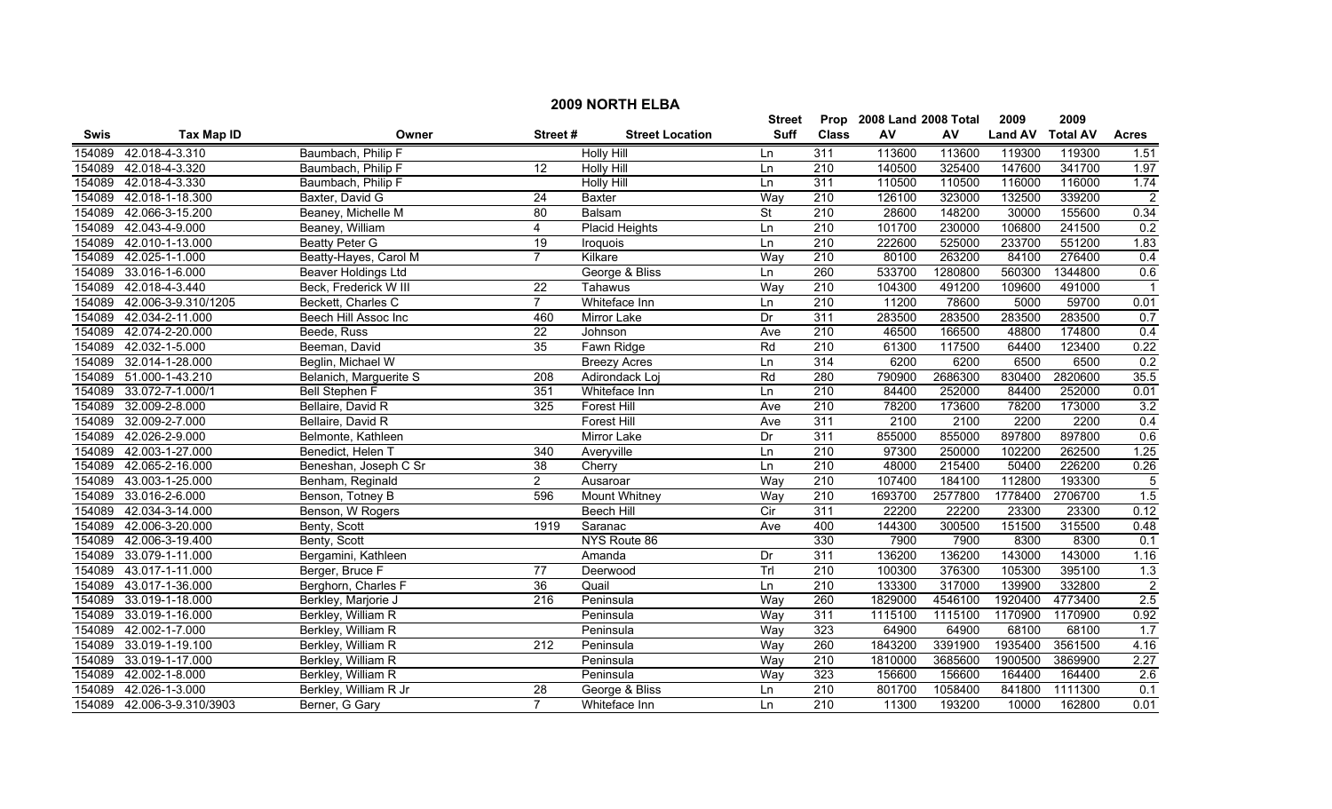# 2009 NORTH ELBA

| Swis | Tax Map ID | Owner | Street # | Street Location | Street Suff | Prop Class | 2008 Land AV | 2008 Total AV | 2009 Land AV | 2009 Total AV | Acres |
|---|---|---|---|---|---|---|---|---|---|---|---|
| 154089 | 42.018-4-3.310 | Baumbach, Philip F | | Holly Hill | Ln | 311 | 113600 | 113600 | 119300 | 119300 | 1.51 |
| 154089 | 42.018-4-3.320 | Baumbach, Philip F | 12 | Holly Hill | Ln | 210 | 140500 | 325400 | 147600 | 341700 | 1.97 |
| 154089 | 42.018-4-3.330 | Baumbach, Philip F | | Holly Hill | Ln | 311 | 110500 | 110500 | 116000 | 116000 | 1.74 |
| 154089 | 42.018-1-18.300 | Baxter, David G | 24 | Baxter | Way | 210 | 126100 | 323000 | 132500 | 339200 | 2 |
| 154089 | 42.066-3-15.200 | Beaney, Michelle M | 80 | Balsam | St | 210 | 28600 | 148200 | 30000 | 155600 | 0.34 |
| 154089 | 42.043-4-9.000 | Beaney, William | 4 | Placid Heights | Ln | 210 | 101700 | 230000 | 106800 | 241500 | 0.2 |
| 154089 | 42.010-1-13.000 | Beatty Peter G | 19 | Iroquois | Ln | 210 | 222600 | 525000 | 233700 | 551200 | 1.83 |
| 154089 | 42.025-1-1.000 | Beatty-Hayes, Carol M | 7 | Kilkare | Way | 210 | 80100 | 263200 | 84100 | 276400 | 0.4 |
| 154089 | 33.016-1-6.000 | Beaver Holdings Ltd | | George & Bliss | Ln | 260 | 533700 | 1280800 | 560300 | 1344800 | 0.6 |
| 154089 | 42.018-4-3.440 | Beck, Frederick W III | 22 | Tahawus | Way | 210 | 104300 | 491200 | 109600 | 491000 | 1 |
| 154089 | 42.006-3-9.310/1205 | Beckett, Charles C | 7 | Whiteface Inn | Ln | 210 | 11200 | 78600 | 5000 | 59700 | 0.01 |
| 154089 | 42.034-2-11.000 | Beech Hill Assoc Inc | 460 | Mirror Lake | Dr | 311 | 283500 | 283500 | 283500 | 283500 | 0.7 |
| 154089 | 42.074-2-20.000 | Beede, Russ | 22 | Johnson | Ave | 210 | 46500 | 166500 | 48800 | 174800 | 0.4 |
| 154089 | 42.032-1-5.000 | Beeman, David | 35 | Fawn Ridge | Rd | 210 | 61300 | 117500 | 64400 | 123400 | 0.22 |
| 154089 | 32.014-1-28.000 | Beglin, Michael W | | Breezy Acres | Ln | 314 | 6200 | 6200 | 6500 | 6500 | 0.2 |
| 154089 | 51.000-1-43.210 | Belanich, Marguerite S | 208 | Adirondack Loj | Rd | 280 | 790900 | 2686300 | 830400 | 2820600 | 35.5 |
| 154089 | 33.072-7-1.000/1 | Bell Stephen F | 351 | Whiteface Inn | Ln | 210 | 84400 | 252000 | 84400 | 252000 | 0.01 |
| 154089 | 32.009-2-8.000 | Bellaire, David R | 325 | Forest Hill | Ave | 210 | 78200 | 173600 | 78200 | 173000 | 3.2 |
| 154089 | 32.009-2-7.000 | Bellaire, David R | | Forest Hill | Ave | 311 | 2100 | 2100 | 2200 | 2200 | 0.4 |
| 154089 | 42.026-2-9.000 | Belmonte, Kathleen | | Mirror Lake | Dr | 311 | 855000 | 855000 | 897800 | 897800 | 0.6 |
| 154089 | 42.003-1-27.000 | Benedict, Helen T | 340 | Averyville | Ln | 210 | 97300 | 250000 | 102200 | 262500 | 1.25 |
| 154089 | 42.065-2-16.000 | Beneshan, Joseph C Sr | 38 | Cherry | Ln | 210 | 48000 | 215400 | 50400 | 226200 | 0.26 |
| 154089 | 43.003-1-25.000 | Benham, Reginald | 2 | Ausaroar | Way | 210 | 107400 | 184100 | 112800 | 193300 | 5 |
| 154089 | 33.016-2-6.000 | Benson, Totney B | 596 | Mount Whitney | Way | 210 | 1693700 | 2577800 | 1778400 | 2706700 | 1.5 |
| 154089 | 42.034-3-14.000 | Benson, W Rogers | | Beech Hill | Cir | 311 | 22200 | 22200 | 23300 | 23300 | 0.12 |
| 154089 | 42.006-3-20.000 | Benty, Scott | 1919 | Saranac | Ave | 400 | 144300 | 300500 | 151500 | 315500 | 0.48 |
| 154089 | 42.006-3-19.400 | Benty, Scott | | NYS Route 86 | | 330 | 7900 | 7900 | 8300 | 8300 | 0.1 |
| 154089 | 33.079-1-11.000 | Bergamini, Kathleen | | Amanda | Dr | 311 | 136200 | 136200 | 143000 | 143000 | 1.16 |
| 154089 | 43.017-1-11.000 | Berger, Bruce F | 77 | Deerwood | Trl | 210 | 100300 | 376300 | 105300 | 395100 | 1.3 |
| 154089 | 43.017-1-36.000 | Berghorn, Charles F | 36 | Quail | Ln | 210 | 133300 | 317000 | 139900 | 332800 | 2 |
| 154089 | 33.019-1-18.000 | Berkley, Marjorie J | 216 | Peninsula | Way | 260 | 1829000 | 4546100 | 1920400 | 4773400 | 2.5 |
| 154089 | 33.019-1-16.000 | Berkley, William R | | Peninsula | Way | 311 | 1115100 | 1115100 | 1170900 | 1170900 | 0.92 |
| 154089 | 42.002-1-7.000 | Berkley, William R | | Peninsula | Way | 323 | 64900 | 64900 | 68100 | 68100 | 1.7 |
| 154089 | 33.019-1-19.100 | Berkley, William R | 212 | Peninsula | Way | 260 | 1843200 | 3391900 | 1935400 | 3561500 | 4.16 |
| 154089 | 33.019-1-17.000 | Berkley, William R | | Peninsula | Way | 210 | 1810000 | 3685600 | 1900500 | 3869900 | 2.27 |
| 154089 | 42.002-1-8.000 | Berkley, William R | | Peninsula | Way | 323 | 156600 | 156600 | 164400 | 164400 | 2.6 |
| 154089 | 42.026-1-3.000 | Berkley, William R Jr | 28 | George & Bliss | Ln | 210 | 801700 | 1058400 | 841800 | 1111300 | 0.1 |
| 154089 | 42.006-3-9.310/3903 | Berner, G Gary | 7 | Whiteface Inn | Ln | 210 | 11300 | 193200 | 10000 | 162800 | 0.01 |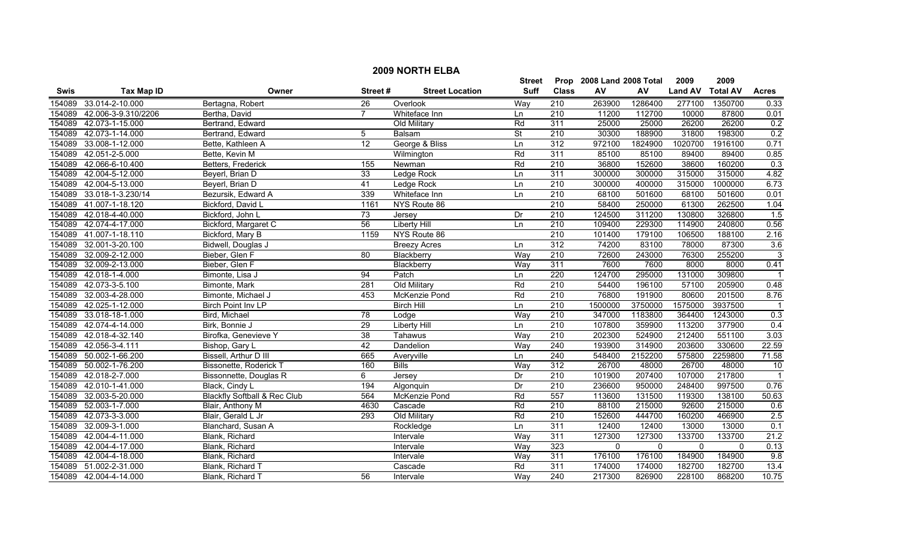## 2009 NORTH ELBA

| Swis | Tax Map ID | Owner | Street # | Street Location | Street Suff | Prop Class | 2008 Land AV | 2008 Total AV | 2009 Land AV | 2009 Total AV | Acres |
|---|---|---|---|---|---|---|---|---|---|---|---|
| 154089 | 33.014-2-10.000 | Bertagna, Robert | 26 | Overlook | Way | 210 | 263900 | 1286400 | 277100 | 1350700 | 0.33 |
| 154089 | 42.006-3-9.310/2206 | Bertha, David | 7 | Whiteface Inn | Ln | 210 | 11200 | 112700 | 10000 | 87800 | 0.01 |
| 154089 | 42.073-1-15.000 | Bertrand, Edward | | Old Military | Rd | 311 | 25000 | 25000 | 26200 | 26200 | 0.2 |
| 154089 | 42.073-1-14.000 | Bertrand, Edward | 5 | Balsam | St | 210 | 30300 | 188900 | 31800 | 198300 | 0.2 |
| 154089 | 33.008-1-12.000 | Bette, Kathleen A | 12 | George & Bliss | Ln | 312 | 972100 | 1824900 | 1020700 | 1916100 | 0.71 |
| 154089 | 42.051-2-5.000 | Bette, Kevin M | | Wilmington | Rd | 311 | 85100 | 85100 | 89400 | 89400 | 0.85 |
| 154089 | 42.066-6-10.400 | Betters, Frederick | 155 | Newman | Rd | 210 | 36800 | 152600 | 38600 | 160200 | 0.3 |
| 154089 | 42.004-5-12.000 | Beyerl, Brian D | 33 | Ledge Rock | Ln | 311 | 300000 | 300000 | 315000 | 315000 | 4.82 |
| 154089 | 42.004-5-13.000 | Beyerl, Brian D | 41 | Ledge Rock | Ln | 210 | 300000 | 400000 | 315000 | 1000000 | 6.73 |
| 154089 | 33.018-1-3.230/14 | Bezursik, Edward A | 339 | Whiteface Inn | Ln | 210 | 68100 | 501600 | 68100 | 501600 | 0.01 |
| 154089 | 41.007-1-18.120 | Bickford, David L | 1161 | NYS Route 86 | | 210 | 58400 | 250000 | 61300 | 262500 | 1.04 |
| 154089 | 42.018-4-40.000 | Bickford, John L | 73 | Jersey | Dr | 210 | 124500 | 311200 | 130800 | 326800 | 1.5 |
| 154089 | 42.074-4-17.000 | Bickford, Margaret C | 56 | Liberty Hill | Ln | 210 | 109400 | 229300 | 114900 | 240800 | 0.56 |
| 154089 | 41.007-1-18.110 | Bickford, Mary B | 1159 | NYS Route 86 | | 210 | 101400 | 179100 | 106500 | 188100 | 2.16 |
| 154089 | 32.001-3-20.100 | Bidwell, Douglas J | | Breezy Acres | Ln | 312 | 74200 | 83100 | 78000 | 87300 | 3.6 |
| 154089 | 32.009-2-12.000 | Bieber, Glen F | 80 | Blackberry | Way | 210 | 72600 | 243000 | 76300 | 255200 | 3 |
| 154089 | 32.009-2-13.000 | Bieber, Glen F | | Blackberry | Way | 311 | 7600 | 7600 | 8000 | 8000 | 0.41 |
| 154089 | 42.018-1-4.000 | Bimonte, Lisa J | 94 | Patch | Ln | 220 | 124700 | 295000 | 131000 | 309800 | 1 |
| 154089 | 42.073-3-5.100 | Bimonte, Mark | 281 | Old Military | Rd | 210 | 54400 | 196100 | 57100 | 205900 | 0.48 |
| 154089 | 32.003-4-28.000 | Bimonte, Michael J | 453 | McKenzie Pond | Rd | 210 | 76800 | 191900 | 80600 | 201500 | 8.76 |
| 154089 | 42.025-1-12.000 | Birch Point Inv LP | | Birch Hill | Ln | 210 | 1500000 | 3750000 | 1575000 | 3937500 | 1 |
| 154089 | 33.018-18-1.000 | Bird, Michael | 78 | Lodge | Way | 210 | 347000 | 1183800 | 364400 | 1243000 | 0.3 |
| 154089 | 42.074-4-14.000 | Birk, Bonnie J | 29 | Liberty Hill | Ln | 210 | 107800 | 359900 | 113200 | 377900 | 0.4 |
| 154089 | 42.018-4-32.140 | Birofka, Genevieve Y | 38 | Tahawus | Way | 210 | 202300 | 524900 | 212400 | 551100 | 3.03 |
| 154089 | 42.056-3-4.111 | Bishop, Gary L | 42 | Dandelion | Way | 240 | 193900 | 314900 | 203600 | 330600 | 22.59 |
| 154089 | 50.002-1-66.200 | Bissell, Arthur D III | 665 | Averyville | Ln | 240 | 548400 | 2152200 | 575800 | 2259800 | 71.58 |
| 154089 | 50.002-1-76.200 | Bissonette, Roderick T | 160 | Bills | Way | 312 | 26700 | 48000 | 26700 | 48000 | 10 |
| 154089 | 42.018-2-7.000 | Bissonnette, Douglas R | 6 | Jersey | Dr | 210 | 101900 | 207400 | 107000 | 217800 | 1 |
| 154089 | 42.010-1-41.000 | Black, Cindy L | 194 | Algonquin | Dr | 210 | 236600 | 950000 | 248400 | 997500 | 0.76 |
| 154089 | 32.003-5-20.000 | Blackfly Softball & Rec Club | 564 | McKenzie Pond | Rd | 557 | 113600 | 131500 | 119300 | 138100 | 50.63 |
| 154089 | 52.003-1-7.000 | Blair, Anthony M | 4630 | Cascade | Rd | 210 | 88100 | 215000 | 92600 | 215000 | 0.6 |
| 154089 | 42.073-3-3.000 | Blair, Gerald L Jr | 293 | Old Military | Rd | 210 | 152600 | 444700 | 160200 | 466900 | 2.5 |
| 154089 | 32.009-3-1.000 | Blanchard, Susan A | | Rockledge | Ln | 311 | 12400 | 12400 | 13000 | 13000 | 0.1 |
| 154089 | 42.004-4-11.000 | Blank, Richard | | Intervale | Way | 311 | 127300 | 127300 | 133700 | 133700 | 21.2 |
| 154089 | 42.004-4-17.000 | Blank, Richard | | Intervale | Way | 323 | 0 | 0 | 0 | 0 | 0.13 |
| 154089 | 42.004-4-18.000 | Blank, Richard | | Intervale | Way | 311 | 176100 | 176100 | 184900 | 184900 | 9.8 |
| 154089 | 51.002-2-31.000 | Blank, Richard T | | Cascade | Rd | 311 | 174000 | 174000 | 182700 | 182700 | 13.4 |
| 154089 | 42.004-4-14.000 | Blank, Richard T | 56 | Intervale | Way | 240 | 217300 | 826900 | 228100 | 868200 | 10.75 |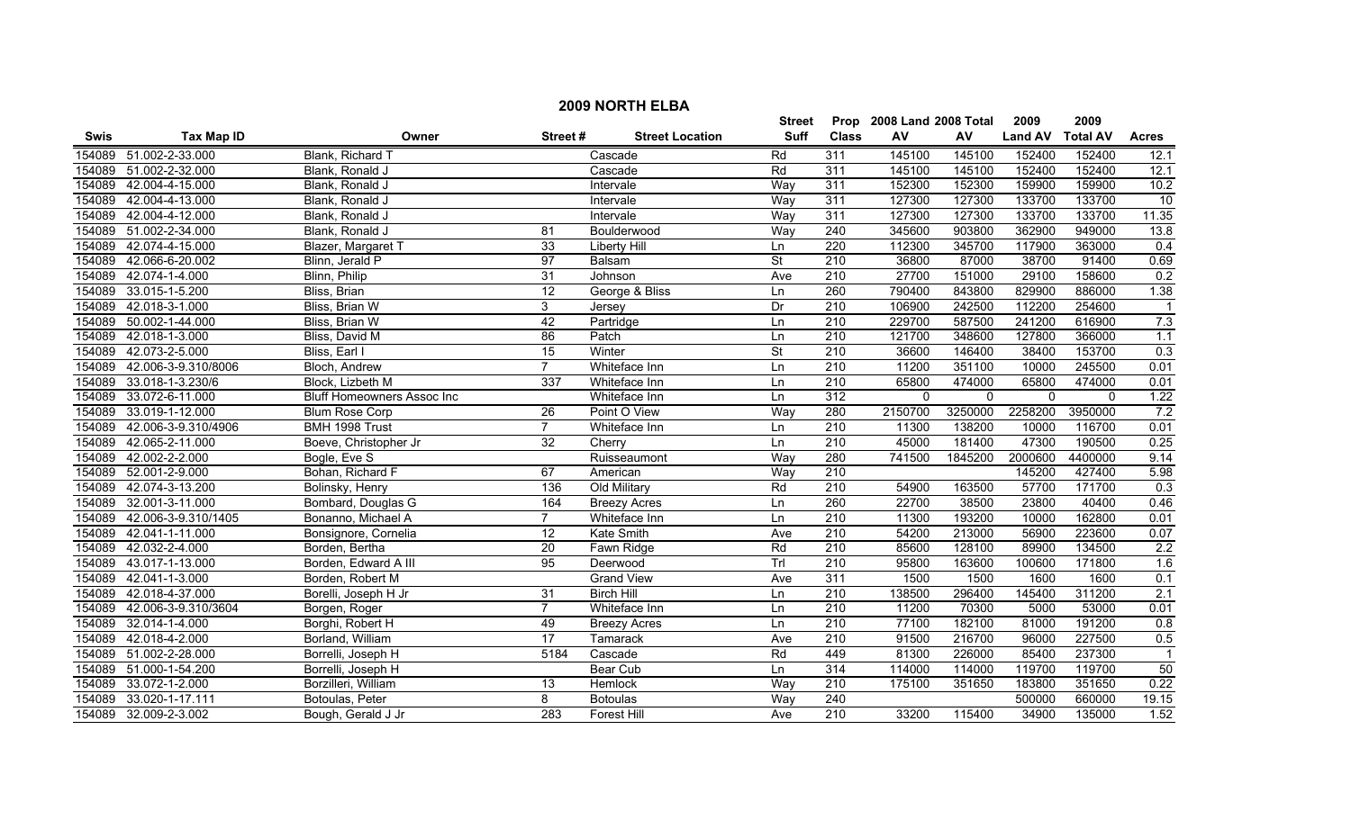## 2009 NORTH ELBA

| Swis | Tax Map ID | Owner | Street # | Street Location | Street Suff | Prop Class | 2008 Land AV | 2008 Total AV | 2009 Land AV | 2009 Total AV | Acres |
|---|---|---|---|---|---|---|---|---|---|---|---|
| 154089 | 51.002-2-33.000 | Blank, Richard T | | Cascade | Rd | 311 | 145100 | 145100 | 152400 | 152400 | 12.1 |
| 154089 | 51.002-2-32.000 | Blank, Ronald J | | Cascade | Rd | 311 | 145100 | 145100 | 152400 | 152400 | 12.1 |
| 154089 | 42.004-4-15.000 | Blank, Ronald J | | Intervale | Way | 311 | 152300 | 152300 | 159900 | 159900 | 10.2 |
| 154089 | 42.004-4-13.000 | Blank, Ronald J | | Intervale | Way | 311 | 127300 | 127300 | 133700 | 133700 | 10 |
| 154089 | 42.004-4-12.000 | Blank, Ronald J | | Intervale | Way | 311 | 127300 | 127300 | 133700 | 133700 | 11.35 |
| 154089 | 51.002-2-34.000 | Blank, Ronald J | 81 | Boulderwood | Way | 240 | 345600 | 903800 | 362900 | 949000 | 13.8 |
| 154089 | 42.074-4-15.000 | Blazer, Margaret T | 33 | Liberty Hill | Ln | 220 | 112300 | 345700 | 117900 | 363000 | 0.4 |
| 154089 | 42.066-6-20.002 | Blinn, Jerald P | 97 | Balsam | St | 210 | 36800 | 87000 | 38700 | 91400 | 0.69 |
| 154089 | 42.074-1-4.000 | Blinn, Philip | 31 | Johnson | Ave | 210 | 27700 | 151000 | 29100 | 158600 | 0.2 |
| 154089 | 33.015-1-5.200 | Bliss, Brian | 12 | George & Bliss | Ln | 260 | 790400 | 843800 | 829900 | 886000 | 1.38 |
| 154089 | 42.018-3-1.000 | Bliss, Brian W | 3 | Jersey | Dr | 210 | 106900 | 242500 | 112200 | 254600 | 1 |
| 154089 | 50.002-1-44.000 | Bliss, Brian W | 42 | Partridge | Ln | 210 | 229700 | 587500 | 241200 | 616900 | 7.3 |
| 154089 | 42.018-1-3.000 | Bliss, David M | 86 | Patch | Ln | 210 | 121700 | 348600 | 127800 | 366000 | 1.1 |
| 154089 | 42.073-2-5.000 | Bliss, Earl I | 15 | Winter | St | 210 | 36600 | 146400 | 38400 | 153700 | 0.3 |
| 154089 | 42.006-3-9.310/8006 | Bloch, Andrew | 7 | Whiteface Inn | Ln | 210 | 11200 | 351100 | 10000 | 245500 | 0.01 |
| 154089 | 33.018-1-3.230/6 | Block, Lizbeth M | 337 | Whiteface Inn | Ln | 210 | 65800 | 474000 | 65800 | 474000 | 0.01 |
| 154089 | 33.072-6-11.000 | Bluff Homeowners Assoc Inc | | Whiteface Inn | Ln | 312 | 0 | 0 | 0 | 0 | 1.22 |
| 154089 | 33.019-1-12.000 | Blum Rose Corp | 26 | Point O View | Way | 280 | 2150700 | 3250000 | 2258200 | 3950000 | 7.2 |
| 154089 | 42.006-3-9.310/4906 | BMH 1998 Trust | 7 | Whiteface Inn | Ln | 210 | 11300 | 138200 | 10000 | 116700 | 0.01 |
| 154089 | 42.065-2-11.000 | Boeve, Christopher Jr | 32 | Cherry | Ln | 210 | 45000 | 181400 | 47300 | 190500 | 0.25 |
| 154089 | 42.002-2-2.000 | Bogle, Eve S | | Ruisseaumont | Way | 280 | 741500 | 1845200 | 2000600 | 4400000 | 9.14 |
| 154089 | 52.001-2-9.000 | Bohan, Richard F | 67 | American | Way | 210 | | | 145200 | 427400 | 5.98 |
| 154089 | 42.074-3-13.200 | Bolinsky, Henry | 136 | Old Military | Rd | 210 | 54900 | 163500 | 57700 | 171700 | 0.3 |
| 154089 | 32.001-3-11.000 | Bombard, Douglas G | 164 | Breezy Acres | Ln | 260 | 22700 | 38500 | 23800 | 40400 | 0.46 |
| 154089 | 42.006-3-9.310/1405 | Bonanno, Michael A | 7 | Whiteface Inn | Ln | 210 | 11300 | 193200 | 10000 | 162800 | 0.01 |
| 154089 | 42.041-1-11.000 | Bonsignore, Cornelia | 12 | Kate Smith | Ave | 210 | 54200 | 213000 | 56900 | 223600 | 0.07 |
| 154089 | 42.032-2-4.000 | Borden, Bertha | 20 | Fawn Ridge | Rd | 210 | 85600 | 128100 | 89900 | 134500 | 2.2 |
| 154089 | 43.017-1-13.000 | Borden, Edward A III | 95 | Deerwood | Trl | 210 | 95800 | 163600 | 100600 | 171800 | 1.6 |
| 154089 | 42.041-1-3.000 | Borden, Robert M | | Grand View | Ave | 311 | 1500 | 1500 | 1600 | 1600 | 0.1 |
| 154089 | 42.018-4-37.000 | Borelli, Joseph H Jr | 31 | Birch Hill | Ln | 210 | 138500 | 296400 | 145400 | 311200 | 2.1 |
| 154089 | 42.006-3-9.310/3604 | Borgen, Roger | 7 | Whiteface Inn | Ln | 210 | 11200 | 70300 | 5000 | 53000 | 0.01 |
| 154089 | 32.014-1-4.000 | Borghi, Robert H | 49 | Breezy Acres | Ln | 210 | 77100 | 182100 | 81000 | 191200 | 0.8 |
| 154089 | 42.018-4-2.000 | Borland, William | 17 | Tamarack | Ave | 210 | 91500 | 216700 | 96000 | 227500 | 0.5 |
| 154089 | 51.002-2-28.000 | Borrelli, Joseph H | 5184 | Cascade | Rd | 449 | 81300 | 226000 | 85400 | 237300 | 1 |
| 154089 | 51.000-1-54.200 | Borrelli, Joseph H | | Bear Cub | Ln | 314 | 114000 | 114000 | 119700 | 119700 | 50 |
| 154089 | 33.072-1-2.000 | Borzilleri, William | 13 | Hemlock | Way | 210 | 175100 | 351650 | 183800 | 351650 | 0.22 |
| 154089 | 33.020-1-17.111 | Botoulas, Peter | 8 | Botoulas | Way | 240 | | | 500000 | 660000 | 19.15 |
| 154089 | 32.009-2-3.002 | Bough, Gerald J Jr | 283 | Forest Hill | Ave | 210 | 33200 | 115400 | 34900 | 135000 | 1.52 |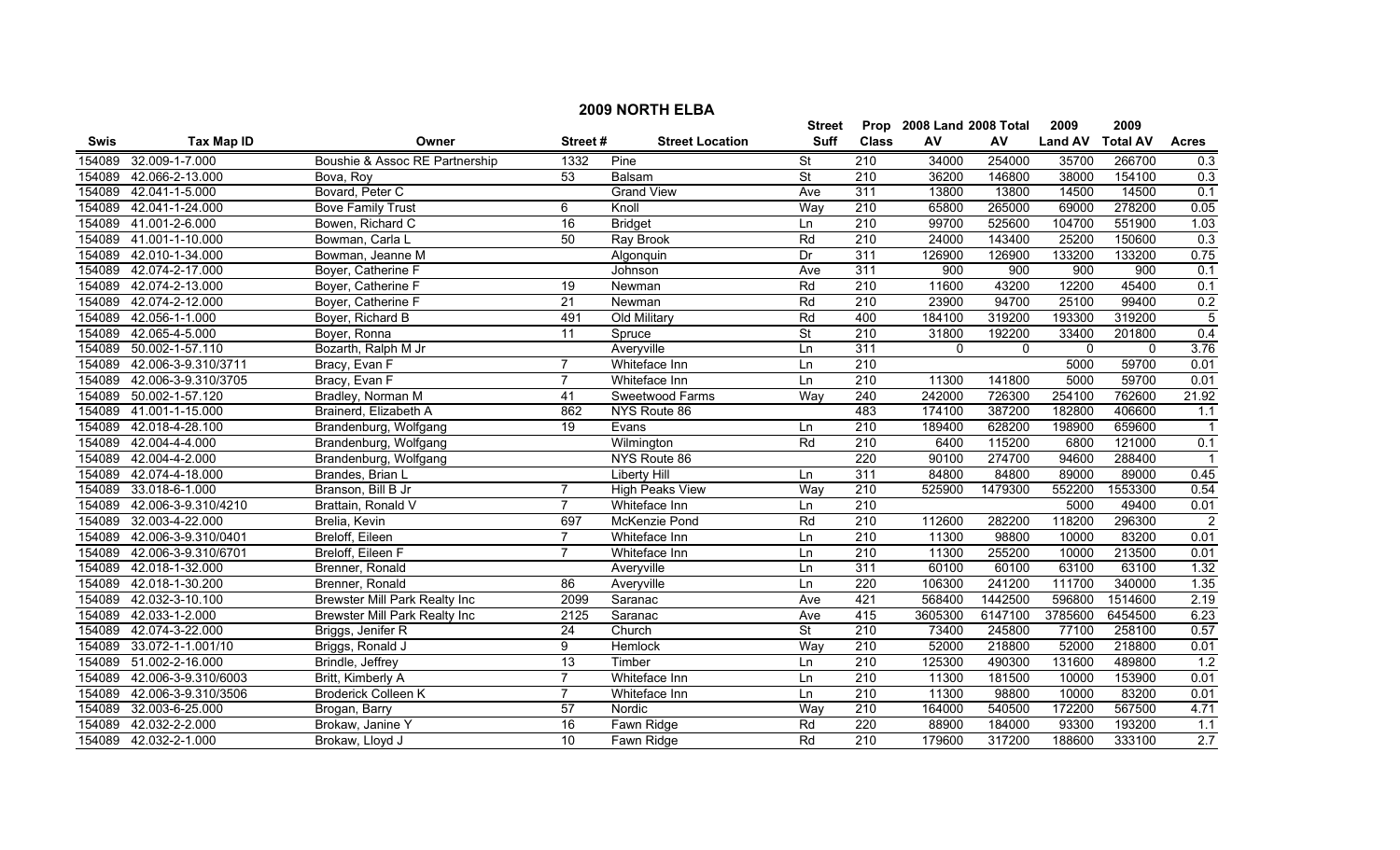# 2009 NORTH ELBA

| Swis | Tax Map ID | Owner | Street # | Street Location | Street Suff | Prop Class | 2008 Land AV | 2008 Total AV | 2009 Land AV | 2009 Total AV | Acres |
|---|---|---|---|---|---|---|---|---|---|---|---|
| 154089 | 32.009-1-7.000 | Boushie & Assoc RE Partnership | 1332 | Pine | St | 210 | 34000 | 254000 | 35700 | 266700 | 0.3 |
| 154089 | 42.066-2-13.000 | Bova, Roy | 53 | Balsam | St | 210 | 36200 | 146800 | 38000 | 154100 | 0.3 |
| 154089 | 42.041-1-5.000 | Bovard, Peter C | | Grand View | Ave | 311 | 13800 | 13800 | 14500 | 14500 | 0.1 |
| 154089 | 42.041-1-24.000 | Bove Family Trust | 6 | Knoll | Way | 210 | 65800 | 265000 | 69000 | 278200 | 0.05 |
| 154089 | 41.001-2-6.000 | Bowen, Richard C | 16 | Bridget | Ln | 210 | 99700 | 525600 | 104700 | 551900 | 1.03 |
| 154089 | 41.001-1-10.000 | Bowman, Carla L | 50 | Ray Brook | Rd | 210 | 24000 | 143400 | 25200 | 150600 | 0.3 |
| 154089 | 42.010-1-34.000 | Bowman, Jeanne M | | Algonquin | Dr | 311 | 126900 | 126900 | 133200 | 133200 | 0.75 |
| 154089 | 42.074-2-17.000 | Boyer, Catherine F | | Johnson | Ave | 311 | 900 | 900 | 900 | 900 | 0.1 |
| 154089 | 42.074-2-13.000 | Boyer, Catherine F | 19 | Newman | Rd | 210 | 11600 | 43200 | 12200 | 45400 | 0.1 |
| 154089 | 42.074-2-12.000 | Boyer, Catherine F | 21 | Newman | Rd | 210 | 23900 | 94700 | 25100 | 99400 | 0.2 |
| 154089 | 42.056-1-1.000 | Boyer, Richard B | 491 | Old Military | Rd | 400 | 184100 | 319200 | 193300 | 319200 | 5 |
| 154089 | 42.065-4-5.000 | Boyer, Ronna | 11 | Spruce | St | 210 | 31800 | 192200 | 33400 | 201800 | 0.4 |
| 154089 | 50.002-1-57.110 | Bozarth, Ralph M Jr | | Averyville | Ln | 311 | 0 | 0 | 0 | 0 | 3.76 |
| 154089 | 42.006-3-9.310/3711 | Bracy, Evan F | 7 | Whiteface Inn | Ln | 210 | | | 5000 | 59700 | 0.01 |
| 154089 | 42.006-3-9.310/3705 | Bracy, Evan F | 7 | Whiteface Inn | Ln | 210 | 11300 | 141800 | 5000 | 59700 | 0.01 |
| 154089 | 50.002-1-57.120 | Bradley, Norman M | 41 | Sweetwood Farms | Way | 240 | 242000 | 726300 | 254100 | 762600 | 21.92 |
| 154089 | 41.001-1-15.000 | Brainerd, Elizabeth A | 862 | NYS Route 86 | | 483 | 174100 | 387200 | 182800 | 406600 | 1.1 |
| 154089 | 42.018-4-28.100 | Brandenburg, Wolfgang | 19 | Evans | Ln | 210 | 189400 | 628200 | 198900 | 659600 | 1 |
| 154089 | 42.004-4-4.000 | Brandenburg, Wolfgang | | Wilmington | Rd | 210 | 6400 | 115200 | 6800 | 121000 | 0.1 |
| 154089 | 42.004-4-2.000 | Brandenburg, Wolfgang | | NYS Route 86 | | 220 | 90100 | 274700 | 94600 | 288400 | 1 |
| 154089 | 42.074-4-18.000 | Brandes, Brian L | | Liberty Hill | Ln | 311 | 84800 | 84800 | 89000 | 89000 | 0.45 |
| 154089 | 33.018-6-1.000 | Branson, Bill B Jr | 7 | High Peaks View | Way | 210 | 525900 | 1479300 | 552200 | 1553300 | 0.54 |
| 154089 | 42.006-3-9.310/4210 | Brattain, Ronald V | 7 | Whiteface Inn | Ln | 210 | | | 5000 | 49400 | 0.01 |
| 154089 | 32.003-4-22.000 | Brelia, Kevin | 697 | McKenzie Pond | Rd | 210 | 112600 | 282200 | 118200 | 296300 | 2 |
| 154089 | 42.006-3-9.310/0401 | Breloff, Eileen | 7 | Whiteface Inn | Ln | 210 | 11300 | 98800 | 10000 | 83200 | 0.01 |
| 154089 | 42.006-3-9.310/6701 | Breloff, Eileen F | 7 | Whiteface Inn | Ln | 210 | 11300 | 255200 | 10000 | 213500 | 0.01 |
| 154089 | 42.018-1-32.000 | Brenner, Ronald | | Averyville | Ln | 311 | 60100 | 60100 | 63100 | 63100 | 1.32 |
| 154089 | 42.018-1-30.200 | Brenner, Ronald | 86 | Averyville | Ln | 220 | 106300 | 241200 | 111700 | 340000 | 1.35 |
| 154089 | 42.032-3-10.100 | Brewster Mill Park Realty Inc | 2099 | Saranac | Ave | 421 | 568400 | 1442500 | 596800 | 1514600 | 2.19 |
| 154089 | 42.033-1-2.000 | Brewster Mill Park Realty Inc | 2125 | Saranac | Ave | 415 | 3605300 | 6147100 | 3785600 | 6454500 | 6.23 |
| 154089 | 42.074-3-22.000 | Briggs, Jenifer R | 24 | Church | St | 210 | 73400 | 245800 | 77100 | 258100 | 0.57 |
| 154089 | 33.072-1-1.001/10 | Briggs, Ronald J | 9 | Hemlock | Way | 210 | 52000 | 218800 | 52000 | 218800 | 0.01 |
| 154089 | 51.002-2-16.000 | Brindle, Jeffrey | 13 | Timber | Ln | 210 | 125300 | 490300 | 131600 | 489800 | 1.2 |
| 154089 | 42.006-3-9.310/6003 | Britt, Kimberly A | 7 | Whiteface Inn | Ln | 210 | 11300 | 181500 | 10000 | 153900 | 0.01 |
| 154089 | 42.006-3-9.310/3506 | Broderick Colleen K | 7 | Whiteface Inn | Ln | 210 | 11300 | 98800 | 10000 | 83200 | 0.01 |
| 154089 | 32.003-6-25.000 | Brogan, Barry | 57 | Nordic | Way | 210 | 164000 | 540500 | 172200 | 567500 | 4.71 |
| 154089 | 42.032-2-2.000 | Brokaw, Janine Y | 16 | Fawn Ridge | Rd | 220 | 88900 | 184000 | 93300 | 193200 | 1.1 |
| 154089 | 42.032-2-1.000 | Brokaw, Lloyd J | 10 | Fawn Ridge | Rd | 210 | 179600 | 317200 | 188600 | 333100 | 2.7 |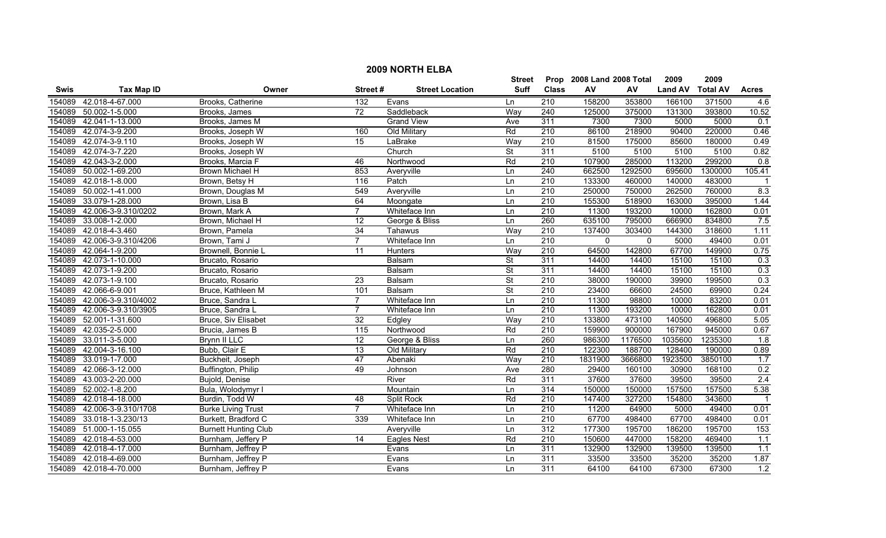## 2009 NORTH ELBA

| Swis | Tax Map ID | Owner | Street # | Street Location | Street Suff | Prop Class | 2008 Land AV | 2008 Total AV | 2009 Land AV | 2009 Total AV | Acres |
|---|---|---|---|---|---|---|---|---|---|---|---|
| 154089 | 42.018-4-67.000 | Brooks, Catherine | 132 | Evans | Ln | 210 | 158200 | 353800 | 166100 | 371500 | 4.6 |
| 154089 | 50.002-1-5.000 | Brooks, James | 72 | Saddleback | Way | 240 | 125000 | 375000 | 131300 | 393800 | 10.52 |
| 154089 | 42.041-1-13.000 | Brooks, James M | | Grand View | Ave | 311 | 7300 | 7300 | 5000 | 5000 | 0.1 |
| 154089 | 42.074-3-9.200 | Brooks, Joseph W | 160 | Old Military | Rd | 210 | 86100 | 218900 | 90400 | 220000 | 0.46 |
| 154089 | 42.074-3-9.110 | Brooks, Joseph W | 15 | LaBrake | Way | 210 | 81500 | 175000 | 85600 | 180000 | 0.49 |
| 154089 | 42.074-3-7.220 | Brooks, Joseph W | | Church | St | 311 | 5100 | 5100 | 5100 | 5100 | 0.82 |
| 154089 | 42.043-3-2.000 | Brooks, Marcia F | 46 | Northwood | Rd | 210 | 107900 | 285000 | 113200 | 299200 | 0.8 |
| 154089 | 50.002-1-69.200 | Brown Michael H | 853 | Averyville | Ln | 240 | 662500 | 1292500 | 695600 | 1300000 | 105.41 |
| 154089 | 42.018-1-8.000 | Brown, Betsy H | 116 | Patch | Ln | 210 | 133300 | 460000 | 140000 | 483000 | 1 |
| 154089 | 50.002-1-41.000 | Brown, Douglas M | 549 | Averyville | Ln | 210 | 250000 | 750000 | 262500 | 760000 | 8.3 |
| 154089 | 33.079-1-28.000 | Brown, Lisa B | 64 | Moongate | Ln | 210 | 155300 | 518900 | 163000 | 395000 | 1.44 |
| 154089 | 42.006-3-9.310/0202 | Brown, Mark A | 7 | Whiteface Inn | Ln | 210 | 11300 | 193200 | 10000 | 162800 | 0.01 |
| 154089 | 33.008-1-2.000 | Brown, Michael H | 12 | George & Bliss | Ln | 260 | 635100 | 795000 | 666900 | 834800 | 7.5 |
| 154089 | 42.018-4-3.460 | Brown, Pamela | 34 | Tahawus | Way | 210 | 137400 | 303400 | 144300 | 318600 | 1.11 |
| 154089 | 42.006-3-9.310/4206 | Brown, Tami J | 7 | Whiteface Inn | Ln | 210 | 0 | 0 | 5000 | 49400 | 0.01 |
| 154089 | 42.064-1-9.200 | Brownell, Bonnie L | 11 | Hunters | Way | 210 | 64500 | 142800 | 67700 | 149900 | 0.75 |
| 154089 | 42.073-1-10.000 | Brucato, Rosario | | Balsam | St | 311 | 14400 | 14400 | 15100 | 15100 | 0.3 |
| 154089 | 42.073-1-9.200 | Brucato, Rosario | | Balsam | St | 311 | 14400 | 14400 | 15100 | 15100 | 0.3 |
| 154089 | 42.073-1-9.100 | Brucato, Rosario | 23 | Balsam | St | 210 | 38000 | 190000 | 39900 | 199500 | 0.3 |
| 154089 | 42.066-6-9.001 | Bruce, Kathleen M | 101 | Balsam | St | 210 | 23400 | 66600 | 24500 | 69900 | 0.24 |
| 154089 | 42.006-3-9.310/4002 | Bruce, Sandra L | 7 | Whiteface Inn | Ln | 210 | 11300 | 98800 | 10000 | 83200 | 0.01 |
| 154089 | 42.006-3-9.310/3905 | Bruce, Sandra L | 7 | Whiteface Inn | Ln | 210 | 11300 | 193200 | 10000 | 162800 | 0.01 |
| 154089 | 52.001-1-31.600 | Bruce, Siv Elisabet | 32 | Edgley | Way | 210 | 133800 | 473100 | 140500 | 496800 | 5.05 |
| 154089 | 42.035-2-5.000 | Brucia, James B | 115 | Northwood | Rd | 210 | 159900 | 900000 | 167900 | 945000 | 0.67 |
| 154089 | 33.011-3-5.000 | Brynn II LLC | 12 | George & Bliss | Ln | 260 | 986300 | 1176500 | 1035600 | 1235300 | 1.8 |
| 154089 | 42.004-3-16.100 | Bubb, Clair E | 13 | Old Military | Rd | 210 | 122300 | 188700 | 128400 | 190000 | 0.89 |
| 154089 | 33.019-1-7.000 | Buckheit, Joseph | 47 | Abenaki | Way | 210 | 1831900 | 3666800 | 1923500 | 3850100 | 1.7 |
| 154089 | 42.066-3-12.000 | Buffington, Philip | 49 | Johnson | Ave | 280 | 29400 | 160100 | 30900 | 168100 | 0.2 |
| 154089 | 43.003-2-20.000 | Bujold, Denise | | River | Rd | 311 | 37600 | 37600 | 39500 | 39500 | 2.4 |
| 154089 | 52.002-1-8.200 | Bula, Wolodymyr I | | Mountain | Ln | 314 | 150000 | 150000 | 157500 | 157500 | 5.38 |
| 154089 | 42.018-4-18.000 | Burdin, Todd W | 48 | Split Rock | Rd | 210 | 147400 | 327200 | 154800 | 343600 | 1 |
| 154089 | 42.006-3-9.310/1708 | Burke Living Trust | 7 | Whiteface Inn | Ln | 210 | 11200 | 64900 | 5000 | 49400 | 0.01 |
| 154089 | 33.018-1-3.230/13 | Burkett, Bradford C | 339 | Whiteface Inn | Ln | 210 | 67700 | 498400 | 67700 | 498400 | 0.01 |
| 154089 | 51.000-1-15.055 | Burnett Hunting Club | | Averyville | Ln | 312 | 177300 | 195700 | 186200 | 195700 | 153 |
| 154089 | 42.018-4-53.000 | Burnham, Jeffery P | 14 | Eagles Nest | Rd | 210 | 150600 | 447000 | 158200 | 469400 | 1.1 |
| 154089 | 42.018-4-17.000 | Burnham, Jeffrey P | | Evans | Ln | 311 | 132900 | 132900 | 139500 | 139500 | 1.1 |
| 154089 | 42.018-4-69.000 | Burnham, Jeffrey P | | Evans | Ln | 311 | 33500 | 33500 | 35200 | 35200 | 1.87 |
| 154089 | 42.018-4-70.000 | Burnham, Jeffrey P | | Evans | Ln | 311 | 64100 | 64100 | 67300 | 67300 | 1.2 |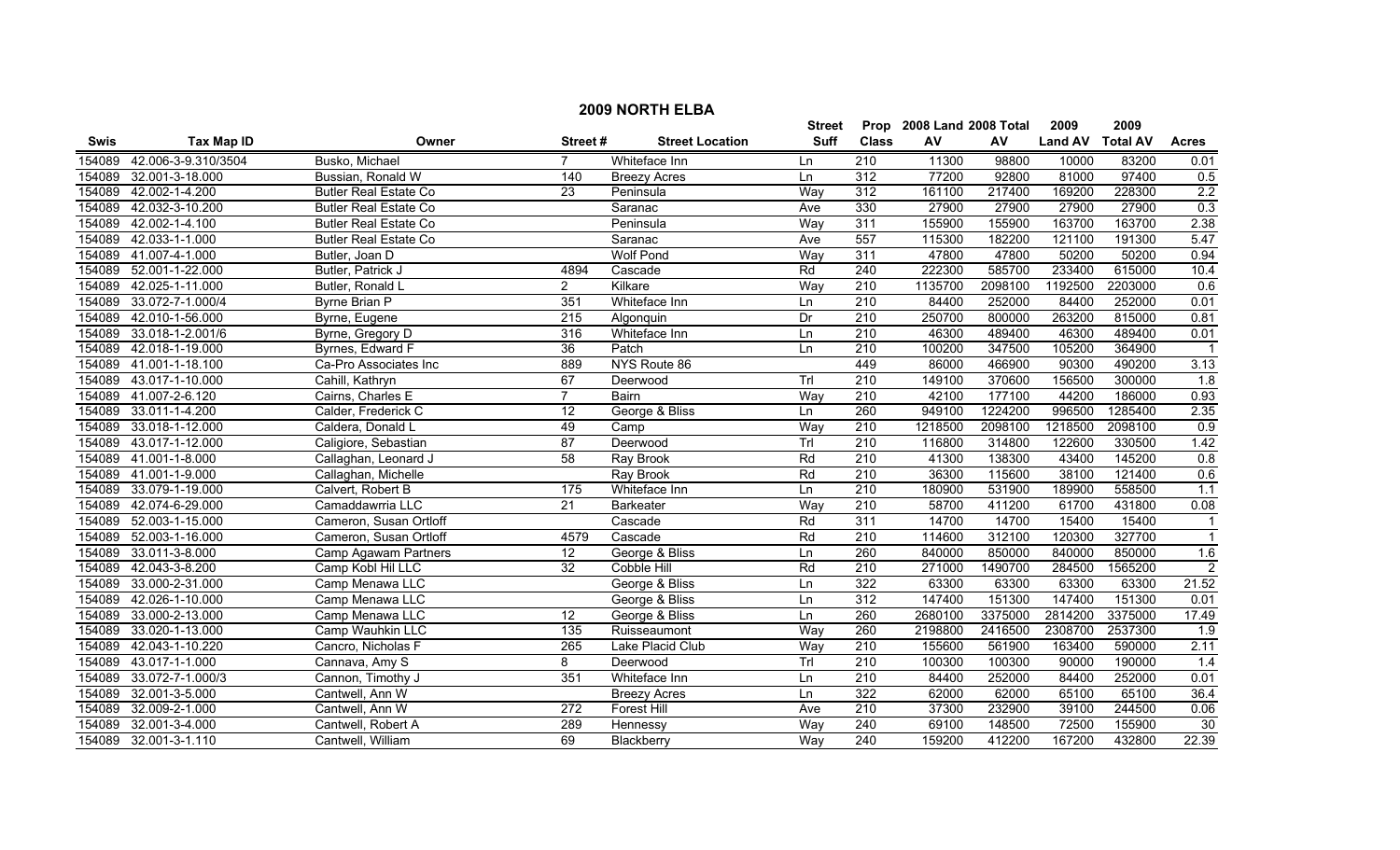## 2009 NORTH ELBA

| Swis | Tax Map ID | Owner | Street # | Street Location | Street Suff | Prop Class | 2008 Land AV | 2008 Total AV | 2009 Land AV | 2009 Total AV | Acres |
|---|---|---|---|---|---|---|---|---|---|---|---|
| 154089 | 42.006-3-9.310/3504 | Busko, Michael | 7 | Whiteface Inn | Ln | 210 | 11300 | 98800 | 10000 | 83200 | 0.01 |
| 154089 | 32.001-3-18.000 | Bussian, Ronald W | 140 | Breezy Acres | Ln | 312 | 77200 | 92800 | 81000 | 97400 | 0.5 |
| 154089 | 42.002-1-4.200 | Butler Real Estate Co | 23 | Peninsula | Way | 312 | 161100 | 217400 | 169200 | 228300 | 2.2 |
| 154089 | 42.032-3-10.200 | Butler Real Estate Co | | Saranac | Ave | 330 | 27900 | 27900 | 27900 | 27900 | 0.3 |
| 154089 | 42.002-1-4.100 | Butler Real Estate Co | | Peninsula | Way | 311 | 155900 | 155900 | 163700 | 163700 | 2.38 |
| 154089 | 42.033-1-1.000 | Butler Real Estate Co | | Saranac | Ave | 557 | 115300 | 182200 | 121100 | 191300 | 5.47 |
| 154089 | 41.007-4-1.000 | Butler, Joan D | | Wolf Pond | Way | 311 | 47800 | 47800 | 50200 | 50200 | 0.94 |
| 154089 | 52.001-1-22.000 | Butler, Patrick J | 4894 | Cascade | Rd | 240 | 222300 | 585700 | 233400 | 615000 | 10.4 |
| 154089 | 42.025-1-11.000 | Butler, Ronald L | 2 | Kilkare | Way | 210 | 1135700 | 2098100 | 1192500 | 2203000 | 0.6 |
| 154089 | 33.072-7-1.000/4 | Byrne Brian P | 351 | Whiteface Inn | Ln | 210 | 84400 | 252000 | 84400 | 252000 | 0.01 |
| 154089 | 42.010-1-56.000 | Byrne, Eugene | 215 | Algonquin | Dr | 210 | 250700 | 800000 | 263200 | 815000 | 0.81 |
| 154089 | 33.018-1-2.001/6 | Byrne, Gregory D | 316 | Whiteface Inn | Ln | 210 | 46300 | 489400 | 46300 | 489400 | 0.01 |
| 154089 | 42.018-1-19.000 | Byrnes, Edward F | 36 | Patch | Ln | 210 | 100200 | 347500 | 105200 | 364900 | 1 |
| 154089 | 41.001-1-18.100 | Ca-Pro Associates Inc | 889 | NYS Route 86 | | 449 | 86000 | 466900 | 90300 | 490200 | 3.13 |
| 154089 | 43.017-1-10.000 | Cahill, Kathryn | 67 | Deerwood | Trl | 210 | 149100 | 370600 | 156500 | 300000 | 1.8 |
| 154089 | 41.007-2-6.120 | Cairns, Charles E | 7 | Bairn | Way | 210 | 42100 | 177100 | 44200 | 186000 | 0.93 |
| 154089 | 33.011-1-4.200 | Calder, Frederick C | 12 | George & Bliss | Ln | 260 | 949100 | 1224200 | 996500 | 1285400 | 2.35 |
| 154089 | 33.018-1-12.000 | Caldera, Donald L | 49 | Camp | Way | 210 | 1218500 | 2098100 | 1218500 | 2098100 | 0.9 |
| 154089 | 43.017-1-12.000 | Caligiore, Sebastian | 87 | Deerwood | Trl | 210 | 116800 | 314800 | 122600 | 330500 | 1.42 |
| 154089 | 41.001-1-8.000 | Callaghan, Leonard J | 58 | Ray Brook | Rd | 210 | 41300 | 138300 | 43400 | 145200 | 0.8 |
| 154089 | 41.001-1-9.000 | Callaghan, Michelle | | Ray Brook | Rd | 210 | 36300 | 115600 | 38100 | 121400 | 0.6 |
| 154089 | 33.079-1-19.000 | Calvert, Robert B | 175 | Whiteface Inn | Ln | 210 | 180900 | 531900 | 189900 | 558500 | 1.1 |
| 154089 | 42.074-6-29.000 | Camaddawrria LLC | 21 | Barkeater | Way | 210 | 58700 | 411200 | 61700 | 431800 | 0.08 |
| 154089 | 52.003-1-15.000 | Cameron, Susan Ortloff | | Cascade | Rd | 311 | 14700 | 14700 | 15400 | 15400 | 1 |
| 154089 | 52.003-1-16.000 | Cameron, Susan Ortloff | 4579 | Cascade | Rd | 210 | 114600 | 312100 | 120300 | 327700 | 1 |
| 154089 | 33.011-3-8.000 | Camp Agawam Partners | 12 | George & Bliss | Ln | 260 | 840000 | 850000 | 840000 | 850000 | 1.6 |
| 154089 | 42.043-3-8.200 | Camp Kobl Hil LLC | 32 | Cobble Hill | Rd | 210 | 271000 | 1490700 | 284500 | 1565200 | 2 |
| 154089 | 33.000-2-31.000 | Camp Menawa LLC | | George & Bliss | Ln | 322 | 63300 | 63300 | 63300 | 63300 | 21.52 |
| 154089 | 42.026-1-10.000 | Camp Menawa LLC | | George & Bliss | Ln | 312 | 147400 | 151300 | 147400 | 151300 | 0.01 |
| 154089 | 33.000-2-13.000 | Camp Menawa LLC | 12 | George & Bliss | Ln | 260 | 2680100 | 3375000 | 2814200 | 3375000 | 17.49 |
| 154089 | 33.020-1-13.000 | Camp Wauhkin LLC | 135 | Ruisseaumont | Way | 260 | 2198800 | 2416500 | 2308700 | 2537300 | 1.9 |
| 154089 | 42.043-1-10.220 | Cancro, Nicholas F | 265 | Lake Placid Club | Way | 210 | 155600 | 561900 | 163400 | 590000 | 2.11 |
| 154089 | 43.017-1-1.000 | Cannava, Amy S | 8 | Deerwood | Trl | 210 | 100300 | 100300 | 90000 | 190000 | 1.4 |
| 154089 | 33.072-7-1.000/3 | Cannon, Timothy J | 351 | Whiteface Inn | Ln | 210 | 84400 | 252000 | 84400 | 252000 | 0.01 |
| 154089 | 32.001-3-5.000 | Cantwell, Ann W | | Breezy Acres | Ln | 322 | 62000 | 62000 | 65100 | 65100 | 36.4 |
| 154089 | 32.009-2-1.000 | Cantwell, Ann W | 272 | Forest Hill | Ave | 210 | 37300 | 232900 | 39100 | 244500 | 0.06 |
| 154089 | 32.001-3-4.000 | Cantwell, Robert A | 289 | Hennessy | Way | 240 | 69100 | 148500 | 72500 | 155900 | 30 |
| 154089 | 32.001-3-1.110 | Cantwell, William | 69 | Blackberry | Way | 240 | 159200 | 412200 | 167200 | 432800 | 22.39 |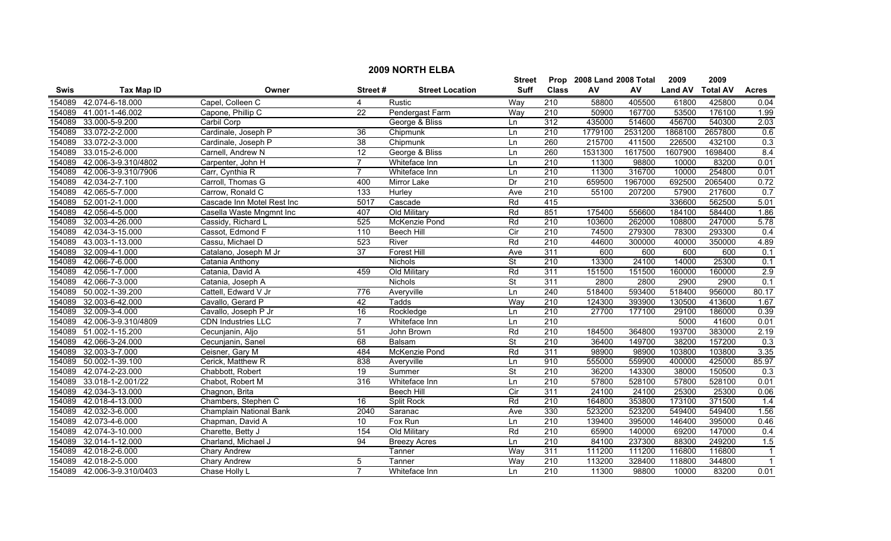## 2009 NORTH ELBA

| Swis | Tax Map ID | Owner | Street # | Street Location | Street Suff | Prop Class | 2008 Land AV | 2008 Total AV | 2009 Land AV | 2009 Total AV | Acres |
|---|---|---|---|---|---|---|---|---|---|---|---|
| 154089 | 42.074-6-18.000 | Capel, Colleen C | 4 | Rustic | Way | 210 | 58800 | 405500 | 61800 | 425800 | 0.04 |
| 154089 | 41.001-1-46.002 | Capone, Phillip C | 22 | Pendergast Farm | Way | 210 | 50900 | 167700 | 53500 | 176100 | 1.99 |
| 154089 | 33.000-5-9.200 | Carbil Corp | | George & Bliss | Ln | 312 | 435000 | 514600 | 456700 | 540300 | 2.03 |
| 154089 | 33.072-2-2.000 | Cardinale, Joseph P | 36 | Chipmunk | Ln | 210 | 1779100 | 2531200 | 1868100 | 2657800 | 0.6 |
| 154089 | 33.072-2-3.000 | Cardinale, Joseph P | 38 | Chipmunk | Ln | 260 | 215700 | 411500 | 226500 | 432100 | 0.3 |
| 154089 | 33.015-2-6.000 | Carnell, Andrew N | 12 | George & Bliss | Ln | 260 | 1531300 | 1617500 | 1607900 | 1698400 | 8.4 |
| 154089 | 42.006-3-9.310/4802 | Carpenter, John H | 7 | Whiteface Inn | Ln | 210 | 11300 | 98800 | 10000 | 83200 | 0.01 |
| 154089 | 42.006-3-9.310/7906 | Carr, Cynthia R | 7 | Whiteface Inn | Ln | 210 | 11300 | 316700 | 10000 | 254800 | 0.01 |
| 154089 | 42.034-2-7.100 | Carroll, Thomas G | 400 | Mirror Lake | Dr | 210 | 659500 | 1967000 | 692500 | 2065400 | 0.72 |
| 154089 | 42.065-5-7.000 | Carrow, Ronald C | 133 | Hurley | Ave | 210 | 55100 | 207200 | 57900 | 217600 | 0.7 |
| 154089 | 52.001-2-1.000 | Cascade Inn Motel Rest Inc | 5017 | Cascade | Rd | 415 | | | 336600 | 562500 | 5.01 |
| 154089 | 42.056-4-5.000 | Casella Waste Mngmnt Inc | 407 | Old Military | Rd | 851 | 175400 | 556600 | 184100 | 584400 | 1.86 |
| 154089 | 32.003-4-26.000 | Cassidy, Richard L | 525 | McKenzie Pond | Rd | 210 | 103600 | 262000 | 108800 | 247000 | 5.78 |
| 154089 | 42.034-3-15.000 | Cassot, Edmond F | 110 | Beech Hill | Cir | 210 | 74500 | 279300 | 78300 | 293300 | 0.4 |
| 154089 | 43.003-1-13.000 | Cassu, Michael D | 523 | River | Rd | 210 | 44600 | 300000 | 40000 | 350000 | 4.89 |
| 154089 | 32.009-4-1.000 | Catalano, Joseph M Jr | 37 | Forest Hill | Ave | 311 | 600 | 600 | 600 | 600 | 0.1 |
| 154089 | 42.066-7-6.000 | Catania Anthony | | Nichols | St | 210 | 13300 | 24100 | 14000 | 25300 | 0.1 |
| 154089 | 42.056-1-7.000 | Catania, David A | 459 | Old Military | Rd | 311 | 151500 | 151500 | 160000 | 160000 | 2.9 |
| 154089 | 42.066-7-3.000 | Catania, Joseph A | | Nichols | St | 311 | 2800 | 2800 | 2900 | 2900 | 0.1 |
| 154089 | 50.002-1-39.200 | Cattell, Edward V Jr | 776 | Averyville | Ln | 240 | 518400 | 593400 | 518400 | 956000 | 80.17 |
| 154089 | 32.003-6-42.000 | Cavallo, Gerard P | 42 | Tadds | Way | 210 | 124300 | 393900 | 130500 | 413600 | 1.67 |
| 154089 | 32.009-3-4.000 | Cavallo, Joseph P Jr | 16 | Rockledge | Ln | 210 | 27700 | 177100 | 29100 | 186000 | 0.39 |
| 154089 | 42.006-3-9.310/4809 | CDN Industries LLC | 7 | Whiteface Inn | Ln | 210 | | | 5000 | 41600 | 0.01 |
| 154089 | 51.002-1-15.200 | Cecunjanin, Aljo | 51 | John Brown | Rd | 210 | 184500 | 364800 | 193700 | 383000 | 2.19 |
| 154089 | 42.066-3-24.000 | Cecunjanin, Sanel | 68 | Balsam | St | 210 | 36400 | 149700 | 38200 | 157200 | 0.3 |
| 154089 | 32.003-3-7.000 | Ceisner, Gary M | 484 | McKenzie Pond | Rd | 311 | 98900 | 98900 | 103800 | 103800 | 3.35 |
| 154089 | 50.002-1-39.100 | Cerick, Matthew R | 838 | Averyville | Ln | 910 | 555000 | 559900 | 400000 | 425000 | 85.97 |
| 154089 | 42.074-2-23.000 | Chabbott, Robert | 19 | Summer | St | 210 | 36200 | 143300 | 38000 | 150500 | 0.3 |
| 154089 | 33.018-1-2.001/22 | Chabot, Robert M | 316 | Whiteface Inn | Ln | 210 | 57800 | 528100 | 57800 | 528100 | 0.01 |
| 154089 | 42.034-3-13.000 | Chagnon, Brita | | Beech Hill | Cir | 311 | 24100 | 24100 | 25300 | 25300 | 0.06 |
| 154089 | 42.018-4-13.000 | Chambers, Stephen C | 16 | Split Rock | Rd | 210 | 164800 | 353800 | 173100 | 371500 | 1.4 |
| 154089 | 42.032-3-6.000 | Champlain National Bank | 2040 | Saranac | Ave | 330 | 523200 | 523200 | 549400 | 549400 | 1.56 |
| 154089 | 42.073-4-6.000 | Chapman, David A | 10 | Fox Run | Ln | 210 | 139400 | 395000 | 146400 | 395000 | 0.46 |
| 154089 | 42.074-3-10.000 | Charette, Betty J | 154 | Old Military | Rd | 210 | 65900 | 140000 | 69200 | 147000 | 0.4 |
| 154089 | 32.014-1-12.000 | Charland, Michael J | 94 | Breezy Acres | Ln | 210 | 84100 | 237300 | 88300 | 249200 | 1.5 |
| 154089 | 42.018-2-6.000 | Chary Andrew | | Tanner | Way | 311 | 111200 | 111200 | 116800 | 116800 | 1 |
| 154089 | 42.018-2-5.000 | Chary Andrew | 5 | Tanner | Way | 210 | 113200 | 328400 | 118800 | 344800 | 1 |
| 154089 | 42.006-3-9.310/0403 | Chase Holly L | 7 | Whiteface Inn | Ln | 210 | 11300 | 98800 | 10000 | 83200 | 0.01 |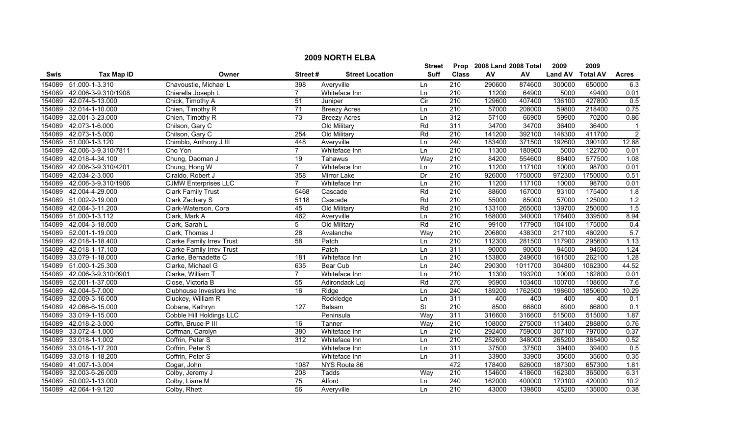## 2009 NORTH ELBA

| Swis | Tax Map ID | Owner | Street # | Street Location | Street Suff | Prop Class | 2008 Land AV | 2008 Total AV | 2009 Land AV | 2009 Total AV | Acres |
|---|---|---|---|---|---|---|---|---|---|---|---|
| 154089 | 51.000-1-3.310 | Chavoustie, Michael L | 398 | Averyville | Ln | 210 | 290600 | 874600 | 300000 | 650000 | 6.3 |
| 154089 | 42.006-3-9.310/1908 | Chiarella Joseph L | 7 | Whiteface Inn | Ln | 210 | 11200 | 64900 | 5000 | 49400 | 0.01 |
| 154089 | 42.074-5-13.000 | Chick, Timothy A | 51 | Juniper | Cir | 210 | 129600 | 407400 | 136100 | 427800 | 0.5 |
| 154089 | 32.014-1-10.000 | Chien, Timothy R | 71 | Breezy Acres | Ln | 210 | 57000 | 208000 | 59800 | 218400 | 0.75 |
| 154089 | 32.001-3-23.000 | Chien, Timothy R | 73 | Breezy Acres | Ln | 312 | 57100 | 66900 | 59900 | 70200 | 0.86 |
| 154089 | 42.073-1-6.000 | Chilson, Gary C | | Old Military | Rd | 311 | 34700 | 34700 | 36400 | 36400 | 1 |
| 154089 | 42.073-1-5.000 | Chilson, Gary C | 254 | Old Military | Rd | 210 | 141200 | 392100 | 148300 | 411700 | 2 |
| 154089 | 51.000-1-3.120 | Chimblo, Anthony J III | 448 | Averyville | Ln | 240 | 183400 | 371500 | 192600 | 390100 | 12.88 |
| 154089 | 42.006-3-9.310/7811 | Cho Yon | 7 | Whiteface Inn | Ln | 210 | 11300 | 180900 | 5000 | 122700 | 0.01 |
| 154089 | 42.018-4-34.100 | Chung, Daoman J | 19 | Tahawus | Way | 210 | 84200 | 554600 | 88400 | 577500 | 1.08 |
| 154089 | 42.006-3-9.310/4201 | Chung, Hong W | 7 | Whiteface Inn | Ln | 210 | 11200 | 117100 | 10000 | 98700 | 0.01 |
| 154089 | 42.034-2-3.000 | Ciraldo, Robert J | 358 | Mirror Lake | Dr | 210 | 926000 | 1750000 | 972300 | 1750000 | 0.51 |
| 154089 | 42.006-3-9.310/1906 | CJMW Enterprises LLC | 7 | Whiteface Inn | Ln | 210 | 11200 | 117100 | 10000 | 98700 | 0.01 |
| 154089 | 42.004-4-29.000 | Clark Family Trust | 5468 | Cascade | Rd | 210 | 88600 | 167000 | 93100 | 175400 | 1.8 |
| 154089 | 51.002-2-19.000 | Clark Zachary S | 5118 | Cascade | Rd | 210 | 55000 | 85000 | 57000 | 125000 | 1.2 |
| 154089 | 42.004-3-11.200 | Clark-Waterson, Cora | 45 | Old Military | Rd | 210 | 133100 | 265000 | 139700 | 250000 | 1.5 |
| 154089 | 51.000-1-3.112 | Clark, Mark A | 462 | Averyville | Ln | 210 | 168000 | 340000 | 176400 | 339500 | 8.94 |
| 154089 | 42.004-3-18.000 | Clark, Sarah L | 5 | Old Military | Rd | 210 | 99100 | 177900 | 104100 | 175000 | 0.4 |
| 154089 | 52.001-1-19.000 | Clark, Thomas J | 28 | Avalanche | Way | 210 | 206800 | 438300 | 217100 | 460200 | 5.7 |
| 154089 | 42.018-1-18.400 | Clarke Family Irrev Trust | 58 | Patch | Ln | 210 | 112300 | 281500 | 117900 | 295600 | 1.13 |
| 154089 | 42.018-1-17.100 | Clarke Family Irrev Trust | | Patch | Ln | 311 | 90000 | 90000 | 94500 | 94500 | 1.24 |
| 154089 | 33.079-1-18.000 | Clarke, Bernadette C | 181 | Whiteface Inn | Ln | 210 | 153800 | 249600 | 161500 | 262100 | 1.28 |
| 154089 | 51.000-1-25.300 | Clarke, Michael G | 635 | Bear Cub | Ln | 240 | 290300 | 1011700 | 304800 | 1062300 | 44.52 |
| 154089 | 42.006-3-9.310/0901 | Clarke, William T | 7 | Whiteface Inn | Ln | 210 | 11300 | 193200 | 10000 | 162800 | 0.01 |
| 154089 | 52.001-1-37.000 | Close, Victoria B | 55 | Adirondack Loj | Rd | 270 | 95900 | 103400 | 100700 | 108600 | 7.6 |
| 154089 | 42.004-5-7.000 | Clubhouse Investors Inc | 16 | Ridge | Ln | 240 | 189200 | 1762500 | 198600 | 1850600 | 10.29 |
| 154089 | 32.009-3-16.000 | Cluckey, William R | | Rockledge | Ln | 311 | 400 | 400 | 400 | 400 | 0.1 |
| 154089 | 42.066-6-15.000 | Cobane, Kathryn | 127 | Balsam | St | 210 | 8500 | 66800 | 8900 | 66800 | 0.1 |
| 154089 | 33.019-1-15.000 | Cobble Hill Holdings LLC | | Peninsula | Way | 311 | 316600 | 316600 | 515000 | 515000 | 1.87 |
| 154089 | 42.018-2-3.000 | Coffin, Bruce P III | 16 | Tanner | Way | 210 | 108000 | 275000 | 113400 | 288800 | 0.76 |
| 154089 | 33.072-4-1.000 | Coffman, Carolyn | 380 | Whiteface Inn | Ln | 210 | 292400 | 759000 | 307100 | 797000 | 0.37 |
| 154089 | 33.018-1-1.002 | Coffrin, Peter S | 312 | Whiteface Inn | Ln | 210 | 252600 | 348000 | 265200 | 365400 | 0.52 |
| 154089 | 33.018-1-17.200 | Coffrin, Peter S | | Whiteface Inn | Ln | 311 | 37500 | 37500 | 39400 | 39400 | 0.5 |
| 154089 | 33.018-1-18.200 | Coffrin, Peter S | | Whiteface Inn | Ln | 311 | 33900 | 33900 | 35600 | 35600 | 0.35 |
| 154089 | 41.007-1-3.004 | Cogar, John | 1087 | NYS Route 86 | | 472 | 178400 | 626000 | 187300 | 657300 | 1.81 |
| 154089 | 32.003-6-26.000 | Colby, Jeremy J | 208 | Tadds | Way | 210 | 154600 | 418600 | 162300 | 365000 | 6.31 |
| 154089 | 50.002-1-13.000 | Colby, Liane M | 75 | Alford | Ln | 240 | 162000 | 400000 | 170100 | 420000 | 10.2 |
| 154089 | 42.064-1-9.120 | Colby, Rhett | 56 | Averyville | Ln | 210 | 43000 | 139800 | 45200 | 135000 | 0.38 |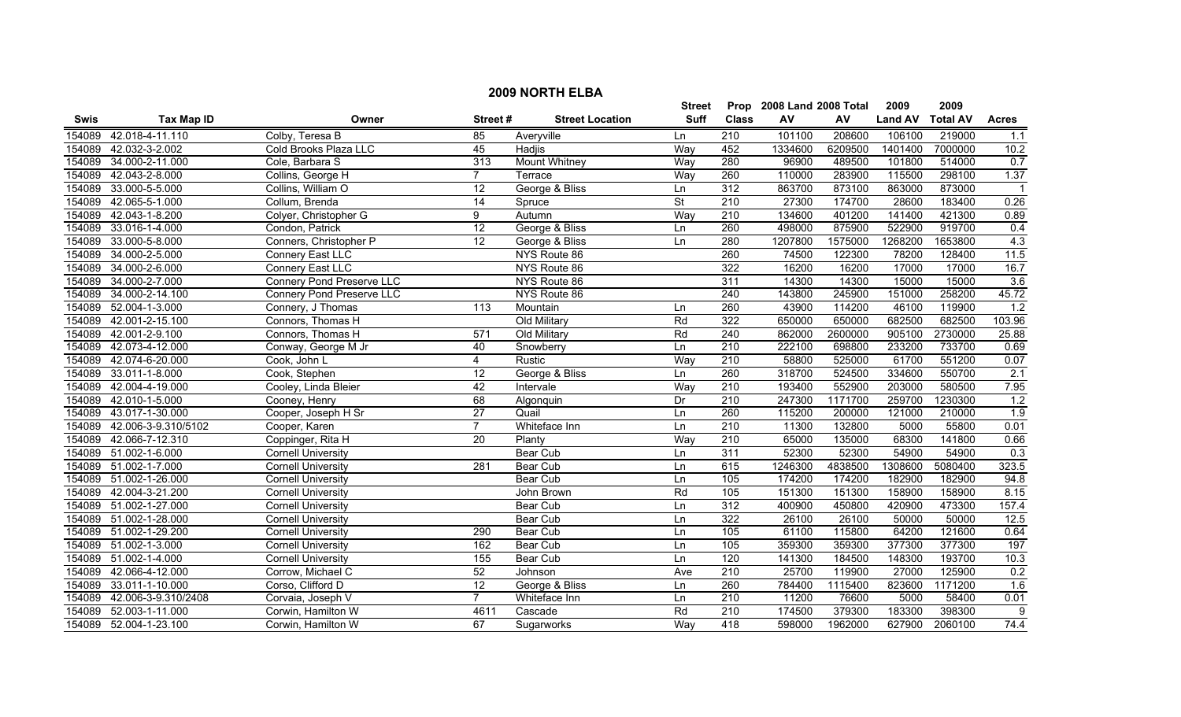# 2009 NORTH ELBA

| Swis | Tax Map ID | Owner | Street # | Street Location | Street Suff | Prop Class | 2008 Land AV | 2008 Total AV | 2009 Land AV | 2009 Total AV | Acres |
|---|---|---|---|---|---|---|---|---|---|---|---|
| 154089 | 42.018-4-11.110 | Colby, Teresa B | 85 | Averyville | Ln | 210 | 101100 | 208600 | 106100 | 219000 | 1.1 |
| 154089 | 42.032-3-2.002 | Cold Brooks Plaza LLC | 45 | Hadjis | Way | 452 | 1334600 | 6209500 | 1401400 | 7000000 | 10.2 |
| 154089 | 34.000-2-11.000 | Cole, Barbara S | 313 | Mount Whitney | Way | 280 | 96900 | 489500 | 101800 | 514000 | 0.7 |
| 154089 | 42.043-2-8.000 | Collins, George H | 7 | Terrace | Way | 260 | 110000 | 283900 | 115500 | 298100 | 1.37 |
| 154089 | 33.000-5-5.000 | Collins, William O | 12 | George & Bliss | Ln | 312 | 863700 | 873100 | 863000 | 873000 | 1 |
| 154089 | 42.065-5-1.000 | Collum, Brenda | 14 | Spruce | St | 210 | 27300 | 174700 | 28600 | 183400 | 0.26 |
| 154089 | 42.043-1-8.200 | Colyer, Christopher G | 9 | Autumn | Way | 210 | 134600 | 401200 | 141400 | 421300 | 0.89 |
| 154089 | 33.016-1-4.000 | Condon, Patrick | 12 | George & Bliss | Ln | 260 | 498000 | 875900 | 522900 | 919700 | 0.4 |
| 154089 | 33.000-5-8.000 | Conners, Christopher P | 12 | George & Bliss | Ln | 280 | 1207800 | 1575000 | 1268200 | 1653800 | 4.3 |
| 154089 | 34.000-2-5.000 | Connery East LLC | | NYS Route 86 | | 260 | 74500 | 122300 | 78200 | 128400 | 11.5 |
| 154089 | 34.000-2-6.000 | Connery East LLC | | NYS Route 86 | | 322 | 16200 | 16200 | 17000 | 17000 | 16.7 |
| 154089 | 34.000-2-7.000 | Connery Pond Preserve LLC | | NYS Route 86 | | 311 | 14300 | 14300 | 15000 | 15000 | 3.6 |
| 154089 | 34.000-2-14.100 | Connery Pond Preserve LLC | | NYS Route 86 | | 240 | 143800 | 245900 | 151000 | 258200 | 45.72 |
| 154089 | 52.004-1-3.000 | Connery, J Thomas | 113 | Mountain | Ln | 260 | 43900 | 114200 | 46100 | 119900 | 1.2 |
| 154089 | 42.001-2-15.100 | Connors, Thomas H | | Old Military | Rd | 322 | 650000 | 650000 | 682500 | 682500 | 103.96 |
| 154089 | 42.001-2-9.100 | Connors, Thomas H | 571 | Old Military | Rd | 240 | 862000 | 2600000 | 905100 | 2730000 | 25.88 |
| 154089 | 42.073-4-12.000 | Conway, George M Jr | 40 | Snowberry | Ln | 210 | 222100 | 698800 | 233200 | 733700 | 0.69 |
| 154089 | 42.074-6-20.000 | Cook, John L | 4 | Rustic | Way | 210 | 58800 | 525000 | 61700 | 551200 | 0.07 |
| 154089 | 33.011-1-8.000 | Cook, Stephen | 12 | George & Bliss | Ln | 260 | 318700 | 524500 | 334600 | 550700 | 2.1 |
| 154089 | 42.004-4-19.000 | Cooley, Linda Bleier | 42 | Intervale | Way | 210 | 193400 | 552900 | 203000 | 580500 | 7.95 |
| 154089 | 42.010-1-5.000 | Cooney, Henry | 68 | Algonquin | Dr | 210 | 247300 | 1171700 | 259700 | 1230300 | 1.2 |
| 154089 | 43.017-1-30.000 | Cooper, Joseph H Sr | 27 | Quail | Ln | 260 | 115200 | 200000 | 121000 | 210000 | 1.9 |
| 154089 | 42.006-3-9.310/5102 | Cooper, Karen | 7 | Whiteface Inn | Ln | 210 | 11300 | 132800 | 5000 | 55800 | 0.01 |
| 154089 | 42.066-7-12.310 | Coppinger, Rita H | 20 | Planty | Way | 210 | 65000 | 135000 | 68300 | 141800 | 0.66 |
| 154089 | 51.002-1-6.000 | Cornell University | | Bear Cub | Ln | 311 | 52300 | 52300 | 54900 | 54900 | 0.3 |
| 154089 | 51.002-1-7.000 | Cornell University | 281 | Bear Cub | Ln | 615 | 1246300 | 4838500 | 1308600 | 5080400 | 323.5 |
| 154089 | 51.002-1-26.000 | Cornell University | | Bear Cub | Ln | 105 | 174200 | 174200 | 182900 | 182900 | 94.8 |
| 154089 | 42.004-3-21.200 | Cornell University | | John Brown | Rd | 105 | 151300 | 151300 | 158900 | 158900 | 8.15 |
| 154089 | 51.002-1-27.000 | Cornell University | | Bear Cub | Ln | 312 | 400900 | 450800 | 420900 | 473300 | 157.4 |
| 154089 | 51.002-1-28.000 | Cornell University | | Bear Cub | Ln | 322 | 26100 | 26100 | 50000 | 50000 | 12.5 |
| 154089 | 51.002-1-29.200 | Cornell University | 290 | Bear Cub | Ln | 105 | 61100 | 115800 | 64200 | 121600 | 0.64 |
| 154089 | 51.002-1-3.000 | Cornell University | 162 | Bear Cub | Ln | 105 | 359300 | 359300 | 377300 | 377300 | 197 |
| 154089 | 51.002-1-4.000 | Cornell University | 155 | Bear Cub | Ln | 120 | 141300 | 184500 | 148300 | 193700 | 10.3 |
| 154089 | 42.066-4-12.000 | Corrow, Michael C | 52 | Johnson | Ave | 210 | 25700 | 119900 | 27000 | 125900 | 0.2 |
| 154089 | 33.011-1-10.000 | Corso, Clifford D | 12 | George & Bliss | Ln | 260 | 784400 | 1115400 | 823600 | 1171200 | 1.6 |
| 154089 | 42.006-3-9.310/2408 | Corvaia, Joseph V | 7 | Whiteface Inn | Ln | 210 | 11200 | 76600 | 5000 | 58400 | 0.01 |
| 154089 | 52.003-1-11.000 | Corwin, Hamilton W | 4611 | Cascade | Rd | 210 | 174500 | 379300 | 183300 | 398300 | 9 |
| 154089 | 52.004-1-23.100 | Corwin, Hamilton W | 67 | Sugarworks | Way | 418 | 598000 | 1962000 | 627900 | 2060100 | 74.4 |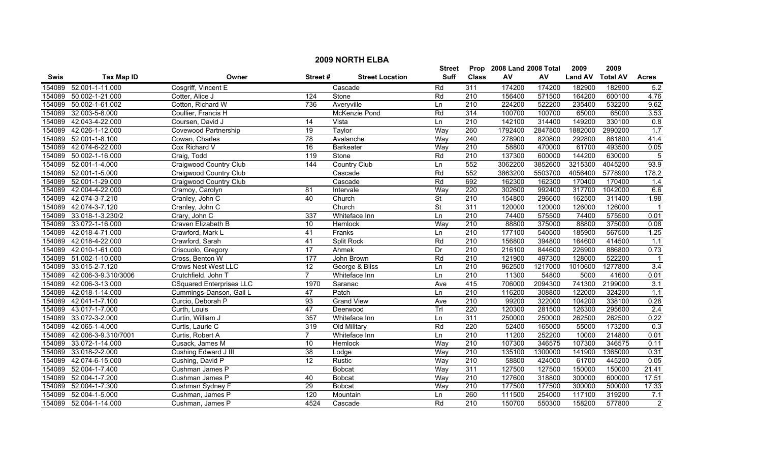# 2009 NORTH ELBA

| Swis | Tax Map ID | Owner | Street # | Street Location | Street Suff | Prop Class | 2008 Land AV | 2008 Total AV | 2009 Land AV | 2009 Total AV | Acres |
|---|---|---|---|---|---|---|---|---|---|---|---|
| 154089 | 52.001-1-11.000 | Cosgriff, Vincent E | | Cascade | Rd | 311 | 174200 | 174200 | 182900 | 182900 | 5.2 |
| 154089 | 50.002-1-21.000 | Cotter, Alice J | 124 | Stone | Rd | 210 | 156400 | 571500 | 164200 | 600100 | 4.76 |
| 154089 | 50.002-1-61.002 | Cotton, Richard W | 736 | Averyville | Ln | 210 | 224200 | 522200 | 235400 | 532200 | 9.62 |
| 154089 | 32.003-5-8.000 | Coullier, Francis H | | McKenzie Pond | Rd | 314 | 100700 | 100700 | 65000 | 65000 | 3.53 |
| 154089 | 42.043-4-22.000 | Coursen, David J | 14 | Vista | Ln | 210 | 142100 | 314400 | 149200 | 330100 | 0.8 |
| 154089 | 42.026-1-12.000 | Covewood Partnership | 19 | Taylor | Way | 260 | 1792400 | 2847800 | 1882000 | 2990200 | 1.7 |
| 154089 | 52.001-1-8.100 | Cowan, Charles | 78 | Avalanche | Way | 240 | 278900 | 820800 | 292800 | 861800 | 41.4 |
| 154089 | 42.074-6-22.000 | Cox Richard V | 16 | Barkeater | Way | 210 | 58800 | 470000 | 61700 | 493500 | 0.05 |
| 154089 | 50.002-1-16.000 | Craig, Todd | 119 | Stone | Rd | 210 | 137300 | 600000 | 144200 | 630000 | 5 |
| 154089 | 52.001-1-4.000 | Craigwood Country Club | 144 | Country Club | Ln | 552 | 3062200 | 3852600 | 3215300 | 4045200 | 93.9 |
| 154089 | 52.001-1-5.000 | Craigwood Country Club | | Cascade | Rd | 552 | 3863200 | 5503700 | 4056400 | 5778900 | 178.2 |
| 154089 | 52.001-1-29.000 | Craigwood Country Club | | Cascade | Rd | 692 | 162300 | 162300 | 170400 | 170400 | 1.4 |
| 154089 | 42.004-4-22.000 | Cramoy, Carolyn | 81 | Intervale | Way | 220 | 302600 | 992400 | 317700 | 1042000 | 6.6 |
| 154089 | 42.074-3-7.210 | Cranley, John C | 40 | Church | St | 210 | 154800 | 296600 | 162500 | 311400 | 1.98 |
| 154089 | 42.074-3-7.120 | Cranley, John C | | Church | St | 311 | 120000 | 120000 | 126000 | 126000 | 1 |
| 154089 | 33.018-1-3.230/2 | Crary, John C | 337 | Whiteface Inn | Ln | 210 | 74400 | 575500 | 74400 | 575500 | 0.01 |
| 154089 | 33.072-1-16.000 | Craven Elizabeth B | 10 | Hemlock | Way | 210 | 88800 | 375000 | 88800 | 375000 | 0.08 |
| 154089 | 42.018-4-71.000 | Crawford, Mark L | 41 | Franks | Ln | 210 | 177100 | 540500 | 185900 | 567500 | 1.25 |
| 154089 | 42.018-4-22.000 | Crawford, Sarah | 41 | Split Rock | Rd | 210 | 156800 | 394800 | 164600 | 414500 | 1.1 |
| 154089 | 42.010-1-61.000 | Criscuolo, Gregory | 17 | Ahmek | Dr | 210 | 216100 | 844600 | 226900 | 886800 | 0.73 |
| 154089 | 51.002-1-10.000 | Cross, Benton W | 177 | John Brown | Rd | 210 | 121900 | 497300 | 128000 | 522200 | 1 |
| 154089 | 33.015-2-7.120 | Crows Nest West LLC | 12 | George & Bliss | Ln | 210 | 962500 | 1217000 | 1010600 | 1277800 | 3.4 |
| 154089 | 42.006-3-9.310/3006 | Crutchfield, John T | 7 | Whiteface Inn | Ln | 210 | 11300 | 54800 | 5000 | 41600 | 0.01 |
| 154089 | 42.006-3-13.000 | CSquared Enterprises LLC | 1970 | Saranac | Ave | 415 | 706000 | 2094300 | 741300 | 2199000 | 3.1 |
| 154089 | 42.018-1-14.000 | Cummings-Danson, Gail L | 47 | Patch | Ln | 210 | 116200 | 308800 | 122000 | 324200 | 1.1 |
| 154089 | 42.041-1-7.100 | Curcio, Deborah P | 93 | Grand View | Ave | 210 | 99200 | 322000 | 104200 | 338100 | 0.26 |
| 154089 | 43.017-1-7.000 | Curth, Louis | 47 | Deerwood | Trl | 220 | 120300 | 281500 | 126300 | 295600 | 2.4 |
| 154089 | 33.072-3-2.000 | Curtin, William J | 357 | Whiteface Inn | Ln | 311 | 250000 | 250000 | 262500 | 262500 | 0.22 |
| 154089 | 42.065-1-4.000 | Curtis, Laurie C | 319 | Old Military | Rd | 220 | 52400 | 165000 | 55000 | 173200 | 0.3 |
| 154089 | 42.006-3-9.310/7001 | Curtis, Robert A | 7 | Whiteface Inn | Ln | 210 | 11200 | 252200 | 10000 | 214800 | 0.01 |
| 154089 | 33.072-1-14.000 | Cusack, James M | 10 | Hemlock | Way | 210 | 107300 | 346575 | 107300 | 346575 | 0.11 |
| 154089 | 33.018-2-2.000 | Cushing Edward J III | 38 | Lodge | Way | 210 | 135100 | 1300000 | 141900 | 1365000 | 0.31 |
| 154089 | 42.074-6-15.000 | Cushing, David P | 12 | Rustic | Way | 210 | 58800 | 424000 | 61700 | 445200 | 0.05 |
| 154089 | 52.004-1-7.400 | Cushman James P | | Bobcat | Way | 311 | 127500 | 127500 | 150000 | 150000 | 21.41 |
| 154089 | 52.004-1-7.200 | Cushman James P | 40 | Bobcat | Way | 210 | 127600 | 318800 | 300000 | 600000 | 17.51 |
| 154089 | 52.004-1-7.300 | Cushman Sydney F | 29 | Bobcat | Way | 210 | 177500 | 177500 | 300000 | 500000 | 17.33 |
| 154089 | 52.004-1-5.000 | Cushman, James P | 120 | Mountain | Ln | 260 | 111500 | 254000 | 117100 | 319200 | 7.1 |
| 154089 | 52.004-1-14.000 | Cushman, James P | 4524 | Cascade | Rd | 210 | 150700 | 550300 | 158200 | 577800 | 2 |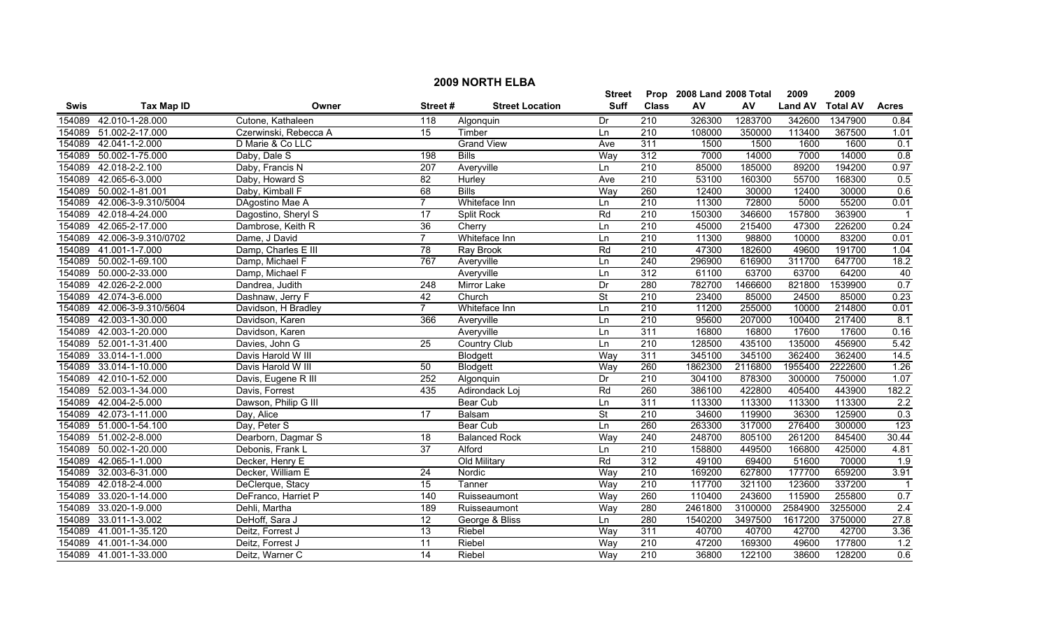## 2009 NORTH ELBA

| Swis | Tax Map ID | Owner | Street # | Street Location | Street Suff | Prop Class | 2008 Land AV | 2008 Total AV | 2009 Land AV | 2009 Total AV | Acres |
|---|---|---|---|---|---|---|---|---|---|---|---|
| 154089 | 42.010-1-28.000 | Cutone, Kathaleen | 118 | Algonquin | Dr | 210 | 326300 | 1283700 | 342600 | 1347900 | 0.84 |
| 154089 | 51.002-2-17.000 | Czerwinski, Rebecca A | 15 | Timber | Ln | 210 | 108000 | 350000 | 113400 | 367500 | 1.01 |
| 154089 | 42.041-1-2.000 | D Marie & Co LLC | | Grand View | Ave | 311 | 1500 | 1500 | 1600 | 1600 | 0.1 |
| 154089 | 50.002-1-75.000 | Daby, Dale S | 198 | Bills | Way | 312 | 7000 | 14000 | 7000 | 14000 | 0.8 |
| 154089 | 42.018-2-2.100 | Daby, Francis N | 207 | Averyville | Ln | 210 | 85000 | 185000 | 89200 | 194200 | 0.97 |
| 154089 | 42.065-6-3.000 | Daby, Howard S | 82 | Hurley | Ave | 210 | 53100 | 160300 | 55700 | 168300 | 0.5 |
| 154089 | 50.002-1-81.001 | Daby, Kimball F | 68 | Bills | Way | 260 | 12400 | 30000 | 12400 | 30000 | 0.6 |
| 154089 | 42.006-3-9.310/5004 | DAgostino Mae A | 7 | Whiteface Inn | Ln | 210 | 11300 | 72800 | 5000 | 55200 | 0.01 |
| 154089 | 42.018-4-24.000 | Dagostino, Sheryl S | 17 | Split Rock | Rd | 210 | 150300 | 346600 | 157800 | 363900 | 1 |
| 154089 | 42.065-2-17.000 | Dambrose, Keith R | 36 | Cherry | Ln | 210 | 45000 | 215400 | 47300 | 226200 | 0.24 |
| 154089 | 42.006-3-9.310/0702 | Dame, J David | 7 | Whiteface Inn | Ln | 210 | 11300 | 98800 | 10000 | 83200 | 0.01 |
| 154089 | 41.001-1-7.000 | Damp, Charles E III | 78 | Ray Brook | Rd | 210 | 47300 | 182600 | 49600 | 191700 | 1.04 |
| 154089 | 50.002-1-69.100 | Damp, Michael F | 767 | Averyville | Ln | 240 | 296900 | 616900 | 311700 | 647700 | 18.2 |
| 154089 | 50.000-2-33.000 | Damp, Michael F | | Averyville | Ln | 312 | 61100 | 63700 | 63700 | 64200 | 40 |
| 154089 | 42.026-2-2.000 | Dandrea, Judith | 248 | Mirror Lake | Dr | 280 | 782700 | 1466600 | 821800 | 1539900 | 0.7 |
| 154089 | 42.074-3-6.000 | Dashnaw, Jerry F | 42 | Church | St | 210 | 23400 | 85000 | 24500 | 85000 | 0.23 |
| 154089 | 42.006-3-9.310/5604 | Davidson, H Bradley | 7 | Whiteface Inn | Ln | 210 | 11200 | 255000 | 10000 | 214800 | 0.01 |
| 154089 | 42.003-1-30.000 | Davidson, Karen | 366 | Averyville | Ln | 210 | 95600 | 207000 | 100400 | 217400 | 8.1 |
| 154089 | 42.003-1-20.000 | Davidson, Karen | | Averyville | Ln | 311 | 16800 | 16800 | 17600 | 17600 | 0.16 |
| 154089 | 52.001-1-31.400 | Davies, John G | 25 | Country Club | Ln | 210 | 128500 | 435100 | 135000 | 456900 | 5.42 |
| 154089 | 33.014-1-1.000 | Davis Harold W III | | Blodgett | Way | 311 | 345100 | 345100 | 362400 | 362400 | 14.5 |
| 154089 | 33.014-1-10.000 | Davis Harold W III | 50 | Blodgett | Way | 260 | 1862300 | 2116800 | 1955400 | 2222600 | 1.26 |
| 154089 | 42.010-1-52.000 | Davis, Eugene R III | 252 | Algonquin | Dr | 210 | 304100 | 878300 | 300000 | 750000 | 1.07 |
| 154089 | 52.003-1-34.000 | Davis, Forrest | 435 | Adirondack Loj | Rd | 260 | 386100 | 422800 | 405400 | 443900 | 182.2 |
| 154089 | 42.004-2-5.000 | Dawson, Philip G III | | Bear Cub | Ln | 311 | 113300 | 113300 | 113300 | 113300 | 2.2 |
| 154089 | 42.073-1-11.000 | Day, Alice | 17 | Balsam | St | 210 | 34600 | 119900 | 36300 | 125900 | 0.3 |
| 154089 | 51.000-1-54.100 | Day, Peter S | | Bear Cub | Ln | 260 | 263300 | 317000 | 276400 | 300000 | 123 |
| 154089 | 51.002-2-8.000 | Dearborn, Dagmar S | 18 | Balanced Rock | Way | 240 | 248700 | 805100 | 261200 | 845400 | 30.44 |
| 154089 | 50.002-1-20.000 | Debonis, Frank L | 37 | Alford | Ln | 210 | 158800 | 449500 | 166800 | 425000 | 4.81 |
| 154089 | 42.065-1-1.000 | Decker, Henry E | | Old Military | Rd | 312 | 49100 | 69400 | 51600 | 70000 | 1.9 |
| 154089 | 32.003-6-31.000 | Decker, William E | 24 | Nordic | Way | 210 | 169200 | 627800 | 177700 | 659200 | 3.91 |
| 154089 | 42.018-2-4.000 | DeClerque, Stacy | 15 | Tanner | Way | 210 | 117700 | 321100 | 123600 | 337200 | 1 |
| 154089 | 33.020-1-14.000 | DeFranco, Harriet P | 140 | Ruisseaumont | Way | 260 | 110400 | 243600 | 115900 | 255800 | 0.7 |
| 154089 | 33.020-1-9.000 | Dehli, Martha | 189 | Ruisseaumont | Way | 280 | 2461800 | 3100000 | 2584900 | 3255000 | 2.4 |
| 154089 | 33.011-1-3.002 | DeHoff, Sara J | 12 | George & Bliss | Ln | 280 | 1540200 | 3497500 | 1617200 | 3750000 | 27.8 |
| 154089 | 41.001-1-35.120 | Deitz, Forrest J | 13 | Riebel | Way | 311 | 40700 | 40700 | 42700 | 42700 | 3.36 |
| 154089 | 41.001-1-34.000 | Deitz, Forrest J | 11 | Riebel | Way | 210 | 47200 | 169300 | 49600 | 177800 | 1.2 |
| 154089 | 41.001-1-33.000 | Deitz, Warner C | 14 | Riebel | Way | 210 | 36800 | 122100 | 38600 | 128200 | 0.6 |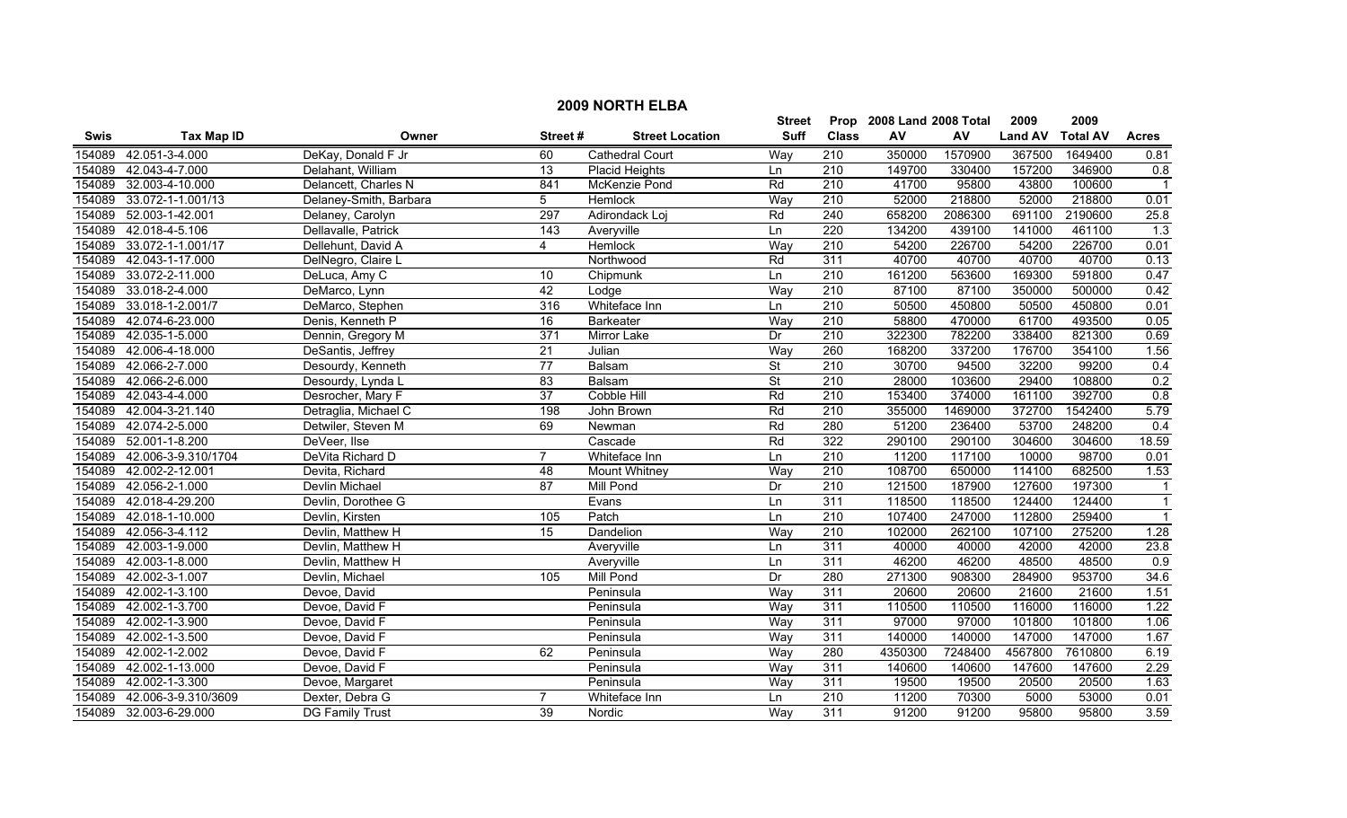## 2009 NORTH ELBA

| Swis | Tax Map ID | Owner | Street # | Street Location | Street Suff | Prop Class | 2008 Land AV | 2008 Total AV | 2009 Land AV | 2009 Total AV | Acres |
|---|---|---|---|---|---|---|---|---|---|---|---|
| 154089 | 42.051-3-4.000 | DeKay, Donald F Jr | 60 | Cathedral Court | Way | 210 | 350000 | 1570900 | 367500 | 1649400 | 0.81 |
| 154089 | 42.043-4-7.000 | Delahant, William | 13 | Placid Heights | Ln | 210 | 149700 | 330400 | 157200 | 346900 | 0.8 |
| 154089 | 32.003-4-10.000 | Delancett, Charles N | 841 | McKenzie Pond | Rd | 210 | 41700 | 95800 | 43800 | 100600 | 1 |
| 154089 | 33.072-1-1.001/13 | Delaney-Smith, Barbara | 5 | Hemlock | Way | 210 | 52000 | 218800 | 52000 | 218800 | 0.01 |
| 154089 | 52.003-1-42.001 | Delaney, Carolyn | 297 | Adirondack Loj | Rd | 240 | 658200 | 2086300 | 691100 | 2190600 | 25.8 |
| 154089 | 42.018-4-5.106 | Dellavalle, Patrick | 143 | Averyville | Ln | 220 | 134200 | 439100 | 141000 | 461100 | 1.3 |
| 154089 | 33.072-1-1.001/17 | Dellehunt, David A | 4 | Hemlock | Way | 210 | 54200 | 226700 | 54200 | 226700 | 0.01 |
| 154089 | 42.043-1-17.000 | DelNegro, Claire L | | Northwood | Rd | 311 | 40700 | 40700 | 40700 | 40700 | 0.13 |
| 154089 | 33.072-2-11.000 | DeLuca, Amy C | 10 | Chipmunk | Ln | 210 | 161200 | 563600 | 169300 | 591800 | 0.47 |
| 154089 | 33.018-2-4.000 | DeMarco, Lynn | 42 | Lodge | Way | 210 | 87100 | 87100 | 350000 | 500000 | 0.42 |
| 154089 | 33.018-1-2.001/7 | DeMarco, Stephen | 316 | Whiteface Inn | Ln | 210 | 50500 | 450800 | 50500 | 450800 | 0.01 |
| 154089 | 42.074-6-23.000 | Denis, Kenneth P | 16 | Barkeater | Way | 210 | 58800 | 470000 | 61700 | 493500 | 0.05 |
| 154089 | 42.035-1-5.000 | Dennin, Gregory M | 371 | Mirror Lake | Dr | 210 | 322300 | 782200 | 338400 | 821300 | 0.69 |
| 154089 | 42.006-4-18.000 | DeSantis, Jeffrey | 21 | Julian | Way | 260 | 168200 | 337200 | 176700 | 354100 | 1.56 |
| 154089 | 42.066-2-7.000 | Desourdy, Kenneth | 77 | Balsam | St | 210 | 30700 | 94500 | 32200 | 99200 | 0.4 |
| 154089 | 42.066-2-6.000 | Desourdy, Lynda L | 83 | Balsam | St | 210 | 28000 | 103600 | 29400 | 108800 | 0.2 |
| 154089 | 42.043-4-4.000 | Desrocher, Mary F | 37 | Cobble Hill | Rd | 210 | 153400 | 374000 | 161100 | 392700 | 0.8 |
| 154089 | 42.004-3-21.140 | Detraglia, Michael C | 198 | John Brown | Rd | 210 | 355000 | 1469000 | 372700 | 1542400 | 5.79 |
| 154089 | 42.074-2-5.000 | Detwiler, Steven M | 69 | Newman | Rd | 280 | 51200 | 236400 | 53700 | 248200 | 0.4 |
| 154089 | 52.001-1-8.200 | DeVeer, Ilse | | Cascade | Rd | 322 | 290100 | 290100 | 304600 | 304600 | 18.59 |
| 154089 | 42.006-3-9.310/1704 | DeVita Richard D | 7 | Whiteface Inn | Ln | 210 | 11200 | 117100 | 10000 | 98700 | 0.01 |
| 154089 | 42.002-2-12.001 | Devita, Richard | 48 | Mount Whitney | Way | 210 | 108700 | 650000 | 114100 | 682500 | 1.53 |
| 154089 | 42.056-2-1.000 | Devlin Michael | 87 | Mill Pond | Dr | 210 | 121500 | 187900 | 127600 | 197300 | 1 |
| 154089 | 42.018-4-29.200 | Devlin, Dorothee G | | Evans | Ln | 311 | 118500 | 118500 | 124400 | 124400 | 1 |
| 154089 | 42.018-1-10.000 | Devlin, Kirsten | 105 | Patch | Ln | 210 | 107400 | 247000 | 112800 | 259400 | 1 |
| 154089 | 42.056-3-4.112 | Devlin, Matthew H | 15 | Dandelion | Way | 210 | 102000 | 262100 | 107100 | 275200 | 1.28 |
| 154089 | 42.003-1-9.000 | Devlin, Matthew H | | Averyville | Ln | 311 | 40000 | 40000 | 42000 | 42000 | 23.8 |
| 154089 | 42.003-1-8.000 | Devlin, Matthew H | | Averyville | Ln | 311 | 46200 | 46200 | 48500 | 48500 | 0.9 |
| 154089 | 42.002-3-1.007 | Devlin, Michael | 105 | Mill Pond | Dr | 280 | 271300 | 908300 | 284900 | 953700 | 34.6 |
| 154089 | 42.002-1-3.100 | Devoe, David | | Peninsula | Way | 311 | 20600 | 20600 | 21600 | 21600 | 1.51 |
| 154089 | 42.002-1-3.700 | Devoe, David F | | Peninsula | Way | 311 | 110500 | 110500 | 116000 | 116000 | 1.22 |
| 154089 | 42.002-1-3.900 | Devoe, David F | | Peninsula | Way | 311 | 97000 | 97000 | 101800 | 101800 | 1.06 |
| 154089 | 42.002-1-3.500 | Devoe, David F | | Peninsula | Way | 311 | 140000 | 140000 | 147000 | 147000 | 1.67 |
| 154089 | 42.002-1-2.002 | Devoe, David F | 62 | Peninsula | Way | 280 | 4350300 | 7248400 | 4567800 | 7610800 | 6.19 |
| 154089 | 42.002-1-13.000 | Devoe, David F | | Peninsula | Way | 311 | 140600 | 140600 | 147600 | 147600 | 2.29 |
| 154089 | 42.002-1-3.300 | Devoe, Margaret | | Peninsula | Way | 311 | 19500 | 19500 | 20500 | 20500 | 1.63 |
| 154089 | 42.006-3-9.310/3609 | Dexter, Debra G | 7 | Whiteface Inn | Ln | 210 | 11200 | 70300 | 5000 | 53000 | 0.01 |
| 154089 | 32.003-6-29.000 | DG Family Trust | 39 | Nordic | Way | 311 | 91200 | 91200 | 95800 | 95800 | 3.59 |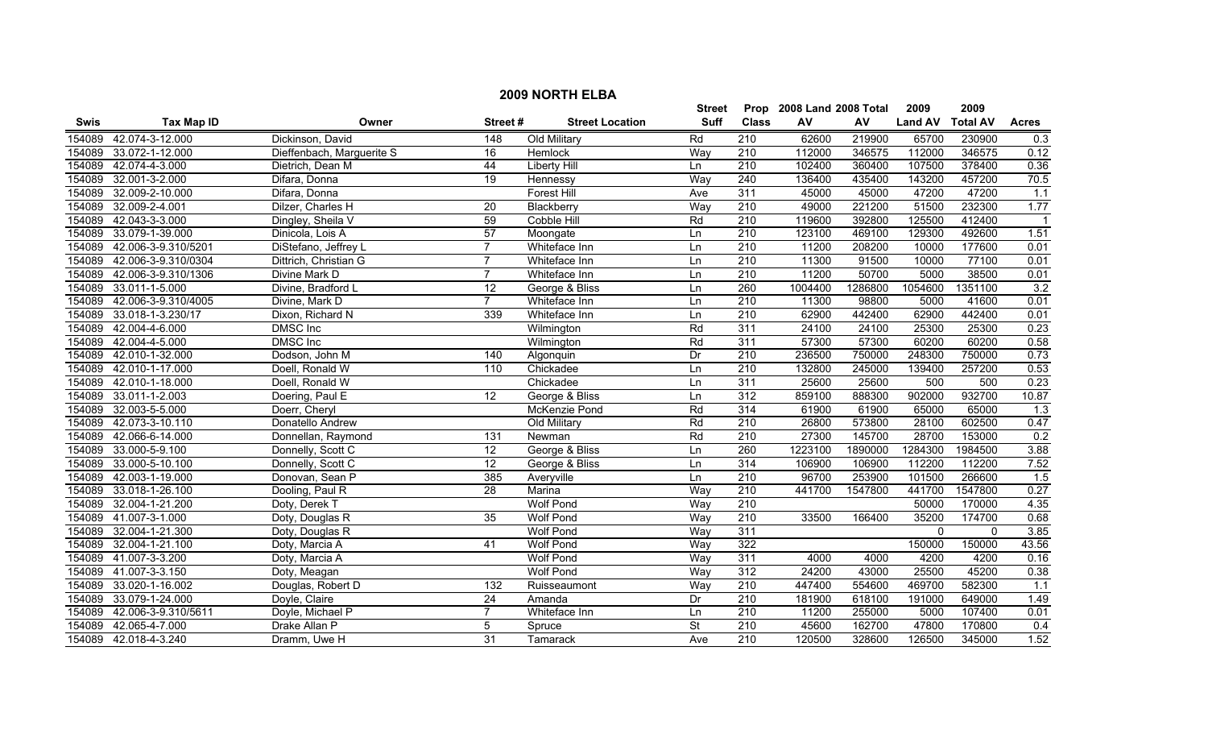## 2009 NORTH ELBA

| Swis | Tax Map ID | Owner | Street # | Street Location | Street Suff | Prop Class | 2008 Land AV | 2008 Total AV | 2009 Land AV | 2009 Total AV | Acres |
|---|---|---|---|---|---|---|---|---|---|---|---|
| 154089 | 42.074-3-12.000 | Dickinson, David | 148 | Old Military | Rd | 210 | 62600 | 219900 | 65700 | 230900 | 0.3 |
| 154089 | 33.072-1-12.000 | Dieffenbach, Marguerite S | 16 | Hemlock | Way | 210 | 112000 | 346575 | 112000 | 346575 | 0.12 |
| 154089 | 42.074-4-3.000 | Dietrich, Dean M | 44 | Liberty Hill | Ln | 210 | 102400 | 360400 | 107500 | 378400 | 0.36 |
| 154089 | 32.001-3-2.000 | Difara, Donna | 19 | Hennessy | Way | 240 | 136400 | 435400 | 143200 | 457200 | 70.5 |
| 154089 | 32.009-2-10.000 | Difara, Donna | | Forest Hill | Ave | 311 | 45000 | 45000 | 47200 | 47200 | 1.1 |
| 154089 | 32.009-2-4.001 | Dilzer, Charles H | 20 | Blackberry | Way | 210 | 49000 | 221200 | 51500 | 232300 | 1.77 |
| 154089 | 42.043-3-3.000 | Dingley, Sheila V | 59 | Cobble Hill | Rd | 210 | 119600 | 392800 | 125500 | 412400 | 1 |
| 154089 | 33.079-1-39.000 | Dinicola, Lois A | 57 | Moongate | Ln | 210 | 123100 | 469100 | 129300 | 492600 | 1.51 |
| 154089 | 42.006-3-9.310/5201 | DiStefano, Jeffrey L | 7 | Whiteface Inn | Ln | 210 | 11200 | 208200 | 10000 | 177600 | 0.01 |
| 154089 | 42.006-3-9.310/0304 | Dittrich, Christian G | 7 | Whiteface Inn | Ln | 210 | 11300 | 91500 | 10000 | 77100 | 0.01 |
| 154089 | 42.006-3-9.310/1306 | Divine Mark D | 7 | Whiteface Inn | Ln | 210 | 11200 | 50700 | 5000 | 38500 | 0.01 |
| 154089 | 33.011-1-5.000 | Divine, Bradford L | 12 | George & Bliss | Ln | 260 | 1004400 | 1286800 | 1054600 | 1351100 | 3.2 |
| 154089 | 42.006-3-9.310/4005 | Divine, Mark D | 7 | Whiteface Inn | Ln | 210 | 11300 | 98800 | 5000 | 41600 | 0.01 |
| 154089 | 33.018-1-3.230/17 | Dixon, Richard N | 339 | Whiteface Inn | Ln | 210 | 62900 | 442400 | 62900 | 442400 | 0.01 |
| 154089 | 42.004-4-6.000 | DMSC Inc | | Wilmington | Rd | 311 | 24100 | 24100 | 25300 | 25300 | 0.23 |
| 154089 | 42.004-4-5.000 | DMSC Inc | | Wilmington | Rd | 311 | 57300 | 57300 | 60200 | 60200 | 0.58 |
| 154089 | 42.010-1-32.000 | Dodson, John M | 140 | Algonquin | Dr | 210 | 236500 | 750000 | 248300 | 750000 | 0.73 |
| 154089 | 42.010-1-17.000 | Doell, Ronald W | 110 | Chickadee | Ln | 210 | 132800 | 245000 | 139400 | 257200 | 0.53 |
| 154089 | 42.010-1-18.000 | Doell, Ronald W | | Chickadee | Ln | 311 | 25600 | 25600 | 500 | 500 | 0.23 |
| 154089 | 33.011-1-2.003 | Doering, Paul E | 12 | George & Bliss | Ln | 312 | 859100 | 888300 | 902000 | 932700 | 10.87 |
| 154089 | 32.003-5-5.000 | Doerr, Cheryl | | McKenzie Pond | Rd | 314 | 61900 | 61900 | 65000 | 65000 | 1.3 |
| 154089 | 42.073-3-10.110 | Donatello Andrew | | Old Military | Rd | 210 | 26800 | 573800 | 28100 | 602500 | 0.47 |
| 154089 | 42.066-6-14.000 | Donnellan, Raymond | 131 | Newman | Rd | 210 | 27300 | 145700 | 28700 | 153000 | 0.2 |
| 154089 | 33.000-5-9.100 | Donnelly, Scott C | 12 | George & Bliss | Ln | 260 | 1223100 | 1890000 | 1284300 | 1984500 | 3.88 |
| 154089 | 33.000-5-10.100 | Donnelly, Scott C | 12 | George & Bliss | Ln | 314 | 106900 | 106900 | 112200 | 112200 | 7.52 |
| 154089 | 42.003-1-19.000 | Donovan, Sean P | 385 | Averyville | Ln | 210 | 96700 | 253900 | 101500 | 266600 | 1.5 |
| 154089 | 33.018-1-26.100 | Dooling, Paul R | 28 | Marina | Way | 210 | 441700 | 1547800 | 441700 | 1547800 | 0.27 |
| 154089 | 32.004-1-21.200 | Doty, Derek T | | Wolf Pond | Way | 210 | | | 50000 | 170000 | 4.35 |
| 154089 | 41.007-3-1.000 | Doty, Douglas R | 35 | Wolf Pond | Way | 210 | 33500 | 166400 | 35200 | 174700 | 0.68 |
| 154089 | 32.004-1-21.300 | Doty, Douglas R | | Wolf Pond | Way | 311 | | | 0 | 0 | 3.85 |
| 154089 | 32.004-1-21.100 | Doty, Marcia A | 41 | Wolf Pond | Way | 322 | | | 150000 | 150000 | 43.56 |
| 154089 | 41.007-3-3.200 | Doty, Marcia A | | Wolf Pond | Way | 311 | 4000 | 4000 | 4200 | 4200 | 0.16 |
| 154089 | 41.007-3-3.150 | Doty, Meagan | | Wolf Pond | Way | 312 | 24200 | 43000 | 25500 | 45200 | 0.38 |
| 154089 | 33.020-1-16.002 | Douglas, Robert D | 132 | Ruisseaumont | Way | 210 | 447400 | 554600 | 469700 | 582300 | 1.1 |
| 154089 | 33.079-1-24.000 | Doyle, Claire | 24 | Amanda | Dr | 210 | 181900 | 618100 | 191000 | 649000 | 1.49 |
| 154089 | 42.006-3-9.310/5611 | Doyle, Michael P | 7 | Whiteface Inn | Ln | 210 | 11200 | 255000 | 5000 | 107400 | 0.01 |
| 154089 | 42.065-4-7.000 | Drake Allan P | 5 | Spruce | St | 210 | 45600 | 162700 | 47800 | 170800 | 0.4 |
| 154089 | 42.018-4-3.240 | Dramm, Uwe H | 31 | Tamarack | Ave | 210 | 120500 | 328600 | 126500 | 345000 | 1.52 |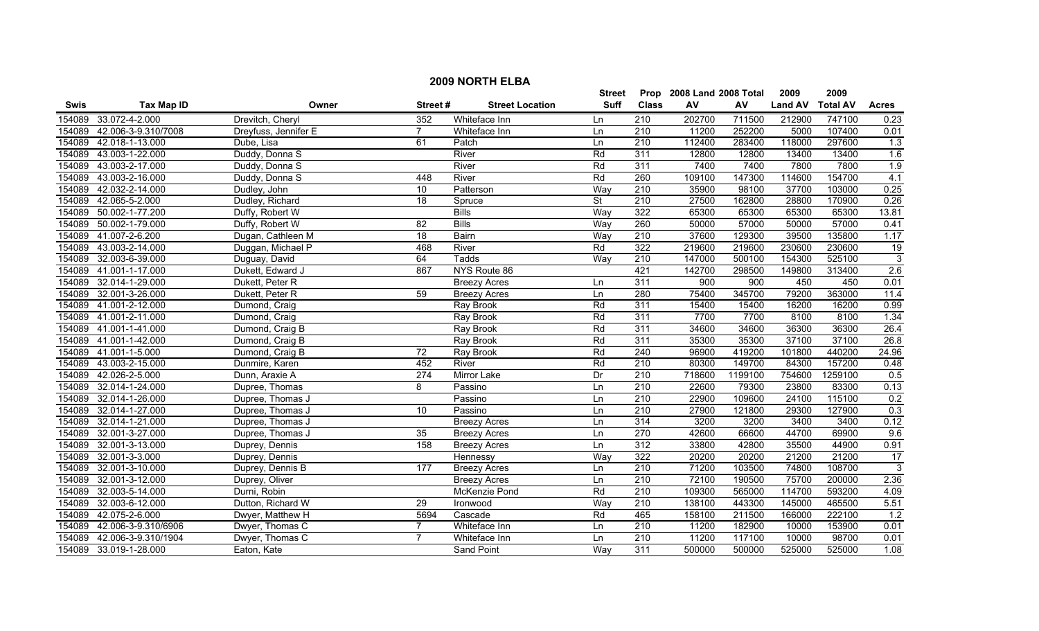# 2009 NORTH ELBA

| Swis | Tax Map ID | Owner | Street # | Street Location | Street Suff | Prop Class | 2008 Land AV | 2008 Total AV | 2009 Land AV | 2009 Total AV | Acres |
|---|---|---|---|---|---|---|---|---|---|---|---|
| 154089 | 33.072-4-2.000 | Drevitch, Cheryl | 352 | Whiteface Inn | Ln | 210 | 202700 | 711500 | 212900 | 747100 | 0.23 |
| 154089 | 42.006-3-9.310/7008 | Dreyfuss, Jennifer E | 7 | Whiteface Inn | Ln | 210 | 11200 | 252200 | 5000 | 107400 | 0.01 |
| 154089 | 42.018-1-13.000 | Dube, Lisa | 61 | Patch | Ln | 210 | 112400 | 283400 | 118000 | 297600 | 1.3 |
| 154089 | 43.003-1-22.000 | Duddy, Donna S | | River | Rd | 311 | 12800 | 12800 | 13400 | 13400 | 1.6 |
| 154089 | 43.003-2-17.000 | Duddy, Donna S | | River | Rd | 311 | 7400 | 7400 | 7800 | 7800 | 1.9 |
| 154089 | 43.003-2-16.000 | Duddy, Donna S | 448 | River | Rd | 260 | 109100 | 147300 | 114600 | 154700 | 4.1 |
| 154089 | 42.032-2-14.000 | Dudley, John | 10 | Patterson | Way | 210 | 35900 | 98100 | 37700 | 103000 | 0.25 |
| 154089 | 42.065-5-2.000 | Dudley, Richard | 18 | Spruce | St | 210 | 27500 | 162800 | 28800 | 170900 | 0.26 |
| 154089 | 50.002-1-77.200 | Duffy, Robert W | | Bills | Way | 322 | 65300 | 65300 | 65300 | 65300 | 13.81 |
| 154089 | 50.002-1-79.000 | Duffy, Robert W | 82 | Bills | Way | 260 | 50000 | 57000 | 50000 | 57000 | 0.41 |
| 154089 | 41.007-2-6.200 | Dugan, Cathleen M | 18 | Bairn | Way | 210 | 37600 | 129300 | 39500 | 135800 | 1.17 |
| 154089 | 43.003-2-14.000 | Duggan, Michael P | 468 | River | Rd | 322 | 219600 | 219600 | 230600 | 230600 | 19 |
| 154089 | 32.003-6-39.000 | Duguay, David | 64 | Tadds | Way | 210 | 147000 | 500100 | 154300 | 525100 | 3 |
| 154089 | 41.001-1-17.000 | Dukett, Edward J | 867 | NYS Route 86 | | 421 | 142700 | 298500 | 149800 | 313400 | 2.6 |
| 154089 | 32.014-1-29.000 | Dukett, Peter R | | Breezy Acres | Ln | 311 | 900 | 900 | 450 | 450 | 0.01 |
| 154089 | 32.001-3-26.000 | Dukett, Peter R | 59 | Breezy Acres | Ln | 280 | 75400 | 345700 | 79200 | 363000 | 11.4 |
| 154089 | 41.001-2-12.000 | Dumond, Craig | | Ray Brook | Rd | 311 | 15400 | 15400 | 16200 | 16200 | 0.99 |
| 154089 | 41.001-2-11.000 | Dumond, Craig | | Ray Brook | Rd | 311 | 7700 | 7700 | 8100 | 8100 | 1.34 |
| 154089 | 41.001-1-41.000 | Dumond, Craig B | | Ray Brook | Rd | 311 | 34600 | 34600 | 36300 | 36300 | 26.4 |
| 154089 | 41.001-1-42.000 | Dumond, Craig B | | Ray Brook | Rd | 311 | 35300 | 35300 | 37100 | 37100 | 26.8 |
| 154089 | 41.001-1-5.000 | Dumond, Craig B | 72 | Ray Brook | Rd | 240 | 96900 | 419200 | 101800 | 440200 | 24.96 |
| 154089 | 43.003-2-15.000 | Dunmire, Karen | 452 | River | Rd | 210 | 80300 | 149700 | 84300 | 157200 | 0.48 |
| 154089 | 42.026-2-5.000 | Dunn, Araxie A | 274 | Mirror Lake | Dr | 210 | 718600 | 1199100 | 754600 | 1259100 | 0.5 |
| 154089 | 32.014-1-24.000 | Dupree, Thomas | 8 | Passino | Ln | 210 | 22600 | 79300 | 23800 | 83300 | 0.13 |
| 154089 | 32.014-1-26.000 | Dupree, Thomas J | | Passino | Ln | 210 | 22900 | 109600 | 24100 | 115100 | 0.2 |
| 154089 | 32.014-1-27.000 | Dupree, Thomas J | 10 | Passino | Ln | 210 | 27900 | 121800 | 29300 | 127900 | 0.3 |
| 154089 | 32.014-1-21.000 | Dupree, Thomas J | | Breezy Acres | Ln | 314 | 3200 | 3200 | 3400 | 3400 | 0.12 |
| 154089 | 32.001-3-27.000 | Dupree, Thomas J | 35 | Breezy Acres | Ln | 270 | 42600 | 66600 | 44700 | 69900 | 9.6 |
| 154089 | 32.001-3-13.000 | Duprey, Dennis | 158 | Breezy Acres | Ln | 312 | 33800 | 42800 | 35500 | 44900 | 0.91 |
| 154089 | 32.001-3-3.000 | Duprey, Dennis | | Hennessy | Way | 322 | 20200 | 20200 | 21200 | 21200 | 17 |
| 154089 | 32.001-3-10.000 | Duprey, Dennis B | 177 | Breezy Acres | Ln | 210 | 71200 | 103500 | 74800 | 108700 | 3 |
| 154089 | 32.001-3-12.000 | Duprey, Oliver | | Breezy Acres | Ln | 210 | 72100 | 190500 | 75700 | 200000 | 2.36 |
| 154089 | 32.003-5-14.000 | Durni, Robin | | McKenzie Pond | Rd | 210 | 109300 | 565000 | 114700 | 593200 | 4.09 |
| 154089 | 32.003-6-12.000 | Dutton, Richard W | 29 | Ironwood | Way | 210 | 138100 | 443300 | 145000 | 465500 | 5.51 |
| 154089 | 42.075-2-6.000 | Dwyer, Matthew H | 5694 | Cascade | Rd | 465 | 158100 | 211500 | 166000 | 222100 | 1.2 |
| 154089 | 42.006-3-9.310/6906 | Dwyer, Thomas C | 7 | Whiteface Inn | Ln | 210 | 11200 | 182900 | 10000 | 153900 | 0.01 |
| 154089 | 42.006-3-9.310/1904 | Dwyer, Thomas C | 7 | Whiteface Inn | Ln | 210 | 11200 | 117100 | 10000 | 98700 | 0.01 |
| 154089 | 33.019-1-28.000 | Eaton, Kate | | Sand Point | Way | 311 | 500000 | 500000 | 525000 | 525000 | 1.08 |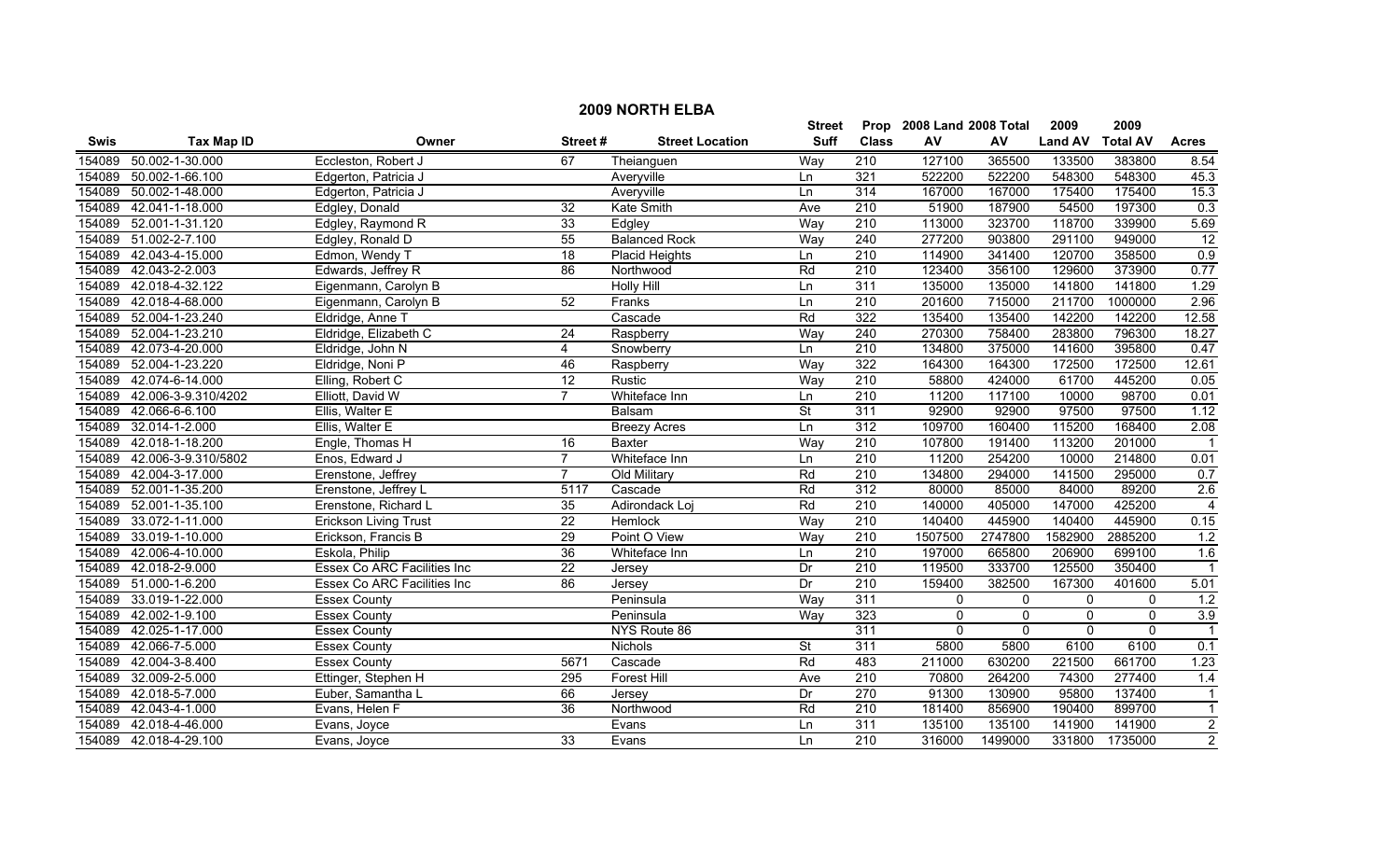# 2009 NORTH ELBA

| Swis | Tax Map ID | Owner | Street # | Street Location | Street Suff | Prop Class | 2008 Land AV | 2008 Total AV | 2009 Land AV | 2009 Total AV | Acres |
|---|---|---|---|---|---|---|---|---|---|---|---|
| 154089 | 50.002-1-30.000 | Eccleston, Robert J | 67 | Theianguen | Way | 210 | 127100 | 365500 | 133500 | 383800 | 8.54 |
| 154089 | 50.002-1-66.100 | Edgerton, Patricia J | | Averyville | Ln | 321 | 522200 | 522200 | 548300 | 548300 | 45.3 |
| 154089 | 50.002-1-48.000 | Edgerton, Patricia J | | Averyville | Ln | 314 | 167000 | 167000 | 175400 | 175400 | 15.3 |
| 154089 | 42.041-1-18.000 | Edgley, Donald | 32 | Kate Smith | Ave | 210 | 51900 | 187900 | 54500 | 197300 | 0.3 |
| 154089 | 52.001-1-31.120 | Edgley, Raymond R | 33 | Edgley | Way | 210 | 113000 | 323700 | 118700 | 339900 | 5.69 |
| 154089 | 51.002-2-7.100 | Edgley, Ronald D | 55 | Balanced Rock | Way | 240 | 277200 | 903800 | 291100 | 949000 | 12 |
| 154089 | 42.043-4-15.000 | Edmon, Wendy T | 18 | Placid Heights | Ln | 210 | 114900 | 341400 | 120700 | 358500 | 0.9 |
| 154089 | 42.043-2-2.003 | Edwards, Jeffrey R | 86 | Northwood | Rd | 210 | 123400 | 356100 | 129600 | 373900 | 0.77 |
| 154089 | 42.018-4-32.122 | Eigenmann, Carolyn B | | Holly Hill | Ln | 311 | 135000 | 135000 | 141800 | 141800 | 1.29 |
| 154089 | 42.018-4-68.000 | Eigenmann, Carolyn B | 52 | Franks | Ln | 210 | 201600 | 715000 | 211700 | 1000000 | 2.96 |
| 154089 | 52.004-1-23.240 | Eldridge, Anne T | | Cascade | Rd | 322 | 135400 | 135400 | 142200 | 142200 | 12.58 |
| 154089 | 52.004-1-23.210 | Eldridge, Elizabeth C | 24 | Raspberry | Way | 240 | 270300 | 758400 | 283800 | 796300 | 18.27 |
| 154089 | 42.073-4-20.000 | Eldridge, John N | 4 | Snowberry | Ln | 210 | 134800 | 375000 | 141600 | 395800 | 0.47 |
| 154089 | 52.004-1-23.220 | Eldridge, Noni P | 46 | Raspberry | Way | 322 | 164300 | 164300 | 172500 | 172500 | 12.61 |
| 154089 | 42.074-6-14.000 | Elling, Robert C | 12 | Rustic | Way | 210 | 58800 | 424000 | 61700 | 445200 | 0.05 |
| 154089 | 42.006-3-9.310/4202 | Elliott, David W | 7 | Whiteface Inn | Ln | 210 | 11200 | 117100 | 10000 | 98700 | 0.01 |
| 154089 | 42.066-6-6.100 | Ellis, Walter E | | Balsam | St | 311 | 92900 | 92900 | 97500 | 97500 | 1.12 |
| 154089 | 32.014-1-2.000 | Ellis, Walter E | | Breezy Acres | Ln | 312 | 109700 | 160400 | 115200 | 168400 | 2.08 |
| 154089 | 42.018-1-18.200 | Engle, Thomas H | 16 | Baxter | Way | 210 | 107800 | 191400 | 113200 | 201000 | 1 |
| 154089 | 42.006-3-9.310/5802 | Enos, Edward J | 7 | Whiteface Inn | Ln | 210 | 11200 | 254200 | 10000 | 214800 | 0.01 |
| 154089 | 42.004-3-17.000 | Erenstone, Jeffrey | 7 | Old Military | Rd | 210 | 134800 | 294000 | 141500 | 295000 | 0.7 |
| 154089 | 52.001-1-35.200 | Erenstone, Jeffrey L | 5117 | Cascade | Rd | 312 | 80000 | 85000 | 84000 | 89200 | 2.6 |
| 154089 | 52.001-1-35.100 | Erenstone, Richard L | 35 | Adirondack Loj | Rd | 210 | 140000 | 405000 | 147000 | 425200 | 4 |
| 154089 | 33.072-1-11.000 | Erickson Living Trust | 22 | Hemlock | Way | 210 | 140400 | 445900 | 140400 | 445900 | 0.15 |
| 154089 | 33.019-1-10.000 | Erickson, Francis B | 29 | Point O View | Way | 210 | 1507500 | 2747800 | 1582900 | 2885200 | 1.2 |
| 154089 | 42.006-4-10.000 | Eskola, Philip | 36 | Whiteface Inn | Ln | 210 | 197000 | 665800 | 206900 | 699100 | 1.6 |
| 154089 | 42.018-2-9.000 | Essex Co ARC Facilities Inc | 22 | Jersey | Dr | 210 | 119500 | 333700 | 125500 | 350400 | 1 |
| 154089 | 51.000-1-6.200 | Essex Co ARC Facilities Inc | 86 | Jersey | Dr | 210 | 159400 | 382500 | 167300 | 401600 | 5.01 |
| 154089 | 33.019-1-22.000 | Essex County | | Peninsula | Way | 311 | 0 | 0 | 0 | 0 | 1.2 |
| 154089 | 42.002-1-9.100 | Essex County | | Peninsula | Way | 323 | 0 | 0 | 0 | 0 | 3.9 |
| 154089 | 42.025-1-17.000 | Essex County | | NYS Route 86 | | 311 | 0 | 0 | 0 | 0 | 1 |
| 154089 | 42.066-7-5.000 | Essex County | | Nichols | St | 311 | 5800 | 5800 | 6100 | 6100 | 0.1 |
| 154089 | 42.004-3-8.400 | Essex County | 5671 | Cascade | Rd | 483 | 211000 | 630200 | 221500 | 661700 | 1.23 |
| 154089 | 32.009-2-5.000 | Ettinger, Stephen H | 295 | Forest Hill | Ave | 210 | 70800 | 264200 | 74300 | 277400 | 1.4 |
| 154089 | 42.018-5-7.000 | Euber, Samantha L | 66 | Jersey | Dr | 270 | 91300 | 130900 | 95800 | 137400 | 1 |
| 154089 | 42.043-4-1.000 | Evans, Helen F | 36 | Northwood | Rd | 210 | 181400 | 856900 | 190400 | 899700 | 1 |
| 154089 | 42.018-4-46.000 | Evans, Joyce | | Evans | Ln | 311 | 135100 | 135100 | 141900 | 141900 | 2 |
| 154089 | 42.018-4-29.100 | Evans, Joyce | 33 | Evans | Ln | 210 | 316000 | 1499000 | 331800 | 1735000 | 2 |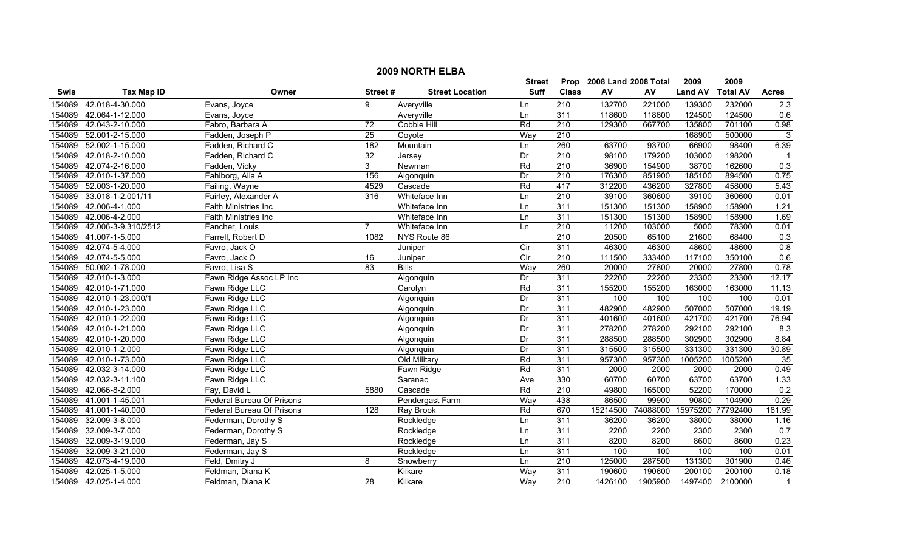# 2009 NORTH ELBA

| Swis | Tax Map ID | Owner | Street # | Street Location | Street Suff | Prop Class | 2008 Land AV | 2008 Total AV | 2009 Land AV | 2009 Total AV | Acres |
|---|---|---|---|---|---|---|---|---|---|---|---|
| 154089 | 42.018-4-30.000 | Evans, Joyce | 9 | Averyville | Ln | 210 | 132700 | 221000 | 139300 | 232000 | 2.3 |
| 154089 | 42.064-1-12.000 | Evans, Joyce | | Averyville | Ln | 311 | 118600 | 118600 | 124500 | 124500 | 0.6 |
| 154089 | 42.043-2-10.000 | Fabro, Barbara A | 72 | Cobble Hill | Rd | 210 | 129300 | 667700 | 135800 | 701100 | 0.98 |
| 154089 | 52.001-2-15.000 | Fadden, Joseph P | 25 | Coyote | Way | 210 | | | 168900 | 500000 | 3 |
| 154089 | 52.002-1-15.000 | Fadden, Richard C | 182 | Mountain | Ln | 260 | 63700 | 93700 | 66900 | 98400 | 6.39 |
| 154089 | 42.018-2-10.000 | Fadden, Richard C | 32 | Jersey | Dr | 210 | 98100 | 179200 | 103000 | 198200 | 1 |
| 154089 | 42.074-2-16.000 | Fadden, Vicky | 3 | Newman | Rd | 210 | 36900 | 154900 | 38700 | 162600 | 0.3 |
| 154089 | 42.010-1-37.000 | Fahlborg, Alia A | 156 | Algonquin | Dr | 210 | 176300 | 851900 | 185100 | 894500 | 0.75 |
| 154089 | 52.003-1-20.000 | Failing, Wayne | 4529 | Cascade | Rd | 417 | 312200 | 436200 | 327800 | 458000 | 5.43 |
| 154089 | 33.018-1-2.001/11 | Fairley, Alexander A | 316 | Whiteface Inn | Ln | 210 | 39100 | 360600 | 39100 | 360600 | 0.01 |
| 154089 | 42.006-4-1.000 | Faith Ministries Inc | | Whiteface Inn | Ln | 311 | 151300 | 151300 | 158900 | 158900 | 1.21 |
| 154089 | 42.006-4-2.000 | Faith Ministries Inc | | Whiteface Inn | Ln | 311 | 151300 | 151300 | 158900 | 158900 | 1.69 |
| 154089 | 42.006-3-9.310/2512 | Fancher, Louis | 7 | Whiteface Inn | Ln | 210 | 11200 | 103000 | 5000 | 78300 | 0.01 |
| 154089 | 41.007-1-5.000 | Farrell, Robert D | 1082 | NYS Route 86 | | 210 | 20500 | 65100 | 21600 | 68400 | 0.3 |
| 154089 | 42.074-5-4.000 | Favro, Jack O | | Juniper | Cir | 311 | 46300 | 46300 | 48600 | 48600 | 0.8 |
| 154089 | 42.074-5-5.000 | Favro, Jack O | 16 | Juniper | Cir | 210 | 111500 | 333400 | 117100 | 350100 | 0.6 |
| 154089 | 50.002-1-78.000 | Favro, Lisa S | 83 | Bills | Way | 260 | 20000 | 27800 | 20000 | 27800 | 0.78 |
| 154089 | 42.010-1-3.000 | Fawn Ridge Assoc LP Inc | | Algonquin | Dr | 311 | 22200 | 22200 | 23300 | 23300 | 12.17 |
| 154089 | 42.010-1-71.000 | Fawn Ridge LLC | | Carolyn | Rd | 311 | 155200 | 155200 | 163000 | 163000 | 11.13 |
| 154089 | 42.010-1-23.000/1 | Fawn Ridge LLC | | Algonquin | Dr | 311 | 100 | 100 | 100 | 100 | 0.01 |
| 154089 | 42.010-1-23.000 | Fawn Ridge LLC | | Algonquin | Dr | 311 | 482900 | 482900 | 507000 | 507000 | 19.19 |
| 154089 | 42.010-1-22.000 | Fawn Ridge LLC | | Algonquin | Dr | 311 | 401600 | 401600 | 421700 | 421700 | 76.94 |
| 154089 | 42.010-1-21.000 | Fawn Ridge LLC | | Algonquin | Dr | 311 | 278200 | 278200 | 292100 | 292100 | 8.3 |
| 154089 | 42.010-1-20.000 | Fawn Ridge LLC | | Algonquin | Dr | 311 | 288500 | 288500 | 302900 | 302900 | 8.84 |
| 154089 | 42.010-1-2.000 | Fawn Ridge LLC | | Algonquin | Dr | 311 | 315500 | 315500 | 331300 | 331300 | 30.89 |
| 154089 | 42.010-1-73.000 | Fawn Ridge LLC | | Old Military | Rd | 311 | 957300 | 957300 | 1005200 | 1005200 | 35 |
| 154089 | 42.032-3-14.000 | Fawn Ridge LLC | | Fawn Ridge | Rd | 311 | 2000 | 2000 | 2000 | 2000 | 0.49 |
| 154089 | 42.032-3-11.100 | Fawn Ridge LLC | | Saranac | Ave | 330 | 60700 | 60700 | 63700 | 63700 | 1.33 |
| 154089 | 42.066-8-2.000 | Fay, David L | 5880 | Cascade | Rd | 210 | 49800 | 165000 | 52200 | 170000 | 0.2 |
| 154089 | 41.001-1-45.001 | Federal Bureau Of Prisons | | Pendergast Farm | Way | 438 | 86500 | 99900 | 90800 | 104900 | 0.29 |
| 154089 | 41.001-1-40.000 | Federal Bureau Of Prisons | 128 | Ray Brook | Rd | 670 | 15214500 | 74088000 | 15975200 | 77792400 | 161.99 |
| 154089 | 32.009-3-8.000 | Federman, Dorothy S | | Rockledge | Ln | 311 | 36200 | 36200 | 38000 | 38000 | 1.16 |
| 154089 | 32.009-3-7.000 | Federman, Dorothy S | | Rockledge | Ln | 311 | 2200 | 2200 | 2300 | 2300 | 0.7 |
| 154089 | 32.009-3-19.000 | Federman, Jay S | | Rockledge | Ln | 311 | 8200 | 8200 | 8600 | 8600 | 0.23 |
| 154089 | 32.009-3-21.000 | Federman, Jay S | | Rockledge | Ln | 311 | 100 | 100 | 100 | 100 | 0.01 |
| 154089 | 42.073-4-19.000 | Feld, Dmitry J | 8 | Snowberry | Ln | 210 | 125000 | 287500 | 131300 | 301900 | 0.46 |
| 154089 | 42.025-1-5.000 | Feldman, Diana K | | Kilkare | Way | 311 | 190600 | 190600 | 200100 | 200100 | 0.18 |
| 154089 | 42.025-1-4.000 | Feldman, Diana K | 28 | Kilkare | Way | 210 | 1426100 | 1905900 | 1497400 | 2100000 | 1 |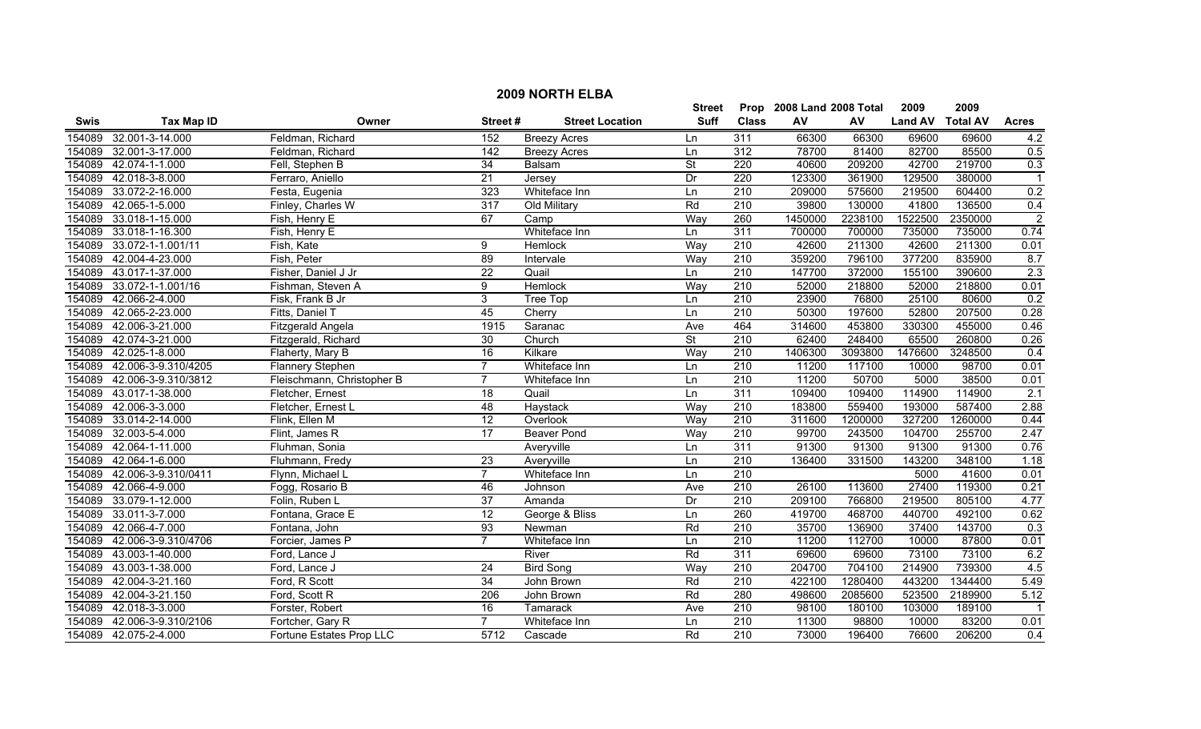# 2009 NORTH ELBA

| Swis | Tax Map ID | Owner | Street # | Street Location | Street Suff | Prop Class | 2008 Land AV | 2008 Total AV | 2009 Land AV | 2009 Total AV | Acres |
|---|---|---|---|---|---|---|---|---|---|---|---|
| 154089 | 32.001-3-14.000 | Feldman, Richard | 152 | Breezy Acres | Ln | 311 | 66300 | 66300 | 69600 | 69600 | 4.2 |
| 154089 | 32.001-3-17.000 | Feldman, Richard | 142 | Breezy Acres | Ln | 312 | 78700 | 81400 | 82700 | 85500 | 0.5 |
| 154089 | 42.074-1-1.000 | Fell, Stephen B | 34 | Balsam | St | 220 | 40600 | 209200 | 42700 | 219700 | 0.3 |
| 154089 | 42.018-3-8.000 | Ferraro, Aniello | 21 | Jersey | Dr | 220 | 123300 | 361900 | 129500 | 380000 | 1 |
| 154089 | 33.072-2-16.000 | Festa, Eugenia | 323 | Whiteface Inn | Ln | 210 | 209000 | 575600 | 219500 | 604400 | 0.2 |
| 154089 | 42.065-1-5.000 | Finley, Charles W | 317 | Old Military | Rd | 210 | 39800 | 130000 | 41800 | 136500 | 0.4 |
| 154089 | 33.018-1-15.000 | Fish, Henry E | 67 | Camp | Way | 260 | 1450000 | 2238100 | 1522500 | 2350000 | 2 |
| 154089 | 33.018-1-16.300 | Fish, Henry E | | Whiteface Inn | Ln | 311 | 700000 | 700000 | 735000 | 735000 | 0.74 |
| 154089 | 33.072-1-1.001/11 | Fish, Kate | 9 | Hemlock | Way | 210 | 42600 | 211300 | 42600 | 211300 | 0.01 |
| 154089 | 42.004-4-23.000 | Fish, Peter | 89 | Intervale | Way | 210 | 359200 | 796100 | 377200 | 835900 | 8.7 |
| 154089 | 43.017-1-37.000 | Fisher, Daniel J Jr | 22 | Quail | Ln | 210 | 147700 | 372000 | 155100 | 390600 | 2.3 |
| 154089 | 33.072-1-1.001/16 | Fishman, Steven A | 9 | Hemlock | Way | 210 | 52000 | 218800 | 52000 | 218800 | 0.01 |
| 154089 | 42.066-2-4.000 | Fisk, Frank B Jr | 3 | Tree Top | Ln | 210 | 23900 | 76800 | 25100 | 80600 | 0.2 |
| 154089 | 42.065-2-23.000 | Fitts, Daniel T | 45 | Cherry | Ln | 210 | 50300 | 197600 | 52800 | 207500 | 0.28 |
| 154089 | 42.006-3-21.000 | Fitzgerald Angela | 1915 | Saranac | Ave | 464 | 314600 | 453800 | 330300 | 455000 | 0.46 |
| 154089 | 42.074-3-21.000 | Fitzgerald, Richard | 30 | Church | St | 210 | 62400 | 248400 | 65500 | 260800 | 0.26 |
| 154089 | 42.025-1-8.000 | Flaherty, Mary B | 16 | Kilkare | Way | 210 | 1406300 | 3093800 | 1476600 | 3248500 | 0.4 |
| 154089 | 42.006-3-9.310/4205 | Flannery Stephen | 7 | Whiteface Inn | Ln | 210 | 11200 | 117100 | 10000 | 98700 | 0.01 |
| 154089 | 42.006-3-9.310/3812 | Fleischmann, Christopher B | 7 | Whiteface Inn | Ln | 210 | 11200 | 50700 | 5000 | 38500 | 0.01 |
| 154089 | 43.017-1-38.000 | Fletcher, Ernest | 18 | Quail | Ln | 311 | 109400 | 109400 | 114900 | 114900 | 2.1 |
| 154089 | 42.006-3-3.000 | Fletcher, Ernest L | 48 | Haystack | Way | 210 | 183800 | 559400 | 193000 | 587400 | 2.88 |
| 154089 | 33.014-2-14.000 | Flink, Ellen M | 12 | Overlook | Way | 210 | 311600 | 1200000 | 327200 | 1260000 | 0.44 |
| 154089 | 32.003-5-4.000 | Flint, James R | 17 | Beaver Pond | Way | 210 | 99700 | 243500 | 104700 | 255700 | 2.47 |
| 154089 | 42.064-1-11.000 | Fluhman, Sonia | | Averyville | Ln | 311 | 91300 | 91300 | 91300 | 91300 | 0.76 |
| 154089 | 42.064-1-6.000 | Fluhmann, Fredy | 23 | Averyville | Ln | 210 | 136400 | 331500 | 143200 | 348100 | 1.18 |
| 154089 | 42.006-3-9.310/0411 | Flynn, Michael L | 7 | Whiteface Inn | Ln | 210 | | | 5000 | 41600 | 0.01 |
| 154089 | 42.066-4-9.000 | Fogg, Rosario B | 46 | Johnson | Ave | 210 | 26100 | 113600 | 27400 | 119300 | 0.21 |
| 154089 | 33.079-1-12.000 | Folin, Ruben L | 37 | Amanda | Dr | 210 | 209100 | 766800 | 219500 | 805100 | 4.77 |
| 154089 | 33.011-3-7.000 | Fontana, Grace E | 12 | George & Bliss | Ln | 260 | 419700 | 468700 | 440700 | 492100 | 0.62 |
| 154089 | 42.066-4-7.000 | Fontana, John | 93 | Newman | Rd | 210 | 35700 | 136900 | 37400 | 143700 | 0.3 |
| 154089 | 42.006-3-9.310/4706 | Forcier, James P | 7 | Whiteface Inn | Ln | 210 | 11200 | 112700 | 10000 | 87800 | 0.01 |
| 154089 | 43.003-1-40.000 | Ford, Lance J | | River | Rd | 311 | 69600 | 69600 | 73100 | 73100 | 6.2 |
| 154089 | 43.003-1-38.000 | Ford, Lance J | 24 | Bird Song | Way | 210 | 204700 | 704100 | 214900 | 739300 | 4.5 |
| 154089 | 42.004-3-21.160 | Ford, R Scott | 34 | John Brown | Rd | 210 | 422100 | 1280400 | 443200 | 1344400 | 5.49 |
| 154089 | 42.004-3-21.150 | Ford, Scott R | 206 | John Brown | Rd | 280 | 498600 | 2085600 | 523500 | 2189900 | 5.12 |
| 154089 | 42.018-3-3.000 | Forster, Robert | 16 | Tamarack | Ave | 210 | 98100 | 180100 | 103000 | 189100 | 1 |
| 154089 | 42.006-3-9.310/2106 | Fortcher, Gary R | 7 | Whiteface Inn | Ln | 210 | 11300 | 98800 | 10000 | 83200 | 0.01 |
| 154089 | 42.075-2-4.000 | Fortune Estates Prop LLC | 5712 | Cascade | Rd | 210 | 73000 | 196400 | 76600 | 206200 | 0.4 |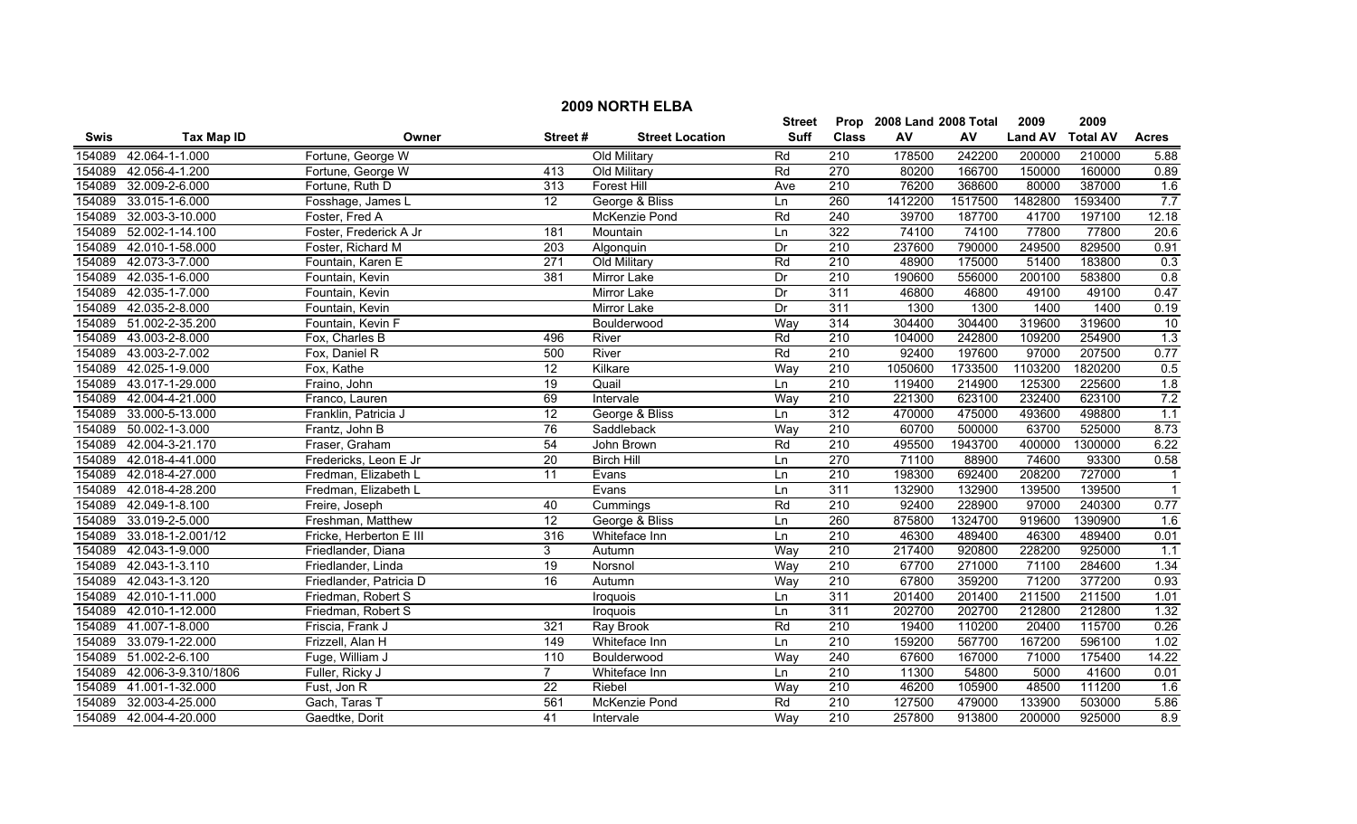# 2009 NORTH ELBA

| Swis | Tax Map ID | Owner | Street # | Street Location | Street Suff | Prop Class | 2008 Land AV | 2008 Total AV | 2009 Land AV | 2009 Total AV | Acres |
|---|---|---|---|---|---|---|---|---|---|---|---|
| 154089 | 42.064-1-1.000 | Fortune, George W | | Old Military | Rd | 210 | 178500 | 242200 | 200000 | 210000 | 5.88 |
| 154089 | 42.056-4-1.200 | Fortune, George W | 413 | Old Military | Rd | 270 | 80200 | 166700 | 150000 | 160000 | 0.89 |
| 154089 | 32.009-2-6.000 | Fortune, Ruth D | 313 | Forest Hill | Ave | 210 | 76200 | 368600 | 80000 | 387000 | 1.6 |
| 154089 | 33.015-1-6.000 | Fosshage, James L | 12 | George & Bliss | Ln | 260 | 1412200 | 1517500 | 1482800 | 1593400 | 7.7 |
| 154089 | 32.003-3-10.000 | Foster, Fred A | | McKenzie Pond | Rd | 240 | 39700 | 187700 | 41700 | 197100 | 12.18 |
| 154089 | 52.002-1-14.100 | Foster, Frederick A Jr | 181 | Mountain | Ln | 322 | 74100 | 74100 | 77800 | 77800 | 20.6 |
| 154089 | 42.010-1-58.000 | Foster, Richard M | 203 | Algonquin | Dr | 210 | 237600 | 790000 | 249500 | 829500 | 0.91 |
| 154089 | 42.073-3-7.000 | Fountain, Karen E | 271 | Old Military | Rd | 210 | 48900 | 175000 | 51400 | 183800 | 0.3 |
| 154089 | 42.035-1-6.000 | Fountain, Kevin | 381 | Mirror Lake | Dr | 210 | 190600 | 556000 | 200100 | 583800 | 0.8 |
| 154089 | 42.035-1-7.000 | Fountain, Kevin | | Mirror Lake | Dr | 311 | 46800 | 46800 | 49100 | 49100 | 0.47 |
| 154089 | 42.035-2-8.000 | Fountain, Kevin | | Mirror Lake | Dr | 311 | 1300 | 1300 | 1400 | 1400 | 0.19 |
| 154089 | 51.002-2-35.200 | Fountain, Kevin F | | Boulderwood | Way | 314 | 304400 | 304400 | 319600 | 319600 | 10 |
| 154089 | 43.003-2-8.000 | Fox, Charles B | 496 | River | Rd | 210 | 104000 | 242800 | 109200 | 254900 | 1.3 |
| 154089 | 43.003-2-7.002 | Fox, Daniel R | 500 | River | Rd | 210 | 92400 | 197600 | 97000 | 207500 | 0.77 |
| 154089 | 42.025-1-9.000 | Fox, Kathe | 12 | Kilkare | Way | 210 | 1050600 | 1733500 | 1103200 | 1820200 | 0.5 |
| 154089 | 43.017-1-29.000 | Fraino, John | 19 | Quail | Ln | 210 | 119400 | 214900 | 125300 | 225600 | 1.8 |
| 154089 | 42.004-4-21.000 | Franco, Lauren | 69 | Intervale | Way | 210 | 221300 | 623100 | 232400 | 623100 | 7.2 |
| 154089 | 33.000-5-13.000 | Franklin, Patricia J | 12 | George & Bliss | Ln | 312 | 470000 | 475000 | 493600 | 498800 | 1.1 |
| 154089 | 50.002-1-3.000 | Frantz, John B | 76 | Saddleback | Way | 210 | 60700 | 500000 | 63700 | 525000 | 8.73 |
| 154089 | 42.004-3-21.170 | Fraser, Graham | 54 | John Brown | Rd | 210 | 495500 | 1943700 | 400000 | 1300000 | 6.22 |
| 154089 | 42.018-4-41.000 | Fredericks, Leon E Jr | 20 | Birch Hill | Ln | 270 | 71100 | 88900 | 74600 | 93300 | 0.58 |
| 154089 | 42.018-4-27.000 | Fredman, Elizabeth L | 11 | Evans | Ln | 210 | 198300 | 692400 | 208200 | 727000 | 1 |
| 154089 | 42.018-4-28.200 | Fredman, Elizabeth L | | Evans | Ln | 311 | 132900 | 132900 | 139500 | 139500 | 1 |
| 154089 | 42.049-1-8.100 | Freire, Joseph | 40 | Cummings | Rd | 210 | 92400 | 228900 | 97000 | 240300 | 0.77 |
| 154089 | 33.019-2-5.000 | Freshman, Matthew | 12 | George & Bliss | Ln | 260 | 875800 | 1324700 | 919600 | 1390900 | 1.6 |
| 154089 | 33.018-1-2.001/12 | Fricke, Herberton E III | 316 | Whiteface Inn | Ln | 210 | 46300 | 489400 | 46300 | 489400 | 0.01 |
| 154089 | 42.043-1-9.000 | Friedlander, Diana | 3 | Autumn | Way | 210 | 217400 | 920800 | 228200 | 925000 | 1.1 |
| 154089 | 42.043-1-3.110 | Friedlander, Linda | 19 | Norsnol | Way | 210 | 67700 | 271000 | 71100 | 284600 | 1.34 |
| 154089 | 42.043-1-3.120 | Friedlander, Patricia D | 16 | Autumn | Way | 210 | 67800 | 359200 | 71200 | 377200 | 0.93 |
| 154089 | 42.010-1-11.000 | Friedman, Robert S | | Iroquois | Ln | 311 | 201400 | 201400 | 211500 | 211500 | 1.01 |
| 154089 | 42.010-1-12.000 | Friedman, Robert S | | Iroquois | Ln | 311 | 202700 | 202700 | 212800 | 212800 | 1.32 |
| 154089 | 41.007-1-8.000 | Friscia, Frank J | 321 | Ray Brook | Rd | 210 | 19400 | 110200 | 20400 | 115700 | 0.26 |
| 154089 | 33.079-1-22.000 | Frizzell, Alan H | 149 | Whiteface Inn | Ln | 210 | 159200 | 567700 | 167200 | 596100 | 1.02 |
| 154089 | 51.002-2-6.100 | Fuge, William J | 110 | Boulderwood | Way | 240 | 67600 | 167000 | 71000 | 175400 | 14.22 |
| 154089 | 42.006-3-9.310/1806 | Fuller, Ricky J | 7 | Whiteface Inn | Ln | 210 | 11300 | 54800 | 5000 | 41600 | 0.01 |
| 154089 | 41.001-1-32.000 | Fust, Jon R | 22 | Riebel | Way | 210 | 46200 | 105900 | 48500 | 111200 | 1.6 |
| 154089 | 32.003-4-25.000 | Gach, Taras T | 561 | McKenzie Pond | Rd | 210 | 127500 | 479000 | 133900 | 503000 | 5.86 |
| 154089 | 42.004-4-20.000 | Gaedtke, Dorit | 41 | Intervale | Way | 210 | 257800 | 913800 | 200000 | 925000 | 8.9 |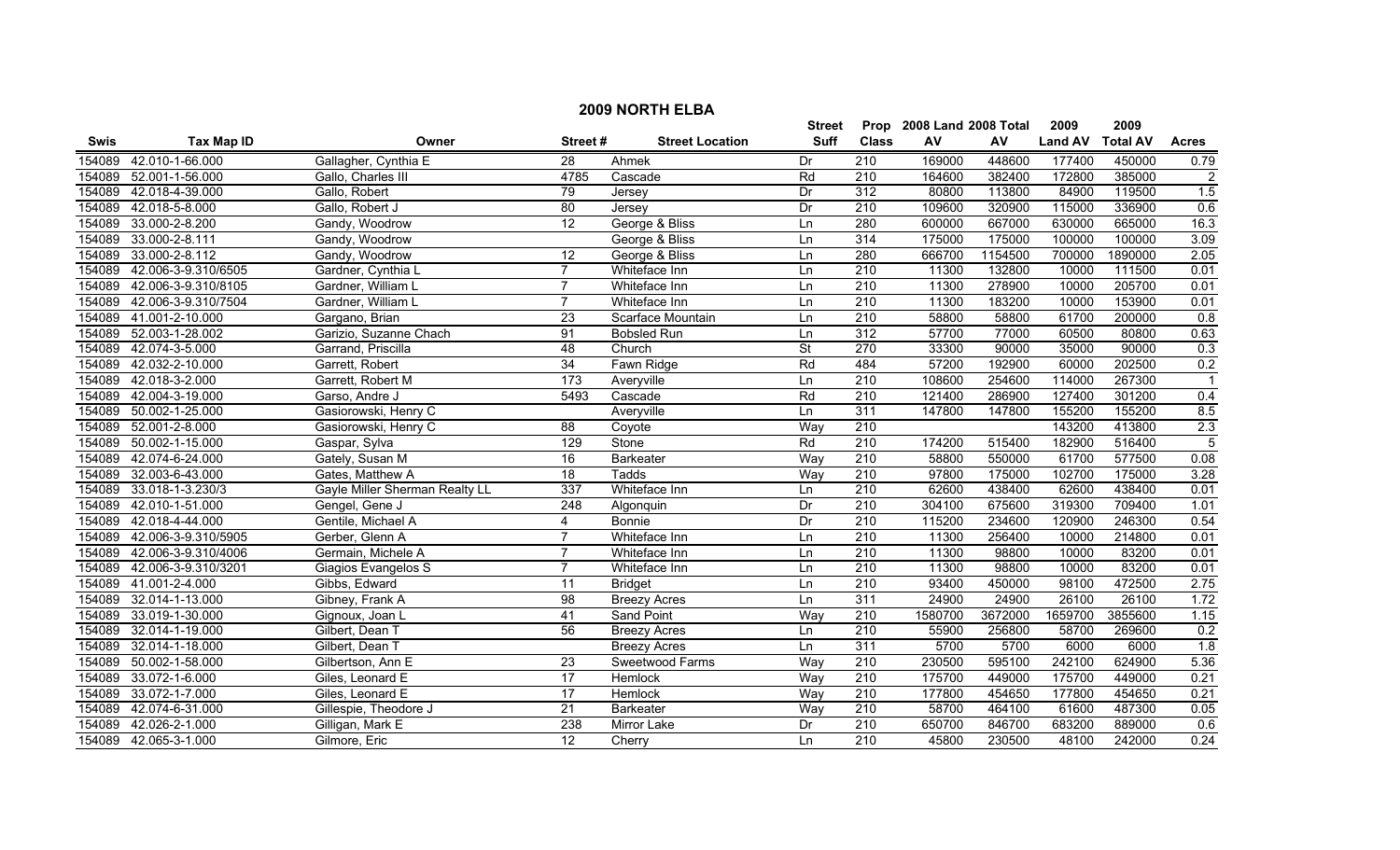# 2009 NORTH ELBA

| Swis | Tax Map ID | Owner | Street # | Street Location | Street Suff | Prop Class | 2008 Land AV | 2008 Total AV | 2009 Land AV | 2009 Total AV | Acres |
|---|---|---|---|---|---|---|---|---|---|---|---|
| 154089 | 42.010-1-66.000 | Gallagher, Cynthia E | 28 | Ahmek | Dr | 210 | 169000 | 448600 | 177400 | 450000 | 0.79 |
| 154089 | 52.001-1-56.000 | Gallo, Charles III | 4785 | Cascade | Rd | 210 | 164600 | 382400 | 172800 | 385000 | 2 |
| 154089 | 42.018-4-39.000 | Gallo, Robert | 79 | Jersey | Dr | 312 | 80800 | 113800 | 84900 | 119500 | 1.5 |
| 154089 | 42.018-5-8.000 | Gallo, Robert J | 80 | Jersey | Dr | 210 | 109600 | 320900 | 115000 | 336900 | 0.6 |
| 154089 | 33.000-2-8.200 | Gandy, Woodrow | 12 | George & Bliss | Ln | 280 | 600000 | 667000 | 630000 | 665000 | 16.3 |
| 154089 | 33.000-2-8.111 | Gandy, Woodrow | | George & Bliss | Ln | 314 | 175000 | 175000 | 100000 | 100000 | 3.09 |
| 154089 | 33.000-2-8.112 | Gandy, Woodrow | 12 | George & Bliss | Ln | 280 | 666700 | 1154500 | 700000 | 1890000 | 2.05 |
| 154089 | 42.006-3-9.310/6505 | Gardner, Cynthia L | 7 | Whiteface Inn | Ln | 210 | 11300 | 132800 | 10000 | 111500 | 0.01 |
| 154089 | 42.006-3-9.310/8105 | Gardner, William L | 7 | Whiteface Inn | Ln | 210 | 11300 | 278900 | 10000 | 205700 | 0.01 |
| 154089 | 42.006-3-9.310/7504 | Gardner, William L | 7 | Whiteface Inn | Ln | 210 | 11300 | 183200 | 10000 | 153900 | 0.01 |
| 154089 | 41.001-2-10.000 | Gargano, Brian | 23 | Scarface Mountain | Ln | 210 | 58800 | 58800 | 61700 | 200000 | 0.8 |
| 154089 | 52.003-1-28.002 | Garizio, Suzanne Chach | 91 | Bobsled Run | Ln | 312 | 57700 | 77000 | 60500 | 80800 | 0.63 |
| 154089 | 42.074-3-5.000 | Garrand, Priscilla | 48 | Church | St | 270 | 33300 | 90000 | 35000 | 90000 | 0.3 |
| 154089 | 42.032-2-10.000 | Garrett, Robert | 34 | Fawn Ridge | Rd | 484 | 57200 | 192900 | 60000 | 202500 | 0.2 |
| 154089 | 42.018-3-2.000 | Garrett, Robert M | 173 | Averyville | Ln | 210 | 108600 | 254600 | 114000 | 267300 | 1 |
| 154089 | 42.004-3-19.000 | Garso, Andre J | 5493 | Cascade | Rd | 210 | 121400 | 286900 | 127400 | 301200 | 0.4 |
| 154089 | 50.002-1-25.000 | Gasiorowski, Henry C | | Averyville | Ln | 311 | 147800 | 147800 | 155200 | 155200 | 8.5 |
| 154089 | 52.001-2-8.000 | Gasiorowski, Henry C | 88 | Coyote | Way | 210 | | | 143200 | 413800 | 2.3 |
| 154089 | 50.002-1-15.000 | Gaspar, Sylva | 129 | Stone | Rd | 210 | 174200 | 515400 | 182900 | 516400 | 5 |
| 154089 | 42.074-6-24.000 | Gately, Susan M | 16 | Barkeater | Way | 210 | 58800 | 550000 | 61700 | 577500 | 0.08 |
| 154089 | 32.003-6-43.000 | Gates, Matthew A | 18 | Tadds | Way | 210 | 97800 | 175000 | 102700 | 175000 | 3.28 |
| 154089 | 33.018-1-3.230/3 | Gayle Miller Sherman Realty LL | 337 | Whiteface Inn | Ln | 210 | 62600 | 438400 | 62600 | 438400 | 0.01 |
| 154089 | 42.010-1-51.000 | Gengel, Gene J | 248 | Algonquin | Dr | 210 | 304100 | 675600 | 319300 | 709400 | 1.01 |
| 154089 | 42.018-4-44.000 | Gentile, Michael A | 4 | Bonnie | Dr | 210 | 115200 | 234600 | 120900 | 246300 | 0.54 |
| 154089 | 42.006-3-9.310/5905 | Gerber, Glenn A | 7 | Whiteface Inn | Ln | 210 | 11300 | 256400 | 10000 | 214800 | 0.01 |
| 154089 | 42.006-3-9.310/4006 | Germain, Michele A | 7 | Whiteface Inn | Ln | 210 | 11300 | 98800 | 10000 | 83200 | 0.01 |
| 154089 | 42.006-3-9.310/3201 | Giagios Evangelos S | 7 | Whiteface Inn | Ln | 210 | 11300 | 98800 | 10000 | 83200 | 0.01 |
| 154089 | 41.001-2-4.000 | Gibbs, Edward | 11 | Bridget | Ln | 210 | 93400 | 450000 | 98100 | 472500 | 2.75 |
| 154089 | 32.014-1-13.000 | Gibney, Frank A | 98 | Breezy Acres | Ln | 311 | 24900 | 24900 | 26100 | 26100 | 1.72 |
| 154089 | 33.019-1-30.000 | Gignoux, Joan L | 41 | Sand Point | Way | 210 | 1580700 | 3672000 | 1659700 | 3855600 | 1.15 |
| 154089 | 32.014-1-19.000 | Gilbert, Dean T | 56 | Breezy Acres | Ln | 210 | 55900 | 256800 | 58700 | 269600 | 0.2 |
| 154089 | 32.014-1-18.000 | Gilbert, Dean T | | Breezy Acres | Ln | 311 | 5700 | 5700 | 6000 | 6000 | 1.8 |
| 154089 | 50.002-1-58.000 | Gilbertson, Ann E | 23 | Sweetwood Farms | Way | 210 | 230500 | 595100 | 242100 | 624900 | 5.36 |
| 154089 | 33.072-1-6.000 | Giles, Leonard E | 17 | Hemlock | Way | 210 | 175700 | 449000 | 175700 | 449000 | 0.21 |
| 154089 | 33.072-1-7.000 | Giles, Leonard E | 17 | Hemlock | Way | 210 | 177800 | 454650 | 177800 | 454650 | 0.21 |
| 154089 | 42.074-6-31.000 | Gillespie, Theodore J | 21 | Barkeater | Way | 210 | 58700 | 464100 | 61600 | 487300 | 0.05 |
| 154089 | 42.026-2-1.000 | Gilligan, Mark E | 238 | Mirror Lake | Dr | 210 | 650700 | 846700 | 683200 | 889000 | 0.6 |
| 154089 | 42.065-3-1.000 | Gilmore, Eric | 12 | Cherry | Ln | 210 | 45800 | 230500 | 48100 | 242000 | 0.24 |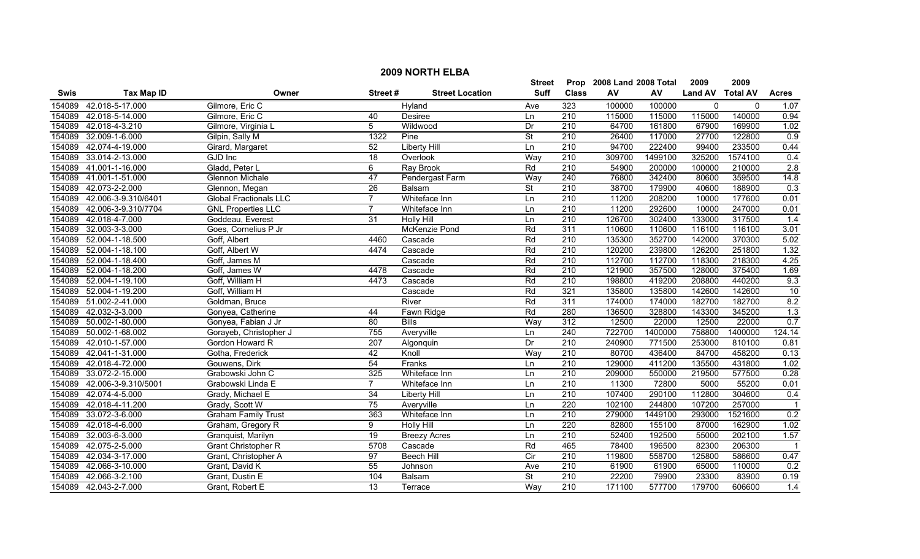## 2009 NORTH ELBA

| Swis | Tax Map ID | Owner | Street # | Street Location | Street Suff | Prop Class | 2008 Land AV | 2008 Total AV | 2009 Land AV | 2009 Total AV | Acres |
|---|---|---|---|---|---|---|---|---|---|---|---|
| 154089 | 42.018-5-17.000 | Gilmore, Eric C | | Hyland | Ave | 323 | 100000 | 100000 | 0 | 0 | 1.07 |
| 154089 | 42.018-5-14.000 | Gilmore, Eric C | 40 | Desiree | Ln | 210 | 115000 | 115000 | 115000 | 140000 | 0.94 |
| 154089 | 42.018-4-3.210 | Gilmore, Virginia L | 5 | Wildwood | Dr | 210 | 64700 | 161800 | 67900 | 169900 | 1.02 |
| 154089 | 32.009-1-6.000 | Gilpin, Sally M | 1322 | Pine | St | 210 | 26400 | 117000 | 27700 | 122800 | 0.9 |
| 154089 | 42.074-4-19.000 | Girard, Margaret | 52 | Liberty Hill | Ln | 210 | 94700 | 222400 | 99400 | 233500 | 0.44 |
| 154089 | 33.014-2-13.000 | GJD Inc | 18 | Overlook | Way | 210 | 309700 | 1499100 | 325200 | 1574100 | 0.4 |
| 154089 | 41.001-1-16.000 | Gladd, Peter L | 6 | Ray Brook | Rd | 210 | 54900 | 200000 | 100000 | 210000 | 2.8 |
| 154089 | 41.001-1-51.000 | Glennon Michale | 47 | Pendergast Farm | Way | 240 | 76800 | 342400 | 80600 | 359500 | 14.8 |
| 154089 | 42.073-2-2.000 | Glennon, Megan | 26 | Balsam | St | 210 | 38700 | 179900 | 40600 | 188900 | 0.3 |
| 154089 | 42.006-3-9.310/6401 | Global Fractionals LLC | 7 | Whiteface Inn | Ln | 210 | 11200 | 208200 | 10000 | 177600 | 0.01 |
| 154089 | 42.006-3-9.310/7704 | GNL Properties LLC | 7 | Whiteface Inn | Ln | 210 | 11200 | 292600 | 10000 | 247000 | 0.01 |
| 154089 | 42.018-4-7.000 | Goddeau, Everest | 31 | Holly Hill | Ln | 210 | 126700 | 302400 | 133000 | 317500 | 1.4 |
| 154089 | 32.003-3-3.000 | Goes, Cornelius P Jr | | McKenzie Pond | Rd | 311 | 110600 | 110600 | 116100 | 116100 | 3.01 |
| 154089 | 52.004-1-18.500 | Goff, Albert | 4460 | Cascade | Rd | 210 | 135300 | 352700 | 142000 | 370300 | 5.02 |
| 154089 | 52.004-1-18.100 | Goff, Albert W | 4474 | Cascade | Rd | 210 | 120200 | 239800 | 126200 | 251800 | 1.32 |
| 154089 | 52.004-1-18.400 | Goff, James M | | Cascade | Rd | 210 | 112700 | 112700 | 118300 | 218300 | 4.25 |
| 154089 | 52.004-1-18.200 | Goff, James W | 4478 | Cascade | Rd | 210 | 121900 | 357500 | 128000 | 375400 | 1.69 |
| 154089 | 52.004-1-19.100 | Goff, William H | 4473 | Cascade | Rd | 210 | 198800 | 419200 | 208800 | 440200 | 9.3 |
| 154089 | 52.004-1-19.200 | Goff, William H | | Cascade | Rd | 321 | 135800 | 135800 | 142600 | 142600 | 10 |
| 154089 | 51.002-2-41.000 | Goldman, Bruce | | River | Rd | 311 | 174000 | 174000 | 182700 | 182700 | 8.2 |
| 154089 | 42.032-3-3.000 | Gonyea, Catherine | 44 | Fawn Ridge | Rd | 280 | 136500 | 328800 | 143300 | 345200 | 1.3 |
| 154089 | 50.002-1-80.000 | Gonyea, Fabian J Jr | 80 | Bills | Way | 312 | 12500 | 22000 | 12500 | 22000 | 0.7 |
| 154089 | 50.002-1-68.002 | Gorayeb, Christopher J | 755 | Averyville | Ln | 240 | 722700 | 1400000 | 758800 | 1400000 | 124.14 |
| 154089 | 42.010-1-57.000 | Gordon Howard R | 207 | Algonquin | Dr | 210 | 240900 | 771500 | 253000 | 810100 | 0.81 |
| 154089 | 42.041-1-31.000 | Gotha, Frederick | 42 | Knoll | Way | 210 | 80700 | 436400 | 84700 | 458200 | 0.13 |
| 154089 | 42.018-4-72.000 | Gouwens, Dirk | 54 | Franks | Ln | 210 | 129000 | 411200 | 135500 | 431800 | 1.02 |
| 154089 | 33.072-2-15.000 | Grabowski John C | 325 | Whiteface Inn | Ln | 210 | 209000 | 550000 | 219500 | 577500 | 0.28 |
| 154089 | 42.006-3-9.310/5001 | Grabowski Linda E | 7 | Whiteface Inn | Ln | 210 | 11300 | 72800 | 5000 | 55200 | 0.01 |
| 154089 | 42.074-4-5.000 | Grady, Michael E | 34 | Liberty Hill | Ln | 210 | 107400 | 290100 | 112800 | 304600 | 0.4 |
| 154089 | 42.018-4-11.200 | Grady, Scott W | 75 | Averyville | Ln | 220 | 102100 | 244800 | 107200 | 257000 | 1 |
| 154089 | 33.072-3-6.000 | Graham Family Trust | 363 | Whiteface Inn | Ln | 210 | 279000 | 1449100 | 293000 | 1521600 | 0.2 |
| 154089 | 42.018-4-6.000 | Graham, Gregory R | 9 | Holly Hill | Ln | 220 | 82800 | 155100 | 87000 | 162900 | 1.02 |
| 154089 | 32.003-6-3.000 | Granquist, Marilyn | 19 | Breezy Acres | Ln | 210 | 52400 | 192500 | 55000 | 202100 | 1.57 |
| 154089 | 42.075-2-5.000 | Grant Christopher R | 5708 | Cascade | Rd | 465 | 78400 | 196500 | 82300 | 206300 | 1 |
| 154089 | 42.034-3-17.000 | Grant, Christopher A | 97 | Beech Hill | Cir | 210 | 119800 | 558700 | 125800 | 586600 | 0.47 |
| 154089 | 42.066-3-10.000 | Grant, David K | 55 | Johnson | Ave | 210 | 61900 | 61900 | 65000 | 110000 | 0.2 |
| 154089 | 42.066-3-2.100 | Grant, Dustin E | 104 | Balsam | St | 210 | 22200 | 79900 | 23300 | 83900 | 0.19 |
| 154089 | 42.043-2-7.000 | Grant, Robert E | 13 | Terrace | Way | 210 | 171100 | 577700 | 179700 | 606600 | 1.4 |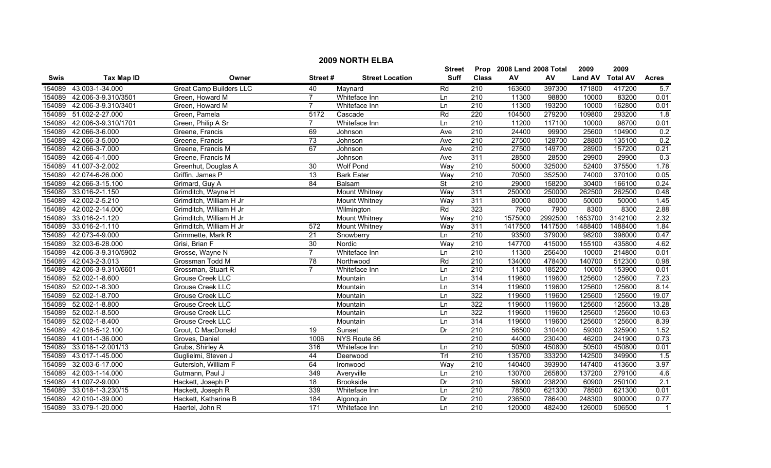# 2009 NORTH ELBA

| Swis | Tax Map ID | Owner | Street # | Street Location | Street Suff | Prop Class | 2008 Land AV | 2008 Total AV | 2009 Land AV | 2009 Total AV | Acres |
|---|---|---|---|---|---|---|---|---|---|---|---|
| 154089 | 43.003-1-34.000 | Great Camp Builders LLC | 40 | Maynard | Rd | 210 | 163600 | 397300 | 171800 | 417200 | 5.7 |
| 154089 | 42.006-3-9.310/3501 | Green, Howard M | 7 | Whiteface Inn | Ln | 210 | 11300 | 98800 | 10000 | 83200 | 0.01 |
| 154089 | 42.006-3-9.310/3401 | Green, Howard M | 7 | Whiteface Inn | Ln | 210 | 11300 | 193200 | 10000 | 162800 | 0.01 |
| 154089 | 51.002-2-27.000 | Green, Pamela | 5172 | Cascade | Rd | 220 | 104500 | 279200 | 109800 | 293200 | 1.8 |
| 154089 | 42.006-3-9.310/1701 | Green, Philip A Sr | 7 | Whiteface Inn | Ln | 210 | 11200 | 117100 | 10000 | 98700 | 0.01 |
| 154089 | 42.066-3-6.000 | Greene, Francis | 69 | Johnson | Ave | 210 | 24400 | 99900 | 25600 | 104900 | 0.2 |
| 154089 | 42.066-3-5.000 | Greene, Francis | 73 | Johnson | Ave | 210 | 27500 | 128700 | 28800 | 135100 | 0.2 |
| 154089 | 42.066-3-7.000 | Greene, Francis M | 67 | Johnson | Ave | 210 | 27500 | 149700 | 28900 | 157200 | 0.21 |
| 154089 | 42.066-4-1.000 | Greene, Francis M | | Johnson | Ave | 311 | 28500 | 28500 | 29900 | 29900 | 0.3 |
| 154089 | 41.007-3-2.002 | Greenhut, Douglas A | 30 | Wolf Pond | Way | 210 | 50000 | 325000 | 52400 | 375500 | 1.78 |
| 154089 | 42.074-6-26.000 | Griffin, James P | 13 | Bark Eater | Way | 210 | 70500 | 352500 | 74000 | 370100 | 0.05 |
| 154089 | 42.066-3-15.100 | Grimard, Guy A | 84 | Balsam | St | 210 | 29000 | 158200 | 30400 | 166100 | 0.24 |
| 154089 | 33.016-2-1.150 | Grimditch, Wayne H | | Mount Whitney | Way | 311 | 250000 | 250000 | 262500 | 262500 | 0.48 |
| 154089 | 42.002-2-5.210 | Grimditch, William H Jr | | Mount Whitney | Way | 311 | 80000 | 80000 | 50000 | 50000 | 1.45 |
| 154089 | 42.002-2-14.000 | Grimditch, William H Jr | | Wilmington | Rd | 323 | 7900 | 7900 | 8300 | 8300 | 2.88 |
| 154089 | 33.016-2-1.120 | Grimditch, William H Jr | | Mount Whitney | Way | 210 | 1575000 | 2992500 | 1653700 | 3142100 | 2.32 |
| 154089 | 33.016-2-1.110 | Grimditch, William H Jr | 572 | Mount Whitney | Way | 311 | 1417500 | 1417500 | 1488400 | 1488400 | 1.84 |
| 154089 | 42.073-4-9.000 | Grimmette, Mark R | 21 | Snowberry | Ln | 210 | 93500 | 379000 | 98200 | 398000 | 0.47 |
| 154089 | 32.003-6-28.000 | Grisi, Brian F | 30 | Nordic | Way | 210 | 147700 | 415000 | 155100 | 435800 | 4.62 |
| 154089 | 42.006-3-9.310/5902 | Grosse, Wayne N | 7 | Whiteface Inn | Ln | 210 | 11300 | 256400 | 10000 | 214800 | 0.01 |
| 154089 | 42.043-2-3.013 | Grossman Todd M | 78 | Northwood | Rd | 210 | 134000 | 478400 | 140700 | 512300 | 0.98 |
| 154089 | 42.006-3-9.310/6601 | Grossman, Stuart R | 7 | Whiteface Inn | Ln | 210 | 11300 | 185200 | 10000 | 153900 | 0.01 |
| 154089 | 52.002-1-8.600 | Grouse Creek LLC | | Mountain | Ln | 314 | 119600 | 119600 | 125600 | 125600 | 7.23 |
| 154089 | 52.002-1-8.300 | Grouse Creek LLC | | Mountain | Ln | 314 | 119600 | 119600 | 125600 | 125600 | 8.14 |
| 154089 | 52.002-1-8.700 | Grouse Creek LLC | | Mountain | Ln | 322 | 119600 | 119600 | 125600 | 125600 | 19.07 |
| 154089 | 52.002-1-8.800 | Grouse Creek LLC | | Mountain | Ln | 322 | 119600 | 119600 | 125600 | 125600 | 13.28 |
| 154089 | 52.002-1-8.500 | Grouse Creek LLC | | Mountain | Ln | 322 | 119600 | 119600 | 125600 | 125600 | 10.63 |
| 154089 | 52.002-1-8.400 | Grouse Creek LLC | | Mountain | Ln | 314 | 119600 | 119600 | 125600 | 125600 | 8.39 |
| 154089 | 42.018-5-12.100 | Grout, C MacDonald | 19 | Sunset | Dr | 210 | 56500 | 310400 | 59300 | 325900 | 1.52 |
| 154089 | 41.001-1-36.000 | Groves, Daniel | 1006 | NYS Route 86 | | 210 | 44000 | 230400 | 46200 | 241900 | 0.73 |
| 154089 | 33.018-1-2.001/13 | Grubs, Shirley A | 316 | Whiteface Inn | Ln | 210 | 50500 | 450800 | 50500 | 450800 | 0.01 |
| 154089 | 43.017-1-45.000 | Guglielmi, Steven J | 44 | Deerwood | Trl | 210 | 135700 | 333200 | 142500 | 349900 | 1.5 |
| 154089 | 32.003-6-17.000 | Gutersloh, William F | 64 | Ironwood | Way | 210 | 140400 | 393900 | 147400 | 413600 | 3.97 |
| 154089 | 42.003-1-14.000 | Gutmann, Paul J | 349 | Averyville | Ln | 210 | 130700 | 265800 | 137200 | 279100 | 4.6 |
| 154089 | 41.007-2-9.000 | Hackett, Joseph P | 18 | Brookside | Dr | 210 | 58000 | 238200 | 60900 | 250100 | 2.1 |
| 154089 | 33.018-1-3.230/15 | Hackett, Joseph R | 339 | Whiteface Inn | Ln | 210 | 78500 | 621300 | 78500 | 621300 | 0.01 |
| 154089 | 42.010-1-39.000 | Hackett, Katharine B | 184 | Algonquin | Dr | 210 | 236500 | 786400 | 248300 | 900000 | 0.77 |
| 154089 | 33.079-1-20.000 | Haertel, John R | 171 | Whiteface Inn | Ln | 210 | 120000 | 482400 | 126000 | 506500 | 1 |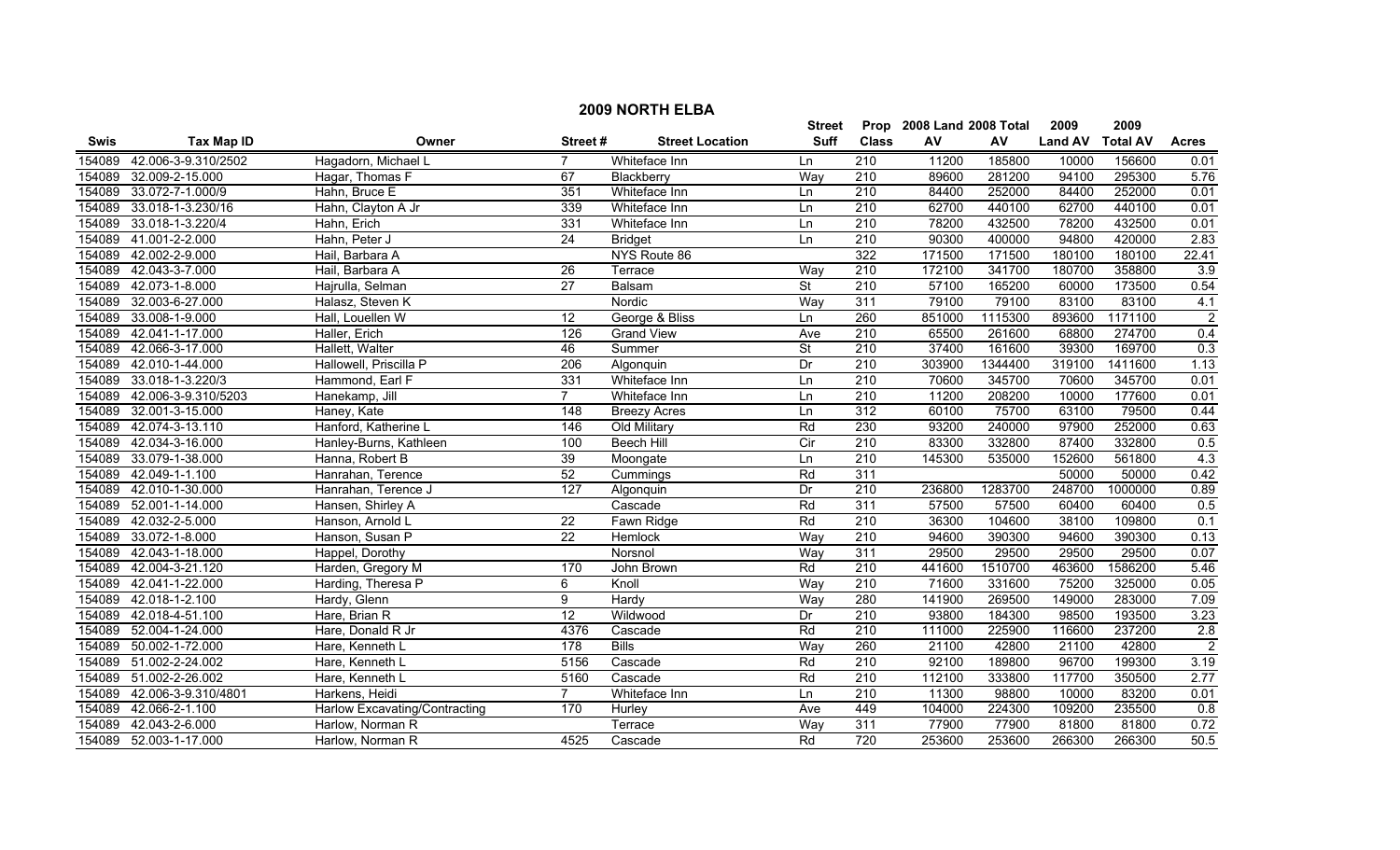## 2009 NORTH ELBA

| Swis | Tax Map ID | Owner | Street # | Street Location | Street Suff | Prop Class | 2008 Land AV | 2008 Total AV | 2009 Land AV | 2009 Total AV | Acres |
|---|---|---|---|---|---|---|---|---|---|---|---|
| 154089 | 42.006-3-9.310/2502 | Hagadorn, Michael L | 7 | Whiteface Inn | Ln | 210 | 11200 | 185800 | 10000 | 156600 | 0.01 |
| 154089 | 32.009-2-15.000 | Hagar, Thomas F | 67 | Blackberry | Way | 210 | 89600 | 281200 | 94100 | 295300 | 5.76 |
| 154089 | 33.072-7-1.000/9 | Hahn, Bruce E | 351 | Whiteface Inn | Ln | 210 | 84400 | 252000 | 84400 | 252000 | 0.01 |
| 154089 | 33.018-1-3.230/16 | Hahn, Clayton A Jr | 339 | Whiteface Inn | Ln | 210 | 62700 | 440100 | 62700 | 440100 | 0.01 |
| 154089 | 33.018-1-3.220/4 | Hahn, Erich | 331 | Whiteface Inn | Ln | 210 | 78200 | 432500 | 78200 | 432500 | 0.01 |
| 154089 | 41.001-2-2.000 | Hahn, Peter J | 24 | Bridget | Ln | 210 | 90300 | 400000 | 94800 | 420000 | 2.83 |
| 154089 | 42.002-2-9.000 | Hail, Barbara A | | NYS Route 86 | | 322 | 171500 | 171500 | 180100 | 180100 | 22.41 |
| 154089 | 42.043-3-7.000 | Hail, Barbara A | 26 | Terrace | Way | 210 | 172100 | 341700 | 180700 | 358800 | 3.9 |
| 154089 | 42.073-1-8.000 | Hajrulla, Selman | 27 | Balsam | St | 210 | 57100 | 165200 | 60000 | 173500 | 0.54 |
| 154089 | 32.003-6-27.000 | Halasz, Steven K | | Nordic | Way | 311 | 79100 | 79100 | 83100 | 83100 | 4.1 |
| 154089 | 33.008-1-9.000 | Hall, Louellen W | 12 | George & Bliss | Ln | 260 | 851000 | 1115300 | 893600 | 1171100 | 2 |
| 154089 | 42.041-1-17.000 | Haller, Erich | 126 | Grand View | Ave | 210 | 65500 | 261600 | 68800 | 274700 | 0.4 |
| 154089 | 42.066-3-17.000 | Hallett, Walter | 46 | Summer | St | 210 | 37400 | 161600 | 39300 | 169700 | 0.3 |
| 154089 | 42.010-1-44.000 | Hallowell, Priscilla P | 206 | Algonquin | Dr | 210 | 303900 | 1344400 | 319100 | 1411600 | 1.13 |
| 154089 | 33.018-1-3.220/3 | Hammond, Earl F | 331 | Whiteface Inn | Ln | 210 | 70600 | 345700 | 70600 | 345700 | 0.01 |
| 154089 | 42.006-3-9.310/5203 | Hanekamp, Jill | 7 | Whiteface Inn | Ln | 210 | 11200 | 208200 | 10000 | 177600 | 0.01 |
| 154089 | 32.001-3-15.000 | Haney, Kate | 148 | Breezy Acres | Ln | 312 | 60100 | 75700 | 63100 | 79500 | 0.44 |
| 154089 | 42.074-3-13.110 | Hanford, Katherine L | 146 | Old Military | Rd | 230 | 93200 | 240000 | 97900 | 252000 | 0.63 |
| 154089 | 42.034-3-16.000 | Hanley-Burns, Kathleen | 100 | Beech Hill | Cir | 210 | 83300 | 332800 | 87400 | 332800 | 0.5 |
| 154089 | 33.079-1-38.000 | Hanna, Robert B | 39 | Moongate | Ln | 210 | 145300 | 535000 | 152600 | 561800 | 4.3 |
| 154089 | 42.049-1-1.100 | Hanrahan, Terence | 52 | Cummings | Rd | 311 | | | 50000 | 50000 | 0.42 |
| 154089 | 42.010-1-30.000 | Hanrahan, Terence J | 127 | Algonquin | Dr | 210 | 236800 | 1283700 | 248700 | 1000000 | 0.89 |
| 154089 | 52.001-1-14.000 | Hansen, Shirley A | | Cascade | Rd | 311 | 57500 | 57500 | 60400 | 60400 | 0.5 |
| 154089 | 42.032-2-5.000 | Hanson, Arnold L | 22 | Fawn Ridge | Rd | 210 | 36300 | 104600 | 38100 | 109800 | 0.1 |
| 154089 | 33.072-1-8.000 | Hanson, Susan P | 22 | Hemlock | Way | 210 | 94600 | 390300 | 94600 | 390300 | 0.13 |
| 154089 | 42.043-1-18.000 | Happel, Dorothy | | Norsnol | Way | 311 | 29500 | 29500 | 29500 | 29500 | 0.07 |
| 154089 | 42.004-3-21.120 | Harden, Gregory M | 170 | John Brown | Rd | 210 | 441600 | 1510700 | 463600 | 1586200 | 5.46 |
| 154089 | 42.041-1-22.000 | Harding, Theresa P | 6 | Knoll | Way | 210 | 71600 | 331600 | 75200 | 325000 | 0.05 |
| 154089 | 42.018-1-2.100 | Hardy, Glenn | 9 | Hardy | Way | 280 | 141900 | 269500 | 149000 | 283000 | 7.09 |
| 154089 | 42.018-4-51.100 | Hare, Brian R | 12 | Wildwood | Dr | 210 | 93800 | 184300 | 98500 | 193500 | 3.23 |
| 154089 | 52.004-1-24.000 | Hare, Donald R Jr | 4376 | Cascade | Rd | 210 | 111000 | 225900 | 116600 | 237200 | 2.8 |
| 154089 | 50.002-1-72.000 | Hare, Kenneth L | 178 | Bills | Way | 260 | 21100 | 42800 | 21100 | 42800 | 2 |
| 154089 | 51.002-2-24.002 | Hare, Kenneth L | 5156 | Cascade | Rd | 210 | 92100 | 189800 | 96700 | 199300 | 3.19 |
| 154089 | 51.002-2-26.002 | Hare, Kenneth L | 5160 | Cascade | Rd | 210 | 112100 | 333800 | 117700 | 350500 | 2.77 |
| 154089 | 42.006-3-9.310/4801 | Harkens, Heidi | 7 | Whiteface Inn | Ln | 210 | 11300 | 98800 | 10000 | 83200 | 0.01 |
| 154089 | 42.066-2-1.100 | Harlow Excavating/Contracting | 170 | Hurley | Ave | 449 | 104000 | 224300 | 109200 | 235500 | 0.8 |
| 154089 | 42.043-2-6.000 | Harlow, Norman R | | Terrace | Way | 311 | 77900 | 77900 | 81800 | 81800 | 0.72 |
| 154089 | 52.003-1-17.000 | Harlow, Norman R | 4525 | Cascade | Rd | 720 | 253600 | 253600 | 266300 | 266300 | 50.5 |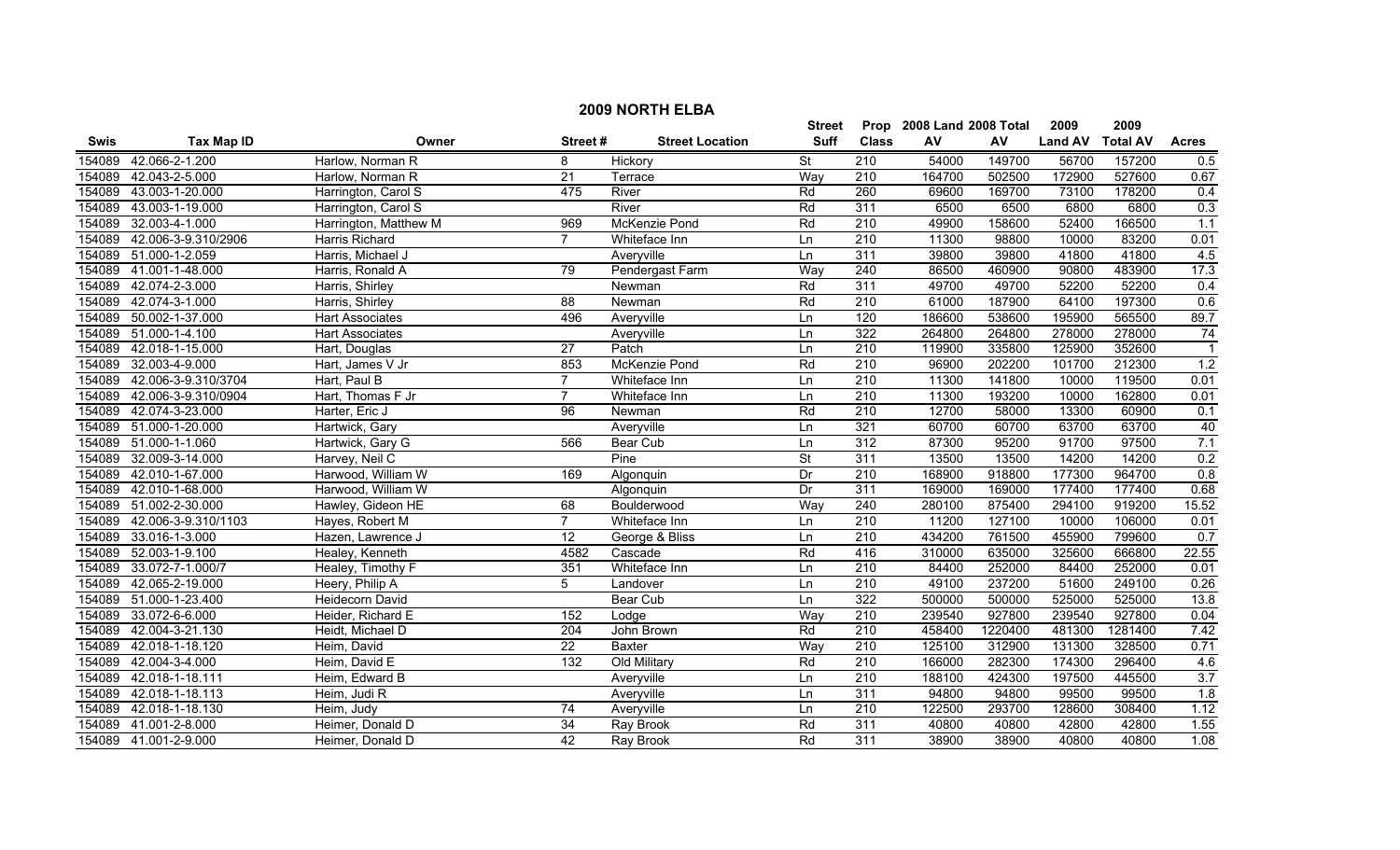# 2009 NORTH ELBA

| Swis | Tax Map ID | Owner | Street # | Street Location | Street Suff | Prop Class | 2008 Land AV | 2008 Total AV | 2009 Land AV | 2009 Total AV | Acres |
|---|---|---|---|---|---|---|---|---|---|---|---|
| 154089 | 42.066-2-1.200 | Harlow, Norman R | 8 | Hickory | St | 210 | 54000 | 149700 | 56700 | 157200 | 0.5 |
| 154089 | 42.043-2-5.000 | Harlow, Norman R | 21 | Terrace | Way | 210 | 164700 | 502500 | 172900 | 527600 | 0.67 |
| 154089 | 43.003-1-20.000 | Harrington, Carol S | 475 | River | Rd | 260 | 69600 | 169700 | 73100 | 178200 | 0.4 |
| 154089 | 43.003-1-19.000 | Harrington, Carol S | | River | Rd | 311 | 6500 | 6500 | 6800 | 6800 | 0.3 |
| 154089 | 32.003-4-1.000 | Harrington, Matthew M | 969 | McKenzie Pond | Rd | 210 | 49900 | 158600 | 52400 | 166500 | 1.1 |
| 154089 | 42.006-3-9.310/2906 | Harris Richard | 7 | Whiteface Inn | Ln | 210 | 11300 | 98800 | 10000 | 83200 | 0.01 |
| 154089 | 51.000-1-2.059 | Harris, Michael J | | Averyville | Ln | 311 | 39800 | 39800 | 41800 | 41800 | 4.5 |
| 154089 | 41.001-1-48.000 | Harris, Ronald A | 79 | Pendergast Farm | Way | 240 | 86500 | 460900 | 90800 | 483900 | 17.3 |
| 154089 | 42.074-2-3.000 | Harris, Shirley | | Newman | Rd | 311 | 49700 | 49700 | 52200 | 52200 | 0.4 |
| 154089 | 42.074-3-1.000 | Harris, Shirley | 88 | Newman | Rd | 210 | 61000 | 187900 | 64100 | 197300 | 0.6 |
| 154089 | 50.002-1-37.000 | Hart Associates | 496 | Averyville | Ln | 120 | 186600 | 538600 | 195900 | 565500 | 89.7 |
| 154089 | 51.000-1-4.100 | Hart Associates | | Averyville | Ln | 322 | 264800 | 264800 | 278000 | 278000 | 74 |
| 154089 | 42.018-1-15.000 | Hart, Douglas | 27 | Patch | Ln | 210 | 119900 | 335800 | 125900 | 352600 | 1 |
| 154089 | 32.003-4-9.000 | Hart, James V Jr | 853 | McKenzie Pond | Rd | 210 | 96900 | 202200 | 101700 | 212300 | 1.2 |
| 154089 | 42.006-3-9.310/3704 | Hart, Paul B | 7 | Whiteface Inn | Ln | 210 | 11300 | 141800 | 10000 | 119500 | 0.01 |
| 154089 | 42.006-3-9.310/0904 | Hart, Thomas F Jr | 7 | Whiteface Inn | Ln | 210 | 11300 | 193200 | 10000 | 162800 | 0.01 |
| 154089 | 42.074-3-23.000 | Harter, Eric J | 96 | Newman | Rd | 210 | 12700 | 58000 | 13300 | 60900 | 0.1 |
| 154089 | 51.000-1-20.000 | Hartwick, Gary | | Averyville | Ln | 321 | 60700 | 60700 | 63700 | 63700 | 40 |
| 154089 | 51.000-1-1.060 | Hartwick, Gary G | 566 | Bear Cub | Ln | 312 | 87300 | 95200 | 91700 | 97500 | 7.1 |
| 154089 | 32.009-3-14.000 | Harvey, Neil C | | Pine | St | 311 | 13500 | 13500 | 14200 | 14200 | 0.2 |
| 154089 | 42.010-1-67.000 | Harwood, William W | 169 | Algonquin | Dr | 210 | 168900 | 918800 | 177300 | 964700 | 0.8 |
| 154089 | 42.010-1-68.000 | Harwood, William W | | Algonquin | Dr | 311 | 169000 | 169000 | 177400 | 177400 | 0.68 |
| 154089 | 51.002-2-30.000 | Hawley, Gideon HE | 68 | Boulderwood | Way | 240 | 280100 | 875400 | 294100 | 919200 | 15.52 |
| 154089 | 42.006-3-9.310/1103 | Hayes, Robert M | 7 | Whiteface Inn | Ln | 210 | 11200 | 127100 | 10000 | 106000 | 0.01 |
| 154089 | 33.016-1-3.000 | Hazen, Lawrence J | 12 | George & Bliss | Ln | 210 | 434200 | 761500 | 455900 | 799600 | 0.7 |
| 154089 | 52.003-1-9.100 | Healey, Kenneth | 4582 | Cascade | Rd | 416 | 310000 | 635000 | 325600 | 666800 | 22.55 |
| 154089 | 33.072-7-1.000/7 | Healey, Timothy F | 351 | Whiteface Inn | Ln | 210 | 84400 | 252000 | 84400 | 252000 | 0.01 |
| 154089 | 42.065-2-19.000 | Heery, Philip A | 5 | Landover | Ln | 210 | 49100 | 237200 | 51600 | 249100 | 0.26 |
| 154089 | 51.000-1-23.400 | Heidecorn David | | Bear Cub | Ln | 322 | 500000 | 500000 | 525000 | 525000 | 13.8 |
| 154089 | 33.072-6-6.000 | Heider, Richard E | 152 | Lodge | Way | 210 | 239540 | 927800 | 239540 | 927800 | 0.04 |
| 154089 | 42.004-3-21.130 | Heidt, Michael D | 204 | John Brown | Rd | 210 | 458400 | 1220400 | 481300 | 1281400 | 7.42 |
| 154089 | 42.018-1-18.120 | Heim, David | 22 | Baxter | Way | 210 | 125100 | 312900 | 131300 | 328500 | 0.71 |
| 154089 | 42.004-3-4.000 | Heim, David E | 132 | Old Military | Rd | 210 | 166000 | 282300 | 174300 | 296400 | 4.6 |
| 154089 | 42.018-1-18.111 | Heim, Edward B | | Averyville | Ln | 210 | 188100 | 424300 | 197500 | 445500 | 3.7 |
| 154089 | 42.018-1-18.113 | Heim, Judi R | | Averyville | Ln | 311 | 94800 | 94800 | 99500 | 99500 | 1.8 |
| 154089 | 42.018-1-18.130 | Heim, Judy | 74 | Averyville | Ln | 210 | 122500 | 293700 | 128600 | 308400 | 1.12 |
| 154089 | 41.001-2-8.000 | Heimer, Donald D | 34 | Ray Brook | Rd | 311 | 40800 | 40800 | 42800 | 42800 | 1.55 |
| 154089 | 41.001-2-9.000 | Heimer, Donald D | 42 | Ray Brook | Rd | 311 | 38900 | 38900 | 40800 | 40800 | 1.08 |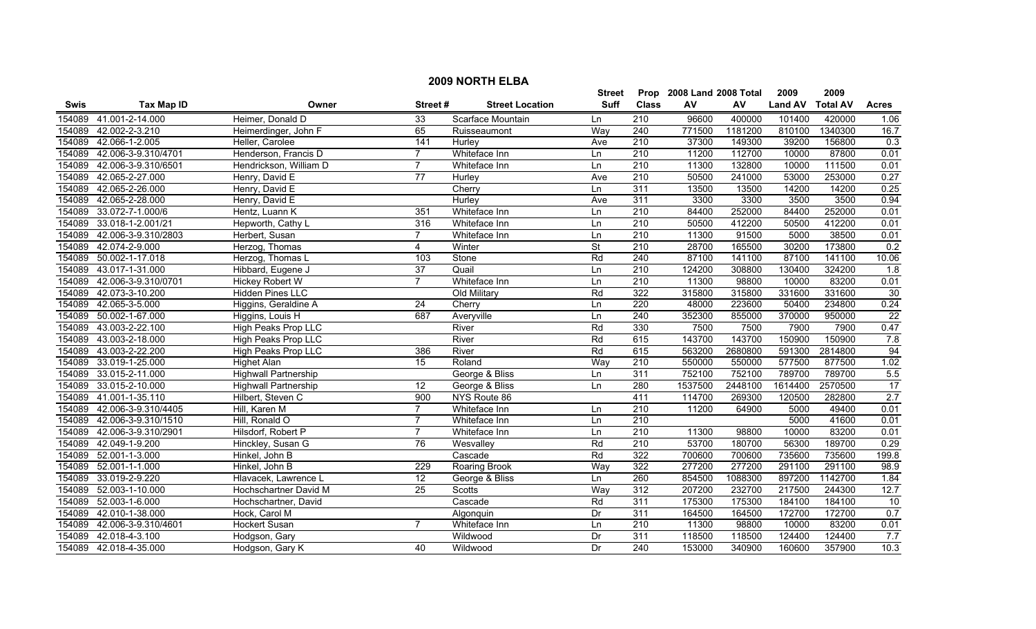# 2009 NORTH ELBA

| Swis | Tax Map ID | Owner | Street # | Street Location | Street Suff | Prop Class | 2008 Land AV | 2008 Total AV | 2009 Land AV | 2009 Total AV | Acres |
|---|---|---|---|---|---|---|---|---|---|---|---|
| 154089 | 41.001-2-14.000 | Heimer, Donald D | 33 | Scarface Mountain | Ln | 210 | 96600 | 400000 | 101400 | 420000 | 1.06 |
| 154089 | 42.002-2-3.210 | Heimerdinger, John F | 65 | Ruisseaumont | Way | 240 | 771500 | 1181200 | 810100 | 1340300 | 16.7 |
| 154089 | 42.066-1-2.005 | Heller, Carolee | 141 | Hurley | Ave | 210 | 37300 | 149300 | 39200 | 156800 | 0.3 |
| 154089 | 42.006-3-9.310/4701 | Henderson, Francis D | 7 | Whiteface Inn | Ln | 210 | 11200 | 112700 | 10000 | 87800 | 0.01 |
| 154089 | 42.006-3-9.310/6501 | Hendrickson, William D | 7 | Whiteface Inn | Ln | 210 | 11300 | 132800 | 10000 | 111500 | 0.01 |
| 154089 | 42.065-2-27.000 | Henry, David E | 77 | Hurley | Ave | 210 | 50500 | 241000 | 53000 | 253000 | 0.27 |
| 154089 | 42.065-2-26.000 | Henry, David E | | Cherry | Ln | 311 | 13500 | 13500 | 14200 | 14200 | 0.25 |
| 154089 | 42.065-2-28.000 | Henry, David E | | Hurley | Ave | 311 | 3300 | 3300 | 3500 | 3500 | 0.94 |
| 154089 | 33.072-7-1.000/6 | Hentz, Luann K | 351 | Whiteface Inn | Ln | 210 | 84400 | 252000 | 84400 | 252000 | 0.01 |
| 154089 | 33.018-1-2.001/21 | Hepworth, Cathy L | 316 | Whiteface Inn | Ln | 210 | 50500 | 412200 | 50500 | 412200 | 0.01 |
| 154089 | 42.006-3-9.310/2803 | Herbert, Susan | 7 | Whiteface Inn | Ln | 210 | 11300 | 91500 | 5000 | 38500 | 0.01 |
| 154089 | 42.074-2-9.000 | Herzog, Thomas | 4 | Winter | St | 210 | 28700 | 165500 | 30200 | 173800 | 0.2 |
| 154089 | 50.002-1-17.018 | Herzog, Thomas L | 103 | Stone | Rd | 240 | 87100 | 141100 | 87100 | 141100 | 10.06 |
| 154089 | 43.017-1-31.000 | Hibbard, Eugene J | 37 | Quail | Ln | 210 | 124200 | 308800 | 130400 | 324200 | 1.8 |
| 154089 | 42.006-3-9.310/0701 | Hickey Robert W | 7 | Whiteface Inn | Ln | 210 | 11300 | 98800 | 10000 | 83200 | 0.01 |
| 154089 | 42.073-3-10.200 | Hidden Pines LLC | | Old Military | Rd | 322 | 315800 | 315800 | 331600 | 331600 | 30 |
| 154089 | 42.065-3-5.000 | Higgins, Geraldine A | 24 | Cherry | Ln | 220 | 48000 | 223600 | 50400 | 234800 | 0.24 |
| 154089 | 50.002-1-67.000 | Higgins, Louis H | 687 | Averyville | Ln | 240 | 352300 | 855000 | 370000 | 950000 | 22 |
| 154089 | 43.003-2-22.100 | High Peaks Prop LLC | | River | Rd | 330 | 7500 | 7500 | 7900 | 7900 | 0.47 |
| 154089 | 43.003-2-18.000 | High Peaks Prop LLC | | River | Rd | 615 | 143700 | 143700 | 150900 | 150900 | 7.8 |
| 154089 | 43.003-2-22.200 | High Peaks Prop LLC | 386 | River | Rd | 615 | 563200 | 2680800 | 591300 | 2814800 | 94 |
| 154089 | 33.019-1-25.000 | Highet Alan | 15 | Roland | Way | 210 | 550000 | 550000 | 577500 | 877500 | 1.02 |
| 154089 | 33.015-2-11.000 | Highwall Partnership | | George & Bliss | Ln | 311 | 752100 | 752100 | 789700 | 789700 | 5.5 |
| 154089 | 33.015-2-10.000 | Highwall Partnership | 12 | George & Bliss | Ln | 280 | 1537500 | 2448100 | 1614400 | 2570500 | 17 |
| 154089 | 41.001-1-35.110 | Hilbert, Steven C | 900 | NYS Route 86 | | 411 | 114700 | 269300 | 120500 | 282800 | 2.7 |
| 154089 | 42.006-3-9.310/4405 | Hill, Karen M | 7 | Whiteface Inn | Ln | 210 | 11200 | 64900 | 5000 | 49400 | 0.01 |
| 154089 | 42.006-3-9.310/1510 | Hill, Ronald O | 7 | Whiteface Inn | Ln | 210 | | | 5000 | 41600 | 0.01 |
| 154089 | 42.006-3-9.310/2901 | Hilsdorf, Robert P | 7 | Whiteface Inn | Ln | 210 | 11300 | 98800 | 10000 | 83200 | 0.01 |
| 154089 | 42.049-1-9.200 | Hinckley, Susan G | 76 | Wesvalley | Rd | 210 | 53700 | 180700 | 56300 | 189700 | 0.29 |
| 154089 | 52.001-1-3.000 | Hinkel, John B | | Cascade | Rd | 322 | 700600 | 700600 | 735600 | 735600 | 199.8 |
| 154089 | 52.001-1-1.000 | Hinkel, John B | 229 | Roaring Brook | Way | 322 | 277200 | 277200 | 291100 | 291100 | 98.9 |
| 154089 | 33.019-2-9.220 | Hlavacek, Lawrence L | 12 | George & Bliss | Ln | 260 | 854500 | 1088300 | 897200 | 1142700 | 1.84 |
| 154089 | 52.003-1-10.000 | Hochschartner David M | 25 | Scotts | Way | 312 | 207200 | 232700 | 217500 | 244300 | 12.7 |
| 154089 | 52.003-1-6.000 | Hochschartner, David | | Cascade | Rd | 311 | 175300 | 175300 | 184100 | 184100 | 10 |
| 154089 | 42.010-1-38.000 | Hock, Carol M | | Algonquin | Dr | 311 | 164500 | 164500 | 172700 | 172700 | 0.7 |
| 154089 | 42.006-3-9.310/4601 | Hockert Susan | 7 | Whiteface Inn | Ln | 210 | 11300 | 98800 | 10000 | 83200 | 0.01 |
| 154089 | 42.018-4-3.100 | Hodgson, Gary | | Wildwood | Dr | 311 | 118500 | 118500 | 124400 | 124400 | 7.7 |
| 154089 | 42.018-4-35.000 | Hodgson, Gary K | 40 | Wildwood | Dr | 240 | 153000 | 340900 | 160600 | 357900 | 10.3 |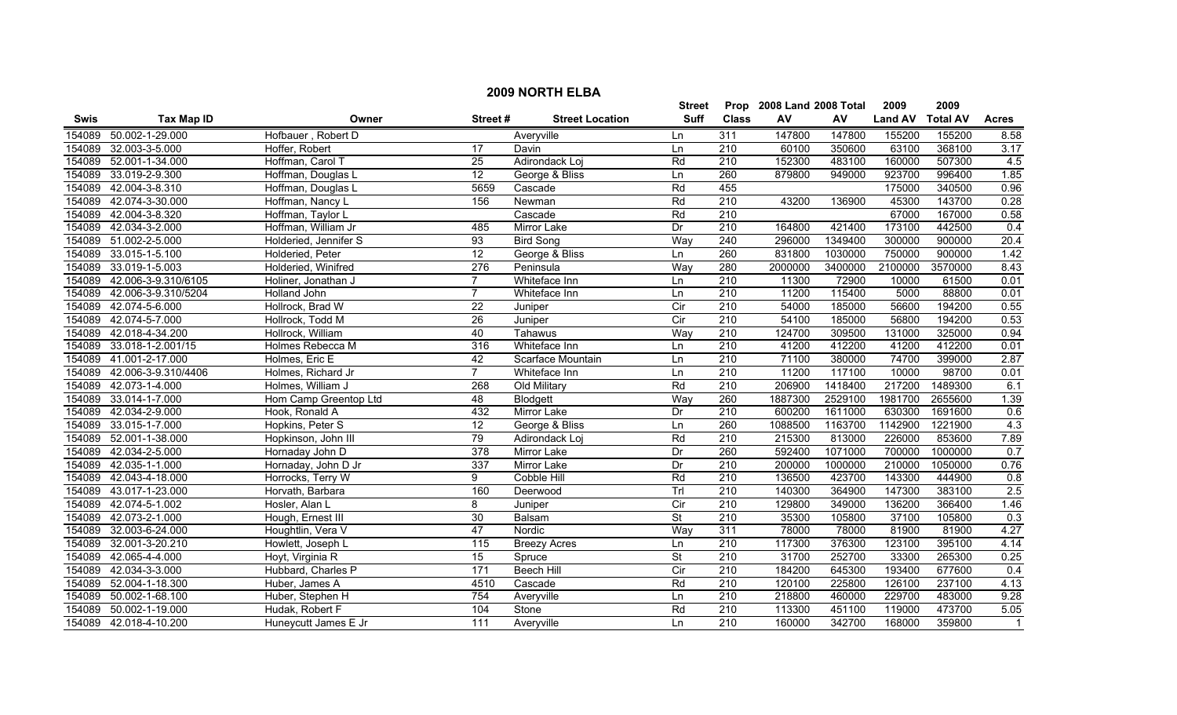# 2009 NORTH ELBA

| Swis | Tax Map ID | Owner | Street # | Street Location | Street Suff | Prop Class | 2008 Land AV | 2008 Total AV | 2009 Land AV | 2009 Total AV | Acres |
|---|---|---|---|---|---|---|---|---|---|---|---|
| 154089 | 50.002-1-29.000 | Hofbauer , Robert D | | Averyville | Ln | 311 | 147800 | 147800 | 155200 | 155200 | 8.58 |
| 154089 | 32.003-3-5.000 | Hoffer, Robert | 17 | Davin | Ln | 210 | 60100 | 350600 | 63100 | 368100 | 3.17 |
| 154089 | 52.001-1-34.000 | Hoffman, Carol T | 25 | Adirondack Loj | Rd | 210 | 152300 | 483100 | 160000 | 507300 | 4.5 |
| 154089 | 33.019-2-9.300 | Hoffman, Douglas L | 12 | George & Bliss | Ln | 260 | 879800 | 949000 | 923700 | 996400 | 1.85 |
| 154089 | 42.004-3-8.310 | Hoffman, Douglas L | 5659 | Cascade | Rd | 455 | | | 175000 | 340500 | 0.96 |
| 154089 | 42.074-3-30.000 | Hoffman, Nancy L | 156 | Newman | Rd | 210 | 43200 | 136900 | 45300 | 143700 | 0.28 |
| 154089 | 42.004-3-8.320 | Hoffman, Taylor L | | Cascade | Rd | 210 | | | 67000 | 167000 | 0.58 |
| 154089 | 42.034-3-2.000 | Hoffman, William Jr | 485 | Mirror Lake | Dr | 210 | 164800 | 421400 | 173100 | 442500 | 0.4 |
| 154089 | 51.002-2-5.000 | Holderied, Jennifer S | 93 | Bird Song | Way | 240 | 296000 | 1349400 | 300000 | 900000 | 20.4 |
| 154089 | 33.015-1-5.100 | Holderied, Peter | 12 | George & Bliss | Ln | 260 | 831800 | 1030000 | 750000 | 900000 | 1.42 |
| 154089 | 33.019-1-5.003 | Holderied, Winifred | 276 | Peninsula | Way | 280 | 2000000 | 3400000 | 2100000 | 3570000 | 8.43 |
| 154089 | 42.006-3-9.310/6105 | Holiner, Jonathan J | 7 | Whiteface Inn | Ln | 210 | 11300 | 72900 | 10000 | 61500 | 0.01 |
| 154089 | 42.006-3-9.310/5204 | Holland John | 7 | Whiteface Inn | Ln | 210 | 11200 | 115400 | 5000 | 88800 | 0.01 |
| 154089 | 42.074-5-6.000 | Hollrock, Brad W | 22 | Juniper | Cir | 210 | 54000 | 185000 | 56600 | 194200 | 0.55 |
| 154089 | 42.074-5-7.000 | Hollrock, Todd M | 26 | Juniper | Cir | 210 | 54100 | 185000 | 56800 | 194200 | 0.53 |
| 154089 | 42.018-4-34.200 | Hollrock, William | 40 | Tahawus | Way | 210 | 124700 | 309500 | 131000 | 325000 | 0.94 |
| 154089 | 33.018-1-2.001/15 | Holmes Rebecca M | 316 | Whiteface Inn | Ln | 210 | 41200 | 412200 | 41200 | 412200 | 0.01 |
| 154089 | 41.001-2-17.000 | Holmes, Eric E | 42 | Scarface Mountain | Ln | 210 | 71100 | 380000 | 74700 | 399000 | 2.87 |
| 154089 | 42.006-3-9.310/4406 | Holmes, Richard Jr | 7 | Whiteface Inn | Ln | 210 | 11200 | 117100 | 10000 | 98700 | 0.01 |
| 154089 | 42.073-1-4.000 | Holmes, William J | 268 | Old Military | Rd | 210 | 206900 | 1418400 | 217200 | 1489300 | 6.1 |
| 154089 | 33.014-1-7.000 | Hom Camp Greentop Ltd | 48 | Blodgett | Way | 260 | 1887300 | 2529100 | 1981700 | 2655600 | 1.39 |
| 154089 | 42.034-2-9.000 | Hook, Ronald A | 432 | Mirror Lake | Dr | 210 | 600200 | 1611000 | 630300 | 1691600 | 0.6 |
| 154089 | 33.015-1-7.000 | Hopkins, Peter S | 12 | George & Bliss | Ln | 260 | 1088500 | 1163700 | 1142900 | 1221900 | 4.3 |
| 154089 | 52.001-1-38.000 | Hopkinson, John III | 79 | Adirondack Loj | Rd | 210 | 215300 | 813000 | 226000 | 853600 | 7.89 |
| 154089 | 42.034-2-5.000 | Hornaday John D | 378 | Mirror Lake | Dr | 260 | 592400 | 1071000 | 700000 | 1000000 | 0.7 |
| 154089 | 42.035-1-1.000 | Hornaday, John D Jr | 337 | Mirror Lake | Dr | 210 | 200000 | 1000000 | 210000 | 1050000 | 0.76 |
| 154089 | 42.043-4-18.000 | Horrocks, Terry W | 9 | Cobble Hill | Rd | 210 | 136500 | 423700 | 143300 | 444900 | 0.8 |
| 154089 | 43.017-1-23.000 | Horvath, Barbara | 160 | Deerwood | Trl | 210 | 140300 | 364900 | 147300 | 383100 | 2.5 |
| 154089 | 42.074-5-1.002 | Hosler, Alan L | 8 | Juniper | Cir | 210 | 129800 | 349000 | 136200 | 366400 | 1.46 |
| 154089 | 42.073-2-1.000 | Hough, Ernest III | 30 | Balsam | St | 210 | 35300 | 105800 | 37100 | 105800 | 0.3 |
| 154089 | 32.003-6-24.000 | Houghtlin, Vera V | 47 | Nordic | Way | 311 | 78000 | 78000 | 81900 | 81900 | 4.27 |
| 154089 | 32.001-3-20.210 | Howlett, Joseph L | 115 | Breezy Acres | Ln | 210 | 117300 | 376300 | 123100 | 395100 | 4.14 |
| 154089 | 42.065-4-4.000 | Hoyt, Virginia R | 15 | Spruce | St | 210 | 31700 | 252700 | 33300 | 265300 | 0.25 |
| 154089 | 42.034-3-3.000 | Hubbard, Charles P | 171 | Beech Hill | Cir | 210 | 184200 | 645300 | 193400 | 677600 | 0.4 |
| 154089 | 52.004-1-18.300 | Huber, James A | 4510 | Cascade | Rd | 210 | 120100 | 225800 | 126100 | 237100 | 4.13 |
| 154089 | 50.002-1-68.100 | Huber, Stephen H | 754 | Averyville | Ln | 210 | 218800 | 460000 | 229700 | 483000 | 9.28 |
| 154089 | 50.002-1-19.000 | Hudak, Robert F | 104 | Stone | Rd | 210 | 113300 | 451100 | 119000 | 473700 | 5.05 |
| 154089 | 42.018-4-10.200 | Huneycutt James E Jr | 111 | Averyville | Ln | 210 | 160000 | 342700 | 168000 | 359800 | 1 |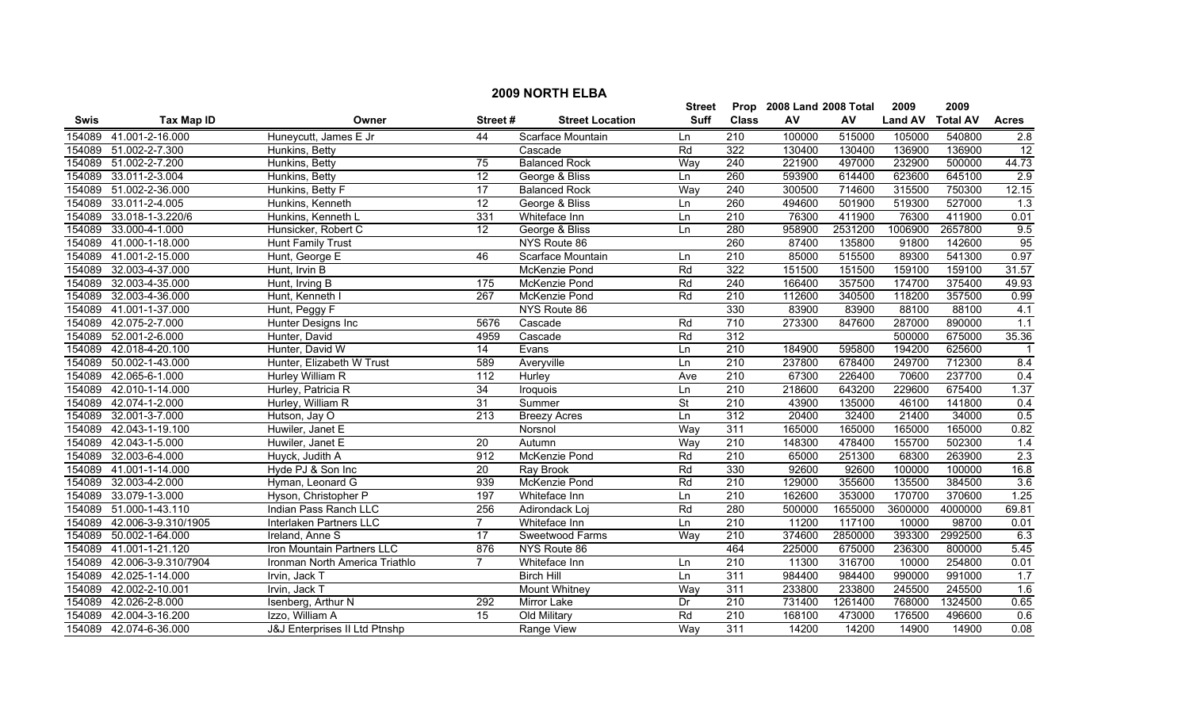# 2009 NORTH ELBA

| Swis | Tax Map ID | Owner | Street # | Street Location | Street Suff | Prop Class | 2008 Land AV | 2008 Total AV | 2009 Land AV | 2009 Total AV | Acres |
|---|---|---|---|---|---|---|---|---|---|---|---|
| 154089 | 41.001-2-16.000 | Huneycutt, James E Jr | 44 | Scarface Mountain | Ln | 210 | 100000 | 515000 | 105000 | 540800 | 2.8 |
| 154089 | 51.002-2-7.300 | Hunkins, Betty | | Cascade | Rd | 322 | 130400 | 130400 | 136900 | 136900 | 12 |
| 154089 | 51.002-2-7.200 | Hunkins, Betty | 75 | Balanced Rock | Way | 240 | 221900 | 497000 | 232900 | 500000 | 44.73 |
| 154089 | 33.011-2-3.004 | Hunkins, Betty | 12 | George & Bliss | Ln | 260 | 593900 | 614400 | 623600 | 645100 | 2.9 |
| 154089 | 51.002-2-36.000 | Hunkins, Betty F | 17 | Balanced Rock | Way | 240 | 300500 | 714600 | 315500 | 750300 | 12.15 |
| 154089 | 33.011-2-4.005 | Hunkins, Kenneth | 12 | George & Bliss | Ln | 260 | 494600 | 501900 | 519300 | 527000 | 1.3 |
| 154089 | 33.018-1-3.220/6 | Hunkins, Kenneth L | 331 | Whiteface Inn | Ln | 210 | 76300 | 411900 | 76300 | 411900 | 0.01 |
| 154089 | 33.000-4-1.000 | Hunsicker, Robert C | 12 | George & Bliss | Ln | 280 | 958900 | 2531200 | 1006900 | 2657800 | 9.5 |
| 154089 | 41.000-1-18.000 | Hunt Family Trust | | NYS Route 86 | | 260 | 87400 | 135800 | 91800 | 142600 | 95 |
| 154089 | 41.001-2-15.000 | Hunt, George E | 46 | Scarface Mountain | Ln | 210 | 85000 | 515500 | 89300 | 541300 | 0.97 |
| 154089 | 32.003-4-37.000 | Hunt, Irvin B | | McKenzie Pond | Rd | 322 | 151500 | 151500 | 159100 | 159100 | 31.57 |
| 154089 | 32.003-4-35.000 | Hunt, Irving B | 175 | McKenzie Pond | Rd | 240 | 166400 | 357500 | 174700 | 375400 | 49.93 |
| 154089 | 32.003-4-36.000 | Hunt, Kenneth I | 267 | McKenzie Pond | Rd | 210 | 112600 | 340500 | 118200 | 357500 | 0.99 |
| 154089 | 41.001-1-37.000 | Hunt, Peggy F | | NYS Route 86 | | 330 | 83900 | 83900 | 88100 | 88100 | 4.1 |
| 154089 | 42.075-2-7.000 | Hunter Designs Inc | 5676 | Cascade | Rd | 710 | 273300 | 847600 | 287000 | 890000 | 1.1 |
| 154089 | 52.001-2-6.000 | Hunter, David | 4959 | Cascade | Rd | 312 | | | 500000 | 675000 | 35.36 |
| 154089 | 42.018-4-20.100 | Hunter, David W | 14 | Evans | Ln | 210 | 184900 | 595800 | 194200 | 625600 | 1 |
| 154089 | 50.002-1-43.000 | Hunter, Elizabeth W Trust | 589 | Averyville | Ln | 210 | 237800 | 678400 | 249700 | 712300 | 8.4 |
| 154089 | 42.065-6-1.000 | Hurley William R | 112 | Hurley | Ave | 210 | 67300 | 226400 | 70600 | 237700 | 0.4 |
| 154089 | 42.010-1-14.000 | Hurley, Patricia R | 34 | Iroquois | Ln | 210 | 218600 | 643200 | 229600 | 675400 | 1.37 |
| 154089 | 42.074-1-2.000 | Hurley, William R | 31 | Summer | St | 210 | 43900 | 135000 | 46100 | 141800 | 0.4 |
| 154089 | 32.001-3-7.000 | Hutson, Jay O | 213 | Breezy Acres | Ln | 312 | 20400 | 32400 | 21400 | 34000 | 0.5 |
| 154089 | 42.043-1-19.100 | Huwiler, Janet E | | Norsnol | Way | 311 | 165000 | 165000 | 165000 | 165000 | 0.82 |
| 154089 | 42.043-1-5.000 | Huwiler, Janet E | 20 | Autumn | Way | 210 | 148300 | 478400 | 155700 | 502300 | 1.4 |
| 154089 | 32.003-6-4.000 | Huyck, Judith A | 912 | McKenzie Pond | Rd | 210 | 65000 | 251300 | 68300 | 263900 | 2.3 |
| 154089 | 41.001-1-14.000 | Hyde PJ & Son Inc | 20 | Ray Brook | Rd | 330 | 92600 | 92600 | 100000 | 100000 | 16.8 |
| 154089 | 32.003-4-2.000 | Hyman, Leonard G | 939 | McKenzie Pond | Rd | 210 | 129000 | 355600 | 135500 | 384500 | 3.6 |
| 154089 | 33.079-1-3.000 | Hyson, Christopher P | 197 | Whiteface Inn | Ln | 210 | 162600 | 353000 | 170700 | 370600 | 1.25 |
| 154089 | 51.000-1-43.110 | Indian Pass Ranch LLC | 256 | Adirondack Loj | Rd | 280 | 500000 | 1655000 | 3600000 | 4000000 | 69.81 |
| 154089 | 42.006-3-9.310/1905 | Interlaken Partners LLC | 7 | Whiteface Inn | Ln | 210 | 11200 | 117100 | 10000 | 98700 | 0.01 |
| 154089 | 50.002-1-64.000 | Ireland, Anne S | 17 | Sweetwood Farms | Way | 210 | 374600 | 2850000 | 393300 | 2992500 | 6.3 |
| 154089 | 41.001-2-21.120 | Iron Mountain Partners LLC | 876 | NYS Route 86 | | 464 | 225000 | 675000 | 236300 | 800000 | 5.45 |
| 154089 | 42.006-3-9.310/7904 | Ironman North America Triathlo | 7 | Whiteface Inn | Ln | 210 | 11300 | 316700 | 10000 | 254800 | 0.01 |
| 154089 | 42.025-1-14.000 | Irvin, Jack T | | Birch Hill | Ln | 311 | 984400 | 984400 | 990000 | 991000 | 1.7 |
| 154089 | 42.002-2-10.001 | Irvin, Jack T | | Mount Whitney | Way | 311 | 233800 | 233800 | 245500 | 245500 | 1.6 |
| 154089 | 42.026-2-8.000 | Isenberg, Arthur N | 292 | Mirror Lake | Dr | 210 | 731400 | 1261400 | 768000 | 1324500 | 0.65 |
| 154089 | 42.004-3-16.200 | Izzo, William A | 15 | Old Military | Rd | 210 | 168100 | 473000 | 176500 | 496600 | 0.6 |
| 154089 | 42.074-6-36.000 | J&J Enterprises II Ltd Ptnshp | | Range View | Way | 311 | 14200 | 14200 | 14900 | 14900 | 0.08 |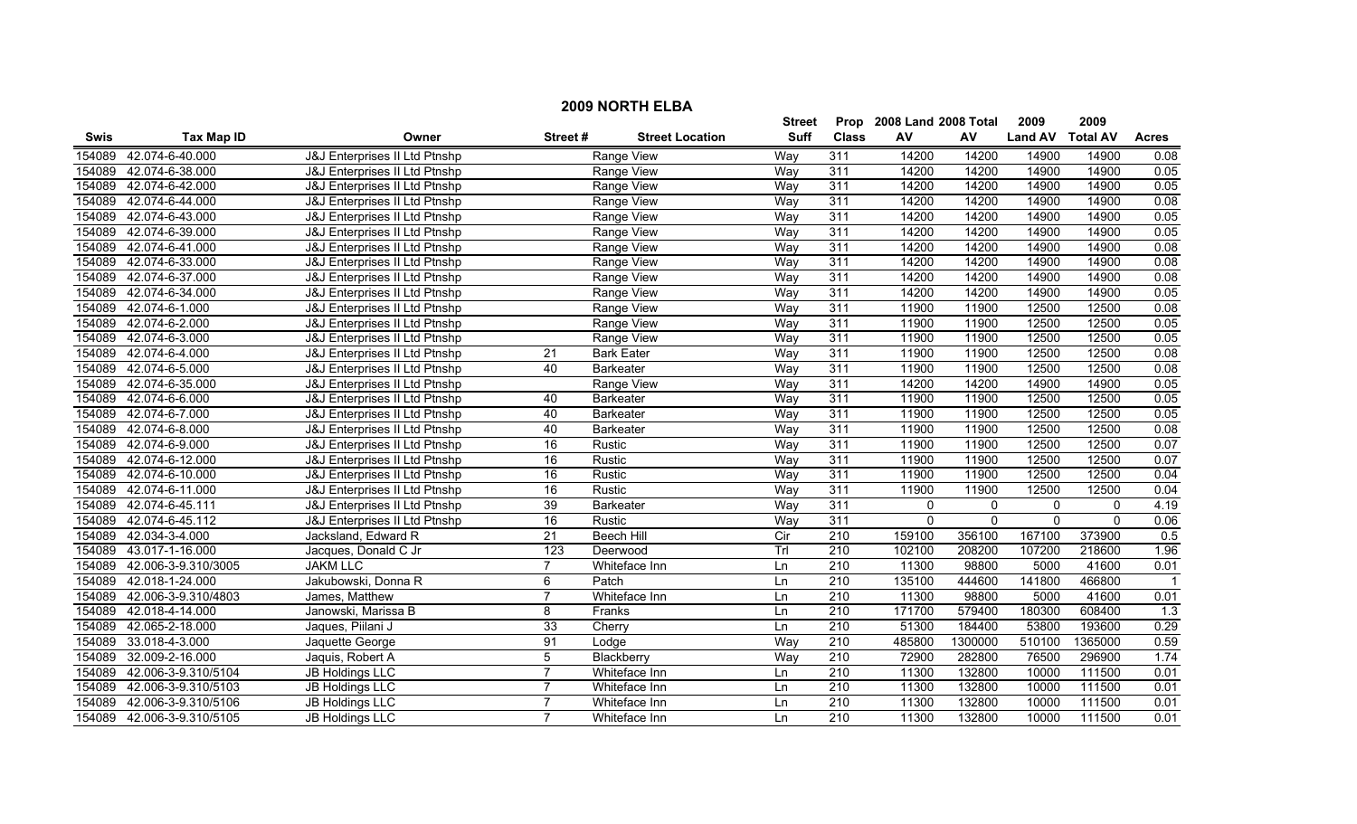# 2009 NORTH ELBA

| Swis | Tax Map ID | Owner | Street # | Street Location | Street Suff | Prop Class | 2008 Land AV | 2008 Total AV | 2009 Land AV | 2009 Total AV | Acres |
|---|---|---|---|---|---|---|---|---|---|---|---|
| 154089 | 42.074-6-40.000 | J&J Enterprises II Ltd Ptnshp | | Range View | Way | 311 | 14200 | 14200 | 14900 | 14900 | 0.08 |
| 154089 | 42.074-6-38.000 | J&J Enterprises II Ltd Ptnshp | | Range View | Way | 311 | 14200 | 14200 | 14900 | 14900 | 0.05 |
| 154089 | 42.074-6-42.000 | J&J Enterprises II Ltd Ptnshp | | Range View | Way | 311 | 14200 | 14200 | 14900 | 14900 | 0.05 |
| 154089 | 42.074-6-44.000 | J&J Enterprises II Ltd Ptnshp | | Range View | Way | 311 | 14200 | 14200 | 14900 | 14900 | 0.08 |
| 154089 | 42.074-6-43.000 | J&J Enterprises II Ltd Ptnshp | | Range View | Way | 311 | 14200 | 14200 | 14900 | 14900 | 0.05 |
| 154089 | 42.074-6-39.000 | J&J Enterprises II Ltd Ptnshp | | Range View | Way | 311 | 14200 | 14200 | 14900 | 14900 | 0.05 |
| 154089 | 42.074-6-41.000 | J&J Enterprises II Ltd Ptnshp | | Range View | Way | 311 | 14200 | 14200 | 14900 | 14900 | 0.08 |
| 154089 | 42.074-6-33.000 | J&J Enterprises II Ltd Ptnshp | | Range View | Way | 311 | 14200 | 14200 | 14900 | 14900 | 0.08 |
| 154089 | 42.074-6-37.000 | J&J Enterprises II Ltd Ptnshp | | Range View | Way | 311 | 14200 | 14200 | 14900 | 14900 | 0.08 |
| 154089 | 42.074-6-34.000 | J&J Enterprises II Ltd Ptnshp | | Range View | Way | 311 | 14200 | 14200 | 14900 | 14900 | 0.05 |
| 154089 | 42.074-6-1.000 | J&J Enterprises II Ltd Ptnshp | | Range View | Way | 311 | 11900 | 11900 | 12500 | 12500 | 0.08 |
| 154089 | 42.074-6-2.000 | J&J Enterprises II Ltd Ptnshp | | Range View | Way | 311 | 11900 | 11900 | 12500 | 12500 | 0.05 |
| 154089 | 42.074-6-3.000 | J&J Enterprises II Ltd Ptnshp | | Range View | Way | 311 | 11900 | 11900 | 12500 | 12500 | 0.05 |
| 154089 | 42.074-6-4.000 | J&J Enterprises II Ltd Ptnshp | 21 | Bark Eater | Way | 311 | 11900 | 11900 | 12500 | 12500 | 0.08 |
| 154089 | 42.074-6-5.000 | J&J Enterprises II Ltd Ptnshp | 40 | Barkeater | Way | 311 | 11900 | 11900 | 12500 | 12500 | 0.08 |
| 154089 | 42.074-6-35.000 | J&J Enterprises II Ltd Ptnshp | | Range View | Way | 311 | 14200 | 14200 | 14900 | 14900 | 0.05 |
| 154089 | 42.074-6-6.000 | J&J Enterprises II Ltd Ptnshp | 40 | Barkeater | Way | 311 | 11900 | 11900 | 12500 | 12500 | 0.05 |
| 154089 | 42.074-6-7.000 | J&J Enterprises II Ltd Ptnshp | 40 | Barkeater | Way | 311 | 11900 | 11900 | 12500 | 12500 | 0.05 |
| 154089 | 42.074-6-8.000 | J&J Enterprises II Ltd Ptnshp | 40 | Barkeater | Way | 311 | 11900 | 11900 | 12500 | 12500 | 0.08 |
| 154089 | 42.074-6-9.000 | J&J Enterprises II Ltd Ptnshp | 16 | Rustic | Way | 311 | 11900 | 11900 | 12500 | 12500 | 0.07 |
| 154089 | 42.074-6-12.000 | J&J Enterprises II Ltd Ptnshp | 16 | Rustic | Way | 311 | 11900 | 11900 | 12500 | 12500 | 0.07 |
| 154089 | 42.074-6-10.000 | J&J Enterprises II Ltd Ptnshp | 16 | Rustic | Way | 311 | 11900 | 11900 | 12500 | 12500 | 0.04 |
| 154089 | 42.074-6-11.000 | J&J Enterprises II Ltd Ptnshp | 16 | Rustic | Way | 311 | 11900 | 11900 | 12500 | 12500 | 0.04 |
| 154089 | 42.074-6-45.111 | J&J Enterprises II Ltd Ptnshp | 39 | Barkeater | Way | 311 | 0 | 0 | 0 | 0 | 4.19 |
| 154089 | 42.074-6-45.112 | J&J Enterprises II Ltd Ptnshp | 16 | Rustic | Way | 311 | 0 | 0 | 0 | 0 | 0.06 |
| 154089 | 42.034-3-4.000 | Jacksland, Edward R | 21 | Beech Hill | Cir | 210 | 159100 | 356100 | 167100 | 373900 | 0.5 |
| 154089 | 43.017-1-16.000 | Jacques, Donald C Jr | 123 | Deerwood | Trl | 210 | 102100 | 208200 | 107200 | 218600 | 1.96 |
| 154089 | 42.006-3-9.310/3005 | JAKM LLC | 7 | Whiteface Inn | Ln | 210 | 11300 | 98800 | 5000 | 41600 | 0.01 |
| 154089 | 42.018-1-24.000 | Jakubowski, Donna R | 6 | Patch | Ln | 210 | 135100 | 444600 | 141800 | 466800 | 1 |
| 154089 | 42.006-3-9.310/4803 | James, Matthew | 7 | Whiteface Inn | Ln | 210 | 11300 | 98800 | 5000 | 41600 | 0.01 |
| 154089 | 42.018-4-14.000 | Janowski, Marissa B | 8 | Franks | Ln | 210 | 171700 | 579400 | 180300 | 608400 | 1.3 |
| 154089 | 42.065-2-18.000 | Jaques, Piilani J | 33 | Cherry | Ln | 210 | 51300 | 184400 | 53800 | 193600 | 0.29 |
| 154089 | 33.018-4-3.000 | Jaquette George | 91 | Lodge | Way | 210 | 485800 | 1300000 | 510100 | 1365000 | 0.59 |
| 154089 | 32.009-2-16.000 | Jaquis, Robert A | 5 | Blackberry | Way | 210 | 72900 | 282800 | 76500 | 296900 | 1.74 |
| 154089 | 42.006-3-9.310/5104 | JB Holdings LLC | 7 | Whiteface Inn | Ln | 210 | 11300 | 132800 | 10000 | 111500 | 0.01 |
| 154089 | 42.006-3-9.310/5103 | JB Holdings LLC | 7 | Whiteface Inn | Ln | 210 | 11300 | 132800 | 10000 | 111500 | 0.01 |
| 154089 | 42.006-3-9.310/5106 | JB Holdings LLC | 7 | Whiteface Inn | Ln | 210 | 11300 | 132800 | 10000 | 111500 | 0.01 |
| 154089 | 42.006-3-9.310/5105 | JB Holdings LLC | 7 | Whiteface Inn | Ln | 210 | 11300 | 132800 | 10000 | 111500 | 0.01 |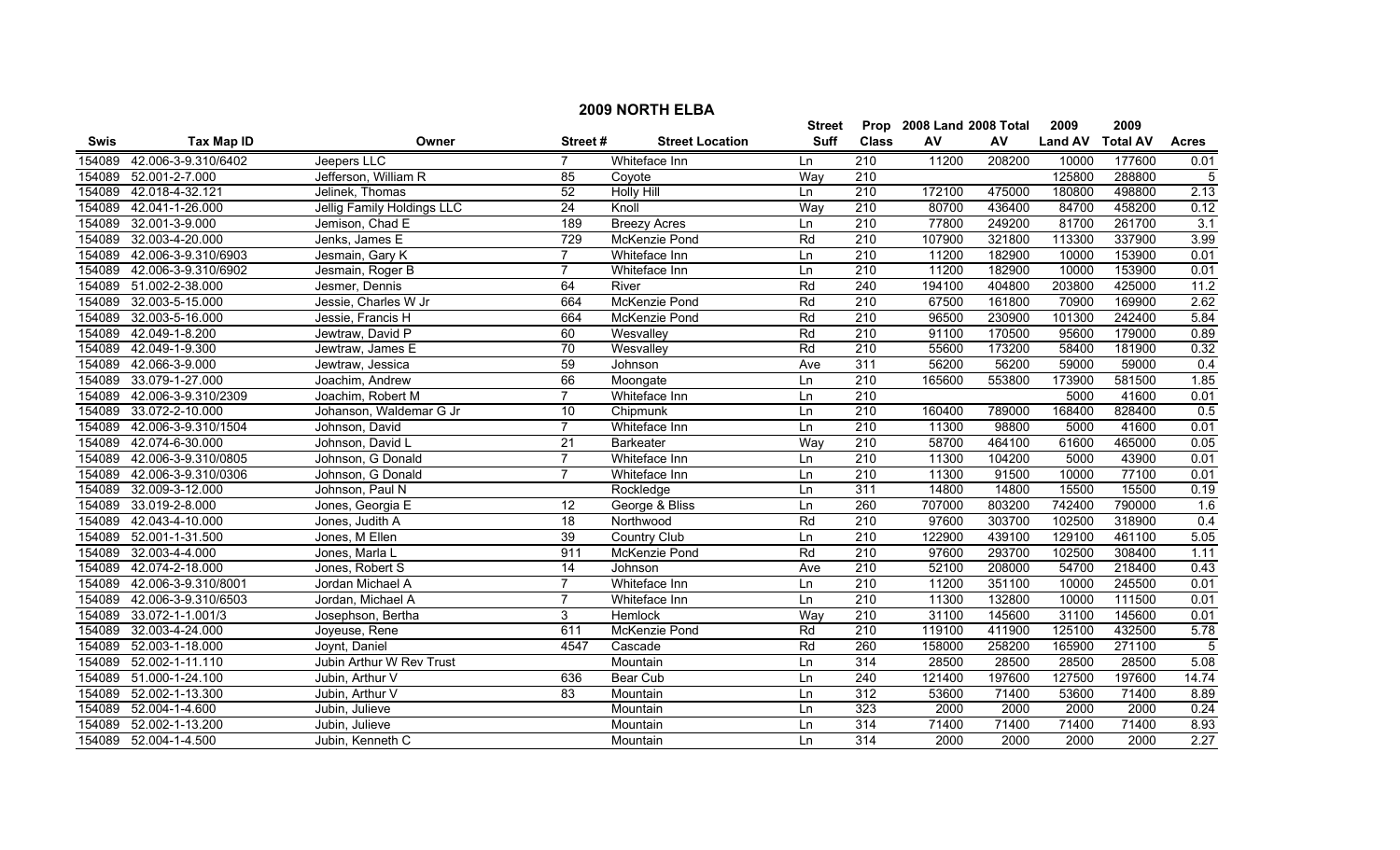# 2009 NORTH ELBA

| Swis | Tax Map ID | Owner | Street # | Street Location | Street Suff | Prop Class | 2008 Land AV | 2008 Total AV | 2009 Land AV | 2009 Total AV | Acres |
|---|---|---|---|---|---|---|---|---|---|---|---|
| 154089 | 42.006-3-9.310/6402 | Jeepers LLC | 7 | Whiteface Inn | Ln | 210 | 11200 | 208200 | 10000 | 177600 | 0.01 |
| 154089 | 52.001-2-7.000 | Jefferson, William R | 85 | Coyote | Way | 210 | | | 125800 | 288800 | 5 |
| 154089 | 42.018-4-32.121 | Jelinek, Thomas | 52 | Holly Hill | Ln | 210 | 172100 | 475000 | 180800 | 498800 | 2.13 |
| 154089 | 42.041-1-26.000 | Jellig Family Holdings LLC | 24 | Knoll | Way | 210 | 80700 | 436400 | 84700 | 458200 | 0.12 |
| 154089 | 32.001-3-9.000 | Jemison, Chad E | 189 | Breezy Acres | Ln | 210 | 77800 | 249200 | 81700 | 261700 | 3.1 |
| 154089 | 32.003-4-20.000 | Jenks, James E | 729 | McKenzie Pond | Rd | 210 | 107900 | 321800 | 113300 | 337900 | 3.99 |
| 154089 | 42.006-3-9.310/6903 | Jesmain, Gary K | 7 | Whiteface Inn | Ln | 210 | 11200 | 182900 | 10000 | 153900 | 0.01 |
| 154089 | 42.006-3-9.310/6902 | Jesmain, Roger B | 7 | Whiteface Inn | Ln | 210 | 11200 | 182900 | 10000 | 153900 | 0.01 |
| 154089 | 51.002-2-38.000 | Jesmer, Dennis | 64 | River | Rd | 240 | 194100 | 404800 | 203800 | 425000 | 11.2 |
| 154089 | 32.003-5-15.000 | Jessie, Charles W Jr | 664 | McKenzie Pond | Rd | 210 | 67500 | 161800 | 70900 | 169900 | 2.62 |
| 154089 | 32.003-5-16.000 | Jessie, Francis H | 664 | McKenzie Pond | Rd | 210 | 96500 | 230900 | 101300 | 242400 | 5.84 |
| 154089 | 42.049-1-8.200 | Jewtraw, David P | 60 | Wesvalley | Rd | 210 | 91100 | 170500 | 95600 | 179000 | 0.89 |
| 154089 | 42.049-1-9.300 | Jewtraw, James E | 70 | Wesvalley | Rd | 210 | 55600 | 173200 | 58400 | 181900 | 0.32 |
| 154089 | 42.066-3-9.000 | Jewtraw, Jessica | 59 | Johnson | Ave | 311 | 56200 | 56200 | 59000 | 59000 | 0.4 |
| 154089 | 33.079-1-27.000 | Joachim, Andrew | 66 | Moongate | Ln | 210 | 165600 | 553800 | 173900 | 581500 | 1.85 |
| 154089 | 42.006-3-9.310/2309 | Joachim, Robert M | 7 | Whiteface Inn | Ln | 210 | | | 5000 | 41600 | 0.01 |
| 154089 | 33.072-2-10.000 | Johanson, Waldemar G Jr | 10 | Chipmunk | Ln | 210 | 160400 | 789000 | 168400 | 828400 | 0.5 |
| 154089 | 42.006-3-9.310/1504 | Johnson, David | 7 | Whiteface Inn | Ln | 210 | 11300 | 98800 | 5000 | 41600 | 0.01 |
| 154089 | 42.074-6-30.000 | Johnson, David L | 21 | Barkeater | Way | 210 | 58700 | 464100 | 61600 | 465000 | 0.05 |
| 154089 | 42.006-3-9.310/0805 | Johnson, G Donald | 7 | Whiteface Inn | Ln | 210 | 11300 | 104200 | 5000 | 43900 | 0.01 |
| 154089 | 42.006-3-9.310/0306 | Johnson, G Donald | 7 | Whiteface Inn | Ln | 210 | 11300 | 91500 | 10000 | 77100 | 0.01 |
| 154089 | 32.009-3-12.000 | Johnson, Paul N | | Rockledge | Ln | 311 | 14800 | 14800 | 15500 | 15500 | 0.19 |
| 154089 | 33.019-2-8.000 | Jones, Georgia E | 12 | George & Bliss | Ln | 260 | 707000 | 803200 | 742400 | 790000 | 1.6 |
| 154089 | 42.043-4-10.000 | Jones, Judith A | 18 | Northwood | Rd | 210 | 97600 | 303700 | 102500 | 318900 | 0.4 |
| 154089 | 52.001-1-31.500 | Jones, M Ellen | 39 | Country Club | Ln | 210 | 122900 | 439100 | 129100 | 461100 | 5.05 |
| 154089 | 32.003-4-4.000 | Jones, Marla L | 911 | McKenzie Pond | Rd | 210 | 97600 | 293700 | 102500 | 308400 | 1.11 |
| 154089 | 42.074-2-18.000 | Jones, Robert S | 14 | Johnson | Ave | 210 | 52100 | 208000 | 54700 | 218400 | 0.43 |
| 154089 | 42.006-3-9.310/8001 | Jordan Michael A | 7 | Whiteface Inn | Ln | 210 | 11200 | 351100 | 10000 | 245500 | 0.01 |
| 154089 | 42.006-3-9.310/6503 | Jordan, Michael A | 7 | Whiteface Inn | Ln | 210 | 11300 | 132800 | 10000 | 111500 | 0.01 |
| 154089 | 33.072-1-1.001/3 | Josephson, Bertha | 3 | Hemlock | Way | 210 | 31100 | 145600 | 31100 | 145600 | 0.01 |
| 154089 | 32.003-4-24.000 | Joyeuse, Rene | 611 | McKenzie Pond | Rd | 210 | 119100 | 411900 | 125100 | 432500 | 5.78 |
| 154089 | 52.003-1-18.000 | Joynt, Daniel | 4547 | Cascade | Rd | 260 | 158000 | 258200 | 165900 | 271100 | 5 |
| 154089 | 52.002-1-11.110 | Jubin Arthur W Rev Trust | | Mountain | Ln | 314 | 28500 | 28500 | 28500 | 28500 | 5.08 |
| 154089 | 51.000-1-24.100 | Jubin, Arthur V | 636 | Bear Cub | Ln | 240 | 121400 | 197600 | 127500 | 197600 | 14.74 |
| 154089 | 52.002-1-13.300 | Jubin, Arthur V | 83 | Mountain | Ln | 312 | 53600 | 71400 | 53600 | 71400 | 8.89 |
| 154089 | 52.004-1-4.600 | Jubin, Julieve | | Mountain | Ln | 323 | 2000 | 2000 | 2000 | 2000 | 0.24 |
| 154089 | 52.002-1-13.200 | Jubin, Julieve | | Mountain | Ln | 314 | 71400 | 71400 | 71400 | 71400 | 8.93 |
| 154089 | 52.004-1-4.500 | Jubin, Kenneth C | | Mountain | Ln | 314 | 2000 | 2000 | 2000 | 2000 | 2.27 |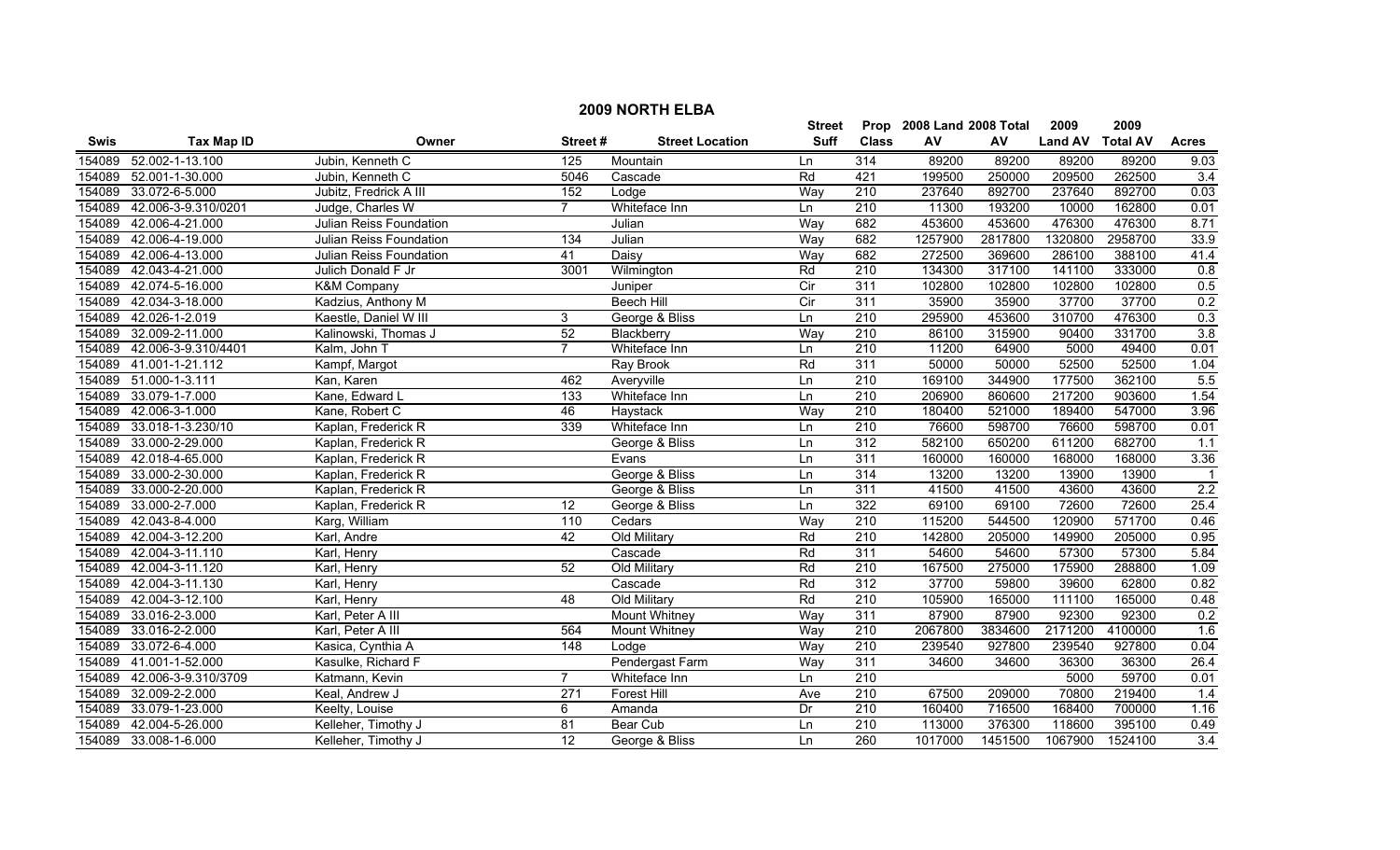# 2009 NORTH ELBA

| Swis | Tax Map ID | Owner | Street # | Street Location | Street Suff | Prop Class | 2008 Land AV | 2008 Total AV | 2009 Land AV | 2009 Total AV | Acres |
|---|---|---|---|---|---|---|---|---|---|---|---|
| 154089 | 52.002-1-13.100 | Jubin, Kenneth C | 125 | Mountain | Ln | 314 | 89200 | 89200 | 89200 | 89200 | 9.03 |
| 154089 | 52.001-1-30.000 | Jubin, Kenneth C | 5046 | Cascade | Rd | 421 | 199500 | 250000 | 209500 | 262500 | 3.4 |
| 154089 | 33.072-6-5.000 | Jubitz, Fredrick A III | 152 | Lodge | Way | 210 | 237640 | 892700 | 237640 | 892700 | 0.03 |
| 154089 | 42.006-3-9.310/0201 | Judge, Charles W | 7 | Whiteface Inn | Ln | 210 | 11300 | 193200 | 10000 | 162800 | 0.01 |
| 154089 | 42.006-4-21.000 | Julian Reiss Foundation | | Julian | Way | 682 | 453600 | 453600 | 476300 | 476300 | 8.71 |
| 154089 | 42.006-4-19.000 | Julian Reiss Foundation | 134 | Julian | Way | 682 | 1257900 | 2817800 | 1320800 | 2958700 | 33.9 |
| 154089 | 42.006-4-13.000 | Julian Reiss Foundation | 41 | Daisy | Way | 682 | 272500 | 369600 | 286100 | 388100 | 41.4 |
| 154089 | 42.043-4-21.000 | Julich Donald F Jr | 3001 | Wilmington | Rd | 210 | 134300 | 317100 | 141100 | 333000 | 0.8 |
| 154089 | 42.074-5-16.000 | K&M Company | | Juniper | Cir | 311 | 102800 | 102800 | 102800 | 102800 | 0.5 |
| 154089 | 42.034-3-18.000 | Kadzius, Anthony M | | Beech Hill | Cir | 311 | 35900 | 35900 | 37700 | 37700 | 0.2 |
| 154089 | 42.026-1-2.019 | Kaestle, Daniel W III | 3 | George & Bliss | Ln | 210 | 295900 | 453600 | 310700 | 476300 | 0.3 |
| 154089 | 32.009-2-11.000 | Kalinowski, Thomas J | 52 | Blackberry | Way | 210 | 86100 | 315900 | 90400 | 331700 | 3.8 |
| 154089 | 42.006-3-9.310/4401 | Kalm, John T | 7 | Whiteface Inn | Ln | 210 | 11200 | 64900 | 5000 | 49400 | 0.01 |
| 154089 | 41.001-1-21.112 | Kampf, Margot | | Ray Brook | Rd | 311 | 50000 | 50000 | 52500 | 52500 | 1.04 |
| 154089 | 51.000-1-3.111 | Kan, Karen | 462 | Averyville | Ln | 210 | 169100 | 344900 | 177500 | 362100 | 5.5 |
| 154089 | 33.079-1-7.000 | Kane, Edward L | 133 | Whiteface Inn | Ln | 210 | 206900 | 860600 | 217200 | 903600 | 1.54 |
| 154089 | 42.006-3-1.000 | Kane, Robert C | 46 | Haystack | Way | 210 | 180400 | 521000 | 189400 | 547000 | 3.96 |
| 154089 | 33.018-1-3.230/10 | Kaplan, Frederick R | 339 | Whiteface Inn | Ln | 210 | 76600 | 598700 | 76600 | 598700 | 0.01 |
| 154089 | 33.000-2-29.000 | Kaplan, Frederick R | | George & Bliss | Ln | 312 | 582100 | 650200 | 611200 | 682700 | 1.1 |
| 154089 | 42.018-4-65.000 | Kaplan, Frederick R | | Evans | Ln | 311 | 160000 | 160000 | 168000 | 168000 | 3.36 |
| 154089 | 33.000-2-30.000 | Kaplan, Frederick R | | George & Bliss | Ln | 314 | 13200 | 13200 | 13900 | 13900 | 1 |
| 154089 | 33.000-2-20.000 | Kaplan, Frederick R | | George & Bliss | Ln | 311 | 41500 | 41500 | 43600 | 43600 | 2.2 |
| 154089 | 33.000-2-7.000 | Kaplan, Frederick R | 12 | George & Bliss | Ln | 322 | 69100 | 69100 | 72600 | 72600 | 25.4 |
| 154089 | 42.043-8-4.000 | Karg, William | 110 | Cedars | Way | 210 | 115200 | 544500 | 120900 | 571700 | 0.46 |
| 154089 | 42.004-3-12.200 | Karl, Andre | 42 | Old Military | Rd | 210 | 142800 | 205000 | 149900 | 205000 | 0.95 |
| 154089 | 42.004-3-11.110 | Karl, Henry | | Cascade | Rd | 311 | 54600 | 54600 | 57300 | 57300 | 5.84 |
| 154089 | 42.004-3-11.120 | Karl, Henry | 52 | Old Military | Rd | 210 | 167500 | 275000 | 175900 | 288800 | 1.09 |
| 154089 | 42.004-3-11.130 | Karl, Henry | | Cascade | Rd | 312 | 37700 | 59800 | 39600 | 62800 | 0.82 |
| 154089 | 42.004-3-12.100 | Karl, Henry | 48 | Old Military | Rd | 210 | 105900 | 165000 | 111100 | 165000 | 0.48 |
| 154089 | 33.016-2-3.000 | Karl, Peter A III | | Mount Whitney | Way | 311 | 87900 | 87900 | 92300 | 92300 | 0.2 |
| 154089 | 33.016-2-2.000 | Karl, Peter A III | 564 | Mount Whitney | Way | 210 | 2067800 | 3834600 | 2171200 | 4100000 | 1.6 |
| 154089 | 33.072-6-4.000 | Kasica, Cynthia A | 148 | Lodge | Way | 210 | 239540 | 927800 | 239540 | 927800 | 0.04 |
| 154089 | 41.001-1-52.000 | Kasulke, Richard F | | Pendergast Farm | Way | 311 | 34600 | 34600 | 36300 | 36300 | 26.4 |
| 154089 | 42.006-3-9.310/3709 | Katmann, Kevin | 7 | Whiteface Inn | Ln | 210 | | | 5000 | 59700 | 0.01 |
| 154089 | 32.009-2-2.000 | Keal, Andrew J | 271 | Forest Hill | Ave | 210 | 67500 | 209000 | 70800 | 219400 | 1.4 |
| 154089 | 33.079-1-23.000 | Keelty, Louise | 6 | Amanda | Dr | 210 | 160400 | 716500 | 168400 | 700000 | 1.16 |
| 154089 | 42.004-5-26.000 | Kelleher, Timothy J | 81 | Bear Cub | Ln | 210 | 113000 | 376300 | 118600 | 395100 | 0.49 |
| 154089 | 33.008-1-6.000 | Kelleher, Timothy J | 12 | George & Bliss | Ln | 260 | 1017000 | 1451500 | 1067900 | 1524100 | 3.4 |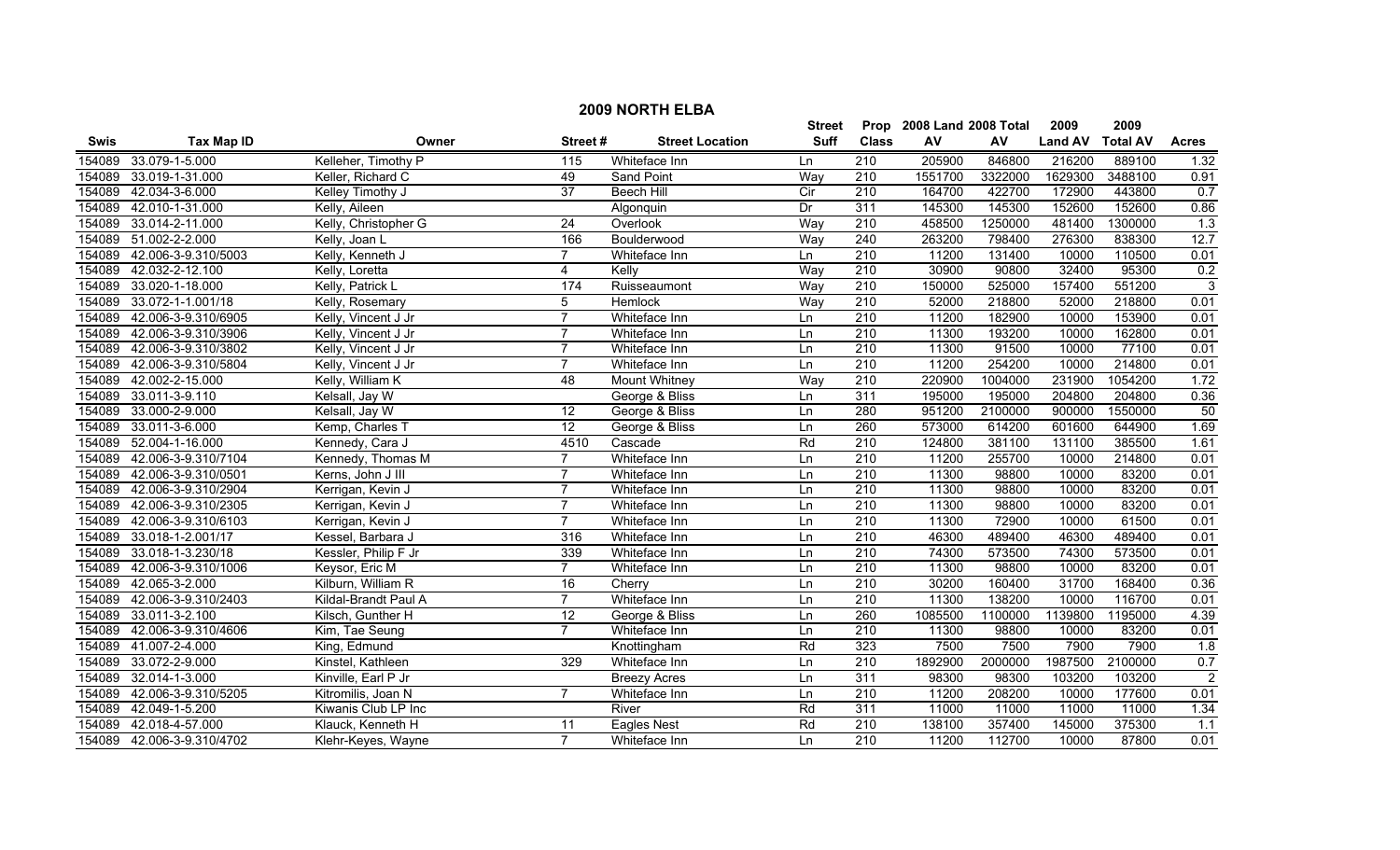# 2009 NORTH ELBA

| Swis | Tax Map ID | Owner | Street # | Street Location | Street Suff | Prop Class | 2008 Land AV | 2008 Total AV | 2009 Land AV | 2009 Total AV | Acres |
|---|---|---|---|---|---|---|---|---|---|---|---|
| 154089 | 33.079-1-5.000 | Kelleher, Timothy P | 115 | Whiteface Inn | Ln | 210 | 205900 | 846800 | 216200 | 889100 | 1.32 |
| 154089 | 33.019-1-31.000 | Keller, Richard C | 49 | Sand Point | Way | 210 | 1551700 | 3322000 | 1629300 | 3488100 | 0.91 |
| 154089 | 42.034-3-6.000 | Kelley Timothy J | 37 | Beech Hill | Cir | 210 | 164700 | 422700 | 172900 | 443800 | 0.7 |
| 154089 | 42.010-1-31.000 | Kelly, Aileen | | Algonquin | Dr | 311 | 145300 | 145300 | 152600 | 152600 | 0.86 |
| 154089 | 33.014-2-11.000 | Kelly, Christopher G | 24 | Overlook | Way | 210 | 458500 | 1250000 | 481400 | 1300000 | 1.3 |
| 154089 | 51.002-2-2.000 | Kelly, Joan L | 166 | Boulderwood | Way | 240 | 263200 | 798400 | 276300 | 838300 | 12.7 |
| 154089 | 42.006-3-9.310/5003 | Kelly, Kenneth J | 7 | Whiteface Inn | Ln | 210 | 11200 | 131400 | 10000 | 110500 | 0.01 |
| 154089 | 42.032-2-12.100 | Kelly, Loretta | 4 | Kelly | Way | 210 | 30900 | 90800 | 32400 | 95300 | 0.2 |
| 154089 | 33.020-1-18.000 | Kelly, Patrick L | 174 | Ruisseaumont | Way | 210 | 150000 | 525000 | 157400 | 551200 | 3 |
| 154089 | 33.072-1-1.001/18 | Kelly, Rosemary | 5 | Hemlock | Way | 210 | 52000 | 218800 | 52000 | 218800 | 0.01 |
| 154089 | 42.006-3-9.310/6905 | Kelly, Vincent J Jr | 7 | Whiteface Inn | Ln | 210 | 11200 | 182900 | 10000 | 153900 | 0.01 |
| 154089 | 42.006-3-9.310/3906 | Kelly, Vincent J Jr | 7 | Whiteface Inn | Ln | 210 | 11300 | 193200 | 10000 | 162800 | 0.01 |
| 154089 | 42.006-3-9.310/3802 | Kelly, Vincent J Jr | 7 | Whiteface Inn | Ln | 210 | 11300 | 91500 | 10000 | 77100 | 0.01 |
| 154089 | 42.006-3-9.310/5804 | Kelly, Vincent J Jr | 7 | Whiteface Inn | Ln | 210 | 11200 | 254200 | 10000 | 214800 | 0.01 |
| 154089 | 42.002-2-15.000 | Kelly, William K | 48 | Mount Whitney | Way | 210 | 220900 | 1004000 | 231900 | 1054200 | 1.72 |
| 154089 | 33.011-3-9.110 | Kelsall, Jay W | | George & Bliss | Ln | 311 | 195000 | 195000 | 204800 | 204800 | 0.36 |
| 154089 | 33.000-2-9.000 | Kelsall, Jay W | 12 | George & Bliss | Ln | 280 | 951200 | 2100000 | 900000 | 1550000 | 50 |
| 154089 | 33.011-3-6.000 | Kemp, Charles T | 12 | George & Bliss | Ln | 260 | 573000 | 614200 | 601600 | 644900 | 1.69 |
| 154089 | 52.004-1-16.000 | Kennedy, Cara J | 4510 | Cascade | Rd | 210 | 124800 | 381100 | 131100 | 385500 | 1.61 |
| 154089 | 42.006-3-9.310/7104 | Kennedy, Thomas M | 7 | Whiteface Inn | Ln | 210 | 11200 | 255700 | 10000 | 214800 | 0.01 |
| 154089 | 42.006-3-9.310/0501 | Kerns, John J III | 7 | Whiteface Inn | Ln | 210 | 11300 | 98800 | 10000 | 83200 | 0.01 |
| 154089 | 42.006-3-9.310/2904 | Kerrigan, Kevin J | 7 | Whiteface Inn | Ln | 210 | 11300 | 98800 | 10000 | 83200 | 0.01 |
| 154089 | 42.006-3-9.310/2305 | Kerrigan, Kevin J | 7 | Whiteface Inn | Ln | 210 | 11300 | 98800 | 10000 | 83200 | 0.01 |
| 154089 | 42.006-3-9.310/6103 | Kerrigan, Kevin J | 7 | Whiteface Inn | Ln | 210 | 11300 | 72900 | 10000 | 61500 | 0.01 |
| 154089 | 33.018-1-2.001/17 | Kessel, Barbara J | 316 | Whiteface Inn | Ln | 210 | 46300 | 489400 | 46300 | 489400 | 0.01 |
| 154089 | 33.018-1-3.230/18 | Kessler, Philip F Jr | 339 | Whiteface Inn | Ln | 210 | 74300 | 573500 | 74300 | 573500 | 0.01 |
| 154089 | 42.006-3-9.310/1006 | Keysor, Eric M | 7 | Whiteface Inn | Ln | 210 | 11300 | 98800 | 10000 | 83200 | 0.01 |
| 154089 | 42.065-3-2.000 | Kilburn, William R | 16 | Cherry | Ln | 210 | 30200 | 160400 | 31700 | 168400 | 0.36 |
| 154089 | 42.006-3-9.310/2403 | Kildal-Brandt Paul A | 7 | Whiteface Inn | Ln | 210 | 11300 | 138200 | 10000 | 116700 | 0.01 |
| 154089 | 33.011-3-2.100 | Kilsch, Gunther H | 12 | George & Bliss | Ln | 260 | 1085500 | 1100000 | 1139800 | 1195000 | 4.39 |
| 154089 | 42.006-3-9.310/4606 | Kim, Tae Seung | 7 | Whiteface Inn | Ln | 210 | 11300 | 98800 | 10000 | 83200 | 0.01 |
| 154089 | 41.007-2-4.000 | King, Edmund | | Knottingham | Rd | 323 | 7500 | 7500 | 7900 | 7900 | 1.8 |
| 154089 | 33.072-2-9.000 | Kinstel, Kathleen | 329 | Whiteface Inn | Ln | 210 | 1892900 | 2000000 | 1987500 | 2100000 | 0.7 |
| 154089 | 32.014-1-3.000 | Kinville, Earl P Jr | | Breezy Acres | Ln | 311 | 98300 | 98300 | 103200 | 103200 | 2 |
| 154089 | 42.006-3-9.310/5205 | Kitromilis, Joan N | 7 | Whiteface Inn | Ln | 210 | 11200 | 208200 | 10000 | 177600 | 0.01 |
| 154089 | 42.049-1-5.200 | Kiwanis Club LP Inc | | River | Rd | 311 | 11000 | 11000 | 11000 | 11000 | 1.34 |
| 154089 | 42.018-4-57.000 | Klauck, Kenneth H | 11 | Eagles Nest | Rd | 210 | 138100 | 357400 | 145000 | 375300 | 1.1 |
| 154089 | 42.006-3-9.310/4702 | Klehr-Keyes, Wayne | 7 | Whiteface Inn | Ln | 210 | 11200 | 112700 | 10000 | 87800 | 0.01 |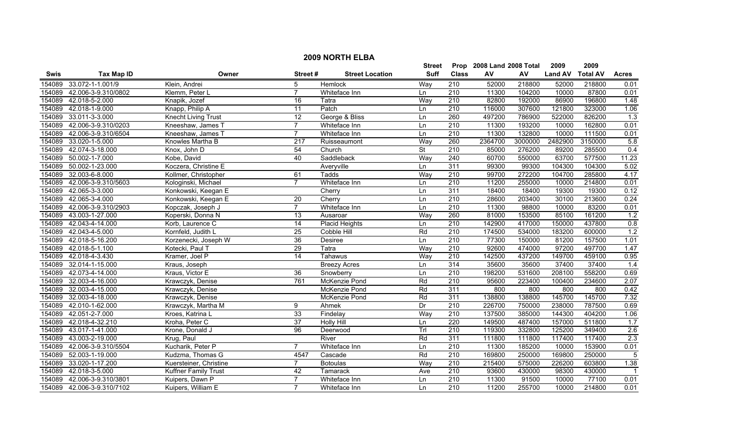# 2009 NORTH ELBA

| Swis | Tax Map ID | Owner | Street # | Street Location | Street Suff | Prop Class | 2008 Land AV | 2008 Total AV | 2009 Land AV | 2009 Total AV | Acres |
|---|---|---|---|---|---|---|---|---|---|---|---|
| 154089 | 33.072-1-1.001/9 | Klein, Andrei | 5 | Hemlock | Way | 210 | 52000 | 218800 | 52000 | 218800 | 0.01 |
| 154089 | 42.006-3-9.310/0802 | Klemm, Peter L | 7 | Whiteface Inn | Ln | 210 | 11300 | 104200 | 10000 | 87800 | 0.01 |
| 154089 | 42.018-5-2.000 | Knapik, Jozef | 16 | Tatra | Way | 210 | 82800 | 192000 | 86900 | 196800 | 1.48 |
| 154089 | 42.018-1-9.000 | Knapp, Philip A | 11 | Patch | Ln | 210 | 116000 | 307600 | 121800 | 323000 | 1.06 |
| 154089 | 33.011-3-3.000 | Knecht Living Trust | 12 | George & Bliss | Ln | 260 | 497200 | 786900 | 522000 | 826200 | 1.3 |
| 154089 | 42.006-3-9.310/0203 | Kneeshaw, James T | 7 | Whiteface Inn | Ln | 210 | 11300 | 193200 | 10000 | 162800 | 0.01 |
| 154089 | 42.006-3-9.310/6504 | Kneeshaw, James T | 7 | Whiteface Inn | Ln | 210 | 11300 | 132800 | 10000 | 111500 | 0.01 |
| 154089 | 33.020-1-5.000 | Knowles Martha B | 217 | Ruisseaumont | Way | 260 | 2364700 | 3000000 | 2482900 | 3150000 | 5.8 |
| 154089 | 42.074-3-18.000 | Knox, John D | 54 | Church | St | 210 | 85000 | 276200 | 89200 | 285500 | 0.4 |
| 154089 | 50.002-1-7.000 | Kobe, David | 40 | Saddleback | Way | 240 | 60700 | 550000 | 63700 | 577500 | 11.23 |
| 154089 | 50.002-1-23.000 | Koczera, Christine E | | Averyville | Ln | 311 | 99300 | 99300 | 104300 | 104300 | 5.02 |
| 154089 | 32.003-6-8.000 | Kollmer, Christopher | 61 | Tadds | Way | 210 | 99700 | 272200 | 104700 | 285800 | 4.17 |
| 154089 | 42.006-3-9.310/5603 | Kologinski, Michael | 7 | Whiteface Inn | Ln | 210 | 11200 | 255000 | 10000 | 214800 | 0.01 |
| 154089 | 42.065-3-3.000 | Konkowski, Keegan E | | Cherry | Ln | 311 | 18400 | 18400 | 19300 | 19300 | 0.12 |
| 154089 | 42.065-3-4.000 | Konkowski, Keegan E | 20 | Cherry | Ln | 210 | 28600 | 203400 | 30100 | 213600 | 0.24 |
| 154089 | 42.006-3-9.310/2903 | Kopczak, Joseph J | 7 | Whiteface Inn | Ln | 210 | 11300 | 98800 | 10000 | 83200 | 0.01 |
| 154089 | 43.003-1-27.000 | Koperski, Donna N | 13 | Ausaroar | Way | 260 | 81000 | 153500 | 85100 | 161200 | 1.2 |
| 154089 | 42.043-4-14.000 | Korb, Laurence C | 14 | Placid Heights | Ln | 210 | 142900 | 417000 | 150000 | 437800 | 0.8 |
| 154089 | 42.043-4-5.000 | Kornfeld, Judith L | 25 | Cobble Hill | Rd | 210 | 174500 | 534000 | 183200 | 600000 | 1.2 |
| 154089 | 42.018-5-16.200 | Korzenecki, Joseph W | 36 | Desiree | Ln | 210 | 77300 | 150000 | 81200 | 157500 | 1.01 |
| 154089 | 42.018-5-1.100 | Kotecki, Paul T | 29 | Tatra | Way | 210 | 92600 | 474000 | 97200 | 497700 | 1.47 |
| 154089 | 42.018-4-3.430 | Kramer, Joel P | 14 | Tahawus | Way | 210 | 142500 | 437200 | 149700 | 459100 | 0.95 |
| 154089 | 32.014-1-15.000 | Kraus, Joseph | | Breezy Acres | Ln | 314 | 35600 | 35600 | 37400 | 37400 | 1.4 |
| 154089 | 42.073-4-14.000 | Kraus, Victor E | 36 | Snowberry | Ln | 210 | 198200 | 531600 | 208100 | 558200 | 0.69 |
| 154089 | 32.003-4-16.000 | Krawczyk, Denise | 761 | McKenzie Pond | Rd | 210 | 95600 | 223400 | 100400 | 234600 | 2.07 |
| 154089 | 32.003-4-15.000 | Krawczyk, Denise | | McKenzie Pond | Rd | 311 | 800 | 800 | 800 | 800 | 0.42 |
| 154089 | 32.003-4-18.000 | Krawczyk, Denise | | McKenzie Pond | Rd | 311 | 138800 | 138800 | 145700 | 145700 | 7.32 |
| 154089 | 42.010-1-62.000 | Krawczyk, Martha M | 9 | Ahmek | Dr | 210 | 226700 | 750000 | 238000 | 787500 | 0.69 |
| 154089 | 42.051-2-7.000 | Kroes, Katrina L | 33 | Findelay | Way | 210 | 137500 | 385000 | 144300 | 404200 | 1.06 |
| 154089 | 42.018-4-32.210 | Kroha, Peter C | 37 | Holly Hill | Ln | 220 | 149500 | 487400 | 157000 | 511800 | 1.7 |
| 154089 | 43.017-1-41.000 | Krone, Donald J | 96 | Deerwood | Trl | 210 | 119300 | 332800 | 125200 | 349400 | 2.6 |
| 154089 | 43.003-2-19.000 | Krug, Paul | | River | Rd | 311 | 111800 | 111800 | 117400 | 117400 | 2.3 |
| 154089 | 42.006-3-9.310/5504 | Kucharik, Peter P | 7 | Whiteface Inn | Ln | 210 | 11300 | 185200 | 10000 | 153900 | 0.01 |
| 154089 | 52.003-1-19.000 | Kudzma, Thomas G | 4547 | Cascade | Rd | 210 | 169800 | 250000 | 169800 | 250000 | 5 |
| 154089 | 33.020-1-17.200 | Kuersteiner, Christine | 7 | Botoulas | Way | 210 | 215400 | 575000 | 226200 | 603800 | 1.38 |
| 154089 | 42.018-3-5.000 | Kuffner Family Trust | 42 | Tamarack | Ave | 210 | 93600 | 430000 | 98300 | 430000 | 1 |
| 154089 | 42.006-3-9.310/3801 | Kuipers, Dawn P | 7 | Whiteface Inn | Ln | 210 | 11300 | 91500 | 10000 | 77100 | 0.01 |
| 154089 | 42.006-3-9.310/7102 | Kuipers, William E | 7 | Whiteface Inn | Ln | 210 | 11200 | 255700 | 10000 | 214800 | 0.01 |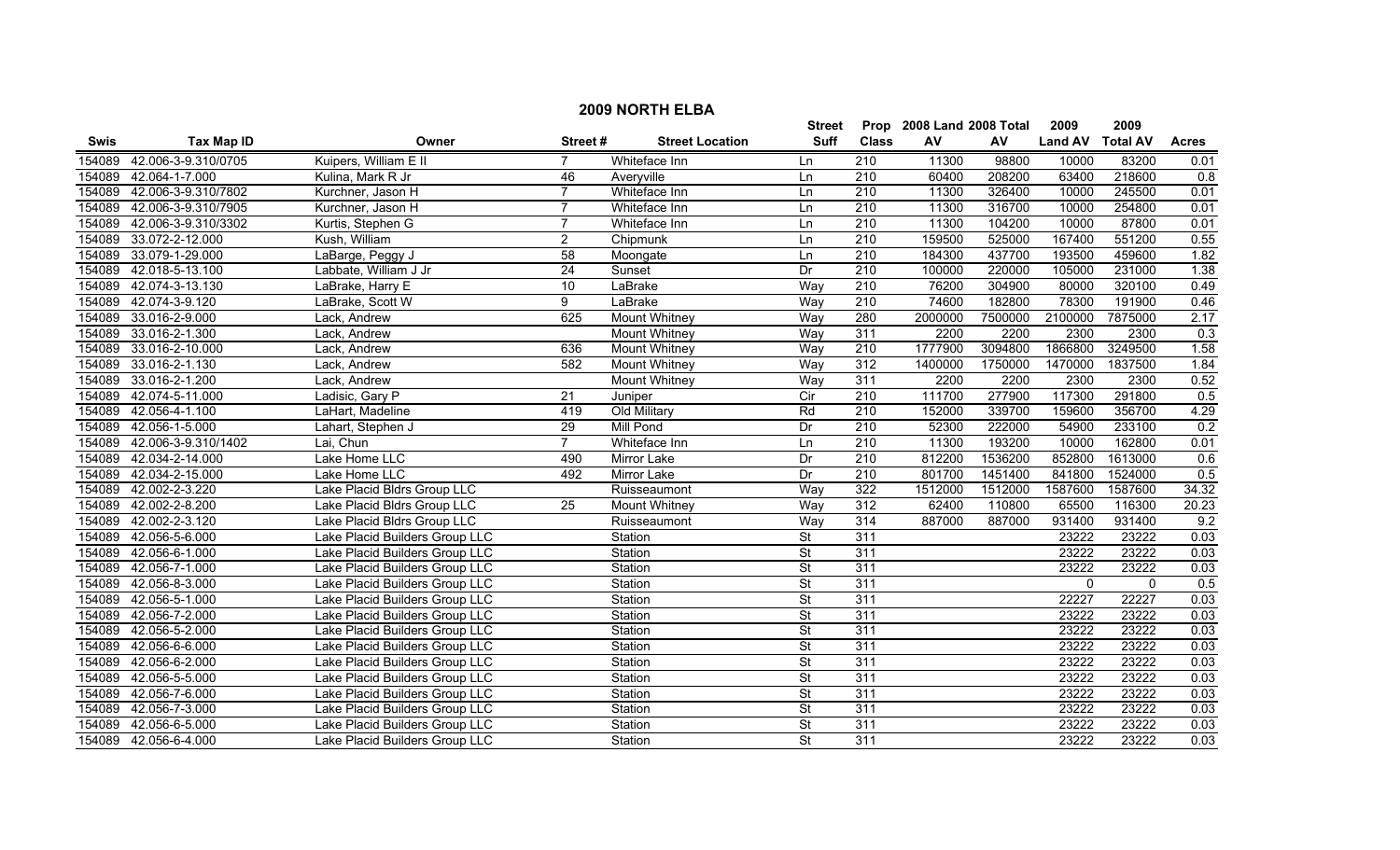## 2009 NORTH ELBA

| Swis | Tax Map ID | Owner | Street # | Street Location | Street Suff | Prop Class | 2008 Land AV | 2008 Total AV | 2009 Land AV | 2009 Total AV | Acres |
|---|---|---|---|---|---|---|---|---|---|---|---|
| 154089 | 42.006-3-9.310/0705 | Kuipers, William E II | 7 | Whiteface Inn | Ln | 210 | 11300 | 98800 | 10000 | 83200 | 0.01 |
| 154089 | 42.064-1-7.000 | Kulina, Mark R Jr | 46 | Averyville | Ln | 210 | 60400 | 208200 | 63400 | 218600 | 0.8 |
| 154089 | 42.006-3-9.310/7802 | Kurchner, Jason H | 7 | Whiteface Inn | Ln | 210 | 11300 | 326400 | 10000 | 245500 | 0.01 |
| 154089 | 42.006-3-9.310/7905 | Kurchner, Jason H | 7 | Whiteface Inn | Ln | 210 | 11300 | 316700 | 10000 | 254800 | 0.01 |
| 154089 | 42.006-3-9.310/3302 | Kurtis, Stephen G | 7 | Whiteface Inn | Ln | 210 | 11300 | 104200 | 10000 | 87800 | 0.01 |
| 154089 | 33.072-2-12.000 | Kush, William | 2 | Chipmunk | Ln | 210 | 159500 | 525000 | 167400 | 551200 | 0.55 |
| 154089 | 33.079-1-29.000 | LaBarge, Peggy J | 58 | Moongate | Ln | 210 | 184300 | 437700 | 193500 | 459600 | 1.82 |
| 154089 | 42.018-5-13.100 | Labbate, William J Jr | 24 | Sunset | Dr | 210 | 100000 | 220000 | 105000 | 231000 | 1.38 |
| 154089 | 42.074-3-13.130 | LaBrake, Harry E | 10 | LaBrake | Way | 210 | 76200 | 304900 | 80000 | 320100 | 0.49 |
| 154089 | 42.074-3-9.120 | LaBrake, Scott W | 9 | LaBrake | Way | 210 | 74600 | 182800 | 78300 | 191900 | 0.46 |
| 154089 | 33.016-2-9.000 | Lack, Andrew | 625 | Mount Whitney | Way | 280 | 2000000 | 7500000 | 2100000 | 7875000 | 2.17 |
| 154089 | 33.016-2-1.300 | Lack, Andrew | | Mount Whitney | Way | 311 | 2200 | 2200 | 2300 | 2300 | 0.3 |
| 154089 | 33.016-2-10.000 | Lack, Andrew | 636 | Mount Whitney | Way | 210 | 1777900 | 3094800 | 1866800 | 3249500 | 1.58 |
| 154089 | 33.016-2-1.130 | Lack, Andrew | 582 | Mount Whitney | Way | 312 | 1400000 | 1750000 | 1470000 | 1837500 | 1.84 |
| 154089 | 33.016-2-1.200 | Lack, Andrew | | Mount Whitney | Way | 311 | 2200 | 2200 | 2300 | 2300 | 0.52 |
| 154089 | 42.074-5-11.000 | Ladisic, Gary P | 21 | Juniper | Cir | 210 | 111700 | 277900 | 117300 | 291800 | 0.5 |
| 154089 | 42.056-4-1.100 | LaHart, Madeline | 419 | Old Military | Rd | 210 | 152000 | 339700 | 159600 | 356700 | 4.29 |
| 154089 | 42.056-1-5.000 | Lahart, Stephen J | 29 | Mill Pond | Dr | 210 | 52300 | 222000 | 54900 | 233100 | 0.2 |
| 154089 | 42.006-3-9.310/1402 | Lai, Chun | 7 | Whiteface Inn | Ln | 210 | 11300 | 193200 | 10000 | 162800 | 0.01 |
| 154089 | 42.034-2-14.000 | Lake Home LLC | 490 | Mirror Lake | Dr | 210 | 812200 | 1536200 | 852800 | 1613000 | 0.6 |
| 154089 | 42.034-2-15.000 | Lake Home LLC | 492 | Mirror Lake | Dr | 210 | 801700 | 1451400 | 841800 | 1524000 | 0.5 |
| 154089 | 42.002-2-3.220 | Lake Placid Bldrs Group LLC | | Ruisseaumont | Way | 322 | 1512000 | 1512000 | 1587600 | 1587600 | 34.32 |
| 154089 | 42.002-2-8.200 | Lake Placid Bldrs Group LLC | 25 | Mount Whitney | Way | 312 | 62400 | 110800 | 65500 | 116300 | 20.23 |
| 154089 | 42.002-2-3.120 | Lake Placid Bldrs Group LLC | | Ruisseaumont | Way | 314 | 887000 | 887000 | 931400 | 931400 | 9.2 |
| 154089 | 42.056-5-6.000 | Lake Placid Builders Group LLC | | Station | St | 311 | | | 23222 | 23222 | 0.03 |
| 154089 | 42.056-6-1.000 | Lake Placid Builders Group LLC | | Station | St | 311 | | | 23222 | 23222 | 0.03 |
| 154089 | 42.056-7-1.000 | Lake Placid Builders Group LLC | | Station | St | 311 | | | 23222 | 23222 | 0.03 |
| 154089 | 42.056-8-3.000 | Lake Placid Builders Group LLC | | Station | St | 311 | | | 0 | 0 | 0.5 |
| 154089 | 42.056-5-1.000 | Lake Placid Builders Group LLC | | Station | St | 311 | | | 22227 | 22227 | 0.03 |
| 154089 | 42.056-7-2.000 | Lake Placid Builders Group LLC | | Station | St | 311 | | | 23222 | 23222 | 0.03 |
| 154089 | 42.056-5-2.000 | Lake Placid Builders Group LLC | | Station | St | 311 | | | 23222 | 23222 | 0.03 |
| 154089 | 42.056-6-6.000 | Lake Placid Builders Group LLC | | Station | St | 311 | | | 23222 | 23222 | 0.03 |
| 154089 | 42.056-6-2.000 | Lake Placid Builders Group LLC | | Station | St | 311 | | | 23222 | 23222 | 0.03 |
| 154089 | 42.056-5-5.000 | Lake Placid Builders Group LLC | | Station | St | 311 | | | 23222 | 23222 | 0.03 |
| 154089 | 42.056-7-6.000 | Lake Placid Builders Group LLC | | Station | St | 311 | | | 23222 | 23222 | 0.03 |
| 154089 | 42.056-7-3.000 | Lake Placid Builders Group LLC | | Station | St | 311 | | | 23222 | 23222 | 0.03 |
| 154089 | 42.056-6-5.000 | Lake Placid Builders Group LLC | | Station | St | 311 | | | 23222 | 23222 | 0.03 |
| 154089 | 42.056-6-4.000 | Lake Placid Builders Group LLC | | Station | St | 311 | | | 23222 | 23222 | 0.03 |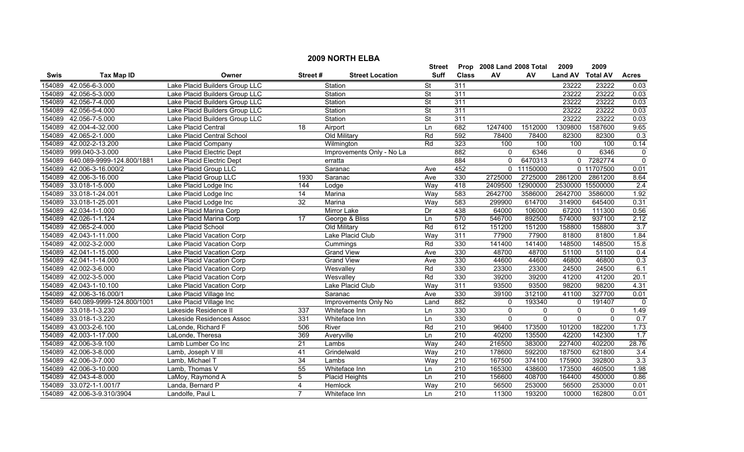# 2009 NORTH ELBA

| Swis | Tax Map ID | Owner | Street # | Street Location | Street Suff | Prop Class | 2008 Land AV | 2008 Total AV | 2009 Land AV | 2009 Total AV | Acres |
|---|---|---|---|---|---|---|---|---|---|---|---|
| 154089 | 42.056-6-3.000 | Lake Placid Builders Group LLC | | Station | St | 311 | | | 23222 | 23222 | 0.03 |
| 154089 | 42.056-5-3.000 | Lake Placid Builders Group LLC | | Station | St | 311 | | | 23222 | 23222 | 0.03 |
| 154089 | 42.056-7-4.000 | Lake Placid Builders Group LLC | | Station | St | 311 | | | 23222 | 23222 | 0.03 |
| 154089 | 42.056-5-4.000 | Lake Placid Builders Group LLC | | Station | St | 311 | | | 23222 | 23222 | 0.03 |
| 154089 | 42.056-7-5.000 | Lake Placid Builders Group LLC | | Station | St | 311 | | | 23222 | 23222 | 0.03 |
| 154089 | 42.004-4-32.000 | Lake Placid Central | 18 | Airport | Ln | 682 | 1247400 | 1512000 | 1309800 | 1587600 | 9.65 |
| 154089 | 42.065-2-1.000 | Lake Placid Central School | | Old Military | Rd | 592 | 78400 | 78400 | 82300 | 82300 | 0.3 |
| 154089 | 42.002-2-13.200 | Lake Placid Company | | Wilmington | Rd | 323 | 100 | 100 | 100 | 100 | 0.14 |
| 154089 | 999.040-3-3.000 | Lake Placid Electric Dept | | Improvements Only - No La | | 882 | 0 | 6346 | 0 | 6346 | 0 |
| 154089 | 640.089-9999-124.800/1881 | Lake Placid Electric Dept | | erratta | | 884 | 0 | 6470313 | 0 | 7282774 | 0 |
| 154089 | 42.006-3-16.000/2 | Lake Placid Group LLC | | Saranac | Ave | 452 | 0 | 11150000 | 0 | 11707500 | 0.01 |
| 154089 | 42.006-3-16.000 | Lake Placid Group LLC | 1930 | Saranac | Ave | 330 | 2725000 | 2725000 | 2861200 | 2861200 | 8.64 |
| 154089 | 33.018-1-5.000 | Lake Placid Lodge Inc | 144 | Lodge | Way | 418 | 2409500 | 12900000 | 2530000 | 15500000 | 2.4 |
| 154089 | 33.018-1-24.001 | Lake Placid Lodge Inc | 14 | Marina | Way | 583 | 2642700 | 3586000 | 2642700 | 3586000 | 1.92 |
| 154089 | 33.018-1-25.001 | Lake Placid Lodge Inc | 32 | Marina | Way | 583 | 299900 | 614700 | 314900 | 645400 | 0.31 |
| 154089 | 42.034-1-1.000 | Lake Placid Marina Corp | | Mirror Lake | Dr | 438 | 64000 | 106000 | 67200 | 111300 | 0.56 |
| 154089 | 42.026-1-1.124 | Lake Placid Marina Corp | 17 | George & Bliss | Ln | 570 | 546700 | 892500 | 574000 | 937100 | 2.12 |
| 154089 | 42.065-2-4.000 | Lake Placid School | | Old Military | Rd | 612 | 151200 | 151200 | 158800 | 158800 | 3.7 |
| 154089 | 42.043-1-11.000 | Lake Placid Vacation Corp | | Lake Placid Club | Way | 311 | 77900 | 77900 | 81800 | 81800 | 1.84 |
| 154089 | 42.002-3-2.000 | Lake Placid Vacation Corp | | Cummings | Rd | 330 | 141400 | 141400 | 148500 | 148500 | 15.8 |
| 154089 | 42.041-1-15.000 | Lake Placid Vacation Corp | | Grand View | Ave | 330 | 48700 | 48700 | 51100 | 51100 | 0.4 |
| 154089 | 42.041-1-14.000 | Lake Placid Vacation Corp | | Grand View | Ave | 330 | 44600 | 44600 | 46800 | 46800 | 0.3 |
| 154089 | 42.002-3-6.000 | Lake Placid Vacation Corp | | Wesvalley | Rd | 330 | 23300 | 23300 | 24500 | 24500 | 6.1 |
| 154089 | 42.002-3-5.000 | Lake Placid Vacation Corp | | Wesvalley | Rd | 330 | 39200 | 39200 | 41200 | 41200 | 20.1 |
| 154089 | 42.043-1-10.100 | Lake Placid Vacation Corp | | Lake Placid Club | Way | 311 | 93500 | 93500 | 98200 | 98200 | 4.31 |
| 154089 | 42.006-3-16.000/1 | Lake Placid Village Inc | | Saranac | Ave | 330 | 39100 | 312100 | 41100 | 327700 | 0.01 |
| 154089 | 640.089-9999-124.800/1001 | Lake Placid Village Inc | | Improvements Only No | Land | 882 | 0 | 193340 | 0 | 191407 | 0 |
| 154089 | 33.018-1-3.230 | Lakeside Residence II | 337 | Whiteface Inn | Ln | 330 | 0 | 0 | 0 | 0 | 1.49 |
| 154089 | 33.018-1-3.220 | Lakeside Residences Assoc | 331 | Whiteface Inn | Ln | 330 | 0 | 0 | 0 | 0 | 0.7 |
| 154089 | 43.003-2-6.100 | LaLonde, Richard F | 506 | River | Rd | 210 | 96400 | 173500 | 101200 | 182200 | 1.73 |
| 154089 | 42.003-1-17.000 | LaLonde, Theresa | 369 | Averyville | Ln | 210 | 40200 | 135500 | 42200 | 142300 | 1.7 |
| 154089 | 42.006-3-9.100 | Lamb Lumber Co Inc | 21 | Lambs | Way | 240 | 216500 | 383000 | 227400 | 402200 | 28.76 |
| 154089 | 42.006-3-8.000 | Lamb, Joseph V III | 41 | Grindelwald | Way | 210 | 178600 | 592200 | 187500 | 621800 | 3.4 |
| 154089 | 42.006-3-7.000 | Lamb, Michael T | 34 | Lambs | Way | 210 | 167500 | 374100 | 175900 | 392800 | 3.3 |
| 154089 | 42.006-3-10.000 | Lamb, Thomas V | 55 | Whiteface Inn | Ln | 210 | 165300 | 438600 | 173500 | 460500 | 1.98 |
| 154089 | 42.043-4-8.000 | LaMoy, Raymond A | 5 | Placid Heights | Ln | 210 | 156600 | 408700 | 164400 | 450000 | 0.86 |
| 154089 | 33.072-1-1.001/7 | Landa, Bernard P | 4 | Hemlock | Way | 210 | 56500 | 253000 | 56500 | 253000 | 0.01 |
| 154089 | 42.006-3-9.310/3904 | Landolfe, Paul L | 7 | Whiteface Inn | Ln | 210 | 11300 | 193200 | 10000 | 162800 | 0.01 |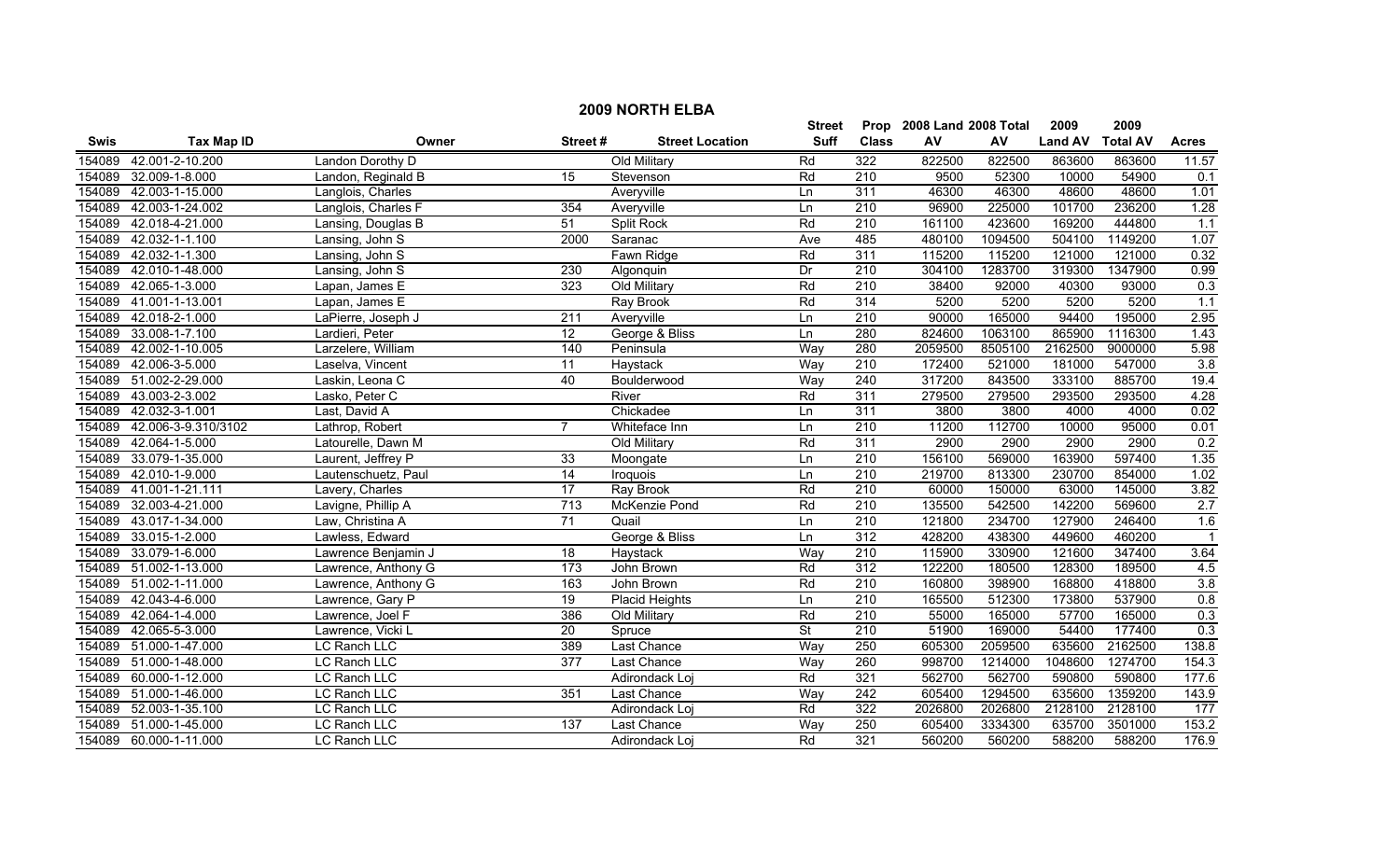## 2009 NORTH ELBA

| Swis | Tax Map ID | Owner | Street # | Street Location | Street Suff | Prop Class | 2008 Land AV | 2008 Total AV | 2009 Land AV | 2009 Total AV | Acres |
|---|---|---|---|---|---|---|---|---|---|---|---|
| 154089 | 42.001-2-10.200 | Landon Dorothy D | | Old Military | Rd | 322 | 822500 | 822500 | 863600 | 863600 | 11.57 |
| 154089 | 32.009-1-8.000 | Landon, Reginald B | 15 | Stevenson | Rd | 210 | 9500 | 52300 | 10000 | 54900 | 0.1 |
| 154089 | 42.003-1-15.000 | Langlois, Charles | | Averyville | Ln | 311 | 46300 | 46300 | 48600 | 48600 | 1.01 |
| 154089 | 42.003-1-24.002 | Langlois, Charles F | 354 | Averyville | Ln | 210 | 96900 | 225000 | 101700 | 236200 | 1.28 |
| 154089 | 42.018-4-21.000 | Lansing, Douglas B | 51 | Split Rock | Rd | 210 | 161100 | 423600 | 169200 | 444800 | 1.1 |
| 154089 | 42.032-1-1.100 | Lansing, John S | 2000 | Saranac | Ave | 485 | 480100 | 1094500 | 504100 | 1149200 | 1.07 |
| 154089 | 42.032-1-1.300 | Lansing, John S | | Fawn Ridge | Rd | 311 | 115200 | 115200 | 121000 | 121000 | 0.32 |
| 154089 | 42.010-1-48.000 | Lansing, John S | 230 | Algonquin | Dr | 210 | 304100 | 1283700 | 319300 | 1347900 | 0.99 |
| 154089 | 42.065-1-3.000 | Lapan, James E | 323 | Old Military | Rd | 210 | 38400 | 92000 | 40300 | 93000 | 0.3 |
| 154089 | 41.001-1-13.001 | Lapan, James E | | Ray Brook | Rd | 314 | 5200 | 5200 | 5200 | 5200 | 1.1 |
| 154089 | 42.018-2-1.000 | LaPierre, Joseph J | 211 | Averyville | Ln | 210 | 90000 | 165000 | 94400 | 195000 | 2.95 |
| 154089 | 33.008-1-7.100 | Lardieri, Peter | 12 | George & Bliss | Ln | 280 | 824600 | 1063100 | 865900 | 1116300 | 1.43 |
| 154089 | 42.002-1-10.005 | Larzelere, William | 140 | Peninsula | Way | 280 | 2059500 | 8505100 | 2162500 | 9000000 | 5.98 |
| 154089 | 42.006-3-5.000 | Laselva, Vincent | 11 | Haystack | Way | 210 | 172400 | 521000 | 181000 | 547000 | 3.8 |
| 154089 | 51.002-2-29.000 | Laskin, Leona C | 40 | Boulderwood | Way | 240 | 317200 | 843500 | 333100 | 885700 | 19.4 |
| 154089 | 43.003-2-3.002 | Lasko, Peter C | | River | Rd | 311 | 279500 | 279500 | 293500 | 293500 | 4.28 |
| 154089 | 42.032-3-1.001 | Last, David A | | Chickadee | Ln | 311 | 3800 | 3800 | 4000 | 4000 | 0.02 |
| 154089 | 42.006-3-9.310/3102 | Lathrop, Robert | 7 | Whiteface Inn | Ln | 210 | 11200 | 112700 | 10000 | 95000 | 0.01 |
| 154089 | 42.064-1-5.000 | Latourelle, Dawn M | | Old Military | Rd | 311 | 2900 | 2900 | 2900 | 2900 | 0.2 |
| 154089 | 33.079-1-35.000 | Laurent, Jeffrey P | 33 | Moongate | Ln | 210 | 156100 | 569000 | 163900 | 597400 | 1.35 |
| 154089 | 42.010-1-9.000 | Lautenschuetz, Paul | 14 | Iroquois | Ln | 210 | 219700 | 813300 | 230700 | 854000 | 1.02 |
| 154089 | 41.001-1-21.111 | Lavery, Charles | 17 | Ray Brook | Rd | 210 | 60000 | 150000 | 63000 | 145000 | 3.82 |
| 154089 | 32.003-4-21.000 | Lavigne, Phillip A | 713 | McKenzie Pond | Rd | 210 | 135500 | 542500 | 142200 | 569600 | 2.7 |
| 154089 | 43.017-1-34.000 | Law, Christina A | 71 | Quail | Ln | 210 | 121800 | 234700 | 127900 | 246400 | 1.6 |
| 154089 | 33.015-1-2.000 | Lawless, Edward | | George & Bliss | Ln | 312 | 428200 | 438300 | 449600 | 460200 | 1 |
| 154089 | 33.079-1-6.000 | Lawrence Benjamin J | 18 | Haystack | Way | 210 | 115900 | 330900 | 121600 | 347400 | 3.64 |
| 154089 | 51.002-1-13.000 | Lawrence, Anthony G | 173 | John Brown | Rd | 312 | 122200 | 180500 | 128300 | 189500 | 4.5 |
| 154089 | 51.002-1-11.000 | Lawrence, Anthony G | 163 | John Brown | Rd | 210 | 160800 | 398900 | 168800 | 418800 | 3.8 |
| 154089 | 42.043-4-6.000 | Lawrence, Gary P | 19 | Placid Heights | Ln | 210 | 165500 | 512300 | 173800 | 537900 | 0.8 |
| 154089 | 42.064-1-4.000 | Lawrence, Joel F | 386 | Old Military | Rd | 210 | 55000 | 165000 | 57700 | 165000 | 0.3 |
| 154089 | 42.065-5-3.000 | Lawrence, Vicki L | 20 | Spruce | St | 210 | 51900 | 169000 | 54400 | 177400 | 0.3 |
| 154089 | 51.000-1-47.000 | LC Ranch LLC | 389 | Last Chance | Way | 250 | 605300 | 2059500 | 635600 | 2162500 | 138.8 |
| 154089 | 51.000-1-48.000 | LC Ranch LLC | 377 | Last Chance | Way | 260 | 998700 | 1214000 | 1048600 | 1274700 | 154.3 |
| 154089 | 60.000-1-12.000 | LC Ranch LLC | | Adirondack Loj | Rd | 321 | 562700 | 562700 | 590800 | 590800 | 177.6 |
| 154089 | 51.000-1-46.000 | LC Ranch LLC | 351 | Last Chance | Way | 242 | 605400 | 1294500 | 635600 | 1359200 | 143.9 |
| 154089 | 52.003-1-35.100 | LC Ranch LLC | | Adirondack Loj | Rd | 322 | 2026800 | 2026800 | 2128100 | 2128100 | 177 |
| 154089 | 51.000-1-45.000 | LC Ranch LLC | 137 | Last Chance | Way | 250 | 605400 | 3334300 | 635700 | 3501000 | 153.2 |
| 154089 | 60.000-1-11.000 | LC Ranch LLC | | Adirondack Loj | Rd | 321 | 560200 | 560200 | 588200 | 588200 | 176.9 |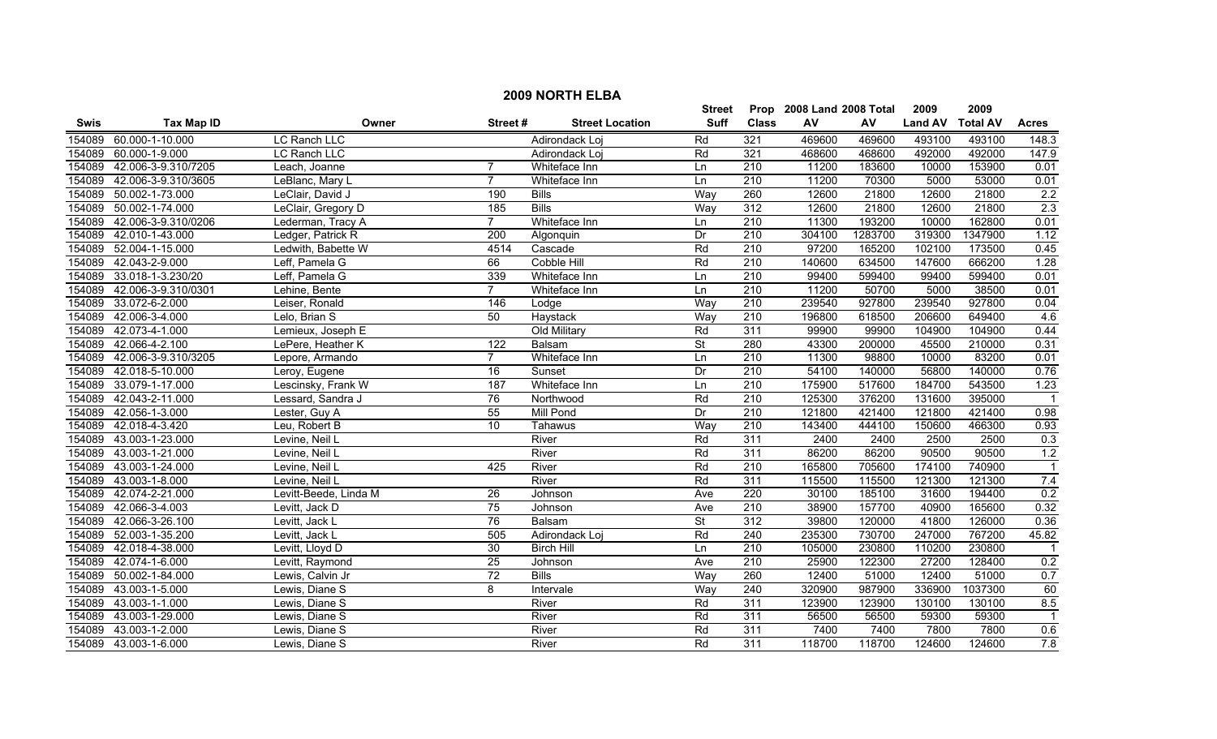# 2009 NORTH ELBA

| Swis | Tax Map ID | Owner | Street # | Street Location | Street Suff | Prop Class | 2008 Land AV | 2008 Total AV | 2009 Land AV | 2009 Total AV | Acres |
|---|---|---|---|---|---|---|---|---|---|---|---|
| 154089 | 60.000-1-10.000 | LC Ranch LLC | | Adirondack Loj | Rd | 321 | 469600 | 469600 | 493100 | 493100 | 148.3 |
| 154089 | 60.000-1-9.000 | LC Ranch LLC | | Adirondack Loj | Rd | 321 | 468600 | 468600 | 492000 | 492000 | 147.9 |
| 154089 | 42.006-3-9.310/7205 | Leach, Joanne | 7 | Whiteface Inn | Ln | 210 | 11200 | 183600 | 10000 | 153900 | 0.01 |
| 154089 | 42.006-3-9.310/3605 | LeBlanc, Mary L | 7 | Whiteface Inn | Ln | 210 | 11200 | 70300 | 5000 | 53000 | 0.01 |
| 154089 | 50.002-1-73.000 | LeClair, David J | 190 | Bills | Way | 260 | 12600 | 21800 | 12600 | 21800 | 2.2 |
| 154089 | 50.002-1-74.000 | LeClair, Gregory D | 185 | Bills | Way | 312 | 12600 | 21800 | 12600 | 21800 | 2.3 |
| 154089 | 42.006-3-9.310/0206 | Lederman, Tracy A | 7 | Whiteface Inn | Ln | 210 | 11300 | 193200 | 10000 | 162800 | 0.01 |
| 154089 | 42.010-1-43.000 | Ledger, Patrick R | 200 | Algonquin | Dr | 210 | 304100 | 1283700 | 319300 | 1347900 | 1.12 |
| 154089 | 52.004-1-15.000 | Ledwith, Babette W | 4514 | Cascade | Rd | 210 | 97200 | 165200 | 102100 | 173500 | 0.45 |
| 154089 | 42.043-2-9.000 | Leff, Pamela G | 66 | Cobble Hill | Rd | 210 | 140600 | 634500 | 147600 | 666200 | 1.28 |
| 154089 | 33.018-1-3.230/20 | Leff, Pamela G | 339 | Whiteface Inn | Ln | 210 | 99400 | 599400 | 99400 | 599400 | 0.01 |
| 154089 | 42.006-3-9.310/0301 | Lehine, Bente | 7 | Whiteface Inn | Ln | 210 | 11200 | 50700 | 5000 | 38500 | 0.01 |
| 154089 | 33.072-6-2.000 | Leiser, Ronald | 146 | Lodge | Way | 210 | 239540 | 927800 | 239540 | 927800 | 0.04 |
| 154089 | 42.006-3-4.000 | Lelo, Brian S | 50 | Haystack | Way | 210 | 196800 | 618500 | 206600 | 649400 | 4.6 |
| 154089 | 42.073-4-1.000 | Lemieux, Joseph E | | Old Military | Rd | 311 | 99900 | 99900 | 104900 | 104900 | 0.44 |
| 154089 | 42.066-4-2.100 | LePere, Heather K | 122 | Balsam | St | 280 | 43300 | 200000 | 45500 | 210000 | 0.31 |
| 154089 | 42.006-3-9.310/3205 | Lepore, Armando | 7 | Whiteface Inn | Ln | 210 | 11300 | 98800 | 10000 | 83200 | 0.01 |
| 154089 | 42.018-5-10.000 | Leroy, Eugene | 16 | Sunset | Dr | 210 | 54100 | 140000 | 56800 | 140000 | 0.76 |
| 154089 | 33.079-1-17.000 | Lescinsky, Frank W | 187 | Whiteface Inn | Ln | 210 | 175900 | 517600 | 184700 | 543500 | 1.23 |
| 154089 | 42.043-2-11.000 | Lessard, Sandra J | 76 | Northwood | Rd | 210 | 125300 | 376200 | 131600 | 395000 | 1 |
| 154089 | 42.056-1-3.000 | Lester, Guy A | 55 | Mill Pond | Dr | 210 | 121800 | 421400 | 121800 | 421400 | 0.98 |
| 154089 | 42.018-4-3.420 | Leu, Robert B | 10 | Tahawus | Way | 210 | 143400 | 444100 | 150600 | 466300 | 0.93 |
| 154089 | 43.003-1-23.000 | Levine, Neil L | | River | Rd | 311 | 2400 | 2400 | 2500 | 2500 | 0.3 |
| 154089 | 43.003-1-21.000 | Levine, Neil L | | River | Rd | 311 | 86200 | 86200 | 90500 | 90500 | 1.2 |
| 154089 | 43.003-1-24.000 | Levine, Neil L | 425 | River | Rd | 210 | 165800 | 705600 | 174100 | 740900 | 1 |
| 154089 | 43.003-1-8.000 | Levine, Neil L | | River | Rd | 311 | 115500 | 115500 | 121300 | 121300 | 7.4 |
| 154089 | 42.074-2-21.000 | Levitt-Beede, Linda M | 26 | Johnson | Ave | 220 | 30100 | 185100 | 31600 | 194400 | 0.2 |
| 154089 | 42.066-3-4.003 | Levitt, Jack D | 75 | Johnson | Ave | 210 | 38900 | 157700 | 40900 | 165600 | 0.32 |
| 154089 | 42.066-3-26.100 | Levitt, Jack L | 76 | Balsam | St | 312 | 39800 | 120000 | 41800 | 126000 | 0.36 |
| 154089 | 52.003-1-35.200 | Levitt, Jack L | 505 | Adirondack Loj | Rd | 240 | 235300 | 730700 | 247000 | 767200 | 45.82 |
| 154089 | 42.018-4-38.000 | Levitt, Lloyd D | 30 | Birch Hill | Ln | 210 | 105000 | 230800 | 110200 | 230800 | 1 |
| 154089 | 42.074-1-6.000 | Levitt, Raymond | 25 | Johnson | Ave | 210 | 25900 | 122300 | 27200 | 128400 | 0.2 |
| 154089 | 50.002-1-84.000 | Lewis, Calvin Jr | 72 | Bills | Way | 260 | 12400 | 51000 | 12400 | 51000 | 0.7 |
| 154089 | 43.003-1-5.000 | Lewis, Diane S | 8 | Intervale | Way | 240 | 320900 | 987900 | 336900 | 1037300 | 60 |
| 154089 | 43.003-1-1.000 | Lewis, Diane S | | River | Rd | 311 | 123900 | 123900 | 130100 | 130100 | 8.5 |
| 154089 | 43.003-1-29.000 | Lewis, Diane S | | River | Rd | 311 | 56500 | 56500 | 59300 | 59300 | 1 |
| 154089 | 43.003-1-2.000 | Lewis, Diane S | | River | Rd | 311 | 7400 | 7400 | 7800 | 7800 | 0.6 |
| 154089 | 43.003-1-6.000 | Lewis, Diane S | | River | Rd | 311 | 118700 | 118700 | 124600 | 124600 | 7.8 |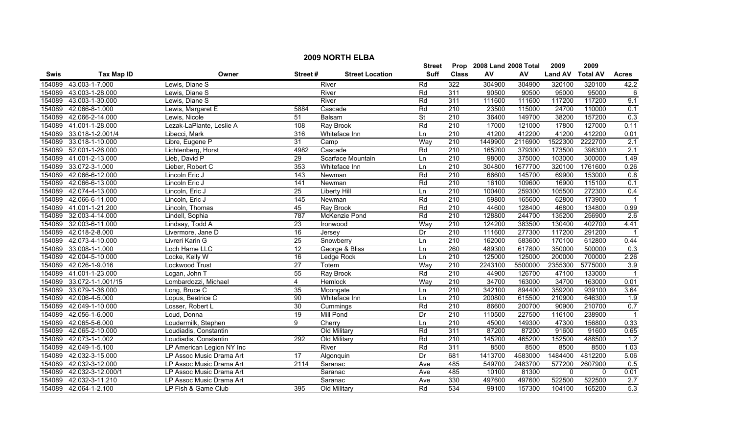## 2009 NORTH ELBA

| Swis | Tax Map ID | Owner | Street # | Street Location | Street Suff | Prop Class | 2008 Land AV | 2008 Total AV | 2009 Land AV | 2009 Total AV | Acres |
|---|---|---|---|---|---|---|---|---|---|---|---|
| 154089 | 43.003-1-7.000 | Lewis, Diane S | | River | Rd | 322 | 304900 | 304900 | 320100 | 320100 | 42.2 |
| 154089 | 43.003-1-28.000 | Lewis, Diane S | | River | Rd | 311 | 90500 | 90500 | 95000 | 95000 | 6 |
| 154089 | 43.003-1-30.000 | Lewis, Diane S | | River | Rd | 311 | 111600 | 111600 | 117200 | 117200 | 9.1 |
| 154089 | 42.066-8-1.000 | Lewis, Margaret E | 5884 | Cascade | Rd | 210 | 23500 | 115000 | 24700 | 110000 | 0.1 |
| 154089 | 42.066-2-14.000 | Lewis, Nicole | 51 | Balsam | St | 210 | 36400 | 149700 | 38200 | 157200 | 0.3 |
| 154089 | 41.001-1-28.000 | Lezak-LaPlante, Leslie A | 108 | Ray Brook | Rd | 210 | 17000 | 121000 | 17800 | 127000 | 0.11 |
| 154089 | 33.018-1-2.001/4 | Libecci, Mark | 316 | Whiteface Inn | Ln | 210 | 41200 | 412200 | 41200 | 412200 | 0.01 |
| 154089 | 33.018-1-10.000 | Libre, Eugene P | 31 | Camp | Way | 210 | 1449900 | 2116900 | 1522300 | 2222700 | 2.1 |
| 154089 | 52.001-1-26.000 | Lichtenberg, Horst | 4982 | Cascade | Rd | 210 | 165200 | 379300 | 173500 | 398300 | 2.1 |
| 154089 | 41.001-2-13.000 | Lieb, David P | 29 | Scarface Mountain | Ln | 210 | 98000 | 375000 | 103000 | 300000 | 1.49 |
| 154089 | 33.072-3-1.000 | Lieber, Robert C | 353 | Whiteface Inn | Ln | 210 | 304800 | 1677700 | 320100 | 1761600 | 0.26 |
| 154089 | 42.066-6-12.000 | Lincoln Eric J | 143 | Newman | Rd | 210 | 66600 | 145700 | 69900 | 153000 | 0.8 |
| 154089 | 42.066-6-13.000 | Lincoln Eric J | 141 | Newman | Rd | 210 | 16100 | 109600 | 16900 | 115100 | 0.1 |
| 154089 | 42.074-4-13.000 | Lincoln, Eric J | 25 | Liberty Hill | Ln | 210 | 100400 | 259300 | 105500 | 272300 | 0.4 |
| 154089 | 42.066-6-11.000 | Lincoln, Eric J | 145 | Newman | Rd | 210 | 59800 | 165600 | 62800 | 173900 | 1 |
| 154089 | 41.001-1-21.200 | Lincoln, Thomas | 45 | Ray Brook | Rd | 210 | 44600 | 128400 | 46800 | 134800 | 0.99 |
| 154089 | 32.003-4-14.000 | Lindell, Sophia | 787 | McKenzie Pond | Rd | 210 | 128800 | 244700 | 135200 | 256900 | 2.6 |
| 154089 | 32.003-6-11.000 | Lindsay, Todd A | 23 | Ironwood | Way | 210 | 124200 | 383500 | 130400 | 402700 | 4.41 |
| 154089 | 42.018-2-8.000 | Livermore, Jane D | 16 | Jersey | Dr | 210 | 111600 | 277300 | 117200 | 291200 | 1 |
| 154089 | 42.073-4-10.000 | Livreri Karin G | 25 | Snowberry | Ln | 210 | 162000 | 583600 | 170100 | 612800 | 0.44 |
| 154089 | 33.008-1-1.000 | Loch Hame LLC | 12 | George & Bliss | Ln | 260 | 489300 | 617800 | 350000 | 500000 | 0.3 |
| 154089 | 42.004-5-10.000 | Locke, Kelly W | 16 | Ledge Rock | Ln | 210 | 125000 | 125000 | 200000 | 700000 | 2.26 |
| 154089 | 42.026-1-9.016 | Lockwood Trust | 27 | Totem | Way | 210 | 2243100 | 5500000 | 2355300 | 5775000 | 3.9 |
| 154089 | 41.001-1-23.000 | Logan, John T | 55 | Ray Brook | Rd | 210 | 44900 | 126700 | 47100 | 133000 | 1 |
| 154089 | 33.072-1-1.001/15 | Lombardozzi, Michael | 4 | Hemlock | Way | 210 | 34700 | 163000 | 34700 | 163000 | 0.01 |
| 154089 | 33.079-1-36.000 | Long, Bruce C | 35 | Moongate | Ln | 210 | 342100 | 894400 | 359200 | 939100 | 3.64 |
| 154089 | 42.006-4-5.000 | Lopus, Beatrice C | 90 | Whiteface Inn | Ln | 210 | 200800 | 615500 | 210900 | 646300 | 1.9 |
| 154089 | 42.049-1-10.000 | Losser, Robert L | 30 | Cummings | Rd | 210 | 86600 | 200700 | 90900 | 210700 | 0.7 |
| 154089 | 42.056-1-6.000 | Loud, Donna | 19 | Mill Pond | Dr | 210 | 110500 | 227500 | 116100 | 238900 | 1 |
| 154089 | 42.065-5-6.000 | Loudermilk, Stephen | 9 | Cherry | Ln | 210 | 45000 | 149300 | 47300 | 156800 | 0.33 |
| 154089 | 42.065-2-10.000 | Loudiadis, Constantin | | Old Military | Rd | 311 | 87200 | 87200 | 91600 | 91600 | 0.65 |
| 154089 | 42.073-1-1.002 | Loudiadis, Constantin | 292 | Old Military | Rd | 210 | 145200 | 465200 | 152500 | 488500 | 1.2 |
| 154089 | 42.049-1-5.100 | LP American Legion NY Inc | | River | Rd | 311 | 8500 | 8500 | 8500 | 8500 | 1.03 |
| 154089 | 42.032-3-15.000 | LP Assoc Music Drama Art | 17 | Algonquin | Dr | 681 | 1413700 | 4583000 | 1484400 | 4812200 | 5.06 |
| 154089 | 42.032-3-12.000 | LP Assoc Music Drama Art | 2114 | Saranac | Ave | 485 | 549700 | 2483700 | 577200 | 2607900 | 0.5 |
| 154089 | 42.032-3-12.000/1 | LP Assoc Music Drama Art | | Saranac | Ave | 485 | 10100 | 81300 | 0 | 0 | 0.01 |
| 154089 | 42.032-3-11.210 | LP Assoc Music Drama Art | | Saranac | Ave | 330 | 497600 | 497600 | 522500 | 522500 | 2.7 |
| 154089 | 42.064-1-2.100 | LP Fish & Game Club | 395 | Old Military | Rd | 534 | 99100 | 157300 | 104100 | 165200 | 5.3 |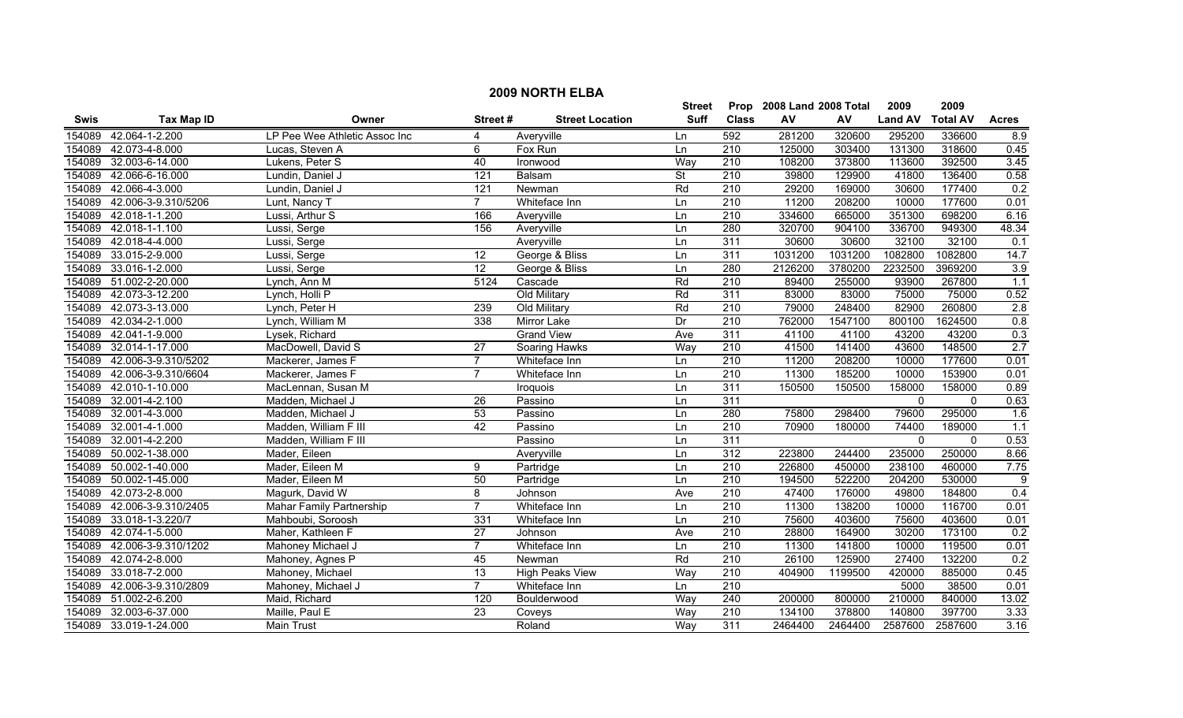## 2009 NORTH ELBA

| Swis | Tax Map ID | Owner | Street # | Street Location | Street Suff | Prop Class | 2008 Land AV | 2008 Total AV | 2009 Land AV | 2009 Total AV | Acres |
|---|---|---|---|---|---|---|---|---|---|---|---|
| 154089 | 42.064-1-2.200 | LP Pee Wee Athletic Assoc Inc | 4 | Averyville | Ln | 592 | 281200 | 320600 | 295200 | 336600 | 8.9 |
| 154089 | 42.073-4-8.000 | Lucas, Steven A | 6 | Fox Run | Ln | 210 | 125000 | 303400 | 131300 | 318600 | 0.45 |
| 154089 | 32.003-6-14.000 | Lukens, Peter S | 40 | Ironwood | Way | 210 | 108200 | 373800 | 113600 | 392500 | 3.45 |
| 154089 | 42.066-6-16.000 | Lundin, Daniel J | 121 | Balsam | St | 210 | 39800 | 129900 | 41800 | 136400 | 0.58 |
| 154089 | 42.066-4-3.000 | Lundin, Daniel J | 121 | Newman | Rd | 210 | 29200 | 169000 | 30600 | 177400 | 0.2 |
| 154089 | 42.006-3-9.310/5206 | Lunt, Nancy T | 7 | Whiteface Inn | Ln | 210 | 11200 | 208200 | 10000 | 177600 | 0.01 |
| 154089 | 42.018-1-1.200 | Lussi, Arthur S | 166 | Averyville | Ln | 210 | 334600 | 665000 | 351300 | 698200 | 6.16 |
| 154089 | 42.018-1-1.100 | Lussi, Serge | 156 | Averyville | Ln | 280 | 320700 | 904100 | 336700 | 949300 | 48.34 |
| 154089 | 42.018-4-4.000 | Lussi, Serge | | Averyville | Ln | 311 | 30600 | 30600 | 32100 | 32100 | 0.1 |
| 154089 | 33.015-2-9.000 | Lussi, Serge | 12 | George & Bliss | Ln | 311 | 1031200 | 1031200 | 1082800 | 1082800 | 14.7 |
| 154089 | 33.016-1-2.000 | Lussi, Serge | 12 | George & Bliss | Ln | 280 | 2126200 | 3780200 | 2232500 | 3969200 | 3.9 |
| 154089 | 51.002-2-20.000 | Lynch, Ann M | 5124 | Cascade | Rd | 210 | 89400 | 255000 | 93900 | 267800 | 1.1 |
| 154089 | 42.073-3-12.200 | Lynch, Holli P | | Old Military | Rd | 311 | 83000 | 83000 | 75000 | 75000 | 0.52 |
| 154089 | 42.073-3-13.000 | Lynch, Peter H | 239 | Old Military | Rd | 210 | 79000 | 248400 | 82900 | 260800 | 2.8 |
| 154089 | 42.034-2-1.000 | Lynch, William M | 338 | Mirror Lake | Dr | 210 | 762000 | 1547100 | 800100 | 1624500 | 0.8 |
| 154089 | 42.041-1-9.000 | Lysek, Richard | | Grand View | Ave | 311 | 41100 | 41100 | 43200 | 43200 | 0.3 |
| 154089 | 32.014-1-17.000 | MacDowell, David S | 27 | Soaring Hawks | Way | 210 | 41500 | 141400 | 43600 | 148500 | 2.7 |
| 154089 | 42.006-3-9.310/5202 | Mackerer, James F | 7 | Whiteface Inn | Ln | 210 | 11200 | 208200 | 10000 | 177600 | 0.01 |
| 154089 | 42.006-3-9.310/6604 | Mackerer, James F | 7 | Whiteface Inn | Ln | 210 | 11300 | 185200 | 10000 | 153900 | 0.01 |
| 154089 | 42.010-1-10.000 | MacLennan, Susan M | | Iroquois | Ln | 311 | 150500 | 150500 | 158000 | 158000 | 0.89 |
| 154089 | 32.001-4-2.100 | Madden, Michael J | 26 | Passino | Ln | 311 | | | 0 | 0 | 0.63 |
| 154089 | 32.001-4-3.000 | Madden, Michael J | 53 | Passino | Ln | 280 | 75800 | 298400 | 79600 | 295000 | 1.6 |
| 154089 | 32.001-4-1.000 | Madden, William F III | 42 | Passino | Ln | 210 | 70900 | 180000 | 74400 | 189000 | 1.1 |
| 154089 | 32.001-4-2.200 | Madden, William F III | | Passino | Ln | 311 | | | 0 | 0 | 0.53 |
| 154089 | 50.002-1-38.000 | Mader, Eileen | | Averyville | Ln | 312 | 223800 | 244400 | 235000 | 250000 | 8.66 |
| 154089 | 50.002-1-40.000 | Mader, Eileen M | 9 | Partridge | Ln | 210 | 226800 | 450000 | 238100 | 460000 | 7.75 |
| 154089 | 50.002-1-45.000 | Mader, Eileen M | 50 | Partridge | Ln | 210 | 194500 | 522200 | 204200 | 530000 | 9 |
| 154089 | 42.073-2-8.000 | Magurk, David W | 8 | Johnson | Ave | 210 | 47400 | 176000 | 49800 | 184800 | 0.4 |
| 154089 | 42.006-3-9.310/2405 | Mahar Family Partnership | 7 | Whiteface Inn | Ln | 210 | 11300 | 138200 | 10000 | 116700 | 0.01 |
| 154089 | 33.018-1-3.220/7 | Mahboubi, Soroosh | 331 | Whiteface Inn | Ln | 210 | 75600 | 403600 | 75600 | 403600 | 0.01 |
| 154089 | 42.074-1-5.000 | Maher, Kathleen F | 27 | Johnson | Ave | 210 | 28800 | 164900 | 30200 | 173100 | 0.2 |
| 154089 | 42.006-3-9.310/1202 | Mahoney Michael J | 7 | Whiteface Inn | Ln | 210 | 11300 | 141800 | 10000 | 119500 | 0.01 |
| 154089 | 42.074-2-8.000 | Mahoney, Agnes P | 45 | Newman | Rd | 210 | 26100 | 125900 | 27400 | 132200 | 0.2 |
| 154089 | 33.018-7-2.000 | Mahoney, Michael | 13 | High Peaks View | Way | 210 | 404900 | 1199500 | 420000 | 885000 | 0.45 |
| 154089 | 42.006-3-9.310/2809 | Mahoney, Michael J | 7 | Whiteface Inn | Ln | 210 | | | 5000 | 38500 | 0.01 |
| 154089 | 51.002-2-6.200 | Maid, Richard | 120 | Boulderwood | Way | 240 | 200000 | 800000 | 210000 | 840000 | 13.02 |
| 154089 | 32.003-6-37.000 | Maille, Paul E | 23 | Coveys | Way | 210 | 134100 | 378800 | 140800 | 397700 | 3.33 |
| 154089 | 33.019-1-24.000 | Main Trust | | Roland | Way | 311 | 2464400 | 2464400 | 2587600 | 2587600 | 3.16 |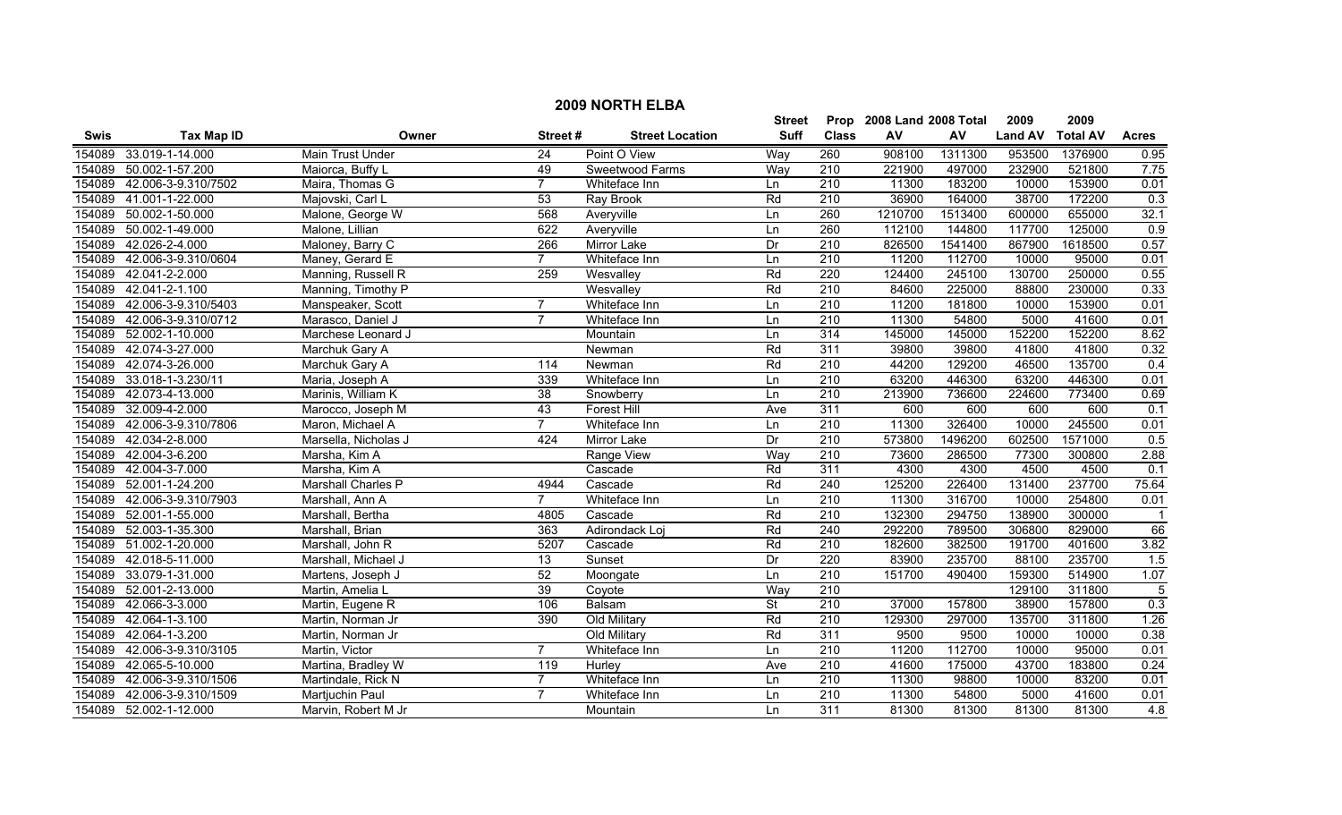## 2009 NORTH ELBA

| Swis | Tax Map ID | Owner | Street # | Street Location | Street Suff | Prop Class | 2008 Land AV | 2008 Total AV | 2009 Land AV | 2009 Total AV | Acres |
|---|---|---|---|---|---|---|---|---|---|---|---|
| 154089 | 33.019-1-14.000 | Main Trust Under | 24 | Point O View | Way | 260 | 908100 | 1311300 | 953500 | 1376900 | 0.95 |
| 154089 | 50.002-1-57.200 | Maiorca, Buffy L | 49 | Sweetwood Farms | Way | 210 | 221900 | 497000 | 232900 | 521800 | 7.75 |
| 154089 | 42.006-3-9.310/7502 | Maira, Thomas G | 7 | Whiteface Inn | Ln | 210 | 11300 | 183200 | 10000 | 153900 | 0.01 |
| 154089 | 41.001-1-22.000 | Majovski, Carl L | 53 | Ray Brook | Rd | 210 | 36900 | 164000 | 38700 | 172200 | 0.3 |
| 154089 | 50.002-1-50.000 | Malone, George W | 568 | Averyville | Ln | 260 | 1210700 | 1513400 | 600000 | 655000 | 32.1 |
| 154089 | 50.002-1-49.000 | Malone, Lillian | 622 | Averyville | Ln | 260 | 112100 | 144800 | 117700 | 125000 | 0.9 |
| 154089 | 42.026-2-4.000 | Maloney, Barry C | 266 | Mirror Lake | Dr | 210 | 826500 | 1541400 | 867900 | 1618500 | 0.57 |
| 154089 | 42.006-3-9.310/0604 | Maney, Gerard E | 7 | Whiteface Inn | Ln | 210 | 11200 | 112700 | 10000 | 95000 | 0.01 |
| 154089 | 42.041-2-2.000 | Manning, Russell R | 259 | Wesvalley | Rd | 220 | 124400 | 245100 | 130700 | 250000 | 0.55 |
| 154089 | 42.041-2-1.100 | Manning, Timothy P | | Wesvalley | Rd | 210 | 84600 | 225000 | 88800 | 230000 | 0.33 |
| 154089 | 42.006-3-9.310/5403 | Manspeaker, Scott | 7 | Whiteface Inn | Ln | 210 | 11200 | 181800 | 10000 | 153900 | 0.01 |
| 154089 | 42.006-3-9.310/0712 | Marasco, Daniel J | 7 | Whiteface Inn | Ln | 210 | 11300 | 54800 | 5000 | 41600 | 0.01 |
| 154089 | 52.002-1-10.000 | Marchese Leonard J | | Mountain | Ln | 314 | 145000 | 145000 | 152200 | 152200 | 8.62 |
| 154089 | 42.074-3-27.000 | Marchuk Gary A | | Newman | Rd | 311 | 39800 | 39800 | 41800 | 41800 | 0.32 |
| 154089 | 42.074-3-26.000 | Marchuk Gary A | 114 | Newman | Rd | 210 | 44200 | 129200 | 46500 | 135700 | 0.4 |
| 154089 | 33.018-1-3.230/11 | Maria, Joseph A | 339 | Whiteface Inn | Ln | 210 | 63200 | 446300 | 63200 | 446300 | 0.01 |
| 154089 | 42.073-4-13.000 | Marinis, William K | 38 | Snowberry | Ln | 210 | 213900 | 736600 | 224600 | 773400 | 0.69 |
| 154089 | 32.009-4-2.000 | Marocco, Joseph M | 43 | Forest Hill | Ave | 311 | 600 | 600 | 600 | 600 | 0.1 |
| 154089 | 42.006-3-9.310/7806 | Maron, Michael A | 7 | Whiteface Inn | Ln | 210 | 11300 | 326400 | 10000 | 245500 | 0.01 |
| 154089 | 42.034-2-8.000 | Marsella, Nicholas J | 424 | Mirror Lake | Dr | 210 | 573800 | 1496200 | 602500 | 1571000 | 0.5 |
| 154089 | 42.004-3-6.200 | Marsha, Kim A | | Range View | Way | 210 | 73600 | 286500 | 77300 | 300800 | 2.88 |
| 154089 | 42.004-3-7.000 | Marsha, Kim A | | Cascade | Rd | 311 | 4300 | 4300 | 4500 | 4500 | 0.1 |
| 154089 | 52.001-1-24.200 | Marshall Charles P | 4944 | Cascade | Rd | 240 | 125200 | 226400 | 131400 | 237700 | 75.64 |
| 154089 | 42.006-3-9.310/7903 | Marshall, Ann A | 7 | Whiteface Inn | Ln | 210 | 11300 | 316700 | 10000 | 254800 | 0.01 |
| 154089 | 52.001-1-55.000 | Marshall, Bertha | 4805 | Cascade | Rd | 210 | 132300 | 294750 | 138900 | 300000 | 1 |
| 154089 | 52.003-1-35.300 | Marshall, Brian | 363 | Adirondack Loj | Rd | 240 | 292200 | 789500 | 306800 | 829000 | 66 |
| 154089 | 51.002-1-20.000 | Marshall, John R | 5207 | Cascade | Rd | 210 | 182600 | 382500 | 191700 | 401600 | 3.82 |
| 154089 | 42.018-5-11.000 | Marshall, Michael J | 13 | Sunset | Dr | 220 | 83900 | 235700 | 88100 | 235700 | 1.5 |
| 154089 | 33.079-1-31.000 | Martens, Joseph J | 52 | Moongate | Ln | 210 | 151700 | 490400 | 159300 | 514900 | 1.07 |
| 154089 | 52.001-2-13.000 | Martin, Amelia L | 39 | Coyote | Way | 210 | | | 129100 | 311800 | 5 |
| 154089 | 42.066-3-3.000 | Martin, Eugene R | 106 | Balsam | St | 210 | 37000 | 157800 | 38900 | 157800 | 0.3 |
| 154089 | 42.064-1-3.100 | Martin, Norman Jr | 390 | Old Military | Rd | 210 | 129300 | 297000 | 135700 | 311800 | 1.26 |
| 154089 | 42.064-1-3.200 | Martin, Norman Jr | | Old Military | Rd | 311 | 9500 | 9500 | 10000 | 10000 | 0.38 |
| 154089 | 42.006-3-9.310/3105 | Martin, Victor | 7 | Whiteface Inn | Ln | 210 | 11200 | 112700 | 10000 | 95000 | 0.01 |
| 154089 | 42.065-5-10.000 | Martina, Bradley W | 119 | Hurley | Ave | 210 | 41600 | 175000 | 43700 | 183800 | 0.24 |
| 154089 | 42.006-3-9.310/1506 | Martindale, Rick N | 7 | Whiteface Inn | Ln | 210 | 11300 | 98800 | 10000 | 83200 | 0.01 |
| 154089 | 42.006-3-9.310/1509 | Martjuchin Paul | 7 | Whiteface Inn | Ln | 210 | 11300 | 54800 | 5000 | 41600 | 0.01 |
| 154089 | 52.002-1-12.000 | Marvin, Robert M Jr | | Mountain | Ln | 311 | 81300 | 81300 | 81300 | 81300 | 4.8 |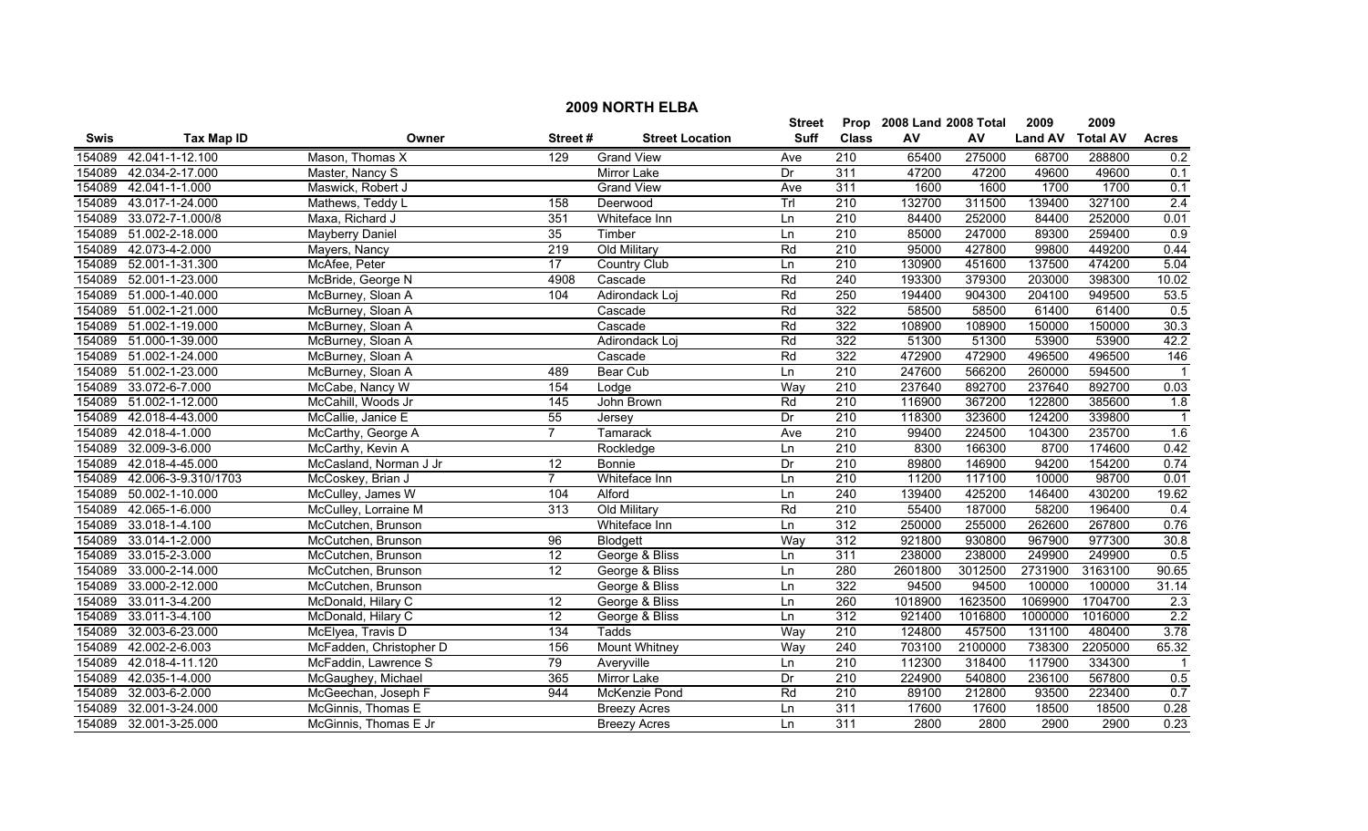# 2009 NORTH ELBA

| Swis | Tax Map ID | Owner | Street # | Street Location | Street Suff | Prop Class | 2008 Land AV | 2008 Total AV | 2009 Land AV | 2009 Total AV | Acres |
|---|---|---|---|---|---|---|---|---|---|---|---|
| 154089 | 42.041-1-12.100 | Mason, Thomas X | 129 | Grand View | Ave | 210 | 65400 | 275000 | 68700 | 288800 | 0.2 |
| 154089 | 42.034-2-17.000 | Master, Nancy S | | Mirror Lake | Dr | 311 | 47200 | 47200 | 49600 | 49600 | 0.1 |
| 154089 | 42.041-1-1.000 | Maswick, Robert J | | Grand View | Ave | 311 | 1600 | 1600 | 1700 | 1700 | 0.1 |
| 154089 | 43.017-1-24.000 | Mathews, Teddy L | 158 | Deerwood | Trl | 210 | 132700 | 311500 | 139400 | 327100 | 2.4 |
| 154089 | 33.072-7-1.000/8 | Maxa, Richard J | 351 | Whiteface Inn | Ln | 210 | 84400 | 252000 | 84400 | 252000 | 0.01 |
| 154089 | 51.002-2-18.000 | Mayberry Daniel | 35 | Timber | Ln | 210 | 85000 | 247000 | 89300 | 259400 | 0.9 |
| 154089 | 42.073-4-2.000 | Mayers, Nancy | 219 | Old Military | Rd | 210 | 95000 | 427800 | 99800 | 449200 | 0.44 |
| 154089 | 52.001-1-31.300 | McAfee, Peter | 17 | Country Club | Ln | 210 | 130900 | 451600 | 137500 | 474200 | 5.04 |
| 154089 | 52.001-1-23.000 | McBride, George N | 4908 | Cascade | Rd | 240 | 193300 | 379300 | 203000 | 398300 | 10.02 |
| 154089 | 51.000-1-40.000 | McBurney, Sloan A | 104 | Adirondack Loj | Rd | 250 | 194400 | 904300 | 204100 | 949500 | 53.5 |
| 154089 | 51.002-1-21.000 | McBurney, Sloan A | | Cascade | Rd | 322 | 58500 | 58500 | 61400 | 61400 | 0.5 |
| 154089 | 51.002-1-19.000 | McBurney, Sloan A | | Cascade | Rd | 322 | 108900 | 108900 | 150000 | 150000 | 30.3 |
| 154089 | 51.000-1-39.000 | McBurney, Sloan A | | Adirondack Loj | Rd | 322 | 51300 | 51300 | 53900 | 53900 | 42.2 |
| 154089 | 51.002-1-24.000 | McBurney, Sloan A | | Cascade | Rd | 322 | 472900 | 472900 | 496500 | 496500 | 146 |
| 154089 | 51.002-1-23.000 | McBurney, Sloan A | 489 | Bear Cub | Ln | 210 | 247600 | 566200 | 260000 | 594500 | 1 |
| 154089 | 33.072-6-7.000 | McCabe, Nancy W | 154 | Lodge | Way | 210 | 237640 | 892700 | 237640 | 892700 | 0.03 |
| 154089 | 51.002-1-12.000 | McCahill, Woods Jr | 145 | John Brown | Rd | 210 | 116900 | 367200 | 122800 | 385600 | 1.8 |
| 154089 | 42.018-4-43.000 | McCallie, Janice E | 55 | Jersey | Dr | 210 | 118300 | 323600 | 124200 | 339800 | 1 |
| 154089 | 42.018-4-1.000 | McCarthy, George A | 7 | Tamarack | Ave | 210 | 99400 | 224500 | 104300 | 235700 | 1.6 |
| 154089 | 32.009-3-6.000 | McCarthy, Kevin A | | Rockledge | Ln | 210 | 8300 | 166300 | 8700 | 174600 | 0.42 |
| 154089 | 42.018-4-45.000 | McCasland, Norman J Jr | 12 | Bonnie | Dr | 210 | 89800 | 146900 | 94200 | 154200 | 0.74 |
| 154089 | 42.006-3-9.310/1703 | McCoskey, Brian J | 7 | Whiteface Inn | Ln | 210 | 11200 | 117100 | 10000 | 98700 | 0.01 |
| 154089 | 50.002-1-10.000 | McCulley, James W | 104 | Alford | Ln | 240 | 139400 | 425200 | 146400 | 430200 | 19.62 |
| 154089 | 42.065-1-6.000 | McCulley, Lorraine M | 313 | Old Military | Rd | 210 | 55400 | 187000 | 58200 | 196400 | 0.4 |
| 154089 | 33.018-1-4.100 | McCutchen, Brunson | | Whiteface Inn | Ln | 312 | 250000 | 255000 | 262600 | 267800 | 0.76 |
| 154089 | 33.014-1-2.000 | McCutchen, Brunson | 96 | Blodgett | Way | 312 | 921800 | 930800 | 967900 | 977300 | 30.8 |
| 154089 | 33.015-2-3.000 | McCutchen, Brunson | 12 | George & Bliss | Ln | 311 | 238000 | 238000 | 249900 | 249900 | 0.5 |
| 154089 | 33.000-2-14.000 | McCutchen, Brunson | 12 | George & Bliss | Ln | 280 | 2601800 | 3012500 | 2731900 | 3163100 | 90.65 |
| 154089 | 33.000-2-12.000 | McCutchen, Brunson | | George & Bliss | Ln | 322 | 94500 | 94500 | 100000 | 100000 | 31.14 |
| 154089 | 33.011-3-4.200 | McDonald, Hilary C | 12 | George & Bliss | Ln | 260 | 1018900 | 1623500 | 1069900 | 1704700 | 2.3 |
| 154089 | 33.011-3-4.100 | McDonald, Hilary C | 12 | George & Bliss | Ln | 312 | 921400 | 1016800 | 1000000 | 1016000 | 2.2 |
| 154089 | 32.003-6-23.000 | McElyea, Travis D | 134 | Tadds | Way | 210 | 124800 | 457500 | 131100 | 480400 | 3.78 |
| 154089 | 42.002-2-6.003 | McFadden, Christopher D | 156 | Mount Whitney | Way | 240 | 703100 | 2100000 | 738300 | 2205000 | 65.32 |
| 154089 | 42.018-4-11.120 | McFaddin, Lawrence S | 79 | Averyville | Ln | 210 | 112300 | 318400 | 117900 | 334300 | 1 |
| 154089 | 42.035-1-4.000 | McGaughey, Michael | 365 | Mirror Lake | Dr | 210 | 224900 | 540800 | 236100 | 567800 | 0.5 |
| 154089 | 32.003-6-2.000 | McGeechan, Joseph F | 944 | McKenzie Pond | Rd | 210 | 89100 | 212800 | 93500 | 223400 | 0.7 |
| 154089 | 32.001-3-24.000 | McGinnis, Thomas E | | Breezy Acres | Ln | 311 | 17600 | 17600 | 18500 | 18500 | 0.28 |
| 154089 | 32.001-3-25.000 | McGinnis, Thomas E Jr | | Breezy Acres | Ln | 311 | 2800 | 2800 | 2900 | 2900 | 0.23 |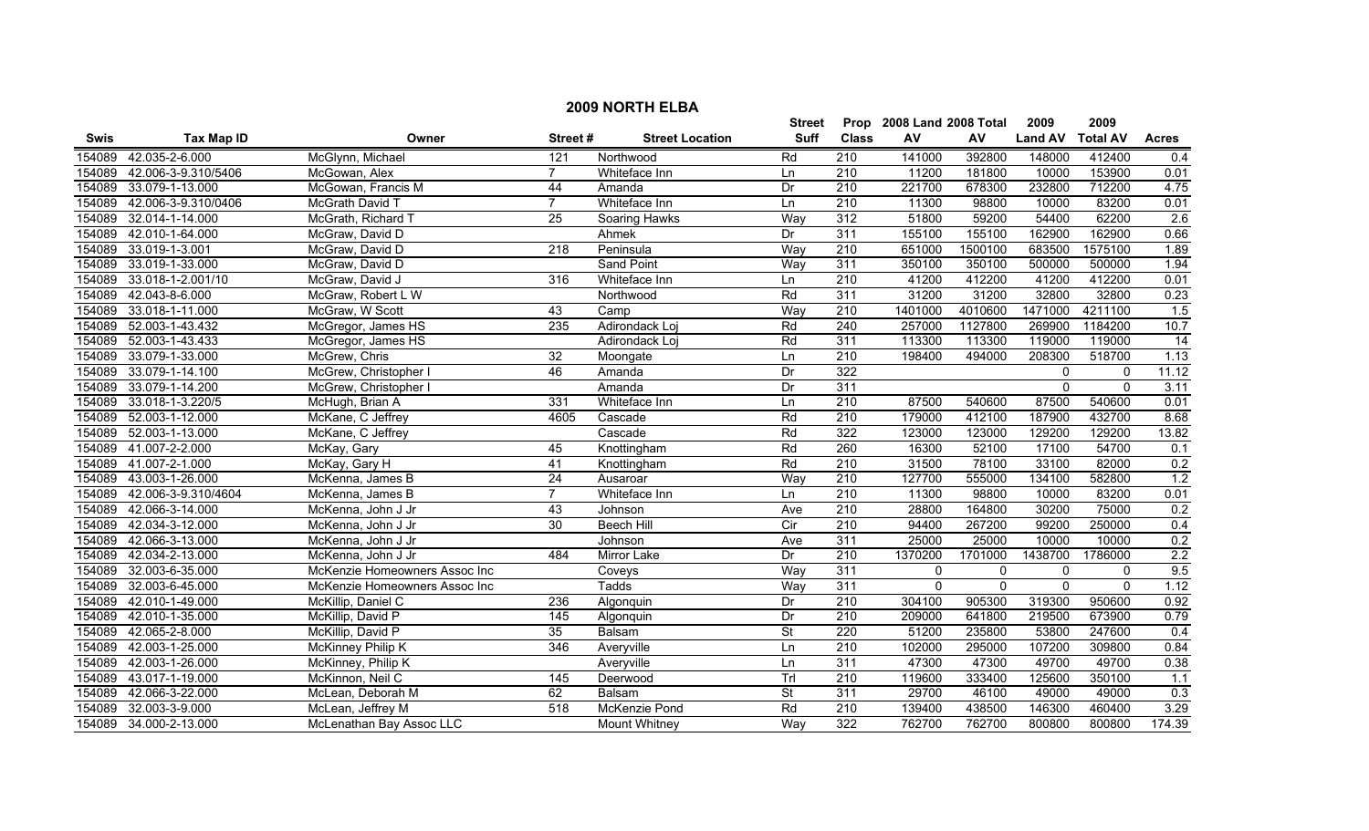# 2009 NORTH ELBA

| Swis | Tax Map ID | Owner | Street # | Street Location | Street Suff | Prop Class | 2008 Land AV | 2008 Total AV | 2009 Land AV | 2009 Total AV | Acres |
|---|---|---|---|---|---|---|---|---|---|---|---|
| 154089 | 42.035-2-6.000 | McGlynn, Michael | 121 | Northwood | Rd | 210 | 141000 | 392800 | 148000 | 412400 | 0.4 |
| 154089 | 42.006-3-9.310/5406 | McGowan, Alex | 7 | Whiteface Inn | Ln | 210 | 11200 | 181800 | 10000 | 153900 | 0.01 |
| 154089 | 33.079-1-13.000 | McGowan, Francis M | 44 | Amanda | Dr | 210 | 221700 | 678300 | 232800 | 712200 | 4.75 |
| 154089 | 42.006-3-9.310/0406 | McGrath David T | 7 | Whiteface Inn | Ln | 210 | 11300 | 98800 | 10000 | 83200 | 0.01 |
| 154089 | 32.014-1-14.000 | McGrath, Richard T | 25 | Soaring Hawks | Way | 312 | 51800 | 59200 | 54400 | 62200 | 2.6 |
| 154089 | 42.010-1-64.000 | McGraw, David D | | Ahmek | Dr | 311 | 155100 | 155100 | 162900 | 162900 | 0.66 |
| 154089 | 33.019-1-3.001 | McGraw, David D | 218 | Peninsula | Way | 210 | 651000 | 1500100 | 683500 | 1575100 | 1.89 |
| 154089 | 33.019-1-33.000 | McGraw, David D | | Sand Point | Way | 311 | 350100 | 350100 | 500000 | 500000 | 1.94 |
| 154089 | 33.018-1-2.001/10 | McGraw, David J | 316 | Whiteface Inn | Ln | 210 | 41200 | 412200 | 41200 | 412200 | 0.01 |
| 154089 | 42.043-8-6.000 | McGraw, Robert L W | | Northwood | Rd | 311 | 31200 | 31200 | 32800 | 32800 | 0.23 |
| 154089 | 33.018-1-11.000 | McGraw, W Scott | 43 | Camp | Way | 210 | 1401000 | 4010600 | 1471000 | 4211100 | 1.5 |
| 154089 | 52.003-1-43.432 | McGregor, James HS | 235 | Adirondack Loj | Rd | 240 | 257000 | 1127800 | 269900 | 1184200 | 10.7 |
| 154089 | 52.003-1-43.433 | McGregor, James HS | | Adirondack Loj | Rd | 311 | 113300 | 113300 | 119000 | 119000 | 14 |
| 154089 | 33.079-1-33.000 | McGrew, Chris | 32 | Moongate | Ln | 210 | 198400 | 494000 | 208300 | 518700 | 1.13 |
| 154089 | 33.079-1-14.100 | McGrew, Christopher I | 46 | Amanda | Dr | 322 | | | 0 | 0 | 11.12 |
| 154089 | 33.079-1-14.200 | McGrew, Christopher I | | Amanda | Dr | 311 | | | 0 | 0 | 3.11 |
| 154089 | 33.018-1-3.220/5 | McHugh, Brian A | 331 | Whiteface Inn | Ln | 210 | 87500 | 540600 | 87500 | 540600 | 0.01 |
| 154089 | 52.003-1-12.000 | McKane, C Jeffrey | 4605 | Cascade | Rd | 210 | 179000 | 412100 | 187900 | 432700 | 8.68 |
| 154089 | 52.003-1-13.000 | McKane, C Jeffrey | | Cascade | Rd | 322 | 123000 | 123000 | 129200 | 129200 | 13.82 |
| 154089 | 41.007-2-2.000 | McKay, Gary | 45 | Knottingham | Rd | 260 | 16300 | 52100 | 17100 | 54700 | 0.1 |
| 154089 | 41.007-2-1.000 | McKay, Gary H | 41 | Knottingham | Rd | 210 | 31500 | 78100 | 33100 | 82000 | 0.2 |
| 154089 | 43.003-1-26.000 | McKenna, James B | 24 | Ausaroar | Way | 210 | 127700 | 555000 | 134100 | 582800 | 1.2 |
| 154089 | 42.006-3-9.310/4604 | McKenna, James B | 7 | Whiteface Inn | Ln | 210 | 11300 | 98800 | 10000 | 83200 | 0.01 |
| 154089 | 42.066-3-14.000 | McKenna, John J Jr | 43 | Johnson | Ave | 210 | 28800 | 164800 | 30200 | 75000 | 0.2 |
| 154089 | 42.034-3-12.000 | McKenna, John J Jr | 30 | Beech Hill | Cir | 210 | 94400 | 267200 | 99200 | 250000 | 0.4 |
| 154089 | 42.066-3-13.000 | McKenna, John J Jr | | Johnson | Ave | 311 | 25000 | 25000 | 10000 | 10000 | 0.2 |
| 154089 | 42.034-2-13.000 | McKenna, John J Jr | 484 | Mirror Lake | Dr | 210 | 1370200 | 1701000 | 1438700 | 1786000 | 2.2 |
| 154089 | 32.003-6-35.000 | McKenzie Homeowners Assoc Inc | | Coveys | Way | 311 | 0 | 0 | 0 | 0 | 9.5 |
| 154089 | 32.003-6-45.000 | McKenzie Homeowners Assoc Inc | | Tadds | Way | 311 | 0 | 0 | 0 | 0 | 1.12 |
| 154089 | 42.010-1-49.000 | McKillip, Daniel C | 236 | Algonquin | Dr | 210 | 304100 | 905300 | 319300 | 950600 | 0.92 |
| 154089 | 42.010-1-35.000 | McKillip, David P | 145 | Algonquin | Dr | 210 | 209000 | 641800 | 219500 | 673900 | 0.79 |
| 154089 | 42.065-2-8.000 | McKillip, David P | 35 | Balsam | St | 220 | 51200 | 235800 | 53800 | 247600 | 0.4 |
| 154089 | 42.003-1-25.000 | McKinney Philip K | 346 | Averyville | Ln | 210 | 102000 | 295000 | 107200 | 309800 | 0.84 |
| 154089 | 42.003-1-26.000 | McKinney, Philip K | | Averyville | Ln | 311 | 47300 | 47300 | 49700 | 49700 | 0.38 |
| 154089 | 43.017-1-19.000 | McKinnon, Neil C | 145 | Deerwood | Trl | 210 | 119600 | 333400 | 125600 | 350100 | 1.1 |
| 154089 | 42.066-3-22.000 | McLean, Deborah M | 62 | Balsam | St | 311 | 29700 | 46100 | 49000 | 49000 | 0.3 |
| 154089 | 32.003-3-9.000 | McLean, Jeffrey M | 518 | McKenzie Pond | Rd | 210 | 139400 | 438500 | 146300 | 460400 | 3.29 |
| 154089 | 34.000-2-13.000 | McLenathan Bay Assoc LLC | | Mount Whitney | Way | 322 | 762700 | 762700 | 800800 | 800800 | 174.39 |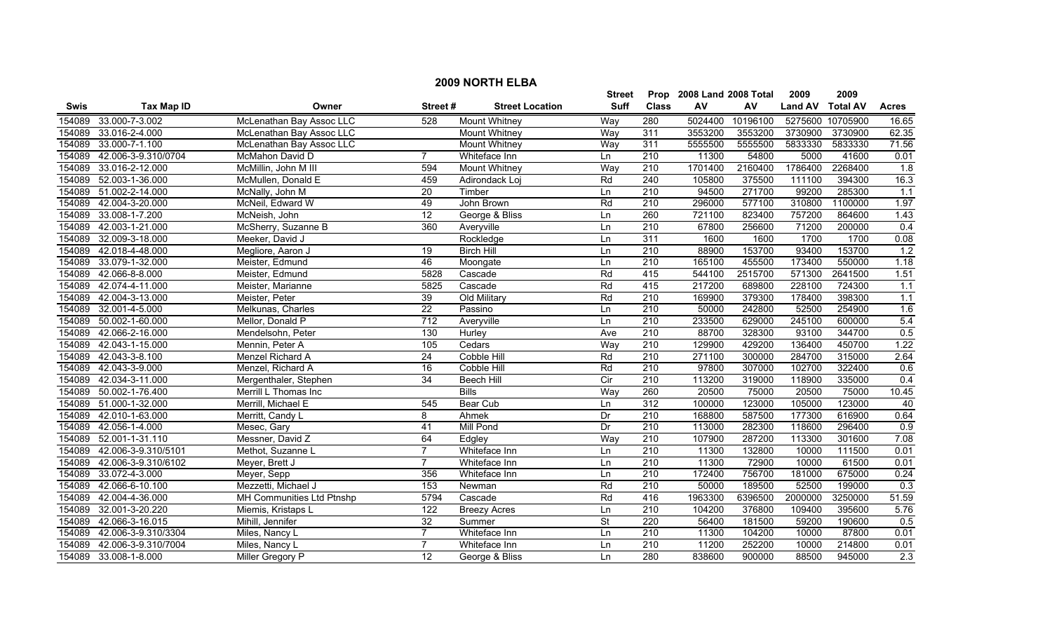# 2009 NORTH ELBA

| Swis | Tax Map ID | Owner | Street # | Street Location | Street Suff | Prop Class | 2008 Land AV | 2008 Total AV | 2009 Land AV | 2009 Total AV | Acres |
|---|---|---|---|---|---|---|---|---|---|---|---|
| 154089 | 33.000-7-3.002 | McLenathan Bay Assoc LLC | 528 | Mount Whitney | Way | 280 | 5024400 | 10196100 | 5275600 | 10705900 | 16.65 |
| 154089 | 33.016-2-4.000 | McLenathan Bay Assoc LLC | | Mount Whitney | Way | 311 | 3553200 | 3553200 | 3730900 | 3730900 | 62.35 |
| 154089 | 33.000-7-1.100 | McLenathan Bay Assoc LLC | | Mount Whitney | Way | 311 | 5555500 | 5555500 | 5833330 | 5833330 | 71.56 |
| 154089 | 42.006-3-9.310/0704 | McMahon David D | 7 | Whiteface Inn | Ln | 210 | 11300 | 54800 | 5000 | 41600 | 0.01 |
| 154089 | 33.016-2-12.000 | McMillin, John M III | 594 | Mount Whitney | Way | 210 | 1701400 | 2160400 | 1786400 | 2268400 | 1.8 |
| 154089 | 52.003-1-36.000 | McMullen, Donald E | 459 | Adirondack Loj | Rd | 240 | 105800 | 375500 | 111100 | 394300 | 16.3 |
| 154089 | 51.002-2-14.000 | McNally, John M | 20 | Timber | Ln | 210 | 94500 | 271700 | 99200 | 285300 | 1.1 |
| 154089 | 42.004-3-20.000 | McNeil, Edward W | 49 | John Brown | Rd | 210 | 296000 | 577100 | 310800 | 1100000 | 1.97 |
| 154089 | 33.008-1-7.200 | McNeish, John | 12 | George & Bliss | Ln | 260 | 721100 | 823400 | 757200 | 864600 | 1.43 |
| 154089 | 42.003-1-21.000 | McSherry, Suzanne B | 360 | Averyville | Ln | 210 | 67800 | 256600 | 71200 | 200000 | 0.4 |
| 154089 | 32.009-3-18.000 | Meeker, David J | | Rockledge | Ln | 311 | 1600 | 1600 | 1700 | 1700 | 0.08 |
| 154089 | 42.018-4-48.000 | Megliore, Aaron J | 19 | Birch Hill | Ln | 210 | 88900 | 153700 | 93400 | 153700 | 1.2 |
| 154089 | 33.079-1-32.000 | Meister, Edmund | 46 | Moongate | Ln | 210 | 165100 | 455500 | 173400 | 550000 | 1.18 |
| 154089 | 42.066-8-8.000 | Meister, Edmund | 5828 | Cascade | Rd | 415 | 544100 | 2515700 | 571300 | 2641500 | 1.51 |
| 154089 | 42.074-4-11.000 | Meister, Marianne | 5825 | Cascade | Rd | 415 | 217200 | 689800 | 228100 | 724300 | 1.1 |
| 154089 | 42.004-3-13.000 | Meister, Peter | 39 | Old Military | Rd | 210 | 169900 | 379300 | 178400 | 398300 | 1.1 |
| 154089 | 32.001-4-5.000 | Melkunas, Charles | 22 | Passino | Ln | 210 | 50000 | 242800 | 52500 | 254900 | 1.6 |
| 154089 | 50.002-1-60.000 | Mellor, Donald P | 712 | Averyville | Ln | 210 | 233500 | 629000 | 245100 | 600000 | 5.4 |
| 154089 | 42.066-2-16.000 | Mendelsohn, Peter | 130 | Hurley | Ave | 210 | 88700 | 328300 | 93100 | 344700 | 0.5 |
| 154089 | 42.043-1-15.000 | Mennin, Peter A | 105 | Cedars | Way | 210 | 129900 | 429200 | 136400 | 450700 | 1.22 |
| 154089 | 42.043-3-8.100 | Menzel Richard A | 24 | Cobble Hill | Rd | 210 | 271100 | 300000 | 284700 | 315000 | 2.64 |
| 154089 | 42.043-3-9.000 | Menzel, Richard A | 16 | Cobble Hill | Rd | 210 | 97800 | 307000 | 102700 | 322400 | 0.6 |
| 154089 | 42.034-3-11.000 | Mergenthaler, Stephen | 34 | Beech Hill | Cir | 210 | 113200 | 319000 | 118900 | 335000 | 0.4 |
| 154089 | 50.002-1-76.400 | Merrill L Thomas Inc | | Bills | Way | 260 | 20500 | 75000 | 20500 | 75000 | 10.45 |
| 154089 | 51.000-1-32.000 | Merrill, Michael E | 545 | Bear Cub | Ln | 312 | 100000 | 123000 | 105000 | 123000 | 40 |
| 154089 | 42.010-1-63.000 | Merritt, Candy L | 8 | Ahmek | Dr | 210 | 168800 | 587500 | 177300 | 616900 | 0.64 |
| 154089 | 42.056-1-4.000 | Mesec, Gary | 41 | Mill Pond | Dr | 210 | 113000 | 282300 | 118600 | 296400 | 0.9 |
| 154089 | 52.001-1-31.110 | Messner, David Z | 64 | Edgley | Way | 210 | 107900 | 287200 | 113300 | 301600 | 7.08 |
| 154089 | 42.006-3-9.310/5101 | Methot, Suzanne L | 7 | Whiteface Inn | Ln | 210 | 11300 | 132800 | 10000 | 111500 | 0.01 |
| 154089 | 42.006-3-9.310/6102 | Meyer, Brett J | 7 | Whiteface Inn | Ln | 210 | 11300 | 72900 | 10000 | 61500 | 0.01 |
| 154089 | 33.072-4-3.000 | Meyer, Sepp | 356 | Whiteface Inn | Ln | 210 | 172400 | 756700 | 181000 | 675000 | 0.24 |
| 154089 | 42.066-6-10.100 | Mezzetti, Michael J | 153 | Newman | Rd | 210 | 50000 | 189500 | 52500 | 199000 | 0.3 |
| 154089 | 42.004-4-36.000 | MH Communities Ltd Ptnshp | 5794 | Cascade | Rd | 416 | 1963300 | 6396500 | 2000000 | 3250000 | 51.59 |
| 154089 | 32.001-3-20.220 | Miemis, Kristaps L | 122 | Breezy Acres | Ln | 210 | 104200 | 376800 | 109400 | 395600 | 5.76 |
| 154089 | 42.066-3-16.015 | Mihill, Jennifer | 32 | Summer | St | 220 | 56400 | 181500 | 59200 | 190600 | 0.5 |
| 154089 | 42.006-3-9.310/3304 | Miles, Nancy L | 7 | Whiteface Inn | Ln | 210 | 11300 | 104200 | 10000 | 87800 | 0.01 |
| 154089 | 42.006-3-9.310/7004 | Miles, Nancy L | 7 | Whiteface Inn | Ln | 210 | 11200 | 252200 | 10000 | 214800 | 0.01 |
| 154089 | 33.008-1-8.000 | Miller Gregory P | 12 | George & Bliss | Ln | 280 | 838600 | 900000 | 88500 | 945000 | 2.3 |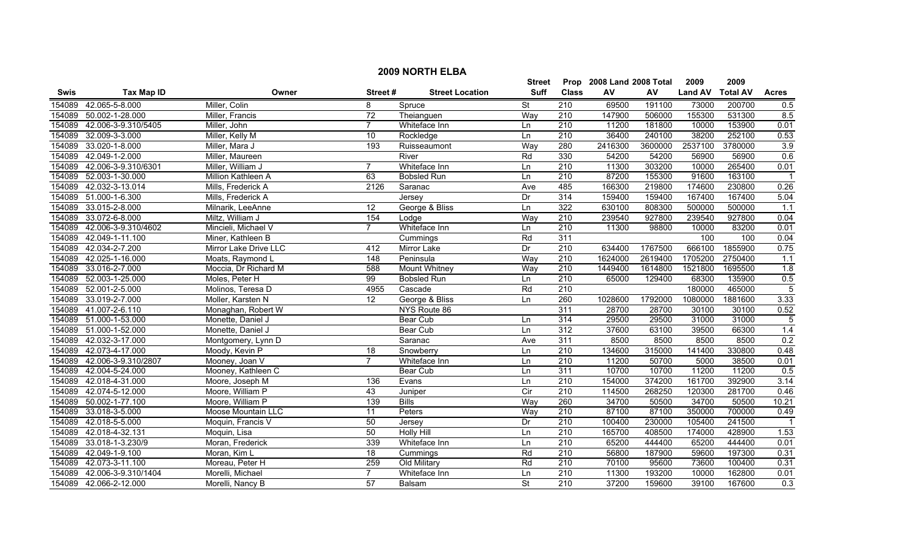# 2009 NORTH ELBA

| Swis | Tax Map ID | Owner | Street # | Street Location | Street Suff | Prop Class | 2008 Land AV | 2008 Total AV | 2009 Land AV | 2009 Total AV | Acres |
|---|---|---|---|---|---|---|---|---|---|---|---|
| 154089 | 42.065-5-8.000 | Miller, Colin | 8 | Spruce | St | 210 | 69500 | 191100 | 73000 | 200700 | 0.5 |
| 154089 | 50.002-1-28.000 | Miller, Francis | 72 | Theianguen | Way | 210 | 147900 | 506000 | 155300 | 531300 | 8.5 |
| 154089 | 42.006-3-9.310/5405 | Miller, John | 7 | Whiteface Inn | Ln | 210 | 11200 | 181800 | 10000 | 153900 | 0.01 |
| 154089 | 32.009-3-3.000 | Miller, Kelly M | 10 | Rockledge | Ln | 210 | 36400 | 240100 | 38200 | 252100 | 0.53 |
| 154089 | 33.020-1-8.000 | Miller, Mara J | 193 | Ruisseaumont | Way | 280 | 2416300 | 3600000 | 2537100 | 3780000 | 3.9 |
| 154089 | 42.049-1-2.000 | Miller, Maureen | | River | Rd | 330 | 54200 | 54200 | 56900 | 56900 | 0.6 |
| 154089 | 42.006-3-9.310/6301 | Miller, William J | 7 | Whiteface Inn | Ln | 210 | 11300 | 303200 | 10000 | 265400 | 0.01 |
| 154089 | 52.003-1-30.000 | Million Kathleen A | 63 | Bobsled Run | Ln | 210 | 87200 | 155300 | 91600 | 163100 | 1 |
| 154089 | 42.032-3-13.014 | Mills, Frederick A | 2126 | Saranac | Ave | 485 | 166300 | 219800 | 174600 | 230800 | 0.26 |
| 154089 | 51.000-1-6.300 | Mills, Frederick A | | Jersey | Dr | 314 | 159400 | 159400 | 167400 | 167400 | 5.04 |
| 154089 | 33.015-2-8.000 | Milnarik, LeeAnne | 12 | George & Bliss | Ln | 322 | 630100 | 808300 | 500000 | 500000 | 1.1 |
| 154089 | 33.072-6-8.000 | Miltz, William J | 154 | Lodge | Way | 210 | 239540 | 927800 | 239540 | 927800 | 0.04 |
| 154089 | 42.006-3-9.310/4602 | Mincieli, Michael V | 7 | Whiteface Inn | Ln | 210 | 11300 | 98800 | 10000 | 83200 | 0.01 |
| 154089 | 42.049-1-11.100 | Miner, Kathleen B | | Cummings | Rd | 311 | | | 100 | 100 | 0.04 |
| 154089 | 42.034-2-7.200 | Mirror Lake Drive LLC | 412 | Mirror Lake | Dr | 210 | 634400 | 1767500 | 666100 | 1855900 | 0.75 |
| 154089 | 42.025-1-16.000 | Moats, Raymond L | 148 | Peninsula | Way | 210 | 1624000 | 2619400 | 1705200 | 2750400 | 1.1 |
| 154089 | 33.016-2-7.000 | Moccia, Dr Richard M | 588 | Mount Whitney | Way | 210 | 1449400 | 1614800 | 1521800 | 1695500 | 1.8 |
| 154089 | 52.003-1-25.000 | Moles, Peter H | 99 | Bobsled Run | Ln | 210 | 65000 | 129400 | 68300 | 135900 | 0.5 |
| 154089 | 52.001-2-5.000 | Molinos, Teresa D | 4955 | Cascade | Rd | 210 | | | 180000 | 465000 | 5 |
| 154089 | 33.019-2-7.000 | Moller, Karsten N | 12 | George & Bliss | Ln | 260 | 1028600 | 1792000 | 1080000 | 1881600 | 3.33 |
| 154089 | 41.007-2-6.110 | Monaghan, Robert W | | NYS Route 86 | | 311 | 28700 | 28700 | 30100 | 30100 | 0.52 |
| 154089 | 51.000-1-53.000 | Monette, Daniel J | | Bear Cub | Ln | 314 | 29500 | 29500 | 31000 | 31000 | 5 |
| 154089 | 51.000-1-52.000 | Monette, Daniel J | | Bear Cub | Ln | 312 | 37600 | 63100 | 39500 | 66300 | 1.4 |
| 154089 | 42.032-3-17.000 | Montgomery, Lynn D | | Saranac | Ave | 311 | 8500 | 8500 | 8500 | 8500 | 0.2 |
| 154089 | 42.073-4-17.000 | Moody, Kevin P | 18 | Snowberry | Ln | 210 | 134600 | 315000 | 141400 | 330800 | 0.48 |
| 154089 | 42.006-3-9.310/2807 | Mooney, Joan V | 7 | Whiteface Inn | Ln | 210 | 11200 | 50700 | 5000 | 38500 | 0.01 |
| 154089 | 42.004-5-24.000 | Mooney, Kathleen C | | Bear Cub | Ln | 311 | 10700 | 10700 | 11200 | 11200 | 0.5 |
| 154089 | 42.018-4-31.000 | Moore, Joseph M | 136 | Evans | Ln | 210 | 154000 | 374200 | 161700 | 392900 | 3.14 |
| 154089 | 42.074-5-12.000 | Moore, William P | 43 | Juniper | Cir | 210 | 114500 | 268250 | 120300 | 281700 | 0.46 |
| 154089 | 50.002-1-77.100 | Moore, William P | 139 | Bills | Way | 260 | 34700 | 50500 | 34700 | 50500 | 10.21 |
| 154089 | 33.018-3-5.000 | Moose Mountain LLC | 11 | Peters | Way | 210 | 87100 | 87100 | 350000 | 700000 | 0.49 |
| 154089 | 42.018-5-5.000 | Moquin, Francis V | 50 | Jersey | Dr | 210 | 100400 | 230000 | 105400 | 241500 | 1 |
| 154089 | 42.018-4-32.131 | Moquin, Lisa | 50 | Holly Hill | Ln | 210 | 165700 | 408500 | 174000 | 428900 | 1.53 |
| 154089 | 33.018-1-3.230/9 | Moran, Frederick | 339 | Whiteface Inn | Ln | 210 | 65200 | 444400 | 65200 | 444400 | 0.01 |
| 154089 | 42.049-1-9.100 | Moran, Kim L | 18 | Cummings | Rd | 210 | 56800 | 187900 | 59600 | 197300 | 0.31 |
| 154089 | 42.073-3-11.100 | Moreau, Peter H | 259 | Old Military | Rd | 210 | 70100 | 95600 | 73600 | 100400 | 0.31 |
| 154089 | 42.006-3-9.310/1404 | Morelli, Michael | 7 | Whiteface Inn | Ln | 210 | 11300 | 193200 | 10000 | 162800 | 0.01 |
| 154089 | 42.066-2-12.000 | Morelli, Nancy B | 57 | Balsam | St | 210 | 37200 | 159600 | 39100 | 167600 | 0.3 |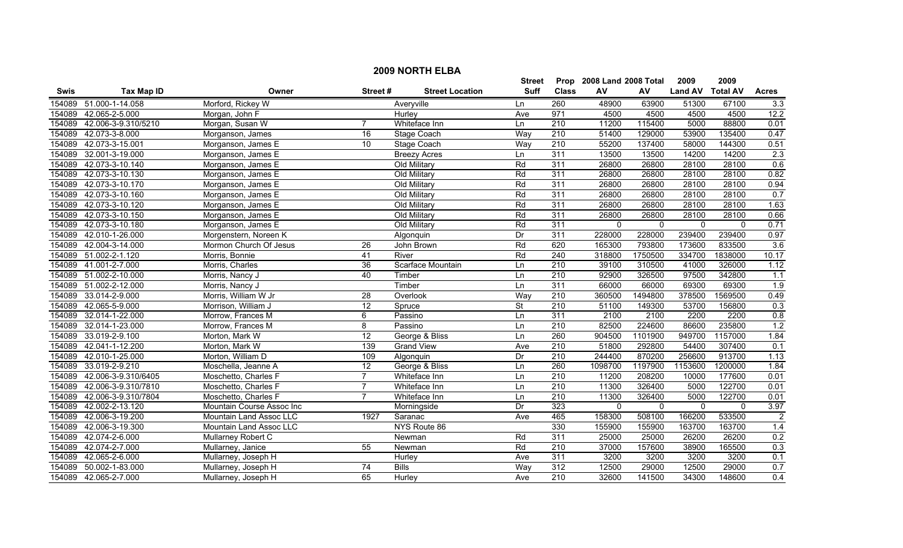# 2009 NORTH ELBA

| Swis | Tax Map ID | Owner | Street # | Street Location | Street Suff | Prop Class | 2008 Land AV | 2008 Total AV | 2009 Land AV | 2009 Total AV | Acres |
|---|---|---|---|---|---|---|---|---|---|---|---|
| 154089 | 51.000-1-14.058 | Morford, Rickey W | | Averyville | Ln | 260 | 48900 | 63900 | 51300 | 67100 | 3.3 |
| 154089 | 42.065-2-5.000 | Morgan, John F | | Hurley | Ave | 971 | 4500 | 4500 | 4500 | 4500 | 12.2 |
| 154089 | 42.006-3-9.310/5210 | Morgan, Susan W | 7 | Whiteface Inn | Ln | 210 | 11200 | 115400 | 5000 | 88800 | 0.01 |
| 154089 | 42.073-3-8.000 | Morganson, James | 16 | Stage Coach | Way | 210 | 51400 | 129000 | 53900 | 135400 | 0.47 |
| 154089 | 42.073-3-15.001 | Morganson, James E | 10 | Stage Coach | Way | 210 | 55200 | 137400 | 58000 | 144300 | 0.51 |
| 154089 | 32.001-3-19.000 | Morganson, James E | | Breezy Acres | Ln | 311 | 13500 | 13500 | 14200 | 14200 | 2.3 |
| 154089 | 42.073-3-10.140 | Morganson, James E | | Old Military | Rd | 311 | 26800 | 26800 | 28100 | 28100 | 0.6 |
| 154089 | 42.073-3-10.130 | Morganson, James E | | Old Military | Rd | 311 | 26800 | 26800 | 28100 | 28100 | 0.82 |
| 154089 | 42.073-3-10.170 | Morganson, James E | | Old Military | Rd | 311 | 26800 | 26800 | 28100 | 28100 | 0.94 |
| 154089 | 42.073-3-10.160 | Morganson, James E | | Old Military | Rd | 311 | 26800 | 26800 | 28100 | 28100 | 0.7 |
| 154089 | 42.073-3-10.120 | Morganson, James E | | Old Military | Rd | 311 | 26800 | 26800 | 28100 | 28100 | 1.63 |
| 154089 | 42.073-3-10.150 | Morganson, James E | | Old Military | Rd | 311 | 26800 | 26800 | 28100 | 28100 | 0.66 |
| 154089 | 42.073-3-10.180 | Morganson, James E | | Old Military | Rd | 311 | 0 | 0 | 0 | 0 | 0.71 |
| 154089 | 42.010-1-26.000 | Morgenstern, Noreen K | | Algonquin | Dr | 311 | 228000 | 228000 | 239400 | 239400 | 0.97 |
| 154089 | 42.004-3-14.000 | Mormon Church Of Jesus | 26 | John Brown | Rd | 620 | 165300 | 793800 | 173600 | 833500 | 3.6 |
| 154089 | 51.002-2-1.120 | Morris, Bonnie | 41 | River | Rd | 240 | 318800 | 1750500 | 334700 | 1838000 | 10.17 |
| 154089 | 41.001-2-7.000 | Morris, Charles | 36 | Scarface Mountain | Ln | 210 | 39100 | 310500 | 41000 | 326000 | 1.12 |
| 154089 | 51.002-2-10.000 | Morris, Nancy J | 40 | Timber | Ln | 210 | 92900 | 326500 | 97500 | 342800 | 1.1 |
| 154089 | 51.002-2-12.000 | Morris, Nancy J | | Timber | Ln | 311 | 66000 | 66000 | 69300 | 69300 | 1.9 |
| 154089 | 33.014-2-9.000 | Morris, William W Jr | 28 | Overlook | Way | 210 | 360500 | 1494800 | 378500 | 1569500 | 0.49 |
| 154089 | 42.065-5-9.000 | Morrison, William J | 12 | Spruce | St | 210 | 51100 | 149300 | 53700 | 156800 | 0.3 |
| 154089 | 32.014-1-22.000 | Morrow, Frances M | 6 | Passino | Ln | 311 | 2100 | 2100 | 2200 | 2200 | 0.8 |
| 154089 | 32.014-1-23.000 | Morrow, Frances M | 8 | Passino | Ln | 210 | 82500 | 224600 | 86600 | 235800 | 1.2 |
| 154089 | 33.019-2-9.100 | Morton, Mark W | 12 | George & Bliss | Ln | 260 | 904500 | 1101900 | 949700 | 1157000 | 1.84 |
| 154089 | 42.041-1-12.200 | Morton, Mark W | 139 | Grand View | Ave | 210 | 51800 | 292800 | 54400 | 307400 | 0.1 |
| 154089 | 42.010-1-25.000 | Morton, William D | 109 | Algonquin | Dr | 210 | 244400 | 870200 | 256600 | 913700 | 1.13 |
| 154089 | 33.019-2-9.210 | Moschella, Jeanne A | 12 | George & Bliss | Ln | 260 | 1098700 | 1197900 | 1153600 | 1200000 | 1.84 |
| 154089 | 42.006-3-9.310/6405 | Moschetto, Charles F | 7 | Whiteface Inn | Ln | 210 | 11200 | 208200 | 10000 | 177600 | 0.01 |
| 154089 | 42.006-3-9.310/7810 | Moschetto, Charles F | 7 | Whiteface Inn | Ln | 210 | 11300 | 326400 | 5000 | 122700 | 0.01 |
| 154089 | 42.006-3-9.310/7804 | Moschetto, Charles F | 7 | Whiteface Inn | Ln | 210 | 11300 | 326400 | 5000 | 122700 | 0.01 |
| 154089 | 42.002-2-13.120 | MountainCulture Assoc Inc | | Morningside | Dr | 323 | 0 | 0 | 0 | 0 | 3.97 |
| 154089 | 42.006-3-19.200 | Mountain Land Assoc LLC | 1927 | Saranac | Ave | 465 | 158300 | 508100 | 166200 | 533500 | 2 |
| 154089 | 42.006-3-19.300 | Mountain Land Assoc LLC | | NYS Route 86 | | 330 | 155900 | 155900 | 163700 | 163700 | 1.4 |
| 154089 | 42.074-2-6.000 | Mullarney Robert C | | Newman | Rd | 311 | 25000 | 25000 | 26200 | 26200 | 0.2 |
| 154089 | 42.074-2-7.000 | Mullarney, Janice | 55 | Newman | Rd | 210 | 37000 | 157600 | 38900 | 165500 | 0.3 |
| 154089 | 42.065-2-6.000 | Mullarney, Joseph H | | Hurley | Ave | 311 | 3200 | 3200 | 3200 | 3200 | 0.1 |
| 154089 | 50.002-1-83.000 | Mullarney, Joseph H | 74 | Bills | Way | 312 | 12500 | 29000 | 12500 | 29000 | 0.7 |
| 154089 | 42.065-2-7.000 | Mullarney, Joseph H | 65 | Hurley | Ave | 210 | 32600 | 141500 | 34300 | 148600 | 0.4 |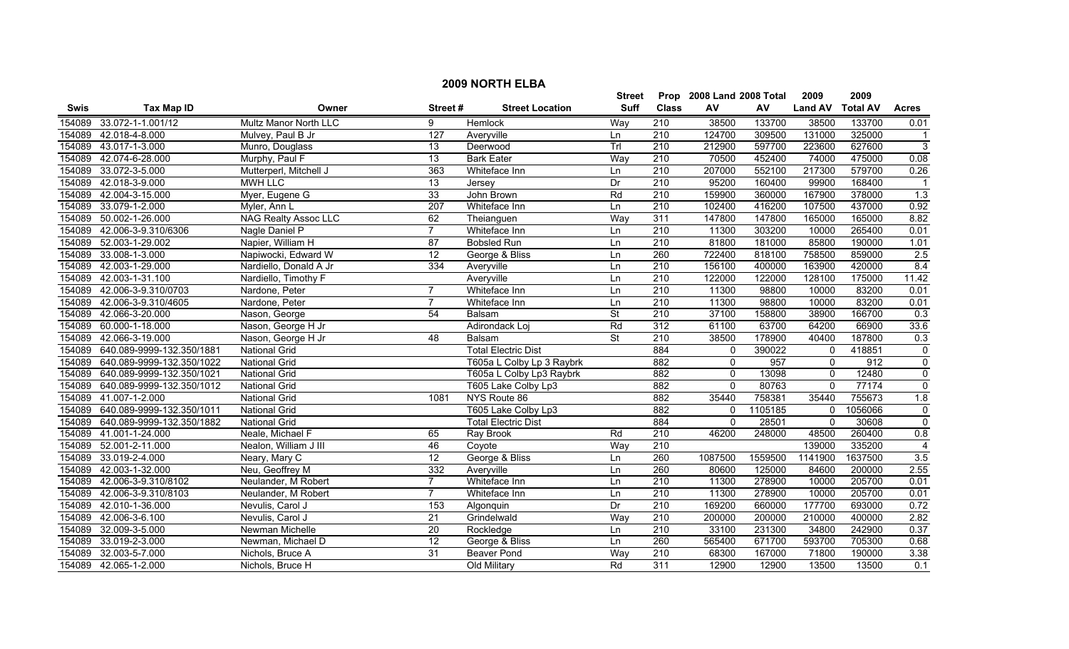## 2009 NORTH ELBA

| Swis | Tax Map ID | Owner | Street # | Street Location | Street Suff | Prop Class | 2008 Land AV | 2008 Total AV | 2009 Land AV | 2009 Total AV | Acres |
|---|---|---|---|---|---|---|---|---|---|---|---|
| 154089 | 33.072-1-1.001/12 | Multz Manor North LLC | 9 | Hemlock | Way | 210 | 38500 | 133700 | 38500 | 133700 | 0.01 |
| 154089 | 42.018-4-8.000 | Mulvey, Paul B Jr | 127 | Averyville | Ln | 210 | 124700 | 309500 | 131000 | 325000 | 1 |
| 154089 | 43.017-1-3.000 | Munro, Douglass | 13 | Deerwood | Trl | 210 | 212900 | 597700 | 223600 | 627600 | 3 |
| 154089 | 42.074-6-28.000 | Murphy, Paul F | 13 | Bark Eater | Way | 210 | 70500 | 452400 | 74000 | 475000 | 0.08 |
| 154089 | 33.072-3-5.000 | Mutterperl, Mitchell J | 363 | Whiteface Inn | Ln | 210 | 207000 | 552100 | 217300 | 579700 | 0.26 |
| 154089 | 42.018-3-9.000 | MWH LLC | 13 | Jersey | Dr | 210 | 95200 | 160400 | 99900 | 168400 | 1 |
| 154089 | 42.004-3-15.000 | Myer, Eugene G | 33 | John Brown | Rd | 210 | 159900 | 360000 | 167900 | 378000 | 1.3 |
| 154089 | 33.079-1-2.000 | Myler, Ann L | 207 | Whiteface Inn | Ln | 210 | 102400 | 416200 | 107500 | 437000 | 0.92 |
| 154089 | 50.002-1-26.000 | NAG Realty Assoc LLC | 62 | Theianguen | Way | 311 | 147800 | 147800 | 165000 | 165000 | 8.82 |
| 154089 | 42.006-3-9.310/6306 | Nagle Daniel P | 7 | Whiteface Inn | Ln | 210 | 11300 | 303200 | 10000 | 265400 | 0.01 |
| 154089 | 52.003-1-29.002 | Napier, William H | 87 | Bobsled Run | Ln | 210 | 81800 | 181000 | 85800 | 190000 | 1.01 |
| 154089 | 33.008-1-3.000 | Napiwocki, Edward W | 12 | George & Bliss | Ln | 260 | 722400 | 818100 | 758500 | 859000 | 2.5 |
| 154089 | 42.003-1-29.000 | Nardiello, Donald A Jr | 334 | Averyville | Ln | 210 | 156100 | 400000 | 163900 | 420000 | 8.4 |
| 154089 | 42.003-1-31.100 | Nardiello, Timothy F | | Averyville | Ln | 210 | 122000 | 122000 | 128100 | 175000 | 11.42 |
| 154089 | 42.006-3-9.310/0703 | Nardone, Peter | 7 | Whiteface Inn | Ln | 210 | 11300 | 98800 | 10000 | 83200 | 0.01 |
| 154089 | 42.006-3-9.310/4605 | Nardone, Peter | 7 | Whiteface Inn | Ln | 210 | 11300 | 98800 | 10000 | 83200 | 0.01 |
| 154089 | 42.066-3-20.000 | Nason, George | 54 | Balsam | St | 210 | 37100 | 158800 | 38900 | 166700 | 0.3 |
| 154089 | 60.000-1-18.000 | Nason, George H Jr | | Adirondack Loj | Rd | 312 | 61100 | 63700 | 64200 | 66900 | 33.6 |
| 154089 | 42.066-3-19.000 | Nason, George H Jr | 48 | Balsam | St | 210 | 38500 | 178900 | 40400 | 187800 | 0.3 |
| 154089 | 640.089-9999-132.350/1881 | National Grid | | Total Electric Dist | | 884 | 0 | 390022 | 0 | 418851 | 0 |
| 154089 | 640.089-9999-132.350/1022 | National Grid | | T605a L Colby Lp 3 Raybrk | | 882 | 0 | 957 | 0 | 912 | 0 |
| 154089 | 640.089-9999-132.350/1021 | National Grid | | T605a L Colby Lp3 Raybrk | | 882 | 0 | 13098 | 0 | 12480 | 0 |
| 154089 | 640.089-9999-132.350/1012 | National Grid | | T605 Lake Colby Lp3 | | 882 | 0 | 80763 | 0 | 77174 | 0 |
| 154089 | 41.007-1-2.000 | National Grid | 1081 | NYS Route 86 | | 882 | 35440 | 758381 | 35440 | 755673 | 1.8 |
| 154089 | 640.089-9999-132.350/1011 | National Grid | | T605 Lake Colby Lp3 | | 882 | 0 | 1105185 | 0 | 1056066 | 0 |
| 154089 | 640.089-9999-132.350/1882 | National Grid | | Total Electric Dist | | 884 | 0 | 28501 | 0 | 30608 | 0 |
| 154089 | 41.001-1-24.000 | Neale, Michael F | 65 | Ray Brook | Rd | 210 | 46200 | 248000 | 48500 | 260400 | 0.8 |
| 154089 | 52.001-2-11.000 | Nealon, William J III | 46 | Coyote | Way | 210 | | | 139000 | 335200 | 4 |
| 154089 | 33.019-2-4.000 | Neary, Mary C | 12 | George & Bliss | Ln | 260 | 1087500 | 1559500 | 1141900 | 1637500 | 3.5 |
| 154089 | 42.003-1-32.000 | Neu, Geoffrey M | 332 | Averyville | Ln | 260 | 80600 | 125000 | 84600 | 200000 | 2.55 |
| 154089 | 42.006-3-9.310/8102 | Neulander, M Robert | 7 | Whiteface Inn | Ln | 210 | 11300 | 278900 | 10000 | 205700 | 0.01 |
| 154089 | 42.006-3-9.310/8103 | Neulander, M Robert | 7 | Whiteface Inn | Ln | 210 | 11300 | 278900 | 10000 | 205700 | 0.01 |
| 154089 | 42.010-1-36.000 | Nevulis, Carol J | 153 | Algonquin | Dr | 210 | 169200 | 660000 | 177700 | 693000 | 0.72 |
| 154089 | 42.006-3-6.100 | Nevulis, Carol J | 21 | Grindelwald | Way | 210 | 200000 | 200000 | 210000 | 400000 | 2.82 |
| 154089 | 32.009-3-5.000 | Newman Michelle | 20 | Rockledge | Ln | 210 | 33100 | 231300 | 34800 | 242900 | 0.37 |
| 154089 | 33.019-2-3.000 | Newman, Michael D | 12 | George & Bliss | Ln | 260 | 565400 | 671700 | 593700 | 705300 | 0.68 |
| 154089 | 32.003-5-7.000 | Nichols, Bruce A | 31 | Beaver Pond | Way | 210 | 68300 | 167000 | 71800 | 190000 | 3.38 |
| 154089 | 42.065-1-2.000 | Nichols, Bruce H | | Old Military | Rd | 311 | 12900 | 12900 | 13500 | 13500 | 0.1 |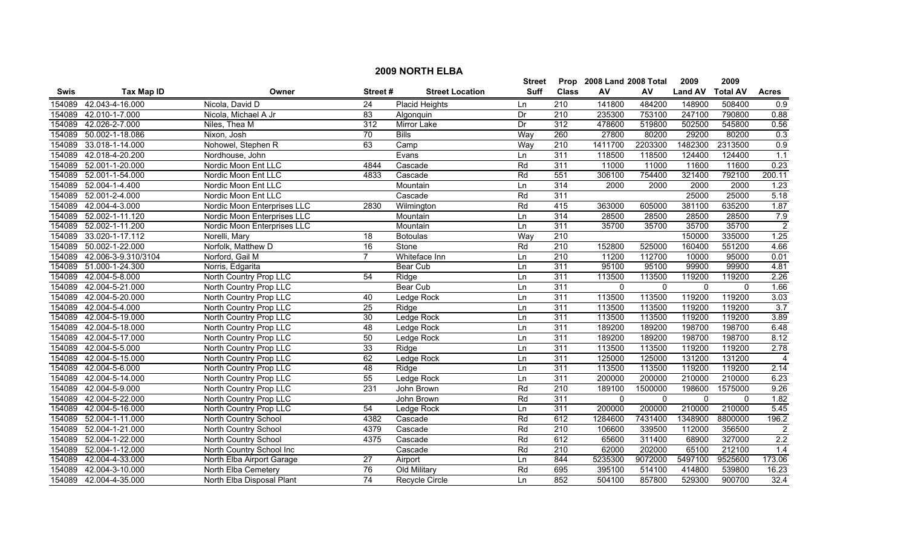# 2009 NORTH ELBA

| Swis | Tax Map ID | Owner | Street # | Street Location | Street Suff | Prop Class | 2008 Land AV | 2008 Total AV | 2009 Land AV | 2009 Total AV | Acres |
|---|---|---|---|---|---|---|---|---|---|---|---|
| 154089 | 42.043-4-16.000 | Nicola, David D | 24 | Placid Heights | Ln | 210 | 141800 | 484200 | 148900 | 508400 | 0.9 |
| 154089 | 42.010-1-7.000 | Nicola, Michael A Jr | 83 | Algonquin | Dr | 210 | 235300 | 753100 | 247100 | 790800 | 0.88 |
| 154089 | 42.026-2-7.000 | Niles, Thea M | 312 | Mirror Lake | Dr | 312 | 478600 | 519800 | 502500 | 545800 | 0.56 |
| 154089 | 50.002-1-18.086 | Nixon, Josh | 70 | Bills | Way | 260 | 27800 | 80200 | 29200 | 80200 | 0.3 |
| 154089 | 33.018-1-14.000 | Nohowel, Stephen R | 63 | Camp | Way | 210 | 1411700 | 2203300 | 1482300 | 2313500 | 0.9 |
| 154089 | 42.018-4-20.200 | Nordhouse, John | | Evans | Ln | 311 | 118500 | 118500 | 124400 | 124400 | 1.1 |
| 154089 | 52.001-1-20.000 | Nordic Moon Ent LLC | 4844 | Cascade | Rd | 311 | 11000 | 11000 | 11600 | 11600 | 0.23 |
| 154089 | 52.001-1-54.000 | Nordic Moon Ent LLC | 4833 | Cascade | Rd | 551 | 306100 | 754400 | 321400 | 792100 | 200.11 |
| 154089 | 52.004-1-4.400 | Nordic Moon Ent LLC | | Mountain | Ln | 314 | 2000 | 2000 | 2000 | 2000 | 1.23 |
| 154089 | 52.001-2-4.000 | Nordic Moon Ent LLC | | Cascade | Rd | 311 | | | 25000 | 25000 | 5.18 |
| 154089 | 42.004-4-3.000 | Nordic Moon Enterprises LLC | 2830 | Wilmington | Rd | 415 | 363000 | 605000 | 381100 | 635200 | 1.87 |
| 154089 | 52.002-1-11.120 | Nordic Moon Enterprises LLC | | Mountain | Ln | 314 | 28500 | 28500 | 28500 | 28500 | 7.9 |
| 154089 | 52.002-1-11.200 | Nordic Moon Enterprises LLC | | Mountain | Ln | 311 | 35700 | 35700 | 35700 | 35700 | 2 |
| 154089 | 33.020-1-17.112 | Norelli, Mary | 18 | Botoulas | Way | 210 | | | 150000 | 335000 | 1.25 |
| 154089 | 50.002-1-22.000 | Norfolk, Matthew D | 16 | Stone | Rd | 210 | 152800 | 525000 | 160400 | 551200 | 4.66 |
| 154089 | 42.006-3-9.310/3104 | Norford, Gail M | 7 | Whiteface Inn | Ln | 210 | 11200 | 112700 | 10000 | 95000 | 0.01 |
| 154089 | 51.000-1-24.300 | Norris, Edgarita | | Bear Cub | Ln | 311 | 95100 | 95100 | 99900 | 99900 | 4.81 |
| 154089 | 42.004-5-8.000 | North Country Prop LLC | 54 | Ridge | Ln | 311 | 113500 | 113500 | 119200 | 119200 | 2.26 |
| 154089 | 42.004-5-21.000 | North Country Prop LLC | | Bear Cub | Ln | 311 | 0 | 0 | 0 | 0 | 1.66 |
| 154089 | 42.004-5-20.000 | North Country Prop LLC | 40 | Ledge Rock | Ln | 311 | 113500 | 113500 | 119200 | 119200 | 3.03 |
| 154089 | 42.004-5-4.000 | North Country Prop LLC | 25 | Ridge | Ln | 311 | 113500 | 113500 | 119200 | 119200 | 3.7 |
| 154089 | 42.004-5-19.000 | North Country Prop LLC | 30 | Ledge Rock | Ln | 311 | 113500 | 113500 | 119200 | 119200 | 3.89 |
| 154089 | 42.004-5-18.000 | North Country Prop LLC | 48 | Ledge Rock | Ln | 311 | 189200 | 189200 | 198700 | 198700 | 6.48 |
| 154089 | 42.004-5-17.000 | North Country Prop LLC | 50 | Ledge Rock | Ln | 311 | 189200 | 189200 | 198700 | 198700 | 8.12 |
| 154089 | 42.004-5-5.000 | North Country Prop LLC | 33 | Ridge | Ln | 311 | 113500 | 113500 | 119200 | 119200 | 2.78 |
| 154089 | 42.004-5-15.000 | North Country Prop LLC | 62 | Ledge Rock | Ln | 311 | 125000 | 125000 | 131200 | 131200 | 4 |
| 154089 | 42.004-5-6.000 | North Country Prop LLC | 48 | Ridge | Ln | 311 | 113500 | 113500 | 119200 | 119200 | 2.14 |
| 154089 | 42.004-5-14.000 | North Country Prop LLC | 55 | Ledge Rock | Ln | 311 | 200000 | 200000 | 210000 | 210000 | 6.23 |
| 154089 | 42.004-5-9.000 | North Country Prop LLC | 231 | John Brown | Rd | 210 | 189100 | 1500000 | 198600 | 1575000 | 9.26 |
| 154089 | 42.004-5-22.000 | North Country Prop LLC | | John Brown | Rd | 311 | 0 | 0 | 0 | 0 | 1.82 |
| 154089 | 42.004-5-16.000 | North Country Prop LLC | 54 | Ledge Rock | Ln | 311 | 200000 | 200000 | 210000 | 210000 | 5.45 |
| 154089 | 52.004-1-11.000 | North Country School | 4382 | Cascade | Rd | 612 | 1284600 | 7431400 | 1348900 | 8800000 | 196.2 |
| 154089 | 52.004-1-21.000 | North Country School | 4379 | Cascade | Rd | 210 | 106600 | 339500 | 112000 | 356500 | 2 |
| 154089 | 52.004-1-22.000 | North Country School | 4375 | Cascade | Rd | 612 | 65600 | 311400 | 68900 | 327000 | 2.2 |
| 154089 | 52.004-1-12.000 | North Country School Inc | | Cascade | Rd | 210 | 62000 | 202000 | 65100 | 212100 | 1.4 |
| 154089 | 42.004-4-33.000 | North Elba Airport Garage | 27 | Airport | Ln | 844 | 5235300 | 9072000 | 5497100 | 9525600 | 173.06 |
| 154089 | 42.004-3-10.000 | North Elba Cemetery | 76 | Old Military | Rd | 695 | 395100 | 514100 | 414800 | 539800 | 16.23 |
| 154089 | 42.004-4-35.000 | North Elba Disposal Plant | 74 | Recycle Circle | Ln | 852 | 504100 | 857800 | 529300 | 900700 | 32.4 |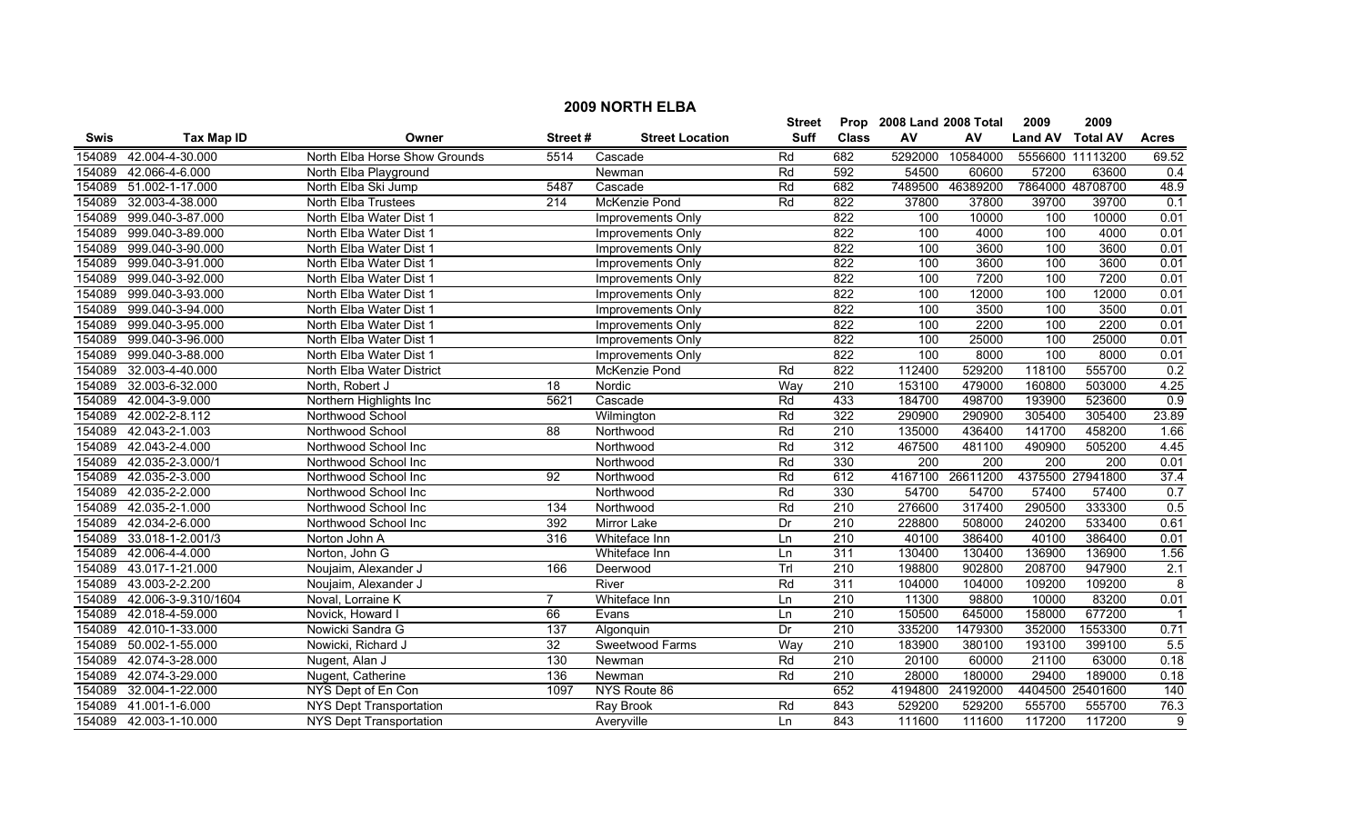# 2009 NORTH ELBA

| Swis | Tax Map ID | Owner | Street # | Street Location | Street Suff | Prop Class | 2008 Land AV | 2008 Total AV | 2009 Land AV | 2009 Total AV | Acres |
|---|---|---|---|---|---|---|---|---|---|---|---|
| 154089 | 42.004-4-30.000 | North Elba Horse Show Grounds | 5514 | Cascade | Rd | 682 | 5292000 | 10584000 | 5556600 | 11113200 | 69.52 |
| 154089 | 42.066-4-6.000 | North Elba Playground | | Newman | Rd | 592 | 54500 | 60600 | 57200 | 63600 | 0.4 |
| 154089 | 51.002-1-17.000 | North Elba Ski Jump | 5487 | Cascade | Rd | 682 | 7489500 | 46389200 | 7864000 | 48708700 | 48.9 |
| 154089 | 32.003-4-38.000 | North Elba Trustees | 214 | McKenzie Pond | Rd | 822 | 37800 | 37800 | 39700 | 39700 | 0.1 |
| 154089 | 999.040-3-87.000 | North Elba Water Dist 1 | | Improvements Only | | 822 | 100 | 10000 | 100 | 10000 | 0.01 |
| 154089 | 999.040-3-89.000 | North Elba Water Dist 1 | | Improvements Only | | 822 | 100 | 4000 | 100 | 4000 | 0.01 |
| 154089 | 999.040-3-90.000 | North Elba Water Dist 1 | | Improvements Only | | 822 | 100 | 3600 | 100 | 3600 | 0.01 |
| 154089 | 999.040-3-91.000 | North Elba Water Dist 1 | | Improvements Only | | 822 | 100 | 3600 | 100 | 3600 | 0.01 |
| 154089 | 999.040-3-92.000 | North Elba Water Dist 1 | | Improvements Only | | 822 | 100 | 7200 | 100 | 7200 | 0.01 |
| 154089 | 999.040-3-93.000 | North Elba Water Dist 1 | | Improvements Only | | 822 | 100 | 12000 | 100 | 12000 | 0.01 |
| 154089 | 999.040-3-94.000 | North Elba Water Dist 1 | | Improvements Only | | 822 | 100 | 3500 | 100 | 3500 | 0.01 |
| 154089 | 999.040-3-95.000 | North Elba Water Dist 1 | | Improvements Only | | 822 | 100 | 2200 | 100 | 2200 | 0.01 |
| 154089 | 999.040-3-96.000 | North Elba Water Dist 1 | | Improvements Only | | 822 | 100 | 25000 | 100 | 25000 | 0.01 |
| 154089 | 999.040-3-88.000 | North Elba Water Dist 1 | | Improvements Only | | 822 | 100 | 8000 | 100 | 8000 | 0.01 |
| 154089 | 32.003-4-40.000 | North Elba Water District | | McKenzie Pond | Rd | 822 | 112400 | 529200 | 118100 | 555700 | 0.2 |
| 154089 | 32.003-6-32.000 | North, Robert J | 18 | Nordic | Way | 210 | 153100 | 479000 | 160800 | 503000 | 4.25 |
| 154089 | 42.004-3-9.000 | Northern Highlights Inc | 5621 | Cascade | Rd | 433 | 184700 | 498700 | 193900 | 523600 | 0.9 |
| 154089 | 42.002-2-8.112 | Northwood School | | Wilmington | Rd | 322 | 290900 | 290900 | 305400 | 305400 | 23.89 |
| 154089 | 42.043-2-1.003 | Northwood School | 88 | Northwood | Rd | 210 | 135000 | 436400 | 141700 | 458200 | 1.66 |
| 154089 | 42.043-2-4.000 | Northwood School Inc | | Northwood | Rd | 312 | 467500 | 481100 | 490900 | 505200 | 4.45 |
| 154089 | 42.035-2-3.000/1 | Northwood School Inc | | Northwood | Rd | 330 | 200 | 200 | 200 | 200 | 0.01 |
| 154089 | 42.035-2-3.000 | Northwood School Inc | 92 | Northwood | Rd | 612 | 4167100 | 26611200 | 4375500 | 27941800 | 37.4 |
| 154089 | 42.035-2-2.000 | Northwood School Inc | | Northwood | Rd | 330 | 54700 | 54700 | 57400 | 57400 | 0.7 |
| 154089 | 42.035-2-1.000 | Northwood School Inc | 134 | Northwood | Rd | 210 | 276600 | 317400 | 290500 | 333300 | 0.5 |
| 154089 | 42.034-2-6.000 | Northwood School Inc | 392 | Mirror Lake | Dr | 210 | 228800 | 508000 | 240200 | 533400 | 0.61 |
| 154089 | 33.018-1-2.001/3 | Norton John A | 316 | Whiteface Inn | Ln | 210 | 40100 | 386400 | 40100 | 386400 | 0.01 |
| 154089 | 42.006-4-4.000 | Norton, John G | | Whiteface Inn | Ln | 311 | 130400 | 130400 | 136900 | 136900 | 1.56 |
| 154089 | 43.017-1-21.000 | Noujaim, Alexander J | 166 | Deerwood | Trl | 210 | 198800 | 902800 | 208700 | 947900 | 2.1 |
| 154089 | 43.003-2-2.200 | Noujaim, Alexander J | | River | Rd | 311 | 104000 | 104000 | 109200 | 109200 | 8 |
| 154089 | 42.006-3-9.310/1604 | Noval, Lorraine K | 7 | Whiteface Inn | Ln | 210 | 11300 | 98800 | 10000 | 83200 | 0.01 |
| 154089 | 42.018-4-59.000 | Novick, Howard I | 66 | Evans | Ln | 210 | 150500 | 645000 | 158000 | 677200 | 1 |
| 154089 | 42.010-1-33.000 | Nowicki Sandra G | 137 | Algonquin | Dr | 210 | 335200 | 1479300 | 352000 | 1553300 | 0.71 |
| 154089 | 50.002-1-55.000 | Nowicki, Richard J | 32 | Sweetwood Farms | Way | 210 | 183900 | 380100 | 193100 | 399100 | 5.5 |
| 154089 | 42.074-3-28.000 | Nugent, Alan J | 130 | Newman | Rd | 210 | 20100 | 60000 | 21100 | 63000 | 0.18 |
| 154089 | 42.074-3-29.000 | Nugent, Catherine | 136 | Newman | Rd | 210 | 28000 | 180000 | 29400 | 189000 | 0.18 |
| 154089 | 32.004-1-22.000 | NYS Dept of En Con | 1097 | NYS Route 86 | | 652 | 4194800 | 24192000 | 4404500 | 25401600 | 140 |
| 154089 | 41.001-1-6.000 | NYS Dept Transportation | | Ray Brook | Rd | 843 | 529200 | 529200 | 555700 | 555700 | 76.3 |
| 154089 | 42.003-1-10.000 | NYS Dept Transportation | | Averyville | Ln | 843 | 111600 | 111600 | 117200 | 117200 | 9 |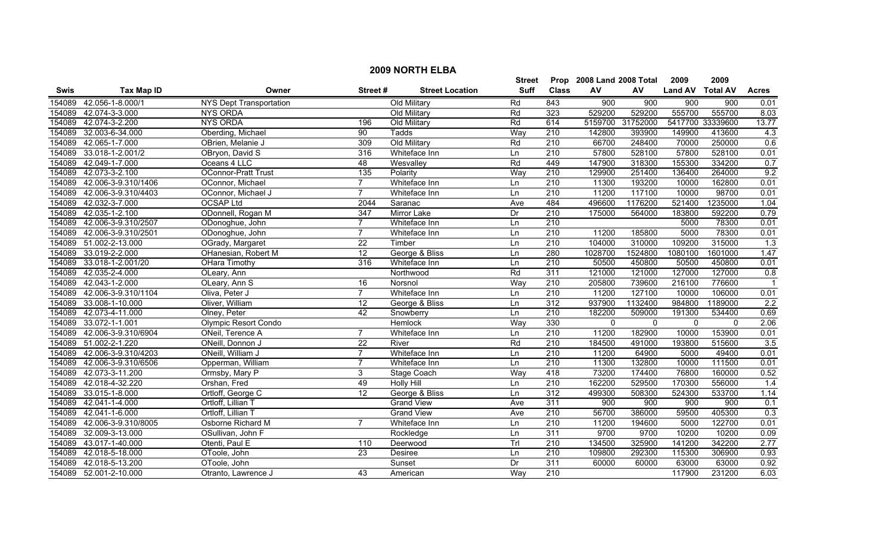# 2009 NORTH ELBA

| Swis | Tax Map ID | Owner | Street # | Street Location | Street Suff | Prop Class | 2008 Land AV | 2008 Total AV | 2009 Land AV | 2009 Total AV | Acres |
|---|---|---|---|---|---|---|---|---|---|---|---|
| 154089 | 42.056-1-8.000/1 | NYS Dept Transportation | | Old Military | Rd | 843 | 900 | 900 | 900 | 900 | 0.01 |
| 154089 | 42.074-3-3.000 | NYS ORDA | | Old Military | Rd | 323 | 529200 | 529200 | 555700 | 555700 | 8.03 |
| 154089 | 42.074-3-2.200 | NYS ORDA | 196 | Old Military | Rd | 614 | 5159700 | 31752000 | 5417700 | 33339600 | 13.77 |
| 154089 | 32.003-6-34.000 | Oberding, Michael | 90 | Tadds | Way | 210 | 142800 | 393900 | 149900 | 413600 | 4.3 |
| 154089 | 42.065-1-7.000 | OBrien, Melanie J | 309 | Old Military | Rd | 210 | 66700 | 248400 | 70000 | 250000 | 0.6 |
| 154089 | 33.018-1-2.001/2 | OBryon, David S | 316 | Whiteface Inn | Ln | 210 | 57800 | 528100 | 57800 | 528100 | 0.01 |
| 154089 | 42.049-1-7.000 | Oceans 4 LLC | 48 | Wesvalley | Rd | 449 | 147900 | 318300 | 155300 | 334200 | 0.7 |
| 154089 | 42.073-3-2.100 | OConnor-Pratt Trust | 135 | Polarity | Way | 210 | 129900 | 251400 | 136400 | 264000 | 9.2 |
| 154089 | 42.006-3-9.310/1406 | OConnor, Michael | 7 | Whiteface Inn | Ln | 210 | 11300 | 193200 | 10000 | 162800 | 0.01 |
| 154089 | 42.006-3-9.310/4403 | OConnor, Michael J | 7 | Whiteface Inn | Ln | 210 | 11200 | 117100 | 10000 | 98700 | 0.01 |
| 154089 | 42.032-3-7.000 | OCSAP Ltd | 2044 | Saranac | Ave | 484 | 496600 | 1176200 | 521400 | 1235000 | 1.04 |
| 154089 | 42.035-1-2.100 | ODonnell, Rogan M | 347 | Mirror Lake | Dr | 210 | 175000 | 564000 | 183800 | 592200 | 0.79 |
| 154089 | 42.006-3-9.310/2507 | ODonoghue, John | 7 | Whiteface Inn | Ln | 210 | | | 5000 | 78300 | 0.01 |
| 154089 | 42.006-3-9.310/2501 | ODonoghue, John | 7 | Whiteface Inn | Ln | 210 | 11200 | 185800 | 5000 | 78300 | 0.01 |
| 154089 | 51.002-2-13.000 | OGrady, Margaret | 22 | Timber | Ln | 210 | 104000 | 310000 | 109200 | 315000 | 1.3 |
| 154089 | 33.019-2-2.000 | OHanesian, Robert M | 12 | George & Bliss | Ln | 280 | 1028700 | 1524800 | 1080100 | 1601000 | 1.47 |
| 154089 | 33.018-1-2.001/20 | OHara Timothy | 316 | Whiteface Inn | Ln | 210 | 50500 | 450800 | 50500 | 450800 | 0.01 |
| 154089 | 42.035-2-4.000 | OLeary, Ann | | Northwood | Rd | 311 | 121000 | 121000 | 127000 | 127000 | 0.8 |
| 154089 | 42.043-1-2.000 | OLeary, Ann S | 16 | Norsnol | Way | 210 | 205800 | 739600 | 216100 | 776600 | 1 |
| 154089 | 42.006-3-9.310/1104 | Oliva, Peter J | 7 | Whiteface Inn | Ln | 210 | 11200 | 127100 | 10000 | 106000 | 0.01 |
| 154089 | 33.008-1-10.000 | Oliver, William | 12 | George & Bliss | Ln | 312 | 937900 | 1132400 | 984800 | 1189000 | 2.2 |
| 154089 | 42.073-4-11.000 | Olney, Peter | 42 | Snowberry | Ln | 210 | 182200 | 509000 | 191300 | 534400 | 0.69 |
| 154089 | 33.072-1-1.001 | Olympic Resort Condo | | Hemlock | Way | 330 | 0 | 0 | 0 | 0 | 2.06 |
| 154089 | 42.006-3-9.310/6904 | ONeil, Terence A | 7 | Whiteface Inn | Ln | 210 | 11200 | 182900 | 10000 | 153900 | 0.01 |
| 154089 | 51.002-2-1.220 | ONeill, Donnon J | 22 | River | Rd | 210 | 184500 | 491000 | 193800 | 515600 | 3.5 |
| 154089 | 42.006-3-9.310/4203 | ONeill, William J | 7 | Whiteface Inn | Ln | 210 | 11200 | 64900 | 5000 | 49400 | 0.01 |
| 154089 | 42.006-3-9.310/6506 | Opperman, William | 7 | Whiteface Inn | Ln | 210 | 11300 | 132800 | 10000 | 111500 | 0.01 |
| 154089 | 42.073-3-11.200 | Ormsby, Mary P | 3 | Stage Coach | Way | 418 | 73200 | 174400 | 76800 | 160000 | 0.52 |
| 154089 | 42.018-4-32.220 | Orshan, Fred | 49 | Holly Hill | Ln | 210 | 162200 | 529500 | 170300 | 556000 | 1.4 |
| 154089 | 33.015-1-8.000 | Ortloff, George C | 12 | George & Bliss | Ln | 312 | 499300 | 508300 | 524300 | 533700 | 1.14 |
| 154089 | 42.041-1-4.000 | Ortloff, Lillian T | | Grand View | Ave | 311 | 900 | 900 | 900 | 900 | 0.1 |
| 154089 | 42.041-1-6.000 | Ortloff, Lillian T | | Grand View | Ave | 210 | 56700 | 386000 | 59500 | 405300 | 0.3 |
| 154089 | 42.006-3-9.310/8005 | Osborne Richard M | 7 | Whiteface Inn | Ln | 210 | 11200 | 194600 | 5000 | 122700 | 0.01 |
| 154089 | 32.009-3-13.000 | OSullivan, John F | | Rockledge | Ln | 311 | 9700 | 9700 | 10200 | 10200 | 0.09 |
| 154089 | 43.017-1-40.000 | Otenti, Paul E | 110 | Deerwood | Trl | 210 | 134500 | 325900 | 141200 | 342200 | 2.77 |
| 154089 | 42.018-5-18.000 | OToole, John | 23 | Desiree | Ln | 210 | 109800 | 292300 | 115300 | 306900 | 0.93 |
| 154089 | 42.018-5-13.200 | OToole, John | | Sunset | Dr | 311 | 60000 | 60000 | 63000 | 63000 | 0.92 |
| 154089 | 52.001-2-10.000 | Otranto, Lawrence J | 43 | American | Way | 210 | | | 117900 | 231200 | 6.03 |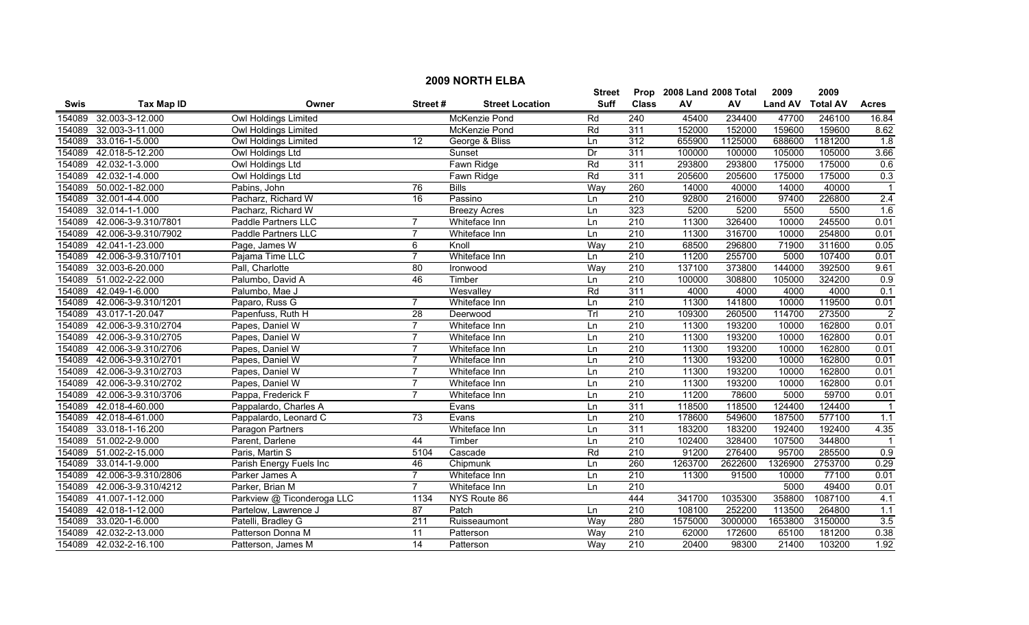## 2009 NORTH ELBA

| Swis | Tax Map ID | Owner | Street # | Street Location | Street Suff | Prop Class | 2008 Land AV | 2008 Total AV | 2009 Land AV | 2009 Total AV | Acres |
|---|---|---|---|---|---|---|---|---|---|---|---|
| 154089 | 32.003-3-12.000 | Owl Holdings Limited | | McKenzie Pond | Rd | 240 | 45400 | 234400 | 47700 | 246100 | 16.84 |
| 154089 | 32.003-3-11.000 | Owl Holdings Limited | | McKenzie Pond | Rd | 311 | 152000 | 152000 | 159600 | 159600 | 8.62 |
| 154089 | 33.016-1-5.000 | Owl Holdings Limited | 12 | George & Bliss | Ln | 312 | 655900 | 1125000 | 688600 | 1181200 | 1.8 |
| 154089 | 42.018-5-12.200 | Owl Holdings Ltd | | Sunset | Dr | 311 | 100000 | 100000 | 105000 | 105000 | 3.66 |
| 154089 | 42.032-1-3.000 | Owl Holdings Ltd | | Fawn Ridge | Rd | 311 | 293800 | 293800 | 175000 | 175000 | 0.6 |
| 154089 | 42.032-1-4.000 | Owl Holdings Ltd | | Fawn Ridge | Rd | 311 | 205600 | 205600 | 175000 | 175000 | 0.3 |
| 154089 | 50.002-1-82.000 | Pabins, John | 76 | Bills | Way | 260 | 14000 | 40000 | 14000 | 40000 | 1 |
| 154089 | 32.001-4-4.000 | Pacharz, Richard W | 16 | Passino | Ln | 210 | 92800 | 216000 | 97400 | 226800 | 2.4 |
| 154089 | 32.014-1-1.000 | Pacharz, Richard W | | Breezy Acres | Ln | 323 | 5200 | 5200 | 5500 | 5500 | 1.6 |
| 154089 | 42.006-3-9.310/7801 | Paddle Partners LLC | 7 | Whiteface Inn | Ln | 210 | 11300 | 326400 | 10000 | 245500 | 0.01 |
| 154089 | 42.006-3-9.310/7902 | Paddle Partners LLC | 7 | Whiteface Inn | Ln | 210 | 11300 | 316700 | 10000 | 254800 | 0.01 |
| 154089 | 42.041-1-23.000 | Page, James W | 6 | Knoll | Way | 210 | 68500 | 296800 | 71900 | 311600 | 0.05 |
| 154089 | 42.006-3-9.310/7101 | Pajama Time LLC | 7 | Whiteface Inn | Ln | 210 | 11200 | 255700 | 5000 | 107400 | 0.01 |
| 154089 | 32.003-6-20.000 | Pall, Charlotte | 80 | Ironwood | Way | 210 | 137100 | 373800 | 144000 | 392500 | 9.61 |
| 154089 | 51.002-2-22.000 | Palumbo, David A | 46 | Timber | Ln | 210 | 100000 | 308800 | 105000 | 324200 | 0.9 |
| 154089 | 42.049-1-6.000 | Palumbo, Mae J | | Wesvalley | Rd | 311 | 4000 | 4000 | 4000 | 4000 | 0.1 |
| 154089 | 42.006-3-9.310/1201 | Paparo, Russ G | 7 | Whiteface Inn | Ln | 210 | 11300 | 141800 | 10000 | 119500 | 0.01 |
| 154089 | 43.017-1-20.047 | Papenfuss, Ruth H | 28 | Deerwood | Trl | 210 | 109300 | 260500 | 114700 | 273500 | 2 |
| 154089 | 42.006-3-9.310/2704 | Papes, Daniel W | 7 | Whiteface Inn | Ln | 210 | 11300 | 193200 | 10000 | 162800 | 0.01 |
| 154089 | 42.006-3-9.310/2705 | Papes, Daniel W | 7 | Whiteface Inn | Ln | 210 | 11300 | 193200 | 10000 | 162800 | 0.01 |
| 154089 | 42.006-3-9.310/2706 | Papes, Daniel W | 7 | Whiteface Inn | Ln | 210 | 11300 | 193200 | 10000 | 162800 | 0.01 |
| 154089 | 42.006-3-9.310/2701 | Papes, Daniel W | 7 | Whiteface Inn | Ln | 210 | 11300 | 193200 | 10000 | 162800 | 0.01 |
| 154089 | 42.006-3-9.310/2703 | Papes, Daniel W | 7 | Whiteface Inn | Ln | 210 | 11300 | 193200 | 10000 | 162800 | 0.01 |
| 154089 | 42.006-3-9.310/2702 | Papes, Daniel W | 7 | Whiteface Inn | Ln | 210 | 11300 | 193200 | 10000 | 162800 | 0.01 |
| 154089 | 42.006-3-9.310/3706 | Pappa, Frederick F | 7 | Whiteface Inn | Ln | 210 | 11200 | 78600 | 5000 | 59700 | 0.01 |
| 154089 | 42.018-4-60.000 | Pappalardo, Charles A | | Evans | Ln | 311 | 118500 | 118500 | 124400 | 124400 | 1 |
| 154089 | 42.018-4-61.000 | Pappalardo, Leonard C | 73 | Evans | Ln | 210 | 178600 | 549600 | 187500 | 577100 | 1.1 |
| 154089 | 33.018-1-16.200 | Paragon Partners | | Whiteface Inn | Ln | 311 | 183200 | 183200 | 192400 | 192400 | 4.35 |
| 154089 | 51.002-2-9.000 | Parent, Darlene | 44 | Timber | Ln | 210 | 102400 | 328400 | 107500 | 344800 | 1 |
| 154089 | 51.002-2-15.000 | Paris, Martin S | 5104 | Cascade | Rd | 210 | 91200 | 276400 | 95700 | 285500 | 0.9 |
| 154089 | 33.014-1-9.000 | Parish Energy Fuels Inc | 46 | Chipmunk | Ln | 260 | 1263700 | 2622600 | 1326900 | 2753700 | 0.29 |
| 154089 | 42.006-3-9.310/2806 | Parker James A | 7 | Whiteface Inn | Ln | 210 | 11300 | 91500 | 10000 | 77100 | 0.01 |
| 154089 | 42.006-3-9.310/4212 | Parker, Brian M | 7 | Whiteface Inn | Ln | 210 | | | 5000 | 49400 | 0.01 |
| 154089 | 41.007-1-12.000 | Parkview @ Ticonderoga LLC | 1134 | NYS Route 86 | | 444 | 341700 | 1035300 | 358800 | 1087100 | 4.1 |
| 154089 | 42.018-1-12.000 | Partelow, Lawrence J | 87 | Patch | Ln | 210 | 108100 | 252200 | 113500 | 264800 | 1.1 |
| 154089 | 33.020-1-6.000 | Patelli, Bradley G | 211 | Ruisseaumont | Way | 280 | 1575000 | 3000000 | 1653800 | 3150000 | 3.5 |
| 154089 | 42.032-2-13.000 | Patterson Donna M | 11 | Patterson | Way | 210 | 62000 | 172600 | 65100 | 181200 | 0.38 |
| 154089 | 42.032-2-16.100 | Patterson, James M | 14 | Patterson | Way | 210 | 20400 | 98300 | 21400 | 103200 | 1.92 |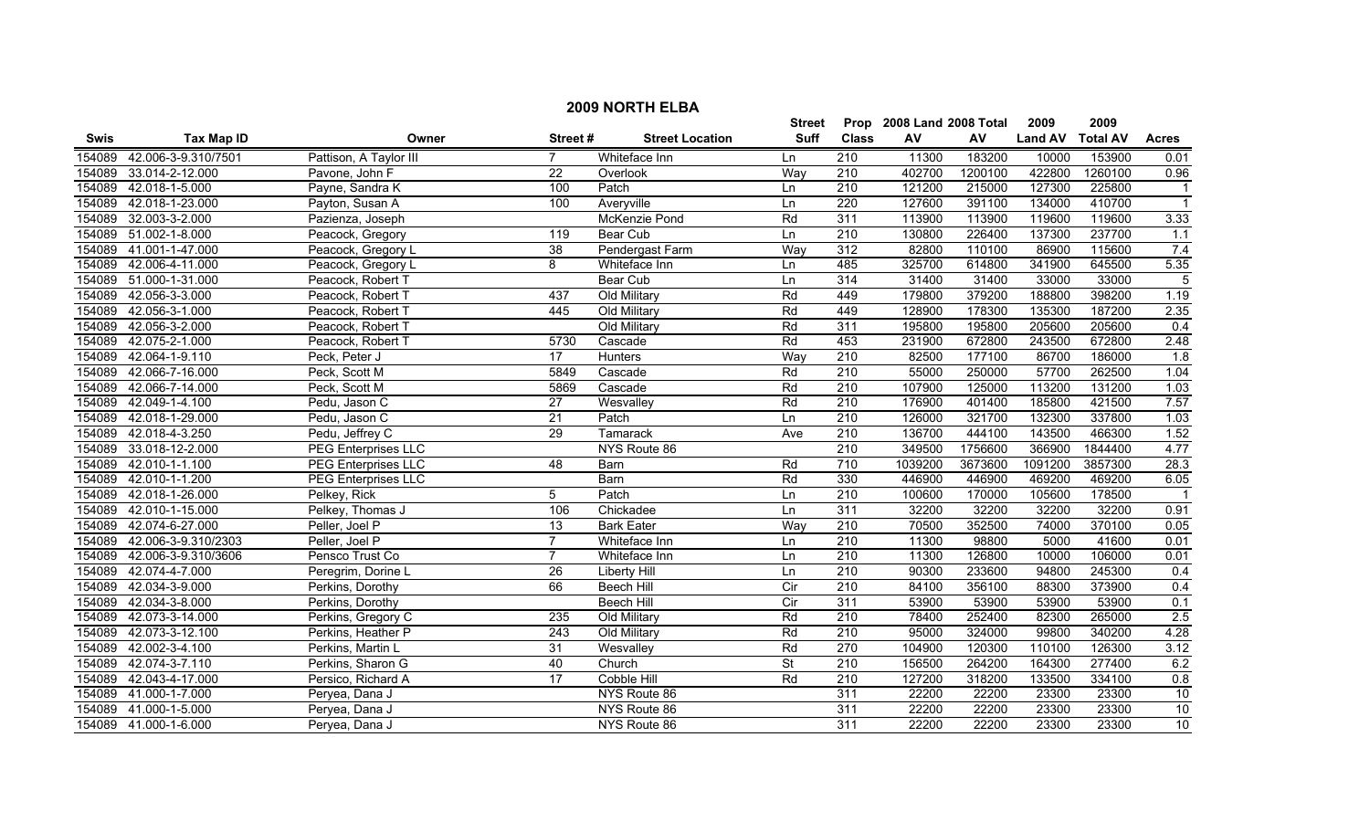# 2009 NORTH ELBA

| Swis | Tax Map ID | Owner | Street # | Street Location | Street Suff | Prop Class | 2008 Land AV | 2008 Total AV | 2009 Land AV | 2009 Total AV | Acres |
|---|---|---|---|---|---|---|---|---|---|---|---|
| 154089 | 42.006-3-9.310/7501 | Pattison, A Taylor III | 7 | Whiteface Inn | Ln | 210 | 11300 | 183200 | 10000 | 153900 | 0.01 |
| 154089 | 33.014-2-12.000 | Pavone, John F | 22 | Overlook | Way | 210 | 402700 | 1200100 | 422800 | 1260100 | 0.96 |
| 154089 | 42.018-1-5.000 | Payne, Sandra K | 100 | Patch | Ln | 210 | 121200 | 215000 | 127300 | 225800 | 1 |
| 154089 | 42.018-1-23.000 | Payton, Susan A | 100 | Averyville | Ln | 220 | 127600 | 391100 | 134000 | 410700 | 1 |
| 154089 | 32.003-3-2.000 | Pazienza, Joseph | | McKenzie Pond | Rd | 311 | 113900 | 113900 | 119600 | 119600 | 3.33 |
| 154089 | 51.002-1-8.000 | Peacock, Gregory | 119 | Bear Cub | Ln | 210 | 130800 | 226400 | 137300 | 237700 | 1.1 |
| 154089 | 41.001-1-47.000 | Peacock, Gregory L | 38 | Pendergast Farm | Way | 312 | 82800 | 110100 | 86900 | 115600 | 7.4 |
| 154089 | 42.006-4-11.000 | Peacock, Gregory L | 8 | Whiteface Inn | Ln | 485 | 325700 | 614800 | 341900 | 645500 | 5.35 |
| 154089 | 51.000-1-31.000 | Peacock, Robert T | | Bear Cub | Ln | 314 | 31400 | 31400 | 33000 | 33000 | 5 |
| 154089 | 42.056-3-3.000 | Peacock, Robert T | 437 | Old Military | Rd | 449 | 179800 | 379200 | 188800 | 398200 | 1.19 |
| 154089 | 42.056-3-1.000 | Peacock, Robert T | 445 | Old Military | Rd | 449 | 128900 | 178300 | 135300 | 187200 | 2.35 |
| 154089 | 42.056-3-2.000 | Peacock, Robert T | | Old Military | Rd | 311 | 195800 | 195800 | 205600 | 205600 | 0.4 |
| 154089 | 42.075-2-1.000 | Peacock, Robert T | 5730 | Cascade | Rd | 453 | 231900 | 672800 | 243500 | 672800 | 2.48 |
| 154089 | 42.064-1-9.110 | Peck, Peter J | 17 | Hunters | Way | 210 | 82500 | 177100 | 86700 | 186000 | 1.8 |
| 154089 | 42.066-7-16.000 | Peck, Scott M | 5849 | Cascade | Rd | 210 | 55000 | 250000 | 57700 | 262500 | 1.04 |
| 154089 | 42.066-7-14.000 | Peck, Scott M | 5869 | Cascade | Rd | 210 | 107900 | 125000 | 113200 | 131200 | 1.03 |
| 154089 | 42.049-1-4.100 | Pedu, Jason C | 27 | Wesvalley | Rd | 210 | 176900 | 401400 | 185800 | 421500 | 7.57 |
| 154089 | 42.018-1-29.000 | Pedu, Jason C | 21 | Patch | Ln | 210 | 126000 | 321700 | 132300 | 337800 | 1.03 |
| 154089 | 42.018-4-3.250 | Pedu, Jeffrey C | 29 | Tamarack | Ave | 210 | 136700 | 444100 | 143500 | 466300 | 1.52 |
| 154089 | 33.018-12-2.000 | PEG Enterprises LLC | | NYS Route 86 | | 210 | 349500 | 1756600 | 366900 | 1844400 | 4.77 |
| 154089 | 42.010-1-1.100 | PEG Enterprises LLC | 48 | Barn | Rd | 710 | 1039200 | 3673600 | 1091200 | 3857300 | 28.3 |
| 154089 | 42.010-1-1.200 | PEG Enterprises LLC | | Barn | Rd | 330 | 446900 | 446900 | 469200 | 469200 | 6.05 |
| 154089 | 42.018-1-26.000 | Pelkey, Rick | 5 | Patch | Ln | 210 | 100600 | 170000 | 105600 | 178500 | 1 |
| 154089 | 42.010-1-15.000 | Pelkey, Thomas J | 106 | Chickadee | Ln | 311 | 32200 | 32200 | 32200 | 32200 | 0.91 |
| 154089 | 42.074-6-27.000 | Peller, Joel P | 13 | Bark Eater | Way | 210 | 70500 | 352500 | 74000 | 370100 | 0.05 |
| 154089 | 42.006-3-9.310/2303 | Peller, Joel P | 7 | Whiteface Inn | Ln | 210 | 11300 | 98800 | 5000 | 41600 | 0.01 |
| 154089 | 42.006-3-9.310/3606 | Pensco Trust Co | 7 | Whiteface Inn | Ln | 210 | 11300 | 126800 | 10000 | 106000 | 0.01 |
| 154089 | 42.074-4-7.000 | Peregrim, Dorine L | 26 | Liberty Hill | Ln | 210 | 90300 | 233600 | 94800 | 245300 | 0.4 |
| 154089 | 42.034-3-9.000 | Perkins, Dorothy | 66 | Beech Hill | Cir | 210 | 84100 | 356100 | 88300 | 373900 | 0.4 |
| 154089 | 42.034-3-8.000 | Perkins, Dorothy | | Beech Hill | Cir | 311 | 53900 | 53900 | 53900 | 53900 | 0.1 |
| 154089 | 42.073-3-14.000 | Perkins, Gregory C | 235 | Old Military | Rd | 210 | 78400 | 252400 | 82300 | 265000 | 2.5 |
| 154089 | 42.073-3-12.100 | Perkins, Heather P | 243 | Old Military | Rd | 210 | 95000 | 324000 | 99800 | 340200 | 4.28 |
| 154089 | 42.002-3-4.100 | Perkins, Martin L | 31 | Wesvalley | Rd | 270 | 104900 | 120300 | 110100 | 126300 | 3.12 |
| 154089 | 42.074-3-7.110 | Perkins, Sharon G | 40 | Church | St | 210 | 156500 | 264200 | 164300 | 277400 | 6.2 |
| 154089 | 42.043-4-17.000 | Persico, Richard A | 17 | Cobble Hill | Rd | 210 | 127200 | 318200 | 133500 | 334100 | 0.8 |
| 154089 | 41.000-1-7.000 | Peryea, Dana J | | NYS Route 86 | | 311 | 22200 | 22200 | 23300 | 23300 | 10 |
| 154089 | 41.000-1-5.000 | Peryea, Dana J | | NYS Route 86 | | 311 | 22200 | 22200 | 23300 | 23300 | 10 |
| 154089 | 41.000-1-6.000 | Peryea, Dana J | | NYS Route 86 | | 311 | 22200 | 22200 | 23300 | 23300 | 10 |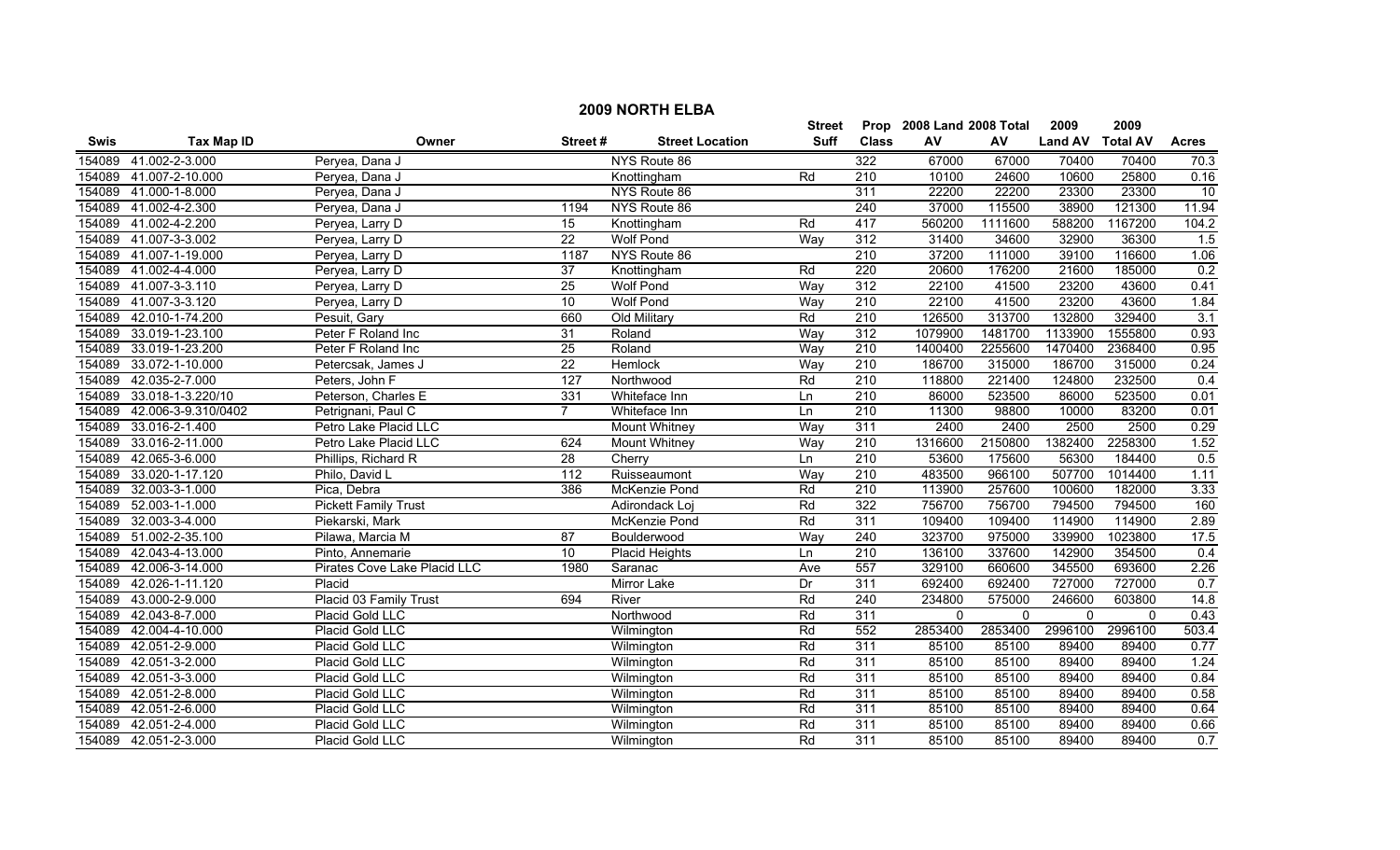# 2009 NORTH ELBA

| Swis | Tax Map ID | Owner | Street # | Street Location | Street Suff | Prop Class | 2008 Land AV | 2008 Total AV | 2009 Land AV | 2009 Total AV | Acres |
|---|---|---|---|---|---|---|---|---|---|---|---|
| 154089 | 41.002-2-3.000 | Peryea, Dana J | | NYS Route 86 | | 322 | 67000 | 67000 | 70400 | 70400 | 70.3 |
| 154089 | 41.007-2-10.000 | Peryea, Dana J | | Knottingham | Rd | 210 | 10100 | 24600 | 10600 | 25800 | 0.16 |
| 154089 | 41.000-1-8.000 | Peryea, Dana J | | NYS Route 86 | | 311 | 22200 | 22200 | 23300 | 23300 | 10 |
| 154089 | 41.002-4-2.300 | Peryea, Dana J | 1194 | NYS Route 86 | | 240 | 37000 | 115500 | 38900 | 121300 | 11.94 |
| 154089 | 41.002-4-2.200 | Peryea, Larry D | 15 | Knottingham | Rd | 417 | 560200 | 1111600 | 588200 | 1167200 | 104.2 |
| 154089 | 41.007-3-3.002 | Peryea, Larry D | 22 | Wolf Pond | Way | 312 | 31400 | 34600 | 32900 | 36300 | 1.5 |
| 154089 | 41.007-1-19.000 | Peryea, Larry D | 1187 | NYS Route 86 | | 210 | 37200 | 111000 | 39100 | 116600 | 1.06 |
| 154089 | 41.002-4-4.000 | Peryea, Larry D | 37 | Knottingham | Rd | 220 | 20600 | 176200 | 21600 | 185000 | 0.2 |
| 154089 | 41.007-3-3.110 | Peryea, Larry D | 25 | Wolf Pond | Way | 312 | 22100 | 41500 | 23200 | 43600 | 0.41 |
| 154089 | 41.007-3-3.120 | Peryea, Larry D | 10 | Wolf Pond | Way | 210 | 22100 | 41500 | 23200 | 43600 | 1.84 |
| 154089 | 42.010-1-74.200 | Pesuit, Gary | 660 | Old Military | Rd | 210 | 126500 | 313700 | 132800 | 329400 | 3.1 |
| 154089 | 33.019-1-23.100 | Peter F Roland Inc | 31 | Roland | Way | 312 | 1079900 | 1481700 | 1133900 | 1555800 | 0.93 |
| 154089 | 33.019-1-23.200 | Peter F Roland Inc | 25 | Roland | Way | 210 | 1400400 | 2255600 | 1470400 | 2368400 | 0.95 |
| 154089 | 33.072-1-10.000 | Petercsak, James J | 22 | Hemlock | Way | 210 | 186700 | 315000 | 186700 | 315000 | 0.24 |
| 154089 | 42.035-2-7.000 | Peters, John F | 127 | Northwood | Rd | 210 | 118800 | 221400 | 124800 | 232500 | 0.4 |
| 154089 | 33.018-1-3.220/10 | Peterson, Charles E | 331 | Whiteface Inn | Ln | 210 | 86000 | 523500 | 86000 | 523500 | 0.01 |
| 154089 | 42.006-3-9.310/0402 | Petrignani, Paul C | 7 | Whiteface Inn | Ln | 210 | 11300 | 98800 | 10000 | 83200 | 0.01 |
| 154089 | 33.016-2-1.400 | Petro Lake Placid LLC | | Mount Whitney | Way | 311 | 2400 | 2400 | 2500 | 2500 | 0.29 |
| 154089 | 33.016-2-11.000 | Petro Lake Placid LLC | 624 | Mount Whitney | Way | 210 | 1316600 | 2150800 | 1382400 | 2258300 | 1.52 |
| 154089 | 42.065-3-6.000 | Phillips, Richard R | 28 | Cherry | Ln | 210 | 53600 | 175600 | 56300 | 184400 | 0.5 |
| 154089 | 33.020-1-17.120 | Philo, David L | 112 | Ruisseaumont | Way | 210 | 483500 | 966100 | 507700 | 1014400 | 1.11 |
| 154089 | 32.003-3-1.000 | Pica, Debra | 386 | McKenzie Pond | Rd | 210 | 113900 | 257600 | 100600 | 182000 | 3.33 |
| 154089 | 52.003-1-1.000 | Pickett Family Trust | | Adirondack Loj | Rd | 322 | 756700 | 756700 | 794500 | 794500 | 160 |
| 154089 | 32.003-3-4.000 | Piekarski, Mark | | McKenzie Pond | Rd | 311 | 109400 | 109400 | 114900 | 114900 | 2.89 |
| 154089 | 51.002-2-35.100 | Pilawa, Marcia M | 87 | Boulderwood | Way | 240 | 323700 | 975000 | 339900 | 1023800 | 17.5 |
| 154089 | 42.043-4-13.000 | Pinto, Annemarie | 10 | Placid Heights | Ln | 210 | 136100 | 337600 | 142900 | 354500 | 0.4 |
| 154089 | 42.006-3-14.000 | Pirates Cove Lake Placid LLC | 1980 | Saranac | Ave | 557 | 329100 | 660600 | 345500 | 693600 | 2.26 |
| 154089 | 42.026-1-11.120 | Placid | | Mirror Lake | Dr | 311 | 692400 | 692400 | 727000 | 727000 | 0.7 |
| 154089 | 43.000-2-9.000 | Placid 03 Family Trust | 694 | River | Rd | 240 | 234800 | 575000 | 246600 | 603800 | 14.8 |
| 154089 | 42.043-8-7.000 | Placid Gold LLC | | Northwood | Rd | 311 | 0 | 0 | 0 | 0 | 0.43 |
| 154089 | 42.004-4-10.000 | Placid Gold LLC | | Wilmington | Rd | 552 | 2853400 | 2853400 | 2996100 | 2996100 | 503.4 |
| 154089 | 42.051-2-9.000 | Placid Gold LLC | | Wilmington | Rd | 311 | 85100 | 85100 | 89400 | 89400 | 0.77 |
| 154089 | 42.051-3-2.000 | Placid Gold LLC | | Wilmington | Rd | 311 | 85100 | 85100 | 89400 | 89400 | 1.24 |
| 154089 | 42.051-3-3.000 | Placid Gold LLC | | Wilmington | Rd | 311 | 85100 | 85100 | 89400 | 89400 | 0.84 |
| 154089 | 42.051-2-8.000 | Placid Gold LLC | | Wilmington | Rd | 311 | 85100 | 85100 | 89400 | 89400 | 0.58 |
| 154089 | 42.051-2-6.000 | Placid Gold LLC | | Wilmington | Rd | 311 | 85100 | 85100 | 89400 | 89400 | 0.64 |
| 154089 | 42.051-2-4.000 | Placid Gold LLC | | Wilmington | Rd | 311 | 85100 | 85100 | 89400 | 89400 | 0.66 |
| 154089 | 42.051-2-3.000 | Placid Gold LLC | | Wilmington | Rd | 311 | 85100 | 85100 | 89400 | 89400 | 0.7 |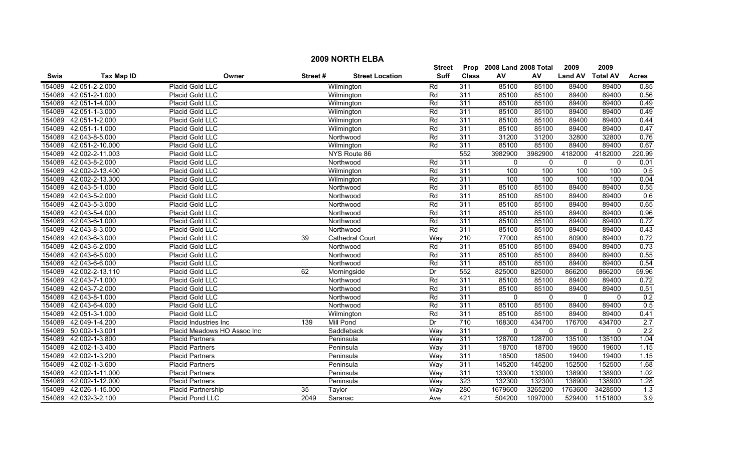# 2009 NORTH ELBA

| Swis | Tax Map ID | Owner | Street # | Street Location | Street Suff | Prop Class | 2008 Land AV | 2008 Total AV | 2009 Land AV | 2009 Total AV | Acres |
|---|---|---|---|---|---|---|---|---|---|---|---|
| 154089 | 42.051-2-2.000 | Placid Gold LLC | | Wilmington | Rd | 311 | 85100 | 85100 | 89400 | 89400 | 0.85 |
| 154089 | 42.051-2-1.000 | Placid Gold LLC | | Wilmington | Rd | 311 | 85100 | 85100 | 89400 | 89400 | 0.56 |
| 154089 | 42.051-1-4.000 | Placid Gold LLC | | Wilmington | Rd | 311 | 85100 | 85100 | 89400 | 89400 | 0.49 |
| 154089 | 42.051-1-3.000 | Placid Gold LLC | | Wilmington | Rd | 311 | 85100 | 85100 | 89400 | 89400 | 0.49 |
| 154089 | 42.051-1-2.000 | Placid Gold LLC | | Wilmington | Rd | 311 | 85100 | 85100 | 89400 | 89400 | 0.44 |
| 154089 | 42.051-1-1.000 | Placid Gold LLC | | Wilmington | Rd | 311 | 85100 | 85100 | 89400 | 89400 | 0.47 |
| 154089 | 42.043-8-5.000 | Placid Gold LLC | | Northwood | Rd | 311 | 31200 | 31200 | 32800 | 32800 | 0.76 |
| 154089 | 42.051-2-10.000 | Placid Gold LLC | | Wilmington | Rd | 311 | 85100 | 85100 | 89400 | 89400 | 0.67 |
| 154089 | 42.002-2-11.003 | Placid Gold LLC | | NYS Route 86 | | 552 | 3982900 | 3982900 | 4182000 | 4182000 | 220.99 |
| 154089 | 42.043-8-2.000 | Placid Gold LLC | | Northwood | Rd | 311 | 0 | 0 | 0 | 0 | 0.01 |
| 154089 | 42.002-2-13.400 | Placid Gold LLC | | Wilmington | Rd | 311 | 100 | 100 | 100 | 100 | 0.5 |
| 154089 | 42.002-2-13.300 | Placid Gold LLC | | Wilmington | Rd | 311 | 100 | 100 | 100 | 100 | 0.04 |
| 154089 | 42.043-5-1.000 | Placid Gold LLC | | Northwood | Rd | 311 | 85100 | 85100 | 89400 | 89400 | 0.55 |
| 154089 | 42.043-5-2.000 | Placid Gold LLC | | Northwood | Rd | 311 | 85100 | 85100 | 89400 | 89400 | 0.6 |
| 154089 | 42.043-5-3.000 | Placid Gold LLC | | Northwood | Rd | 311 | 85100 | 85100 | 89400 | 89400 | 0.65 |
| 154089 | 42.043-5-4.000 | Placid Gold LLC | | Northwood | Rd | 311 | 85100 | 85100 | 89400 | 89400 | 0.96 |
| 154089 | 42.043-6-1.000 | Placid Gold LLC | | Northwood | Rd | 311 | 85100 | 85100 | 89400 | 89400 | 0.72 |
| 154089 | 42.043-8-3.000 | Placid Gold LLC | | Northwood | Rd | 311 | 85100 | 85100 | 89400 | 89400 | 0.43 |
| 154089 | 42.043-6-3.000 | Placid Gold LLC | 39 | Cathedral Court | Way | 210 | 77000 | 85100 | 80900 | 89400 | 0.72 |
| 154089 | 42.043-6-2.000 | Placid Gold LLC | | Northwood | Rd | 311 | 85100 | 85100 | 89400 | 89400 | 0.73 |
| 154089 | 42.043-6-5.000 | Placid Gold LLC | | Northwood | Rd | 311 | 85100 | 85100 | 89400 | 89400 | 0.55 |
| 154089 | 42.043-6-6.000 | Placid Gold LLC | | Northwood | Rd | 311 | 85100 | 85100 | 89400 | 89400 | 0.54 |
| 154089 | 42.002-2-13.110 | Placid Gold LLC | 62 | Morningside | Dr | 552 | 825000 | 825000 | 866200 | 866200 | 59.96 |
| 154089 | 42.043-7-1.000 | Placid Gold LLC | | Northwood | Rd | 311 | 85100 | 85100 | 89400 | 89400 | 0.72 |
| 154089 | 42.043-7-2.000 | Placid Gold LLC | | Northwood | Rd | 311 | 85100 | 85100 | 89400 | 89400 | 0.51 |
| 154089 | 42.043-8-1.000 | Placid Gold LLC | | Northwood | Rd | 311 | 0 | 0 | 0 | 0 | 0.2 |
| 154089 | 42.043-6-4.000 | Placid Gold LLC | | Northwood | Rd | 311 | 85100 | 85100 | 89400 | 89400 | 0.5 |
| 154089 | 42.051-3-1.000 | Placid Gold LLC | | Wilmington | Rd | 311 | 85100 | 85100 | 89400 | 89400 | 0.41 |
| 154089 | 42.049-1-4.200 | Placid Industries Inc | 139 | Mill Pond | Dr | 710 | 168300 | 434700 | 176700 | 434700 | 2.7 |
| 154089 | 50.002-1-3.001 | Placid Meadows HO Assoc Inc | | Saddleback | Way | 311 | 0 | 0 | 0 | 0 | 2.2 |
| 154089 | 42.002-1-3.800 | Placid Partners | | Peninsula | Way | 311 | 128700 | 128700 | 135100 | 135100 | 1.04 |
| 154089 | 42.002-1-3.400 | Placid Partners | | Peninsula | Way | 311 | 18700 | 18700 | 19600 | 19600 | 1.15 |
| 154089 | 42.002-1-3.200 | Placid Partners | | Peninsula | Way | 311 | 18500 | 18500 | 19400 | 19400 | 1.15 |
| 154089 | 42.002-1-3.600 | Placid Partners | | Peninsula | Way | 311 | 145200 | 145200 | 152500 | 152500 | 1.68 |
| 154089 | 42.002-1-11.000 | Placid Partners | | Peninsula | Way | 311 | 133000 | 133000 | 138900 | 138900 | 1.02 |
| 154089 | 42.002-1-12.000 | Placid Partners | | Peninsula | Way | 323 | 132300 | 132300 | 138900 | 138900 | 1.28 |
| 154089 | 42.026-1-15.000 | Placid Partnership | 35 | Taylor | Way | 280 | 1679600 | 3265200 | 1763600 | 3428500 | 1.3 |
| 154089 | 42.032-3-2.100 | Placid Pond LLC | 2049 | Saranac | Ave | 421 | 504200 | 1097000 | 529400 | 1151800 | 3.9 |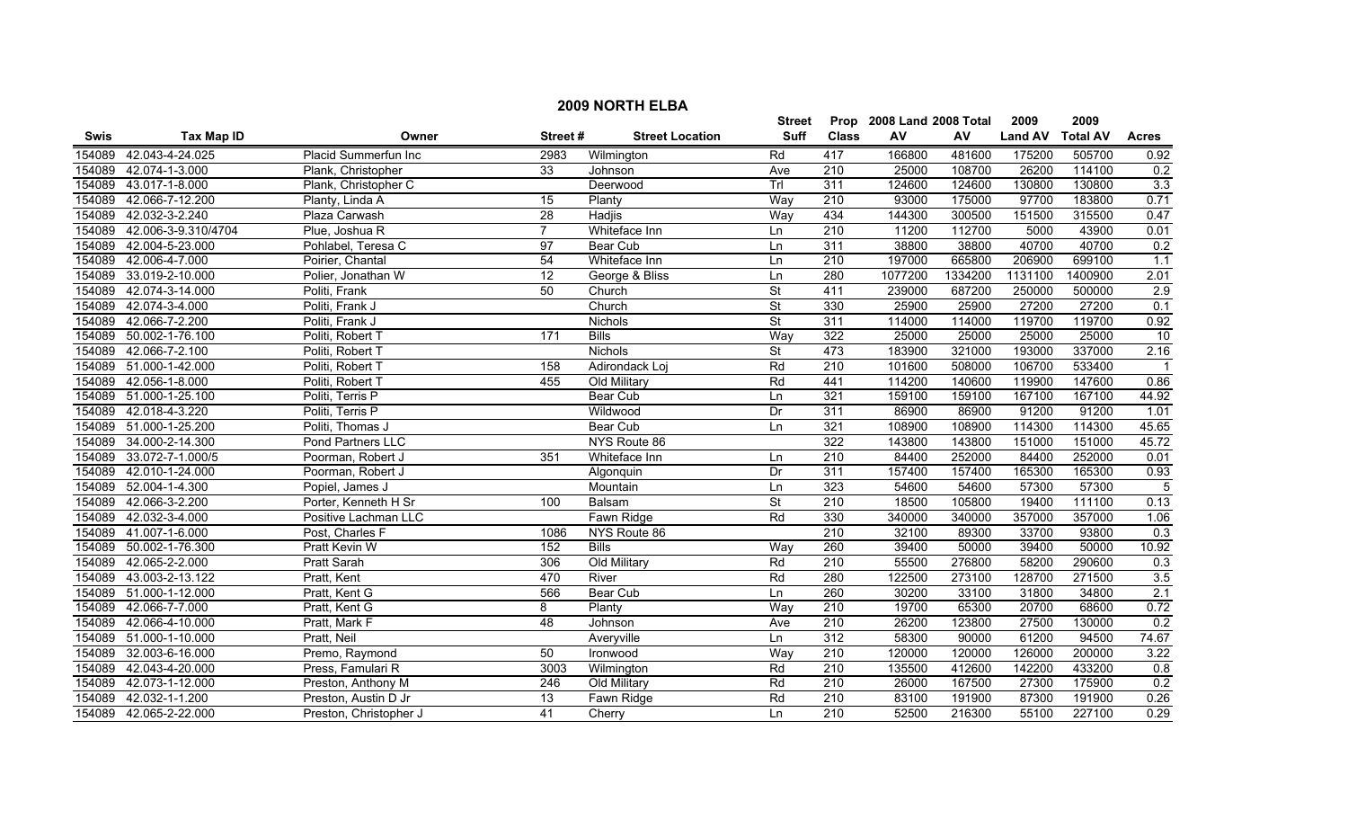## 2009 NORTH ELBA

| Swis | Tax Map ID | Owner | Street # | Street Location | Street Suff | Prop Class | 2008 Land AV | 2008 Total AV | 2009 Land AV | 2009 Total AV | Acres |
|---|---|---|---|---|---|---|---|---|---|---|---|
| 154089 | 42.043-4-24.025 | Placid Summerfun Inc | 2983 | Wilmington | Rd | 417 | 166800 | 481600 | 175200 | 505700 | 0.92 |
| 154089 | 42.074-1-3.000 | Plank, Christopher | 33 | Johnson | Ave | 210 | 25000 | 108700 | 26200 | 114100 | 0.2 |
| 154089 | 43.017-1-8.000 | Plank, Christopher C | | Deerwood | Trl | 311 | 124600 | 124600 | 130800 | 130800 | 3.3 |
| 154089 | 42.066-7-12.200 | Planty, Linda A | 15 | Planty | Way | 210 | 93000 | 175000 | 97700 | 183800 | 0.71 |
| 154089 | 42.032-3-2.240 | Plaza Carwash | 28 | Hadjis | Way | 434 | 144300 | 300500 | 151500 | 315500 | 0.47 |
| 154089 | 42.006-3-9.310/4704 | Plue, Joshua R | 7 | Whiteface Inn | Ln | 210 | 11200 | 112700 | 5000 | 43900 | 0.01 |
| 154089 | 42.004-5-23.000 | Pohlabel, Teresa C | 97 | Bear Cub | Ln | 311 | 38800 | 38800 | 40700 | 40700 | 0.2 |
| 154089 | 42.006-4-7.000 | Poirier, Chantal | 54 | Whiteface Inn | Ln | 210 | 197000 | 665800 | 206900 | 699100 | 1.1 |
| 154089 | 33.019-2-10.000 | Polier, Jonathan W | 12 | George & Bliss | Ln | 280 | 1077200 | 1334200 | 1131100 | 1400900 | 2.01 |
| 154089 | 42.074-3-14.000 | Politi, Frank | 50 | Church | St | 411 | 239000 | 687200 | 250000 | 500000 | 2.9 |
| 154089 | 42.074-3-4.000 | Politi, Frank J | | Church | St | 330 | 25900 | 25900 | 27200 | 27200 | 0.1 |
| 154089 | 42.066-7-2.200 | Politi, Frank J | | Nichols | St | 311 | 114000 | 114000 | 119700 | 119700 | 0.92 |
| 154089 | 50.002-1-76.100 | Politi, Robert T | 171 | Bills | Way | 322 | 25000 | 25000 | 25000 | 25000 | 10 |
| 154089 | 42.066-7-2.100 | Politi, Robert T | | Nichols | St | 473 | 183900 | 321000 | 193000 | 337000 | 2.16 |
| 154089 | 51.000-1-42.000 | Politi, Robert T | 158 | Adirondack Loj | Rd | 210 | 101600 | 508000 | 106700 | 533400 | 1 |
| 154089 | 42.056-1-8.000 | Politi, Robert T | 455 | Old Military | Rd | 441 | 114200 | 140600 | 119900 | 147600 | 0.86 |
| 154089 | 51.000-1-25.100 | Politi, Terris P | | Bear Cub | Ln | 321 | 159100 | 159100 | 167100 | 167100 | 44.92 |
| 154089 | 42.018-4-3.220 | Politi, Terris P | | Wildwood | Dr | 311 | 86900 | 86900 | 91200 | 91200 | 1.01 |
| 154089 | 51.000-1-25.200 | Politi, Thomas J | | Bear Cub | Ln | 321 | 108900 | 108900 | 114300 | 114300 | 45.65 |
| 154089 | 34.000-2-14.300 | Pond Partners LLC | | NYS Route 86 | | 322 | 143800 | 143800 | 151000 | 151000 | 45.72 |
| 154089 | 33.072-7-1.000/5 | Poorman, Robert J | 351 | Whiteface Inn | Ln | 210 | 84400 | 252000 | 84400 | 252000 | 0.01 |
| 154089 | 42.010-1-24.000 | Poorman, Robert J | | Algonquin | Dr | 311 | 157400 | 157400 | 165300 | 165300 | 0.93 |
| 154089 | 52.004-1-4.300 | Popiel, James J | | Mountain | Ln | 323 | 54600 | 54600 | 57300 | 57300 | 5 |
| 154089 | 42.066-3-2.200 | Porter, Kenneth H Sr | 100 | Balsam | St | 210 | 18500 | 105800 | 19400 | 111100 | 0.13 |
| 154089 | 42.032-3-4.000 | Positive Lachman LLC | | Fawn Ridge | Rd | 330 | 340000 | 340000 | 357000 | 357000 | 1.06 |
| 154089 | 41.007-1-6.000 | Post, Charles F | 1086 | NYS Route 86 | | 210 | 32100 | 89300 | 33700 | 93800 | 0.3 |
| 154089 | 50.002-1-76.300 | Pratt Kevin W | 152 | Bills | Way | 260 | 39400 | 50000 | 39400 | 50000 | 10.92 |
| 154089 | 42.065-2-2.000 | Pratt Sarah | 306 | Old Military | Rd | 210 | 55500 | 276800 | 58200 | 290600 | 0.3 |
| 154089 | 43.003-2-13.122 | Pratt, Kent | 470 | River | Rd | 280 | 122500 | 273100 | 128700 | 271500 | 3.5 |
| 154089 | 51.000-1-12.000 | Pratt, Kent G | 566 | Bear Cub | Ln | 260 | 30200 | 33100 | 31800 | 34800 | 2.1 |
| 154089 | 42.066-7-7.000 | Pratt, Kent G | 8 | Planty | Way | 210 | 19700 | 65300 | 20700 | 68600 | 0.72 |
| 154089 | 42.066-4-10.000 | Pratt, Mark F | 48 | Johnson | Ave | 210 | 26200 | 123800 | 27500 | 130000 | 0.2 |
| 154089 | 51.000-1-10.000 | Pratt, Neil | | Averyville | Ln | 312 | 58300 | 90000 | 61200 | 94500 | 74.67 |
| 154089 | 32.003-6-16.000 | Premo, Raymond | 50 | Ironwood | Way | 210 | 120000 | 120000 | 126000 | 200000 | 3.22 |
| 154089 | 42.043-4-20.000 | Press, Famulari R | 3003 | Wilmington | Rd | 210 | 135500 | 412600 | 142200 | 433200 | 0.8 |
| 154089 | 42.073-1-12.000 | Preston, Anthony M | 246 | Old Military | Rd | 210 | 26000 | 167500 | 27300 | 175900 | 0.2 |
| 154089 | 42.032-1-1.200 | Preston, Austin D Jr | 13 | Fawn Ridge | Rd | 210 | 83100 | 191900 | 87300 | 191900 | 0.26 |
| 154089 | 42.065-2-22.000 | Preston, Christopher J | 41 | Cherry | Ln | 210 | 52500 | 216300 | 55100 | 227100 | 0.29 |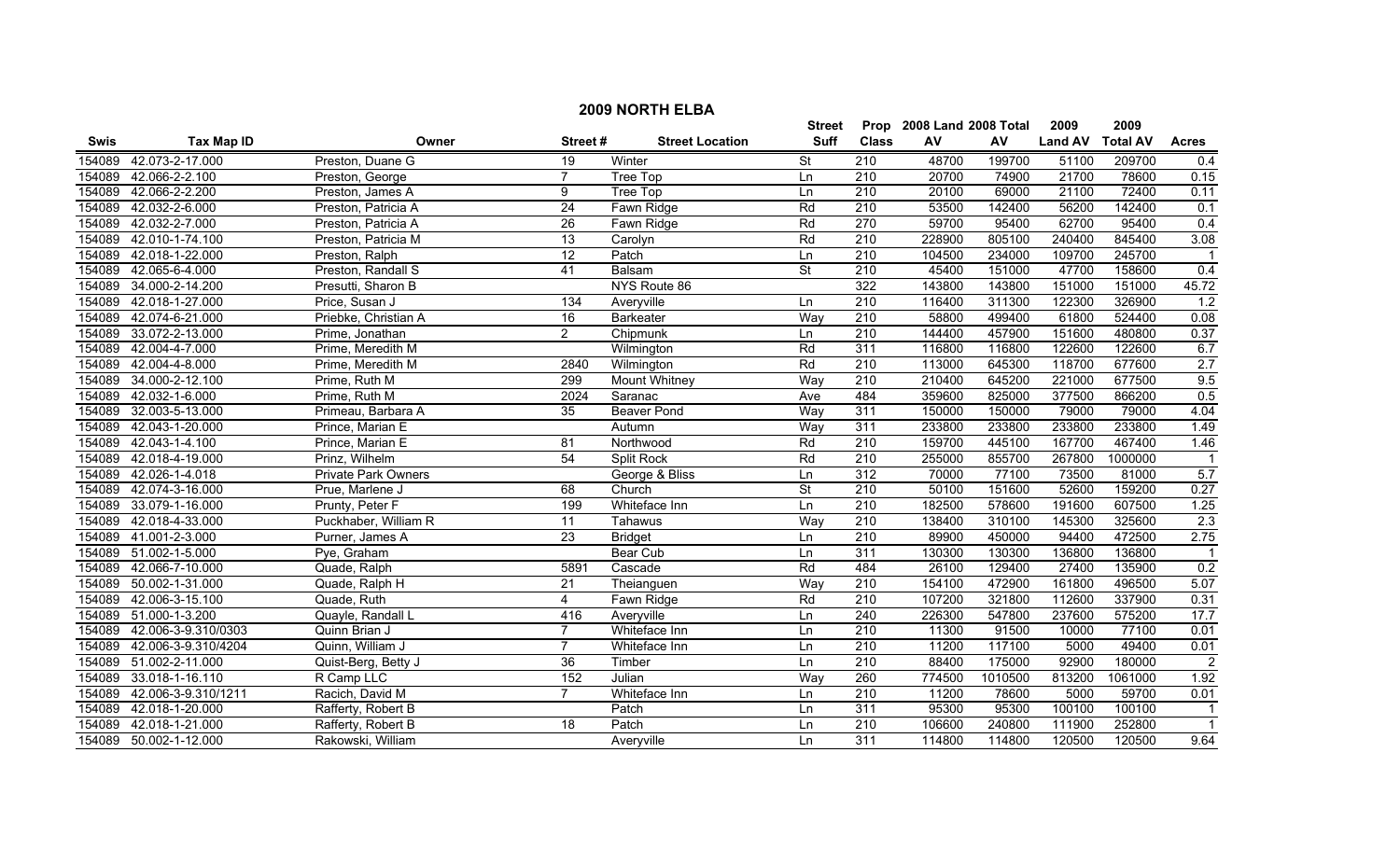# 2009 NORTH ELBA

| Swis | Tax Map ID | Owner | Street # | Street Location | Street Suff | Prop Class | 2008 Land AV | 2008 Total AV | 2009 Land AV | 2009 Total AV | Acres |
|---|---|---|---|---|---|---|---|---|---|---|---|
| 154089 | 42.073-2-17.000 | Preston, Duane G | 19 | Winter | St | 210 | 48700 | 199700 | 51100 | 209700 | 0.4 |
| 154089 | 42.066-2-2.100 | Preston, George | 7 | Tree Top | Ln | 210 | 20700 | 74900 | 21700 | 78600 | 0.15 |
| 154089 | 42.066-2-2.200 | Preston, James A | 9 | Tree Top | Ln | 210 | 20100 | 69000 | 21100 | 72400 | 0.11 |
| 154089 | 42.032-2-6.000 | Preston, Patricia A | 24 | Fawn Ridge | Rd | 210 | 53500 | 142400 | 56200 | 142400 | 0.1 |
| 154089 | 42.032-2-7.000 | Preston, Patricia A | 26 | Fawn Ridge | Rd | 270 | 59700 | 95400 | 62700 | 95400 | 0.4 |
| 154089 | 42.010-1-74.100 | Preston, Patricia M | 13 | Carolyn | Rd | 210 | 228900 | 805100 | 240400 | 845400 | 3.08 |
| 154089 | 42.018-1-22.000 | Preston, Ralph | 12 | Patch | Ln | 210 | 104500 | 234000 | 109700 | 245700 | 1 |
| 154089 | 42.065-6-4.000 | Preston, Randall S | 41 | Balsam | St | 210 | 45400 | 151000 | 47700 | 158600 | 0.4 |
| 154089 | 34.000-2-14.200 | Presutti, Sharon B | | NYS Route 86 | | 322 | 143800 | 143800 | 151000 | 151000 | 45.72 |
| 154089 | 42.018-1-27.000 | Price, Susan J | 134 | Averyville | Ln | 210 | 116400 | 311300 | 122300 | 326900 | 1.2 |
| 154089 | 42.074-6-21.000 | Priebke, Christian A | 16 | Barkeater | Way | 210 | 58800 | 499400 | 61800 | 524400 | 0.08 |
| 154089 | 33.072-2-13.000 | Prime, Jonathan | 2 | Chipmunk | Ln | 210 | 144400 | 457900 | 151600 | 480800 | 0.37 |
| 154089 | 42.004-4-7.000 | Prime, Meredith M | | Wilmington | Rd | 311 | 116800 | 116800 | 122600 | 122600 | 6.7 |
| 154089 | 42.004-4-8.000 | Prime, Meredith M | 2840 | Wilmington | Rd | 210 | 113000 | 645300 | 118700 | 677600 | 2.7 |
| 154089 | 34.000-2-12.100 | Prime, Ruth M | 299 | Mount Whitney | Way | 210 | 210400 | 645200 | 221000 | 677500 | 9.5 |
| 154089 | 42.032-1-6.000 | Prime, Ruth M | 2024 | Saranac | Ave | 484 | 359600 | 825000 | 377500 | 866200 | 0.5 |
| 154089 | 32.003-5-13.000 | Primeau, Barbara A | 35 | Beaver Pond | Way | 311 | 150000 | 150000 | 79000 | 79000 | 4.04 |
| 154089 | 42.043-1-20.000 | Prince, Marian E | | Autumn | Way | 311 | 233800 | 233800 | 233800 | 233800 | 1.49 |
| 154089 | 42.043-1-4.100 | Prince, Marian E | 81 | Northwood | Rd | 210 | 159700 | 445100 | 167700 | 467400 | 1.46 |
| 154089 | 42.018-4-19.000 | Prinz, Wilhelm | 54 | Split Rock | Rd | 210 | 255000 | 855700 | 267800 | 1000000 | 1 |
| 154089 | 42.026-1-4.018 | Private Park Owners | | George & Bliss | Ln | 312 | 70000 | 77100 | 73500 | 81000 | 5.7 |
| 154089 | 42.074-3-16.000 | Prue, Marlene J | 68 | Church | St | 210 | 50100 | 151600 | 52600 | 159200 | 0.27 |
| 154089 | 33.079-1-16.000 | Prunty, Peter F | 199 | Whiteface Inn | Ln | 210 | 182500 | 578600 | 191600 | 607500 | 1.25 |
| 154089 | 42.018-4-33.000 | Puckhaber, William R | 11 | Tahawus | Way | 210 | 138400 | 310100 | 145300 | 325600 | 2.3 |
| 154089 | 41.001-2-3.000 | Purner, James A | 23 | Bridget | Ln | 210 | 89900 | 450000 | 94400 | 472500 | 2.75 |
| 154089 | 51.002-1-5.000 | Pye, Graham | | Bear Cub | Ln | 311 | 130300 | 130300 | 136800 | 136800 | 1 |
| 154089 | 42.066-7-10.000 | Quade, Ralph | 5891 | Cascade | Rd | 484 | 26100 | 129400 | 27400 | 135900 | 0.2 |
| 154089 | 50.002-1-31.000 | Quade, Ralph H | 21 | Theianguen | Way | 210 | 154100 | 472900 | 161800 | 496500 | 5.07 |
| 154089 | 42.006-3-15.100 | Quade, Ruth | 4 | Fawn Ridge | Rd | 210 | 107200 | 321800 | 112600 | 337900 | 0.31 |
| 154089 | 51.000-1-3.200 | Quayle, Randall L | 416 | Averyville | Ln | 240 | 226300 | 547800 | 237600 | 575200 | 17.7 |
| 154089 | 42.006-3-9.310/0303 | Quinn Brian J | 7 | Whiteface Inn | Ln | 210 | 11300 | 91500 | 10000 | 77100 | 0.01 |
| 154089 | 42.006-3-9.310/4204 | Quinn, William J | 7 | Whiteface Inn | Ln | 210 | 11200 | 117100 | 5000 | 49400 | 0.01 |
| 154089 | 51.002-2-11.000 | Quist-Berg, Betty J | 36 | Timber | Ln | 210 | 88400 | 175000 | 92900 | 180000 | 2 |
| 154089 | 33.018-1-16.110 | R Camp LLC | 152 | Julian | Way | 260 | 774500 | 1010500 | 813200 | 1061000 | 1.92 |
| 154089 | 42.006-3-9.310/1211 | Racich, David M | 7 | Whiteface Inn | Ln | 210 | 11200 | 78600 | 5000 | 59700 | 0.01 |
| 154089 | 42.018-1-20.000 | Rafferty, Robert B | | Patch | Ln | 311 | 95300 | 95300 | 100100 | 100100 | 1 |
| 154089 | 42.018-1-21.000 | Rafferty, Robert B | 18 | Patch | Ln | 210 | 106600 | 240800 | 111900 | 252800 | 1 |
| 154089 | 50.002-1-12.000 | Rakowski, William | | Averyville | Ln | 311 | 114800 | 114800 | 120500 | 120500 | 9.64 |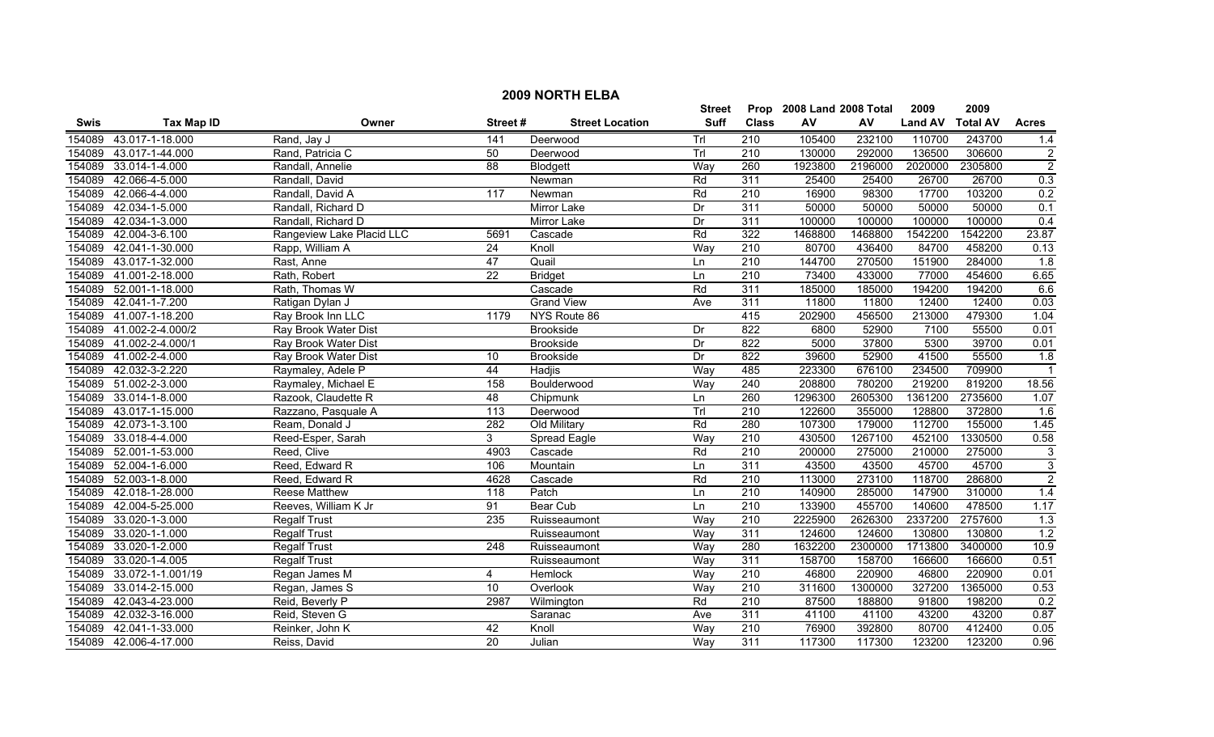## 2009 NORTH ELBA

| Swis | Tax Map ID | Owner | Street # | Street Location | Street Suff | Prop Class | 2008 Land AV | 2008 Total AV | 2009 Land AV | 2009 Total AV | Acres |
|---|---|---|---|---|---|---|---|---|---|---|---|
| 154089 | 43.017-1-18.000 | Rand, Jay J | 141 | Deerwood | Trl | 210 | 105400 | 232100 | 110700 | 243700 | 1.4 |
| 154089 | 43.017-1-44.000 | Rand, Patricia C | 50 | Deerwood | Trl | 210 | 130000 | 292000 | 136500 | 306600 | 2 |
| 154089 | 33.014-1-4.000 | Randall, Annelie | 88 | Blodgett | Way | 260 | 1923800 | 2196000 | 2020000 | 2305800 | 2 |
| 154089 | 42.066-4-5.000 | Randall, David | | Newman | Rd | 311 | 25400 | 25400 | 26700 | 26700 | 0.3 |
| 154089 | 42.066-4-4.000 | Randall, David A | 117 | Newman | Rd | 210 | 16900 | 98300 | 17700 | 103200 | 0.2 |
| 154089 | 42.034-1-5.000 | Randall, Richard D | | Mirror Lake | Dr | 311 | 50000 | 50000 | 50000 | 50000 | 0.1 |
| 154089 | 42.034-1-3.000 | Randall, Richard D | | Mirror Lake | Dr | 311 | 100000 | 100000 | 100000 | 100000 | 0.4 |
| 154089 | 42.004-3-6.100 | Rangeview Lake Placid LLC | 5691 | Cascade | Rd | 322 | 1468800 | 1468800 | 1542200 | 1542200 | 23.87 |
| 154089 | 42.041-1-30.000 | Rapp, William A | 24 | Knoll | Way | 210 | 80700 | 436400 | 84700 | 458200 | 0.13 |
| 154089 | 43.017-1-32.000 | Rast, Anne | 47 | Quail | Ln | 210 | 144700 | 270500 | 151900 | 284000 | 1.8 |
| 154089 | 41.001-2-18.000 | Rath, Robert | 22 | Bridget | Ln | 210 | 73400 | 433000 | 77000 | 454600 | 6.65 |
| 154089 | 52.001-1-18.000 | Rath, Thomas W | | Cascade | Rd | 311 | 185000 | 185000 | 194200 | 194200 | 6.6 |
| 154089 | 42.041-1-7.200 | Ratigan Dylan J | | Grand View | Ave | 311 | 11800 | 11800 | 12400 | 12400 | 0.03 |
| 154089 | 41.007-1-18.200 | Ray Brook Inn LLC | 1179 | NYS Route 86 | | 415 | 202900 | 456500 | 213000 | 479300 | 1.04 |
| 154089 | 41.002-2-4.000/2 | Ray Brook Water Dist | | Brookside | Dr | 822 | 6800 | 52900 | 7100 | 55500 | 0.01 |
| 154089 | 41.002-2-4.000/1 | Ray Brook Water Dist | | Brookside | Dr | 822 | 5000 | 37800 | 5300 | 39700 | 0.01 |
| 154089 | 41.002-2-4.000 | Ray Brook Water Dist | 10 | Brookside | Dr | 822 | 39600 | 52900 | 41500 | 55500 | 1.8 |
| 154089 | 42.032-3-2.220 | Raymaley, Adele P | 44 | Hadjis | Way | 485 | 223300 | 676100 | 234500 | 709900 | 1 |
| 154089 | 51.002-2-3.000 | Raymaley, Michael E | 158 | Boulderwood | Way | 240 | 208800 | 780200 | 219200 | 819200 | 18.56 |
| 154089 | 33.014-1-8.000 | Razook, Claudette R | 48 | Chipmunk | Ln | 260 | 1296300 | 2605300 | 1361200 | 2735600 | 1.07 |
| 154089 | 43.017-1-15.000 | Razzano, Pasquale A | 113 | Deerwood | Trl | 210 | 122600 | 355000 | 128800 | 372800 | 1.6 |
| 154089 | 42.073-1-3.100 | Ream, Donald J | 282 | Old Military | Rd | 280 | 107300 | 179000 | 112700 | 155000 | 1.45 |
| 154089 | 33.018-4-4.000 | Reed-Esper, Sarah | 3 | Spread Eagle | Way | 210 | 430500 | 1267100 | 452100 | 1330500 | 0.58 |
| 154089 | 52.001-1-53.000 | Reed, Clive | 4903 | Cascade | Rd | 210 | 200000 | 275000 | 210000 | 275000 | 3 |
| 154089 | 52.004-1-6.000 | Reed, Edward R | 106 | Mountain | Ln | 311 | 43500 | 43500 | 45700 | 45700 | 3 |
| 154089 | 52.003-1-8.000 | Reed, Edward R | 4628 | Cascade | Rd | 210 | 113000 | 273100 | 118700 | 286800 | 2 |
| 154089 | 42.018-1-28.000 | Reese Matthew | 118 | Patch | Ln | 210 | 140900 | 285000 | 147900 | 310000 | 1.4 |
| 154089 | 42.004-5-25.000 | Reeves, William K Jr | 91 | Bear Cub | Ln | 210 | 133900 | 455700 | 140600 | 478500 | 1.17 |
| 154089 | 33.020-1-3.000 | Regalf Trust | 235 | Ruisseaumont | Way | 210 | 2225900 | 2626300 | 2337200 | 2757600 | 1.3 |
| 154089 | 33.020-1-1.000 | Regalf Trust | | Ruisseaumont | Way | 311 | 124600 | 124600 | 130800 | 130800 | 1.2 |
| 154089 | 33.020-1-2.000 | Regalf Trust | 248 | Ruisseaumont | Way | 280 | 1632200 | 2300000 | 1713800 | 3400000 | 10.9 |
| 154089 | 33.020-1-4.005 | Regalf Trust | | Ruisseaumont | Way | 311 | 158700 | 158700 | 166600 | 166600 | 0.51 |
| 154089 | 33.072-1-1.001/19 | Regan James M | 4 | Hemlock | Way | 210 | 46800 | 220900 | 46800 | 220900 | 0.01 |
| 154089 | 33.014-2-15.000 | Regan, James S | 10 | Overlook | Way | 210 | 311600 | 1300000 | 327200 | 1365000 | 0.53 |
| 154089 | 42.043-4-23.000 | Reid, Beverly P | 2987 | Wilmington | Rd | 210 | 87500 | 188800 | 91800 | 198200 | 0.2 |
| 154089 | 42.032-3-16.000 | Reid, Steven G | | Saranac | Ave | 311 | 41100 | 41100 | 43200 | 43200 | 0.87 |
| 154089 | 42.041-1-33.000 | Reinker, John K | 42 | Knoll | Way | 210 | 76900 | 392800 | 80700 | 412400 | 0.05 |
| 154089 | 42.006-4-17.000 | Reiss, David | 20 | Julian | Way | 311 | 117300 | 117300 | 123200 | 123200 | 0.96 |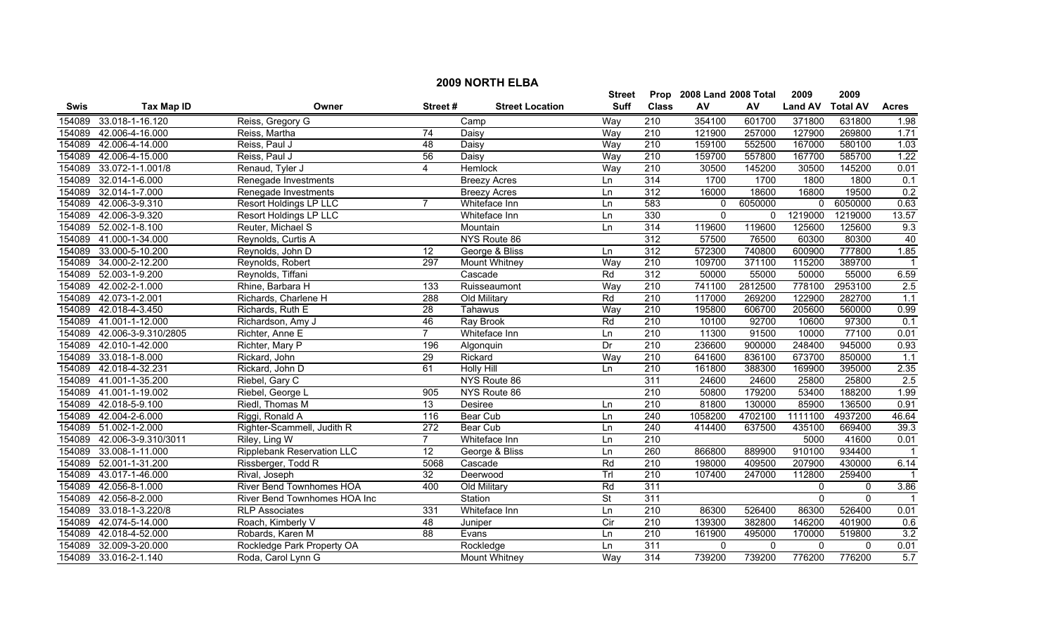# 2009 NORTH ELBA

| Swis | Tax Map ID | Owner | Street # | Street Location | Street Suff | Prop Class | 2008 Land AV | 2008 Total AV | 2009 Land AV | 2009 Total AV | Acres |
|---|---|---|---|---|---|---|---|---|---|---|---|
| 154089 | 33.018-1-16.120 | Reiss, Gregory G | | Camp | Way | 210 | 354100 | 601700 | 371800 | 631800 | 1.98 |
| 154089 | 42.006-4-16.000 | Reiss, Martha | 74 | Daisy | Way | 210 | 121900 | 257000 | 127900 | 269800 | 1.71 |
| 154089 | 42.006-4-14.000 | Reiss, Paul J | 48 | Daisy | Way | 210 | 159100 | 552500 | 167000 | 580100 | 1.03 |
| 154089 | 42.006-4-15.000 | Reiss, Paul J | 56 | Daisy | Way | 210 | 159700 | 557800 | 167700 | 585700 | 1.22 |
| 154089 | 33.072-1-1.001/8 | Renaud, Tyler J | 4 | Hemlock | Way | 210 | 30500 | 145200 | 30500 | 145200 | 0.01 |
| 154089 | 32.014-1-6.000 | Renegade Investments | | Breezy Acres | Ln | 314 | 1700 | 1700 | 1800 | 1800 | 0.1 |
| 154089 | 32.014-1-7.000 | Renegade Investments | | Breezy Acres | Ln | 312 | 16000 | 18600 | 16800 | 19500 | 0.2 |
| 154089 | 42.006-3-9.310 | Resort Holdings LP LLC | 7 | Whiteface Inn | Ln | 583 | 0 | 6050000 | 0 | 6050000 | 0.63 |
| 154089 | 42.006-3-9.320 | Resort Holdings LP LLC | | Whiteface Inn | Ln | 330 | 0 | 0 | 1219000 | 1219000 | 13.57 |
| 154089 | 52.002-1-8.100 | Reuter, Michael S | | Mountain | Ln | 314 | 119600 | 119600 | 125600 | 125600 | 9.3 |
| 154089 | 41.000-1-34.000 | Reynolds, Curtis A | | NYS Route 86 | | 312 | 57500 | 76500 | 60300 | 80300 | 40 |
| 154089 | 33.000-5-10.200 | Reynolds, John D | 12 | George & Bliss | Ln | 312 | 572300 | 740800 | 600900 | 777800 | 1.85 |
| 154089 | 34.000-2-12.200 | Reynolds, Robert | 297 | Mount Whitney | Way | 210 | 109700 | 371100 | 115200 | 389700 | 1 |
| 154089 | 52.003-1-9.200 | Reynolds, Tiffani | | Cascade | Rd | 312 | 50000 | 55000 | 50000 | 55000 | 6.59 |
| 154089 | 42.002-2-1.000 | Rhine, Barbara H | 133 | Ruisseaumont | Way | 210 | 741100 | 2812500 | 778100 | 2953100 | 2.5 |
| 154089 | 42.073-1-2.001 | Richards, Charlene H | 288 | Old Military | Rd | 210 | 117000 | 269200 | 122900 | 282700 | 1.1 |
| 154089 | 42.018-4-3.450 | Richards, Ruth E | 28 | Tahawus | Way | 210 | 195800 | 606700 | 205600 | 560000 | 0.99 |
| 154089 | 41.001-1-12.000 | Richardson, Amy J | 46 | Ray Brook | Rd | 210 | 10100 | 92700 | 10600 | 97300 | 0.1 |
| 154089 | 42.006-3-9.310/2805 | Richter, Anne E | 7 | Whiteface Inn | Ln | 210 | 11300 | 91500 | 10000 | 77100 | 0.01 |
| 154089 | 42.010-1-42.000 | Richter, Mary P | 196 | Algonquin | Dr | 210 | 236600 | 900000 | 248400 | 945000 | 0.93 |
| 154089 | 33.018-1-8.000 | Rickard, John | 29 | Rickard | Way | 210 | 641600 | 836100 | 673700 | 850000 | 1.1 |
| 154089 | 42.018-4-32.231 | Rickard, John D | 61 | Holly Hill | Ln | 210 | 161800 | 388300 | 169900 | 395000 | 2.35 |
| 154089 | 41.001-1-35.200 | Riebel, Gary C | | NYS Route 86 | | 311 | 24600 | 24600 | 25800 | 25800 | 2.5 |
| 154089 | 41.001-1-19.002 | Riebel, George L | 905 | NYS Route 86 | | 210 | 50800 | 179200 | 53400 | 188200 | 1.99 |
| 154089 | 42.018-5-9.100 | Riedl, Thomas M | 13 | Desiree | Ln | 210 | 81800 | 130000 | 85900 | 136500 | 0.91 |
| 154089 | 42.004-2-6.000 | Riggi, Ronald A | 116 | Bear Cub | Ln | 240 | 1058200 | 4702100 | 1111100 | 4937200 | 46.64 |
| 154089 | 51.002-1-2.000 | Righter-Scammell, Judith R | 272 | Bear Cub | Ln | 240 | 414400 | 637500 | 435100 | 669400 | 39.3 |
| 154089 | 42.006-3-9.310/3011 | Riley, Ling W | 7 | Whiteface Inn | Ln | 210 | | | 5000 | 41600 | 0.01 |
| 154089 | 33.008-1-11.000 | Ripplebank Reservation LLC | 12 | George & Bliss | Ln | 260 | 866800 | 889900 | 910100 | 934400 | 1 |
| 154089 | 52.001-1-31.200 | Rissberger, Todd R | 5068 | Cascade | Rd | 210 | 198000 | 409500 | 207900 | 430000 | 6.14 |
| 154089 | 43.017-1-46.000 | Rival, Joseph | 32 | Deerwood | Trl | 210 | 107400 | 247000 | 112800 | 259400 | 1 |
| 154089 | 42.056-8-1.000 | River Bend Townhomes HOA | 400 | Old Military | Rd | 311 | | | 0 | 0 | 3.86 |
| 154089 | 42.056-8-2.000 | River Bend Townhomes HOA Inc | | Station | St | 311 | | | 0 | 0 | 1 |
| 154089 | 33.018-1-3.220/8 | RLP Associates | 331 | Whiteface Inn | Ln | 210 | 86300 | 526400 | 86300 | 526400 | 0.01 |
| 154089 | 42.074-5-14.000 | Roach, Kimberly V | 48 | Juniper | Cir | 210 | 139300 | 382800 | 146200 | 401900 | 0.6 |
| 154089 | 42.018-4-52.000 | Robards, Karen M | 88 | Evans | Ln | 210 | 161900 | 495000 | 170000 | 519800 | 3.2 |
| 154089 | 32.009-3-20.000 | Rockledge Park Property OA | | Rockledge | Ln | 311 | 0 | 0 | 0 | 0 | 0.01 |
| 154089 | 33.016-2-1.140 | Roda, Carol Lynn G | | Mount Whitney | Way | 314 | 739200 | 739200 | 776200 | 776200 | 5.7 |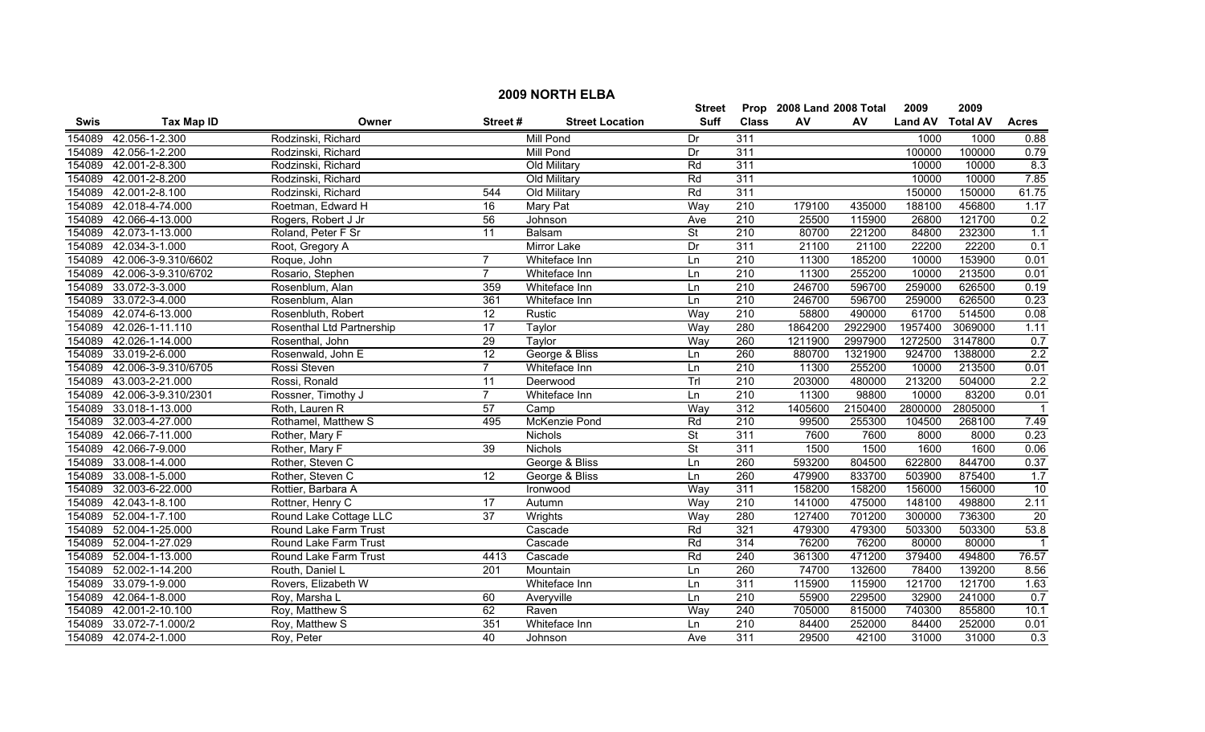# 2009 NORTH ELBA

| Swis | Tax Map ID | Owner | Street # | Street Location | Street Suff | Prop Class | 2008 Land AV | 2008 Total AV | 2009 Land AV | 2009 Total AV | Acres |
|---|---|---|---|---|---|---|---|---|---|---|---|
| 154089 | 42.056-1-2.300 | Rodzinski, Richard | | Mill Pond | Dr | 311 | | | 1000 | 1000 | 0.88 |
| 154089 | 42.056-1-2.200 | Rodzinski, Richard | | Mill Pond | Dr | 311 | | | 100000 | 100000 | 0.79 |
| 154089 | 42.001-2-8.300 | Rodzinski, Richard | | Old Military | Rd | 311 | | | 10000 | 10000 | 8.3 |
| 154089 | 42.001-2-8.200 | Rodzinski, Richard | | Old Military | Rd | 311 | | | 10000 | 10000 | 7.85 |
| 154089 | 42.001-2-8.100 | Rodzinski, Richard | 544 | Old Military | Rd | 311 | | | 150000 | 150000 | 61.75 |
| 154089 | 42.018-4-74.000 | Roetman, Edward H | 16 | Mary Pat | Way | 210 | 179100 | 435000 | 188100 | 456800 | 1.17 |
| 154089 | 42.066-4-13.000 | Rogers, Robert J Jr | 56 | Johnson | Ave | 210 | 25500 | 115900 | 26800 | 121700 | 0.2 |
| 154089 | 42.073-1-13.000 | Roland, Peter F Sr | 11 | Balsam | St | 210 | 80700 | 221200 | 84800 | 232300 | 1.1 |
| 154089 | 42.034-3-1.000 | Root, Gregory A | | Mirror Lake | Dr | 311 | 21100 | 21100 | 22200 | 22200 | 0.1 |
| 154089 | 42.006-3-9.310/6602 | Roque, John | 7 | Whiteface Inn | Ln | 210 | 11300 | 185200 | 10000 | 153900 | 0.01 |
| 154089 | 42.006-3-9.310/6702 | Rosario, Stephen | 7 | Whiteface Inn | Ln | 210 | 11300 | 255200 | 10000 | 213500 | 0.01 |
| 154089 | 33.072-3-3.000 | Rosenblum, Alan | 359 | Whiteface Inn | Ln | 210 | 246700 | 596700 | 259000 | 626500 | 0.19 |
| 154089 | 33.072-3-4.000 | Rosenblum, Alan | 361 | Whiteface Inn | Ln | 210 | 246700 | 596700 | 259000 | 626500 | 0.23 |
| 154089 | 42.074-6-13.000 | Rosenbluth, Robert | 12 | Rustic | Way | 210 | 58800 | 490000 | 61700 | 514500 | 0.08 |
| 154089 | 42.026-1-11.110 | Rosenthal Ltd Partnership | 17 | Taylor | Way | 280 | 1864200 | 2922900 | 1957400 | 3069000 | 1.11 |
| 154089 | 42.026-1-14.000 | Rosenthal, John | 29 | Taylor | Way | 260 | 1211900 | 2997900 | 1272500 | 3147800 | 0.7 |
| 154089 | 33.019-2-6.000 | Rosenwald, John E | 12 | George & Bliss | Ln | 260 | 880700 | 1321900 | 924700 | 1388000 | 2.2 |
| 154089 | 42.006-3-9.310/6705 | Rossi Steven | 7 | Whiteface Inn | Ln | 210 | 11300 | 255200 | 10000 | 213500 | 0.01 |
| 154089 | 43.003-2-21.000 | Rossi, Ronald | 11 | Deerwood | Trl | 210 | 203000 | 480000 | 213200 | 504000 | 2.2 |
| 154089 | 42.006-3-9.310/2301 | Rossner, Timothy J | 7 | Whiteface Inn | Ln | 210 | 11300 | 98800 | 10000 | 83200 | 0.01 |
| 154089 | 33.018-1-13.000 | Roth, Lauren R | 57 | Camp | Way | 312 | 1405600 | 2150400 | 2800000 | 2805000 | 1 |
| 154089 | 32.003-4-27.000 | Rothamel, Matthew S | 495 | McKenzie Pond | Rd | 210 | 99500 | 255300 | 104500 | 268100 | 7.49 |
| 154089 | 42.066-7-11.000 | Rother, Mary F | | Nichols | St | 311 | 7600 | 7600 | 8000 | 8000 | 0.23 |
| 154089 | 42.066-7-9.000 | Rother, Mary F | 39 | Nichols | St | 311 | 1500 | 1500 | 1600 | 1600 | 0.06 |
| 154089 | 33.008-1-4.000 | Rother, Steven C | | George & Bliss | Ln | 260 | 593200 | 804500 | 622800 | 844700 | 0.37 |
| 154089 | 33.008-1-5.000 | Rother, Steven C | 12 | George & Bliss | Ln | 260 | 479900 | 833700 | 503900 | 875400 | 1.7 |
| 154089 | 32.003-6-22.000 | Rottier, Barbara A | | Ironwood | Way | 311 | 158200 | 158200 | 156000 | 156000 | 10 |
| 154089 | 42.043-1-8.100 | Rottner, Henry C | 17 | Autumn | Way | 210 | 141000 | 475000 | 148100 | 498800 | 2.11 |
| 154089 | 52.004-1-7.100 | Round Lake Cottage LLC | 37 | Wrights | Way | 280 | 127400 | 701200 | 300000 | 736300 | 20 |
| 154089 | 52.004-1-25.000 | Round Lake Farm Trust | | Cascade | Rd | 321 | 479300 | 479300 | 503300 | 503300 | 53.8 |
| 154089 | 52.004-1-27.029 | Round Lake Farm Trust | | Cascade | Rd | 314 | 76200 | 76200 | 80000 | 80000 | 1 |
| 154089 | 52.004-1-13.000 | Round Lake Farm Trust | 4413 | Cascade | Rd | 240 | 361300 | 471200 | 379400 | 494800 | 76.57 |
| 154089 | 52.002-1-14.200 | Routh, Daniel L | 201 | Mountain | Ln | 260 | 74700 | 132600 | 78400 | 139200 | 8.56 |
| 154089 | 33.079-1-9.000 | Rovers, Elizabeth W | | Whiteface Inn | Ln | 311 | 115900 | 115900 | 121700 | 121700 | 1.63 |
| 154089 | 42.064-1-8.000 | Roy, Marsha L | 60 | Averyville | Ln | 210 | 55900 | 229500 | 32900 | 241000 | 0.7 |
| 154089 | 42.001-2-10.100 | Roy, Matthew S | 62 | Raven | Way | 240 | 705000 | 815000 | 740300 | 855800 | 10.1 |
| 154089 | 33.072-7-1.000/2 | Roy, Matthew S | 351 | Whiteface Inn | Ln | 210 | 84400 | 252000 | 84400 | 252000 | 0.01 |
| 154089 | 42.074-2-1.000 | Roy, Peter | 40 | Johnson | Ave | 311 | 29500 | 42100 | 31000 | 31000 | 0.3 |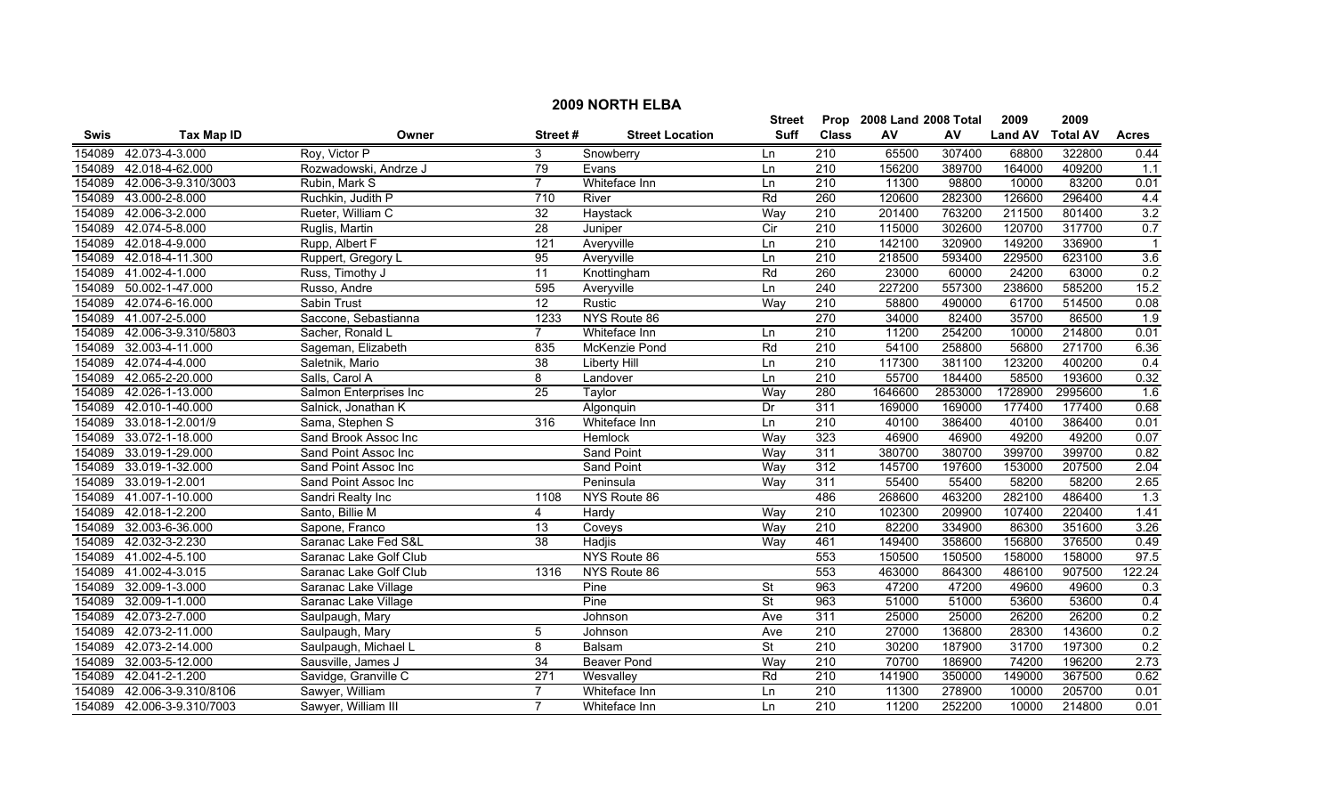# 2009 NORTH ELBA

| Swis | Tax Map ID | Owner | Street # | Street Location | Street Suff | Prop Class | 2008 Land AV | 2008 Total AV | 2009 Land AV | 2009 Total AV | Acres |
|---|---|---|---|---|---|---|---|---|---|---|---|
| 154089 | 42.073-4-3.000 | Roy, Victor P | 3 | Snowberry | Ln | 210 | 65500 | 307400 | 68800 | 322800 | 0.44 |
| 154089 | 42.018-4-62.000 | Rozwadowski, Andrze J | 79 | Evans | Ln | 210 | 156200 | 389700 | 164000 | 409200 | 1.1 |
| 154089 | 42.006-3-9.310/3003 | Rubin, Mark S | 7 | Whiteface Inn | Ln | 210 | 11300 | 98800 | 10000 | 83200 | 0.01 |
| 154089 | 43.000-2-8.000 | Ruchkin, Judith P | 710 | River | Rd | 260 | 120600 | 282300 | 126600 | 296400 | 4.4 |
| 154089 | 42.006-3-2.000 | Rueter, William C | 32 | Haystack | Way | 210 | 201400 | 763200 | 211500 | 801400 | 3.2 |
| 154089 | 42.074-5-8.000 | Ruglis, Martin | 28 | Juniper | Cir | 210 | 115000 | 302600 | 120700 | 317700 | 0.7 |
| 154089 | 42.018-4-9.000 | Rupp, Albert F | 121 | Averyville | Ln | 210 | 142100 | 320900 | 149200 | 336900 | 1 |
| 154089 | 42.018-4-11.300 | Ruppert, Gregory L | 95 | Averyville | Ln | 210 | 218500 | 593400 | 229500 | 623100 | 3.6 |
| 154089 | 41.002-4-1.000 | Russ, Timothy J | 11 | Knottingham | Rd | 260 | 23000 | 60000 | 24200 | 63000 | 0.2 |
| 154089 | 50.002-1-47.000 | Russo, Andre | 595 | Averyville | Ln | 240 | 227200 | 557300 | 238600 | 585200 | 15.2 |
| 154089 | 42.074-6-16.000 | Sabin Trust | 12 | Rustic | Way | 210 | 58800 | 490000 | 61700 | 514500 | 0.08 |
| 154089 | 41.007-2-5.000 | Saccone, Sebastianna | 1233 | NYS Route 86 | | 270 | 34000 | 82400 | 35700 | 86500 | 1.9 |
| 154089 | 42.006-3-9.310/5803 | Sacher, Ronald L | 7 | Whiteface Inn | Ln | 210 | 11200 | 254200 | 10000 | 214800 | 0.01 |
| 154089 | 32.003-4-11.000 | Sageman, Elizabeth | 835 | McKenzie Pond | Rd | 210 | 54100 | 258800 | 56800 | 271700 | 6.36 |
| 154089 | 42.074-4-4.000 | Saletnik, Mario | 38 | Liberty Hill | Ln | 210 | 117300 | 381100 | 123200 | 400200 | 0.4 |
| 154089 | 42.065-2-20.000 | Salls, Carol A | 8 | Landover | Ln | 210 | 55700 | 184400 | 58500 | 193600 | 0.32 |
| 154089 | 42.026-1-13.000 | Salmon Enterprises Inc | 25 | Taylor | Way | 280 | 1646600 | 2853000 | 1728900 | 2995600 | 1.6 |
| 154089 | 42.010-1-40.000 | Salnick, Jonathan K | | Algonquin | Dr | 311 | 169000 | 169000 | 177400 | 177400 | 0.68 |
| 154089 | 33.018-1-2.001/9 | Sama, Stephen S | 316 | Whiteface Inn | Ln | 210 | 40100 | 386400 | 40100 | 386400 | 0.01 |
| 154089 | 33.072-1-18.000 | Sand Brook Assoc Inc | | Hemlock | Way | 323 | 46900 | 46900 | 49200 | 49200 | 0.07 |
| 154089 | 33.019-1-29.000 | Sand Point Assoc Inc | | Sand Point | Way | 311 | 380700 | 380700 | 399700 | 399700 | 0.82 |
| 154089 | 33.019-1-32.000 | Sand Point Assoc Inc | | Sand Point | Way | 312 | 145700 | 197600 | 153000 | 207500 | 2.04 |
| 154089 | 33.019-1-2.001 | Sand Point Assoc Inc | | Peninsula | Way | 311 | 55400 | 55400 | 58200 | 58200 | 2.65 |
| 154089 | 41.007-1-10.000 | Sandri Realty Inc | 1108 | NYS Route 86 | | 486 | 268600 | 463200 | 282100 | 486400 | 1.3 |
| 154089 | 42.018-1-2.200 | Santo, Billie M | 4 | Hardy | Way | 210 | 102300 | 209900 | 107400 | 220400 | 1.41 |
| 154089 | 32.003-6-36.000 | Sapone, Franco | 13 | Coveys | Way | 210 | 82200 | 334900 | 86300 | 351600 | 3.26 |
| 154089 | 42.032-3-2.230 | Saranac Lake Fed S&L | 38 | Hadjis | Way | 461 | 149400 | 358600 | 156800 | 376500 | 0.49 |
| 154089 | 41.002-4-5.100 | Saranac Lake Golf Club | | NYS Route 86 | | 553 | 150500 | 150500 | 158000 | 158000 | 97.5 |
| 154089 | 41.002-4-3.015 | Saranac Lake Golf Club | 1316 | NYS Route 86 | | 553 | 463000 | 864300 | 486100 | 907500 | 122.24 |
| 154089 | 32.009-1-3.000 | Saranac Lake Village | | Pine | St | 963 | 47200 | 47200 | 49600 | 49600 | 0.3 |
| 154089 | 32.009-1-1.000 | Saranac Lake Village | | Pine | St | 963 | 51000 | 51000 | 53600 | 53600 | 0.4 |
| 154089 | 42.073-2-7.000 | Saulpaugh, Mary | | Johnson | Ave | 311 | 25000 | 25000 | 26200 | 26200 | 0.2 |
| 154089 | 42.073-2-11.000 | Saulpaugh, Mary | 5 | Johnson | Ave | 210 | 27000 | 136800 | 28300 | 143600 | 0.2 |
| 154089 | 42.073-2-14.000 | Saulpaugh, Michael L | 8 | Balsam | St | 210 | 30200 | 187900 | 31700 | 197300 | 0.2 |
| 154089 | 32.003-5-12.000 | Sausville, James J | 34 | Beaver Pond | Way | 210 | 70700 | 186900 | 74200 | 196200 | 2.73 |
| 154089 | 42.041-2-1.200 | Savidge, Granville C | 271 | Wesvalley | Rd | 210 | 141900 | 350000 | 149000 | 367500 | 0.62 |
| 154089 | 42.006-3-9.310/8106 | Sawyer, William | 7 | Whiteface Inn | Ln | 210 | 11300 | 278900 | 10000 | 205700 | 0.01 |
| 154089 | 42.006-3-9.310/7003 | Sawyer, William III | 7 | Whiteface Inn | Ln | 210 | 11200 | 252200 | 10000 | 214800 | 0.01 |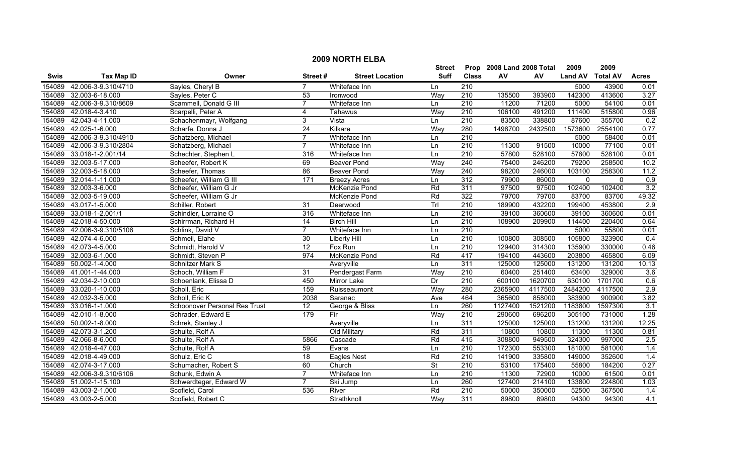# 2009 NORTH ELBA

| Swis | Tax Map ID | Owner | Street # | Street Location | Street Suff | Prop Class | 2008 Land AV | 2008 Total AV | 2009 Land AV | 2009 Total AV | Acres |
|---|---|---|---|---|---|---|---|---|---|---|---|
| 154089 | 42.006-3-9.310/4710 | Sayles, Cheryl B | 7 | Whiteface Inn | Ln | 210 | | | 5000 | 43900 | 0.01 |
| 154089 | 32.003-6-18.000 | Sayles, Peter C | 53 | Ironwood | Way | 210 | 135500 | 393900 | 142300 | 413600 | 3.27 |
| 154089 | 42.006-3-9.310/8609 | Scammell, Donald G III | 7 | Whiteface Inn | Ln | 210 | 11200 | 71200 | 5000 | 54100 | 0.01 |
| 154089 | 42.018-4-3.410 | Scarpelli, Peter A | 4 | Tahawus | Way | 210 | 106100 | 491200 | 111400 | 515800 | 0.96 |
| 154089 | 42.043-4-11.000 | Schachenmayr, Wolfgang | 3 | Vista | Ln | 210 | 83500 | 338800 | 87600 | 355700 | 0.2 |
| 154089 | 42.025-1-6.000 | Scharfe, Donna J | 24 | Kilkare | Way | 280 | 1498700 | 2432500 | 1573600 | 2554100 | 0.77 |
| 154089 | 42.006-3-9.310/4910 | Schatzberg, Michael | 7 | Whiteface Inn | Ln | 210 | | | 5000 | 58400 | 0.01 |
| 154089 | 42.006-3-9.310/2804 | Schatzberg, Michael | 7 | Whiteface Inn | Ln | 210 | 11300 | 91500 | 10000 | 77100 | 0.01 |
| 154089 | 33.018-1-2.001/14 | Schechter, Stephen L | 316 | Whiteface Inn | Ln | 210 | 57800 | 528100 | 57800 | 528100 | 0.01 |
| 154089 | 32.003-5-17.000 | Scheefer, Robert K | 69 | Beaver Pond | Way | 240 | 75400 | 246200 | 79200 | 258500 | 10.2 |
| 154089 | 32.003-5-18.000 | Scheefer, Thomas | 86 | Beaver Pond | Way | 240 | 98200 | 246000 | 103100 | 258300 | 11.2 |
| 154089 | 32.014-1-11.000 | Scheefer, William G III | 171 | Breezy Acres | Ln | 312 | 79900 | 86000 | 0 | 0 | 0.9 |
| 154089 | 32.003-3-6.000 | Scheefer, William G Jr | | McKenzie Pond | Rd | 311 | 97500 | 97500 | 102400 | 102400 | 3.2 |
| 154089 | 32.003-5-19.000 | Scheefer, William G Jr | | McKenzie Pond | Rd | 322 | 79700 | 79700 | 83700 | 83700 | 49.32 |
| 154089 | 43.017-1-5.000 | Schiller, Robert | 31 | Deerwood | Trl | 210 | 189900 | 432200 | 199400 | 453800 | 2.9 |
| 154089 | 33.018-1-2.001/1 | Schindler, Lorraine O | 316 | Whiteface Inn | Ln | 210 | 39100 | 360600 | 39100 | 360600 | 0.01 |
| 154089 | 42.018-4-50.000 | Schirrman, Richard H | 14 | Birch Hill | Ln | 210 | 108900 | 209900 | 114400 | 220400 | 0.64 |
| 154089 | 42.006-3-9.310/5108 | Schlink, David V | 7 | Whiteface Inn | Ln | 210 | | | 5000 | 55800 | 0.01 |
| 154089 | 42.074-4-6.000 | Schmeil, Elahe | 30 | Liberty Hill | Ln | 210 | 100800 | 308500 | 105800 | 323900 | 0.4 |
| 154089 | 42.073-4-5.000 | Schmidt, Harold V | 12 | Fox Run | Ln | 210 | 129400 | 314300 | 135900 | 330000 | 0.46 |
| 154089 | 32.003-6-1.000 | Schmidt, Steven P | 974 | McKenzie Pond | Rd | 417 | 194100 | 443600 | 203800 | 465800 | 6.09 |
| 154089 | 50.002-1-4.000 | Schnitzer Mark S | | Averyville | Ln | 311 | 125000 | 125000 | 131200 | 131200 | 10.13 |
| 154089 | 41.001-1-44.000 | Schoch, William F | 31 | Pendergast Farm | Way | 210 | 60400 | 251400 | 63400 | 329000 | 3.6 |
| 154089 | 42.034-2-10.000 | Schoenlank, Elissa D | 450 | Mirror Lake | Dr | 210 | 600100 | 1620700 | 630100 | 1701700 | 0.6 |
| 154089 | 33.020-1-10.000 | Scholl, Eric | 159 | Ruisseaumont | Way | 280 | 2365900 | 4117500 | 2484200 | 4117500 | 2.9 |
| 154089 | 42.032-3-5.000 | Scholl, Eric K | 2038 | Saranac | Ave | 464 | 365600 | 858000 | 383900 | 900900 | 3.82 |
| 154089 | 33.016-1-1.000 | Schoonover Personal Res Trust | 12 | George & Bliss | Ln | 260 | 1127400 | 1521200 | 1183800 | 1597300 | 3.1 |
| 154089 | 42.010-1-8.000 | Schrader, Edward E | 179 | Fir | Way | 210 | 290600 | 696200 | 305100 | 731000 | 1.28 |
| 154089 | 50.002-1-8.000 | Schrek, Stanley J | | Averyville | Ln | 311 | 125000 | 125000 | 131200 | 131200 | 12.25 |
| 154089 | 42.073-3-1.200 | Schulte, Rolf A | | Old Military | Rd | 311 | 10800 | 10800 | 11300 | 11300 | 0.81 |
| 154089 | 42.066-8-6.000 | Schulte, Rolf A | 5866 | Cascade | Rd | 415 | 308800 | 949500 | 324300 | 997000 | 2.5 |
| 154089 | 42.018-4-47.000 | Schulte, Rolf A | 59 | Evans | Ln | 210 | 172300 | 553300 | 181000 | 581000 | 1.4 |
| 154089 | 42.018-4-49.000 | Schulz, Eric C | 18 | Eagles Nest | Rd | 210 | 141900 | 335800 | 149000 | 352600 | 1.4 |
| 154089 | 42.074-3-17.000 | Schumacher, Robert S | 60 | Church | St | 210 | 53100 | 175400 | 55800 | 184200 | 0.27 |
| 154089 | 42.006-3-9.310/6106 | Schunk, Edwin A | 7 | Whiteface Inn | Ln | 210 | 11300 | 72900 | 10000 | 61500 | 0.01 |
| 154089 | 51.002-1-15.100 | Schwerdteger, Edward W | 7 | Ski Jump | Ln | 260 | 127400 | 214100 | 133800 | 224800 | 1.03 |
| 154089 | 43.003-2-1.000 | Scofield, Carol | 536 | River | Rd | 210 | 50000 | 350000 | 52500 | 367500 | 1.4 |
| 154089 | 43.003-2-5.000 | Scofield, Robert C | | Strathknoll | Way | 311 | 89800 | 89800 | 94300 | 94300 | 4.1 |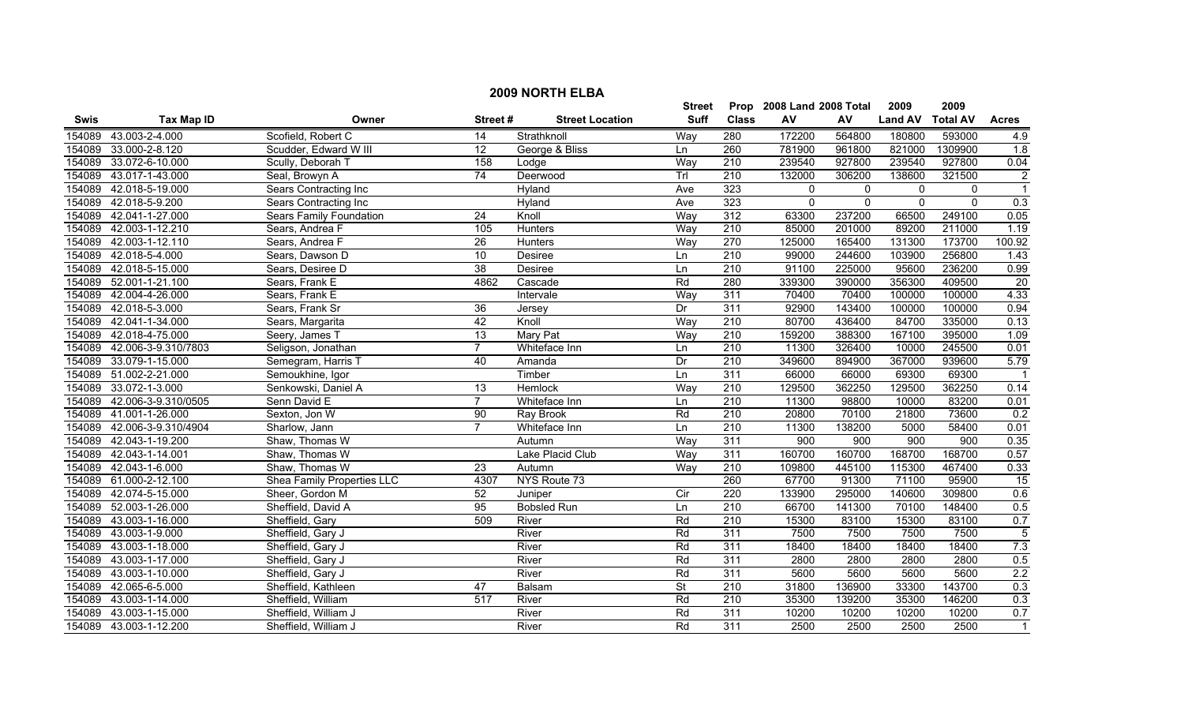# 2009 NORTH ELBA

| Swis | Tax Map ID | Owner | Street # | Street Location | Street Suff | Prop Class | 2008 Land AV | 2008 Total AV | 2009 Land AV | 2009 Total AV | Acres |
|---|---|---|---|---|---|---|---|---|---|---|---|
| 154089 | 43.003-2-4.000 | Scofield, Robert C | 14 | Strathknoll | Way | 280 | 172200 | 564800 | 180800 | 593000 | 4.9 |
| 154089 | 33.000-2-8.120 | Scudder, Edward W III | 12 | George & Bliss | Ln | 260 | 781900 | 961800 | 821000 | 1309900 | 1.8 |
| 154089 | 33.072-6-10.000 | Scully, Deborah T | 158 | Lodge | Way | 210 | 239540 | 927800 | 239540 | 927800 | 0.04 |
| 154089 | 43.017-1-43.000 | Seal, Browyn A | 74 | Deerwood | Trl | 210 | 132000 | 306200 | 138600 | 321500 | 2 |
| 154089 | 42.018-5-19.000 | Sears Contracting Inc | | Hyland | Ave | 323 | 0 | 0 | 0 | 0 | 1 |
| 154089 | 42.018-5-9.200 | Sears Contracting Inc | | Hyland | Ave | 323 | 0 | 0 | 0 | 0 | 0.3 |
| 154089 | 42.041-1-27.000 | Sears Family Foundation | 24 | Knoll | Way | 312 | 63300 | 237200 | 66500 | 249100 | 0.05 |
| 154089 | 42.003-1-12.210 | Sears, Andrea F | 105 | Hunters | Way | 210 | 85000 | 201000 | 89200 | 211000 | 1.19 |
| 154089 | 42.003-1-12.110 | Sears, Andrea F | 26 | Hunters | Way | 270 | 125000 | 165400 | 131300 | 173700 | 100.92 |
| 154089 | 42.018-5-4.000 | Sears, Dawson D | 10 | Desiree | Ln | 210 | 99000 | 244600 | 103900 | 256800 | 1.43 |
| 154089 | 42.018-5-15.000 | Sears, Desiree D | 38 | Desiree | Ln | 210 | 91100 | 225000 | 95600 | 236200 | 0.99 |
| 154089 | 52.001-1-21.100 | Sears, Frank E | 4862 | Cascade | Rd | 280 | 339300 | 390000 | 356300 | 409500 | 20 |
| 154089 | 42.004-4-26.000 | Sears, Frank E | | Intervale | Way | 311 | 70400 | 70400 | 100000 | 100000 | 4.33 |
| 154089 | 42.018-5-3.000 | Sears, Frank Sr | 36 | Jersey | Dr | 311 | 92900 | 143400 | 100000 | 100000 | 0.94 |
| 154089 | 42.041-1-34.000 | Sears, Margarita | 42 | Knoll | Way | 210 | 80700 | 436400 | 84700 | 335000 | 0.13 |
| 154089 | 42.018-4-75.000 | Seery, James T | 13 | Mary Pat | Way | 210 | 159200 | 388300 | 167100 | 395000 | 1.09 |
| 154089 | 42.006-3-9.310/7803 | Seligson, Jonathan | 7 | Whiteface Inn | Ln | 210 | 11300 | 326400 | 10000 | 245500 | 0.01 |
| 154089 | 33.079-1-15.000 | Semegram, Harris T | 40 | Amanda | Dr | 210 | 349600 | 894900 | 367000 | 939600 | 5.79 |
| 154089 | 51.002-2-21.000 | Semoukhine, Igor | | Timber | Ln | 311 | 66000 | 66000 | 69300 | 69300 | 1 |
| 154089 | 33.072-1-3.000 | Senkowski, Daniel A | 13 | Hemlock | Way | 210 | 129500 | 362250 | 129500 | 362250 | 0.14 |
| 154089 | 42.006-3-9.310/0505 | Senn David E | 7 | Whiteface Inn | Ln | 210 | 11300 | 98800 | 10000 | 83200 | 0.01 |
| 154089 | 41.001-1-26.000 | Sexton, Jon W | 90 | Ray Brook | Rd | 210 | 20800 | 70100 | 21800 | 73600 | 0.2 |
| 154089 | 42.006-3-9.310/4904 | Sharlow, Jann | 7 | Whiteface Inn | Ln | 210 | 11300 | 138200 | 5000 | 58400 | 0.01 |
| 154089 | 42.043-1-19.200 | Shaw, Thomas W | | Autumn | Way | 311 | 900 | 900 | 900 | 900 | 0.35 |
| 154089 | 42.043-1-14.001 | Shaw, Thomas W | | Lake Placid Club | Way | 311 | 160700 | 160700 | 168700 | 168700 | 0.57 |
| 154089 | 42.043-1-6.000 | Shaw, Thomas W | 23 | Autumn | Way | 210 | 109800 | 445100 | 115300 | 467400 | 0.33 |
| 154089 | 61.000-2-12.100 | Shea Family Properties LLC | 4307 | NYS Route 73 | | 260 | 67700 | 91300 | 71100 | 95900 | 15 |
| 154089 | 42.074-5-15.000 | Sheer, Gordon M | 52 | Juniper | Cir | 220 | 133900 | 295000 | 140600 | 309800 | 0.6 |
| 154089 | 52.003-1-26.000 | Sheffield, David A | 95 | Bobsled Run | Ln | 210 | 66700 | 141300 | 70100 | 148400 | 0.5 |
| 154089 | 43.003-1-16.000 | Sheffield, Gary | 509 | River | Rd | 210 | 15300 | 83100 | 15300 | 83100 | 0.7 |
| 154089 | 43.003-1-9.000 | Sheffield, Gary J | | River | Rd | 311 | 7500 | 7500 | 7500 | 7500 | 5 |
| 154089 | 43.003-1-18.000 | Sheffield, Gary J | | River | Rd | 311 | 18400 | 18400 | 18400 | 18400 | 7.3 |
| 154089 | 43.003-1-17.000 | Sheffield, Gary J | | River | Rd | 311 | 2800 | 2800 | 2800 | 2800 | 0.5 |
| 154089 | 43.003-1-10.000 | Sheffield, Gary J | | River | Rd | 311 | 5600 | 5600 | 5600 | 5600 | 2.2 |
| 154089 | 42.065-6-5.000 | Sheffield, Kathleen | 47 | Balsam | St | 210 | 31800 | 136900 | 33300 | 143700 | 0.3 |
| 154089 | 43.003-1-14.000 | Sheffield, William | 517 | River | Rd | 210 | 35300 | 139200 | 35300 | 146200 | 0.3 |
| 154089 | 43.003-1-15.000 | Sheffield, William J | | River | Rd | 311 | 10200 | 10200 | 10200 | 10200 | 0.7 |
| 154089 | 43.003-1-12.200 | Sheffield, William J | | River | Rd | 311 | 2500 | 2500 | 2500 | 2500 | 1 |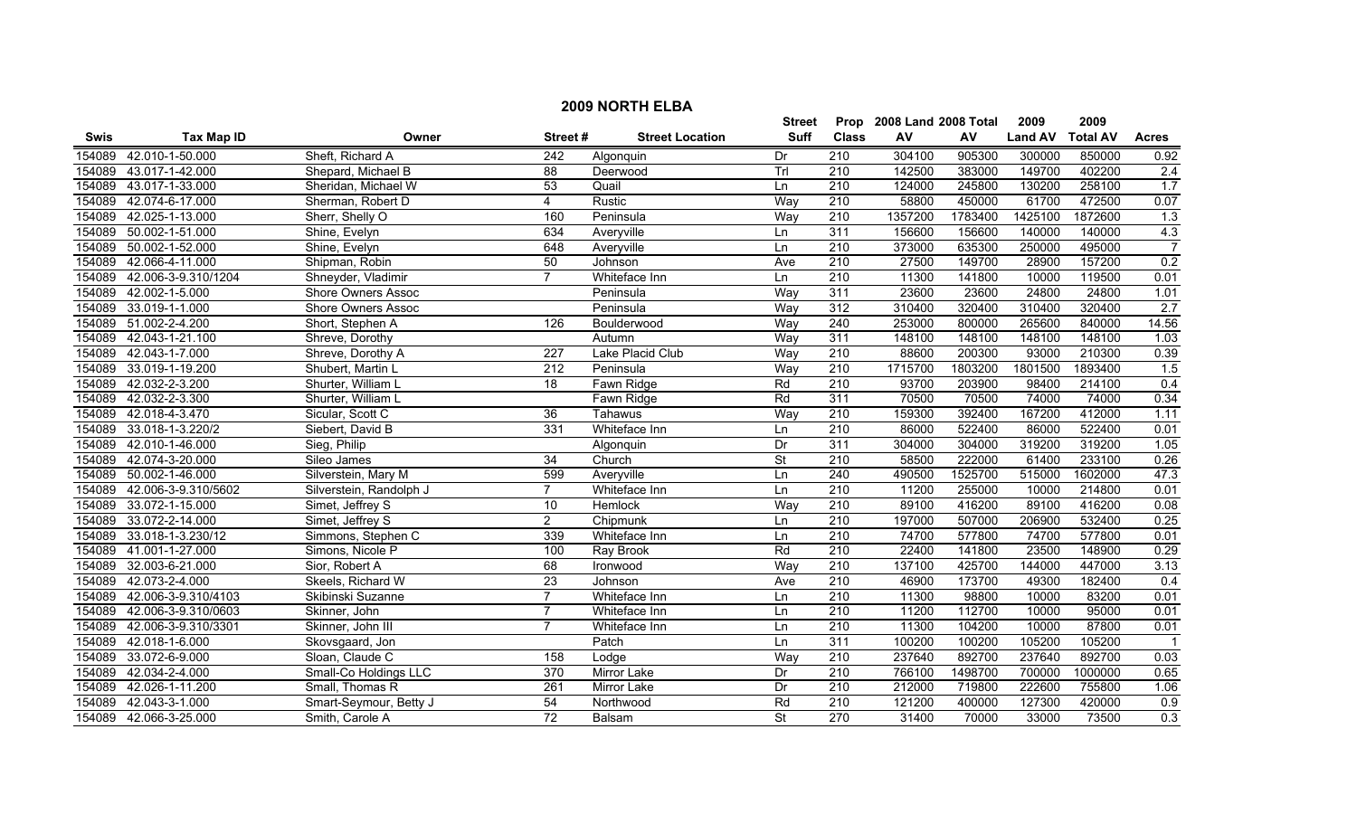## 2009 NORTH ELBA

| Swis | Tax Map ID | Owner | Street # | Street Location | Street Suff | Prop Class | 2008 Land AV | 2008 Total AV | 2009 Land AV | 2009 Total AV | Acres |
|---|---|---|---|---|---|---|---|---|---|---|---|
| 154089 | 42.010-1-50.000 | Sheft, Richard A | 242 | Algonquin | Dr | 210 | 304100 | 905300 | 300000 | 850000 | 0.92 |
| 154089 | 43.017-1-42.000 | Shepard, Michael B | 88 | Deerwood | Trl | 210 | 142500 | 383000 | 149700 | 402200 | 2.4 |
| 154089 | 43.017-1-33.000 | Sheridan, Michael W | 53 | Quail | Ln | 210 | 124000 | 245800 | 130200 | 258100 | 1.7 |
| 154089 | 42.074-6-17.000 | Sherman, Robert D | 4 | Rustic | Way | 210 | 58800 | 450000 | 61700 | 472500 | 0.07 |
| 154089 | 42.025-1-13.000 | Sherr, Shelly O | 160 | Peninsula | Way | 210 | 1357200 | 1783400 | 1425100 | 1872600 | 1.3 |
| 154089 | 50.002-1-51.000 | Shine, Evelyn | 634 | Averyville | Ln | 311 | 156600 | 156600 | 140000 | 140000 | 4.3 |
| 154089 | 50.002-1-52.000 | Shine, Evelyn | 648 | Averyville | Ln | 210 | 373000 | 635300 | 250000 | 495000 | 7 |
| 154089 | 42.066-4-11.000 | Shipman, Robin | 50 | Johnson | Ave | 210 | 27500 | 149700 | 28900 | 157200 | 0.2 |
| 154089 | 42.006-3-9.310/1204 | Shneyder, Vladimir | 7 | Whiteface Inn | Ln | 210 | 11300 | 141800 | 10000 | 119500 | 0.01 |
| 154089 | 42.002-1-5.000 | Shore Owners Assoc | | Peninsula | Way | 311 | 23600 | 23600 | 24800 | 24800 | 1.01 |
| 154089 | 33.019-1-1.000 | Shore Owners Assoc | | Peninsula | Way | 312 | 310400 | 320400 | 310400 | 320400 | 2.7 |
| 154089 | 51.002-2-4.200 | Short, Stephen A | 126 | Boulderwood | Way | 240 | 253000 | 800000 | 265600 | 840000 | 14.56 |
| 154089 | 42.043-1-21.100 | Shreve, Dorothy | | Autumn | Way | 311 | 148100 | 148100 | 148100 | 148100 | 1.03 |
| 154089 | 42.043-1-7.000 | Shreve, Dorothy A | 227 | Lake Placid Club | Way | 210 | 88600 | 200300 | 93000 | 210300 | 0.39 |
| 154089 | 33.019-1-19.200 | Shubert, Martin L | 212 | Peninsula | Way | 210 | 1715700 | 1803200 | 1801500 | 1893400 | 1.5 |
| 154089 | 42.032-2-3.200 | Shurter, William L | 18 | Fawn Ridge | Rd | 210 | 93700 | 203900 | 98400 | 214100 | 0.4 |
| 154089 | 42.032-2-3.300 | Shurter, William L | | Fawn Ridge | Rd | 311 | 70500 | 70500 | 74000 | 74000 | 0.34 |
| 154089 | 42.018-4-3.470 | Sicular, Scott C | 36 | Tahawus | Way | 210 | 159300 | 392400 | 167200 | 412000 | 1.11 |
| 154089 | 33.018-1-3.220/2 | Siebert, David B | 331 | Whiteface Inn | Ln | 210 | 86000 | 522400 | 86000 | 522400 | 0.01 |
| 154089 | 42.010-1-46.000 | Sieg, Philip | | Algonquin | Dr | 311 | 304000 | 304000 | 319200 | 319200 | 1.05 |
| 154089 | 42.074-3-20.000 | Sileo James | 34 | Church | St | 210 | 58500 | 222000 | 61400 | 233100 | 0.26 |
| 154089 | 50.002-1-46.000 | Silverstein, Mary M | 599 | Averyville | Ln | 240 | 490500 | 1525700 | 515000 | 1602000 | 47.3 |
| 154089 | 42.006-3-9.310/5602 | Silverstein, Randolph J | 7 | Whiteface Inn | Ln | 210 | 11200 | 255000 | 10000 | 214800 | 0.01 |
| 154089 | 33.072-1-15.000 | Simet, Jeffrey S | 10 | Hemlock | Way | 210 | 89100 | 416200 | 89100 | 416200 | 0.08 |
| 154089 | 33.072-2-14.000 | Simet, Jeffrey S | 2 | Chipmunk | Ln | 210 | 197000 | 507000 | 206900 | 532400 | 0.25 |
| 154089 | 33.018-1-3.230/12 | Simmons, Stephen C | 339 | Whiteface Inn | Ln | 210 | 74700 | 577800 | 74700 | 577800 | 0.01 |
| 154089 | 41.001-1-27.000 | Simons, Nicole P | 100 | Ray Brook | Rd | 210 | 22400 | 141800 | 23500 | 148900 | 0.29 |
| 154089 | 32.003-6-21.000 | Sior, Robert A | 68 | Ironwood | Way | 210 | 137100 | 425700 | 144000 | 447000 | 3.13 |
| 154089 | 42.073-2-4.000 | Skeels, Richard W | 23 | Johnson | Ave | 210 | 46900 | 173700 | 49300 | 182400 | 0.4 |
| 154089 | 42.006-3-9.310/4103 | Skibinski Suzanne | 7 | Whiteface Inn | Ln | 210 | 11300 | 98800 | 10000 | 83200 | 0.01 |
| 154089 | 42.006-3-9.310/0603 | Skinner, John | 7 | Whiteface Inn | Ln | 210 | 11200 | 112700 | 10000 | 95000 | 0.01 |
| 154089 | 42.006-3-9.310/3301 | Skinner, John III | 7 | Whiteface Inn | Ln | 210 | 11300 | 104200 | 10000 | 87800 | 0.01 |
| 154089 | 42.018-1-6.000 | Skovsgaard, Jon | | Patch | Ln | 311 | 100200 | 100200 | 105200 | 105200 | 1 |
| 154089 | 33.072-6-9.000 | Sloan, Claude C | 158 | Lodge | Way | 210 | 237640 | 892700 | 237640 | 892700 | 0.03 |
| 154089 | 42.034-2-4.000 | Small-Co Holdings LLC | 370 | Mirror Lake | Dr | 210 | 766100 | 1498700 | 700000 | 1000000 | 0.65 |
| 154089 | 42.026-1-11.200 | Small, Thomas R | 261 | Mirror Lake | Dr | 210 | 212000 | 719800 | 222600 | 755800 | 1.06 |
| 154089 | 42.043-3-1.000 | Smart-Seymour, Betty J | 54 | Northwood | Rd | 210 | 121200 | 400000 | 127300 | 420000 | 0.9 |
| 154089 | 42.066-3-25.000 | Smith, Carole A | 72 | Balsam | St | 270 | 31400 | 70000 | 33000 | 73500 | 0.3 |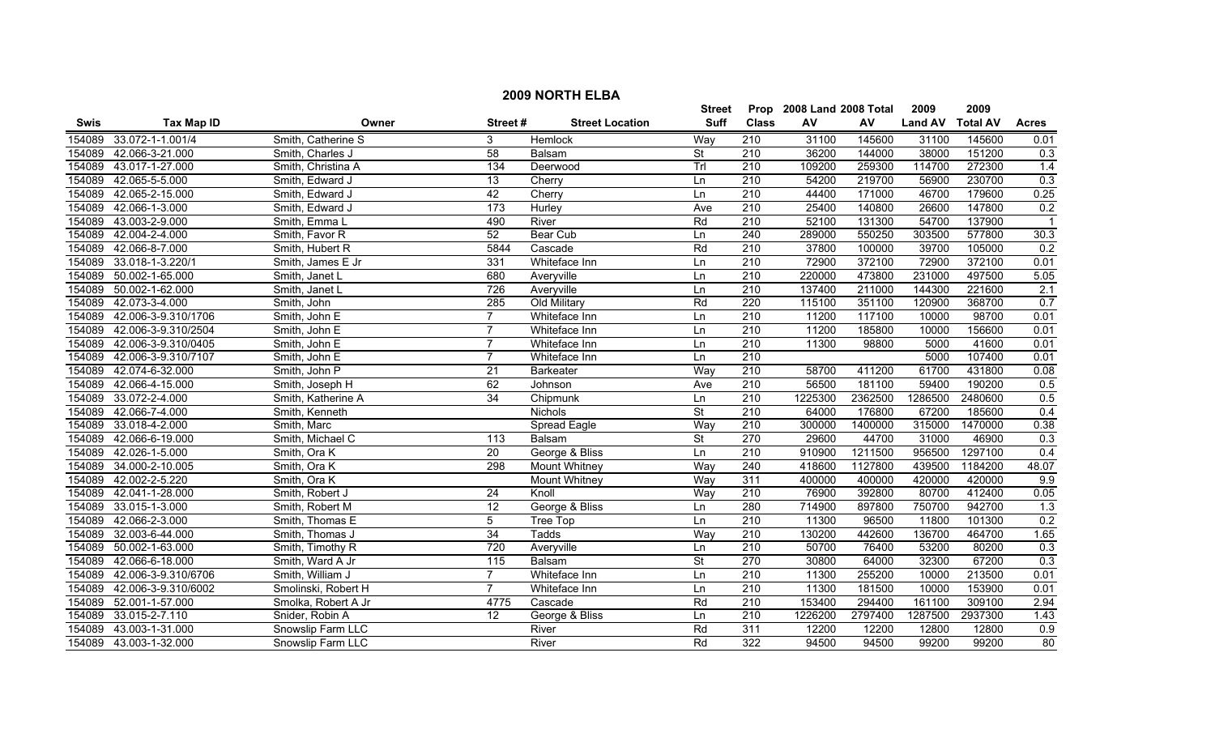# 2009 NORTH ELBA

| Swis | Tax Map ID | Owner | Street # | Street Location | Street Suff | Prop Class | 2008 Land AV | 2008 Total AV | 2009 Land AV | 2009 Total AV | Acres |
|---|---|---|---|---|---|---|---|---|---|---|---|
| 154089 | 33.072-1-1.001/4 | Smith, Catherine S | 3 | Hemlock | Way | 210 | 31100 | 145600 | 31100 | 145600 | 0.01 |
| 154089 | 42.066-3-21.000 | Smith, Charles J | 58 | Balsam | St | 210 | 36200 | 144000 | 38000 | 151200 | 0.3 |
| 154089 | 43.017-1-27.000 | Smith, Christina A | 134 | Deerwood | Trl | 210 | 109200 | 259300 | 114700 | 272300 | 1.4 |
| 154089 | 42.065-5-5.000 | Smith, Edward J | 13 | Cherry | Ln | 210 | 54200 | 219700 | 56900 | 230700 | 0.3 |
| 154089 | 42.065-2-15.000 | Smith, Edward J | 42 | Cherry | Ln | 210 | 44400 | 171000 | 46700 | 179600 | 0.25 |
| 154089 | 42.066-1-3.000 | Smith, Edward J | 173 | Hurley | Ave | 210 | 25400 | 140800 | 26600 | 147800 | 0.2 |
| 154089 | 43.003-2-9.000 | Smith, Emma L | 490 | River | Rd | 210 | 52100 | 131300 | 54700 | 137900 | 1 |
| 154089 | 42.004-2-4.000 | Smith, Favor R | 52 | Bear Cub | Ln | 240 | 289000 | 550250 | 303500 | 577800 | 30.3 |
| 154089 | 42.066-8-7.000 | Smith, Hubert R | 5844 | Cascade | Rd | 210 | 37800 | 100000 | 39700 | 105000 | 0.2 |
| 154089 | 33.018-1-3.220/1 | Smith, James E Jr | 331 | Whiteface Inn | Ln | 210 | 72900 | 372100 | 72900 | 372100 | 0.01 |
| 154089 | 50.002-1-65.000 | Smith, Janet L | 680 | Averyville | Ln | 210 | 220000 | 473800 | 231000 | 497500 | 5.05 |
| 154089 | 50.002-1-62.000 | Smith, Janet L | 726 | Averyville | Ln | 210 | 137400 | 211000 | 144300 | 221600 | 2.1 |
| 154089 | 42.073-3-4.000 | Smith, John | 285 | Old Military | Rd | 220 | 115100 | 351100 | 120900 | 368700 | 0.7 |
| 154089 | 42.006-3-9.310/1706 | Smith, John E | 7 | Whiteface Inn | Ln | 210 | 11200 | 117100 | 10000 | 98700 | 0.01 |
| 154089 | 42.006-3-9.310/2504 | Smith, John E | 7 | Whiteface Inn | Ln | 210 | 11200 | 185800 | 10000 | 156600 | 0.01 |
| 154089 | 42.006-3-9.310/0405 | Smith, John E | 7 | Whiteface Inn | Ln | 210 | 11300 | 98800 | 5000 | 41600 | 0.01 |
| 154089 | 42.006-3-9.310/7107 | Smith, John E | 7 | Whiteface Inn | Ln | 210 | | | 5000 | 107400 | 0.01 |
| 154089 | 42.074-6-32.000 | Smith, John P | 21 | Barkeater | Way | 210 | 58700 | 411200 | 61700 | 431800 | 0.08 |
| 154089 | 42.066-4-15.000 | Smith, Joseph H | 62 | Johnson | Ave | 210 | 56500 | 181100 | 59400 | 190200 | 0.5 |
| 154089 | 33.072-2-4.000 | Smith, Katherine A | 34 | Chipmunk | Ln | 210 | 1225300 | 2362500 | 1286500 | 2480600 | 0.5 |
| 154089 | 42.066-7-4.000 | Smith, Kenneth | | Nichols | St | 210 | 64000 | 176800 | 67200 | 185600 | 0.4 |
| 154089 | 33.018-4-2.000 | Smith, Marc | | Spread Eagle | Way | 210 | 300000 | 1400000 | 315000 | 1470000 | 0.38 |
| 154089 | 42.066-6-19.000 | Smith, Michael C | 113 | Balsam | St | 270 | 29600 | 44700 | 31000 | 46900 | 0.3 |
| 154089 | 42.026-1-5.000 | Smith, Ora K | 20 | George & Bliss | Ln | 210 | 910900 | 1211500 | 956500 | 1297100 | 0.4 |
| 154089 | 34.000-2-10.005 | Smith, Ora K | 298 | Mount Whitney | Way | 240 | 418600 | 1127800 | 439500 | 1184200 | 48.07 |
| 154089 | 42.002-2-5.220 | Smith, Ora K | | Mount Whitney | Way | 311 | 400000 | 400000 | 420000 | 420000 | 9.9 |
| 154089 | 42.041-1-28.000 | Smith, Robert J | 24 | Knoll | Way | 210 | 76900 | 392800 | 80700 | 412400 | 0.05 |
| 154089 | 33.015-1-3.000 | Smith, Robert M | 12 | George & Bliss | Ln | 280 | 714900 | 897800 | 750700 | 942700 | 1.3 |
| 154089 | 42.066-2-3.000 | Smith, Thomas E | 5 | Tree Top | Ln | 210 | 11300 | 96500 | 11800 | 101300 | 0.2 |
| 154089 | 32.003-6-44.000 | Smith, Thomas J | 34 | Tadds | Way | 210 | 130200 | 442600 | 136700 | 464700 | 1.65 |
| 154089 | 50.002-1-63.000 | Smith, Timothy R | 720 | Averyville | Ln | 210 | 50700 | 76400 | 53200 | 80200 | 0.3 |
| 154089 | 42.066-6-18.000 | Smith, Ward A Jr | 115 | Balsam | St | 270 | 30800 | 64000 | 32300 | 67200 | 0.3 |
| 154089 | 42.006-3-9.310/6706 | Smith, William J | 7 | Whiteface Inn | Ln | 210 | 11300 | 255200 | 10000 | 213500 | 0.01 |
| 154089 | 42.006-3-9.310/6002 | Smolinski, Robert H | 7 | Whiteface Inn | Ln | 210 | 11300 | 181500 | 10000 | 153900 | 0.01 |
| 154089 | 52.001-1-57.000 | Smolka, Robert A Jr | 4775 | Cascade | Rd | 210 | 153400 | 294400 | 161100 | 309100 | 2.94 |
| 154089 | 33.015-2-7.110 | Snider, Robin A | 12 | George & Bliss | Ln | 210 | 1226200 | 2797400 | 1287500 | 2937300 | 1.43 |
| 154089 | 43.003-1-31.000 | Snowslip Farm LLC | | River | Rd | 311 | 12200 | 12200 | 12800 | 12800 | 0.9 |
| 154089 | 43.003-1-32.000 | Snowslip Farm LLC | | River | Rd | 322 | 94500 | 94500 | 99200 | 99200 | 80 |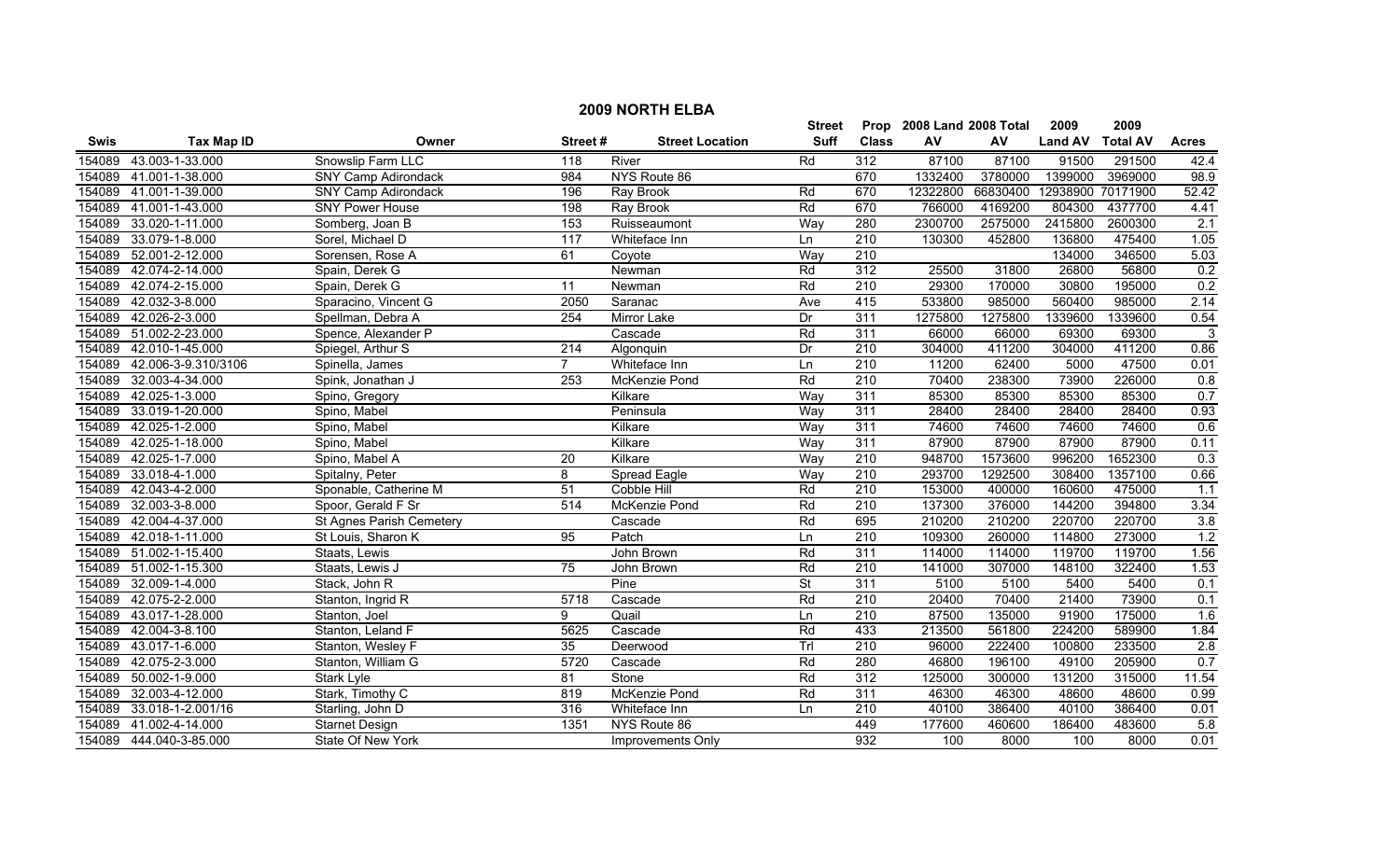# 2009 NORTH ELBA

| Swis | Tax Map ID | Owner | Street # | Street Location | Street Suff | Prop Class | 2008 Land AV | 2008 Total AV | 2009 Land AV | 2009 Total AV | Acres |
|---|---|---|---|---|---|---|---|---|---|---|---|
| 154089 | 43.003-1-33.000 | Snowslip Farm LLC | 118 | River | Rd | 312 | 87100 | 87100 | 91500 | 291500 | 42.4 |
| 154089 | 41.001-1-38.000 | SNY Camp Adirondack | 984 | NYS Route 86 | | 670 | 1332400 | 3780000 | 1399000 | 3969000 | 98.9 |
| 154089 | 41.001-1-39.000 | SNY Camp Adirondack | 196 | Ray Brook | Rd | 670 | 12322800 | 66830400 | 12938900 | 70171900 | 52.42 |
| 154089 | 41.001-1-43.000 | SNY Power House | 198 | Ray Brook | Rd | 670 | 766000 | 4169200 | 804300 | 4377700 | 4.41 |
| 154089 | 33.020-1-11.000 | Somberg, Joan B | 153 | Ruisseaumont | Way | 280 | 2300700 | 2575000 | 2415800 | 2600300 | 2.1 |
| 154089 | 33.079-1-8.000 | Sorel, Michael D | 117 | Whiteface Inn | Ln | 210 | 130300 | 452800 | 136800 | 475400 | 1.05 |
| 154089 | 52.001-2-12.000 | Sorensen, Rose A | 61 | Coyote | Way | 210 | | | 134000 | 346500 | 5.03 |
| 154089 | 42.074-2-14.000 | Spain, Derek G | | Newman | Rd | 312 | 25500 | 31800 | 26800 | 56800 | 0.2 |
| 154089 | 42.074-2-15.000 | Spain, Derek G | 11 | Newman | Rd | 210 | 29300 | 170000 | 30800 | 195000 | 0.2 |
| 154089 | 42.032-3-8.000 | Sparacino, Vincent G | 2050 | Saranac | Ave | 415 | 533800 | 985000 | 560400 | 985000 | 2.14 |
| 154089 | 42.026-2-3.000 | Spellman, Debra A | 254 | Mirror Lake | Dr | 311 | 1275800 | 1275800 | 1339600 | 1339600 | 0.54 |
| 154089 | 51.002-2-23.000 | Spence, Alexander P | | Cascade | Rd | 311 | 66000 | 66000 | 69300 | 69300 | 3 |
| 154089 | 42.010-1-45.000 | Spiegel, Arthur S | 214 | Algonquin | Dr | 210 | 304000 | 411200 | 304000 | 411200 | 0.86 |
| 154089 | 42.006-3-9.310/3106 | Spinella, James | 7 | Whiteface Inn | Ln | 210 | 11200 | 62400 | 5000 | 47500 | 0.01 |
| 154089 | 32.003-4-34.000 | Spink, Jonathan J | 253 | McKenzie Pond | Rd | 210 | 70400 | 238300 | 73900 | 226000 | 0.8 |
| 154089 | 42.025-1-3.000 | Spino, Gregory | | Kilkare | Way | 311 | 85300 | 85300 | 85300 | 85300 | 0.7 |
| 154089 | 33.019-1-20.000 | Spino, Mabel | | Peninsula | Way | 311 | 28400 | 28400 | 28400 | 28400 | 0.93 |
| 154089 | 42.025-1-2.000 | Spino, Mabel | | Kilkare | Way | 311 | 74600 | 74600 | 74600 | 74600 | 0.6 |
| 154089 | 42.025-1-18.000 | Spino, Mabel | | Kilkare | Way | 311 | 87900 | 87900 | 87900 | 87900 | 0.11 |
| 154089 | 42.025-1-7.000 | Spino, Mabel A | 20 | Kilkare | Way | 210 | 948700 | 1573600 | 996200 | 1652300 | 0.3 |
| 154089 | 33.018-4-1.000 | Spitalny, Peter | 8 | Spread Eagle | Way | 210 | 293700 | 1292500 | 308400 | 1357100 | 0.66 |
| 154089 | 42.043-4-2.000 | Sponable, Catherine M | 51 | Cobble Hill | Rd | 210 | 153000 | 400000 | 160600 | 475000 | 1.1 |
| 154089 | 32.003-3-8.000 | Spoor, Gerald F Sr | 514 | McKenzie Pond | Rd | 210 | 137300 | 376000 | 144200 | 394800 | 3.34 |
| 154089 | 42.004-4-37.000 | St Agnes Parish Cemetery | | Cascade | Rd | 695 | 210200 | 210200 | 220700 | 220700 | 3.8 |
| 154089 | 42.018-1-11.000 | St Louis, Sharon K | 95 | Patch | Ln | 210 | 109300 | 260000 | 114800 | 273000 | 1.2 |
| 154089 | 51.002-1-15.400 | Staats, Lewis | | John Brown | Rd | 311 | 114000 | 114000 | 119700 | 119700 | 1.56 |
| 154089 | 51.002-1-15.300 | Staats, Lewis J | 75 | John Brown | Rd | 210 | 141000 | 307000 | 148100 | 322400 | 1.53 |
| 154089 | 32.009-1-4.000 | Stack, John R | | Pine | St | 311 | 5100 | 5100 | 5400 | 5400 | 0.1 |
| 154089 | 42.075-2-2.000 | Stanton, Ingrid R | 5718 | Cascade | Rd | 210 | 20400 | 70400 | 21400 | 73900 | 0.1 |
| 154089 | 43.017-1-28.000 | Stanton, Joel | 9 | Quail | Ln | 210 | 87500 | 135000 | 91900 | 175000 | 1.6 |
| 154089 | 42.004-3-8.100 | Stanton, Leland F | 5625 | Cascade | Rd | 433 | 213500 | 561800 | 224200 | 589900 | 1.84 |
| 154089 | 43.017-1-6.000 | Stanton, Wesley F | 35 | Deerwood | Trl | 210 | 96000 | 222400 | 100800 | 233500 | 2.8 |
| 154089 | 42.075-2-3.000 | Stanton, William G | 5720 | Cascade | Rd | 280 | 46800 | 196100 | 49100 | 205900 | 0.7 |
| 154089 | 50.002-1-9.000 | Stark Lyle | 81 | Stone | Rd | 312 | 125000 | 300000 | 131200 | 315000 | 11.54 |
| 154089 | 32.003-4-12.000 | Stark, Timothy C | 819 | McKenzie Pond | Rd | 311 | 46300 | 46300 | 48600 | 48600 | 0.99 |
| 154089 | 33.018-1-2.001/16 | Starling, John D | 316 | Whiteface Inn | Ln | 210 | 40100 | 386400 | 40100 | 386400 | 0.01 |
| 154089 | 41.002-4-14.000 | Starnet Design | 1351 | NYS Route 86 | | 449 | 177600 | 460600 | 186400 | 483600 | 5.8 |
| 154089 | 444.040-3-85.000 | State Of New York | | Improvements Only | | 932 | 100 | 8000 | 100 | 8000 | 0.01 |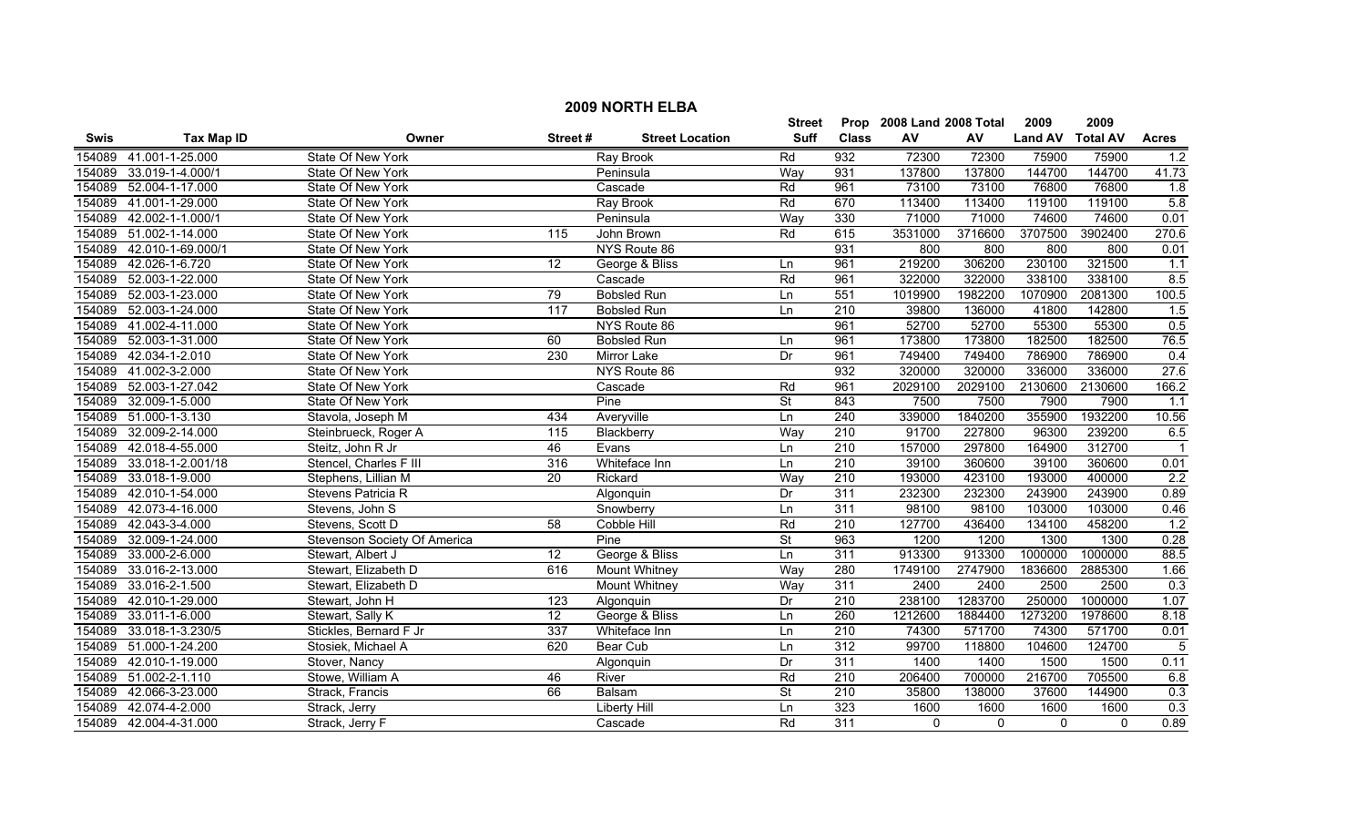# 2009 NORTH ELBA

| Swis | Tax Map ID | Owner | Street # | Street Location | Street Suff | Prop Class | 2008 Land AV | 2008 Total AV | 2009 Land AV | 2009 Total AV | Acres |
|---|---|---|---|---|---|---|---|---|---|---|---|
| 154089 | 41.001-1-25.000 | State Of New York | | Ray Brook | Rd | 932 | 72300 | 72300 | 75900 | 75900 | 1.2 |
| 154089 | 33.019-1-4.000/1 | State Of New York | | Peninsula | Way | 931 | 137800 | 137800 | 144700 | 144700 | 41.73 |
| 154089 | 52.004-1-17.000 | State Of New York | | Cascade | Rd | 961 | 73100 | 73100 | 76800 | 76800 | 1.8 |
| 154089 | 41.001-1-29.000 | State Of New York | | Ray Brook | Rd | 670 | 113400 | 113400 | 119100 | 119100 | 5.8 |
| 154089 | 42.002-1-1.000/1 | State Of New York | | Peninsula | Way | 330 | 71000 | 71000 | 74600 | 74600 | 0.01 |
| 154089 | 51.002-1-14.000 | State Of New York | 115 | John Brown | Rd | 615 | 3531000 | 3716600 | 3707500 | 3902400 | 270.6 |
| 154089 | 42.010-1-69.000/1 | State Of New York | | NYS Route 86 | | 931 | 800 | 800 | 800 | 800 | 0.01 |
| 154089 | 42.026-1-6.720 | State Of New York | 12 | George & Bliss | Ln | 961 | 219200 | 306200 | 230100 | 321500 | 1.1 |
| 154089 | 52.003-1-22.000 | State Of New York | | Cascade | Rd | 961 | 322000 | 322000 | 338100 | 338100 | 8.5 |
| 154089 | 52.003-1-23.000 | State Of New York | 79 | Bobsled Run | Ln | 551 | 1019900 | 1982200 | 1070900 | 2081300 | 100.5 |
| 154089 | 52.003-1-24.000 | State Of New York | 117 | Bobsled Run | Ln | 210 | 39800 | 136000 | 41800 | 142800 | 1.5 |
| 154089 | 41.002-4-11.000 | State Of New York | | NYS Route 86 | | 961 | 52700 | 52700 | 55300 | 55300 | 0.5 |
| 154089 | 52.003-1-31.000 | State Of New York | 60 | Bobsled Run | Ln | 961 | 173800 | 173800 | 182500 | 182500 | 76.5 |
| 154089 | 42.034-1-2.010 | State Of New York | 230 | Mirror Lake | Dr | 961 | 749400 | 749400 | 786900 | 786900 | 0.4 |
| 154089 | 41.002-3-2.000 | State Of New York | | NYS Route 86 | | 932 | 320000 | 320000 | 336000 | 336000 | 27.6 |
| 154089 | 52.003-1-27.042 | State Of New York | | Cascade | Rd | 961 | 2029100 | 2029100 | 2130600 | 2130600 | 166.2 |
| 154089 | 32.009-1-5.000 | State Of New York | | Pine | St | 843 | 7500 | 7500 | 7900 | 7900 | 1.1 |
| 154089 | 51.000-1-3.130 | Stavola, Joseph M | 434 | Averyville | Ln | 240 | 339000 | 1840200 | 355900 | 1932200 | 10.56 |
| 154089 | 32.009-2-14.000 | Steinbrueck, Roger A | 115 | Blackberry | Way | 210 | 91700 | 227800 | 96300 | 239200 | 6.5 |
| 154089 | 42.018-4-55.000 | Steitz, John R Jr | 46 | Evans | Ln | 210 | 157000 | 297800 | 164900 | 312700 | 1 |
| 154089 | 33.018-1-2.001/18 | Stencel, Charles F III | 316 | Whiteface Inn | Ln | 210 | 39100 | 360600 | 39100 | 360600 | 0.01 |
| 154089 | 33.018-1-9.000 | Stephens, Lillian M | 20 | Rickard | Way | 210 | 193000 | 423100 | 193000 | 400000 | 2.2 |
| 154089 | 42.010-1-54.000 | Stevens Patricia R | | Algonquin | Dr | 311 | 232300 | 232300 | 243900 | 243900 | 0.89 |
| 154089 | 42.073-4-16.000 | Stevens, John S | | Snowberry | Ln | 311 | 98100 | 98100 | 103000 | 103000 | 0.46 |
| 154089 | 42.043-3-4.000 | Stevens, Scott D | 58 | Cobble Hill | Rd | 210 | 127700 | 436400 | 134100 | 458200 | 1.2 |
| 154089 | 32.009-1-24.000 | Stevenson Society Of America | | Pine | St | 963 | 1200 | 1200 | 1300 | 1300 | 0.28 |
| 154089 | 33.000-2-6.000 | Stewart, Albert J | 12 | George & Bliss | Ln | 311 | 913300 | 913300 | 1000000 | 1000000 | 88.5 |
| 154089 | 33.016-2-13.000 | Stewart, Elizabeth D | 616 | Mount Whitney | Way | 280 | 1749100 | 2747900 | 1836600 | 2885300 | 1.66 |
| 154089 | 33.016-2-1.500 | Stewart, Elizabeth D | | Mount Whitney | Way | 311 | 2400 | 2400 | 2500 | 2500 | 0.3 |
| 154089 | 42.010-1-29.000 | Stewart, John H | 123 | Algonquin | Dr | 210 | 238100 | 1283700 | 250000 | 1000000 | 1.07 |
| 154089 | 33.011-1-6.000 | Stewart, Sally K | 12 | George & Bliss | Ln | 260 | 1212600 | 1884400 | 1273200 | 1978600 | 8.18 |
| 154089 | 33.018-1-3.230/5 | Stickles, Bernard F Jr | 337 | Whiteface Inn | Ln | 210 | 74300 | 571700 | 74300 | 571700 | 0.01 |
| 154089 | 51.000-1-24.200 | Stosiek, Michael A | 620 | Bear Cub | Ln | 312 | 99700 | 118800 | 104600 | 124700 | 5 |
| 154089 | 42.010-1-19.000 | Stover, Nancy | | Algonquin | Dr | 311 | 1400 | 1400 | 1500 | 1500 | 0.11 |
| 154089 | 51.002-2-1.110 | Stowe, William A | 46 | River | Rd | 210 | 206400 | 700000 | 216700 | 705500 | 6.8 |
| 154089 | 42.066-3-23.000 | Strack, Francis | 66 | Balsam | St | 210 | 35800 | 138000 | 37600 | 144900 | 0.3 |
| 154089 | 42.074-4-2.000 | Strack, Jerry | | Liberty Hill | Ln | 323 | 1600 | 1600 | 1600 | 1600 | 0.3 |
| 154089 | 42.004-4-31.000 | Strack, Jerry F | | Cascade | Rd | 311 | 0 | 0 | 0 | 0 | 0.89 |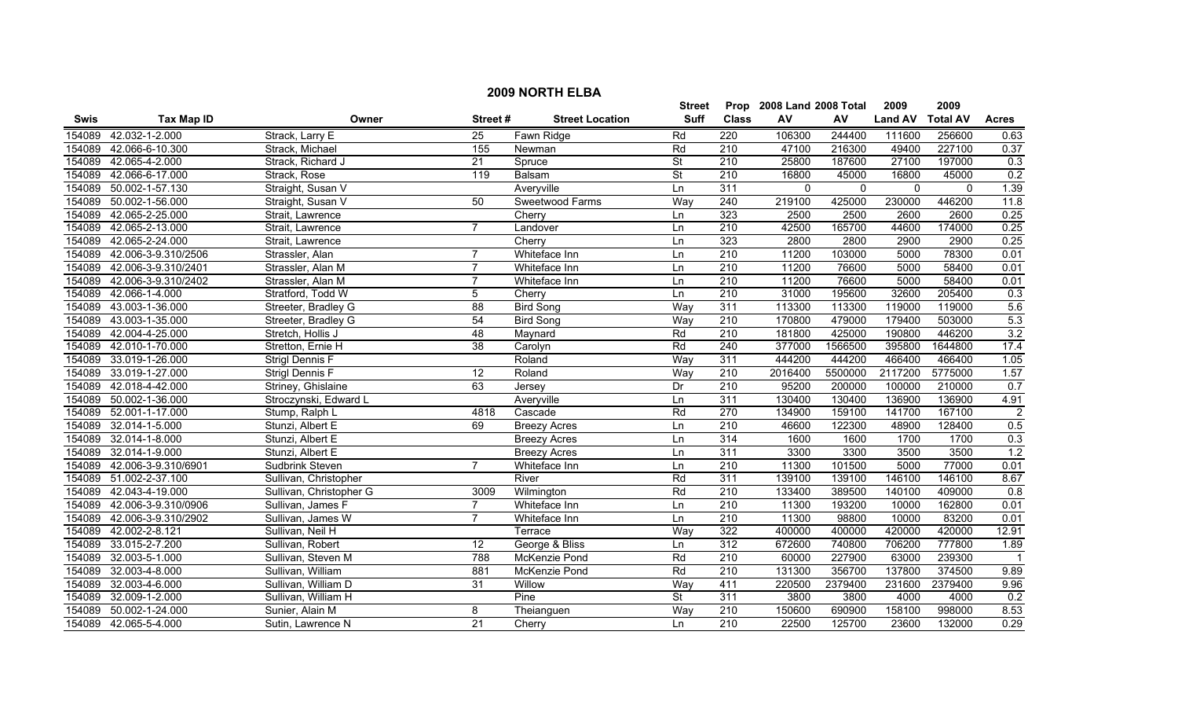## 2009 NORTH ELBA

| Swis | Tax Map ID | Owner | Street # | Street Location | Street Suff | Prop Class | 2008 Land AV | 2008 Total AV | 2009 Land AV | 2009 Total AV | Acres |
|---|---|---|---|---|---|---|---|---|---|---|---|
| 154089 | 42.032-1-2.000 | Strack, Larry E | 25 | Fawn Ridge | Rd | 220 | 106300 | 244400 | 111600 | 256600 | 0.63 |
| 154089 | 42.066-6-10.300 | Strack, Michael | 155 | Newman | Rd | 210 | 47100 | 216300 | 49400 | 227100 | 0.37 |
| 154089 | 42.065-4-2.000 | Strack, Richard J | 21 | Spruce | St | 210 | 25800 | 187600 | 27100 | 197000 | 0.3 |
| 154089 | 42.066-6-17.000 | Strack, Rose | 119 | Balsam | St | 210 | 16800 | 45000 | 16800 | 45000 | 0.2 |
| 154089 | 50.002-1-57.130 | Straight, Susan V | | Averyville | Ln | 311 | 0 | 0 | 0 | 0 | 1.39 |
| 154089 | 50.002-1-56.000 | Straight, Susan V | 50 | Sweetwood Farms | Way | 240 | 219100 | 425000 | 230000 | 446200 | 11.8 |
| 154089 | 42.065-2-25.000 | Strait, Lawrence | | Cherry | Ln | 323 | 2500 | 2500 | 2600 | 2600 | 0.25 |
| 154089 | 42.065-2-13.000 | Strait, Lawrence | 7 | Landover | Ln | 210 | 42500 | 165700 | 44600 | 174000 | 0.25 |
| 154089 | 42.065-2-24.000 | Strait, Lawrence | | Cherry | Ln | 323 | 2800 | 2800 | 2900 | 2900 | 0.25 |
| 154089 | 42.006-3-9.310/2506 | Strassler, Alan | 7 | Whiteface Inn | Ln | 210 | 11200 | 103000 | 5000 | 78300 | 0.01 |
| 154089 | 42.006-3-9.310/2401 | Strassler, Alan M | 7 | Whiteface Inn | Ln | 210 | 11200 | 76600 | 5000 | 58400 | 0.01 |
| 154089 | 42.006-3-9.310/2402 | Strassler, Alan M | 7 | Whiteface Inn | Ln | 210 | 11200 | 76600 | 5000 | 58400 | 0.01 |
| 154089 | 42.066-1-4.000 | Stratford, Todd W | 5 | Cherry | Ln | 210 | 31000 | 195600 | 32600 | 205400 | 0.3 |
| 154089 | 43.003-1-36.000 | Streeter, Bradley G | 88 | Bird Song | Way | 311 | 113300 | 113300 | 119000 | 119000 | 5.6 |
| 154089 | 43.003-1-35.000 | Streeter, Bradley G | 54 | Bird Song | Way | 210 | 170800 | 479000 | 179400 | 503000 | 5.3 |
| 154089 | 42.004-4-25.000 | Stretch, Hollis J | 48 | Maynard | Rd | 210 | 181800 | 425000 | 190800 | 446200 | 3.2 |
| 154089 | 42.010-1-70.000 | Stretton, Ernie H | 38 | Carolyn | Rd | 240 | 377000 | 1566500 | 395800 | 1644800 | 17.4 |
| 154089 | 33.019-1-26.000 | Strigl Dennis F | | Roland | Way | 311 | 444200 | 444200 | 466400 | 466400 | 1.05 |
| 154089 | 33.019-1-27.000 | Strigl Dennis F | 12 | Roland | Way | 210 | 2016400 | 5500000 | 2117200 | 5775000 | 1.57 |
| 154089 | 42.018-4-42.000 | Striney, Ghislaine | 63 | Jersey | Dr | 210 | 95200 | 200000 | 100000 | 210000 | 0.7 |
| 154089 | 50.002-1-36.000 | Stroczynski, Edward L | | Averyville | Ln | 311 | 130400 | 130400 | 136900 | 136900 | 4.91 |
| 154089 | 52.001-1-17.000 | Stump, Ralph L | 4818 | Cascade | Rd | 270 | 134900 | 159100 | 141700 | 167100 | 2 |
| 154089 | 32.014-1-5.000 | Stunzi, Albert E | 69 | Breezy Acres | Ln | 210 | 46600 | 122300 | 48900 | 128400 | 0.5 |
| 154089 | 32.014-1-8.000 | Stunzi, Albert E | | Breezy Acres | Ln | 314 | 1600 | 1600 | 1700 | 1700 | 0.3 |
| 154089 | 32.014-1-9.000 | Stunzi, Albert E | | Breezy Acres | Ln | 311 | 3300 | 3300 | 3500 | 3500 | 1.2 |
| 154089 | 42.006-3-9.310/6901 | Sudbrink Steven | 7 | Whiteface Inn | Ln | 210 | 11300 | 101500 | 5000 | 77000 | 0.01 |
| 154089 | 51.002-2-37.100 | Sullivan, Christopher | | River | Rd | 311 | 139100 | 139100 | 146100 | 146100 | 8.67 |
| 154089 | 42.043-4-19.000 | Sullivan, Christopher G | 3009 | Wilmington | Rd | 210 | 133400 | 389500 | 140100 | 409000 | 0.8 |
| 154089 | 42.006-3-9.310/0906 | Sullivan, James F | 7 | Whiteface Inn | Ln | 210 | 11300 | 193200 | 10000 | 162800 | 0.01 |
| 154089 | 42.006-3-9.310/2902 | Sullivan, James W | 7 | Whiteface Inn | Ln | 210 | 11300 | 98800 | 10000 | 83200 | 0.01 |
| 154089 | 42.002-2-8.121 | Sullivan, Neil H | | Terrace | Way | 322 | 400000 | 400000 | 420000 | 420000 | 12.91 |
| 154089 | 33.015-2-7.200 | Sullivan, Robert | 12 | George & Bliss | Ln | 312 | 672600 | 740800 | 706200 | 777800 | 1.89 |
| 154089 | 32.003-5-1.000 | Sullivan, Steven M | 788 | McKenzie Pond | Rd | 210 | 60000 | 227900 | 63000 | 239300 | 1 |
| 154089 | 32.003-4-8.000 | Sullivan, William | 881 | McKenzie Pond | Rd | 210 | 131300 | 356700 | 137800 | 374500 | 9.89 |
| 154089 | 32.003-4-6.000 | Sullivan, William D | 31 | Willow | Way | 411 | 220500 | 2379400 | 231600 | 2379400 | 9.96 |
| 154089 | 32.009-1-2.000 | Sullivan, William H | | Pine | St | 311 | 3800 | 3800 | 4000 | 4000 | 0.2 |
| 154089 | 50.002-1-24.000 | Sunier, Alain M | 8 | Theianguen | Way | 210 | 150600 | 690900 | 158100 | 998000 | 8.53 |
| 154089 | 42.065-5-4.000 | Sutin, Lawrence N | 21 | Cherry | Ln | 210 | 22500 | 125700 | 23600 | 132000 | 0.29 |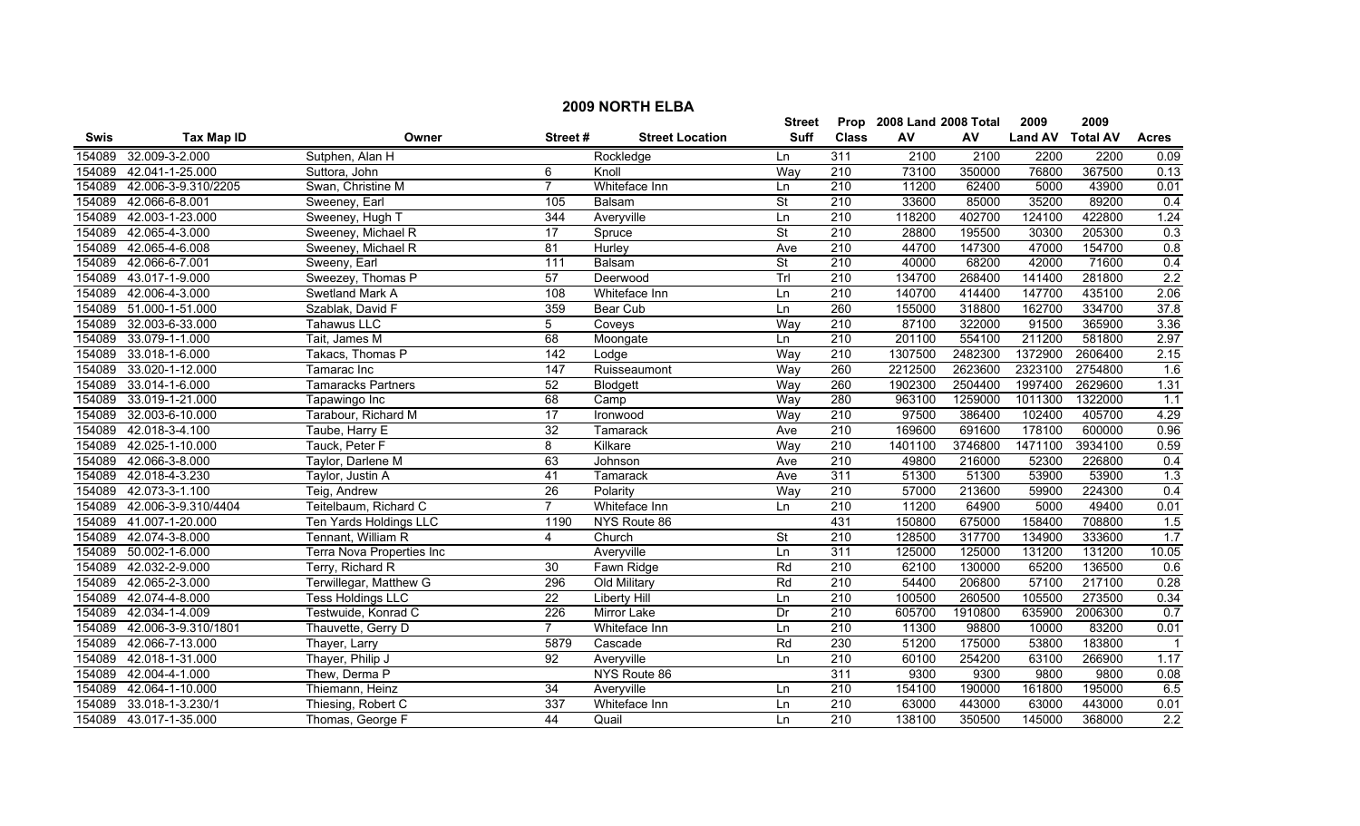# 2009 NORTH ELBA

| Swis | Tax Map ID | Owner | Street # | Street Location | Street Suff | Prop Class | 2008 Land AV | 2008 Total AV | 2009 Land AV | 2009 Total AV | Acres |
|---|---|---|---|---|---|---|---|---|---|---|---|
| 154089 | 32.009-3-2.000 | Sutphen, Alan H | | Rockledge | Ln | 311 | 2100 | 2100 | 2200 | 2200 | 0.09 |
| 154089 | 42.041-1-25.000 | Suttora, John | 6 | Knoll | Way | 210 | 73100 | 350000 | 76800 | 367500 | 0.13 |
| 154089 | 42.006-3-9.310/2205 | Swan, Christine M | 7 | Whiteface Inn | Ln | 210 | 11200 | 62400 | 5000 | 43900 | 0.01 |
| 154089 | 42.066-6-8.001 | Sweeney, Earl | 105 | Balsam | St | 210 | 33600 | 85000 | 35200 | 89200 | 0.4 |
| 154089 | 42.003-1-23.000 | Sweeney, Hugh T | 344 | Averyville | Ln | 210 | 118200 | 402700 | 124100 | 422800 | 1.24 |
| 154089 | 42.065-4-3.000 | Sweeney, Michael R | 17 | Spruce | St | 210 | 28800 | 195500 | 30300 | 205300 | 0.3 |
| 154089 | 42.065-4-6.008 | Sweeney, Michael R | 81 | Hurley | Ave | 210 | 44700 | 147300 | 47000 | 154700 | 0.8 |
| 154089 | 42.066-6-7.001 | Sweeny, Earl | 111 | Balsam | St | 210 | 40000 | 68200 | 42000 | 71600 | 0.4 |
| 154089 | 43.017-1-9.000 | Sweezey, Thomas P | 57 | Deerwood | Trl | 210 | 134700 | 268400 | 141400 | 281800 | 2.2 |
| 154089 | 42.006-4-3.000 | Swetland Mark A | 108 | Whiteface Inn | Ln | 210 | 140700 | 414400 | 147700 | 435100 | 2.06 |
| 154089 | 51.000-1-51.000 | Szablak, David F | 359 | Bear Cub | Ln | 260 | 155000 | 318800 | 162700 | 334700 | 37.8 |
| 154089 | 32.003-6-33.000 | Tahawus LLC | 5 | Coveys | Way | 210 | 87100 | 322000 | 91500 | 365900 | 3.36 |
| 154089 | 33.079-1-1.000 | Tait, James M | 68 | Moongate | Ln | 210 | 201100 | 554100 | 211200 | 581800 | 2.97 |
| 154089 | 33.018-1-6.000 | Takacs, Thomas P | 142 | Lodge | Way | 210 | 1307500 | 2482300 | 1372900 | 2606400 | 2.15 |
| 154089 | 33.020-1-12.000 | Tamarac Inc | 147 | Ruisseaumont | Way | 260 | 2212500 | 2623600 | 2323100 | 2754800 | 1.6 |
| 154089 | 33.014-1-6.000 | Tamaracks Partners | 52 | Blodgett | Way | 260 | 1902300 | 2504400 | 1997400 | 2629600 | 1.31 |
| 154089 | 33.019-1-21.000 | Tapawingo Inc | 68 | Camp | Way | 280 | 963100 | 1259000 | 1011300 | 1322000 | 1.1 |
| 154089 | 32.003-6-10.000 | Tarabour, Richard M | 17 | Ironwood | Way | 210 | 97500 | 386400 | 102400 | 405700 | 4.29 |
| 154089 | 42.018-3-4.100 | Taube, Harry E | 32 | Tamarack | Ave | 210 | 169600 | 691600 | 178100 | 600000 | 0.96 |
| 154089 | 42.025-1-10.000 | Tauck, Peter F | 8 | Kilkare | Way | 210 | 1401100 | 3746800 | 1471100 | 3934100 | 0.59 |
| 154089 | 42.066-3-8.000 | Taylor, Darlene M | 63 | Johnson | Ave | 210 | 49800 | 216000 | 52300 | 226800 | 0.4 |
| 154089 | 42.018-4-3.230 | Taylor, Justin A | 41 | Tamarack | Ave | 311 | 51300 | 51300 | 53900 | 53900 | 1.3 |
| 154089 | 42.073-3-1.100 | Teig, Andrew | 26 | Polarity | Way | 210 | 57000 | 213600 | 59900 | 224300 | 0.4 |
| 154089 | 42.006-3-9.310/4404 | Teitelbaum, Richard C | 7 | Whiteface Inn | Ln | 210 | 11200 | 64900 | 5000 | 49400 | 0.01 |
| 154089 | 41.007-1-20.000 | Ten Yards Holdings LLC | 1190 | NYS Route 86 | | 431 | 150800 | 675000 | 158400 | 708800 | 1.5 |
| 154089 | 42.074-3-8.000 | Tennant, William R | 4 | Church | St | 210 | 128500 | 317700 | 134900 | 333600 | 1.7 |
| 154089 | 50.002-1-6.000 | Terra Nova Properties Inc | | Averyville | Ln | 311 | 125000 | 125000 | 131200 | 131200 | 10.05 |
| 154089 | 42.032-2-9.000 | Terry, Richard R | 30 | Fawn Ridge | Rd | 210 | 62100 | 130000 | 65200 | 136500 | 0.6 |
| 154089 | 42.065-2-3.000 | Terwillegar, Matthew G | 296 | Old Military | Rd | 210 | 54400 | 206800 | 57100 | 217100 | 0.28 |
| 154089 | 42.074-4-8.000 | Tess Holdings LLC | 22 | Liberty Hill | Ln | 210 | 100500 | 260500 | 105500 | 273500 | 0.34 |
| 154089 | 42.034-1-4.009 | Testwuide, Konrad C | 226 | Mirror Lake | Dr | 210 | 605700 | 1910800 | 635900 | 2006300 | 0.7 |
| 154089 | 42.006-3-9.310/1801 | Thauvette, Gerry D | 7 | Whiteface Inn | Ln | 210 | 11300 | 98800 | 10000 | 83200 | 0.01 |
| 154089 | 42.066-7-13.000 | Thayer, Larry | 5879 | Cascade | Rd | 230 | 51200 | 175000 | 53800 | 183800 | 1 |
| 154089 | 42.018-1-31.000 | Thayer, Philip J | 92 | Averyville | Ln | 210 | 60100 | 254200 | 63100 | 266900 | 1.17 |
| 154089 | 42.004-4-1.000 | Thew, Derma P | | NYS Route 86 | | 311 | 9300 | 9300 | 9800 | 9800 | 0.08 |
| 154089 | 42.064-1-10.000 | Thiemann, Heinz | 34 | Averyville | Ln | 210 | 154100 | 190000 | 161800 | 195000 | 6.5 |
| 154089 | 33.018-1-3.230/1 | Thiesing, Robert C | 337 | Whiteface Inn | Ln | 210 | 63000 | 443000 | 63000 | 443000 | 0.01 |
| 154089 | 43.017-1-35.000 | Thomas, George F | 44 | Quail | Ln | 210 | 138100 | 350500 | 145000 | 368000 | 2.2 |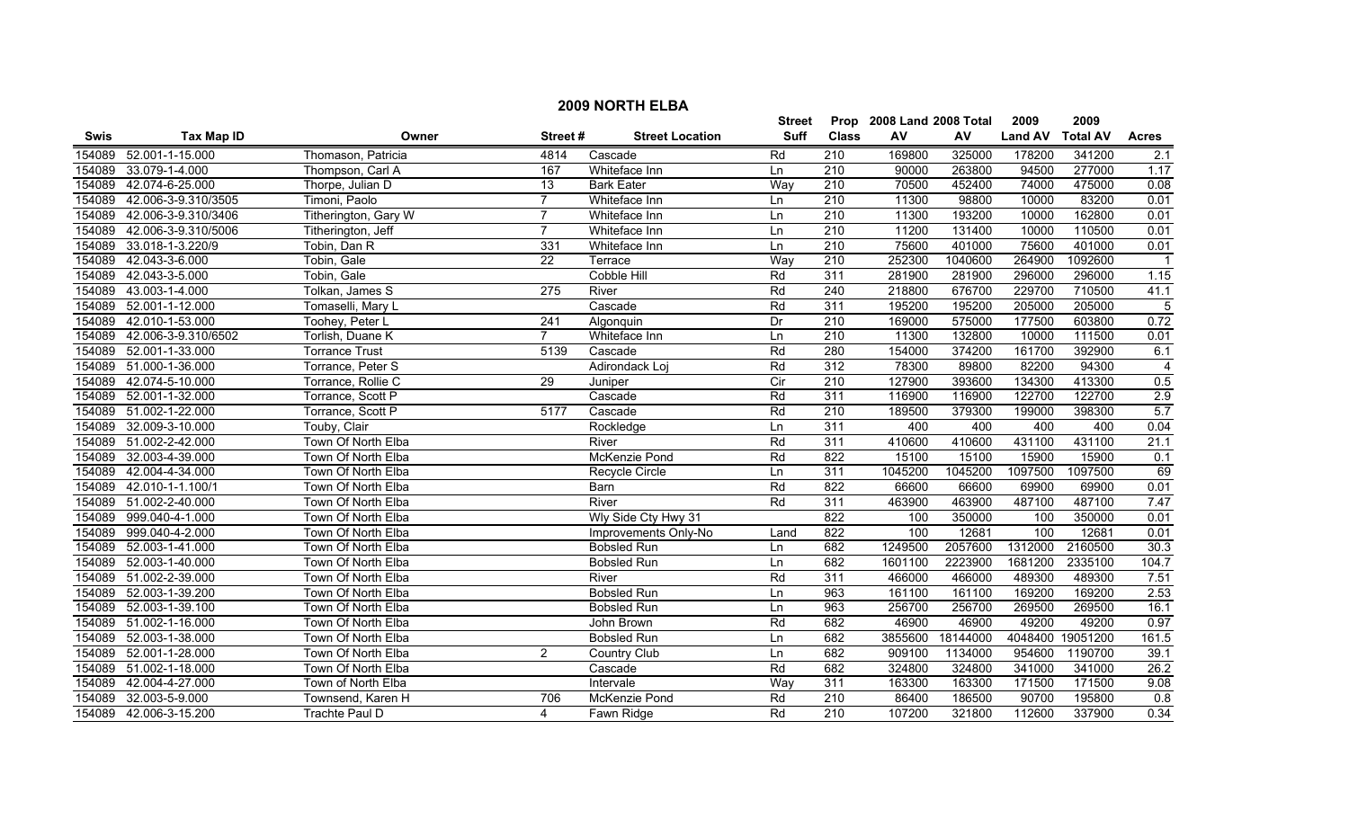## 2009 NORTH ELBA

| Swis | Tax Map ID | Owner | Street # | Street Location | Street Suff | Prop Class | 2008 Land AV | 2008 Total AV | 2009 Land AV | 2009 Total AV | Acres |
|---|---|---|---|---|---|---|---|---|---|---|---|
| 154089 | 52.001-1-15.000 | Thomason, Patricia | 4814 | Cascade | Rd | 210 | 169800 | 325000 | 178200 | 341200 | 2.1 |
| 154089 | 33.079-1-4.000 | Thompson, Carl A | 167 | Whiteface Inn | Ln | 210 | 90000 | 263800 | 94500 | 277000 | 1.17 |
| 154089 | 42.074-6-25.000 | Thorpe, Julian D | 13 | Bark Eater | Way | 210 | 70500 | 452400 | 74000 | 475000 | 0.08 |
| 154089 | 42.006-3-9.310/3505 | Timoni, Paolo | 7 | Whiteface Inn | Ln | 210 | 11300 | 98800 | 10000 | 83200 | 0.01 |
| 154089 | 42.006-3-9.310/3406 | Titherington, Gary W | 7 | Whiteface Inn | Ln | 210 | 11300 | 193200 | 10000 | 162800 | 0.01 |
| 154089 | 42.006-3-9.310/5006 | Titherington, Jeff | 7 | Whiteface Inn | Ln | 210 | 11200 | 131400 | 10000 | 110500 | 0.01 |
| 154089 | 33.018-1-3.220/9 | Tobin, Dan R | 331 | Whiteface Inn | Ln | 210 | 75600 | 401000 | 75600 | 401000 | 0.01 |
| 154089 | 42.043-3-6.000 | Tobin, Gale | 22 | Terrace | Way | 210 | 252300 | 1040600 | 264900 | 1092600 | 1 |
| 154089 | 42.043-3-5.000 | Tobin, Gale | | Cobble Hill | Rd | 311 | 281900 | 281900 | 296000 | 296000 | 1.15 |
| 154089 | 43.003-1-4.000 | Tolkan, James S | 275 | River | Rd | 240 | 218800 | 676700 | 229700 | 710500 | 41.1 |
| 154089 | 52.001-1-12.000 | Tomaselli, Mary L | | Cascade | Rd | 311 | 195200 | 195200 | 205000 | 205000 | 5 |
| 154089 | 42.010-1-53.000 | Toohey, Peter L | 241 | Algonquin | Dr | 210 | 169000 | 575000 | 177500 | 603800 | 0.72 |
| 154089 | 42.006-3-9.310/6502 | Torlish, Duane K | 7 | Whiteface Inn | Ln | 210 | 11300 | 132800 | 10000 | 111500 | 0.01 |
| 154089 | 52.001-1-33.000 | Torrance Trust | 5139 | Cascade | Rd | 280 | 154000 | 374200 | 161700 | 392900 | 6.1 |
| 154089 | 51.000-1-36.000 | Torrance, Peter S | | Adirondack Loj | Rd | 312 | 78300 | 89800 | 82200 | 94300 | 4 |
| 154089 | 42.074-5-10.000 | Torrance, Rollie C | 29 | Juniper | Cir | 210 | 127900 | 393600 | 134300 | 413300 | 0.5 |
| 154089 | 52.001-1-32.000 | Torrance, Scott P | | Cascade | Rd | 311 | 116900 | 116900 | 122700 | 122700 | 2.9 |
| 154089 | 51.002-1-22.000 | Torrance, Scott P | 5177 | Cascade | Rd | 210 | 189500 | 379300 | 199000 | 398300 | 5.7 |
| 154089 | 32.009-3-10.000 | Touby, Clair | | Rockledge | Ln | 311 | 400 | 400 | 400 | 400 | 0.04 |
| 154089 | 51.002-2-42.000 | Town Of North Elba | | River | Rd | 311 | 410600 | 410600 | 431100 | 431100 | 21.1 |
| 154089 | 32.003-4-39.000 | Town Of North Elba | | McKenzie Pond | Rd | 822 | 15100 | 15100 | 15900 | 15900 | 0.1 |
| 154089 | 42.004-4-34.000 | Town Of North Elba | | Recycle Circle | Ln | 311 | 1045200 | 1045200 | 1097500 | 1097500 | 69 |
| 154089 | 42.010-1-1.100/1 | Town Of North Elba | | Barn | Rd | 822 | 66600 | 66600 | 69900 | 69900 | 0.01 |
| 154089 | 51.002-2-40.000 | Town Of North Elba | | River | Rd | 311 | 463900 | 463900 | 487100 | 487100 | 7.47 |
| 154089 | 999.040-4-1.000 | Town Of North Elba | | Wly Side Cty Hwy 31 | | 822 | 100 | 350000 | 100 | 350000 | 0.01 |
| 154089 | 999.040-4-2.000 | Town Of North Elba | | Improvements Only-No | Land | 822 | 100 | 12681 | 100 | 12681 | 0.01 |
| 154089 | 52.003-1-41.000 | Town Of North Elba | | Bobsled Run | Ln | 682 | 1249500 | 2057600 | 1312000 | 2160500 | 30.3 |
| 154089 | 52.003-1-40.000 | Town Of North Elba | | Bobsled Run | Ln | 682 | 1601100 | 2223900 | 1681200 | 2335100 | 104.7 |
| 154089 | 51.002-2-39.000 | Town Of North Elba | | River | Rd | 311 | 466000 | 466000 | 489300 | 489300 | 7.51 |
| 154089 | 52.003-1-39.200 | Town Of North Elba | | Bobsled Run | Ln | 963 | 161100 | 161100 | 169200 | 169200 | 2.53 |
| 154089 | 52.003-1-39.100 | Town Of North Elba | | Bobsled Run | Ln | 963 | 256700 | 256700 | 269500 | 269500 | 16.1 |
| 154089 | 51.002-1-16.000 | Town Of North Elba | | John Brown | Rd | 682 | 46900 | 46900 | 49200 | 49200 | 0.97 |
| 154089 | 52.003-1-38.000 | Town Of North Elba | | Bobsled Run | Ln | 682 | 3855600 | 18144000 | 4048400 | 19051200 | 161.5 |
| 154089 | 52.001-1-28.000 | Town Of North Elba | 2 | Country Club | Ln | 682 | 909100 | 1134000 | 954600 | 1190700 | 39.1 |
| 154089 | 51.002-1-18.000 | Town Of North Elba | | Cascade | Rd | 682 | 324800 | 324800 | 341000 | 341000 | 26.2 |
| 154089 | 42.004-4-27.000 | Town of North Elba | | Intervale | Way | 311 | 163300 | 163300 | 171500 | 171500 | 9.08 |
| 154089 | 32.003-5-9.000 | Townsend, Karen H | 706 | McKenzie Pond | Rd | 210 | 86400 | 186500 | 90700 | 195800 | 0.8 |
| 154089 | 42.006-3-15.200 | Trachte Paul D | 4 | Fawn Ridge | Rd | 210 | 107200 | 321800 | 112600 | 337900 | 0.34 |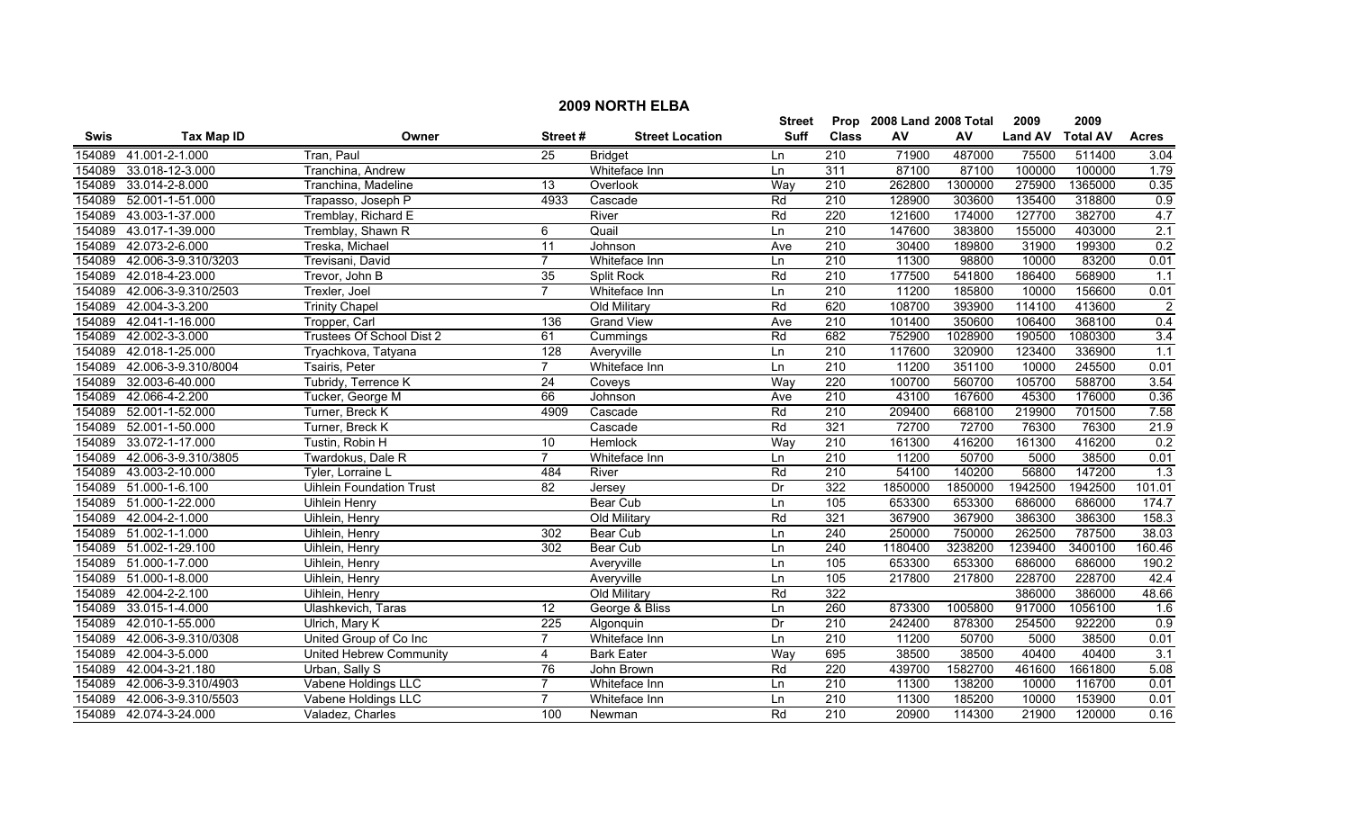# 2009 NORTH ELBA

| Swis | Tax Map ID | Owner | Street # | Street Location | Street Suff | Prop Class | 2008 Land AV | 2008 Total AV | 2009 Land AV | 2009 Total AV | Acres |
|---|---|---|---|---|---|---|---|---|---|---|---|
| 154089 | 41.001-2-1.000 | Tran, Paul | 25 | Bridget | Ln | 210 | 71900 | 487000 | 75500 | 511400 | 3.04 |
| 154089 | 33.018-12-3.000 | Tranchina, Andrew | | Whiteface Inn | Ln | 311 | 87100 | 87100 | 100000 | 100000 | 1.79 |
| 154089 | 33.014-2-8.000 | Tranchina, Madeline | 13 | Overlook | Way | 210 | 262800 | 1300000 | 275900 | 1365000 | 0.35 |
| 154089 | 52.001-1-51.000 | Trapasso, Joseph P | 4933 | Cascade | Rd | 210 | 128900 | 303600 | 135400 | 318800 | 0.9 |
| 154089 | 43.003-1-37.000 | Tremblay, Richard E | | River | Rd | 220 | 121600 | 174000 | 127700 | 382700 | 4.7 |
| 154089 | 43.017-1-39.000 | Tremblay, Shawn R | 6 | Quail | Ln | 210 | 147600 | 383800 | 155000 | 403000 | 2.1 |
| 154089 | 42.073-2-6.000 | Treska, Michael | 11 | Johnson | Ave | 210 | 30400 | 189800 | 31900 | 199300 | 0.2 |
| 154089 | 42.006-3-9.310/3203 | Trevisani, David | 7 | Whiteface Inn | Ln | 210 | 11300 | 98800 | 10000 | 83200 | 0.01 |
| 154089 | 42.018-4-23.000 | Trevor, John B | 35 | Split Rock | Rd | 210 | 177500 | 541800 | 186400 | 568900 | 1.1 |
| 154089 | 42.006-3-9.310/2503 | Trexler, Joel | 7 | Whiteface Inn | Ln | 210 | 11200 | 185800 | 10000 | 156600 | 0.01 |
| 154089 | 42.004-3-3.200 | Trinity Chapel | | Old Military | Rd | 620 | 108700 | 393900 | 114100 | 413600 | 2 |
| 154089 | 42.041-1-16.000 | Tropper, Carl | 136 | Grand View | Ave | 210 | 101400 | 350600 | 106400 | 368100 | 0.4 |
| 154089 | 42.002-3-3.000 | Trustees Of School Dist 2 | 61 | Cummings | Rd | 682 | 752900 | 1028900 | 190500 | 1080300 | 3.4 |
| 154089 | 42.018-1-25.000 | Tryachkova, Tatyana | 128 | Averyville | Ln | 210 | 117600 | 320900 | 123400 | 336900 | 1.1 |
| 154089 | 42.006-3-9.310/8004 | Tsairis, Peter | 7 | Whiteface Inn | Ln | 210 | 11200 | 351100 | 10000 | 245500 | 0.01 |
| 154089 | 32.003-6-40.000 | Tubridy, Terrence K | 24 | Coveys | Way | 220 | 100700 | 560700 | 105700 | 588700 | 3.54 |
| 154089 | 42.066-4-2.200 | Tucker, George M | 66 | Johnson | Ave | 210 | 43100 | 167600 | 45300 | 176000 | 0.36 |
| 154089 | 52.001-1-52.000 | Turner, Breck K | 4909 | Cascade | Rd | 210 | 209400 | 668100 | 219900 | 701500 | 7.58 |
| 154089 | 52.001-1-50.000 | Turner, Breck K | | Cascade | Rd | 321 | 72700 | 72700 | 76300 | 76300 | 21.9 |
| 154089 | 33.072-1-17.000 | Tustin, Robin H | 10 | Hemlock | Way | 210 | 161300 | 416200 | 161300 | 416200 | 0.2 |
| 154089 | 42.006-3-9.310/3805 | Twardokus, Dale R | 7 | Whiteface Inn | Ln | 210 | 11200 | 50700 | 5000 | 38500 | 0.01 |
| 154089 | 43.003-2-10.000 | Tyler, Lorraine L | 484 | River | Rd | 210 | 54100 | 140200 | 56800 | 147200 | 1.3 |
| 154089 | 51.000-1-6.100 | Uihlein Foundation Trust | 82 | Jersey | Dr | 322 | 1850000 | 1850000 | 1942500 | 1942500 | 101.01 |
| 154089 | 51.000-1-22.000 | Uihlein Henry | | Bear Cub | Ln | 105 | 653300 | 653300 | 686000 | 686000 | 174.7 |
| 154089 | 42.004-2-1.000 | Uihlein, Henry | | Old Military | Rd | 321 | 367900 | 367900 | 386300 | 386300 | 158.3 |
| 154089 | 51.002-1-1.000 | Uihlein, Henry | 302 | Bear Cub | Ln | 240 | 250000 | 750000 | 262500 | 787500 | 38.03 |
| 154089 | 51.002-1-29.100 | Uihlein, Henry | 302 | Bear Cub | Ln | 240 | 1180400 | 3238200 | 1239400 | 3400100 | 160.46 |
| 154089 | 51.000-1-7.000 | Uihlein, Henry | | Averyville | Ln | 105 | 653300 | 653300 | 686000 | 686000 | 190.2 |
| 154089 | 51.000-1-8.000 | Uihlein, Henry | | Averyville | Ln | 105 | 217800 | 217800 | 228700 | 228700 | 42.4 |
| 154089 | 42.004-2-2.100 | Uihlein, Henry | | Old Military | Rd | 322 | | | 386000 | 386000 | 48.66 |
| 154089 | 33.015-1-4.000 | Ulashkevich, Taras | 12 | George & Bliss | Ln | 260 | 873300 | 1005800 | 917000 | 1056100 | 1.6 |
| 154089 | 42.010-1-55.000 | Ulrich, Mary K | 225 | Algonquin | Dr | 210 | 242400 | 878300 | 254500 | 922200 | 0.9 |
| 154089 | 42.006-3-9.310/0308 | United Group of Co Inc | 7 | Whiteface Inn | Ln | 210 | 11200 | 50700 | 5000 | 38500 | 0.01 |
| 154089 | 42.004-3-5.000 | United Hebrew Community | 4 | Bark Eater | Way | 695 | 38500 | 38500 | 40400 | 40400 | 3.1 |
| 154089 | 42.004-3-21.180 | Urban, Sally S | 76 | John Brown | Rd | 220 | 439700 | 1582700 | 461600 | 1661800 | 5.08 |
| 154089 | 42.006-3-9.310/4903 | Vabene Holdings LLC | 7 | Whiteface Inn | Ln | 210 | 11300 | 138200 | 10000 | 116700 | 0.01 |
| 154089 | 42.006-3-9.310/5503 | Vabene Holdings LLC | 7 | Whiteface Inn | Ln | 210 | 11300 | 185200 | 10000 | 153900 | 0.01 |
| 154089 | 42.074-3-24.000 | Valadez, Charles | 100 | Newman | Rd | 210 | 20900 | 114300 | 21900 | 120000 | 0.16 |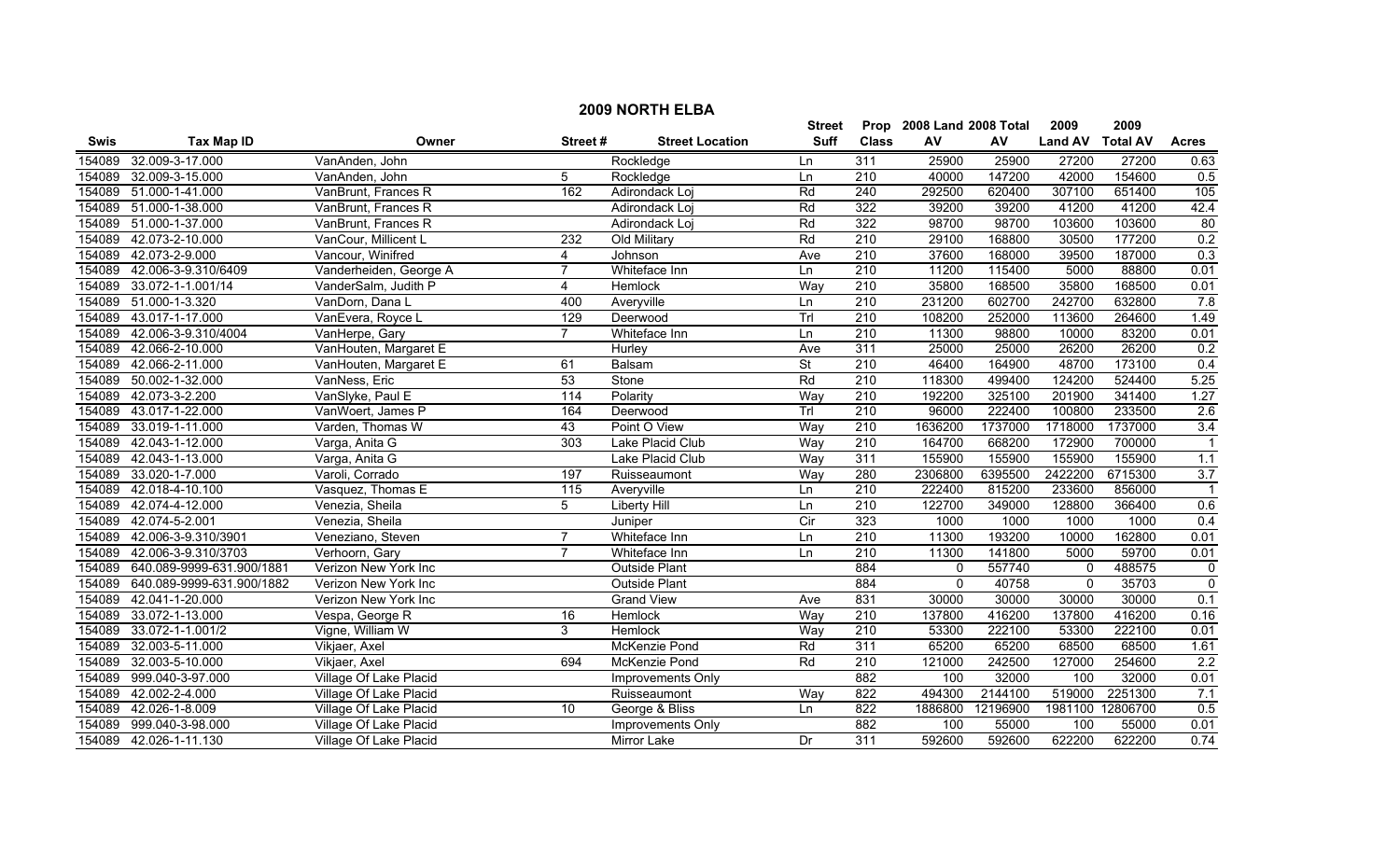## 2009 NORTH ELBA

| Swis | Tax Map ID | Owner | Street # | Street Location | Street Suff | Prop Class | 2008 Land AV | 2008 Total AV | 2009 Land AV | 2009 Total AV | Acres |
|---|---|---|---|---|---|---|---|---|---|---|---|
| 154089 | 32.009-3-17.000 | VanAnden, John | | Rockledge | Ln | 311 | 25900 | 25900 | 27200 | 27200 | 0.63 |
| 154089 | 32.009-3-15.000 | VanAnden, John | 5 | Rockledge | Ln | 210 | 40000 | 147200 | 42000 | 154600 | 0.5 |
| 154089 | 51.000-1-41.000 | VanBrunt, Frances R | 162 | Adirondack Loj | Rd | 240 | 292500 | 620400 | 307100 | 651400 | 105 |
| 154089 | 51.000-1-38.000 | VanBrunt, Frances R | | Adirondack Loj | Rd | 322 | 39200 | 39200 | 41200 | 41200 | 42.4 |
| 154089 | 51.000-1-37.000 | VanBrunt, Frances R | | Adirondack Loj | Rd | 322 | 98700 | 98700 | 103600 | 103600 | 80 |
| 154089 | 42.073-2-10.000 | VanCour, Millicent L | 232 | Old Military | Rd | 210 | 29100 | 168800 | 30500 | 177200 | 0.2 |
| 154089 | 42.073-2-9.000 | Vancour, Winifred | 4 | Johnson | Ave | 210 | 37600 | 168000 | 39500 | 187000 | 0.3 |
| 154089 | 42.006-3-9.310/6409 | Vanderheiden, George A | 7 | Whiteface Inn | Ln | 210 | 11200 | 115400 | 5000 | 88800 | 0.01 |
| 154089 | 33.072-1-1.001/14 | VanderSalm, Judith P | 4 | Hemlock | Way | 210 | 35800 | 168500 | 35800 | 168500 | 0.01 |
| 154089 | 51.000-1-3.320 | VanDorn, Dana L | 400 | Averyville | Ln | 210 | 231200 | 602700 | 242700 | 632800 | 7.8 |
| 154089 | 43.017-1-17.000 | VanEvera, Royce L | 129 | Deerwood | Trl | 210 | 108200 | 252000 | 113600 | 264600 | 1.49 |
| 154089 | 42.006-3-9.310/4004 | VanHerpe, Gary | 7 | Whiteface Inn | Ln | 210 | 11300 | 98800 | 10000 | 83200 | 0.01 |
| 154089 | 42.066-2-10.000 | VanHouten, Margaret E | | Hurley | Ave | 311 | 25000 | 25000 | 26200 | 26200 | 0.2 |
| 154089 | 42.066-2-11.000 | VanHouten, Margaret E | 61 | Balsam | St | 210 | 46400 | 164900 | 48700 | 173100 | 0.4 |
| 154089 | 50.002-1-32.000 | VanNess, Eric | 53 | Stone | Rd | 210 | 118300 | 499400 | 124200 | 524400 | 5.25 |
| 154089 | 42.073-3-2.200 | VanSlyke, Paul E | 114 | Polarity | Way | 210 | 192200 | 325100 | 201900 | 341400 | 1.27 |
| 154089 | 43.017-1-22.000 | VanWoert, James P | 164 | Deerwood | Trl | 210 | 96000 | 222400 | 100800 | 233500 | 2.6 |
| 154089 | 33.019-1-11.000 | Varden, Thomas W | 43 | Point O View | Way | 210 | 1636200 | 1737000 | 1718000 | 1737000 | 3.4 |
| 154089 | 42.043-1-12.000 | Varga, Anita G | 303 | Lake Placid Club | Way | 210 | 164700 | 668200 | 172900 | 700000 | 1 |
| 154089 | 42.043-1-13.000 | Varga, Anita G | | Lake Placid Club | Way | 311 | 155900 | 155900 | 155900 | 155900 | 1.1 |
| 154089 | 33.020-1-7.000 | Varoli, Corrado | 197 | Ruisseaumont | Way | 280 | 2306800 | 6395500 | 2422200 | 6715300 | 3.7 |
| 154089 | 42.018-4-10.100 | Vasquez, Thomas E | 115 | Averyville | Ln | 210 | 222400 | 815200 | 233600 | 856000 | 1 |
| 154089 | 42.074-4-12.000 | Venezia, Sheila | 5 | Liberty Hill | Ln | 210 | 122700 | 349000 | 128800 | 366400 | 0.6 |
| 154089 | 42.074-5-2.001 | Venezia, Sheila | | Juniper | Cir | 323 | 1000 | 1000 | 1000 | 1000 | 0.4 |
| 154089 | 42.006-3-9.310/3901 | Veneziano, Steven | 7 | Whiteface Inn | Ln | 210 | 11300 | 193200 | 10000 | 162800 | 0.01 |
| 154089 | 42.006-3-9.310/3703 | Verhoorn, Gary | 7 | Whiteface Inn | Ln | 210 | 11300 | 141800 | 5000 | 59700 | 0.01 |
| 154089 | 640.089-9999-631.900/1881 | Verizon New York Inc | | Outside Plant | | 884 | 0 | 557740 | 0 | 488575 | 0 |
| 154089 | 640.089-9999-631.900/1882 | Verizon New York Inc | | Outside Plant | | 884 | 0 | 40758 | 0 | 35703 | 0 |
| 154089 | 42.041-1-20.000 | Verizon New York Inc | | Grand View | Ave | 831 | 30000 | 30000 | 30000 | 30000 | 0.1 |
| 154089 | 33.072-1-13.000 | Vespa, George R | 16 | Hemlock | Way | 210 | 137800 | 416200 | 137800 | 416200 | 0.16 |
| 154089 | 33.072-1-1.001/2 | Vigne, William W | 3 | Hemlock | Way | 210 | 53300 | 222100 | 53300 | 222100 | 0.01 |
| 154089 | 32.003-5-11.000 | Vikjaer, Axel | | McKenzie Pond | Rd | 311 | 65200 | 65200 | 68500 | 68500 | 1.61 |
| 154089 | 32.003-5-10.000 | Vikjaer, Axel | 694 | McKenzie Pond | Rd | 210 | 121000 | 242500 | 127000 | 254600 | 2.2 |
| 154089 | 999.040-3-97.000 | Village Of Lake Placid | | Improvements Only | | 882 | 100 | 32000 | 100 | 32000 | 0.01 |
| 154089 | 42.002-2-4.000 | Village Of Lake Placid | | Ruisseaumont | Way | 822 | 494300 | 2144100 | 519000 | 2251300 | 7.1 |
| 154089 | 42.026-1-8.009 | Village Of Lake Placid | 10 | George & Bliss | Ln | 822 | 1886800 | 12196900 | 1981100 | 12806700 | 0.5 |
| 154089 | 999.040-3-98.000 | Village Of Lake Placid | | Improvements Only | | 882 | 100 | 55000 | 100 | 55000 | 0.01 |
| 154089 | 42.026-1-11.130 | Village Of Lake Placid | | Mirror Lake | Dr | 311 | 592600 | 592600 | 622200 | 622200 | 0.74 |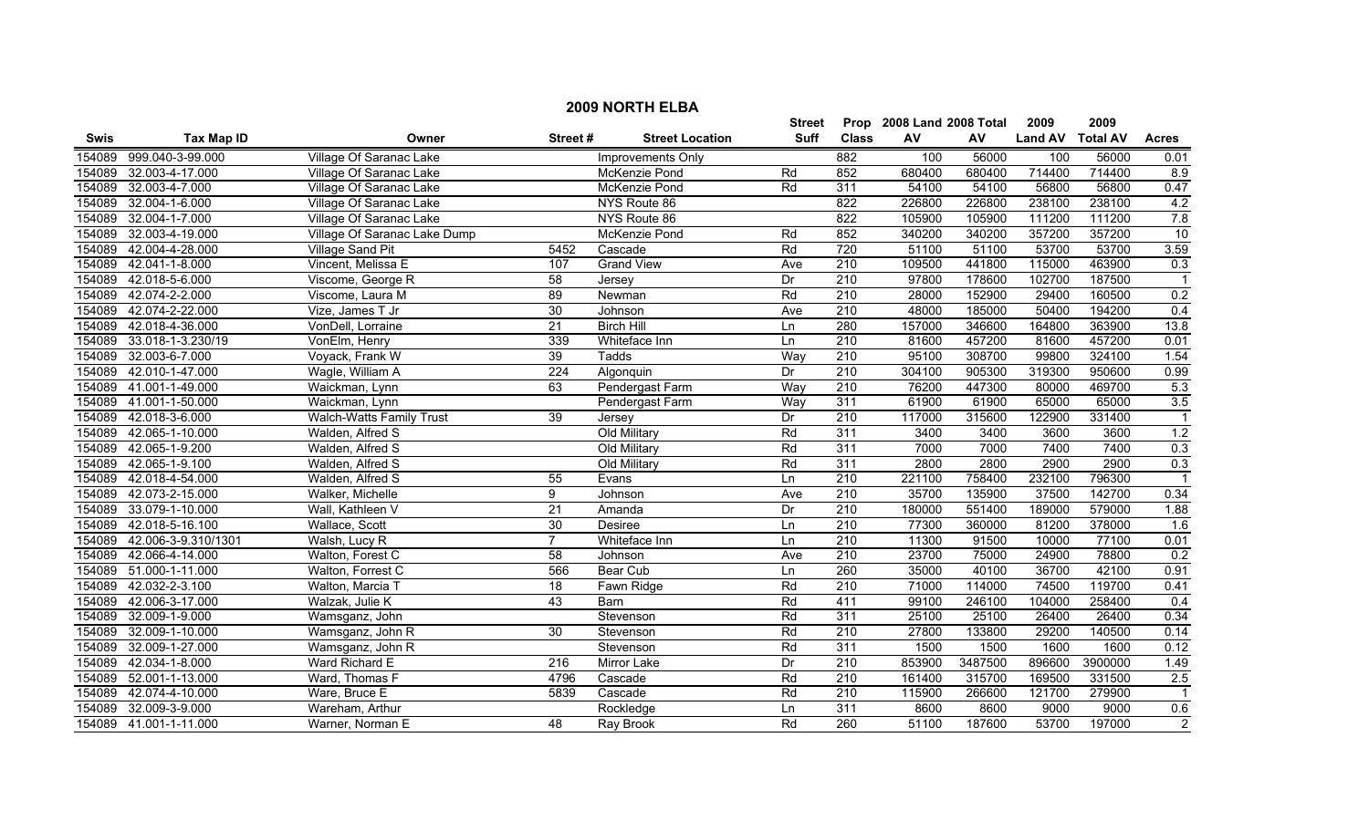# 2009 NORTH ELBA

| Swis | Tax Map ID | Owner | Street # | Street Location | Street Suff | Prop Class | 2008 Land AV | 2008 Total AV | 2009 Land AV | 2009 Total AV | Acres |
|---|---|---|---|---|---|---|---|---|---|---|---|
| 154089 | 999.040-3-99.000 | Village Of Saranac Lake | | Improvements Only | | 882 | 100 | 56000 | 100 | 56000 | 0.01 |
| 154089 | 32.003-4-17.000 | Village Of Saranac Lake | | McKenzie Pond | Rd | 852 | 680400 | 680400 | 714400 | 714400 | 8.9 |
| 154089 | 32.003-4-7.000 | Village Of Saranac Lake | | McKenzie Pond | Rd | 311 | 54100 | 54100 | 56800 | 56800 | 0.47 |
| 154089 | 32.004-1-6.000 | Village Of Saranac Lake | | NYS Route 86 | | 822 | 226800 | 226800 | 238100 | 238100 | 4.2 |
| 154089 | 32.004-1-7.000 | Village Of Saranac Lake | | NYS Route 86 | | 822 | 105900 | 105900 | 111200 | 111200 | 7.8 |
| 154089 | 32.003-4-19.000 | Village Of Saranac Lake Dump | | McKenzie Pond | Rd | 852 | 340200 | 340200 | 357200 | 357200 | 10 |
| 154089 | 42.004-4-28.000 | Village Sand Pit | 5452 | Cascade | Rd | 720 | 51100 | 51100 | 53700 | 53700 | 3.59 |
| 154089 | 42.041-1-8.000 | Vincent, Melissa E | 107 | Grand View | Ave | 210 | 109500 | 441800 | 115000 | 463900 | 0.3 |
| 154089 | 42.018-5-6.000 | Viscome, George R | 58 | Jersey | Dr | 210 | 97800 | 178600 | 102700 | 187500 | 1 |
| 154089 | 42.074-2-2.000 | Viscome, Laura M | 89 | Newman | Rd | 210 | 28000 | 152900 | 29400 | 160500 | 0.2 |
| 154089 | 42.074-2-22.000 | Vize, James T Jr | 30 | Johnson | Ave | 210 | 48000 | 185000 | 50400 | 194200 | 0.4 |
| 154089 | 42.018-4-36.000 | VonDell, Lorraine | 21 | Birch Hill | Ln | 280 | 157000 | 346600 | 164800 | 363900 | 13.8 |
| 154089 | 33.018-1-3.230/19 | VonElm, Henry | 339 | Whiteface Inn | Ln | 210 | 81600 | 457200 | 81600 | 457200 | 0.01 |
| 154089 | 32.003-6-7.000 | Voyack, Frank W | 39 | Tadds | Way | 210 | 95100 | 308700 | 99800 | 324100 | 1.54 |
| 154089 | 42.010-1-47.000 | Wagle, William A | 224 | Algonquin | Dr | 210 | 304100 | 905300 | 319300 | 950600 | 0.99 |
| 154089 | 41.001-1-49.000 | Waickman, Lynn | 63 | Pendergast Farm | Way | 210 | 76200 | 447300 | 80000 | 469700 | 5.3 |
| 154089 | 41.001-1-50.000 | Waickman, Lynn | | Pendergast Farm | Way | 311 | 61900 | 61900 | 65000 | 65000 | 3.5 |
| 154089 | 42.018-3-6.000 | Walch-Watts Family Trust | 39 | Jersey | Dr | 210 | 117000 | 315600 | 122900 | 331400 | 1 |
| 154089 | 42.065-1-10.000 | Walden, Alfred S | | Old Military | Rd | 311 | 3400 | 3400 | 3600 | 3600 | 1.2 |
| 154089 | 42.065-1-9.200 | Walden, Alfred S | | Old Military | Rd | 311 | 7000 | 7000 | 7400 | 7400 | 0.3 |
| 154089 | 42.065-1-9.100 | Walden, Alfred S | | Old Military | Rd | 311 | 2800 | 2800 | 2900 | 2900 | 0.3 |
| 154089 | 42.018-4-54.000 | Walden, Alfred S | 55 | Evans | Ln | 210 | 221100 | 758400 | 232100 | 796300 | 1 |
| 154089 | 42.073-2-15.000 | Walker, Michelle | 9 | Johnson | Ave | 210 | 35700 | 135900 | 37500 | 142700 | 0.34 |
| 154089 | 33.079-1-10.000 | Wall, Kathleen V | 21 | Amanda | Dr | 210 | 180000 | 551400 | 189000 | 579000 | 1.88 |
| 154089 | 42.018-5-16.100 | Wallace, Scott | 30 | Desiree | Ln | 210 | 77300 | 360000 | 81200 | 378000 | 1.6 |
| 154089 | 42.006-3-9.310/1301 | Walsh, Lucy R | 7 | Whiteface Inn | Ln | 210 | 11300 | 91500 | 10000 | 77100 | 0.01 |
| 154089 | 42.066-4-14.000 | Walton, Forest C | 58 | Johnson | Ave | 210 | 23700 | 75000 | 24900 | 78800 | 0.2 |
| 154089 | 51.000-1-11.000 | Walton, Forrest C | 566 | Bear Cub | Ln | 260 | 35000 | 40100 | 36700 | 42100 | 0.91 |
| 154089 | 42.032-2-3.100 | Walton, Marcia T | 18 | Fawn Ridge | Rd | 210 | 71000 | 114000 | 74500 | 119700 | 0.41 |
| 154089 | 42.006-3-17.000 | Walzak, Julie K | 43 | Barn | Rd | 411 | 99100 | 246100 | 104000 | 258400 | 0.4 |
| 154089 | 32.009-1-9.000 | Wamsganz, John | | Stevenson | Rd | 311 | 25100 | 25100 | 26400 | 26400 | 0.34 |
| 154089 | 32.009-1-10.000 | Wamsganz, John R | 30 | Stevenson | Rd | 210 | 27800 | 133800 | 29200 | 140500 | 0.14 |
| 154089 | 32.009-1-27.000 | Wamsganz, John R | | Stevenson | Rd | 311 | 1500 | 1500 | 1600 | 1600 | 0.12 |
| 154089 | 42.034-1-8.000 | Ward Richard E | 216 | Mirror Lake | Dr | 210 | 853900 | 3487500 | 896600 | 3900000 | 1.49 |
| 154089 | 52.001-1-13.000 | Ward, Thomas F | 4796 | Cascade | Rd | 210 | 161400 | 315700 | 169500 | 331500 | 2.5 |
| 154089 | 42.074-4-10.000 | Ware, Bruce E | 5839 | Cascade | Rd | 210 | 115900 | 266600 | 121700 | 279900 | 1 |
| 154089 | 32.009-3-9.000 | Wareham, Arthur | | Rockledge | Ln | 311 | 8600 | 8600 | 9000 | 9000 | 0.6 |
| 154089 | 41.001-1-11.000 | Warner, Norman E | 48 | Ray Brook | Rd | 260 | 51100 | 187600 | 53700 | 197000 | 2 |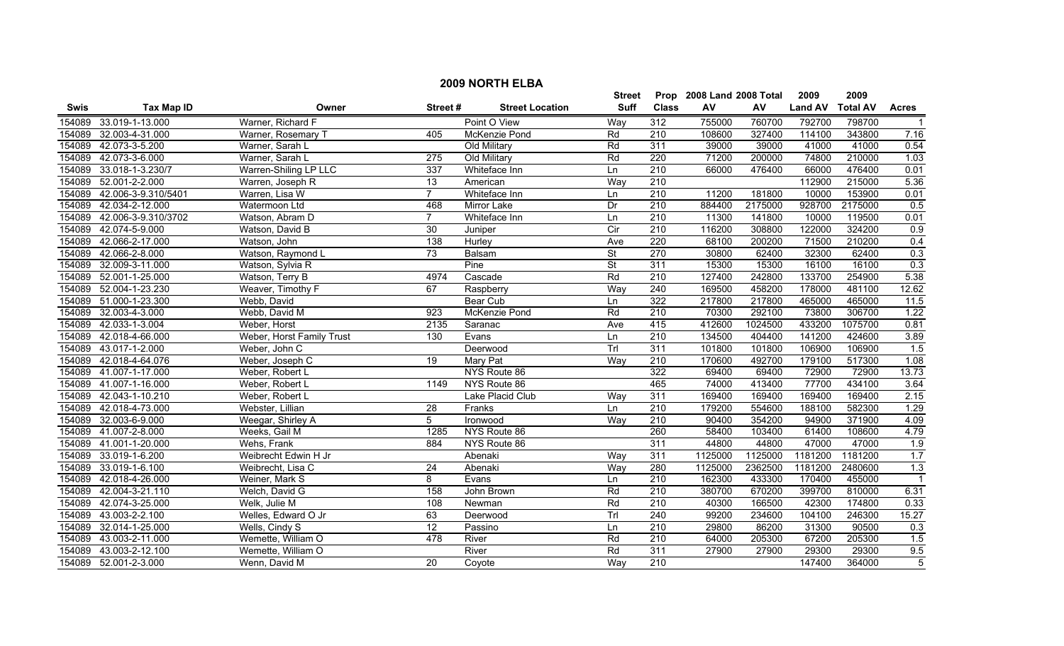# 2009 NORTH ELBA

| Swis | Tax Map ID | Owner | Street # | Street Location | Street Suff | Prop Class | 2008 Land AV | 2008 Total AV | 2009 Land AV | 2009 Total AV | Acres |
|---|---|---|---|---|---|---|---|---|---|---|---|
| 154089 | 33.019-1-13.000 | Warner, Richard F | | Point O View | Way | 312 | 755000 | 760700 | 792700 | 798700 | 1 |
| 154089 | 32.003-4-31.000 | Warner, Rosemary T | 405 | McKenzie Pond | Rd | 210 | 108600 | 327400 | 114100 | 343800 | 7.16 |
| 154089 | 42.073-3-5.200 | Warner, Sarah L | | Old Military | Rd | 311 | 39000 | 39000 | 41000 | 41000 | 0.54 |
| 154089 | 42.073-3-6.000 | Warner, Sarah L | 275 | Old Military | Rd | 220 | 71200 | 200000 | 74800 | 210000 | 1.03 |
| 154089 | 33.018-1-3.230/7 | Warren-Shiling LP LLC | 337 | Whiteface Inn | Ln | 210 | 66000 | 476400 | 66000 | 476400 | 0.01 |
| 154089 | 52.001-2-2.000 | Warren, Joseph R | 13 | American | Way | 210 | | | 112900 | 215000 | 5.36 |
| 154089 | 42.006-3-9.310/5401 | Warren, Lisa W | 7 | Whiteface Inn | Ln | 210 | 11200 | 181800 | 10000 | 153900 | 0.01 |
| 154089 | 42.034-2-12.000 | Watermoon Ltd | 468 | Mirror Lake | Dr | 210 | 884400 | 2175000 | 928700 | 2175000 | 0.5 |
| 154089 | 42.006-3-9.310/3702 | Watson, Abram D | 7 | Whiteface Inn | Ln | 210 | 11300 | 141800 | 10000 | 119500 | 0.01 |
| 154089 | 42.074-5-9.000 | Watson, David B | 30 | Juniper | Cir | 210 | 116200 | 308800 | 122000 | 324200 | 0.9 |
| 154089 | 42.066-2-17.000 | Watson, John | 138 | Hurley | Ave | 220 | 68100 | 200200 | 71500 | 210200 | 0.4 |
| 154089 | 42.066-2-8.000 | Watson, Raymond L | 73 | Balsam | St | 270 | 30800 | 62400 | 32300 | 62400 | 0.3 |
| 154089 | 32.009-3-11.000 | Watson, Sylvia R | | Pine | St | 311 | 15300 | 15300 | 16100 | 16100 | 0.3 |
| 154089 | 52.001-1-25.000 | Watson, Terry B | 4974 | Cascade | Rd | 210 | 127400 | 242800 | 133700 | 254900 | 5.38 |
| 154089 | 52.004-1-23.230 | Weaver, Timothy F | 67 | Raspberry | Way | 240 | 169500 | 458200 | 178000 | 481100 | 12.62 |
| 154089 | 51.000-1-23.300 | Webb, David | | Bear Cub | Ln | 322 | 217800 | 217800 | 465000 | 465000 | 11.5 |
| 154089 | 32.003-4-3.000 | Webb, David M | 923 | McKenzie Pond | Rd | 210 | 70300 | 292100 | 73800 | 306700 | 1.22 |
| 154089 | 42.033-1-3.004 | Weber, Horst | 2135 | Saranac | Ave | 415 | 412600 | 1024500 | 433200 | 1075700 | 0.81 |
| 154089 | 42.018-4-66.000 | Weber, Horst Family Trust | 130 | Evans | Ln | 210 | 134500 | 404400 | 141200 | 424600 | 3.89 |
| 154089 | 43.017-1-2.000 | Weber, John C | | Deerwood | Trl | 311 | 101800 | 101800 | 106900 | 106900 | 1.5 |
| 154089 | 42.018-4-64.076 | Weber, Joseph C | 19 | Mary Pat | Way | 210 | 170600 | 492700 | 179100 | 517300 | 1.08 |
| 154089 | 41.007-1-17.000 | Weber, Robert L | | NYS Route 86 | | 322 | 69400 | 69400 | 72900 | 72900 | 13.73 |
| 154089 | 41.007-1-16.000 | Weber, Robert L | 1149 | NYS Route 86 | | 465 | 74000 | 413400 | 77700 | 434100 | 3.64 |
| 154089 | 42.043-1-10.210 | Weber, Robert L | | Lake Placid Club | Way | 311 | 169400 | 169400 | 169400 | 169400 | 2.15 |
| 154089 | 42.018-4-73.000 | Webster, Lillian | 28 | Franks | Ln | 210 | 179200 | 554600 | 188100 | 582300 | 1.29 |
| 154089 | 32.003-6-9.000 | Weegar, Shirley A | 5 | Ironwood | Way | 210 | 90400 | 354200 | 94900 | 371900 | 4.09 |
| 154089 | 41.007-2-8.000 | Weeks, Gail M | 1285 | NYS Route 86 | | 260 | 58400 | 103400 | 61400 | 108600 | 4.79 |
| 154089 | 41.001-1-20.000 | Wehs, Frank | 884 | NYS Route 86 | | 311 | 44800 | 44800 | 47000 | 47000 | 1.9 |
| 154089 | 33.019-1-6.200 | Weibrecht Edwin H Jr | | Abenaki | Way | 311 | 1125000 | 1125000 | 1181200 | 1181200 | 1.7 |
| 154089 | 33.019-1-6.100 | Weibrecht, Lisa C | 24 | Abenaki | Way | 280 | 1125000 | 2362500 | 1181200 | 2480600 | 1.3 |
| 154089 | 42.018-4-26.000 | Weiner, Mark S | 8 | Evans | Ln | 210 | 162300 | 433300 | 170400 | 455000 | 1 |
| 154089 | 42.004-3-21.110 | Welch, David G | 158 | John Brown | Rd | 210 | 380700 | 670200 | 399700 | 810000 | 6.31 |
| 154089 | 42.074-3-25.000 | Welk, Julie M | 108 | Newman | Rd | 210 | 40300 | 166500 | 42300 | 174800 | 0.33 |
| 154089 | 43.003-2-2.100 | Welles, Edward O Jr | 63 | Deerwood | Trl | 240 | 99200 | 234600 | 104100 | 246300 | 15.27 |
| 154089 | 32.014-1-25.000 | Wells, Cindy S | 12 | Passino | Ln | 210 | 29800 | 86200 | 31300 | 90500 | 0.3 |
| 154089 | 43.003-2-11.000 | Wemette, William O | 478 | River | Rd | 210 | 64000 | 205300 | 67200 | 205300 | 1.5 |
| 154089 | 43.003-2-12.100 | Wemette, William O | | River | Rd | 311 | 27900 | 27900 | 29300 | 29300 | 9.5 |
| 154089 | 52.001-2-3.000 | Wenn, David M | 20 | Coyote | Way | 210 | | | 147400 | 364000 | 5 |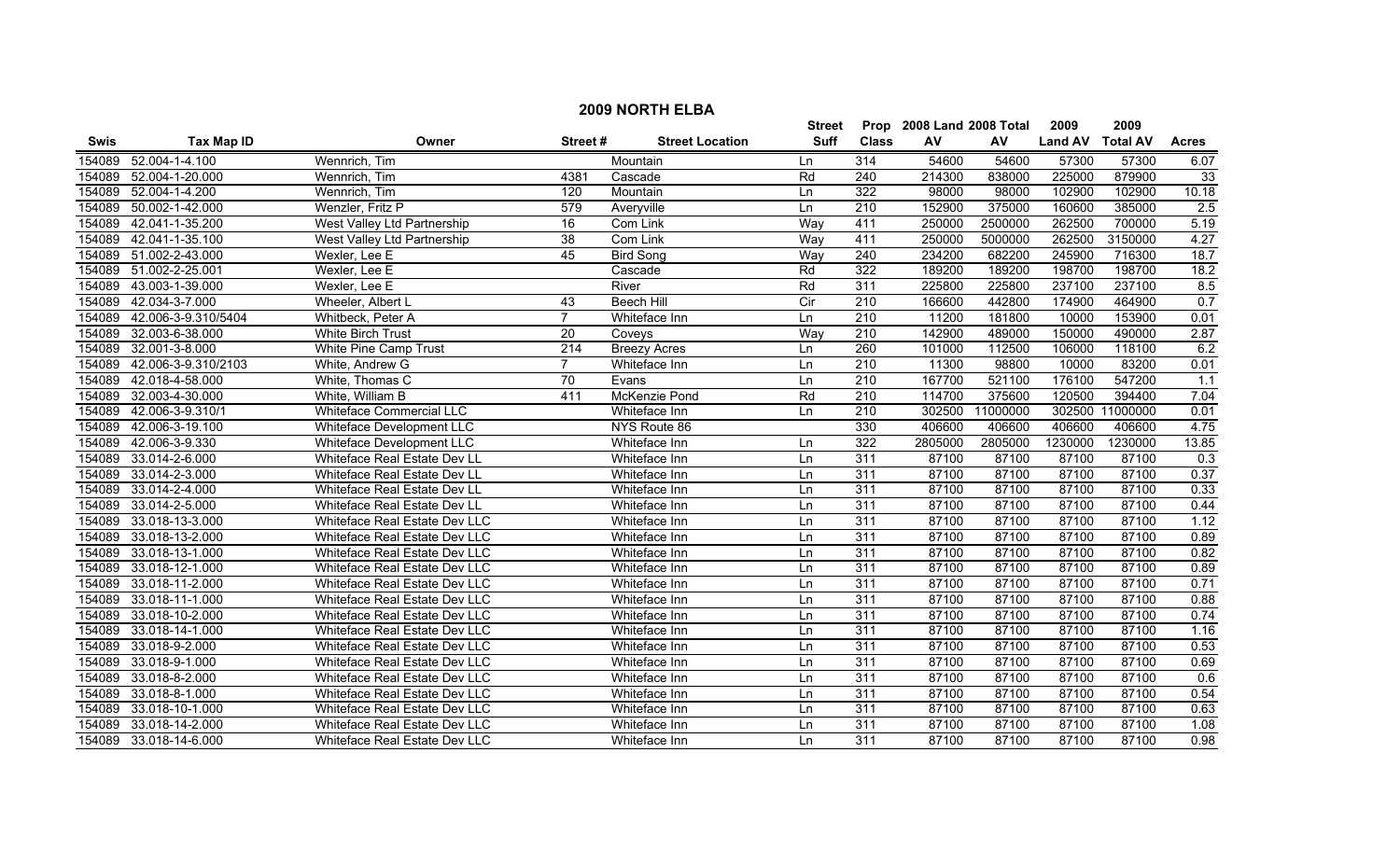## 2009 NORTH ELBA

| Swis | Tax Map ID | Owner | Street # | Street Location | Street Suff | Prop Class | 2008 Land AV | 2008 Total AV | 2009 Land AV | 2009 Total AV | Acres |
|---|---|---|---|---|---|---|---|---|---|---|---|
| 154089 | 52.004-1-4.100 | Wennrich, Tim | | Mountain | Ln | 314 | 54600 | 54600 | 57300 | 57300 | 6.07 |
| 154089 | 52.004-1-20.000 | Wennrich, Tim | 4381 | Cascade | Rd | 240 | 214300 | 838000 | 225000 | 879900 | 33 |
| 154089 | 52.004-1-4.200 | Wennrich, Tim | 120 | Mountain | Ln | 322 | 98000 | 98000 | 102900 | 102900 | 10.18 |
| 154089 | 50.002-1-42.000 | Wenzler, Fritz P | 579 | Averyville | Ln | 210 | 152900 | 375000 | 160600 | 385000 | 2.5 |
| 154089 | 42.041-1-35.200 | West Valley Ltd Partnership | 16 | Com Link | Way | 411 | 250000 | 2500000 | 262500 | 700000 | 5.19 |
| 154089 | 42.041-1-35.100 | West Valley Ltd Partnership | 38 | Com Link | Way | 411 | 250000 | 5000000 | 262500 | 3150000 | 4.27 |
| 154089 | 51.002-2-43.000 | Wexler, Lee E | 45 | Bird Song | Way | 240 | 234200 | 682200 | 245900 | 716300 | 18.7 |
| 154089 | 51.002-2-25.001 | Wexler, Lee E | | Cascade | Rd | 322 | 189200 | 189200 | 198700 | 198700 | 18.2 |
| 154089 | 43.003-1-39.000 | Wexler, Lee E | | River | Rd | 311 | 225800 | 225800 | 237100 | 237100 | 8.5 |
| 154089 | 42.034-3-7.000 | Wheeler, Albert L | 43 | Beech Hill | Cir | 210 | 166600 | 442800 | 174900 | 464900 | 0.7 |
| 154089 | 42.006-3-9.310/5404 | Whitbeck, Peter A | 7 | Whiteface Inn | Ln | 210 | 11200 | 181800 | 10000 | 153900 | 0.01 |
| 154089 | 32.003-6-38.000 | White Birch Trust | 20 | Coveys | Way | 210 | 142900 | 489000 | 150000 | 490000 | 2.87 |
| 154089 | 32.001-3-8.000 | White Pine Camp Trust | 214 | Breezy Acres | Ln | 260 | 101000 | 112500 | 106000 | 118100 | 6.2 |
| 154089 | 42.006-3-9.310/2103 | White, Andrew G | 7 | Whiteface Inn | Ln | 210 | 11300 | 98800 | 10000 | 83200 | 0.01 |
| 154089 | 42.018-4-58.000 | White, Thomas C | 70 | Evans | Ln | 210 | 167700 | 521100 | 176100 | 547200 | 1.1 |
| 154089 | 32.003-4-30.000 | White, William B | 411 | McKenzie Pond | Rd | 210 | 114700 | 375600 | 120500 | 394400 | 7.04 |
| 154089 | 42.006-3-9.310/1 | Whiteface Commercial LLC | | Whiteface Inn | Ln | 210 | 302500 | 11000000 | 302500 | 11000000 | 0.01 |
| 154089 | 42.006-3-19.100 | Whiteface Development LLC | | NYS Route 86 | | 330 | 406600 | 406600 | 406600 | 406600 | 4.75 |
| 154089 | 42.006-3-9.330 | Whiteface Development LLC | | Whiteface Inn | Ln | 322 | 2805000 | 2805000 | 1230000 | 1230000 | 13.85 |
| 154089 | 33.014-2-6.000 | Whiteface Real Estate Dev LL | | Whiteface Inn | Ln | 311 | 87100 | 87100 | 87100 | 87100 | 0.3 |
| 154089 | 33.014-2-3.000 | Whiteface Real Estate Dev LL | | Whiteface Inn | Ln | 311 | 87100 | 87100 | 87100 | 87100 | 0.37 |
| 154089 | 33.014-2-4.000 | Whiteface Real Estate Dev LL | | Whiteface Inn | Ln | 311 | 87100 | 87100 | 87100 | 87100 | 0.33 |
| 154089 | 33.014-2-5.000 | Whiteface Real Estate Dev LL | | Whiteface Inn | Ln | 311 | 87100 | 87100 | 87100 | 87100 | 0.44 |
| 154089 | 33.018-13-3.000 | Whiteface Real Estate Dev LLC | | Whiteface Inn | Ln | 311 | 87100 | 87100 | 87100 | 87100 | 1.12 |
| 154089 | 33.018-13-2.000 | Whiteface Real Estate Dev LLC | | Whiteface Inn | Ln | 311 | 87100 | 87100 | 87100 | 87100 | 0.89 |
| 154089 | 33.018-13-1.000 | Whiteface Real Estate Dev LLC | | Whiteface Inn | Ln | 311 | 87100 | 87100 | 87100 | 87100 | 0.82 |
| 154089 | 33.018-12-1.000 | Whiteface Real Estate Dev LLC | | Whiteface Inn | Ln | 311 | 87100 | 87100 | 87100 | 87100 | 0.89 |
| 154089 | 33.018-11-2.000 | Whiteface Real Estate Dev LLC | | Whiteface Inn | Ln | 311 | 87100 | 87100 | 87100 | 87100 | 0.71 |
| 154089 | 33.018-11-1.000 | Whiteface Real Estate Dev LLC | | Whiteface Inn | Ln | 311 | 87100 | 87100 | 87100 | 87100 | 0.88 |
| 154089 | 33.018-10-2.000 | Whiteface Real Estate Dev LLC | | Whiteface Inn | Ln | 311 | 87100 | 87100 | 87100 | 87100 | 0.74 |
| 154089 | 33.018-14-1.000 | Whiteface Real Estate Dev LLC | | Whiteface Inn | Ln | 311 | 87100 | 87100 | 87100 | 87100 | 1.16 |
| 154089 | 33.018-9-2.000 | Whiteface Real Estate Dev LLC | | Whiteface Inn | Ln | 311 | 87100 | 87100 | 87100 | 87100 | 0.53 |
| 154089 | 33.018-9-1.000 | Whiteface Real Estate Dev LLC | | Whiteface Inn | Ln | 311 | 87100 | 87100 | 87100 | 87100 | 0.69 |
| 154089 | 33.018-8-2.000 | Whiteface Real Estate Dev LLC | | Whiteface Inn | Ln | 311 | 87100 | 87100 | 87100 | 87100 | 0.6 |
| 154089 | 33.018-8-1.000 | Whiteface Real Estate Dev LLC | | Whiteface Inn | Ln | 311 | 87100 | 87100 | 87100 | 87100 | 0.54 |
| 154089 | 33.018-10-1.000 | Whiteface Real Estate Dev LLC | | Whiteface Inn | Ln | 311 | 87100 | 87100 | 87100 | 87100 | 0.63 |
| 154089 | 33.018-14-2.000 | Whiteface Real Estate Dev LLC | | Whiteface Inn | Ln | 311 | 87100 | 87100 | 87100 | 87100 | 1.08 |
| 154089 | 33.018-14-6.000 | Whiteface Real Estate Dev LLC | | Whiteface Inn | Ln | 311 | 87100 | 87100 | 87100 | 87100 | 0.98 |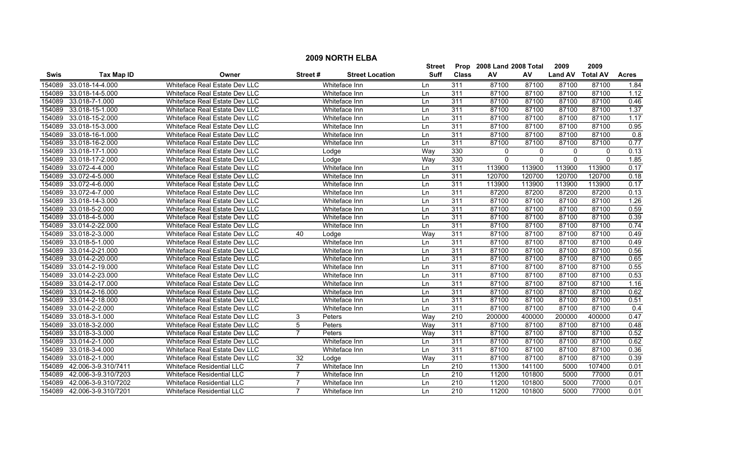# 2009 NORTH ELBA

| Swis | Tax Map ID | Owner | Street # | Street Location | Street Suff | Prop Class | 2008 Land AV | 2008 Total AV | 2009 Land AV | 2009 Total AV | Acres |
|---|---|---|---|---|---|---|---|---|---|---|---|
| 154089 | 33.018-14-4.000 | Whiteface Real Estate Dev LLC | | Whiteface Inn | Ln | 311 | 87100 | 87100 | 87100 | 87100 | 1.84 |
| 154089 | 33.018-14-5.000 | Whiteface Real Estate Dev LLC | | Whiteface Inn | Ln | 311 | 87100 | 87100 | 87100 | 87100 | 1.12 |
| 154089 | 33.018-7-1.000 | Whiteface Real Estate Dev LLC | | Whiteface Inn | Ln | 311 | 87100 | 87100 | 87100 | 87100 | 0.46 |
| 154089 | 33.018-15-1.000 | Whiteface Real Estate Dev LLC | | Whiteface Inn | Ln | 311 | 87100 | 87100 | 87100 | 87100 | 1.37 |
| 154089 | 33.018-15-2.000 | Whiteface Real Estate Dev LLC | | Whiteface Inn | Ln | 311 | 87100 | 87100 | 87100 | 87100 | 1.17 |
| 154089 | 33.018-15-3.000 | Whiteface Real Estate Dev LLC | | Whiteface Inn | Ln | 311 | 87100 | 87100 | 87100 | 87100 | 0.95 |
| 154089 | 33.018-16-1.000 | Whiteface Real Estate Dev LLC | | Whiteface Inn | Ln | 311 | 87100 | 87100 | 87100 | 87100 | 0.8 |
| 154089 | 33.018-16-2.000 | Whiteface Real Estate Dev LLC | | Whiteface Inn | Ln | 311 | 87100 | 87100 | 87100 | 87100 | 0.77 |
| 154089 | 33.018-17-1.000 | Whiteface Real Estate Dev LLC | | Lodge | Way | 330 | 0 | 0 | 0 | 0 | 0.13 |
| 154089 | 33.018-17-2.000 | Whiteface Real Estate Dev LLC | | Lodge | Way | 330 | 0 | 0 | 0 | 0 | 1.85 |
| 154089 | 33.072-4-4.000 | Whiteface Real Estate Dev LLC | | Whiteface Inn | Ln | 311 | 113900 | 113900 | 113900 | 113900 | 0.17 |
| 154089 | 33.072-4-5.000 | Whiteface Real Estate Dev LLC | | Whiteface Inn | Ln | 311 | 120700 | 120700 | 120700 | 120700 | 0.18 |
| 154089 | 33.072-4-6.000 | Whiteface Real Estate Dev LLC | | Whiteface Inn | Ln | 311 | 113900 | 113900 | 113900 | 113900 | 0.17 |
| 154089 | 33.072-4-7.000 | Whiteface Real Estate Dev LLC | | Whiteface Inn | Ln | 311 | 87200 | 87200 | 87200 | 87200 | 0.13 |
| 154089 | 33.018-14-3.000 | Whiteface Real Estate Dev LLC | | Whiteface Inn | Ln | 311 | 87100 | 87100 | 87100 | 87100 | 1.26 |
| 154089 | 33.018-5-2.000 | Whiteface Real Estate Dev LLC | | Whiteface Inn | Ln | 311 | 87100 | 87100 | 87100 | 87100 | 0.59 |
| 154089 | 33.018-4-5.000 | Whiteface Real Estate Dev LLC | | Whiteface Inn | Ln | 311 | 87100 | 87100 | 87100 | 87100 | 0.39 |
| 154089 | 33.014-2-22.000 | Whiteface Real Estate Dev LLC | | Whiteface Inn | Ln | 311 | 87100 | 87100 | 87100 | 87100 | 0.74 |
| 154089 | 33.018-2-3.000 | Whiteface Real Estate Dev LLC | 40 | Lodge | Way | 311 | 87100 | 87100 | 87100 | 87100 | 0.49 |
| 154089 | 33.018-5-1.000 | Whiteface Real Estate Dev LLC | | Whiteface Inn | Ln | 311 | 87100 | 87100 | 87100 | 87100 | 0.49 |
| 154089 | 33.014-2-21.000 | Whiteface Real Estate Dev LLC | | Whiteface Inn | Ln | 311 | 87100 | 87100 | 87100 | 87100 | 0.56 |
| 154089 | 33.014-2-20.000 | Whiteface Real Estate Dev LLC | | Whiteface Inn | Ln | 311 | 87100 | 87100 | 87100 | 87100 | 0.65 |
| 154089 | 33.014-2-19.000 | Whiteface Real Estate Dev LLC | | Whiteface Inn | Ln | 311 | 87100 | 87100 | 87100 | 87100 | 0.55 |
| 154089 | 33.014-2-23.000 | Whiteface Real Estate Dev LLC | | Whiteface Inn | Ln | 311 | 87100 | 87100 | 87100 | 87100 | 0.53 |
| 154089 | 33.014-2-17.000 | Whiteface Real Estate Dev LLC | | Whiteface Inn | Ln | 311 | 87100 | 87100 | 87100 | 87100 | 1.16 |
| 154089 | 33.014-2-16.000 | Whiteface Real Estate Dev LLC | | Whiteface Inn | Ln | 311 | 87100 | 87100 | 87100 | 87100 | 0.62 |
| 154089 | 33.014-2-18.000 | Whiteface Real Estate Dev LLC | | Whiteface Inn | Ln | 311 | 87100 | 87100 | 87100 | 87100 | 0.51 |
| 154089 | 33.014-2-2.000 | Whiteface Real Estate Dev LLC | | Whiteface Inn | Ln | 311 | 87100 | 87100 | 87100 | 87100 | 0.4 |
| 154089 | 33.018-3-1.000 | Whiteface Real Estate Dev LLC | 3 | Peters | Way | 210 | 200000 | 400000 | 200000 | 400000 | 0.47 |
| 154089 | 33.018-3-2.000 | Whiteface Real Estate Dev LLC | 5 | Peters | Way | 311 | 87100 | 87100 | 87100 | 87100 | 0.48 |
| 154089 | 33.018-3-3.000 | Whiteface Real Estate Dev LLC | 7 | Peters | Way | 311 | 87100 | 87100 | 87100 | 87100 | 0.52 |
| 154089 | 33.014-2-1.000 | Whiteface Real Estate Dev LLC | | Whiteface Inn | Ln | 311 | 87100 | 87100 | 87100 | 87100 | 0.62 |
| 154089 | 33.018-3-4.000 | Whiteface Real Estate Dev LLC | | Whiteface Inn | Ln | 311 | 87100 | 87100 | 87100 | 87100 | 0.36 |
| 154089 | 33.018-2-1.000 | Whiteface Real Estate Dev LLC | 32 | Lodge | Way | 311 | 87100 | 87100 | 87100 | 87100 | 0.39 |
| 154089 | 42.006-3-9.310/7411 | Whiteface Residential LLC | 7 | Whiteface Inn | Ln | 210 | 11300 | 141100 | 5000 | 107400 | 0.01 |
| 154089 | 42.006-3-9.310/7203 | Whiteface Residential LLC | 7 | Whiteface Inn | Ln | 210 | 11200 | 101800 | 5000 | 77000 | 0.01 |
| 154089 | 42.006-3-9.310/7202 | Whiteface Residential LLC | 7 | Whiteface Inn | Ln | 210 | 11200 | 101800 | 5000 | 77000 | 0.01 |
| 154089 | 42.006-3-9.310/7201 | Whiteface Residential LLC | 7 | Whiteface Inn | Ln | 210 | 11200 | 101800 | 5000 | 77000 | 0.01 |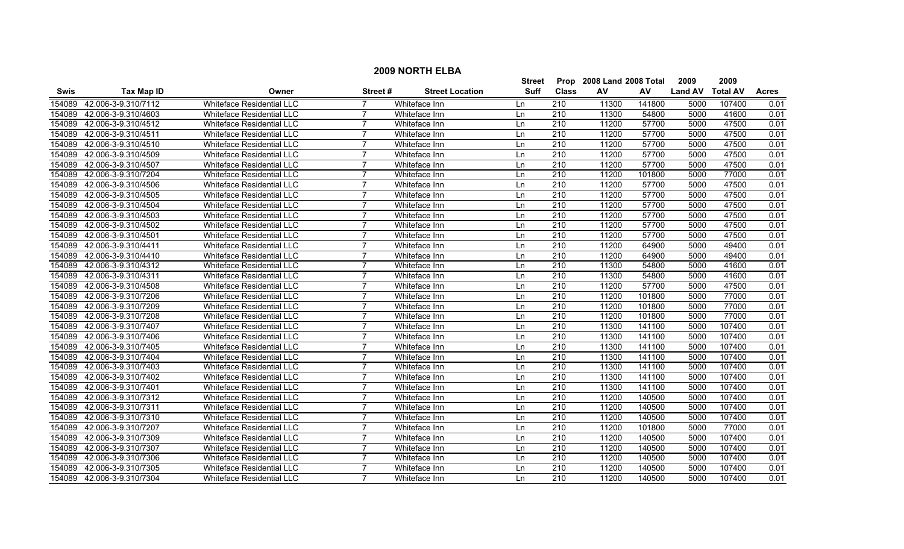# 2009 NORTH ELBA

| Swis | Tax Map ID | Owner | Street # | Street Location | Street Suff | Prop Class | 2008 Land AV | 2008 Total AV | 2009 Land AV | 2009 Total AV | Acres |
|---|---|---|---|---|---|---|---|---|---|---|---|
| 154089 | 42.006-3-9.310/7112 | Whiteface Residential LLC | 7 | Whiteface Inn | Ln | 210 | 11300 | 141800 | 5000 | 107400 | 0.01 |
| 154089 | 42.006-3-9.310/4603 | Whiteface Residential LLC | 7 | Whiteface Inn | Ln | 210 | 11300 | 54800 | 5000 | 41600 | 0.01 |
| 154089 | 42.006-3-9.310/4512 | Whiteface Residential LLC | 7 | Whiteface Inn | Ln | 210 | 11200 | 57700 | 5000 | 47500 | 0.01 |
| 154089 | 42.006-3-9.310/4511 | Whiteface Residential LLC | 7 | Whiteface Inn | Ln | 210 | 11200 | 57700 | 5000 | 47500 | 0.01 |
| 154089 | 42.006-3-9.310/4510 | Whiteface Residential LLC | 7 | Whiteface Inn | Ln | 210 | 11200 | 57700 | 5000 | 47500 | 0.01 |
| 154089 | 42.006-3-9.310/4509 | Whiteface Residential LLC | 7 | Whiteface Inn | Ln | 210 | 11200 | 57700 | 5000 | 47500 | 0.01 |
| 154089 | 42.006-3-9.310/4507 | Whiteface Residential LLC | 7 | Whiteface Inn | Ln | 210 | 11200 | 57700 | 5000 | 47500 | 0.01 |
| 154089 | 42.006-3-9.310/7204 | Whiteface Residential LLC | 7 | Whiteface Inn | Ln | 210 | 11200 | 101800 | 5000 | 77000 | 0.01 |
| 154089 | 42.006-3-9.310/4506 | Whiteface Residential LLC | 7 | Whiteface Inn | Ln | 210 | 11200 | 57700 | 5000 | 47500 | 0.01 |
| 154089 | 42.006-3-9.310/4505 | Whiteface Residential LLC | 7 | Whiteface Inn | Ln | 210 | 11200 | 57700 | 5000 | 47500 | 0.01 |
| 154089 | 42.006-3-9.310/4504 | Whiteface Residential LLC | 7 | Whiteface Inn | Ln | 210 | 11200 | 57700 | 5000 | 47500 | 0.01 |
| 154089 | 42.006-3-9.310/4503 | Whiteface Residential LLC | 7 | Whiteface Inn | Ln | 210 | 11200 | 57700 | 5000 | 47500 | 0.01 |
| 154089 | 42.006-3-9.310/4502 | Whiteface Residential LLC | 7 | Whiteface Inn | Ln | 210 | 11200 | 57700 | 5000 | 47500 | 0.01 |
| 154089 | 42.006-3-9.310/4501 | Whiteface Residential LLC | 7 | Whiteface Inn | Ln | 210 | 11200 | 57700 | 5000 | 47500 | 0.01 |
| 154089 | 42.006-3-9.310/4411 | Whiteface Residential LLC | 7 | Whiteface Inn | Ln | 210 | 11200 | 64900 | 5000 | 49400 | 0.01 |
| 154089 | 42.006-3-9.310/4410 | Whiteface Residential LLC | 7 | Whiteface Inn | Ln | 210 | 11200 | 64900 | 5000 | 49400 | 0.01 |
| 154089 | 42.006-3-9.310/4312 | Whiteface Residential LLC | 7 | Whiteface Inn | Ln | 210 | 11300 | 54800 | 5000 | 41600 | 0.01 |
| 154089 | 42.006-3-9.310/4311 | Whiteface Residential LLC | 7 | Whiteface Inn | Ln | 210 | 11300 | 54800 | 5000 | 41600 | 0.01 |
| 154089 | 42.006-3-9.310/4508 | Whiteface Residential LLC | 7 | Whiteface Inn | Ln | 210 | 11200 | 57700 | 5000 | 47500 | 0.01 |
| 154089 | 42.006-3-9.310/7206 | Whiteface Residential LLC | 7 | Whiteface Inn | Ln | 210 | 11200 | 101800 | 5000 | 77000 | 0.01 |
| 154089 | 42.006-3-9.310/7209 | Whiteface Residential LLC | 7 | Whiteface Inn | Ln | 210 | 11200 | 101800 | 5000 | 77000 | 0.01 |
| 154089 | 42.006-3-9.310/7208 | Whiteface Residential LLC | 7 | Whiteface Inn | Ln | 210 | 11200 | 101800 | 5000 | 77000 | 0.01 |
| 154089 | 42.006-3-9.310/7407 | Whiteface Residential LLC | 7 | Whiteface Inn | Ln | 210 | 11300 | 141100 | 5000 | 107400 | 0.01 |
| 154089 | 42.006-3-9.310/7406 | Whiteface Residential LLC | 7 | Whiteface Inn | Ln | 210 | 11300 | 141100 | 5000 | 107400 | 0.01 |
| 154089 | 42.006-3-9.310/7405 | Whiteface Residential LLC | 7 | Whiteface Inn | Ln | 210 | 11300 | 141100 | 5000 | 107400 | 0.01 |
| 154089 | 42.006-3-9.310/7404 | Whiteface Residential LLC | 7 | Whiteface Inn | Ln | 210 | 11300 | 141100 | 5000 | 107400 | 0.01 |
| 154089 | 42.006-3-9.310/7403 | Whiteface Residential LLC | 7 | Whiteface Inn | Ln | 210 | 11300 | 141100 | 5000 | 107400 | 0.01 |
| 154089 | 42.006-3-9.310/7402 | Whiteface Residential LLC | 7 | Whiteface Inn | Ln | 210 | 11300 | 141100 | 5000 | 107400 | 0.01 |
| 154089 | 42.006-3-9.310/7401 | Whiteface Residential LLC | 7 | Whiteface Inn | Ln | 210 | 11300 | 141100 | 5000 | 107400 | 0.01 |
| 154089 | 42.006-3-9.310/7312 | Whiteface Residential LLC | 7 | Whiteface Inn | Ln | 210 | 11200 | 140500 | 5000 | 107400 | 0.01 |
| 154089 | 42.006-3-9.310/7311 | Whiteface Residential LLC | 7 | Whiteface Inn | Ln | 210 | 11200 | 140500 | 5000 | 107400 | 0.01 |
| 154089 | 42.006-3-9.310/7310 | Whiteface Residential LLC | 7 | Whiteface Inn | Ln | 210 | 11200 | 140500 | 5000 | 107400 | 0.01 |
| 154089 | 42.006-3-9.310/7207 | Whiteface Residential LLC | 7 | Whiteface Inn | Ln | 210 | 11200 | 101800 | 5000 | 77000 | 0.01 |
| 154089 | 42.006-3-9.310/7309 | Whiteface Residential LLC | 7 | Whiteface Inn | Ln | 210 | 11200 | 140500 | 5000 | 107400 | 0.01 |
| 154089 | 42.006-3-9.310/7307 | Whiteface Residential LLC | 7 | Whiteface Inn | Ln | 210 | 11200 | 140500 | 5000 | 107400 | 0.01 |
| 154089 | 42.006-3-9.310/7306 | Whiteface Residential LLC | 7 | Whiteface Inn | Ln | 210 | 11200 | 140500 | 5000 | 107400 | 0.01 |
| 154089 | 42.006-3-9.310/7305 | Whiteface Residential LLC | 7 | Whiteface Inn | Ln | 210 | 11200 | 140500 | 5000 | 107400 | 0.01 |
| 154089 | 42.006-3-9.310/7304 | Whiteface Residential LLC | 7 | Whiteface Inn | Ln | 210 | 11200 | 140500 | 5000 | 107400 | 0.01 |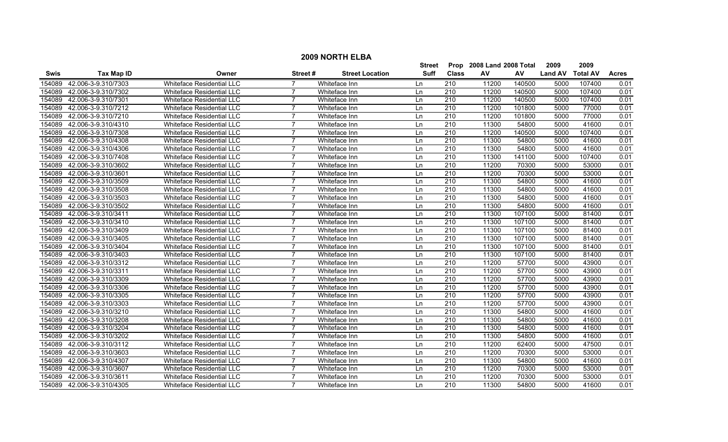# 2009 NORTH ELBA

| Swis | Tax Map ID | Owner | Street # | Street Location | Street Suff | Prop Class | 2008 Land AV | 2008 Total AV | 2009 Land AV | 2009 Total AV | Acres |
|---|---|---|---|---|---|---|---|---|---|---|---|
| 154089 | 42.006-3-9.310/7303 | Whiteface Residential LLC | 7 | Whiteface Inn | Ln | 210 | 11200 | 140500 | 5000 | 107400 | 0.01 |
| 154089 | 42.006-3-9.310/7302 | Whiteface Residential LLC | 7 | Whiteface Inn | Ln | 210 | 11200 | 140500 | 5000 | 107400 | 0.01 |
| 154089 | 42.006-3-9.310/7301 | Whiteface Residential LLC | 7 | Whiteface Inn | Ln | 210 | 11200 | 140500 | 5000 | 107400 | 0.01 |
| 154089 | 42.006-3-9.310/7212 | Whiteface Residential LLC | 7 | Whiteface Inn | Ln | 210 | 11200 | 101800 | 5000 | 77000 | 0.01 |
| 154089 | 42.006-3-9.310/7210 | Whiteface Residential LLC | 7 | Whiteface Inn | Ln | 210 | 11200 | 101800 | 5000 | 77000 | 0.01 |
| 154089 | 42.006-3-9.310/4310 | Whiteface Residential LLC | 7 | Whiteface Inn | Ln | 210 | 11300 | 54800 | 5000 | 41600 | 0.01 |
| 154089 | 42.006-3-9.310/7308 | Whiteface Residential LLC | 7 | Whiteface Inn | Ln | 210 | 11200 | 140500 | 5000 | 107400 | 0.01 |
| 154089 | 42.006-3-9.310/4308 | Whiteface Residential LLC | 7 | Whiteface Inn | Ln | 210 | 11300 | 54800 | 5000 | 41600 | 0.01 |
| 154089 | 42.006-3-9.310/4306 | Whiteface Residential LLC | 7 | Whiteface Inn | Ln | 210 | 11300 | 54800 | 5000 | 41600 | 0.01 |
| 154089 | 42.006-3-9.310/7408 | Whiteface Residential LLC | 7 | Whiteface Inn | Ln | 210 | 11300 | 141100 | 5000 | 107400 | 0.01 |
| 154089 | 42.006-3-9.310/3602 | Whiteface Residential LLC | 7 | Whiteface Inn | Ln | 210 | 11200 | 70300 | 5000 | 53000 | 0.01 |
| 154089 | 42.006-3-9.310/3601 | Whiteface Residential LLC | 7 | Whiteface Inn | Ln | 210 | 11200 | 70300 | 5000 | 53000 | 0.01 |
| 154089 | 42.006-3-9.310/3509 | Whiteface Residential LLC | 7 | Whiteface Inn | Ln | 210 | 11300 | 54800 | 5000 | 41600 | 0.01 |
| 154089 | 42.006-3-9.310/3508 | Whiteface Residential LLC | 7 | Whiteface Inn | Ln | 210 | 11300 | 54800 | 5000 | 41600 | 0.01 |
| 154089 | 42.006-3-9.310/3503 | Whiteface Residential LLC | 7 | Whiteface Inn | Ln | 210 | 11300 | 54800 | 5000 | 41600 | 0.01 |
| 154089 | 42.006-3-9.310/3502 | Whiteface Residential LLC | 7 | Whiteface Inn | Ln | 210 | 11300 | 54800 | 5000 | 41600 | 0.01 |
| 154089 | 42.006-3-9.310/3411 | Whiteface Residential LLC | 7 | Whiteface Inn | Ln | 210 | 11300 | 107100 | 5000 | 81400 | 0.01 |
| 154089 | 42.006-3-9.310/3410 | Whiteface Residential LLC | 7 | Whiteface Inn | Ln | 210 | 11300 | 107100 | 5000 | 81400 | 0.01 |
| 154089 | 42.006-3-9.310/3409 | Whiteface Residential LLC | 7 | Whiteface Inn | Ln | 210 | 11300 | 107100 | 5000 | 81400 | 0.01 |
| 154089 | 42.006-3-9.310/3405 | Whiteface Residential LLC | 7 | Whiteface Inn | Ln | 210 | 11300 | 107100 | 5000 | 81400 | 0.01 |
| 154089 | 42.006-3-9.310/3404 | Whiteface Residential LLC | 7 | Whiteface Inn | Ln | 210 | 11300 | 107100 | 5000 | 81400 | 0.01 |
| 154089 | 42.006-3-9.310/3403 | Whiteface Residential LLC | 7 | Whiteface Inn | Ln | 210 | 11300 | 107100 | 5000 | 81400 | 0.01 |
| 154089 | 42.006-3-9.310/3312 | Whiteface Residential LLC | 7 | Whiteface Inn | Ln | 210 | 11200 | 57700 | 5000 | 43900 | 0.01 |
| 154089 | 42.006-3-9.310/3311 | Whiteface Residential LLC | 7 | Whiteface Inn | Ln | 210 | 11200 | 57700 | 5000 | 43900 | 0.01 |
| 154089 | 42.006-3-9.310/3309 | Whiteface Residential LLC | 7 | Whiteface Inn | Ln | 210 | 11200 | 57700 | 5000 | 43900 | 0.01 |
| 154089 | 42.006-3-9.310/3306 | Whiteface Residential LLC | 7 | Whiteface Inn | Ln | 210 | 11200 | 57700 | 5000 | 43900 | 0.01 |
| 154089 | 42.006-3-9.310/3305 | Whiteface Residential LLC | 7 | Whiteface Inn | Ln | 210 | 11200 | 57700 | 5000 | 43900 | 0.01 |
| 154089 | 42.006-3-9.310/3303 | Whiteface Residential LLC | 7 | Whiteface Inn | Ln | 210 | 11200 | 57700 | 5000 | 43900 | 0.01 |
| 154089 | 42.006-3-9.310/3210 | Whiteface Residential LLC | 7 | Whiteface Inn | Ln | 210 | 11300 | 54800 | 5000 | 41600 | 0.01 |
| 154089 | 42.006-3-9.310/3208 | Whiteface Residential LLC | 7 | Whiteface Inn | Ln | 210 | 11300 | 54800 | 5000 | 41600 | 0.01 |
| 154089 | 42.006-3-9.310/3204 | Whiteface Residential LLC | 7 | Whiteface Inn | Ln | 210 | 11300 | 54800 | 5000 | 41600 | 0.01 |
| 154089 | 42.006-3-9.310/3202 | Whiteface Residential LLC | 7 | Whiteface Inn | Ln | 210 | 11300 | 54800 | 5000 | 41600 | 0.01 |
| 154089 | 42.006-3-9.310/3112 | Whiteface Residential LLC | 7 | Whiteface Inn | Ln | 210 | 11200 | 62400 | 5000 | 47500 | 0.01 |
| 154089 | 42.006-3-9.310/3603 | Whiteface Residential LLC | 7 | Whiteface Inn | Ln | 210 | 11200 | 70300 | 5000 | 53000 | 0.01 |
| 154089 | 42.006-3-9.310/4307 | Whiteface Residential LLC | 7 | Whiteface Inn | Ln | 210 | 11300 | 54800 | 5000 | 41600 | 0.01 |
| 154089 | 42.006-3-9.310/3607 | Whiteface Residential LLC | 7 | Whiteface Inn | Ln | 210 | 11200 | 70300 | 5000 | 53000 | 0.01 |
| 154089 | 42.006-3-9.310/3611 | Whiteface Residential LLC | 7 | Whiteface Inn | Ln | 210 | 11200 | 70300 | 5000 | 53000 | 0.01 |
| 154089 | 42.006-3-9.310/4305 | Whiteface Residential LLC | 7 | Whiteface Inn | Ln | 210 | 11300 | 54800 | 5000 | 41600 | 0.01 |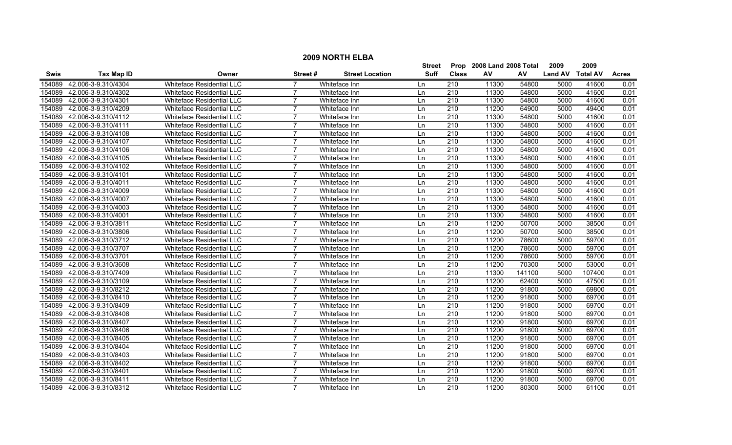# 2009 NORTH ELBA

| Swis | Tax Map ID | Owner | Street # | Street Location | Street Suff | Prop Class | 2008 Land AV | 2008 Total AV | 2009 Land AV | 2009 Total AV | Acres |
|---|---|---|---|---|---|---|---|---|---|---|---|
| 154089 | 42.006-3-9.310/4304 | Whiteface Residential LLC | 7 | Whiteface Inn | Ln | 210 | 11300 | 54800 | 5000 | 41600 | 0.01 |
| 154089 | 42.006-3-9.310/4302 | Whiteface Residential LLC | 7 | Whiteface Inn | Ln | 210 | 11300 | 54800 | 5000 | 41600 | 0.01 |
| 154089 | 42.006-3-9.310/4301 | Whiteface Residential LLC | 7 | Whiteface Inn | Ln | 210 | 11300 | 54800 | 5000 | 41600 | 0.01 |
| 154089 | 42.006-3-9.310/4209 | Whiteface Residential LLC | 7 | Whiteface Inn | Ln | 210 | 11200 | 64900 | 5000 | 49400 | 0.01 |
| 154089 | 42.006-3-9.310/4112 | Whiteface Residential LLC | 7 | Whiteface Inn | Ln | 210 | 11300 | 54800 | 5000 | 41600 | 0.01 |
| 154089 | 42.006-3-9.310/4111 | Whiteface Residential LLC | 7 | Whiteface Inn | Ln | 210 | 11300 | 54800 | 5000 | 41600 | 0.01 |
| 154089 | 42.006-3-9.310/4108 | Whiteface Residential LLC | 7 | Whiteface Inn | Ln | 210 | 11300 | 54800 | 5000 | 41600 | 0.01 |
| 154089 | 42.006-3-9.310/4107 | Whiteface Residential LLC | 7 | Whiteface Inn | Ln | 210 | 11300 | 54800 | 5000 | 41600 | 0.01 |
| 154089 | 42.006-3-9.310/4106 | Whiteface Residential LLC | 7 | Whiteface Inn | Ln | 210 | 11300 | 54800 | 5000 | 41600 | 0.01 |
| 154089 | 42.006-3-9.310/4105 | Whiteface Residential LLC | 7 | Whiteface Inn | Ln | 210 | 11300 | 54800 | 5000 | 41600 | 0.01 |
| 154089 | 42.006-3-9.310/4102 | Whiteface Residential LLC | 7 | Whiteface Inn | Ln | 210 | 11300 | 54800 | 5000 | 41600 | 0.01 |
| 154089 | 42.006-3-9.310/4101 | Whiteface Residential LLC | 7 | Whiteface Inn | Ln | 210 | 11300 | 54800 | 5000 | 41600 | 0.01 |
| 154089 | 42.006-3-9.310/4011 | Whiteface Residential LLC | 7 | Whiteface Inn | Ln | 210 | 11300 | 54800 | 5000 | 41600 | 0.01 |
| 154089 | 42.006-3-9.310/4009 | Whiteface Residential LLC | 7 | Whiteface Inn | Ln | 210 | 11300 | 54800 | 5000 | 41600 | 0.01 |
| 154089 | 42.006-3-9.310/4007 | Whiteface Residential LLC | 7 | Whiteface Inn | Ln | 210 | 11300 | 54800 | 5000 | 41600 | 0.01 |
| 154089 | 42.006-3-9.310/4003 | Whiteface Residential LLC | 7 | Whiteface Inn | Ln | 210 | 11300 | 54800 | 5000 | 41600 | 0.01 |
| 154089 | 42.006-3-9.310/4001 | Whiteface Residential LLC | 7 | Whiteface Inn | Ln | 210 | 11300 | 54800 | 5000 | 41600 | 0.01 |
| 154089 | 42.006-3-9.310/3811 | Whiteface Residential LLC | 7 | Whiteface Inn | Ln | 210 | 11200 | 50700 | 5000 | 38500 | 0.01 |
| 154089 | 42.006-3-9.310/3806 | Whiteface Residential LLC | 7 | Whiteface Inn | Ln | 210 | 11200 | 50700 | 5000 | 38500 | 0.01 |
| 154089 | 42.006-3-9.310/3712 | Whiteface Residential LLC | 7 | Whiteface Inn | Ln | 210 | 11200 | 78600 | 5000 | 59700 | 0.01 |
| 154089 | 42.006-3-9.310/3707 | Whiteface Residential LLC | 7 | Whiteface Inn | Ln | 210 | 11200 | 78600 | 5000 | 59700 | 0.01 |
| 154089 | 42.006-3-9.310/3701 | Whiteface Residential LLC | 7 | Whiteface Inn | Ln | 210 | 11200 | 78600 | 5000 | 59700 | 0.01 |
| 154089 | 42.006-3-9.310/3608 | Whiteface Residential LLC | 7 | Whiteface Inn | Ln | 210 | 11200 | 70300 | 5000 | 53000 | 0.01 |
| 154089 | 42.006-3-9.310/7409 | Whiteface Residential LLC | 7 | Whiteface Inn | Ln | 210 | 11300 | 141100 | 5000 | 107400 | 0.01 |
| 154089 | 42.006-3-9.310/3109 | Whiteface Residential LLC | 7 | Whiteface Inn | Ln | 210 | 11200 | 62400 | 5000 | 47500 | 0.01 |
| 154089 | 42.006-3-9.310/8212 | Whiteface Residential LLC | 7 | Whiteface Inn | Ln | 210 | 11200 | 91800 | 5000 | 69800 | 0.01 |
| 154089 | 42.006-3-9.310/8410 | Whiteface Residential LLC | 7 | Whiteface Inn | Ln | 210 | 11200 | 91800 | 5000 | 69700 | 0.01 |
| 154089 | 42.006-3-9.310/8409 | Whiteface Residential LLC | 7 | Whiteface Inn | Ln | 210 | 11200 | 91800 | 5000 | 69700 | 0.01 |
| 154089 | 42.006-3-9.310/8408 | Whiteface Residential LLC | 7 | Whiteface Inn | Ln | 210 | 11200 | 91800 | 5000 | 69700 | 0.01 |
| 154089 | 42.006-3-9.310/8407 | Whiteface Residential LLC | 7 | Whiteface Inn | Ln | 210 | 11200 | 91800 | 5000 | 69700 | 0.01 |
| 154089 | 42.006-3-9.310/8406 | Whiteface Residential LLC | 7 | Whiteface Inn | Ln | 210 | 11200 | 91800 | 5000 | 69700 | 0.01 |
| 154089 | 42.006-3-9.310/8405 | Whiteface Residential LLC | 7 | Whiteface Inn | Ln | 210 | 11200 | 91800 | 5000 | 69700 | 0.01 |
| 154089 | 42.006-3-9.310/8404 | Whiteface Residential LLC | 7 | Whiteface Inn | Ln | 210 | 11200 | 91800 | 5000 | 69700 | 0.01 |
| 154089 | 42.006-3-9.310/8403 | Whiteface Residential LLC | 7 | Whiteface Inn | Ln | 210 | 11200 | 91800 | 5000 | 69700 | 0.01 |
| 154089 | 42.006-3-9.310/8402 | Whiteface Residential LLC | 7 | Whiteface Inn | Ln | 210 | 11200 | 91800 | 5000 | 69700 | 0.01 |
| 154089 | 42.006-3-9.310/8401 | Whiteface Residential LLC | 7 | Whiteface Inn | Ln | 210 | 11200 | 91800 | 5000 | 69700 | 0.01 |
| 154089 | 42.006-3-9.310/8411 | Whiteface Residential LLC | 7 | Whiteface Inn | Ln | 210 | 11200 | 91800 | 5000 | 69700 | 0.01 |
| 154089 | 42.006-3-9.310/8312 | Whiteface Residential LLC | 7 | Whiteface Inn | Ln | 210 | 11200 | 80300 | 5000 | 61100 | 0.01 |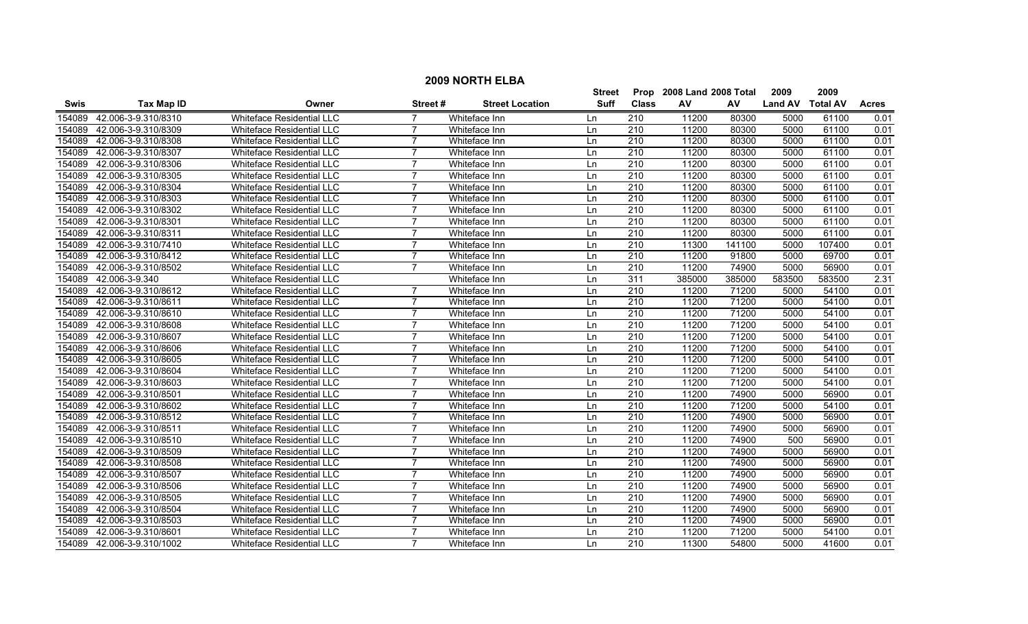# 2009 NORTH ELBA

| Swis | Tax Map ID | Owner | Street # | Street Location | Street Suff | Prop Class | 2008 Land AV | 2008 Total AV | 2009 Land AV | 2009 Total AV | Acres |
|---|---|---|---|---|---|---|---|---|---|---|---|
| 154089 | 42.006-3-9.310/8310 | Whiteface Residential LLC | 7 | Whiteface Inn | Ln | 210 | 11200 | 80300 | 5000 | 61100 | 0.01 |
| 154089 | 42.006-3-9.310/8309 | Whiteface Residential LLC | 7 | Whiteface Inn | Ln | 210 | 11200 | 80300 | 5000 | 61100 | 0.01 |
| 154089 | 42.006-3-9.310/8308 | Whiteface Residential LLC | 7 | Whiteface Inn | Ln | 210 | 11200 | 80300 | 5000 | 61100 | 0.01 |
| 154089 | 42.006-3-9.310/8307 | Whiteface Residential LLC | 7 | Whiteface Inn | Ln | 210 | 11200 | 80300 | 5000 | 61100 | 0.01 |
| 154089 | 42.006-3-9.310/8306 | Whiteface Residential LLC | 7 | Whiteface Inn | Ln | 210 | 11200 | 80300 | 5000 | 61100 | 0.01 |
| 154089 | 42.006-3-9.310/8305 | Whiteface Residential LLC | 7 | Whiteface Inn | Ln | 210 | 11200 | 80300 | 5000 | 61100 | 0.01 |
| 154089 | 42.006-3-9.310/8304 | Whiteface Residential LLC | 7 | Whiteface Inn | Ln | 210 | 11200 | 80300 | 5000 | 61100 | 0.01 |
| 154089 | 42.006-3-9.310/8303 | Whiteface Residential LLC | 7 | Whiteface Inn | Ln | 210 | 11200 | 80300 | 5000 | 61100 | 0.01 |
| 154089 | 42.006-3-9.310/8302 | Whiteface Residential LLC | 7 | Whiteface Inn | Ln | 210 | 11200 | 80300 | 5000 | 61100 | 0.01 |
| 154089 | 42.006-3-9.310/8301 | Whiteface Residential LLC | 7 | Whiteface Inn | Ln | 210 | 11200 | 80300 | 5000 | 61100 | 0.01 |
| 154089 | 42.006-3-9.310/8311 | Whiteface Residential LLC | 7 | Whiteface Inn | Ln | 210 | 11200 | 80300 | 5000 | 61100 | 0.01 |
| 154089 | 42.006-3-9.310/7410 | Whiteface Residential LLC | 7 | Whiteface Inn | Ln | 210 | 11300 | 141100 | 5000 | 107400 | 0.01 |
| 154089 | 42.006-3-9.310/8412 | Whiteface Residential LLC | 7 | Whiteface Inn | Ln | 210 | 11200 | 91800 | 5000 | 69700 | 0.01 |
| 154089 | 42.006-3-9.310/8502 | Whiteface Residential LLC | 7 | Whiteface Inn | Ln | 210 | 11200 | 74900 | 5000 | 56900 | 0.01 |
| 154089 | 42.006-3-9.340 | Whiteface Residential LLC | | Whiteface Inn | Ln | 311 | 385000 | 385000 | 583500 | 583500 | 2.31 |
| 154089 | 42.006-3-9.310/8612 | Whiteface Residential LLC | 7 | Whiteface Inn | Ln | 210 | 11200 | 71200 | 5000 | 54100 | 0.01 |
| 154089 | 42.006-3-9.310/8611 | Whiteface Residential LLC | 7 | Whiteface Inn | Ln | 210 | 11200 | 71200 | 5000 | 54100 | 0.01 |
| 154089 | 42.006-3-9.310/8610 | Whiteface Residential LLC | 7 | Whiteface Inn | Ln | 210 | 11200 | 71200 | 5000 | 54100 | 0.01 |
| 154089 | 42.006-3-9.310/8608 | Whiteface Residential LLC | 7 | Whiteface Inn | Ln | 210 | 11200 | 71200 | 5000 | 54100 | 0.01 |
| 154089 | 42.006-3-9.310/8607 | Whiteface Residential LLC | 7 | Whiteface Inn | Ln | 210 | 11200 | 71200 | 5000 | 54100 | 0.01 |
| 154089 | 42.006-3-9.310/8606 | Whiteface Residential LLC | 7 | Whiteface Inn | Ln | 210 | 11200 | 71200 | 5000 | 54100 | 0.01 |
| 154089 | 42.006-3-9.310/8605 | Whiteface Residential LLC | 7 | Whiteface Inn | Ln | 210 | 11200 | 71200 | 5000 | 54100 | 0.01 |
| 154089 | 42.006-3-9.310/8604 | Whiteface Residential LLC | 7 | Whiteface Inn | Ln | 210 | 11200 | 71200 | 5000 | 54100 | 0.01 |
| 154089 | 42.006-3-9.310/8603 | Whiteface Residential LLC | 7 | Whiteface Inn | Ln | 210 | 11200 | 71200 | 5000 | 54100 | 0.01 |
| 154089 | 42.006-3-9.310/8501 | Whiteface Residential LLC | 7 | Whiteface Inn | Ln | 210 | 11200 | 74900 | 5000 | 56900 | 0.01 |
| 154089 | 42.006-3-9.310/8602 | Whiteface Residential LLC | 7 | Whiteface Inn | Ln | 210 | 11200 | 71200 | 5000 | 54100 | 0.01 |
| 154089 | 42.006-3-9.310/8512 | Whiteface Residential LLC | 7 | Whiteface Inn | Ln | 210 | 11200 | 74900 | 5000 | 56900 | 0.01 |
| 154089 | 42.006-3-9.310/8511 | Whiteface Residential LLC | 7 | Whiteface Inn | Ln | 210 | 11200 | 74900 | 5000 | 56900 | 0.01 |
| 154089 | 42.006-3-9.310/8510 | Whiteface Residential LLC | 7 | Whiteface Inn | Ln | 210 | 11200 | 74900 | 500 | 56900 | 0.01 |
| 154089 | 42.006-3-9.310/8509 | Whiteface Residential LLC | 7 | Whiteface Inn | Ln | 210 | 11200 | 74900 | 5000 | 56900 | 0.01 |
| 154089 | 42.006-3-9.310/8508 | Whiteface Residential LLC | 7 | Whiteface Inn | Ln | 210 | 11200 | 74900 | 5000 | 56900 | 0.01 |
| 154089 | 42.006-3-9.310/8507 | Whiteface Residential LLC | 7 | Whiteface Inn | Ln | 210 | 11200 | 74900 | 5000 | 56900 | 0.01 |
| 154089 | 42.006-3-9.310/8506 | Whiteface Residential LLC | 7 | Whiteface Inn | Ln | 210 | 11200 | 74900 | 5000 | 56900 | 0.01 |
| 154089 | 42.006-3-9.310/8505 | Whiteface Residential LLC | 7 | Whiteface Inn | Ln | 210 | 11200 | 74900 | 5000 | 56900 | 0.01 |
| 154089 | 42.006-3-9.310/8504 | Whiteface Residential LLC | 7 | Whiteface Inn | Ln | 210 | 11200 | 74900 | 5000 | 56900 | 0.01 |
| 154089 | 42.006-3-9.310/8503 | Whiteface Residential LLC | 7 | Whiteface Inn | Ln | 210 | 11200 | 74900 | 5000 | 56900 | 0.01 |
| 154089 | 42.006-3-9.310/8601 | Whiteface Residential LLC | 7 | Whiteface Inn | Ln | 210 | 11200 | 71200 | 5000 | 54100 | 0.01 |
| 154089 | 42.006-3-9.310/1002 | Whiteface Residential LLC | 7 | Whiteface Inn | Ln | 210 | 11300 | 54800 | 5000 | 41600 | 0.01 |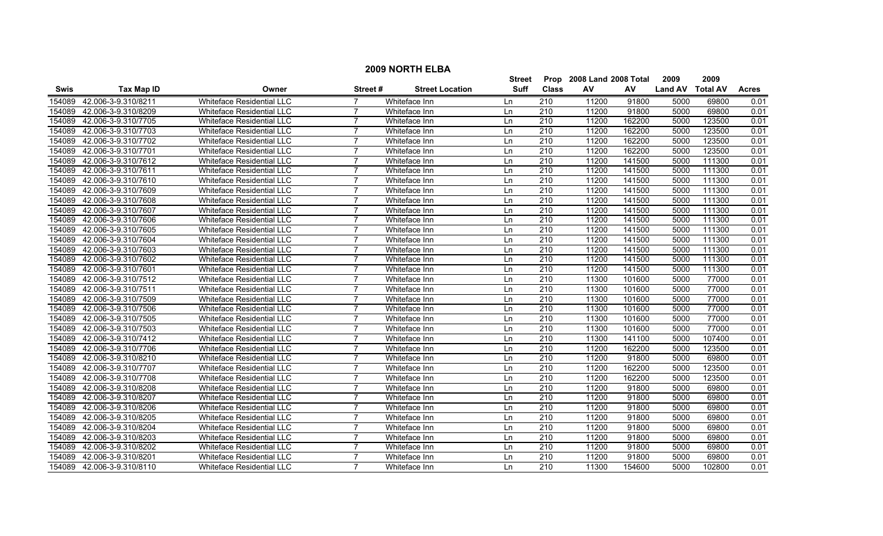# 2009 NORTH ELBA

| Swis | Tax Map ID | Owner | Street # | Street Location | Street Suff | Prop Class | 2008 Land AV | 2008 Total AV | 2009 Land AV | 2009 Total AV | Acres |
|---|---|---|---|---|---|---|---|---|---|---|---|
| 154089 | 42.006-3-9.310/8211 | Whiteface Residential LLC | 7 | Whiteface Inn | Ln | 210 | 11200 | 91800 | 5000 | 69800 | 0.01 |
| 154089 | 42.006-3-9.310/8209 | Whiteface Residential LLC | 7 | Whiteface Inn | Ln | 210 | 11200 | 91800 | 5000 | 69800 | 0.01 |
| 154089 | 42.006-3-9.310/7705 | Whiteface Residential LLC | 7 | Whiteface Inn | Ln | 210 | 11200 | 162200 | 5000 | 123500 | 0.01 |
| 154089 | 42.006-3-9.310/7703 | Whiteface Residential LLC | 7 | Whiteface Inn | Ln | 210 | 11200 | 162200 | 5000 | 123500 | 0.01 |
| 154089 | 42.006-3-9.310/7702 | Whiteface Residential LLC | 7 | Whiteface Inn | Ln | 210 | 11200 | 162200 | 5000 | 123500 | 0.01 |
| 154089 | 42.006-3-9.310/7701 | Whiteface Residential LLC | 7 | Whiteface Inn | Ln | 210 | 11200 | 162200 | 5000 | 123500 | 0.01 |
| 154089 | 42.006-3-9.310/7612 | Whiteface Residential LLC | 7 | Whiteface Inn | Ln | 210 | 11200 | 141500 | 5000 | 111300 | 0.01 |
| 154089 | 42.006-3-9.310/7611 | Whiteface Residential LLC | 7 | Whiteface Inn | Ln | 210 | 11200 | 141500 | 5000 | 111300 | 0.01 |
| 154089 | 42.006-3-9.310/7610 | Whiteface Residential LLC | 7 | Whiteface Inn | Ln | 210 | 11200 | 141500 | 5000 | 111300 | 0.01 |
| 154089 | 42.006-3-9.310/7609 | Whiteface Residential LLC | 7 | Whiteface Inn | Ln | 210 | 11200 | 141500 | 5000 | 111300 | 0.01 |
| 154089 | 42.006-3-9.310/7608 | Whiteface Residential LLC | 7 | Whiteface Inn | Ln | 210 | 11200 | 141500 | 5000 | 111300 | 0.01 |
| 154089 | 42.006-3-9.310/7607 | Whiteface Residential LLC | 7 | Whiteface Inn | Ln | 210 | 11200 | 141500 | 5000 | 111300 | 0.01 |
| 154089 | 42.006-3-9.310/7606 | Whiteface Residential LLC | 7 | Whiteface Inn | Ln | 210 | 11200 | 141500 | 5000 | 111300 | 0.01 |
| 154089 | 42.006-3-9.310/7605 | Whiteface Residential LLC | 7 | Whiteface Inn | Ln | 210 | 11200 | 141500 | 5000 | 111300 | 0.01 |
| 154089 | 42.006-3-9.310/7604 | Whiteface Residential LLC | 7 | Whiteface Inn | Ln | 210 | 11200 | 141500 | 5000 | 111300 | 0.01 |
| 154089 | 42.006-3-9.310/7603 | Whiteface Residential LLC | 7 | Whiteface Inn | Ln | 210 | 11200 | 141500 | 5000 | 111300 | 0.01 |
| 154089 | 42.006-3-9.310/7602 | Whiteface Residential LLC | 7 | Whiteface Inn | Ln | 210 | 11200 | 141500 | 5000 | 111300 | 0.01 |
| 154089 | 42.006-3-9.310/7601 | Whiteface Residential LLC | 7 | Whiteface Inn | Ln | 210 | 11200 | 141500 | 5000 | 111300 | 0.01 |
| 154089 | 42.006-3-9.310/7512 | Whiteface Residential LLC | 7 | Whiteface Inn | Ln | 210 | 11300 | 101600 | 5000 | 77000 | 0.01 |
| 154089 | 42.006-3-9.310/7511 | Whiteface Residential LLC | 7 | Whiteface Inn | Ln | 210 | 11300 | 101600 | 5000 | 77000 | 0.01 |
| 154089 | 42.006-3-9.310/7509 | Whiteface Residential LLC | 7 | Whiteface Inn | Ln | 210 | 11300 | 101600 | 5000 | 77000 | 0.01 |
| 154089 | 42.006-3-9.310/7506 | Whiteface Residential LLC | 7 | Whiteface Inn | Ln | 210 | 11300 | 101600 | 5000 | 77000 | 0.01 |
| 154089 | 42.006-3-9.310/7505 | Whiteface Residential LLC | 7 | Whiteface Inn | Ln | 210 | 11300 | 101600 | 5000 | 77000 | 0.01 |
| 154089 | 42.006-3-9.310/7503 | Whiteface Residential LLC | 7 | Whiteface Inn | Ln | 210 | 11300 | 101600 | 5000 | 77000 | 0.01 |
| 154089 | 42.006-3-9.310/7412 | Whiteface Residential LLC | 7 | Whiteface Inn | Ln | 210 | 11300 | 141100 | 5000 | 107400 | 0.01 |
| 154089 | 42.006-3-9.310/7706 | Whiteface Residential LLC | 7 | Whiteface Inn | Ln | 210 | 11200 | 162200 | 5000 | 123500 | 0.01 |
| 154089 | 42.006-3-9.310/8210 | Whiteface Residential LLC | 7 | Whiteface Inn | Ln | 210 | 11200 | 91800 | 5000 | 69800 | 0.01 |
| 154089 | 42.006-3-9.310/7707 | Whiteface Residential LLC | 7 | Whiteface Inn | Ln | 210 | 11200 | 162200 | 5000 | 123500 | 0.01 |
| 154089 | 42.006-3-9.310/7708 | Whiteface Residential LLC | 7 | Whiteface Inn | Ln | 210 | 11200 | 162200 | 5000 | 123500 | 0.01 |
| 154089 | 42.006-3-9.310/8208 | Whiteface Residential LLC | 7 | Whiteface Inn | Ln | 210 | 11200 | 91800 | 5000 | 69800 | 0.01 |
| 154089 | 42.006-3-9.310/8207 | Whiteface Residential LLC | 7 | Whiteface Inn | Ln | 210 | 11200 | 91800 | 5000 | 69800 | 0.01 |
| 154089 | 42.006-3-9.310/8206 | Whiteface Residential LLC | 7 | Whiteface Inn | Ln | 210 | 11200 | 91800 | 5000 | 69800 | 0.01 |
| 154089 | 42.006-3-9.310/8205 | Whiteface Residential LLC | 7 | Whiteface Inn | Ln | 210 | 11200 | 91800 | 5000 | 69800 | 0.01 |
| 154089 | 42.006-3-9.310/8204 | Whiteface Residential LLC | 7 | Whiteface Inn | Ln | 210 | 11200 | 91800 | 5000 | 69800 | 0.01 |
| 154089 | 42.006-3-9.310/8203 | Whiteface Residential LLC | 7 | Whiteface Inn | Ln | 210 | 11200 | 91800 | 5000 | 69800 | 0.01 |
| 154089 | 42.006-3-9.310/8202 | Whiteface Residential LLC | 7 | Whiteface Inn | Ln | 210 | 11200 | 91800 | 5000 | 69800 | 0.01 |
| 154089 | 42.006-3-9.310/8201 | Whiteface Residential LLC | 7 | Whiteface Inn | Ln | 210 | 11200 | 91800 | 5000 | 69800 | 0.01 |
| 154089 | 42.006-3-9.310/8110 | Whiteface Residential LLC | 7 | Whiteface Inn | Ln | 210 | 11300 | 154600 | 5000 | 102800 | 0.01 |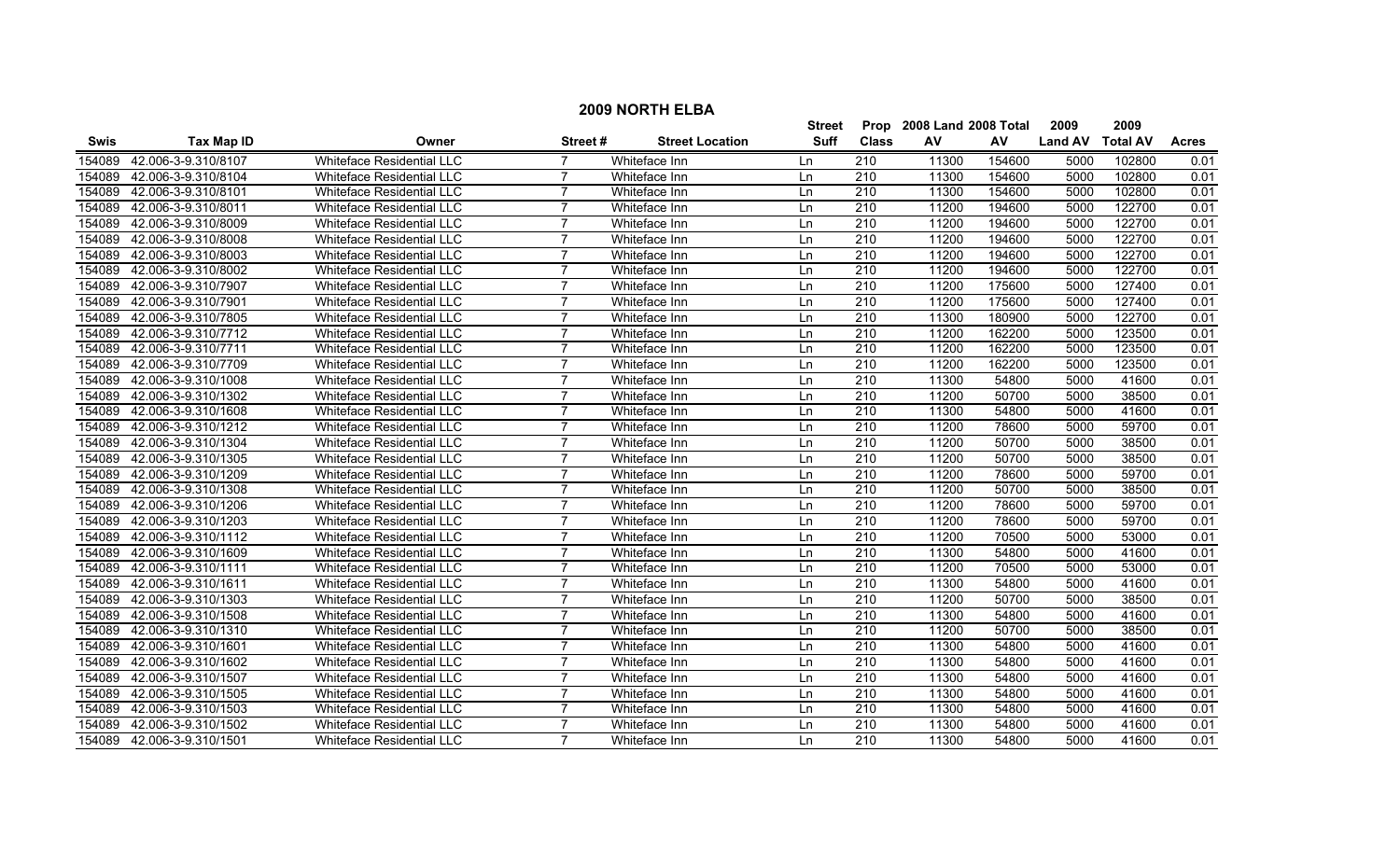# 2009 NORTH ELBA

| Swis | Tax Map ID | Owner | Street # | Street Location | Street Suff | Prop Class | 2008 Land AV | 2008 Total AV | 2009 Land AV | 2009 Total AV | Acres |
|---|---|---|---|---|---|---|---|---|---|---|---|
| 154089 | 42.006-3-9.310/8107 | Whiteface Residential LLC | 7 | Whiteface Inn | Ln | 210 | 11300 | 154600 | 5000 | 102800 | 0.01 |
| 154089 | 42.006-3-9.310/8104 | Whiteface Residential LLC | 7 | Whiteface Inn | Ln | 210 | 11300 | 154600 | 5000 | 102800 | 0.01 |
| 154089 | 42.006-3-9.310/8101 | Whiteface Residential LLC | 7 | Whiteface Inn | Ln | 210 | 11300 | 154600 | 5000 | 102800 | 0.01 |
| 154089 | 42.006-3-9.310/8011 | Whiteface Residential LLC | 7 | Whiteface Inn | Ln | 210 | 11200 | 194600 | 5000 | 122700 | 0.01 |
| 154089 | 42.006-3-9.310/8009 | Whiteface Residential LLC | 7 | Whiteface Inn | Ln | 210 | 11200 | 194600 | 5000 | 122700 | 0.01 |
| 154089 | 42.006-3-9.310/8008 | Whiteface Residential LLC | 7 | Whiteface Inn | Ln | 210 | 11200 | 194600 | 5000 | 122700 | 0.01 |
| 154089 | 42.006-3-9.310/8003 | Whiteface Residential LLC | 7 | Whiteface Inn | Ln | 210 | 11200 | 194600 | 5000 | 122700 | 0.01 |
| 154089 | 42.006-3-9.310/8002 | Whiteface Residential LLC | 7 | Whiteface Inn | Ln | 210 | 11200 | 194600 | 5000 | 122700 | 0.01 |
| 154089 | 42.006-3-9.310/7907 | Whiteface Residential LLC | 7 | Whiteface Inn | Ln | 210 | 11200 | 175600 | 5000 | 127400 | 0.01 |
| 154089 | 42.006-3-9.310/7901 | Whiteface Residential LLC | 7 | Whiteface Inn | Ln | 210 | 11200 | 175600 | 5000 | 127400 | 0.01 |
| 154089 | 42.006-3-9.310/7805 | Whiteface Residential LLC | 7 | Whiteface Inn | Ln | 210 | 11300 | 180900 | 5000 | 122700 | 0.01 |
| 154089 | 42.006-3-9.310/7712 | Whiteface Residential LLC | 7 | Whiteface Inn | Ln | 210 | 11200 | 162200 | 5000 | 123500 | 0.01 |
| 154089 | 42.006-3-9.310/7711 | Whiteface Residential LLC | 7 | Whiteface Inn | Ln | 210 | 11200 | 162200 | 5000 | 123500 | 0.01 |
| 154089 | 42.006-3-9.310/7709 | Whiteface Residential LLC | 7 | Whiteface Inn | Ln | 210 | 11200 | 162200 | 5000 | 123500 | 0.01 |
| 154089 | 42.006-3-9.310/1008 | Whiteface Residential LLC | 7 | Whiteface Inn | Ln | 210 | 11300 | 54800 | 5000 | 41600 | 0.01 |
| 154089 | 42.006-3-9.310/1302 | Whiteface Residential LLC | 7 | Whiteface Inn | Ln | 210 | 11200 | 50700 | 5000 | 38500 | 0.01 |
| 154089 | 42.006-3-9.310/1608 | Whiteface Residential LLC | 7 | Whiteface Inn | Ln | 210 | 11300 | 54800 | 5000 | 41600 | 0.01 |
| 154089 | 42.006-3-9.310/1212 | Whiteface Residential LLC | 7 | Whiteface Inn | Ln | 210 | 11200 | 78600 | 5000 | 59700 | 0.01 |
| 154089 | 42.006-3-9.310/1304 | Whiteface Residential LLC | 7 | Whiteface Inn | Ln | 210 | 11200 | 50700 | 5000 | 38500 | 0.01 |
| 154089 | 42.006-3-9.310/1305 | Whiteface Residential LLC | 7 | Whiteface Inn | Ln | 210 | 11200 | 50700 | 5000 | 38500 | 0.01 |
| 154089 | 42.006-3-9.310/1209 | Whiteface Residential LLC | 7 | Whiteface Inn | Ln | 210 | 11200 | 78600 | 5000 | 59700 | 0.01 |
| 154089 | 42.006-3-9.310/1308 | Whiteface Residential LLC | 7 | Whiteface Inn | Ln | 210 | 11200 | 50700 | 5000 | 38500 | 0.01 |
| 154089 | 42.006-3-9.310/1206 | Whiteface Residential LLC | 7 | Whiteface Inn | Ln | 210 | 11200 | 78600 | 5000 | 59700 | 0.01 |
| 154089 | 42.006-3-9.310/1203 | Whiteface Residential LLC | 7 | Whiteface Inn | Ln | 210 | 11200 | 78600 | 5000 | 59700 | 0.01 |
| 154089 | 42.006-3-9.310/1112 | Whiteface Residential LLC | 7 | Whiteface Inn | Ln | 210 | 11200 | 70500 | 5000 | 53000 | 0.01 |
| 154089 | 42.006-3-9.310/1609 | Whiteface Residential LLC | 7 | Whiteface Inn | Ln | 210 | 11300 | 54800 | 5000 | 41600 | 0.01 |
| 154089 | 42.006-3-9.310/1111 | Whiteface Residential LLC | 7 | Whiteface Inn | Ln | 210 | 11200 | 70500 | 5000 | 53000 | 0.01 |
| 154089 | 42.006-3-9.310/1611 | Whiteface Residential LLC | 7 | Whiteface Inn | Ln | 210 | 11300 | 54800 | 5000 | 41600 | 0.01 |
| 154089 | 42.006-3-9.310/1303 | Whiteface Residential LLC | 7 | Whiteface Inn | Ln | 210 | 11200 | 50700 | 5000 | 38500 | 0.01 |
| 154089 | 42.006-3-9.310/1508 | Whiteface Residential LLC | 7 | Whiteface Inn | Ln | 210 | 11300 | 54800 | 5000 | 41600 | 0.01 |
| 154089 | 42.006-3-9.310/1310 | Whiteface Residential LLC | 7 | Whiteface Inn | Ln | 210 | 11200 | 50700 | 5000 | 38500 | 0.01 |
| 154089 | 42.006-3-9.310/1601 | Whiteface Residential LLC | 7 | Whiteface Inn | Ln | 210 | 11300 | 54800 | 5000 | 41600 | 0.01 |
| 154089 | 42.006-3-9.310/1602 | Whiteface Residential LLC | 7 | Whiteface Inn | Ln | 210 | 11300 | 54800 | 5000 | 41600 | 0.01 |
| 154089 | 42.006-3-9.310/1507 | Whiteface Residential LLC | 7 | Whiteface Inn | Ln | 210 | 11300 | 54800 | 5000 | 41600 | 0.01 |
| 154089 | 42.006-3-9.310/1505 | Whiteface Residential LLC | 7 | Whiteface Inn | Ln | 210 | 11300 | 54800 | 5000 | 41600 | 0.01 |
| 154089 | 42.006-3-9.310/1503 | Whiteface Residential LLC | 7 | Whiteface Inn | Ln | 210 | 11300 | 54800 | 5000 | 41600 | 0.01 |
| 154089 | 42.006-3-9.310/1502 | Whiteface Residential LLC | 7 | Whiteface Inn | Ln | 210 | 11300 | 54800 | 5000 | 41600 | 0.01 |
| 154089 | 42.006-3-9.310/1501 | Whiteface Residential LLC | 7 | Whiteface Inn | Ln | 210 | 11300 | 54800 | 5000 | 41600 | 0.01 |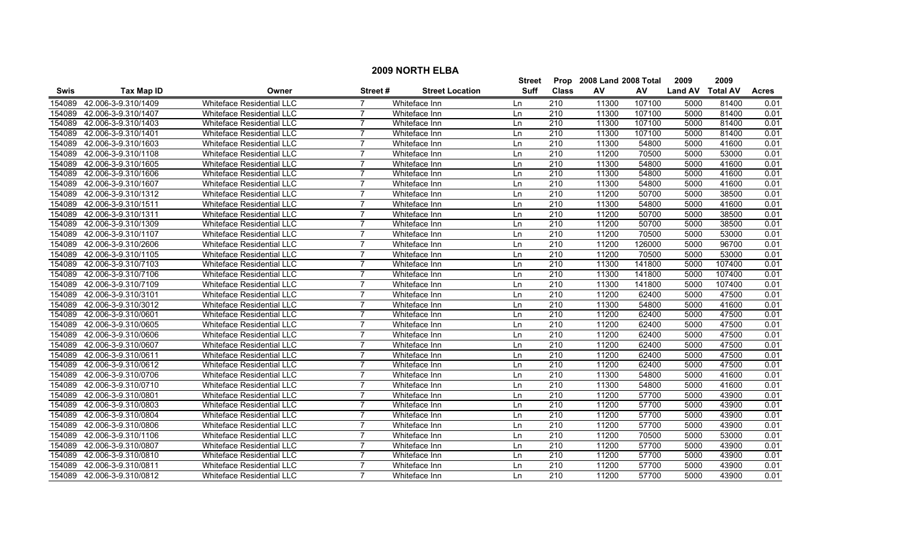# 2009 NORTH ELBA

| Swis | Tax Map ID | Owner | Street # | Street Location | Street Suff | Prop Class | 2008 Land AV | 2008 Total AV | 2009 Land AV | 2009 Total AV | Acres |
|---|---|---|---|---|---|---|---|---|---|---|---|
| 154089 | 42.006-3-9.310/1409 | Whiteface Residential LLC | 7 | Whiteface Inn | Ln | 210 | 11300 | 107100 | 5000 | 81400 | 0.01 |
| 154089 | 42.006-3-9.310/1407 | Whiteface Residential LLC | 7 | Whiteface Inn | Ln | 210 | 11300 | 107100 | 5000 | 81400 | 0.01 |
| 154089 | 42.006-3-9.310/1403 | Whiteface Residential LLC | 7 | Whiteface Inn | Ln | 210 | 11300 | 107100 | 5000 | 81400 | 0.01 |
| 154089 | 42.006-3-9.310/1401 | Whiteface Residential LLC | 7 | Whiteface Inn | Ln | 210 | 11300 | 107100 | 5000 | 81400 | 0.01 |
| 154089 | 42.006-3-9.310/1603 | Whiteface Residential LLC | 7 | Whiteface Inn | Ln | 210 | 11300 | 54800 | 5000 | 41600 | 0.01 |
| 154089 | 42.006-3-9.310/1108 | Whiteface Residential LLC | 7 | Whiteface Inn | Ln | 210 | 11200 | 70500 | 5000 | 53000 | 0.01 |
| 154089 | 42.006-3-9.310/1605 | Whiteface Residential LLC | 7 | Whiteface Inn | Ln | 210 | 11300 | 54800 | 5000 | 41600 | 0.01 |
| 154089 | 42.006-3-9.310/1606 | Whiteface Residential LLC | 7 | Whiteface Inn | Ln | 210 | 11300 | 54800 | 5000 | 41600 | 0.01 |
| 154089 | 42.006-3-9.310/1607 | Whiteface Residential LLC | 7 | Whiteface Inn | Ln | 210 | 11300 | 54800 | 5000 | 41600 | 0.01 |
| 154089 | 42.006-3-9.310/1312 | Whiteface Residential LLC | 7 | Whiteface Inn | Ln | 210 | 11200 | 50700 | 5000 | 38500 | 0.01 |
| 154089 | 42.006-3-9.310/1511 | Whiteface Residential LLC | 7 | Whiteface Inn | Ln | 210 | 11300 | 54800 | 5000 | 41600 | 0.01 |
| 154089 | 42.006-3-9.310/1311 | Whiteface Residential LLC | 7 | Whiteface Inn | Ln | 210 | 11200 | 50700 | 5000 | 38500 | 0.01 |
| 154089 | 42.006-3-9.310/1309 | Whiteface Residential LLC | 7 | Whiteface Inn | Ln | 210 | 11200 | 50700 | 5000 | 38500 | 0.01 |
| 154089 | 42.006-3-9.310/1107 | Whiteface Residential LLC | 7 | Whiteface Inn | Ln | 210 | 11200 | 70500 | 5000 | 53000 | 0.01 |
| 154089 | 42.006-3-9.310/2606 | Whiteface Residential LLC | 7 | Whiteface Inn | Ln | 210 | 11200 | 126000 | 5000 | 96700 | 0.01 |
| 154089 | 42.006-3-9.310/1105 | Whiteface Residential LLC | 7 | Whiteface Inn | Ln | 210 | 11200 | 70500 | 5000 | 53000 | 0.01 |
| 154089 | 42.006-3-9.310/7103 | Whiteface Residential LLC | 7 | Whiteface Inn | Ln | 210 | 11300 | 141800 | 5000 | 107400 | 0.01 |
| 154089 | 42.006-3-9.310/7106 | Whiteface Residential LLC | 7 | Whiteface Inn | Ln | 210 | 11300 | 141800 | 5000 | 107400 | 0.01 |
| 154089 | 42.006-3-9.310/7109 | Whiteface Residential LLC | 7 | Whiteface Inn | Ln | 210 | 11300 | 141800 | 5000 | 107400 | 0.01 |
| 154089 | 42.006-3-9.310/3101 | Whiteface Residential LLC | 7 | Whiteface Inn | Ln | 210 | 11200 | 62400 | 5000 | 47500 | 0.01 |
| 154089 | 42.006-3-9.310/3012 | Whiteface Residential LLC | 7 | Whiteface Inn | Ln | 210 | 11300 | 54800 | 5000 | 41600 | 0.01 |
| 154089 | 42.006-3-9.310/0601 | Whiteface Residential LLC | 7 | Whiteface Inn | Ln | 210 | 11200 | 62400 | 5000 | 47500 | 0.01 |
| 154089 | 42.006-3-9.310/0605 | Whiteface Residential LLC | 7 | Whiteface Inn | Ln | 210 | 11200 | 62400 | 5000 | 47500 | 0.01 |
| 154089 | 42.006-3-9.310/0606 | Whiteface Residential LLC | 7 | Whiteface Inn | Ln | 210 | 11200 | 62400 | 5000 | 47500 | 0.01 |
| 154089 | 42.006-3-9.310/0607 | Whiteface Residential LLC | 7 | Whiteface Inn | Ln | 210 | 11200 | 62400 | 5000 | 47500 | 0.01 |
| 154089 | 42.006-3-9.310/0611 | Whiteface Residential LLC | 7 | Whiteface Inn | Ln | 210 | 11200 | 62400 | 5000 | 47500 | 0.01 |
| 154089 | 42.006-3-9.310/0612 | Whiteface Residential LLC | 7 | Whiteface Inn | Ln | 210 | 11200 | 62400 | 5000 | 47500 | 0.01 |
| 154089 | 42.006-3-9.310/0706 | Whiteface Residential LLC | 7 | Whiteface Inn | Ln | 210 | 11300 | 54800 | 5000 | 41600 | 0.01 |
| 154089 | 42.006-3-9.310/0710 | Whiteface Residential LLC | 7 | Whiteface Inn | Ln | 210 | 11300 | 54800 | 5000 | 41600 | 0.01 |
| 154089 | 42.006-3-9.310/0801 | Whiteface Residential LLC | 7 | Whiteface Inn | Ln | 210 | 11200 | 57700 | 5000 | 43900 | 0.01 |
| 154089 | 42.006-3-9.310/0803 | Whiteface Residential LLC | 7 | Whiteface Inn | Ln | 210 | 11200 | 57700 | 5000 | 43900 | 0.01 |
| 154089 | 42.006-3-9.310/0804 | Whiteface Residential LLC | 7 | Whiteface Inn | Ln | 210 | 11200 | 57700 | 5000 | 43900 | 0.01 |
| 154089 | 42.006-3-9.310/0806 | Whiteface Residential LLC | 7 | Whiteface Inn | Ln | 210 | 11200 | 57700 | 5000 | 43900 | 0.01 |
| 154089 | 42.006-3-9.310/1106 | Whiteface Residential LLC | 7 | Whiteface Inn | Ln | 210 | 11200 | 70500 | 5000 | 53000 | 0.01 |
| 154089 | 42.006-3-9.310/0807 | Whiteface Residential LLC | 7 | Whiteface Inn | Ln | 210 | 11200 | 57700 | 5000 | 43900 | 0.01 |
| 154089 | 42.006-3-9.310/0810 | Whiteface Residential LLC | 7 | Whiteface Inn | Ln | 210 | 11200 | 57700 | 5000 | 43900 | 0.01 |
| 154089 | 42.006-3-9.310/0811 | Whiteface Residential LLC | 7 | Whiteface Inn | Ln | 210 | 11200 | 57700 | 5000 | 43900 | 0.01 |
| 154089 | 42.006-3-9.310/0812 | Whiteface Residential LLC | 7 | Whiteface Inn | Ln | 210 | 11200 | 57700 | 5000 | 43900 | 0.01 |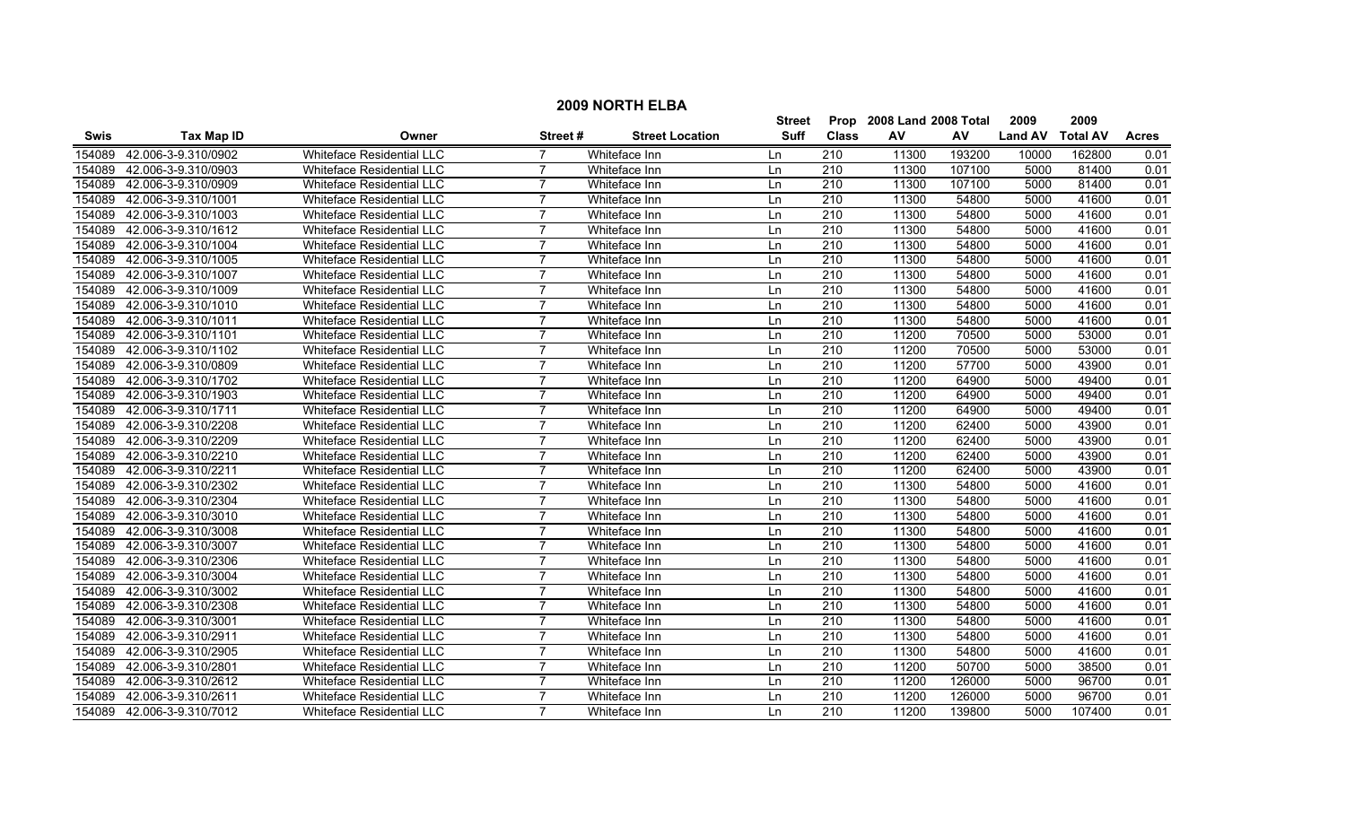## 2009 NORTH ELBA

| Swis | Tax Map ID | Owner | Street # | Street Location | Street Suff | Prop Class | 2008 Land AV | 2008 Total AV | 2009 Land AV | 2009 Total AV | Acres |
|---|---|---|---|---|---|---|---|---|---|---|---|
| 154089 | 42.006-3-9.310/0902 | Whiteface Residential LLC | 7 | Whiteface Inn | Ln | 210 | 11300 | 193200 | 10000 | 162800 | 0.01 |
| 154089 | 42.006-3-9.310/0903 | Whiteface Residential LLC | 7 | Whiteface Inn | Ln | 210 | 11300 | 107100 | 5000 | 81400 | 0.01 |
| 154089 | 42.006-3-9.310/0909 | Whiteface Residential LLC | 7 | Whiteface Inn | Ln | 210 | 11300 | 107100 | 5000 | 81400 | 0.01 |
| 154089 | 42.006-3-9.310/1001 | Whiteface Residential LLC | 7 | Whiteface Inn | Ln | 210 | 11300 | 54800 | 5000 | 41600 | 0.01 |
| 154089 | 42.006-3-9.310/1003 | Whiteface Residential LLC | 7 | Whiteface Inn | Ln | 210 | 11300 | 54800 | 5000 | 41600 | 0.01 |
| 154089 | 42.006-3-9.310/1612 | Whiteface Residential LLC | 7 | Whiteface Inn | Ln | 210 | 11300 | 54800 | 5000 | 41600 | 0.01 |
| 154089 | 42.006-3-9.310/1004 | Whiteface Residential LLC | 7 | Whiteface Inn | Ln | 210 | 11300 | 54800 | 5000 | 41600 | 0.01 |
| 154089 | 42.006-3-9.310/1005 | Whiteface Residential LLC | 7 | Whiteface Inn | Ln | 210 | 11300 | 54800 | 5000 | 41600 | 0.01 |
| 154089 | 42.006-3-9.310/1007 | Whiteface Residential LLC | 7 | Whiteface Inn | Ln | 210 | 11300 | 54800 | 5000 | 41600 | 0.01 |
| 154089 | 42.006-3-9.310/1009 | Whiteface Residential LLC | 7 | Whiteface Inn | Ln | 210 | 11300 | 54800 | 5000 | 41600 | 0.01 |
| 154089 | 42.006-3-9.310/1010 | Whiteface Residential LLC | 7 | Whiteface Inn | Ln | 210 | 11300 | 54800 | 5000 | 41600 | 0.01 |
| 154089 | 42.006-3-9.310/1011 | Whiteface Residential LLC | 7 | Whiteface Inn | Ln | 210 | 11300 | 54800 | 5000 | 41600 | 0.01 |
| 154089 | 42.006-3-9.310/1101 | Whiteface Residential LLC | 7 | Whiteface Inn | Ln | 210 | 11200 | 70500 | 5000 | 53000 | 0.01 |
| 154089 | 42.006-3-9.310/1102 | Whiteface Residential LLC | 7 | Whiteface Inn | Ln | 210 | 11200 | 70500 | 5000 | 53000 | 0.01 |
| 154089 | 42.006-3-9.310/0809 | Whiteface Residential LLC | 7 | Whiteface Inn | Ln | 210 | 11200 | 57700 | 5000 | 43900 | 0.01 |
| 154089 | 42.006-3-9.310/1702 | Whiteface Residential LLC | 7 | Whiteface Inn | Ln | 210 | 11200 | 64900 | 5000 | 49400 | 0.01 |
| 154089 | 42.006-3-9.310/1903 | Whiteface Residential LLC | 7 | Whiteface Inn | Ln | 210 | 11200 | 64900 | 5000 | 49400 | 0.01 |
| 154089 | 42.006-3-9.310/1711 | Whiteface Residential LLC | 7 | Whiteface Inn | Ln | 210 | 11200 | 64900 | 5000 | 49400 | 0.01 |
| 154089 | 42.006-3-9.310/2208 | Whiteface Residential LLC | 7 | Whiteface Inn | Ln | 210 | 11200 | 62400 | 5000 | 43900 | 0.01 |
| 154089 | 42.006-3-9.310/2209 | Whiteface Residential LLC | 7 | Whiteface Inn | Ln | 210 | 11200 | 62400 | 5000 | 43900 | 0.01 |
| 154089 | 42.006-3-9.310/2210 | Whiteface Residential LLC | 7 | Whiteface Inn | Ln | 210 | 11200 | 62400 | 5000 | 43900 | 0.01 |
| 154089 | 42.006-3-9.310/2211 | Whiteface Residential LLC | 7 | Whiteface Inn | Ln | 210 | 11200 | 62400 | 5000 | 43900 | 0.01 |
| 154089 | 42.006-3-9.310/2302 | Whiteface Residential LLC | 7 | Whiteface Inn | Ln | 210 | 11300 | 54800 | 5000 | 41600 | 0.01 |
| 154089 | 42.006-3-9.310/2304 | Whiteface Residential LLC | 7 | Whiteface Inn | Ln | 210 | 11300 | 54800 | 5000 | 41600 | 0.01 |
| 154089 | 42.006-3-9.310/3010 | Whiteface Residential LLC | 7 | Whiteface Inn | Ln | 210 | 11300 | 54800 | 5000 | 41600 | 0.01 |
| 154089 | 42.006-3-9.310/3008 | Whiteface Residential LLC | 7 | Whiteface Inn | Ln | 210 | 11300 | 54800 | 5000 | 41600 | 0.01 |
| 154089 | 42.006-3-9.310/3007 | Whiteface Residential LLC | 7 | Whiteface Inn | Ln | 210 | 11300 | 54800 | 5000 | 41600 | 0.01 |
| 154089 | 42.006-3-9.310/2306 | Whiteface Residential LLC | 7 | Whiteface Inn | Ln | 210 | 11300 | 54800 | 5000 | 41600 | 0.01 |
| 154089 | 42.006-3-9.310/3004 | Whiteface Residential LLC | 7 | Whiteface Inn | Ln | 210 | 11300 | 54800 | 5000 | 41600 | 0.01 |
| 154089 | 42.006-3-9.310/3002 | Whiteface Residential LLC | 7 | Whiteface Inn | Ln | 210 | 11300 | 54800 | 5000 | 41600 | 0.01 |
| 154089 | 42.006-3-9.310/2308 | Whiteface Residential LLC | 7 | Whiteface Inn | Ln | 210 | 11300 | 54800 | 5000 | 41600 | 0.01 |
| 154089 | 42.006-3-9.310/3001 | Whiteface Residential LLC | 7 | Whiteface Inn | Ln | 210 | 11300 | 54800 | 5000 | 41600 | 0.01 |
| 154089 | 42.006-3-9.310/2911 | Whiteface Residential LLC | 7 | Whiteface Inn | Ln | 210 | 11300 | 54800 | 5000 | 41600 | 0.01 |
| 154089 | 42.006-3-9.310/2905 | Whiteface Residential LLC | 7 | Whiteface Inn | Ln | 210 | 11300 | 54800 | 5000 | 41600 | 0.01 |
| 154089 | 42.006-3-9.310/2801 | Whiteface Residential LLC | 7 | Whiteface Inn | Ln | 210 | 11200 | 50700 | 5000 | 38500 | 0.01 |
| 154089 | 42.006-3-9.310/2612 | Whiteface Residential LLC | 7 | Whiteface Inn | Ln | 210 | 11200 | 126000 | 5000 | 96700 | 0.01 |
| 154089 | 42.006-3-9.310/2611 | Whiteface Residential LLC | 7 | Whiteface Inn | Ln | 210 | 11200 | 126000 | 5000 | 96700 | 0.01 |
| 154089 | 42.006-3-9.310/7012 | Whiteface Residential LLC | 7 | Whiteface Inn | Ln | 210 | 11200 | 139800 | 5000 | 107400 | 0.01 |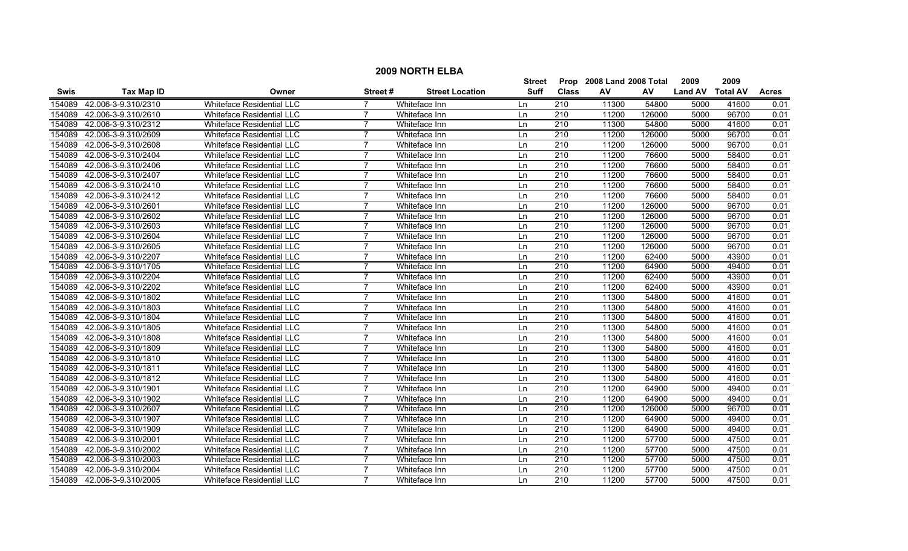# 2009 NORTH ELBA

| Swis | Tax Map ID | Owner | Street # | Street Location | Street Suff | Prop Class | 2008 Land AV | 2008 Total AV | 2009 Land AV | 2009 Total AV | Acres |
|---|---|---|---|---|---|---|---|---|---|---|---|
| 154089 | 42.006-3-9.310/2310 | Whiteface Residential LLC | 7 | Whiteface Inn | Ln | 210 | 11300 | 54800 | 5000 | 41600 | 0.01 |
| 154089 | 42.006-3-9.310/2610 | Whiteface Residential LLC | 7 | Whiteface Inn | Ln | 210 | 11200 | 126000 | 5000 | 96700 | 0.01 |
| 154089 | 42.006-3-9.310/2312 | Whiteface Residential LLC | 7 | Whiteface Inn | Ln | 210 | 11300 | 54800 | 5000 | 41600 | 0.01 |
| 154089 | 42.006-3-9.310/2609 | Whiteface Residential LLC | 7 | Whiteface Inn | Ln | 210 | 11200 | 126000 | 5000 | 96700 | 0.01 |
| 154089 | 42.006-3-9.310/2608 | Whiteface Residential LLC | 7 | Whiteface Inn | Ln | 210 | 11200 | 126000 | 5000 | 96700 | 0.01 |
| 154089 | 42.006-3-9.310/2404 | Whiteface Residential LLC | 7 | Whiteface Inn | Ln | 210 | 11200 | 76600 | 5000 | 58400 | 0.01 |
| 154089 | 42.006-3-9.310/2406 | Whiteface Residential LLC | 7 | Whiteface Inn | Ln | 210 | 11200 | 76600 | 5000 | 58400 | 0.01 |
| 154089 | 42.006-3-9.310/2407 | Whiteface Residential LLC | 7 | Whiteface Inn | Ln | 210 | 11200 | 76600 | 5000 | 58400 | 0.01 |
| 154089 | 42.006-3-9.310/2410 | Whiteface Residential LLC | 7 | Whiteface Inn | Ln | 210 | 11200 | 76600 | 5000 | 58400 | 0.01 |
| 154089 | 42.006-3-9.310/2412 | Whiteface Residential LLC | 7 | Whiteface Inn | Ln | 210 | 11200 | 76600 | 5000 | 58400 | 0.01 |
| 154089 | 42.006-3-9.310/2601 | Whiteface Residential LLC | 7 | Whiteface Inn | Ln | 210 | 11200 | 126000 | 5000 | 96700 | 0.01 |
| 154089 | 42.006-3-9.310/2602 | Whiteface Residential LLC | 7 | Whiteface Inn | Ln | 210 | 11200 | 126000 | 5000 | 96700 | 0.01 |
| 154089 | 42.006-3-9.310/2603 | Whiteface Residential LLC | 7 | Whiteface Inn | Ln | 210 | 11200 | 126000 | 5000 | 96700 | 0.01 |
| 154089 | 42.006-3-9.310/2604 | Whiteface Residential LLC | 7 | Whiteface Inn | Ln | 210 | 11200 | 126000 | 5000 | 96700 | 0.01 |
| 154089 | 42.006-3-9.310/2605 | Whiteface Residential LLC | 7 | Whiteface Inn | Ln | 210 | 11200 | 126000 | 5000 | 96700 | 0.01 |
| 154089 | 42.006-3-9.310/2207 | Whiteface Residential LLC | 7 | Whiteface Inn | Ln | 210 | 11200 | 62400 | 5000 | 43900 | 0.01 |
| 154089 | 42.006-3-9.310/1705 | Whiteface Residential LLC | 7 | Whiteface Inn | Ln | 210 | 11200 | 64900 | 5000 | 49400 | 0.01 |
| 154089 | 42.006-3-9.310/2204 | Whiteface Residential LLC | 7 | Whiteface Inn | Ln | 210 | 11200 | 62400 | 5000 | 43900 | 0.01 |
| 154089 | 42.006-3-9.310/2202 | Whiteface Residential LLC | 7 | Whiteface Inn | Ln | 210 | 11200 | 62400 | 5000 | 43900 | 0.01 |
| 154089 | 42.006-3-9.310/1802 | Whiteface Residential LLC | 7 | Whiteface Inn | Ln | 210 | 11300 | 54800 | 5000 | 41600 | 0.01 |
| 154089 | 42.006-3-9.310/1803 | Whiteface Residential LLC | 7 | Whiteface Inn | Ln | 210 | 11300 | 54800 | 5000 | 41600 | 0.01 |
| 154089 | 42.006-3-9.310/1804 | Whiteface Residential LLC | 7 | Whiteface Inn | Ln | 210 | 11300 | 54800 | 5000 | 41600 | 0.01 |
| 154089 | 42.006-3-9.310/1805 | Whiteface Residential LLC | 7 | Whiteface Inn | Ln | 210 | 11300 | 54800 | 5000 | 41600 | 0.01 |
| 154089 | 42.006-3-9.310/1808 | Whiteface Residential LLC | 7 | Whiteface Inn | Ln | 210 | 11300 | 54800 | 5000 | 41600 | 0.01 |
| 154089 | 42.006-3-9.310/1809 | Whiteface Residential LLC | 7 | Whiteface Inn | Ln | 210 | 11300 | 54800 | 5000 | 41600 | 0.01 |
| 154089 | 42.006-3-9.310/1810 | Whiteface Residential LLC | 7 | Whiteface Inn | Ln | 210 | 11300 | 54800 | 5000 | 41600 | 0.01 |
| 154089 | 42.006-3-9.310/1811 | Whiteface Residential LLC | 7 | Whiteface Inn | Ln | 210 | 11300 | 54800 | 5000 | 41600 | 0.01 |
| 154089 | 42.006-3-9.310/1812 | Whiteface Residential LLC | 7 | Whiteface Inn | Ln | 210 | 11300 | 54800 | 5000 | 41600 | 0.01 |
| 154089 | 42.006-3-9.310/1901 | Whiteface Residential LLC | 7 | Whiteface Inn | Ln | 210 | 11200 | 64900 | 5000 | 49400 | 0.01 |
| 154089 | 42.006-3-9.310/1902 | Whiteface Residential LLC | 7 | Whiteface Inn | Ln | 210 | 11200 | 64900 | 5000 | 49400 | 0.01 |
| 154089 | 42.006-3-9.310/2607 | Whiteface Residential LLC | 7 | Whiteface Inn | Ln | 210 | 11200 | 126000 | 5000 | 96700 | 0.01 |
| 154089 | 42.006-3-9.310/1907 | Whiteface Residential LLC | 7 | Whiteface Inn | Ln | 210 | 11200 | 64900 | 5000 | 49400 | 0.01 |
| 154089 | 42.006-3-9.310/1909 | Whiteface Residential LLC | 7 | Whiteface Inn | Ln | 210 | 11200 | 64900 | 5000 | 49400 | 0.01 |
| 154089 | 42.006-3-9.310/2001 | Whiteface Residential LLC | 7 | Whiteface Inn | Ln | 210 | 11200 | 57700 | 5000 | 47500 | 0.01 |
| 154089 | 42.006-3-9.310/2002 | Whiteface Residential LLC | 7 | Whiteface Inn | Ln | 210 | 11200 | 57700 | 5000 | 47500 | 0.01 |
| 154089 | 42.006-3-9.310/2003 | Whiteface Residential LLC | 7 | Whiteface Inn | Ln | 210 | 11200 | 57700 | 5000 | 47500 | 0.01 |
| 154089 | 42.006-3-9.310/2004 | Whiteface Residential LLC | 7 | Whiteface Inn | Ln | 210 | 11200 | 57700 | 5000 | 47500 | 0.01 |
| 154089 | 42.006-3-9.310/2005 | Whiteface Residential LLC | 7 | Whiteface Inn | Ln | 210 | 11200 | 57700 | 5000 | 47500 | 0.01 |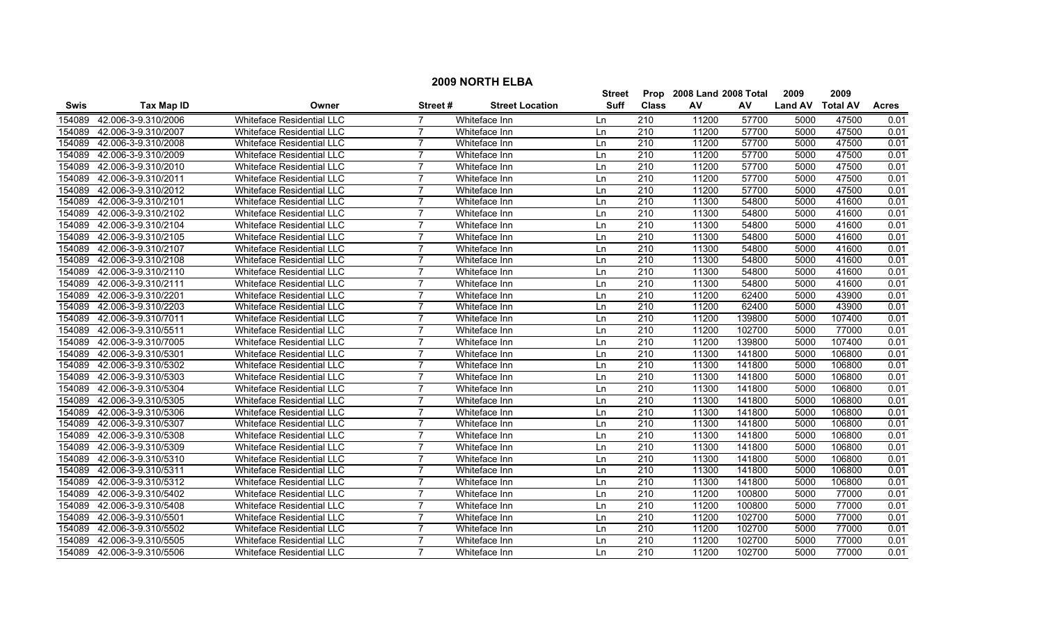## 2009 NORTH ELBA

| Swis | Tax Map ID | Owner | Street # | Street Location | Street Suff | Prop Class | 2008 Land AV | 2008 Total AV | 2009 Land AV | 2009 Total AV | Acres |
|---|---|---|---|---|---|---|---|---|---|---|---|
| 154089 | 42.006-3-9.310/2006 | Whiteface Residential LLC | 7 | Whiteface Inn | Ln | 210 | 11200 | 57700 | 5000 | 47500 | 0.01 |
| 154089 | 42.006-3-9.310/2007 | Whiteface Residential LLC | 7 | Whiteface Inn | Ln | 210 | 11200 | 57700 | 5000 | 47500 | 0.01 |
| 154089 | 42.006-3-9.310/2008 | Whiteface Residential LLC | 7 | Whiteface Inn | Ln | 210 | 11200 | 57700 | 5000 | 47500 | 0.01 |
| 154089 | 42.006-3-9.310/2009 | Whiteface Residential LLC | 7 | Whiteface Inn | Ln | 210 | 11200 | 57700 | 5000 | 47500 | 0.01 |
| 154089 | 42.006-3-9.310/2010 | Whiteface Residential LLC | 7 | Whiteface Inn | Ln | 210 | 11200 | 57700 | 5000 | 47500 | 0.01 |
| 154089 | 42.006-3-9.310/2011 | Whiteface Residential LLC | 7 | Whiteface Inn | Ln | 210 | 11200 | 57700 | 5000 | 47500 | 0.01 |
| 154089 | 42.006-3-9.310/2012 | Whiteface Residential LLC | 7 | Whiteface Inn | Ln | 210 | 11200 | 57700 | 5000 | 47500 | 0.01 |
| 154089 | 42.006-3-9.310/2101 | Whiteface Residential LLC | 7 | Whiteface Inn | Ln | 210 | 11300 | 54800 | 5000 | 41600 | 0.01 |
| 154089 | 42.006-3-9.310/2102 | Whiteface Residential LLC | 7 | Whiteface Inn | Ln | 210 | 11300 | 54800 | 5000 | 41600 | 0.01 |
| 154089 | 42.006-3-9.310/2104 | Whiteface Residential LLC | 7 | Whiteface Inn | Ln | 210 | 11300 | 54800 | 5000 | 41600 | 0.01 |
| 154089 | 42.006-3-9.310/2105 | Whiteface Residential LLC | 7 | Whiteface Inn | Ln | 210 | 11300 | 54800 | 5000 | 41600 | 0.01 |
| 154089 | 42.006-3-9.310/2107 | Whiteface Residential LLC | 7 | Whiteface Inn | Ln | 210 | 11300 | 54800 | 5000 | 41600 | 0.01 |
| 154089 | 42.006-3-9.310/2108 | Whiteface Residential LLC | 7 | Whiteface Inn | Ln | 210 | 11300 | 54800 | 5000 | 41600 | 0.01 |
| 154089 | 42.006-3-9.310/2110 | Whiteface Residential LLC | 7 | Whiteface Inn | Ln | 210 | 11300 | 54800 | 5000 | 41600 | 0.01 |
| 154089 | 42.006-3-9.310/2111 | Whiteface Residential LLC | 7 | Whiteface Inn | Ln | 210 | 11300 | 54800 | 5000 | 41600 | 0.01 |
| 154089 | 42.006-3-9.310/2201 | Whiteface Residential LLC | 7 | Whiteface Inn | Ln | 210 | 11200 | 62400 | 5000 | 43900 | 0.01 |
| 154089 | 42.006-3-9.310/2203 | Whiteface Residential LLC | 7 | Whiteface Inn | Ln | 210 | 11200 | 62400 | 5000 | 43900 | 0.01 |
| 154089 | 42.006-3-9.310/7011 | Whiteface Residential LLC | 7 | Whiteface Inn | Ln | 210 | 11200 | 139800 | 5000 | 107400 | 0.01 |
| 154089 | 42.006-3-9.310/5511 | Whiteface Residential LLC | 7 | Whiteface Inn | Ln | 210 | 11200 | 102700 | 5000 | 77000 | 0.01 |
| 154089 | 42.006-3-9.310/7005 | Whiteface Residential LLC | 7 | Whiteface Inn | Ln | 210 | 11200 | 139800 | 5000 | 107400 | 0.01 |
| 154089 | 42.006-3-9.310/5301 | Whiteface Residential LLC | 7 | Whiteface Inn | Ln | 210 | 11300 | 141800 | 5000 | 106800 | 0.01 |
| 154089 | 42.006-3-9.310/5302 | Whiteface Residential LLC | 7 | Whiteface Inn | Ln | 210 | 11300 | 141800 | 5000 | 106800 | 0.01 |
| 154089 | 42.006-3-9.310/5303 | Whiteface Residential LLC | 7 | Whiteface Inn | Ln | 210 | 11300 | 141800 | 5000 | 106800 | 0.01 |
| 154089 | 42.006-3-9.310/5304 | Whiteface Residential LLC | 7 | Whiteface Inn | Ln | 210 | 11300 | 141800 | 5000 | 106800 | 0.01 |
| 154089 | 42.006-3-9.310/5305 | Whiteface Residential LLC | 7 | Whiteface Inn | Ln | 210 | 11300 | 141800 | 5000 | 106800 | 0.01 |
| 154089 | 42.006-3-9.310/5306 | Whiteface Residential LLC | 7 | Whiteface Inn | Ln | 210 | 11300 | 141800 | 5000 | 106800 | 0.01 |
| 154089 | 42.006-3-9.310/5307 | Whiteface Residential LLC | 7 | Whiteface Inn | Ln | 210 | 11300 | 141800 | 5000 | 106800 | 0.01 |
| 154089 | 42.006-3-9.310/5308 | Whiteface Residential LLC | 7 | Whiteface Inn | Ln | 210 | 11300 | 141800 | 5000 | 106800 | 0.01 |
| 154089 | 42.006-3-9.310/5309 | Whiteface Residential LLC | 7 | Whiteface Inn | Ln | 210 | 11300 | 141800 | 5000 | 106800 | 0.01 |
| 154089 | 42.006-3-9.310/5310 | Whiteface Residential LLC | 7 | Whiteface Inn | Ln | 210 | 11300 | 141800 | 5000 | 106800 | 0.01 |
| 154089 | 42.006-3-9.310/5311 | Whiteface Residential LLC | 7 | Whiteface Inn | Ln | 210 | 11300 | 141800 | 5000 | 106800 | 0.01 |
| 154089 | 42.006-3-9.310/5312 | Whiteface Residential LLC | 7 | Whiteface Inn | Ln | 210 | 11300 | 141800 | 5000 | 106800 | 0.01 |
| 154089 | 42.006-3-9.310/5402 | Whiteface Residential LLC | 7 | Whiteface Inn | Ln | 210 | 11200 | 100800 | 5000 | 77000 | 0.01 |
| 154089 | 42.006-3-9.310/5408 | Whiteface Residential LLC | 7 | Whiteface Inn | Ln | 210 | 11200 | 100800 | 5000 | 77000 | 0.01 |
| 154089 | 42.006-3-9.310/5501 | Whiteface Residential LLC | 7 | Whiteface Inn | Ln | 210 | 11200 | 102700 | 5000 | 77000 | 0.01 |
| 154089 | 42.006-3-9.310/5502 | Whiteface Residential LLC | 7 | Whiteface Inn | Ln | 210 | 11200 | 102700 | 5000 | 77000 | 0.01 |
| 154089 | 42.006-3-9.310/5505 | Whiteface Residential LLC | 7 | Whiteface Inn | Ln | 210 | 11200 | 102700 | 5000 | 77000 | 0.01 |
| 154089 | 42.006-3-9.310/5506 | Whiteface Residential LLC | 7 | Whiteface Inn | Ln | 210 | 11200 | 102700 | 5000 | 77000 | 0.01 |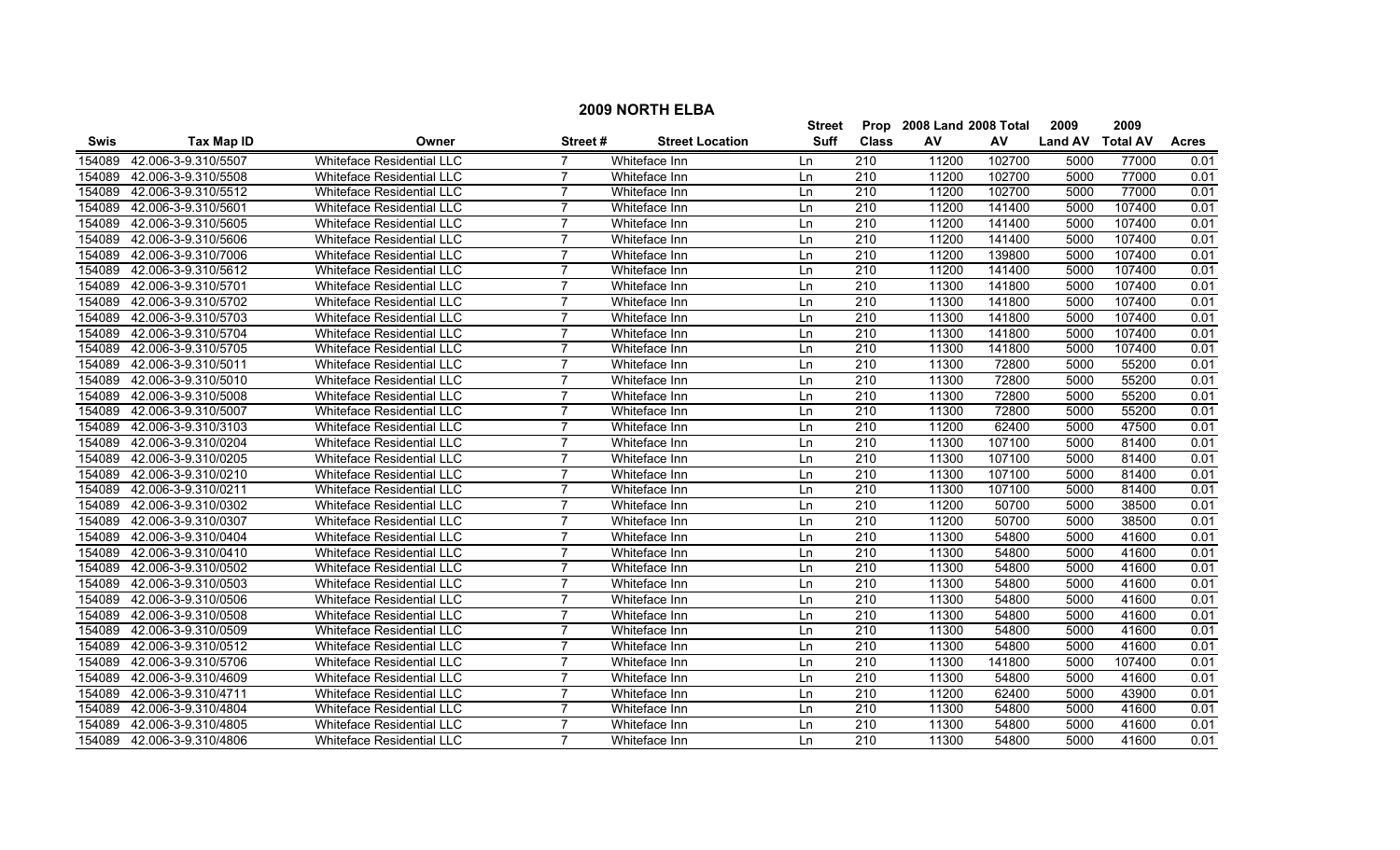# 2009 NORTH ELBA

| Swis | Tax Map ID | Owner | Street # | Street Location | Street Suff | Prop Class | 2008 Land AV | 2008 Total AV | 2009 Land AV | 2009 Total AV | Acres |
|---|---|---|---|---|---|---|---|---|---|---|---|
| 154089 | 42.006-3-9.310/5507 | Whiteface Residential LLC | 7 | Whiteface Inn | Ln | 210 | 11200 | 102700 | 5000 | 77000 | 0.01 |
| 154089 | 42.006-3-9.310/5508 | Whiteface Residential LLC | 7 | Whiteface Inn | Ln | 210 | 11200 | 102700 | 5000 | 77000 | 0.01 |
| 154089 | 42.006-3-9.310/5512 | Whiteface Residential LLC | 7 | Whiteface Inn | Ln | 210 | 11200 | 102700 | 5000 | 77000 | 0.01 |
| 154089 | 42.006-3-9.310/5601 | Whiteface Residential LLC | 7 | Whiteface Inn | Ln | 210 | 11200 | 141400 | 5000 | 107400 | 0.01 |
| 154089 | 42.006-3-9.310/5605 | Whiteface Residential LLC | 7 | Whiteface Inn | Ln | 210 | 11200 | 141400 | 5000 | 107400 | 0.01 |
| 154089 | 42.006-3-9.310/5606 | Whiteface Residential LLC | 7 | Whiteface Inn | Ln | 210 | 11200 | 141400 | 5000 | 107400 | 0.01 |
| 154089 | 42.006-3-9.310/7006 | Whiteface Residential LLC | 7 | Whiteface Inn | Ln | 210 | 11200 | 139800 | 5000 | 107400 | 0.01 |
| 154089 | 42.006-3-9.310/5612 | Whiteface Residential LLC | 7 | Whiteface Inn | Ln | 210 | 11200 | 141400 | 5000 | 107400 | 0.01 |
| 154089 | 42.006-3-9.310/5701 | Whiteface Residential LLC | 7 | Whiteface Inn | Ln | 210 | 11300 | 141800 | 5000 | 107400 | 0.01 |
| 154089 | 42.006-3-9.310/5702 | Whiteface Residential LLC | 7 | Whiteface Inn | Ln | 210 | 11300 | 141800 | 5000 | 107400 | 0.01 |
| 154089 | 42.006-3-9.310/5703 | Whiteface Residential LLC | 7 | Whiteface Inn | Ln | 210 | 11300 | 141800 | 5000 | 107400 | 0.01 |
| 154089 | 42.006-3-9.310/5704 | Whiteface Residential LLC | 7 | Whiteface Inn | Ln | 210 | 11300 | 141800 | 5000 | 107400 | 0.01 |
| 154089 | 42.006-3-9.310/5705 | Whiteface Residential LLC | 7 | Whiteface Inn | Ln | 210 | 11300 | 141800 | 5000 | 107400 | 0.01 |
| 154089 | 42.006-3-9.310/5011 | Whiteface Residential LLC | 7 | Whiteface Inn | Ln | 210 | 11300 | 72800 | 5000 | 55200 | 0.01 |
| 154089 | 42.006-3-9.310/5010 | Whiteface Residential LLC | 7 | Whiteface Inn | Ln | 210 | 11300 | 72800 | 5000 | 55200 | 0.01 |
| 154089 | 42.006-3-9.310/5008 | Whiteface Residential LLC | 7 | Whiteface Inn | Ln | 210 | 11300 | 72800 | 5000 | 55200 | 0.01 |
| 154089 | 42.006-3-9.310/5007 | Whiteface Residential LLC | 7 | Whiteface Inn | Ln | 210 | 11300 | 72800 | 5000 | 55200 | 0.01 |
| 154089 | 42.006-3-9.310/3103 | Whiteface Residential LLC | 7 | Whiteface Inn | Ln | 210 | 11200 | 62400 | 5000 | 47500 | 0.01 |
| 154089 | 42.006-3-9.310/0204 | Whiteface Residential LLC | 7 | Whiteface Inn | Ln | 210 | 11300 | 107100 | 5000 | 81400 | 0.01 |
| 154089 | 42.006-3-9.310/0205 | Whiteface Residential LLC | 7 | Whiteface Inn | Ln | 210 | 11300 | 107100 | 5000 | 81400 | 0.01 |
| 154089 | 42.006-3-9.310/0210 | Whiteface Residential LLC | 7 | Whiteface Inn | Ln | 210 | 11300 | 107100 | 5000 | 81400 | 0.01 |
| 154089 | 42.006-3-9.310/0211 | Whiteface Residential LLC | 7 | Whiteface Inn | Ln | 210 | 11300 | 107100 | 5000 | 81400 | 0.01 |
| 154089 | 42.006-3-9.310/0302 | Whiteface Residential LLC | 7 | Whiteface Inn | Ln | 210 | 11200 | 50700 | 5000 | 38500 | 0.01 |
| 154089 | 42.006-3-9.310/0307 | Whiteface Residential LLC | 7 | Whiteface Inn | Ln | 210 | 11200 | 50700 | 5000 | 38500 | 0.01 |
| 154089 | 42.006-3-9.310/0404 | Whiteface Residential LLC | 7 | Whiteface Inn | Ln | 210 | 11300 | 54800 | 5000 | 41600 | 0.01 |
| 154089 | 42.006-3-9.310/0410 | Whiteface Residential LLC | 7 | Whiteface Inn | Ln | 210 | 11300 | 54800 | 5000 | 41600 | 0.01 |
| 154089 | 42.006-3-9.310/0502 | Whiteface Residential LLC | 7 | Whiteface Inn | Ln | 210 | 11300 | 54800 | 5000 | 41600 | 0.01 |
| 154089 | 42.006-3-9.310/0503 | Whiteface Residential LLC | 7 | Whiteface Inn | Ln | 210 | 11300 | 54800 | 5000 | 41600 | 0.01 |
| 154089 | 42.006-3-9.310/0506 | Whiteface Residential LLC | 7 | Whiteface Inn | Ln | 210 | 11300 | 54800 | 5000 | 41600 | 0.01 |
| 154089 | 42.006-3-9.310/0508 | Whiteface Residential LLC | 7 | Whiteface Inn | Ln | 210 | 11300 | 54800 | 5000 | 41600 | 0.01 |
| 154089 | 42.006-3-9.310/0509 | Whiteface Residential LLC | 7 | Whiteface Inn | Ln | 210 | 11300 | 54800 | 5000 | 41600 | 0.01 |
| 154089 | 42.006-3-9.310/0512 | Whiteface Residential LLC | 7 | Whiteface Inn | Ln | 210 | 11300 | 54800 | 5000 | 41600 | 0.01 |
| 154089 | 42.006-3-9.310/5706 | Whiteface Residential LLC | 7 | Whiteface Inn | Ln | 210 | 11300 | 141800 | 5000 | 107400 | 0.01 |
| 154089 | 42.006-3-9.310/4609 | Whiteface Residential LLC | 7 | Whiteface Inn | Ln | 210 | 11300 | 54800 | 5000 | 41600 | 0.01 |
| 154089 | 42.006-3-9.310/4711 | Whiteface Residential LLC | 7 | Whiteface Inn | Ln | 210 | 11200 | 62400 | 5000 | 43900 | 0.01 |
| 154089 | 42.006-3-9.310/4804 | Whiteface Residential LLC | 7 | Whiteface Inn | Ln | 210 | 11300 | 54800 | 5000 | 41600 | 0.01 |
| 154089 | 42.006-3-9.310/4805 | Whiteface Residential LLC | 7 | Whiteface Inn | Ln | 210 | 11300 | 54800 | 5000 | 41600 | 0.01 |
| 154089 | 42.006-3-9.310/4806 | Whiteface Residential LLC | 7 | Whiteface Inn | Ln | 210 | 11300 | 54800 | 5000 | 41600 | 0.01 |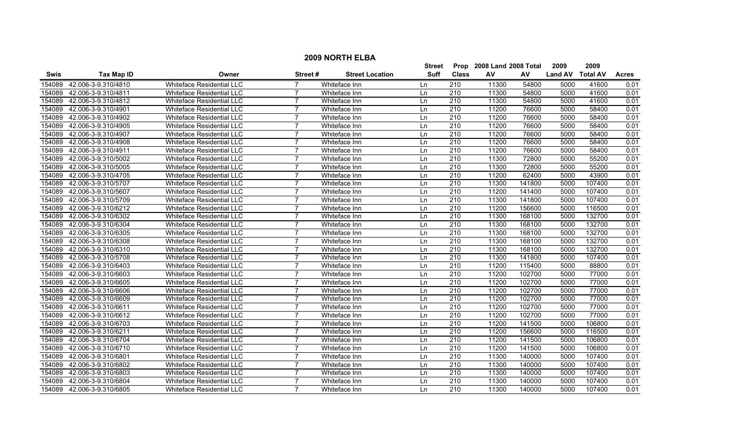# 2009 NORTH ELBA

| Swis | Tax Map ID | Owner | Street # | Street Location | Street Suff | Prop Class | 2008 Land AV | 2008 Total AV | 2009 Land AV | 2009 Total AV | Acres |
|---|---|---|---|---|---|---|---|---|---|---|---|
| 154089 | 42.006-3-9.310/4810 | Whiteface Residential LLC | 7 | Whiteface Inn | Ln | 210 | 11300 | 54800 | 5000 | 41600 | 0.01 |
| 154089 | 42.006-3-9.310/4811 | Whiteface Residential LLC | 7 | Whiteface Inn | Ln | 210 | 11300 | 54800 | 5000 | 41600 | 0.01 |
| 154089 | 42.006-3-9.310/4812 | Whiteface Residential LLC | 7 | Whiteface Inn | Ln | 210 | 11300 | 54800 | 5000 | 41600 | 0.01 |
| 154089 | 42.006-3-9.310/4901 | Whiteface Residential LLC | 7 | Whiteface Inn | Ln | 210 | 11200 | 76600 | 5000 | 58400 | 0.01 |
| 154089 | 42.006-3-9.310/4902 | Whiteface Residential LLC | 7 | Whiteface Inn | Ln | 210 | 11200 | 76600 | 5000 | 58400 | 0.01 |
| 154089 | 42.006-3-9.310/4905 | Whiteface Residential LLC | 7 | Whiteface Inn | Ln | 210 | 11200 | 76600 | 5000 | 58400 | 0.01 |
| 154089 | 42.006-3-9.310/4907 | Whiteface Residential LLC | 7 | Whiteface Inn | Ln | 210 | 11200 | 76600 | 5000 | 58400 | 0.01 |
| 154089 | 42.006-3-9.310/4908 | Whiteface Residential LLC | 7 | Whiteface Inn | Ln | 210 | 11200 | 76600 | 5000 | 58400 | 0.01 |
| 154089 | 42.006-3-9.310/4911 | Whiteface Residential LLC | 7 | Whiteface Inn | Ln | 210 | 11200 | 76600 | 5000 | 58400 | 0.01 |
| 154089 | 42.006-3-9.310/5002 | Whiteface Residential LLC | 7 | Whiteface Inn | Ln | 210 | 11300 | 72800 | 5000 | 55200 | 0.01 |
| 154089 | 42.006-3-9.310/5005 | Whiteface Residential LLC | 7 | Whiteface Inn | Ln | 210 | 11300 | 72800 | 5000 | 55200 | 0.01 |
| 154089 | 42.006-3-9.310/4705 | Whiteface Residential LLC | 7 | Whiteface Inn | Ln | 210 | 11200 | 62400 | 5000 | 43900 | 0.01 |
| 154089 | 42.006-3-9.310/5707 | Whiteface Residential LLC | 7 | Whiteface Inn | Ln | 210 | 11300 | 141800 | 5000 | 107400 | 0.01 |
| 154089 | 42.006-3-9.310/5607 | Whiteface Residential LLC | 7 | Whiteface Inn | Ln | 210 | 11200 | 141400 | 5000 | 107400 | 0.01 |
| 154089 | 42.006-3-9.310/5709 | Whiteface Residential LLC | 7 | Whiteface Inn | Ln | 210 | 11300 | 141800 | 5000 | 107400 | 0.01 |
| 154089 | 42.006-3-9.310/6212 | Whiteface Residential LLC | 7 | Whiteface Inn | Ln | 210 | 11200 | 156600 | 5000 | 116500 | 0.01 |
| 154089 | 42.006-3-9.310/6302 | Whiteface Residential LLC | 7 | Whiteface Inn | Ln | 210 | 11300 | 168100 | 5000 | 132700 | 0.01 |
| 154089 | 42.006-3-9.310/6304 | Whiteface Residential LLC | 7 | Whiteface Inn | Ln | 210 | 11300 | 168100 | 5000 | 132700 | 0.01 |
| 154089 | 42.006-3-9.310/6305 | Whiteface Residential LLC | 7 | Whiteface Inn | Ln | 210 | 11300 | 168100 | 5000 | 132700 | 0.01 |
| 154089 | 42.006-3-9.310/6308 | Whiteface Residential LLC | 7 | Whiteface Inn | Ln | 210 | 11300 | 168100 | 5000 | 132700 | 0.01 |
| 154089 | 42.006-3-9.310/6310 | Whiteface Residential LLC | 7 | Whiteface Inn | Ln | 210 | 11300 | 168100 | 5000 | 132700 | 0.01 |
| 154089 | 42.006-3-9.310/5708 | Whiteface Residential LLC | 7 | Whiteface Inn | Ln | 210 | 11300 | 141800 | 5000 | 107400 | 0.01 |
| 154089 | 42.006-3-9.310/6403 | Whiteface Residential LLC | 7 | Whiteface Inn | Ln | 210 | 11200 | 115400 | 5000 | 88800 | 0.01 |
| 154089 | 42.006-3-9.310/6603 | Whiteface Residential LLC | 7 | Whiteface Inn | Ln | 210 | 11200 | 102700 | 5000 | 77000 | 0.01 |
| 154089 | 42.006-3-9.310/6605 | Whiteface Residential LLC | 7 | Whiteface Inn | Ln | 210 | 11200 | 102700 | 5000 | 77000 | 0.01 |
| 154089 | 42.006-3-9.310/6606 | Whiteface Residential LLC | 7 | Whiteface Inn | Ln | 210 | 11200 | 102700 | 5000 | 77000 | 0.01 |
| 154089 | 42.006-3-9.310/6609 | Whiteface Residential LLC | 7 | Whiteface Inn | Ln | 210 | 11200 | 102700 | 5000 | 77000 | 0.01 |
| 154089 | 42.006-3-9.310/6611 | Whiteface Residential LLC | 7 | Whiteface Inn | Ln | 210 | 11200 | 102700 | 5000 | 77000 | 0.01 |
| 154089 | 42.006-3-9.310/6612 | Whiteface Residential LLC | 7 | Whiteface Inn | Ln | 210 | 11200 | 102700 | 5000 | 77000 | 0.01 |
| 154089 | 42.006-3-9.310/6703 | Whiteface Residential LLC | 7 | Whiteface Inn | Ln | 210 | 11200 | 141500 | 5000 | 106800 | 0.01 |
| 154089 | 42.006-3-9.310/6211 | Whiteface Residential LLC | 7 | Whiteface Inn | Ln | 210 | 11200 | 156600 | 5000 | 116500 | 0.01 |
| 154089 | 42.006-3-9.310/6704 | Whiteface Residential LLC | 7 | Whiteface Inn | Ln | 210 | 11200 | 141500 | 5000 | 106800 | 0.01 |
| 154089 | 42.006-3-9.310/6710 | Whiteface Residential LLC | 7 | Whiteface Inn | Ln | 210 | 11200 | 141500 | 5000 | 106800 | 0.01 |
| 154089 | 42.006-3-9.310/6801 | Whiteface Residential LLC | 7 | Whiteface Inn | Ln | 210 | 11300 | 140000 | 5000 | 107400 | 0.01 |
| 154089 | 42.006-3-9.310/6802 | Whiteface Residential LLC | 7 | Whiteface Inn | Ln | 210 | 11300 | 140000 | 5000 | 107400 | 0.01 |
| 154089 | 42.006-3-9.310/6803 | Whiteface Residential LLC | 7 | Whiteface Inn | Ln | 210 | 11300 | 140000 | 5000 | 107400 | 0.01 |
| 154089 | 42.006-3-9.310/6804 | Whiteface Residential LLC | 7 | Whiteface Inn | Ln | 210 | 11300 | 140000 | 5000 | 107400 | 0.01 |
| 154089 | 42.006-3-9.310/6805 | Whiteface Residential LLC | 7 | Whiteface Inn | Ln | 210 | 11300 | 140000 | 5000 | 107400 | 0.01 |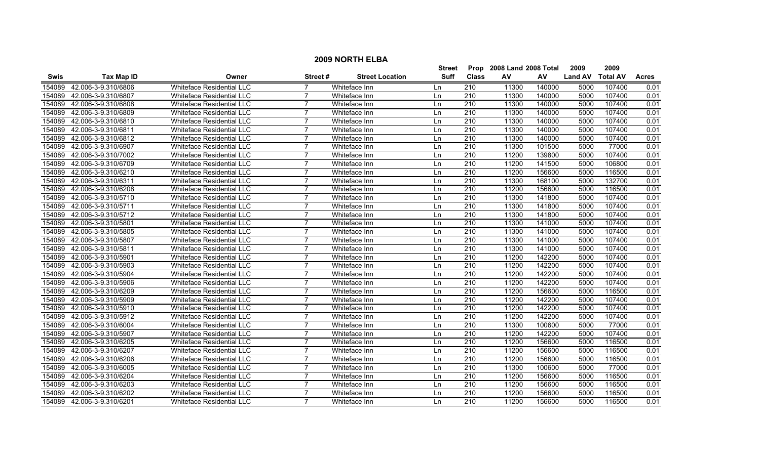## 2009 NORTH ELBA

| Swis | Tax Map ID | Owner | Street # | Street Location | Street Suff | Prop Class | 2008 Land AV | 2008 Total AV | 2009 Land AV | 2009 Total AV | Acres |
|---|---|---|---|---|---|---|---|---|---|---|---|
| 154089 | 42.006-3-9.310/6806 | Whiteface Residential LLC | 7 | Whiteface Inn | Ln | 210 | 11300 | 140000 | 5000 | 107400 | 0.01 |
| 154089 | 42.006-3-9.310/6807 | Whiteface Residential LLC | 7 | Whiteface Inn | Ln | 210 | 11300 | 140000 | 5000 | 107400 | 0.01 |
| 154089 | 42.006-3-9.310/6808 | Whiteface Residential LLC | 7 | Whiteface Inn | Ln | 210 | 11300 | 140000 | 5000 | 107400 | 0.01 |
| 154089 | 42.006-3-9.310/6809 | Whiteface Residential LLC | 7 | Whiteface Inn | Ln | 210 | 11300 | 140000 | 5000 | 107400 | 0.01 |
| 154089 | 42.006-3-9.310/6810 | Whiteface Residential LLC | 7 | Whiteface Inn | Ln | 210 | 11300 | 140000 | 5000 | 107400 | 0.01 |
| 154089 | 42.006-3-9.310/6811 | Whiteface Residential LLC | 7 | Whiteface Inn | Ln | 210 | 11300 | 140000 | 5000 | 107400 | 0.01 |
| 154089 | 42.006-3-9.310/6812 | Whiteface Residential LLC | 7 | Whiteface Inn | Ln | 210 | 11300 | 140000 | 5000 | 107400 | 0.01 |
| 154089 | 42.006-3-9.310/6907 | Whiteface Residential LLC | 7 | Whiteface Inn | Ln | 210 | 11300 | 101500 | 5000 | 77000 | 0.01 |
| 154089 | 42.006-3-9.310/7002 | Whiteface Residential LLC | 7 | Whiteface Inn | Ln | 210 | 11200 | 139800 | 5000 | 107400 | 0.01 |
| 154089 | 42.006-3-9.310/6709 | Whiteface Residential LLC | 7 | Whiteface Inn | Ln | 210 | 11200 | 141500 | 5000 | 106800 | 0.01 |
| 154089 | 42.006-3-9.310/6210 | Whiteface Residential LLC | 7 | Whiteface Inn | Ln | 210 | 11200 | 156600 | 5000 | 116500 | 0.01 |
| 154089 | 42.006-3-9.310/6311 | Whiteface Residential LLC | 7 | Whiteface Inn | Ln | 210 | 11300 | 168100 | 5000 | 132700 | 0.01 |
| 154089 | 42.006-3-9.310/6208 | Whiteface Residential LLC | 7 | Whiteface Inn | Ln | 210 | 11200 | 156600 | 5000 | 116500 | 0.01 |
| 154089 | 42.006-3-9.310/5710 | Whiteface Residential LLC | 7 | Whiteface Inn | Ln | 210 | 11300 | 141800 | 5000 | 107400 | 0.01 |
| 154089 | 42.006-3-9.310/5711 | Whiteface Residential LLC | 7 | Whiteface Inn | Ln | 210 | 11300 | 141800 | 5000 | 107400 | 0.01 |
| 154089 | 42.006-3-9.310/5712 | Whiteface Residential LLC | 7 | Whiteface Inn | Ln | 210 | 11300 | 141800 | 5000 | 107400 | 0.01 |
| 154089 | 42.006-3-9.310/5801 | Whiteface Residential LLC | 7 | Whiteface Inn | Ln | 210 | 11300 | 141000 | 5000 | 107400 | 0.01 |
| 154089 | 42.006-3-9.310/5805 | Whiteface Residential LLC | 7 | Whiteface Inn | Ln | 210 | 11300 | 141000 | 5000 | 107400 | 0.01 |
| 154089 | 42.006-3-9.310/5807 | Whiteface Residential LLC | 7 | Whiteface Inn | Ln | 210 | 11300 | 141000 | 5000 | 107400 | 0.01 |
| 154089 | 42.006-3-9.310/5811 | Whiteface Residential LLC | 7 | Whiteface Inn | Ln | 210 | 11300 | 141000 | 5000 | 107400 | 0.01 |
| 154089 | 42.006-3-9.310/5901 | Whiteface Residential LLC | 7 | Whiteface Inn | Ln | 210 | 11200 | 142200 | 5000 | 107400 | 0.01 |
| 154089 | 42.006-3-9.310/5903 | Whiteface Residential LLC | 7 | Whiteface Inn | Ln | 210 | 11200 | 142200 | 5000 | 107400 | 0.01 |
| 154089 | 42.006-3-9.310/5904 | Whiteface Residential LLC | 7 | Whiteface Inn | Ln | 210 | 11200 | 142200 | 5000 | 107400 | 0.01 |
| 154089 | 42.006-3-9.310/5906 | Whiteface Residential LLC | 7 | Whiteface Inn | Ln | 210 | 11200 | 142200 | 5000 | 107400 | 0.01 |
| 154089 | 42.006-3-9.310/6209 | Whiteface Residential LLC | 7 | Whiteface Inn | Ln | 210 | 11200 | 156600 | 5000 | 116500 | 0.01 |
| 154089 | 42.006-3-9.310/5909 | Whiteface Residential LLC | 7 | Whiteface Inn | Ln | 210 | 11200 | 142200 | 5000 | 107400 | 0.01 |
| 154089 | 42.006-3-9.310/5910 | Whiteface Residential LLC | 7 | Whiteface Inn | Ln | 210 | 11200 | 142200 | 5000 | 107400 | 0.01 |
| 154089 | 42.006-3-9.310/5912 | Whiteface Residential LLC | 7 | Whiteface Inn | Ln | 210 | 11200 | 142200 | 5000 | 107400 | 0.01 |
| 154089 | 42.006-3-9.310/6004 | Whiteface Residential LLC | 7 | Whiteface Inn | Ln | 210 | 11300 | 100600 | 5000 | 77000 | 0.01 |
| 154089 | 42.006-3-9.310/5907 | Whiteface Residential LLC | 7 | Whiteface Inn | Ln | 210 | 11200 | 142200 | 5000 | 107400 | 0.01 |
| 154089 | 42.006-3-9.310/6205 | Whiteface Residential LLC | 7 | Whiteface Inn | Ln | 210 | 11200 | 156600 | 5000 | 116500 | 0.01 |
| 154089 | 42.006-3-9.310/6207 | Whiteface Residential LLC | 7 | Whiteface Inn | Ln | 210 | 11200 | 156600 | 5000 | 116500 | 0.01 |
| 154089 | 42.006-3-9.310/6206 | Whiteface Residential LLC | 7 | Whiteface Inn | Ln | 210 | 11200 | 156600 | 5000 | 116500 | 0.01 |
| 154089 | 42.006-3-9.310/6005 | Whiteface Residential LLC | 7 | Whiteface Inn | Ln | 210 | 11300 | 100600 | 5000 | 77000 | 0.01 |
| 154089 | 42.006-3-9.310/6204 | Whiteface Residential LLC | 7 | Whiteface Inn | Ln | 210 | 11200 | 156600 | 5000 | 116500 | 0.01 |
| 154089 | 42.006-3-9.310/6203 | Whiteface Residential LLC | 7 | Whiteface Inn | Ln | 210 | 11200 | 156600 | 5000 | 116500 | 0.01 |
| 154089 | 42.006-3-9.310/6202 | Whiteface Residential LLC | 7 | Whiteface Inn | Ln | 210 | 11200 | 156600 | 5000 | 116500 | 0.01 |
| 154089 | 42.006-3-9.310/6201 | Whiteface Residential LLC | 7 | Whiteface Inn | Ln | 210 | 11200 | 156600 | 5000 | 116500 | 0.01 |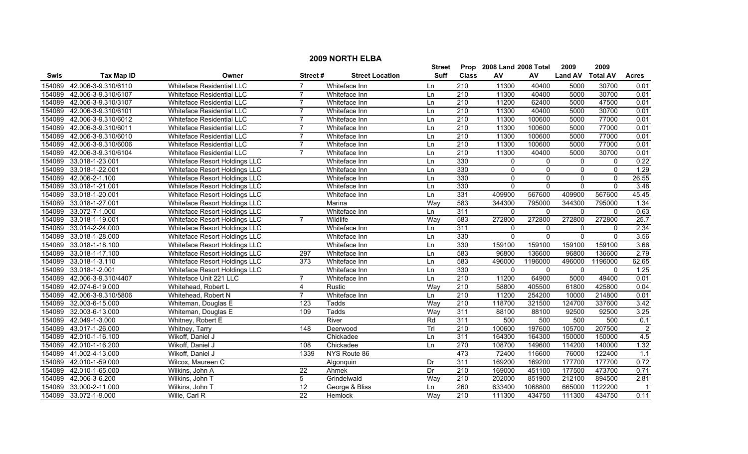## 2009 NORTH ELBA

| Swis | Tax Map ID | Owner | Street # | Street Location | Street Suff | Prop Class | 2008 Land AV | 2008 Total AV | 2009 Land AV | 2009 Total AV | Acres |
|---|---|---|---|---|---|---|---|---|---|---|---|
| 154089 | 42.006-3-9.310/6110 | Whiteface Residential LLC | 7 | Whiteface Inn | Ln | 210 | 11300 | 40400 | 5000 | 30700 | 0.01 |
| 154089 | 42.006-3-9.310/6107 | Whiteface Residential LLC | 7 | Whiteface Inn | Ln | 210 | 11300 | 40400 | 5000 | 30700 | 0.01 |
| 154089 | 42.006-3-9.310/3107 | Whiteface Residential LLC | 7 | Whiteface Inn | Ln | 210 | 11200 | 62400 | 5000 | 47500 | 0.01 |
| 154089 | 42.006-3-9.310/6101 | Whiteface Residential LLC | 7 | Whiteface Inn | Ln | 210 | 11300 | 40400 | 5000 | 30700 | 0.01 |
| 154089 | 42.006-3-9.310/6012 | Whiteface Residential LLC | 7 | Whiteface Inn | Ln | 210 | 11300 | 100600 | 5000 | 77000 | 0.01 |
| 154089 | 42.006-3-9.310/6011 | Whiteface Residential LLC | 7 | Whiteface Inn | Ln | 210 | 11300 | 100600 | 5000 | 77000 | 0.01 |
| 154089 | 42.006-3-9.310/6010 | Whiteface Residential LLC | 7 | Whiteface Inn | Ln | 210 | 11300 | 100600 | 5000 | 77000 | 0.01 |
| 154089 | 42.006-3-9.310/6006 | Whiteface Residential LLC | 7 | Whiteface Inn | Ln | 210 | 11300 | 100600 | 5000 | 77000 | 0.01 |
| 154089 | 42.006-3-9.310/6104 | Whiteface Residential LLC | 7 | Whiteface Inn | Ln | 210 | 11300 | 40400 | 5000 | 30700 | 0.01 |
| 154089 | 33.018-1-23.001 | Whiteface Resort Holdings LLC | | Whiteface Inn | Ln | 330 | 0 | 0 | 0 | 0 | 0.22 |
| 154089 | 33.018-1-22.001 | Whiteface Resort Holdings LLC | | Whiteface Inn | Ln | 330 | 0 | 0 | 0 | 0 | 1.29 |
| 154089 | 42.006-2-1.100 | Whiteface Resort Holdings LLC | | Whiteface Inn | Ln | 330 | 0 | 0 | 0 | 0 | 26.55 |
| 154089 | 33.018-1-21.001 | Whiteface Resort Holdings LLC | | Whiteface Inn | Ln | 330 | 0 | 0 | 0 | 0 | 3.48 |
| 154089 | 33.018-1-20.001 | Whiteface Resort Holdings LLC | | Whiteface Inn | Ln | 331 | 409900 | 567600 | 409900 | 567600 | 45.45 |
| 154089 | 33.018-1-27.001 | Whiteface Resort Holdings LLC | | Marina | Way | 583 | 344300 | 795000 | 344300 | 795000 | 1.34 |
| 154089 | 33.072-7-1.000 | Whiteface Resort Holdings LLC | | Whiteface Inn | Ln | 311 | 0 | 0 | 0 | 0 | 0.63 |
| 154089 | 33.018-1-19.001 | Whiteface Resort Holdings LLC | 7 | Wildlife | Way | 583 | 272800 | 272800 | 272800 | 272800 | 25.7 |
| 154089 | 33.014-2-24.000 | Whiteface Resort Holdings LLC | | Whiteface Inn | Ln | 311 | 0 | 0 | 0 | 0 | 2.34 |
| 154089 | 33.018-1-28.000 | Whiteface Resort Holdings LLC | | Whiteface Inn | Ln | 330 | 0 | 0 | 0 | 0 | 3.56 |
| 154089 | 33.018-1-18.100 | Whiteface Resort Holdings LLC | | Whiteface Inn | Ln | 330 | 159100 | 159100 | 159100 | 159100 | 3.66 |
| 154089 | 33.018-1-17.100 | Whiteface Resort Holdings LLC | 297 | Whiteface Inn | Ln | 583 | 96800 | 136600 | 96800 | 136600 | 2.79 |
| 154089 | 33.018-1-3.110 | Whiteface Resort Holdings LLC | 373 | Whiteface Inn | Ln | 583 | 496000 | 1196000 | 496000 | 1196000 | 62.65 |
| 154089 | 33.018-1-2.001 | Whiteface Resort Holdings LLC | | Whiteface Inn | Ln | 330 | 0 | 0 | 0 | 0 | 1.25 |
| 154089 | 42.006-3-9.310/4407 | Whiteface Unit 221 LLC | 7 | Whiteface Inn | Ln | 210 | 11200 | 64900 | 5000 | 49400 | 0.01 |
| 154089 | 42.074-6-19.000 | Whitehead, Robert L | 4 | Rustic | Way | 210 | 58800 | 405500 | 61800 | 425800 | 0.04 |
| 154089 | 42.006-3-9.310/5806 | Whitehead, Robert N | 7 | Whiteface Inn | Ln | 210 | 11200 | 254200 | 10000 | 214800 | 0.01 |
| 154089 | 32.003-6-15.000 | Whiteman, Douglas E | 123 | Tadds | Way | 210 | 118700 | 321500 | 124700 | 337600 | 3.42 |
| 154089 | 32.003-6-13.000 | Whiteman, Douglas E | 109 | Tadds | Way | 311 | 88100 | 88100 | 92500 | 92500 | 3.25 |
| 154089 | 42.049-1-3.000 | Whitney, Robert E | | River | Rd | 311 | 500 | 500 | 500 | 500 | 0.1 |
| 154089 | 43.017-1-26.000 | Whitney, Tarry | 148 | Deerwood | Trl | 210 | 100600 | 197600 | 105700 | 207500 | 2 |
| 154089 | 42.010-1-16.100 | Wikoff, Daniel J | | Chickadee | Ln | 311 | 164300 | 164300 | 150000 | 150000 | 4.5 |
| 154089 | 42.010-1-16.200 | Wikoff, Daniel J | 108 | Chickadee | Ln | 270 | 108700 | 149600 | 114200 | 140000 | 1.32 |
| 154089 | 41.002-4-13.000 | Wikoff, Daniel J | 1339 | NYS Route 86 | | 473 | 72400 | 116600 | 76000 | 122400 | 1.1 |
| 154089 | 42.010-1-59.000 | Wilcox, Maureen C | | Algonquin | Dr | 311 | 169200 | 169200 | 177700 | 177700 | 0.72 |
| 154089 | 42.010-1-65.000 | Wilkins, John A | 22 | Ahmek | Dr | 210 | 169000 | 451100 | 177500 | 473700 | 0.71 |
| 154089 | 42.006-3-6.200 | Wilkins, John T | 5 | Grindelwald | Way | 210 | 202000 | 851900 | 212100 | 894500 | 2.81 |
| 154089 | 33.000-2-11.000 | Wilkins, John T | 12 | George & Bliss | Ln | 260 | 633400 | 1068800 | 665000 | 1122200 | 1 |
| 154089 | 33.072-1-9.000 | Wille, Carl R | 22 | Hemlock | Way | 210 | 111300 | 434750 | 111300 | 434750 | 0.11 |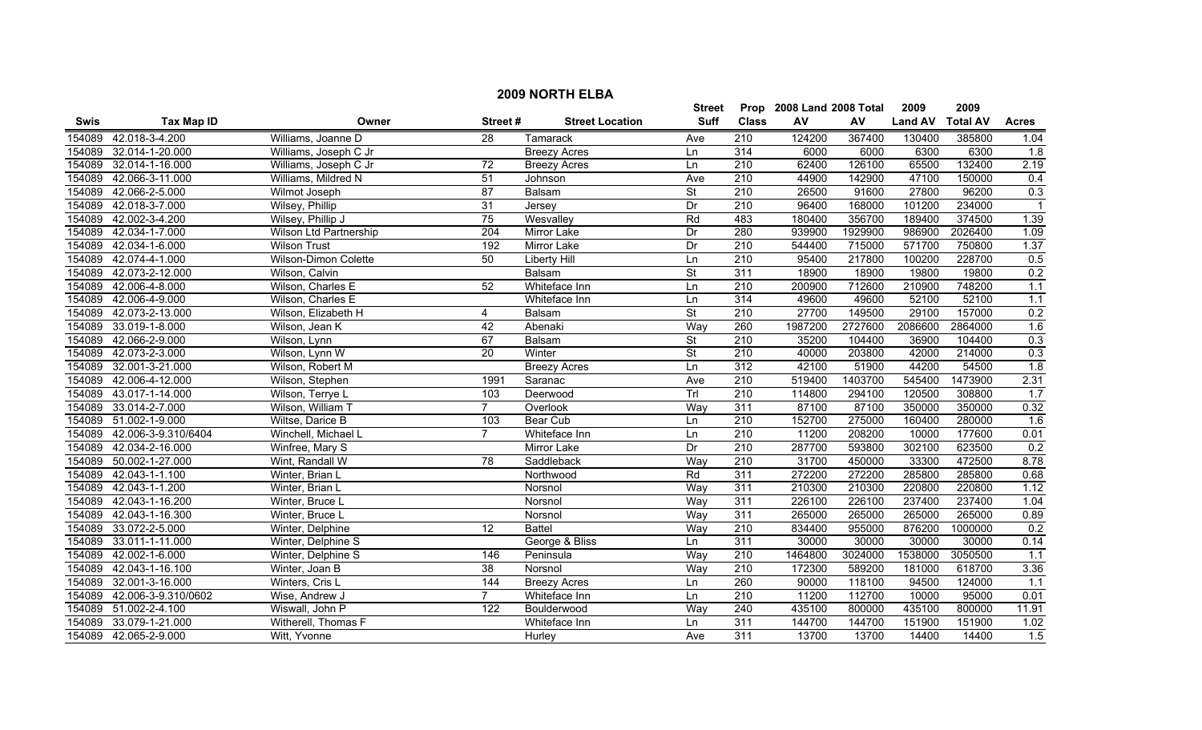## 2009 NORTH ELBA

| Swis | Tax Map ID | Owner | Street # | Street Location | Street Suff | Prop Class | 2008 Land AV | 2008 Total AV | 2009 Land AV | 2009 Total AV | Acres |
|---|---|---|---|---|---|---|---|---|---|---|---|
| 154089 | 42.018-3-4.200 | Williams, Joanne D | 28 | Tamarack | Ave | 210 | 124200 | 367400 | 130400 | 385800 | 1.04 |
| 154089 | 32.014-1-20.000 | Williams, Joseph C Jr | | Breezy Acres | Ln | 314 | 6000 | 6000 | 6300 | 6300 | 1.8 |
| 154089 | 32.014-1-16.000 | Williams, Joseph C Jr | 72 | Breezy Acres | Ln | 210 | 62400 | 126100 | 65500 | 132400 | 2.19 |
| 154089 | 42.066-3-11.000 | Williams, Mildred N | 51 | Johnson | Ave | 210 | 44900 | 142900 | 47100 | 150000 | 0.4 |
| 154089 | 42.066-2-5.000 | Wilmot Joseph | 87 | Balsam | St | 210 | 26500 | 91600 | 27800 | 96200 | 0.3 |
| 154089 | 42.018-3-7.000 | Wilsey, Phillip | 31 | Jersey | Dr | 210 | 96400 | 168000 | 101200 | 234000 | 1 |
| 154089 | 42.002-3-4.200 | Wilsey, Phillip J | 75 | Wesvalley | Rd | 483 | 180400 | 356700 | 189400 | 374500 | 1.39 |
| 154089 | 42.034-1-7.000 | Wilson Ltd Partnership | 204 | Mirror Lake | Dr | 280 | 939900 | 1929900 | 986900 | 2026400 | 1.09 |
| 154089 | 42.034-1-6.000 | Wilson Trust | 192 | Mirror Lake | Dr | 210 | 544400 | 715000 | 571700 | 750800 | 1.37 |
| 154089 | 42.074-4-1.000 | Wilson-Dimon Colette | 50 | Liberty Hill | Ln | 210 | 95400 | 217800 | 100200 | 228700 | 0.5 |
| 154089 | 42.073-2-12.000 | Wilson, Calvin | | Balsam | St | 311 | 18900 | 18900 | 19800 | 19800 | 0.2 |
| 154089 | 42.006-4-8.000 | Wilson, Charles E | 52 | Whiteface Inn | Ln | 210 | 200900 | 712600 | 210900 | 748200 | 1.1 |
| 154089 | 42.006-4-9.000 | Wilson, Charles E | | Whiteface Inn | Ln | 314 | 49600 | 49600 | 52100 | 52100 | 1.1 |
| 154089 | 42.073-2-13.000 | Wilson, Elizabeth H | 4 | Balsam | St | 210 | 27700 | 149500 | 29100 | 157000 | 0.2 |
| 154089 | 33.019-1-8.000 | Wilson, Jean K | 42 | Abenaki | Way | 260 | 1987200 | 2727600 | 2086600 | 2864000 | 1.6 |
| 154089 | 42.066-2-9.000 | Wilson, Lynn | 67 | Balsam | St | 210 | 35200 | 104400 | 36900 | 104400 | 0.3 |
| 154089 | 42.073-2-3.000 | Wilson, Lynn W | 20 | Winter | St | 210 | 40000 | 203800 | 42000 | 214000 | 0.3 |
| 154089 | 32.001-3-21.000 | Wilson, Robert M | | Breezy Acres | Ln | 312 | 42100 | 51900 | 44200 | 54500 | 1.8 |
| 154089 | 42.006-4-12.000 | Wilson, Stephen | 1991 | Saranac | Ave | 210 | 519400 | 1403700 | 545400 | 1473900 | 2.31 |
| 154089 | 43.017-1-14.000 | Wilson, Terrye L | 103 | Deerwood | Trl | 210 | 114800 | 294100 | 120500 | 308800 | 1.7 |
| 154089 | 33.014-2-7.000 | Wilson, William T | 7 | Overlook | Way | 311 | 87100 | 87100 | 350000 | 350000 | 0.32 |
| 154089 | 51.002-1-9.000 | Wiltse, Darice B | 103 | Bear Cub | Ln | 210 | 152700 | 275000 | 160400 | 280000 | 1.6 |
| 154089 | 42.006-3-9.310/6404 | Winchell, Michael L | 7 | Whiteface Inn | Ln | 210 | 11200 | 208200 | 10000 | 177600 | 0.01 |
| 154089 | 42.034-2-16.000 | Winfree, Mary S | | Mirror Lake | Dr | 210 | 287700 | 593800 | 302100 | 623500 | 0.2 |
| 154089 | 50.002-1-27.000 | Wint, Randall W | 78 | Saddleback | Way | 210 | 31700 | 450000 | 33300 | 472500 | 8.78 |
| 154089 | 42.043-1-1.100 | Winter, Brian L | | Northwood | Rd | 311 | 272200 | 272200 | 285800 | 285800 | 0.68 |
| 154089 | 42.043-1-1.200 | Winter, Brian L | | Norsnol | Way | 311 | 210300 | 210300 | 220800 | 220800 | 1.12 |
| 154089 | 42.043-1-16.200 | Winter, Bruce L | | Norsnol | Way | 311 | 226100 | 226100 | 237400 | 237400 | 1.04 |
| 154089 | 42.043-1-16.300 | Winter, Bruce L | | Norsnol | Way | 311 | 265000 | 265000 | 265000 | 265000 | 0.89 |
| 154089 | 33.072-2-5.000 | Winter, Delphine | 12 | Battel | Way | 210 | 834400 | 955000 | 876200 | 1000000 | 0.2 |
| 154089 | 33.011-1-11.000 | Winter, Delphine S | | George & Bliss | Ln | 311 | 30000 | 30000 | 30000 | 30000 | 0.14 |
| 154089 | 42.002-1-6.000 | Winter, Delphine S | 146 | Peninsula | Way | 210 | 1464800 | 3024000 | 1538000 | 3050500 | 1.1 |
| 154089 | 42.043-1-16.100 | Winter, Joan B | 38 | Norsnol | Way | 210 | 172300 | 589200 | 181000 | 618700 | 3.36 |
| 154089 | 32.001-3-16.000 | Winters, Cris L | 144 | Breezy Acres | Ln | 260 | 90000 | 118100 | 94500 | 124000 | 1.1 |
| 154089 | 42.006-3-9.310/0602 | Wise, Andrew J | 7 | Whiteface Inn | Ln | 210 | 11200 | 112700 | 10000 | 95000 | 0.01 |
| 154089 | 51.002-2-4.100 | Wiswall, John P | 122 | Boulderwood | Way | 240 | 435100 | 800000 | 435100 | 800000 | 11.91 |
| 154089 | 33.079-1-21.000 | Witherell, Thomas F | | Whiteface Inn | Ln | 311 | 144700 | 144700 | 151900 | 151900 | 1.02 |
| 154089 | 42.065-2-9.000 | Witt, Yvonne | | Hurley | Ave | 311 | 13700 | 13700 | 14400 | 14400 | 1.5 |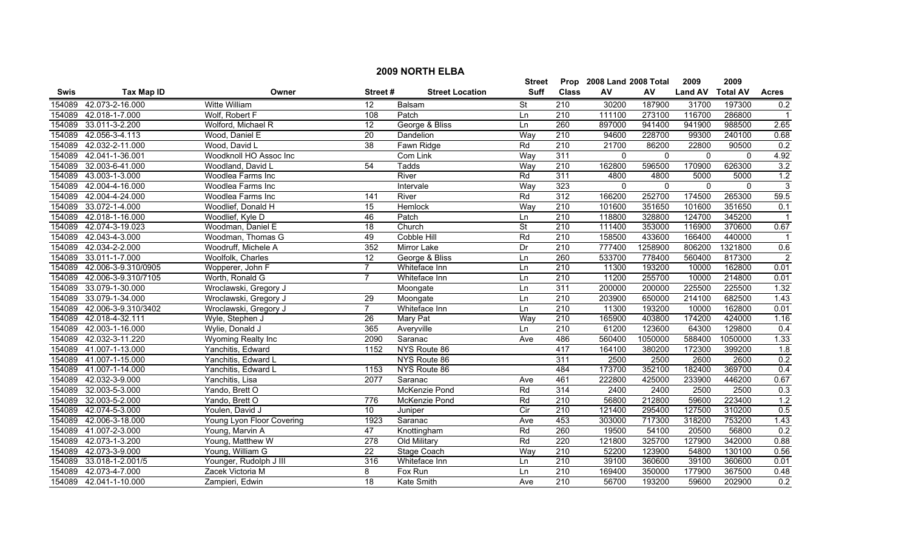# 2009 NORTH ELBA

| Swis | Tax Map ID | Owner | Street # | Street Location | Street Suff | Prop Class | 2008 Land AV | 2008 Total AV | 2009 Land AV | 2009 Total AV | Acres |
|---|---|---|---|---|---|---|---|---|---|---|---|
| 154089 | 42.073-2-16.000 | Witte William | 12 | Balsam | St | 210 | 30200 | 187900 | 31700 | 197300 | 0.2 |
| 154089 | 42.018-1-7.000 | Wolf, Robert F | 108 | Patch | Ln | 210 | 111100 | 273100 | 116700 | 286800 | 1 |
| 154089 | 33.011-3-2.200 | Wolford, Michael R | 12 | George & Bliss | Ln | 260 | 897000 | 941400 | 941900 | 988500 | 2.65 |
| 154089 | 42.056-3-4.113 | Wood, Daniel E | 20 | Dandelion | Way | 210 | 94600 | 228700 | 99300 | 240100 | 0.68 |
| 154089 | 42.032-2-11.000 | Wood, David L | 38 | Fawn Ridge | Rd | 210 | 21700 | 86200 | 22800 | 90500 | 0.2 |
| 154089 | 42.041-1-36.001 | Woodknoll HO Assoc Inc | | Com Link | Way | 311 | 0 | 0 | 0 | 0 | 4.92 |
| 154089 | 32.003-6-41.000 | Woodland, David L | 54 | Tadds | Way | 210 | 162800 | 596500 | 170900 | 626300 | 3.2 |
| 154089 | 43.003-1-3.000 | Woodlea Farms Inc | | River | Rd | 311 | 4800 | 4800 | 5000 | 5000 | 1.2 |
| 154089 | 42.004-4-16.000 | Woodlea Farms Inc | | Intervale | Way | 323 | 0 | 0 | 0 | 0 | 3 |
| 154089 | 42.004-4-24.000 | Woodlea Farms Inc | 141 | River | Rd | 312 | 166200 | 252700 | 174500 | 265300 | 59.5 |
| 154089 | 33.072-1-4.000 | Woodlief, Donald H | 15 | Hemlock | Way | 210 | 101600 | 351650 | 101600 | 351650 | 0.1 |
| 154089 | 42.018-1-16.000 | Woodlief, Kyle D | 46 | Patch | Ln | 210 | 118800 | 328800 | 124700 | 345200 | 1 |
| 154089 | 42.074-3-19.023 | Woodman, Daniel E | 18 | Church | St | 210 | 111400 | 353000 | 116900 | 370600 | 0.67 |
| 154089 | 42.043-4-3.000 | Woodman, Thomas G | 49 | Cobble Hill | Rd | 210 | 158500 | 433600 | 166400 | 440000 | 1 |
| 154089 | 42.034-2-2.000 | Woodruff, Michele A | 352 | Mirror Lake | Dr | 210 | 777400 | 1258900 | 806200 | 1321800 | 0.6 |
| 154089 | 33.011-1-7.000 | Woolfolk, Charles | 12 | George & Bliss | Ln | 260 | 533700 | 778400 | 560400 | 817300 | 2 |
| 154089 | 42.006-3-9.310/0905 | Wopperer, John F | 7 | Whiteface Inn | Ln | 210 | 11300 | 193200 | 10000 | 162800 | 0.01 |
| 154089 | 42.006-3-9.310/7105 | Worth, Ronald G | 7 | Whiteface Inn | Ln | 210 | 11200 | 255700 | 10000 | 214800 | 0.01 |
| 154089 | 33.079-1-30.000 | Wroclawski, Gregory J | | Moongate | Ln | 311 | 200000 | 200000 | 225500 | 225500 | 1.32 |
| 154089 | 33.079-1-34.000 | Wroclawski, Gregory J | 29 | Moongate | Ln | 210 | 203900 | 650000 | 214100 | 682500 | 1.43 |
| 154089 | 42.006-3-9.310/3402 | Wroclawski, Gregory J | 7 | Whiteface Inn | Ln | 210 | 11300 | 193200 | 10000 | 162800 | 0.01 |
| 154089 | 42.018-4-32.111 | Wyle, Stephen J | 26 | Mary Pat | Way | 210 | 165900 | 403800 | 174200 | 424000 | 1.16 |
| 154089 | 42.003-1-16.000 | Wylie, Donald J | 365 | Averyville | Ln | 210 | 61200 | 123600 | 64300 | 129800 | 0.4 |
| 154089 | 42.032-3-11.220 | Wyoming Realty Inc | 2090 | Saranac | Ave | 486 | 560400 | 1050000 | 588400 | 1050000 | 1.33 |
| 154089 | 41.007-1-13.000 | Yanchitis, Edward | 1152 | NYS Route 86 | | 417 | 164100 | 380200 | 172300 | 399200 | 1.8 |
| 154089 | 41.007-1-15.000 | Yanchitis, Edward L | | NYS Route 86 | | 311 | 2500 | 2500 | 2600 | 2600 | 0.2 |
| 154089 | 41.007-1-14.000 | Yanchitis, Edward L | 1153 | NYS Route 86 | | 484 | 173700 | 352100 | 182400 | 369700 | 0.4 |
| 154089 | 42.032-3-9.000 | Yanchitis, Lisa | 2077 | Saranac | Ave | 461 | 222800 | 425000 | 233900 | 446200 | 0.67 |
| 154089 | 32.003-5-3.000 | Yando, Brett O | | McKenzie Pond | Rd | 314 | 2400 | 2400 | 2500 | 2500 | 0.3 |
| 154089 | 32.003-5-2.000 | Yando, Brett O | 776 | McKenzie Pond | Rd | 210 | 56800 | 212800 | 59600 | 223400 | 1.2 |
| 154089 | 42.074-5-3.000 | Youlen, David J | 10 | Juniper | Cir | 210 | 121400 | 295400 | 127500 | 310200 | 0.5 |
| 154089 | 42.006-3-18.000 | Young Lyon Floor Covering | 1923 | Saranac | Ave | 453 | 303000 | 717300 | 318200 | 753200 | 1.43 |
| 154089 | 41.007-2-3.000 | Young, Marvin A | 47 | Knottingham | Rd | 260 | 19500 | 54100 | 20500 | 56800 | 0.2 |
| 154089 | 42.073-1-3.200 | Young, Matthew W | 278 | Old Military | Rd | 220 | 121800 | 325700 | 127900 | 342000 | 0.88 |
| 154089 | 42.073-3-9.000 | Young, William G | 22 | Stage Coach | Way | 210 | 52200 | 123900 | 54800 | 130100 | 0.56 |
| 154089 | 33.018-1-2.001/5 | Younger, Rudolph J III | 316 | Whiteface Inn | Ln | 210 | 39100 | 360600 | 39100 | 360600 | 0.01 |
| 154089 | 42.073-4-7.000 | Zacek Victoria M | 8 | Fox Run | Ln | 210 | 169400 | 350000 | 177900 | 367500 | 0.48 |
| 154089 | 42.041-1-10.000 | Zampieri, Edwin | 18 | Kate Smith | Ave | 210 | 56700 | 193200 | 59600 | 202900 | 0.2 |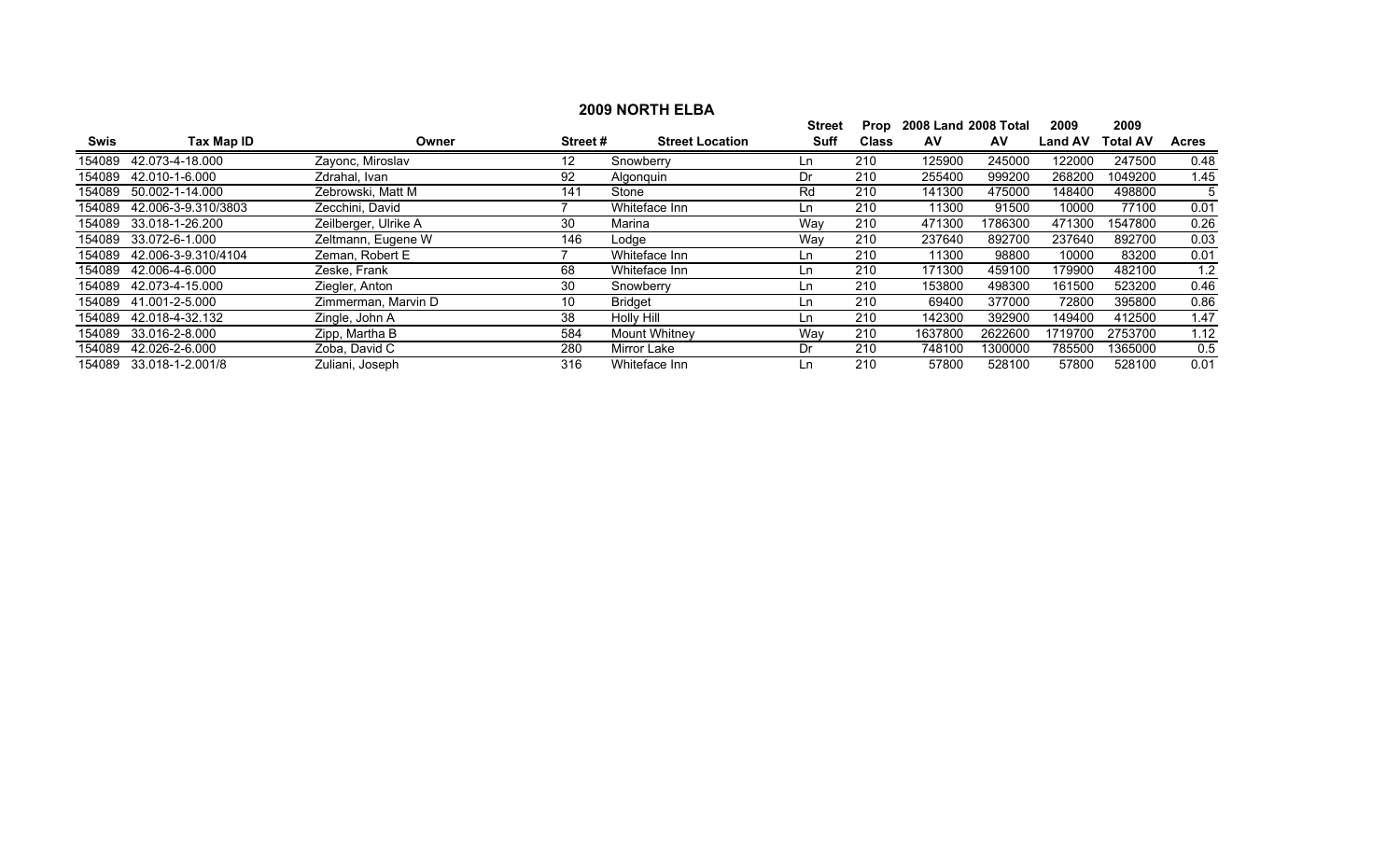# 2009 NORTH ELBA

| Swis | Tax Map ID | Owner | Street # | Street Location | Street Suff | Prop Class | 2008 Land AV | 2008 Total AV | 2009 Land AV | 2009 Total AV | Acres |
|---|---|---|---|---|---|---|---|---|---|---|---|
| 154089 | 42.073-4-18.000 | Zayonc, Miroslav | 12 | Snowberry | Ln | 210 | 125900 | 245000 | 122000 | 247500 | 0.48 |
| 154089 | 42.010-1-6.000 | Zdrahal, Ivan | 92 | Algonquin | Dr | 210 | 255400 | 999200 | 268200 | 1049200 | 1.45 |
| 154089 | 50.002-1-14.000 | Zebrowski, Matt M | 141 | Stone | Rd | 210 | 141300 | 475000 | 148400 | 498800 | 5 |
| 154089 | 42.006-3-9.310/3803 | Zecchini, David | 7 | Whiteface Inn | Ln | 210 | 11300 | 91500 | 10000 | 77100 | 0.01 |
| 154089 | 33.018-1-26.200 | Zeilberger, Ulrike A | 30 | Marina | Way | 210 | 471300 | 1786300 | 471300 | 1547800 | 0.26 |
| 154089 | 33.072-6-1.000 | Zeltmann, Eugene W | 146 | Lodge | Way | 210 | 237640 | 892700 | 237640 | 892700 | 0.03 |
| 154089 | 42.006-3-9.310/4104 | Zeman, Robert E | 7 | Whiteface Inn | Ln | 210 | 11300 | 98800 | 10000 | 83200 | 0.01 |
| 154089 | 42.006-4-6.000 | Zeske, Frank | 68 | Whiteface Inn | Ln | 210 | 171300 | 459100 | 179900 | 482100 | 1.2 |
| 154089 | 42.073-4-15.000 | Ziegler, Anton | 30 | Snowberry | Ln | 210 | 153800 | 498300 | 161500 | 523200 | 0.46 |
| 154089 | 41.001-2-5.000 | Zimmerman, Marvin D | 10 | Bridget | Ln | 210 | 69400 | 377000 | 72800 | 395800 | 0.86 |
| 154089 | 42.018-4-32.132 | Zingle, John A | 38 | Holly Hill | Ln | 210 | 142300 | 392900 | 149400 | 412500 | 1.47 |
| 154089 | 33.016-2-8.000 | Zipp, Martha B | 584 | Mount Whitney | Way | 210 | 1637800 | 2622600 | 1719700 | 2753700 | 1.12 |
| 154089 | 42.026-2-6.000 | Zoba, David C | 280 | Mirror Lake | Dr | 210 | 748100 | 1300000 | 785500 | 1365000 | 0.5 |
| 154089 | 33.018-1-2.001/8 | Zuliani, Joseph | 316 | Whiteface Inn | Ln | 210 | 57800 | 528100 | 57800 | 528100 | 0.01 |